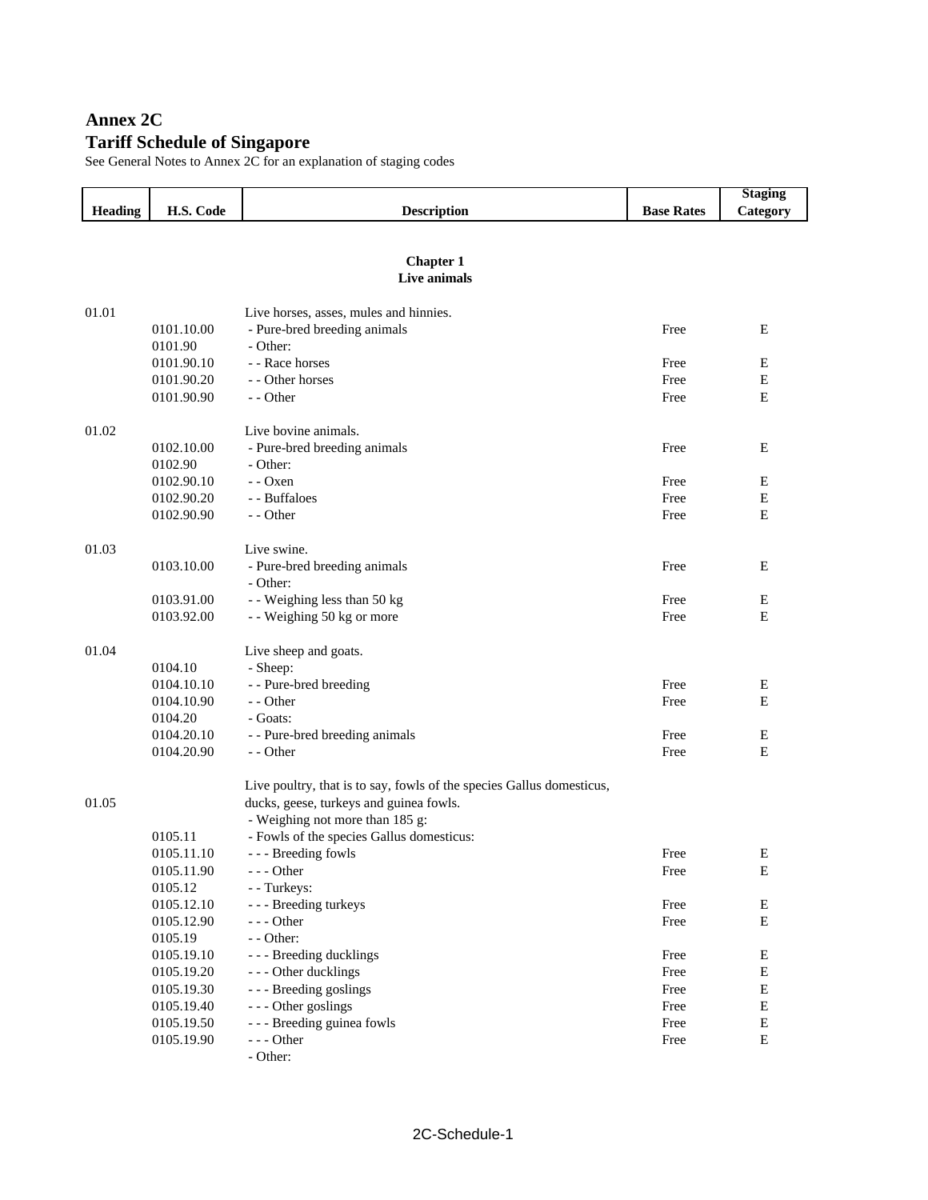# Annex 2C

## Tariff Schedule of Singapore

See General Notes to Annex 2C for an explanation of staging codes

| Heading | H.S. Code | Description | Base Rates | Staging Category |
|---|---|---|---|---|
| | | **Chapter 1 Live animals** | | |
| 01.01 | | Live horses, asses, mules and hinnies. | | |
| | 0101.10.00 | - Pure-bred breeding animals | Free | E |
| | 0101.90 | - Other: | | |
| | 0101.90.10 | - - Race horses | Free | E |
| | 0101.90.20 | - - Other horses | Free | E |
| | 0101.90.90 | - - Other | Free | E |
| 01.02 | | Live bovine animals. | | |
| | 0102.10.00 | - Pure-bred breeding animals | Free | E |
| | 0102.90 | - Other: | | |
| | 0102.90.10 | - - Oxen | Free | E |
| | 0102.90.20 | - - Buffaloes | Free | E |
| | 0102.90.90 | - - Other | Free | E |
| 01.03 | | Live swine. | | |
| | 0103.10.00 | - Pure-bred breeding animals | Free | E |
| | | - Other: | | |
| | 0103.91.00 | - - Weighing less than 50 kg | Free | E |
| | 0103.92.00 | - - Weighing 50 kg or more | Free | E |
| 01.04 | | Live sheep and goats. | | |
| | 0104.10 | - Sheep: | | |
| | 0104.10.10 | - - Pure-bred breeding | Free | E |
| | 0104.10.90 | - - Other | Free | E |
| | 0104.20 | - Goats: | | |
| | 0104.20.10 | - - Pure-bred breeding animals | Free | E |
| | 0104.20.90 | - - Other | Free | E |
| 01.05 | | Live poultry, that is to say, fowls of the species Gallus domesticus, ducks, geese, turkeys and guinea fowls. | | |
| | | - Weighing not more than 185 g: | | |
| | 0105.11 | - Fowls of the species Gallus domesticus: | | |
| | 0105.11.10 | - - - Breeding fowls | Free | E |
| | 0105.11.90 | - - - Other | Free | E |
| | 0105.12 | - - Turkeys: | | |
| | 0105.12.10 | - - - Breeding turkeys | Free | E |
| | 0105.12.90 | - - - Other | Free | E |
| | 0105.19 | - - Other: | | |
| | 0105.19.10 | - - - Breeding ducklings | Free | E |
| | 0105.19.20 | - - - Other ducklings | Free | E |
| | 0105.19.30 | - - - Breeding goslings | Free | E |
| | 0105.19.40 | - - - Other goslings | Free | E |
| | 0105.19.50 | - - - Breeding guinea fowls | Free | E |
| | 0105.19.90 | - - - Other | Free | E |
| | | - Other: | | |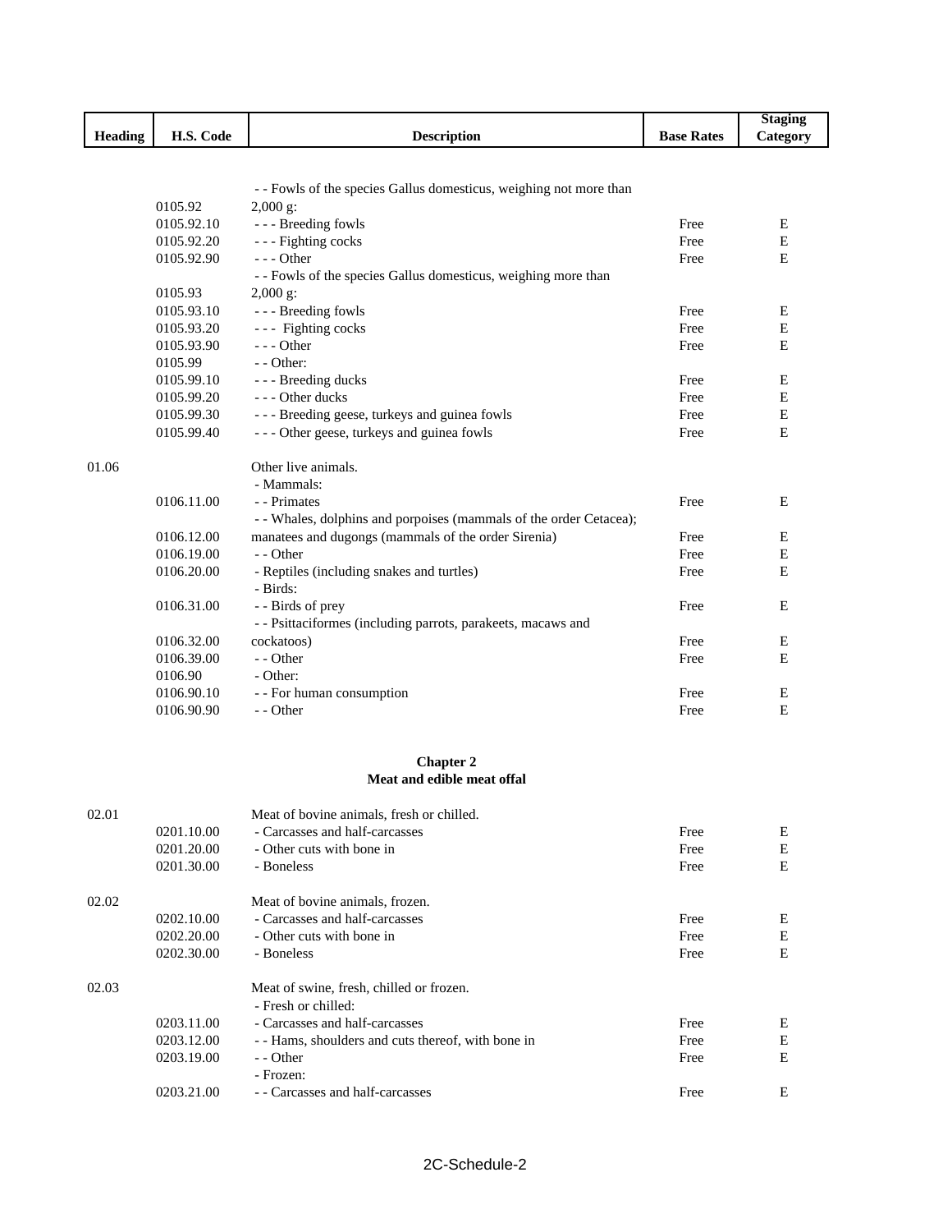| Heading | H.S. Code | Description | Base Rates | Staging Category |
|---|---|---|---|---|
| | 0105.92 | - - Fowls of the species Gallus domesticus, weighing not more than 2,000 g: | | |
| | 0105.92.10 | - - - Breeding fowls | Free | E |
| | 0105.92.20 | - - - Fighting cocks | Free | E |
| | 0105.92.90 | - - - Other | Free | E |
| | 0105.93 | - - Fowls of the species Gallus domesticus, weighing more than 2,000 g: | | |
| | 0105.93.10 | - - - Breeding fowls | Free | E |
| | 0105.93.20 | - - - Fighting cocks | Free | E |
| | 0105.93.90 | - - - Other | Free | E |
| | 0105.99 | - - Other: | | |
| | 0105.99.10 | - - - Breeding ducks | Free | E |
| | 0105.99.20 | - - - Other ducks | Free | E |
| | 0105.99.30 | - - - Breeding geese, turkeys and guinea fowls | Free | E |
| | 0105.99.40 | - - - Other geese, turkeys and guinea fowls | Free | E |
| 01.06 | | Other live animals. | | |
| | | - Mammals: | | |
| | 0106.11.00 | - - Primates | Free | E |
| | 0106.12.00 | - - Whales, dolphins and porpoises (mammals of the order Cetacea); manatees and dugongs (mammals of the order Sirenia) | Free | E |
| | 0106.19.00 | - - Other | Free | E |
| | 0106.20.00 | - Reptiles (including snakes and turtles) | Free | E |
| | | - Birds: | | |
| | 0106.31.00 | - - Birds of prey | Free | E |
| | 0106.32.00 | - - Psittaciformes (including parrots, parakeets, macaws and cockatoos) | Free | E |
| | 0106.39.00 | - - Other | Free | E |
| | 0106.90 | - Other: | | |
| | 0106.90.10 | - - For human consumption | Free | E |
| | 0106.90.90 | - - Other | Free | E |

## Chapter 2
## Meat and edible meat offal

| Heading | H.S. Code | Description | Base Rates | Staging Category |
|---|---|---|---|---|
| 02.01 | | Meat of bovine animals, fresh or chilled. | | |
| | 0201.10.00 | - Carcasses and half-carcasses | Free | E |
| | 0201.20.00 | - Other cuts with bone in | Free | E |
| | 0201.30.00 | - Boneless | Free | E |
| 02.02 | | Meat of bovine animals, frozen. | | |
| | 0202.10.00 | - Carcasses and half-carcasses | Free | E |
| | 0202.20.00 | - Other cuts with bone in | Free | E |
| | 0202.30.00 | - Boneless | Free | E |
| 02.03 | | Meat of swine, fresh, chilled or frozen. | | |
| | | - Fresh or chilled: | | |
| | 0203.11.00 | - Carcasses and half-carcasses | Free | E |
| | 0203.12.00 | - - Hams, shoulders and cuts thereof, with bone in | Free | E |
| | 0203.19.00 | - - Other | Free | E |
| | | - Frozen: | | |
| | 0203.21.00 | - - Carcasses and half-carcasses | Free | E |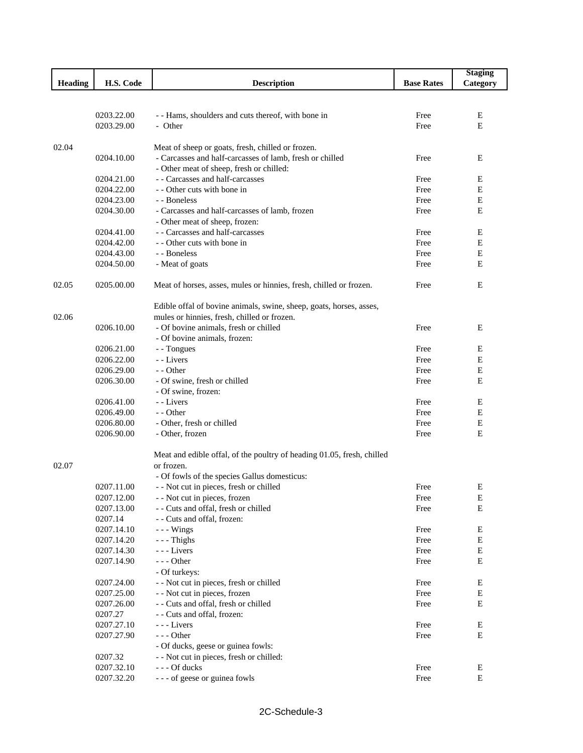| Heading | H.S. Code | Description | Base Rates | Staging Category |
|---|---|---|---|---|
| | 0203.22.00 | - - Hams, shoulders and cuts thereof, with bone in | Free | E |
| | 0203.29.00 | - Other | Free | E |
| 02.04 | | Meat of sheep or goats, fresh, chilled or frozen. | | |
| | 0204.10.00 | - Carcasses and half-carcasses of lamb, fresh or chilled | Free | E |
| | | - Other meat of sheep, fresh or chilled: | | |
| | 0204.21.00 | - - Carcasses and half-carcasses | Free | E |
| | 0204.22.00 | - - Other cuts with bone in | Free | E |
| | 0204.23.00 | - - Boneless | Free | E |
| | 0204.30.00 | - Carcasses and half-carcasses of lamb, frozen | Free | E |
| | | - Other meat of sheep, frozen: | | |
| | 0204.41.00 | - - Carcasses and half-carcasses | Free | E |
| | 0204.42.00 | - - Other cuts with bone in | Free | E |
| | 0204.43.00 | - - Boneless | Free | E |
| | 0204.50.00 | - Meat of goats | Free | E |
| 02.05 | 0205.00.00 | Meat of horses, asses, mules or hinnies, fresh, chilled or frozen. | Free | E |
| 02.06 | | Edible offal of bovine animals, swine, sheep, goats, horses, asses, mules or hinnies, fresh, chilled or frozen. | | |
| | 0206.10.00 | - Of bovine animals, fresh or chilled | Free | E |
| | | - Of bovine animals, frozen: | | |
| | 0206.21.00 | - - Tongues | Free | E |
| | 0206.22.00 | - - Livers | Free | E |
| | 0206.29.00 | - - Other | Free | E |
| | 0206.30.00 | - Of swine, fresh or chilled | Free | E |
| | | - Of swine, frozen: | | |
| | 0206.41.00 | - - Livers | Free | E |
| | 0206.49.00 | - - Other | Free | E |
| | 0206.80.00 | - Other, fresh or chilled | Free | E |
| | 0206.90.00 | - Other, frozen | Free | E |
| 02.07 | | Meat and edible offal, of the poultry of heading 01.05, fresh, chilled or frozen. | | |
| | | - Of fowls of the species Gallus domesticus: | | |
| | 0207.11.00 | - - Not cut in pieces, fresh or chilled | Free | E |
| | 0207.12.00 | - - Not cut in pieces, frozen | Free | E |
| | 0207.13.00 | - - Cuts and offal, fresh or chilled | Free | E |
| | 0207.14 | - - Cuts and offal, frozen: | | |
| | 0207.14.10 | - - - Wings | Free | E |
| | 0207.14.20 | - - - Thighs | Free | E |
| | 0207.14.30 | - - - Livers | Free | E |
| | 0207.14.90 | - - - Other | Free | E |
| | | - Of turkeys: | | |
| | 0207.24.00 | - - Not cut in pieces, fresh or chilled | Free | E |
| | 0207.25.00 | - - Not cut in pieces, frozen | Free | E |
| | 0207.26.00 | - - Cuts and offal, fresh or chilled | Free | E |
| | 0207.27 | - - Cuts and offal, frozen: | | |
| | 0207.27.10 | - - - Livers | Free | E |
| | 0207.27.90 | - - - Other | Free | E |
| | | - Of ducks, geese or guinea fowls: | | |
| | 0207.32 | - - Not cut in pieces, fresh or chilled: | | |
| | 0207.32.10 | - - - Of ducks | Free | E |
| | 0207.32.20 | - - - of geese or guinea fowls | Free | E |

2C-Schedule-3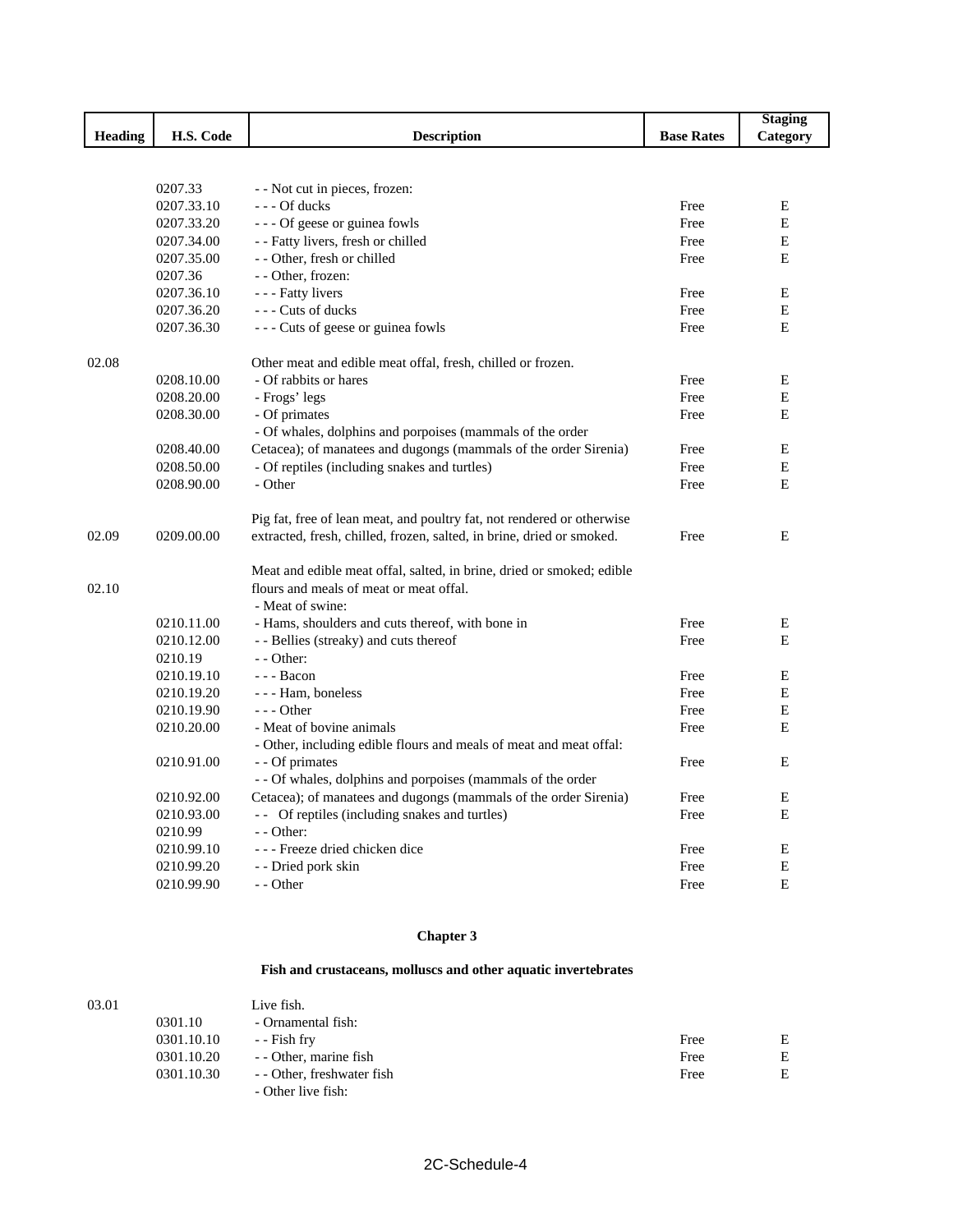| Heading | H.S. Code | Description | Base Rates | Staging Category |
|---|---|---|---|---|
| | 0207.33 | - - Not cut in pieces, frozen: | | |
| | 0207.33.10 | - - - Of ducks | Free | E |
| | 0207.33.20 | - - - Of geese or guinea fowls | Free | E |
| | 0207.34.00 | - - Fatty livers, fresh or chilled | Free | E |
| | 0207.35.00 | - - Other, fresh or chilled | Free | E |
| | 0207.36 | - - Other, frozen: | | |
| | 0207.36.10 | - - - Fatty livers | Free | E |
| | 0207.36.20 | - - - Cuts of ducks | Free | E |
| | 0207.36.30 | - - - Cuts of geese or guinea fowls | Free | E |
| 02.08 | | Other meat and edible meat offal, fresh, chilled or frozen. | | |
| | 0208.10.00 | - Of rabbits or hares | Free | E |
| | 0208.20.00 | - Frogs' legs | Free | E |
| | 0208.30.00 | - Of primates | Free | E |
| | 0208.40.00 | - Of whales, dolphins and porpoises (mammals of the order Cetacea); of manatees and dugongs (mammals of the order Sirenia) | Free | E |
| | 0208.50.00 | - Of reptiles (including snakes and turtles) | Free | E |
| | 0208.90.00 | - Other | Free | E |
| 02.09 | 0209.00.00 | Pig fat, free of lean meat, and poultry fat, not rendered or otherwise extracted, fresh, chilled, frozen, salted, in brine, dried or smoked. | Free | E |
| 02.10 | | Meat and edible meat offal, salted, in brine, dried or smoked; edible flours and meals of meat or meat offal. | | |
| | | - Meat of swine: | | |
| | 0210.11.00 | - Hams, shoulders and cuts thereof, with bone in | Free | E |
| | 0210.12.00 | - - Bellies (streaky) and cuts thereof | Free | E |
| | 0210.19 | - - Other: | | |
| | 0210.19.10 | - - - Bacon | Free | E |
| | 0210.19.20 | - - - Ham, boneless | Free | E |
| | 0210.19.90 | - - - Other | Free | E |
| | 0210.20.00 | - Meat of bovine animals | Free | E |
| | | - Other, including edible flours and meals of meat and meat offal: | | |
| | 0210.91.00 | - - Of primates | Free | E |
| | 0210.92.00 | - - Of whales, dolphins and porpoises (mammals of the order Cetacea); of manatees and dugongs (mammals of the order Sirenia) | Free | E |
| | 0210.93.00 | - - Of reptiles (including snakes and turtles) | Free | E |
| | 0210.99 | - - Other: | | |
| | 0210.99.10 | - - - Freeze dried chicken dice | Free | E |
| | 0210.99.20 | - - Dried pork skin | Free | E |
| | 0210.99.90 | - - Other | Free | E |

## Chapter 3

### Fish and crustaceans, molluscs and other aquatic invertebrates

| Heading | H.S. Code | Description | Base Rates | Staging Category |
|---|---|---|---|---|
| 03.01 | | Live fish. | | |
| | 0301.10 | - Ornamental fish: | | |
| | 0301.10.10 | - - Fish fry | Free | E |
| | 0301.10.20 | - - Other, marine fish | Free | E |
| | 0301.10.30 | - - Other, freshwater fish | Free | E |
| | | - Other live fish: | | |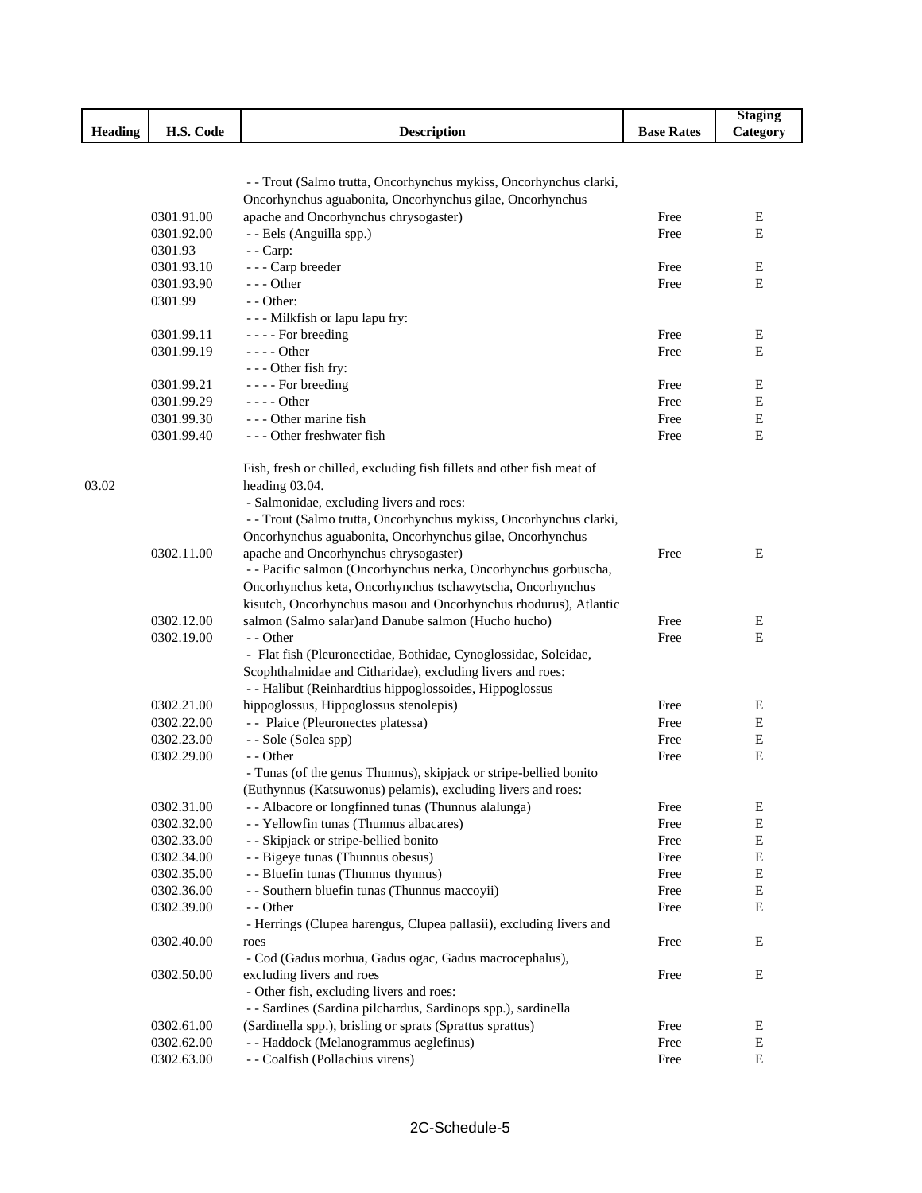| Heading | H.S. Code | Description | Base Rates | Staging Category |
|---|---|---|---|---|
| | 0301.91.00 | - - Trout (Salmo trutta, Oncorhynchus mykiss, Oncorhynchus clarki, Oncorhynchus aguabonita, Oncorhynchus gilae, Oncorhynchus apache and Oncorhynchus chrysogaster) | Free | E |
| | 0301.92.00 | - - Eels (Anguilla spp.) | Free | E |
| | 0301.93 | - - Carp: | | |
| | 0301.93.10 | - - - Carp breeder | Free | E |
| | 0301.93.90 | - - - Other | Free | E |
| | 0301.99 | - - Other: | | |
| | | - - - Milkfish or lapu lapu fry: | | |
| | 0301.99.11 | - - - - For breeding | Free | E |
| | 0301.99.19 | - - - - Other | Free | E |
| | | - - - Other fish fry: | | |
| | 0301.99.21 | - - - - For breeding | Free | E |
| | 0301.99.29 | - - - - Other | Free | E |
| | 0301.99.30 | - - - Other marine fish | Free | E |
| | 0301.99.40 | - - - Other freshwater fish | Free | E |
| 03.02 | | Fish, fresh or chilled, excluding fish fillets and other fish meat of heading 03.04. | | |
| | | - Salmonidae, excluding livers and roes: | | |
| | 0302.11.00 | - - Trout (Salmo trutta, Oncorhynchus mykiss, Oncorhynchus clarki, Oncorhynchus aguabonita, Oncorhynchus gilae, Oncorhynchus apache and Oncorhynchus chrysogaster) | Free | E |
| | 0302.12.00 | - - Pacific salmon (Oncorhynchus nerka, Oncorhynchus gorbuscha, Oncorhynchus keta, Oncorhynchus tschawytscha, Oncorhynchus kisutch, Oncorhynchus masou and Oncorhynchus rhodurus), Atlantic salmon (Salmo salar)and Danube salmon (Hucho hucho) | Free | E |
| | 0302.19.00 | - - Other | Free | E |
| | | - Flat fish (Pleuronectidae, Bothidae, Cynoglossidae, Soleidae, Scophthalmidae and Citharidae), excluding livers and roes: | | |
| | 0302.21.00 | - - Halibut (Reinhardtius hippoglossoides, Hippoglossus hippoglossus, Hippoglossus stenolepis) | Free | E |
| | 0302.22.00 | - - Plaice (Pleuronectes platessa) | Free | E |
| | 0302.23.00 | - - Sole (Solea spp) | Free | E |
| | 0302.29.00 | - - Other | Free | E |
| | | - Tunas (of the genus Thunnus), skipjack or stripe-bellied bonito (Euthynnus (Katsuwonus) pelamis), excluding livers and roes: | | |
| | 0302.31.00 | - - Albacore or longfinned tunas (Thunnus alalunga) | Free | E |
| | 0302.32.00 | - - Yellowfin tunas (Thunnus albacares) | Free | E |
| | 0302.33.00 | - - Skipjack or stripe-bellied bonito | Free | E |
| | 0302.34.00 | - - Bigeye tunas (Thunnus obesus) | Free | E |
| | 0302.35.00 | - - Bluefin tunas (Thunnus thynnus) | Free | E |
| | 0302.36.00 | - - Southern bluefin tunas (Thunnus maccoyii) | Free | E |
| | 0302.39.00 | - - Other | Free | E |
| | 0302.40.00 | - Herrings (Clupea harengus, Clupea pallasii), excluding livers and roes | Free | E |
| | 0302.50.00 | - Cod (Gadus morhua, Gadus ogac, Gadus macrocephalus), excluding livers and roes | Free | E |
| | | - Other fish, excluding livers and roes: | | |
| | 0302.61.00 | - - Sardines (Sardina pilchardus, Sardinops spp.), sardinella (Sardinella spp.), brisling or sprats (Sprattus sprattus) | Free | E |
| | 0302.62.00 | - - Haddock (Melanogrammus aeglefinus) | Free | E |
| | 0302.63.00 | - - Coalfish (Pollachius virens) | Free | E |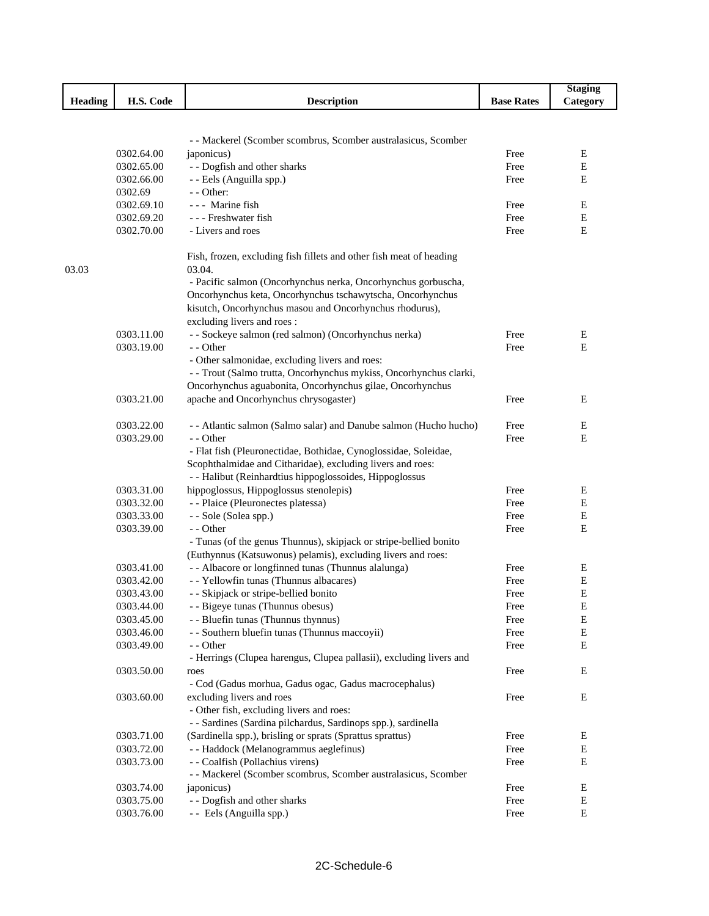| Heading | H.S. Code | Description | Base Rates | Staging Category |
|---|---|---|---|---|
| | 0302.64.00 | - - Mackerel (Scomber scombrus, Scomber australasicus, Scomber japonicus) | Free | E |
| | 0302.65.00 | - - Dogfish and other sharks | Free | E |
| | 0302.66.00 | - - Eels (Anguilla spp.) | Free | E |
| | 0302.69 | - - Other: | | |
| | 0302.69.10 | - - - Marine fish | Free | E |
| | 0302.69.20 | - - - Freshwater fish | Free | E |
| | 0302.70.00 | - Livers and roes | Free | E |
| 03.03 | | Fish, frozen, excluding fish fillets and other fish meat of heading 03.04. | | |
| | | - Pacific salmon (Oncorhynchus nerka, Oncorhynchus gorbuscha, Oncorhynchus keta, Oncorhynchus tschawytscha, Oncorhynchus kisutch, Oncorhynchus masou and Oncorhynchus rhodurus), excluding livers and roes : | | |
| | 0303.11.00 | - - Sockeye salmon (red salmon) (Oncorhynchus nerka) | Free | E |
| | 0303.19.00 | - - Other | Free | E |
| | | - Other salmonidae, excluding livers and roes: | | |
| | 0303.21.00 | - - Trout (Salmo trutta, Oncorhynchus mykiss, Oncorhynchus clarki, Oncorhynchus aguabonita, Oncorhynchus gilae, Oncorhynchus apache and Oncorhynchus chrysogaster) | Free | E |
| | 0303.22.00 | - - Atlantic salmon (Salmo salar) and Danube salmon (Hucho hucho) | Free | E |
| | 0303.29.00 | - - Other | Free | E |
| | | - Flat fish (Pleuronectidae, Bothidae, Cynoglossidae, Soleidae, Scophthalmidae and Citharidae), excluding livers and roes: | | |
| | 0303.31.00 | - - Halibut (Reinhardtius hippoglossoides, Hippoglossus hippoglossus, Hippoglossus stenolepis) | Free | E |
| | 0303.32.00 | - - Plaice (Pleuronectes platessa) | Free | E |
| | 0303.33.00 | - - Sole (Solea spp.) | Free | E |
| | 0303.39.00 | - - Other | Free | E |
| | | - Tunas (of the genus Thunnus), skipjack or stripe-bellied bonito (Euthynnus (Katsuwonus) pelamis), excluding livers and roes: | | |
| | 0303.41.00 | - - Albacore or longfinned tunas (Thunnus alalunga) | Free | E |
| | 0303.42.00 | - - Yellowfin tunas (Thunnus albacares) | Free | E |
| | 0303.43.00 | - - Skipjack or stripe-bellied bonito | Free | E |
| | 0303.44.00 | - - Bigeye tunas (Thunnus obesus) | Free | E |
| | 0303.45.00 | - - Bluefin tunas (Thunnus thynnus) | Free | E |
| | 0303.46.00 | - - Southern bluefin tunas (Thunnus maccoyii) | Free | E |
| | 0303.49.00 | - - Other | Free | E |
| | 0303.50.00 | - Herrings (Clupea harengus, Clupea pallasii), excluding livers and roes | Free | E |
| | 0303.60.00 | - Cod (Gadus morhua, Gadus ogac, Gadus macrocephalus) excluding livers and roes | Free | E |
| | | - Other fish, excluding livers and roes: | | |
| | 0303.71.00 | - - Sardines (Sardina pilchardus, Sardinops spp.), sardinella (Sardinella spp.), brisling or sprats (Sprattus sprattus) | Free | E |
| | 0303.72.00 | - - Haddock (Melanogrammus aeglefinus) | Free | E |
| | 0303.73.00 | - - Coalfish (Pollachius virens) | Free | E |
| | 0303.74.00 | - - Mackerel (Scomber scombrus, Scomber australasicus, Scomber japonicus) | Free | E |
| | 0303.75.00 | - - Dogfish and other sharks | Free | E |
| | 0303.76.00 | - - Eels (Anguilla spp.) | Free | E |

2C-Schedule-6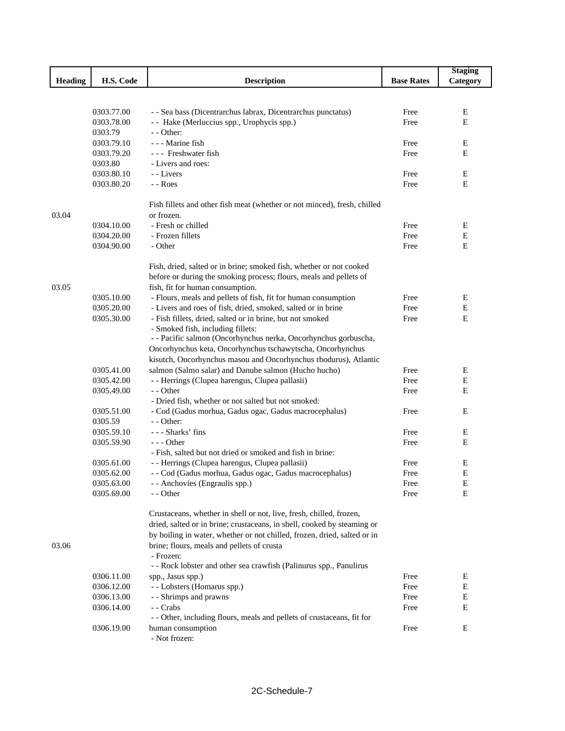| Heading | H.S. Code | Description | Base Rates | Staging Category |
|---|---|---|---|---|
| | 0303.77.00 | - - Sea bass (Dicentrarchus labrax, Dicentrarchus punctatus) | Free | E |
| | 0303.78.00 | - - Hake (Merluccius spp., Urophycis spp.) | Free | E |
| | 0303.79 | - - Other: | | |
| | 0303.79.10 | - - - Marine fish | Free | E |
| | 0303.79.20 | - - - Freshwater fish | Free | E |
| | 0303.80 | - Livers and roes: | | |
| | 0303.80.10 | - - Livers | Free | E |
| | 0303.80.20 | - - Roes | Free | E |
| 03.04 | | Fish fillets and other fish meat (whether or not minced), fresh, chilled or frozen. | | |
| | 0304.10.00 | - Fresh or chilled | Free | E |
| | 0304.20.00 | - Frozen fillets | Free | E |
| | 0304.90.00 | - Other | Free | E |
| 03.05 | | Fish, dried, salted or in brine; smoked fish, whether or not cooked before or during the smoking process; flours, meals and pellets of fish, fit for human consumption. | | |
| | 0305.10.00 | - Flours, meals and pellets of fish, fit for human consumption | Free | E |
| | 0305.20.00 | - Livers and roes of fish, dried, smoked, salted or in brine | Free | E |
| | 0305.30.00 | - Fish fillets, dried, salted or in brine, but not smoked | Free | E |
| | | - Smoked fish, including fillets: | | |
| | 0305.41.00 | - - Pacific salmon (Oncorhynchus nerka, Oncorhynchus gorbuscha, Oncorhynchus keta, Oncorhynchus tschawytscha, Oncorhynchus kisutch, Oncorhynchus masou and Oncorhynchus rhodurus), Atlantic salmon (Salmo salar) and Danube salmon (Hucho hucho) | Free | E |
| | 0305.42.00 | - - Herrings (Clupea harengus, Clupea pallasii) | Free | E |
| | 0305.49.00 | - - Other | Free | E |
| | | - Dried fish, whether or not salted but not smoked: | | |
| | 0305.51.00 | - Cod (Gadus morhua, Gadus ogac, Gadus macrocephalus) | Free | E |
| | 0305.59 | - - Other: | | |
| | 0305.59.10 | - - - Sharks' fins | Free | E |
| | 0305.59.90 | - - - Other | Free | E |
| | | - Fish, salted but not dried or smoked and fish in brine: | | |
| | 0305.61.00 | - - Herrings (Clupea harengus, Clupea pallasii) | Free | E |
| | 0305.62.00 | - - Cod (Gadus morhua, Gadus ogac, Gadus macrocephalus) | Free | E |
| | 0305.63.00 | - - Anchovies (Engraulis spp.) | Free | E |
| | 0305.69.00 | - - Other | Free | E |
| 03.06 | | Crustaceans, whether in shell or not, live, fresh, chilled, frozen, dried, salted or in brine; crustaceans, in shell, cooked by steaming or by boiling in water, whether or not chilled, frozen, dried, salted or in brine; flours, meals and pellets of crusta | | |
| | | - Frozen: | | |
| | 0306.11.00 | - - Rock lobster and other sea crawfish (Palinurus spp., Panulirus spp., Jasus spp.) | Free | E |
| | 0306.12.00 | - - Lobsters (Homarus spp.) | Free | E |
| | 0306.13.00 | - - Shrimps and prawns | Free | E |
| | 0306.14.00 | - - Crabs | Free | E |
| | 0306.19.00 | - - Other, including flours, meals and pellets of crustaceans, fit for human consumption | Free | E |
| | | - Not frozen: | | |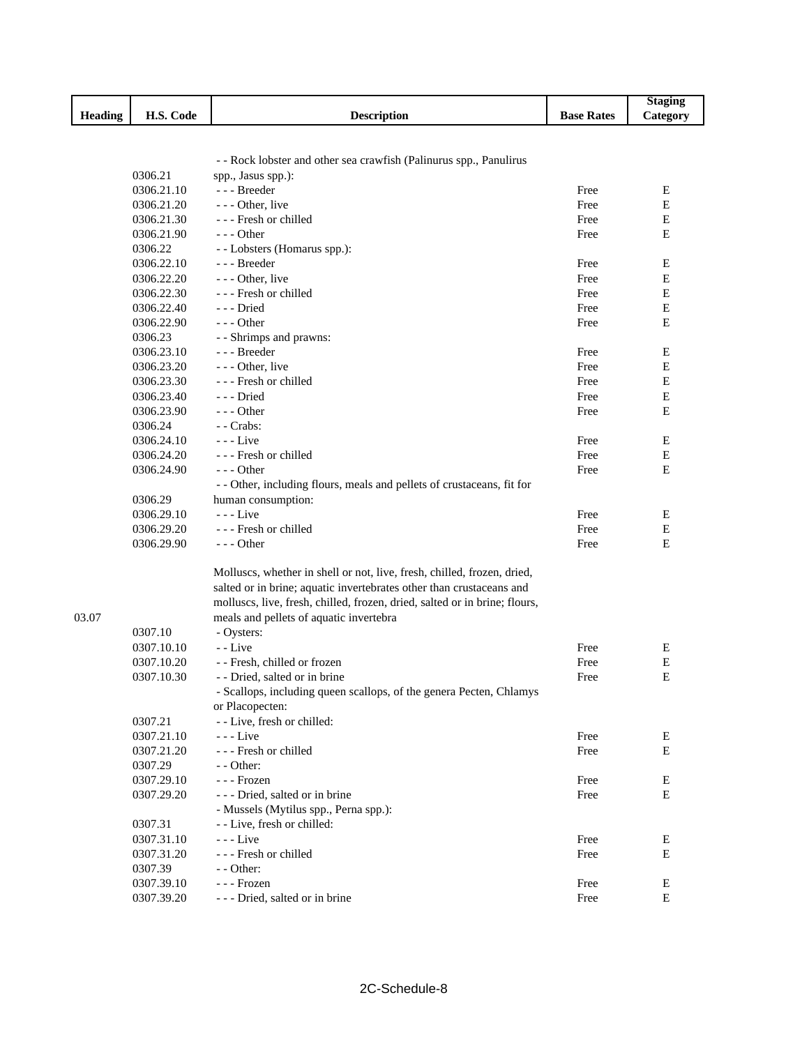| Heading | H.S. Code | Description | Base Rates | Staging Category |
|---|---|---|---|---|
| | 0306.21 | - - Rock lobster and other sea crawfish (Palinurus spp., Panulirus spp., Jasus spp.): | | |
| | 0306.21.10 | - - - Breeder | Free | E |
| | 0306.21.20 | - - - Other, live | Free | E |
| | 0306.21.30 | - - - Fresh or chilled | Free | E |
| | 0306.21.90 | - - - Other | Free | E |
| | 0306.22 | - - Lobsters (Homarus spp.): | | |
| | 0306.22.10 | - - - Breeder | Free | E |
| | 0306.22.20 | - - - Other, live | Free | E |
| | 0306.22.30 | - - - Fresh or chilled | Free | E |
| | 0306.22.40 | - - - Dried | Free | E |
| | 0306.22.90 | - - - Other | Free | E |
| | 0306.23 | - - Shrimps and prawns: | | |
| | 0306.23.10 | - - - Breeder | Free | E |
| | 0306.23.20 | - - - Other, live | Free | E |
| | 0306.23.30 | - - - Fresh or chilled | Free | E |
| | 0306.23.40 | - - - Dried | Free | E |
| | 0306.23.90 | - - - Other | Free | E |
| | 0306.24 | - - Crabs: | | |
| | 0306.24.10 | - - - Live | Free | E |
| | 0306.24.20 | - - - Fresh or chilled | Free | E |
| | 0306.24.90 | - - - Other | Free | E |
| | 0306.29 | - - Other, including flours, meals and pellets of crustaceans, fit for human consumption: | | |
| | 0306.29.10 | - - - Live | Free | E |
| | 0306.29.20 | - - - Fresh or chilled | Free | E |
| | 0306.29.90 | - - - Other | Free | E |
| 03.07 | | Molluscs, whether in shell or not, live, fresh, chilled, frozen, dried, salted or in brine; aquatic invertebrates other than crustaceans and molluscs, live, fresh, chilled, frozen, dried, salted or in brine; flours, meals and pellets of aquatic invertebra | | |
| | 0307.10 | - Oysters: | | |
| | 0307.10.10 | - - Live | Free | E |
| | 0307.10.20 | - - Fresh, chilled or frozen | Free | E |
| | 0307.10.30 | - - Dried, salted or in brine | Free | E |
| | | - Scallops, including queen scallops, of the genera Pecten, Chlamys or Placopecten: | | |
| | 0307.21 | - - Live, fresh or chilled: | | |
| | 0307.21.10 | - - - Live | Free | E |
| | 0307.21.20 | - - - Fresh or chilled | Free | E |
| | 0307.29 | - - Other: | | |
| | 0307.29.10 | - - - Frozen | Free | E |
| | 0307.29.20 | - - - Dried, salted or in brine | Free | E |
| | | - Mussels (Mytilus spp., Perna spp.): | | |
| | 0307.31 | - - Live, fresh or chilled: | | |
| | 0307.31.10 | - - - Live | Free | E |
| | 0307.31.20 | - - - Fresh or chilled | Free | E |
| | 0307.39 | - - Other: | | |
| | 0307.39.10 | - - - Frozen | Free | E |
| | 0307.39.20 | - - - Dried, salted or in brine | Free | E |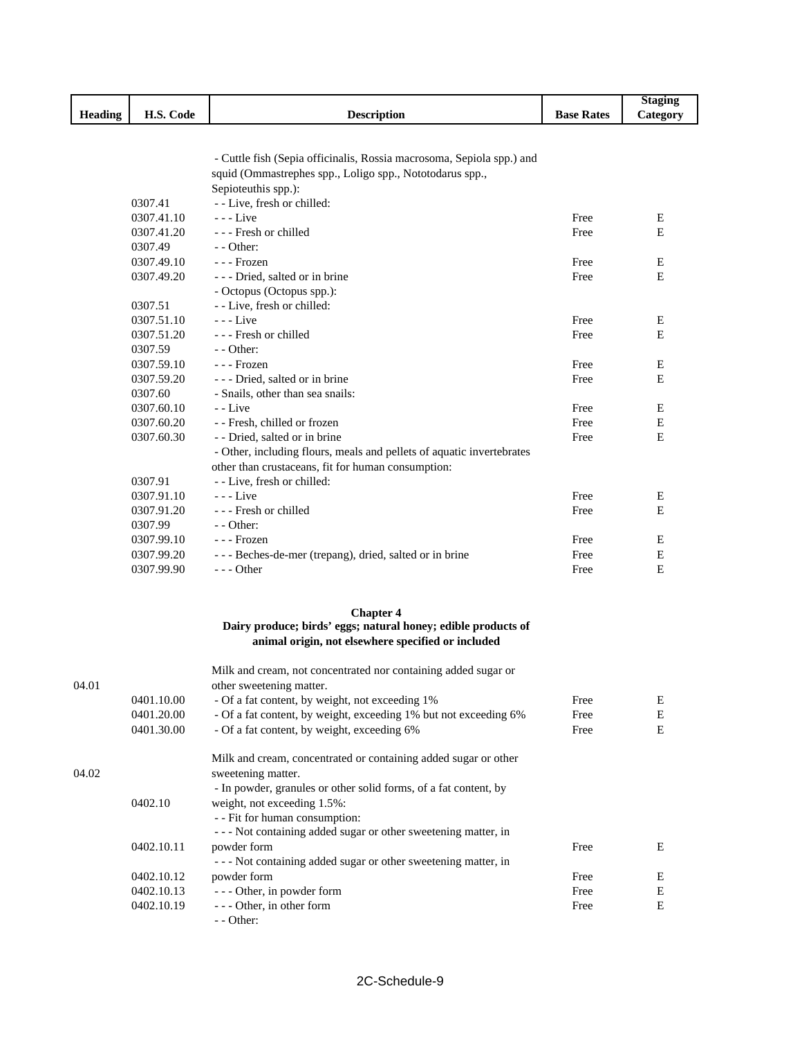| Heading | H.S. Code | Description | Base Rates | Staging Category |
|---|---|---|---|---|
| | | - Cuttle fish (Sepia officinalis, Rossia macrosoma, Sepiola spp.) and squid (Ommastrephes spp., Loligo spp., Nototodarus spp., Sepioteuthis spp.): | | |
| | 0307.41 | - - Live, fresh or chilled: | | |
| | 0307.41.10 | - - - Live | Free | E |
| | 0307.41.20 | - - - Fresh or chilled | Free | E |
| | 0307.49 | - - Other: | | |
| | 0307.49.10 | - - - Frozen | Free | E |
| | 0307.49.20 | - - - Dried, salted or in brine | Free | E |
| | | - Octopus (Octopus spp.): | | |
| | 0307.51 | - - Live, fresh or chilled: | | |
| | 0307.51.10 | - - - Live | Free | E |
| | 0307.51.20 | - - - Fresh or chilled | Free | E |
| | 0307.59 | - - Other: | | |
| | 0307.59.10 | - - - Frozen | Free | E |
| | 0307.59.20 | - - - Dried, salted or in brine | Free | E |
| | 0307.60 | - Snails, other than sea snails: | | |
| | 0307.60.10 | - - Live | Free | E |
| | 0307.60.20 | - - Fresh, chilled or frozen | Free | E |
| | 0307.60.30 | - - Dried, salted or in brine | Free | E |
| | | - Other, including flours, meals and pellets of aquatic invertebrates other than crustaceans, fit for human consumption: | | |
| | 0307.91 | - - Live, fresh or chilled: | | |
| | 0307.91.10 | - - - Live | Free | E |
| | 0307.91.20 | - - - Fresh or chilled | Free | E |
| | 0307.99 | - - Other: | | |
| | 0307.99.10 | - - - Frozen | Free | E |
| | 0307.99.20 | - - - Beches-de-mer (trepang), dried, salted or in brine | Free | E |
| | 0307.99.90 | - - - Other | Free | E |

## Chapter 4
## Dairy produce; birds' eggs; natural honey; edible products of animal origin, not elsewhere specified or included

| Heading | H.S. Code | Description | Base Rates | Staging Category |
|---|---|---|---|---|
| 04.01 | | Milk and cream, not concentrated nor containing added sugar or other sweetening matter. | | |
| | 0401.10.00 | - Of a fat content, by weight, not exceeding 1% | Free | E |
| | 0401.20.00 | - Of a fat content, by weight, exceeding 1% but not exceeding 6% | Free | E |
| | 0401.30.00 | - Of a fat content, by weight, exceeding 6% | Free | E |
| 04.02 | | Milk and cream, concentrated or containing added sugar or other sweetening matter. | | |
| | 0402.10 | - In powder, granules or other solid forms, of a fat content, by weight, not exceeding 1.5%: | | |
| | | - - Fit for human consumption: | | |
| | 0402.10.11 | - - - Not containing added sugar or other sweetening matter, in powder form | Free | E |
| | 0402.10.12 | - - - Not containing added sugar or other sweetening matter, in powder form | Free | E |
| | 0402.10.13 | - - - Other, in powder form | Free | E |
| | 0402.10.19 | - - - Other, in other form | Free | E |
| | | - - Other: | | |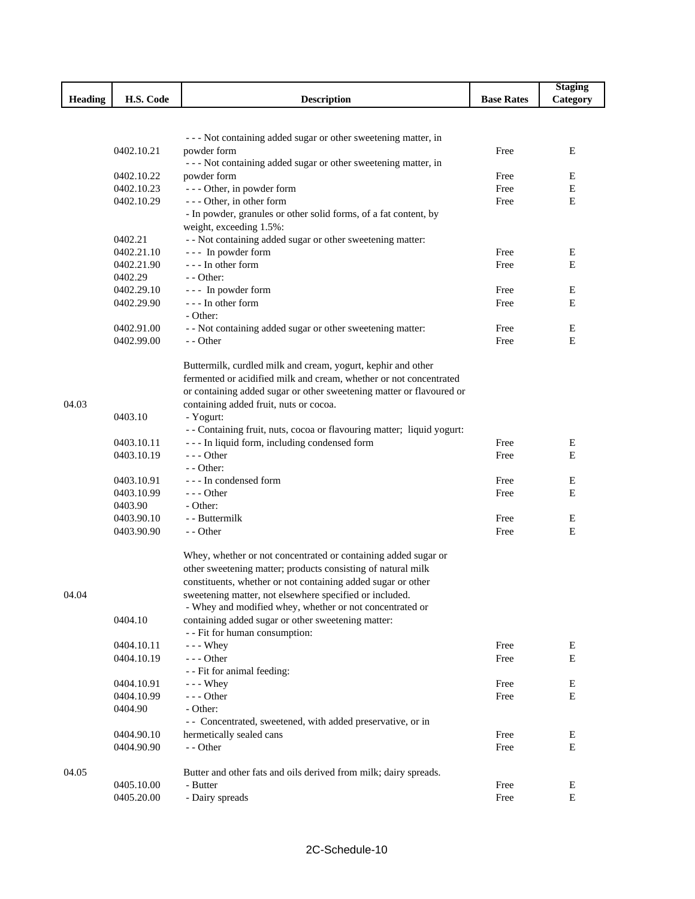| Heading | H.S. Code | Description | Base Rates | Staging Category |
|---|---|---|---|---|
| | 0402.10.21 | - - - Not containing added sugar or other sweetening matter, in powder form | Free | E |
| | 0402.10.22 | - - - Not containing added sugar or other sweetening matter, in powder form | Free | E |
| | 0402.10.23 | - - - Other, in powder form | Free | E |
| | 0402.10.29 | - - - Other, in other form | Free | E |
| | | - In powder, granules or other solid forms, of a fat content, by weight, exceeding 1.5%: | | |
| | 0402.21 | - - Not containing added sugar or other sweetening matter: | | |
| | 0402.21.10 | - - - In powder form | Free | E |
| | 0402.21.90 | - - - In other form | Free | E |
| | 0402.29 | - - Other: | | |
| | 0402.29.10 | - - - In powder form | Free | E |
| | 0402.29.90 | - - - In other form | Free | E |
| | | - Other: | | |
| | 0402.91.00 | - - Not containing added sugar or other sweetening matter: | Free | E |
| | 0402.99.00 | - - Other | Free | E |
| 04.03 | | Buttermilk, curdled milk and cream, yogurt, kephir and other fermented or acidified milk and cream, whether or not concentrated or containing added sugar or other sweetening matter or flavoured or containing added fruit, nuts or cocoa. | | |
| | 0403.10 | - Yogurt: | | |
| | | - - Containing fruit, nuts, cocoa or flavouring matter; liquid yogurt: | | |
| | 0403.10.11 | - - - In liquid form, including condensed form | Free | E |
| | 0403.10.19 | - - - Other | Free | E |
| | | - - Other: | | |
| | 0403.10.91 | - - - In condensed form | Free | E |
| | 0403.10.99 | - - - Other | Free | E |
| | 0403.90 | - Other: | | |
| | 0403.90.10 | - - Buttermilk | Free | E |
| | 0403.90.90 | - - Other | Free | E |
| 04.04 | | Whey, whether or not concentrated or containing added sugar or other sweetening matter; products consisting of natural milk constituents, whether or not containing added sugar or other sweetening matter, not elsewhere specified or included. | | |
| | 0404.10 | - Whey and modified whey, whether or not concentrated or containing added sugar or other sweetening matter: | | |
| | | - - Fit for human consumption: | | |
| | 0404.10.11 | - - - Whey | Free | E |
| | 0404.10.19 | - - - Other | Free | E |
| | | - - Fit for animal feeding: | | |
| | 0404.10.91 | - - - Whey | Free | E |
| | 0404.10.99 | - - - Other | Free | E |
| | 0404.90 | - Other: | | |
| | 0404.90.10 | - - Concentrated, sweetened, with added preservative, or in hermetically sealed cans | Free | E |
| | 0404.90.90 | - - Other | Free | E |
| 04.05 | | Butter and other fats and oils derived from milk; dairy spreads. | | |
| | 0405.10.00 | - Butter | Free | E |
| | 0405.20.00 | - Dairy spreads | Free | E |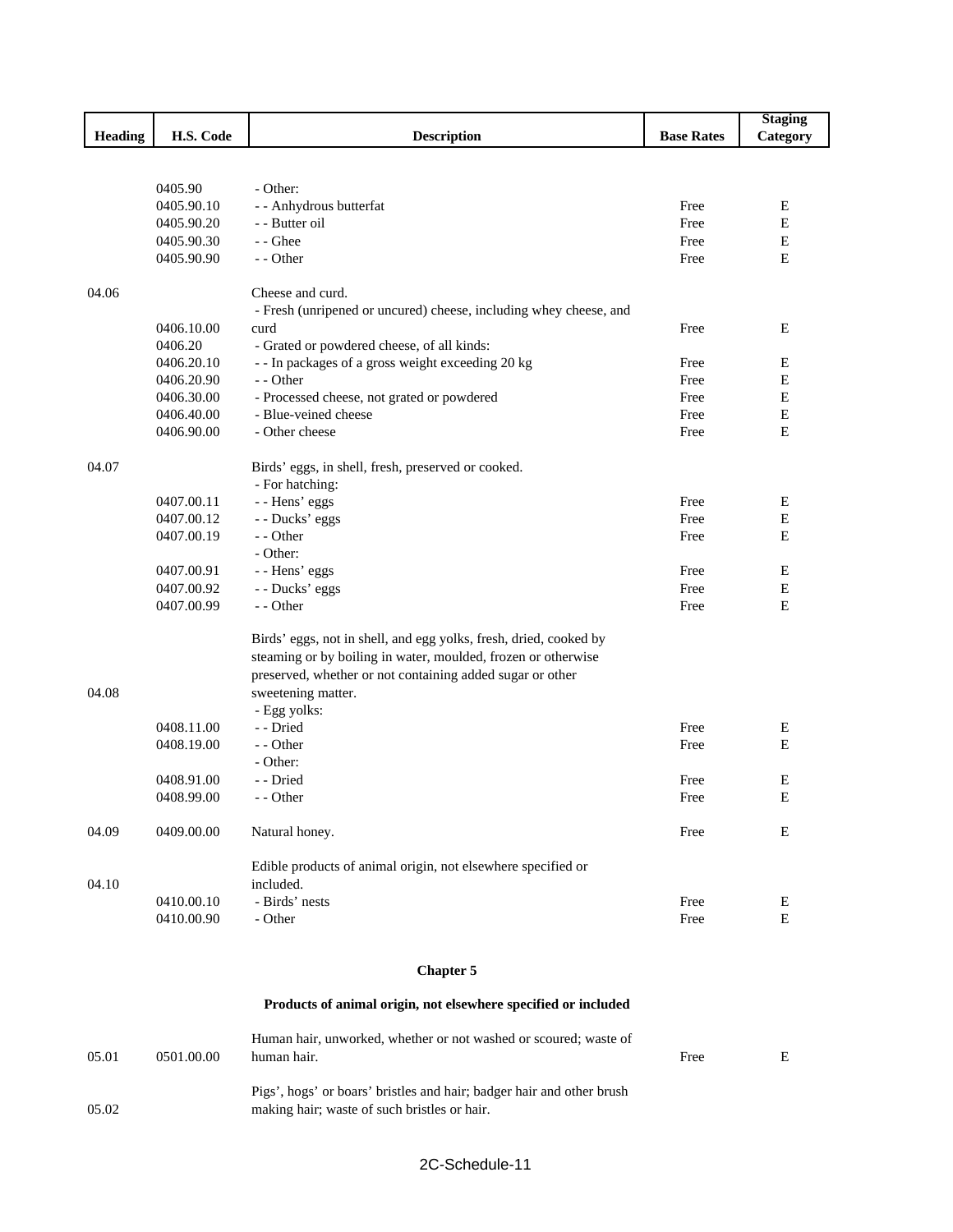| Heading | H.S. Code | Description | Base Rates | Staging Category |
|---|---|---|---|---|
| | 0405.90 | - Other: | | |
| | 0405.90.10 | - - Anhydrous butterfat | Free | E |
| | 0405.90.20 | - - Butter oil | Free | E |
| | 0405.90.30 | - - Ghee | Free | E |
| | 0405.90.90 | - - Other | Free | E |
| 04.06 | | Cheese and curd. | | |
| | 0406.10.00 | - Fresh (unripened or uncured) cheese, including whey cheese, and curd | Free | E |
| | 0406.20 | - Grated or powdered cheese, of all kinds: | | |
| | 0406.20.10 | - - In packages of a gross weight exceeding 20 kg | Free | E |
| | 0406.20.90 | - - Other | Free | E |
| | 0406.30.00 | - Processed cheese, not grated or powdered | Free | E |
| | 0406.40.00 | - Blue-veined cheese | Free | E |
| | 0406.90.00 | - Other cheese | Free | E |
| 04.07 | | Birds' eggs, in shell, fresh, preserved or cooked. | | |
| | | - For hatching: | | |
| | 0407.00.11 | - - Hens' eggs | Free | E |
| | 0407.00.12 | - - Ducks' eggs | Free | E |
| | 0407.00.19 | - - Other | Free | E |
| | | - Other: | | |
| | 0407.00.91 | - - Hens' eggs | Free | E |
| | 0407.00.92 | - - Ducks' eggs | Free | E |
| | 0407.00.99 | - - Other | Free | E |
| 04.08 | | Birds' eggs, not in shell, and egg yolks, fresh, dried, cooked by steaming or by boiling in water, moulded, frozen or otherwise preserved, whether or not containing added sugar or other sweetening matter. | | |
| | | - Egg yolks: | | |
| | 0408.11.00 | - - Dried | Free | E |
| | 0408.19.00 | - - Other | Free | E |
| | | - Other: | | |
| | 0408.91.00 | - - Dried | Free | E |
| | 0408.99.00 | - - Other | Free | E |
| 04.09 | 0409.00.00 | Natural honey. | Free | E |
| 04.10 | | Edible products of animal origin, not elsewhere specified or included. | | |
| | 0410.00.10 | - Birds' nests | Free | E |
| | 0410.00.90 | - Other | Free | E |

## Chapter 5

### Products of animal origin, not elsewhere specified or included

| Heading | H.S. Code | Description | Base Rates | Staging Category |
|---|---|---|---|---|
| 05.01 | 0501.00.00 | Human hair, unworked, whether or not washed or scoured; waste of human hair. | Free | E |
| 05.02 | | Pigs', hogs' or boars' bristles and hair; badger hair and other brush making hair; waste of such bristles or hair. | | |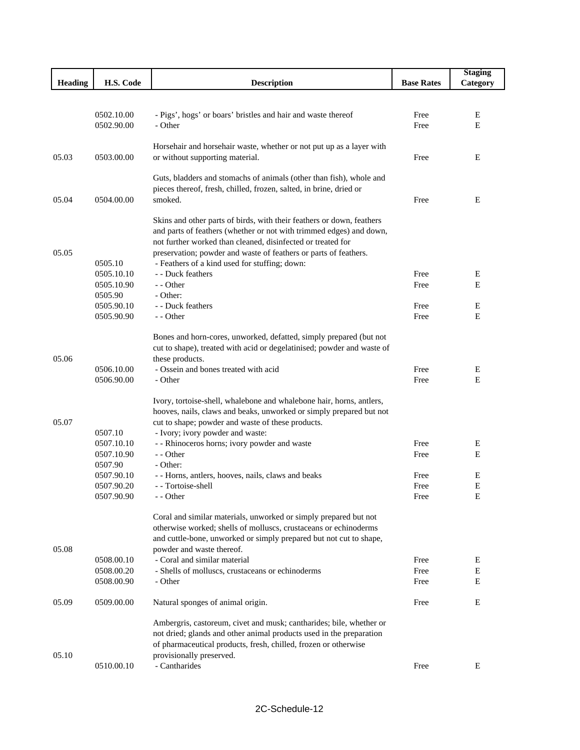| Heading | H.S. Code | Description | Base Rates | Staging Category |
|---|---|---|---|---|
| | 0502.10.00 | - Pigs', hogs' or boars' bristles and hair and waste thereof | Free | E |
| | 0502.90.00 | - Other | Free | E |
| 05.03 | 0503.00.00 | Horsehair and horsehair waste, whether or not put up as a layer with or without supporting material. | Free | E |
| 05.04 | 0504.00.00 | Guts, bladders and stomachs of animals (other than fish), whole and pieces thereof, fresh, chilled, frozen, salted, in brine, dried or smoked. | Free | E |
| 05.05 | | Skins and other parts of birds, with their feathers or down, feathers and parts of feathers (whether or not with trimmed edges) and down, not further worked than cleaned, disinfected or treated for preservation; powder and waste of feathers or parts of feathers. | | |
| | 0505.10 | - Feathers of a kind used for stuffing; down: | | |
| | 0505.10.10 | - - Duck feathers | Free | E |
| | 0505.10.90 | - - Other | Free | E |
| | 0505.90 | - Other: | | |
| | 0505.90.10 | - - Duck feathers | Free | E |
| | 0505.90.90 | - - Other | Free | E |
| 05.06 | | Bones and horn-cores, unworked, defatted, simply prepared (but not cut to shape), treated with acid or degelatinised; powder and waste of these products. | | |
| | 0506.10.00 | - Ossein and bones treated with acid | Free | E |
| | 0506.90.00 | - Other | Free | E |
| 05.07 | | Ivory, tortoise-shell, whalebone and whalebone hair, horns, antlers, hooves, nails, claws and beaks, unworked or simply prepared but not cut to shape; powder and waste of these products. | | |
| | 0507.10 | - Ivory; ivory powder and waste: | | |
| | 0507.10.10 | - - Rhinoceros horns; ivory powder and waste | Free | E |
| | 0507.10.90 | - - Other | Free | E |
| | 0507.90 | - Other: | | |
| | 0507.90.10 | - - Horns, antlers, hooves, nails, claws and beaks | Free | E |
| | 0507.90.20 | - - Tortoise-shell | Free | E |
| | 0507.90.90 | - - Other | Free | E |
| 05.08 | | Coral and similar materials, unworked or simply prepared but not otherwise worked; shells of molluscs, crustaceans or echinoderms and cuttle-bone, unworked or simply prepared but not cut to shape, powder and waste thereof. | | |
| | 0508.00.10 | - Coral and similar material | Free | E |
| | 0508.00.20 | - Shells of molluscs, crustaceans or echinoderms | Free | E |
| | 0508.00.90 | - Other | Free | E |
| 05.09 | 0509.00.00 | Natural sponges of animal origin. | Free | E |
| 05.10 | | Ambergris, castoreum, civet and musk; cantharides; bile, whether or not dried; glands and other animal products used in the preparation of pharmaceutical products, fresh, chilled, frozen or otherwise provisionally preserved. | | |
| | 0510.00.10 | - Cantharides | Free | E |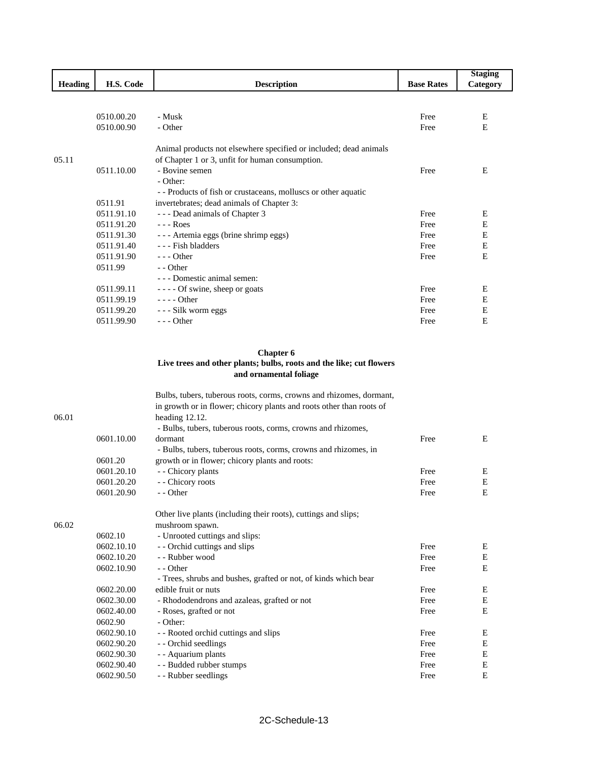| Heading | H.S. Code | Description | Base Rates | Staging Category |
|---|---|---|---|---|
| | 0510.00.20 | - Musk | Free | E |
| | 0510.00.90 | - Other | Free | E |
| 05.11 | | Animal products not elsewhere specified or included; dead animals of Chapter 1 or 3, unfit for human consumption. | | |
| | 0511.10.00 | - Bovine semen | Free | E |
| | | - Other: | | |
| | 0511.91 | - - Products of fish or crustaceans, molluscs or other aquatic invertebrates; dead animals of Chapter 3: | | |
| | 0511.91.10 | - - - Dead animals of Chapter 3 | Free | E |
| | 0511.91.20 | - - - Roes | Free | E |
| | 0511.91.30 | - - - Artemia eggs (brine shrimp eggs) | Free | E |
| | 0511.91.40 | - - - Fish bladders | Free | E |
| | 0511.91.90 | - - - Other | Free | E |
| | 0511.99 | - - Other | | |
| | | - - - Domestic animal semen: | | |
| | 0511.99.11 | - - - - Of swine, sheep or goats | Free | E |
| | 0511.99.19 | - - - - Other | Free | E |
| | 0511.99.20 | - - - Silk worm eggs | Free | E |
| | 0511.99.90 | - - - Other | Free | E |

**Chapter 6**

**Live trees and other plants; bulbs, roots and the like; cut flowers and ornamental foliage**

| Heading | H.S. Code | Description | Base Rates | Staging Category |
|---|---|---|---|---|
| 06.01 | | Bulbs, tubers, tuberous roots, corms, crowns and rhizomes, dormant, in growth or in flower; chicory plants and roots other than roots of heading 12.12. | | |
| | 0601.10.00 | - Bulbs, tubers, tuberous roots, corms, crowns and rhizomes, dormant | Free | E |
| | 0601.20 | - Bulbs, tubers, tuberous roots, corms, crowns and rhizomes, in growth or in flower; chicory plants and roots: | | |
| | 0601.20.10 | - - Chicory plants | Free | E |
| | 0601.20.20 | - - Chicory roots | Free | E |
| | 0601.20.90 | - - Other | Free | E |
| 06.02 | | Other live plants (including their roots), cuttings and slips; mushroom spawn. | | |
| | 0602.10 | - Unrooted cuttings and slips: | | |
| | 0602.10.10 | - - Orchid cuttings and slips | Free | E |
| | 0602.10.20 | - - Rubber wood | Free | E |
| | 0602.10.90 | - - Other | Free | E |
| | 0602.20.00 | - Trees, shrubs and bushes, grafted or not, of kinds which bear edible fruit or nuts | Free | E |
| | 0602.30.00 | - Rhododendrons and azaleas, grafted or not | Free | E |
| | 0602.40.00 | - Roses, grafted or not | Free | E |
| | 0602.90 | - Other: | | |
| | 0602.90.10 | - - Rooted orchid cuttings and slips | Free | E |
| | 0602.90.20 | - - Orchid seedlings | Free | E |
| | 0602.90.30 | - - Aquarium plants | Free | E |
| | 0602.90.40 | - - Budded rubber stumps | Free | E |
| | 0602.90.50 | - - Rubber seedlings | Free | E |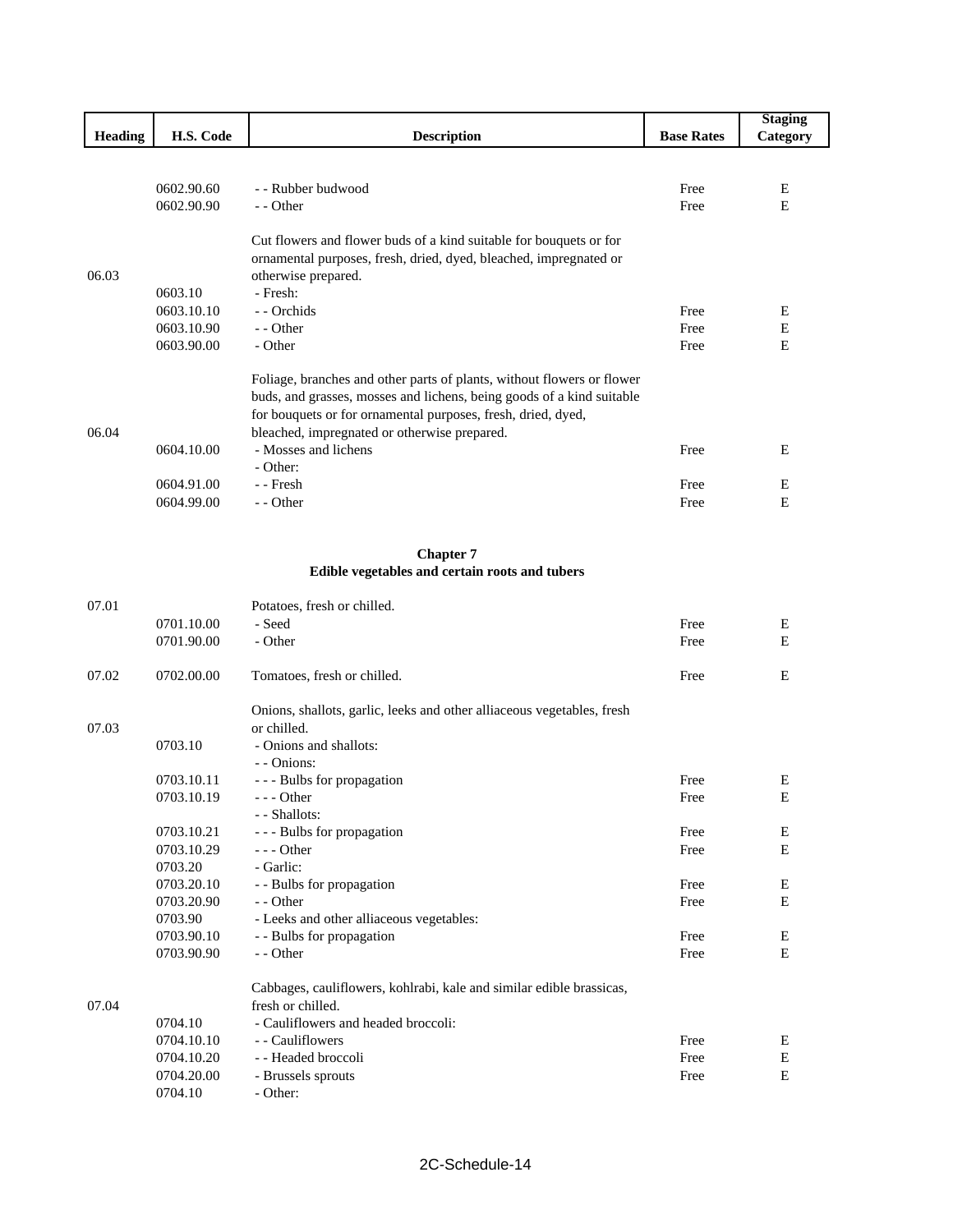| Heading | H.S. Code | Description | Base Rates | Staging Category |
|---|---|---|---|---|
| | 0602.90.60 | - - Rubber budwood | Free | E |
| | 0602.90.90 | - - Other | Free | E |
| 06.03 | | Cut flowers and flower buds of a kind suitable for bouquets or for ornamental purposes, fresh, dried, dyed, bleached, impregnated or otherwise prepared. | | |
| | 0603.10 | - Fresh: | | |
| | 0603.10.10 | - - Orchids | Free | E |
| | 0603.10.90 | - - Other | Free | E |
| | 0603.90.00 | - Other | Free | E |
| 06.04 | | Foliage, branches and other parts of plants, without flowers or flower buds, and grasses, mosses and lichens, being goods of a kind suitable for bouquets or for ornamental purposes, fresh, dried, dyed, bleached, impregnated or otherwise prepared. | | |
| | 0604.10.00 | - Mosses and lichens | Free | E |
| | | - Other: | | |
| | 0604.91.00 | - - Fresh | Free | E |
| | 0604.99.00 | - - Other | Free | E |

## Chapter 7
## Edible vegetables and certain roots and tubers

| Heading | H.S. Code | Description | Base Rates | Staging Category |
|---|---|---|---|---|
| 07.01 | | Potatoes, fresh or chilled. | | |
| | 0701.10.00 | - Seed | Free | E |
| | 0701.90.00 | - Other | Free | E |
| 07.02 | 0702.00.00 | Tomatoes, fresh or chilled. | Free | E |
| 07.03 | | Onions, shallots, garlic, leeks and other alliaceous vegetables, fresh or chilled. | | |
| | 0703.10 | - Onions and shallots: | | |
| | | - - Onions: | | |
| | 0703.10.11 | - - - Bulbs for propagation | Free | E |
| | 0703.10.19 | - - - Other | Free | E |
| | | - - Shallots: | | |
| | 0703.10.21 | - - - Bulbs for propagation | Free | E |
| | 0703.10.29 | - - - Other | Free | E |
| | 0703.20 | - Garlic: | | |
| | 0703.20.10 | - - Bulbs for propagation | Free | E |
| | 0703.20.90 | - - Other | Free | E |
| | 0703.90 | - Leeks and other alliaceous vegetables: | | |
| | 0703.90.10 | - - Bulbs for propagation | Free | E |
| | 0703.90.90 | - - Other | Free | E |
| 07.04 | | Cabbages, cauliflowers, kohlrabi, kale and similar edible brassicas, fresh or chilled. | | |
| | 0704.10 | - Cauliflowers and headed broccoli: | | |
| | 0704.10.10 | - - Cauliflowers | Free | E |
| | 0704.10.20 | - - Headed broccoli | Free | E |
| | 0704.20.00 | - Brussels sprouts | Free | E |
| | 0704.10 | - Other: | | |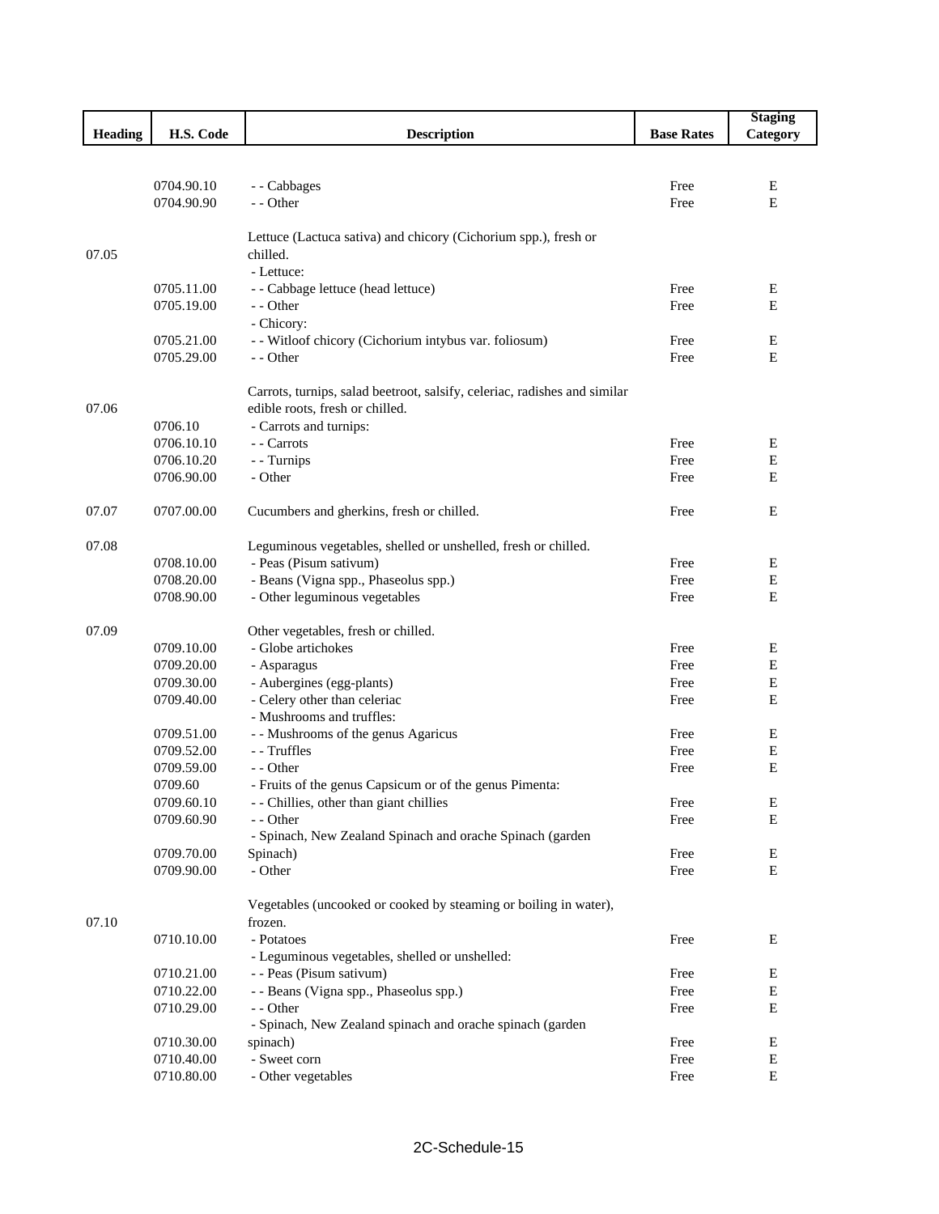| Heading | H.S. Code | Description | Base Rates | Staging Category |
|---|---|---|---|---|
| | 0704.90.10 | - - Cabbages | Free | E |
| | 0704.90.90 | - - Other | Free | E |
| 07.05 | | Lettuce (Lactuca sativa) and chicory (Cichorium spp.), fresh or chilled. | | |
| | | - Lettuce: | | |
| | 0705.11.00 | - - Cabbage lettuce (head lettuce) | Free | E |
| | 0705.19.00 | - - Other | Free | E |
| | | - Chicory: | | |
| | 0705.21.00 | - - Witloof chicory (Cichorium intybus var. foliosum) | Free | E |
| | 0705.29.00 | - - Other | Free | E |
| 07.06 | | Carrots, turnips, salad beetroot, salsify, celeriac, radishes and similar edible roots, fresh or chilled. | | |
| | 0706.10 | - Carrots and turnips: | | |
| | 0706.10.10 | - - Carrots | Free | E |
| | 0706.10.20 | - - Turnips | Free | E |
| | 0706.90.00 | - Other | Free | E |
| 07.07 | 0707.00.00 | Cucumbers and gherkins, fresh or chilled. | Free | E |
| 07.08 | | Leguminous vegetables, shelled or unshelled, fresh or chilled. | | |
| | 0708.10.00 | - Peas (Pisum sativum) | Free | E |
| | 0708.20.00 | - Beans (Vigna spp., Phaseolus spp.) | Free | E |
| | 0708.90.00 | - Other leguminous vegetables | Free | E |
| 07.09 | | Other vegetables, fresh or chilled. | | |
| | 0709.10.00 | - Globe artichokes | Free | E |
| | 0709.20.00 | - Asparagus | Free | E |
| | 0709.30.00 | - Aubergines (egg-plants) | Free | E |
| | 0709.40.00 | - Celery other than celeriac | Free | E |
| | | - Mushrooms and truffles: | | |
| | 0709.51.00 | - - Mushrooms of the genus Agaricus | Free | E |
| | 0709.52.00 | - - Truffles | Free | E |
| | 0709.59.00 | - - Other | Free | E |
| | 0709.60 | - Fruits of the genus Capsicum or of the genus Pimenta: | | |
| | 0709.60.10 | - - Chillies, other than giant chillies | Free | E |
| | 0709.60.90 | - - Other | Free | E |
| | 0709.70.00 | - Spinach, New Zealand Spinach and orache Spinach (garden Spinach) | Free | E |
| | 0709.90.00 | - Other | Free | E |
| 07.10 | | Vegetables (uncooked or cooked by steaming or boiling in water), frozen. | | |
| | 0710.10.00 | - Potatoes | Free | E |
| | | - Leguminous vegetables, shelled or unshelled: | | |
| | 0710.21.00 | - - Peas (Pisum sativum) | Free | E |
| | 0710.22.00 | - - Beans (Vigna spp., Phaseolus spp.) | Free | E |
| | 0710.29.00 | - - Other | Free | E |
| | 0710.30.00 | - Spinach, New Zealand spinach and orache spinach (garden spinach) | Free | E |
| | 0710.40.00 | - Sweet corn | Free | E |
| | 0710.80.00 | - Other vegetables | Free | E |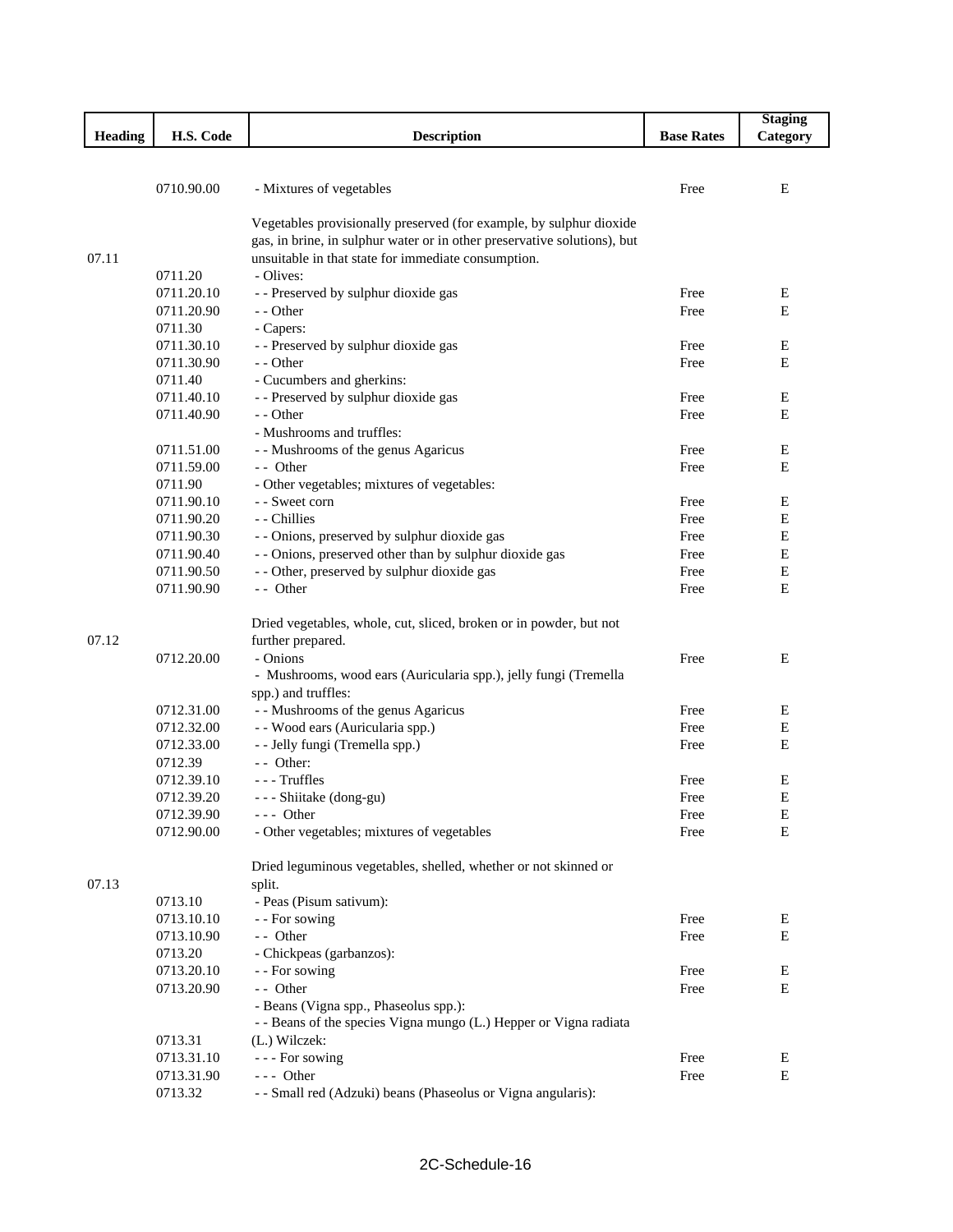| Heading | H.S. Code | Description | Base Rates | Staging Category |
|---|---|---|---|---|
| | 0710.90.00 | - Mixtures of vegetables | Free | E |
| 07.11 | | Vegetables provisionally preserved (for example, by sulphur dioxide gas, in brine, in sulphur water or in other preservative solutions), but unsuitable in that state for immediate consumption. | | |
| | 0711.20 | - Olives: | | |
| | 0711.20.10 | - - Preserved by sulphur dioxide gas | Free | E |
| | 0711.20.90 | - - Other | Free | E |
| | 0711.30 | - Capers: | | |
| | 0711.30.10 | - - Preserved by sulphur dioxide gas | Free | E |
| | 0711.30.90 | - - Other | Free | E |
| | 0711.40 | - Cucumbers and gherkins: | | |
| | 0711.40.10 | - - Preserved by sulphur dioxide gas | Free | E |
| | 0711.40.90 | - - Other | Free | E |
| | | - Mushrooms and truffles: | | |
| | 0711.51.00 | - - Mushrooms of the genus Agaricus | Free | E |
| | 0711.59.00 | - - Other | Free | E |
| | 0711.90 | - Other vegetables; mixtures of vegetables: | | |
| | 0711.90.10 | - - Sweet corn | Free | E |
| | 0711.90.20 | - - Chillies | Free | E |
| | 0711.90.30 | - - Onions, preserved by sulphur dioxide gas | Free | E |
| | 0711.90.40 | - - Onions, preserved other than by sulphur dioxide gas | Free | E |
| | 0711.90.50 | - - Other, preserved by sulphur dioxide gas | Free | E |
| | 0711.90.90 | - - Other | Free | E |
| 07.12 | | Dried vegetables, whole, cut, sliced, broken or in powder, but not further prepared. | | |
| | 0712.20.00 | - Onions | Free | E |
| | | - Mushrooms, wood ears (Auricularia spp.), jelly fungi (Tremella spp.) and truffles: | | |
| | 0712.31.00 | - - Mushrooms of the genus Agaricus | Free | E |
| | 0712.32.00 | - - Wood ears (Auricularia spp.) | Free | E |
| | 0712.33.00 | - - Jelly fungi (Tremella spp.) | Free | E |
| | 0712.39 | - - Other: | | |
| | 0712.39.10 | - - - Truffles | Free | E |
| | 0712.39.20 | - - - Shiitake (dong-gu) | Free | E |
| | 0712.39.90 | - - - Other | Free | E |
| | 0712.90.00 | - Other vegetables; mixtures of vegetables | Free | E |
| 07.13 | | Dried leguminous vegetables, shelled, whether or not skinned or split. | | |
| | 0713.10 | - Peas (Pisum sativum): | | |
| | 0713.10.10 | - - For sowing | Free | E |
| | 0713.10.90 | - - Other | Free | E |
| | 0713.20 | - Chickpeas (garbanzos): | | |
| | 0713.20.10 | - - For sowing | Free | E |
| | 0713.20.90 | - - Other | Free | E |
| | | - Beans (Vigna spp., Phaseolus spp.): | | |
| | 0713.31 | - - Beans of the species Vigna mungo (L.) Hepper or Vigna radiata (L.) Wilczek: | | |
| | 0713.31.10 | - - - For sowing | Free | E |
| | 0713.31.90 | - - - Other | Free | E |
| | 0713.32 | - - Small red (Adzuki) beans (Phaseolus or Vigna angularis): | | |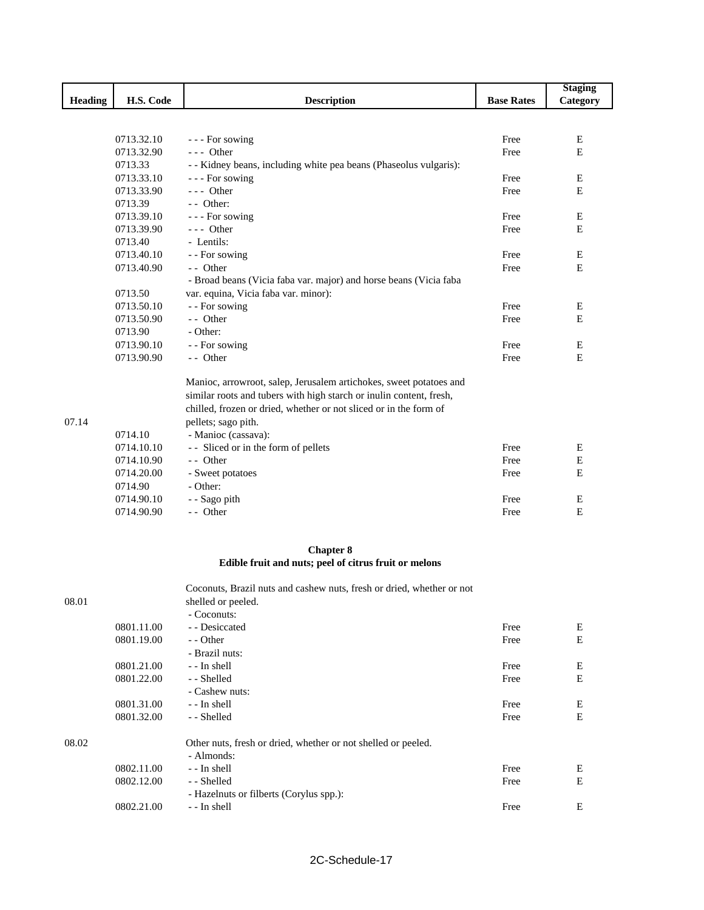| Heading | H.S. Code | Description | Base Rates | Staging Category |
|---|---|---|---|---|
| | 0713.32.10 | - - - For sowing | Free | E |
| | 0713.32.90 | - - - Other | Free | E |
| | 0713.33 | - - Kidney beans, including white pea beans (Phaseolus vulgaris): | | |
| | 0713.33.10 | - - - For sowing | Free | E |
| | 0713.33.90 | - - - Other | Free | E |
| | 0713.39 | - - Other: | | |
| | 0713.39.10 | - - - For sowing | Free | E |
| | 0713.39.90 | - - - Other | Free | E |
| | 0713.40 | - Lentils: | | |
| | 0713.40.10 | - - For sowing | Free | E |
| | 0713.40.90 | - - Other | Free | E |
| | 0713.50 | - Broad beans (Vicia faba var. major) and horse beans (Vicia faba var. equina, Vicia faba var. minor): | | |
| | 0713.50.10 | - - For sowing | Free | E |
| | 0713.50.90 | - - Other | Free | E |
| | 0713.90 | - Other: | | |
| | 0713.90.10 | - - For sowing | Free | E |
| | 0713.90.90 | - - Other | Free | E |
| 07.14 | | Manioc, arrowroot, salep, Jerusalem artichokes, sweet potatoes and similar roots and tubers with high starch or inulin content, fresh, chilled, frozen or dried, whether or not sliced or in the form of pellets; sago pith. | | |
| | 0714.10 | - Manioc (cassava): | | |
| | 0714.10.10 | - - Sliced or in the form of pellets | Free | E |
| | 0714.10.90 | - - Other | Free | E |
| | 0714.20.00 | - Sweet potatoes | Free | E |
| | 0714.90 | - Other: | | |
| | 0714.90.10 | - - Sago pith | Free | E |
| | 0714.90.90 | - - Other | Free | E |

## Chapter 8
## Edible fruit and nuts; peel of citrus fruit or melons

| Heading | H.S. Code | Description | Base Rates | Staging Category |
|---|---|---|---|---|
| 08.01 | | Coconuts, Brazil nuts and cashew nuts, fresh or dried, whether or not shelled or peeled. | | |
| | | - Coconuts: | | |
| | 0801.11.00 | - - Desiccated | Free | E |
| | 0801.19.00 | - - Other | Free | E |
| | | - Brazil nuts: | | |
| | 0801.21.00 | - - In shell | Free | E |
| | 0801.22.00 | - - Shelled | Free | E |
| | | - Cashew nuts: | | |
| | 0801.31.00 | - - In shell | Free | E |
| | 0801.32.00 | - - Shelled | Free | E |
| 08.02 | | Other nuts, fresh or dried, whether or not shelled or peeled. | | |
| | | - Almonds: | | |
| | 0802.11.00 | - - In shell | Free | E |
| | 0802.12.00 | - - Shelled | Free | E |
| | | - Hazelnuts or filberts (Corylus spp.): | | |
| | 0802.21.00 | - - In shell | Free | E |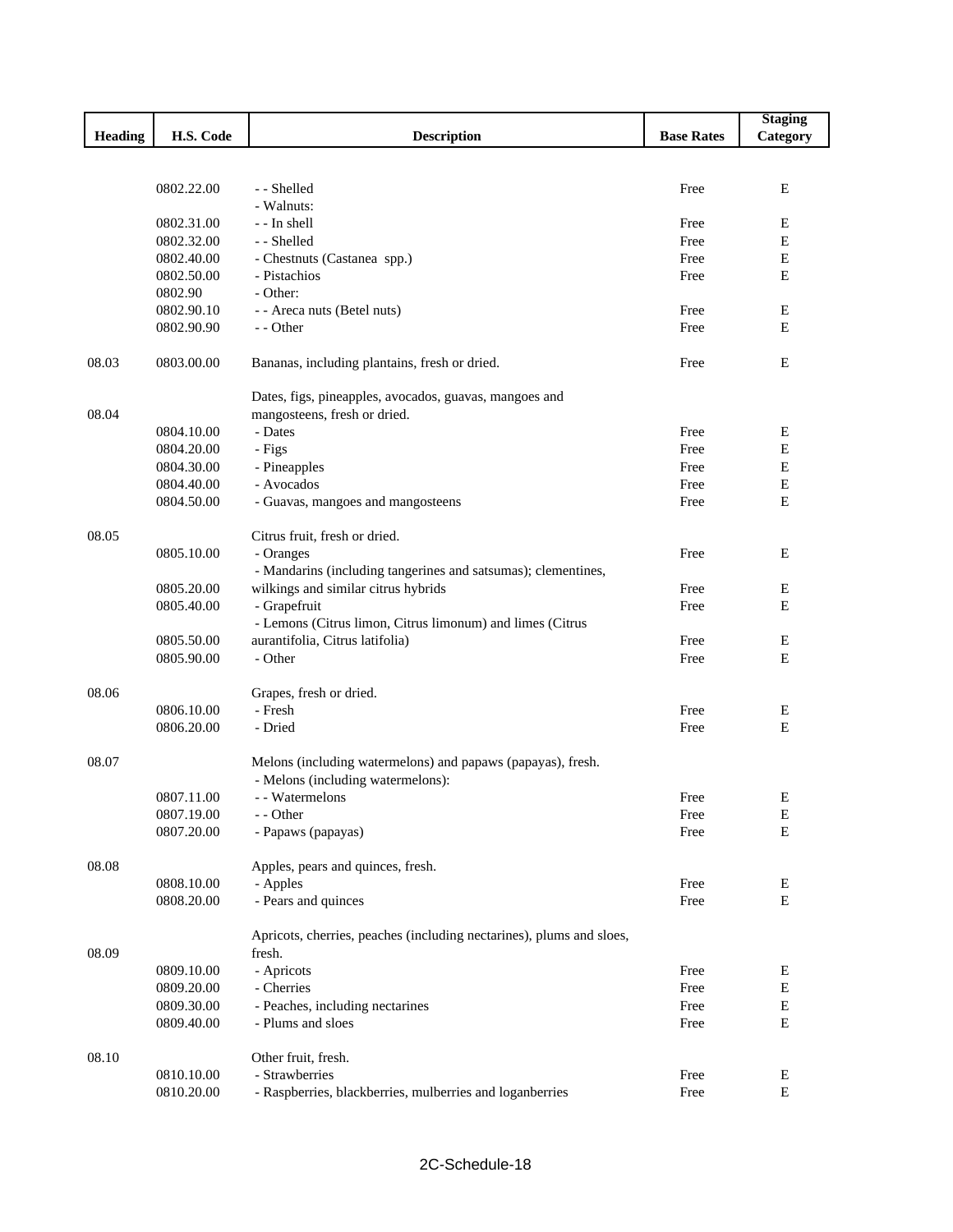| Heading | H.S. Code | Description | Base Rates | Staging Category |
|---|---|---|---|---|
| | 0802.22.00 | - - Shelled | Free | E |
| | | - Walnuts: | | |
| | 0802.31.00 | - - In shell | Free | E |
| | 0802.32.00 | - - Shelled | Free | E |
| | 0802.40.00 | - Chestnuts (Castanea spp.) | Free | E |
| | 0802.50.00 | - Pistachios | Free | E |
| | 0802.90 | - Other: | | |
| | 0802.90.10 | - - Areca nuts (Betel nuts) | Free | E |
| | 0802.90.90 | - - Other | Free | E |
| 08.03 | 0803.00.00 | Bananas, including plantains, fresh or dried. | Free | E |
| 08.04 | | Dates, figs, pineapples, avocados, guavas, mangoes and mangosteens, fresh or dried. | | |
| | 0804.10.00 | - Dates | Free | E |
| | 0804.20.00 | - Figs | Free | E |
| | 0804.30.00 | - Pineapples | Free | E |
| | 0804.40.00 | - Avocados | Free | E |
| | 0804.50.00 | - Guavas, mangoes and mangosteens | Free | E |
| 08.05 | | Citrus fruit, fresh or dried. | | |
| | 0805.10.00 | - Oranges | Free | E |
| | 0805.20.00 | - Mandarins (including tangerines and satsumas); clementines, wilkings and similar citrus hybrids | Free | E |
| | 0805.40.00 | - Grapefruit | Free | E |
| | 0805.50.00 | - Lemons (Citrus limon, Citrus limonum) and limes (Citrus aurantifolia, Citrus latifolia) | Free | E |
| | 0805.90.00 | - Other | Free | E |
| 08.06 | | Grapes, fresh or dried. | | |
| | 0806.10.00 | - Fresh | Free | E |
| | 0806.20.00 | - Dried | Free | E |
| 08.07 | | Melons (including watermelons) and papaws (papayas), fresh. | | |
| | | - Melons (including watermelons): | | |
| | 0807.11.00 | - - Watermelons | Free | E |
| | 0807.19.00 | - - Other | Free | E |
| | 0807.20.00 | - Papaws (papayas) | Free | E |
| 08.08 | | Apples, pears and quinces, fresh. | | |
| | 0808.10.00 | - Apples | Free | E |
| | 0808.20.00 | - Pears and quinces | Free | E |
| 08.09 | | Apricots, cherries, peaches (including nectarines), plums and sloes, fresh. | | |
| | 0809.10.00 | - Apricots | Free | E |
| | 0809.20.00 | - Cherries | Free | E |
| | 0809.30.00 | - Peaches, including nectarines | Free | E |
| | 0809.40.00 | - Plums and sloes | Free | E |
| 08.10 | | Other fruit, fresh. | | |
| | 0810.10.00 | - Strawberries | Free | E |
| | 0810.20.00 | - Raspberries, blackberries, mulberries and loganberries | Free | E |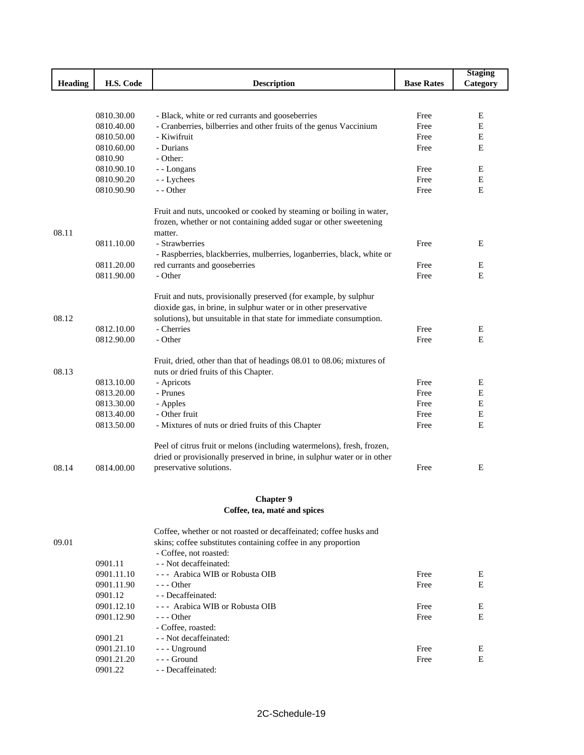| Heading | H.S. Code | Description | Base Rates | Staging Category |
|---|---|---|---|---|
| | 0810.30.00 | - Black, white or red currants and gooseberries | Free | E |
| | 0810.40.00 | - Cranberries, bilberries and other fruits of the genus Vaccinium | Free | E |
| | 0810.50.00 | - Kiwifruit | Free | E |
| | 0810.60.00 | - Durians | Free | E |
| | 0810.90 | - Other: | | |
| | 0810.90.10 | - - Longans | Free | E |
| | 0810.90.20 | - - Lychees | Free | E |
| | 0810.90.90 | - - Other | Free | E |
| 08.11 | | Fruit and nuts, uncooked or cooked by steaming or boiling in water, frozen, whether or not containing added sugar or other sweetening matter. | | |
| | 0811.10.00 | - Strawberries | Free | E |
| | 0811.20.00 | - Raspberries, blackberries, mulberries, loganberries, black, white or red currants and gooseberries | Free | E |
| | 0811.90.00 | - Other | Free | E |
| 08.12 | | Fruit and nuts, provisionally preserved (for example, by sulphur dioxide gas, in brine, in sulphur water or in other preservative solutions), but unsuitable in that state for immediate consumption. | | |
| | 0812.10.00 | - Cherries | Free | E |
| | 0812.90.00 | - Other | Free | E |
| 08.13 | | Fruit, dried, other than that of headings 08.01 to 08.06; mixtures of nuts or dried fruits of this Chapter. | | |
| | 0813.10.00 | - Apricots | Free | E |
| | 0813.20.00 | - Prunes | Free | E |
| | 0813.30.00 | - Apples | Free | E |
| | 0813.40.00 | - Other fruit | Free | E |
| | 0813.50.00 | - Mixtures of nuts or dried fruits of this Chapter | Free | E |
| 08.14 | 0814.00.00 | Peel of citrus fruit or melons (including watermelons), fresh, frozen, dried or provisionally preserved in brine, in sulphur water or in other preservative solutions. | Free | E |

## Chapter 9
## Coffee, tea, maté and spices

| Heading | H.S. Code | Description | Base Rates | Staging Category |
|---|---|---|---|---|
| 09.01 | | Coffee, whether or not roasted or decaffeinated; coffee husks and skins; coffee substitutes containing coffee in any proportion | | |
| | | - Coffee, not roasted: | | |
| | 0901.11 | - - Not decaffeinated: | | |
| | 0901.11.10 | - - - Arabica WIB or Robusta OIB | Free | E |
| | 0901.11.90 | - - - Other | Free | E |
| | 0901.12 | - - Decaffeinated: | | |
| | 0901.12.10 | - - - Arabica WIB or Robusta OIB | Free | E |
| | 0901.12.90 | - - - Other | Free | E |
| | | - Coffee, roasted: | | |
| | 0901.21 | - - Not decaffeinated: | | |
| | 0901.21.10 | - - - Unground | Free | E |
| | 0901.21.20 | - - - Ground | Free | E |
| | 0901.22 | - - Decaffeinated: | | |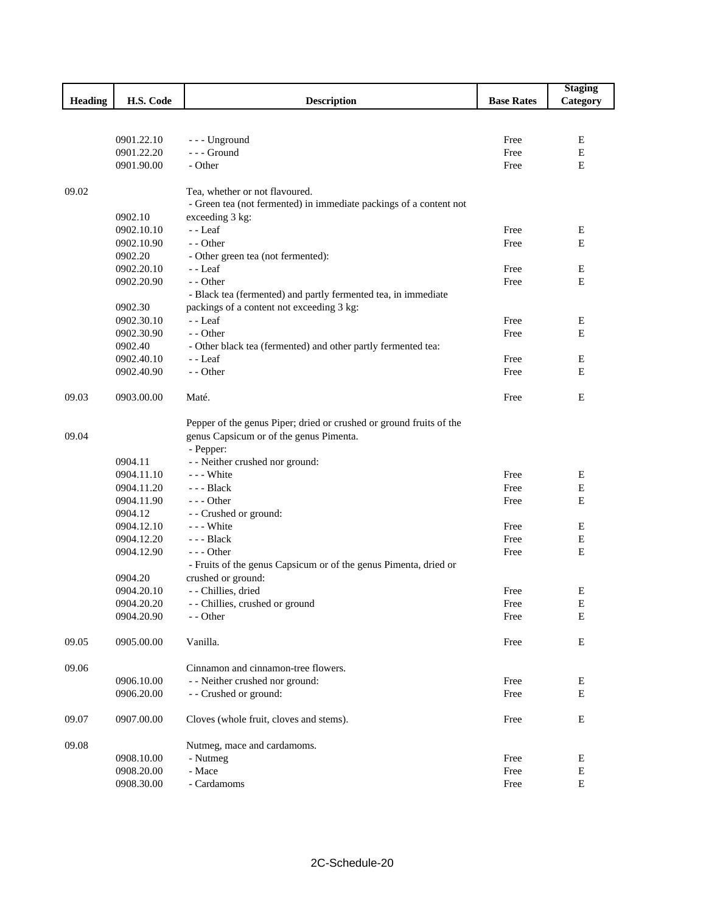| Heading | H.S. Code | Description | Base Rates | Staging Category |
|---|---|---|---|---|
| | 0901.22.10 | - - - Unground | Free | E |
| | 0901.22.20 | - - - Ground | Free | E |
| | 0901.90.00 | - Other | Free | E |
| 09.02 | | Tea, whether or not flavoured. | | |
| | 0902.10 | - Green tea (not fermented) in immediate packings of a content not exceeding 3 kg: | | |
| | 0902.10.10 | - - Leaf | Free | E |
| | 0902.10.90 | - - Other | Free | E |
| | 0902.20 | - Other green tea (not fermented): | | |
| | 0902.20.10 | - - Leaf | Free | E |
| | 0902.20.90 | - - Other | Free | E |
| | 0902.30 | - Black tea (fermented) and partly fermented tea, in immediate packings of a content not exceeding 3 kg: | | |
| | 0902.30.10 | - - Leaf | Free | E |
| | 0902.30.90 | - - Other | Free | E |
| | 0902.40 | - Other black tea (fermented) and other partly fermented tea: | | |
| | 0902.40.10 | - - Leaf | Free | E |
| | 0902.40.90 | - - Other | Free | E |
| 09.03 | 0903.00.00 | Maté. | Free | E |
| 09.04 | | Pepper of the genus Piper; dried or crushed or ground fruits of the genus Capsicum or of the genus Pimenta. | | |
| | | - Pepper: | | |
| | 0904.11 | - - Neither crushed nor ground: | | |
| | 0904.11.10 | - - - White | Free | E |
| | 0904.11.20 | - - - Black | Free | E |
| | 0904.11.90 | - - - Other | Free | E |
| | 0904.12 | - - Crushed or ground: | | |
| | 0904.12.10 | - - - White | Free | E |
| | 0904.12.20 | - - - Black | Free | E |
| | 0904.12.90 | - - - Other | Free | E |
| | 0904.20 | - Fruits of the genus Capsicum or of the genus Pimenta, dried or crushed or ground: | | |
| | 0904.20.10 | - - Chillies, dried | Free | E |
| | 0904.20.20 | - - Chillies, crushed or ground | Free | E |
| | 0904.20.90 | - - Other | Free | E |
| 09.05 | 0905.00.00 | Vanilla. | Free | E |
| 09.06 | | Cinnamon and cinnamon-tree flowers. | | |
| | 0906.10.00 | - - Neither crushed nor ground: | Free | E |
| | 0906.20.00 | - - Crushed or ground: | Free | E |
| 09.07 | 0907.00.00 | Cloves (whole fruit, cloves and stems). | Free | E |
| 09.08 | | Nutmeg, mace and cardamoms. | | |
| | 0908.10.00 | - Nutmeg | Free | E |
| | 0908.20.00 | - Mace | Free | E |
| | 0908.30.00 | - Cardamoms | Free | E |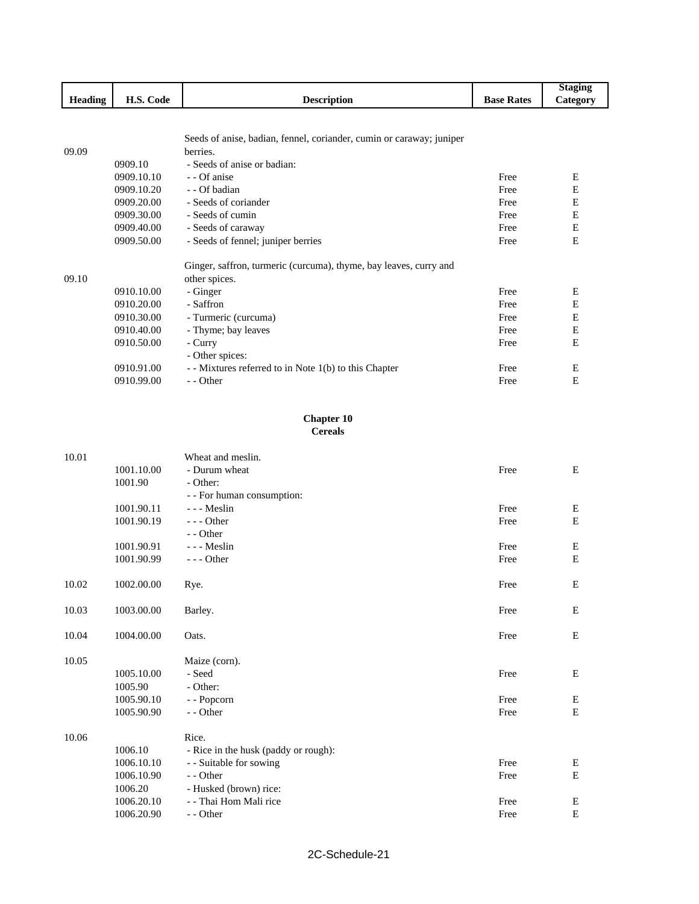| Heading | H.S. Code | Description | Base Rates | Staging Category |
|---|---|---|---|---|
| 09.09 | | Seeds of anise, badian, fennel, coriander, cumin or caraway; juniper berries. | | |
| | 0909.10 | - Seeds of anise or badian: | | |
| | 0909.10.10 | - - Of anise | Free | E |
| | 0909.10.20 | - - Of badian | Free | E |
| | 0909.20.00 | - Seeds of coriander | Free | E |
| | 0909.30.00 | - Seeds of cumin | Free | E |
| | 0909.40.00 | - Seeds of caraway | Free | E |
| | 0909.50.00 | - Seeds of fennel; juniper berries | Free | E |
| 09.10 | | Ginger, saffron, turmeric (curcuma), thyme, bay leaves, curry and other spices. | | |
| | 0910.10.00 | - Ginger | Free | E |
| | 0910.20.00 | - Saffron | Free | E |
| | 0910.30.00 | - Turmeric (curcuma) | Free | E |
| | 0910.40.00 | - Thyme; bay leaves | Free | E |
| | 0910.50.00 | - Curry | Free | E |
| | | - Other spices: | | |
| | 0910.91.00 | - - Mixtures referred to in Note 1(b) to this Chapter | Free | E |
| | 0910.99.00 | - - Other | Free | E |

**Chapter 10**
**Cereals**

| Heading | H.S. Code | Description | Base Rates | Staging Category |
|---|---|---|---|---|
| 10.01 | | Wheat and meslin. | | |
| | 1001.10.00 | - Durum wheat | Free | E |
| | 1001.90 | - Other: | | |
| | | - - For human consumption: | | |
| | 1001.90.11 | - - - Meslin | Free | E |
| | 1001.90.19 | - - - Other | Free | E |
| | | - - Other | | |
| | 1001.90.91 | - - - Meslin | Free | E |
| | 1001.90.99 | - - - Other | Free | E |
| 10.02 | 1002.00.00 | Rye. | Free | E |
| 10.03 | 1003.00.00 | Barley. | Free | E |
| 10.04 | 1004.00.00 | Oats. | Free | E |
| 10.05 | | Maize (corn). | | |
| | 1005.10.00 | - Seed | Free | E |
| | 1005.90 | - Other: | | |
| | 1005.90.10 | - - Popcorn | Free | E |
| | 1005.90.90 | - - Other | Free | E |
| 10.06 | | Rice. | | |
| | 1006.10 | - Rice in the husk (paddy or rough): | | |
| | 1006.10.10 | - - Suitable for sowing | Free | E |
| | 1006.10.90 | - - Other | Free | E |
| | 1006.20 | - Husked (brown) rice: | | |
| | 1006.20.10 | - - Thai Hom Mali rice | Free | E |
| | 1006.20.90 | - - Other | Free | E |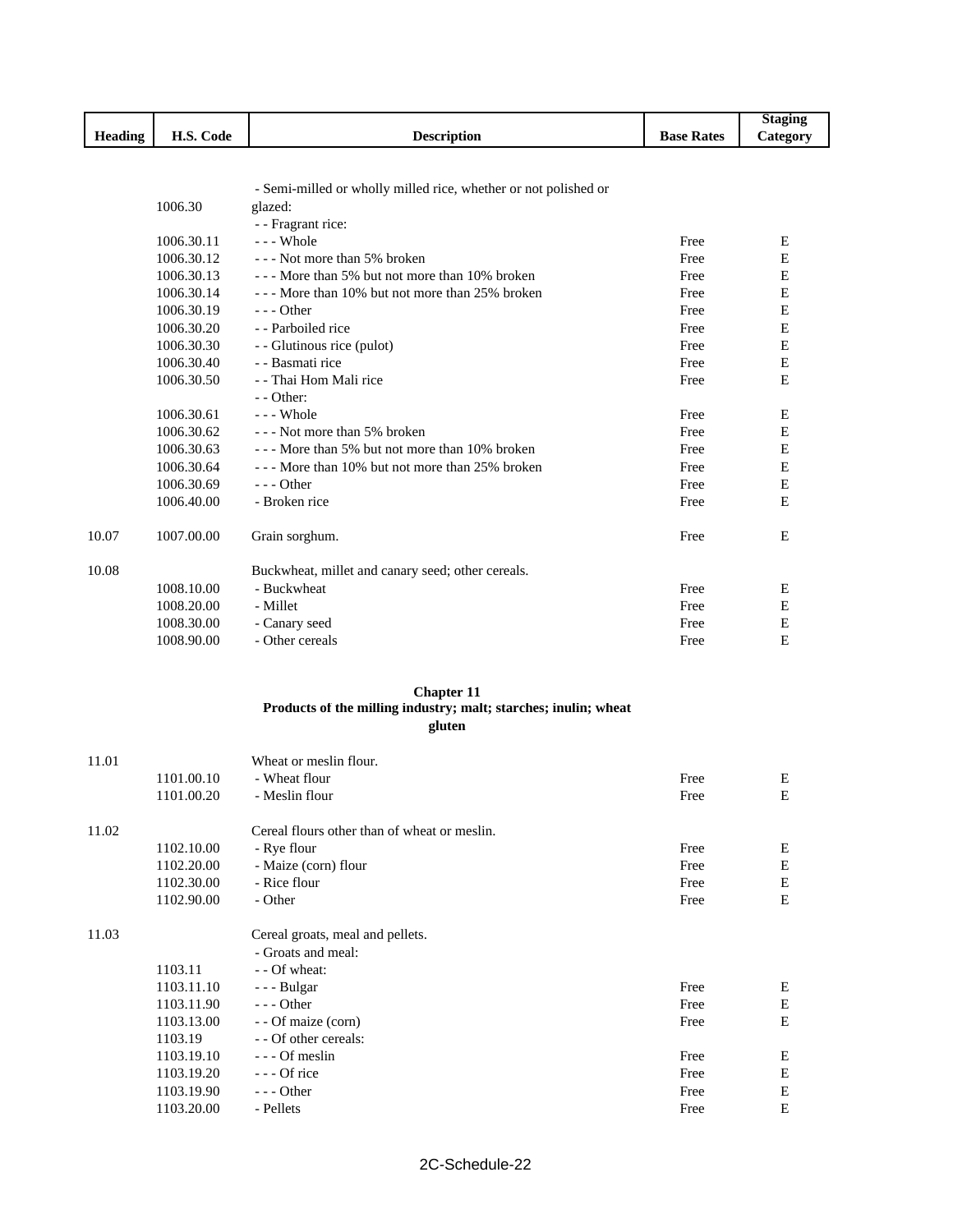| Heading | H.S. Code | Description | Base Rates | Staging Category |
|---|---|---|---|---|
| | 1006.30 | - Semi-milled or wholly milled rice, whether or not polished or glazed: | | |
| | | - - Fragrant rice: | | |
| | 1006.30.11 | - - - Whole | Free | E |
| | 1006.30.12 | - - - Not more than 5% broken | Free | E |
| | 1006.30.13 | - - - More than 5% but not more than 10% broken | Free | E |
| | 1006.30.14 | - - - More than 10% but not more than 25% broken | Free | E |
| | 1006.30.19 | - - - Other | Free | E |
| | 1006.30.20 | - - Parboiled rice | Free | E |
| | 1006.30.30 | - - Glutinous rice (pulot) | Free | E |
| | 1006.30.40 | - - Basmati rice | Free | E |
| | 1006.30.50 | - - Thai Hom Mali rice | Free | E |
| | | - - Other: | | |
| | 1006.30.61 | - - - Whole | Free | E |
| | 1006.30.62 | - - - Not more than 5% broken | Free | E |
| | 1006.30.63 | - - - More than 5% but not more than 10% broken | Free | E |
| | 1006.30.64 | - - - More than 10% but not more than 25% broken | Free | E |
| | 1006.30.69 | - - - Other | Free | E |
| | 1006.40.00 | - Broken rice | Free | E |
| 10.07 | 1007.00.00 | Grain sorghum. | Free | E |
| 10.08 | | Buckwheat, millet and canary seed; other cereals. | | |
| | 1008.10.00 | - Buckwheat | Free | E |
| | 1008.20.00 | - Millet | Free | E |
| | 1008.30.00 | - Canary seed | Free | E |
| | 1008.90.00 | - Other cereals | Free | E |

## Chapter 11
### Products of the milling industry; malt; starches; inulin; wheat gluten

| Heading | H.S. Code | Description | Base Rates | Staging Category |
|---|---|---|---|---|
| 11.01 | | Wheat or meslin flour. | | |
| | 1101.00.10 | - Wheat flour | Free | E |
| | 1101.00.20 | - Meslin flour | Free | E |
| 11.02 | | Cereal flours other than of wheat or meslin. | | |
| | 1102.10.00 | - Rye flour | Free | E |
| | 1102.20.00 | - Maize (corn) flour | Free | E |
| | 1102.30.00 | - Rice flour | Free | E |
| | 1102.90.00 | - Other | Free | E |
| 11.03 | | Cereal groats, meal and pellets. | | |
| | | - Groats and meal: | | |
| | 1103.11 | - - Of wheat: | | |
| | 1103.11.10 | - - - Bulgar | Free | E |
| | 1103.11.90 | - - - Other | Free | E |
| | 1103.13.00 | - - Of maize (corn) | Free | E |
| | 1103.19 | - - Of other cereals: | | |
| | 1103.19.10 | - - - Of meslin | Free | E |
| | 1103.19.20 | - - - Of rice | Free | E |
| | 1103.19.90 | - - - Other | Free | E |
| | 1103.20.00 | - Pellets | Free | E |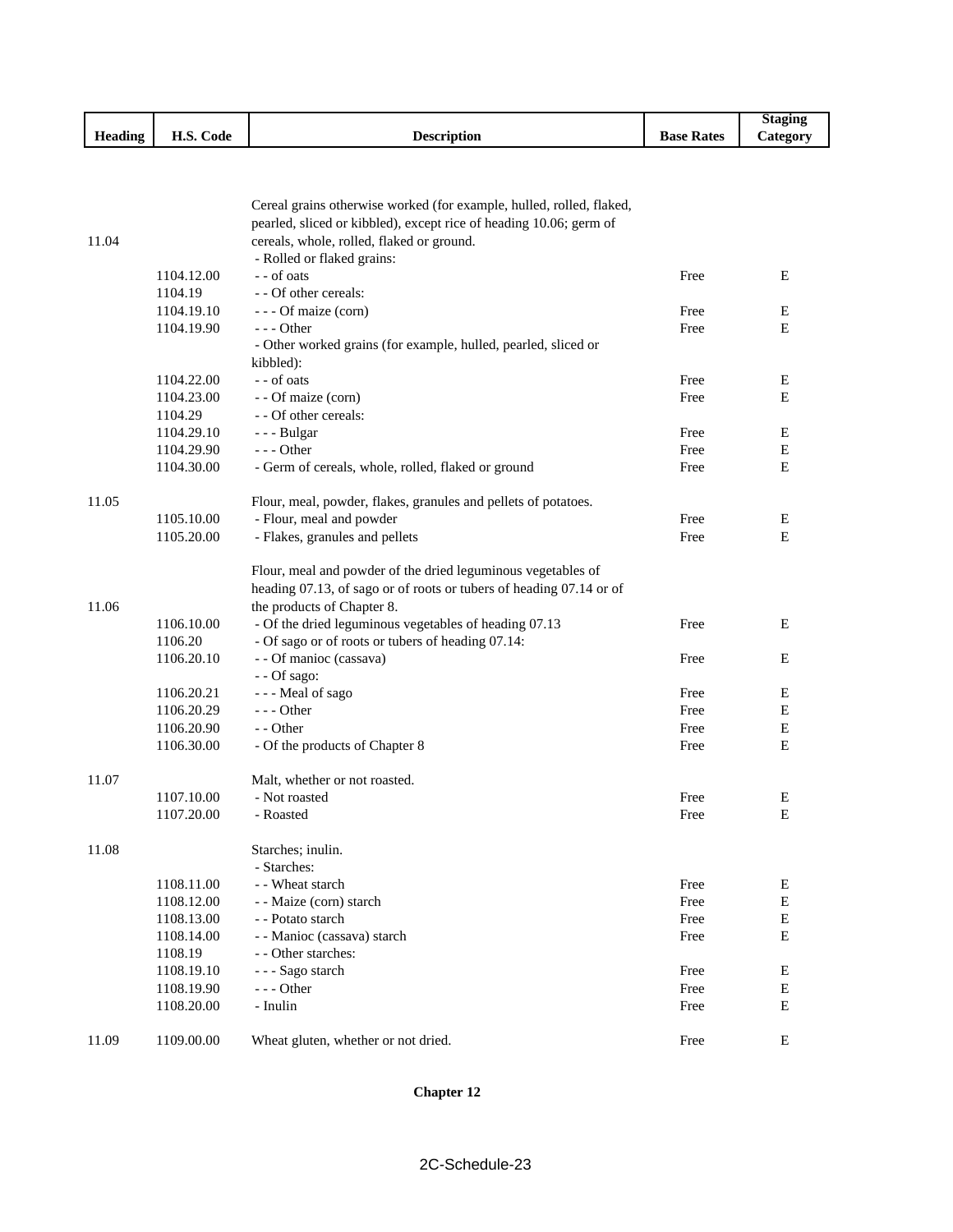| Heading | H.S. Code | Description | Base Rates | Staging Category |
|---|---|---|---|---|
| 11.04 | | Cereal grains otherwise worked (for example, hulled, rolled, flaked, pearled, sliced or kibbled), except rice of heading 10.06; germ of cereals, whole, rolled, flaked or ground. | | |
| | | - Rolled or flaked grains: | | |
| | 1104.12.00 | - - of oats | Free | E |
| | 1104.19 | - - Of other cereals: | | |
| | 1104.19.10 | - - - Of maize (corn) | Free | E |
| | 1104.19.90 | - - - Other | Free | E |
| | | - Other worked grains (for example, hulled, pearled, sliced or kibbled): | | |
| | 1104.22.00 | - - of oats | Free | E |
| | 1104.23.00 | - - Of maize (corn) | Free | E |
| | 1104.29 | - - Of other cereals: | | |
| | 1104.29.10 | - - - Bulgar | Free | E |
| | 1104.29.90 | - - - Other | Free | E |
| | 1104.30.00 | - Germ of cereals, whole, rolled, flaked or ground | Free | E |
| 11.05 | | Flour, meal, powder, flakes, granules and pellets of potatoes. | | |
| | 1105.10.00 | - Flour, meal and powder | Free | E |
| | 1105.20.00 | - Flakes, granules and pellets | Free | E |
| 11.06 | | Flour, meal and powder of the dried leguminous vegetables of heading 07.13, of sago or of roots or tubers of heading 07.14 or of the products of Chapter 8. | | |
| | 1106.10.00 | - Of the dried leguminous vegetables of heading 07.13 | Free | E |
| | 1106.20 | - Of sago or of roots or tubers of heading 07.14: | | |
| | 1106.20.10 | - - Of manioc (cassava) | Free | E |
| | | - - Of sago: | | |
| | 1106.20.21 | - - - Meal of sago | Free | E |
| | 1106.20.29 | - - - Other | Free | E |
| | 1106.20.90 | - - Other | Free | E |
| | 1106.30.00 | - Of the products of Chapter 8 | Free | E |
| 11.07 | | Malt, whether or not roasted. | | |
| | 1107.10.00 | - Not roasted | Free | E |
| | 1107.20.00 | - Roasted | Free | E |
| 11.08 | | Starches; inulin. | | |
| | | - Starches: | | |
| | 1108.11.00 | - - Wheat starch | Free | E |
| | 1108.12.00 | - - Maize (corn) starch | Free | E |
| | 1108.13.00 | - - Potato starch | Free | E |
| | 1108.14.00 | - - Manioc (cassava) starch | Free | E |
| | 1108.19 | - - Other starches: | | |
| | 1108.19.10 | - - - Sago starch | Free | E |
| | 1108.19.90 | - - - Other | Free | E |
| | 1108.20.00 | - Inulin | Free | E |
| 11.09 | 1109.00.00 | Wheat gluten, whether or not dried. | Free | E |

**Chapter 12**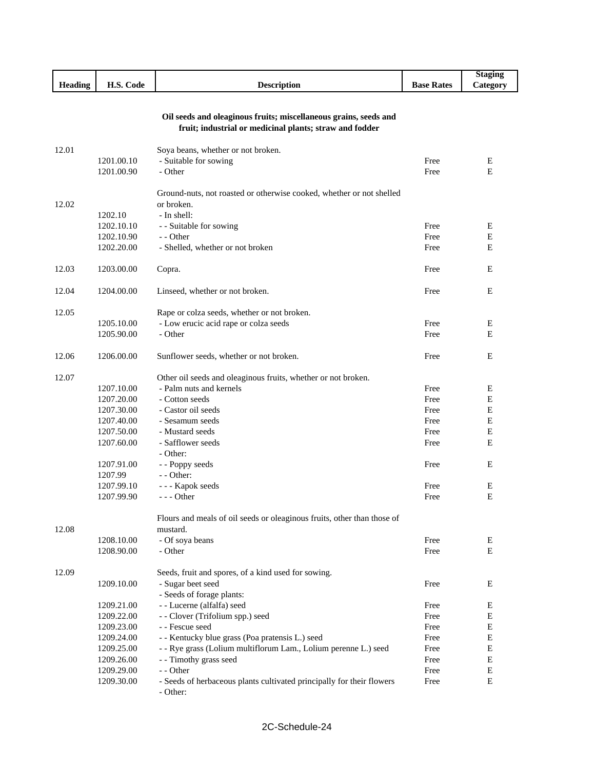| Heading | H.S. Code | Description | Base Rates | Staging Category |
|---|---|---|---|---|
| | | **Oil seeds and oleaginous fruits; miscellaneous grains, seeds and fruit; industrial or medicinal plants; straw and fodder** | | |
| 12.01 | | Soya beans, whether or not broken. | | |
| | 1201.00.10 | - Suitable for sowing | Free | E |
| | 1201.00.90 | - Other | Free | E |
| 12.02 | | Ground-nuts, not roasted or otherwise cooked, whether or not shelled or broken. | | |
| | 1202.10 | - In shell: | | |
| | 1202.10.10 | - - Suitable for sowing | Free | E |
| | 1202.10.90 | - - Other | Free | E |
| | 1202.20.00 | - Shelled, whether or not broken | Free | E |
| 12.03 | 1203.00.00 | Copra. | Free | E |
| 12.04 | 1204.00.00 | Linseed, whether or not broken. | Free | E |
| 12.05 | | Rape or colza seeds, whether or not broken. | | |
| | 1205.10.00 | - Low erucic acid rape or colza seeds | Free | E |
| | 1205.90.00 | - Other | Free | E |
| 12.06 | 1206.00.00 | Sunflower seeds, whether or not broken. | Free | E |
| 12.07 | | Other oil seeds and oleaginous fruits, whether or not broken. | | |
| | 1207.10.00 | - Palm nuts and kernels | Free | E |
| | 1207.20.00 | - Cotton seeds | Free | E |
| | 1207.30.00 | - Castor oil seeds | Free | E |
| | 1207.40.00 | - Sesamum seeds | Free | E |
| | 1207.50.00 | - Mustard seeds | Free | E |
| | 1207.60.00 | - Safflower seeds | Free | E |
| | | - Other: | | |
| | 1207.91.00 | - - Poppy seeds | Free | E |
| | 1207.99 | - - Other: | | |
| | 1207.99.10 | - - - Kapok seeds | Free | E |
| | 1207.99.90 | - - - Other | Free | E |
| 12.08 | | Flours and meals of oil seeds or oleaginous fruits, other than those of mustard. | | |
| | 1208.10.00 | - Of soya beans | Free | E |
| | 1208.90.00 | - Other | Free | E |
| 12.09 | | Seeds, fruit and spores, of a kind used for sowing. | | |
| | 1209.10.00 | - Sugar beet seed | Free | E |
| | | - Seeds of forage plants: | | |
| | 1209.21.00 | - - Lucerne (alfalfa) seed | Free | E |
| | 1209.22.00 | - - Clover (Trifolium spp.) seed | Free | E |
| | 1209.23.00 | - - Fescue seed | Free | E |
| | 1209.24.00 | - - Kentucky blue grass (Poa pratensis L.) seed | Free | E |
| | 1209.25.00 | - - Rye grass (Lolium multiflorum Lam., Lolium perenne L.) seed | Free | E |
| | 1209.26.00 | - - Timothy grass seed | Free | E |
| | 1209.29.00 | - - Other | Free | E |
| | 1209.30.00 | - Seeds of herbaceous plants cultivated principally for their flowers | Free | E |
| | | - Other: | | |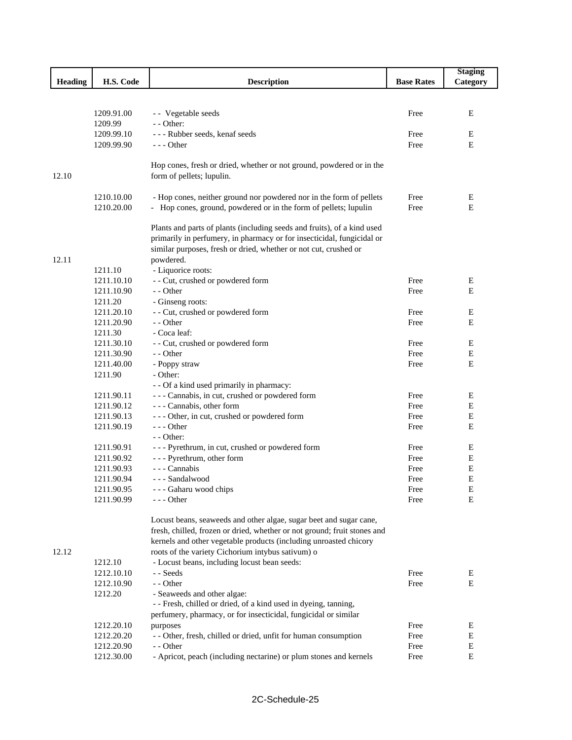| Heading | H.S. Code | Description | Base Rates | Staging Category |
|---|---|---|---|---|
| | 1209.91.00 | - - Vegetable seeds | Free | E |
| | 1209.99 | - - Other: | | |
| | 1209.99.10 | - - - Rubber seeds, kenaf seeds | Free | E |
| | 1209.99.90 | - - - Other | Free | E |
| 12.10 | | Hop cones, fresh or dried, whether or not ground, powdered or in the form of pellets; lupulin. | | |
| | 1210.10.00 | - Hop cones, neither ground nor powdered nor in the form of pellets | Free | E |
| | 1210.20.00 | - Hop cones, ground, powdered or in the form of pellets; lupulin | Free | E |
| 12.11 | | Plants and parts of plants (including seeds and fruits), of a kind used primarily in perfumery, in pharmacy or for insecticidal, fungicidal or similar purposes, fresh or dried, whether or not cut, crushed or powdered. | | |
| | 1211.10 | - Liquorice roots: | | |
| | 1211.10.10 | - - Cut, crushed or powdered form | Free | E |
| | 1211.10.90 | - - Other | Free | E |
| | 1211.20 | - Ginseng roots: | | |
| | 1211.20.10 | - - Cut, crushed or powdered form | Free | E |
| | 1211.20.90 | - - Other | Free | E |
| | 1211.30 | - Coca leaf: | | |
| | 1211.30.10 | - - Cut, crushed or powdered form | Free | E |
| | 1211.30.90 | - - Other | Free | E |
| | 1211.40.00 | - Poppy straw | Free | E |
| | 1211.90 | - Other: | | |
| | | - - Of a kind used primarily in pharmacy: | | |
| | 1211.90.11 | - - - Cannabis, in cut, crushed or powdered form | Free | E |
| | 1211.90.12 | - - - Cannabis, other form | Free | E |
| | 1211.90.13 | - - - Other, in cut, crushed or powdered form | Free | E |
| | 1211.90.19 | - - - Other | Free | E |
| | | - - Other: | | |
| | 1211.90.91 | - - - Pyrethrum, in cut, crushed or powdered form | Free | E |
| | 1211.90.92 | - - - Pyrethrum, other form | Free | E |
| | 1211.90.93 | - - - Cannabis | Free | E |
| | 1211.90.94 | - - - Sandalwood | Free | E |
| | 1211.90.95 | - - - Gaharu wood chips | Free | E |
| | 1211.90.99 | - - - Other | Free | E |
| 12.12 | | Locust beans, seaweeds and other algae, sugar beet and sugar cane, fresh, chilled, frozen or dried, whether or not ground; fruit stones and kernels and other vegetable products (including unroasted chicory roots of the variety Cichorium intybus sativum) o | | |
| | 1212.10 | - Locust beans, including locust bean seeds: | | |
| | 1212.10.10 | - - Seeds | Free | E |
| | 1212.10.90 | - - Other | Free | E |
| | 1212.20 | - Seaweeds and other algae: | | |
| | 1212.20.10 | - - Fresh, chilled or dried, of a kind used in dyeing, tanning, perfumery, pharmacy, or for insecticidal, fungicidal or similar purposes | Free | E |
| | 1212.20.20 | - - Other, fresh, chilled or dried, unfit for human consumption | Free | E |
| | 1212.20.90 | - - Other | Free | E |
| | 1212.30.00 | - Apricot, peach (including nectarine) or plum stones and kernels | Free | E |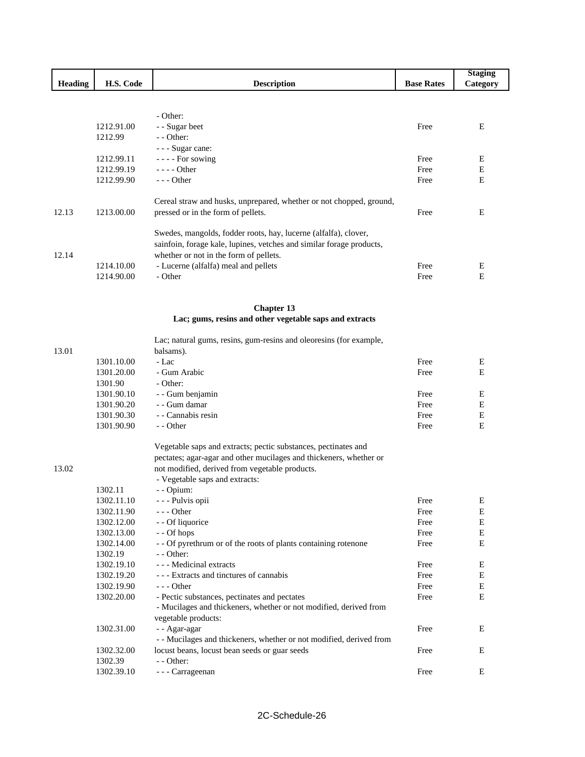| Heading | H.S. Code | Description | Base Rates | Staging Category |
|---|---|---|---|---|
| | | - Other: | | |
| | 1212.91.00 | - - Sugar beet | Free | E |
| | 1212.99 | - - Other: | | |
| | | - - - Sugar cane: | | |
| | 1212.99.11 | - - - - For sowing | Free | E |
| | 1212.99.19 | - - - - Other | Free | E |
| | 1212.99.90 | - - - Other | Free | E |
| 12.13 | 1213.00.00 | Cereal straw and husks, unprepared, whether or not chopped, ground, pressed or in the form of pellets. | Free | E |
| 12.14 | | Swedes, mangolds, fodder roots, hay, lucerne (alfalfa), clover, sainfoin, forage kale, lupines, vetches and similar forage products, whether or not in the form of pellets. | | |
| | 1214.10.00 | - Lucerne (alfalfa) meal and pellets | Free | E |
| | 1214.90.00 | - Other | Free | E |

## Chapter 13
### Lac; gums, resins and other vegetable saps and extracts

| Heading | H.S. Code | Description | Base Rates | Staging Category |
|---|---|---|---|---|
| 13.01 | | Lac; natural gums, resins, gum-resins and oleoresins (for example, balsams). | | |
| | 1301.10.00 | - Lac | Free | E |
| | 1301.20.00 | - Gum Arabic | Free | E |
| | 1301.90 | - Other: | | |
| | 1301.90.10 | - - Gum benjamin | Free | E |
| | 1301.90.20 | - - Gum damar | Free | E |
| | 1301.90.30 | - - Cannabis resin | Free | E |
| | 1301.90.90 | - - Other | Free | E |
| 13.02 | | Vegetable saps and extracts; pectic substances, pectinates and pectates; agar-agar and other mucilages and thickeners, whether or not modified, derived from vegetable products. | | |
| | | - Vegetable saps and extracts: | | |
| | 1302.11 | - - Opium: | | |
| | 1302.11.10 | - - - Pulvis opii | Free | E |
| | 1302.11.90 | - - - Other | Free | E |
| | 1302.12.00 | - - Of liquorice | Free | E |
| | 1302.13.00 | - - Of hops | Free | E |
| | 1302.14.00 | - - Of pyrethrum or of the roots of plants containing rotenone | Free | E |
| | 1302.19 | - - Other: | | |
| | 1302.19.10 | - - - Medicinal extracts | Free | E |
| | 1302.19.20 | - - - Extracts and tinctures of cannabis | Free | E |
| | 1302.19.90 | - - - Other | Free | E |
| | 1302.20.00 | - Pectic substances, pectinates and pectates | Free | E |
| | | - Mucilages and thickeners, whether or not modified, derived from vegetable products: | | |
| | 1302.31.00 | - - Agar-agar | Free | E |
| | 1302.32.00 | - - Mucilages and thickeners, whether or not modified, derived from locust beans, locust bean seeds or guar seeds | Free | E |
| | 1302.39 | - - Other: | | |
| | 1302.39.10 | - - - Carrageenan | Free | E |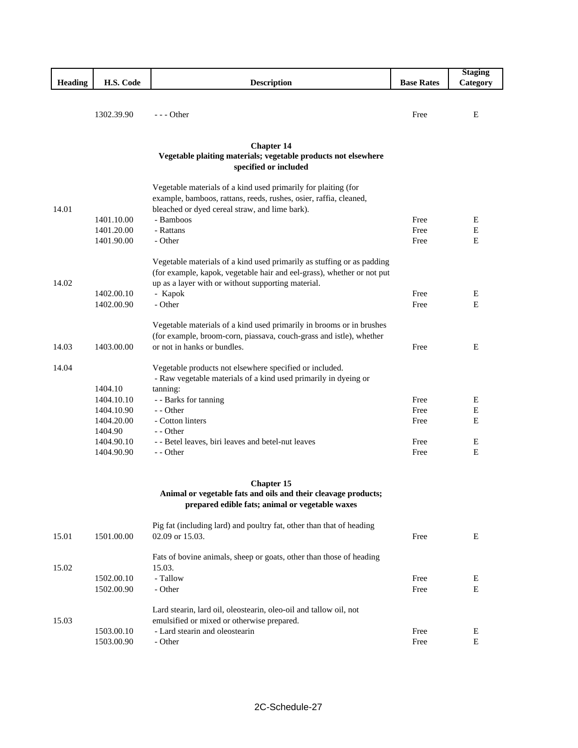| Heading | H.S. Code | Description | Base Rates | Staging Category |
|---|---|---|---|---|
| | 1302.39.90 | - - - Other | Free | E |
| | | **Chapter 14** **Vegetable plaiting materials; vegetable products not elsewhere specified or included** | | |
| 14.01 | | Vegetable materials of a kind used primarily for plaiting (for example, bamboos, rattans, reeds, rushes, osier, raffia, cleaned, bleached or dyed cereal straw, and lime bark). | | |
| | 1401.10.00 | - Bamboos | Free | E |
| | 1401.20.00 | - Rattans | Free | E |
| | 1401.90.00 | - Other | Free | E |
| 14.02 | | Vegetable materials of a kind used primarily as stuffing or as padding (for example, kapok, vegetable hair and eel-grass), whether or not put up as a layer with or without supporting material. | | |
| | 1402.00.10 | - Kapok | Free | E |
| | 1402.00.90 | - Other | Free | E |
| 14.03 | 1403.00.00 | Vegetable materials of a kind used primarily in brooms or in brushes (for example, broom-corn, piassava, couch-grass and istle), whether or not in hanks or bundles. | Free | E |
| 14.04 | | Vegetable products not elsewhere specified or included. | | |
| | 1404.10 | - Raw vegetable materials of a kind used primarily in dyeing or tanning: | | |
| | 1404.10.10 | - - Barks for tanning | Free | E |
| | 1404.10.90 | - - Other | Free | E |
| | 1404.20.00 | - Cotton linters | Free | E |
| | 1404.90 | - - Other | | |
| | 1404.90.10 | - - Betel leaves, biri leaves and betel-nut leaves | Free | E |
| | 1404.90.90 | - - Other | Free | E |
| | | **Chapter 15** **Animal or vegetable fats and oils and their cleavage products; prepared edible fats; animal or vegetable waxes** | | |
| 15.01 | 1501.00.00 | Pig fat (including lard) and poultry fat, other than that of heading 02.09 or 15.03. | Free | E |
| 15.02 | | Fats of bovine animals, sheep or goats, other than those of heading 15.03. | | |
| | 1502.00.10 | - Tallow | Free | E |
| | 1502.00.90 | - Other | Free | E |
| 15.03 | | Lard stearin, lard oil, oleostearin, oleo-oil and tallow oil, not emulsified or mixed or otherwise prepared. | | |
| | 1503.00.10 | - Lard stearin and oleostearin | Free | E |
| | 1503.00.90 | - Other | Free | E |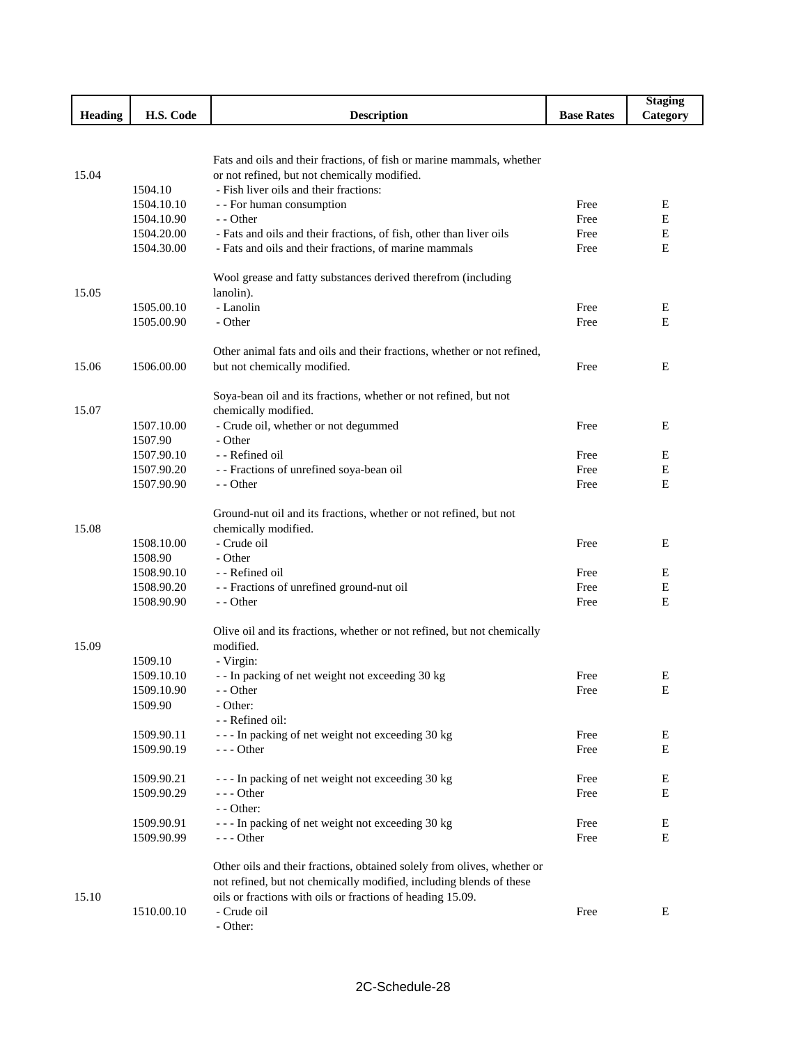| Heading | H.S. Code | Description | Base Rates | Staging Category |
|---|---|---|---|---|
| 15.04 | | Fats and oils and their fractions, of fish or marine mammals, whether or not refined, but not chemically modified. | | |
| | 1504.10 | - Fish liver oils and their fractions: | | |
| | 1504.10.10 | - - For human consumption | Free | E |
| | 1504.10.90 | - - Other | Free | E |
| | 1504.20.00 | - Fats and oils and their fractions, of fish, other than liver oils | Free | E |
| | 1504.30.00 | - Fats and oils and their fractions, of marine mammals | Free | E |
| 15.05 | | Wool grease and fatty substances derived therefrom (including lanolin). | | |
| | 1505.00.10 | - Lanolin | Free | E |
| | 1505.00.90 | - Other | Free | E |
| 15.06 | 1506.00.00 | Other animal fats and oils and their fractions, whether or not refined, but not chemically modified. | Free | E |
| 15.07 | | Soya-bean oil and its fractions, whether or not refined, but not chemically modified. | | |
| | 1507.10.00 | - Crude oil, whether or not degummed | Free | E |
| | 1507.90 | - Other | | |
| | 1507.90.10 | - - Refined oil | Free | E |
| | 1507.90.20 | - - Fractions of unrefined soya-bean oil | Free | E |
| | 1507.90.90 | - - Other | Free | E |
| 15.08 | | Ground-nut oil and its fractions, whether or not refined, but not chemically modified. | | |
| | 1508.10.00 | - Crude oil | Free | E |
| | 1508.90 | - Other | | |
| | 1508.90.10 | - - Refined oil | Free | E |
| | 1508.90.20 | - - Fractions of unrefined ground-nut oil | Free | E |
| | 1508.90.90 | - - Other | Free | E |
| 15.09 | | Olive oil and its fractions, whether or not refined, but not chemically modified. | | |
| | 1509.10 | - Virgin: | | |
| | 1509.10.10 | - - In packing of net weight not exceeding 30 kg | Free | E |
| | 1509.10.90 | - - Other | Free | E |
| | 1509.90 | - Other: | | |
| | | - - Refined oil: | | |
| | 1509.90.11 | - - - In packing of net weight not exceeding 30 kg | Free | E |
| | 1509.90.19 | - - - Other | Free | E |
| | 1509.90.21 | - - - In packing of net weight not exceeding 30 kg | Free | E |
| | 1509.90.29 | - - - Other | Free | E |
| | | - - Other: | | |
| | 1509.90.91 | - - - In packing of net weight not exceeding 30 kg | Free | E |
| | 1509.90.99 | - - - Other | Free | E |
| 15.10 | | Other oils and their fractions, obtained solely from olives, whether or not refined, but not chemically modified, including blends of these oils or fractions with oils or fractions of heading 15.09. | | |
| | 1510.00.10 | - Crude oil | Free | E |
| | | - Other: | | |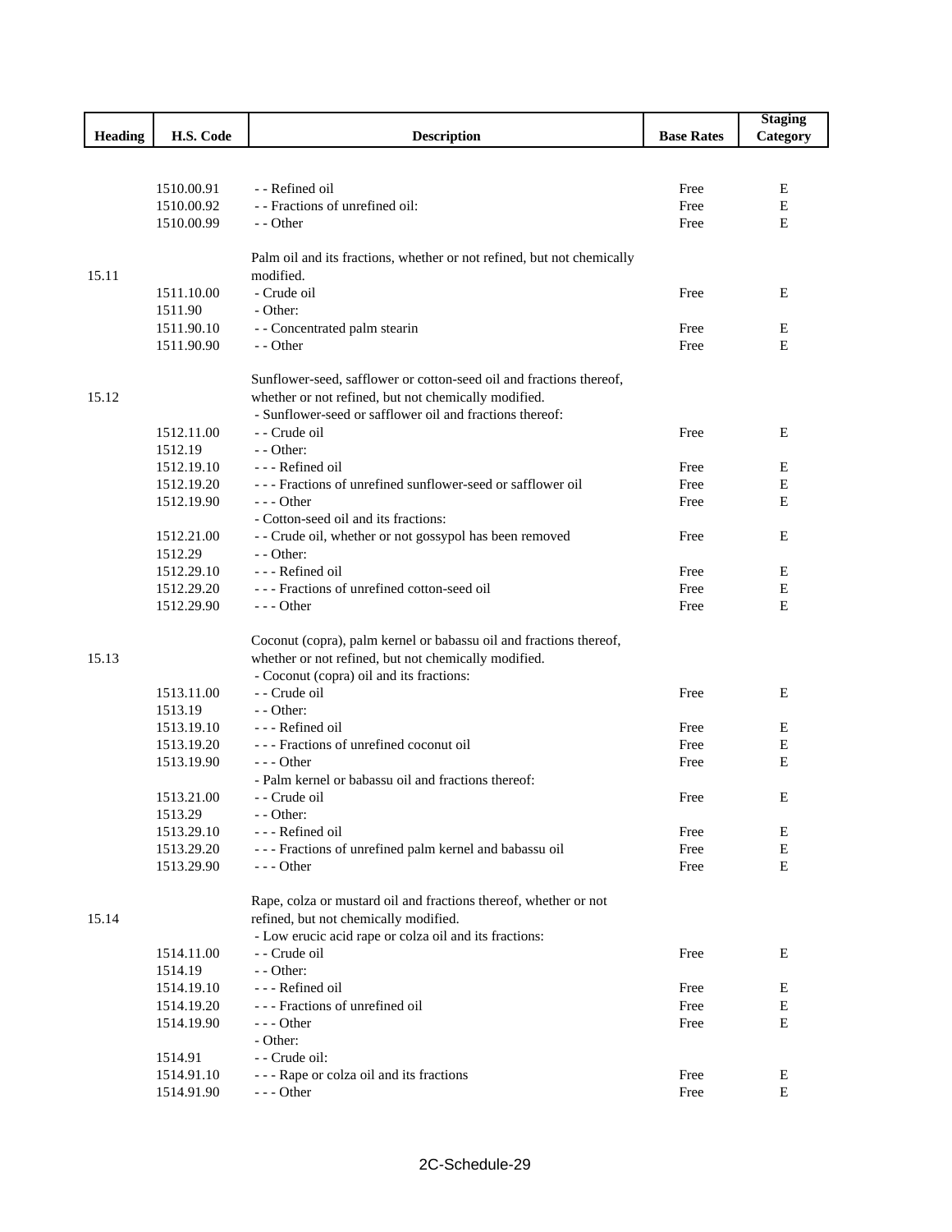| Heading | H.S. Code | Description | Base Rates | Staging Category |
|---|---|---|---|---|
| | 1510.00.91 | - - Refined oil | Free | E |
| | 1510.00.92 | - - Fractions of unrefined oil: | Free | E |
| | 1510.00.99 | - - Other | Free | E |
| 15.11 | | Palm oil and its fractions, whether or not refined, but not chemically modified. | | |
| | 1511.10.00 | - Crude oil | Free | E |
| | 1511.90 | - Other: | | |
| | 1511.90.10 | - - Concentrated palm stearin | Free | E |
| | 1511.90.90 | - - Other | Free | E |
| 15.12 | | Sunflower-seed, safflower or cotton-seed oil and fractions thereof, whether or not refined, but not chemically modified. | | |
| | | - Sunflower-seed or safflower oil and fractions thereof: | | |
| | 1512.11.00 | - - Crude oil | Free | E |
| | 1512.19 | - - Other: | | |
| | 1512.19.10 | - - - Refined oil | Free | E |
| | 1512.19.20 | - - - Fractions of unrefined sunflower-seed or safflower oil | Free | E |
| | 1512.19.90 | - - - Other | Free | E |
| | | - Cotton-seed oil and its fractions: | | |
| | 1512.21.00 | - - Crude oil, whether or not gossypol has been removed | Free | E |
| | 1512.29 | - - Other: | | |
| | 1512.29.10 | - - - Refined oil | Free | E |
| | 1512.29.20 | - - - Fractions of unrefined cotton-seed oil | Free | E |
| | 1512.29.90 | - - - Other | Free | E |
| 15.13 | | Coconut (copra), palm kernel or babassu oil and fractions thereof, whether or not refined, but not chemically modified. | | |
| | | - Coconut (copra) oil and its fractions: | | |
| | 1513.11.00 | - - Crude oil | Free | E |
| | 1513.19 | - - Other: | | |
| | 1513.19.10 | - - - Refined oil | Free | E |
| | 1513.19.20 | - - - Fractions of unrefined coconut oil | Free | E |
| | 1513.19.90 | - - - Other | Free | E |
| | | - Palm kernel or babassu oil and fractions thereof: | | |
| | 1513.21.00 | - - Crude oil | Free | E |
| | 1513.29 | - - Other: | | |
| | 1513.29.10 | - - - Refined oil | Free | E |
| | 1513.29.20 | - - - Fractions of unrefined palm kernel and babassu oil | Free | E |
| | 1513.29.90 | - - - Other | Free | E |
| 15.14 | | Rape, colza or mustard oil and fractions thereof, whether or not refined, but not chemically modified. | | |
| | | - Low erucic acid rape or colza oil and its fractions: | | |
| | 1514.11.00 | - - Crude oil | Free | E |
| | 1514.19 | - - Other: | | |
| | 1514.19.10 | - - - Refined oil | Free | E |
| | 1514.19.20 | - - - Fractions of unrefined oil | Free | E |
| | 1514.19.90 | - - - Other | Free | E |
| | | - Other: | | |
| | 1514.91 | - - Crude oil: | | |
| | 1514.91.10 | - - - Rape or colza oil and its fractions | Free | E |
| | 1514.91.90 | - - - Other | Free | E |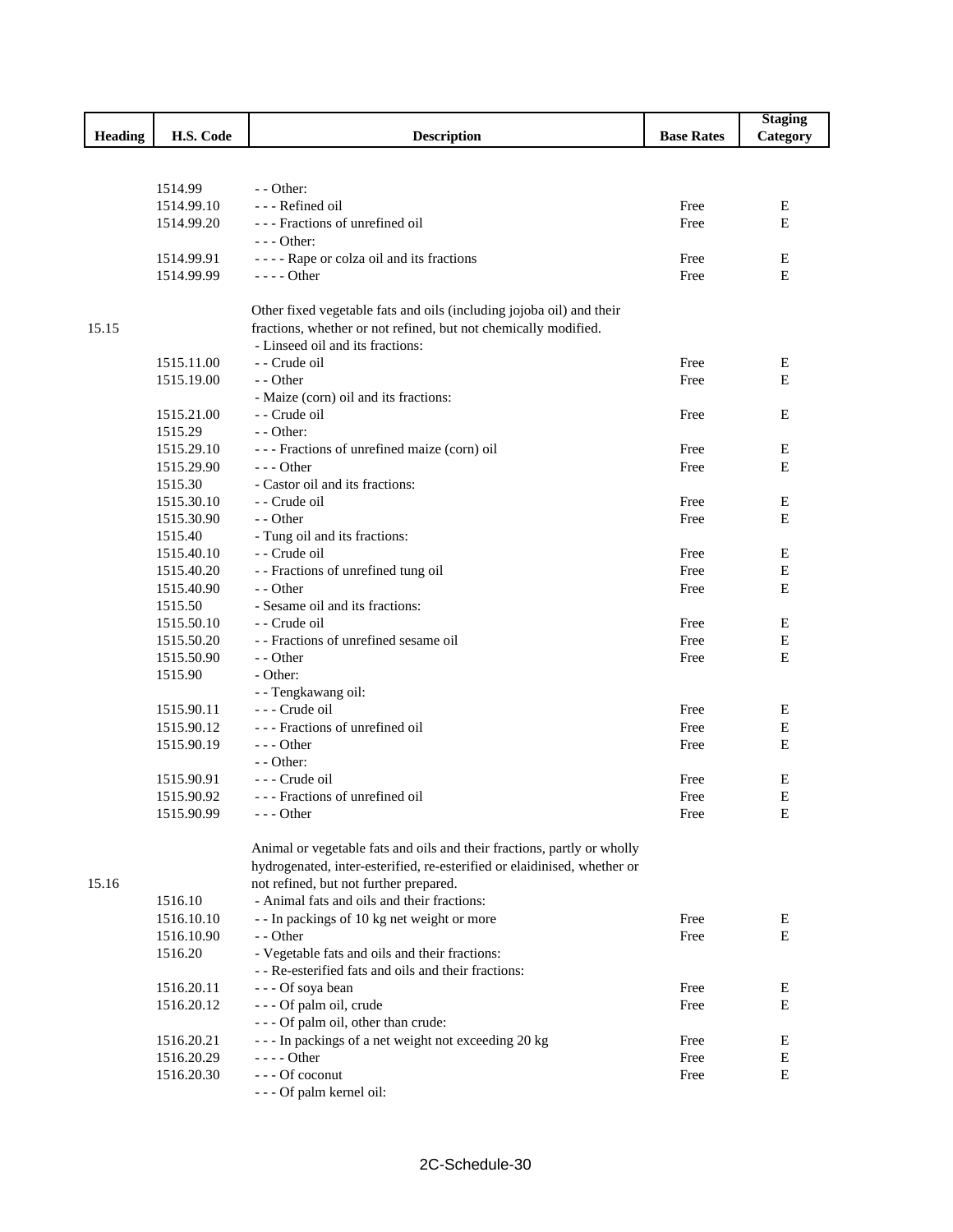| Heading | H.S. Code | Description | Base Rates | Staging Category |
|---|---|---|---|---|
| | 1514.99 | - - Other: | | |
| | 1514.99.10 | - - - Refined oil | Free | E |
| | 1514.99.20 | - - - Fractions of unrefined oil | Free | E |
| | | - - - Other: | | |
| | 1514.99.91 | - - - - Rape or colza oil and its fractions | Free | E |
| | 1514.99.99 | - - - - Other | Free | E |
| 15.15 | | Other fixed vegetable fats and oils (including jojoba oil) and their fractions, whether or not refined, but not chemically modified. | | |
| | | - Linseed oil and its fractions: | | |
| | 1515.11.00 | - - Crude oil | Free | E |
| | 1515.19.00 | - - Other | Free | E |
| | | - Maize (corn) oil and its fractions: | | |
| | 1515.21.00 | - - Crude oil | Free | E |
| | 1515.29 | - - Other: | | |
| | 1515.29.10 | - - - Fractions of unrefined maize (corn) oil | Free | E |
| | 1515.29.90 | - - - Other | Free | E |
| | 1515.30 | - Castor oil and its fractions: | | |
| | 1515.30.10 | - - Crude oil | Free | E |
| | 1515.30.90 | - - Other | Free | E |
| | 1515.40 | - Tung oil and its fractions: | | |
| | 1515.40.10 | - - Crude oil | Free | E |
| | 1515.40.20 | - - Fractions of unrefined tung oil | Free | E |
| | 1515.40.90 | - - Other | Free | E |
| | 1515.50 | - Sesame oil and its fractions: | | |
| | 1515.50.10 | - - Crude oil | Free | E |
| | 1515.50.20 | - - Fractions of unrefined sesame oil | Free | E |
| | 1515.50.90 | - - Other | Free | E |
| | 1515.90 | - Other: | | |
| | | - - Tengkawang oil: | | |
| | 1515.90.11 | - - - Crude oil | Free | E |
| | 1515.90.12 | - - - Fractions of unrefined oil | Free | E |
| | 1515.90.19 | - - - Other | Free | E |
| | | - - Other: | | |
| | 1515.90.91 | - - - Crude oil | Free | E |
| | 1515.90.92 | - - - Fractions of unrefined oil | Free | E |
| | 1515.90.99 | - - - Other | Free | E |
| 15.16 | | Animal or vegetable fats and oils and their fractions, partly or wholly hydrogenated, inter-esterified, re-esterified or elaidinised, whether or not refined, but not further prepared. | | |
| | 1516.10 | - Animal fats and oils and their fractions: | | |
| | 1516.10.10 | - - In packings of 10 kg net weight or more | Free | E |
| | 1516.10.90 | - - Other | Free | E |
| | 1516.20 | - Vegetable fats and oils and their fractions: | | |
| | | - - Re-esterified fats and oils and their fractions: | | |
| | 1516.20.11 | - - - Of soya bean | Free | E |
| | 1516.20.12 | - - - Of palm oil, crude | Free | E |
| | | - - - Of palm oil, other than crude: | | |
| | 1516.20.21 | - - - In packings of a net weight not exceeding 20 kg | Free | E |
| | 1516.20.29 | - - - - Other | Free | E |
| | 1516.20.30 | - - - Of coconut | Free | E |
| | | - - - Of palm kernel oil: | | |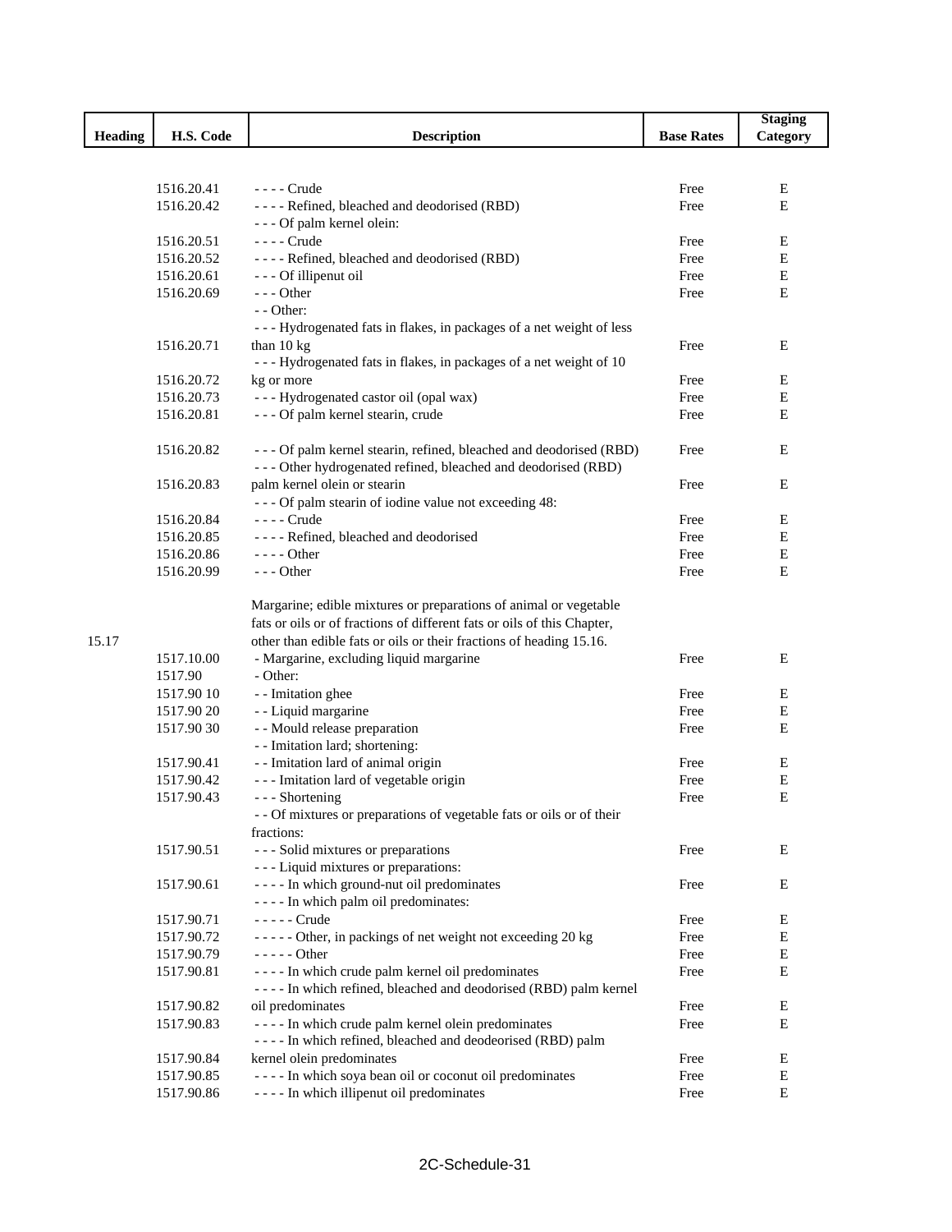| Heading | H.S. Code | Description | Base Rates | Staging Category |
|---|---|---|---|---|
| | 1516.20.41 | - - - - Crude | Free | E |
| | 1516.20.42 | - - - - Refined, bleached and deodorised (RBD) | Free | E |
| | | - - - Of palm kernel olein: | | |
| | 1516.20.51 | - - - - Crude | Free | E |
| | 1516.20.52 | - - - - Refined, bleached and deodorised (RBD) | Free | E |
| | 1516.20.61 | - - - Of illipenut oil | Free | E |
| | 1516.20.69 | - - - Other | Free | E |
| | | - - Other: | | |
| | 1516.20.71 | - - - Hydrogenated fats in flakes, in packages of a net weight of less than 10 kg | Free | E |
| | 1516.20.72 | - - - Hydrogenated fats in flakes, in packages of a net weight of 10 kg or more | Free | E |
| | 1516.20.73 | - - - Hydrogenated castor oil (opal wax) | Free | E |
| | 1516.20.81 | - - - Of palm kernel stearin, crude | Free | E |
| | 1516.20.82 | - - - Of palm kernel stearin, refined, bleached and deodorised (RBD) | Free | E |
| | 1516.20.83 | - - - Other hydrogenated refined, bleached and deodorised (RBD) palm kernel olein or stearin | Free | E |
| | | - - - Of palm stearin of iodine value not exceeding 48: | | |
| | 1516.20.84 | - - - - Crude | Free | E |
| | 1516.20.85 | - - - - Refined, bleached and deodorised | Free | E |
| | 1516.20.86 | - - - - Other | Free | E |
| | 1516.20.99 | - - - Other | Free | E |
| 15.17 | | Margarine; edible mixtures or preparations of animal or vegetable fats or oils or of fractions of different fats or oils of this Chapter, other than edible fats or oils or their fractions of heading 15.16. | | |
| | 1517.10.00 | - Margarine, excluding liquid margarine | Free | E |
| | 1517.90 | - Other: | | |
| | 1517.90 10 | - - Imitation ghee | Free | E |
| | 1517.90 20 | - - Liquid margarine | Free | E |
| | 1517.90 30 | - - Mould release preparation | Free | E |
| | | - - Imitation lard; shortening: | | |
| | 1517.90.41 | - - Imitation lard of animal origin | Free | E |
| | 1517.90.42 | - - - Imitation lard of vegetable origin | Free | E |
| | 1517.90.43 | - - - Shortening | Free | E |
| | | - - Of mixtures or preparations of vegetable fats or oils or of their fractions: | | |
| | 1517.90.51 | - - - Solid mixtures or preparations | Free | E |
| | | - - - Liquid mixtures or preparations: | | |
| | 1517.90.61 | - - - - In which ground-nut oil predominates | Free | E |
| | | - - - - In which palm oil predominates: | | |
| | 1517.90.71 | - - - - - Crude | Free | E |
| | 1517.90.72 | - - - - - Other, in packings of net weight not exceeding 20 kg | Free | E |
| | 1517.90.79 | - - - - - Other | Free | E |
| | 1517.90.81 | - - - - In which crude palm kernel oil predominates | Free | E |
| | 1517.90.82 | - - - - In which refined, bleached and deodorised (RBD) palm kernel oil predominates | Free | E |
| | 1517.90.83 | - - - - In which crude palm kernel olein predominates | Free | E |
| | 1517.90.84 | - - - - In which refined, bleached and deodeorised (RBD) palm kernel olein predominates | Free | E |
| | 1517.90.85 | - - - - In which soya bean oil or coconut oil predominates | Free | E |
| | 1517.90.86 | - - - - In which illipenut oil predominates | Free | E |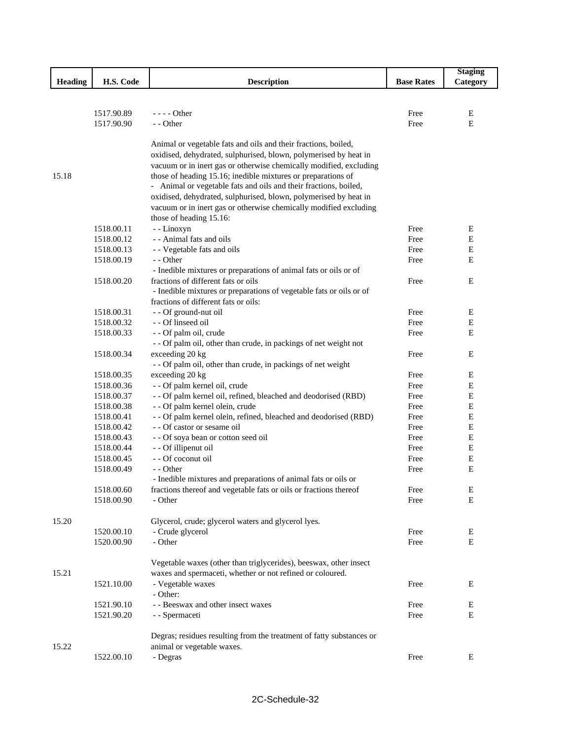| Heading | H.S. Code | Description | Base Rates | Staging Category |
|---|---|---|---|---|
| | 1517.90.89 | - - - - Other | Free | E |
| | 1517.90.90 | - - Other | Free | E |
| 15.18 | | Animal or vegetable fats and oils and their fractions, boiled, oxidised, dehydrated, sulphurised, blown, polymerised by heat in vacuum or in inert gas or otherwise chemically modified, excluding those of heading 15.16; inedible mixtures or preparations of | | |
| | | - Animal or vegetable fats and oils and their fractions, boiled, oxidised, dehydrated, sulphurised, blown, polymerised by heat in vacuum or in inert gas or otherwise chemically modified excluding those of heading 15.16: | | |
| | 1518.00.11 | - - Linoxyn | Free | E |
| | 1518.00.12 | - - Animal fats and oils | Free | E |
| | 1518.00.13 | - - Vegetable fats and oils | Free | E |
| | 1518.00.19 | - - Other | Free | E |
| | 1518.00.20 | - Inedible mixtures or preparations of animal fats or oils or of fractions of different fats or oils | Free | E |
| | | - Inedible mixtures or preparations of vegetable fats or oils or of fractions of different fats or oils: | | |
| | 1518.00.31 | - - Of ground-nut oil | Free | E |
| | 1518.00.32 | - - Of linseed oil | Free | E |
| | 1518.00.33 | - - Of palm oil, crude | Free | E |
| | 1518.00.34 | - - Of palm oil, other than crude, in packings of net weight not exceeding 20 kg | Free | E |
| | 1518.00.35 | - - Of palm oil, other than crude, in packings of net weight exceeding 20 kg | Free | E |
| | 1518.00.36 | - - Of palm kernel oil, crude | Free | E |
| | 1518.00.37 | - - Of palm kernel oil, refined, bleached and deodorised (RBD) | Free | E |
| | 1518.00.38 | - - Of palm kernel olein, crude | Free | E |
| | 1518.00.41 | - - Of palm kernel olein, refined, bleached and deodorised (RBD) | Free | E |
| | 1518.00.42 | - - Of castor or sesame oil | Free | E |
| | 1518.00.43 | - - Of soya bean or cotton seed oil | Free | E |
| | 1518.00.44 | - - Of illipenut oil | Free | E |
| | 1518.00.45 | - - Of coconut oil | Free | E |
| | 1518.00.49 | - - Other | Free | E |
| | 1518.00.60 | - Inedible mixtures and preparations of animal fats or oils or fractions thereof and vegetable fats or oils or fractions thereof | Free | E |
| | 1518.00.90 | - Other | Free | E |
| 15.20 | | Glycerol, crude; glycerol waters and glycerol lyes. | | |
| | 1520.00.10 | - Crude glycerol | Free | E |
| | 1520.00.90 | - Other | Free | E |
| 15.21 | | Vegetable waxes (other than triglycerides), beeswax, other insect waxes and spermaceti, whether or not refined or coloured. | | |
| | 1521.10.00 | - Vegetable waxes | Free | E |
| | | - Other: | | |
| | 1521.90.10 | - - Beeswax and other insect waxes | Free | E |
| | 1521.90.20 | - - Spermaceti | Free | E |
| 15.22 | | Degras; residues resulting from the treatment of fatty substances or animal or vegetable waxes. | | |
| | 1522.00.10 | - Degras | Free | E |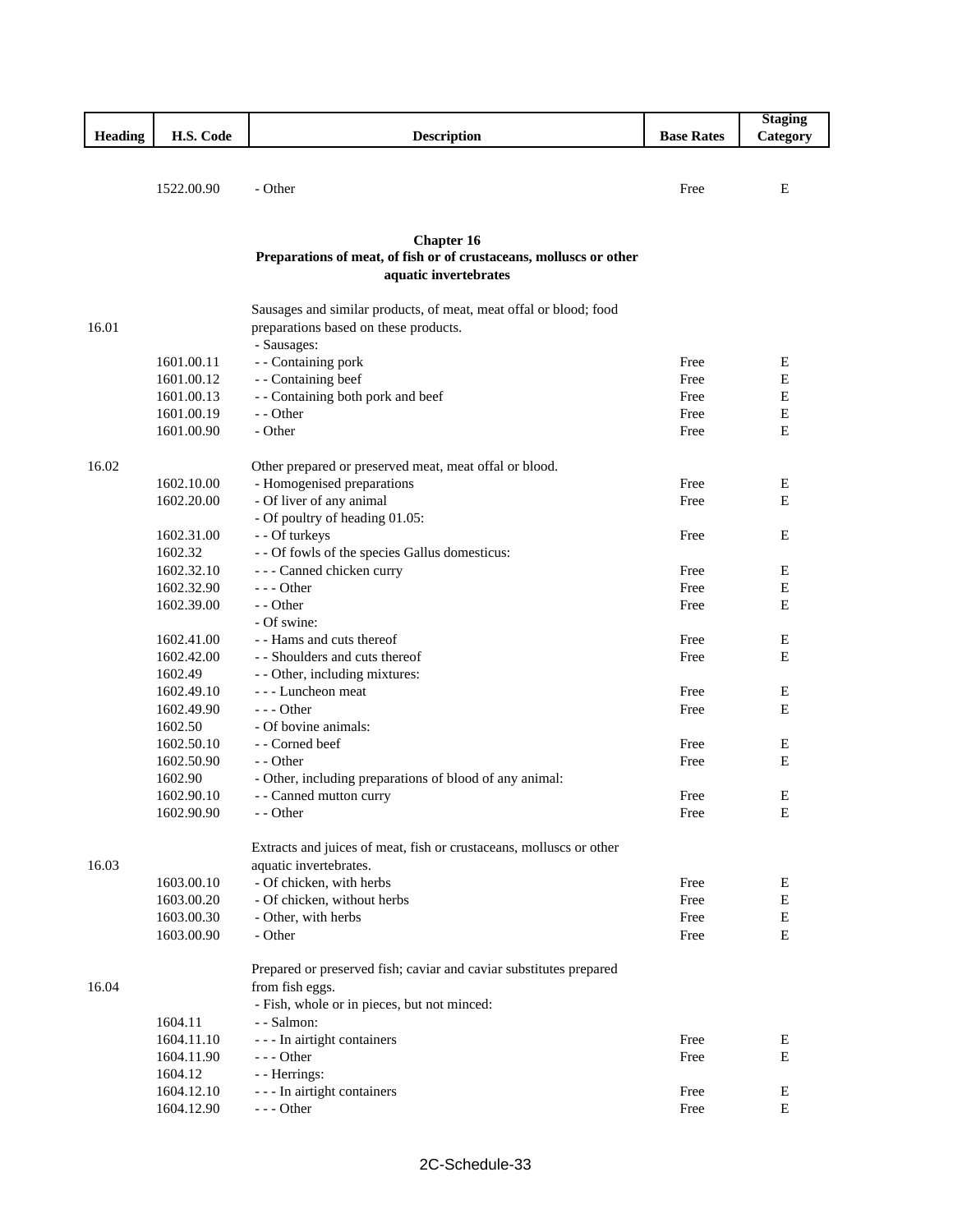| Heading | H.S. Code | Description | Base Rates | Staging Category |
|---|---|---|---|---|
| | 1522.00.90 | - Other | Free | E |

**Chapter 16**
**Preparations of meat, of fish or of crustaceans, molluscs or other aquatic invertebrates**

| Heading | H.S. Code | Description | Base Rates | Staging Category |
|---|---|---|---|---|
| 16.01 | | Sausages and similar products, of meat, meat offal or blood; food preparations based on these products. | | |
| | | - Sausages: | | |
| | 1601.00.11 | - - Containing pork | Free | E |
| | 1601.00.12 | - - Containing beef | Free | E |
| | 1601.00.13 | - - Containing both pork and beef | Free | E |
| | 1601.00.19 | - - Other | Free | E |
| | 1601.00.90 | - Other | Free | E |
| 16.02 | | Other prepared or preserved meat, meat offal or blood. | | |
| | 1602.10.00 | - Homogenised preparations | Free | E |
| | 1602.20.00 | - Of liver of any animal | Free | E |
| | | - Of poultry of heading 01.05: | | |
| | 1602.31.00 | - - Of turkeys | Free | E |
| | 1602.32 | - - Of fowls of the species Gallus domesticus: | | |
| | 1602.32.10 | - - - Canned chicken curry | Free | E |
| | 1602.32.90 | - - - Other | Free | E |
| | 1602.39.00 | - - Other | Free | E |
| | | - Of swine: | | |
| | 1602.41.00 | - - Hams and cuts thereof | Free | E |
| | 1602.42.00 | - - Shoulders and cuts thereof | Free | E |
| | 1602.49 | - - Other, including mixtures: | | |
| | 1602.49.10 | - - - Luncheon meat | Free | E |
| | 1602.49.90 | - - - Other | Free | E |
| | 1602.50 | - Of bovine animals: | | |
| | 1602.50.10 | - - Corned beef | Free | E |
| | 1602.50.90 | - - Other | Free | E |
| | 1602.90 | - Other, including preparations of blood of any animal: | | |
| | 1602.90.10 | - - Canned mutton curry | Free | E |
| | 1602.90.90 | - - Other | Free | E |
| 16.03 | | Extracts and juices of meat, fish or crustaceans, molluscs or other aquatic invertebrates. | | |
| | 1603.00.10 | - Of chicken, with herbs | Free | E |
| | 1603.00.20 | - Of chicken, without herbs | Free | E |
| | 1603.00.30 | - Other, with herbs | Free | E |
| | 1603.00.90 | - Other | Free | E |
| 16.04 | | Prepared or preserved fish; caviar and caviar substitutes prepared from fish eggs. | | |
| | | - Fish, whole or in pieces, but not minced: | | |
| | 1604.11 | - - Salmon: | | |
| | 1604.11.10 | - - - In airtight containers | Free | E |
| | 1604.11.90 | - - - Other | Free | E |
| | 1604.12 | - - Herrings: | | |
| | 1604.12.10 | - - - In airtight containers | Free | E |
| | 1604.12.90 | - - - Other | Free | E |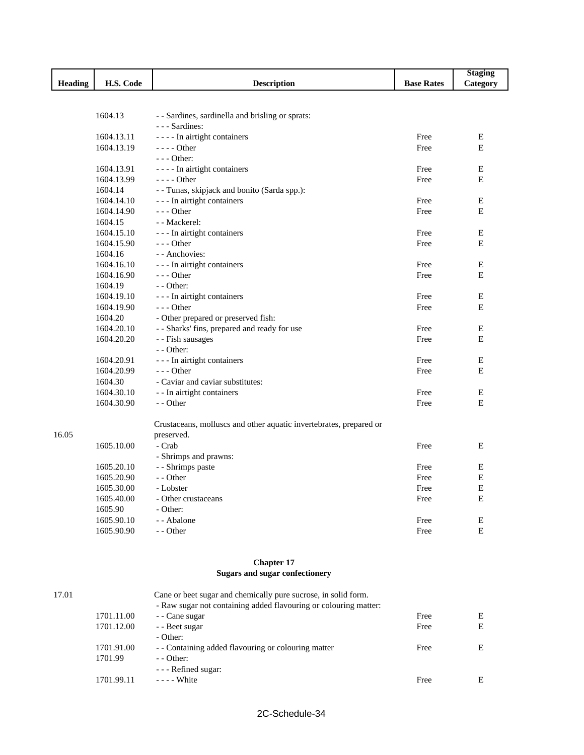| Heading | H.S. Code | Description | Base Rates | Staging Category |
|---|---|---|---|---|
| | 1604.13 | - - Sardines, sardinella and brisling or sprats: | | |
| | | - - - Sardines: | | |
| | 1604.13.11 | - - - - In airtight containers | Free | E |
| | 1604.13.19 | - - - - Other | Free | E |
| | | - - - Other: | | |
| | 1604.13.91 | - - - - In airtight containers | Free | E |
| | 1604.13.99 | - - - - Other | Free | E |
| | 1604.14 | - - Tunas, skipjack and bonito (Sarda spp.): | | |
| | 1604.14.10 | - - - In airtight containers | Free | E |
| | 1604.14.90 | - - - Other | Free | E |
| | 1604.15 | - - Mackerel: | | |
| | 1604.15.10 | - - - In airtight containers | Free | E |
| | 1604.15.90 | - - - Other | Free | E |
| | 1604.16 | - - Anchovies: | | |
| | 1604.16.10 | - - - In airtight containers | Free | E |
| | 1604.16.90 | - - - Other | Free | E |
| | 1604.19 | - - Other: | | |
| | 1604.19.10 | - - - In airtight containers | Free | E |
| | 1604.19.90 | - - - Other | Free | E |
| | 1604.20 | - Other prepared or preserved fish: | | |
| | 1604.20.10 | - - Sharks' fins, prepared and ready for use | Free | E |
| | 1604.20.20 | - - Fish sausages | Free | E |
| | | - - Other: | | |
| | 1604.20.91 | - - - In airtight containers | Free | E |
| | 1604.20.99 | - - - Other | Free | E |
| | 1604.30 | - Caviar and caviar substitutes: | | |
| | 1604.30.10 | - - In airtight containers | Free | E |
| | 1604.30.90 | - - Other | Free | E |
| 16.05 | | Crustaceans, molluscs and other aquatic invertebrates, prepared or preserved. | | |
| | 1605.10.00 | - Crab | Free | E |
| | | - Shrimps and prawns: | | |
| | 1605.20.10 | - - Shrimps paste | Free | E |
| | 1605.20.90 | - - Other | Free | E |
| | 1605.30.00 | - Lobster | Free | E |
| | 1605.40.00 | - Other crustaceans | Free | E |
| | 1605.90 | - Other: | | |
| | 1605.90.10 | - - Abalone | Free | E |
| | 1605.90.90 | - - Other | Free | E |

## Chapter 17
## Sugars and sugar confectionery

| Heading | H.S. Code | Description | Base Rates | Staging Category |
|---|---|---|---|---|
| 17.01 | | Cane or beet sugar and chemically pure sucrose, in solid form. | | |
| | | - Raw sugar not containing added flavouring or colouring matter: | | |
| | 1701.11.00 | - - Cane sugar | Free | E |
| | 1701.12.00 | - - Beet sugar | Free | E |
| | | - Other: | | |
| | 1701.91.00 | - - Containing added flavouring or colouring matter | Free | E |
| | 1701.99 | - - Other: | | |
| | | - - - Refined sugar: | | |
| | 1701.99.11 | - - - - White | Free | E |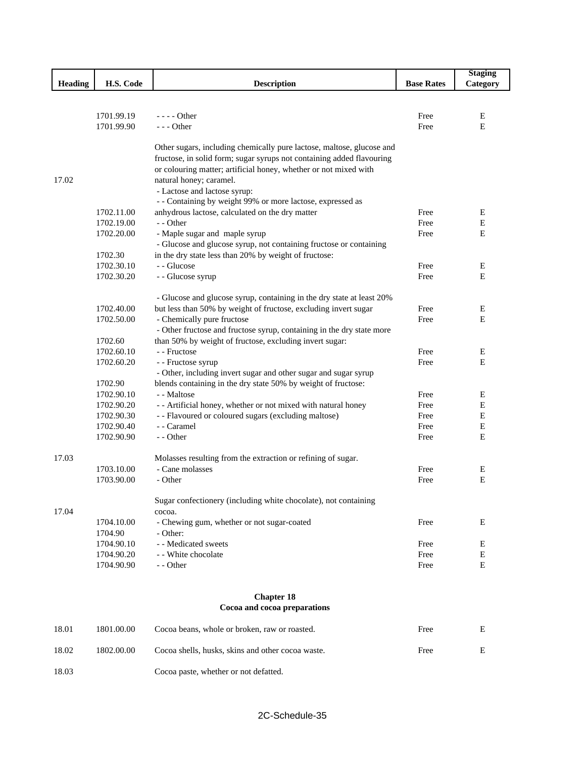| Heading | H.S. Code | Description | Base Rates | Staging Category |
|---|---|---|---|---|
| | 1701.99.19 | - - - - Other | Free | E |
| | 1701.99.90 | - - - Other | Free | E |
| 17.02 | | Other sugars, including chemically pure lactose, maltose, glucose and fructose, in solid form; sugar syrups not containing added flavouring or colouring matter; artificial honey, whether or not mixed with natural honey; caramel. | | |
| | | - Lactose and lactose syrup: | | |
| | 1702.11.00 | - - Containing by weight 99% or more lactose, expressed as anhydrous lactose, calculated on the dry matter | Free | E |
| | 1702.19.00 | - - Other | Free | E |
| | 1702.20.00 | - Maple sugar and maple syrup | Free | E |
| | 1702.30 | - Glucose and glucose syrup, not containing fructose or containing in the dry state less than 20% by weight of fructose: | | |
| | 1702.30.10 | - - Glucose | Free | E |
| | 1702.30.20 | - - Glucose syrup | Free | E |
| | 1702.40.00 | - Glucose and glucose syrup, containing in the dry state at least 20% but less than 50% by weight of fructose, excluding invert sugar | Free | E |
| | 1702.50.00 | - Chemically pure fructose | Free | E |
| | 1702.60 | - Other fructose and fructose syrup, containing in the dry state more than 50% by weight of fructose, excluding invert sugar: | | |
| | 1702.60.10 | - - Fructose | Free | E |
| | 1702.60.20 | - - Fructose syrup | Free | E |
| | 1702.90 | - Other, including invert sugar and other sugar and sugar syrup blends containing in the dry state 50% by weight of fructose: | | |
| | 1702.90.10 | - - Maltose | Free | E |
| | 1702.90.20 | - - Artificial honey, whether or not mixed with natural honey | Free | E |
| | 1702.90.30 | - - Flavoured or coloured sugars (excluding maltose) | Free | E |
| | 1702.90.40 | - - Caramel | Free | E |
| | 1702.90.90 | - - Other | Free | E |
| 17.03 | | Molasses resulting from the extraction or refining of sugar. | | |
| | 1703.10.00 | - Cane molasses | Free | E |
| | 1703.90.00 | - Other | Free | E |
| 17.04 | | Sugar confectionery (including white chocolate), not containing cocoa. | | |
| | 1704.10.00 | - Chewing gum, whether or not sugar-coated | Free | E |
| | 1704.90 | - Other: | | |
| | 1704.90.10 | - - Medicated sweets | Free | E |
| | 1704.90.20 | - - White chocolate | Free | E |
| | 1704.90.90 | - - Other | Free | E |

## Chapter 18
## Cocoa and cocoa preparations

| Heading | H.S. Code | Description | Base Rates | Staging Category |
|---|---|---|---|---|
| 18.01 | 1801.00.00 | Cocoa beans, whole or broken, raw or roasted. | Free | E |
| 18.02 | 1802.00.00 | Cocoa shells, husks, skins and other cocoa waste. | Free | E |
| 18.03 | | Cocoa paste, whether or not defatted. | | |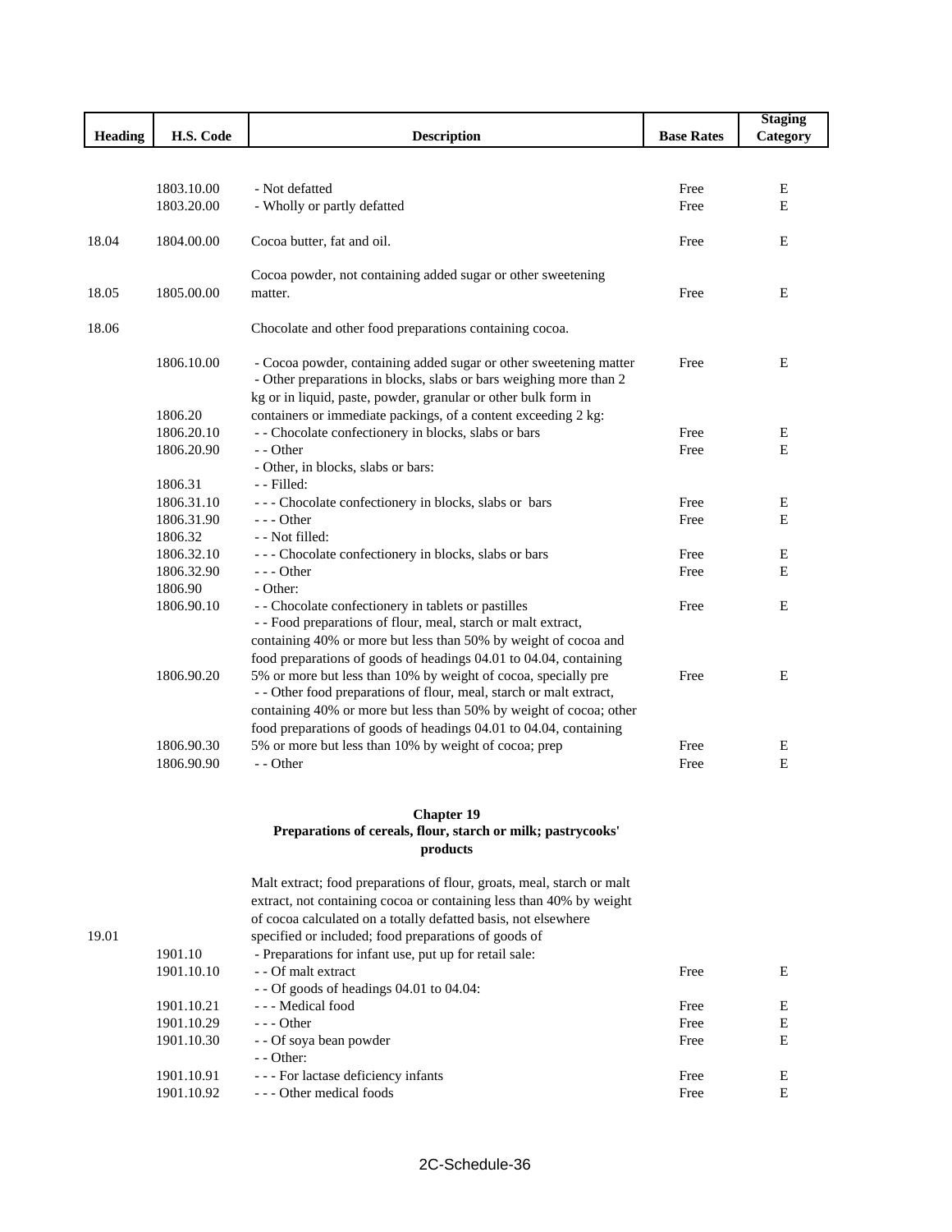| Heading | H.S. Code | Description | Base Rates | Staging Category |
|---|---|---|---|---|
| | 1803.10.00 | - Not defatted | Free | E |
| | 1803.20.00 | - Wholly or partly defatted | Free | E |
| 18.04 | 1804.00.00 | Cocoa butter, fat and oil. | Free | E |
| 18.05 | 1805.00.00 | Cocoa powder, not containing added sugar or other sweetening matter. | Free | E |
| 18.06 | | Chocolate and other food preparations containing cocoa. | | |
| | 1806.10.00 | - Cocoa powder, containing added sugar or other sweetening matter | Free | E |
| | 1806.20 | - Other preparations in blocks, slabs or bars weighing more than 2 kg or in liquid, paste, powder, granular or other bulk form in containers or immediate packings, of a content exceeding 2 kg: | | |
| | 1806.20.10 | - - Chocolate confectionery in blocks, slabs or bars | Free | E |
| | 1806.20.90 | - - Other | Free | E |
| | | - Other, in blocks, slabs or bars: | | |
| | 1806.31 | - - Filled: | | |
| | 1806.31.10 | - - - Chocolate confectionery in blocks, slabs or bars | Free | E |
| | 1806.31.90 | - - - Other | Free | E |
| | 1806.32 | - - Not filled: | | |
| | 1806.32.10 | - - - Chocolate confectionery in blocks, slabs or bars | Free | E |
| | 1806.32.90 | - - - Other | Free | E |
| | 1806.90 | - Other: | | |
| | 1806.90.10 | - - Chocolate confectionery in tablets or pastilles | Free | E |
| | 1806.90.20 | - - Food preparations of flour, meal, starch or malt extract, containing 40% or more but less than 50% by weight of cocoa and food preparations of goods of headings 04.01 to 04.04, containing 5% or more but less than 10% by weight of cocoa, specially pre | Free | E |
| | 1806.90.30 | - - Other food preparations of flour, meal, starch or malt extract, containing 40% or more but less than 50% by weight of cocoa; other food preparations of goods of headings 04.01 to 04.04, containing 5% or more but less than 10% by weight of cocoa; prep | Free | E |
| | 1806.90.90 | - - Other | Free | E |

## Chapter 19
### Preparations of cereals, flour, starch or milk; pastrycooks' products

| Heading | H.S. Code | Description | Base Rates | Staging Category |
|---|---|---|---|---|
| 19.01 | | Malt extract; food preparations of flour, groats, meal, starch or malt extract, not containing cocoa or containing less than 40% by weight of cocoa calculated on a totally defatted basis, not elsewhere specified or included; food preparations of goods of | | |
| | 1901.10 | - Preparations for infant use, put up for retail sale: | | |
| | 1901.10.10 | - - Of malt extract | Free | E |
| | | - - Of goods of headings 04.01 to 04.04: | | |
| | 1901.10.21 | - - - Medical food | Free | E |
| | 1901.10.29 | - - - Other | Free | E |
| | 1901.10.30 | - - Of soya bean powder | Free | E |
| | | - - Other: | | |
| | 1901.10.91 | - - - For lactase deficiency infants | Free | E |
| | 1901.10.92 | - - - Other medical foods | Free | E |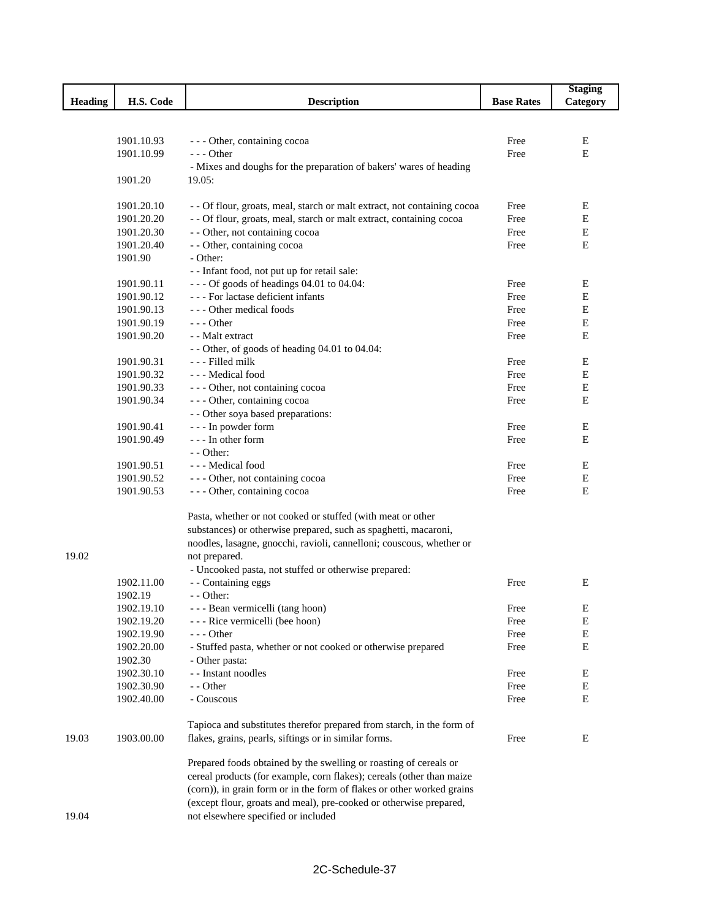| Heading | H.S. Code | Description | Base Rates | Staging Category |
|---|---|---|---|---|
| | 1901.10.93 | - - - Other, containing cocoa | Free | E |
| | 1901.10.99 | - - - Other | Free | E |
| | 1901.20 | - Mixes and doughs for the preparation of bakers' wares of heading 19.05: | | |
| | 1901.20.10 | - - Of flour, groats, meal, starch or malt extract, not containing cocoa | Free | E |
| | 1901.20.20 | - - Of flour, groats, meal, starch or malt extract, containing cocoa | Free | E |
| | 1901.20.30 | - - Other, not containing cocoa | Free | E |
| | 1901.20.40 | - - Other, containing cocoa | Free | E |
| | 1901.90 | - Other: | | |
| | | - - Infant food, not put up for retail sale: | | |
| | 1901.90.11 | - - - Of goods of headings 04.01 to 04.04: | Free | E |
| | 1901.90.12 | - - - For lactase deficient infants | Free | E |
| | 1901.90.13 | - - - Other medical foods | Free | E |
| | 1901.90.19 | - - - Other | Free | E |
| | 1901.90.20 | - - Malt extract | Free | E |
| | | - - Other, of goods of heading 04.01 to 04.04: | | |
| | 1901.90.31 | - - - Filled milk | Free | E |
| | 1901.90.32 | - - - Medical food | Free | E |
| | 1901.90.33 | - - - Other, not containing cocoa | Free | E |
| | 1901.90.34 | - - - Other, containing cocoa | Free | E |
| | | - - Other soya based preparations: | | |
| | 1901.90.41 | - - - In powder form | Free | E |
| | 1901.90.49 | - - - In other form | Free | E |
| | | - - Other: | | |
| | 1901.90.51 | - - - Medical food | Free | E |
| | 1901.90.52 | - - - Other, not containing cocoa | Free | E |
| | 1901.90.53 | - - - Other, containing cocoa | Free | E |
| 19.02 | | Pasta, whether or not cooked or stuffed (with meat or other substances) or otherwise prepared, such as spaghetti, macaroni, noodles, lasagne, gnocchi, ravioli, cannelloni; couscous, whether or not prepared. | | |
| | | - Uncooked pasta, not stuffed or otherwise prepared: | | |
| | 1902.11.00 | - - Containing eggs | Free | E |
| | 1902.19 | - - Other: | | |
| | 1902.19.10 | - - - Bean vermicelli (tang hoon) | Free | E |
| | 1902.19.20 | - - - Rice vermicelli (bee hoon) | Free | E |
| | 1902.19.90 | - - - Other | Free | E |
| | 1902.20.00 | - Stuffed pasta, whether or not cooked or otherwise prepared | Free | E |
| | 1902.30 | - Other pasta: | | |
| | 1902.30.10 | - - Instant noodles | Free | E |
| | 1902.30.90 | - - Other | Free | E |
| | 1902.40.00 | - Couscous | Free | E |
| 19.03 | 1903.00.00 | Tapioca and substitutes therefor prepared from starch, in the form of flakes, grains, pearls, siftings or in similar forms. | Free | E |
| 19.04 | | Prepared foods obtained by the swelling or roasting of cereals or cereal products (for example, corn flakes); cereals (other than maize (corn)), in grain form or in the form of flakes or other worked grains (except flour, groats and meal), pre-cooked or otherwise prepared, not elsewhere specified or included | | |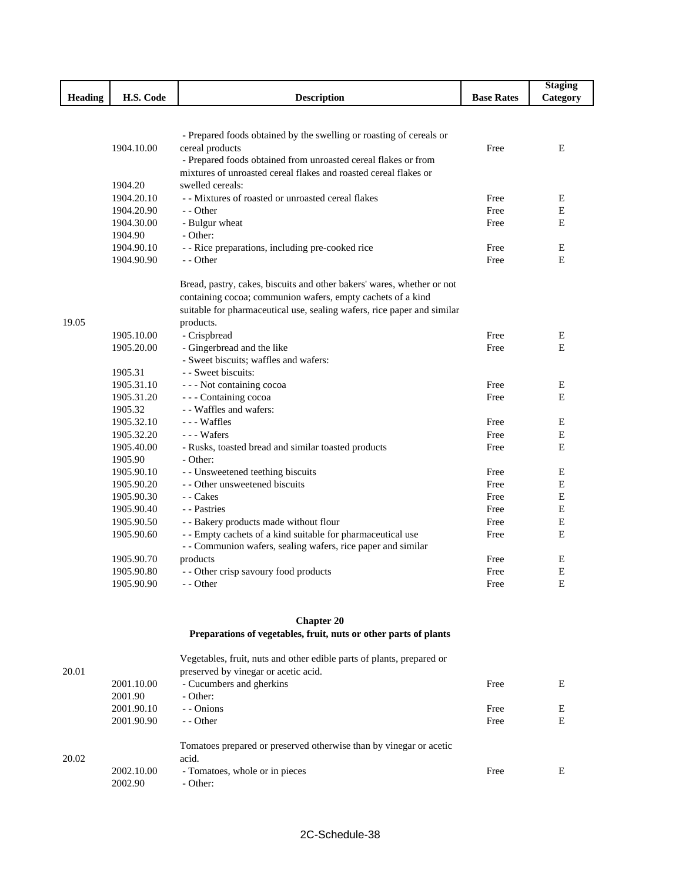| Heading | H.S. Code | Description | Base Rates | Staging Category |
|---|---|---|---|---|
| | 1904.10.00 | - Prepared foods obtained by the swelling or roasting of cereals or cereal products | Free | E |
| | 1904.20 | - Prepared foods obtained from unroasted cereal flakes or from mixtures of unroasted cereal flakes and roasted cereal flakes or swelled cereals: | | |
| | 1904.20.10 | - - Mixtures of roasted or unroasted cereal flakes | Free | E |
| | 1904.20.90 | - - Other | Free | E |
| | 1904.30.00 | - Bulgur wheat | Free | E |
| | 1904.90 | - Other: | | |
| | 1904.90.10 | - - Rice preparations, including pre-cooked rice | Free | E |
| | 1904.90.90 | - - Other | Free | E |
| 19.05 | | Bread, pastry, cakes, biscuits and other bakers' wares, whether or not containing cocoa; communion wafers, empty cachets of a kind suitable for pharmaceutical use, sealing wafers, rice paper and similar products. | | |
| | 1905.10.00 | - Crispbread | Free | E |
| | 1905.20.00 | - Gingerbread and the like | Free | E |
| | | - Sweet biscuits; waffles and wafers: | | |
| | 1905.31 | - - Sweet biscuits: | | |
| | 1905.31.10 | - - - Not containing cocoa | Free | E |
| | 1905.31.20 | - - - Containing cocoa | Free | E |
| | 1905.32 | - - Waffles and wafers: | | |
| | 1905.32.10 | - - - Waffles | Free | E |
| | 1905.32.20 | - - - Wafers | Free | E |
| | 1905.40.00 | - Rusks, toasted bread and similar toasted products | Free | E |
| | 1905.90 | - Other: | | |
| | 1905.90.10 | - - Unsweetened teething biscuits | Free | E |
| | 1905.90.20 | - - Other unsweetened biscuits | Free | E |
| | 1905.90.30 | - - Cakes | Free | E |
| | 1905.90.40 | - - Pastries | Free | E |
| | 1905.90.50 | - - Bakery products made without flour | Free | E |
| | 1905.90.60 | - - Empty cachets of a kind suitable for pharmaceutical use | Free | E |
| | 1905.90.70 | - - Communion wafers, sealing wafers, rice paper and similar products | Free | E |
| | 1905.90.80 | - - Other crisp savoury food products | Free | E |
| | 1905.90.90 | - - Other | Free | E |

## Chapter 20
### Preparations of vegetables, fruit, nuts or other parts of plants

| Heading | H.S. Code | Description | Base Rates | Staging Category |
|---|---|---|---|---|
| 20.01 | | Vegetables, fruit, nuts and other edible parts of plants, prepared or preserved by vinegar or acetic acid. | | |
| | 2001.10.00 | - Cucumbers and gherkins | Free | E |
| | 2001.90 | - Other: | | |
| | 2001.90.10 | - - Onions | Free | E |
| | 2001.90.90 | - - Other | Free | E |
| 20.02 | | Tomatoes prepared or preserved otherwise than by vinegar or acetic acid. | | |
| | 2002.10.00 | - Tomatoes, whole or in pieces | Free | E |
| | 2002.90 | - Other: | | |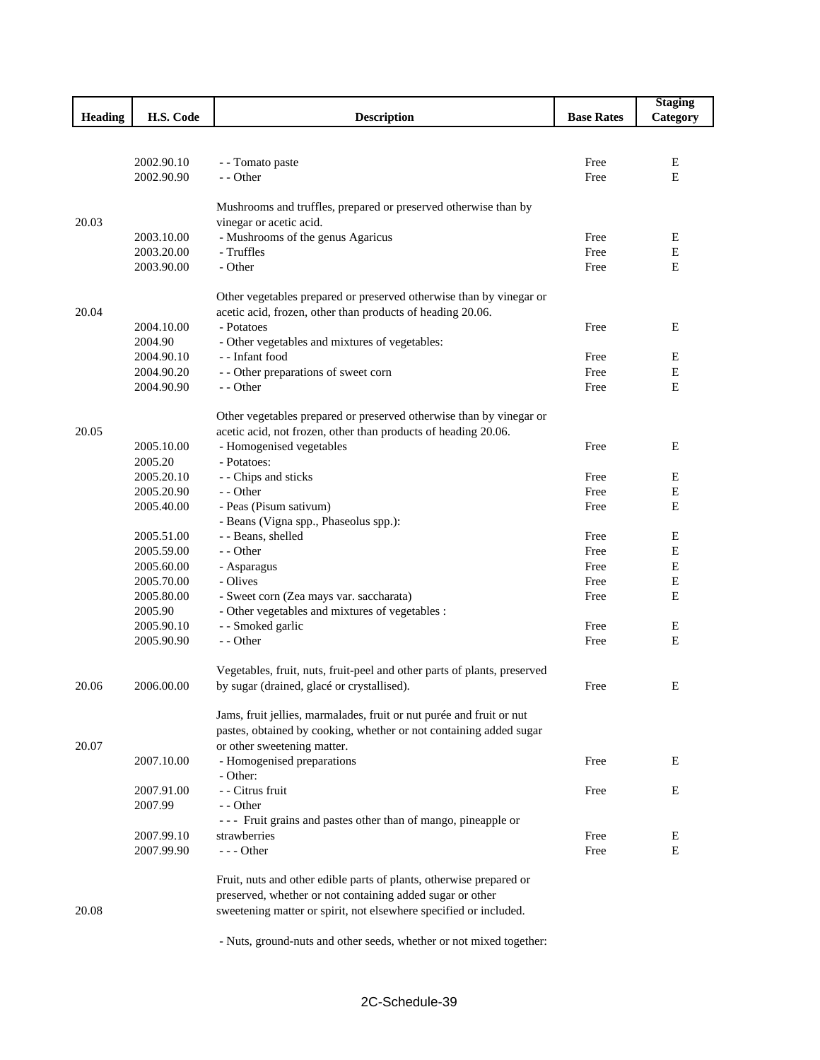| Heading | H.S. Code | Description | Base Rates | Staging Category |
|---|---|---|---|---|
| | 2002.90.10 | - - Tomato paste | Free | E |
| | 2002.90.90 | - - Other | Free | E |
| 20.03 | | Mushrooms and truffles, prepared or preserved otherwise than by vinegar or acetic acid. | | |
| | 2003.10.00 | - Mushrooms of the genus Agaricus | Free | E |
| | 2003.20.00 | - Truffles | Free | E |
| | 2003.90.00 | - Other | Free | E |
| 20.04 | | Other vegetables prepared or preserved otherwise than by vinegar or acetic acid, frozen, other than products of heading 20.06. | | |
| | 2004.10.00 | - Potatoes | Free | E |
| | 2004.90 | - Other vegetables and mixtures of vegetables: | | |
| | 2004.90.10 | - - Infant food | Free | E |
| | 2004.90.20 | - - Other preparations of sweet corn | Free | E |
| | 2004.90.90 | - - Other | Free | E |
| 20.05 | | Other vegetables prepared or preserved otherwise than by vinegar or acetic acid, not frozen, other than products of heading 20.06. | | |
| | 2005.10.00 | - Homogenised vegetables | Free | E |
| | 2005.20 | - Potatoes: | | |
| | 2005.20.10 | - - Chips and sticks | Free | E |
| | 2005.20.90 | - - Other | Free | E |
| | 2005.40.00 | - Peas (Pisum sativum) | Free | E |
| | | - Beans (Vigna spp., Phaseolus spp.): | | |
| | 2005.51.00 | - - Beans, shelled | Free | E |
| | 2005.59.00 | - - Other | Free | E |
| | 2005.60.00 | - Asparagus | Free | E |
| | 2005.70.00 | - Olives | Free | E |
| | 2005.80.00 | - Sweet corn (Zea mays var. saccharata) | Free | E |
| | 2005.90 | - Other vegetables and mixtures of vegetables : | | |
| | 2005.90.10 | - - Smoked garlic | Free | E |
| | 2005.90.90 | - - Other | Free | E |
| 20.06 | 2006.00.00 | Vegetables, fruit, nuts, fruit-peel and other parts of plants, preserved by sugar (drained, glacé or crystallised). | Free | E |
| 20.07 | | Jams, fruit jellies, marmalades, fruit or nut purée and fruit or nut pastes, obtained by cooking, whether or not containing added sugar or other sweetening matter. | | |
| | 2007.10.00 | - Homogenised preparations | Free | E |
| | | - Other: | | |
| | 2007.91.00 | - - Citrus fruit | Free | E |
| | 2007.99 | - - Other | | |
| | 2007.99.10 | - - - Fruit grains and pastes other than of mango, pineapple or strawberries | Free | E |
| | 2007.99.90 | - - - Other | Free | E |
| 20.08 | | Fruit, nuts and other edible parts of plants, otherwise prepared or preserved, whether or not containing added sugar or other sweetening matter or spirit, not elsewhere specified or included. | | |
| | | - Nuts, ground-nuts and other seeds, whether or not mixed together: | | |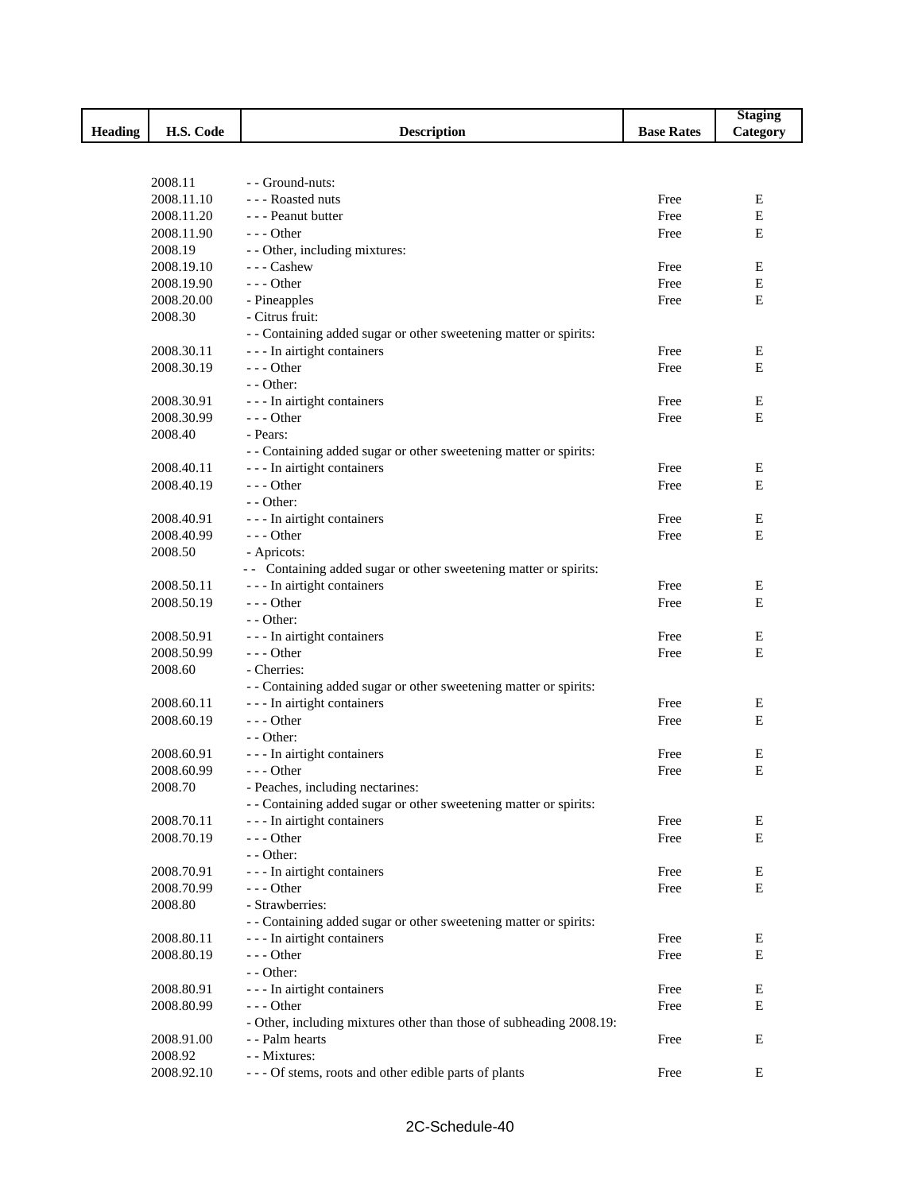| Heading | H.S. Code | Description | Base Rates | Staging Category |
|---|---|---|---|---|
| | 2008.11 | - - Ground-nuts: | | |
| | 2008.11.10 | - - - Roasted nuts | Free | E |
| | 2008.11.20 | - - - Peanut butter | Free | E |
| | 2008.11.90 | - - - Other | Free | E |
| | 2008.19 | - - Other, including mixtures: | | |
| | 2008.19.10 | - - - Cashew | Free | E |
| | 2008.19.90 | - - - Other | Free | E |
| | 2008.20.00 | - Pineapples | Free | E |
| | 2008.30 | - Citrus fruit: | | |
| | | - - Containing added sugar or other sweetening matter or spirits: | | |
| | 2008.30.11 | - - - In airtight containers | Free | E |
| | 2008.30.19 | - - - Other | Free | E |
| | | - - Other: | | |
| | 2008.30.91 | - - - In airtight containers | Free | E |
| | 2008.30.99 | - - - Other | Free | E |
| | 2008.40 | - Pears: | | |
| | | - - Containing added sugar or other sweetening matter or spirits: | | |
| | 2008.40.11 | - - - In airtight containers | Free | E |
| | 2008.40.19 | - - - Other | Free | E |
| | | - - Other: | | |
| | 2008.40.91 | - - - In airtight containers | Free | E |
| | 2008.40.99 | - - - Other | Free | E |
| | 2008.50 | - Apricots: | | |
| | | - - Containing added sugar or other sweetening matter or spirits: | | |
| | 2008.50.11 | - - - In airtight containers | Free | E |
| | 2008.50.19 | - - - Other | Free | E |
| | | - - Other: | | |
| | 2008.50.91 | - - - In airtight containers | Free | E |
| | 2008.50.99 | - - - Other | Free | E |
| | 2008.60 | - Cherries: | | |
| | | - - Containing added sugar or other sweetening matter or spirits: | | |
| | 2008.60.11 | - - - In airtight containers | Free | E |
| | 2008.60.19 | - - - Other | Free | E |
| | | - - Other: | | |
| | 2008.60.91 | - - - In airtight containers | Free | E |
| | 2008.60.99 | - - - Other | Free | E |
| | 2008.70 | - Peaches, including nectarines: | | |
| | | - - Containing added sugar or other sweetening matter or spirits: | | |
| | 2008.70.11 | - - - In airtight containers | Free | E |
| | 2008.70.19 | - - - Other | Free | E |
| | | - - Other: | | |
| | 2008.70.91 | - - - In airtight containers | Free | E |
| | 2008.70.99 | - - - Other | Free | E |
| | 2008.80 | - Strawberries: | | |
| | | - - Containing added sugar or other sweetening matter or spirits: | | |
| | 2008.80.11 | - - - In airtight containers | Free | E |
| | 2008.80.19 | - - - Other | Free | E |
| | | - - Other: | | |
| | 2008.80.91 | - - - In airtight containers | Free | E |
| | 2008.80.99 | - - - Other | Free | E |
| | | - Other, including mixtures other than those of subheading 2008.19: | | |
| | 2008.91.00 | - - Palm hearts | Free | E |
| | 2008.92 | - - Mixtures: | | |
| | 2008.92.10 | - - - Of stems, roots and other edible parts of plants | Free | E |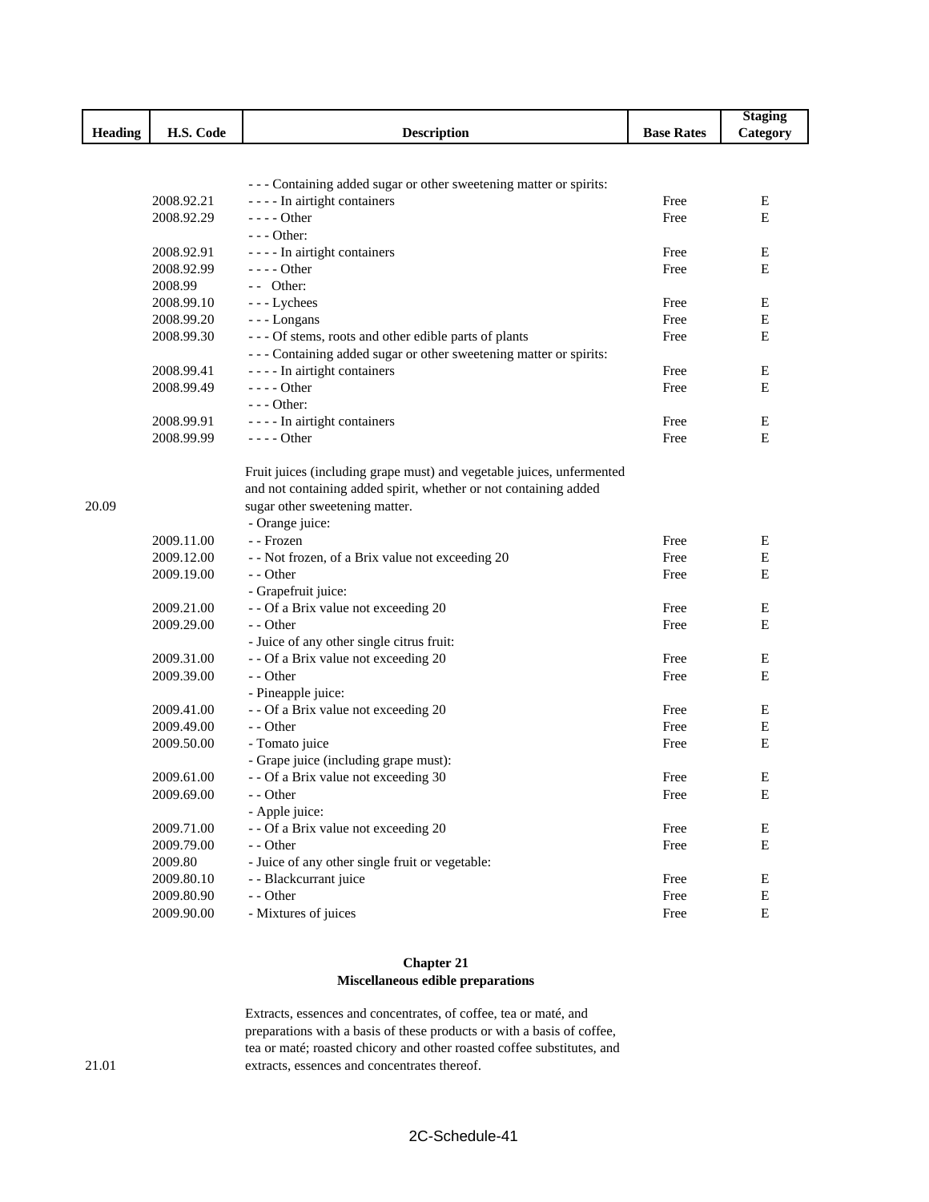| Heading | H.S. Code | Description | Base Rates | Staging Category |
|---|---|---|---|---|
| | | - - - Containing added sugar or other sweetening matter or spirits: | | |
| | 2008.92.21 | - - - - In airtight containers | Free | E |
| | 2008.92.29 | - - - - Other | Free | E |
| | | - - - Other: | | |
| | 2008.92.91 | - - - - In airtight containers | Free | E |
| | 2008.92.99 | - - - - Other | Free | E |
| | 2008.99 | - - Other: | | |
| | 2008.99.10 | - - - Lychees | Free | E |
| | 2008.99.20 | - - - Longans | Free | E |
| | 2008.99.30 | - - - Of stems, roots and other edible parts of plants | Free | E |
| | | - - - Containing added sugar or other sweetening matter or spirits: | | |
| | 2008.99.41 | - - - - In airtight containers | Free | E |
| | 2008.99.49 | - - - - Other | Free | E |
| | | - - - Other: | | |
| | 2008.99.91 | - - - - In airtight containers | Free | E |
| | 2008.99.99 | - - - - Other | Free | E |
| 20.09 | | Fruit juices (including grape must) and vegetable juices, unfermented and not containing added spirit, whether or not containing added sugar other sweetening matter. | | |
| | | - Orange juice: | | |
| | 2009.11.00 | - - Frozen | Free | E |
| | 2009.12.00 | - - Not frozen, of a Brix value not exceeding 20 | Free | E |
| | 2009.19.00 | - - Other | Free | E |
| | | - Grapefruit juice: | | |
| | 2009.21.00 | - - Of a Brix value not exceeding 20 | Free | E |
| | 2009.29.00 | - - Other | Free | E |
| | | - Juice of any other single citrus fruit: | | |
| | 2009.31.00 | - - Of a Brix value not exceeding 20 | Free | E |
| | 2009.39.00 | - - Other | Free | E |
| | | - Pineapple juice: | | |
| | 2009.41.00 | - - Of a Brix value not exceeding 20 | Free | E |
| | 2009.49.00 | - - Other | Free | E |
| | 2009.50.00 | - Tomato juice | Free | E |
| | | - Grape juice (including grape must): | | |
| | 2009.61.00 | - - Of a Brix value not exceeding 30 | Free | E |
| | 2009.69.00 | - - Other | Free | E |
| | | - Apple juice: | | |
| | 2009.71.00 | - - Of a Brix value not exceeding 20 | Free | E |
| | 2009.79.00 | - - Other | Free | E |
| | 2009.80 | - Juice of any other single fruit or vegetable: | | |
| | 2009.80.10 | - - Blackcurrant juice | Free | E |
| | 2009.80.90 | - - Other | Free | E |
| | 2009.90.00 | - Mixtures of juices | Free | E |

## Chapter 21
## Miscellaneous edible preparations

| Heading | H.S. Code | Description | Base Rates | Staging Category |
|---|---|---|---|---|
| 21.01 | | Extracts, essences and concentrates, of coffee, tea or maté, and preparations with a basis of these products or with a basis of coffee, tea or maté; roasted chicory and other roasted coffee substitutes, and extracts, essences and concentrates thereof. | | |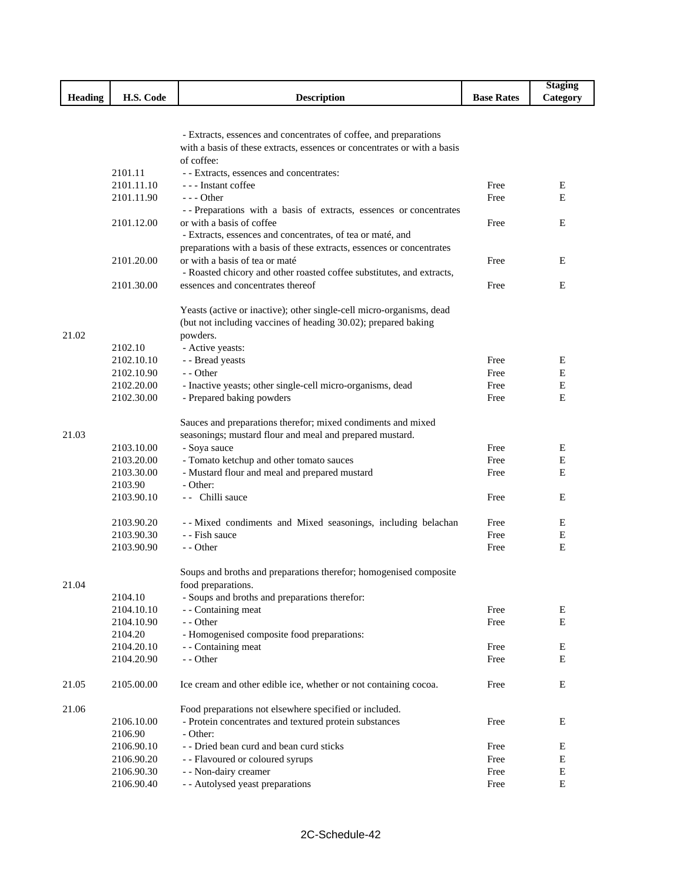| Heading | H.S. Code | Description | Base Rates | Staging Category |
|---|---|---|---|---|
| | | - Extracts, essences and concentrates of coffee, and preparations with a basis of these extracts, essences or concentrates or with a basis of coffee: | | |
| | 2101.11 | - - Extracts, essences and concentrates: | | |
| | 2101.11.10 | - - - Instant coffee | Free | E |
| | 2101.11.90 | - - - Other | Free | E |
| | 2101.12.00 | - - Preparations with a basis of extracts, essences or concentrates or with a basis of coffee | Free | E |
| | 2101.20.00 | - Extracts, essences and concentrates, of tea or maté, and preparations with a basis of these extracts, essences or concentrates or with a basis of tea or maté | Free | E |
| | 2101.30.00 | - Roasted chicory and other roasted coffee substitutes, and extracts, essences and concentrates thereof | Free | E |
| 21.02 | | Yeasts (active or inactive); other single-cell micro-organisms, dead (but not including vaccines of heading 30.02); prepared baking powders. | | |
| | 2102.10 | - Active yeasts: | | |
| | 2102.10.10 | - - Bread yeasts | Free | E |
| | 2102.10.90 | - - Other | Free | E |
| | 2102.20.00 | - Inactive yeasts; other single-cell micro-organisms, dead | Free | E |
| | 2102.30.00 | - Prepared baking powders | Free | E |
| 21.03 | | Sauces and preparations therefor; mixed condiments and mixed seasonings; mustard flour and meal and prepared mustard. | | |
| | 2103.10.00 | - Soya sauce | Free | E |
| | 2103.20.00 | - Tomato ketchup and other tomato sauces | Free | E |
| | 2103.30.00 | - Mustard flour and meal and prepared mustard | Free | E |
| | 2103.90 | - Other: | | |
| | 2103.90.10 | - - Chilli sauce | Free | E |
| | 2103.90.20 | - - Mixed condiments and Mixed seasonings, including belachan | Free | E |
| | 2103.90.30 | - - Fish sauce | Free | E |
| | 2103.90.90 | - - Other | Free | E |
| 21.04 | | Soups and broths and preparations therefor; homogenised composite food preparations. | | |
| | 2104.10 | - Soups and broths and preparations therefor: | | |
| | 2104.10.10 | - - Containing meat | Free | E |
| | 2104.10.90 | - - Other | Free | E |
| | 2104.20 | - Homogenised composite food preparations: | | |
| | 2104.20.10 | - - Containing meat | Free | E |
| | 2104.20.90 | - - Other | Free | E |
| 21.05 | 2105.00.00 | Ice cream and other edible ice, whether or not containing cocoa. | Free | E |
| 21.06 | | Food preparations not elsewhere specified or included. | | |
| | 2106.10.00 | - Protein concentrates and textured protein substances | Free | E |
| | 2106.90 | - Other: | | |
| | 2106.90.10 | - - Dried bean curd and bean curd sticks | Free | E |
| | 2106.90.20 | - - Flavoured or coloured syrups | Free | E |
| | 2106.90.30 | - - Non-dairy creamer | Free | E |
| | 2106.90.40 | - - Autolysed yeast preparations | Free | E |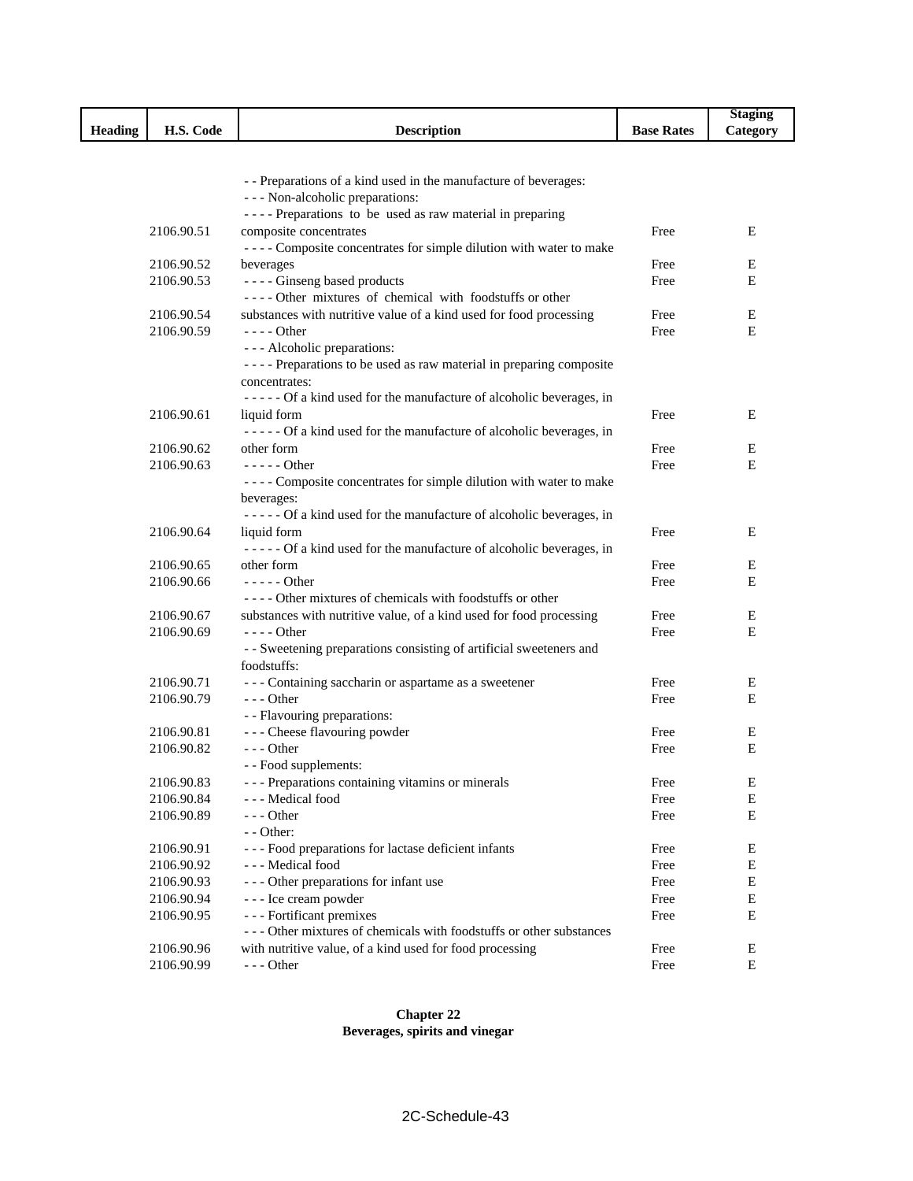| Heading | H.S. Code | Description | Base Rates | Staging Category |
|---|---|---|---|---|
| | | - - Preparations of a kind used in the manufacture of beverages: | | |
| | | - - - Non-alcoholic preparations: | | |
| | 2106.90.51 | - - - - Preparations to be used as raw material in preparing composite concentrates | Free | E |
| | 2106.90.52 | - - - - Composite concentrates for simple dilution with water to make beverages | Free | E |
| | 2106.90.53 | - - - - Ginseng based products | Free | E |
| | 2106.90.54 | - - - - Other mixtures of chemical with foodstuffs or other substances with nutritive value of a kind used for food processing | Free | E |
| | 2106.90.59 | - - - - Other | Free | E |
| | | - - - Alcoholic preparations: | | |
| | | - - - - Preparations to be used as raw material in preparing composite concentrates: | | |
| | 2106.90.61 | - - - - - Of a kind used for the manufacture of alcoholic beverages, in liquid form | Free | E |
| | 2106.90.62 | - - - - - Of a kind used for the manufacture of alcoholic beverages, in other form | Free | E |
| | 2106.90.63 | - - - - - Other | Free | E |
| | | - - - - Composite concentrates for simple dilution with water to make beverages: | | |
| | 2106.90.64 | - - - - - Of a kind used for the manufacture of alcoholic beverages, in liquid form | Free | E |
| | 2106.90.65 | - - - - - Of a kind used for the manufacture of alcoholic beverages, in other form | Free | E |
| | 2106.90.66 | - - - - - Other | Free | E |
| | 2106.90.67 | - - - - Other mixtures of chemicals with foodstuffs or other substances with nutritive value, of a kind used for food processing | Free | E |
| | 2106.90.69 | - - - - Other | Free | E |
| | | - - Sweetening preparations consisting of artificial sweeteners and foodstuffs: | | |
| | 2106.90.71 | - - - Containing saccharin or aspartame as a sweetener | Free | E |
| | 2106.90.79 | - - - Other | Free | E |
| | | - - Flavouring preparations: | | |
| | 2106.90.81 | - - - Cheese flavouring powder | Free | E |
| | 2106.90.82 | - - - Other | Free | E |
| | | - - Food supplements: | | |
| | 2106.90.83 | - - - Preparations containing vitamins or minerals | Free | E |
| | 2106.90.84 | - - - Medical food | Free | E |
| | 2106.90.89 | - - - Other | Free | E |
| | | - - Other: | | |
| | 2106.90.91 | - - - Food preparations for lactase deficient infants | Free | E |
| | 2106.90.92 | - - - Medical food | Free | E |
| | 2106.90.93 | - - - Other preparations for infant use | Free | E |
| | 2106.90.94 | - - - Ice cream powder | Free | E |
| | 2106.90.95 | - - - Fortificant premixes | Free | E |
| | 2106.90.96 | - - - Other mixtures of chemicals with foodstuffs or other substances with nutritive value, of a kind used for food processing | Free | E |
| | 2106.90.99 | - - - Other | Free | E |

**Chapter 22**
**Beverages, spirits and vinegar**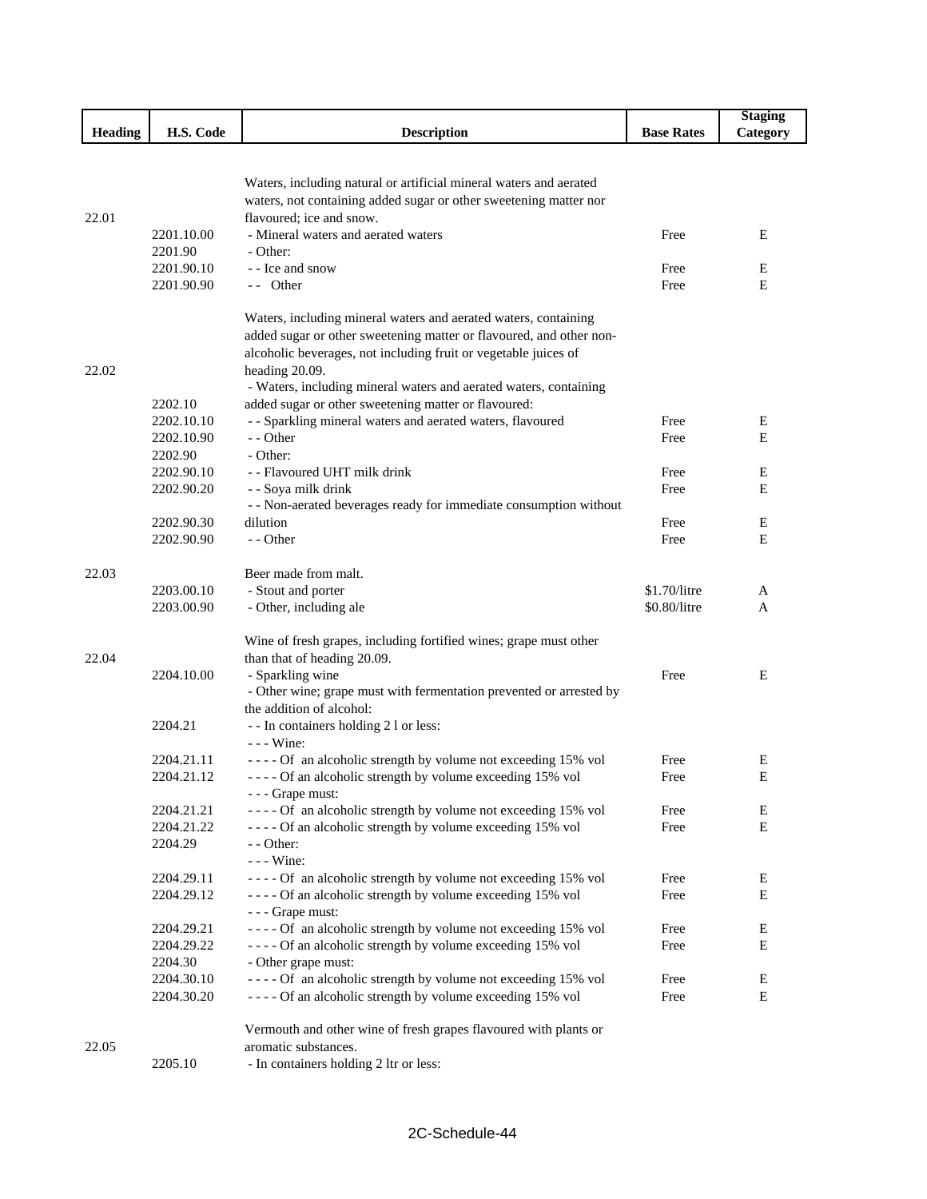| Heading | H.S. Code | Description | Base Rates | Staging Category |
|---|---|---|---|---|
| 22.01 | | Waters, including natural or artificial mineral waters and aerated waters, not containing added sugar or other sweetening matter nor flavoured; ice and snow. | | |
| | 2201.10.00 | - Mineral waters and aerated waters | Free | E |
| | 2201.90 | - Other: | | |
| | 2201.90.10 | - - Ice and snow | Free | E |
| | 2201.90.90 | - - Other | Free | E |
| 22.02 | | Waters, including mineral waters and aerated waters, containing added sugar or other sweetening matter or flavoured, and other non-alcoholic beverages, not including fruit or vegetable juices of heading 20.09. | | |
| | 2202.10 | - Waters, including mineral waters and aerated waters, containing added sugar or other sweetening matter or flavoured: | | |
| | 2202.10.10 | - - Sparkling mineral waters and aerated waters, flavoured | Free | E |
| | 2202.10.90 | - - Other | Free | E |
| | 2202.90 | - Other: | | |
| | 2202.90.10 | - - Flavoured UHT milk drink | Free | E |
| | 2202.90.20 | - - Soya milk drink | Free | E |
| | 2202.90.30 | - - Non-aerated beverages ready for immediate consumption without dilution | Free | E |
| | 2202.90.90 | - - Other | Free | E |
| 22.03 | | Beer made from malt. | | |
| | 2203.00.10 | - Stout and porter | $1.70/litre | A |
| | 2203.00.90 | - Other, including ale | $0.80/litre | A |
| 22.04 | | Wine of fresh grapes, including fortified wines; grape must other than that of heading 20.09. | | |
| | 2204.10.00 | - Sparkling wine | Free | E |
| | | - Other wine; grape must with fermentation prevented or arrested by the addition of alcohol: | | |
| | 2204.21 | - - In containers holding 2 l or less: | | |
| | | - - - Wine: | | |
| | 2204.21.11 | - - - - Of an alcoholic strength by volume not exceeding 15% vol | Free | E |
| | 2204.21.12 | - - - - Of an alcoholic strength by volume exceeding 15% vol | Free | E |
| | | - - - Grape must: | | |
| | 2204.21.21 | - - - - Of an alcoholic strength by volume not exceeding 15% vol | Free | E |
| | 2204.21.22 | - - - - Of an alcoholic strength by volume exceeding 15% vol | Free | E |
| | 2204.29 | - - Other: | | |
| | | - - - Wine: | | |
| | 2204.29.11 | - - - - Of an alcoholic strength by volume not exceeding 15% vol | Free | E |
| | 2204.29.12 | - - - - Of an alcoholic strength by volume exceeding 15% vol | Free | E |
| | | - - - Grape must: | | |
| | 2204.29.21 | - - - - Of an alcoholic strength by volume not exceeding 15% vol | Free | E |
| | 2204.29.22 | - - - - Of an alcoholic strength by volume exceeding 15% vol | Free | E |
| | 2204.30 | - Other grape must: | | |
| | 2204.30.10 | - - - - Of an alcoholic strength by volume not exceeding 15% vol | Free | E |
| | 2204.30.20 | - - - - Of an alcoholic strength by volume exceeding 15% vol | Free | E |
| 22.05 | | Vermouth and other wine of fresh grapes flavoured with plants or aromatic substances. | | |
| | 2205.10 | - In containers holding 2 ltr or less: | | |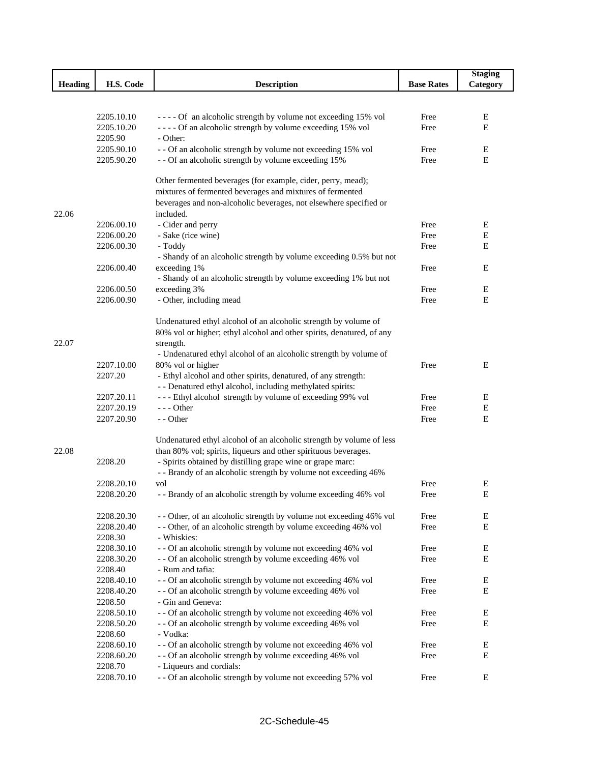| Heading | H.S. Code | Description | Base Rates | Staging Category |
|---|---|---|---|---|
| | 2205.10.10 | - - - - Of an alcoholic strength by volume not exceeding 15% vol | Free | E |
| | 2205.10.20 | - - - - Of an alcoholic strength by volume exceeding 15% vol | Free | E |
| | 2205.90 | - Other: | | |
| | 2205.90.10 | - - Of an alcoholic strength by volume not exceeding 15% vol | Free | E |
| | 2205.90.20 | - - Of an alcoholic strength by volume exceeding 15% | Free | E |
| 22.06 | | Other fermented beverages (for example, cider, perry, mead); mixtures of fermented beverages and mixtures of fermented beverages and non-alcoholic beverages, not elsewhere specified or included. | | |
| | 2206.00.10 | - Cider and perry | Free | E |
| | 2206.00.20 | - Sake (rice wine) | Free | E |
| | 2206.00.30 | - Toddy | Free | E |
| | 2206.00.40 | - Shandy of an alcoholic strength by volume exceeding 0.5% but not exceeding 1% | Free | E |
| | 2206.00.50 | - Shandy of an alcoholic strength by volume exceeding 1% but not exceeding 3% | Free | E |
| | 2206.00.90 | - Other, including mead | Free | E |
| 22.07 | | Undenatured ethyl alcohol of an alcoholic strength by volume of 80% vol or higher; ethyl alcohol and other spirits, denatured, of any strength. | | |
| | 2207.10.00 | - Undenatured ethyl alcohol of an alcoholic strength by volume of 80% vol or higher | Free | E |
| | 2207.20 | - Ethyl alcohol and other spirits, denatured, of any strength: | | |
| | | - - Denatured ethyl alcohol, including methylated spirits: | | |
| | 2207.20.11 | - - - Ethyl alcohol strength by volume of exceeding 99% vol | Free | E |
| | 2207.20.19 | - - - Other | Free | E |
| | 2207.20.90 | - - Other | Free | E |
| 22.08 | | Undenatured ethyl alcohol of an alcoholic strength by volume of less than 80% vol; spirits, liqueurs and other spirituous beverages. | | |
| | 2208.20 | - Spirits obtained by distilling grape wine or grape marc: | | |
| | 2208.20.10 | - - Brandy of an alcoholic strength by volume not exceeding 46% vol | Free | E |
| | 2208.20.20 | - - Brandy of an alcoholic strength by volume exceeding 46% vol | Free | E |
| | 2208.20.30 | - - Other, of an alcoholic strength by volume not exceeding 46% vol | Free | E |
| | 2208.20.40 | - - Other, of an alcoholic strength by volume exceeding 46% vol | Free | E |
| | 2208.30 | - Whiskies: | | |
| | 2208.30.10 | - - Of an alcoholic strength by volume not exceeding 46% vol | Free | E |
| | 2208.30.20 | - - Of an alcoholic strength by volume exceeding 46% vol | Free | E |
| | 2208.40 | - Rum and tafia: | | |
| | 2208.40.10 | - - Of an alcoholic strength by volume not exceeding 46% vol | Free | E |
| | 2208.40.20 | - - Of an alcoholic strength by volume exceeding 46% vol | Free | E |
| | 2208.50 | - Gin and Geneva: | | |
| | 2208.50.10 | - - Of an alcoholic strength by volume not exceeding 46% vol | Free | E |
| | 2208.50.20 | - - Of an alcoholic strength by volume exceeding 46% vol | Free | E |
| | 2208.60 | - Vodka: | | |
| | 2208.60.10 | - - Of an alcoholic strength by volume not exceeding 46% vol | Free | E |
| | 2208.60.20 | - - Of an alcoholic strength by volume exceeding 46% vol | Free | E |
| | 2208.70 | - Liqueurs and cordials: | | |
| | 2208.70.10 | - - Of an alcoholic strength by volume not exceeding 57% vol | Free | E |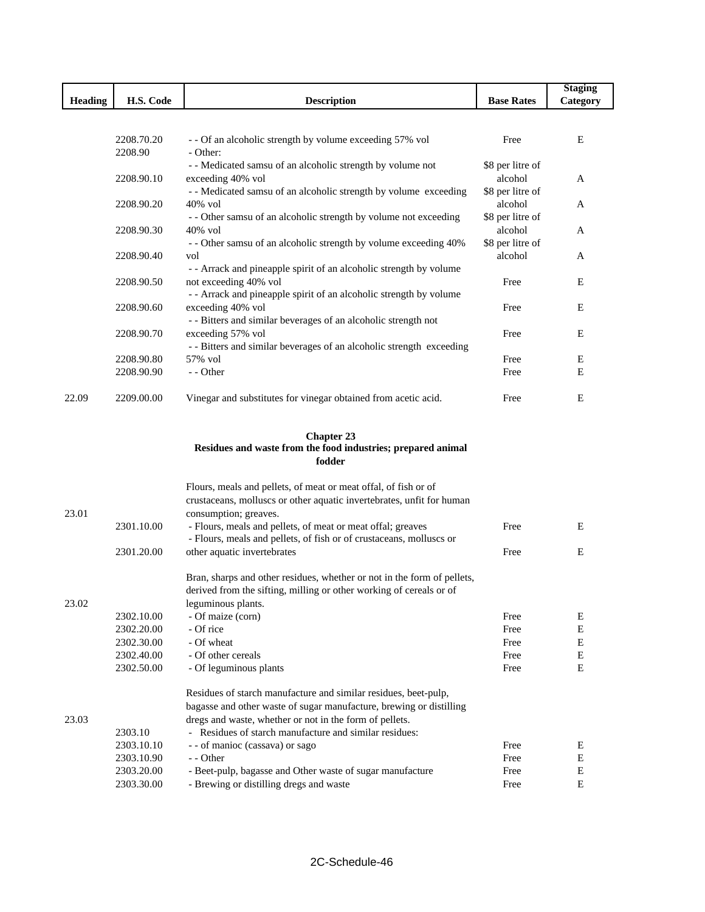| Heading | H.S. Code | Description | Base Rates | Staging Category |
|---|---|---|---|---|
| | 2208.70.20 | - - Of an alcoholic strength by volume exceeding 57% vol | Free | E |
| | 2208.90 | - Other: | | |
| | 2208.90.10 | - - Medicated samsu of an alcoholic strength by volume not exceeding 40% vol | $8 per litre of alcohol | A |
| | 2208.90.20 | - - Medicated samsu of an alcoholic strength by volume exceeding 40% vol | $8 per litre of alcohol | A |
| | 2208.90.30 | - - Other samsu of an alcoholic strength by volume not exceeding 40% vol | $8 per litre of alcohol | A |
| | 2208.90.40 | - - Other samsu of an alcoholic strength by volume exceeding 40% vol | $8 per litre of alcohol | A |
| | 2208.90.50 | - - Arrack and pineapple spirit of an alcoholic strength by volume not exceeding 40% vol | Free | E |
| | 2208.90.60 | - - Arrack and pineapple spirit of an alcoholic strength by volume exceeding 40% vol | Free | E |
| | 2208.90.70 | - - Bitters and similar beverages of an alcoholic strength not exceeding 57% vol | Free | E |
| | 2208.90.80 | - - Bitters and similar beverages of an alcoholic strength exceeding 57% vol | Free | E |
| | 2208.90.90 | - - Other | Free | E |
| 22.09 | 2209.00.00 | Vinegar and substitutes for vinegar obtained from acetic acid. | Free | E |

**Chapter 23**
**Residues and waste from the food industries; prepared animal fodder**

| Heading | H.S. Code | Description | Base Rates | Staging Category |
|---|---|---|---|---|
| 23.01 | | Flours, meals and pellets, of meat or meat offal, of fish or of crustaceans, molluscs or other aquatic invertebrates, unfit for human consumption; greaves. | | |
| | 2301.10.00 | - Flours, meals and pellets, of meat or meat offal; greaves | Free | E |
| | 2301.20.00 | - Flours, meals and pellets, of fish or of crustaceans, molluscs or other aquatic invertebrates | Free | E |
| 23.02 | | Bran, sharps and other residues, whether or not in the form of pellets, derived from the sifting, milling or other working of cereals or of leguminous plants. | | |
| | 2302.10.00 | - Of maize (corn) | Free | E |
| | 2302.20.00 | - Of rice | Free | E |
| | 2302.30.00 | - Of wheat | Free | E |
| | 2302.40.00 | - Of other cereals | Free | E |
| | 2302.50.00 | - Of leguminous plants | Free | E |
| 23.03 | | Residues of starch manufacture and similar residues, beet-pulp, bagasse and other waste of sugar manufacture, brewing or distilling dregs and waste, whether or not in the form of pellets. | | |
| | 2303.10 | - Residues of starch manufacture and similar residues: | | |
| | 2303.10.10 | - - of manioc (cassava) or sago | Free | E |
| | 2303.10.90 | - - Other | Free | E |
| | 2303.20.00 | - Beet-pulp, bagasse and Other waste of sugar manufacture | Free | E |
| | 2303.30.00 | - Brewing or distilling dregs and waste | Free | E |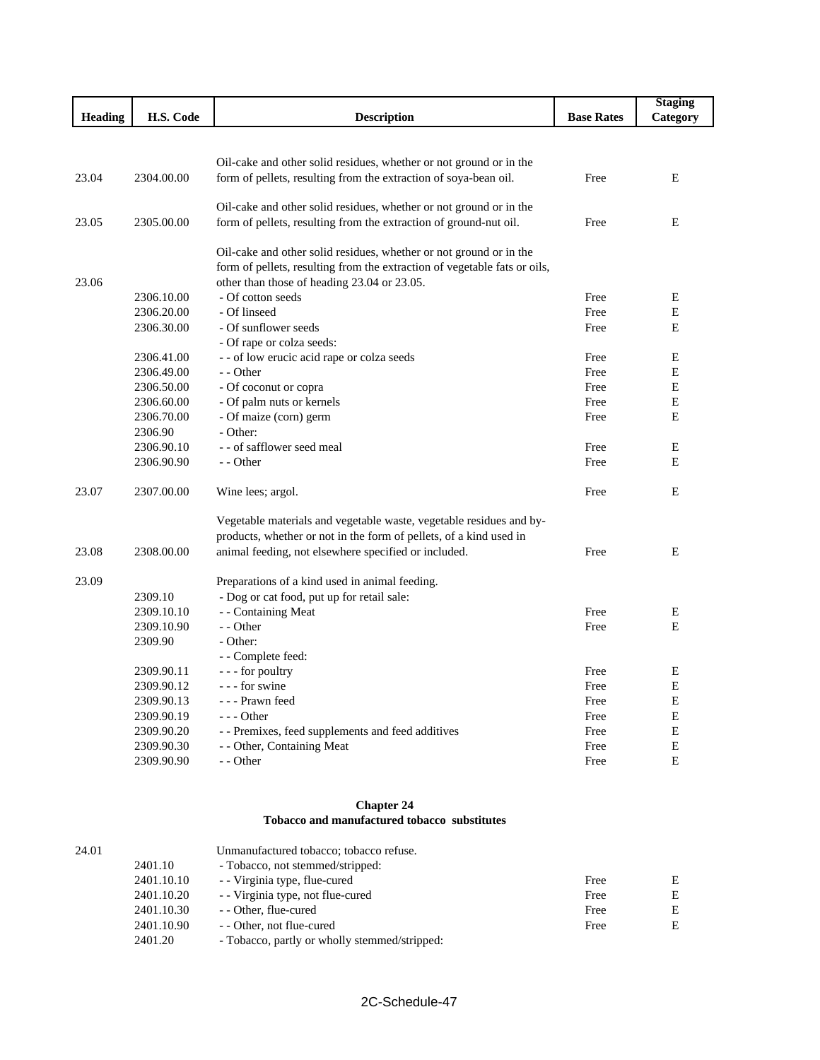| Heading | H.S. Code | Description | Base Rates | Staging Category |
|---|---|---|---|---|
| 23.04 | 2304.00.00 | Oil-cake and other solid residues, whether or not ground or in the form of pellets, resulting from the extraction of soya-bean oil. | Free | E |
| 23.05 | 2305.00.00 | Oil-cake and other solid residues, whether or not ground or in the form of pellets, resulting from the extraction of ground-nut oil. | Free | E |
| 23.06 | | Oil-cake and other solid residues, whether or not ground or in the form of pellets, resulting from the extraction of vegetable fats or oils, other than those of heading 23.04 or 23.05. | | |
| | 2306.10.00 | - Of cotton seeds | Free | E |
| | 2306.20.00 | - Of linseed | Free | E |
| | 2306.30.00 | - Of sunflower seeds | Free | E |
| | | - Of rape or colza seeds: | | |
| | 2306.41.00 | - - of low erucic acid rape or colza seeds | Free | E |
| | 2306.49.00 | - - Other | Free | E |
| | 2306.50.00 | - Of coconut or copra | Free | E |
| | 2306.60.00 | - Of palm nuts or kernels | Free | E |
| | 2306.70.00 | - Of maize (corn) germ | Free | E |
| | 2306.90 | - Other: | | |
| | 2306.90.10 | - - of safflower seed meal | Free | E |
| | 2306.90.90 | - - Other | Free | E |
| 23.07 | 2307.00.00 | Wine lees; argol. | Free | E |
| 23.08 | 2308.00.00 | Vegetable materials and vegetable waste, vegetable residues and by-products, whether or not in the form of pellets, of a kind used in animal feeding, not elsewhere specified or included. | Free | E |
| 23.09 | | Preparations of a kind used in animal feeding. | | |
| | 2309.10 | - Dog or cat food, put up for retail sale: | | |
| | 2309.10.10 | - - Containing Meat | Free | E |
| | 2309.10.90 | - - Other | Free | E |
| | 2309.90 | - Other: | | |
| | | - - Complete feed: | | |
| | 2309.90.11 | - - - for poultry | Free | E |
| | 2309.90.12 | - - - for swine | Free | E |
| | 2309.90.13 | - - - Prawn feed | Free | E |
| | 2309.90.19 | - - - Other | Free | E |
| | 2309.90.20 | - - Premixes, feed supplements and feed additives | Free | E |
| | 2309.90.30 | - - Other, Containing Meat | Free | E |
| | 2309.90.90 | - - Other | Free | E |

**Chapter 24**
**Tobacco and manufactured tobacco substitutes**

| Heading | H.S. Code | Description | Base Rates | Staging Category |
|---|---|---|---|---|
| 24.01 | | Unmanufactured tobacco; tobacco refuse. | | |
| | 2401.10 | - Tobacco, not stemmed/stripped: | | |
| | 2401.10.10 | - - Virginia type, flue-cured | Free | E |
| | 2401.10.20 | - - Virginia type, not flue-cured | Free | E |
| | 2401.10.30 | - - Other, flue-cured | Free | E |
| | 2401.10.90 | - - Other, not flue-cured | Free | E |
| | 2401.20 | - Tobacco, partly or wholly stemmed/stripped: | | |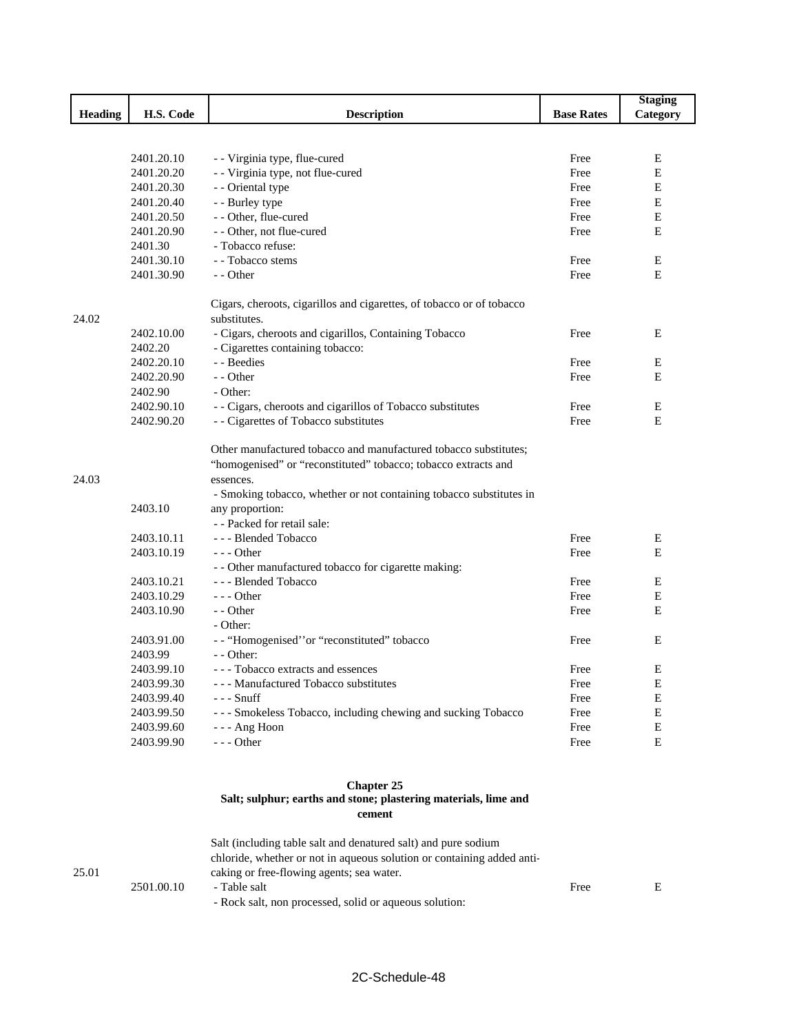| Heading | H.S. Code | Description | Base Rates | Staging Category |
|---|---|---|---|---|
| | 2401.20.10 | - - Virginia type, flue-cured | Free | E |
| | 2401.20.20 | - - Virginia type, not flue-cured | Free | E |
| | 2401.20.30 | - - Oriental type | Free | E |
| | 2401.20.40 | - - Burley type | Free | E |
| | 2401.20.50 | - - Other, flue-cured | Free | E |
| | 2401.20.90 | - - Other, not flue-cured | Free | E |
| | 2401.30 | - Tobacco refuse: | | |
| | 2401.30.10 | - - Tobacco stems | Free | E |
| | 2401.30.90 | - - Other | Free | E |
| 24.02 | | Cigars, cheroots, cigarillos and cigarettes, of tobacco or of tobacco substitutes. | | |
| | 2402.10.00 | - Cigars, cheroots and cigarillos, Containing Tobacco | Free | E |
| | 2402.20 | - Cigarettes containing tobacco: | | |
| | 2402.20.10 | - - Beedies | Free | E |
| | 2402.20.90 | - - Other | Free | E |
| | 2402.90 | - Other: | | |
| | 2402.90.10 | - - Cigars, cheroots and cigarillos of Tobacco substitutes | Free | E |
| | 2402.90.20 | - - Cigarettes of Tobacco substitutes | Free | E |
| 24.03 | | Other manufactured tobacco and manufactured tobacco substitutes; "homogenised" or "reconstituted" tobacco; tobacco extracts and essences. | | |
| | 2403.10 | - Smoking tobacco, whether or not containing tobacco substitutes in any proportion: | | |
| | | - - Packed for retail sale: | | |
| | 2403.10.11 | - - - Blended Tobacco | Free | E |
| | 2403.10.19 | - - - Other | Free | E |
| | | - - Other manufactured tobacco for cigarette making: | | |
| | 2403.10.21 | - - - Blended Tobacco | Free | E |
| | 2403.10.29 | - - - Other | Free | E |
| | 2403.10.90 | - - Other | Free | E |
| | | - Other: | | |
| | 2403.91.00 | - - "Homogenised''or "reconstituted" tobacco | Free | E |
| | 2403.99 | - - Other: | | |
| | 2403.99.10 | - - - Tobacco extracts and essences | Free | E |
| | 2403.99.30 | - - - Manufactured Tobacco substitutes | Free | E |
| | 2403.99.40 | - - - Snuff | Free | E |
| | 2403.99.50 | - - - Smokeless Tobacco, including chewing and sucking Tobacco | Free | E |
| | 2403.99.60 | - - - Ang Hoon | Free | E |
| | 2403.99.90 | - - - Other | Free | E |

## Chapter 25
### Salt; sulphur; earths and stone; plastering materials, lime and cement

| Heading | H.S. Code | Description | Base Rates | Staging Category |
|---|---|---|---|---|
| 25.01 | | Salt (including table salt and denatured salt) and pure sodium chloride, whether or not in aqueous solution or containing added anti-caking or free-flowing agents; sea water. | | |
| | 2501.00.10 | - Table salt | Free | E |
| | | - Rock salt, non processed, solid or aqueous solution: | | |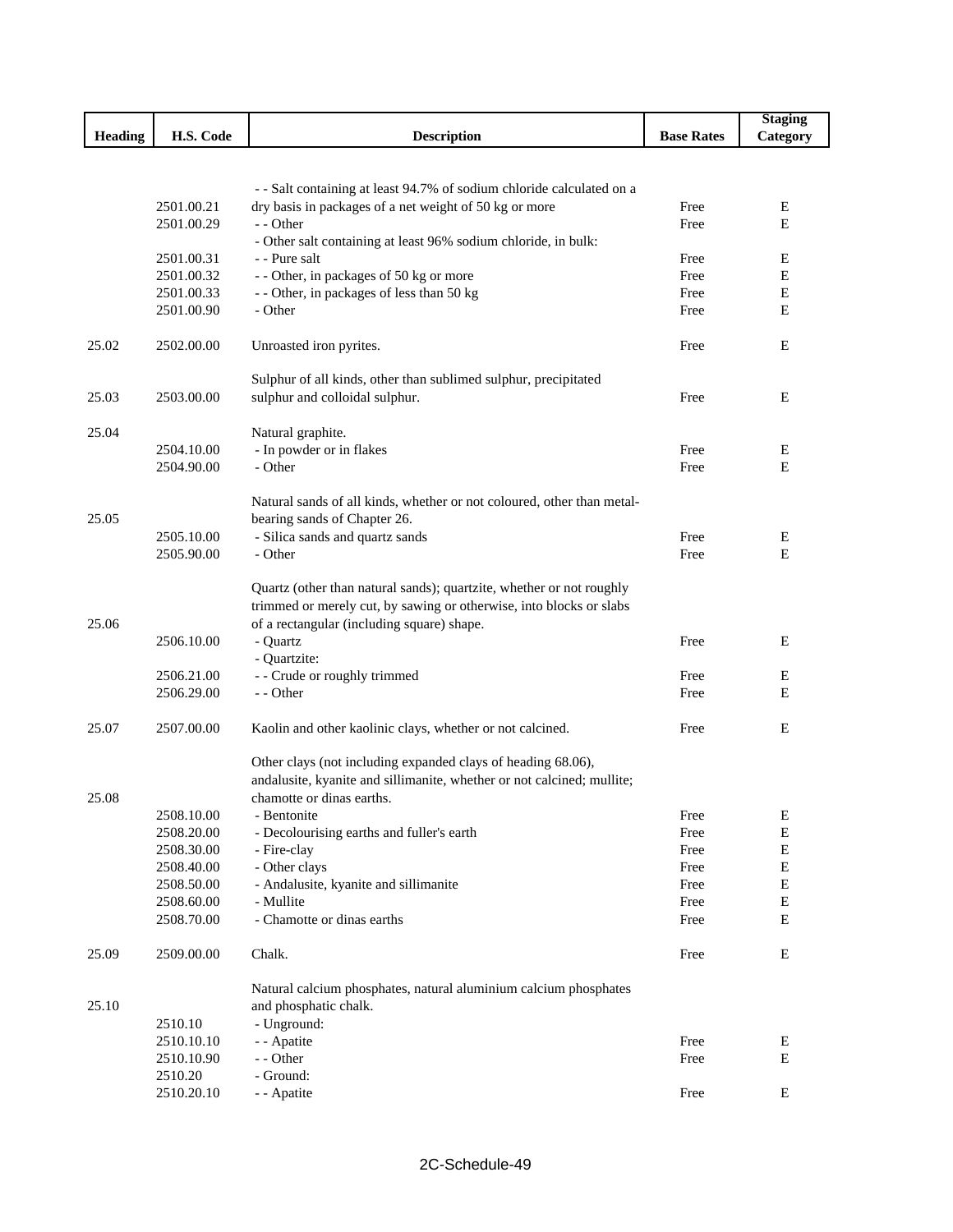| Heading | H.S. Code | Description | Base Rates | Staging Category |
|---|---|---|---|---|
| | | - - Salt containing at least 94.7% of sodium chloride calculated on a | | |
| | 2501.00.21 | dry basis in packages of a net weight of 50 kg or more | Free | E |
| | 2501.00.29 | - - Other | Free | E |
| | | - Other salt containing at least 96% sodium chloride, in bulk: | | |
| | 2501.00.31 | - - Pure salt | Free | E |
| | 2501.00.32 | - - Other, in packages of 50 kg or more | Free | E |
| | 2501.00.33 | - - Other, in packages of less than 50 kg | Free | E |
| | 2501.00.90 | - Other | Free | E |
| 25.02 | 2502.00.00 | Unroasted iron pyrites. | Free | E |
| 25.03 | 2503.00.00 | Sulphur of all kinds, other than sublimed sulphur, precipitated sulphur and colloidal sulphur. | Free | E |
| 25.04 | | Natural graphite. | | |
| | 2504.10.00 | - In powder or in flakes | Free | E |
| | 2504.90.00 | - Other | Free | E |
| 25.05 | | Natural sands of all kinds, whether or not coloured, other than metal-bearing sands of Chapter 26. | | |
| | 2505.10.00 | - Silica sands and quartz sands | Free | E |
| | 2505.90.00 | - Other | Free | E |
| 25.06 | | Quartz (other than natural sands); quartzite, whether or not roughly trimmed or merely cut, by sawing or otherwise, into blocks or slabs of a rectangular (including square) shape. | | |
| | 2506.10.00 | - Quartz | Free | E |
| | | - Quartzite: | | |
| | 2506.21.00 | - - Crude or roughly trimmed | Free | E |
| | 2506.29.00 | - - Other | Free | E |
| 25.07 | 2507.00.00 | Kaolin and other kaolinic clays, whether or not calcined. | Free | E |
| 25.08 | | Other clays (not including expanded clays of heading 68.06), andalusite, kyanite and sillimanite, whether or not calcined; mullite; chamotte or dinas earths. | | |
| | 2508.10.00 | - Bentonite | Free | E |
| | 2508.20.00 | - Decolourising earths and fuller's earth | Free | E |
| | 2508.30.00 | - Fire-clay | Free | E |
| | 2508.40.00 | - Other clays | Free | E |
| | 2508.50.00 | - Andalusite, kyanite and sillimanite | Free | E |
| | 2508.60.00 | - Mullite | Free | E |
| | 2508.70.00 | - Chamotte or dinas earths | Free | E |
| 25.09 | 2509.00.00 | Chalk. | Free | E |
| 25.10 | | Natural calcium phosphates, natural aluminium calcium phosphates and phosphatic chalk. | | |
| | 2510.10 | - Unground: | | |
| | 2510.10.10 | - - Apatite | Free | E |
| | 2510.10.90 | - - Other | Free | E |
| | 2510.20 | - Ground: | | |
| | 2510.20.10 | - - Apatite | Free | E |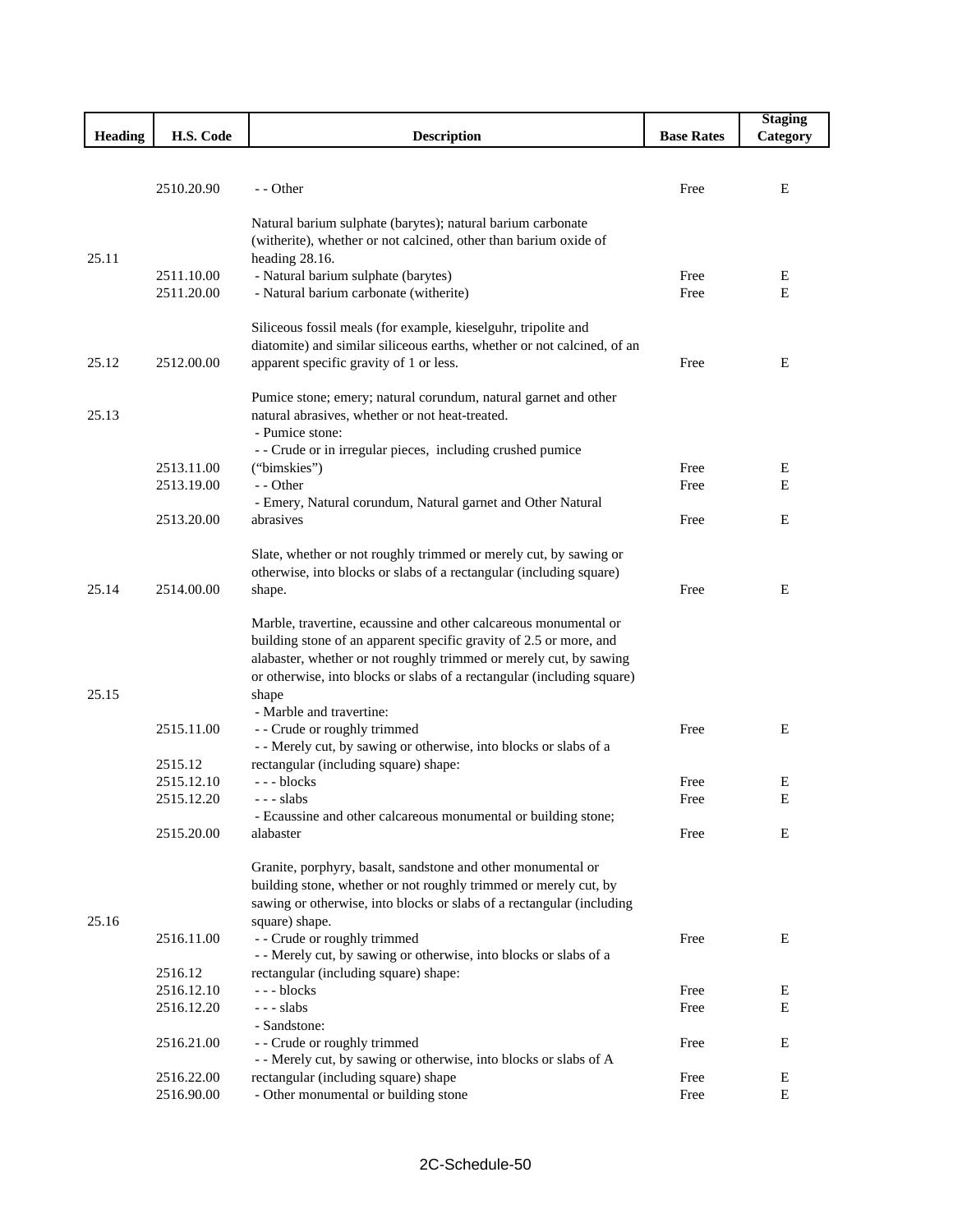| Heading | H.S. Code | Description | Base Rates | Staging Category |
|---|---|---|---|---|
| | 2510.20.90 | - - Other | Free | E |
| 25.11 | | Natural barium sulphate (barytes); natural barium carbonate (witherite), whether or not calcined, other than barium oxide of heading 28.16. | | |
| | 2511.10.00 | - Natural barium sulphate (barytes) | Free | E |
| | 2511.20.00 | - Natural barium carbonate (witherite) | Free | E |
| 25.12 | 2512.00.00 | Siliceous fossil meals (for example, kieselguhr, tripolite and diatomite) and similar siliceous earths, whether or not calcined, of an apparent specific gravity of 1 or less. | Free | E |
| 25.13 | | Pumice stone; emery; natural corundum, natural garnet and other natural abrasives, whether or not heat-treated. | | |
| | | - Pumice stone: | | |
| | 2513.11.00 | - - Crude or in irregular pieces, including crushed pumice ("bimskies") | Free | E |
| | 2513.19.00 | - - Other | Free | E |
| | 2513.20.00 | - Emery, Natural corundum, Natural garnet and Other Natural abrasives | Free | E |
| 25.14 | 2514.00.00 | Slate, whether or not roughly trimmed or merely cut, by sawing or otherwise, into blocks or slabs of a rectangular (including square) shape. | Free | E |
| 25.15 | | Marble, travertine, ecaussine and other calcareous monumental or building stone of an apparent specific gravity of 2.5 or more, and alabaster, whether or not roughly trimmed or merely cut, by sawing or otherwise, into blocks or slabs of a rectangular (including square) shape | | |
| | | - Marble and travertine: | | |
| | 2515.11.00 | - - Crude or roughly trimmed | Free | E |
| | 2515.12 | - - Merely cut, by sawing or otherwise, into blocks or slabs of a rectangular (including square) shape: | | |
| | 2515.12.10 | - - - blocks | Free | E |
| | 2515.12.20 | - - - slabs | Free | E |
| | 2515.20.00 | - Ecaussine and other calcareous monumental or building stone; alabaster | Free | E |
| 25.16 | | Granite, porphyry, basalt, sandstone and other monumental or building stone, whether or not roughly trimmed or merely cut, by sawing or otherwise, into blocks or slabs of a rectangular (including square) shape. | | |
| | 2516.11.00 | - - Crude or roughly trimmed | Free | E |
| | 2516.12 | - - Merely cut, by sawing or otherwise, into blocks or slabs of a rectangular (including square) shape: | | |
| | 2516.12.10 | - - - blocks | Free | E |
| | 2516.12.20 | - - - slabs | Free | E |
| | | - Sandstone: | | |
| | 2516.21.00 | - - Crude or roughly trimmed | Free | E |
| | 2516.22.00 | - - Merely cut, by sawing or otherwise, into blocks or slabs of A rectangular (including square) shape | Free | E |
| | 2516.90.00 | - Other monumental or building stone | Free | E |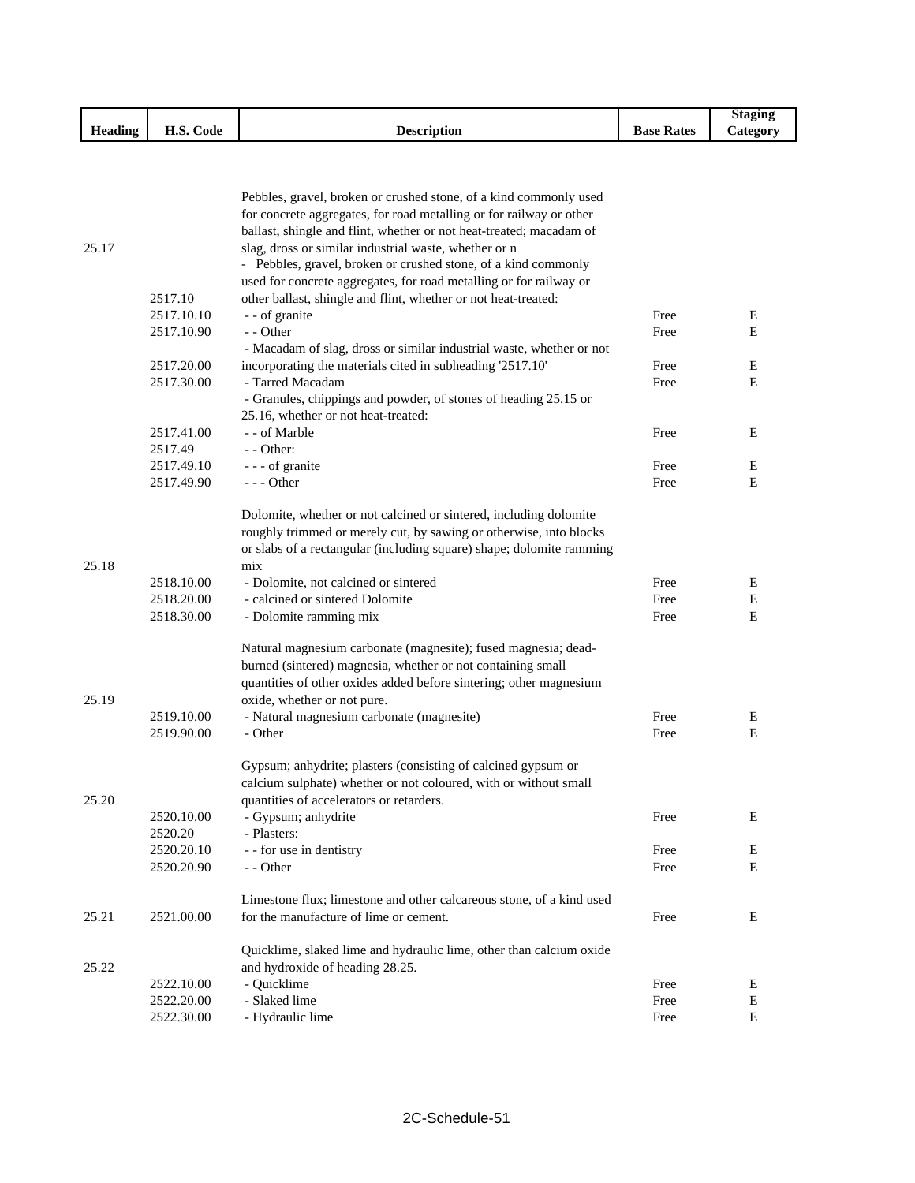| Heading | H.S. Code | Description | Base Rates | Staging Category |
|---|---|---|---|---|
| 25.17 | | Pebbles, gravel, broken or crushed stone, of a kind commonly used for concrete aggregates, for road metalling or for railway or other ballast, shingle and flint, whether or not heat-treated; macadam of slag, dross or similar industrial waste, whether or n | | |
| | 2517.10 | - Pebbles, gravel, broken or crushed stone, of a kind commonly used for concrete aggregates, for road metalling or for railway or other ballast, shingle and flint, whether or not heat-treated: | | |
| | 2517.10.10 | - - of granite | Free | E |
| | 2517.10.90 | - - Other | Free | E |
| | 2517.20.00 | - Macadam of slag, dross or similar industrial waste, whether or not incorporating the materials cited in subheading '2517.10' | Free | E |
| | 2517.30.00 | - Tarred Macadam | Free | E |
| | | - Granules, chippings and powder, of stones of heading 25.15 or 25.16, whether or not heat-treated: | | |
| | 2517.41.00 | - - of Marble | Free | E |
| | 2517.49 | - - Other: | | |
| | 2517.49.10 | - - - of granite | Free | E |
| | 2517.49.90 | - - - Other | Free | E |
| 25.18 | | Dolomite, whether or not calcined or sintered, including dolomite roughly trimmed or merely cut, by sawing or otherwise, into blocks or slabs of a rectangular (including square) shape; dolomite ramming mix | | |
| | 2518.10.00 | - Dolomite, not calcined or sintered | Free | E |
| | 2518.20.00 | - calcined or sintered Dolomite | Free | E |
| | 2518.30.00 | - Dolomite ramming mix | Free | E |
| 25.19 | | Natural magnesium carbonate (magnesite); fused magnesia; dead-burned (sintered) magnesia, whether or not containing small quantities of other oxides added before sintering; other magnesium oxide, whether or not pure. | | |
| | 2519.10.00 | - Natural magnesium carbonate (magnesite) | Free | E |
| | 2519.90.00 | - Other | Free | E |
| 25.20 | | Gypsum; anhydrite; plasters (consisting of calcined gypsum or calcium sulphate) whether or not coloured, with or without small quantities of accelerators or retarders. | | |
| | 2520.10.00 | - Gypsum; anhydrite | Free | E |
| | 2520.20 | - Plasters: | | |
| | 2520.20.10 | - - for use in dentistry | Free | E |
| | 2520.20.90 | - - Other | Free | E |
| 25.21 | 2521.00.00 | Limestone flux; limestone and other calcareous stone, of a kind used for the manufacture of lime or cement. | Free | E |
| 25.22 | | Quicklime, slaked lime and hydraulic lime, other than calcium oxide and hydroxide of heading 28.25. | | |
| | 2522.10.00 | - Quicklime | Free | E |
| | 2522.20.00 | - Slaked lime | Free | E |
| | 2522.30.00 | - Hydraulic lime | Free | E |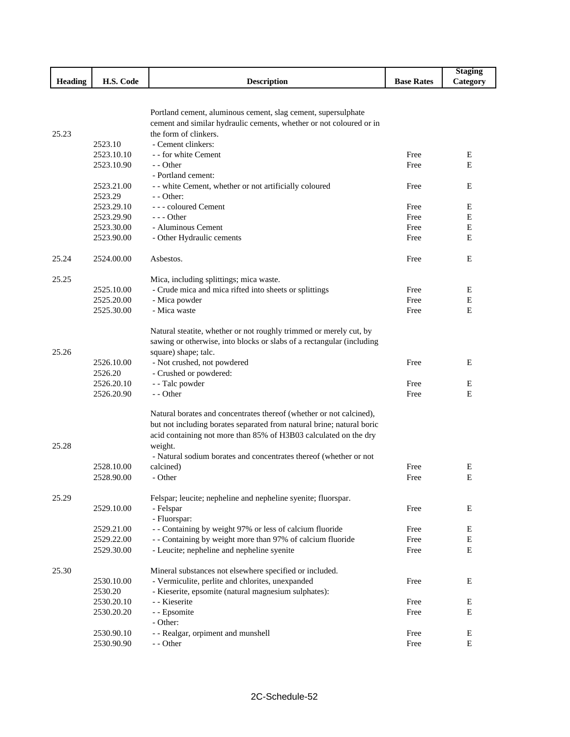| Heading | H.S. Code | Description | Base Rates | Staging Category |
|---|---|---|---|---|
| 25.23 | | Portland cement, aluminous cement, slag cement, supersulphate cement and similar hydraulic cements, whether or not coloured or in the form of clinkers. | | |
| | 2523.10 | - Cement clinkers: | | |
| | 2523.10.10 | - - for white Cement | Free | E |
| | 2523.10.90 | - - Other | Free | E |
| | | - Portland cement: | | |
| | 2523.21.00 | - - white Cement, whether or not artificially coloured | Free | E |
| | 2523.29 | - - Other: | | |
| | 2523.29.10 | - - - coloured Cement | Free | E |
| | 2523.29.90 | - - - Other | Free | E |
| | 2523.30.00 | - Aluminous Cement | Free | E |
| | 2523.90.00 | - Other Hydraulic cements | Free | E |
| 25.24 | 2524.00.00 | Asbestos. | Free | E |
| 25.25 | | Mica, including splittings; mica waste. | | |
| | 2525.10.00 | - Crude mica and mica rifted into sheets or splittings | Free | E |
| | 2525.20.00 | - Mica powder | Free | E |
| | 2525.30.00 | - Mica waste | Free | E |
| 25.26 | | Natural steatite, whether or not roughly trimmed or merely cut, by sawing or otherwise, into blocks or slabs of a rectangular (including square) shape; talc. | | |
| | 2526.10.00 | - Not crushed, not powdered | Free | E |
| | 2526.20 | - Crushed or powdered: | | |
| | 2526.20.10 | - - Talc powder | Free | E |
| | 2526.20.90 | - - Other | Free | E |
| 25.28 | | Natural borates and concentrates thereof (whether or not calcined), but not including borates separated from natural brine; natural boric acid containing not more than 85% of H3B03 calculated on the dry weight. | | |
| | 2528.10.00 | - Natural sodium borates and concentrates thereof (whether or not calcined) | Free | E |
| | 2528.90.00 | - Other | Free | E |
| 25.29 | | Felspar; leucite; nepheline and nepheline syenite; fluorspar. | | |
| | 2529.10.00 | - Felspar | Free | E |
| | | - Fluorspar: | | |
| | 2529.21.00 | - - Containing by weight 97% or less of calcium fluoride | Free | E |
| | 2529.22.00 | - - Containing by weight more than 97% of calcium fluoride | Free | E |
| | 2529.30.00 | - Leucite; nepheline and nepheline syenite | Free | E |
| 25.30 | | Mineral substances not elsewhere specified or included. | | |
| | 2530.10.00 | - Vermiculite, perlite and chlorites, unexpanded | Free | E |
| | 2530.20 | - Kieserite, epsomite (natural magnesium sulphates): | | |
| | 2530.20.10 | - - Kieserite | Free | E |
| | 2530.20.20 | - - Epsomite | Free | E |
| | | - Other: | | |
| | 2530.90.10 | - - Realgar, orpiment and munshell | Free | E |
| | 2530.90.90 | - - Other | Free | E |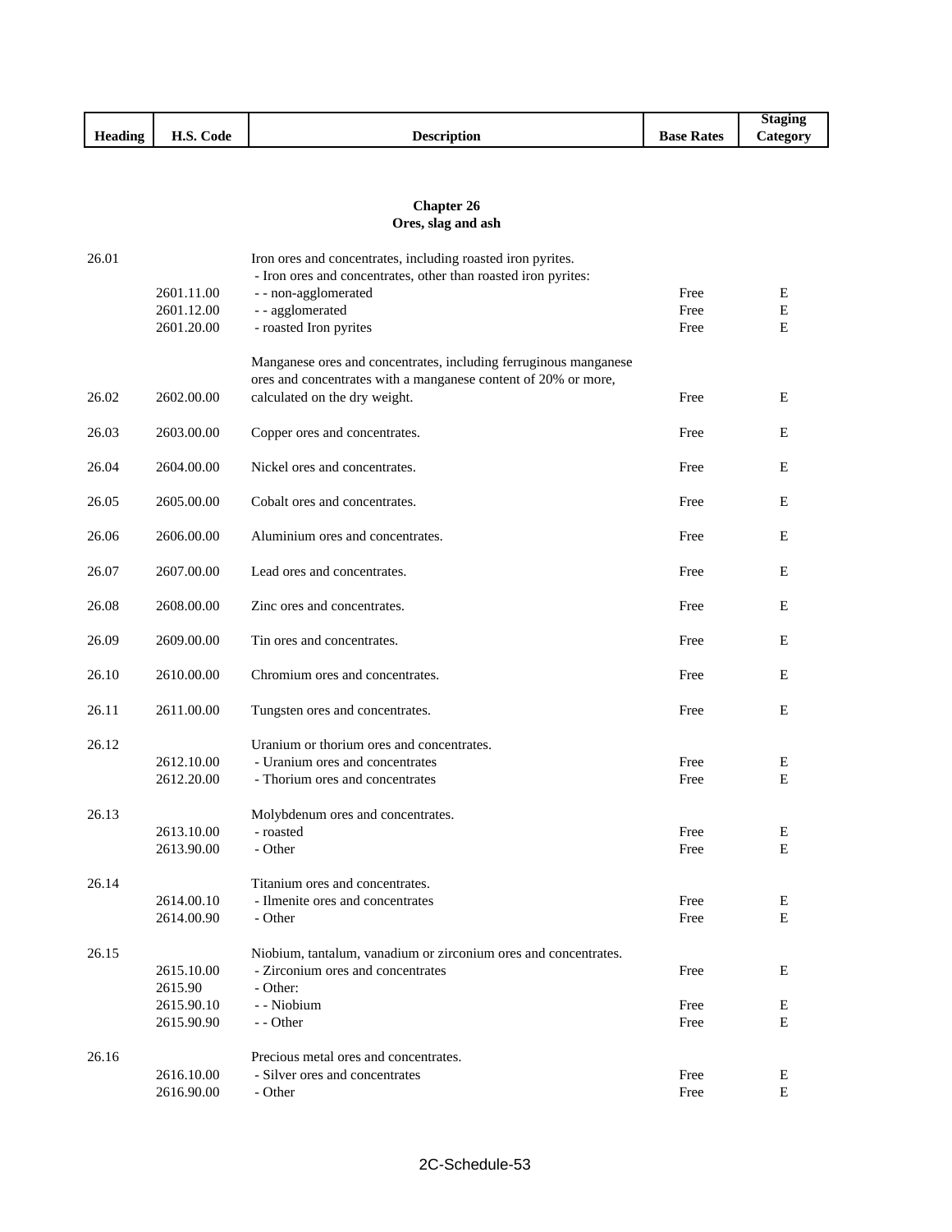| Heading | H.S. Code | Description | Base Rates | Staging Category |
|---|---|---|---|---|

## Chapter 26
## Ores, slag and ash

| Heading | H.S. Code | Description | Base Rates | Staging Category |
|---|---|---|---|---|
| 26.01 | | Iron ores and concentrates, including roasted iron pyrites. | | |
| | | - Iron ores and concentrates, other than roasted iron pyrites: | | |
| | 2601.11.00 | - - non-agglomerated | Free | E |
| | 2601.12.00 | - - agglomerated | Free | E |
| | 2601.20.00 | - roasted Iron pyrites | Free | E |
| 26.02 | 2602.00.00 | Manganese ores and concentrates, including ferruginous manganese ores and concentrates with a manganese content of 20% or more, calculated on the dry weight. | Free | E |
| 26.03 | 2603.00.00 | Copper ores and concentrates. | Free | E |
| 26.04 | 2604.00.00 | Nickel ores and concentrates. | Free | E |
| 26.05 | 2605.00.00 | Cobalt ores and concentrates. | Free | E |
| 26.06 | 2606.00.00 | Aluminium ores and concentrates. | Free | E |
| 26.07 | 2607.00.00 | Lead ores and concentrates. | Free | E |
| 26.08 | 2608.00.00 | Zinc ores and concentrates. | Free | E |
| 26.09 | 2609.00.00 | Tin ores and concentrates. | Free | E |
| 26.10 | 2610.00.00 | Chromium ores and concentrates. | Free | E |
| 26.11 | 2611.00.00 | Tungsten ores and concentrates. | Free | E |
| 26.12 | | Uranium or thorium ores and concentrates. | | |
| | 2612.10.00 | - Uranium ores and concentrates | Free | E |
| | 2612.20.00 | - Thorium ores and concentrates | Free | E |
| 26.13 | | Molybdenum ores and concentrates. | | |
| | 2613.10.00 | - roasted | Free | E |
| | 2613.90.00 | - Other | Free | E |
| 26.14 | | Titanium ores and concentrates. | | |
| | 2614.00.10 | - Ilmenite ores and concentrates | Free | E |
| | 2614.00.90 | - Other | Free | E |
| 26.15 | | Niobium, tantalum, vanadium or zirconium ores and concentrates. | | |
| | 2615.10.00 | - Zirconium ores and concentrates | Free | E |
| | 2615.90 | - Other: | | |
| | 2615.90.10 | - - Niobium | Free | E |
| | 2615.90.90 | - - Other | Free | E |
| 26.16 | | Precious metal ores and concentrates. | | |
| | 2616.10.00 | - Silver ores and concentrates | Free | E |
| | 2616.90.00 | - Other | Free | E |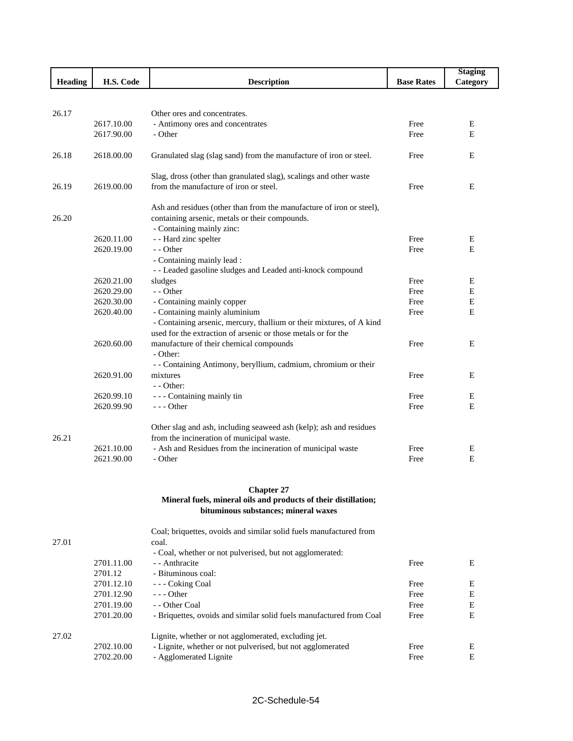| Heading | H.S. Code | Description | Base Rates | Staging Category |
|---|---|---|---|---|
| 26.17 | | Other ores and concentrates. | | |
| | 2617.10.00 | - Antimony ores and concentrates | Free | E |
| | 2617.90.00 | - Other | Free | E |
| 26.18 | 2618.00.00 | Granulated slag (slag sand) from the manufacture of iron or steel. | Free | E |
| 26.19 | 2619.00.00 | Slag, dross (other than granulated slag), scalings and other waste from the manufacture of iron or steel. | Free | E |
| 26.20 | | Ash and residues (other than from the manufacture of iron or steel), containing arsenic, metals or their compounds. | | |
| | | - Containing mainly zinc: | | |
| | 2620.11.00 | - - Hard zinc spelter | Free | E |
| | 2620.19.00 | - - Other | Free | E |
| | | - Containing mainly lead : | | |
| | 2620.21.00 | - - Leaded gasoline sludges and Leaded anti-knock compound sludges | Free | E |
| | 2620.29.00 | - - Other | Free | E |
| | 2620.30.00 | - Containing mainly copper | Free | E |
| | 2620.40.00 | - Containing mainly aluminium | Free | E |
| | 2620.60.00 | - Containing arsenic, mercury, thallium or their mixtures, of A kind used for the extraction of arsenic or those metals or for the manufacture of their chemical compounds | Free | E |
| | | - Other: | | |
| | 2620.91.00 | - - Containing Antimony, beryllium, cadmium, chromium or their mixtures | Free | E |
| | | - - Other: | | |
| | 2620.99.10 | - - - Containing mainly tin | Free | E |
| | 2620.99.90 | - - - Other | Free | E |
| 26.21 | | Other slag and ash, including seaweed ash (kelp); ash and residues from the incineration of municipal waste. | | |
| | 2621.10.00 | - Ash and Residues from the incineration of municipal waste | Free | E |
| | 2621.90.00 | - Other | Free | E |

## Chapter 27
### Mineral fuels, mineral oils and products of their distillation; bituminous substances; mineral waxes

| Heading | H.S. Code | Description | Base Rates | Staging Category |
|---|---|---|---|---|
| 27.01 | | Coal; briquettes, ovoids and similar solid fuels manufactured from coal. | | |
| | | - Coal, whether or not pulverised, but not agglomerated: | | |
| | 2701.11.00 | - - Anthracite | Free | E |
| | 2701.12 | - Bituminous coal: | | |
| | 2701.12.10 | - - - Coking Coal | Free | E |
| | 2701.12.90 | - - - Other | Free | E |
| | 2701.19.00 | - - Other Coal | Free | E |
| | 2701.20.00 | - Briquettes, ovoids and similar solid fuels manufactured from Coal | Free | E |
| 27.02 | | Lignite, whether or not agglomerated, excluding jet. | | |
| | 2702.10.00 | - Lignite, whether or not pulverised, but not agglomerated | Free | E |
| | 2702.20.00 | - Agglomerated Lignite | Free | E |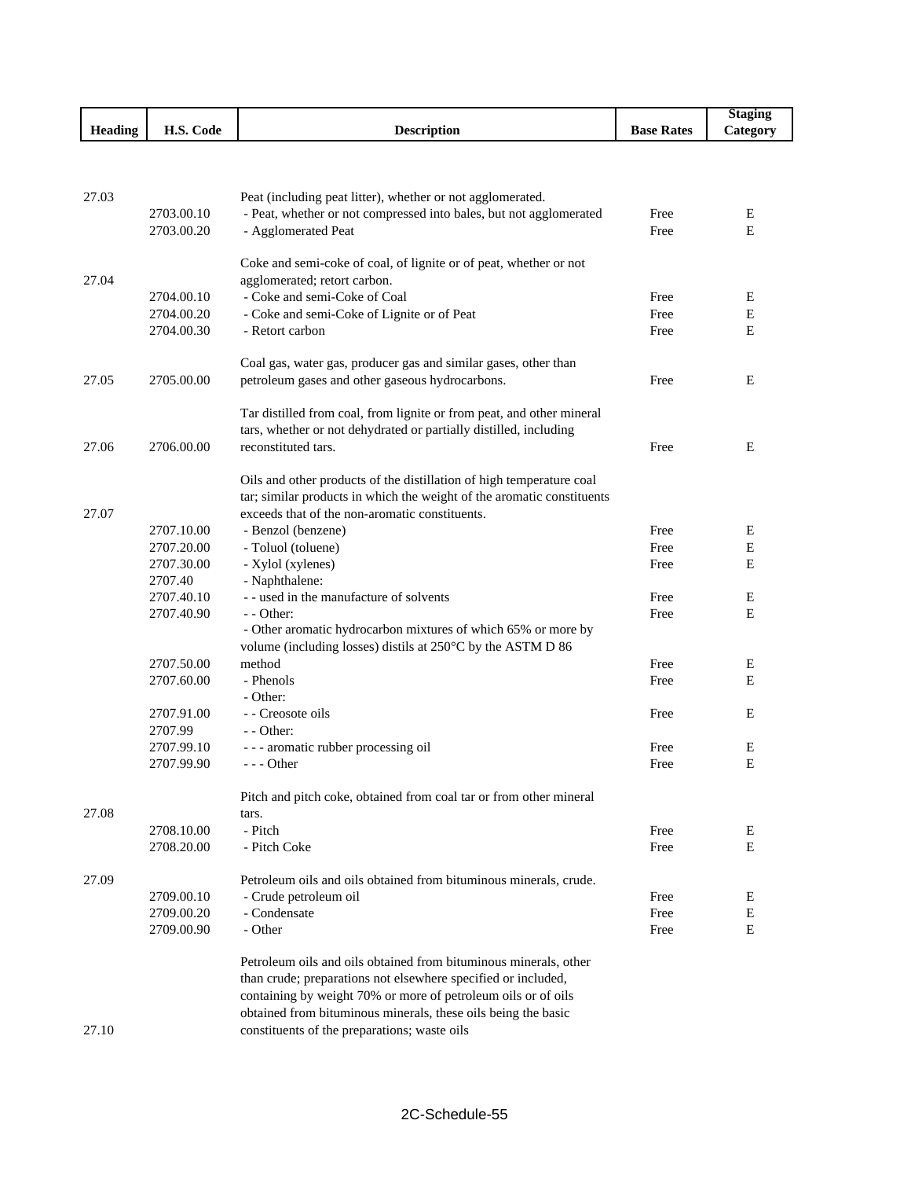| Heading | H.S. Code | Description | Base Rates | Staging Category |
|---|---|---|---|---|
| 27.03 | | Peat (including peat litter), whether or not agglomerated. | | |
| | 2703.00.10 | - Peat, whether or not compressed into bales, but not agglomerated | Free | E |
| | 2703.00.20 | - Agglomerated Peat | Free | E |
| 27.04 | | Coke and semi-coke of coal, of lignite or of peat, whether or not agglomerated; retort carbon. | | |
| | 2704.00.10 | - Coke and semi-Coke of Coal | Free | E |
| | 2704.00.20 | - Coke and semi-Coke of Lignite or of Peat | Free | E |
| | 2704.00.30 | - Retort carbon | Free | E |
| 27.05 | 2705.00.00 | Coal gas, water gas, producer gas and similar gases, other than petroleum gases and other gaseous hydrocarbons. | Free | E |
| 27.06 | 2706.00.00 | Tar distilled from coal, from lignite or from peat, and other mineral tars, whether or not dehydrated or partially distilled, including reconstituted tars. | Free | E |
| 27.07 | | Oils and other products of the distillation of high temperature coal tar; similar products in which the weight of the aromatic constituents exceeds that of the non-aromatic constituents. | | |
| | 2707.10.00 | - Benzol (benzene) | Free | E |
| | 2707.20.00 | - Toluol (toluene) | Free | E |
| | 2707.30.00 | - Xylol (xylenes) | Free | E |
| | 2707.40 | - Naphthalene: | | |
| | 2707.40.10 | - - used in the manufacture of solvents | Free | E |
| | 2707.40.90 | - - Other: | Free | E |
| | 2707.50.00 | - Other aromatic hydrocarbon mixtures of which 65% or more by volume (including losses) distils at 250°C by the ASTM D 86 method | Free | E |
| | 2707.60.00 | - Phenols | Free | E |
| | | - Other: | | |
| | 2707.91.00 | - - Creosote oils | Free | E |
| | 2707.99 | - - Other: | | |
| | 2707.99.10 | - - - aromatic rubber processing oil | Free | E |
| | 2707.99.90 | - - - Other | Free | E |
| 27.08 | | Pitch and pitch coke, obtained from coal tar or from other mineral tars. | | |
| | 2708.10.00 | - Pitch | Free | E |
| | 2708.20.00 | - Pitch Coke | Free | E |
| 27.09 | | Petroleum oils and oils obtained from bituminous minerals, crude. | | |
| | 2709.00.10 | - Crude petroleum oil | Free | E |
| | 2709.00.20 | - Condensate | Free | E |
| | 2709.00.90 | - Other | Free | E |
| 27.10 | | Petroleum oils and oils obtained from bituminous minerals, other than crude; preparations not elsewhere specified or included, containing by weight 70% or more of petroleum oils or of oils obtained from bituminous minerals, these oils being the basic constituents of the preparations; waste oils | | |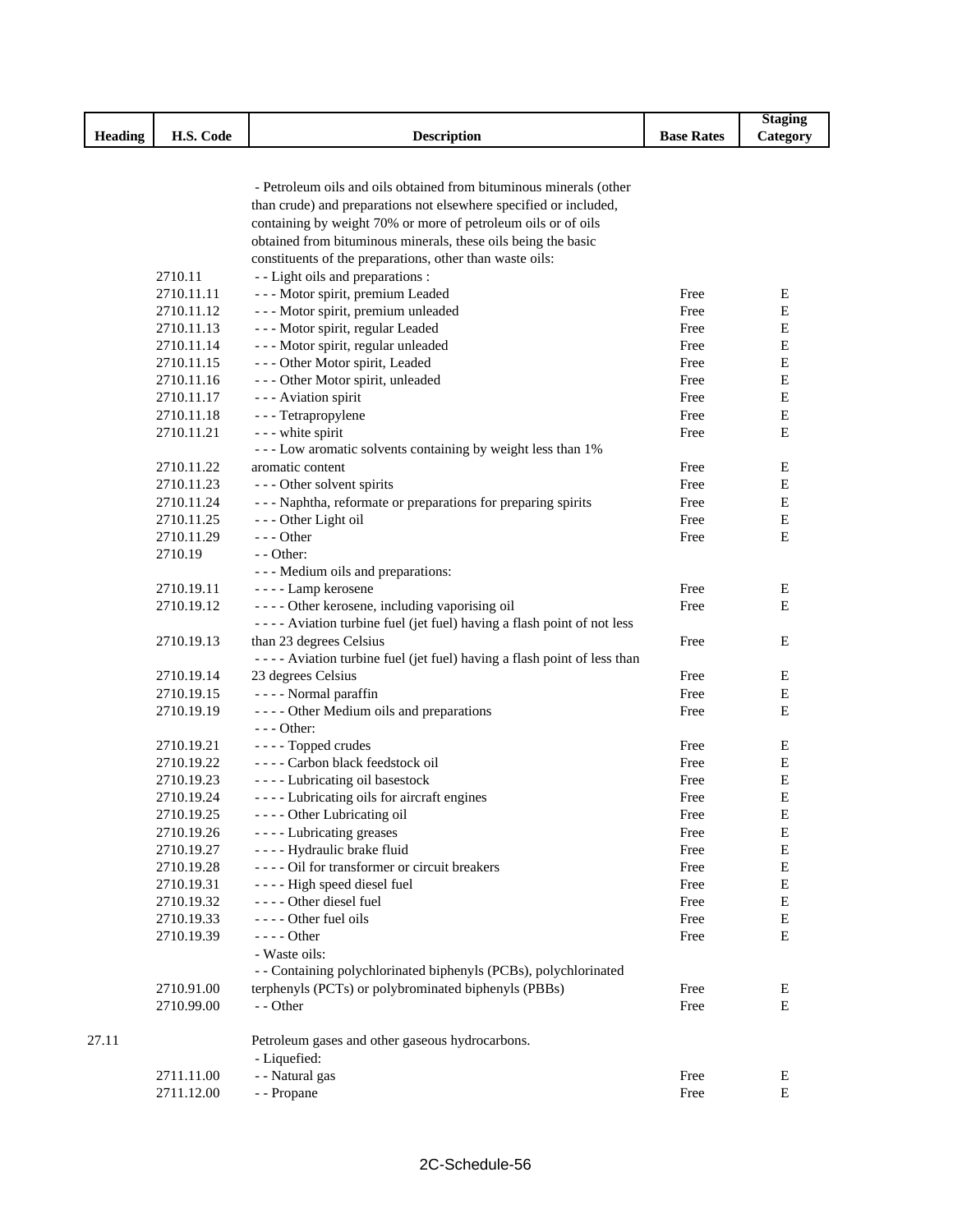| Heading | H.S. Code | Description | Base Rates | Staging Category |
|---|---|---|---|---|
| | | - Petroleum oils and oils obtained from bituminous minerals (other than crude) and preparations not elsewhere specified or included, containing by weight 70% or more of petroleum oils or of oils obtained from bituminous minerals, these oils being the basic constituents of the preparations, other than waste oils: | | |
| | 2710.11 | - - Light oils and preparations : | | |
| | 2710.11.11 | - - - Motor spirit, premium Leaded | Free | E |
| | 2710.11.12 | - - - Motor spirit, premium unleaded | Free | E |
| | 2710.11.13 | - - - Motor spirit, regular Leaded | Free | E |
| | 2710.11.14 | - - - Motor spirit, regular unleaded | Free | E |
| | 2710.11.15 | - - - Other Motor spirit, Leaded | Free | E |
| | 2710.11.16 | - - - Other Motor spirit, unleaded | Free | E |
| | 2710.11.17 | - - - Aviation spirit | Free | E |
| | 2710.11.18 | - - - Tetrapropylene | Free | E |
| | 2710.11.21 | - - - white spirit | Free | E |
| | 2710.11.22 | - - - Low aromatic solvents containing by weight less than 1% aromatic content | Free | E |
| | 2710.11.23 | - - - Other solvent spirits | Free | E |
| | 2710.11.24 | - - - Naphtha, reformate or preparations for preparing spirits | Free | E |
| | 2710.11.25 | - - - Other Light oil | Free | E |
| | 2710.11.29 | - - - Other | Free | E |
| | 2710.19 | - - Other: | | |
| | | - - - Medium oils and preparations: | | |
| | 2710.19.11 | - - - - Lamp kerosene | Free | E |
| | 2710.19.12 | - - - - Other kerosene, including vaporising oil | Free | E |
| | 2710.19.13 | - - - - Aviation turbine fuel (jet fuel) having a flash point of not less than 23 degrees Celsius | Free | E |
| | 2710.19.14 | - - - - Aviation turbine fuel (jet fuel) having a flash point of less than 23 degrees Celsius | Free | E |
| | 2710.19.15 | - - - - Normal paraffin | Free | E |
| | 2710.19.19 | - - - - Other Medium oils and preparations | Free | E |
| | | - - - Other: | | |
| | 2710.19.21 | - - - - Topped crudes | Free | E |
| | 2710.19.22 | - - - - Carbon black feedstock oil | Free | E |
| | 2710.19.23 | - - - - Lubricating oil basestock | Free | E |
| | 2710.19.24 | - - - - Lubricating oils for aircraft engines | Free | E |
| | 2710.19.25 | - - - - Other Lubricating oil | Free | E |
| | 2710.19.26 | - - - - Lubricating greases | Free | E |
| | 2710.19.27 | - - - - Hydraulic brake fluid | Free | E |
| | 2710.19.28 | - - - - Oil for transformer or circuit breakers | Free | E |
| | 2710.19.31 | - - - - High speed diesel fuel | Free | E |
| | 2710.19.32 | - - - - Other diesel fuel | Free | E |
| | 2710.19.33 | - - - - Other fuel oils | Free | E |
| | 2710.19.39 | - - - - Other | Free | E |
| | | - Waste oils: | | |
| | 2710.91.00 | - - Containing polychlorinated biphenyls (PCBs), polychlorinated terphenyls (PCTs) or polybrominated biphenyls (PBBs) | Free | E |
| | 2710.99.00 | - - Other | Free | E |
| 27.11 | | Petroleum gases and other gaseous hydrocarbons. | | |
| | | - Liquefied: | | |
| | 2711.11.00 | - - Natural gas | Free | E |
| | 2711.12.00 | - - Propane | Free | E |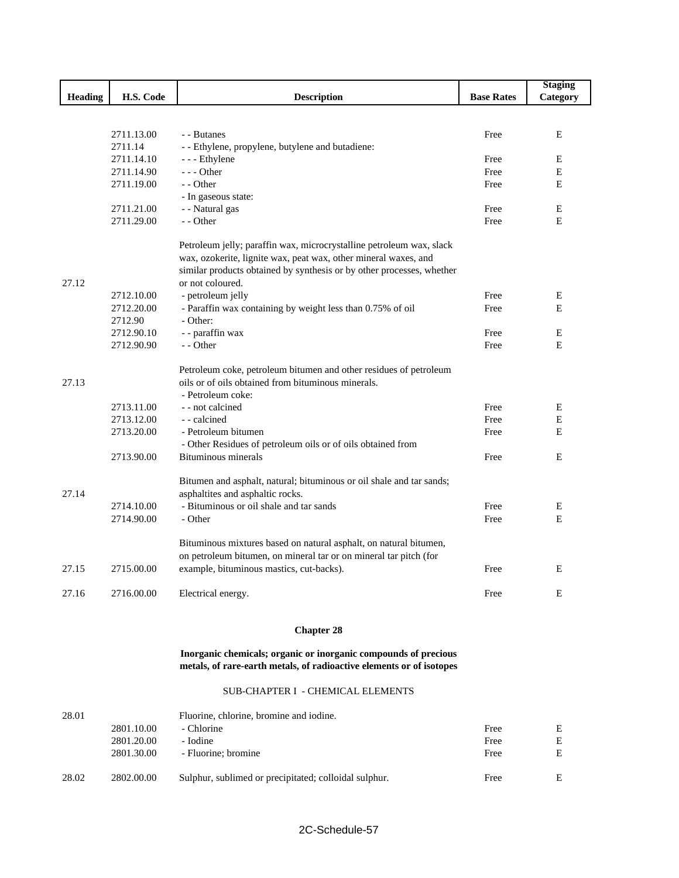| Heading | H.S. Code | Description | Base Rates | Staging Category |
|---|---|---|---|---|
| | 2711.13.00 | - - Butanes | Free | E |
| | 2711.14 | - - Ethylene, propylene, butylene and butadiene: | | |
| | 2711.14.10 | - - - Ethylene | Free | E |
| | 2711.14.90 | - - - Other | Free | E |
| | 2711.19.00 | - - Other | Free | E |
| | | - In gaseous state: | | |
| | 2711.21.00 | - - Natural gas | Free | E |
| | 2711.29.00 | - - Other | Free | E |
| 27.12 | | Petroleum jelly; paraffin wax, microcrystalline petroleum wax, slack wax, ozokerite, lignite wax, peat wax, other mineral waxes, and similar products obtained by synthesis or by other processes, whether or not coloured. | | |
| | 2712.10.00 | - petroleum jelly | Free | E |
| | 2712.20.00 | - Paraffin wax containing by weight less than 0.75% of oil | Free | E |
| | 2712.90 | - Other: | | |
| | 2712.90.10 | - - paraffin wax | Free | E |
| | 2712.90.90 | - - Other | Free | E |
| 27.13 | | Petroleum coke, petroleum bitumen and other residues of petroleum oils or of oils obtained from bituminous minerals. | | |
| | | - Petroleum coke: | | |
| | 2713.11.00 | - - not calcined | Free | E |
| | 2713.12.00 | - - calcined | Free | E |
| | 2713.20.00 | - Petroleum bitumen | Free | E |
| | 2713.90.00 | - Other Residues of petroleum oils or of oils obtained from Bituminous minerals | Free | E |
| 27.14 | | Bitumen and asphalt, natural; bituminous or oil shale and tar sands; asphaltites and asphaltic rocks. | | |
| | 2714.10.00 | - Bituminous or oil shale and tar sands | Free | E |
| | 2714.90.00 | - Other | Free | E |
| 27.15 | 2715.00.00 | Bituminous mixtures based on natural asphalt, on natural bitumen, on petroleum bitumen, on mineral tar or on mineral tar pitch (for example, bituminous mastics, cut-backs). | Free | E |
| 27.16 | 2716.00.00 | Electrical energy. | Free | E |

## Chapter 28

### Inorganic chemicals; organic or inorganic compounds of precious metals, of rare-earth metals, of radioactive elements or of isotopes

SUB-CHAPTER I - CHEMICAL ELEMENTS

| Heading | H.S. Code | Description | Base Rates | Staging Category |
|---|---|---|---|---|
| 28.01 | | Fluorine, chlorine, bromine and iodine. | | |
| | 2801.10.00 | - Chlorine | Free | E |
| | 2801.20.00 | - Iodine | Free | E |
| | 2801.30.00 | - Fluorine; bromine | Free | E |
| 28.02 | 2802.00.00 | Sulphur, sublimed or precipitated; colloidal sulphur. | Free | E |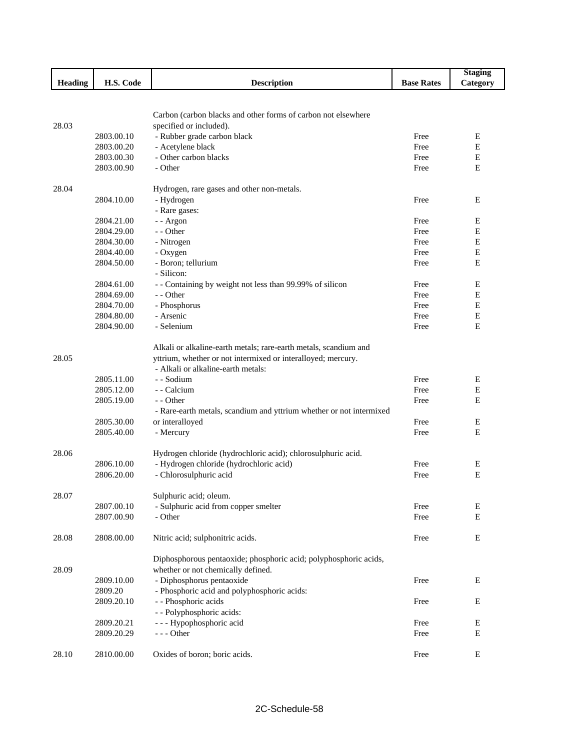| Heading | H.S. Code | Description | Base Rates | Staging Category |
|---|---|---|---|---|
| 28.03 | | Carbon (carbon blacks and other forms of carbon not elsewhere specified or included). | | |
| | 2803.00.10 | - Rubber grade carbon black | Free | E |
| | 2803.00.20 | - Acetylene black | Free | E |
| | 2803.00.30 | - Other carbon blacks | Free | E |
| | 2803.00.90 | - Other | Free | E |
| 28.04 | | Hydrogen, rare gases and other non-metals. | | |
| | 2804.10.00 | - Hydrogen | Free | E |
| | | - Rare gases: | | |
| | 2804.21.00 | - - Argon | Free | E |
| | 2804.29.00 | - - Other | Free | E |
| | 2804.30.00 | - Nitrogen | Free | E |
| | 2804.40.00 | - Oxygen | Free | E |
| | 2804.50.00 | - Boron; tellurium | Free | E |
| | | - Silicon: | | |
| | 2804.61.00 | - - Containing by weight not less than 99.99% of silicon | Free | E |
| | 2804.69.00 | - - Other | Free | E |
| | 2804.70.00 | - Phosphorus | Free | E |
| | 2804.80.00 | - Arsenic | Free | E |
| | 2804.90.00 | - Selenium | Free | E |
| 28.05 | | Alkali or alkaline-earth metals; rare-earth metals, scandium and yttrium, whether or not intermixed or interalloyed; mercury. | | |
| | | - Alkali or alkaline-earth metals: | | |
| | 2805.11.00 | - - Sodium | Free | E |
| | 2805.12.00 | - - Calcium | Free | E |
| | 2805.19.00 | - - Other | Free | E |
| | 2805.30.00 | - Rare-earth metals, scandium and yttrium whether or not intermixed or interalloyed | Free | E |
| | 2805.40.00 | - Mercury | Free | E |
| 28.06 | | Hydrogen chloride (hydrochloric acid); chlorosulphuric acid. | | |
| | 2806.10.00 | - Hydrogen chloride (hydrochloric acid) | Free | E |
| | 2806.20.00 | - Chlorosulphuric acid | Free | E |
| 28.07 | | Sulphuric acid; oleum. | | |
| | 2807.00.10 | - Sulphuric acid from copper smelter | Free | E |
| | 2807.00.90 | - Other | Free | E |
| 28.08 | 2808.00.00 | Nitric acid; sulphonitric acids. | Free | E |
| 28.09 | | Diphosphorous pentaoxide; phosphoric acid; polyphosphoric acids, whether or not chemically defined. | | |
| | 2809.10.00 | - Diphosphorus pentaoxide | Free | E |
| | 2809.20 | - Phosphoric acid and polyphosphoric acids: | | |
| | 2809.20.10 | - - Phosphoric acids | Free | E |
| | | - - Polyphosphoric acids: | | |
| | 2809.20.21 | - - - Hypophosphoric acid | Free | E |
| | 2809.20.29 | - - - Other | Free | E |
| 28.10 | 2810.00.00 | Oxides of boron; boric acids. | Free | E |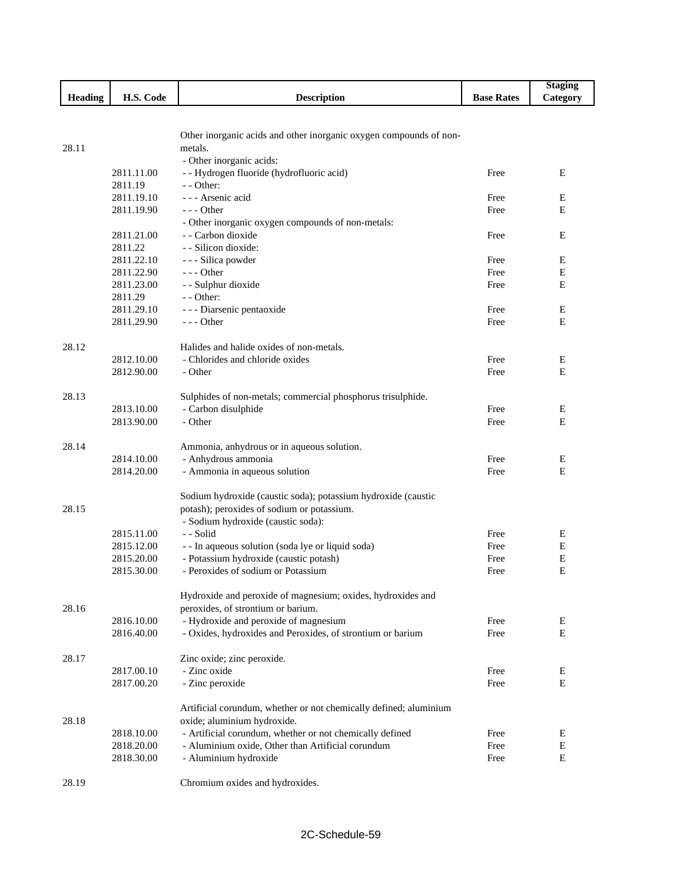| Heading | H.S. Code | Description | Base Rates | Staging Category |
|---|---|---|---|---|
| 28.11 | | Other inorganic acids and other inorganic oxygen compounds of non-metals. | | |
| | | - Other inorganic acids: | | |
| | 2811.11.00 | - - Hydrogen fluoride (hydrofluoric acid) | Free | E |
| | 2811.19 | - - Other: | | |
| | 2811.19.10 | - - - Arsenic acid | Free | E |
| | 2811.19.90 | - - - Other | Free | E |
| | | - Other inorganic oxygen compounds of non-metals: | | |
| | 2811.21.00 | - - Carbon dioxide | Free | E |
| | 2811.22 | - - Silicon dioxide: | | |
| | 2811.22.10 | - - - Silica powder | Free | E |
| | 2811.22.90 | - - - Other | Free | E |
| | 2811.23.00 | - - Sulphur dioxide | Free | E |
| | 2811.29 | - - Other: | | |
| | 2811.29.10 | - - - Diarsenic pentaoxide | Free | E |
| | 2811.29.90 | - - - Other | Free | E |
| 28.12 | | Halides and halide oxides of non-metals. | | |
| | 2812.10.00 | - Chlorides and chloride oxides | Free | E |
| | 2812.90.00 | - Other | Free | E |
| 28.13 | | Sulphides of non-metals; commercial phosphorus trisulphide. | | |
| | 2813.10.00 | - Carbon disulphide | Free | E |
| | 2813.90.00 | - Other | Free | E |
| 28.14 | | Ammonia, anhydrous or in aqueous solution. | | |
| | 2814.10.00 | - Anhydrous ammonia | Free | E |
| | 2814.20.00 | - Ammonia in aqueous solution | Free | E |
| 28.15 | | Sodium hydroxide (caustic soda); potassium hydroxide (caustic potash); peroxides of sodium or potassium. | | |
| | | - Sodium hydroxide (caustic soda): | | |
| | 2815.11.00 | - - Solid | Free | E |
| | 2815.12.00 | - - In aqueous solution (soda lye or liquid soda) | Free | E |
| | 2815.20.00 | - Potassium hydroxide (caustic potash) | Free | E |
| | 2815.30.00 | - Peroxides of sodium or Potassium | Free | E |
| 28.16 | | Hydroxide and peroxide of magnesium; oxides, hydroxides and peroxides, of strontium or barium. | | |
| | 2816.10.00 | - Hydroxide and peroxide of magnesium | Free | E |
| | 2816.40.00 | - Oxides, hydroxides and Peroxides, of strontium or barium | Free | E |
| 28.17 | | Zinc oxide; zinc peroxide. | | |
| | 2817.00.10 | - Zinc oxide | Free | E |
| | 2817.00.20 | - Zinc peroxide | Free | E |
| 28.18 | | Artificial corundum, whether or not chemically defined; aluminium oxide; aluminium hydroxide. | | |
| | 2818.10.00 | - Artificial corundum, whether or not chemically defined | Free | E |
| | 2818.20.00 | - Aluminium oxide, Other than Artificial corundum | Free | E |
| | 2818.30.00 | - Aluminium hydroxide | Free | E |
| 28.19 | | Chromium oxides and hydroxides. | | |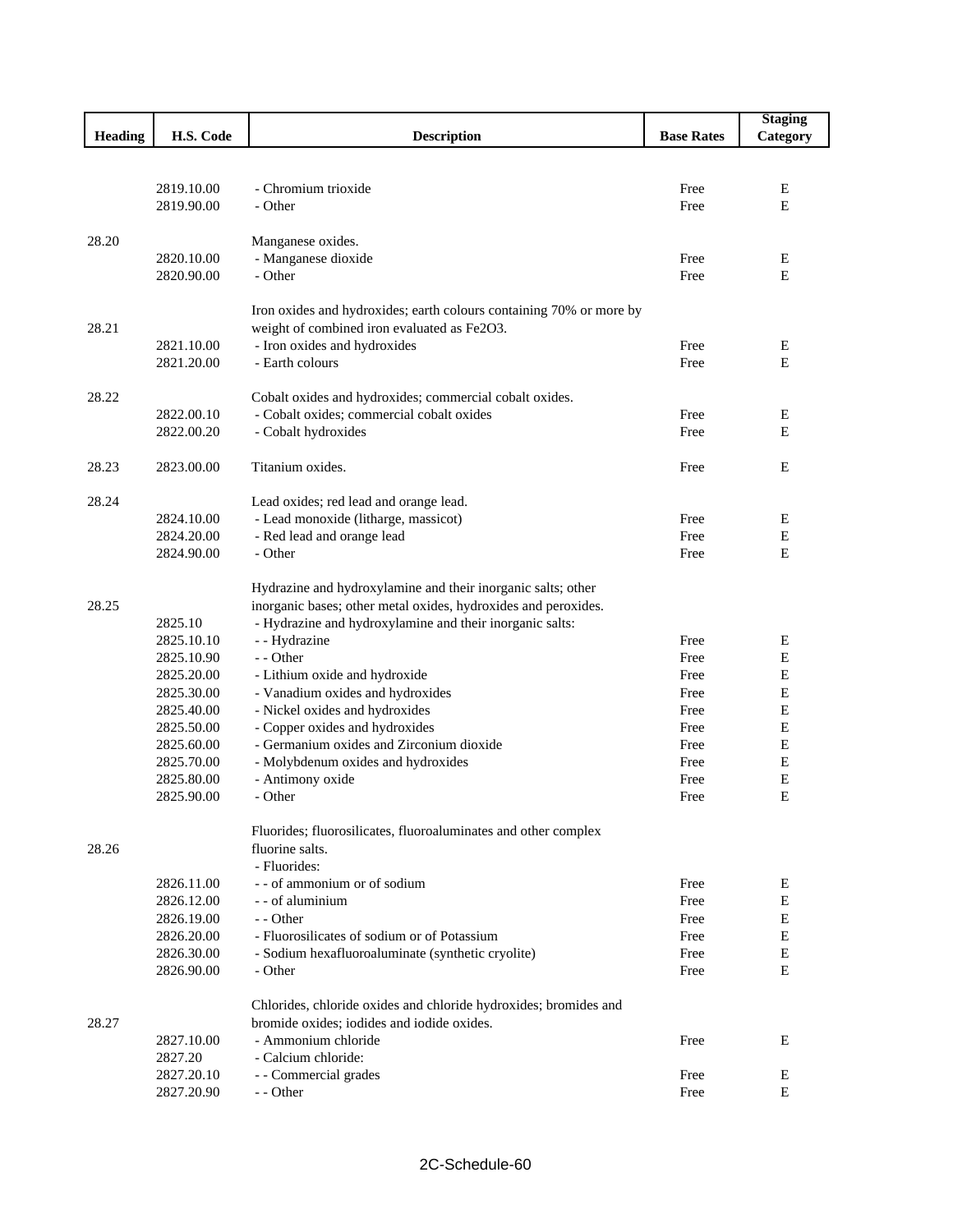| Heading | H.S. Code | Description | Base Rates | Staging Category |
|---|---|---|---|---|
| | 2819.10.00 | - Chromium trioxide | Free | E |
| | 2819.90.00 | - Other | Free | E |
| 28.20 | | Manganese oxides. | | |
| | 2820.10.00 | - Manganese dioxide | Free | E |
| | 2820.90.00 | - Other | Free | E |
| 28.21 | | Iron oxides and hydroxides; earth colours containing 70% or more by weight of combined iron evaluated as $Fe_2O_3$. | | |
| | 2821.10.00 | - Iron oxides and hydroxides | Free | E |
| | 2821.20.00 | - Earth colours | Free | E |
| 28.22 | | Cobalt oxides and hydroxides; commercial cobalt oxides. | | |
| | 2822.00.10 | - Cobalt oxides; commercial cobalt oxides | Free | E |
| | 2822.00.20 | - Cobalt hydroxides | Free | E |
| 28.23 | 2823.00.00 | Titanium oxides. | Free | E |
| 28.24 | | Lead oxides; red lead and orange lead. | | |
| | 2824.10.00 | - Lead monoxide (litharge, massicot) | Free | E |
| | 2824.20.00 | - Red lead and orange lead | Free | E |
| | 2824.90.00 | - Other | Free | E |
| 28.25 | | Hydrazine and hydroxylamine and their inorganic salts; other inorganic bases; other metal oxides, hydroxides and peroxides. | | |
| | 2825.10 | - Hydrazine and hydroxylamine and their inorganic salts: | | |
| | 2825.10.10 | - - Hydrazine | Free | E |
| | 2825.10.90 | - - Other | Free | E |
| | 2825.20.00 | - Lithium oxide and hydroxide | Free | E |
| | 2825.30.00 | - Vanadium oxides and hydroxides | Free | E |
| | 2825.40.00 | - Nickel oxides and hydroxides | Free | E |
| | 2825.50.00 | - Copper oxides and hydroxides | Free | E |
| | 2825.60.00 | - Germanium oxides and Zirconium dioxide | Free | E |
| | 2825.70.00 | - Molybdenum oxides and hydroxides | Free | E |
| | 2825.80.00 | - Antimony oxide | Free | E |
| | 2825.90.00 | - Other | Free | E |
| 28.26 | | Fluorides; fluorosilicates, fluoroaluminates and other complex fluorine salts. | | |
| | | - Fluorides: | | |
| | 2826.11.00 | - - of ammonium or of sodium | Free | E |
| | 2826.12.00 | - - of aluminium | Free | E |
| | 2826.19.00 | - - Other | Free | E |
| | 2826.20.00 | - Fluorosilicates of sodium or of Potassium | Free | E |
| | 2826.30.00 | - Sodium hexafluoroaluminate (synthetic cryolite) | Free | E |
| | 2826.90.00 | - Other | Free | E |
| 28.27 | | Chlorides, chloride oxides and chloride hydroxides; bromides and bromide oxides; iodides and iodide oxides. | | |
| | 2827.10.00 | - Ammonium chloride | Free | E |
| | 2827.20 | - Calcium chloride: | | |
| | 2827.20.10 | - - Commercial grades | Free | E |
| | 2827.20.90 | - - Other | Free | E |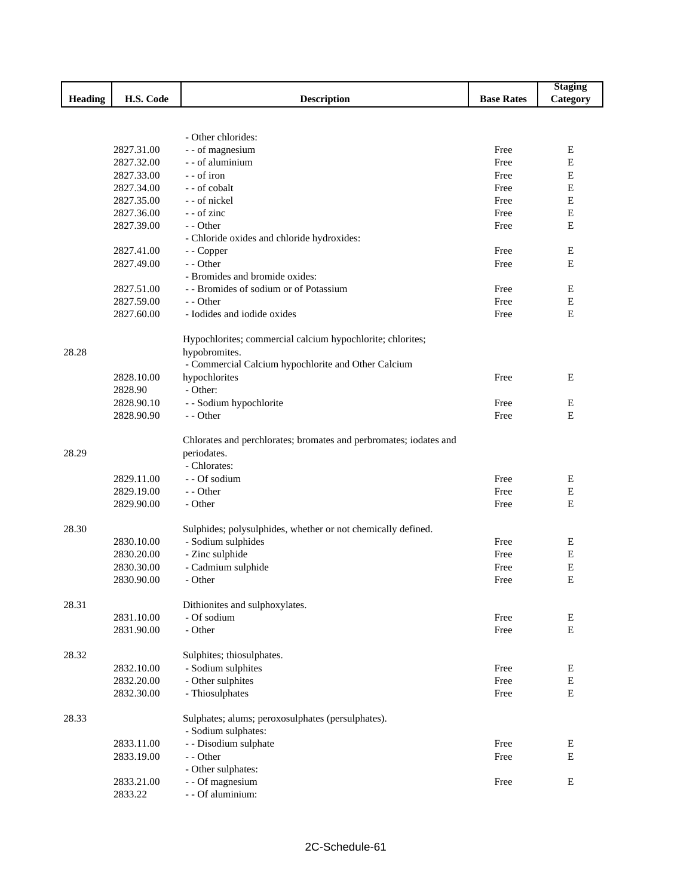| Heading | H.S. Code | Description | Base Rates | Staging Category |
|---|---|---|---|---|
| | | - Other chlorides: | | |
| | 2827.31.00 | - - of magnesium | Free | E |
| | 2827.32.00 | - - of aluminium | Free | E |
| | 2827.33.00 | - - of iron | Free | E |
| | 2827.34.00 | - - of cobalt | Free | E |
| | 2827.35.00 | - - of nickel | Free | E |
| | 2827.36.00 | - - of zinc | Free | E |
| | 2827.39.00 | - - Other | Free | E |
| | | - Chloride oxides and chloride hydroxides: | | |
| | 2827.41.00 | - - Copper | Free | E |
| | 2827.49.00 | - - Other | Free | E |
| | | - Bromides and bromide oxides: | | |
| | 2827.51.00 | - - Bromides of sodium or of Potassium | Free | E |
| | 2827.59.00 | - - Other | Free | E |
| | 2827.60.00 | - Iodides and iodide oxides | Free | E |
| 28.28 | | Hypochlorites; commercial calcium hypochlorite; chlorites; hypobromites. | | |
| | 2828.10.00 | - Commercial Calcium hypochlorite and Other Calcium hypochlorites | Free | E |
| | 2828.90 | - Other: | | |
| | 2828.90.10 | - - Sodium hypochlorite | Free | E |
| | 2828.90.90 | - - Other | Free | E |
| 28.29 | | Chlorates and perchlorates; bromates and perbromates; iodates and periodates. | | |
| | | - Chlorates: | | |
| | 2829.11.00 | - - Of sodium | Free | E |
| | 2829.19.00 | - - Other | Free | E |
| | 2829.90.00 | - Other | Free | E |
| 28.30 | | Sulphides; polysulphides, whether or not chemically defined. | | |
| | 2830.10.00 | - Sodium sulphides | Free | E |
| | 2830.20.00 | - Zinc sulphide | Free | E |
| | 2830.30.00 | - Cadmium sulphide | Free | E |
| | 2830.90.00 | - Other | Free | E |
| 28.31 | | Dithionites and sulphoxylates. | | |
| | 2831.10.00 | - Of sodium | Free | E |
| | 2831.90.00 | - Other | Free | E |
| 28.32 | | Sulphites; thiosulphates. | | |
| | 2832.10.00 | - Sodium sulphites | Free | E |
| | 2832.20.00 | - Other sulphites | Free | E |
| | 2832.30.00 | - Thiosulphates | Free | E |
| 28.33 | | Sulphates; alums; peroxosulphates (persulphates). | | |
| | | - Sodium sulphates: | | |
| | 2833.11.00 | - - Disodium sulphate | Free | E |
| | 2833.19.00 | - - Other | Free | E |
| | | - Other sulphates: | | |
| | 2833.21.00 | - - Of magnesium | Free | E |
| | 2833.22 | - - Of aluminium: | | |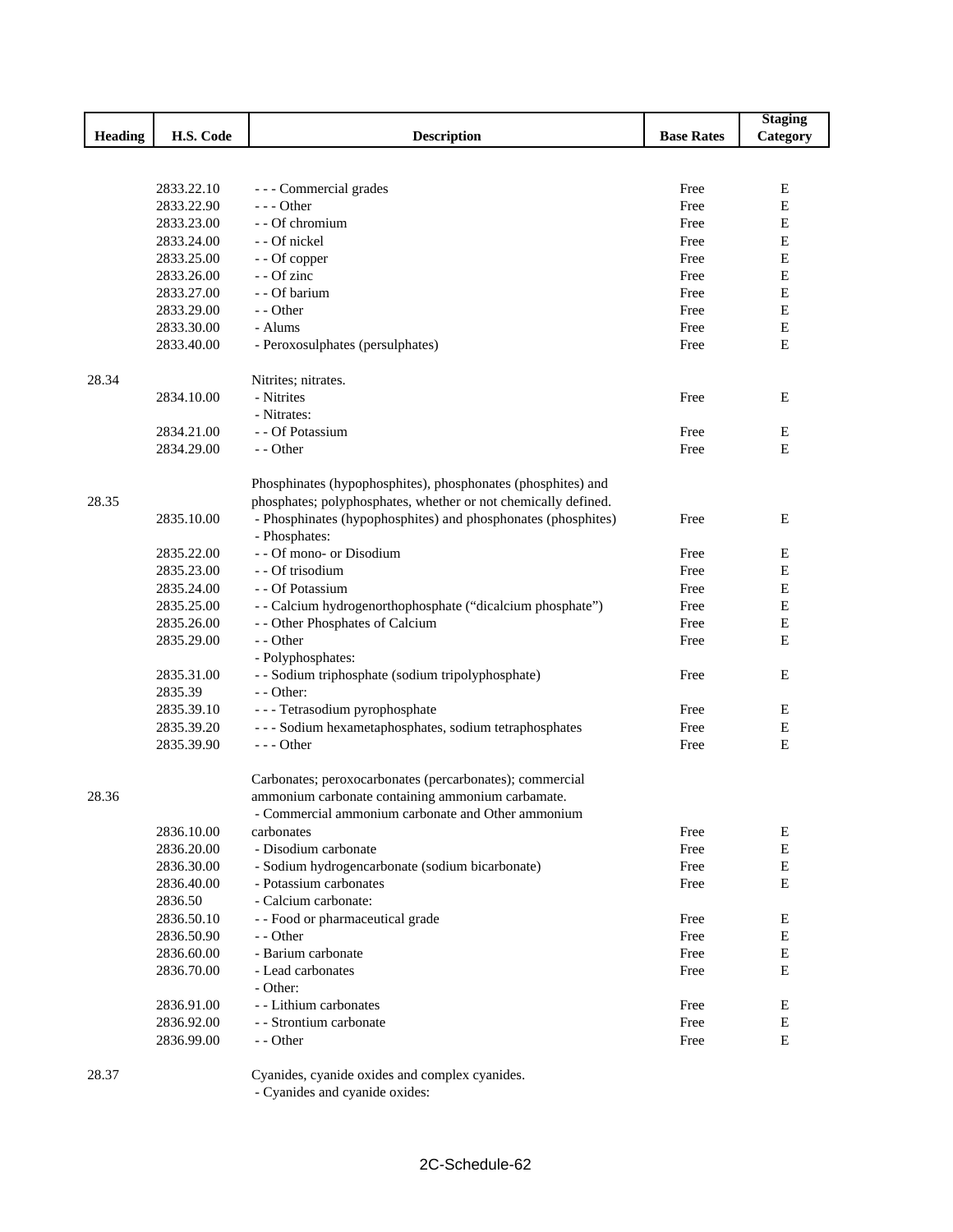| Heading | H.S. Code | Description | Base Rates | Staging Category |
|---|---|---|---|---|
| | 2833.22.10 | - - - Commercial grades | Free | E |
| | 2833.22.90 | - - - Other | Free | E |
| | 2833.23.00 | - - Of chromium | Free | E |
| | 2833.24.00 | - - Of nickel | Free | E |
| | 2833.25.00 | - - Of copper | Free | E |
| | 2833.26.00 | - - Of zinc | Free | E |
| | 2833.27.00 | - - Of barium | Free | E |
| | 2833.29.00 | - - Other | Free | E |
| | 2833.30.00 | - Alums | Free | E |
| | 2833.40.00 | - Peroxosulphates (persulphates) | Free | E |
| 28.34 | | Nitrites; nitrates. | | |
| | 2834.10.00 | - Nitrites | Free | E |
| | | - Nitrates: | | |
| | 2834.21.00 | - - Of Potassium | Free | E |
| | 2834.29.00 | - - Other | Free | E |
| 28.35 | | Phosphinates (hypophosphites), phosphonates (phosphites) and phosphates; polyphosphates, whether or not chemically defined. | | |
| | 2835.10.00 | - Phosphinates (hypophosphites) and phosphonates (phosphites) | Free | E |
| | | - Phosphates: | | |
| | 2835.22.00 | - - Of mono- or Disodium | Free | E |
| | 2835.23.00 | - - Of trisodium | Free | E |
| | 2835.24.00 | - - Of Potassium | Free | E |
| | 2835.25.00 | - - Calcium hydrogenorthophosphate ("dicalcium phosphate") | Free | E |
| | 2835.26.00 | - - Other Phosphates of Calcium | Free | E |
| | 2835.29.00 | - - Other | Free | E |
| | | - Polyphosphates: | | |
| | 2835.31.00 | - - Sodium triphosphate (sodium tripolyphosphate) | Free | E |
| | 2835.39 | - - Other: | | |
| | 2835.39.10 | - - - Tetrasodium pyrophosphate | Free | E |
| | 2835.39.20 | - - - Sodium hexametaphosphates, sodium tetraphosphates | Free | E |
| | 2835.39.90 | - - - Other | Free | E |
| 28.36 | | Carbonates; peroxocarbonates (percarbonates); commercial ammonium carbonate containing ammonium carbamate. | | |
| | 2836.10.00 | - Commercial ammonium carbonate and Other ammonium carbonates | Free | E |
| | 2836.20.00 | - Disodium carbonate | Free | E |
| | 2836.30.00 | - Sodium hydrogencarbonate (sodium bicarbonate) | Free | E |
| | 2836.40.00 | - Potassium carbonates | Free | E |
| | 2836.50 | - Calcium carbonate: | | |
| | 2836.50.10 | - - Food or pharmaceutical grade | Free | E |
| | 2836.50.90 | - - Other | Free | E |
| | 2836.60.00 | - Barium carbonate | Free | E |
| | 2836.70.00 | - Lead carbonates | Free | E |
| | | - Other: | | |
| | 2836.91.00 | - - Lithium carbonates | Free | E |
| | 2836.92.00 | - - Strontium carbonate | Free | E |
| | 2836.99.00 | - - Other | Free | E |
| 28.37 | | Cyanides, cyanide oxides and complex cyanides. | | |
| | | - Cyanides and cyanide oxides: | | |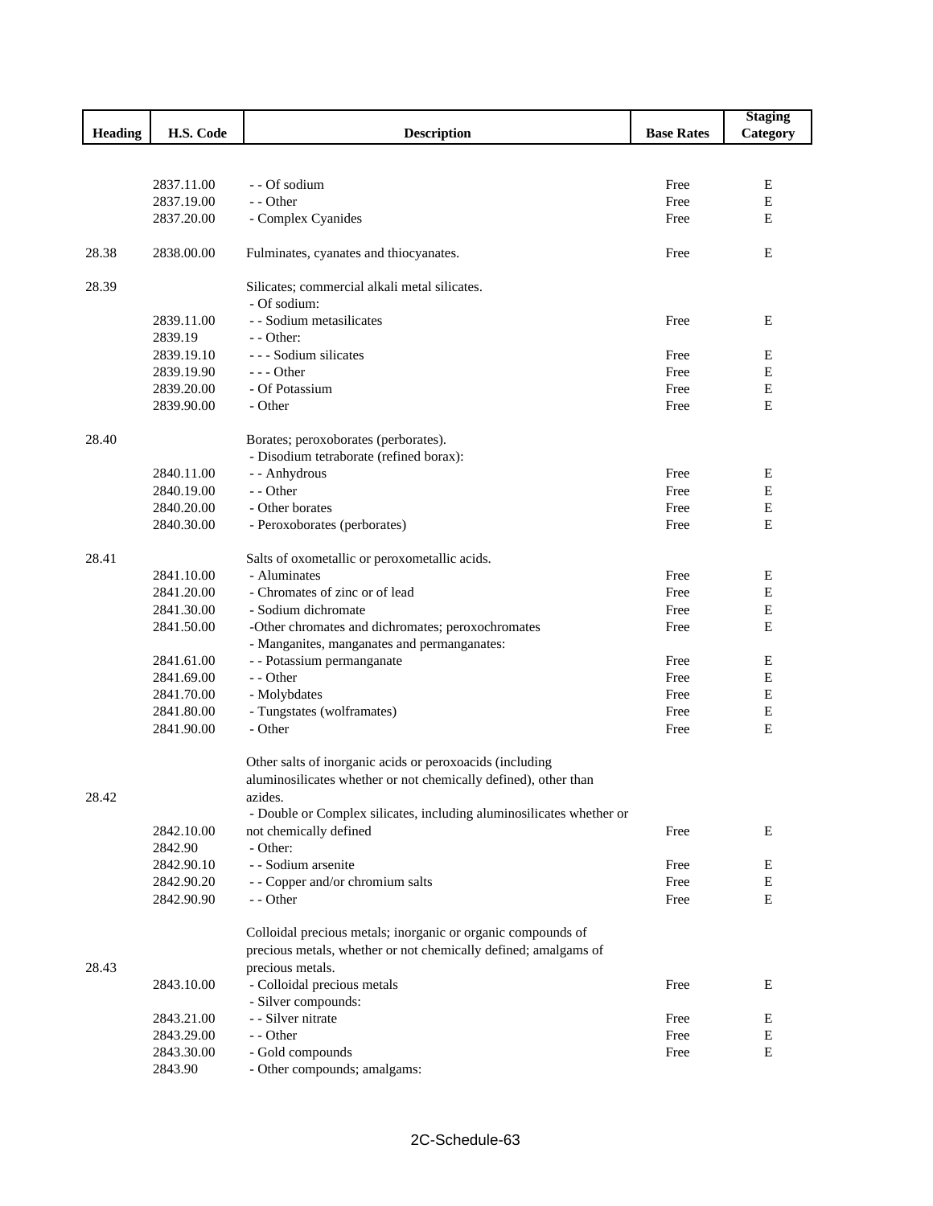| Heading | H.S. Code | Description | Base Rates | Staging Category |
|---|---|---|---|---|
| | 2837.11.00 | - - Of sodium | Free | E |
| | 2837.19.00 | - - Other | Free | E |
| | 2837.20.00 | - Complex Cyanides | Free | E |
| 28.38 | 2838.00.00 | Fulminates, cyanates and thiocyanates. | Free | E |
| 28.39 | | Silicates; commercial alkali metal silicates. | | |
| | | - Of sodium: | | |
| | 2839.11.00 | - - Sodium metasilicates | Free | E |
| | 2839.19 | - - Other: | | |
| | 2839.19.10 | - - - Sodium silicates | Free | E |
| | 2839.19.90 | - - - Other | Free | E |
| | 2839.20.00 | - Of Potassium | Free | E |
| | 2839.90.00 | - Other | Free | E |
| 28.40 | | Borates; peroxoborates (perborates). | | |
| | | - Disodium tetraborate (refined borax): | | |
| | 2840.11.00 | - - Anhydrous | Free | E |
| | 2840.19.00 | - - Other | Free | E |
| | 2840.20.00 | - Other borates | Free | E |
| | 2840.30.00 | - Peroxoborates (perborates) | Free | E |
| 28.41 | | Salts of oxometallic or peroxometallic acids. | | |
| | 2841.10.00 | - Aluminates | Free | E |
| | 2841.20.00 | - Chromates of zinc or of lead | Free | E |
| | 2841.30.00 | - Sodium dichromate | Free | E |
| | 2841.50.00 | -Other chromates and dichromates; peroxochromates | Free | E |
| | | - Manganites, manganates and permanganates: | | |
| | 2841.61.00 | - - Potassium permanganate | Free | E |
| | 2841.69.00 | - - Other | Free | E |
| | 2841.70.00 | - Molybdates | Free | E |
| | 2841.80.00 | - Tungstates (wolframates) | Free | E |
| | 2841.90.00 | - Other | Free | E |
| 28.42 | | Other salts of inorganic acids or peroxoacids (including aluminosilicates whether or not chemically defined), other than azides. | | |
| | 2842.10.00 | - Double or Complex silicates, including aluminosilicates whether or not chemically defined | Free | E |
| | 2842.90 | - Other: | | |
| | 2842.90.10 | - - Sodium arsenite | Free | E |
| | 2842.90.20 | - - Copper and/or chromium salts | Free | E |
| | 2842.90.90 | - - Other | Free | E |
| 28.43 | | Colloidal precious metals; inorganic or organic compounds of precious metals, whether or not chemically defined; amalgams of precious metals. | | |
| | 2843.10.00 | - Colloidal precious metals | Free | E |
| | | - Silver compounds: | | |
| | 2843.21.00 | - - Silver nitrate | Free | E |
| | 2843.29.00 | - - Other | Free | E |
| | 2843.30.00 | - Gold compounds | Free | E |
| | 2843.90 | - Other compounds; amalgams: | | |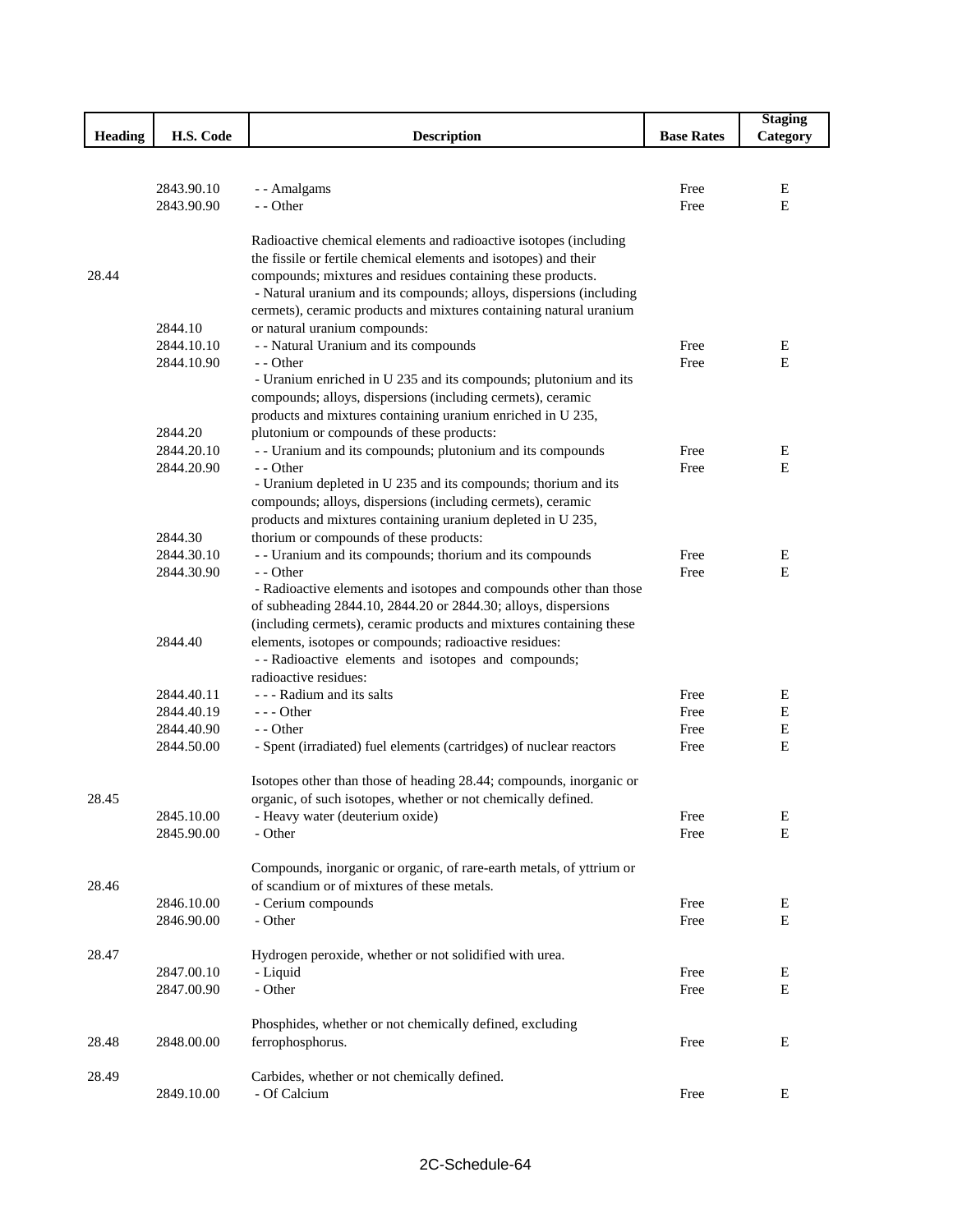| Heading | H.S. Code | Description | Base Rates | Staging Category |
|---|---|---|---|---|
| | 2843.90.10 | - - Amalgams | Free | E |
| | 2843.90.90 | - - Other | Free | E |
| 28.44 | | Radioactive chemical elements and radioactive isotopes (including the fissile or fertile chemical elements and isotopes) and their compounds; mixtures and residues containing these products. | | |
| | 2844.10 | - Natural uranium and its compounds; alloys, dispersions (including cermets), ceramic products and mixtures containing natural uranium or natural uranium compounds: | | |
| | 2844.10.10 | - - Natural Uranium and its compounds | Free | E |
| | 2844.10.90 | - - Other | Free | E |
| | 2844.20 | - Uranium enriched in U 235 and its compounds; plutonium and its compounds; alloys, dispersions (including cermets), ceramic products and mixtures containing uranium enriched in U 235, plutonium or compounds of these products: | | |
| | 2844.20.10 | - - Uranium and its compounds; plutonium and its compounds | Free | E |
| | 2844.20.90 | - - Other | Free | E |
| | 2844.30 | - Uranium depleted in U 235 and its compounds; thorium and its compounds; alloys, dispersions (including cermets), ceramic products and mixtures containing uranium depleted in U 235, thorium or compounds of these products: | | |
| | 2844.30.10 | - - Uranium and its compounds; thorium and its compounds | Free | E |
| | 2844.30.90 | - - Other | Free | E |
| | 2844.40 | - Radioactive elements and isotopes and compounds other than those of subheading 2844.10, 2844.20 or 2844.30; alloys, dispersions (including cermets), ceramic products and mixtures containing these elements, isotopes or compounds; radioactive residues: | | |
| | | - - Radioactive elements and isotopes and compounds; radioactive residues: | | |
| | 2844.40.11 | - - - Radium and its salts | Free | E |
| | 2844.40.19 | - - - Other | Free | E |
| | 2844.40.90 | - - Other | Free | E |
| | 2844.50.00 | - Spent (irradiated) fuel elements (cartridges) of nuclear reactors | Free | E |
| 28.45 | | Isotopes other than those of heading 28.44; compounds, inorganic or organic, of such isotopes, whether or not chemically defined. | | |
| | 2845.10.00 | - Heavy water (deuterium oxide) | Free | E |
| | 2845.90.00 | - Other | Free | E |
| 28.46 | | Compounds, inorganic or organic, of rare-earth metals, of yttrium or of scandium or of mixtures of these metals. | | |
| | 2846.10.00 | - Cerium compounds | Free | E |
| | 2846.90.00 | - Other | Free | E |
| 28.47 | | Hydrogen peroxide, whether or not solidified with urea. | | |
| | 2847.00.10 | - Liquid | Free | E |
| | 2847.00.90 | - Other | Free | E |
| 28.48 | 2848.00.00 | Phosphides, whether or not chemically defined, excluding ferrophosphorus. | Free | E |
| 28.49 | | Carbides, whether or not chemically defined. | | |
| | 2849.10.00 | - Of Calcium | Free | E |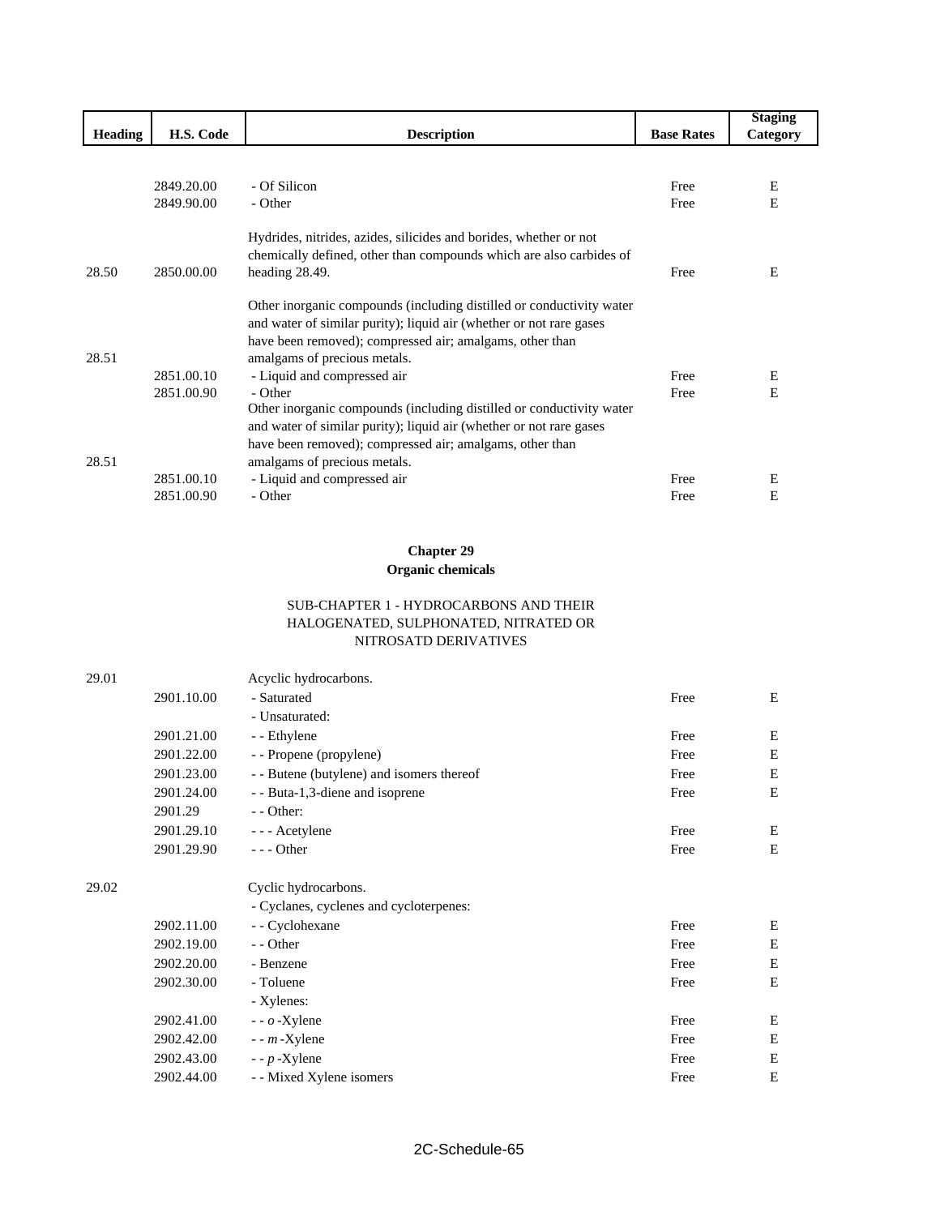| Heading | H.S. Code | Description | Base Rates | Staging Category |
|---|---|---|---|---|
| | 2849.20.00 | - Of Silicon | Free | E |
| | 2849.90.00 | - Other | Free | E |
| 28.50 | 2850.00.00 | Hydrides, nitrides, azides, silicides and borides, whether or not chemically defined, other than compounds which are also carbides of heading 28.49. | Free | E |
| 28.51 | | Other inorganic compounds (including distilled or conductivity water and water of similar purity); liquid air (whether or not rare gases have been removed); compressed air; amalgams, other than amalgams of precious metals. | | |
| | 2851.00.10 | - Liquid and compressed air | Free | E |
| | 2851.00.90 | - Other | Free | E |
| 28.51 | | Other inorganic compounds (including distilled or conductivity water and water of similar purity); liquid air (whether or not rare gases have been removed); compressed air; amalgams, other than amalgams of precious metals. | | |
| | 2851.00.10 | - Liquid and compressed air | Free | E |
| | 2851.00.90 | - Other | Free | E |

## Chapter 29
## Organic chemicals

### SUB-CHAPTER 1 - HYDROCARBONS AND THEIR HALOGENATED, SULPHONATED, NITRATED OR NITROSATD DERIVATIVES

| Heading | H.S. Code | Description | Base Rates | Staging Category |
|---|---|---|---|---|
| 29.01 | | Acyclic hydrocarbons. | | |
| | 2901.10.00 | - Saturated | Free | E |
| | | - Unsaturated: | | |
| | 2901.21.00 | - - Ethylene | Free | E |
| | 2901.22.00 | - - Propene (propylene) | Free | E |
| | 2901.23.00 | - - Butene (butylene) and isomers thereof | Free | E |
| | 2901.24.00 | - - Buta-1,3-diene and isoprene | Free | E |
| | 2901.29 | - - Other: | | |
| | 2901.29.10 | - - - Acetylene | Free | E |
| | 2901.29.90 | - - - Other | Free | E |
| 29.02 | | Cyclic hydrocarbons. | | |
| | | - Cyclanes, cyclenes and cycloterpenes: | | |
| | 2902.11.00 | - - Cyclohexane | Free | E |
| | 2902.19.00 | - - Other | Free | E |
| | 2902.20.00 | - Benzene | Free | E |
| | 2902.30.00 | - Toluene | Free | E |
| | | - Xylenes: | | |
| | 2902.41.00 | - - *o*-Xylene | Free | E |
| | 2902.42.00 | - - *m*-Xylene | Free | E |
| | 2902.43.00 | - - *p*-Xylene | Free | E |
| | 2902.44.00 | - - Mixed Xylene isomers | Free | E |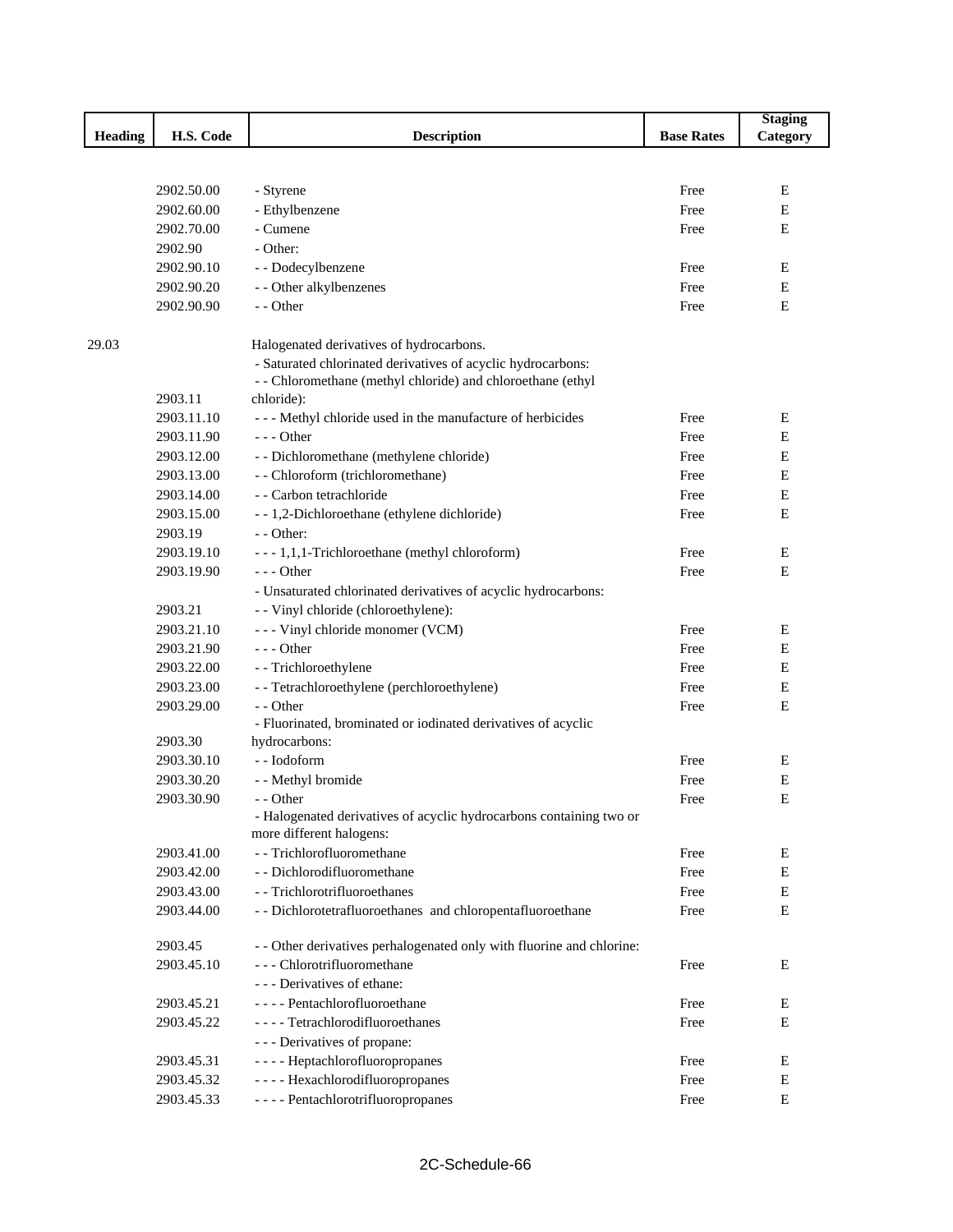| Heading | H.S. Code | Description | Base Rates | Staging Category |
|---|---|---|---|---|
| | 2902.50.00 | - Styrene | Free | E |
| | 2902.60.00 | - Ethylbenzene | Free | E |
| | 2902.70.00 | - Cumene | Free | E |
| | 2902.90 | - Other: | | |
| | 2902.90.10 | - - Dodecylbenzene | Free | E |
| | 2902.90.20 | - - Other alkylbenzenes | Free | E |
| | 2902.90.90 | - - Other | Free | E |
| 29.03 | | Halogenated derivatives of hydrocarbons. | | |
| | | - Saturated chlorinated derivatives of acyclic hydrocarbons: | | |
| | 2903.11 | - - Chloromethane (methyl chloride) and chloroethane (ethyl chloride): | | |
| | 2903.11.10 | - - - Methyl chloride used in the manufacture of herbicides | Free | E |
| | 2903.11.90 | - - - Other | Free | E |
| | 2903.12.00 | - - Dichloromethane (methylene chloride) | Free | E |
| | 2903.13.00 | - - Chloroform (trichloromethane) | Free | E |
| | 2903.14.00 | - - Carbon tetrachloride | Free | E |
| | 2903.15.00 | - - 1,2-Dichloroethane (ethylene dichloride) | Free | E |
| | 2903.19 | - - Other: | | |
| | 2903.19.10 | - - - 1,1,1-Trichloroethane (methyl chloroform) | Free | E |
| | 2903.19.90 | - - - Other | Free | E |
| | | - Unsaturated chlorinated derivatives of acyclic hydrocarbons: | | |
| | 2903.21 | - - Vinyl chloride (chloroethylene): | | |
| | 2903.21.10 | - - - Vinyl chloride monomer (VCM) | Free | E |
| | 2903.21.90 | - - - Other | Free | E |
| | 2903.22.00 | - - Trichloroethylene | Free | E |
| | 2903.23.00 | - - Tetrachloroethylene (perchloroethylene) | Free | E |
| | 2903.29.00 | - - Other | Free | E |
| | 2903.30 | - Fluorinated, brominated or iodinated derivatives of acyclic hydrocarbons: | | |
| | 2903.30.10 | - - Iodoform | Free | E |
| | 2903.30.20 | - - Methyl bromide | Free | E |
| | 2903.30.90 | - - Other | Free | E |
| | | - Halogenated derivatives of acyclic hydrocarbons containing two or more different halogens: | | |
| | 2903.41.00 | - - Trichlorofluoromethane | Free | E |
| | 2903.42.00 | - - Dichlorodifluoromethane | Free | E |
| | 2903.43.00 | - - Trichlorotrifluoroethanes | Free | E |
| | 2903.44.00 | - - Dichlorotetrafluoroethanes and chloropentafluoroethane | Free | E |
| | 2903.45 | - - Other derivatives perhalogenated only with fluorine and chlorine: | | |
| | 2903.45.10 | - - - Chlorotrifluoromethane | Free | E |
| | | - - - Derivatives of ethane: | | |
| | 2903.45.21 | - - - - Pentachlorofluoroethane | Free | E |
| | 2903.45.22 | - - - - Tetrachlorodifluoroethanes | Free | E |
| | | - - - Derivatives of propane: | | |
| | 2903.45.31 | - - - - Heptachlorofluoropropanes | Free | E |
| | 2903.45.32 | - - - - Hexachlorodifluoropropanes | Free | E |
| | 2903.45.33 | - - - - Pentachlorotrifluoropropanes | Free | E |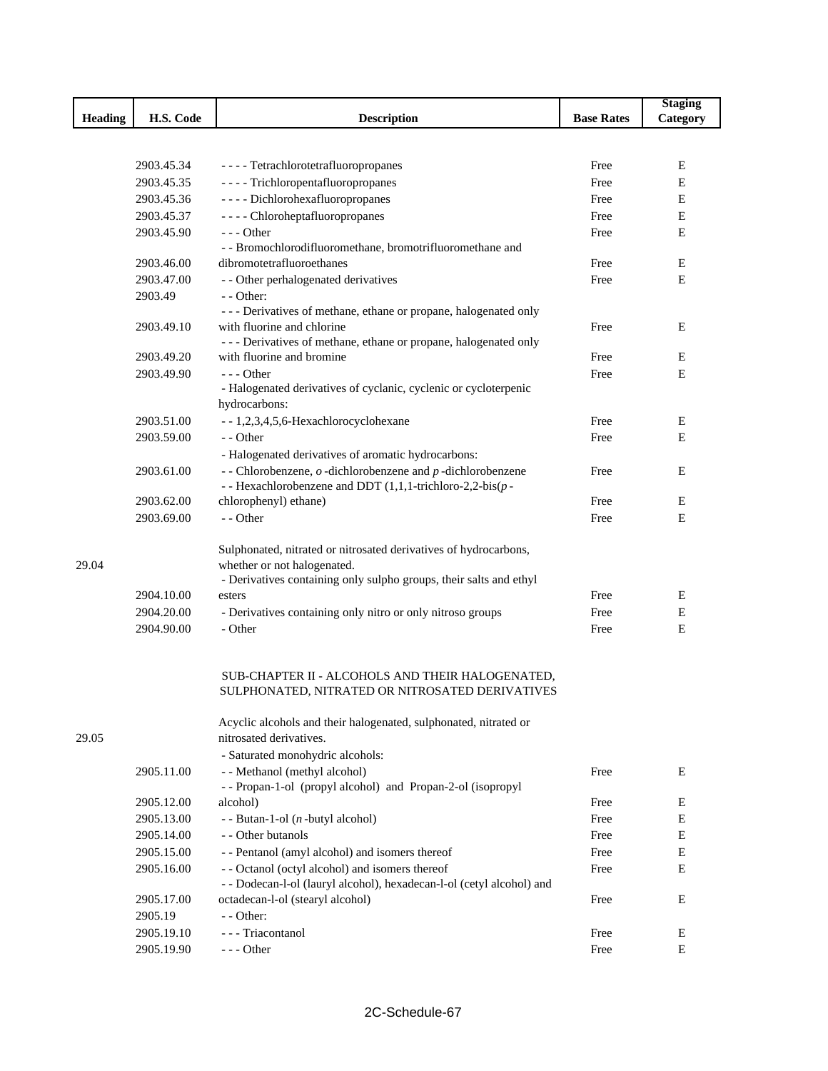| Heading | H.S. Code | Description | Base Rates | Staging Category |
|---|---|---|---|---|
| | 2903.45.34 | - - - - Tetrachlorotetrafluoropropanes | Free | E |
| | 2903.45.35 | - - - - Trichloropentafluoropropanes | Free | E |
| | 2903.45.36 | - - - - Dichlorohexafluoropropanes | Free | E |
| | 2903.45.37 | - - - - Chloroheptafluoropropanes | Free | E |
| | 2903.45.90 | - - - Other | Free | E |
| | 2903.46.00 | - - Bromochlorodifluoromethane, bromotrifluoromethane and dibromotetrafluoroethanes | Free | E |
| | 2903.47.00 | - - Other perhalogenated derivatives | Free | E |
| | 2903.49 | - - Other: | | |
| | 2903.49.10 | - - - Derivatives of methane, ethane or propane, halogenated only with fluorine and chlorine | Free | E |
| | 2903.49.20 | - - - Derivatives of methane, ethane or propane, halogenated only with fluorine and bromine | Free | E |
| | 2903.49.90 | - - - Other | Free | E |
| | | - Halogenated derivatives of cyclanic, cyclenic or cycloterpenic hydrocarbons: | | |
| | 2903.51.00 | - - 1,2,3,4,5,6-Hexachlorocyclohexane | Free | E |
| | 2903.59.00 | - - Other | Free | E |
| | | - Halogenated derivatives of aromatic hydrocarbons: | | |
| | 2903.61.00 | - - Chlorobenzene, *o*-dichlorobenzene and *p*-dichlorobenzene | Free | E |
| | 2903.62.00 | - - Hexachlorobenzene and DDT (1,1,1-trichloro-2,2-bis(*p*-chlorophenyl) ethane) | Free | E |
| | 2903.69.00 | - - Other | Free | E |
| 29.04 | | Sulphonated, nitrated or nitrosated derivatives of hydrocarbons, whether or not halogenated. | | |
| | 2904.10.00 | - Derivatives containing only sulpho groups, their salts and ethyl esters | Free | E |
| | 2904.20.00 | - Derivatives containing only nitro or only nitroso groups | Free | E |
| | 2904.90.00 | - Other | Free | E |
| | | SUB-CHAPTER II - ALCOHOLS AND THEIR HALOGENATED, SULPHONATED, NITRATED OR NITROSATED DERIVATIVES | | |
| 29.05 | | Acyclic alcohols and their halogenated, sulphonated, nitrated or nitrosated derivatives. | | |
| | | - Saturated monohydric alcohols: | | |
| | 2905.11.00 | - - Methanol (methyl alcohol) | Free | E |
| | 2905.12.00 | - - Propan-1-ol (propyl alcohol) and Propan-2-ol (isopropyl alcohol) | Free | E |
| | 2905.13.00 | - - Butan-1-ol (*n*-butyl alcohol) | Free | E |
| | 2905.14.00 | - - Other butanols | Free | E |
| | 2905.15.00 | - - Pentanol (amyl alcohol) and isomers thereof | Free | E |
| | 2905.16.00 | - - Octanol (octyl alcohol) and isomers thereof | Free | E |
| | 2905.17.00 | - - Dodecan-l-ol (lauryl alcohol), hexadecan-l-ol (cetyl alcohol) and octadecan-l-ol (stearyl alcohol) | Free | E |
| | 2905.19 | - - Other: | | |
| | 2905.19.10 | - - - Triacontanol | Free | E |
| | 2905.19.90 | - - - Other | Free | E |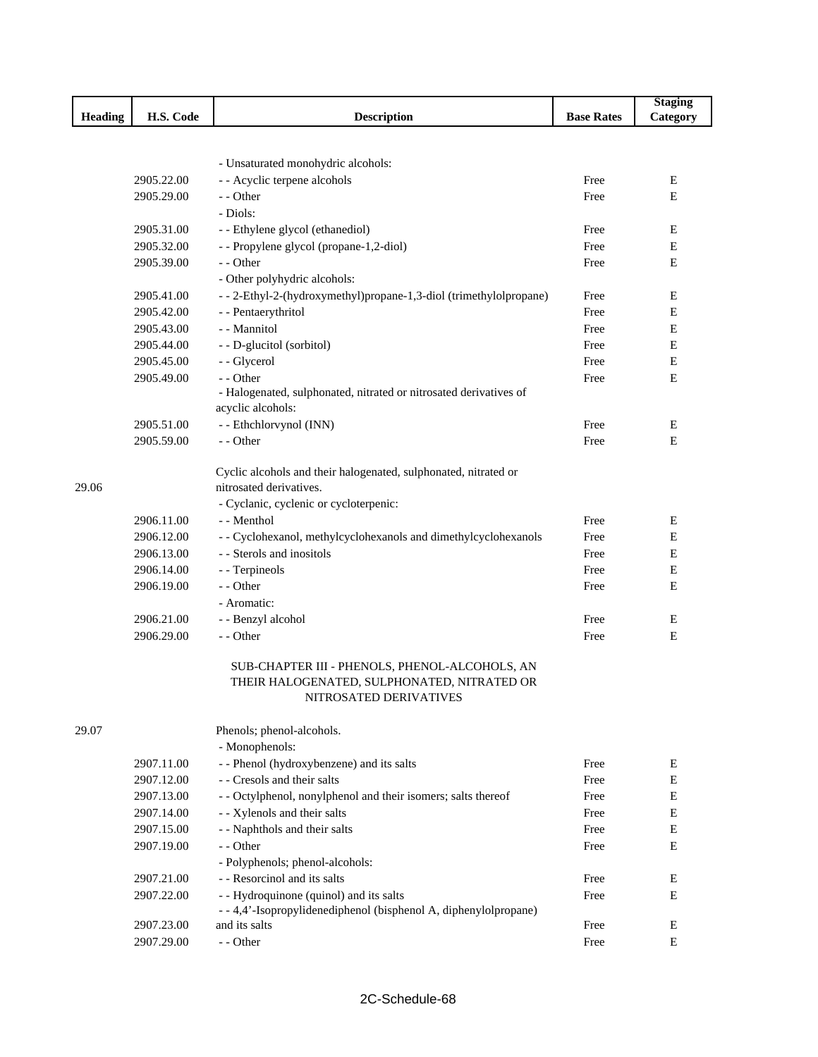| Heading | H.S. Code | Description | Base Rates | Staging Category |
|---|---|---|---|---|
| | | - Unsaturated monohydric alcohols: | | |
| | 2905.22.00 | - - Acyclic terpene alcohols | Free | E |
| | 2905.29.00 | - - Other | Free | E |
| | | - Diols: | | |
| | 2905.31.00 | - - Ethylene glycol (ethanediol) | Free | E |
| | 2905.32.00 | - - Propylene glycol (propane-1,2-diol) | Free | E |
| | 2905.39.00 | - - Other | Free | E |
| | | - Other polyhydric alcohols: | | |
| | 2905.41.00 | - - 2-Ethyl-2-(hydroxymethyl)propane-1,3-diol (trimethylolpropane) | Free | E |
| | 2905.42.00 | - - Pentaerythritol | Free | E |
| | 2905.43.00 | - - Mannitol | Free | E |
| | 2905.44.00 | - - D-glucitol (sorbitol) | Free | E |
| | 2905.45.00 | - - Glycerol | Free | E |
| | 2905.49.00 | - - Other | Free | E |
| | | - Halogenated, sulphonated, nitrated or nitrosated derivatives of acyclic alcohols: | | |
| | 2905.51.00 | - - Ethchlorvynol (INN) | Free | E |
| | 2905.59.00 | - - Other | Free | E |
| 29.06 | | Cyclic alcohols and their halogenated, sulphonated, nitrated or nitrosated derivatives. | | |
| | | - Cyclanic, cyclenic or cycloterpenic: | | |
| | 2906.11.00 | - - Menthol | Free | E |
| | 2906.12.00 | - - Cyclohexanol, methylcyclohexanols and dimethylcyclohexanols | Free | E |
| | 2906.13.00 | - - Sterols and inositols | Free | E |
| | 2906.14.00 | - - Terpineols | Free | E |
| | 2906.19.00 | - - Other | Free | E |
| | | - Aromatic: | | |
| | 2906.21.00 | - - Benzyl alcohol | Free | E |
| | 2906.29.00 | - - Other | Free | E |
| | | SUB-CHAPTER III - PHENOLS, PHENOL-ALCOHOLS, AN THEIR HALOGENATED, SULPHONATED, NITRATED OR NITROSATED DERIVATIVES | | |
| 29.07 | | Phenols; phenol-alcohols. | | |
| | | - Monophenols: | | |
| | 2907.11.00 | - - Phenol (hydroxybenzene) and its salts | Free | E |
| | 2907.12.00 | - - Cresols and their salts | Free | E |
| | 2907.13.00 | - - Octylphenol, nonylphenol and their isomers; salts thereof | Free | E |
| | 2907.14.00 | - - Xylenols and their salts | Free | E |
| | 2907.15.00 | - - Naphthols and their salts | Free | E |
| | 2907.19.00 | - - Other | Free | E |
| | | - Polyphenols; phenol-alcohols: | | |
| | 2907.21.00 | - - Resorcinol and its salts | Free | E |
| | 2907.22.00 | - - Hydroquinone (quinol) and its salts | Free | E |
| | 2907.23.00 | - - 4,4'-Isopropylidenediphenol (bisphenol A, diphenylolpropane) and its salts | Free | E |
| | 2907.29.00 | - - Other | Free | E |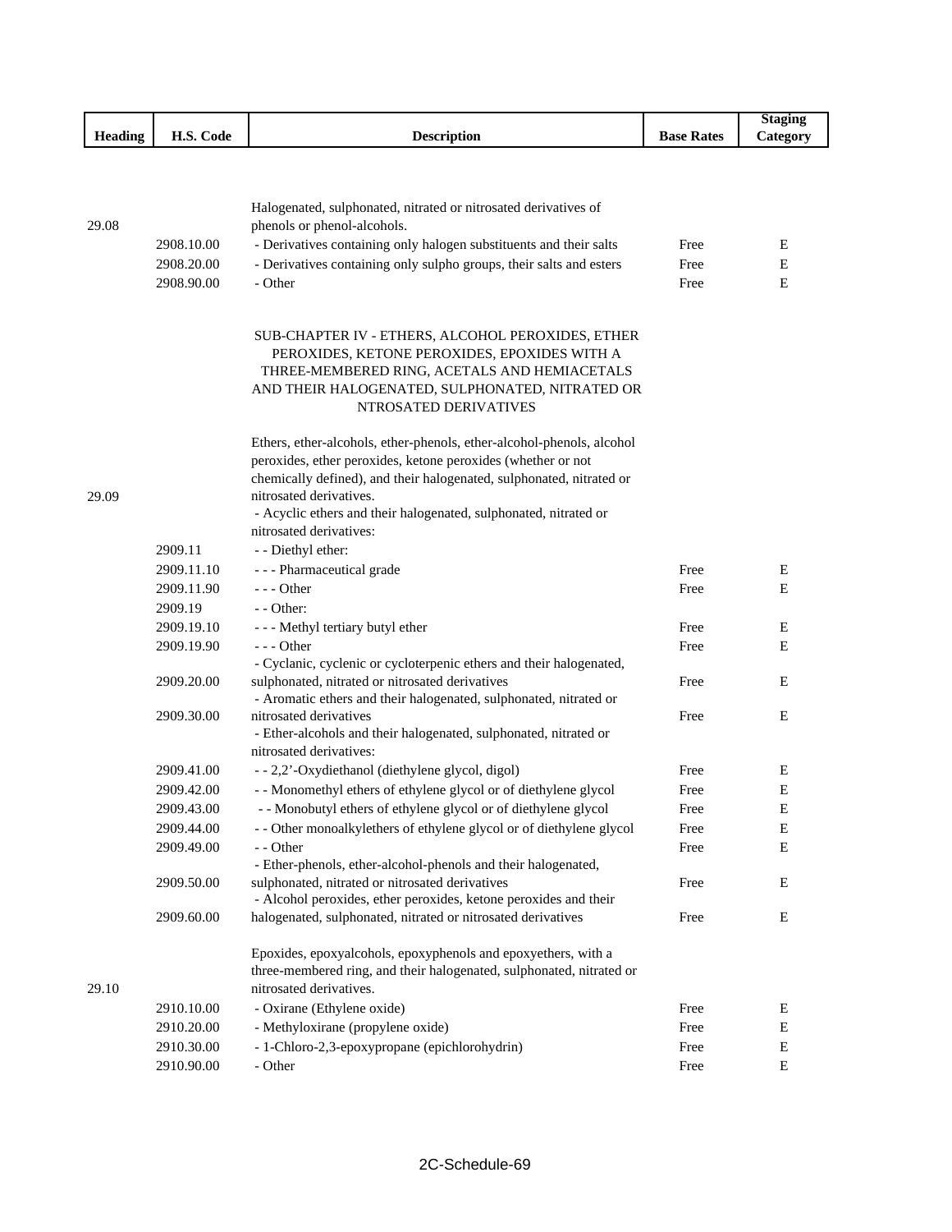| Heading | H.S. Code | Description | Base Rates | Staging Category |
|---|---|---|---|---|
| 29.08 | | Halogenated, sulphonated, nitrated or nitrosated derivatives of phenols or phenol-alcohols. | | |
| | 2908.10.00 | - Derivatives containing only halogen substituents and their salts | Free | E |
| | 2908.20.00 | - Derivatives containing only sulpho groups, their salts and esters | Free | E |
| | 2908.90.00 | - Other | Free | E |
| | | SUB-CHAPTER IV - ETHERS, ALCOHOL PEROXIDES, ETHER PEROXIDES, KETONE PEROXIDES, EPOXIDES WITH A THREE-MEMBERED RING, ACETALS AND HEMIACETALS AND THEIR HALOGENATED, SULPHONATED, NITRATED OR NTROSATED DERIVATIVES | | |
| 29.09 | | Ethers, ether-alcohols, ether-phenols, ether-alcohol-phenols, alcohol peroxides, ether peroxides, ketone peroxides (whether or not chemically defined), and their halogenated, sulphonated, nitrated or nitrosated derivatives. | | |
| | | - Acyclic ethers and their halogenated, sulphonated, nitrated or nitrosated derivatives: | | |
| | 2909.11 | - - Diethyl ether: | | |
| | 2909.11.10 | - - - Pharmaceutical grade | Free | E |
| | 2909.11.90 | - - - Other | Free | E |
| | 2909.19 | - - Other: | | |
| | 2909.19.10 | - - - Methyl tertiary butyl ether | Free | E |
| | 2909.19.90 | - - - Other | Free | E |
| | 2909.20.00 | - Cyclanic, cyclenic or cycloterpenic ethers and their halogenated, sulphonated, nitrated or nitrosated derivatives | Free | E |
| | 2909.30.00 | - Aromatic ethers and their halogenated, sulphonated, nitrated or nitrosated derivatives | Free | E |
| | | - Ether-alcohols and their halogenated, sulphonated, nitrated or nitrosated derivatives: | | |
| | 2909.41.00 | - - 2,2'-Oxydiethanol (diethylene glycol, digol) | Free | E |
| | 2909.42.00 | - - Monomethyl ethers of ethylene glycol or of diethylene glycol | Free | E |
| | 2909.43.00 | - - Monobutyl ethers of ethylene glycol or of diethylene glycol | Free | E |
| | 2909.44.00 | - - Other monoalkylethers of ethylene glycol or of diethylene glycol | Free | E |
| | 2909.49.00 | - - Other | Free | E |
| | 2909.50.00 | - Ether-phenols, ether-alcohol-phenols and their halogenated, sulphonated, nitrated or nitrosated derivatives | Free | E |
| | 2909.60.00 | - Alcohol peroxides, ether peroxides, ketone peroxides and their halogenated, sulphonated, nitrated or nitrosated derivatives | Free | E |
| 29.10 | | Epoxides, epoxyalcohols, epoxyphenols and epoxyethers, with a three-membered ring, and their halogenated, sulphonated, nitrated or nitrosated derivatives. | | |
| | 2910.10.00 | - Oxirane (Ethylene oxide) | Free | E |
| | 2910.20.00 | - Methyloxirane (propylene oxide) | Free | E |
| | 2910.30.00 | - 1-Chloro-2,3-epoxypropane (epichlorohydrin) | Free | E |
| | 2910.90.00 | - Other | Free | E |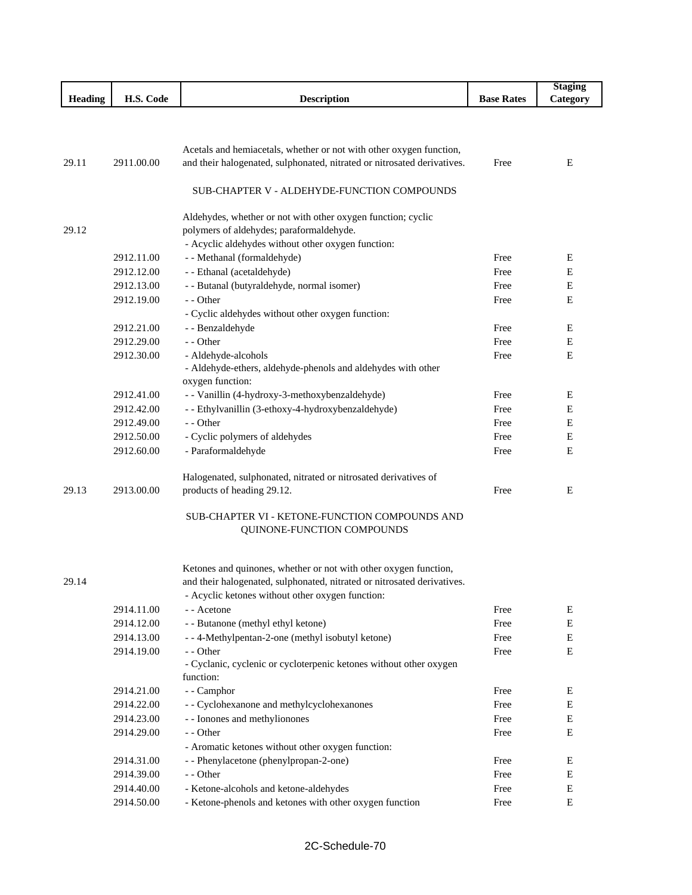| Heading | H.S. Code | Description | Base Rates | Staging Category |
|---|---|---|---|---|
| 29.11 | 2911.00.00 | Acetals and hemiacetals, whether or not with other oxygen function, and their halogenated, sulphonated, nitrated or nitrosated derivatives. | Free | E |
| | | SUB-CHAPTER V - ALDEHYDE-FUNCTION COMPOUNDS | | |
| 29.12 | | Aldehydes, whether or not with other oxygen function; cyclic polymers of aldehydes; paraformaldehyde. | | |
| | | - Acyclic aldehydes without other oxygen function: | | |
| | 2912.11.00 | - - Methanal (formaldehyde) | Free | E |
| | 2912.12.00 | - - Ethanal (acetaldehyde) | Free | E |
| | 2912.13.00 | - - Butanal (butyraldehyde, normal isomer) | Free | E |
| | 2912.19.00 | - - Other | Free | E |
| | | - Cyclic aldehydes without other oxygen function: | | |
| | 2912.21.00 | - - Benzaldehyde | Free | E |
| | 2912.29.00 | - - Other | Free | E |
| | 2912.30.00 | - Aldehyde-alcohols | Free | E |
| | | - Aldehyde-ethers, aldehyde-phenols and aldehydes with other oxygen function: | | |
| | 2912.41.00 | - - Vanillin (4-hydroxy-3-methoxybenzaldehyde) | Free | E |
| | 2912.42.00 | - - Ethylvanillin (3-ethoxy-4-hydroxybenzaldehyde) | Free | E |
| | 2912.49.00 | - - Other | Free | E |
| | 2912.50.00 | - Cyclic polymers of aldehydes | Free | E |
| | 2912.60.00 | - Paraformaldehyde | Free | E |
| 29.13 | 2913.00.00 | Halogenated, sulphonated, nitrated or nitrosated derivatives of products of heading 29.12. | Free | E |
| | | SUB-CHAPTER VI - KETONE-FUNCTION COMPOUNDS AND QUINONE-FUNCTION COMPOUNDS | | |
| 29.14 | | Ketones and quinones, whether or not with other oxygen function, and their halogenated, sulphonated, nitrated or nitrosated derivatives. | | |
| | | - Acyclic ketones without other oxygen function: | | |
| | 2914.11.00 | - - Acetone | Free | E |
| | 2914.12.00 | - - Butanone (methyl ethyl ketone) | Free | E |
| | 2914.13.00 | - - 4-Methylpentan-2-one (methyl isobutyl ketone) | Free | E |
| | 2914.19.00 | - - Other | Free | E |
| | | - Cyclanic, cyclenic or cycloterpenic ketones without other oxygen function: | | |
| | 2914.21.00 | - - Camphor | Free | E |
| | 2914.22.00 | - - Cyclohexanone and methylcyclohexanones | Free | E |
| | 2914.23.00 | - - Ionones and methylionones | Free | E |
| | 2914.29.00 | - - Other | Free | E |
| | | - Aromatic ketones without other oxygen function: | | |
| | 2914.31.00 | - - Phenylacetone (phenylpropan-2-one) | Free | E |
| | 2914.39.00 | - - Other | Free | E |
| | 2914.40.00 | - Ketone-alcohols and ketone-aldehydes | Free | E |
| | 2914.50.00 | - Ketone-phenols and ketones with other oxygen function | Free | E |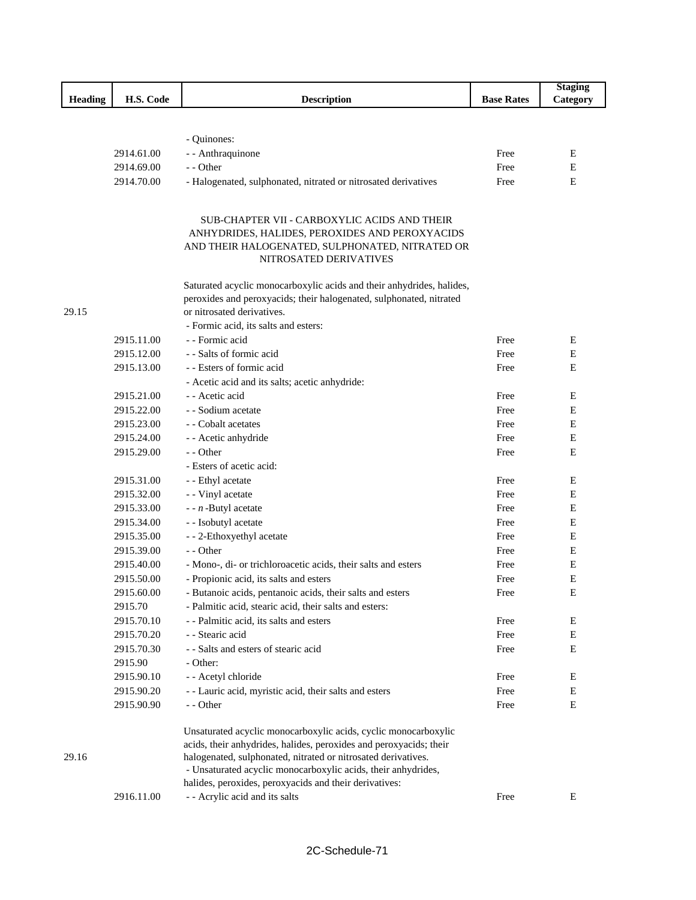| Heading | H.S. Code | Description | Base Rates | Staging Category |
|---|---|---|---|---|
| | | - Quinones: | | |
| | 2914.61.00 | - - Anthraquinone | Free | E |
| | 2914.69.00 | - - Other | Free | E |
| | 2914.70.00 | - Halogenated, sulphonated, nitrated or nitrosated derivatives | Free | E |
| | | SUB-CHAPTER VII - CARBOXYLIC ACIDS AND THEIR ANHYDRIDES, HALIDES, PEROXIDES AND PEROXYACIDS AND THEIR HALOGENATED, SULPHONATED, NITRATED OR NITROSATED DERIVATIVES | | |
| 29.15 | | Saturated acyclic monocarboxylic acids and their anhydrides, halides, peroxides and peroxyacids; their halogenated, sulphonated, nitrated or nitrosated derivatives. | | |
| | | - Formic acid, its salts and esters: | | |
| | 2915.11.00 | - - Formic acid | Free | E |
| | 2915.12.00 | - - Salts of formic acid | Free | E |
| | 2915.13.00 | - - Esters of formic acid | Free | E |
| | | - Acetic acid and its salts; acetic anhydride: | | |
| | 2915.21.00 | - - Acetic acid | Free | E |
| | 2915.22.00 | - - Sodium acetate | Free | E |
| | 2915.23.00 | - - Cobalt acetates | Free | E |
| | 2915.24.00 | - - Acetic anhydride | Free | E |
| | 2915.29.00 | - - Other | Free | E |
| | | - Esters of acetic acid: | | |
| | 2915.31.00 | - - Ethyl acetate | Free | E |
| | 2915.32.00 | - - Vinyl acetate | Free | E |
| | 2915.33.00 | - - *n*-Butyl acetate | Free | E |
| | 2915.34.00 | - - Isobutyl acetate | Free | E |
| | 2915.35.00 | - - 2-Ethoxyethyl acetate | Free | E |
| | 2915.39.00 | - - Other | Free | E |
| | 2915.40.00 | - Mono-, di- or trichloroacetic acids, their salts and esters | Free | E |
| | 2915.50.00 | - Propionic acid, its salts and esters | Free | E |
| | 2915.60.00 | - Butanoic acids, pentanoic acids, their salts and esters | Free | E |
| | 2915.70 | - Palmitic acid, stearic acid, their salts and esters: | | |
| | 2915.70.10 | - - Palmitic acid, its salts and esters | Free | E |
| | 2915.70.20 | - - Stearic acid | Free | E |
| | 2915.70.30 | - - Salts and esters of stearic acid | Free | E |
| | 2915.90 | - Other: | | |
| | 2915.90.10 | - - Acetyl chloride | Free | E |
| | 2915.90.20 | - - Lauric acid, myristic acid, their salts and esters | Free | E |
| | 2915.90.90 | - - Other | Free | E |
| 29.16 | | Unsaturated acyclic monocarboxylic acids, cyclic monocarboxylic acids, their anhydrides, halides, peroxides and peroxyacids; their halogenated, sulphonated, nitrated or nitrosated derivatives. | | |
| | | - Unsaturated acyclic monocarboxylic acids, their anhydrides, halides, peroxides, peroxyacids and their derivatives: | | |
| | 2916.11.00 | - - Acrylic acid and its salts | Free | E |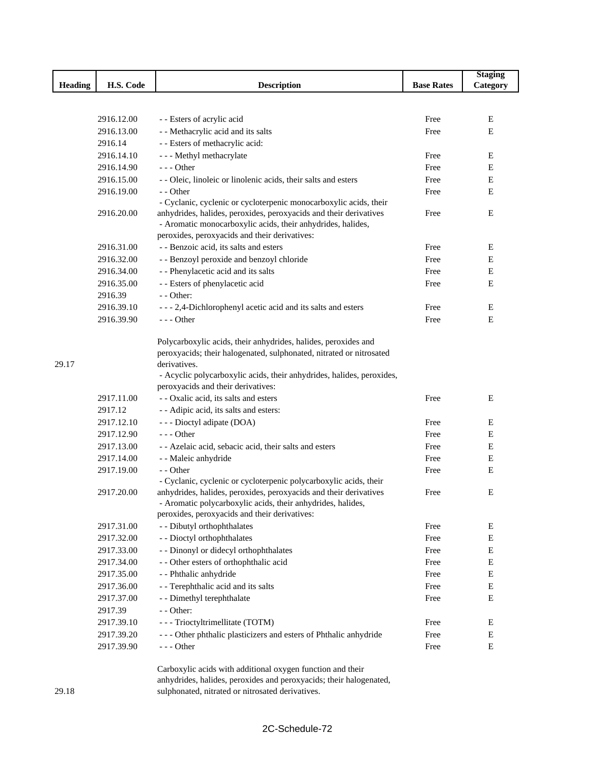| Heading | H.S. Code | Description | Base Rates | Staging Category |
|---|---|---|---|---|
| | 2916.12.00 | - - Esters of acrylic acid | Free | E |
| | 2916.13.00 | - - Methacrylic acid and its salts | Free | E |
| | 2916.14 | - - Esters of methacrylic acid: | | |
| | 2916.14.10 | - - - Methyl methacrylate | Free | E |
| | 2916.14.90 | - - - Other | Free | E |
| | 2916.15.00 | - - Oleic, linoleic or linolenic acids, their salts and esters | Free | E |
| | 2916.19.00 | - - Other | Free | E |
| | 2916.20.00 | - Cyclanic, cyclenic or cycloterpenic monocarboxylic acids, their anhydrides, halides, peroxides, peroxyacids and their derivatives | Free | E |
| | | - Aromatic monocarboxylic acids, their anhydrides, halides, peroxides, peroxyacids and their derivatives: | | |
| | 2916.31.00 | - - Benzoic acid, its salts and esters | Free | E |
| | 2916.32.00 | - - Benzoyl peroxide and benzoyl chloride | Free | E |
| | 2916.34.00 | - - Phenylacetic acid and its salts | Free | E |
| | 2916.35.00 | - - Esters of phenylacetic acid | Free | E |
| | 2916.39 | - - Other: | | |
| | 2916.39.10 | - - - 2,4-Dichlorophenyl acetic acid and its salts and esters | Free | E |
| | 2916.39.90 | - - - Other | Free | E |
| 29.17 | | Polycarboxylic acids, their anhydrides, halides, peroxides and peroxyacids; their halogenated, sulphonated, nitrated or nitrosated derivatives. | | |
| | | - Acyclic polycarboxylic acids, their anhydrides, halides, peroxides, peroxyacids and their derivatives: | | |
| | 2917.11.00 | - - Oxalic acid, its salts and esters | Free | E |
| | 2917.12 | - - Adipic acid, its salts and esters: | | |
| | 2917.12.10 | - - - Dioctyl adipate (DOA) | Free | E |
| | 2917.12.90 | - - - Other | Free | E |
| | 2917.13.00 | - - Azelaic acid, sebacic acid, their salts and esters | Free | E |
| | 2917.14.00 | - - Maleic anhydride | Free | E |
| | 2917.19.00 | - - Other | Free | E |
| | 2917.20.00 | - Cyclanic, cyclenic or cycloterpenic polycarboxylic acids, their anhydrides, halides, peroxides, peroxyacids and their derivatives | Free | E |
| | | - Aromatic polycarboxylic acids, their anhydrides, halides, peroxides, peroxyacids and their derivatives: | | |
| | 2917.31.00 | - - Dibutyl orthophthalates | Free | E |
| | 2917.32.00 | - - Dioctyl orthophthalates | Free | E |
| | 2917.33.00 | - - Dinonyl or didecyl orthophthalates | Free | E |
| | 2917.34.00 | - - Other esters of orthophthalic acid | Free | E |
| | 2917.35.00 | - - Phthalic anhydride | Free | E |
| | 2917.36.00 | - - Terephthalic acid and its salts | Free | E |
| | 2917.37.00 | - - Dimethyl terephthalate | Free | E |
| | 2917.39 | - - Other: | | |
| | 2917.39.10 | - - - Trioctyltrimellitate (TOTM) | Free | E |
| | 2917.39.20 | - - - Other phthalic plasticizers and esters of Phthalic anhydride | Free | E |
| | 2917.39.90 | - - - Other | Free | E |
| 29.18 | | Carboxylic acids with additional oxygen function and their anhydrides, halides, peroxides and peroxyacids; their halogenated, sulphonated, nitrated or nitrosated derivatives. | | |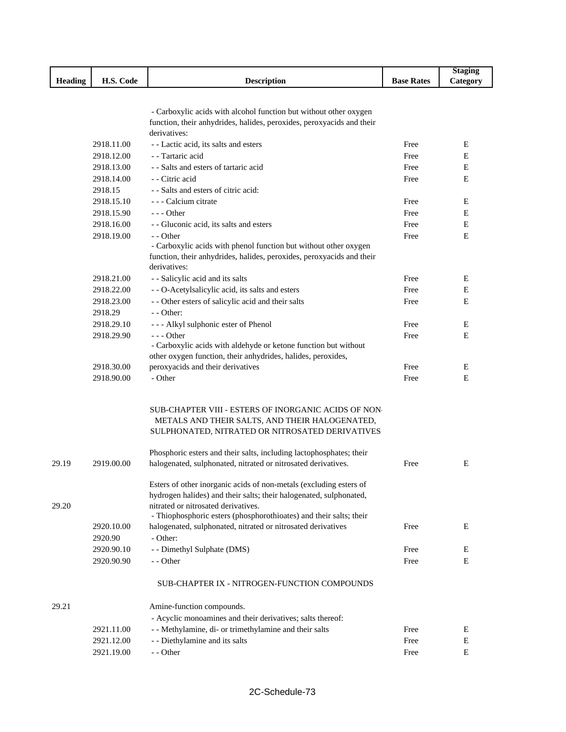| Heading | H.S. Code | Description | Base Rates | Staging Category |
|---|---|---|---|---|
| | | - Carboxylic acids with alcohol function but without other oxygen function, their anhydrides, halides, peroxides, peroxyacids and their derivatives: | | |
| | 2918.11.00 | - - Lactic acid, its salts and esters | Free | E |
| | 2918.12.00 | - - Tartaric acid | Free | E |
| | 2918.13.00 | - - Salts and esters of tartaric acid | Free | E |
| | 2918.14.00 | - - Citric acid | Free | E |
| | 2918.15 | - - Salts and esters of citric acid: | | |
| | 2918.15.10 | - - - Calcium citrate | Free | E |
| | 2918.15.90 | - - - Other | Free | E |
| | 2918.16.00 | - - Gluconic acid, its salts and esters | Free | E |
| | 2918.19.00 | - - Other | Free | E |
| | | - Carboxylic acids with phenol function but without other oxygen function, their anhydrides, halides, peroxides, peroxyacids and their derivatives: | | |
| | 2918.21.00 | - - Salicylic acid and its salts | Free | E |
| | 2918.22.00 | - - O-Acetylsalicylic acid, its salts and esters | Free | E |
| | 2918.23.00 | - - Other esters of salicylic acid and their salts | Free | E |
| | 2918.29 | - - Other: | | |
| | 2918.29.10 | - - - Alkyl sulphonic ester of Phenol | Free | E |
| | 2918.29.90 | - - - Other | Free | E |
| | 2918.30.00 | - Carboxylic acids with aldehyde or ketone function but without other oxygen function, their anhydrides, halides, peroxides, peroxyacids and their derivatives | Free | E |
| | 2918.90.00 | - Other | Free | E |
| | | SUB-CHAPTER VIII - ESTERS OF INORGANIC ACIDS OF NON-METALS AND THEIR SALTS, AND THEIR HALOGENATED, SULPHONATED, NITRATED OR NITROSATED DERIVATIVES | | |
| 29.19 | 2919.00.00 | Phosphoric esters and their salts, including lactophosphates; their halogenated, sulphonated, nitrated or nitrosated derivatives. | Free | E |
| 29.20 | | Esters of other inorganic acids of non-metals (excluding esters of hydrogen halides) and their salts; their halogenated, sulphonated, nitrated or nitrosated derivatives. | | |
| | 2920.10.00 | - Thiophosphoric esters (phosphorothioates) and their salts; their halogenated, sulphonated, nitrated or nitrosated derivatives | Free | E |
| | 2920.90 | - Other: | | |
| | 2920.90.10 | - - Dimethyl Sulphate (DMS) | Free | E |
| | 2920.90.90 | - - Other | Free | E |
| | | SUB-CHAPTER IX - NITROGEN-FUNCTION COMPOUNDS | | |
| 29.21 | | Amine-function compounds. | | |
| | | - Acyclic monoamines and their derivatives; salts thereof: | | |
| | 2921.11.00 | - - Methylamine, di- or trimethylamine and their salts | Free | E |
| | 2921.12.00 | - - Diethylamine and its salts | Free | E |
| | 2921.19.00 | - - Other | Free | E |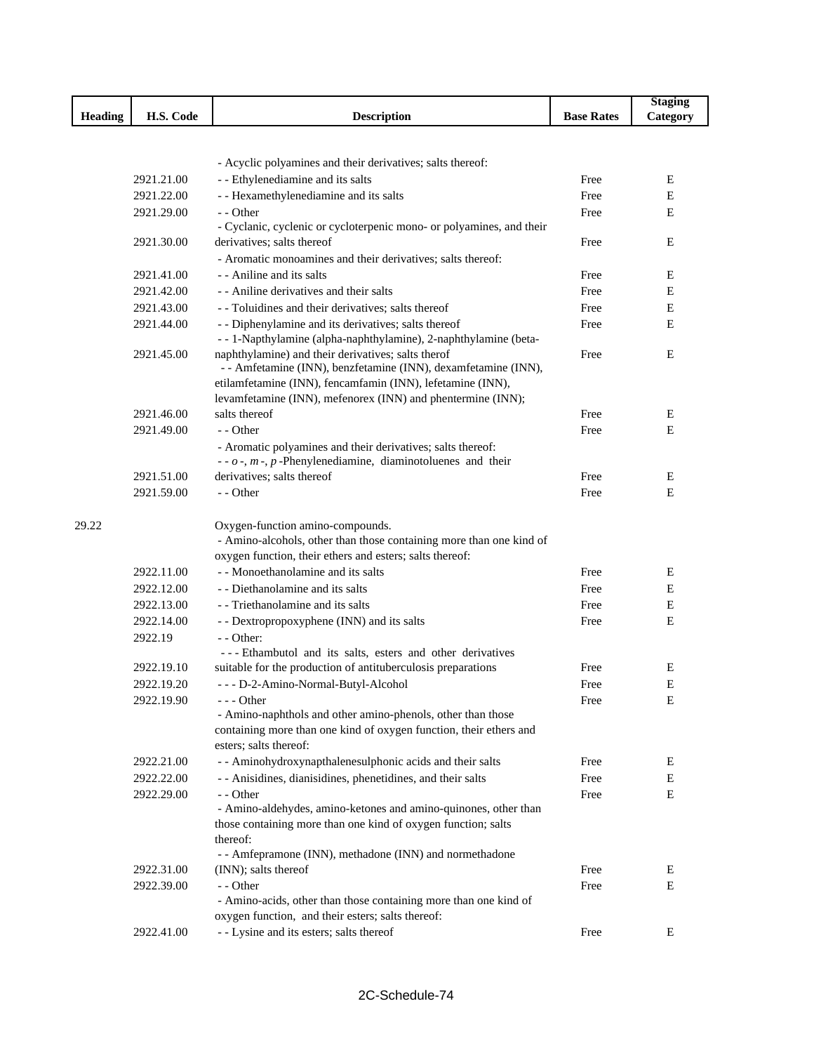| Heading | H.S. Code | Description | Base Rates | Staging Category |
|---|---|---|---|---|
| | | - Acyclic polyamines and their derivatives; salts thereof: | | |
| | 2921.21.00 | - - Ethylenediamine and its salts | Free | E |
| | 2921.22.00 | - - Hexamethylenediamine and its salts | Free | E |
| | 2921.29.00 | - - Other | Free | E |
| | 2921.30.00 | - Cyclanic, cyclenic or cycloterpenic mono- or polyamines, and their derivatives; salts thereof | Free | E |
| | | - Aromatic monoamines and their derivatives; salts thereof: | | |
| | 2921.41.00 | - - Aniline and its salts | Free | E |
| | 2921.42.00 | - - Aniline derivatives and their salts | Free | E |
| | 2921.43.00 | - - Toluidines and their derivatives; salts thereof | Free | E |
| | 2921.44.00 | - - Diphenylamine and its derivatives; salts thereof | Free | E |
| | 2921.45.00 | - - 1-Napthylamine (alpha-naphthylamine), 2-naphthylamine (beta-naphthylamine) and their derivatives; salts therof | Free | E |
| | 2921.46.00 | - - Amfetamine (INN), benzfetamine (INN), dexamfetamine (INN), etilamfetamine (INN), fencamfamin (INN), lefetamine (INN), levamfetamine (INN), mefenorex (INN) and phentermine (INN); salts thereof | Free | E |
| | 2921.49.00 | - - Other | Free | E |
| | | - Aromatic polyamines and their derivatives; salts thereof: | | |
| | 2921.51.00 | - - *o* -, *m* -, *p* -Phenylenediamine, diaminotoluenes and their derivatives; salts thereof | Free | E |
| | 2921.59.00 | - - Other | Free | E |
| 29.22 | | Oxygen-function amino-compounds. | | |
| | | - Amino-alcohols, other than those containing more than one kind of oxygen function, their ethers and esters; salts thereof: | | |
| | 2922.11.00 | - - Monoethanolamine and its salts | Free | E |
| | 2922.12.00 | - - Diethanolamine and its salts | Free | E |
| | 2922.13.00 | - - Triethanolamine and its salts | Free | E |
| | 2922.14.00 | - - Dextropropoxyphene (INN) and its salts | Free | E |
| | 2922.19 | - - Other: | | |
| | 2922.19.10 | - - - Ethambutol and its salts, esters and other derivatives suitable for the production of antituberculosis preparations | Free | E |
| | 2922.19.20 | - - - D-2-Amino-Normal-Butyl-Alcohol | Free | E |
| | 2922.19.90 | - - - Other | Free | E |
| | | - Amino-naphthols and other amino-phenols, other than those containing more than one kind of oxygen function, their ethers and esters; salts thereof: | | |
| | 2922.21.00 | - - Aminohydroxynapthalenesulphonic acids and their salts | Free | E |
| | 2922.22.00 | - - Anisidines, dianisidines, phenetidines, and their salts | Free | E |
| | 2922.29.00 | - - Other | Free | E |
| | | - Amino-aldehydes, amino-ketones and amino-quinones, other than those containing more than one kind of oxygen function; salts thereof: | | |
| | 2922.31.00 | - - Amfepramone (INN), methadone (INN) and normethadone (INN); salts thereof | Free | E |
| | 2922.39.00 | - - Other | Free | E |
| | | - Amino-acids, other than those containing more than one kind of oxygen function, and their esters; salts thereof: | | |
| | 2922.41.00 | - - Lysine and its esters; salts thereof | Free | E |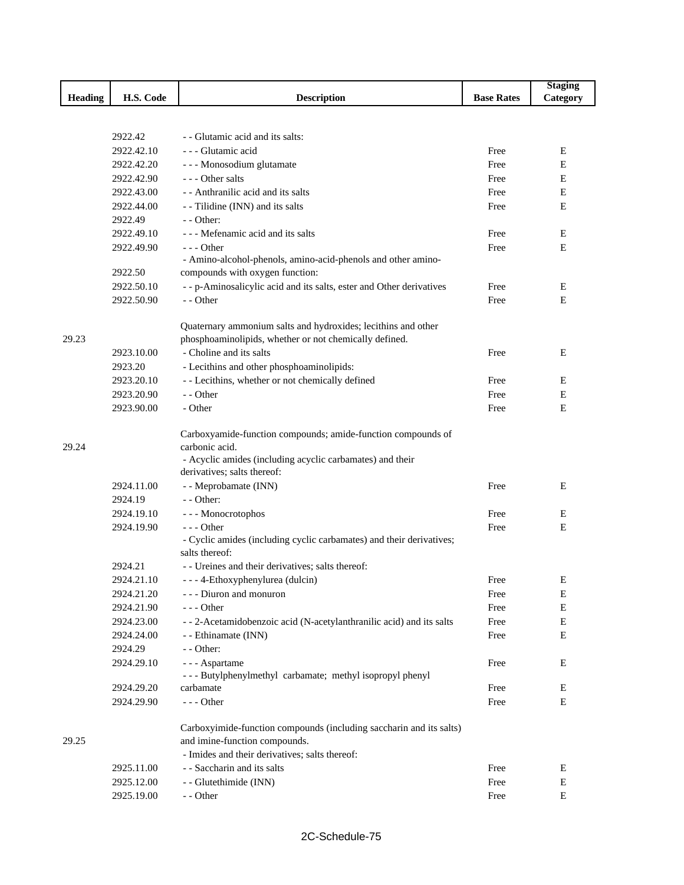| Heading | H.S. Code | Description | Base Rates | Staging Category |
|---|---|---|---|---|
| | 2922.42 | - - Glutamic acid and its salts: | | |
| | 2922.42.10 | - - - Glutamic acid | Free | E |
| | 2922.42.20 | - - - Monosodium glutamate | Free | E |
| | 2922.42.90 | - - - Other salts | Free | E |
| | 2922.43.00 | - - Anthranilic acid and its salts | Free | E |
| | 2922.44.00 | - - Tilidine (INN) and its salts | Free | E |
| | 2922.49 | - - Other: | | |
| | 2922.49.10 | - - - Mefenamic acid and its salts | Free | E |
| | 2922.49.90 | - - - Other | Free | E |
| | 2922.50 | - Amino-alcohol-phenols, amino-acid-phenols and other amino-compounds with oxygen function: | | |
| | 2922.50.10 | - - p-Aminosalicylic acid and its salts, ester and Other derivatives | Free | E |
| | 2922.50.90 | - - Other | Free | E |
| 29.23 | | Quaternary ammonium salts and hydroxides; lecithins and other phosphoaminolipids, whether or not chemically defined. | | |
| | 2923.10.00 | - Choline and its salts | Free | E |
| | 2923.20 | - Lecithins and other phosphoaminolipids: | | |
| | 2923.20.10 | - - Lecithins, whether or not chemically defined | Free | E |
| | 2923.20.90 | - - Other | Free | E |
| | 2923.90.00 | - Other | Free | E |
| 29.24 | | Carboxyamide-function compounds; amide-function compounds of carbonic acid. | | |
| | | - Acyclic amides (including acyclic carbamates) and their derivatives; salts thereof: | | |
| | 2924.11.00 | - - Meprobamate (INN) | Free | E |
| | 2924.19 | - - Other: | | |
| | 2924.19.10 | - - - Monocrotophos | Free | E |
| | 2924.19.90 | - - - Other | Free | E |
| | | - Cyclic amides (including cyclic carbamates) and their derivatives; salts thereof: | | |
| | 2924.21 | - - Ureines and their derivatives; salts thereof: | | |
| | 2924.21.10 | - - - 4-Ethoxyphenylurea (dulcin) | Free | E |
| | 2924.21.20 | - - - Diuron and monuron | Free | E |
| | 2924.21.90 | - - - Other | Free | E |
| | 2924.23.00 | - - 2-Acetamidobenzoic acid (N-acetylanthranilic acid) and its salts | Free | E |
| | 2924.24.00 | - - Ethinamate (INN) | Free | E |
| | 2924.29 | - - Other: | | |
| | 2924.29.10 | - - - Aspartame | Free | E |
| | 2924.29.20 | - - - Butylphenylmethyl carbamate; methyl isopropyl phenyl carbamate | Free | E |
| | 2924.29.90 | - - - Other | Free | E |
| 29.25 | | Carboxyimide-function compounds (including saccharin and its salts) and imine-function compounds. | | |
| | | - Imides and their derivatives; salts thereof: | | |
| | 2925.11.00 | - - Saccharin and its salts | Free | E |
| | 2925.12.00 | - - Glutethimide (INN) | Free | E |
| | 2925.19.00 | - - Other | Free | E |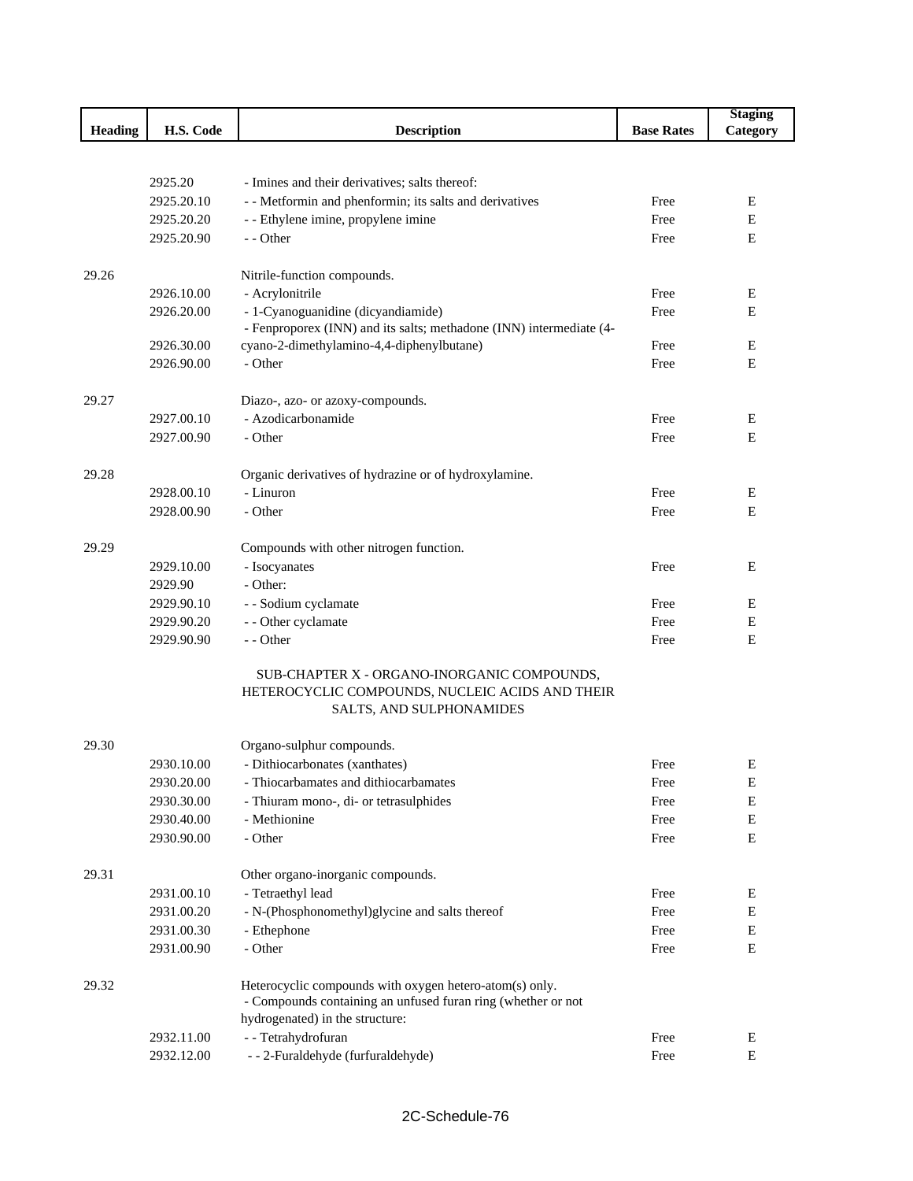| Heading | H.S. Code | Description | Base Rates | Staging Category |
|---|---|---|---|---|
| | 2925.20 | - Imines and their derivatives; salts thereof: | | |
| | 2925.20.10 | - - Metformin and phenformin; its salts and derivatives | Free | E |
| | 2925.20.20 | - - Ethylene imine, propylene imine | Free | E |
| | 2925.20.90 | - - Other | Free | E |
| 29.26 | | Nitrile-function compounds. | | |
| | 2926.10.00 | - Acrylonitrile | Free | E |
| | 2926.20.00 | - 1-Cyanoguanidine (dicyandiamide) | Free | E |
| | 2926.30.00 | - Fenproporex (INN) and its salts; methadone (INN) intermediate (4-cyano-2-dimethylamino-4,4-diphenylbutane) | Free | E |
| | 2926.90.00 | - Other | Free | E |
| 29.27 | | Diazo-, azo- or azoxy-compounds. | | |
| | 2927.00.10 | - Azodicarbonamide | Free | E |
| | 2927.00.90 | - Other | Free | E |
| 29.28 | | Organic derivatives of hydrazine or of hydroxylamine. | | |
| | 2928.00.10 | - Linuron | Free | E |
| | 2928.00.90 | - Other | Free | E |
| 29.29 | | Compounds with other nitrogen function. | | |
| | 2929.10.00 | - Isocyanates | Free | E |
| | 2929.90 | - Other: | | |
| | 2929.90.10 | - - Sodium cyclamate | Free | E |
| | 2929.90.20 | - - Other cyclamate | Free | E |
| | 2929.90.90 | - - Other | Free | E |
| | | SUB-CHAPTER X - ORGANO-INORGANIC COMPOUNDS, HETEROCYCLIC COMPOUNDS, NUCLEIC ACIDS AND THEIR SALTS, AND SULPHONAMIDES | | |
| 29.30 | | Organo-sulphur compounds. | | |
| | 2930.10.00 | - Dithiocarbonates (xanthates) | Free | E |
| | 2930.20.00 | - Thiocarbamates and dithiocarbamates | Free | E |
| | 2930.30.00 | - Thiuram mono-, di- or tetrasulphides | Free | E |
| | 2930.40.00 | - Methionine | Free | E |
| | 2930.90.00 | - Other | Free | E |
| 29.31 | | Other organo-inorganic compounds. | | |
| | 2931.00.10 | - Tetraethyl lead | Free | E |
| | 2931.00.20 | - N-(Phosphonomethyl)glycine and salts thereof | Free | E |
| | 2931.00.30 | - Ethephone | Free | E |
| | 2931.00.90 | - Other | Free | E |
| 29.32 | | Heterocyclic compounds with oxygen hetero-atom(s) only. | | |
| | | - Compounds containing an unfused furan ring (whether or not hydrogenated) in the structure: | | |
| | 2932.11.00 | - - Tetrahydrofuran | Free | E |
| | 2932.12.00 | - - 2-Furaldehyde (furfuraldehyde) | Free | E |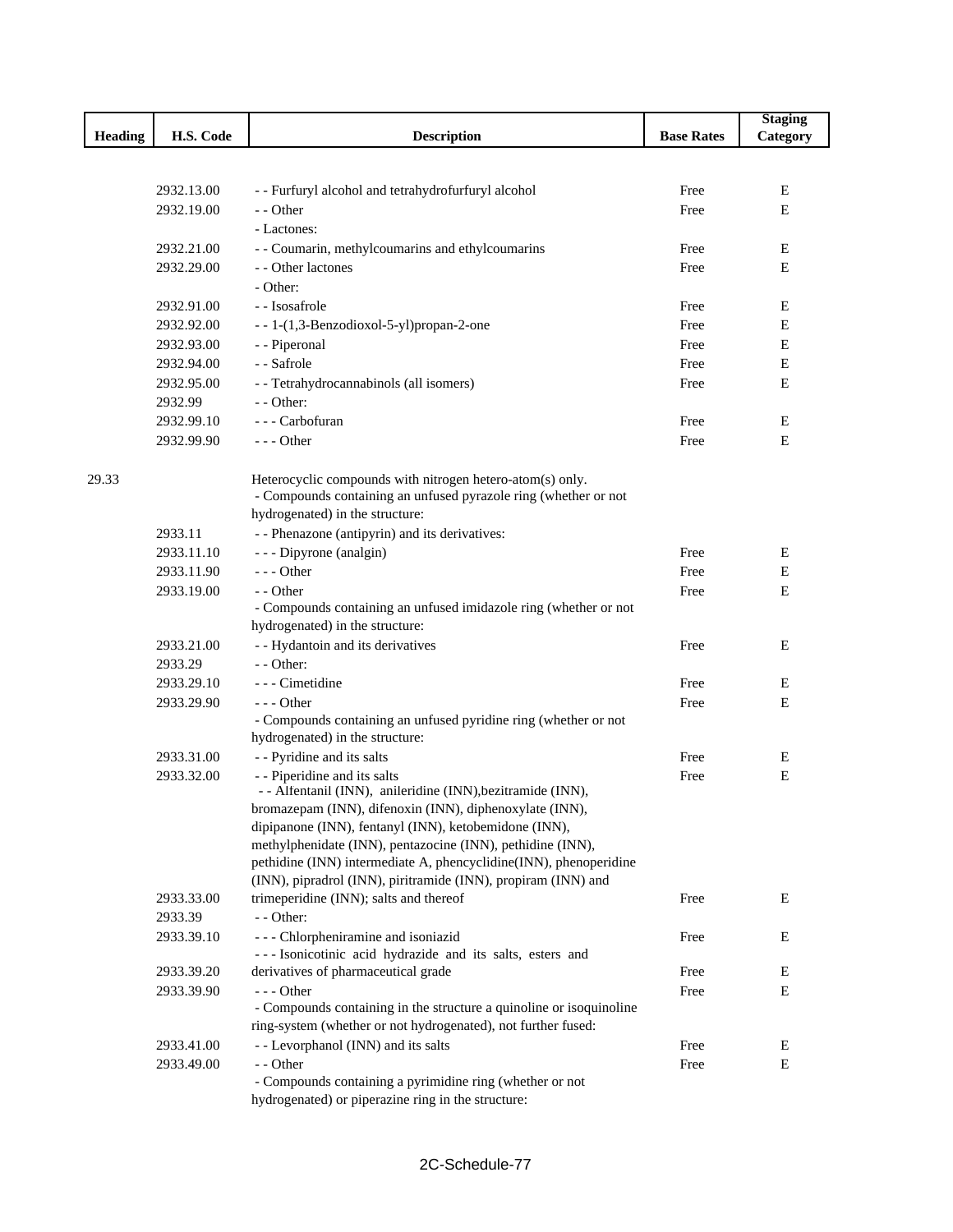| Heading | H.S. Code | Description | Base Rates | Staging Category |
|---|---|---|---|---|
| | 2932.13.00 | - - Furfuryl alcohol and tetrahydrofurfuryl alcohol | Free | E |
| | 2932.19.00 | - - Other | Free | E |
| | | - Lactones: | | |
| | 2932.21.00 | - - Coumarin, methylcoumarins and ethylcoumarins | Free | E |
| | 2932.29.00 | - - Other lactones | Free | E |
| | | - Other: | | |
| | 2932.91.00 | - - Isosafrole | Free | E |
| | 2932.92.00 | - - 1-(1,3-Benzodioxol-5-yl)propan-2-one | Free | E |
| | 2932.93.00 | - - Piperonal | Free | E |
| | 2932.94.00 | - - Safrole | Free | E |
| | 2932.95.00 | - - Tetrahydrocannabinols (all isomers) | Free | E |
| | 2932.99 | - - Other: | | |
| | 2932.99.10 | - - - Carbofuran | Free | E |
| | 2932.99.90 | - - - Other | Free | E |
| 29.33 | | Heterocyclic compounds with nitrogen hetero-atom(s) only. | | |
| | | - Compounds containing an unfused pyrazole ring (whether or not hydrogenated) in the structure: | | |
| | 2933.11 | - - Phenazone (antipyrin) and its derivatives: | | |
| | 2933.11.10 | - - - Dipyrone (analgin) | Free | E |
| | 2933.11.90 | - - - Other | Free | E |
| | 2933.19.00 | - - Other | Free | E |
| | | - Compounds containing an unfused imidazole ring (whether or not hydrogenated) in the structure: | | |
| | 2933.21.00 | - - Hydantoin and its derivatives | Free | E |
| | 2933.29 | - - Other: | | |
| | 2933.29.10 | - - - Cimetidine | Free | E |
| | 2933.29.90 | - - - Other | Free | E |
| | | - Compounds containing an unfused pyridine ring (whether or not hydrogenated) in the structure: | | |
| | 2933.31.00 | - - Pyridine and its salts | Free | E |
| | 2933.32.00 | - - Piperidine and its salts | Free | E |
| | 2933.33.00 | - - Alfentanil (INN), anileridine (INN),bezitramide (INN), bromazepam (INN), difenoxin (INN), diphenoxylate (INN), dipipanone (INN), fentanyl (INN), ketobemidone (INN), methylphenidate (INN), pentazocine (INN), pethidine (INN), pethidine (INN) intermediate A, phencyclidine(INN), phenoperidine (INN), pipradrol (INN), piritramide (INN), propiram (INN) and trimeperidine (INN); salts and thereof | Free | E |
| | 2933.39 | - - Other: | | |
| | 2933.39.10 | - - - Chlorpheniramine and isoniazid | Free | E |
| | 2933.39.20 | - - - Isonicotinic acid hydrazide and its salts, esters and derivatives of pharmaceutical grade | Free | E |
| | 2933.39.90 | - - - Other | Free | E |
| | | - Compounds containing in the structure a quinoline or isoquinoline ring-system (whether or not hydrogenated), not further fused: | | |
| | 2933.41.00 | - - Levorphanol (INN) and its salts | Free | E |
| | 2933.49.00 | - - Other | Free | E |
| | | - Compounds containing a pyrimidine ring (whether or not hydrogenated) or piperazine ring in the structure: | | |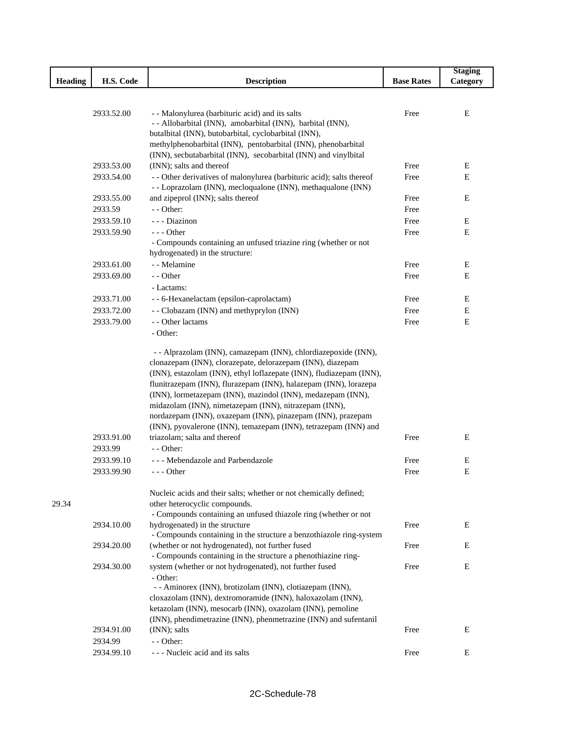| Heading | H.S. Code | Description | Base Rates | Staging Category |
|---|---|---|---|---|
| | 2933.52.00 | - - Malonylurea (barbituric acid) and its salts | Free | E |
| | 2933.53.00 | - - Allobarbital (INN), amobarbital (INN), barbital (INN), butalbital (INN), butobarbital, cyclobarbital (INN), methylphenobarbital (INN), pentobarbital (INN), phenobarbital (INN), secbutabarbital (INN), secobarbital (INN) and vinylbital (INN); salts and thereof | Free | E |
| | 2933.54.00 | - - Other derivatives of malonylurea (barbituric acid); salts thereof | Free | E |
| | 2933.55.00 | - - Loprazolam (INN), mecloqualone (INN), methaqualone (INN) and zipeprol (INN); salts thereof | Free | E |
| | 2933.59 | - - Other: | Free | |
| | 2933.59.10 | - - - Diazinon | Free | E |
| | 2933.59.90 | - - - Other | Free | E |
| | | - Compounds containing an unfused triazine ring (whether or not hydrogenated) in the structure: | | |
| | 2933.61.00 | - - Melamine | Free | E |
| | 2933.69.00 | - - Other | Free | E |
| | | - Lactams: | | |
| | 2933.71.00 | - - 6-Hexanelactam (epsilon-caprolactam) | Free | E |
| | 2933.72.00 | - - Clobazam (INN) and methyprylon (INN) | Free | E |
| | 2933.79.00 | - - Other lactams | Free | E |
| | | - Other: | | |
| | 2933.91.00 | - - Alprazolam (INN), camazepam (INN), chlordiazepoxide (INN), clonazepam (INN), clorazepate, delorazepam (INN), diazepam (INN), estazolam (INN), ethyl loflazepate (INN), fludiazepam (INN), flunitrazepam (INN), flurazepam (INN), halazepam (INN), lorazepa (INN), lormetazepam (INN), mazindol (INN), medazepam (INN), midazolam (INN), nimetazepam (INN), nitrazepam (INN), nordazepam (INN), oxazepam (INN), pinazepam (INN), prazepam (INN), pyovalerone (INN), temazepam (INN), tetrazepam (INN) and triazolam; salta and thereof | Free | E |
| | 2933.99 | - - Other: | | |
| | 2933.99.10 | - - - Mebendazole and Parbendazole | Free | E |
| | 2933.99.90 | - - - Other | Free | E |
| 29.34 | | Nucleic acids and their salts; whether or not chemically defined; other heterocyclic compounds. | | |
| | 2934.10.00 | - Compounds containing an unfused thiazole ring (whether or not hydrogenated) in the structure | Free | E |
| | 2934.20.00 | - Compounds containing in the structure a benzothiazole ring-system (whether or not hydrogenated), not further fused | Free | E |
| | 2934.30.00 | - Compounds containing in the structure a phenothiazine ring-system (whether or not hydrogenated), not further fused | Free | E |
| | | - Other: | | |
| | 2934.91.00 | - - Aminorex (INN), brotizolam (INN), clotiazepam (INN), cloxazolam (INN), dextromoramide (INN), haloxazolam (INN), ketazolam (INN), mesocarb (INN), oxazolam (INN), pemoline (INN), phendimetrazine (INN), phenmetrazine (INN) and sufentanil (INN); salts | Free | E |
| | 2934.99 | - - Other: | | |
| | 2934.99.10 | - - - Nucleic acid and its salts | Free | E |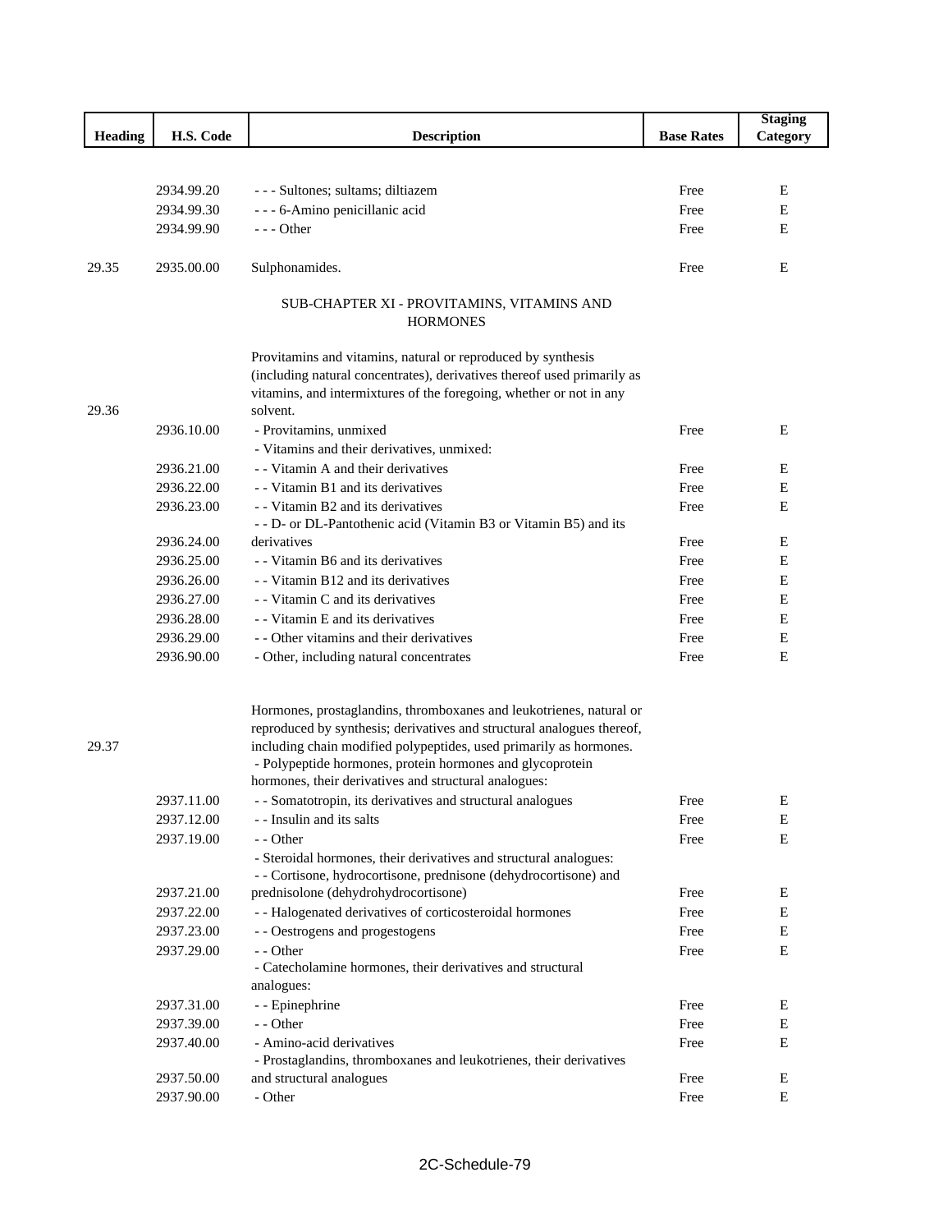| Heading | H.S. Code | Description | Base Rates | Staging Category |
|---|---|---|---|---|
| | 2934.99.20 | - - - Sultones; sultams; diltiazem | Free | E |
| | 2934.99.30 | - - - 6-Amino penicillanic acid | Free | E |
| | 2934.99.90 | - - - Other | Free | E |
| 29.35 | 2935.00.00 | Sulphonamides. | Free | E |
| | | SUB-CHAPTER XI - PROVITAMINS, VITAMINS AND HORMONES | | |
| 29.36 | | Provitamins and vitamins, natural or reproduced by synthesis (including natural concentrates), derivatives thereof used primarily as vitamins, and intermixtures of the foregoing, whether or not in any solvent. | | |
| | 2936.10.00 | - Provitamins, unmixed | Free | E |
| | | - Vitamins and their derivatives, unmixed: | | |
| | 2936.21.00 | - - Vitamin A and their derivatives | Free | E |
| | 2936.22.00 | - - Vitamin B1 and its derivatives | Free | E |
| | 2936.23.00 | - - Vitamin B2 and its derivatives | Free | E |
| | 2936.24.00 | - - D- or DL-Pantothenic acid (Vitamin B3 or Vitamin B5) and its derivatives | Free | E |
| | 2936.25.00 | - - Vitamin B6 and its derivatives | Free | E |
| | 2936.26.00 | - - Vitamin B12 and its derivatives | Free | E |
| | 2936.27.00 | - - Vitamin C and its derivatives | Free | E |
| | 2936.28.00 | - - Vitamin E and its derivatives | Free | E |
| | 2936.29.00 | - - Other vitamins and their derivatives | Free | E |
| | 2936.90.00 | - Other, including natural concentrates | Free | E |
| 29.37 | | Hormones, prostaglandins, thromboxanes and leukotrienes, natural or reproduced by synthesis; derivatives and structural analogues thereof, including chain modified polypeptides, used primarily as hormones. | | |
| | | - Polypeptide hormones, protein hormones and glycoprotein hormones, their derivatives and structural analogues: | | |
| | 2937.11.00 | - - Somatotropin, its derivatives and structural analogues | Free | E |
| | 2937.12.00 | - - Insulin and its salts | Free | E |
| | 2937.19.00 | - - Other | Free | E |
| | | - Steroidal hormones, their derivatives and structural analogues: | | |
| | 2937.21.00 | - - Cortisone, hydrocortisone, prednisone (dehydrocortisone) and prednisolone (dehydrohydrocortisone) | Free | E |
| | 2937.22.00 | - - Halogenated derivatives of corticosteroidal hormones | Free | E |
| | 2937.23.00 | - - Oestrogens and progestogens | Free | E |
| | 2937.29.00 | - - Other | Free | E |
| | | - Catecholamine hormones, their derivatives and structural analogues: | | |
| | 2937.31.00 | - - Epinephrine | Free | E |
| | 2937.39.00 | - - Other | Free | E |
| | 2937.40.00 | - Amino-acid derivatives | Free | E |
| | 2937.50.00 | - Prostaglandins, thromboxanes and leukotrienes, their derivatives and structural analogues | Free | E |
| | 2937.90.00 | - Other | Free | E |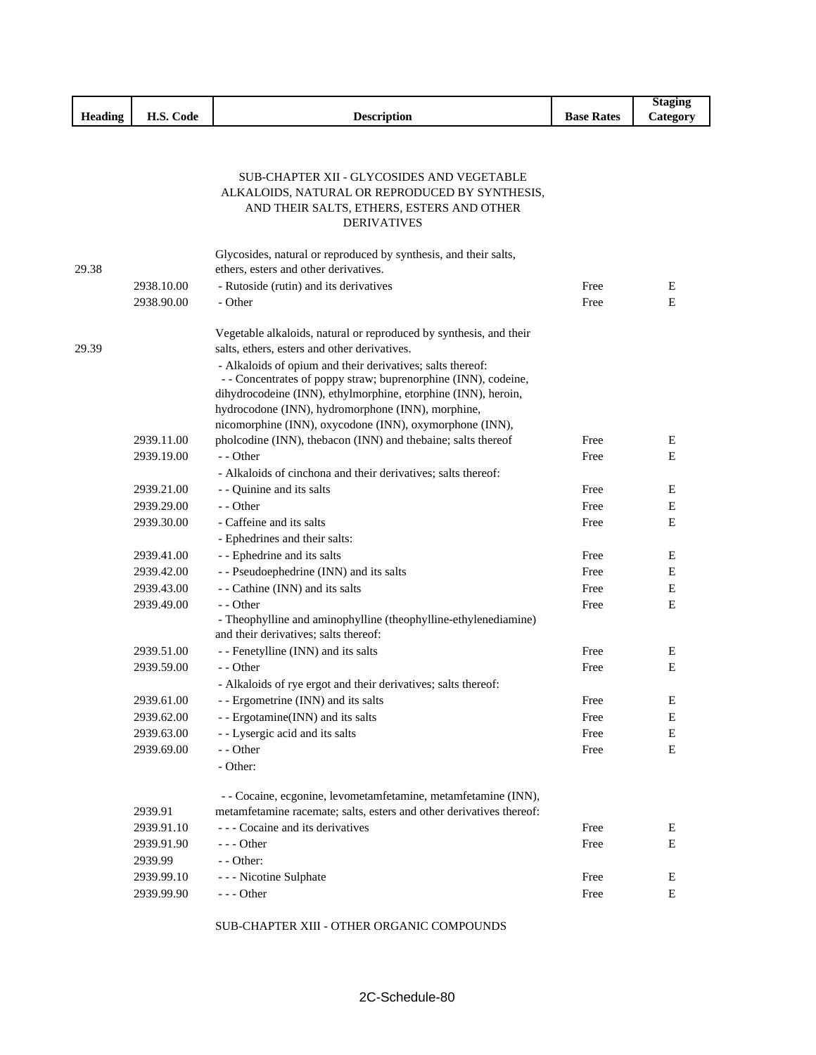| Heading | H.S. Code | Description | Base Rates | Staging Category |
|---|---|---|---|---|
| | | SUB-CHAPTER XII - GLYCOSIDES AND VEGETABLE ALKALOIDS, NATURAL OR REPRODUCED BY SYNTHESIS, AND THEIR SALTS, ETHERS, ESTERS AND OTHER DERIVATIVES | | |
| 29.38 | | Glycosides, natural or reproduced by synthesis, and their salts, ethers, esters and other derivatives. | | |
| | 2938.10.00 | - Rutoside (rutin) and its derivatives | Free | E |
| | 2938.90.00 | - Other | Free | E |
| 29.39 | | Vegetable alkaloids, natural or reproduced by synthesis, and their salts, ethers, esters and other derivatives. | | |
| | | - Alkaloids of opium and their derivatives; salts thereof: | | |
| | 2939.11.00 | - - Concentrates of poppy straw; buprenorphine (INN), codeine, dihydrocodeine (INN), ethylmorphine, etorphine (INN), heroin, hydrocodone (INN), hydromorphone (INN), morphine, nicomorphine (INN), oxycodone (INN), oxymorphone (INN), pholcodine (INN), thebacon (INN) and thebaine; salts thereof | Free | E |
| | 2939.19.00 | - - Other | Free | E |
| | | - Alkaloids of cinchona and their derivatives; salts thereof: | | |
| | 2939.21.00 | - - Quinine and its salts | Free | E |
| | 2939.29.00 | - - Other | Free | E |
| | 2939.30.00 | - Caffeine and its salts | Free | E |
| | | - Ephedrines and their salts: | | |
| | 2939.41.00 | - - Ephedrine and its salts | Free | E |
| | 2939.42.00 | - - Pseudoephedrine (INN) and its salts | Free | E |
| | 2939.43.00 | - - Cathine (INN) and its salts | Free | E |
| | 2939.49.00 | - - Other | Free | E |
| | | - Theophylline and aminophylline (theophylline-ethylenediamine) and their derivatives; salts thereof: | | |
| | 2939.51.00 | - - Fenetylline (INN) and its salts | Free | E |
| | 2939.59.00 | - - Other | Free | E |
| | | - Alkaloids of rye ergot and their derivatives; salts thereof: | | |
| | 2939.61.00 | - - Ergometrine (INN) and its salts | Free | E |
| | 2939.62.00 | - - Ergotamine(INN) and its salts | Free | E |
| | 2939.63.00 | - - Lysergic acid and its salts | Free | E |
| | 2939.69.00 | - - Other | Free | E |
| | | - Other: | | |
| | 2939.91 | - - Cocaine, ecgonine, levometamfetamine, metamfetamine (INN), metamfetamine racemate; salts, esters and other derivatives thereof: | | |
| | 2939.91.10 | - - - Cocaine and its derivatives | Free | E |
| | 2939.91.90 | - - - Other | Free | E |
| | 2939.99 | - - Other: | | |
| | 2939.99.10 | - - - Nicotine Sulphate | Free | E |
| | 2939.99.90 | - - - Other | Free | E |
| | | SUB-CHAPTER XIII - OTHER ORGANIC COMPOUNDS | | |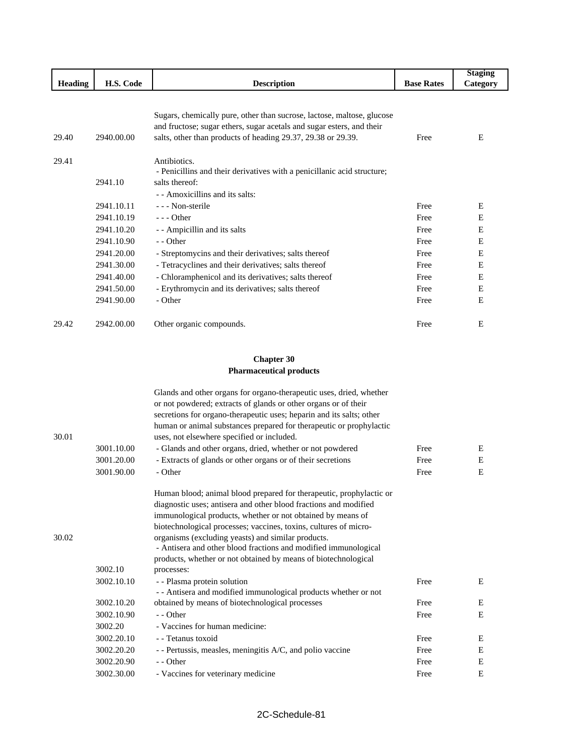| Heading | H.S. Code | Description | Base Rates | Staging Category |
|---|---|---|---|---|
| 29.40 | 2940.00.00 | Sugars, chemically pure, other than sucrose, lactose, maltose, glucose and fructose; sugar ethers, sugar acetals and sugar esters, and their salts, other than products of heading 29.37, 29.38 or 29.39. | Free | E |
| 29.41 | | Antibiotics. | | |
| | 2941.10 | - Penicillins and their derivatives with a penicillanic acid structure; salts thereof: | | |
| | | - - Amoxicillins and its salts: | | |
| | 2941.10.11 | - - - Non-sterile | Free | E |
| | 2941.10.19 | - - - Other | Free | E |
| | 2941.10.20 | - - Ampicillin and its salts | Free | E |
| | 2941.10.90 | - - Other | Free | E |
| | 2941.20.00 | - Streptomycins and their derivatives; salts thereof | Free | E |
| | 2941.30.00 | - Tetracyclines and their derivatives; salts thereof | Free | E |
| | 2941.40.00 | - Chloramphenicol and its derivatives; salts thereof | Free | E |
| | 2941.50.00 | - Erythromycin and its derivatives; salts thereof | Free | E |
| | 2941.90.00 | - Other | Free | E |
| 29.42 | 2942.00.00 | Other organic compounds. | Free | E |

## Chapter 30
## Pharmaceutical products

| Heading | H.S. Code | Description | Base Rates | Staging Category |
|---|---|---|---|---|
| 30.01 | | Glands and other organs for organo-therapeutic uses, dried, whether or not powdered; extracts of glands or other organs or of their secretions for organo-therapeutic uses; heparin and its salts; other human or animal substances prepared for therapeutic or prophylactic uses, not elsewhere specified or included. | | |
| | 3001.10.00 | - Glands and other organs, dried, whether or not powdered | Free | E |
| | 3001.20.00 | - Extracts of glands or other organs or of their secretions | Free | E |
| | 3001.90.00 | - Other | Free | E |
| 30.02 | | Human blood; animal blood prepared for therapeutic, prophylactic or diagnostic uses; antisera and other blood fractions and modified immunological products, whether or not obtained by means of biotechnological processes; vaccines, toxins, cultures of micro-organisms (excluding yeasts) and similar products. | | |
| | 3002.10 | - Antisera and other blood fractions and modified immunological products, whether or not obtained by means of biotechnological processes: | | |
| | 3002.10.10 | - - Plasma protein solution | Free | E |
| | 3002.10.20 | - - Antisera and modified immunological products whether or not obtained by means of biotechnological processes | Free | E |
| | 3002.10.90 | - - Other | Free | E |
| | 3002.20 | - Vaccines for human medicine: | | |
| | 3002.20.10 | - - Tetanus toxoid | Free | E |
| | 3002.20.20 | - - Pertussis, measles, meningitis A/C, and polio vaccine | Free | E |
| | 3002.20.90 | - - Other | Free | E |
| | 3002.30.00 | - Vaccines for veterinary medicine | Free | E |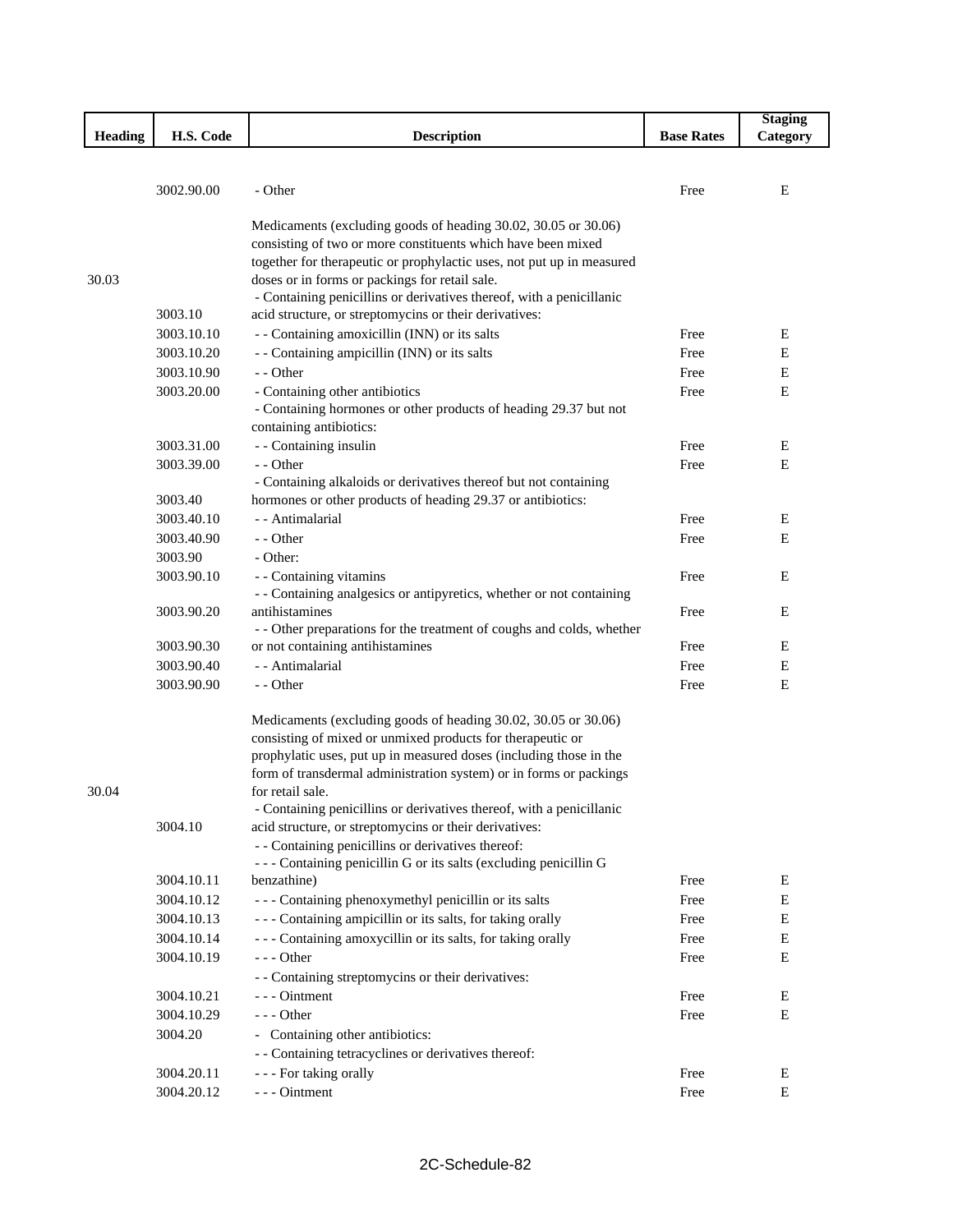| Heading | H.S. Code | Description | Base Rates | Staging Category |
|---|---|---|---|---|
| | 3002.90.00 | - Other | Free | E |
| 30.03 | | Medicaments (excluding goods of heading 30.02, 30.05 or 30.06) consisting of two or more constituents which have been mixed together for therapeutic or prophylactic uses, not put up in measured doses or in forms or packings for retail sale. | | |
| | 3003.10 | - Containing penicillins or derivatives thereof, with a penicillanic acid structure, or streptomycins or their derivatives: | | |
| | 3003.10.10 | - - Containing amoxicillin (INN) or its salts | Free | E |
| | 3003.10.20 | - - Containing ampicillin (INN) or its salts | Free | E |
| | 3003.10.90 | - - Other | Free | E |
| | 3003.20.00 | - Containing other antibiotics | Free | E |
| | | - Containing hormones or other products of heading 29.37 but not containing antibiotics: | | |
| | 3003.31.00 | - - Containing insulin | Free | E |
| | 3003.39.00 | - - Other | Free | E |
| | 3003.40 | - Containing alkaloids or derivatives thereof but not containing hormones or other products of heading 29.37 or antibiotics: | | |
| | 3003.40.10 | - - Antimalarial | Free | E |
| | 3003.40.90 | - - Other | Free | E |
| | 3003.90 | - Other: | | |
| | 3003.90.10 | - - Containing vitamins | Free | E |
| | 3003.90.20 | - - Containing analgesics or antipyretics, whether or not containing antihistamines | Free | E |
| | 3003.90.30 | - - Other preparations for the treatment of coughs and colds, whether or not containing antihistamines | Free | E |
| | 3003.90.40 | - - Antimalarial | Free | E |
| | 3003.90.90 | - - Other | Free | E |
| 30.04 | | Medicaments (excluding goods of heading 30.02, 30.05 or 30.06) consisting of mixed or unmixed products for therapeutic or prophylatic uses, put up in measured doses (including those in the form of transdermal administration system) or in forms or packings for retail sale. | | |
| | 3004.10 | - Containing penicillins or derivatives thereof, with a penicillanic acid structure, or streptomycins or their derivatives: | | |
| | | - - Containing penicillins or derivatives thereof: | | |
| | 3004.10.11 | - - - Containing penicillin G or its salts (excluding penicillin G benzathine) | Free | E |
| | 3004.10.12 | - - - Containing phenoxymethyl penicillin or its salts | Free | E |
| | 3004.10.13 | - - - Containing ampicillin or its salts, for taking orally | Free | E |
| | 3004.10.14 | - - - Containing amoxycillin or its salts, for taking orally | Free | E |
| | 3004.10.19 | - - - Other | Free | E |
| | | - - Containing streptomycins or their derivatives: | | |
| | 3004.10.21 | - - - Ointment | Free | E |
| | 3004.10.29 | - - - Other | Free | E |
| | 3004.20 | - Containing other antibiotics: | | |
| | | - - Containing tetracyclines or derivatives thereof: | | |
| | 3004.20.11 | - - - For taking orally | Free | E |
| | 3004.20.12 | - - - Ointment | Free | E |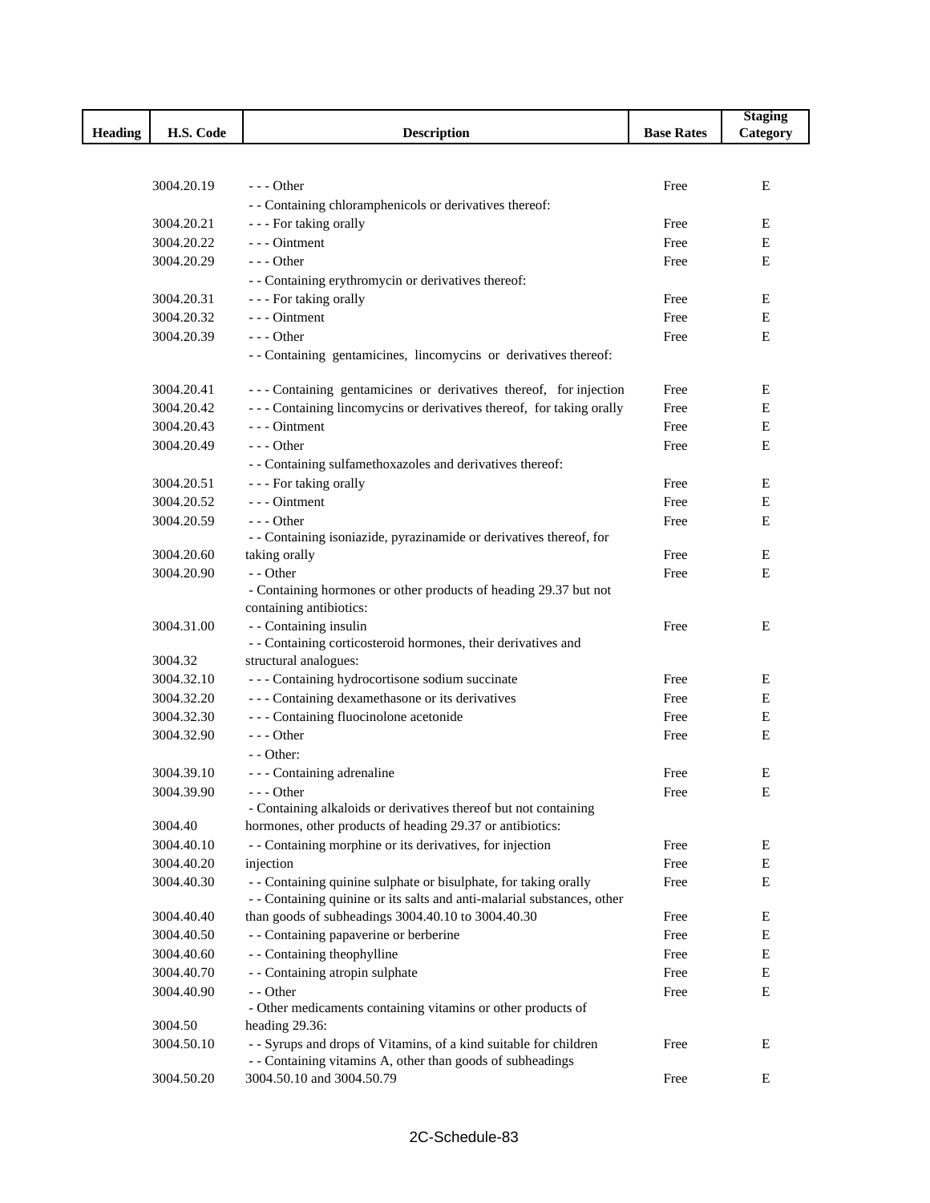| Heading | H.S. Code | Description | Base Rates | Staging Category |
|---|---|---|---|---|
| | 3004.20.19 | - - - Other | Free | E |
| | | - - Containing chloramphenicols or derivatives thereof: | | |
| | 3004.20.21 | - - - For taking orally | Free | E |
| | 3004.20.22 | - - - Ointment | Free | E |
| | 3004.20.29 | - - - Other | Free | E |
| | | - - Containing erythromycin or derivatives thereof: | | |
| | 3004.20.31 | - - - For taking orally | Free | E |
| | 3004.20.32 | - - - Ointment | Free | E |
| | 3004.20.39 | - - - Other | Free | E |
| | | - - Containing gentamicines, lincomycins or derivatives thereof: | | |
| | 3004.20.41 | - - - Containing gentamicines or derivatives thereof, for injection | Free | E |
| | 3004.20.42 | - - - Containing lincomycins or derivatives thereof, for taking orally | Free | E |
| | 3004.20.43 | - - - Ointment | Free | E |
| | 3004.20.49 | - - - Other | Free | E |
| | | - - Containing sulfamethoxazoles and derivatives thereof: | | |
| | 3004.20.51 | - - - For taking orally | Free | E |
| | 3004.20.52 | - - - Ointment | Free | E |
| | 3004.20.59 | - - - Other | Free | E |
| | 3004.20.60 | - - Containing isoniazide, pyrazinamide or derivatives thereof, for taking orally | Free | E |
| | 3004.20.90 | - - Other | Free | E |
| | | - Containing hormones or other products of heading 29.37 but not containing antibiotics: | | |
| | 3004.31.00 | - - Containing insulin | Free | E |
| | 3004.32 | - - Containing corticosteroid hormones, their derivatives and structural analogues: | | |
| | 3004.32.10 | - - - Containing hydrocortisone sodium succinate | Free | E |
| | 3004.32.20 | - - - Containing dexamethasone or its derivatives | Free | E |
| | 3004.32.30 | - - - Containing fluocinolone acetonide | Free | E |
| | 3004.32.90 | - - - Other | Free | E |
| | | - - Other: | | |
| | 3004.39.10 | - - - Containing adrenaline | Free | E |
| | 3004.39.90 | - - - Other | Free | E |
| | 3004.40 | - Containing alkaloids or derivatives thereof but not containing hormones, other products of heading 29.37 or antibiotics: | | |
| | 3004.40.10 | - - Containing morphine or its derivatives, for injection | Free | E |
| | 3004.40.20 | injection | Free | E |
| | 3004.40.30 | - - Containing quinine sulphate or bisulphate, for taking orally | Free | E |
| | 3004.40.40 | - - Containing quinine or its salts and anti-malarial substances, other than goods of subheadings 3004.40.10 to 3004.40.30 | Free | E |
| | 3004.40.50 | - - Containing papaverine or berberine | Free | E |
| | 3004.40.60 | - - Containing theophylline | Free | E |
| | 3004.40.70 | - - Containing atropin sulphate | Free | E |
| | 3004.40.90 | - - Other | Free | E |
| | 3004.50 | - Other medicaments containing vitamins or other products of heading 29.36: | | |
| | 3004.50.10 | - - Syrups and drops of Vitamins, of a kind suitable for children | Free | E |
| | 3004.50.20 | - - Containing vitamins A, other than goods of subheadings 3004.50.10 and 3004.50.79 | Free | E |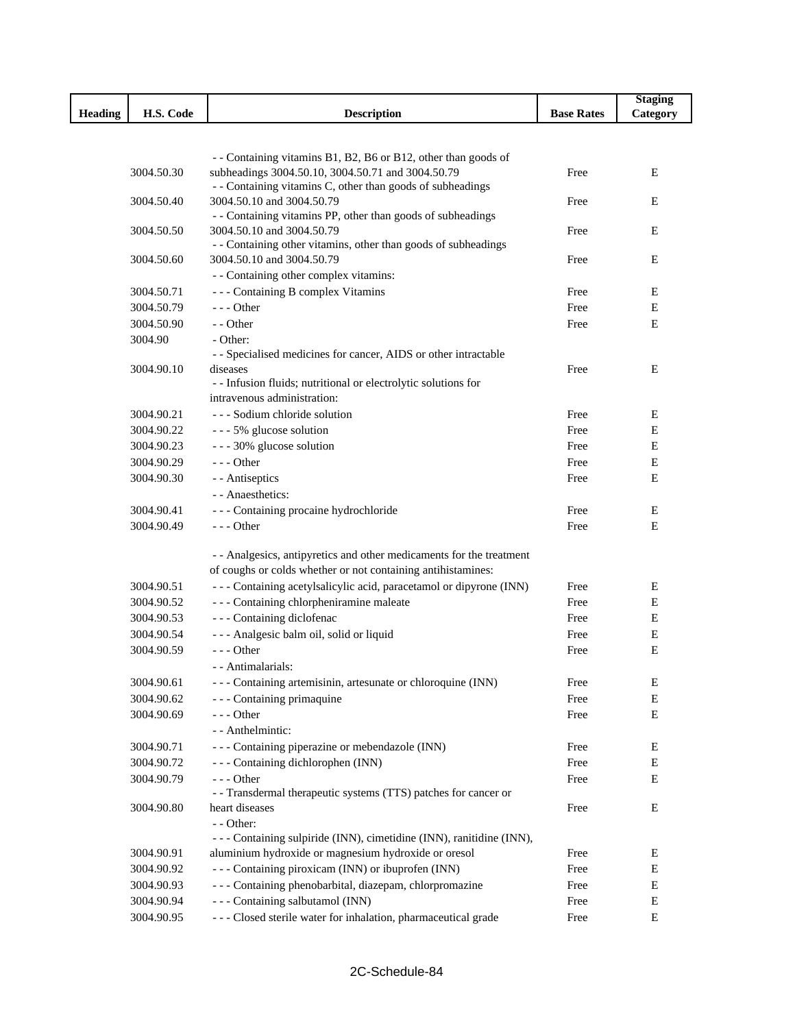| Heading | H.S. Code | Description | Base Rates | Staging Category |
|---|---|---|---|---|
| | 3004.50.30 | - - Containing vitamins B1, B2, B6 or B12, other than goods of subheadings 3004.50.10, 3004.50.71 and 3004.50.79 | Free | E |
| | 3004.50.40 | - - Containing vitamins C, other than goods of subheadings 3004.50.10 and 3004.50.79 | Free | E |
| | 3004.50.50 | - - Containing vitamins PP, other than goods of subheadings 3004.50.10 and 3004.50.79 | Free | E |
| | 3004.50.60 | - - Containing other vitamins, other than goods of subheadings 3004.50.10 and 3004.50.79 | Free | E |
| | | - - Containing other complex vitamins: | | |
| | 3004.50.71 | - - - Containing B complex Vitamins | Free | E |
| | 3004.50.79 | - - - Other | Free | E |
| | 3004.50.90 | - - Other | Free | E |
| | 3004.90 | - Other: | | |
| | 3004.90.10 | - - Specialised medicines for cancer, AIDS or other intractable diseases | Free | E |
| | | - - Infusion fluids; nutritional or electrolytic solutions for intravenous administration: | | |
| | 3004.90.21 | - - - Sodium chloride solution | Free | E |
| | 3004.90.22 | - - - 5% glucose solution | Free | E |
| | 3004.90.23 | - - - 30% glucose solution | Free | E |
| | 3004.90.29 | - - - Other | Free | E |
| | 3004.90.30 | - - Antiseptics | Free | E |
| | | - - Anaesthetics: | | |
| | 3004.90.41 | - - - Containing procaine hydrochloride | Free | E |
| | 3004.90.49 | - - - Other | Free | E |
| | | - - Analgesics, antipyretics and other medicaments for the treatment of coughs or colds whether or not containing antihistamines: | | |
| | 3004.90.51 | - - - Containing acetylsalicylic acid, paracetamol or dipyrone (INN) | Free | E |
| | 3004.90.52 | - - - Containing chlorpheniramine maleate | Free | E |
| | 3004.90.53 | - - - Containing diclofenac | Free | E |
| | 3004.90.54 | - - - Analgesic balm oil, solid or liquid | Free | E |
| | 3004.90.59 | - - - Other | Free | E |
| | | - - Antimalarials: | | |
| | 3004.90.61 | - - - Containing artemisinin, artesunate or chloroquine (INN) | Free | E |
| | 3004.90.62 | - - - Containing primaquine | Free | E |
| | 3004.90.69 | - - - Other | Free | E |
| | | - - Anthelmintic: | | |
| | 3004.90.71 | - - - Containing piperazine or mebendazole (INN) | Free | E |
| | 3004.90.72 | - - - Containing dichlorophen (INN) | Free | E |
| | 3004.90.79 | - - - Other | Free | E |
| | 3004.90.80 | - - Transdermal therapeutic systems (TTS) patches for cancer or heart diseases | Free | E |
| | | - - Other: | | |
| | 3004.90.91 | - - - Containing sulpiride (INN), cimetidine (INN), ranitidine (INN), aluminium hydroxide or magnesium hydroxide or oresol | Free | E |
| | 3004.90.92 | - - - Containing piroxicam (INN) or ibuprofen (INN) | Free | E |
| | 3004.90.93 | - - - Containing phenobarbital, diazepam, chlorpromazine | Free | E |
| | 3004.90.94 | - - - Containing salbutamol (INN) | Free | E |
| | 3004.90.95 | - - - Closed sterile water for inhalation, pharmaceutical grade | Free | E |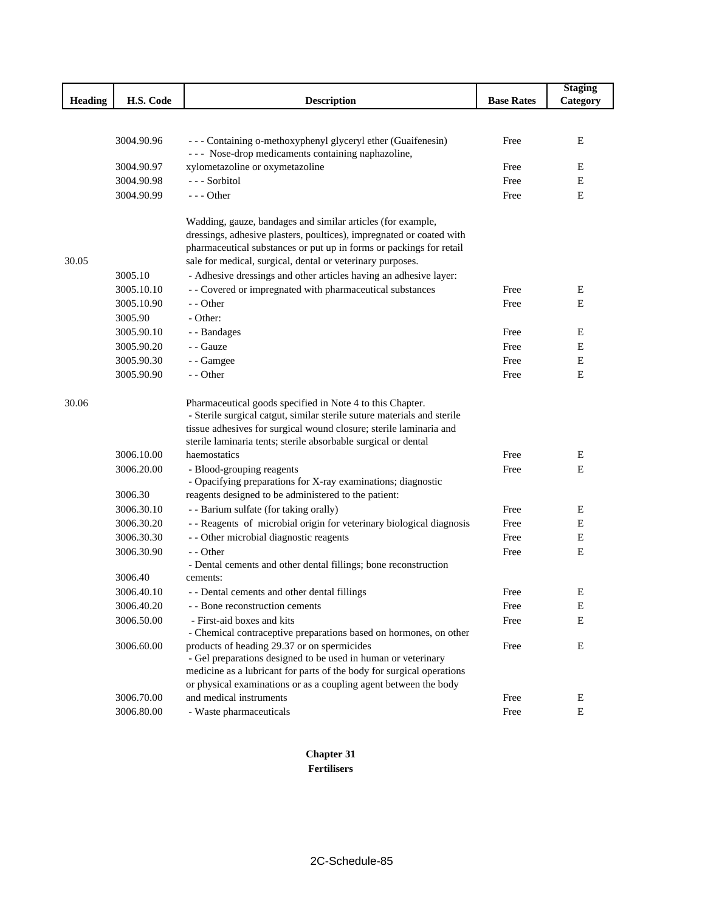| Heading | H.S. Code | Description | Base Rates | Staging Category |
|---|---|---|---|---|
| | 3004.90.96 | - - - Containing o-methoxyphenyl glyceryl ether (Guaifenesin) | Free | E |
| | 3004.90.97 | - - - Nose-drop medicaments containing naphazoline, xylometazoline or oxymetazoline | Free | E |
| | 3004.90.98 | - - - Sorbitol | Free | E |
| | 3004.90.99 | - - - Other | Free | E |
| 30.05 | | Wadding, gauze, bandages and similar articles (for example, dressings, adhesive plasters, poultices), impregnated or coated with pharmaceutical substances or put up in forms or packings for retail sale for medical, surgical, dental or veterinary purposes. | | |
| | 3005.10 | - Adhesive dressings and other articles having an adhesive layer: | | |
| | 3005.10.10 | - - Covered or impregnated with pharmaceutical substances | Free | E |
| | 3005.10.90 | - - Other | Free | E |
| | 3005.90 | - Other: | | |
| | 3005.90.10 | - - Bandages | Free | E |
| | 3005.90.20 | - - Gauze | Free | E |
| | 3005.90.30 | - - Gamgee | Free | E |
| | 3005.90.90 | - - Other | Free | E |
| 30.06 | | Pharmaceutical goods specified in Note 4 to this Chapter. | | |
| | 3006.10.00 | - Sterile surgical catgut, similar sterile suture materials and sterile tissue adhesives for surgical wound closure; sterile laminaria and sterile laminaria tents; sterile absorbable surgical or dental haemostatics | Free | E |
| | 3006.20.00 | - Blood-grouping reagents | Free | E |
| | 3006.30 | - Opacifying preparations for X-ray examinations; diagnostic reagents designed to be administered to the patient: | | |
| | 3006.30.10 | - - Barium sulfate (for taking orally) | Free | E |
| | 3006.30.20 | - - Reagents of microbial origin for veterinary biological diagnosis | Free | E |
| | 3006.30.30 | - - Other microbial diagnostic reagents | Free | E |
| | 3006.30.90 | - - Other | Free | E |
| | 3006.40 | - Dental cements and other dental fillings; bone reconstruction cements: | | |
| | 3006.40.10 | - - Dental cements and other dental fillings | Free | E |
| | 3006.40.20 | - - Bone reconstruction cements | Free | E |
| | 3006.50.00 | - First-aid boxes and kits | Free | E |
| | 3006.60.00 | - Chemical contraceptive preparations based on hormones, on other products of heading 29.37 or on spermicides | Free | E |
| | 3006.70.00 | - Gel preparations designed to be used in human or veterinary medicine as a lubricant for parts of the body for surgical operations or physical examinations or as a coupling agent between the body and medical instruments | Free | E |
| | 3006.80.00 | - Waste pharmaceuticals | Free | E |

## Chapter 31
## Fertilisers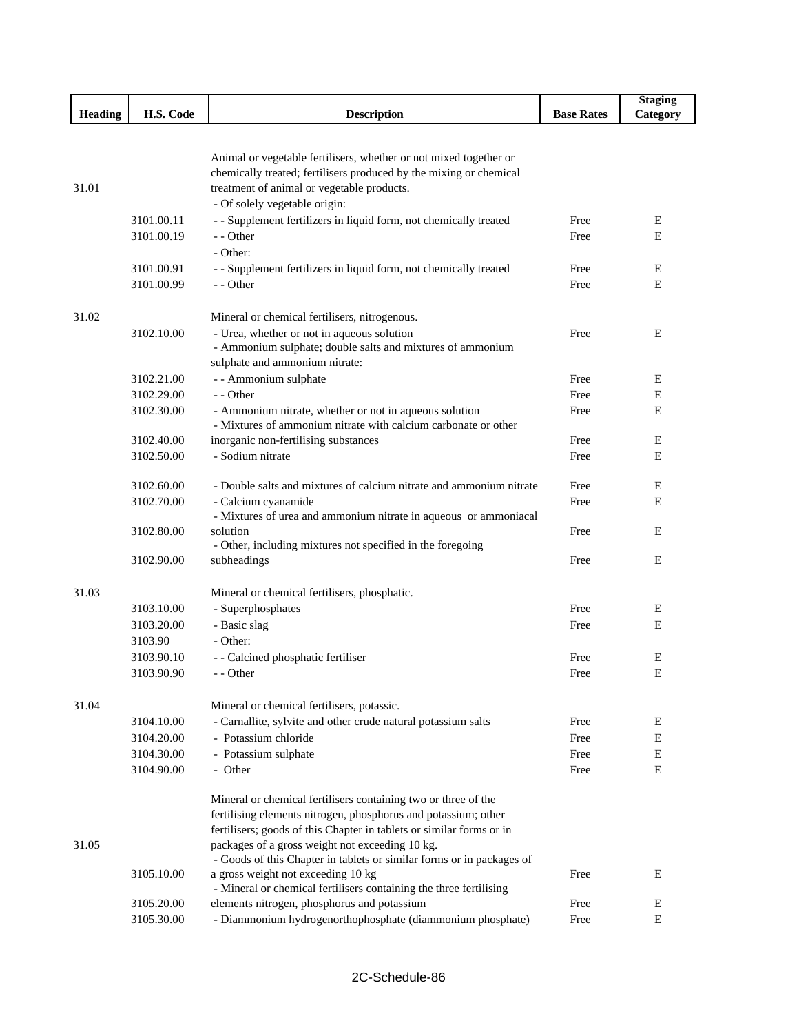| Heading | H.S. Code | Description | Base Rates | Staging Category |
|---|---|---|---|---|
| 31.01 | | Animal or vegetable fertilisers, whether or not mixed together or chemically treated; fertilisers produced by the mixing or chemical treatment of animal or vegetable products. | | |
| | | - Of solely vegetable origin: | | |
| | 3101.00.11 | - - Supplement fertilizers in liquid form, not chemically treated | Free | E |
| | 3101.00.19 | - - Other | Free | E |
| | | - Other: | | |
| | 3101.00.91 | - - Supplement fertilizers in liquid form, not chemically treated | Free | E |
| | 3101.00.99 | - - Other | Free | E |
| 31.02 | | Mineral or chemical fertilisers, nitrogenous. | | |
| | 3102.10.00 | - Urea, whether or not in aqueous solution | Free | E |
| | | - Ammonium sulphate; double salts and mixtures of ammonium sulphate and ammonium nitrate: | | |
| | 3102.21.00 | - - Ammonium sulphate | Free | E |
| | 3102.29.00 | - - Other | Free | E |
| | 3102.30.00 | - Ammonium nitrate, whether or not in aqueous solution | Free | E |
| | 3102.40.00 | - Mixtures of ammonium nitrate with calcium carbonate or other inorganic non-fertilising substances | Free | E |
| | 3102.50.00 | - Sodium nitrate | Free | E |
| | 3102.60.00 | - Double salts and mixtures of calcium nitrate and ammonium nitrate | Free | E |
| | 3102.70.00 | - Calcium cyanamide | Free | E |
| | 3102.80.00 | - Mixtures of urea and ammonium nitrate in aqueous or ammoniacal solution | Free | E |
| | 3102.90.00 | - Other, including mixtures not specified in the foregoing subheadings | Free | E |
| 31.03 | | Mineral or chemical fertilisers, phosphatic. | | |
| | 3103.10.00 | - Superphosphates | Free | E |
| | 3103.20.00 | - Basic slag | Free | E |
| | 3103.90 | - Other: | | |
| | 3103.90.10 | - - Calcined phosphatic fertiliser | Free | E |
| | 3103.90.90 | - - Other | Free | E |
| 31.04 | | Mineral or chemical fertilisers, potassic. | | |
| | 3104.10.00 | - Carnallite, sylvite and other crude natural potassium salts | Free | E |
| | 3104.20.00 | - Potassium chloride | Free | E |
| | 3104.30.00 | - Potassium sulphate | Free | E |
| | 3104.90.00 | - Other | Free | E |
| 31.05 | | Mineral or chemical fertilisers containing two or three of the fertilising elements nitrogen, phosphorus and potassium; other fertilisers; goods of this Chapter in tablets or similar forms or in packages of a gross weight not exceeding 10 kg. | | |
| | 3105.10.00 | - Goods of this Chapter in tablets or similar forms or in packages of a gross weight not exceeding 10 kg | Free | E |
| | 3105.20.00 | - Mineral or chemical fertilisers containing the three fertilising elements nitrogen, phosphorus and potassium | Free | E |
| | 3105.30.00 | - Diammonium hydrogenorthophosphate (diammonium phosphate) | Free | E |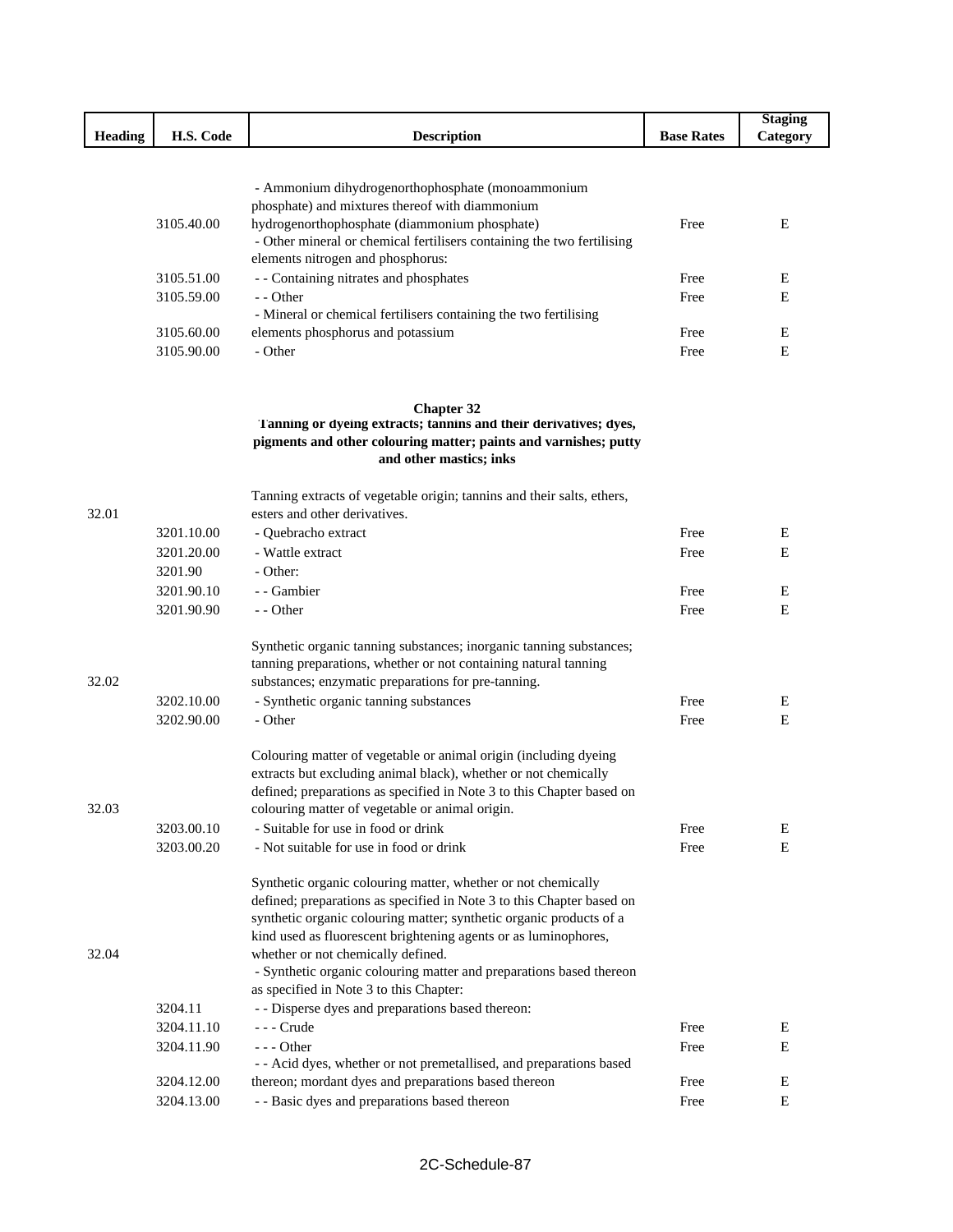| Heading | H.S. Code | Description | Base Rates | Staging Category |
|---|---|---|---|---|
| | 3105.40.00 | - Ammonium dihydrogenorthophosphate (monoammonium phosphate) and mixtures thereof with diammonium hydrogenorthophosphate (diammonium phosphate) | Free | E |
| | | - Other mineral or chemical fertilisers containing the two fertilising elements nitrogen and phosphorus: | | |
| | 3105.51.00 | - - Containing nitrates and phosphates | Free | E |
| | 3105.59.00 | - - Other | Free | E |
| | 3105.60.00 | - Mineral or chemical fertilisers containing the two fertilising elements phosphorus and potassium | Free | E |
| | 3105.90.00 | - Other | Free | E |

## Chapter 32

### Tanning or dyeing extracts; tannins and their derivatives; dyes, pigments and other colouring matter; paints and varnishes; putty and other mastics; inks

| Heading | H.S. Code | Description | Base Rates | Staging Category |
|---|---|---|---|---|
| 32.01 | | Tanning extracts of vegetable origin; tannins and their salts, ethers, esters and other derivatives. | | |
| | 3201.10.00 | - Quebracho extract | Free | E |
| | 3201.20.00 | - Wattle extract | Free | E |
| | 3201.90 | - Other: | | |
| | 3201.90.10 | - - Gambier | Free | E |
| | 3201.90.90 | - - Other | Free | E |
| 32.02 | | Synthetic organic tanning substances; inorganic tanning substances; tanning preparations, whether or not containing natural tanning substances; enzymatic preparations for pre-tanning. | | |
| | 3202.10.00 | - Synthetic organic tanning substances | Free | E |
| | 3202.90.00 | - Other | Free | E |
| 32.03 | | Colouring matter of vegetable or animal origin (including dyeing extracts but excluding animal black), whether or not chemically defined; preparations as specified in Note 3 to this Chapter based on colouring matter of vegetable or animal origin. | | |
| | 3203.00.10 | - Suitable for use in food or drink | Free | E |
| | 3203.00.20 | - Not suitable for use in food or drink | Free | E |
| 32.04 | | Synthetic organic colouring matter, whether or not chemically defined; preparations as specified in Note 3 to this Chapter based on synthetic organic colouring matter; synthetic organic products of a kind used as fluorescent brightening agents or as luminophores, whether or not chemically defined. | | |
| | | - Synthetic organic colouring matter and preparations based thereon as specified in Note 3 to this Chapter: | | |
| | 3204.11 | - - Disperse dyes and preparations based thereon: | | |
| | 3204.11.10 | - - - Crude | Free | E |
| | 3204.11.90 | - - - Other | Free | E |
| | 3204.12.00 | - - Acid dyes, whether or not premetallised, and preparations based thereon; mordant dyes and preparations based thereon | Free | E |
| | 3204.13.00 | - - Basic dyes and preparations based thereon | Free | E |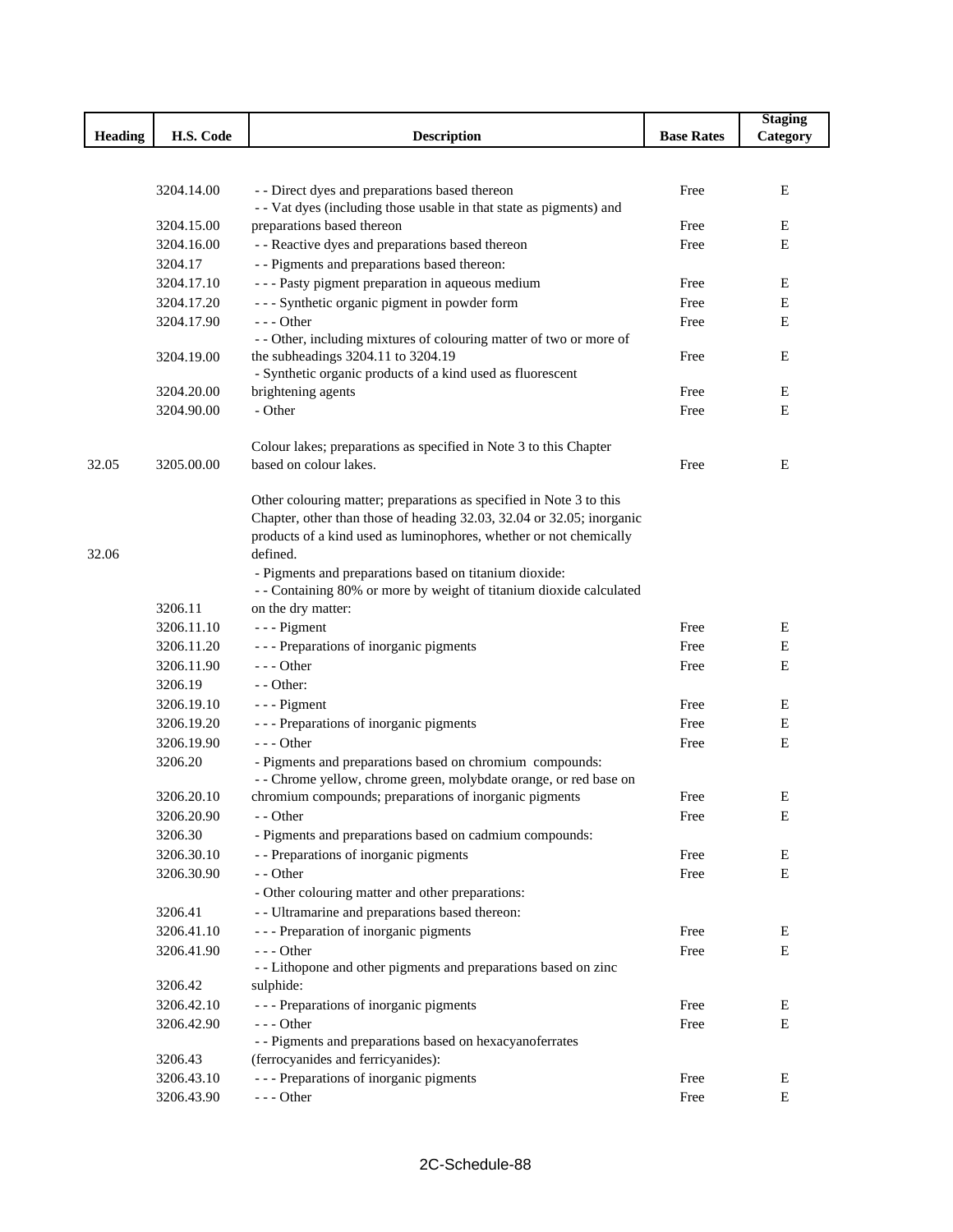| Heading | H.S. Code | Description | Base Rates | Staging Category |
|---|---|---|---|---|
| | 3204.14.00 | - - Direct dyes and preparations based thereon | Free | E |
| | 3204.15.00 | - - Vat dyes (including those usable in that state as pigments) and preparations based thereon | Free | E |
| | 3204.16.00 | - - Reactive dyes and preparations based thereon | Free | E |
| | 3204.17 | - - Pigments and preparations based thereon: | | |
| | 3204.17.10 | - - - Pasty pigment preparation in aqueous medium | Free | E |
| | 3204.17.20 | - - - Synthetic organic pigment in powder form | Free | E |
| | 3204.17.90 | - - - Other | Free | E |
| | 3204.19.00 | - - Other, including mixtures of colouring matter of two or more of the subheadings 3204.11 to 3204.19 | Free | E |
| | 3204.20.00 | - Synthetic organic products of a kind used as fluorescent brightening agents | Free | E |
| | 3204.90.00 | - Other | Free | E |
| 32.05 | 3205.00.00 | Colour lakes; preparations as specified in Note 3 to this Chapter based on colour lakes. | Free | E |
| 32.06 | | Other colouring matter; preparations as specified in Note 3 to this Chapter, other than those of heading 32.03, 32.04 or 32.05; inorganic products of a kind used as luminophores, whether or not chemically defined. | | |
| | | - Pigments and preparations based on titanium dioxide: | | |
| | 3206.11 | - - Containing 80% or more by weight of titanium dioxide calculated on the dry matter: | | |
| | 3206.11.10 | - - - Pigment | Free | E |
| | 3206.11.20 | - - - Preparations of inorganic pigments | Free | E |
| | 3206.11.90 | - - - Other | Free | E |
| | 3206.19 | - - Other: | | |
| | 3206.19.10 | - - - Pigment | Free | E |
| | 3206.19.20 | - - - Preparations of inorganic pigments | Free | E |
| | 3206.19.90 | - - - Other | Free | E |
| | 3206.20 | - Pigments and preparations based on chromium compounds: | | |
| | 3206.20.10 | - - Chrome yellow, chrome green, molybdate orange, or red base on chromium compounds; preparations of inorganic pigments | Free | E |
| | 3206.20.90 | - - Other | Free | E |
| | 3206.30 | - Pigments and preparations based on cadmium compounds: | | |
| | 3206.30.10 | - - Preparations of inorganic pigments | Free | E |
| | 3206.30.90 | - - Other | Free | E |
| | | - Other colouring matter and other preparations: | | |
| | 3206.41 | - - Ultramarine and preparations based thereon: | | |
| | 3206.41.10 | - - - Preparation of inorganic pigments | Free | E |
| | 3206.41.90 | - - - Other | Free | E |
| | 3206.42 | - - Lithopone and other pigments and preparations based on zinc sulphide: | | |
| | 3206.42.10 | - - - Preparations of inorganic pigments | Free | E |
| | 3206.42.90 | - - - Other | Free | E |
| | 3206.43 | - - Pigments and preparations based on hexacyanoferrates (ferrocyanides and ferricyanides): | | |
| | 3206.43.10 | - - - Preparations of inorganic pigments | Free | E |
| | 3206.43.90 | - - - Other | Free | E |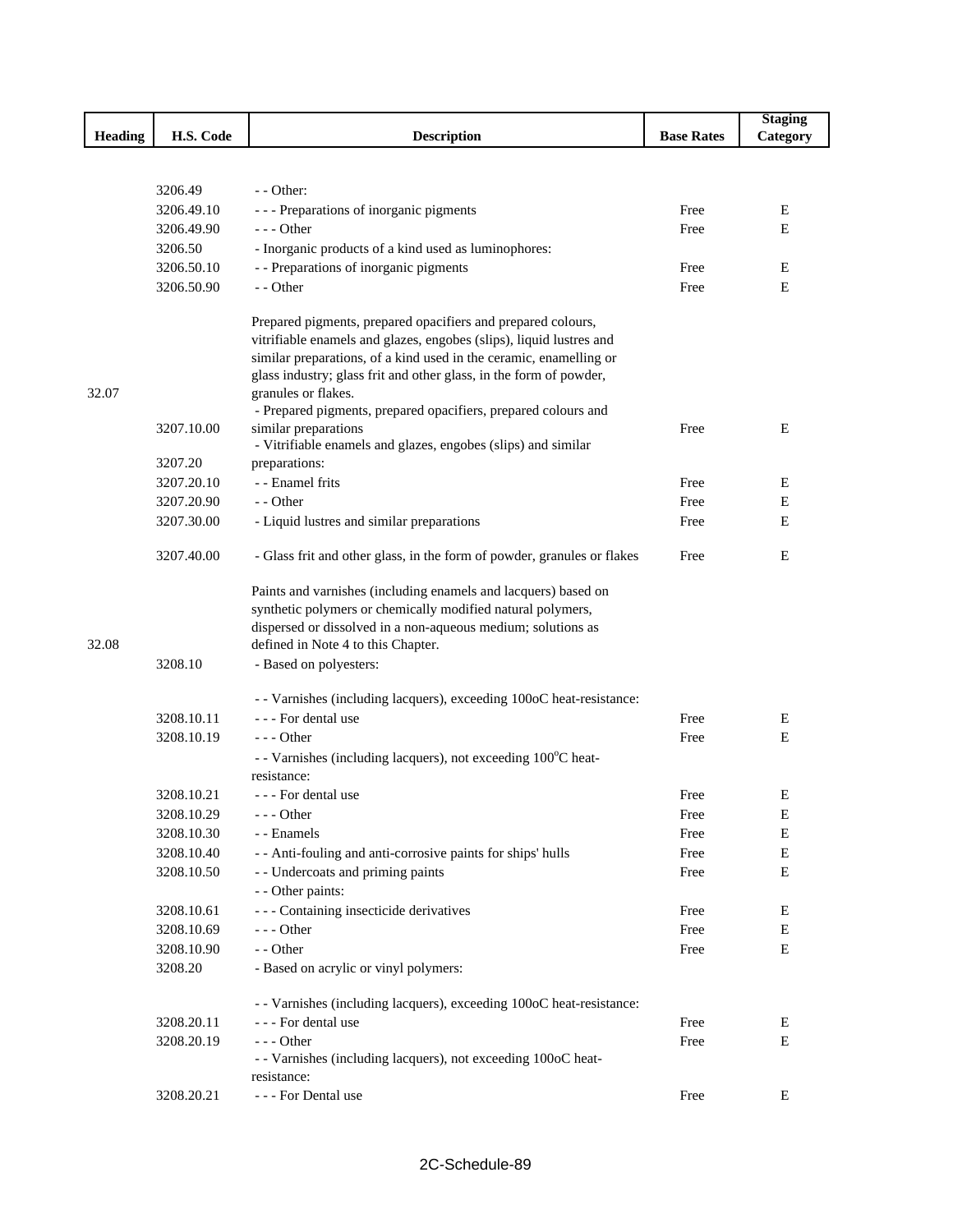| Heading | H.S. Code | Description | Base Rates | Staging Category |
|---|---|---|---|---|
| | 3206.49 | - - Other: | | |
| | 3206.49.10 | - - - Preparations of inorganic pigments | Free | E |
| | 3206.49.90 | - - - Other | Free | E |
| | 3206.50 | - Inorganic products of a kind used as luminophores: | | |
| | 3206.50.10 | - - Preparations of inorganic pigments | Free | E |
| | 3206.50.90 | - - Other | Free | E |
| 32.07 | | Prepared pigments, prepared opacifiers and prepared colours, vitrifiable enamels and glazes, engobes (slips), liquid lustres and similar preparations, of a kind used in the ceramic, enamelling or glass industry; glass frit and other glass, in the form of powder, granules or flakes. | | |
| | 3207.10.00 | - Prepared pigments, prepared opacifiers, prepared colours and similar preparations | Free | E |
| | 3207.20 | - Vitrifiable enamels and glazes, engobes (slips) and similar preparations: | | |
| | 3207.20.10 | - - Enamel frits | Free | E |
| | 3207.20.90 | - - Other | Free | E |
| | 3207.30.00 | - Liquid lustres and similar preparations | Free | E |
| | 3207.40.00 | - Glass frit and other glass, in the form of powder, granules or flakes | Free | E |
| 32.08 | | Paints and varnishes (including enamels and lacquers) based on synthetic polymers or chemically modified natural polymers, dispersed or dissolved in a non-aqueous medium; solutions as defined in Note 4 to this Chapter. | | |
| | 3208.10 | - Based on polyesters: | | |
| | | - - Varnishes (including lacquers), exceeding 100oC heat-resistance: | | |
| | 3208.10.11 | - - - For dental use | Free | E |
| | 3208.10.19 | - - - Other | Free | E |
| | | - - Varnishes (including lacquers), not exceeding 100°C heat-resistance: | | |
| | 3208.10.21 | - - - For dental use | Free | E |
| | 3208.10.29 | - - - Other | Free | E |
| | 3208.10.30 | - - Enamels | Free | E |
| | 3208.10.40 | - - Anti-fouling and anti-corrosive paints for ships' hulls | Free | E |
| | 3208.10.50 | - - Undercoats and priming paints | Free | E |
| | | - - Other paints: | | |
| | 3208.10.61 | - - - Containing insecticide derivatives | Free | E |
| | 3208.10.69 | - - - Other | Free | E |
| | 3208.10.90 | - - Other | Free | E |
| | 3208.20 | - Based on acrylic or vinyl polymers: | | |
| | | - - Varnishes (including lacquers), exceeding 100oC heat-resistance: | | |
| | 3208.20.11 | - - - For dental use | Free | E |
| | 3208.20.19 | - - - Other | Free | E |
| | | - - Varnishes (including lacquers), not exceeding 100oC heat-resistance: | | |
| | 3208.20.21 | - - - For Dental use | Free | E |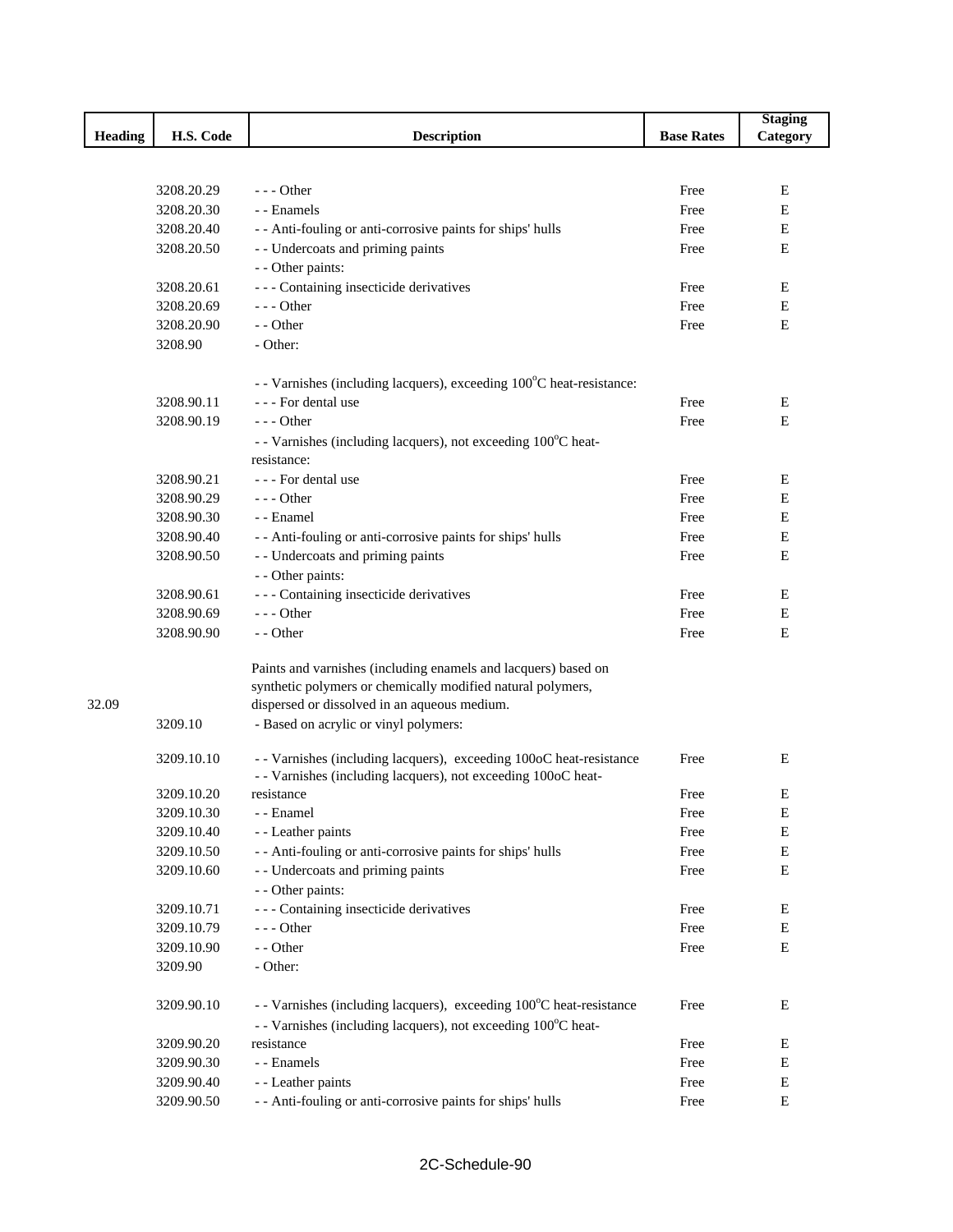| Heading | H.S. Code | Description | Base Rates | Staging Category |
|---|---|---|---|---|
| | 3208.20.29 | - - - Other | Free | E |
| | 3208.20.30 | - - Enamels | Free | E |
| | 3208.20.40 | - - Anti-fouling or anti-corrosive paints for ships' hulls | Free | E |
| | 3208.20.50 | - - Undercoats and priming paints | Free | E |
| | | - - Other paints: | | |
| | 3208.20.61 | - - - Containing insecticide derivatives | Free | E |
| | 3208.20.69 | - - - Other | Free | E |
| | 3208.20.90 | - - Other | Free | E |
| | 3208.90 | - Other: | | |
| | | - - Varnishes (including lacquers), exceeding 100°C heat-resistance: | | |
| | 3208.90.11 | - - - For dental use | Free | E |
| | 3208.90.19 | - - - Other | Free | E |
| | | - - Varnishes (including lacquers), not exceeding 100°C heat-resistance: | | |
| | 3208.90.21 | - - - For dental use | Free | E |
| | 3208.90.29 | - - - Other | Free | E |
| | 3208.90.30 | - - Enamel | Free | E |
| | 3208.90.40 | - - Anti-fouling or anti-corrosive paints for ships' hulls | Free | E |
| | 3208.90.50 | - - Undercoats and priming paints | Free | E |
| | | - - Other paints: | | |
| | 3208.90.61 | - - - Containing insecticide derivatives | Free | E |
| | 3208.90.69 | - - - Other | Free | E |
| | 3208.90.90 | - - Other | Free | E |
| 32.09 | | Paints and varnishes (including enamels and lacquers) based on synthetic polymers or chemically modified natural polymers, dispersed or dissolved in an aqueous medium. | | |
| | 3209.10 | - Based on acrylic or vinyl polymers: | | |
| | 3209.10.10 | - - Varnishes (including lacquers), exceeding 100oC heat-resistance | Free | E |
| | 3209.10.20 | - - Varnishes (including lacquers), not exceeding 100oC heat-resistance | Free | E |
| | 3209.10.30 | - - Enamel | Free | E |
| | 3209.10.40 | - - Leather paints | Free | E |
| | 3209.10.50 | - - Anti-fouling or anti-corrosive paints for ships' hulls | Free | E |
| | 3209.10.60 | - - Undercoats and priming paints | Free | E |
| | | - - Other paints: | | |
| | 3209.10.71 | - - - Containing insecticide derivatives | Free | E |
| | 3209.10.79 | - - - Other | Free | E |
| | 3209.10.90 | - - Other | Free | E |
| | 3209.90 | - Other: | | |
| | 3209.90.10 | - - Varnishes (including lacquers), exceeding 100°C heat-resistance | Free | E |
| | 3209.90.20 | - - Varnishes (including lacquers), not exceeding 100°C heat-resistance | Free | E |
| | 3209.90.30 | - - Enamels | Free | E |
| | 3209.90.40 | - - Leather paints | Free | E |
| | 3209.90.50 | - - Anti-fouling or anti-corrosive paints for ships' hulls | Free | E |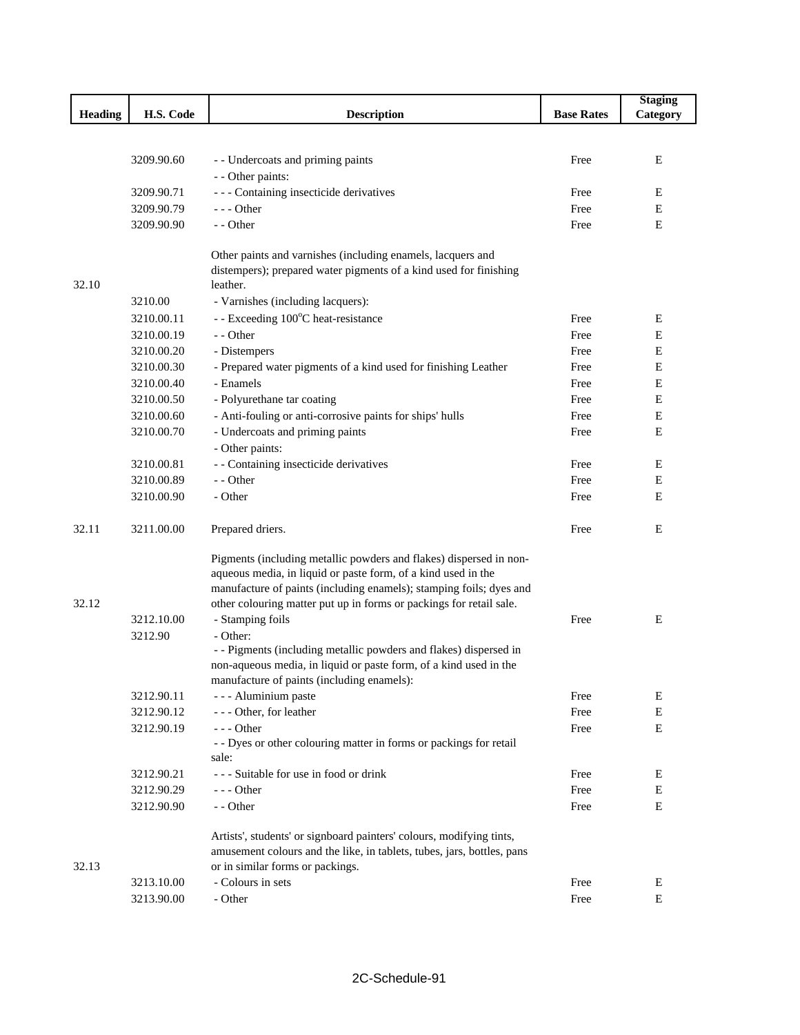| Heading | H.S. Code | Description | Base Rates | Staging Category |
|---|---|---|---|---|
| | 3209.90.60 | - - Undercoats and priming paints | Free | E |
| | | - - Other paints: | | |
| | 3209.90.71 | - - - Containing insecticide derivatives | Free | E |
| | 3209.90.79 | - - - Other | Free | E |
| | 3209.90.90 | - - Other | Free | E |
| 32.10 | | Other paints and varnishes (including enamels, lacquers and distempers); prepared water pigments of a kind used for finishing leather. | | |
| | 3210.00 | - Varnishes (including lacquers): | | |
| | 3210.00.11 | - - Exceeding 100°C heat-resistance | Free | E |
| | 3210.00.19 | - - Other | Free | E |
| | 3210.00.20 | - Distempers | Free | E |
| | 3210.00.30 | - Prepared water pigments of a kind used for finishing Leather | Free | E |
| | 3210.00.40 | - Enamels | Free | E |
| | 3210.00.50 | - Polyurethane tar coating | Free | E |
| | 3210.00.60 | - Anti-fouling or anti-corrosive paints for ships' hulls | Free | E |
| | 3210.00.70 | - Undercoats and priming paints | Free | E |
| | | - Other paints: | | |
| | 3210.00.81 | - - Containing insecticide derivatives | Free | E |
| | 3210.00.89 | - - Other | Free | E |
| | 3210.00.90 | - Other | Free | E |
| 32.11 | 3211.00.00 | Prepared driers. | Free | E |
| 32.12 | | Pigments (including metallic powders and flakes) dispersed in non-aqueous media, in liquid or paste form, of a kind used in the manufacture of paints (including enamels); stamping foils; dyes and other colouring matter put up in forms or packings for retail sale. | | |
| | 3212.10.00 | - Stamping foils | Free | E |
| | 3212.90 | - Other: | | |
| | | - - Pigments (including metallic powders and flakes) dispersed in non-aqueous media, in liquid or paste form, of a kind used in the manufacture of paints (including enamels): | | |
| | 3212.90.11 | - - - Aluminium paste | Free | E |
| | 3212.90.12 | - - - Other, for leather | Free | E |
| | 3212.90.19 | - - - Other | Free | E |
| | | - - Dyes or other colouring matter in forms or packings for retail sale: | | |
| | 3212.90.21 | - - - Suitable for use in food or drink | Free | E |
| | 3212.90.29 | - - - Other | Free | E |
| | 3212.90.90 | - - Other | Free | E |
| 32.13 | | Artists', students' or signboard painters' colours, modifying tints, amusement colours and the like, in tablets, tubes, jars, bottles, pans or in similar forms or packings. | | |
| | 3213.10.00 | - Colours in sets | Free | E |
| | 3213.90.00 | - Other | Free | E |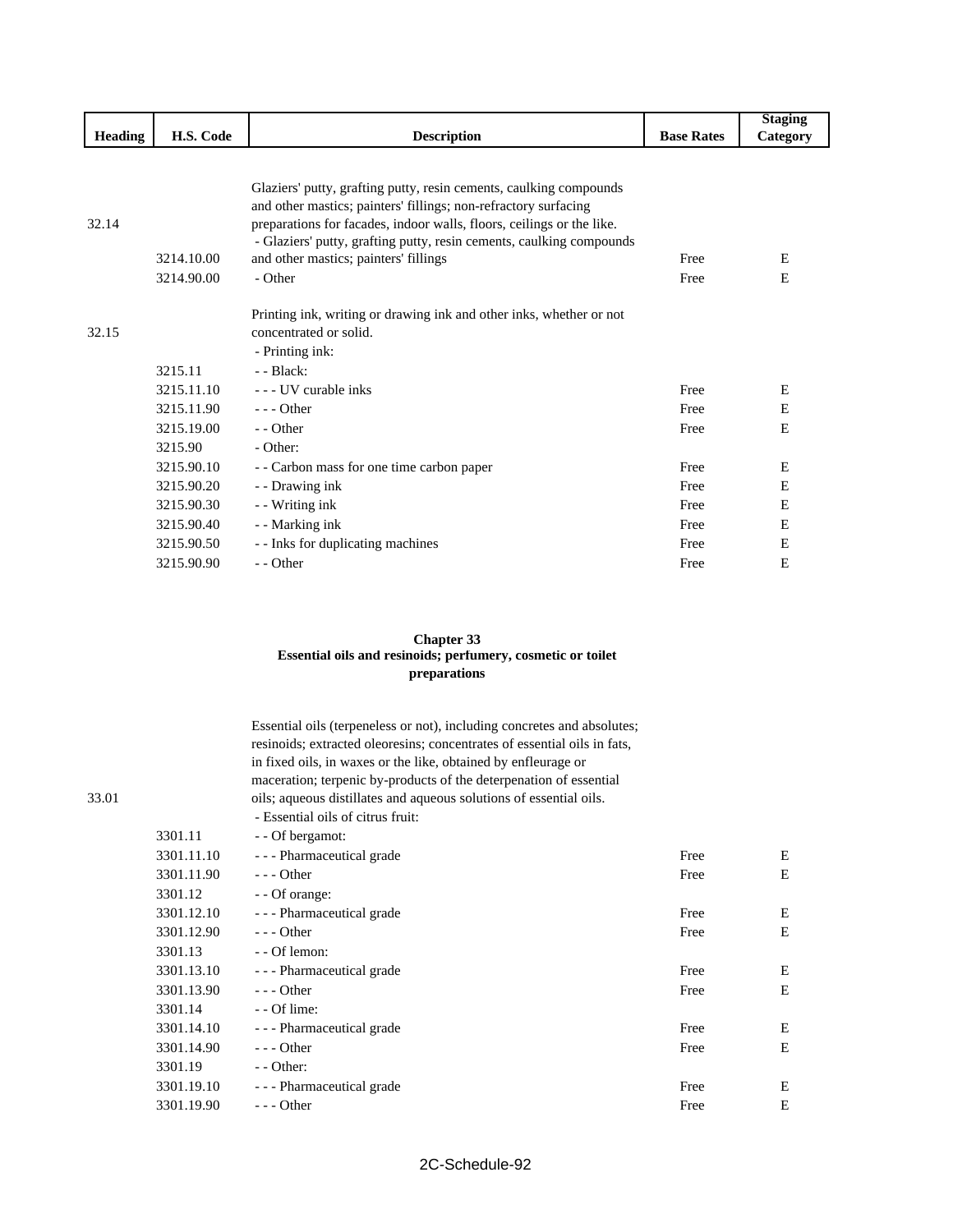| Heading | H.S. Code | Description | Base Rates | Staging Category |
|---|---|---|---|---|
| 32.14 | | Glaziers' putty, grafting putty, resin cements, caulking compounds and other mastics; painters' fillings; non-refractory surfacing preparations for facades, indoor walls, floors, ceilings or the like. | | |
| | 3214.10.00 | - Glaziers' putty, grafting putty, resin cements, caulking compounds and other mastics; painters' fillings | Free | E |
| | 3214.90.00 | - Other | Free | E |
| 32.15 | | Printing ink, writing or drawing ink and other inks, whether or not concentrated or solid. | | |
| | | - Printing ink: | | |
| | 3215.11 | - - Black: | | |
| | 3215.11.10 | - - - UV curable inks | Free | E |
| | 3215.11.90 | - - - Other | Free | E |
| | 3215.19.00 | - - Other | Free | E |
| | 3215.90 | - Other: | | |
| | 3215.90.10 | - - Carbon mass for one time carbon paper | Free | E |
| | 3215.90.20 | - - Drawing ink | Free | E |
| | 3215.90.30 | - - Writing ink | Free | E |
| | 3215.90.40 | - - Marking ink | Free | E |
| | 3215.90.50 | - - Inks for duplicating machines | Free | E |
| | 3215.90.90 | - - Other | Free | E |

## Chapter 33
## Essential oils and resinoids; perfumery, cosmetic or toilet preparations

| Heading | H.S. Code | Description | Base Rates | Staging Category |
|---|---|---|---|---|
| 33.01 | | Essential oils (terpeneless or not), including concretes and absolutes; resinoids; extracted oleoresins; concentrates of essential oils in fats, in fixed oils, in waxes or the like, obtained by enfleurage or maceration; terpenic by-products of the deterpenation of essential oils; aqueous distillates and aqueous solutions of essential oils. | | |
| | | - Essential oils of citrus fruit: | | |
| | 3301.11 | - - Of bergamot: | | |
| | 3301.11.10 | - - - Pharmaceutical grade | Free | E |
| | 3301.11.90 | - - - Other | Free | E |
| | 3301.12 | - - Of orange: | | |
| | 3301.12.10 | - - - Pharmaceutical grade | Free | E |
| | 3301.12.90 | - - - Other | Free | E |
| | 3301.13 | - - Of lemon: | | |
| | 3301.13.10 | - - - Pharmaceutical grade | Free | E |
| | 3301.13.90 | - - - Other | Free | E |
| | 3301.14 | - - Of lime: | | |
| | 3301.14.10 | - - - Pharmaceutical grade | Free | E |
| | 3301.14.90 | - - - Other | Free | E |
| | 3301.19 | - - Other: | | |
| | 3301.19.10 | - - - Pharmaceutical grade | Free | E |
| | 3301.19.90 | - - - Other | Free | E |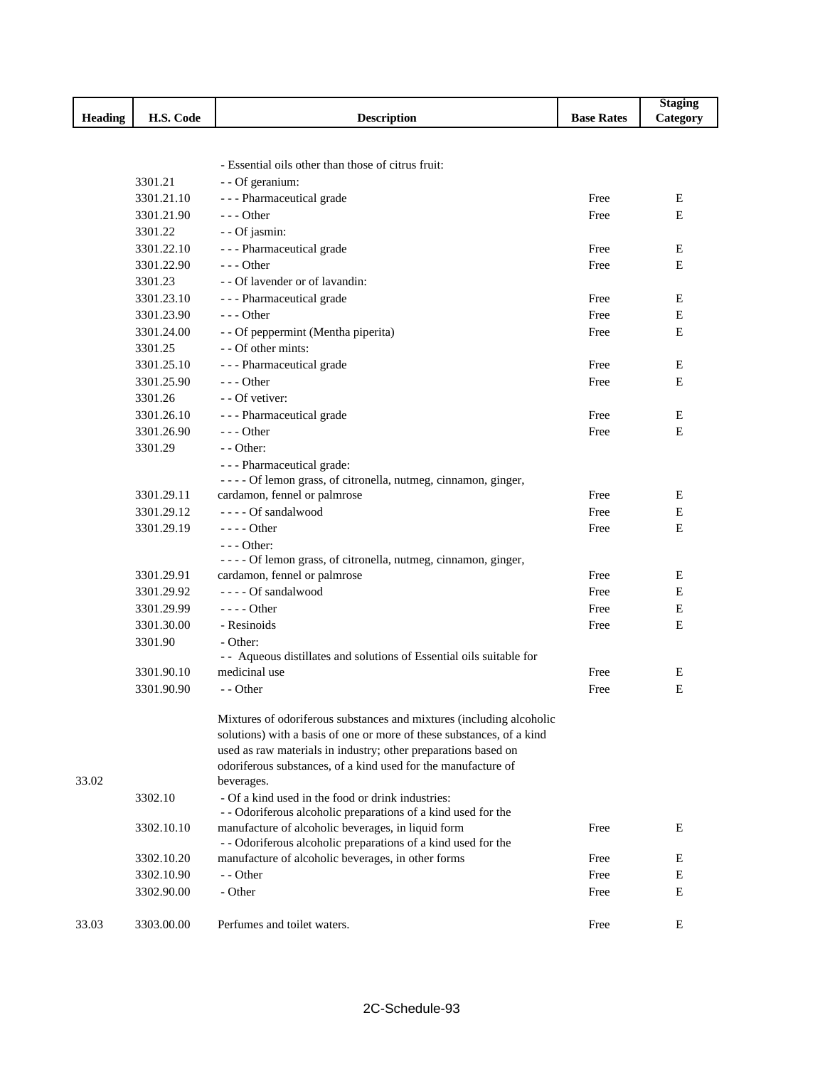| Heading | H.S. Code | Description | Base Rates | Staging Category |
|---|---|---|---|---|
| | | - Essential oils other than those of citrus fruit: | | |
| | 3301.21 | - - Of geranium: | | |
| | 3301.21.10 | - - - Pharmaceutical grade | Free | E |
| | 3301.21.90 | - - - Other | Free | E |
| | 3301.22 | - - Of jasmin: | | |
| | 3301.22.10 | - - - Pharmaceutical grade | Free | E |
| | 3301.22.90 | - - - Other | Free | E |
| | 3301.23 | - - Of lavender or of lavandin: | | |
| | 3301.23.10 | - - - Pharmaceutical grade | Free | E |
| | 3301.23.90 | - - - Other | Free | E |
| | 3301.24.00 | - - Of peppermint (Mentha piperita) | Free | E |
| | 3301.25 | - - Of other mints: | | |
| | 3301.25.10 | - - - Pharmaceutical grade | Free | E |
| | 3301.25.90 | - - - Other | Free | E |
| | 3301.26 | - - Of vetiver: | | |
| | 3301.26.10 | - - - Pharmaceutical grade | Free | E |
| | 3301.26.90 | - - - Other | Free | E |
| | 3301.29 | - - Other: | | |
| | | - - - Pharmaceutical grade: | | |
| | 3301.29.11 | - - - - Of lemon grass, of citronella, nutmeg, cinnamon, ginger, cardamon, fennel or palmrose | Free | E |
| | 3301.29.12 | - - - - Of sandalwood | Free | E |
| | 3301.29.19 | - - - - Other | Free | E |
| | | - - - Other: | | |
| | 3301.29.91 | - - - - Of lemon grass, of citronella, nutmeg, cinnamon, ginger, cardamon, fennel or palmrose | Free | E |
| | 3301.29.92 | - - - - Of sandalwood | Free | E |
| | 3301.29.99 | - - - - Other | Free | E |
| | 3301.30.00 | - Resinoids | Free | E |
| | 3301.90 | - Other: | | |
| | 3301.90.10 | - - Aqueous distillates and solutions of Essential oils suitable for medicinal use | Free | E |
| | 3301.90.90 | - - Other | Free | E |
| 33.02 | | Mixtures of odoriferous substances and mixtures (including alcoholic solutions) with a basis of one or more of these substances, of a kind used as raw materials in industry; other preparations based on odoriferous substances, of a kind used for the manufacture of beverages. | | |
| | 3302.10 | - Of a kind used in the food or drink industries: | | |
| | 3302.10.10 | - - Odoriferous alcoholic preparations of a kind used for the manufacture of alcoholic beverages, in liquid form | Free | E |
| | 3302.10.20 | - - Odoriferous alcoholic preparations of a kind used for the manufacture of alcoholic beverages, in other forms | Free | E |
| | 3302.10.90 | - - Other | Free | E |
| | 3302.90.00 | - Other | Free | E |
| 33.03 | 3303.00.00 | Perfumes and toilet waters. | Free | E |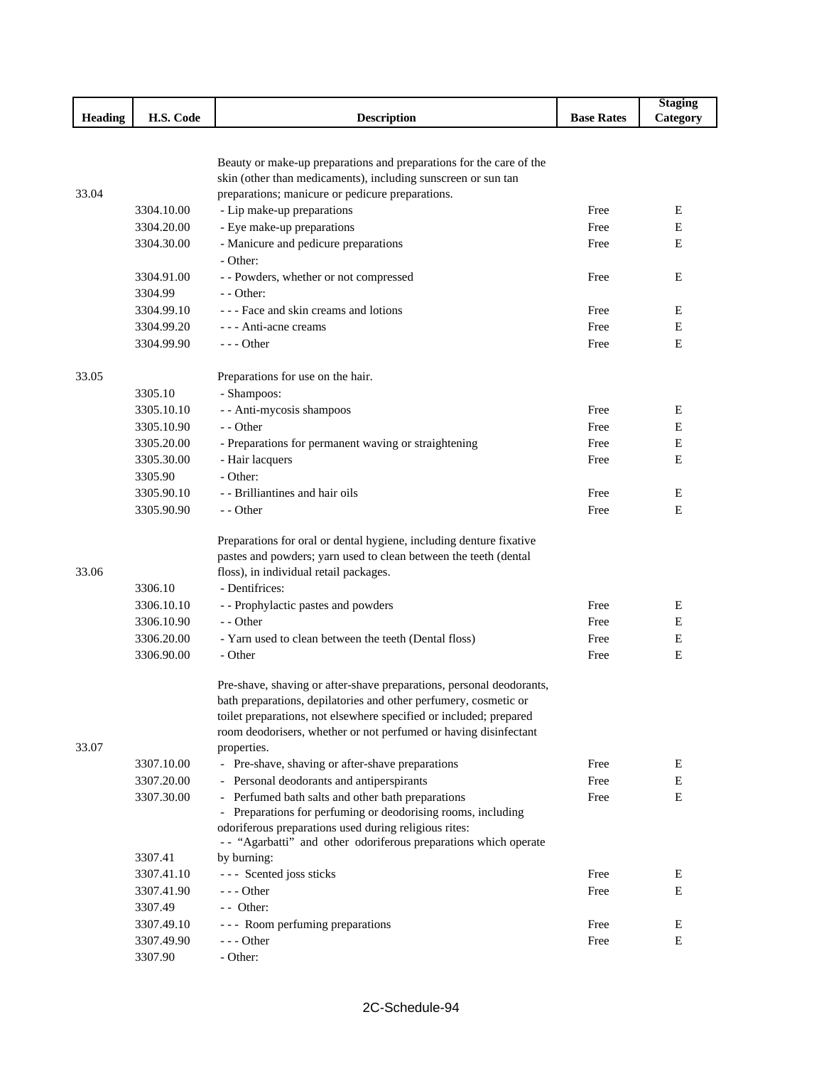| Heading | H.S. Code | Description | Base Rates | Staging Category |
|---|---|---|---|---|
| 33.04 | | Beauty or make-up preparations and preparations for the care of the skin (other than medicaments), including sunscreen or sun tan preparations; manicure or pedicure preparations. | | |
| | 3304.10.00 | - Lip make-up preparations | Free | E |
| | 3304.20.00 | - Eye make-up preparations | Free | E |
| | 3304.30.00 | - Manicure and pedicure preparations | Free | E |
| | | - Other: | | |
| | 3304.91.00 | - - Powders, whether or not compressed | Free | E |
| | 3304.99 | - - Other: | | |
| | 3304.99.10 | - - - Face and skin creams and lotions | Free | E |
| | 3304.99.20 | - - - Anti-acne creams | Free | E |
| | 3304.99.90 | - - - Other | Free | E |
| 33.05 | | Preparations for use on the hair. | | |
| | 3305.10 | - Shampoos: | | |
| | 3305.10.10 | - - Anti-mycosis shampoos | Free | E |
| | 3305.10.90 | - - Other | Free | E |
| | 3305.20.00 | - Preparations for permanent waving or straightening | Free | E |
| | 3305.30.00 | - Hair lacquers | Free | E |
| | 3305.90 | - Other: | | |
| | 3305.90.10 | - - Brilliantines and hair oils | Free | E |
| | 3305.90.90 | - - Other | Free | E |
| 33.06 | | Preparations for oral or dental hygiene, including denture fixative pastes and powders; yarn used to clean between the teeth (dental floss), in individual retail packages. | | |
| | 3306.10 | - Dentifrices: | | |
| | 3306.10.10 | - - Prophylactic pastes and powders | Free | E |
| | 3306.10.90 | - - Other | Free | E |
| | 3306.20.00 | - Yarn used to clean between the teeth (Dental floss) | Free | E |
| | 3306.90.00 | - Other | Free | E |
| 33.07 | | Pre-shave, shaving or after-shave preparations, personal deodorants, bath preparations, depilatories and other perfumery, cosmetic or toilet preparations, not elsewhere specified or included; prepared room deodorisers, whether or not perfumed or having disinfectant properties. | | |
| | 3307.10.00 | - Pre-shave, shaving or after-shave preparations | Free | E |
| | 3307.20.00 | - Personal deodorants and antiperspirants | Free | E |
| | 3307.30.00 | - Perfumed bath salts and other bath preparations | Free | E |
| | | - Preparations for perfuming or deodorising rooms, including odoriferous preparations used during religious rites: | | |
| | 3307.41 | - - "Agarbatti" and other odoriferous preparations which operate by burning: | | |
| | 3307.41.10 | - - - Scented joss sticks | Free | E |
| | 3307.41.90 | - - - Other | Free | E |
| | 3307.49 | - - Other: | | |
| | 3307.49.10 | - - - Room perfuming preparations | Free | E |
| | 3307.49.90 | - - - Other | Free | E |
| | 3307.90 | - Other: | | |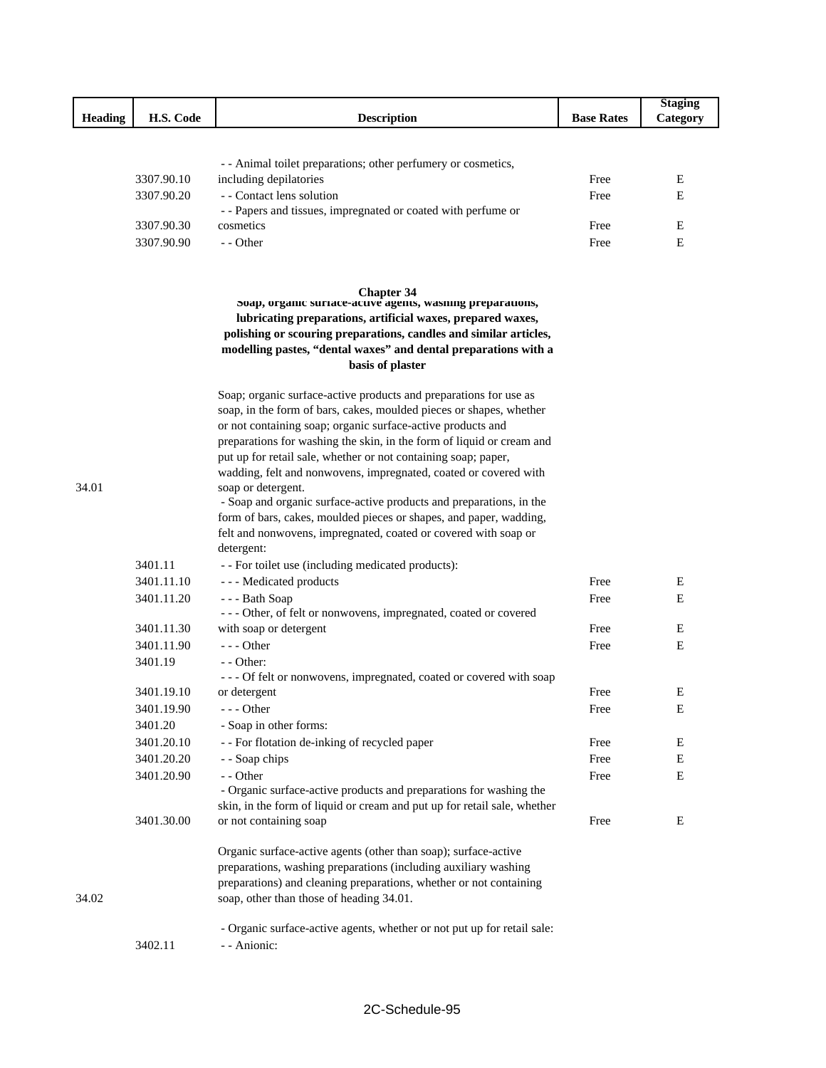| Heading | H.S. Code | Description | Base Rates | Staging Category |
|---|---|---|---|---|
| | 3307.90.10 | - - Animal toilet preparations; other perfumery or cosmetics, including depilatories | Free | E |
| | 3307.90.20 | - - Contact lens solution | Free | E |
| | 3307.90.30 | - - Papers and tissues, impregnated or coated with perfume or cosmetics | Free | E |
| | 3307.90.90 | - - Other | Free | E |

## Chapter 34

**Soap, organic surface-active agents, washing preparations, lubricating preparations, artificial waxes, prepared waxes, polishing or scouring preparations, candles and similar articles, modelling pastes, "dental waxes" and dental preparations with a basis of plaster**

| Heading | H.S. Code | Description | Base Rates | Staging Category |
|---|---|---|---|---|
| 34.01 | | Soap; organic surface-active products and preparations for use as soap, in the form of bars, cakes, moulded pieces or shapes, whether or not containing soap; organic surface-active products and preparations for washing the skin, in the form of liquid or cream and put up for retail sale, whether or not containing soap; paper, wadding, felt and nonwovens, impregnated, coated or covered with soap or detergent. | | |
| | | - Soap and organic surface-active products and preparations, in the form of bars, cakes, moulded pieces or shapes, and paper, wadding, felt and nonwovens, impregnated, coated or covered with soap or detergent: | | |
| | 3401.11 | - - For toilet use (including medicated products): | | |
| | 3401.11.10 | - - - Medicated products | Free | E |
| | 3401.11.20 | - - - Bath Soap | Free | E |
| | 3401.11.30 | - - - Other, of felt or nonwovens, impregnated, coated or covered with soap or detergent | Free | E |
| | 3401.11.90 | - - - Other | Free | E |
| | 3401.19 | - - Other: | | |
| | 3401.19.10 | - - - Of felt or nonwovens, impregnated, coated or covered with soap or detergent | Free | E |
| | 3401.19.90 | - - - Other | Free | E |
| | 3401.20 | - Soap in other forms: | | |
| | 3401.20.10 | - - For flotation de-inking of recycled paper | Free | E |
| | 3401.20.20 | - - Soap chips | Free | E |
| | 3401.20.90 | - - Other | Free | E |
| | 3401.30.00 | - Organic surface-active products and preparations for washing the skin, in the form of liquid or cream and put up for retail sale, whether or not containing soap | Free | E |
| 34.02 | | Organic surface-active agents (other than soap); surface-active preparations, washing preparations (including auxiliary washing preparations) and cleaning preparations, whether or not containing soap, other than those of heading 34.01. | | |
| | | - Organic surface-active agents, whether or not put up for retail sale: | | |
| | 3402.11 | - - Anionic: | | |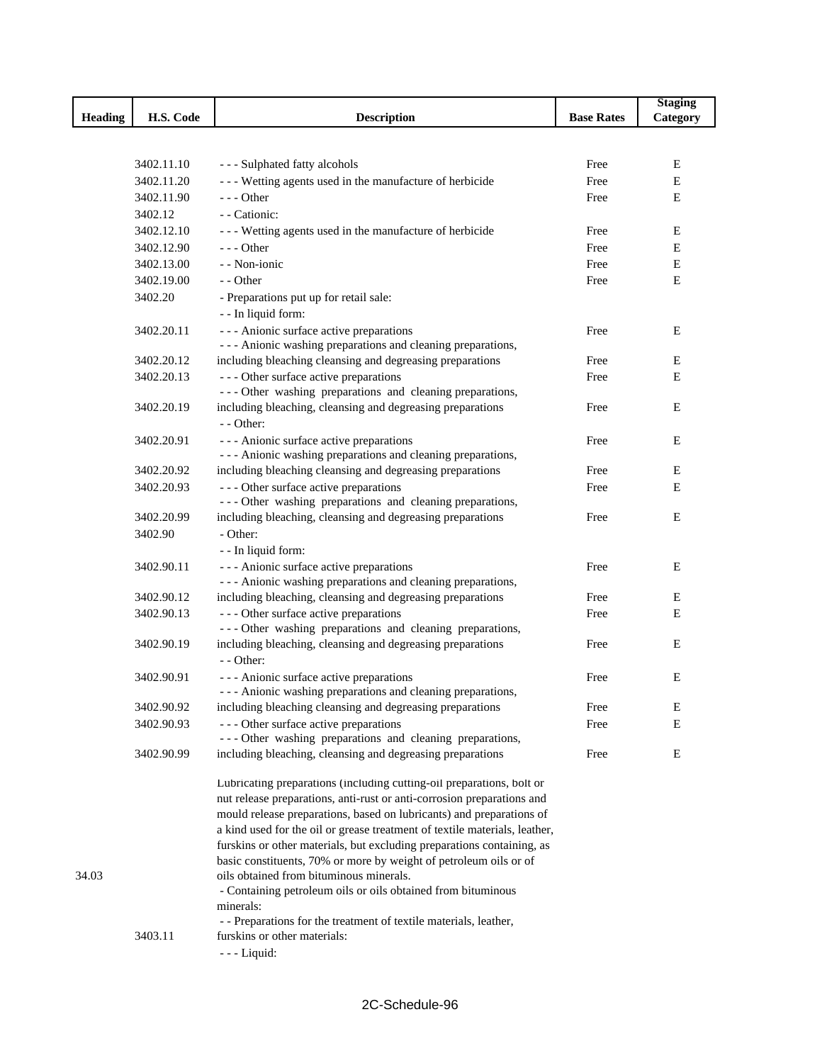| Heading | H.S. Code | Description | Base Rates | Staging Category |
|---|---|---|---|---|
| | 3402.11.10 | - - - Sulphated fatty alcohols | Free | E |
| | 3402.11.20 | - - - Wetting agents used in the manufacture of herbicide | Free | E |
| | 3402.11.90 | - - - Other | Free | E |
| | 3402.12 | - - Cationic: | | |
| | 3402.12.10 | - - - Wetting agents used in the manufacture of herbicide | Free | E |
| | 3402.12.90 | - - - Other | Free | E |
| | 3402.13.00 | - - Non-ionic | Free | E |
| | 3402.19.00 | - - Other | Free | E |
| | 3402.20 | - Preparations put up for retail sale: | | |
| | | - - In liquid form: | | |
| | 3402.20.11 | - - - Anionic surface active preparations | Free | E |
| | 3402.20.12 | - - - Anionic washing preparations and cleaning preparations, including bleaching cleansing and degreasing preparations | Free | E |
| | 3402.20.13 | - - - Other surface active preparations | Free | E |
| | 3402.20.19 | - - - Other washing preparations and cleaning preparations, including bleaching, cleansing and degreasing preparations | Free | E |
| | | - - Other: | | |
| | 3402.20.91 | - - - Anionic surface active preparations | Free | E |
| | 3402.20.92 | - - - Anionic washing preparations and cleaning preparations, including bleaching cleansing and degreasing preparations | Free | E |
| | 3402.20.93 | - - - Other surface active preparations | Free | E |
| | 3402.20.99 | - - - Other washing preparations and cleaning preparations, including bleaching, cleansing and degreasing preparations | Free | E |
| | 3402.90 | - Other: | | |
| | | - - In liquid form: | | |
| | 3402.90.11 | - - - Anionic surface active preparations | Free | E |
| | 3402.90.12 | - - - Anionic washing preparations and cleaning preparations, including bleaching cleansing and degreasing preparations | Free | E |
| | 3402.90.13 | - - - Other surface active preparations | Free | E |
| | 3402.90.19 | - - - Other washing preparations and cleaning preparations, including bleaching, cleansing and degreasing preparations | Free | E |
| | | - - Other: | | |
| | 3402.90.91 | - - - Anionic surface active preparations | Free | E |
| | 3402.90.92 | - - - Anionic washing preparations and cleaning preparations, including bleaching cleansing and degreasing preparations | Free | E |
| | 3402.90.93 | - - - Other surface active preparations | Free | E |
| | 3402.90.99 | - - - Other washing preparations and cleaning preparations, including bleaching, cleansing and degreasing preparations | Free | E |
| 34.03 | | Lubricating preparations (including cutting-oil preparations, bolt or nut release preparations, anti-rust or anti-corrosion preparations and mould release preparations, based on lubricants) and preparations of a kind used for the oil or grease treatment of textile materials, leather, furskins or other materials, but excluding preparations containing, as basic constituents, 70% or more by weight of petroleum oils or of oils obtained from bituminous minerals. | | |
| | | - Containing petroleum oils or oils obtained from bituminous minerals: | | |
| | 3403.11 | - - Preparations for the treatment of textile materials, leather, furskins or other materials: | | |
| | | - - - Liquid: | | |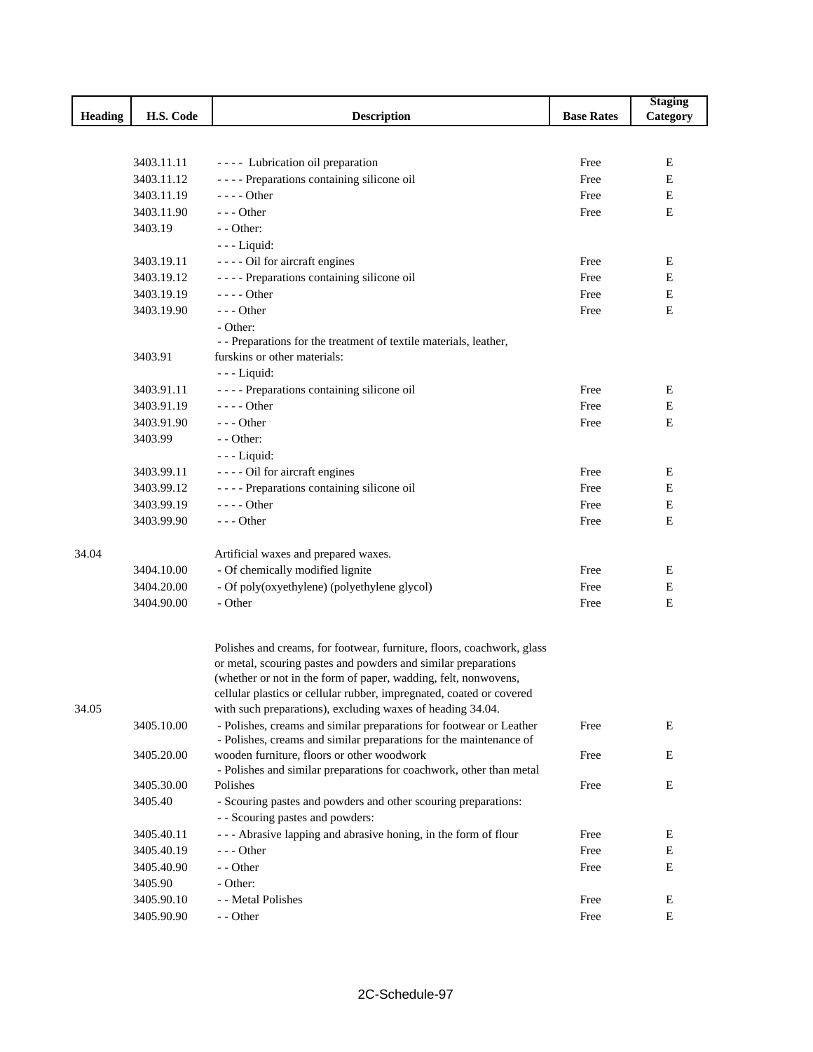| Heading | H.S. Code | Description | Base Rates | Staging Category |
|---|---|---|---|---|
| | 3403.11.11 | - - - -  Lubrication oil preparation | Free | E |
| | 3403.11.12 | - - - - Preparations containing silicone oil | Free | E |
| | 3403.11.19 | - - - - Other | Free | E |
| | 3403.11.90 | - - - Other | Free | E |
| | 3403.19 | - - Other: | | |
| | | - - - Liquid: | | |
| | 3403.19.11 | - - - - Oil for aircraft engines | Free | E |
| | 3403.19.12 | - - - - Preparations containing silicone oil | Free | E |
| | 3403.19.19 | - - - - Other | Free | E |
| | 3403.19.90 | - - - Other | Free | E |
| | | - Other: | | |
| | 3403.91 | - - Preparations for the treatment of textile materials, leather, furskins or other materials: | | |
| | | - - - Liquid: | | |
| | 3403.91.11 | - - - - Preparations containing silicone oil | Free | E |
| | 3403.91.19 | - - - - Other | Free | E |
| | 3403.91.90 | - - - Other | Free | E |
| | 3403.99 | - - Other: | | |
| | | - - - Liquid: | | |
| | 3403.99.11 | - - - - Oil for aircraft engines | Free | E |
| | 3403.99.12 | - - - - Preparations containing silicone oil | Free | E |
| | 3403.99.19 | - - - - Other | Free | E |
| | 3403.99.90 | - - - Other | Free | E |
| 34.04 | | Artificial waxes and prepared waxes. | | |
| | 3404.10.00 | - Of chemically modified lignite | Free | E |
| | 3404.20.00 | - Of poly(oxyethylene) (polyethylene glycol) | Free | E |
| | 3404.90.00 | - Other | Free | E |
| 34.05 | | Polishes and creams, for footwear, furniture, floors, coachwork, glass or metal, scouring pastes and powders and similar preparations (whether or not in the form of paper, wadding, felt, nonwovens, cellular plastics or cellular rubber, impregnated, coated or covered with such preparations), excluding waxes of heading 34.04. | | |
| | 3405.10.00 | - Polishes, creams and similar preparations for footwear or Leather | Free | E |
| | 3405.20.00 | - Polishes, creams and similar preparations for the maintenance of wooden furniture, floors or other woodwork | Free | E |
| | 3405.30.00 | - Polishes and similar preparations for coachwork, other than metal Polishes | Free | E |
| | 3405.40 | - Scouring pastes and powders and other scouring preparations: | | |
| | | - - Scouring pastes and powders: | | |
| | 3405.40.11 | - - - Abrasive lapping and abrasive honing, in the form of flour | Free | E |
| | 3405.40.19 | - - - Other | Free | E |
| | 3405.40.90 | - - Other | Free | E |
| | 3405.90 | - Other: | | |
| | 3405.90.10 | - - Metal Polishes | Free | E |
| | 3405.90.90 | - - Other | Free | E |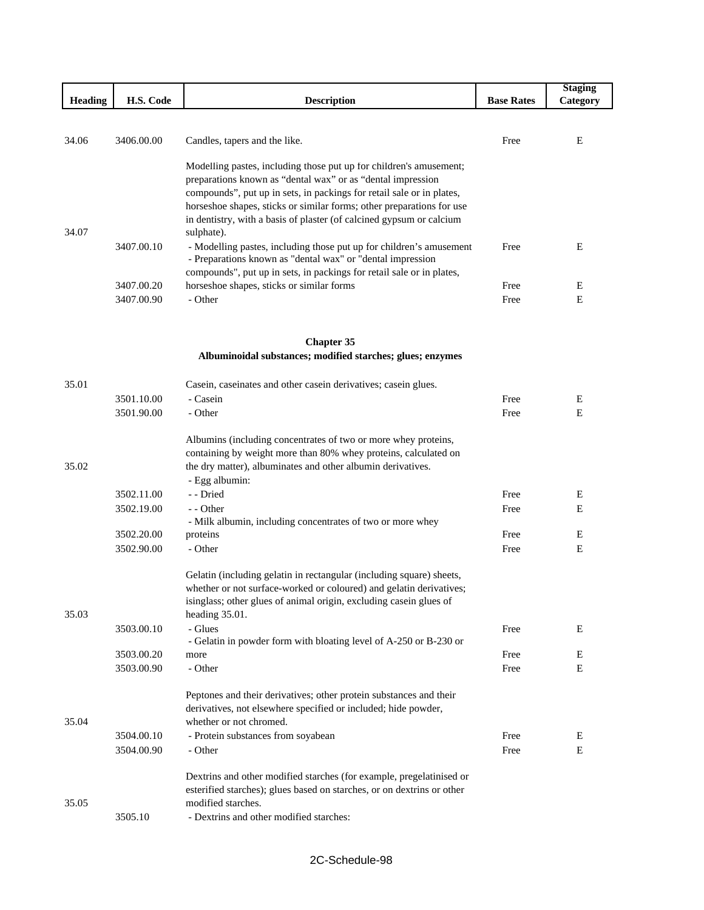| Heading | H.S. Code | Description | Base Rates | Staging Category |
|---|---|---|---|---|
| 34.06 | 3406.00.00 | Candles, tapers and the like. | Free | E |
| 34.07 | | Modelling pastes, including those put up for children's amusement; preparations known as "dental wax" or as "dental impression compounds", put up in sets, in packings for retail sale or in plates, horseshoe shapes, sticks or similar forms; other preparations for use in dentistry, with a basis of plaster (of calcined gypsum or calcium sulphate). | | |
| | 3407.00.10 | - Modelling pastes, including those put up for children's amusement | Free | E |
| | 3407.00.20 | - Preparations known as "dental wax" or "dental impression compounds", put up in sets, in packings for retail sale or in plates, horseshoe shapes, sticks or similar forms | Free | E |
| | 3407.00.90 | - Other | Free | E |

## Chapter 35
### Albuminoidal substances; modified starches; glues; enzymes

| Heading | H.S. Code | Description | Base Rates | Staging Category |
|---|---|---|---|---|
| 35.01 | | Casein, caseinates and other casein derivatives; casein glues. | | |
| | 3501.10.00 | - Casein | Free | E |
| | 3501.90.00 | - Other | Free | E |
| 35.02 | | Albumins (including concentrates of two or more whey proteins, containing by weight more than 80% whey proteins, calculated on the dry matter), albuminates and other albumin derivatives. | | |
| | | - Egg albumin: | | |
| | 3502.11.00 | - - Dried | Free | E |
| | 3502.19.00 | - - Other | Free | E |
| | 3502.20.00 | - Milk albumin, including concentrates of two or more whey proteins | Free | E |
| | 3502.90.00 | - Other | Free | E |
| 35.03 | | Gelatin (including gelatin in rectangular (including square) sheets, whether or not surface-worked or coloured) and gelatin derivatives; isinglass; other glues of animal origin, excluding casein glues of heading 35.01. | | |
| | 3503.00.10 | - Glues | Free | E |
| | 3503.00.20 | - Gelatin in powder form with bloating level of A-250 or B-230 or more | Free | E |
| | 3503.00.90 | - Other | Free | E |
| 35.04 | | Peptones and their derivatives; other protein substances and their derivatives, not elsewhere specified or included; hide powder, whether or not chromed. | | |
| | 3504.00.10 | - Protein substances from soyabean | Free | E |
| | 3504.00.90 | - Other | Free | E |
| 35.05 | | Dextrins and other modified starches (for example, pregelatinised or esterified starches); glues based on starches, or on dextrins or other modified starches. | | |
| | 3505.10 | - Dextrins and other modified starches: | | |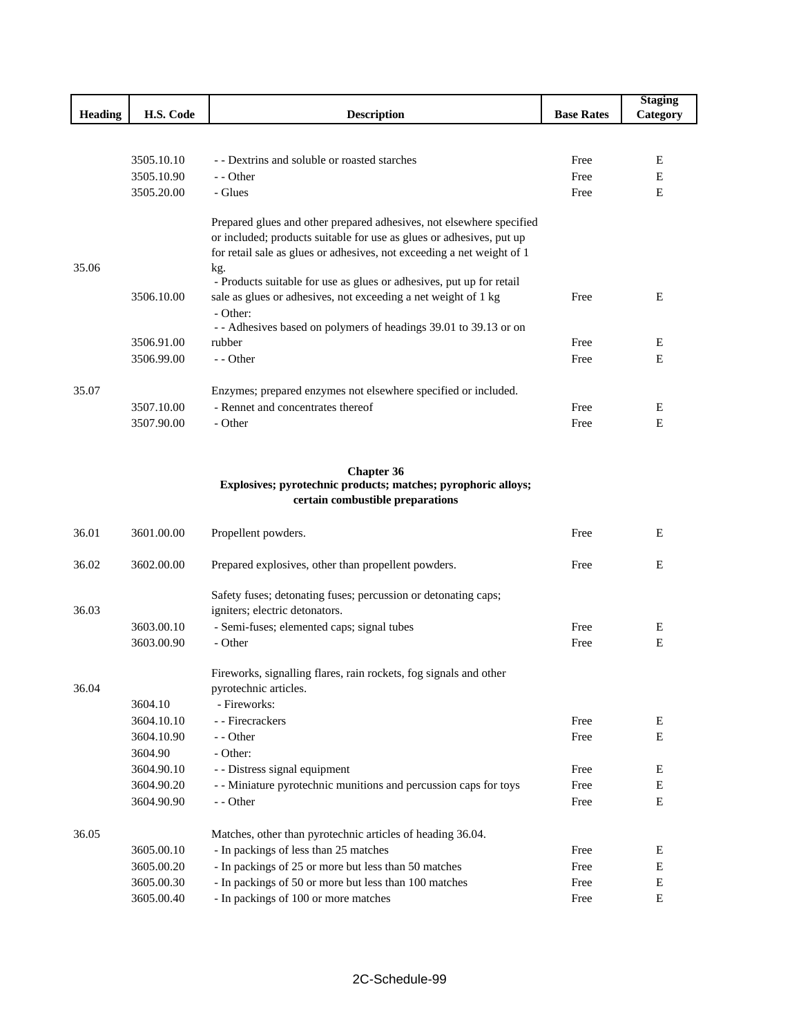| Heading | H.S. Code | Description | Base Rates | Staging Category |
|---|---|---|---|---|
| | 3505.10.10 | - - Dextrins and soluble or roasted starches | Free | E |
| | 3505.10.90 | - - Other | Free | E |
| | 3505.20.00 | - Glues | Free | E |
| 35.06 | | Prepared glues and other prepared adhesives, not elsewhere specified or included; products suitable for use as glues or adhesives, put up for retail sale as glues or adhesives, not exceeding a net weight of 1 kg. | | |
| | 3506.10.00 | - Products suitable for use as glues or adhesives, put up for retail sale as glues or adhesives, not exceeding a net weight of 1 kg | Free | E |
| | | - Other: | | |
| | 3506.91.00 | - - Adhesives based on polymers of headings 39.01 to 39.13 or on rubber | Free | E |
| | 3506.99.00 | - - Other | Free | E |
| 35.07 | | Enzymes; prepared enzymes not elsewhere specified or included. | | |
| | 3507.10.00 | - Rennet and concentrates thereof | Free | E |
| | 3507.90.00 | - Other | Free | E |

**Chapter 36**
**Explosives; pyrotechnic products; matches; pyrophoric alloys; certain combustible preparations**

| Heading | H.S. Code | Description | Base Rates | Staging Category |
|---|---|---|---|---|
| 36.01 | 3601.00.00 | Propellent powders. | Free | E |
| 36.02 | 3602.00.00 | Prepared explosives, other than propellent powders. | Free | E |
| 36.03 | | Safety fuses; detonating fuses; percussion or detonating caps; igniters; electric detonators. | | |
| | 3603.00.10 | - Semi-fuses; elemented caps; signal tubes | Free | E |
| | 3603.00.90 | - Other | Free | E |
| 36.04 | | Fireworks, signalling flares, rain rockets, fog signals and other pyrotechnic articles. | | |
| | 3604.10 | - Fireworks: | | |
| | 3604.10.10 | - - Firecrackers | Free | E |
| | 3604.10.90 | - - Other | Free | E |
| | 3604.90 | - Other: | | |
| | 3604.90.10 | - - Distress signal equipment | Free | E |
| | 3604.90.20 | - - Miniature pyrotechnic munitions and percussion caps for toys | Free | E |
| | 3604.90.90 | - - Other | Free | E |
| 36.05 | | Matches, other than pyrotechnic articles of heading 36.04. | | |
| | 3605.00.10 | - In packings of less than 25 matches | Free | E |
| | 3605.00.20 | - In packings of 25 or more but less than 50 matches | Free | E |
| | 3605.00.30 | - In packings of 50 or more but less than 100 matches | Free | E |
| | 3605.00.40 | - In packings of 100 or more matches | Free | E |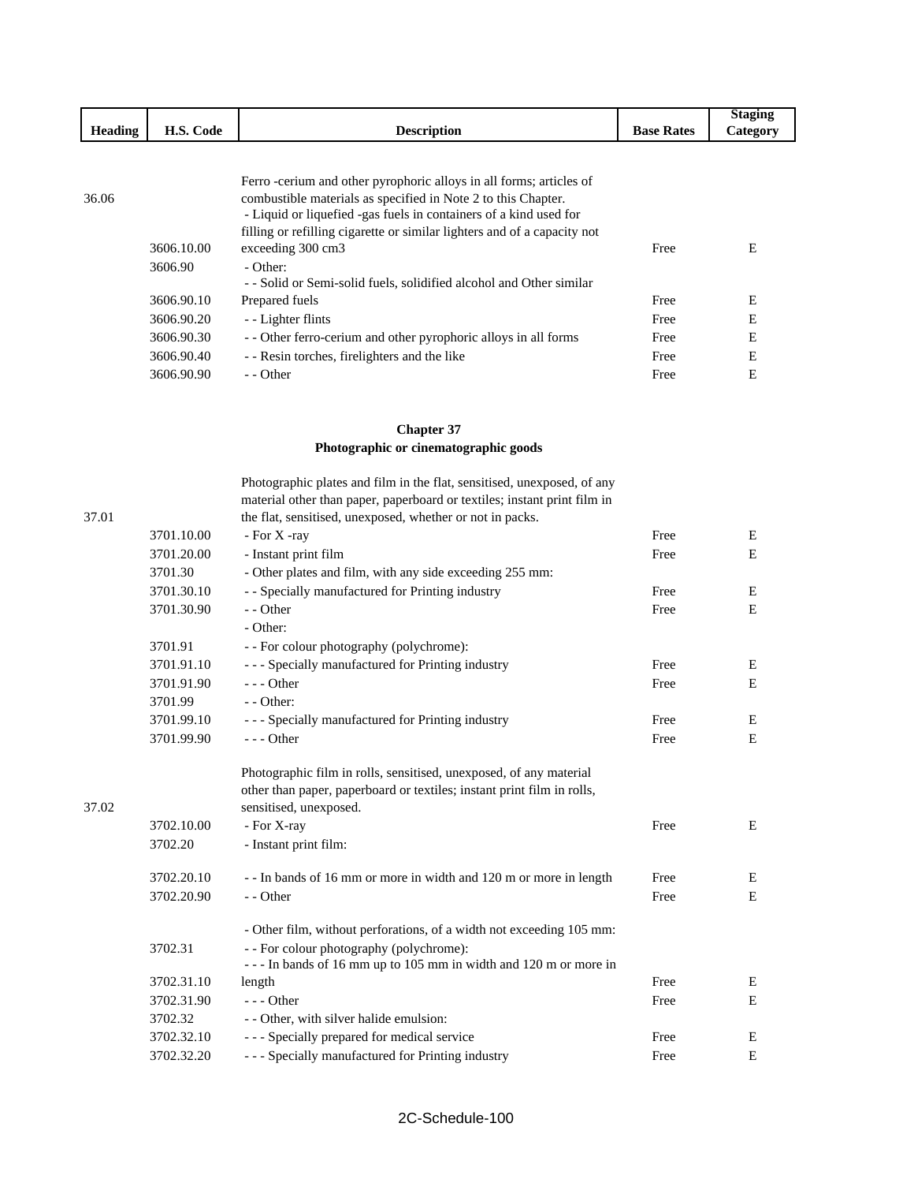| Heading | H.S. Code | Description | Base Rates | Staging Category |
|---|---|---|---|---|
| 36.06 | | Ferro -cerium and other pyrophoric alloys in all forms; articles of combustible materials as specified in Note 2 to this Chapter. | | |
| | 3606.10.00 | - Liquid or liquefied -gas fuels in containers of a kind used for filling or refilling cigarette or similar lighters and of a capacity not exceeding 300 cm3 | Free | E |
| | 3606.90 | - Other: | | |
| | 3606.90.10 | - - Solid or Semi-solid fuels, solidified alcohol and Other similar Prepared fuels | Free | E |
| | 3606.90.20 | - - Lighter flints | Free | E |
| | 3606.90.30 | - - Other ferro-cerium and other pyrophoric alloys in all forms | Free | E |
| | 3606.90.40 | - - Resin torches, firelighters and the like | Free | E |
| | 3606.90.90 | - - Other | Free | E |

## Chapter 37
## Photographic or cinematographic goods

| Heading | H.S. Code | Description | Base Rates | Staging Category |
|---|---|---|---|---|
| 37.01 | | Photographic plates and film in the flat, sensitised, unexposed, of any material other than paper, paperboard or textiles; instant print film in the flat, sensitised, unexposed, whether or not in packs. | | |
| | 3701.10.00 | - For X -ray | Free | E |
| | 3701.20.00 | - Instant print film | Free | E |
| | 3701.30 | - Other plates and film, with any side exceeding 255 mm: | | |
| | 3701.30.10 | - - Specially manufactured for Printing industry | Free | E |
| | 3701.30.90 | - - Other | Free | E |
| | | - Other: | | |
| | 3701.91 | - - For colour photography (polychrome): | | |
| | 3701.91.10 | - - - Specially manufactured for Printing industry | Free | E |
| | 3701.91.90 | - - - Other | Free | E |
| | 3701.99 | - - Other: | | |
| | 3701.99.10 | - - - Specially manufactured for Printing industry | Free | E |
| | 3701.99.90 | - - - Other | Free | E |
| 37.02 | | Photographic film in rolls, sensitised, unexposed, of any material other than paper, paperboard or textiles; instant print film in rolls, sensitised, unexposed. | | |
| | 3702.10.00 | - For X-ray | Free | E |
| | 3702.20 | - Instant print film: | | |
| | 3702.20.10 | - - In bands of 16 mm or more in width and 120 m or more in length | Free | E |
| | 3702.20.90 | - - Other | Free | E |
| | | - Other film, without perforations, of a width not exceeding 105 mm: | | |
| | 3702.31 | - - For colour photography (polychrome): | | |
| | 3702.31.10 | - - - In bands of 16 mm up to 105 mm in width and 120 m or more in length | Free | E |
| | 3702.31.90 | - - - Other | Free | E |
| | 3702.32 | - - Other, with silver halide emulsion: | | |
| | 3702.32.10 | - - - Specially prepared for medical service | Free | E |
| | 3702.32.20 | - - - Specially manufactured for Printing industry | Free | E |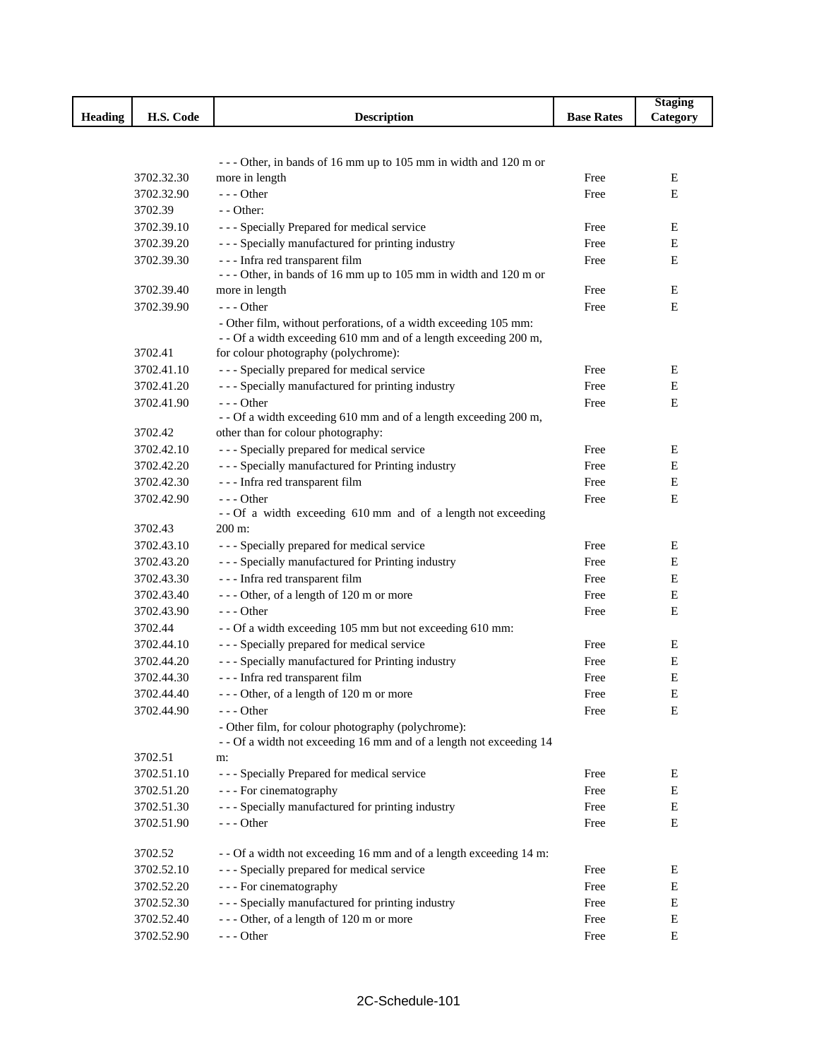| Heading | H.S. Code | Description | Base Rates | Staging Category |
|---|---|---|---|---|
| | 3702.32.30 | - - - Other, in bands of 16 mm up to 105 mm in width and 120 m or more in length | Free | E |
| | 3702.32.90 | - - - Other | Free | E |
| | 3702.39 | - - Other: | | |
| | 3702.39.10 | - - - Specially Prepared for medical service | Free | E |
| | 3702.39.20 | - - - Specially manufactured for printing industry | Free | E |
| | 3702.39.30 | - - - Infra red transparent film | Free | E |
| | 3702.39.40 | - - - Other, in bands of 16 mm up to 105 mm in width and 120 m or more in length | Free | E |
| | 3702.39.90 | - - - Other | Free | E |
| | | - Other film, without perforations, of a width exceeding 105 mm: | | |
| | 3702.41 | - - Of a width exceeding 610 mm and of a length exceeding 200 m, for colour photography (polychrome): | | |
| | 3702.41.10 | - - - Specially prepared for medical service | Free | E |
| | 3702.41.20 | - - - Specially manufactured for printing industry | Free | E |
| | 3702.41.90 | - - - Other | Free | E |
| | 3702.42 | - - Of a width exceeding 610 mm and of a length exceeding 200 m, other than for colour photography: | | |
| | 3702.42.10 | - - - Specially prepared for medical service | Free | E |
| | 3702.42.20 | - - - Specially manufactured for Printing industry | Free | E |
| | 3702.42.30 | - - - Infra red transparent film | Free | E |
| | 3702.42.90 | - - - Other | Free | E |
| | 3702.43 | - - Of a width exceeding 610 mm and of a length not exceeding 200 m: | | |
| | 3702.43.10 | - - - Specially prepared for medical service | Free | E |
| | 3702.43.20 | - - - Specially manufactured for Printing industry | Free | E |
| | 3702.43.30 | - - - Infra red transparent film | Free | E |
| | 3702.43.40 | - - - Other, of a length of 120 m or more | Free | E |
| | 3702.43.90 | - - - Other | Free | E |
| | 3702.44 | - - Of a width exceeding 105 mm but not exceeding 610 mm: | | |
| | 3702.44.10 | - - - Specially prepared for medical service | Free | E |
| | 3702.44.20 | - - - Specially manufactured for Printing industry | Free | E |
| | 3702.44.30 | - - - Infra red transparent film | Free | E |
| | 3702.44.40 | - - - Other, of a length of 120 m or more | Free | E |
| | 3702.44.90 | - - - Other | Free | E |
| | | - Other film, for colour photography (polychrome): | | |
| | 3702.51 | - - Of a width not exceeding 16 mm and of a length not exceeding 14 m: | | |
| | 3702.51.10 | - - - Specially Prepared for medical service | Free | E |
| | 3702.51.20 | - - - For cinematography | Free | E |
| | 3702.51.30 | - - - Specially manufactured for printing industry | Free | E |
| | 3702.51.90 | - - - Other | Free | E |
| | 3702.52 | - - Of a width not exceeding 16 mm and of a length exceeding 14 m: | | |
| | 3702.52.10 | - - - Specially prepared for medical service | Free | E |
| | 3702.52.20 | - - - For cinematography | Free | E |
| | 3702.52.30 | - - - Specially manufactured for printing industry | Free | E |
| | 3702.52.40 | - - - Other, of a length of 120 m or more | Free | E |
| | 3702.52.90 | - - - Other | Free | E |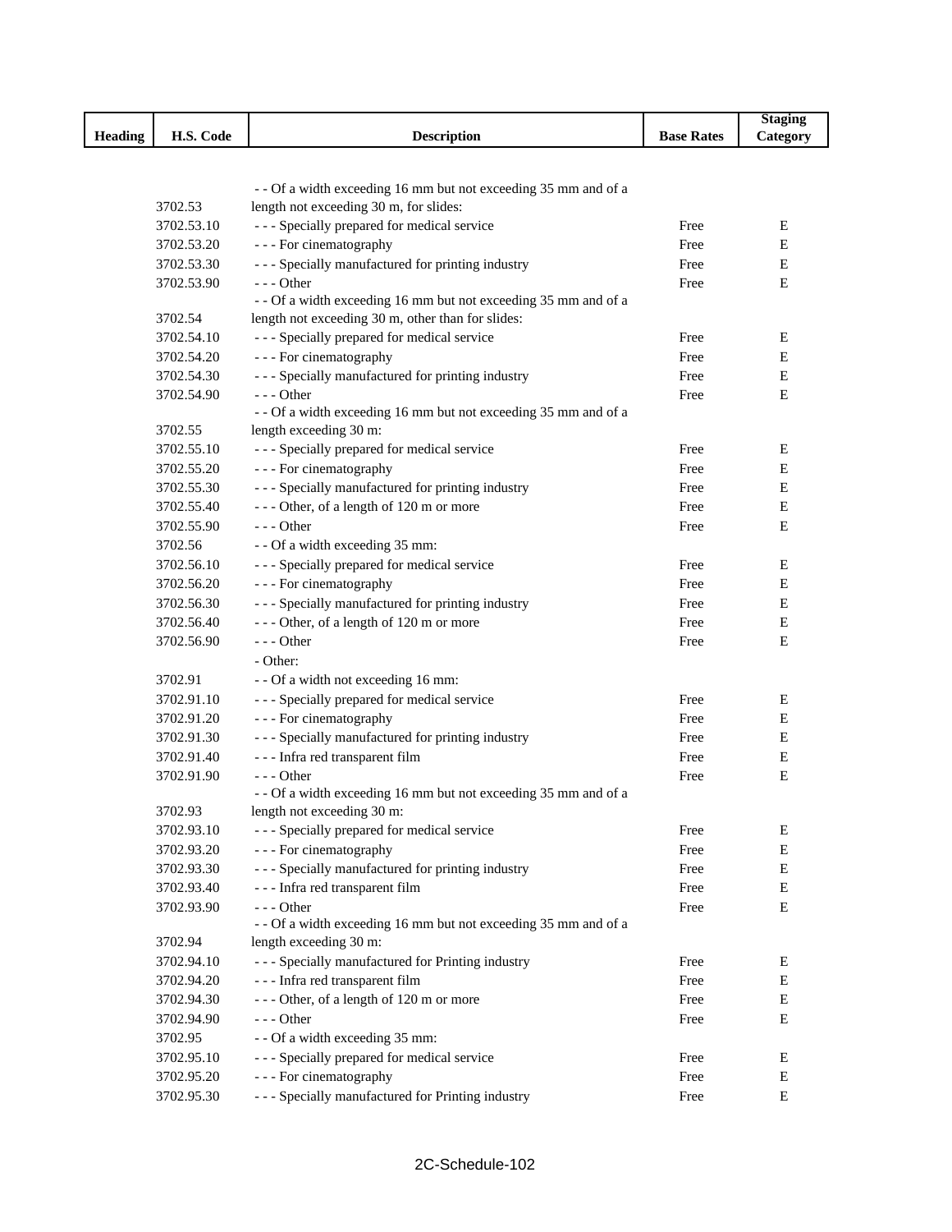| Heading | H.S. Code | Description | Base Rates | Staging Category |
|---|---|---|---|---|
| | 3702.53 | - - Of a width exceeding 16 mm but not exceeding 35 mm and of a length not exceeding 30 m, for slides: | | |
| | 3702.53.10 | - - - Specially prepared for medical service | Free | E |
| | 3702.53.20 | - - - For cinematography | Free | E |
| | 3702.53.30 | - - - Specially manufactured for printing industry | Free | E |
| | 3702.53.90 | - - - Other | Free | E |
| | 3702.54 | - - Of a width exceeding 16 mm but not exceeding 35 mm and of a length not exceeding 30 m, other than for slides: | | |
| | 3702.54.10 | - - - Specially prepared for medical service | Free | E |
| | 3702.54.20 | - - - For cinematography | Free | E |
| | 3702.54.30 | - - - Specially manufactured for printing industry | Free | E |
| | 3702.54.90 | - - - Other | Free | E |
| | 3702.55 | - - Of a width exceeding 16 mm but not exceeding 35 mm and of a length exceeding 30 m: | | |
| | 3702.55.10 | - - - Specially prepared for medical service | Free | E |
| | 3702.55.20 | - - - For cinematography | Free | E |
| | 3702.55.30 | - - - Specially manufactured for printing industry | Free | E |
| | 3702.55.40 | - - - Other, of a length of 120 m or more | Free | E |
| | 3702.55.90 | - - - Other | Free | E |
| | 3702.56 | - - Of a width exceeding 35 mm: | | |
| | 3702.56.10 | - - - Specially prepared for medical service | Free | E |
| | 3702.56.20 | - - - For cinematography | Free | E |
| | 3702.56.30 | - - - Specially manufactured for printing industry | Free | E |
| | 3702.56.40 | - - - Other, of a length of 120 m or more | Free | E |
| | 3702.56.90 | - - - Other | Free | E |
| | | - Other: | | |
| | 3702.91 | - - Of a width not exceeding 16 mm: | | |
| | 3702.91.10 | - - - Specially prepared for medical service | Free | E |
| | 3702.91.20 | - - - For cinematography | Free | E |
| | 3702.91.30 | - - - Specially manufactured for printing industry | Free | E |
| | 3702.91.40 | - - - Infra red transparent film | Free | E |
| | 3702.91.90 | - - - Other | Free | E |
| | 3702.93 | - - Of a width exceeding 16 mm but not exceeding 35 mm and of a length not exceeding 30 m: | | |
| | 3702.93.10 | - - - Specially prepared for medical service | Free | E |
| | 3702.93.20 | - - - For cinematography | Free | E |
| | 3702.93.30 | - - - Specially manufactured for printing industry | Free | E |
| | 3702.93.40 | - - - Infra red transparent film | Free | E |
| | 3702.93.90 | - - - Other | Free | E |
| | 3702.94 | - - Of a width exceeding 16 mm but not exceeding 35 mm and of a length exceeding 30 m: | | |
| | 3702.94.10 | - - - Specially manufactured for Printing industry | Free | E |
| | 3702.94.20 | - - - Infra red transparent film | Free | E |
| | 3702.94.30 | - - - Other, of a length of 120 m or more | Free | E |
| | 3702.94.90 | - - - Other | Free | E |
| | 3702.95 | - - Of a width exceeding 35 mm: | | |
| | 3702.95.10 | - - - Specially prepared for medical service | Free | E |
| | 3702.95.20 | - - - For cinematography | Free | E |
| | 3702.95.30 | - - - Specially manufactured for Printing industry | Free | E |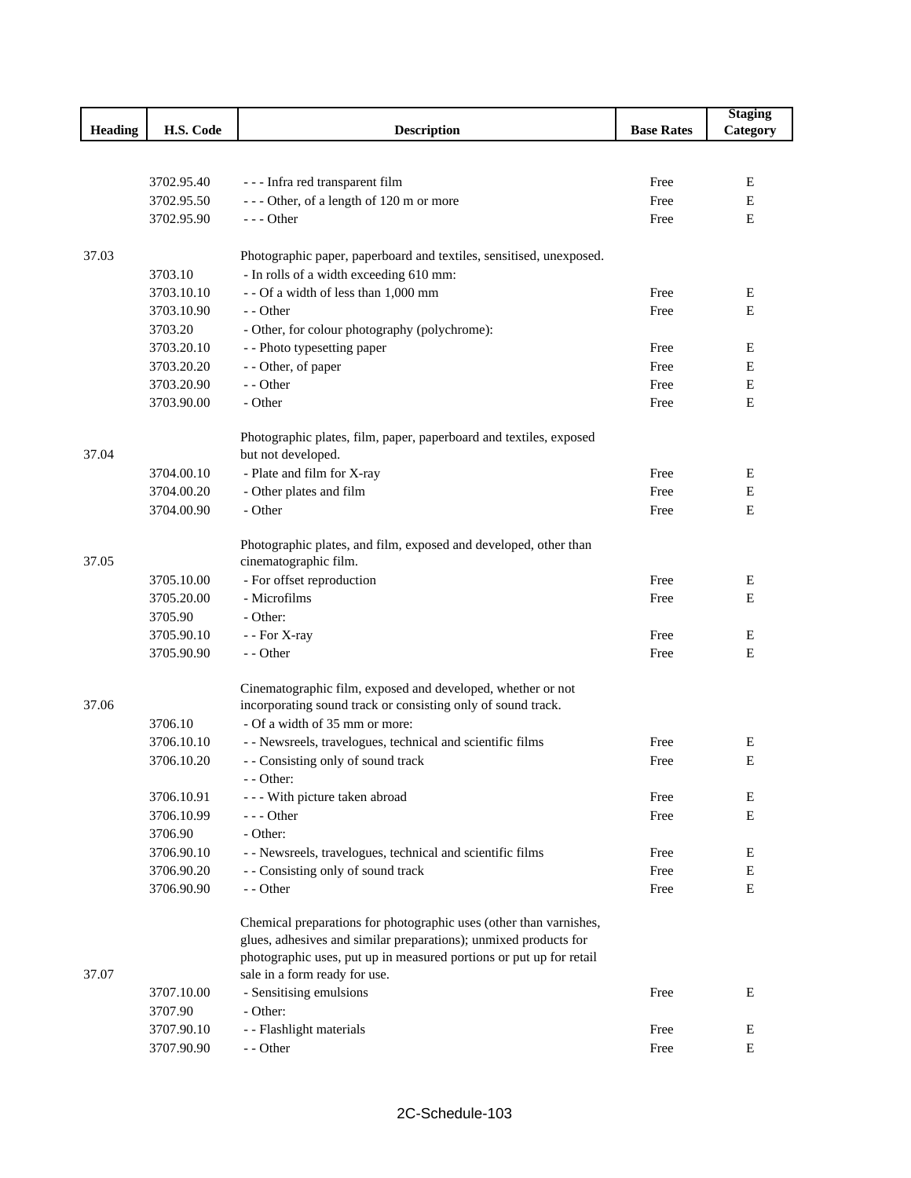| Heading | H.S. Code | Description | Base Rates | Staging Category |
|---|---|---|---|---|
| | 3702.95.40 | - - - Infra red transparent film | Free | E |
| | 3702.95.50 | - - - Other, of a length of 120 m or more | Free | E |
| | 3702.95.90 | - - - Other | Free | E |
| 37.03 | | Photographic paper, paperboard and textiles, sensitised, unexposed. | | |
| | 3703.10 | - In rolls of a width exceeding 610 mm: | | |
| | 3703.10.10 | - - Of a width of less than 1,000 mm | Free | E |
| | 3703.10.90 | - - Other | Free | E |
| | 3703.20 | - Other, for colour photography (polychrome): | | |
| | 3703.20.10 | - - Photo typesetting paper | Free | E |
| | 3703.20.20 | - - Other, of paper | Free | E |
| | 3703.20.90 | - - Other | Free | E |
| | 3703.90.00 | - Other | Free | E |
| 37.04 | | Photographic plates, film, paper, paperboard and textiles, exposed but not developed. | | |
| | 3704.00.10 | - Plate and film for X-ray | Free | E |
| | 3704.00.20 | - Other plates and film | Free | E |
| | 3704.00.90 | - Other | Free | E |
| 37.05 | | Photographic plates, and film, exposed and developed, other than cinematographic film. | | |
| | 3705.10.00 | - For offset reproduction | Free | E |
| | 3705.20.00 | - Microfilms | Free | E |
| | 3705.90 | - Other: | | |
| | 3705.90.10 | - - For X-ray | Free | E |
| | 3705.90.90 | - - Other | Free | E |
| 37.06 | | Cinematographic film, exposed and developed, whether or not incorporating sound track or consisting only of sound track. | | |
| | 3706.10 | - Of a width of 35 mm or more: | | |
| | 3706.10.10 | - - Newsreels, travelogues, technical and scientific films | Free | E |
| | 3706.10.20 | - - Consisting only of sound track | Free | E |
| | | - - Other: | | |
| | 3706.10.91 | - - - With picture taken abroad | Free | E |
| | 3706.10.99 | - - - Other | Free | E |
| | 3706.90 | - Other: | | |
| | 3706.90.10 | - - Newsreels, travelogues, technical and scientific films | Free | E |
| | 3706.90.20 | - - Consisting only of sound track | Free | E |
| | 3706.90.90 | - - Other | Free | E |
| 37.07 | | Chemical preparations for photographic uses (other than varnishes, glues, adhesives and similar preparations); unmixed products for photographic uses, put up in measured portions or put up for retail sale in a form ready for use. | | |
| | 3707.10.00 | - Sensitising emulsions | Free | E |
| | 3707.90 | - Other: | | |
| | 3707.90.10 | - - Flashlight materials | Free | E |
| | 3707.90.90 | - - Other | Free | E |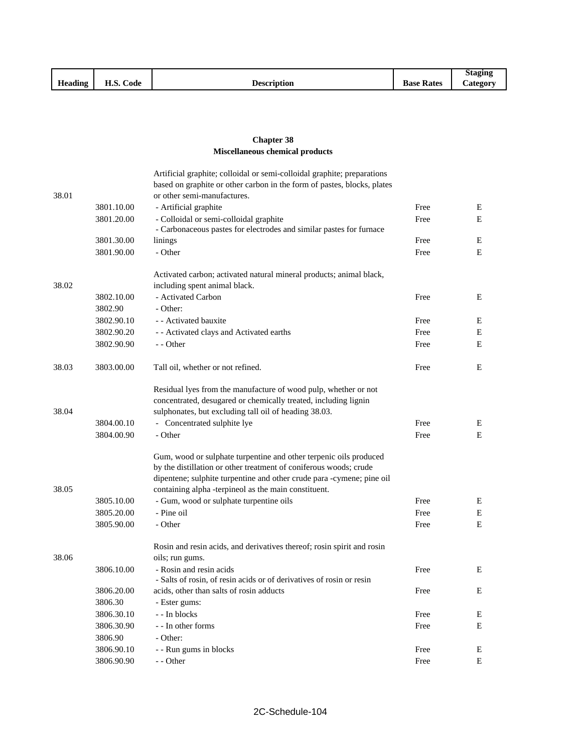| Heading | H.S. Code | Description | Base Rates | Staging Category |
|---|---|---|---|---|

## Chapter 38
## Miscellaneous chemical products

| Heading | H.S. Code | Description | Base Rates | Staging Category |
|---|---|---|---|---|
| 38.01 | | Artificial graphite; colloidal or semi-colloidal graphite; preparations based on graphite or other carbon in the form of pastes, blocks, plates or other semi-manufactures. | | |
| | 3801.10.00 | - Artificial graphite | Free | E |
| | 3801.20.00 | - Colloidal or semi-colloidal graphite | Free | E |
| | 3801.30.00 | - Carbonaceous pastes for electrodes and similar pastes for furnace linings | Free | E |
| | 3801.90.00 | - Other | Free | E |
| 38.02 | | Activated carbon; activated natural mineral products; animal black, including spent animal black. | | |
| | 3802.10.00 | - Activated Carbon | Free | E |
| | 3802.90 | - Other: | | |
| | 3802.90.10 | - - Activated bauxite | Free | E |
| | 3802.90.20 | - - Activated clays and Activated earths | Free | E |
| | 3802.90.90 | - - Other | Free | E |
| 38.03 | 3803.00.00 | Tall oil, whether or not refined. | Free | E |
| 38.04 | | Residual lyes from the manufacture of wood pulp, whether or not concentrated, desugared or chemically treated, including lignin sulphonates, but excluding tall oil of heading 38.03. | | |
| | 3804.00.10 | - Concentrated sulphite lye | Free | E |
| | 3804.00.90 | - Other | Free | E |
| 38.05 | | Gum, wood or sulphate turpentine and other terpenic oils produced by the distillation or other treatment of coniferous woods; crude dipentene; sulphite turpentine and other crude para -cymene; pine oil containing alpha -terpineol as the main constituent. | | |
| | 3805.10.00 | - Gum, wood or sulphate turpentine oils | Free | E |
| | 3805.20.00 | - Pine oil | Free | E |
| | 3805.90.00 | - Other | Free | E |
| 38.06 | | Rosin and resin acids, and derivatives thereof; rosin spirit and rosin oils; run gums. | | |
| | 3806.10.00 | - Rosin and resin acids | Free | E |
| | 3806.20.00 | - Salts of rosin, of resin acids or of derivatives of rosin or resin acids, other than salts of rosin adducts | Free | E |
| | 3806.30 | - Ester gums: | | |
| | 3806.30.10 | - - In blocks | Free | E |
| | 3806.30.90 | - - In other forms | Free | E |
| | 3806.90 | - Other: | | |
| | 3806.90.10 | - - Run gums in blocks | Free | E |
| | 3806.90.90 | - - Other | Free | E |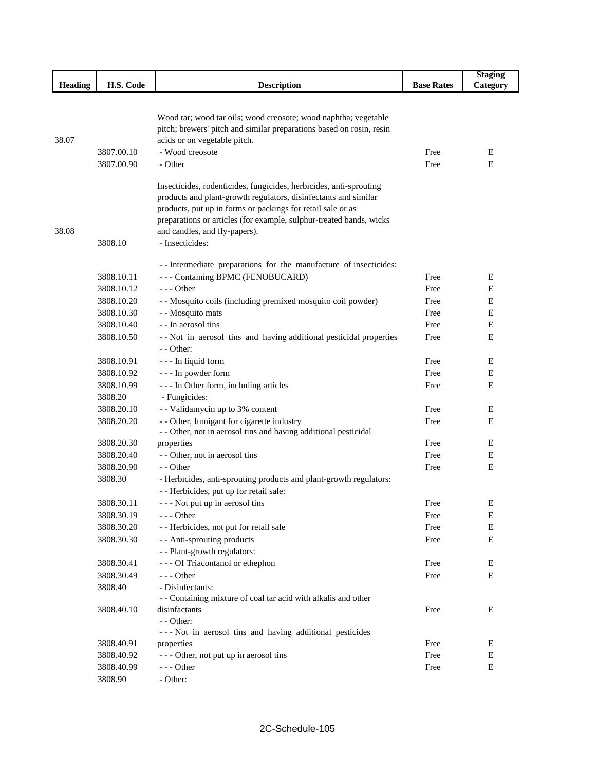| Heading | H.S. Code | Description | Base Rates | Staging Category |
|---|---|---|---|---|
| 38.07 | | Wood tar; wood tar oils; wood creosote; wood naphtha; vegetable pitch; brewers' pitch and similar preparations based on rosin, resin acids or on vegetable pitch. | | |
| | 3807.00.10 | - Wood creosote | Free | E |
| | 3807.00.90 | - Other | Free | E |
| 38.08 | | Insecticides, rodenticides, fungicides, herbicides, anti-sprouting products and plant-growth regulators, disinfectants and similar products, put up in forms or packings for retail sale or as preparations or articles (for example, sulphur-treated bands, wicks and candles, and fly-papers). | | |
| | 3808.10 | - Insecticides: | | |
| | | - - Intermediate preparations for the manufacture of insecticides: | | |
| | 3808.10.11 | - - - Containing BPMC (FENOBUCARD) | Free | E |
| | 3808.10.12 | - - - Other | Free | E |
| | 3808.10.20 | - - Mosquito coils (including premixed mosquito coil powder) | Free | E |
| | 3808.10.30 | - - Mosquito mats | Free | E |
| | 3808.10.40 | - - In aerosol tins | Free | E |
| | 3808.10.50 | - - Not in aerosol tins and having additional pesticidal properties | Free | E |
| | | - - Other: | | |
| | 3808.10.91 | - - - In liquid form | Free | E |
| | 3808.10.92 | - - - In powder form | Free | E |
| | 3808.10.99 | - - - In Other form, including articles | Free | E |
| | 3808.20 | - Fungicides: | | |
| | 3808.20.10 | - - Validamycin up to 3% content | Free | E |
| | 3808.20.20 | - - Other, fumigant for cigarette industry | Free | E |
| | 3808.20.30 | - - Other, not in aerosol tins and having additional pesticidal properties | Free | E |
| | 3808.20.40 | - - Other, not in aerosol tins | Free | E |
| | 3808.20.90 | - - Other | Free | E |
| | 3808.30 | - Herbicides, anti-sprouting products and plant-growth regulators: | | |
| | | - - Herbicides, put up for retail sale: | | |
| | 3808.30.11 | - - - Not put up in aerosol tins | Free | E |
| | 3808.30.19 | - - - Other | Free | E |
| | 3808.30.20 | - - Herbicides, not put for retail sale | Free | E |
| | 3808.30.30 | - - Anti-sprouting products | Free | E |
| | | - - Plant-growth regulators: | | |
| | 3808.30.41 | - - - Of Triacontanol or ethephon | Free | E |
| | 3808.30.49 | - - - Other | Free | E |
| | 3808.40 | - Disinfectants: | | |
| | 3808.40.10 | - - Containing mixture of coal tar acid with alkalis and other disinfactants | Free | E |
| | | - - Other: | | |
| | 3808.40.91 | - - - Not in aerosol tins and having additional pesticides properties | Free | E |
| | 3808.40.92 | - - - Other, not put up in aerosol tins | Free | E |
| | 3808.40.99 | - - - Other | Free | E |
| | 3808.90 | - Other: | | |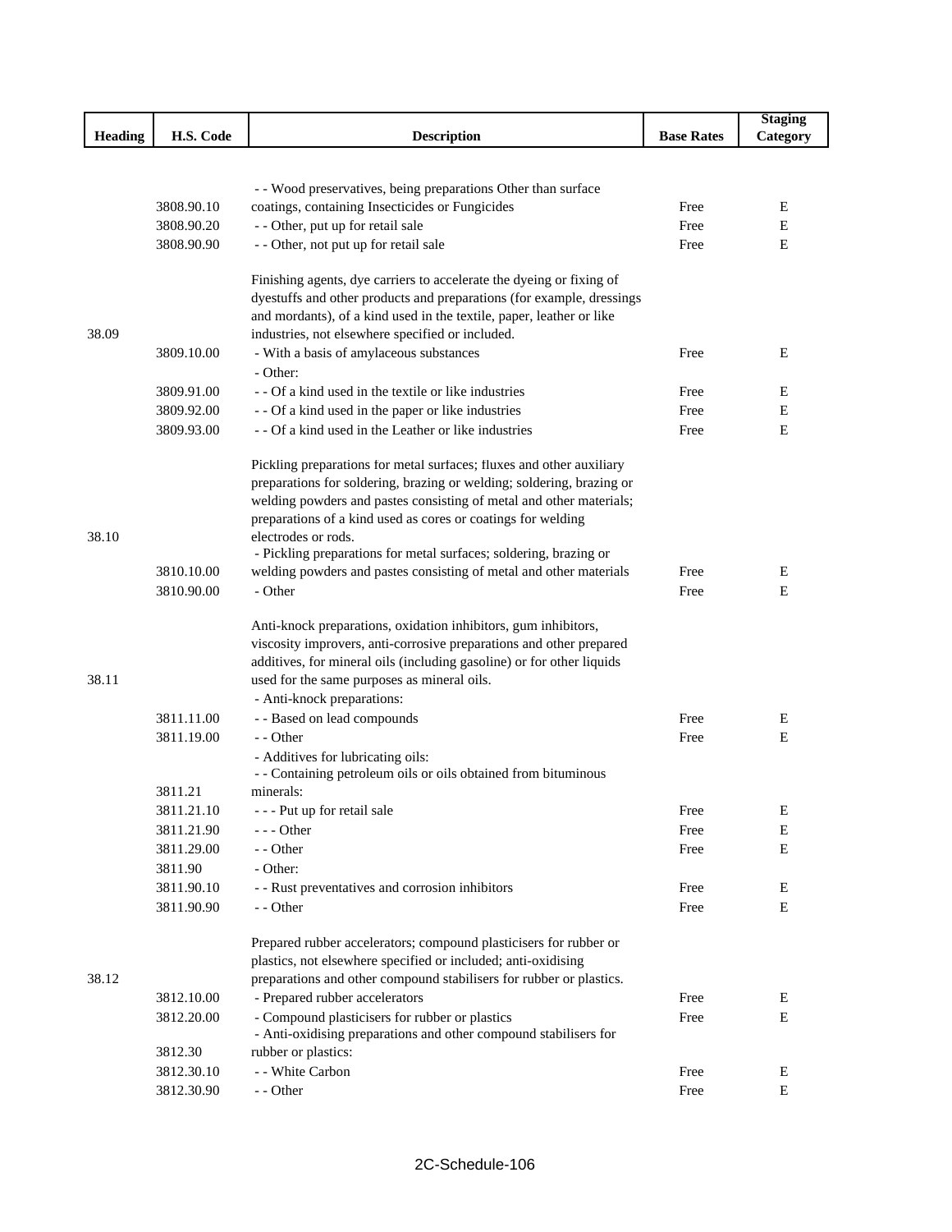| Heading | H.S. Code | Description | Base Rates | Staging Category |
|---|---|---|---|---|
| | 3808.90.10 | - - Wood preservatives, being preparations Other than surface coatings, containing Insecticides or Fungicides | Free | E |
| | 3808.90.20 | - - Other, put up for retail sale | Free | E |
| | 3808.90.90 | - - Other, not put up for retail sale | Free | E |
| 38.09 | | Finishing agents, dye carriers to accelerate the dyeing or fixing of dyestuffs and other products and preparations (for example, dressings and mordants), of a kind used in the textile, paper, leather or like industries, not elsewhere specified or included. | | |
| | 3809.10.00 | - With a basis of amylaceous substances | Free | E |
| | | - Other: | | |
| | 3809.91.00 | - - Of a kind used in the textile or like industries | Free | E |
| | 3809.92.00 | - - Of a kind used in the paper or like industries | Free | E |
| | 3809.93.00 | - - Of a kind used in the Leather or like industries | Free | E |
| 38.10 | | Pickling preparations for metal surfaces; fluxes and other auxiliary preparations for soldering, brazing or welding; soldering, brazing or welding powders and pastes consisting of metal and other materials; preparations of a kind used as cores or coatings for welding electrodes or rods. | | |
| | 3810.10.00 | - Pickling preparations for metal surfaces; soldering, brazing or welding powders and pastes consisting of metal and other materials | Free | E |
| | 3810.90.00 | - Other | Free | E |
| 38.11 | | Anti-knock preparations, oxidation inhibitors, gum inhibitors, viscosity improvers, anti-corrosive preparations and other prepared additives, for mineral oils (including gasoline) or for other liquids used for the same purposes as mineral oils. | | |
| | | - Anti-knock preparations: | | |
| | 3811.11.00 | - - Based on lead compounds | Free | E |
| | 3811.19.00 | - - Other | Free | E |
| | | - Additives for lubricating oils: | | |
| | 3811.21 | - - Containing petroleum oils or oils obtained from bituminous minerals: | | |
| | 3811.21.10 | - - - Put up for retail sale | Free | E |
| | 3811.21.90 | - - - Other | Free | E |
| | 3811.29.00 | - - Other | Free | E |
| | 3811.90 | - Other: | | |
| | 3811.90.10 | - - Rust preventatives and corrosion inhibitors | Free | E |
| | 3811.90.90 | - - Other | Free | E |
| 38.12 | | Prepared rubber accelerators; compound plasticisers for rubber or plastics, not elsewhere specified or included; anti-oxidising preparations and other compound stabilisers for rubber or plastics. | | |
| | 3812.10.00 | - Prepared rubber accelerators | Free | E |
| | 3812.20.00 | - Compound plasticisers for rubber or plastics | Free | E |
| | 3812.30 | - Anti-oxidising preparations and other compound stabilisers for rubber or plastics: | | |
| | 3812.30.10 | - - White Carbon | Free | E |
| | 3812.30.90 | - - Other | Free | E |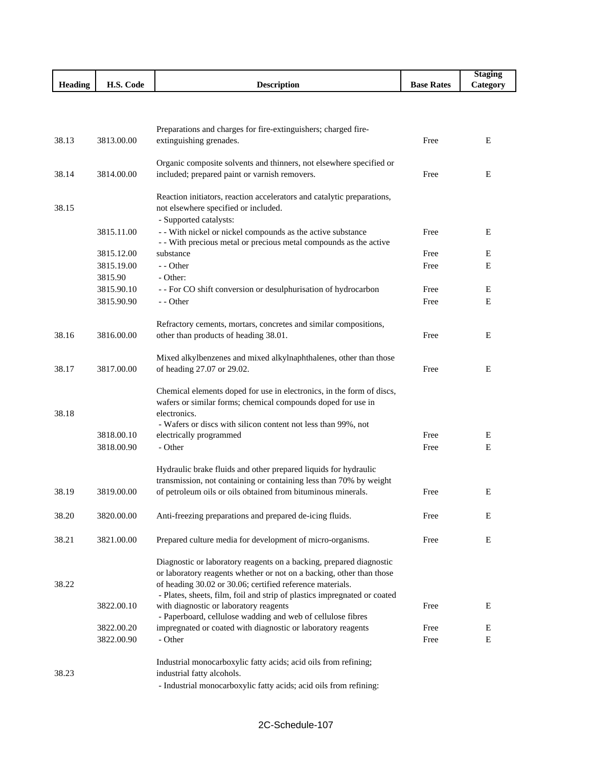| Heading | H.S. Code | Description | Base Rates | Staging Category |
|---|---|---|---|---|
| 38.13 | 3813.00.00 | Preparations and charges for fire-extinguishers; charged fire-extinguishing grenades. | Free | E |
| 38.14 | 3814.00.00 | Organic composite solvents and thinners, not elsewhere specified or included; prepared paint or varnish removers. | Free | E |
| 38.15 | | Reaction initiators, reaction accelerators and catalytic preparations, not elsewhere specified or included. | | |
| | | - Supported catalysts: | | |
| | 3815.11.00 | - - With nickel or nickel compounds as the active substance | Free | E |
| | 3815.12.00 | - - With precious metal or precious metal compounds as the active substance | Free | E |
| | 3815.19.00 | - - Other | Free | E |
| | 3815.90 | - Other: | | |
| | 3815.90.10 | - - For CO shift conversion or desulphurisation of hydrocarbon | Free | E |
| | 3815.90.90 | - - Other | Free | E |
| 38.16 | 3816.00.00 | Refractory cements, mortars, concretes and similar compositions, other than products of heading 38.01. | Free | E |
| 38.17 | 3817.00.00 | Mixed alkylbenzenes and mixed alkylnaphthalenes, other than those of heading 27.07 or 29.02. | Free | E |
| 38.18 | | Chemical elements doped for use in electronics, in the form of discs, wafers or similar forms; chemical compounds doped for use in electronics. | | |
| | 3818.00.10 | - Wafers or discs with silicon content not less than 99%, not electrically programmed | Free | E |
| | 3818.00.90 | - Other | Free | E |
| 38.19 | 3819.00.00 | Hydraulic brake fluids and other prepared liquids for hydraulic transmission, not containing or containing less than 70% by weight of petroleum oils or oils obtained from bituminous minerals. | Free | E |
| 38.20 | 3820.00.00 | Anti-freezing preparations and prepared de-icing fluids. | Free | E |
| 38.21 | 3821.00.00 | Prepared culture media for development of micro-organisms. | Free | E |
| 38.22 | | Diagnostic or laboratory reagents on a backing, prepared diagnostic or laboratory reagents whether or not on a backing, other than those of heading 30.02 or 30.06; certified reference materials. | | |
| | 3822.00.10 | - Plates, sheets, film, foil and strip of plastics impregnated or coated with diagnostic or laboratory reagents | Free | E |
| | 3822.00.20 | - Paperboard, cellulose wadding and web of cellulose fibres impregnated or coated with diagnostic or laboratory reagents | Free | E |
| | 3822.00.90 | - Other | Free | E |
| 38.23 | | Industrial monocarboxylic fatty acids; acid oils from refining; industrial fatty alcohols. | | |
| | | - Industrial monocarboxylic fatty acids; acid oils from refining: | | |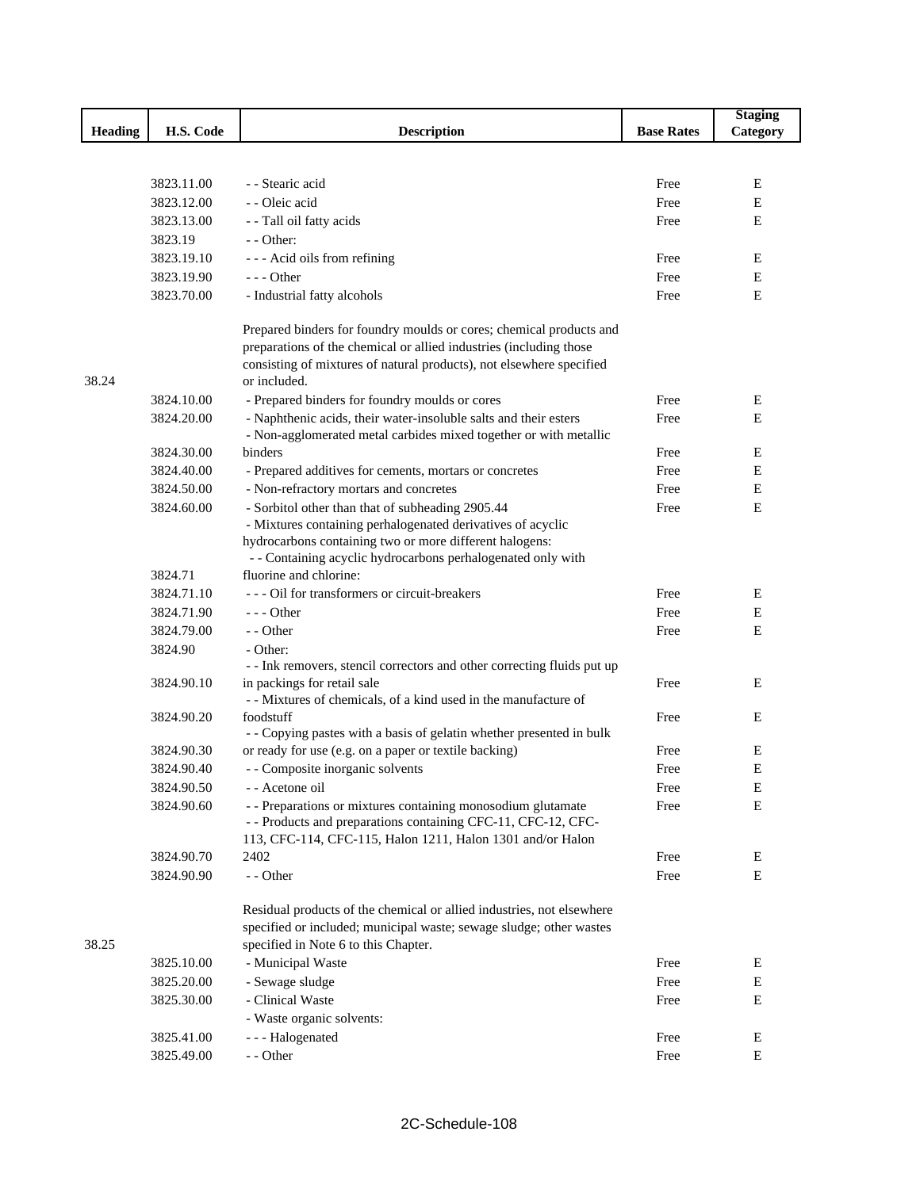| Heading | H.S. Code | Description | Base Rates | Staging Category |
|---|---|---|---|---|
| | 3823.11.00 | - - Stearic acid | Free | E |
| | 3823.12.00 | - - Oleic acid | Free | E |
| | 3823.13.00 | - - Tall oil fatty acids | Free | E |
| | 3823.19 | - - Other: | | |
| | 3823.19.10 | - - - Acid oils from refining | Free | E |
| | 3823.19.90 | - - - Other | Free | E |
| | 3823.70.00 | - Industrial fatty alcohols | Free | E |
| 38.24 | | Prepared binders for foundry moulds or cores; chemical products and preparations of the chemical or allied industries (including those consisting of mixtures of natural products), not elsewhere specified or included. | | |
| | 3824.10.00 | - Prepared binders for foundry moulds or cores | Free | E |
| | 3824.20.00 | - Naphthenic acids, their water-insoluble salts and their esters | Free | E |
| | 3824.30.00 | - Non-agglomerated metal carbides mixed together or with metallic binders | Free | E |
| | 3824.40.00 | - Prepared additives for cements, mortars or concretes | Free | E |
| | 3824.50.00 | - Non-refractory mortars and concretes | Free | E |
| | 3824.60.00 | - Sorbitol other than that of subheading 2905.44 | Free | E |
| | | - Mixtures containing perhalogenated derivatives of acyclic hydrocarbons containing two or more different halogens: | | |
| | 3824.71 | - - Containing acyclic hydrocarbons perhalogenated only with fluorine and chlorine: | | |
| | 3824.71.10 | - - - Oil for transformers or circuit-breakers | Free | E |
| | 3824.71.90 | - - - Other | Free | E |
| | 3824.79.00 | - - Other | Free | E |
| | 3824.90 | - Other: | | |
| | 3824.90.10 | - - Ink removers, stencil correctors and other correcting fluids put up in packings for retail sale | Free | E |
| | 3824.90.20 | - - Mixtures of chemicals, of a kind used in the manufacture of foodstuff | Free | E |
| | 3824.90.30 | - - Copying pastes with a basis of gelatin whether presented in bulk or ready for use (e.g. on a paper or textile backing) | Free | E |
| | 3824.90.40 | - - Composite inorganic solvents | Free | E |
| | 3824.90.50 | - - Acetone oil | Free | E |
| | 3824.90.60 | - - Preparations or mixtures containing monosodium glutamate | Free | E |
| | 3824.90.70 | - - Products and preparations containing CFC-11, CFC-12, CFC-113, CFC-114, CFC-115, Halon 1211, Halon 1301 and/or Halon 2402 | Free | E |
| | 3824.90.90 | - - Other | Free | E |
| 38.25 | | Residual products of the chemical or allied industries, not elsewhere specified or included; municipal waste; sewage sludge; other wastes specified in Note 6 to this Chapter. | | |
| | 3825.10.00 | - Municipal Waste | Free | E |
| | 3825.20.00 | - Sewage sludge | Free | E |
| | 3825.30.00 | - Clinical Waste | Free | E |
| | | - Waste organic solvents: | | |
| | 3825.41.00 | - - - Halogenated | Free | E |
| | 3825.49.00 | - - Other | Free | E |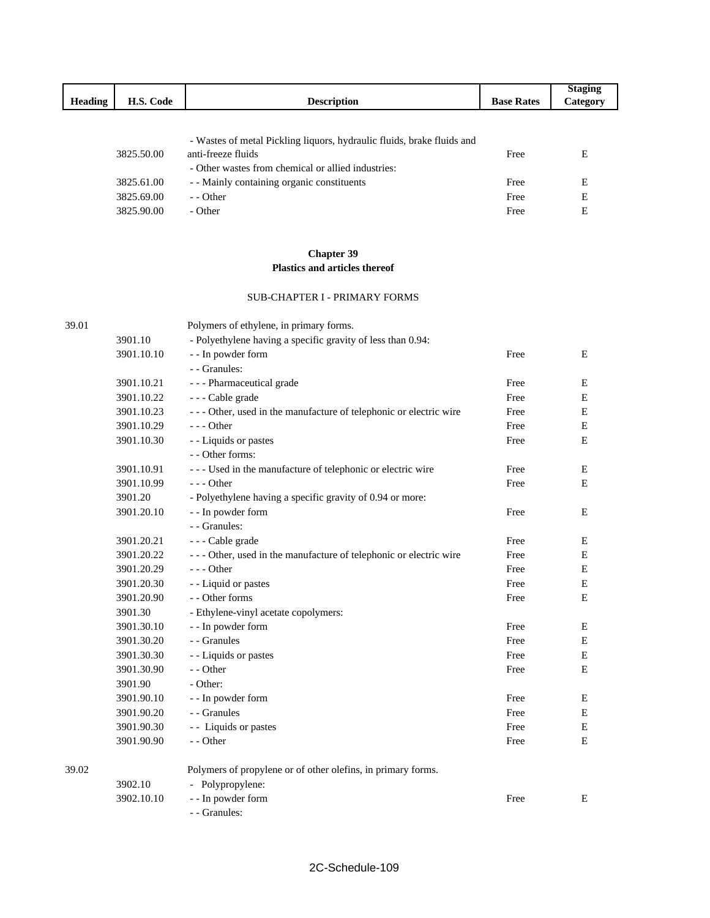| Heading | H.S. Code | Description | Base Rates | Staging Category |
|---|---|---|---|---|
| | 3825.50.00 | - Wastes of metal Pickling liquors, hydraulic fluids, brake fluids and anti-freeze fluids | Free | E |
| | | - Other wastes from chemical or allied industries: | | |
| | 3825.61.00 | - - Mainly containing organic constituents | Free | E |
| | 3825.69.00 | - - Other | Free | E |
| | 3825.90.00 | - Other | Free | E |

## Chapter 39
## Plastics and articles thereof

### SUB-CHAPTER I - PRIMARY FORMS

| Heading | H.S. Code | Description | Base Rates | Staging Category |
|---|---|---|---|---|
| 39.01 | | Polymers of ethylene, in primary forms. | | |
| | 3901.10 | - Polyethylene having a specific gravity of less than 0.94: | | |
| | 3901.10.10 | - - In powder form | Free | E |
| | | - - Granules: | | |
| | 3901.10.21 | - - - Pharmaceutical grade | Free | E |
| | 3901.10.22 | - - - Cable grade | Free | E |
| | 3901.10.23 | - - - Other, used in the manufacture of telephonic or electric wire | Free | E |
| | 3901.10.29 | - - - Other | Free | E |
| | 3901.10.30 | - - Liquids or pastes | Free | E |
| | | - - Other forms: | | |
| | 3901.10.91 | - - - Used in the manufacture of telephonic or electric wire | Free | E |
| | 3901.10.99 | - - - Other | Free | E |
| | 3901.20 | - Polyethylene having a specific gravity of 0.94 or more: | | |
| | 3901.20.10 | - - In powder form | Free | E |
| | | - - Granules: | | |
| | 3901.20.21 | - - - Cable grade | Free | E |
| | 3901.20.22 | - - - Other, used in the manufacture of telephonic or electric wire | Free | E |
| | 3901.20.29 | - - - Other | Free | E |
| | 3901.20.30 | - - Liquid or pastes | Free | E |
| | 3901.20.90 | - - Other forms | Free | E |
| | 3901.30 | - Ethylene-vinyl acetate copolymers: | | |
| | 3901.30.10 | - - In powder form | Free | E |
| | 3901.30.20 | - - Granules | Free | E |
| | 3901.30.30 | - - Liquids or pastes | Free | E |
| | 3901.30.90 | - - Other | Free | E |
| | 3901.90 | - Other: | | |
| | 3901.90.10 | - - In powder form | Free | E |
| | 3901.90.20 | - - Granules | Free | E |
| | 3901.90.30 | - - Liquids or pastes | Free | E |
| | 3901.90.90 | - - Other | Free | E |
| 39.02 | | Polymers of propylene or of other olefins, in primary forms. | | |
| | 3902.10 | - Polypropylene: | | |
| | 3902.10.10 | - - In powder form | Free | E |
| | | - - Granules: | | |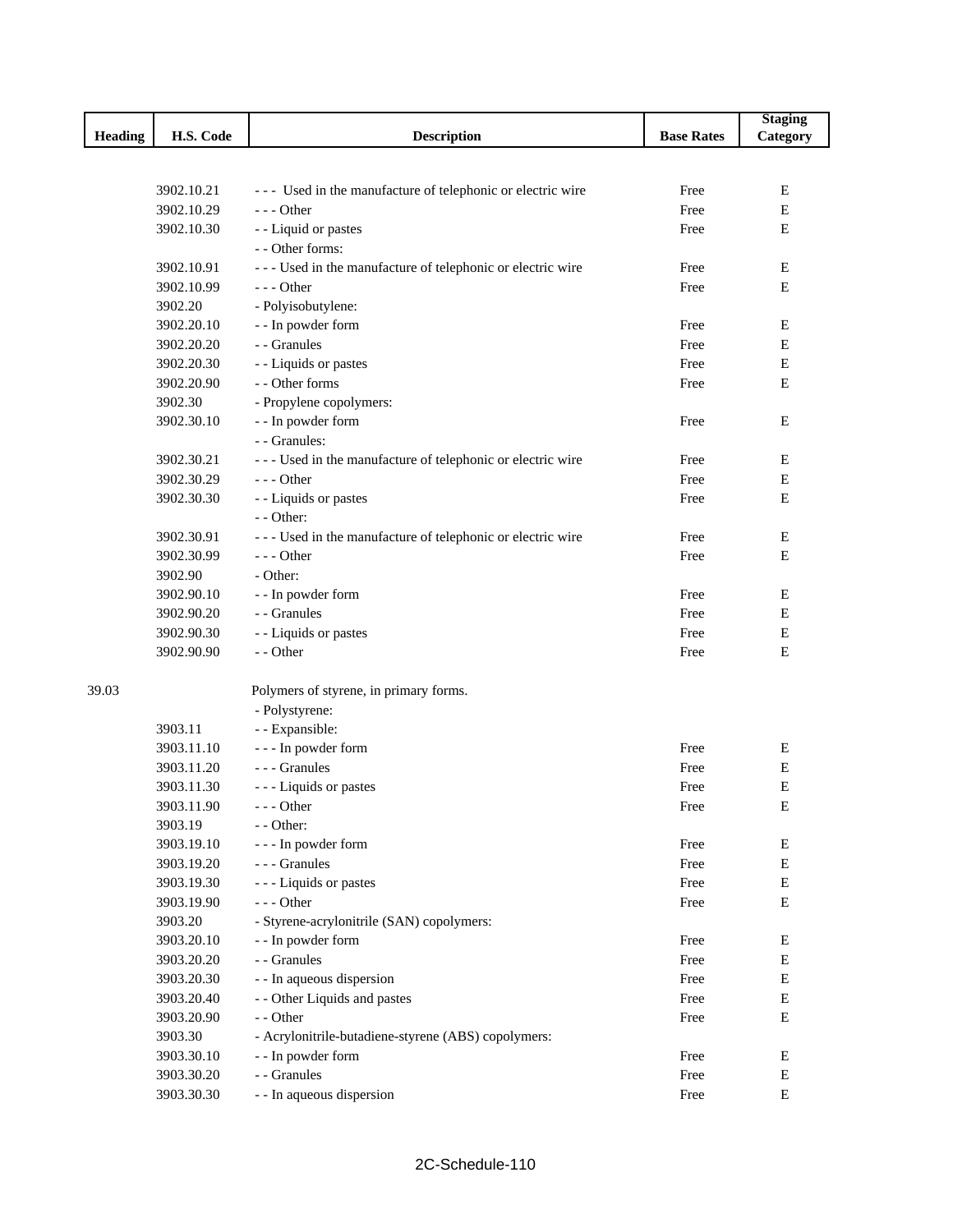| Heading | H.S. Code | Description | Base Rates | Staging Category |
|---|---|---|---|---|
| | 3902.10.21 | - - - Used in the manufacture of telephonic or electric wire | Free | E |
| | 3902.10.29 | - - - Other | Free | E |
| | 3902.10.30 | - - Liquid or pastes | Free | E |
| | | - - Other forms: | | |
| | 3902.10.91 | - - - Used in the manufacture of telephonic or electric wire | Free | E |
| | 3902.10.99 | - - - Other | Free | E |
| | 3902.20 | - Polyisobutylene: | | |
| | 3902.20.10 | - - In powder form | Free | E |
| | 3902.20.20 | - - Granules | Free | E |
| | 3902.20.30 | - - Liquids or pastes | Free | E |
| | 3902.20.90 | - - Other forms | Free | E |
| | 3902.30 | - Propylene copolymers: | | |
| | 3902.30.10 | - - In powder form | Free | E |
| | | - - Granules: | | |
| | 3902.30.21 | - - - Used in the manufacture of telephonic or electric wire | Free | E |
| | 3902.30.29 | - - - Other | Free | E |
| | 3902.30.30 | - - Liquids or pastes | Free | E |
| | | - - Other: | | |
| | 3902.30.91 | - - - Used in the manufacture of telephonic or electric wire | Free | E |
| | 3902.30.99 | - - - Other | Free | E |
| | 3902.90 | - Other: | | |
| | 3902.90.10 | - - In powder form | Free | E |
| | 3902.90.20 | - - Granules | Free | E |
| | 3902.90.30 | - - Liquids or pastes | Free | E |
| | 3902.90.90 | - - Other | Free | E |
| 39.03 | | Polymers of styrene, in primary forms. | | |
| | | - Polystyrene: | | |
| | 3903.11 | - - Expansible: | | |
| | 3903.11.10 | - - - In powder form | Free | E |
| | 3903.11.20 | - - - Granules | Free | E |
| | 3903.11.30 | - - - Liquids or pastes | Free | E |
| | 3903.11.90 | - - - Other | Free | E |
| | 3903.19 | - - Other: | | |
| | 3903.19.10 | - - - In powder form | Free | E |
| | 3903.19.20 | - - - Granules | Free | E |
| | 3903.19.30 | - - - Liquids or pastes | Free | E |
| | 3903.19.90 | - - - Other | Free | E |
| | 3903.20 | - Styrene-acrylonitrile (SAN) copolymers: | | |
| | 3903.20.10 | - - In powder form | Free | E |
| | 3903.20.20 | - - Granules | Free | E |
| | 3903.20.30 | - - In aqueous dispersion | Free | E |
| | 3903.20.40 | - - Other Liquids and pastes | Free | E |
| | 3903.20.90 | - - Other | Free | E |
| | 3903.30 | - Acrylonitrile-butadiene-styrene (ABS) copolymers: | | |
| | 3903.30.10 | - - In powder form | Free | E |
| | 3903.30.20 | - - Granules | Free | E |
| | 3903.30.30 | - - In aqueous dispersion | Free | E |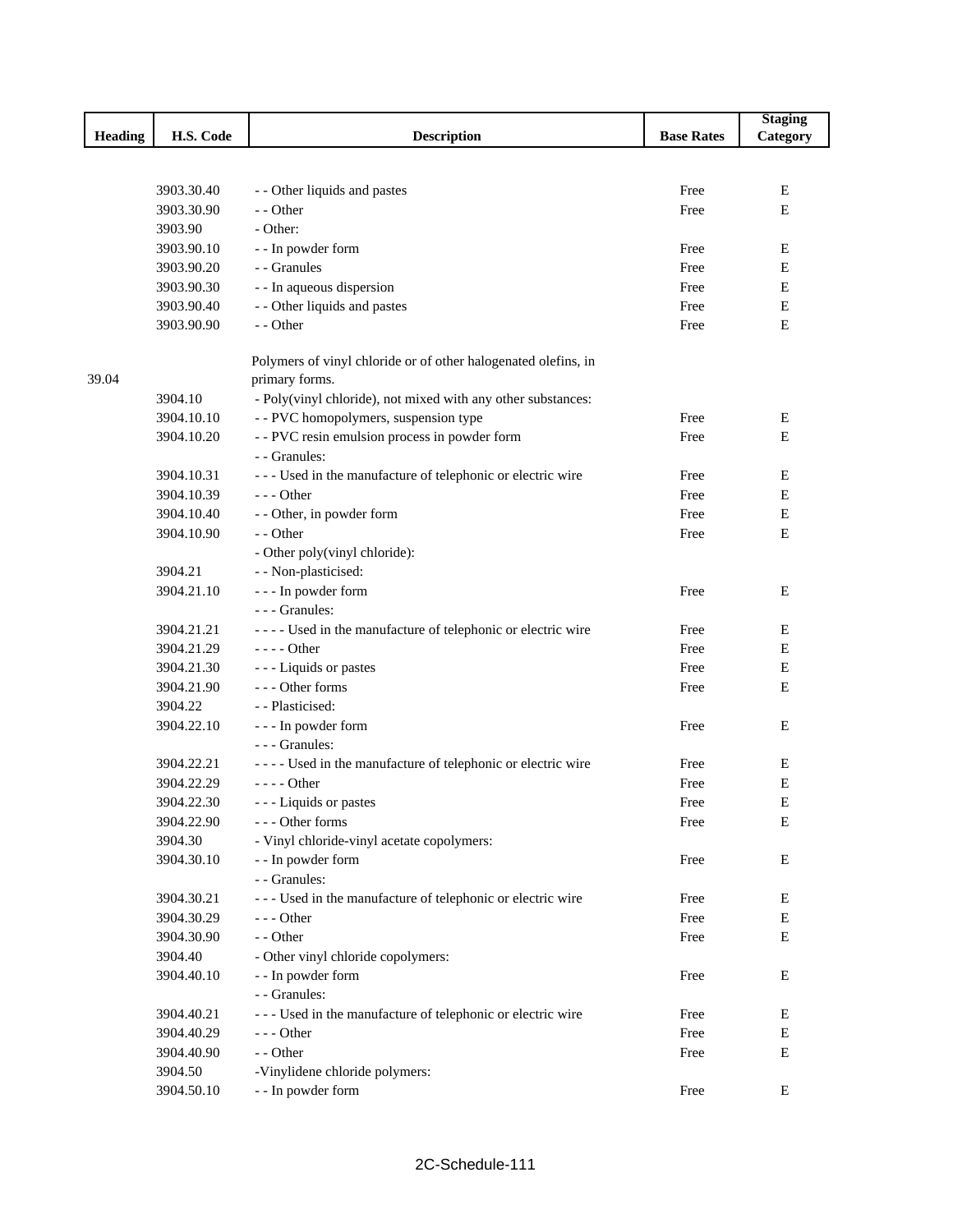| Heading | H.S. Code | Description | Base Rates | Staging Category |
|---|---|---|---|---|
| | 3903.30.40 | - - Other liquids and pastes | Free | E |
| | 3903.30.90 | - - Other | Free | E |
| | 3903.90 | - Other: | | |
| | 3903.90.10 | - - In powder form | Free | E |
| | 3903.90.20 | - - Granules | Free | E |
| | 3903.90.30 | - - In aqueous dispersion | Free | E |
| | 3903.90.40 | - - Other liquids and pastes | Free | E |
| | 3903.90.90 | - - Other | Free | E |
| 39.04 | | Polymers of vinyl chloride or of other halogenated olefins, in primary forms. | | |
| | 3904.10 | - Poly(vinyl chloride), not mixed with any other substances: | | |
| | 3904.10.10 | - - PVC homopolymers, suspension type | Free | E |
| | 3904.10.20 | - - PVC resin emulsion process in powder form | Free | E |
| | | - - Granules: | | |
| | 3904.10.31 | - - - Used in the manufacture of telephonic or electric wire | Free | E |
| | 3904.10.39 | - - - Other | Free | E |
| | 3904.10.40 | - - Other, in powder form | Free | E |
| | 3904.10.90 | - - Other | Free | E |
| | | - Other poly(vinyl chloride): | | |
| | 3904.21 | - - Non-plasticised: | | |
| | 3904.21.10 | - - - In powder form | Free | E |
| | | - - - Granules: | | |
| | 3904.21.21 | - - - - Used in the manufacture of telephonic or electric wire | Free | E |
| | 3904.21.29 | - - - - Other | Free | E |
| | 3904.21.30 | - - - Liquids or pastes | Free | E |
| | 3904.21.90 | - - - Other forms | Free | E |
| | 3904.22 | - - Plasticised: | | |
| | 3904.22.10 | - - - In powder form | Free | E |
| | | - - - Granules: | | |
| | 3904.22.21 | - - - - Used in the manufacture of telephonic or electric wire | Free | E |
| | 3904.22.29 | - - - - Other | Free | E |
| | 3904.22.30 | - - - Liquids or pastes | Free | E |
| | 3904.22.90 | - - - Other forms | Free | E |
| | 3904.30 | - Vinyl chloride-vinyl acetate copolymers: | | |
| | 3904.30.10 | - - In powder form | Free | E |
| | | - - Granules: | | |
| | 3904.30.21 | - - - Used in the manufacture of telephonic or electric wire | Free | E |
| | 3904.30.29 | - - - Other | Free | E |
| | 3904.30.90 | - - Other | Free | E |
| | 3904.40 | - Other vinyl chloride copolymers: | | |
| | 3904.40.10 | - - In powder form | Free | E |
| | | - - Granules: | | |
| | 3904.40.21 | - - - Used in the manufacture of telephonic or electric wire | Free | E |
| | 3904.40.29 | - - - Other | Free | E |
| | 3904.40.90 | - - Other | Free | E |
| | 3904.50 | -Vinylidene chloride polymers: | | |
| | 3904.50.10 | - - In powder form | Free | E |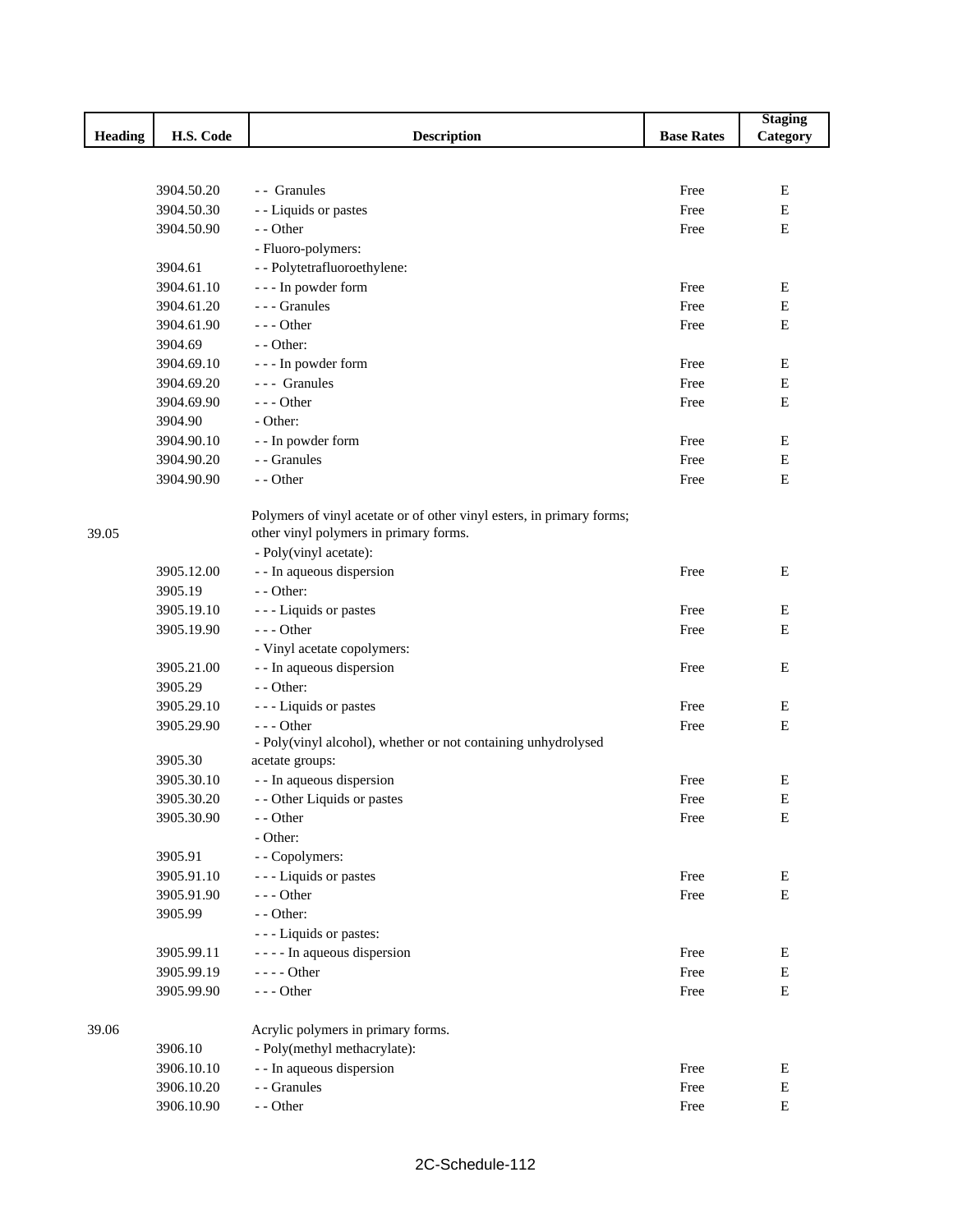| Heading | H.S. Code | Description | Base Rates | Staging Category |
|---|---|---|---|---|
| | 3904.50.20 | - - Granules | Free | E |
| | 3904.50.30 | - - Liquids or pastes | Free | E |
| | 3904.50.90 | - - Other | Free | E |
| | | - Fluoro-polymers: | | |
| | 3904.61 | - - Polytetrafluoroethylene: | | |
| | 3904.61.10 | - - - In powder form | Free | E |
| | 3904.61.20 | - - - Granules | Free | E |
| | 3904.61.90 | - - - Other | Free | E |
| | 3904.69 | - - Other: | | |
| | 3904.69.10 | - - - In powder form | Free | E |
| | 3904.69.20 | - - - Granules | Free | E |
| | 3904.69.90 | - - - Other | Free | E |
| | 3904.90 | - Other: | | |
| | 3904.90.10 | - - In powder form | Free | E |
| | 3904.90.20 | - - Granules | Free | E |
| | 3904.90.90 | - - Other | Free | E |
| 39.05 | | Polymers of vinyl acetate or of other vinyl esters, in primary forms; other vinyl polymers in primary forms. | | |
| | | - Poly(vinyl acetate): | | |
| | 3905.12.00 | - - In aqueous dispersion | Free | E |
| | 3905.19 | - - Other: | | |
| | 3905.19.10 | - - - Liquids or pastes | Free | E |
| | 3905.19.90 | - - - Other | Free | E |
| | | - Vinyl acetate copolymers: | | |
| | 3905.21.00 | - - In aqueous dispersion | Free | E |
| | 3905.29 | - - Other: | | |
| | 3905.29.10 | - - - Liquids or pastes | Free | E |
| | 3905.29.90 | - - - Other | Free | E |
| | 3905.30 | - Poly(vinyl alcohol), whether or not containing unhydrolysed acetate groups: | | |
| | 3905.30.10 | - - In aqueous dispersion | Free | E |
| | 3905.30.20 | - - Other Liquids or pastes | Free | E |
| | 3905.30.90 | - - Other | Free | E |
| | | - Other: | | |
| | 3905.91 | - - Copolymers: | | |
| | 3905.91.10 | - - - Liquids or pastes | Free | E |
| | 3905.91.90 | - - - Other | Free | E |
| | 3905.99 | - - Other: | | |
| | | - - - Liquids or pastes: | | |
| | 3905.99.11 | - - - - In aqueous dispersion | Free | E |
| | 3905.99.19 | - - - - Other | Free | E |
| | 3905.99.90 | - - - Other | Free | E |
| 39.06 | | Acrylic polymers in primary forms. | | |
| | 3906.10 | - Poly(methyl methacrylate): | | |
| | 3906.10.10 | - - In aqueous dispersion | Free | E |
| | 3906.10.20 | - - Granules | Free | E |
| | 3906.10.90 | - - Other | Free | E |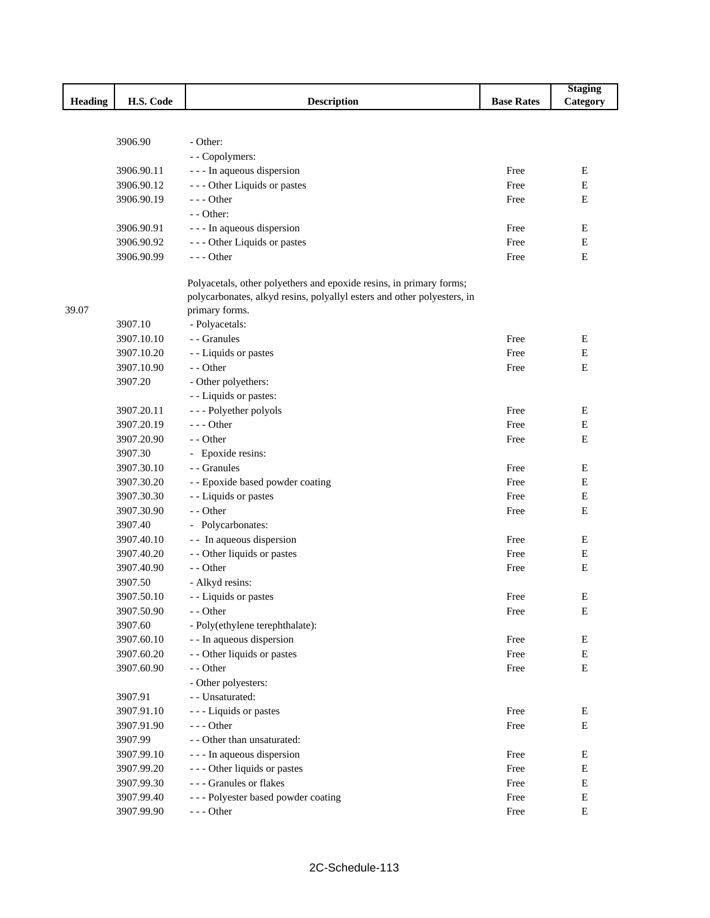| Heading | H.S. Code | Description | Base Rates | Staging Category |
|---|---|---|---|---|
| | 3906.90 | - Other: | | |
| | | - - Copolymers: | | |
| | 3906.90.11 | - - - In aqueous dispersion | Free | E |
| | 3906.90.12 | - - - Other Liquids or pastes | Free | E |
| | 3906.90.19 | - - - Other | Free | E |
| | | - - Other: | | |
| | 3906.90.91 | - - - In aqueous dispersion | Free | E |
| | 3906.90.92 | - - - Other Liquids or pastes | Free | E |
| | 3906.90.99 | - - - Other | Free | E |
| 39.07 | | Polyacetals, other polyethers and epoxide resins, in primary forms; polycarbonates, alkyd resins, polyallyl esters and other polyesters, in primary forms. | | |
| | 3907.10 | - Polyacetals: | | |
| | 3907.10.10 | - - Granules | Free | E |
| | 3907.10.20 | - - Liquids or pastes | Free | E |
| | 3907.10.90 | - - Other | Free | E |
| | 3907.20 | - Other polyethers: | | |
| | | - - Liquids or pastes: | | |
| | 3907.20.11 | - - - Polyether polyols | Free | E |
| | 3907.20.19 | - - - Other | Free | E |
| | 3907.20.90 | - - Other | Free | E |
| | 3907.30 | - Epoxide resins: | | |
| | 3907.30.10 | - - Granules | Free | E |
| | 3907.30.20 | - - Epoxide based powder coating | Free | E |
| | 3907.30.30 | - - Liquids or pastes | Free | E |
| | 3907.30.90 | - - Other | Free | E |
| | 3907.40 | - Polycarbonates: | | |
| | 3907.40.10 | - - In aqueous dispersion | Free | E |
| | 3907.40.20 | - - Other liquids or pastes | Free | E |
| | 3907.40.90 | - - Other | Free | E |
| | 3907.50 | - Alkyd resins: | | |
| | 3907.50.10 | - - Liquids or pastes | Free | E |
| | 3907.50.90 | - - Other | Free | E |
| | 3907.60 | - Poly(ethylene terephthalate): | | |
| | 3907.60.10 | - - In aqueous dispersion | Free | E |
| | 3907.60.20 | - - Other liquids or pastes | Free | E |
| | 3907.60.90 | - - Other | Free | E |
| | | - Other polyesters: | | |
| | 3907.91 | - - Unsaturated: | | |
| | 3907.91.10 | - - - Liquids or pastes | Free | E |
| | 3907.91.90 | - - - Other | Free | E |
| | 3907.99 | - - Other than unsaturated: | | |
| | 3907.99.10 | - - - In aqueous dispersion | Free | E |
| | 3907.99.20 | - - - Other liquids or pastes | Free | E |
| | 3907.99.30 | - - - Granules or flakes | Free | E |
| | 3907.99.40 | - - - Polyester based powder coating | Free | E |
| | 3907.99.90 | - - - Other | Free | E |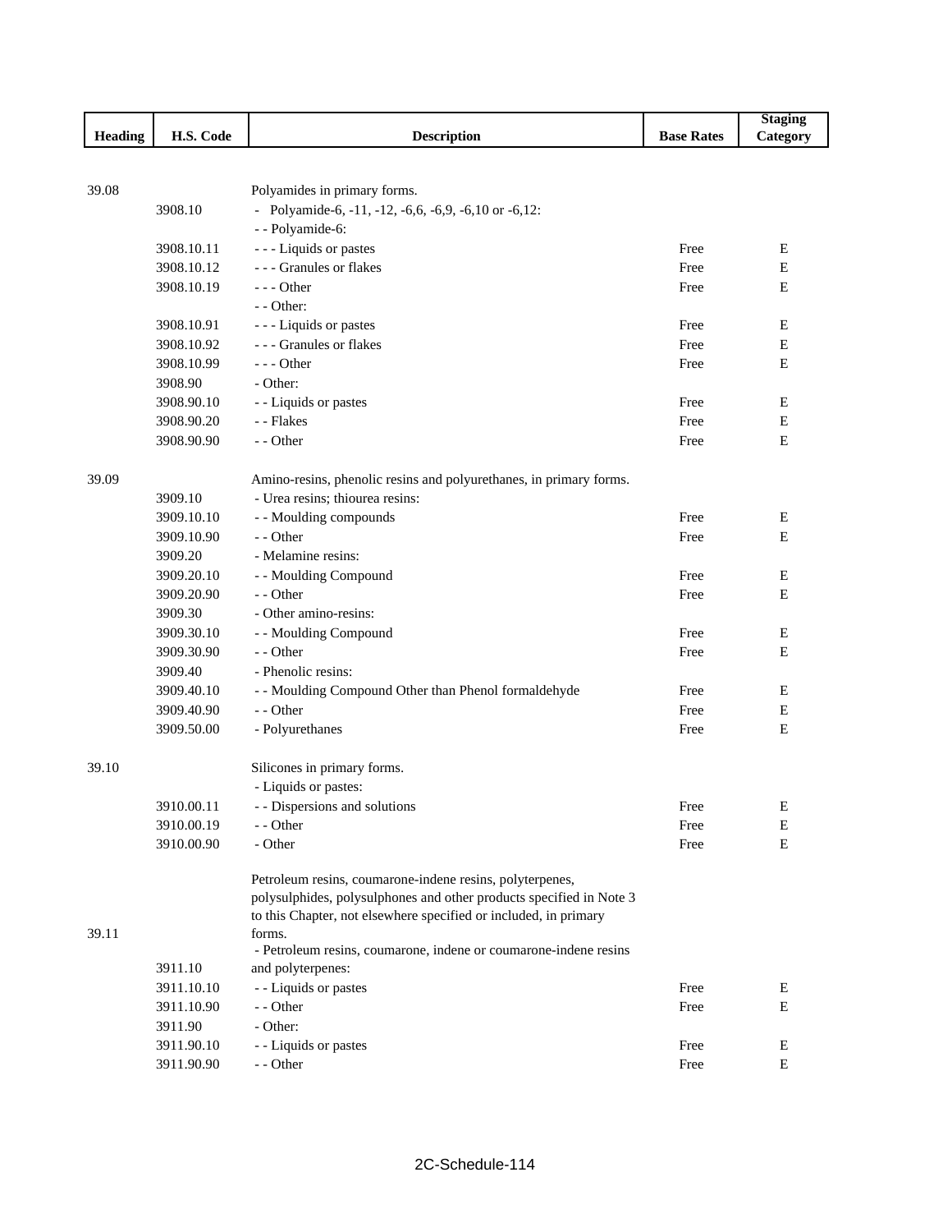| Heading | H.S. Code | Description | Base Rates | Staging Category |
|---|---|---|---|---|
| 39.08 | | Polyamides in primary forms. | | |
| | 3908.10 | - Polyamide-6, -11, -12, -6,6, -6,9, -6,10 or -6,12: | | |
| | | - - Polyamide-6: | | |
| | 3908.10.11 | - - - Liquids or pastes | Free | E |
| | 3908.10.12 | - - - Granules or flakes | Free | E |
| | 3908.10.19 | - - - Other | Free | E |
| | | - - Other: | | |
| | 3908.10.91 | - - - Liquids or pastes | Free | E |
| | 3908.10.92 | - - - Granules or flakes | Free | E |
| | 3908.10.99 | - - - Other | Free | E |
| | 3908.90 | - Other: | | |
| | 3908.90.10 | - - Liquids or pastes | Free | E |
| | 3908.90.20 | - - Flakes | Free | E |
| | 3908.90.90 | - - Other | Free | E |
| 39.09 | | Amino-resins, phenolic resins and polyurethanes, in primary forms. | | |
| | 3909.10 | - Urea resins; thiourea resins: | | |
| | 3909.10.10 | - - Moulding compounds | Free | E |
| | 3909.10.90 | - - Other | Free | E |
| | 3909.20 | - Melamine resins: | | |
| | 3909.20.10 | - - Moulding Compound | Free | E |
| | 3909.20.90 | - - Other | Free | E |
| | 3909.30 | - Other amino-resins: | | |
| | 3909.30.10 | - - Moulding Compound | Free | E |
| | 3909.30.90 | - - Other | Free | E |
| | 3909.40 | - Phenolic resins: | | |
| | 3909.40.10 | - - Moulding Compound Other than Phenol formaldehyde | Free | E |
| | 3909.40.90 | - - Other | Free | E |
| | 3909.50.00 | - Polyurethanes | Free | E |
| 39.10 | | Silicones in primary forms. | | |
| | | - Liquids or pastes: | | |
| | 3910.00.11 | - - Dispersions and solutions | Free | E |
| | 3910.00.19 | - - Other | Free | E |
| | 3910.00.90 | - Other | Free | E |
| 39.11 | | Petroleum resins, coumarone-indene resins, polyterpenes, polysulphides, polysulphones and other products specified in Note 3 to this Chapter, not elsewhere specified or included, in primary forms. | | |
| | 3911.10 | - Petroleum resins, coumarone, indene or coumarone-indene resins and polyterpenes: | | |
| | 3911.10.10 | - - Liquids or pastes | Free | E |
| | 3911.10.90 | - - Other | Free | E |
| | 3911.90 | - Other: | | |
| | 3911.90.10 | - - Liquids or pastes | Free | E |
| | 3911.90.90 | - - Other | Free | E |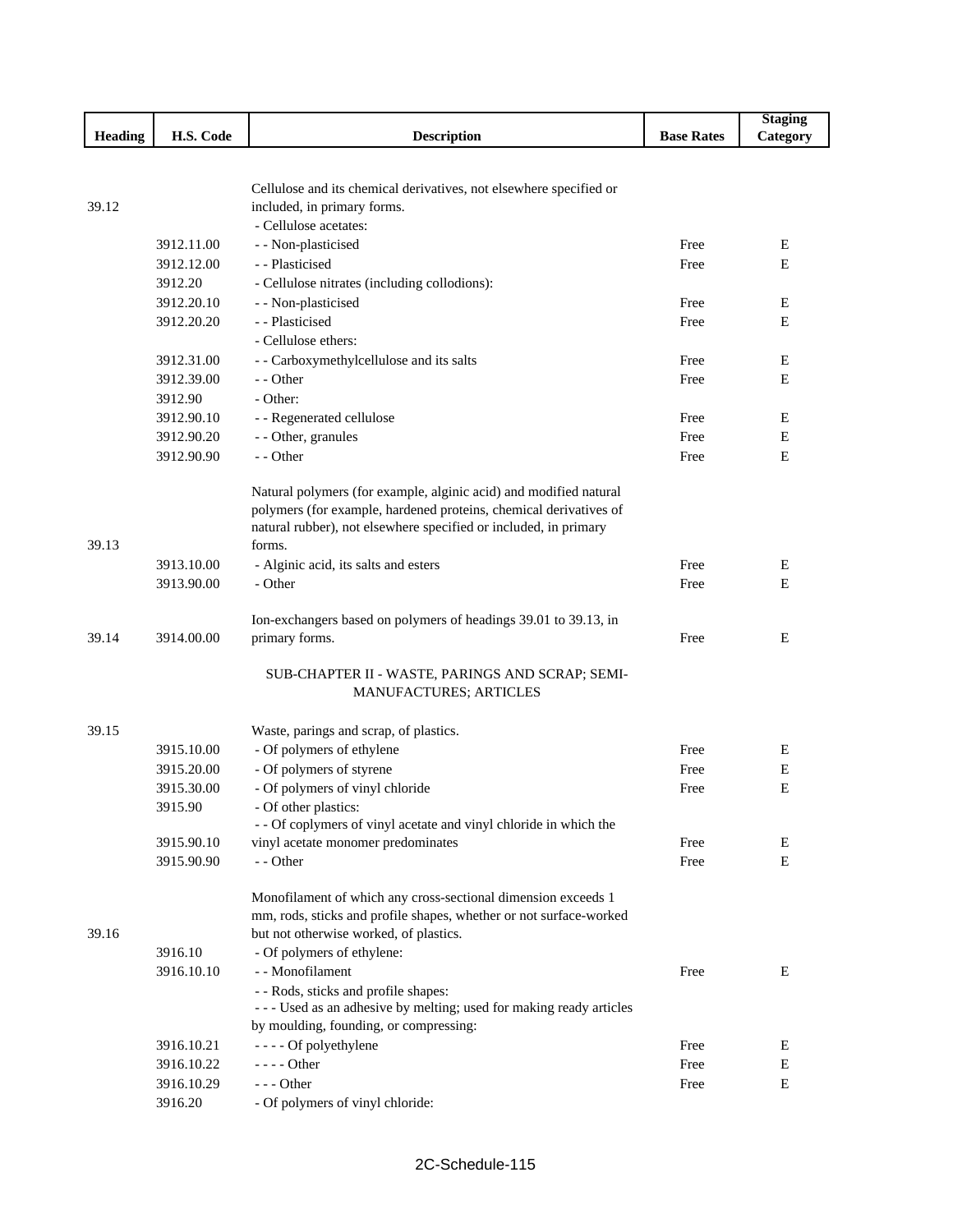| Heading | H.S. Code | Description | Base Rates | Staging Category |
|---|---|---|---|---|
| 39.12 | | Cellulose and its chemical derivatives, not elsewhere specified or included, in primary forms. | | |
| | | - Cellulose acetates: | | |
| | 3912.11.00 | - - Non-plasticised | Free | E |
| | 3912.12.00 | - - Plasticised | Free | E |
| | 3912.20 | - Cellulose nitrates (including collodions): | | |
| | 3912.20.10 | - - Non-plasticised | Free | E |
| | 3912.20.20 | - - Plasticised | Free | E |
| | | - Cellulose ethers: | | |
| | 3912.31.00 | - - Carboxymethylcellulose and its salts | Free | E |
| | 3912.39.00 | - - Other | Free | E |
| | 3912.90 | - Other: | | |
| | 3912.90.10 | - - Regenerated cellulose | Free | E |
| | 3912.90.20 | - - Other, granules | Free | E |
| | 3912.90.90 | - - Other | Free | E |
| 39.13 | | Natural polymers (for example, alginic acid) and modified natural polymers (for example, hardened proteins, chemical derivatives of natural rubber), not elsewhere specified or included, in primary forms. | | |
| | 3913.10.00 | - Alginic acid, its salts and esters | Free | E |
| | 3913.90.00 | - Other | Free | E |
| 39.14 | 3914.00.00 | Ion-exchangers based on polymers of headings 39.01 to 39.13, in primary forms. | Free | E |
| | | SUB-CHAPTER II - WASTE, PARINGS AND SCRAP; SEMI-MANUFACTURES; ARTICLES | | |
| 39.15 | | Waste, parings and scrap, of plastics. | | |
| | 3915.10.00 | - Of polymers of ethylene | Free | E |
| | 3915.20.00 | - Of polymers of styrene | Free | E |
| | 3915.30.00 | - Of polymers of vinyl chloride | Free | E |
| | 3915.90 | - Of other plastics: | | |
| | 3915.90.10 | - - Of coplymers of vinyl acetate and vinyl chloride in which the vinyl acetate monomer predominates | Free | E |
| | 3915.90.90 | - - Other | Free | E |
| 39.16 | | Monofilament of which any cross-sectional dimension exceeds 1 mm, rods, sticks and profile shapes, whether or not surface-worked but not otherwise worked, of plastics. | | |
| | 3916.10 | - Of polymers of ethylene: | | |
| | 3916.10.10 | - - Monofilament | Free | E |
| | | - - Rods, sticks and profile shapes: | | |
| | | - - - Used as an adhesive by melting; used for making ready articles by moulding, founding, or compressing: | | |
| | 3916.10.21 | - - - - Of polyethylene | Free | E |
| | 3916.10.22 | - - - - Other | Free | E |
| | 3916.10.29 | - - - Other | Free | E |
| | 3916.20 | - Of polymers of vinyl chloride: | | |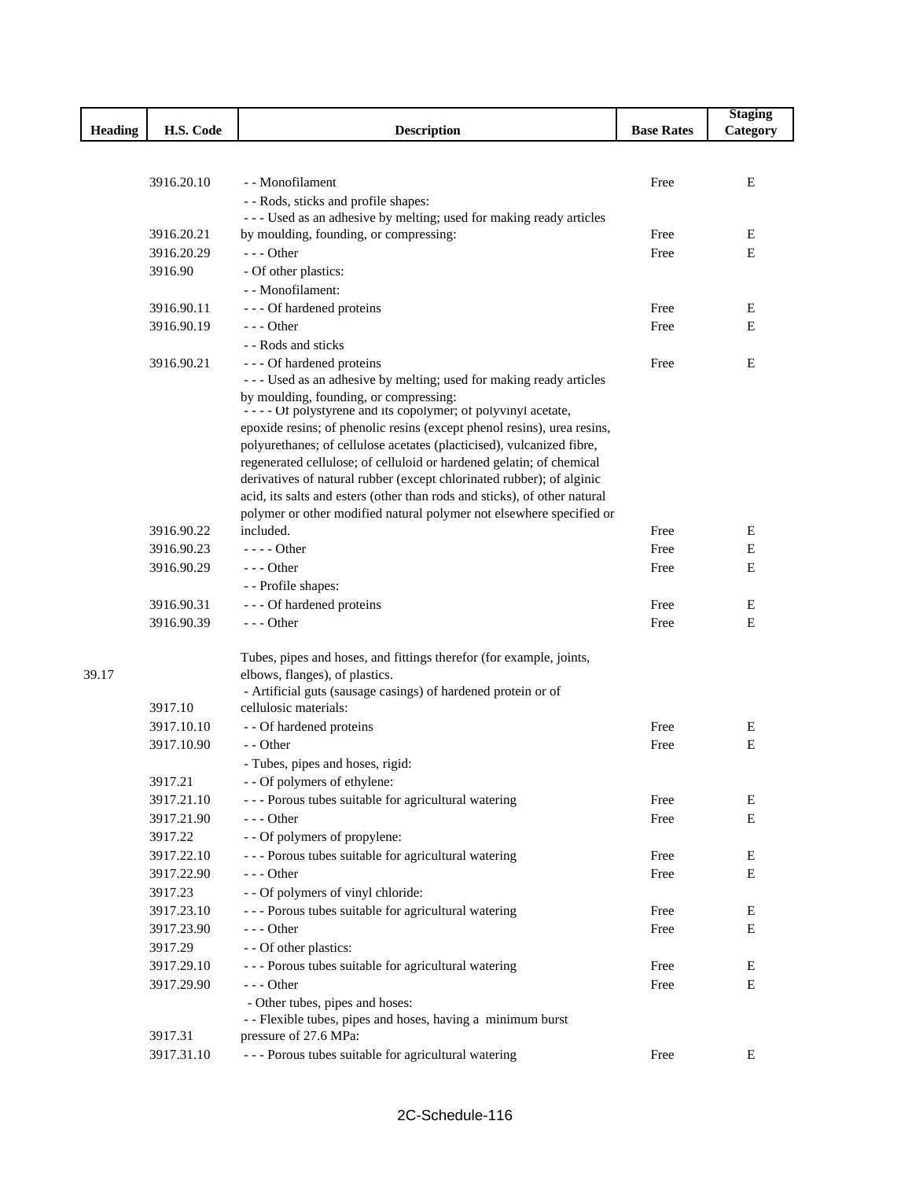| Heading | H.S. Code | Description | Base Rates | Staging Category |
|---|---|---|---|---|
| | 3916.20.10 | - - Monofilament | Free | E |
| | | - - Rods, sticks and profile shapes: | | |
| | 3916.20.21 | - - - Used as an adhesive by melting; used for making ready articles by moulding, founding, or compressing: | Free | E |
| | 3916.20.29 | - - - Other | Free | E |
| | 3916.90 | - Of other plastics: | | |
| | | - - Monofilament: | | |
| | 3916.90.11 | - - - Of hardened proteins | Free | E |
| | 3916.90.19 | - - - Other | Free | E |
| | | - - Rods and sticks | | |
| | 3916.90.21 | - - - Of hardened proteins | Free | E |
| | | - - - Used as an adhesive by melting; used for making ready articles by moulding, founding, or compressing: | | |
| | 3916.90.22 | - - - - Of polystyrene and its copolymer; of polyvinyl acetate, epoxide resins; of phenolic resins (except phenol resins), urea resins, polyurethanes; of cellulose acetates (placticised), vulcanized fibre, regenerated cellulose; of celluloid or hardened gelatin; of chemical derivatives of natural rubber (except chlorinated rubber); of alginic acid, its salts and esters (other than rods and sticks), of other natural polymer or other modified natural polymer not elsewhere specified or included. | Free | E |
| | 3916.90.23 | - - - - Other | Free | E |
| | 3916.90.29 | - - - Other | Free | E |
| | | - - Profile shapes: | | |
| | 3916.90.31 | - - - Of hardened proteins | Free | E |
| | 3916.90.39 | - - - Other | Free | E |
| 39.17 | | Tubes, pipes and hoses, and fittings therefor (for example, joints, elbows, flanges), of plastics. | | |
| | 3917.10 | - Artificial guts (sausage casings) of hardened protein or of cellulosic materials: | | |
| | 3917.10.10 | - - Of hardened proteins | Free | E |
| | 3917.10.90 | - - Other | Free | E |
| | | - Tubes, pipes and hoses, rigid: | | |
| | 3917.21 | - - Of polymers of ethylene: | | |
| | 3917.21.10 | - - - Porous tubes suitable for agricultural watering | Free | E |
| | 3917.21.90 | - - - Other | Free | E |
| | 3917.22 | - - Of polymers of propylene: | | |
| | 3917.22.10 | - - - Porous tubes suitable for agricultural watering | Free | E |
| | 3917.22.90 | - - - Other | Free | E |
| | 3917.23 | - - Of polymers of vinyl chloride: | | |
| | 3917.23.10 | - - - Porous tubes suitable for agricultural watering | Free | E |
| | 3917.23.90 | - - - Other | Free | E |
| | 3917.29 | - - Of other plastics: | | |
| | 3917.29.10 | - - - Porous tubes suitable for agricultural watering | Free | E |
| | 3917.29.90 | - - - Other | Free | E |
| | | - Other tubes, pipes and hoses: | | |
| | 3917.31 | - - Flexible tubes, pipes and hoses, having a minimum burst pressure of 27.6 MPa: | | |
| | 3917.31.10 | - - - Porous tubes suitable for agricultural watering | Free | E |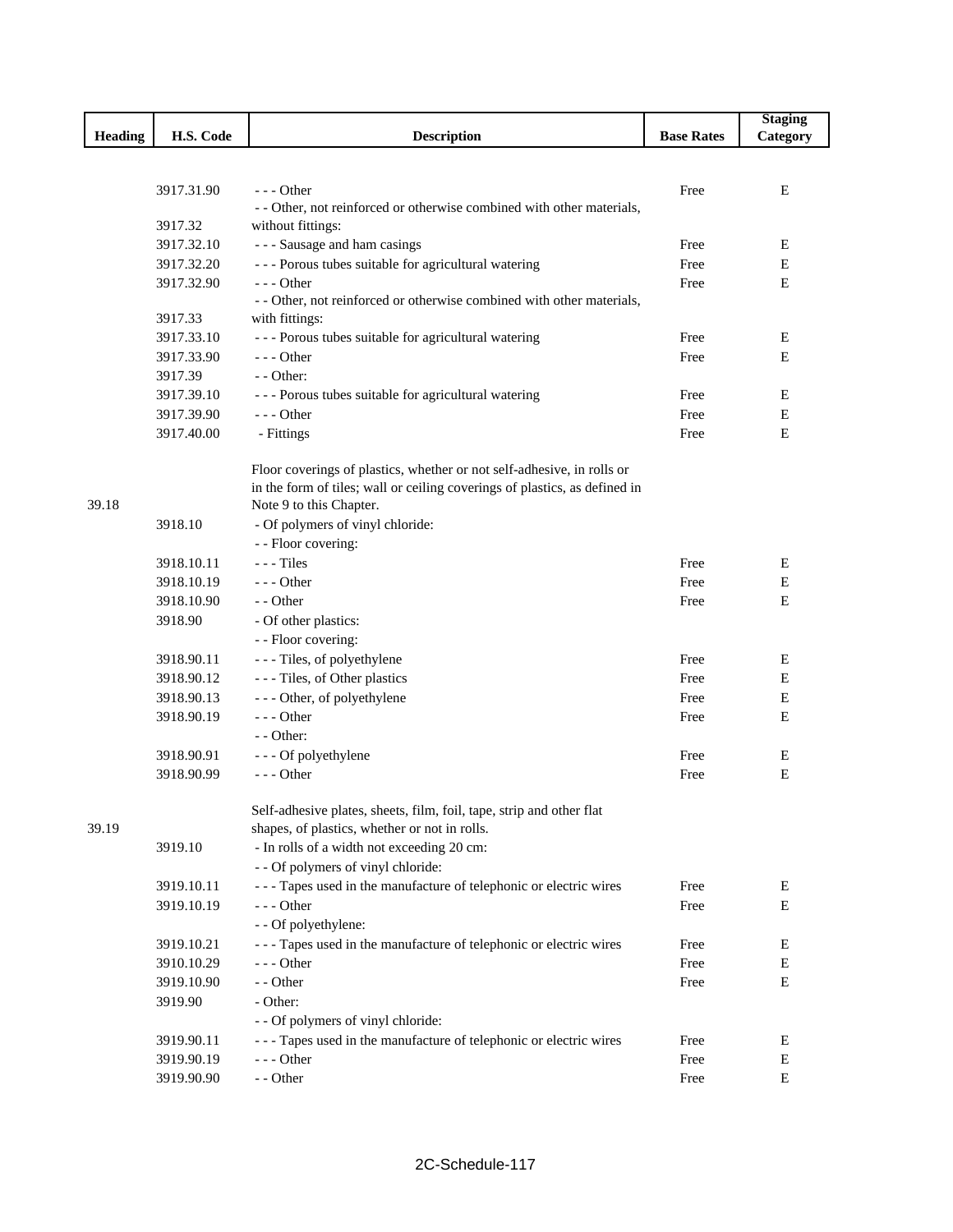| Heading | H.S. Code | Description | Base Rates | Staging Category |
|---|---|---|---|---|
| | 3917.31.90 | - - - Other | Free | E |
| | 3917.32 | - - Other, not reinforced or otherwise combined with other materials, without fittings: | | |
| | 3917.32.10 | - - - Sausage and ham casings | Free | E |
| | 3917.32.20 | - - - Porous tubes suitable for agricultural watering | Free | E |
| | 3917.32.90 | - - - Other | Free | E |
| | 3917.33 | - - Other, not reinforced or otherwise combined with other materials, with fittings: | | |
| | 3917.33.10 | - - - Porous tubes suitable for agricultural watering | Free | E |
| | 3917.33.90 | - - - Other | Free | E |
| | 3917.39 | - - Other: | | |
| | 3917.39.10 | - - - Porous tubes suitable for agricultural watering | Free | E |
| | 3917.39.90 | - - - Other | Free | E |
| | 3917.40.00 | - Fittings | Free | E |
| 39.18 | | Floor coverings of plastics, whether or not self-adhesive, in rolls or in the form of tiles; wall or ceiling coverings of plastics, as defined in Note 9 to this Chapter. | | |
| | 3918.10 | - Of polymers of vinyl chloride: | | |
| | | - - Floor covering: | | |
| | 3918.10.11 | - - - Tiles | Free | E |
| | 3918.10.19 | - - - Other | Free | E |
| | 3918.10.90 | - - Other | Free | E |
| | 3918.90 | - Of other plastics: | | |
| | | - - Floor covering: | | |
| | 3918.90.11 | - - - Tiles, of polyethylene | Free | E |
| | 3918.90.12 | - - - Tiles, of Other plastics | Free | E |
| | 3918.90.13 | - - - Other, of polyethylene | Free | E |
| | 3918.90.19 | - - - Other | Free | E |
| | | - - Other: | | |
| | 3918.90.91 | - - - Of polyethylene | Free | E |
| | 3918.90.99 | - - - Other | Free | E |
| 39.19 | | Self-adhesive plates, sheets, film, foil, tape, strip and other flat shapes, of plastics, whether or not in rolls. | | |
| | 3919.10 | - In rolls of a width not exceeding 20 cm: | | |
| | | - - Of polymers of vinyl chloride: | | |
| | 3919.10.11 | - - - Tapes used in the manufacture of telephonic or electric wires | Free | E |
| | 3919.10.19 | - - - Other | Free | E |
| | | - - Of polyethylene: | | |
| | 3919.10.21 | - - - Tapes used in the manufacture of telephonic or electric wires | Free | E |
| | 3910.10.29 | - - - Other | Free | E |
| | 3919.10.90 | - - Other | Free | E |
| | 3919.90 | - Other: | | |
| | | - - Of polymers of vinyl chloride: | | |
| | 3919.90.11 | - - - Tapes used in the manufacture of telephonic or electric wires | Free | E |
| | 3919.90.19 | - - - Other | Free | E |
| | 3919.90.90 | - - Other | Free | E |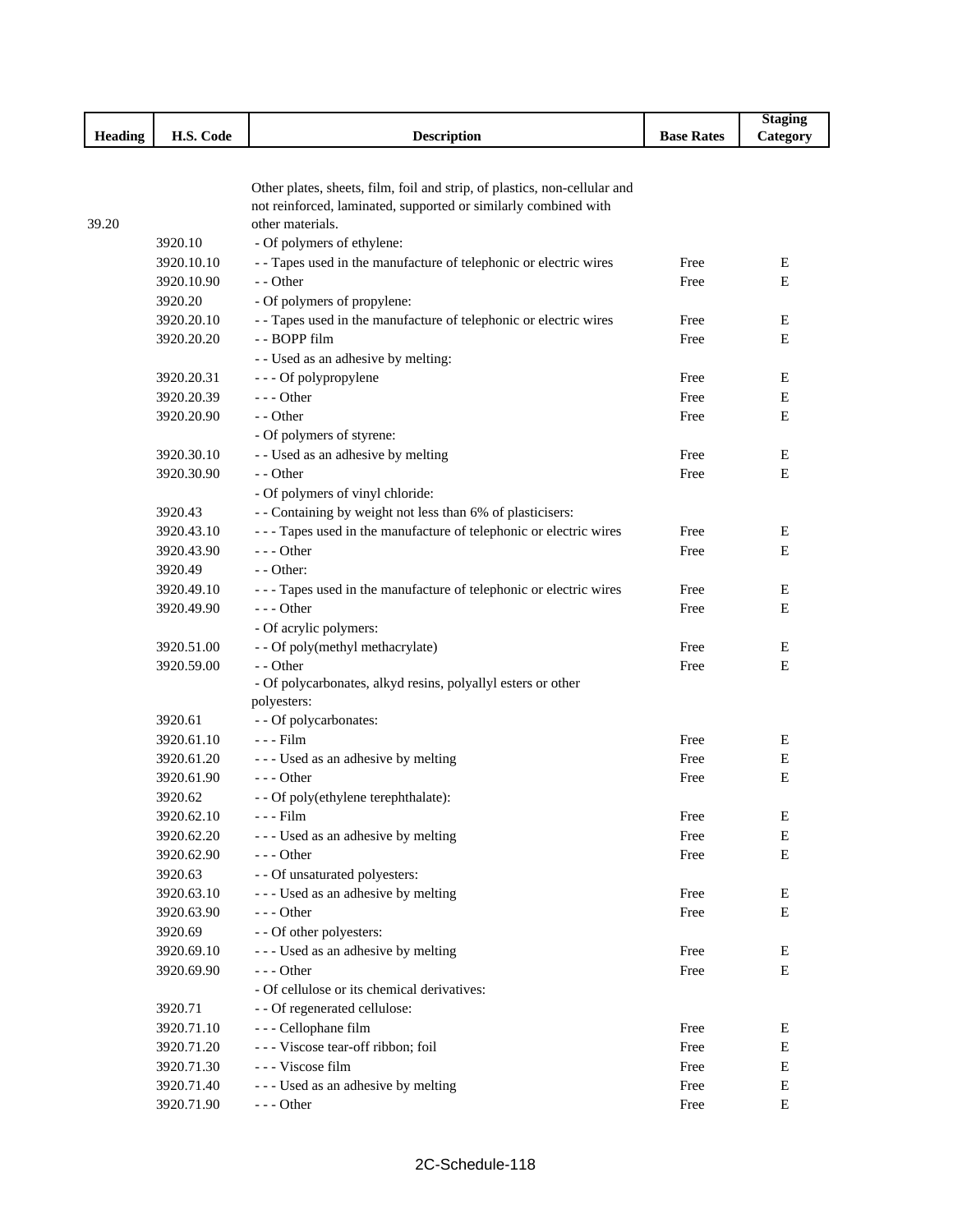| Heading | H.S. Code | Description | Base Rates | Staging Category |
|---|---|---|---|---|
| 39.20 | | Other plates, sheets, film, foil and strip, of plastics, non-cellular and not reinforced, laminated, supported or similarly combined with other materials. | | |
| | 3920.10 | - Of polymers of ethylene: | | |
| | 3920.10.10 | - - Tapes used in the manufacture of telephonic or electric wires | Free | E |
| | 3920.10.90 | - - Other | Free | E |
| | 3920.20 | - Of polymers of propylene: | | |
| | 3920.20.10 | - - Tapes used in the manufacture of telephonic or electric wires | Free | E |
| | 3920.20.20 | - - BOPP film | Free | E |
| | | - - Used as an adhesive by melting: | | |
| | 3920.20.31 | - - - Of polypropylene | Free | E |
| | 3920.20.39 | - - - Other | Free | E |
| | 3920.20.90 | - - Other | Free | E |
| | | - Of polymers of styrene: | | |
| | 3920.30.10 | - - Used as an adhesive by melting | Free | E |
| | 3920.30.90 | - - Other | Free | E |
| | | - Of polymers of vinyl chloride: | | |
| | 3920.43 | - - Containing by weight not less than 6% of plasticisers: | | |
| | 3920.43.10 | - - - Tapes used in the manufacture of telephonic or electric wires | Free | E |
| | 3920.43.90 | - - - Other | Free | E |
| | 3920.49 | - - Other: | | |
| | 3920.49.10 | - - - Tapes used in the manufacture of telephonic or electric wires | Free | E |
| | 3920.49.90 | - - - Other | Free | E |
| | | - Of acrylic polymers: | | |
| | 3920.51.00 | - - Of poly(methyl methacrylate) | Free | E |
| | 3920.59.00 | - - Other | Free | E |
| | | - Of polycarbonates, alkyd resins, polyallyl esters or other polyesters: | | |
| | 3920.61 | - - Of polycarbonates: | | |
| | 3920.61.10 | - - - Film | Free | E |
| | 3920.61.20 | - - - Used as an adhesive by melting | Free | E |
| | 3920.61.90 | - - - Other | Free | E |
| | 3920.62 | - - Of poly(ethylene terephthalate): | | |
| | 3920.62.10 | - - - Film | Free | E |
| | 3920.62.20 | - - - Used as an adhesive by melting | Free | E |
| | 3920.62.90 | - - - Other | Free | E |
| | 3920.63 | - - Of unsaturated polyesters: | | |
| | 3920.63.10 | - - - Used as an adhesive by melting | Free | E |
| | 3920.63.90 | - - - Other | Free | E |
| | 3920.69 | - - Of other polyesters: | | |
| | 3920.69.10 | - - - Used as an adhesive by melting | Free | E |
| | 3920.69.90 | - - - Other | Free | E |
| | | - Of cellulose or its chemical derivatives: | | |
| | 3920.71 | - - Of regenerated cellulose: | | |
| | 3920.71.10 | - - - Cellophane film | Free | E |
| | 3920.71.20 | - - - Viscose tear-off ribbon; foil | Free | E |
| | 3920.71.30 | - - - Viscose film | Free | E |
| | 3920.71.40 | - - - Used as an adhesive by melting | Free | E |
| | 3920.71.90 | - - - Other | Free | E |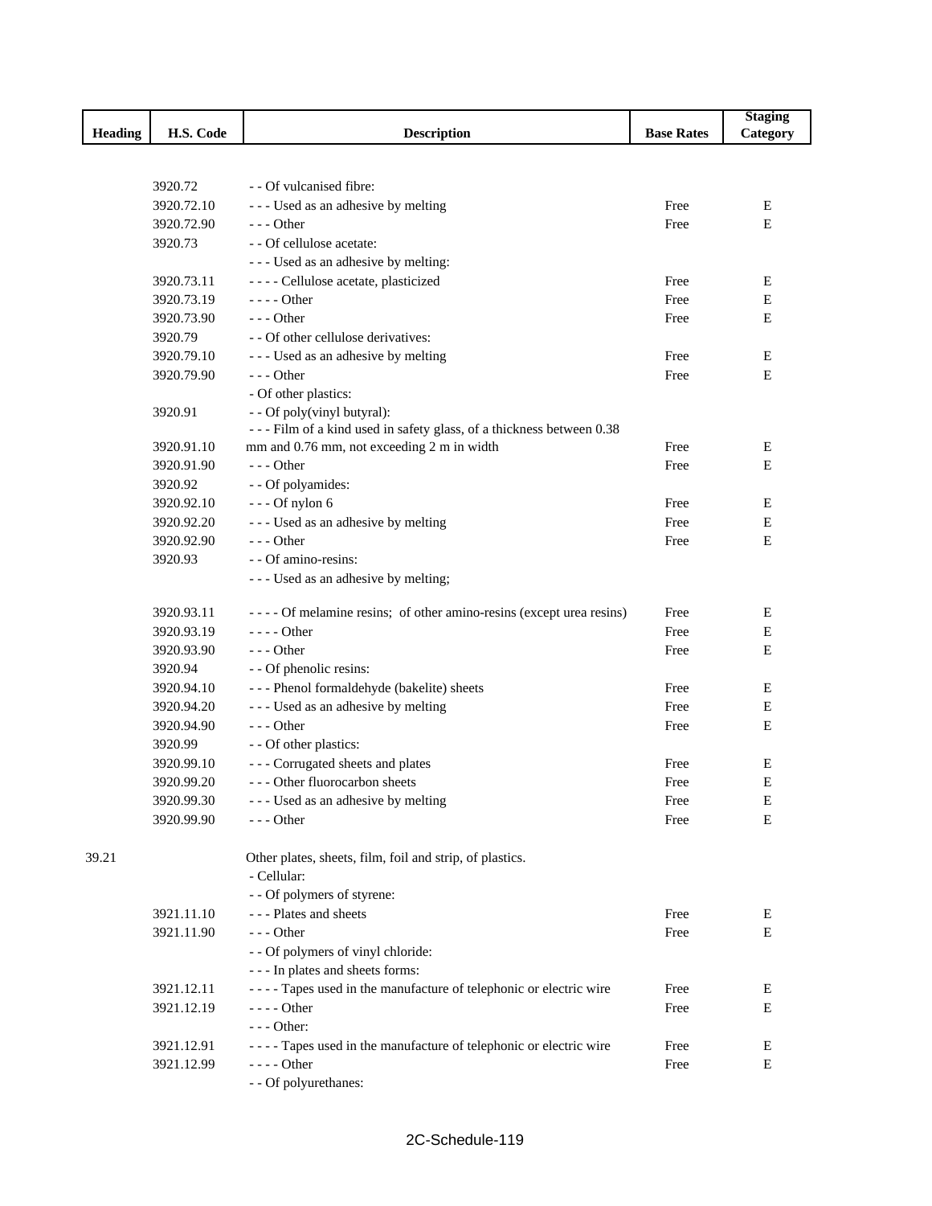| Heading | H.S. Code | Description | Base Rates | Staging Category |
|---|---|---|---|---|
| | 3920.72 | - - Of vulcanised fibre: | | |
| | 3920.72.10 | - - - Used as an adhesive by melting | Free | E |
| | 3920.72.90 | - - - Other | Free | E |
| | 3920.73 | - - Of cellulose acetate: | | |
| | | - - - Used as an adhesive by melting: | | |
| | 3920.73.11 | - - - - Cellulose acetate, plasticized | Free | E |
| | 3920.73.19 | - - - - Other | Free | E |
| | 3920.73.90 | - - - Other | Free | E |
| | 3920.79 | - - Of other cellulose derivatives: | | |
| | 3920.79.10 | - - - Used as an adhesive by melting | Free | E |
| | 3920.79.90 | - - - Other | Free | E |
| | | - Of other plastics: | | |
| | 3920.91 | - - Of poly(vinyl butyral): | | |
| | 3920.91.10 | - - - Film of a kind used in safety glass, of a thickness between 0.38 mm and 0.76 mm, not exceeding 2 m in width | Free | E |
| | 3920.91.90 | - - - Other | Free | E |
| | 3920.92 | - - Of polyamides: | | |
| | 3920.92.10 | - - - Of nylon 6 | Free | E |
| | 3920.92.20 | - - - Used as an adhesive by melting | Free | E |
| | 3920.92.90 | - - - Other | Free | E |
| | 3920.93 | - - Of amino-resins: | | |
| | | - - - Used as an adhesive by melting; | | |
| | 3920.93.11 | - - - - Of melamine resins; of other amino-resins (except urea resins) | Free | E |
| | 3920.93.19 | - - - - Other | Free | E |
| | 3920.93.90 | - - - Other | Free | E |
| | 3920.94 | - - Of phenolic resins: | | |
| | 3920.94.10 | - - - Phenol formaldehyde (bakelite) sheets | Free | E |
| | 3920.94.20 | - - - Used as an adhesive by melting | Free | E |
| | 3920.94.90 | - - - Other | Free | E |
| | 3920.99 | - - Of other plastics: | | |
| | 3920.99.10 | - - - Corrugated sheets and plates | Free | E |
| | 3920.99.20 | - - - Other fluorocarbon sheets | Free | E |
| | 3920.99.30 | - - - Used as an adhesive by melting | Free | E |
| | 3920.99.90 | - - - Other | Free | E |
| 39.21 | | Other plates, sheets, film, foil and strip, of plastics. | | |
| | | - Cellular: | | |
| | | - - Of polymers of styrene: | | |
| | 3921.11.10 | - - - Plates and sheets | Free | E |
| | 3921.11.90 | - - - Other | Free | E |
| | | - - Of polymers of vinyl chloride: | | |
| | | - - - In plates and sheets forms: | | |
| | 3921.12.11 | - - - - Tapes used in the manufacture of telephonic or electric wire | Free | E |
| | 3921.12.19 | - - - - Other | Free | E |
| | | - - - Other: | | |
| | 3921.12.91 | - - - - Tapes used in the manufacture of telephonic or electric wire | Free | E |
| | 3921.12.99 | - - - - Other | Free | E |
| | | - - Of polyurethanes: | | |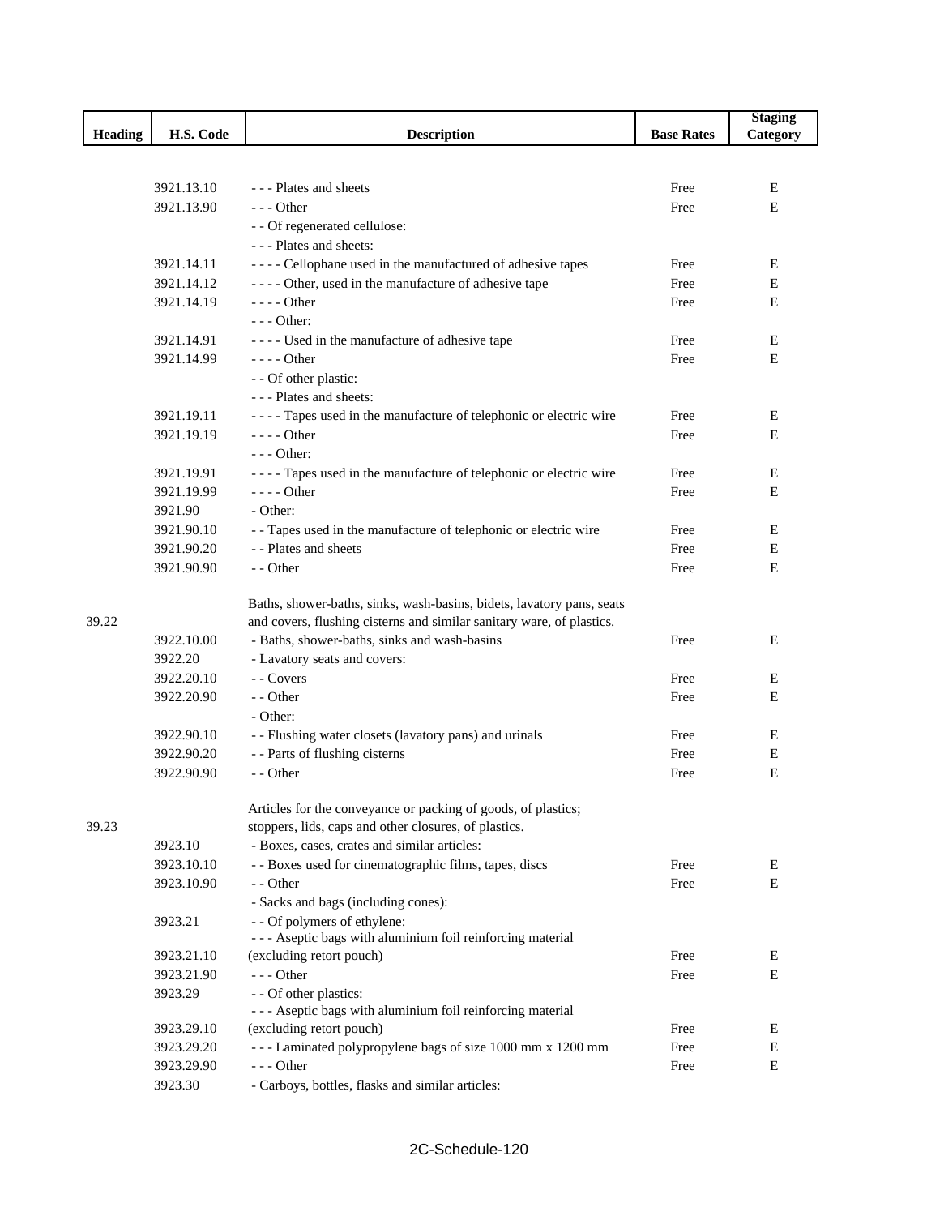| Heading | H.S. Code | Description | Base Rates | Staging Category |
|---|---|---|---|---|
| | 3921.13.10 | - - - Plates and sheets | Free | E |
| | 3921.13.90 | - - - Other | Free | E |
| | | - - Of regenerated cellulose: | | |
| | | - - - Plates and sheets: | | |
| | 3921.14.11 | - - - - Cellophane used in the manufactured of adhesive tapes | Free | E |
| | 3921.14.12 | - - - - Other, used in the manufacture of adhesive tape | Free | E |
| | 3921.14.19 | - - - - Other | Free | E |
| | | - - - Other: | | |
| | 3921.14.91 | - - - - Used in the manufacture of adhesive tape | Free | E |
| | 3921.14.99 | - - - - Other | Free | E |
| | | - - Of other plastic: | | |
| | | - - - Plates and sheets: | | |
| | 3921.19.11 | - - - - Tapes used in the manufacture of telephonic or electric wire | Free | E |
| | 3921.19.19 | - - - - Other | Free | E |
| | | - - - Other: | | |
| | 3921.19.91 | - - - - Tapes used in the manufacture of telephonic or electric wire | Free | E |
| | 3921.19.99 | - - - - Other | Free | E |
| | 3921.90 | - Other: | | |
| | 3921.90.10 | - - Tapes used in the manufacture of telephonic or electric wire | Free | E |
| | 3921.90.20 | - - Plates and sheets | Free | E |
| | 3921.90.90 | - - Other | Free | E |
| 39.22 | | Baths, shower-baths, sinks, wash-basins, bidets, lavatory pans, seats and covers, flushing cisterns and similar sanitary ware, of plastics. | | |
| | 3922.10.00 | - Baths, shower-baths, sinks and wash-basins | Free | E |
| | 3922.20 | - Lavatory seats and covers: | | |
| | 3922.20.10 | - - Covers | Free | E |
| | 3922.20.90 | - - Other | Free | E |
| | | - Other: | | |
| | 3922.90.10 | - - Flushing water closets (lavatory pans) and urinals | Free | E |
| | 3922.90.20 | - - Parts of flushing cisterns | Free | E |
| | 3922.90.90 | - - Other | Free | E |
| 39.23 | | Articles for the conveyance or packing of goods, of plastics; stoppers, lids, caps and other closures, of plastics. | | |
| | 3923.10 | - Boxes, cases, crates and similar articles: | | |
| | 3923.10.10 | - - Boxes used for cinematographic films, tapes, discs | Free | E |
| | 3923.10.90 | - - Other | Free | E |
| | | - Sacks and bags (including cones): | | |
| | 3923.21 | - - Of polymers of ethylene: | | |
| | 3923.21.10 | - - - Aseptic bags with aluminium foil reinforcing material (excluding retort pouch) | Free | E |
| | 3923.21.90 | - - - Other | Free | E |
| | 3923.29 | - - Of other plastics: | | |
| | 3923.29.10 | - - - Aseptic bags with aluminium foil reinforcing material (excluding retort pouch) | Free | E |
| | 3923.29.20 | - - - Laminated polypropylene bags of size 1000 mm x 1200 mm | Free | E |
| | 3923.29.90 | - - - Other | Free | E |
| | 3923.30 | - Carboys, bottles, flasks and similar articles: | | |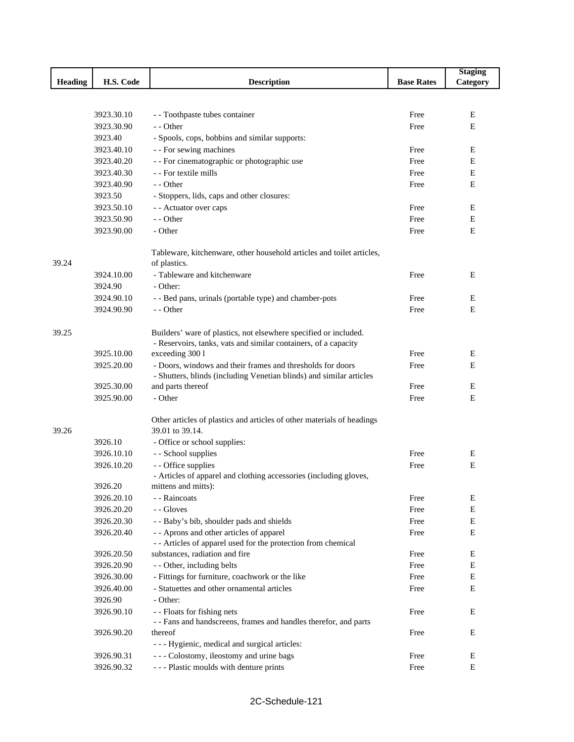| Heading | H.S. Code | Description | Base Rates | Staging Category |
|---|---|---|---|---|
| | 3923.30.10 | - - Toothpaste tubes container | Free | E |
| | 3923.30.90 | - - Other | Free | E |
| | 3923.40 | - Spools, cops, bobbins and similar supports: | | |
| | 3923.40.10 | - - For sewing machines | Free | E |
| | 3923.40.20 | - - For cinematographic or photographic use | Free | E |
| | 3923.40.30 | - - For textile mills | Free | E |
| | 3923.40.90 | - - Other | Free | E |
| | 3923.50 | - Stoppers, lids, caps and other closures: | | |
| | 3923.50.10 | - - Actuator over caps | Free | E |
| | 3923.50.90 | - - Other | Free | E |
| | 3923.90.00 | - Other | Free | E |
| 39.24 | | Tableware, kitchenware, other household articles and toilet articles, of plastics. | | |
| | 3924.10.00 | - Tableware and kitchenware | Free | E |
| | 3924.90 | - Other: | | |
| | 3924.90.10 | - - Bed pans, urinals (portable type) and chamber-pots | Free | E |
| | 3924.90.90 | - - Other | Free | E |
| 39.25 | | Builders' ware of plastics, not elsewhere specified or included. | | |
| | 3925.10.00 | - Reservoirs, tanks, vats and similar containers, of a capacity exceeding 300 l | Free | E |
| | 3925.20.00 | - Doors, windows and their frames and thresholds for doors | Free | E |
| | 3925.30.00 | - Shutters, blinds (including Venetian blinds) and similar articles and parts thereof | Free | E |
| | 3925.90.00 | - Other | Free | E |
| 39.26 | | Other articles of plastics and articles of other materials of headings 39.01 to 39.14. | | |
| | 3926.10 | - Office or school supplies: | | |
| | 3926.10.10 | - - School supplies | Free | E |
| | 3926.10.20 | - - Office supplies | Free | E |
| | 3926.20 | - Articles of apparel and clothing accessories (including gloves, mittens and mitts): | | |
| | 3926.20.10 | - - Raincoats | Free | E |
| | 3926.20.20 | - - Gloves | Free | E |
| | 3926.20.30 | - - Baby's bib, shoulder pads and shields | Free | E |
| | 3926.20.40 | - - Aprons and other articles of apparel | Free | E |
| | 3926.20.50 | - - Articles of apparel used for the protection from chemical substances, radiation and fire | Free | E |
| | 3926.20.90 | - - Other, including belts | Free | E |
| | 3926.30.00 | - Fittings for furniture, coachwork or the like | Free | E |
| | 3926.40.00 | - Statuettes and other ornamental articles | Free | E |
| | 3926.90 | - Other: | | |
| | 3926.90.10 | - - Floats for fishing nets | Free | E |
| | 3926.90.20 | - - Fans and handscreens, frames and handles therefor, and parts thereof | Free | E |
| | | - - - Hygienic, medical and surgical articles: | | |
| | 3926.90.31 | - - - Colostomy, ileostomy and urine bags | Free | E |
| | 3926.90.32 | - - - Plastic moulds with denture prints | Free | E |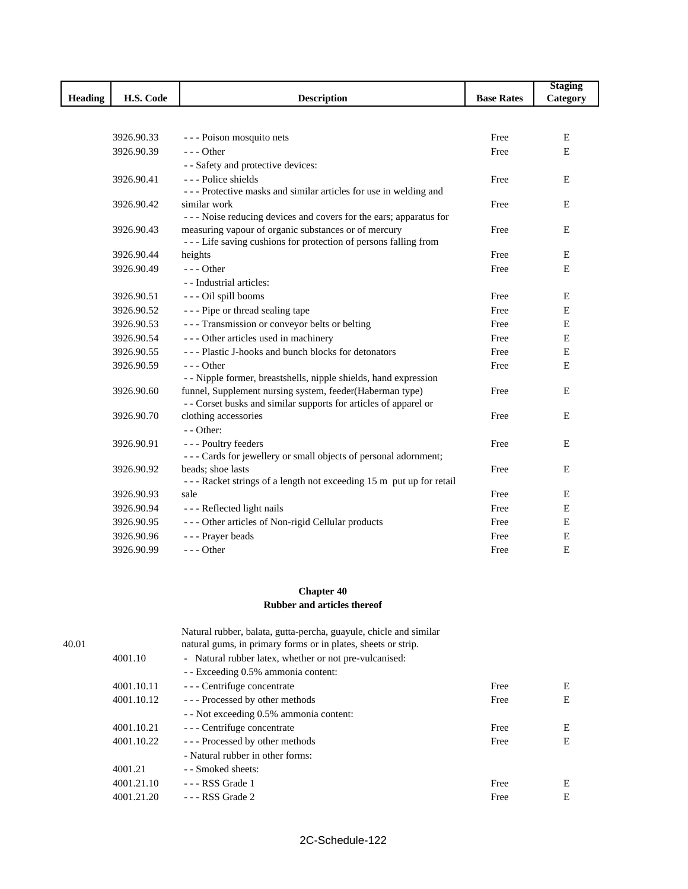| Heading | H.S. Code | Description | Base Rates | Staging Category |
|---|---|---|---|---|
| | 3926.90.33 | - - - Poison mosquito nets | Free | E |
| | 3926.90.39 | - - - Other | Free | E |
| | | - - Safety and protective devices: | | |
| | 3926.90.41 | - - - Police shields | Free | E |
| | 3926.90.42 | - - - Protective masks and similar articles for use in welding and similar work | Free | E |
| | 3926.90.43 | - - - Noise reducing devices and covers for the ears; apparatus for measuring vapour of organic substances or of mercury | Free | E |
| | 3926.90.44 | - - - Life saving cushions for protection of persons falling from heights | Free | E |
| | 3926.90.49 | - - - Other | Free | E |
| | | - - Industrial articles: | | |
| | 3926.90.51 | - - - Oil spill booms | Free | E |
| | 3926.90.52 | - - - Pipe or thread sealing tape | Free | E |
| | 3926.90.53 | - - - Transmission or conveyor belts or belting | Free | E |
| | 3926.90.54 | - - - Other articles used in machinery | Free | E |
| | 3926.90.55 | - - - Plastic J-hooks and bunch blocks for detonators | Free | E |
| | 3926.90.59 | - - - Other | Free | E |
| | 3926.90.60 | - - Nipple former, breastshells, nipple shields, hand expression funnel, Supplement nursing system, feeder(Haberman type) | Free | E |
| | 3926.90.70 | - - Corset busks and similar supports for articles of apparel or clothing accessories | Free | E |
| | | - - Other: | | |
| | 3926.90.91 | - - - Poultry feeders | Free | E |
| | 3926.90.92 | - - - Cards for jewellery or small objects of personal adornment; beads; shoe lasts | Free | E |
| | 3926.90.93 | - - - Racket strings of a length not exceeding 15 m put up for retail sale | Free | E |
| | 3926.90.94 | - - - Reflected light nails | Free | E |
| | 3926.90.95 | - - - Other articles of Non-rigid Cellular products | Free | E |
| | 3926.90.96 | - - - Prayer beads | Free | E |
| | 3926.90.99 | - - - Other | Free | E |

## Chapter 40
## Rubber and articles thereof

| Heading | H.S. Code | Description | Base Rates | Staging Category |
|---|---|---|---|---|
| 40.01 | | Natural rubber, balata, gutta-percha, guayule, chicle and similar natural gums, in primary forms or in plates, sheets or strip. | | |
| | 4001.10 | - Natural rubber latex, whether or not pre-vulcanised: | | |
| | | - - Exceeding 0.5% ammonia content: | | |
| | 4001.10.11 | - - - Centrifuge concentrate | Free | E |
| | 4001.10.12 | - - - Processed by other methods | Free | E |
| | | - - Not exceeding 0.5% ammonia content: | | |
| | 4001.10.21 | - - - Centrifuge concentrate | Free | E |
| | 4001.10.22 | - - - Processed by other methods | Free | E |
| | | - Natural rubber in other forms: | | |
| | 4001.21 | - - Smoked sheets: | | |
| | 4001.21.10 | - - - RSS Grade 1 | Free | E |
| | 4001.21.20 | - - - RSS Grade 2 | Free | E |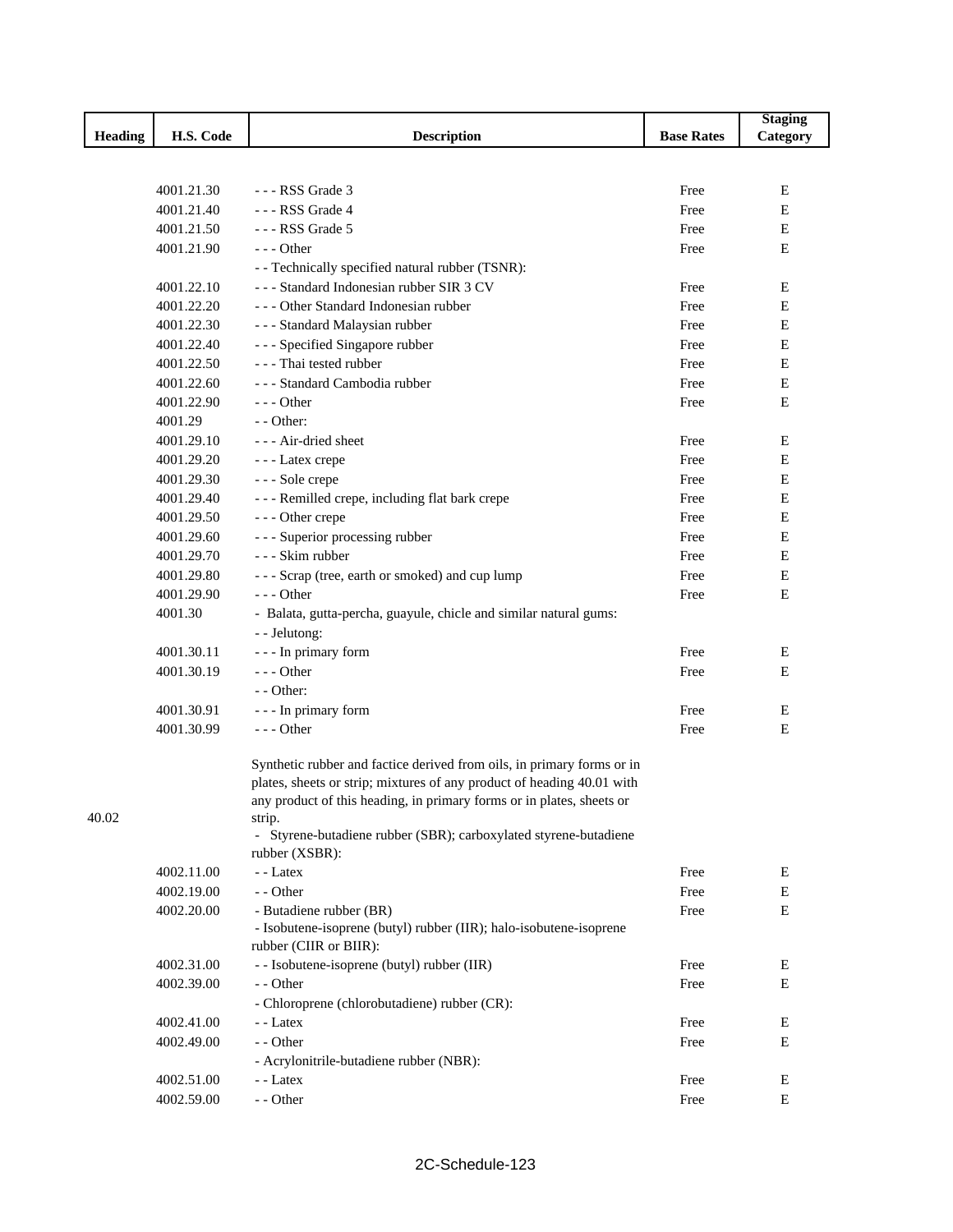| Heading | H.S. Code | Description | Base Rates | Staging Category |
|---|---|---|---|---|
| | 4001.21.30 | - - - RSS Grade 3 | Free | E |
| | 4001.21.40 | - - - RSS Grade 4 | Free | E |
| | 4001.21.50 | - - - RSS Grade 5 | Free | E |
| | 4001.21.90 | - - - Other | Free | E |
| | | - - Technically specified natural rubber (TSNR): | | |
| | 4001.22.10 | - - - Standard Indonesian rubber SIR 3 CV | Free | E |
| | 4001.22.20 | - - - Other Standard Indonesian rubber | Free | E |
| | 4001.22.30 | - - - Standard Malaysian rubber | Free | E |
| | 4001.22.40 | - - - Specified Singapore rubber | Free | E |
| | 4001.22.50 | - - - Thai tested rubber | Free | E |
| | 4001.22.60 | - - - Standard Cambodia rubber | Free | E |
| | 4001.22.90 | - - - Other | Free | E |
| | 4001.29 | - - Other: | | |
| | 4001.29.10 | - - - Air-dried sheet | Free | E |
| | 4001.29.20 | - - - Latex crepe | Free | E |
| | 4001.29.30 | - - - Sole crepe | Free | E |
| | 4001.29.40 | - - - Remilled crepe, including flat bark crepe | Free | E |
| | 4001.29.50 | - - - Other crepe | Free | E |
| | 4001.29.60 | - - - Superior processing rubber | Free | E |
| | 4001.29.70 | - - - Skim rubber | Free | E |
| | 4001.29.80 | - - - Scrap (tree, earth or smoked) and cup lump | Free | E |
| | 4001.29.90 | - - - Other | Free | E |
| | 4001.30 | - Balata, gutta-percha, guayule, chicle and similar natural gums: | | |
| | | - - Jelutong: | | |
| | 4001.30.11 | - - - In primary form | Free | E |
| | 4001.30.19 | - - - Other | Free | E |
| | | - - Other: | | |
| | 4001.30.91 | - - - In primary form | Free | E |
| | 4001.30.99 | - - - Other | Free | E |
| 40.02 | | Synthetic rubber and factice derived from oils, in primary forms or in plates, sheets or strip; mixtures of any product of heading 40.01 with any product of this heading, in primary forms or in plates, sheets or strip. | | |
| | | - Styrene-butadiene rubber (SBR); carboxylated styrene-butadiene rubber (XSBR): | | |
| | 4002.11.00 | - - Latex | Free | E |
| | 4002.19.00 | - - Other | Free | E |
| | 4002.20.00 | - Butadiene rubber (BR) | Free | E |
| | | - Isobutene-isoprene (butyl) rubber (IIR); halo-isobutene-isoprene rubber (CIIR or BIIR): | | |
| | 4002.31.00 | - - Isobutene-isoprene (butyl) rubber (IIR) | Free | E |
| | 4002.39.00 | - - Other | Free | E |
| | | - Chloroprene (chlorobutadiene) rubber (CR): | | |
| | 4002.41.00 | - - Latex | Free | E |
| | 4002.49.00 | - - Other | Free | E |
| | | - Acrylonitrile-butadiene rubber (NBR): | | |
| | 4002.51.00 | - - Latex | Free | E |
| | 4002.59.00 | - - Other | Free | E |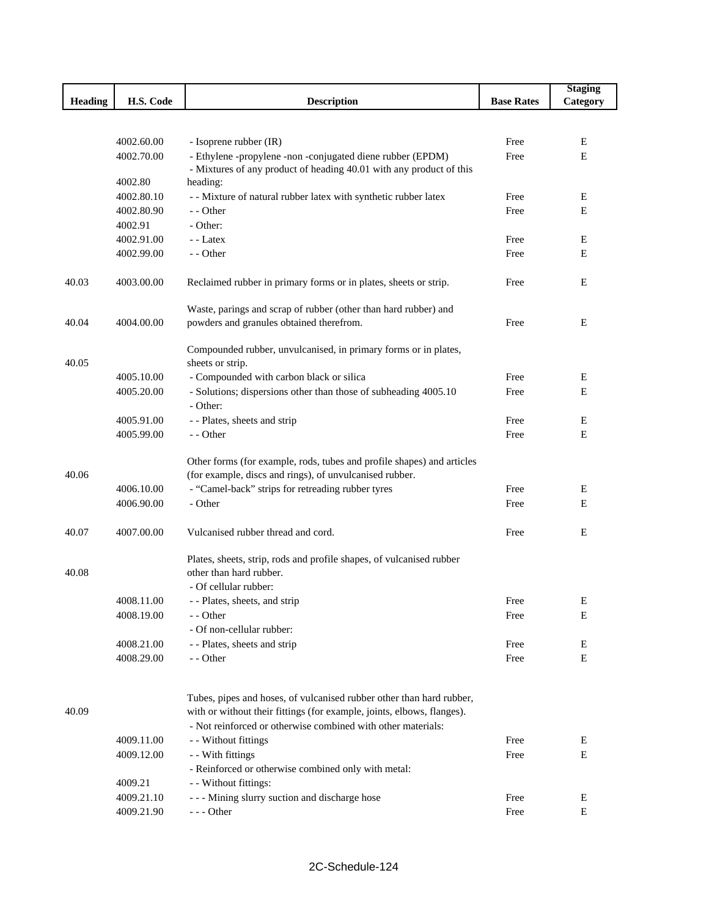| Heading | H.S. Code | Description | Base Rates | Staging Category |
|---|---|---|---|---|
| | 4002.60.00 | - Isoprene rubber (IR) | Free | E |
| | 4002.70.00 | - Ethylene -propylene -non -conjugated diene rubber (EPDM) | Free | E |
| | 4002.80 | - Mixtures of any product of heading 40.01 with any product of this heading: | | |
| | 4002.80.10 | - - Mixture of natural rubber latex with synthetic rubber latex | Free | E |
| | 4002.80.90 | - - Other | Free | E |
| | 4002.91 | - Other: | | |
| | 4002.91.00 | - - Latex | Free | E |
| | 4002.99.00 | - - Other | Free | E |
| 40.03 | 4003.00.00 | Reclaimed rubber in primary forms or in plates, sheets or strip. | Free | E |
| 40.04 | 4004.00.00 | Waste, parings and scrap of rubber (other than hard rubber) and powders and granules obtained therefrom. | Free | E |
| 40.05 | | Compounded rubber, unvulcanised, in primary forms or in plates, sheets or strip. | | |
| | 4005.10.00 | - Compounded with carbon black or silica | Free | E |
| | 4005.20.00 | - Solutions; dispersions other than those of subheading 4005.10 | Free | E |
| | | - Other: | | |
| | 4005.91.00 | - - Plates, sheets and strip | Free | E |
| | 4005.99.00 | - - Other | Free | E |
| 40.06 | | Other forms (for example, rods, tubes and profile shapes) and articles (for example, discs and rings), of unvulcanised rubber. | | |
| | 4006.10.00 | - "Camel-back" strips for retreading rubber tyres | Free | E |
| | 4006.90.00 | - Other | Free | E |
| 40.07 | 4007.00.00 | Vulcanised rubber thread and cord. | Free | E |
| 40.08 | | Plates, sheets, strip, rods and profile shapes, of vulcanised rubber other than hard rubber. | | |
| | | - Of cellular rubber: | | |
| | 4008.11.00 | - - Plates, sheets, and strip | Free | E |
| | 4008.19.00 | - - Other | Free | E |
| | | - Of non-cellular rubber: | | |
| | 4008.21.00 | - - Plates, sheets and strip | Free | E |
| | 4008.29.00 | - - Other | Free | E |
| 40.09 | | Tubes, pipes and hoses, of vulcanised rubber other than hard rubber, with or without their fittings (for example, joints, elbows, flanges). | | |
| | | - Not reinforced or otherwise combined with other materials: | | |
| | 4009.11.00 | - - Without fittings | Free | E |
| | 4009.12.00 | - - With fittings | Free | E |
| | | - Reinforced or otherwise combined only with metal: | | |
| | 4009.21 | - - Without fittings: | | |
| | 4009.21.10 | - - - Mining slurry suction and discharge hose | Free | E |
| | 4009.21.90 | - - - Other | Free | E |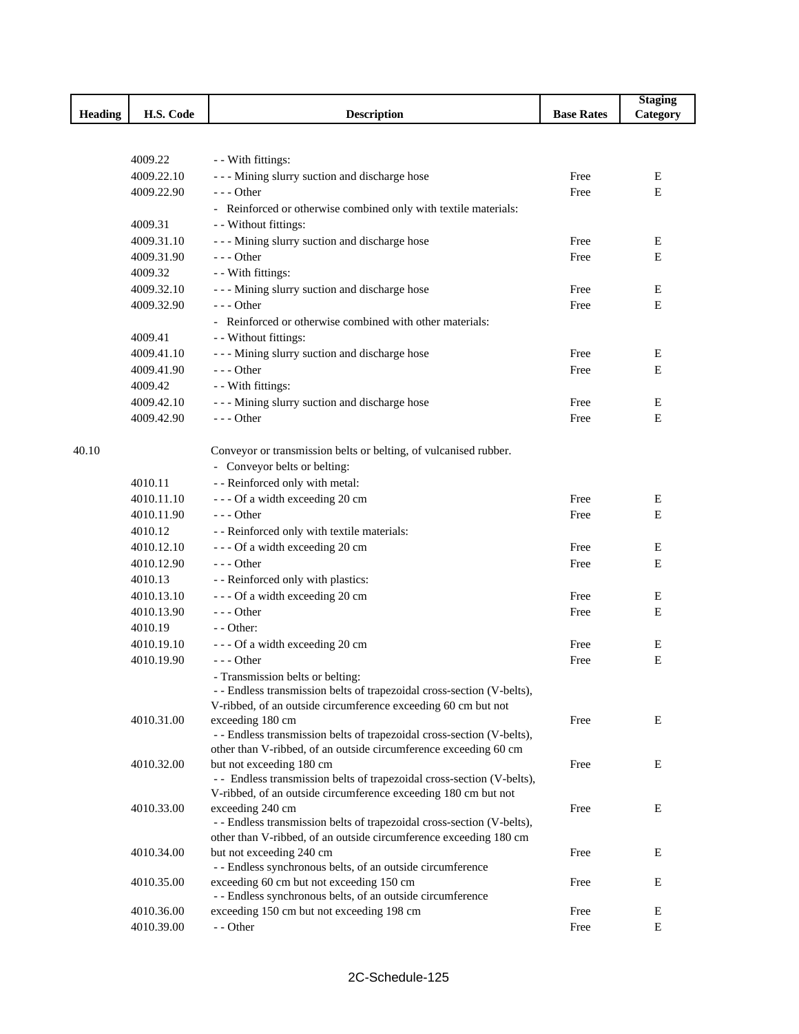| Heading | H.S. Code | Description | Base Rates | Staging Category |
|---|---|---|---|---|
| | 4009.22 | - - With fittings: | | |
| | 4009.22.10 | - - - Mining slurry suction and discharge hose | Free | E |
| | 4009.22.90 | - - - Other | Free | E |
| | | - Reinforced or otherwise combined only with textile materials: | | |
| | 4009.31 | - - Without fittings: | | |
| | 4009.31.10 | - - - Mining slurry suction and discharge hose | Free | E |
| | 4009.31.90 | - - - Other | Free | E |
| | 4009.32 | - - With fittings: | | |
| | 4009.32.10 | - - - Mining slurry suction and discharge hose | Free | E |
| | 4009.32.90 | - - - Other | Free | E |
| | | - Reinforced or otherwise combined with other materials: | | |
| | 4009.41 | - - Without fittings: | | |
| | 4009.41.10 | - - - Mining slurry suction and discharge hose | Free | E |
| | 4009.41.90 | - - - Other | Free | E |
| | 4009.42 | - - With fittings: | | |
| | 4009.42.10 | - - - Mining slurry suction and discharge hose | Free | E |
| | 4009.42.90 | - - - Other | Free | E |
| 40.10 | | Conveyor or transmission belts or belting, of vulcanised rubber. | | |
| | | - Conveyor belts or belting: | | |
| | 4010.11 | - - Reinforced only with metal: | | |
| | 4010.11.10 | - - - Of a width exceeding 20 cm | Free | E |
| | 4010.11.90 | - - - Other | Free | E |
| | 4010.12 | - - Reinforced only with textile materials: | | |
| | 4010.12.10 | - - - Of a width exceeding 20 cm | Free | E |
| | 4010.12.90 | - - - Other | Free | E |
| | 4010.13 | - - Reinforced only with plastics: | | |
| | 4010.13.10 | - - - Of a width exceeding 20 cm | Free | E |
| | 4010.13.90 | - - - Other | Free | E |
| | 4010.19 | - - Other: | | |
| | 4010.19.10 | - - - Of a width exceeding 20 cm | Free | E |
| | 4010.19.90 | - - - Other | Free | E |
| | | - Transmission belts or belting: | | |
| | 4010.31.00 | - - Endless transmission belts of trapezoidal cross-section (V-belts), V-ribbed, of an outside circumference exceeding 60 cm but not exceeding 180 cm | Free | E |
| | 4010.32.00 | - - Endless transmission belts of trapezoidal cross-section (V-belts), other than V-ribbed, of an outside circumference exceeding 60 cm but not exceeding 180 cm | Free | E |
| | 4010.33.00 | - - Endless transmission belts of trapezoidal cross-section (V-belts), V-ribbed, of an outside circumference exceeding 180 cm but not exceeding 240 cm | Free | E |
| | 4010.34.00 | - - Endless transmission belts of trapezoidal cross-section (V-belts), other than V-ribbed, of an outside circumference exceeding 180 cm but not exceeding 240 cm | Free | E |
| | 4010.35.00 | - - Endless synchronous belts, of an outside circumference exceeding 60 cm but not exceeding 150 cm | Free | E |
| | 4010.36.00 | - - Endless synchronous belts, of an outside circumference exceeding 150 cm but not exceeding 198 cm | Free | E |
| | 4010.39.00 | - - Other | Free | E |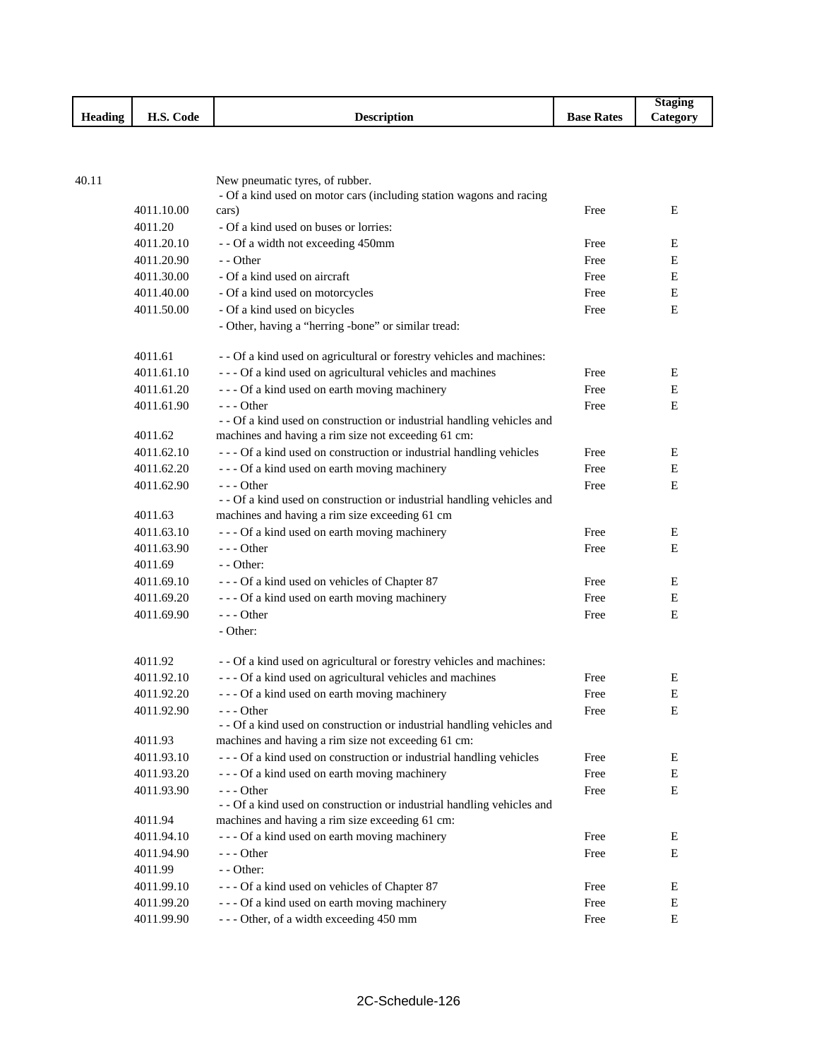| Heading | H.S. Code | Description | Base Rates | Staging Category |
|---|---|---|---|---|
| 40.11 | | New pneumatic tyres, of rubber. | | |
| | 4011.10.00 | - Of a kind used on motor cars (including station wagons and racing cars) | Free | E |
| | 4011.20 | - Of a kind used on buses or lorries: | | |
| | 4011.20.10 | - - Of a width not exceeding 450mm | Free | E |
| | 4011.20.90 | - - Other | Free | E |
| | 4011.30.00 | - Of a kind used on aircraft | Free | E |
| | 4011.40.00 | - Of a kind used on motorcycles | Free | E |
| | 4011.50.00 | - Of a kind used on bicycles | Free | E |
| | | - Other, having a "herring -bone" or similar tread: | | |
| | 4011.61 | - - Of a kind used on agricultural or forestry vehicles and machines: | | |
| | 4011.61.10 | - - - Of a kind used on agricultural vehicles and machines | Free | E |
| | 4011.61.20 | - - - Of a kind used on earth moving machinery | Free | E |
| | 4011.61.90 | - - - Other | Free | E |
| | 4011.62 | - - Of a kind used on construction or industrial handling vehicles and machines and having a rim size not exceeding 61 cm: | | |
| | 4011.62.10 | - - - Of a kind used on construction or industrial handling vehicles | Free | E |
| | 4011.62.20 | - - - Of a kind used on earth moving machinery | Free | E |
| | 4011.62.90 | - - - Other | Free | E |
| | 4011.63 | - - Of a kind used on construction or industrial handling vehicles and machines and having a rim size exceeding 61 cm | | |
| | 4011.63.10 | - - - Of a kind used on earth moving machinery | Free | E |
| | 4011.63.90 | - - - Other | Free | E |
| | 4011.69 | - - Other: | | |
| | 4011.69.10 | - - - Of a kind used on vehicles of Chapter 87 | Free | E |
| | 4011.69.20 | - - - Of a kind used on earth moving machinery | Free | E |
| | 4011.69.90 | - - - Other | Free | E |
| | | - Other: | | |
| | 4011.92 | - - Of a kind used on agricultural or forestry vehicles and machines: | | |
| | 4011.92.10 | - - - Of a kind used on agricultural vehicles and machines | Free | E |
| | 4011.92.20 | - - - Of a kind used on earth moving machinery | Free | E |
| | 4011.92.90 | - - - Other | Free | E |
| | 4011.93 | - - Of a kind used on construction or industrial handling vehicles and machines and having a rim size not exceeding 61 cm: | | |
| | 4011.93.10 | - - - Of a kind used on construction or industrial handling vehicles | Free | E |
| | 4011.93.20 | - - - Of a kind used on earth moving machinery | Free | E |
| | 4011.93.90 | - - - Other | Free | E |
| | 4011.94 | - - Of a kind used on construction or industrial handling vehicles and machines and having a rim size exceeding 61 cm: | | |
| | 4011.94.10 | - - - Of a kind used on earth moving machinery | Free | E |
| | 4011.94.90 | - - - Other | Free | E |
| | 4011.99 | - - Other: | | |
| | 4011.99.10 | - - - Of a kind used on vehicles of Chapter 87 | Free | E |
| | 4011.99.20 | - - - Of a kind used on earth moving machinery | Free | E |
| | 4011.99.90 | - - - Other, of a width exceeding 450 mm | Free | E |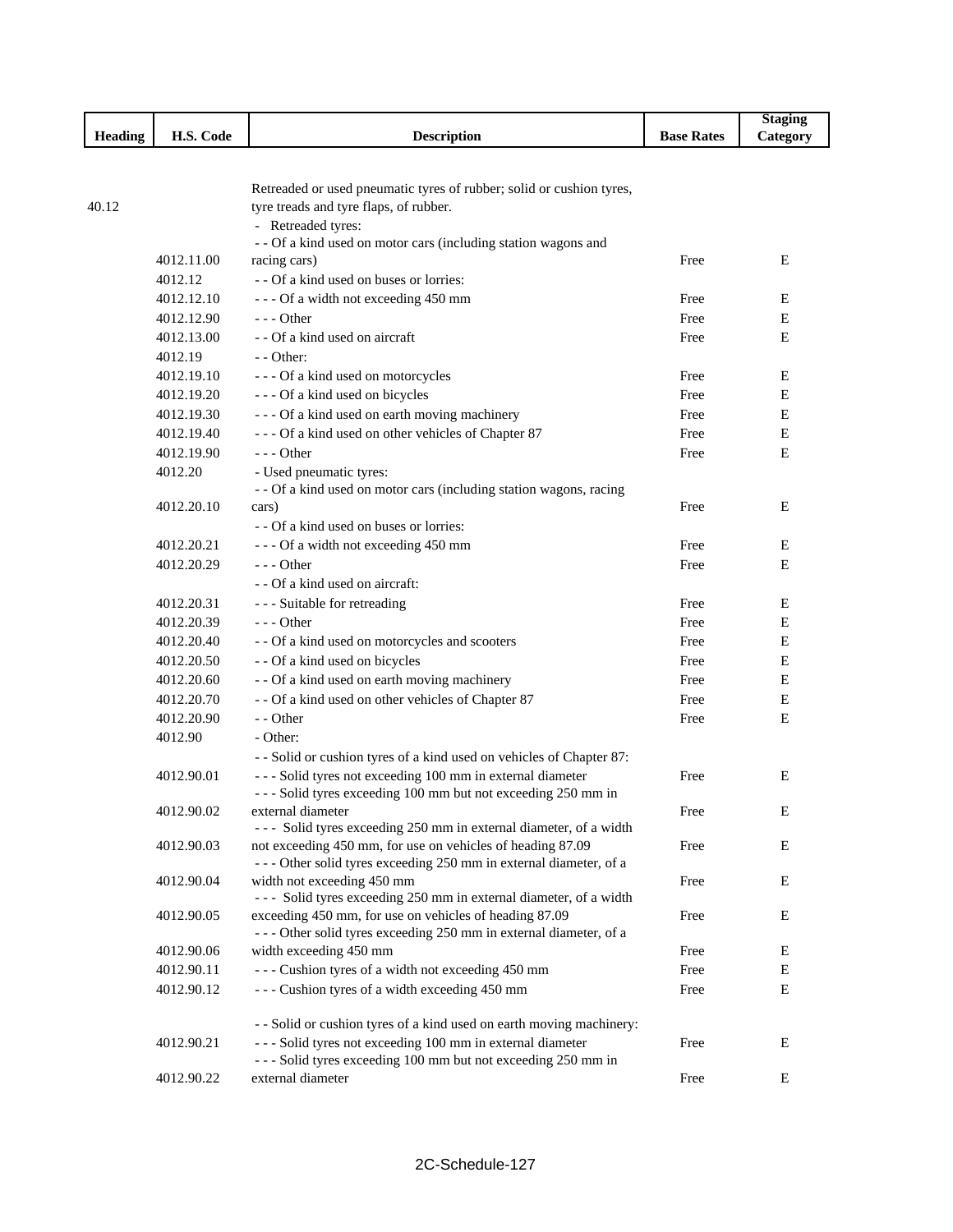| Heading | H.S. Code | Description | Base Rates | Staging Category |
|---|---|---|---|---|
| 40.12 | | Retreaded or used pneumatic tyres of rubber; solid or cushion tyres, tyre treads and tyre flaps, of rubber. | | |
| | | - Retreaded tyres: | | |
| | 4012.11.00 | - - Of a kind used on motor cars (including station wagons and racing cars) | Free | E |
| | 4012.12 | - - Of a kind used on buses or lorries: | | |
| | 4012.12.10 | - - - Of a width not exceeding 450 mm | Free | E |
| | 4012.12.90 | - - - Other | Free | E |
| | 4012.13.00 | - - Of a kind used on aircraft | Free | E |
| | 4012.19 | - - Other: | | |
| | 4012.19.10 | - - - Of a kind used on motorcycles | Free | E |
| | 4012.19.20 | - - - Of a kind used on bicycles | Free | E |
| | 4012.19.30 | - - - Of a kind used on earth moving machinery | Free | E |
| | 4012.19.40 | - - - Of a kind used on other vehicles of Chapter 87 | Free | E |
| | 4012.19.90 | - - - Other | Free | E |
| | 4012.20 | - Used pneumatic tyres: | | |
| | 4012.20.10 | - - Of a kind used on motor cars (including station wagons, racing cars) | Free | E |
| | | - - Of a kind used on buses or lorries: | | |
| | 4012.20.21 | - - - Of a width not exceeding 450 mm | Free | E |
| | 4012.20.29 | - - - Other | Free | E |
| | | - - Of a kind used on aircraft: | | |
| | 4012.20.31 | - - - Suitable for retreading | Free | E |
| | 4012.20.39 | - - - Other | Free | E |
| | 4012.20.40 | - - Of a kind used on motorcycles and scooters | Free | E |
| | 4012.20.50 | - - Of a kind used on bicycles | Free | E |
| | 4012.20.60 | - - Of a kind used on earth moving machinery | Free | E |
| | 4012.20.70 | - - Of a kind used on other vehicles of Chapter 87 | Free | E |
| | 4012.20.90 | - - Other | Free | E |
| | 4012.90 | - Other: | | |
| | | - - Solid or cushion tyres of a kind used on vehicles of Chapter 87: | | |
| | 4012.90.01 | - - - Solid tyres not exceeding 100 mm in external diameter | Free | E |
| | 4012.90.02 | - - - Solid tyres exceeding 100 mm but not exceeding 250 mm in external diameter | Free | E |
| | 4012.90.03 | - - - Solid tyres exceeding 250 mm in external diameter, of a width not exceeding 450 mm, for use on vehicles of heading 87.09 | Free | E |
| | 4012.90.04 | - - - Other solid tyres exceeding 250 mm in external diameter, of a width not exceeding 450 mm | Free | E |
| | 4012.90.05 | - - - Solid tyres exceeding 250 mm in external diameter, of a width exceeding 450 mm, for use on vehicles of heading 87.09 | Free | E |
| | 4012.90.06 | - - - Other solid tyres exceeding 250 mm in external diameter, of a width exceeding 450 mm | Free | E |
| | 4012.90.11 | - - - Cushion tyres of a width not exceeding 450 mm | Free | E |
| | 4012.90.12 | - - - Cushion tyres of a width exceeding 450 mm | Free | E |
| | | - - Solid or cushion tyres of a kind used on earth moving machinery: | | |
| | 4012.90.21 | - - - Solid tyres not exceeding 100 mm in external diameter | Free | E |
| | 4012.90.22 | - - - Solid tyres exceeding 100 mm but not exceeding 250 mm in external diameter | Free | E |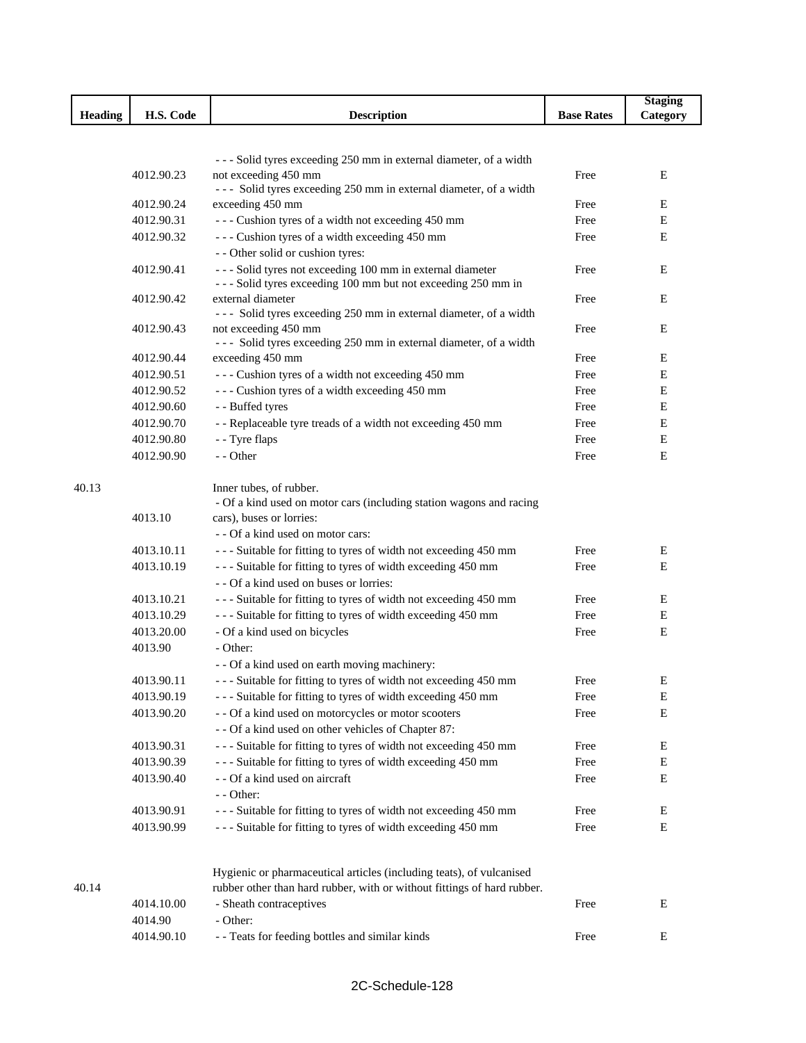| Heading | H.S. Code | Description | Base Rates | Staging Category |
|---|---|---|---|---|
| | 4012.90.23 | - - - Solid tyres exceeding 250 mm in external diameter, of a width not exceeding 450 mm | Free | E |
| | 4012.90.24 | - - - Solid tyres exceeding 250 mm in external diameter, of a width exceeding 450 mm | Free | E |
| | 4012.90.31 | - - - Cushion tyres of a width not exceeding 450 mm | Free | E |
| | 4012.90.32 | - - - Cushion tyres of a width exceeding 450 mm | Free | E |
| | | - - Other solid or cushion tyres: | | |
| | 4012.90.41 | - - - Solid tyres not exceeding 100 mm in external diameter | Free | E |
| | 4012.90.42 | - - - Solid tyres exceeding 100 mm but not exceeding 250 mm in external diameter | Free | E |
| | 4012.90.43 | - - - Solid tyres exceeding 250 mm in external diameter, of a width not exceeding 450 mm | Free | E |
| | 4012.90.44 | - - - Solid tyres exceeding 250 mm in external diameter, of a width exceeding 450 mm | Free | E |
| | 4012.90.51 | - - - Cushion tyres of a width not exceeding 450 mm | Free | E |
| | 4012.90.52 | - - - Cushion tyres of a width exceeding 450 mm | Free | E |
| | 4012.90.60 | - - Buffed tyres | Free | E |
| | 4012.90.70 | - - Replaceable tyre treads of a width not exceeding 450 mm | Free | E |
| | 4012.90.80 | - - Tyre flaps | Free | E |
| | 4012.90.90 | - - Other | Free | E |
| 40.13 | | Inner tubes, of rubber. | | |
| | 4013.10 | - Of a kind used on motor cars (including station wagons and racing cars), buses or lorries: | | |
| | | - - Of a kind used on motor cars: | | |
| | 4013.10.11 | - - - Suitable for fitting to tyres of width not exceeding 450 mm | Free | E |
| | 4013.10.19 | - - - Suitable for fitting to tyres of width exceeding 450 mm | Free | E |
| | | - - Of a kind used on buses or lorries: | | |
| | 4013.10.21 | - - - Suitable for fitting to tyres of width not exceeding 450 mm | Free | E |
| | 4013.10.29 | - - - Suitable for fitting to tyres of width exceeding 450 mm | Free | E |
| | 4013.20.00 | - Of a kind used on bicycles | Free | E |
| | 4013.90 | - Other: | | |
| | | - - Of a kind used on earth moving machinery: | | |
| | 4013.90.11 | - - - Suitable for fitting to tyres of width not exceeding 450 mm | Free | E |
| | 4013.90.19 | - - - Suitable for fitting to tyres of width exceeding 450 mm | Free | E |
| | 4013.90.20 | - - Of a kind used on motorcycles or motor scooters | Free | E |
| | | - - Of a kind used on other vehicles of Chapter 87: | | |
| | 4013.90.31 | - - - Suitable for fitting to tyres of width not exceeding 450 mm | Free | E |
| | 4013.90.39 | - - - Suitable for fitting to tyres of width exceeding 450 mm | Free | E |
| | 4013.90.40 | - - Of a kind used on aircraft | Free | E |
| | | - - Other: | | |
| | 4013.90.91 | - - - Suitable for fitting to tyres of width not exceeding 450 mm | Free | E |
| | 4013.90.99 | - - - Suitable for fitting to tyres of width exceeding 450 mm | Free | E |
| 40.14 | | Hygienic or pharmaceutical articles (including teats), of vulcanised rubber other than hard rubber, with or without fittings of hard rubber. | | |
| | 4014.10.00 | - Sheath contraceptives | Free | E |
| | 4014.90 | - Other: | | |
| | 4014.90.10 | - - Teats for feeding bottles and similar kinds | Free | E |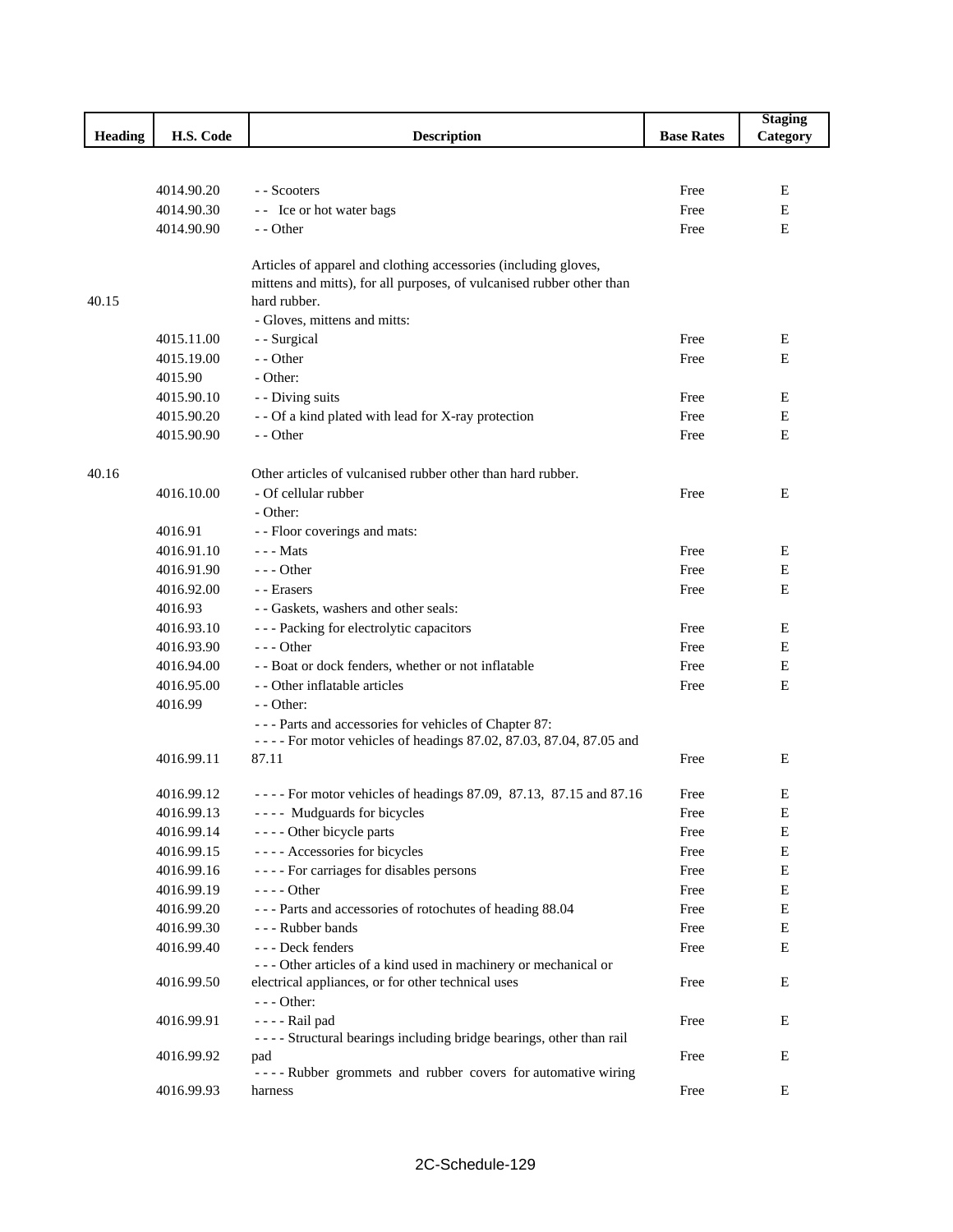| Heading | H.S. Code | Description | Base Rates | Staging Category |
|---|---|---|---|---|
| | 4014.90.20 | - - Scooters | Free | E |
| | 4014.90.30 | - - Ice or hot water bags | Free | E |
| | 4014.90.90 | - - Other | Free | E |
| 40.15 | | Articles of apparel and clothing accessories (including gloves, mittens and mitts), for all purposes, of vulcanised rubber other than hard rubber. | | |
| | | - Gloves, mittens and mitts: | | |
| | 4015.11.00 | - - Surgical | Free | E |
| | 4015.19.00 | - - Other | Free | E |
| | 4015.90 | - Other: | | |
| | 4015.90.10 | - - Diving suits | Free | E |
| | 4015.90.20 | - - Of a kind plated with lead for X-ray protection | Free | E |
| | 4015.90.90 | - - Other | Free | E |
| 40.16 | | Other articles of vulcanised rubber other than hard rubber. | | |
| | 4016.10.00 | - Of cellular rubber | Free | E |
| | | - Other: | | |
| | 4016.91 | - - Floor coverings and mats: | | |
| | 4016.91.10 | - - - Mats | Free | E |
| | 4016.91.90 | - - - Other | Free | E |
| | 4016.92.00 | - - Erasers | Free | E |
| | 4016.93 | - - Gaskets, washers and other seals: | | |
| | 4016.93.10 | - - - Packing for electrolytic capacitors | Free | E |
| | 4016.93.90 | - - - Other | Free | E |
| | 4016.94.00 | - - Boat or dock fenders, whether or not inflatable | Free | E |
| | 4016.95.00 | - - Other inflatable articles | Free | E |
| | 4016.99 | - - Other: | | |
| | | - - - Parts and accessories for vehicles of Chapter 87: | | |
| | 4016.99.11 | - - - - For motor vehicles of headings 87.02, 87.03, 87.04, 87.05 and 87.11 | Free | E |
| | 4016.99.12 | - - - - For motor vehicles of headings 87.09, 87.13, 87.15 and 87.16 | Free | E |
| | 4016.99.13 | - - - - Mudguards for bicycles | Free | E |
| | 4016.99.14 | - - - - Other bicycle parts | Free | E |
| | 4016.99.15 | - - - - Accessories for bicycles | Free | E |
| | 4016.99.16 | - - - - For carriages for disables persons | Free | E |
| | 4016.99.19 | - - - - Other | Free | E |
| | 4016.99.20 | - - - Parts and accessories of rotochutes of heading 88.04 | Free | E |
| | 4016.99.30 | - - - Rubber bands | Free | E |
| | 4016.99.40 | - - - Deck fenders | Free | E |
| | 4016.99.50 | - - - Other articles of a kind used in machinery or mechanical or electrical appliances, or for other technical uses | Free | E |
| | | - - - Other: | | |
| | 4016.99.91 | - - - - Rail pad | Free | E |
| | 4016.99.92 | - - - - Structural bearings including bridge bearings, other than rail pad | Free | E |
| | 4016.99.93 | - - - - Rubber grommets and rubber covers for automative wiring harness | Free | E |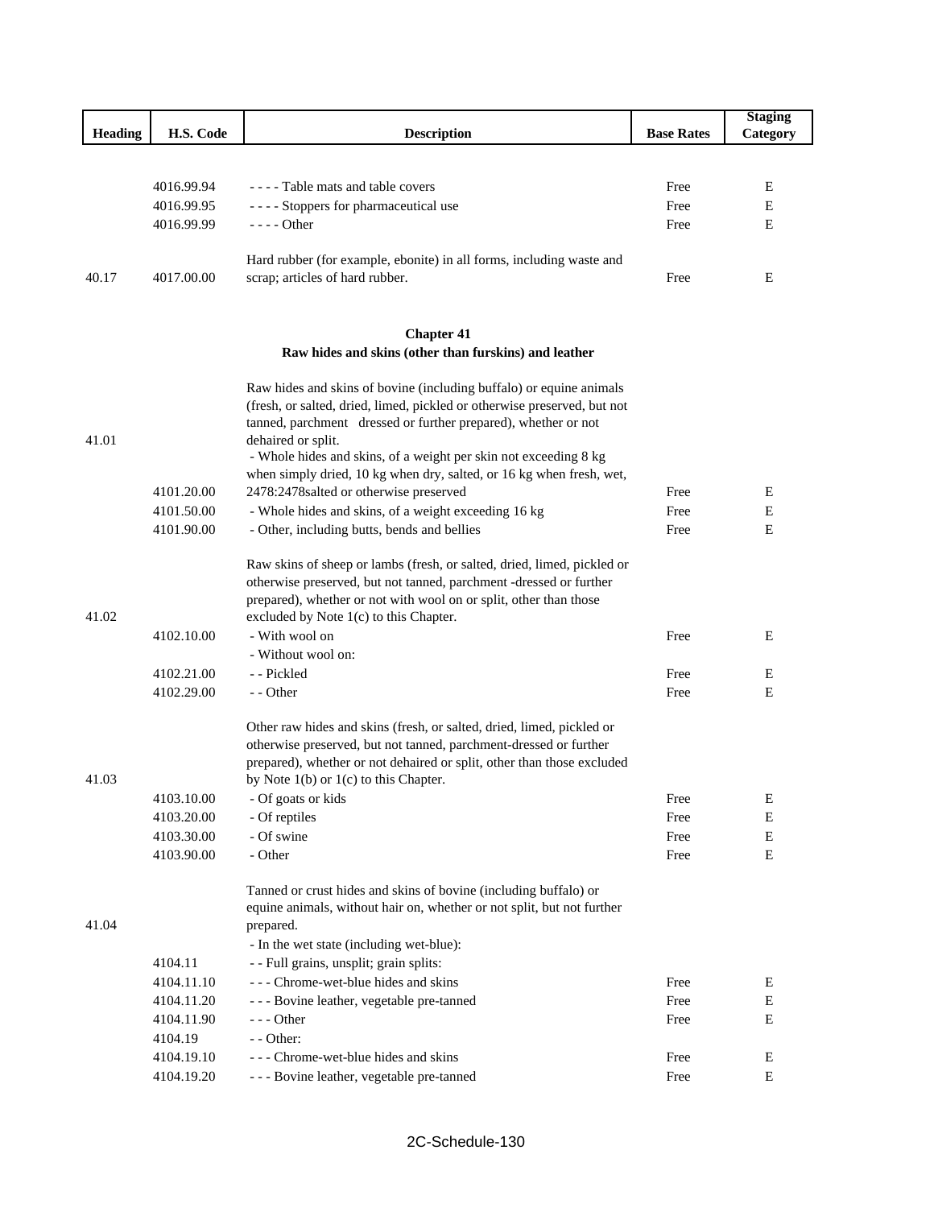| Heading | H.S. Code | Description | Base Rates | Staging Category |
|---|---|---|---|---|
| | 4016.99.94 | - - - - Table mats and table covers | Free | E |
| | 4016.99.95 | - - - - Stoppers for pharmaceutical use | Free | E |
| | 4016.99.99 | - - - - Other | Free | E |
| 40.17 | 4017.00.00 | Hard rubber (for example, ebonite) in all forms, including waste and scrap; articles of hard rubber. | Free | E |

## Chapter 41

### Raw hides and skins (other than furskins) and leather

| Heading | H.S. Code | Description | Base Rates | Staging Category |
|---|---|---|---|---|
| 41.01 | | Raw hides and skins of bovine (including buffalo) or equine animals (fresh, or salted, dried, limed, pickled or otherwise preserved, but not tanned, parchment dressed or further prepared), whether or not dehaired or split. | | |
| | 4101.20.00 | - Whole hides and skins, of a weight per skin not exceeding 8 kg when simply dried, 10 kg when dry, salted, or 16 kg when fresh, wet, 2478:2478salted or otherwise preserved | Free | E |
| | 4101.50.00 | - Whole hides and skins, of a weight exceeding 16 kg | Free | E |
| | 4101.90.00 | - Other, including butts, bends and bellies | Free | E |
| 41.02 | | Raw skins of sheep or lambs (fresh, or salted, dried, limed, pickled or otherwise preserved, but not tanned, parchment -dressed or further prepared), whether or not with wool on or split, other than those excluded by Note 1(c) to this Chapter. | | |
| | 4102.10.00 | - With wool on | Free | E |
| | | - Without wool on: | | |
| | 4102.21.00 | - - Pickled | Free | E |
| | 4102.29.00 | - - Other | Free | E |
| 41.03 | | Other raw hides and skins (fresh, or salted, dried, limed, pickled or otherwise preserved, but not tanned, parchment-dressed or further prepared), whether or not dehaired or split, other than those excluded by Note 1(b) or 1(c) to this Chapter. | | |
| | 4103.10.00 | - Of goats or kids | Free | E |
| | 4103.20.00 | - Of reptiles | Free | E |
| | 4103.30.00 | - Of swine | Free | E |
| | 4103.90.00 | - Other | Free | E |
| 41.04 | | Tanned or crust hides and skins of bovine (including buffalo) or equine animals, without hair on, whether or not split, but not further prepared. | | |
| | | - In the wet state (including wet-blue): | | |
| | 4104.11 | - - Full grains, unsplit; grain splits: | | |
| | 4104.11.10 | - - - Chrome-wet-blue hides and skins | Free | E |
| | 4104.11.20 | - - - Bovine leather, vegetable pre-tanned | Free | E |
| | 4104.11.90 | - - - Other | Free | E |
| | 4104.19 | - - Other: | | |
| | 4104.19.10 | - - - Chrome-wet-blue hides and skins | Free | E |
| | 4104.19.20 | - - - Bovine leather, vegetable pre-tanned | Free | E |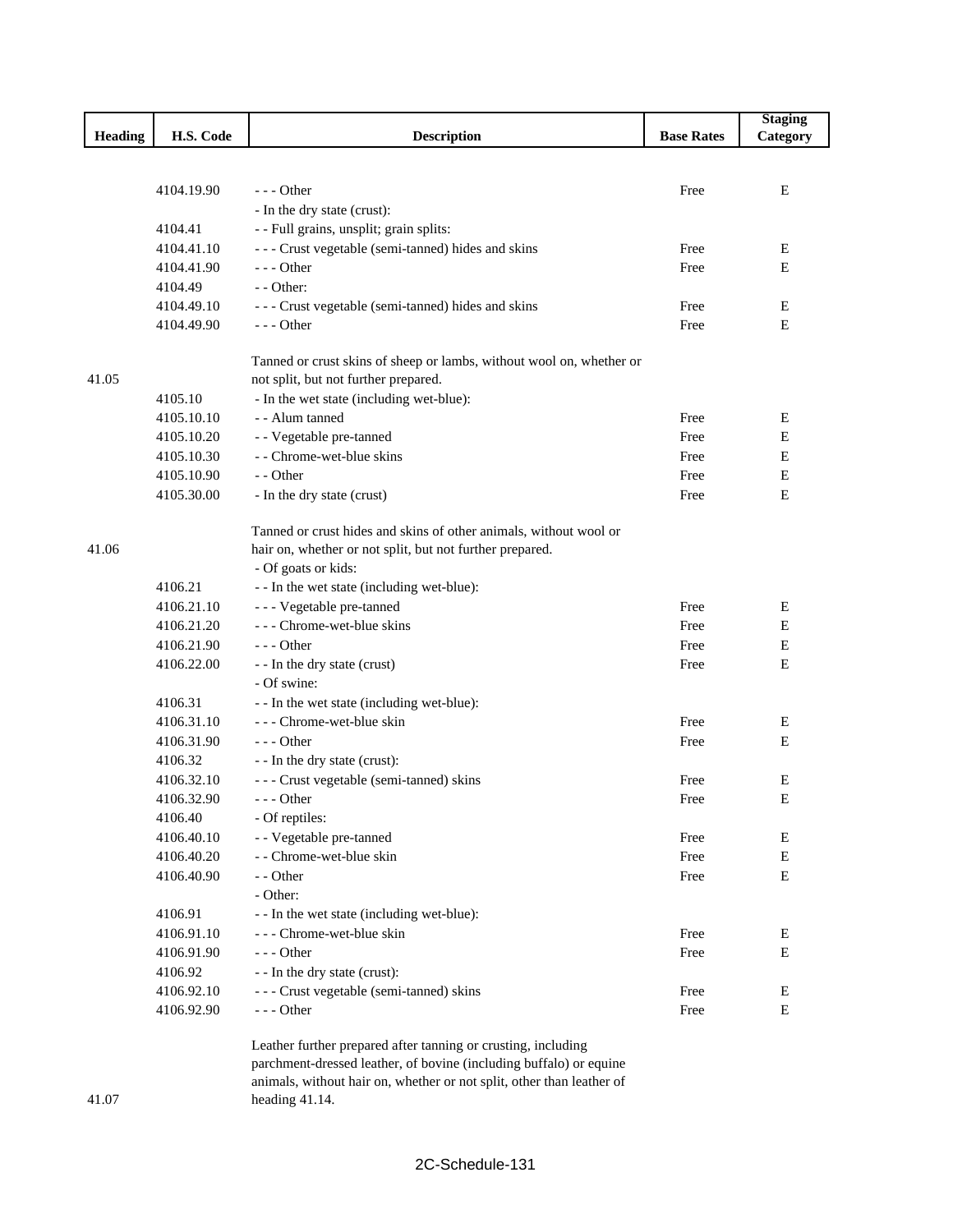| Heading | H.S. Code | Description | Base Rates | Staging Category |
|---|---|---|---|---|
| | 4104.19.90 | - - - Other | Free | E |
| | | - In the dry state (crust): | | |
| | 4104.41 | - - Full grains, unsplit; grain splits: | | |
| | 4104.41.10 | - - - Crust vegetable (semi-tanned) hides and skins | Free | E |
| | 4104.41.90 | - - - Other | Free | E |
| | 4104.49 | - - Other: | | |
| | 4104.49.10 | - - - Crust vegetable (semi-tanned) hides and skins | Free | E |
| | 4104.49.90 | - - - Other | Free | E |
| 41.05 | | Tanned or crust skins of sheep or lambs, without wool on, whether or not split, but not further prepared. | | |
| | 4105.10 | - In the wet state (including wet-blue): | | |
| | 4105.10.10 | - - Alum tanned | Free | E |
| | 4105.10.20 | - - Vegetable pre-tanned | Free | E |
| | 4105.10.30 | - - Chrome-wet-blue skins | Free | E |
| | 4105.10.90 | - - Other | Free | E |
| | 4105.30.00 | - In the dry state (crust) | Free | E |
| 41.06 | | Tanned or crust hides and skins of other animals, without wool or hair on, whether or not split, but not further prepared. | | |
| | | - Of goats or kids: | | |
| | 4106.21 | - - In the wet state (including wet-blue): | | |
| | 4106.21.10 | - - - Vegetable pre-tanned | Free | E |
| | 4106.21.20 | - - - Chrome-wet-blue skins | Free | E |
| | 4106.21.90 | - - - Other | Free | E |
| | 4106.22.00 | - - In the dry state (crust) | Free | E |
| | | - Of swine: | | |
| | 4106.31 | - - In the wet state (including wet-blue): | | |
| | 4106.31.10 | - - - Chrome-wet-blue skin | Free | E |
| | 4106.31.90 | - - - Other | Free | E |
| | 4106.32 | - - In the dry state (crust): | | |
| | 4106.32.10 | - - - Crust vegetable (semi-tanned) skins | Free | E |
| | 4106.32.90 | - - - Other | Free | E |
| | 4106.40 | - Of reptiles: | | |
| | 4106.40.10 | - - Vegetable pre-tanned | Free | E |
| | 4106.40.20 | - - Chrome-wet-blue skin | Free | E |
| | 4106.40.90 | - - Other | Free | E |
| | | - Other: | | |
| | 4106.91 | - - In the wet state (including wet-blue): | | |
| | 4106.91.10 | - - - Chrome-wet-blue skin | Free | E |
| | 4106.91.90 | - - - Other | Free | E |
| | 4106.92 | - - In the dry state (crust): | | |
| | 4106.92.10 | - - - Crust vegetable (semi-tanned) skins | Free | E |
| | 4106.92.90 | - - - Other | Free | E |
| 41.07 | | Leather further prepared after tanning or crusting, including parchment-dressed leather, of bovine (including buffalo) or equine animals, without hair on, whether or not split, other than leather of heading 41.14. | | |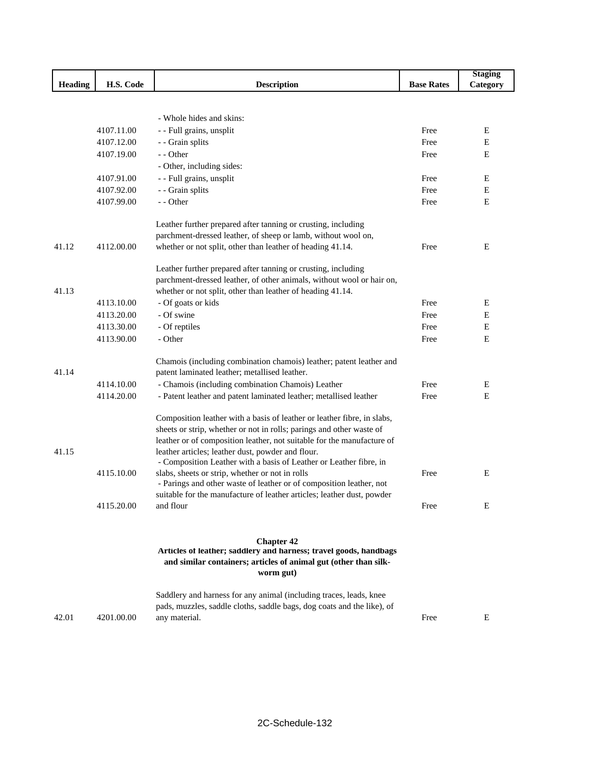| Heading | H.S. Code | Description | Base Rates | Staging Category |
|---|---|---|---|---|
| | | - Whole hides and skins: | | |
| | 4107.11.00 | - - Full grains, unsplit | Free | E |
| | 4107.12.00 | - - Grain splits | Free | E |
| | 4107.19.00 | - - Other | Free | E |
| | | - Other, including sides: | | |
| | 4107.91.00 | - - Full grains, unsplit | Free | E |
| | 4107.92.00 | - - Grain splits | Free | E |
| | 4107.99.00 | - - Other | Free | E |
| 41.12 | 4112.00.00 | Leather further prepared after tanning or crusting, including parchment-dressed leather, of sheep or lamb, without wool on, whether or not split, other than leather of heading 41.14. | Free | E |
| 41.13 | | Leather further prepared after tanning or crusting, including parchment-dressed leather, of other animals, without wool or hair on, whether or not split, other than leather of heading 41.14. | | |
| | 4113.10.00 | - Of goats or kids | Free | E |
| | 4113.20.00 | - Of swine | Free | E |
| | 4113.30.00 | - Of reptiles | Free | E |
| | 4113.90.00 | - Other | Free | E |
| 41.14 | | Chamois (including combination chamois) leather; patent leather and patent laminated leather; metallised leather. | | |
| | 4114.10.00 | - Chamois (including combination Chamois) Leather | Free | E |
| | 4114.20.00 | - Patent leather and patent laminated leather; metallised leather | Free | E |
| 41.15 | | Composition leather with a basis of leather or leather fibre, in slabs, sheets or strip, whether or not in rolls; parings and other waste of leather or of composition leather, not suitable for the manufacture of leather articles; leather dust, powder and flour. | | |
| | 4115.10.00 | - Composition Leather with a basis of Leather or Leather fibre, in slabs, sheets or strip, whether or not in rolls | Free | E |
| | 4115.20.00 | - Parings and other waste of leather or of composition leather, not suitable for the manufacture of leather articles; leather dust, powder and flour | Free | E |

## Chapter 42

### Articles of leather; saddlery and harness; travel goods, handbags and similar containers; articles of animal gut (other than silk-worm gut)

| Heading | H.S. Code | Description | Base Rates | Staging Category |
|---|---|---|---|---|
| 42.01 | 4201.00.00 | Saddlery and harness for any animal (including traces, leads, knee pads, muzzles, saddle cloths, saddle bags, dog coats and the like), of any material. | Free | E |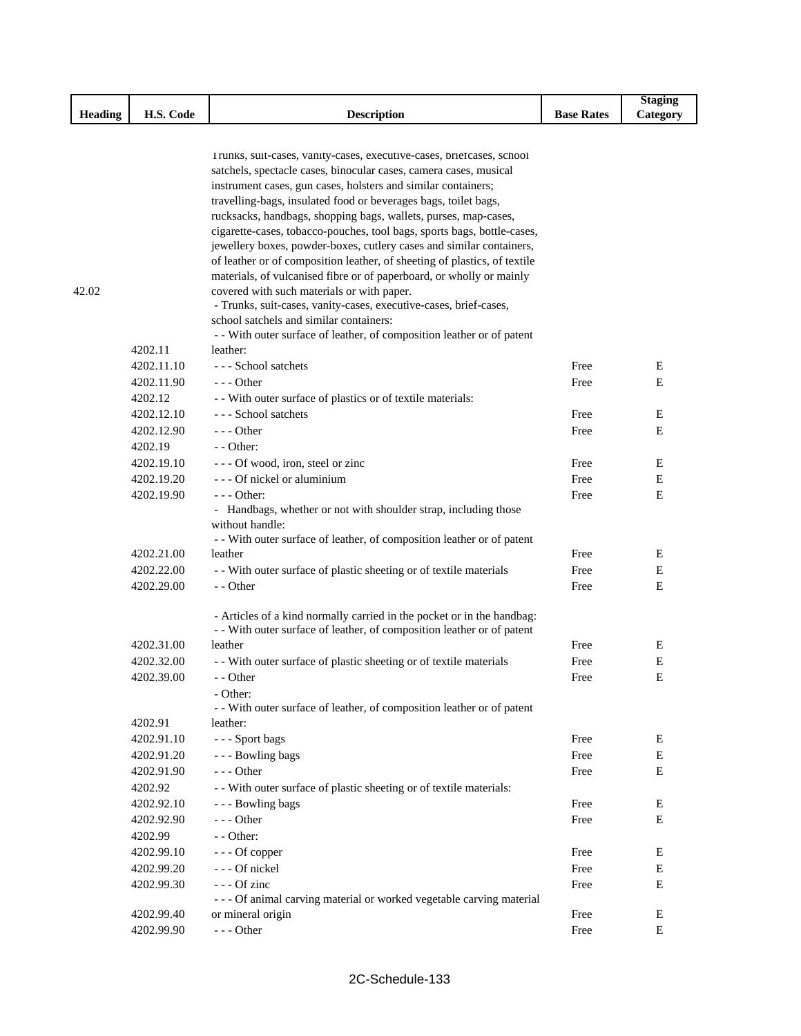| Heading | H.S. Code | Description | Base Rates | Staging Category |
|---|---|---|---|---|
| 42.02 | | Trunks, suit-cases, vanity-cases, executive-cases, briefcases, school satchels, spectacle cases, binocular cases, camera cases, musical instrument cases, gun cases, holsters and similar containers; travelling-bags, insulated food or beverages bags, toilet bags, rucksacks, handbags, shopping bags, wallets, purses, map-cases, cigarette-cases, tobacco-pouches, tool bags, sports bags, bottle-cases, jewellery boxes, powder-boxes, cutlery cases and similar containers, of leather or of composition leather, of sheeting of plastics, of textile materials, of vulcanised fibre or of paperboard, or wholly or mainly covered with such materials or with paper. | | |
| | | - Trunks, suit-cases, vanity-cases, executive-cases, brief-cases, school satchels and similar containers: | | |
| | 4202.11 | - - With outer surface of leather, of composition leather or of patent leather: | | |
| | 4202.11.10 | - - - School satchets | Free | E |
| | 4202.11.90 | - - - Other | Free | E |
| | 4202.12 | - - With outer surface of plastics or of textile materials: | | |
| | 4202.12.10 | - - - School satchets | Free | E |
| | 4202.12.90 | - - - Other | Free | E |
| | 4202.19 | - - Other: | | |
| | 4202.19.10 | - - - Of wood, iron, steel or zinc | Free | E |
| | 4202.19.20 | - - - Of nickel or aluminium | Free | E |
| | 4202.19.90 | - - - Other: | Free | E |
| | | - Handbags, whether or not with shoulder strap, including those without handle: | | |
| | 4202.21.00 | - - With outer surface of leather, of composition leather or of patent leather | Free | E |
| | 4202.22.00 | - - With outer surface of plastic sheeting or of textile materials | Free | E |
| | 4202.29.00 | - - Other | Free | E |
| | | - Articles of a kind normally carried in the pocket or in the handbag: | | |
| | 4202.31.00 | - - With outer surface of leather, of composition leather or of patent leather | Free | E |
| | 4202.32.00 | - - With outer surface of plastic sheeting or of textile materials | Free | E |
| | 4202.39.00 | - - Other | Free | E |
| | | - Other: | | |
| | 4202.91 | - - With outer surface of leather, of composition leather or of patent leather: | | |
| | 4202.91.10 | - - - Sport bags | Free | E |
| | 4202.91.20 | - - - Bowling bags | Free | E |
| | 4202.91.90 | - - - Other | Free | E |
| | 4202.92 | - - With outer surface of plastic sheeting or of textile materials: | | |
| | 4202.92.10 | - - - Bowling bags | Free | E |
| | 4202.92.90 | - - - Other | Free | E |
| | 4202.99 | - - Other: | | |
| | 4202.99.10 | - - - Of copper | Free | E |
| | 4202.99.20 | - - - Of nickel | Free | E |
| | 4202.99.30 | - - - Of zinc | Free | E |
| | 4202.99.40 | - - - Of animal carving material or worked vegetable carving material or mineral origin | Free | E |
| | 4202.99.90 | - - - Other | Free | E |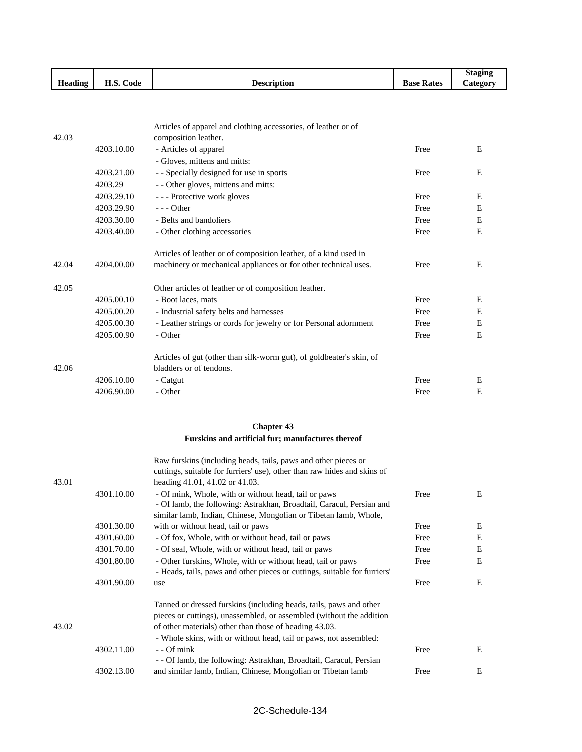| Heading | H.S. Code | Description | Base Rates | Staging Category |
|---|---|---|---|---|
| 42.03 | | Articles of apparel and clothing accessories, of leather or of composition leather. | | |
| | 4203.10.00 | - Articles of apparel | Free | E |
| | | - Gloves, mittens and mitts: | | |
| | 4203.21.00 | - - Specially designed for use in sports | Free | E |
| | 4203.29 | - - Other gloves, mittens and mitts: | | |
| | 4203.29.10 | - - - Protective work gloves | Free | E |
| | 4203.29.90 | - - - Other | Free | E |
| | 4203.30.00 | - Belts and bandoliers | Free | E |
| | 4203.40.00 | - Other clothing accessories | Free | E |
| 42.04 | 4204.00.00 | Articles of leather or of composition leather, of a kind used in machinery or mechanical appliances or for other technical uses. | Free | E |
| 42.05 | | Other articles of leather or of composition leather. | | |
| | 4205.00.10 | - Boot laces, mats | Free | E |
| | 4205.00.20 | - Industrial safety belts and harnesses | Free | E |
| | 4205.00.30 | - Leather strings or cords for jewelry or for Personal adornment | Free | E |
| | 4205.00.90 | - Other | Free | E |
| 42.06 | | Articles of gut (other than silk-worm gut), of goldbeater's skin, of bladders or of tendons. | | |
| | 4206.10.00 | - Catgut | Free | E |
| | 4206.90.00 | - Other | Free | E |

## Chapter 43

### Furskins and artificial fur; manufactures thereof

| Heading | H.S. Code | Description | Base Rates | Staging Category |
|---|---|---|---|---|
| 43.01 | | Raw furskins (including heads, tails, paws and other pieces or cuttings, suitable for furriers' use), other than raw hides and skins of heading 41.01, 41.02 or 41.03. | | |
| | 4301.10.00 | - Of mink, Whole, with or without head, tail or paws | Free | E |
| | 4301.30.00 | - Of lamb, the following: Astrakhan, Broadtail, Caracul, Persian and similar lamb, Indian, Chinese, Mongolian or Tibetan lamb, Whole, with or without head, tail or paws | Free | E |
| | 4301.60.00 | - Of fox, Whole, with or without head, tail or paws | Free | E |
| | 4301.70.00 | - Of seal, Whole, with or without head, tail or paws | Free | E |
| | 4301.80.00 | - Other furskins, Whole, with or without head, tail or paws | Free | E |
| | 4301.90.00 | - Heads, tails, paws and other pieces or cuttings, suitable for furriers' use | Free | E |
| 43.02 | | Tanned or dressed furskins (including heads, tails, paws and other pieces or cuttings), unassembled, or assembled (without the addition of other materials) other than those of heading 43.03. | | |
| | | - Whole skins, with or without head, tail or paws, not assembled: | | |
| | 4302.11.00 | - - Of mink | Free | E |
| | 4302.13.00 | - - Of lamb, the following: Astrakhan, Broadtail, Caracul, Persian and similar lamb, Indian, Chinese, Mongolian or Tibetan lamb | Free | E |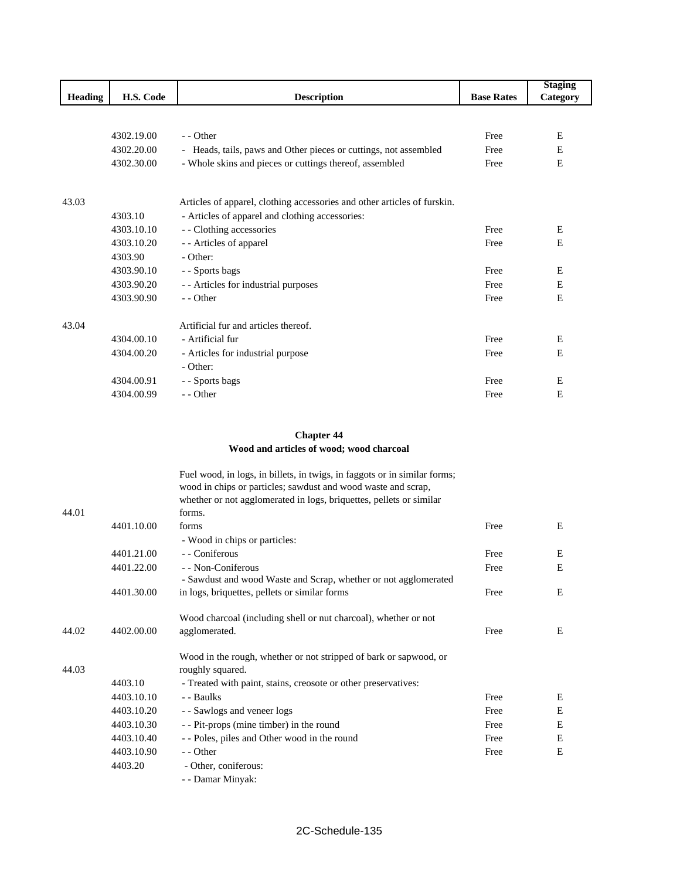| Heading | H.S. Code | Description | Base Rates | Staging Category |
|---|---|---|---|---|
| | 4302.19.00 | - - Other | Free | E |
| | 4302.20.00 | - Heads, tails, paws and Other pieces or cuttings, not assembled | Free | E |
| | 4302.30.00 | - Whole skins and pieces or cuttings thereof, assembled | Free | E |
| 43.03 | | Articles of apparel, clothing accessories and other articles of furskin. | | |
| | 4303.10 | - Articles of apparel and clothing accessories: | | |
| | 4303.10.10 | - - Clothing accessories | Free | E |
| | 4303.10.20 | - - Articles of apparel | Free | E |
| | 4303.90 | - Other: | | |
| | 4303.90.10 | - - Sports bags | Free | E |
| | 4303.90.20 | - - Articles for industrial purposes | Free | E |
| | 4303.90.90 | - - Other | Free | E |
| 43.04 | | Artificial fur and articles thereof. | | |
| | 4304.00.10 | - Artificial fur | Free | E |
| | 4304.00.20 | - Articles for industrial purpose | Free | E |
| | | - Other: | | |
| | 4304.00.91 | - - Sports bags | Free | E |
| | 4304.00.99 | - - Other | Free | E |

**Chapter 44**
**Wood and articles of wood; wood charcoal**

| Heading | H.S. Code | Description | Base Rates | Staging Category |
|---|---|---|---|---|
| 44.01 | | Fuel wood, in logs, in billets, in twigs, in faggots or in similar forms; wood in chips or particles; sawdust and wood waste and scrap, whether or not agglomerated in logs, briquettes, pellets or similar forms. | | |
| | 4401.10.00 | forms | Free | E |
| | | - Wood in chips or particles: | | |
| | 4401.21.00 | - - Coniferous | Free | E |
| | 4401.22.00 | - - Non-Coniferous | Free | E |
| | 4401.30.00 | - Sawdust and wood Waste and Scrap, whether or not agglomerated in logs, briquettes, pellets or similar forms | Free | E |
| 44.02 | 4402.00.00 | Wood charcoal (including shell or nut charcoal), whether or not agglomerated. | Free | E |
| 44.03 | | Wood in the rough, whether or not stripped of bark or sapwood, or roughly squared. | | |
| | 4403.10 | - Treated with paint, stains, creosote or other preservatives: | | |
| | 4403.10.10 | - - Baulks | Free | E |
| | 4403.10.20 | - - Sawlogs and veneer logs | Free | E |
| | 4403.10.30 | - - Pit-props (mine timber) in the round | Free | E |
| | 4403.10.40 | - - Poles, piles and Other wood in the round | Free | E |
| | 4403.10.90 | - - Other | Free | E |
| | 4403.20 | - Other, coniferous: | | |
| | | - - Damar Minyak: | | |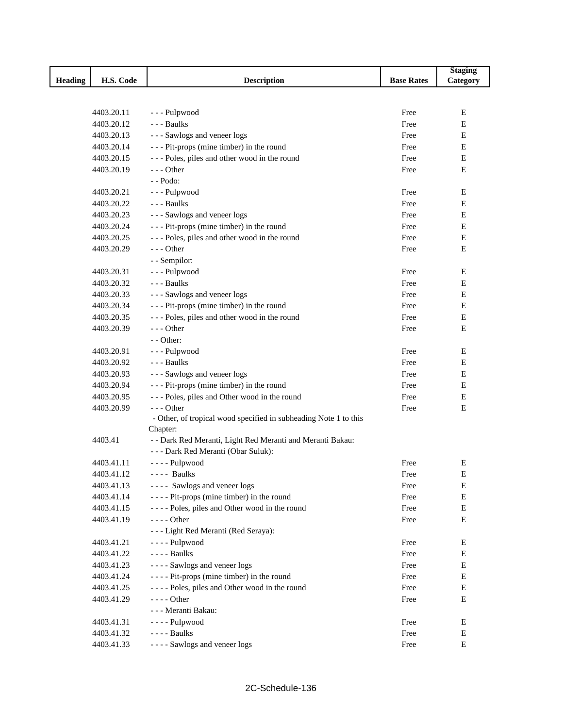| Heading | H.S. Code | Description | Base Rates | Staging Category |
|---|---|---|---|---|
| | 4403.20.11 | - - - Pulpwood | Free | E |
| | 4403.20.12 | - - - Baulks | Free | E |
| | 4403.20.13 | - - - Sawlogs and veneer logs | Free | E |
| | 4403.20.14 | - - - Pit-props (mine timber) in the round | Free | E |
| | 4403.20.15 | - - - Poles, piles and other wood in the round | Free | E |
| | 4403.20.19 | - - - Other | Free | E |
| | | - - Podo: | | |
| | 4403.20.21 | - - - Pulpwood | Free | E |
| | 4403.20.22 | - - - Baulks | Free | E |
| | 4403.20.23 | - - - Sawlogs and veneer logs | Free | E |
| | 4403.20.24 | - - - Pit-props (mine timber) in the round | Free | E |
| | 4403.20.25 | - - - Poles, piles and other wood in the round | Free | E |
| | 4403.20.29 | - - - Other | Free | E |
| | | - - Sempilor: | | |
| | 4403.20.31 | - - - Pulpwood | Free | E |
| | 4403.20.32 | - - - Baulks | Free | E |
| | 4403.20.33 | - - - Sawlogs and veneer logs | Free | E |
| | 4403.20.34 | - - - Pit-props (mine timber) in the round | Free | E |
| | 4403.20.35 | - - - Poles, piles and other wood in the round | Free | E |
| | 4403.20.39 | - - - Other | Free | E |
| | | - - Other: | | |
| | 4403.20.91 | - - - Pulpwood | Free | E |
| | 4403.20.92 | - - - Baulks | Free | E |
| | 4403.20.93 | - - - Sawlogs and veneer logs | Free | E |
| | 4403.20.94 | - - - Pit-props (mine timber) in the round | Free | E |
| | 4403.20.95 | - - - Poles, piles and Other wood in the round | Free | E |
| | 4403.20.99 | - - - Other | Free | E |
| | | - Other, of tropical wood specified in subheading Note 1 to this Chapter: | | |
| | 4403.41 | - - Dark Red Meranti, Light Red Meranti and Meranti Bakau: | | |
| | | - - - Dark Red Meranti (Obar Suluk): | | |
| | 4403.41.11 | - - - - Pulpwood | Free | E |
| | 4403.41.12 | - - - - Baulks | Free | E |
| | 4403.41.13 | - - - - Sawlogs and veneer logs | Free | E |
| | 4403.41.14 | - - - - Pit-props (mine timber) in the round | Free | E |
| | 4403.41.15 | - - - - Poles, piles and Other wood in the round | Free | E |
| | 4403.41.19 | - - - - Other | Free | E |
| | | - - - Light Red Meranti (Red Seraya): | | |
| | 4403.41.21 | - - - - Pulpwood | Free | E |
| | 4403.41.22 | - - - - Baulks | Free | E |
| | 4403.41.23 | - - - - Sawlogs and veneer logs | Free | E |
| | 4403.41.24 | - - - - Pit-props (mine timber) in the round | Free | E |
| | 4403.41.25 | - - - - Poles, piles and Other wood in the round | Free | E |
| | 4403.41.29 | - - - - Other | Free | E |
| | | - - - Meranti Bakau: | | |
| | 4403.41.31 | - - - - Pulpwood | Free | E |
| | 4403.41.32 | - - - - Baulks | Free | E |
| | 4403.41.33 | - - - - Sawlogs and veneer logs | Free | E |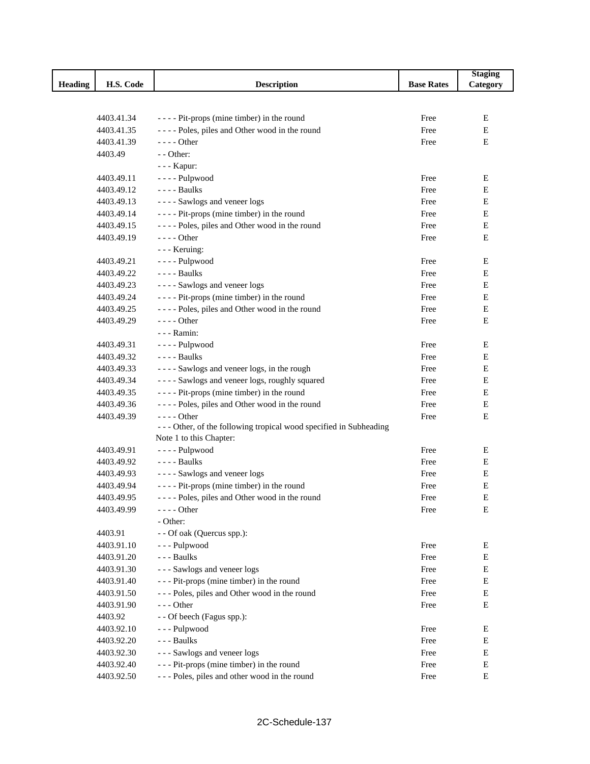| Heading | H.S. Code | Description | Base Rates | Staging Category |
|---|---|---|---|---|
| | 4403.41.34 | - - - - Pit-props (mine timber) in the round | Free | E |
| | 4403.41.35 | - - - - Poles, piles and Other wood in the round | Free | E |
| | 4403.41.39 | - - - - Other | Free | E |
| | 4403.49 | - - Other: | | |
| | | - - - Kapur: | | |
| | 4403.49.11 | - - - - Pulpwood | Free | E |
| | 4403.49.12 | - - - - Baulks | Free | E |
| | 4403.49.13 | - - - - Sawlogs and veneer logs | Free | E |
| | 4403.49.14 | - - - - Pit-props (mine timber) in the round | Free | E |
| | 4403.49.15 | - - - - Poles, piles and Other wood in the round | Free | E |
| | 4403.49.19 | - - - - Other | Free | E |
| | | - - - Keruing: | | |
| | 4403.49.21 | - - - - Pulpwood | Free | E |
| | 4403.49.22 | - - - - Baulks | Free | E |
| | 4403.49.23 | - - - - Sawlogs and veneer logs | Free | E |
| | 4403.49.24 | - - - - Pit-props (mine timber) in the round | Free | E |
| | 4403.49.25 | - - - - Poles, piles and Other wood in the round | Free | E |
| | 4403.49.29 | - - - - Other | Free | E |
| | | - - - Ramin: | | |
| | 4403.49.31 | - - - - Pulpwood | Free | E |
| | 4403.49.32 | - - - - Baulks | Free | E |
| | 4403.49.33 | - - - - Sawlogs and veneer logs, in the rough | Free | E |
| | 4403.49.34 | - - - - Sawlogs and veneer logs, roughly squared | Free | E |
| | 4403.49.35 | - - - - Pit-props (mine timber) in the round | Free | E |
| | 4403.49.36 | - - - - Poles, piles and Other wood in the round | Free | E |
| | 4403.49.39 | - - - - Other | Free | E |
| | | - - - Other, of the following tropical wood specified in Subheading Note 1 to this Chapter: | | |
| | 4403.49.91 | - - - - Pulpwood | Free | E |
| | 4403.49.92 | - - - - Baulks | Free | E |
| | 4403.49.93 | - - - - Sawlogs and veneer logs | Free | E |
| | 4403.49.94 | - - - - Pit-props (mine timber) in the round | Free | E |
| | 4403.49.95 | - - - - Poles, piles and Other wood in the round | Free | E |
| | 4403.49.99 | - - - - Other | Free | E |
| | | - Other: | | |
| | 4403.91 | - - Of oak (Quercus spp.): | | |
| | 4403.91.10 | - - - Pulpwood | Free | E |
| | 4403.91.20 | - - - Baulks | Free | E |
| | 4403.91.30 | - - - Sawlogs and veneer logs | Free | E |
| | 4403.91.40 | - - - Pit-props (mine timber) in the round | Free | E |
| | 4403.91.50 | - - - Poles, piles and Other wood in the round | Free | E |
| | 4403.91.90 | - - - Other | Free | E |
| | 4403.92 | - - Of beech (Fagus spp.): | | |
| | 4403.92.10 | - - - Pulpwood | Free | E |
| | 4403.92.20 | - - - Baulks | Free | E |
| | 4403.92.30 | - - - Sawlogs and veneer logs | Free | E |
| | 4403.92.40 | - - - Pit-props (mine timber) in the round | Free | E |
| | 4403.92.50 | - - - Poles, piles and other wood in the round | Free | E |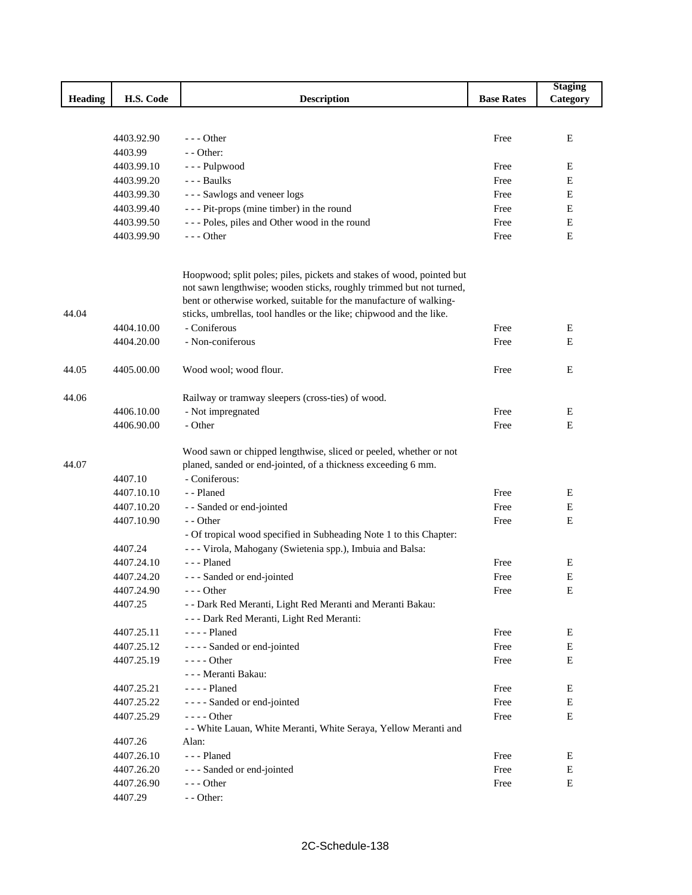| Heading | H.S. Code | Description | Base Rates | Staging Category |
|---|---|---|---|---|
| | 4403.92.90 | - - - Other | Free | E |
| | 4403.99 | - - Other: | | |
| | 4403.99.10 | - - - Pulpwood | Free | E |
| | 4403.99.20 | - - - Baulks | Free | E |
| | 4403.99.30 | - - - Sawlogs and veneer logs | Free | E |
| | 4403.99.40 | - - - Pit-props (mine timber) in the round | Free | E |
| | 4403.99.50 | - - - Poles, piles and Other wood in the round | Free | E |
| | 4403.99.90 | - - - Other | Free | E |
| 44.04 | | Hoopwood; split poles; piles, pickets and stakes of wood, pointed but not sawn lengthwise; wooden sticks, roughly trimmed but not turned, bent or otherwise worked, suitable for the manufacture of walking-sticks, umbrellas, tool handles or the like; chipwood and the like. | | |
| | 4404.10.00 | - Coniferous | Free | E |
| | 4404.20.00 | - Non-coniferous | Free | E |
| 44.05 | 4405.00.00 | Wood wool; wood flour. | Free | E |
| 44.06 | | Railway or tramway sleepers (cross-ties) of wood. | | |
| | 4406.10.00 | - Not impregnated | Free | E |
| | 4406.90.00 | - Other | Free | E |
| 44.07 | | Wood sawn or chipped lengthwise, sliced or peeled, whether or not planed, sanded or end-jointed, of a thickness exceeding 6 mm. | | |
| | 4407.10 | - Coniferous: | | |
| | 4407.10.10 | - - Planed | Free | E |
| | 4407.10.20 | - - Sanded or end-jointed | Free | E |
| | 4407.10.90 | - - Other | Free | E |
| | | - Of tropical wood specified in Subheading Note 1 to this Chapter: | | |
| | 4407.24 | - - - Virola, Mahogany (Swietenia spp.), Imbuia and Balsa: | | |
| | 4407.24.10 | - - - Planed | Free | E |
| | 4407.24.20 | - - - Sanded or end-jointed | Free | E |
| | 4407.24.90 | - - - Other | Free | E |
| | 4407.25 | - - Dark Red Meranti, Light Red Meranti and Meranti Bakau: | | |
| | | - - - Dark Red Meranti, Light Red Meranti: | | |
| | 4407.25.11 | - - - - Planed | Free | E |
| | 4407.25.12 | - - - - Sanded or end-jointed | Free | E |
| | 4407.25.19 | - - - - Other | Free | E |
| | | - - - Meranti Bakau: | | |
| | 4407.25.21 | - - - - Planed | Free | E |
| | 4407.25.22 | - - - - Sanded or end-jointed | Free | E |
| | 4407.25.29 | - - - - Other | Free | E |
| | 4407.26 | - - White Lauan, White Meranti, White Seraya, Yellow Meranti and Alan: | | |
| | 4407.26.10 | - - - Planed | Free | E |
| | 4407.26.20 | - - - Sanded or end-jointed | Free | E |
| | 4407.26.90 | - - - Other | Free | E |
| | 4407.29 | - - Other: | | |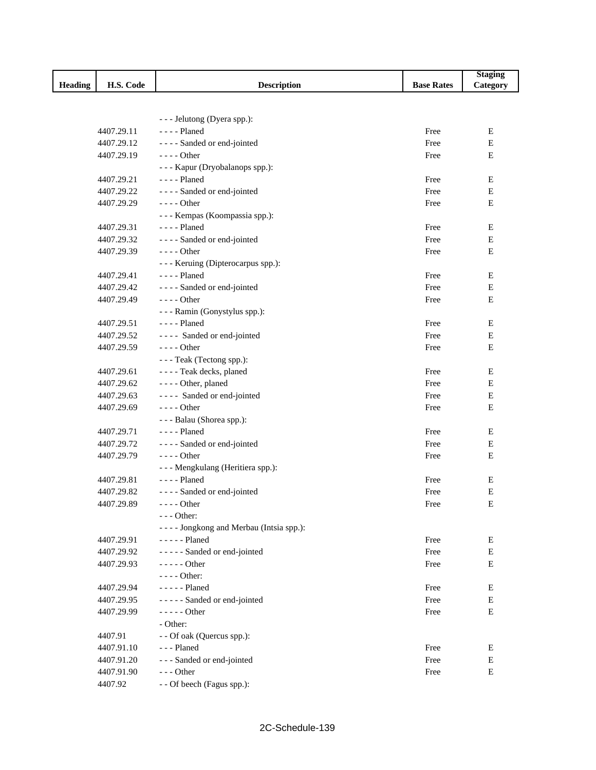| Heading | H.S. Code | Description | Base Rates | Staging Category |
|---|---|---|---|---|
| | | - - - Jelutong (Dyera spp.): | | |
| | 4407.29.11 | - - - - Planed | Free | E |
| | 4407.29.12 | - - - - Sanded or end-jointed | Free | E |
| | 4407.29.19 | - - - - Other | Free | E |
| | | - - - Kapur (Dryobalanops spp.): | | |
| | 4407.29.21 | - - - - Planed | Free | E |
| | 4407.29.22 | - - - - Sanded or end-jointed | Free | E |
| | 4407.29.29 | - - - - Other | Free | E |
| | | - - - Kempas (Koompassia spp.): | | |
| | 4407.29.31 | - - - - Planed | Free | E |
| | 4407.29.32 | - - - - Sanded or end-jointed | Free | E |
| | 4407.29.39 | - - - - Other | Free | E |
| | | - - - Keruing (Dipterocarpus spp.): | | |
| | 4407.29.41 | - - - - Planed | Free | E |
| | 4407.29.42 | - - - - Sanded or end-jointed | Free | E |
| | 4407.29.49 | - - - - Other | Free | E |
| | | - - - Ramin (Gonystylus spp.): | | |
| | 4407.29.51 | - - - - Planed | Free | E |
| | 4407.29.52 | - - - - Sanded or end-jointed | Free | E |
| | 4407.29.59 | - - - - Other | Free | E |
| | | - - - Teak (Tectong spp.): | | |
| | 4407.29.61 | - - - - Teak decks, planed | Free | E |
| | 4407.29.62 | - - - - Other, planed | Free | E |
| | 4407.29.63 | - - - - Sanded or end-jointed | Free | E |
| | 4407.29.69 | - - - - Other | Free | E |
| | | - - - Balau (Shorea spp.): | | |
| | 4407.29.71 | - - - - Planed | Free | E |
| | 4407.29.72 | - - - - Sanded or end-jointed | Free | E |
| | 4407.29.79 | - - - - Other | Free | E |
| | | - - - Mengkulang (Heritiera spp.): | | |
| | 4407.29.81 | - - - - Planed | Free | E |
| | 4407.29.82 | - - - - Sanded or end-jointed | Free | E |
| | 4407.29.89 | - - - - Other | Free | E |
| | | - - - Other: | | |
| | | - - - - Jongkong and Merbau (Intsia spp.): | | |
| | 4407.29.91 | - - - - - Planed | Free | E |
| | 4407.29.92 | - - - - - Sanded or end-jointed | Free | E |
| | 4407.29.93 | - - - - - Other | Free | E |
| | | - - - - Other: | | |
| | 4407.29.94 | - - - - - Planed | Free | E |
| | 4407.29.95 | - - - - - Sanded or end-jointed | Free | E |
| | 4407.29.99 | - - - - - Other | Free | E |
| | | - Other: | | |
| | 4407.91 | - - Of oak (Quercus spp.): | | |
| | 4407.91.10 | - - - Planed | Free | E |
| | 4407.91.20 | - - - Sanded or end-jointed | Free | E |
| | 4407.91.90 | - - - Other | Free | E |
| | 4407.92 | - - Of beech (Fagus spp.): | | |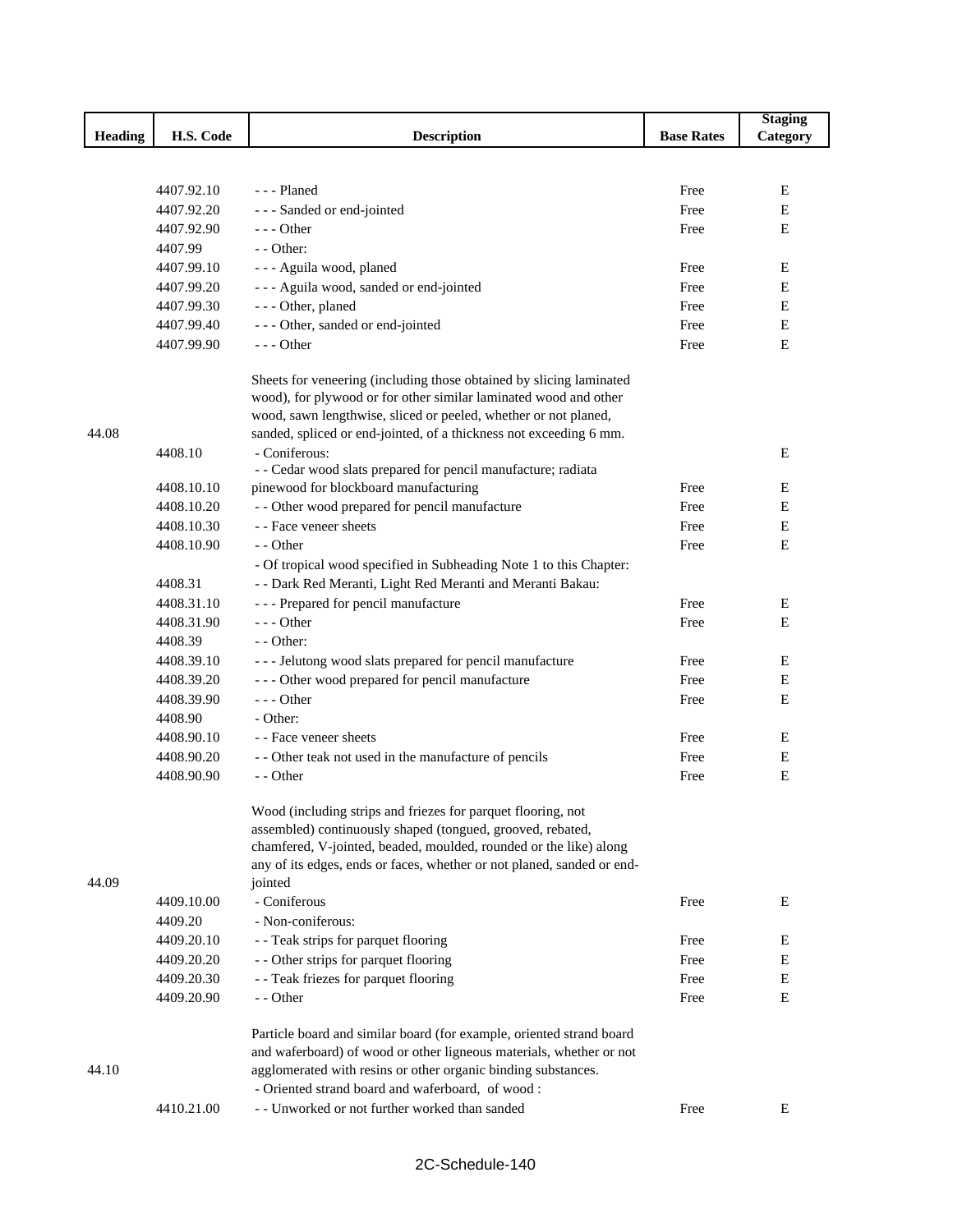| Heading | H.S. Code | Description | Base Rates | Staging Category |
|---|---|---|---|---|
| | 4407.92.10 | - - - Planed | Free | E |
| | 4407.92.20 | - - - Sanded or end-jointed | Free | E |
| | 4407.92.90 | - - - Other | Free | E |
| | 4407.99 | - - Other: | | |
| | 4407.99.10 | - - - Aguila wood, planed | Free | E |
| | 4407.99.20 | - - - Aguila wood, sanded or end-jointed | Free | E |
| | 4407.99.30 | - - - Other, planed | Free | E |
| | 4407.99.40 | - - - Other, sanded or end-jointed | Free | E |
| | 4407.99.90 | - - - Other | Free | E |
| 44.08 | | Sheets for veneering (including those obtained by slicing laminated wood), for plywood or for other similar laminated wood and other wood, sawn lengthwise, sliced or peeled, whether or not planed, sanded, spliced or end-jointed, of a thickness not exceeding 6 mm. | | |
| | 4408.10 | - Coniferous: | | E |
| | 4408.10.10 | - - Cedar wood slats prepared for pencil manufacture; radiata pinewood for blockboard manufacturing | Free | E |
| | 4408.10.20 | - - Other wood prepared for pencil manufacture | Free | E |
| | 4408.10.30 | - - Face veneer sheets | Free | E |
| | 4408.10.90 | - - Other | Free | E |
| | | - Of tropical wood specified in Subheading Note 1 to this Chapter: | | |
| | 4408.31 | - - Dark Red Meranti, Light Red Meranti and Meranti Bakau: | | |
| | 4408.31.10 | - - - Prepared for pencil manufacture | Free | E |
| | 4408.31.90 | - - - Other | Free | E |
| | 4408.39 | - - Other: | | |
| | 4408.39.10 | - - - Jelutong wood slats prepared for pencil manufacture | Free | E |
| | 4408.39.20 | - - - Other wood prepared for pencil manufacture | Free | E |
| | 4408.39.90 | - - - Other | Free | E |
| | 4408.90 | - Other: | | |
| | 4408.90.10 | - - Face veneer sheets | Free | E |
| | 4408.90.20 | - - Other teak not used in the manufacture of pencils | Free | E |
| | 4408.90.90 | - - Other | Free | E |
| 44.09 | | Wood (including strips and friezes for parquet flooring, not assembled) continuously shaped (tongued, grooved, rebated, chamfered, V-jointed, beaded, moulded, rounded or the like) along any of its edges, ends or faces, whether or not planed, sanded or end-jointed | | |
| | 4409.10.00 | - Coniferous | Free | E |
| | 4409.20 | - Non-coniferous: | | |
| | 4409.20.10 | - - Teak strips for parquet flooring | Free | E |
| | 4409.20.20 | - - Other strips for parquet flooring | Free | E |
| | 4409.20.30 | - - Teak friezes for parquet flooring | Free | E |
| | 4409.20.90 | - - Other | Free | E |
| 44.10 | | Particle board and similar board (for example, oriented strand board and waferboard) of wood or other ligneous materials, whether or not agglomerated with resins or other organic binding substances. | | |
| | | - Oriented strand board and waferboard, of wood : | | |
| | 4410.21.00 | - - Unworked or not further worked than sanded | Free | E |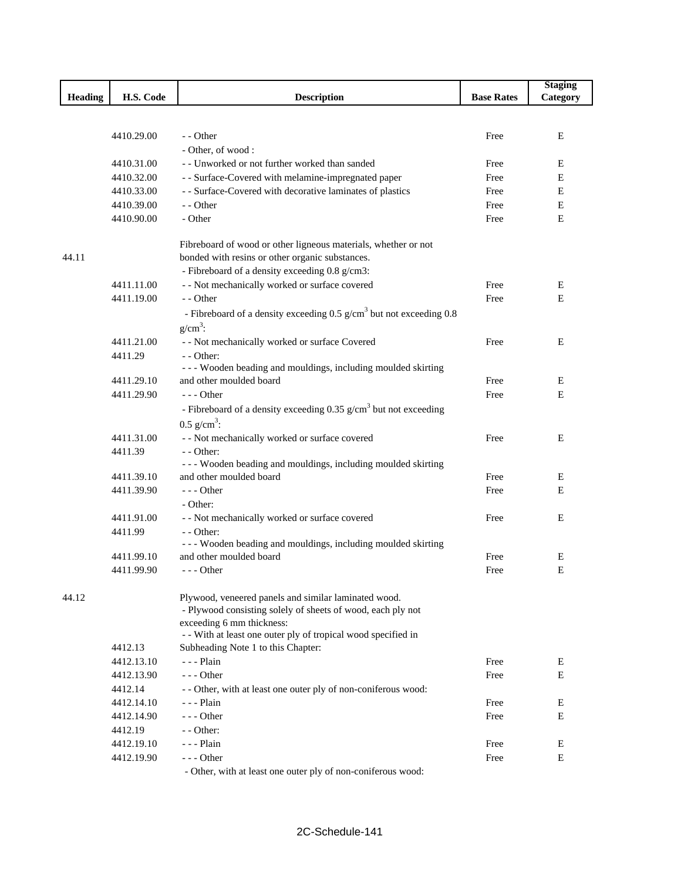| Heading | H.S. Code | Description | Base Rates | Staging Category |
|---|---|---|---|---|
| | 4410.29.00 | - - Other | Free | E |
| | | - Other, of wood : | | |
| | 4410.31.00 | - - Unworked or not further worked than sanded | Free | E |
| | 4410.32.00 | - - Surface-Covered with melamine-impregnated paper | Free | E |
| | 4410.33.00 | - - Surface-Covered with decorative laminates of plastics | Free | E |
| | 4410.39.00 | - - Other | Free | E |
| | 4410.90.00 | - Other | Free | E |
| 44.11 | | Fibreboard of wood or other ligneous materials, whether or not bonded with resins or other organic substances. | | |
| | | - Fibreboard of a density exceeding 0.8 g/cm3: | | |
| | 4411.11.00 | - - Not mechanically worked or surface covered | Free | E |
| | 4411.19.00 | - - Other | Free | E |
| | | - Fibreboard of a density exceeding 0.5 $g/cm^3$ but not exceeding 0.8 $g/cm^3$: | | |
| | 4411.21.00 | - - Not mechanically worked or surface Covered | Free | E |
| | 4411.29 | - - Other: | | |
| | 4411.29.10 | - - - Wooden beading and mouldings, including moulded skirting and other moulded board | Free | E |
| | 4411.29.90 | - - - Other | Free | E |
| | | - Fibreboard of a density exceeding 0.35 $g/cm^3$ but not exceeding 0.5 $g/cm^3$: | | |
| | 4411.31.00 | - - Not mechanically worked or surface covered | Free | E |
| | 4411.39 | - - Other: | | |
| | 4411.39.10 | - - - Wooden beading and mouldings, including moulded skirting and other moulded board | Free | E |
| | 4411.39.90 | - - - Other | Free | E |
| | | - Other: | | |
| | 4411.91.00 | - - Not mechanically worked or surface covered | Free | E |
| | 4411.99 | - - Other: | | |
| | 4411.99.10 | - - - Wooden beading and mouldings, including moulded skirting and other moulded board | Free | E |
| | 4411.99.90 | - - - Other | Free | E |
| 44.12 | | Plywood, veneered panels and similar laminated wood. | | |
| | | - Plywood consisting solely of sheets of wood, each ply not exceeding 6 mm thickness: | | |
| | 4412.13 | - - With at least one outer ply of tropical wood specified in Subheading Note 1 to this Chapter: | | |
| | 4412.13.10 | - - - Plain | Free | E |
| | 4412.13.90 | - - - Other | Free | E |
| | 4412.14 | - - Other, with at least one outer ply of non-coniferous wood: | | |
| | 4412.14.10 | - - - Plain | Free | E |
| | 4412.14.90 | - - - Other | Free | E |
| | 4412.19 | - - Other: | | |
| | 4412.19.10 | - - - Plain | Free | E |
| | 4412.19.90 | - - - Other | Free | E |
| | | - Other, with at least one outer ply of non-coniferous wood: | | |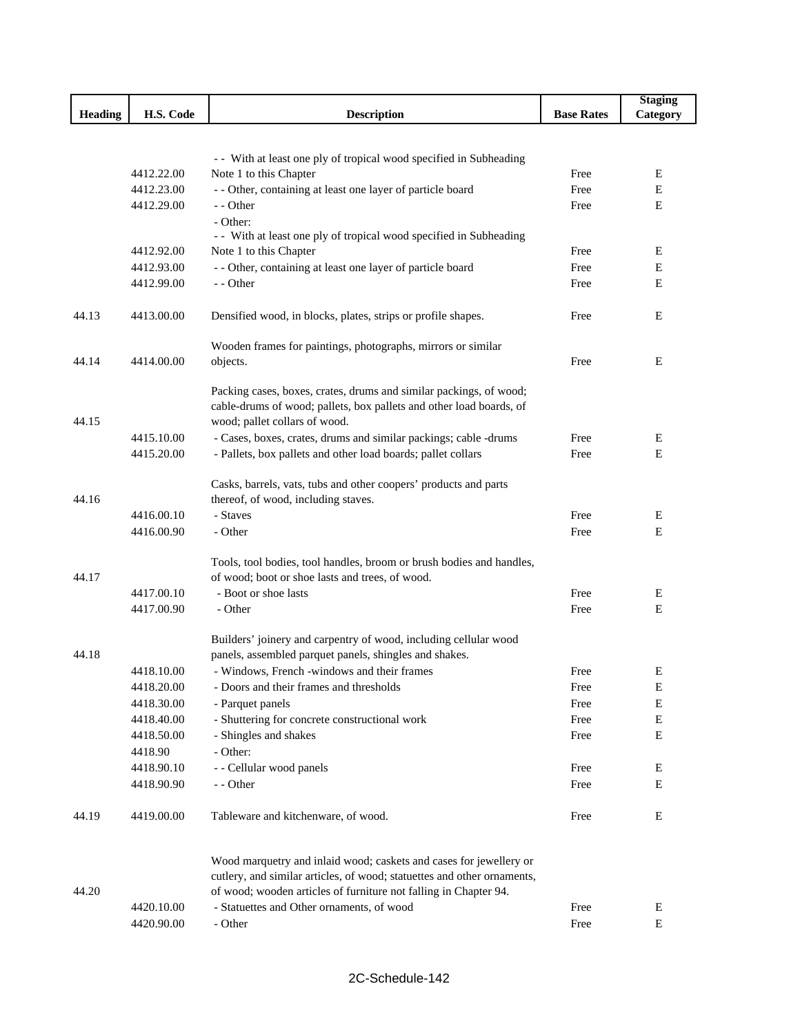| Heading | H.S. Code | Description | Base Rates | Staging Category |
|---|---|---|---|---|
| | 4412.22.00 | - - With at least one ply of tropical wood specified in Subheading Note 1 to this Chapter | Free | E |
| | 4412.23.00 | - - Other, containing at least one layer of particle board | Free | E |
| | 4412.29.00 | - - Other | Free | E |
| | | - Other: | | |
| | 4412.92.00 | - - With at least one ply of tropical wood specified in Subheading Note 1 to this Chapter | Free | E |
| | 4412.93.00 | - - Other, containing at least one layer of particle board | Free | E |
| | 4412.99.00 | - - Other | Free | E |
| 44.13 | 4413.00.00 | Densified wood, in blocks, plates, strips or profile shapes. | Free | E |
| 44.14 | 4414.00.00 | Wooden frames for paintings, photographs, mirrors or similar objects. | Free | E |
| 44.15 | | Packing cases, boxes, crates, drums and similar packings, of wood; cable-drums of wood; pallets, box pallets and other load boards, of wood; pallet collars of wood. | | |
| | 4415.10.00 | - Cases, boxes, crates, drums and similar packings; cable -drums | Free | E |
| | 4415.20.00 | - Pallets, box pallets and other load boards; pallet collars | Free | E |
| 44.16 | | Casks, barrels, vats, tubs and other coopers' products and parts thereof, of wood, including staves. | | |
| | 4416.00.10 | - Staves | Free | E |
| | 4416.00.90 | - Other | Free | E |
| 44.17 | | Tools, tool bodies, tool handles, broom or brush bodies and handles, of wood; boot or shoe lasts and trees, of wood. | | |
| | 4417.00.10 | - Boot or shoe lasts | Free | E |
| | 4417.00.90 | - Other | Free | E |
| 44.18 | | Builders' joinery and carpentry of wood, including cellular wood panels, assembled parquet panels, shingles and shakes. | | |
| | 4418.10.00 | - Windows, French -windows and their frames | Free | E |
| | 4418.20.00 | - Doors and their frames and thresholds | Free | E |
| | 4418.30.00 | - Parquet panels | Free | E |
| | 4418.40.00 | - Shuttering for concrete constructional work | Free | E |
| | 4418.50.00 | - Shingles and shakes | Free | E |
| | 4418.90 | - Other: | | |
| | 4418.90.10 | - - Cellular wood panels | Free | E |
| | 4418.90.90 | - - Other | Free | E |
| 44.19 | 4419.00.00 | Tableware and kitchenware, of wood. | Free | E |
| 44.20 | | Wood marquetry and inlaid wood; caskets and cases for jewellery or cutlery, and similar articles, of wood; statuettes and other ornaments, of wood; wooden articles of furniture not falling in Chapter 94. | | |
| | 4420.10.00 | - Statuettes and Other ornaments, of wood | Free | E |
| | 4420.90.00 | - Other | Free | E |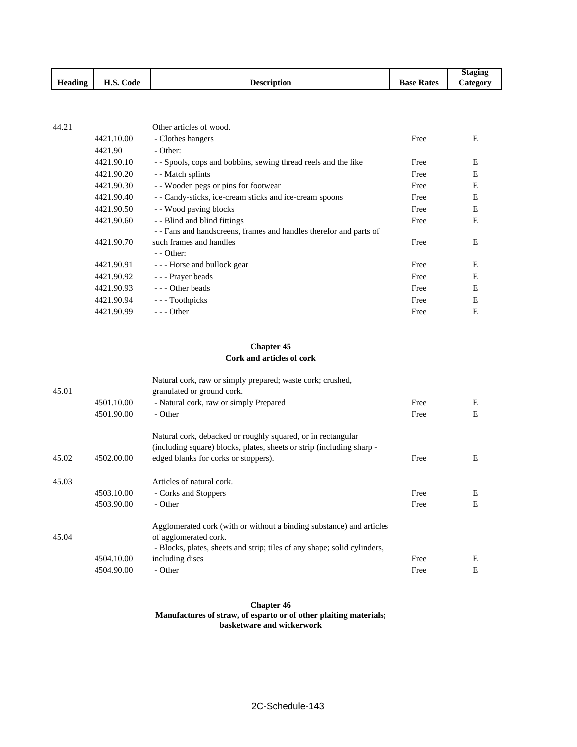| Heading | H.S. Code | Description | Base Rates | Staging Category |
|---|---|---|---|---|
| 44.21 | | Other articles of wood. | | |
| | 4421.10.00 | - Clothes hangers | Free | E |
| | 4421.90 | - Other: | | |
| | 4421.90.10 | - - Spools, cops and bobbins, sewing thread reels and the like | Free | E |
| | 4421.90.20 | - - Match splints | Free | E |
| | 4421.90.30 | - - Wooden pegs or pins for footwear | Free | E |
| | 4421.90.40 | - - Candy-sticks, ice-cream sticks and ice-cream spoons | Free | E |
| | 4421.90.50 | - - Wood paving blocks | Free | E |
| | 4421.90.60 | - - Blind and blind fittings | Free | E |
| | 4421.90.70 | - - Fans and handscreens, frames and handles therefor and parts of such frames and handles | Free | E |
| | | - - Other: | | |
| | 4421.90.91 | - - - Horse and bullock gear | Free | E |
| | 4421.90.92 | - - - Prayer beads | Free | E |
| | 4421.90.93 | - - - Other beads | Free | E |
| | 4421.90.94 | - - - Toothpicks | Free | E |
| | 4421.90.99 | - - - Other | Free | E |

## Chapter 45
## Cork and articles of cork

| Heading | H.S. Code | Description | Base Rates | Staging Category |
|---|---|---|---|---|
| 45.01 | | Natural cork, raw or simply prepared; waste cork; crushed, granulated or ground cork. | | |
| | 4501.10.00 | - Natural cork, raw or simply Prepared | Free | E |
| | 4501.90.00 | - Other | Free | E |
| 45.02 | 4502.00.00 | Natural cork, debacked or roughly squared, or in rectangular (including square) blocks, plates, sheets or strip (including sharp - edged blanks for corks or stoppers). | Free | E |
| 45.03 | | Articles of natural cork. | | |
| | 4503.10.00 | - Corks and Stoppers | Free | E |
| | 4503.90.00 | - Other | Free | E |
| 45.04 | | Agglomerated cork (with or without a binding substance) and articles of agglomerated cork. | | |
| | 4504.10.00 | - Blocks, plates, sheets and strip; tiles of any shape; solid cylinders, including discs | Free | E |
| | 4504.90.00 | - Other | Free | E |

## Chapter 46
## Manufactures of straw, of esparto or of other plaiting materials; basketware and wickerwork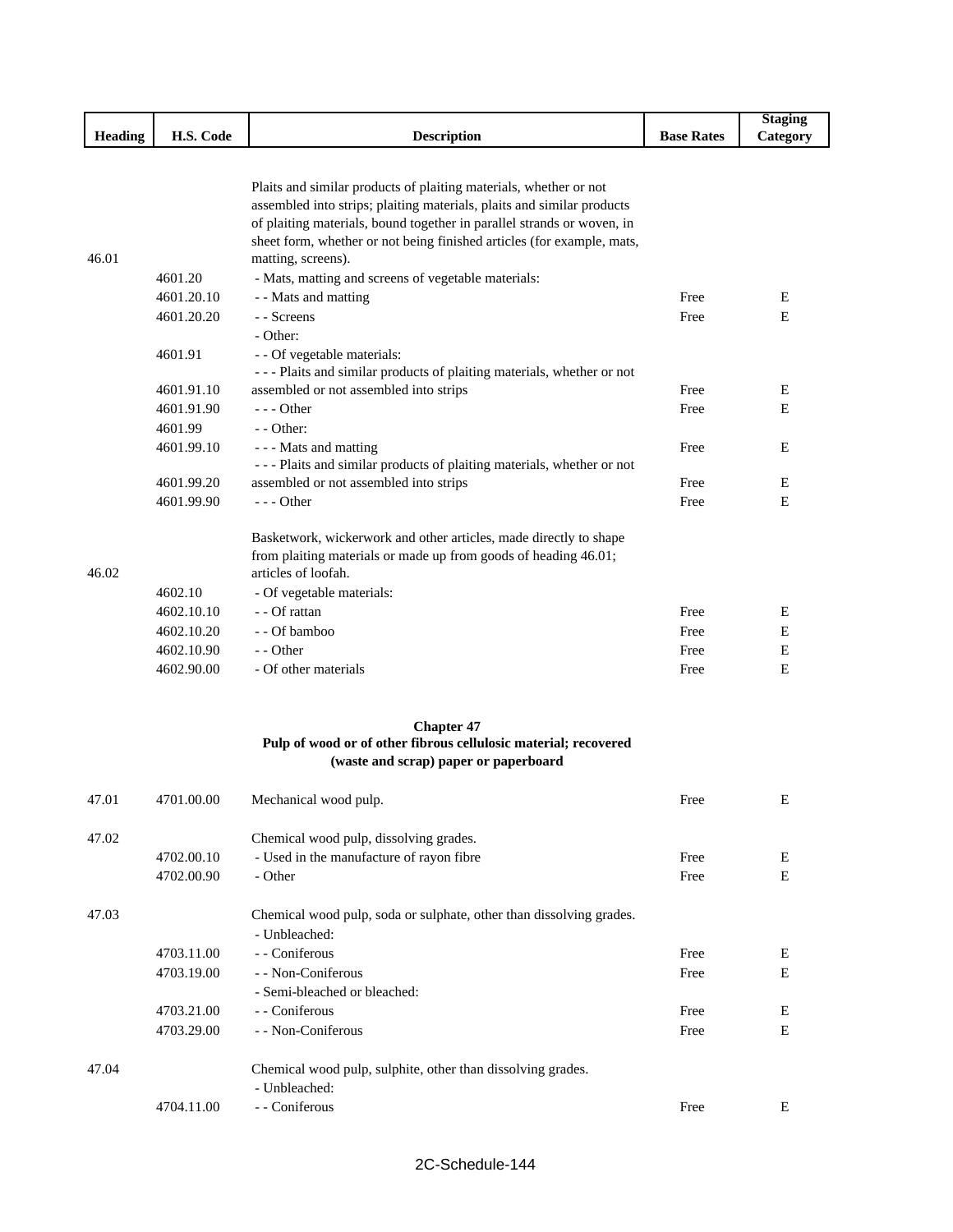| Heading | H.S. Code | Description | Base Rates | Staging Category |
|---|---|---|---|---|
| 46.01 | | Plaits and similar products of plaiting materials, whether or not assembled into strips; plaiting materials, plaits and similar products of plaiting materials, bound together in parallel strands or woven, in sheet form, whether or not being finished articles (for example, mats, matting, screens). | | |
| | 4601.20 | - Mats, matting and screens of vegetable materials: | | |
| | 4601.20.10 | - - Mats and matting | Free | E |
| | 4601.20.20 | - - Screens | Free | E |
| | | - Other: | | |
| | 4601.91 | - - Of vegetable materials: | | |
| | 4601.91.10 | - - - Plaits and similar products of plaiting materials, whether or not assembled or not assembled into strips | Free | E |
| | 4601.91.90 | - - - Other | Free | E |
| | 4601.99 | - - Other: | | |
| | 4601.99.10 | - - - Mats and matting | Free | E |
| | 4601.99.20 | - - - Plaits and similar products of plaiting materials, whether or not assembled or not assembled into strips | Free | E |
| | 4601.99.90 | - - - Other | Free | E |
| 46.02 | | Basketwork, wickerwork and other articles, made directly to shape from plaiting materials or made up from goods of heading 46.01; articles of loofah. | | |
| | 4602.10 | - Of vegetable materials: | | |
| | 4602.10.10 | - - Of rattan | Free | E |
| | 4602.10.20 | - - Of bamboo | Free | E |
| | 4602.10.90 | - - Other | Free | E |
| | 4602.90.00 | - Of other materials | Free | E |

## Chapter 47
## Pulp of wood or of other fibrous cellulosic material; recovered (waste and scrap) paper or paperboard

| Heading | H.S. Code | Description | Base Rates | Staging Category |
|---|---|---|---|---|
| 47.01 | 4701.00.00 | Mechanical wood pulp. | Free | E |
| 47.02 | | Chemical wood pulp, dissolving grades. | | |
| | 4702.00.10 | - Used in the manufacture of rayon fibre | Free | E |
| | 4702.00.90 | - Other | Free | E |
| 47.03 | | Chemical wood pulp, soda or sulphate, other than dissolving grades. | | |
| | | - Unbleached: | | |
| | 4703.11.00 | - - Coniferous | Free | E |
| | 4703.19.00 | - - Non-Coniferous | Free | E |
| | | - Semi-bleached or bleached: | | |
| | 4703.21.00 | - - Coniferous | Free | E |
| | 4703.29.00 | - - Non-Coniferous | Free | E |
| 47.04 | | Chemical wood pulp, sulphite, other than dissolving grades. | | |
| | | - Unbleached: | | |
| | 4704.11.00 | - - Coniferous | Free | E |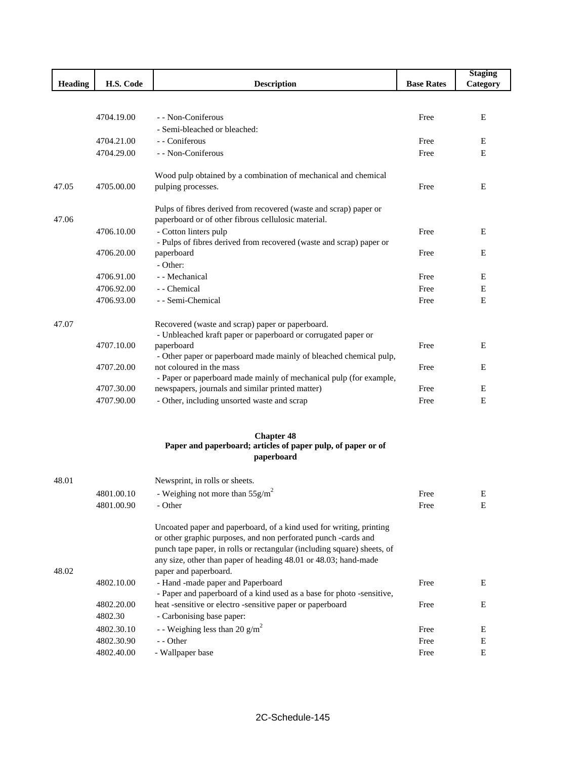| Heading | H.S. Code | Description | Base Rates | Staging Category |
|---|---|---|---|---|
| | 4704.19.00 | - - Non-Coniferous | Free | E |
| | | - Semi-bleached or bleached: | | |
| | 4704.21.00 | - - Coniferous | Free | E |
| | 4704.29.00 | - - Non-Coniferous | Free | E |
| 47.05 | 4705.00.00 | Wood pulp obtained by a combination of mechanical and chemical pulping processes. | Free | E |
| 47.06 | | Pulps of fibres derived from recovered (waste and scrap) paper or paperboard or of other fibrous cellulosic material. | | |
| | 4706.10.00 | - Cotton linters pulp | Free | E |
| | 4706.20.00 | - Pulps of fibres derived from recovered (waste and scrap) paper or paperboard | Free | E |
| | | - Other: | | |
| | 4706.91.00 | - - Mechanical | Free | E |
| | 4706.92.00 | - - Chemical | Free | E |
| | 4706.93.00 | - - Semi-Chemical | Free | E |
| 47.07 | | Recovered (waste and scrap) paper or paperboard. | | |
| | 4707.10.00 | - Unbleached kraft paper or paperboard or corrugated paper or paperboard | Free | E |
| | 4707.20.00 | - Other paper or paperboard made mainly of bleached chemical pulp, not coloured in the mass | Free | E |
| | 4707.30.00 | - Paper or paperboard made mainly of mechanical pulp (for example, newspapers, journals and similar printed matter) | Free | E |
| | 4707.90.00 | - Other, including unsorted waste and scrap | Free | E |

## Chapter 48
## Paper and paperboard; articles of paper pulp, of paper or of paperboard

| Heading | H.S. Code | Description | Base Rates | Staging Category |
|---|---|---|---|---|
| 48.01 | | Newsprint, in rolls or sheets. | | |
| | 4801.00.10 | - Weighing not more than $55g/m^2$ | Free | E |
| | 4801.00.90 | - Other | Free | E |
| 48.02 | | Uncoated paper and paperboard, of a kind used for writing, printing or other graphic purposes, and non perforated punch -cards and punch tape paper, in rolls or rectangular (including square) sheets, of any size, other than paper of heading 48.01 or 48.03; hand-made paper and paperboard. | | |
| | 4802.10.00 | - Hand -made paper and Paperboard | Free | E |
| | 4802.20.00 | - Paper and paperboard of a kind used as a base for photo -sensitive, heat -sensitive or electro -sensitive paper or paperboard | Free | E |
| | 4802.30 | - Carbonising base paper: | | |
| | 4802.30.10 | - - Weighing less than 20 $g/m^2$ | Free | E |
| | 4802.30.90 | - - Other | Free | E |
| | 4802.40.00 | - Wallpaper base | Free | E |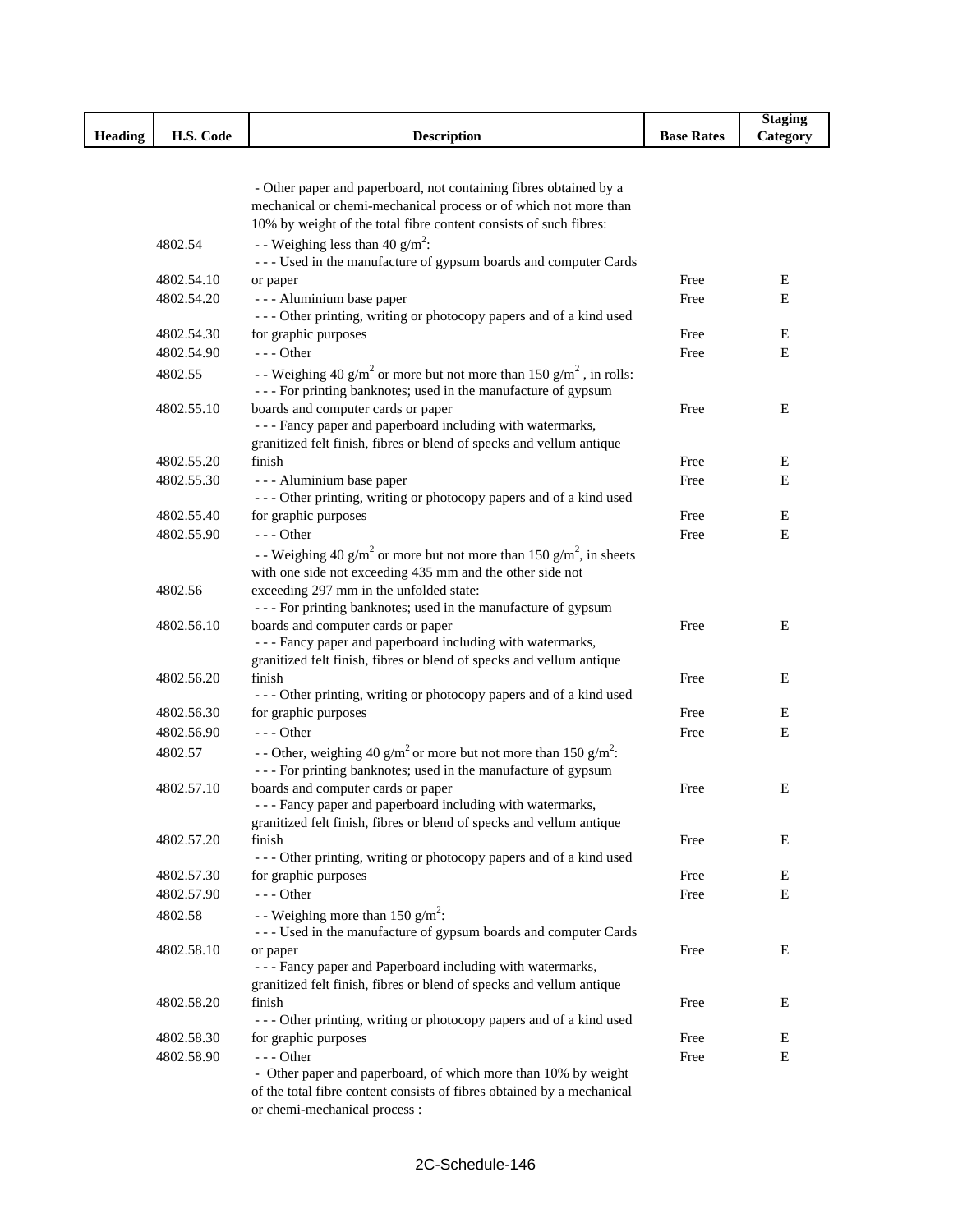| Heading | H.S. Code | Description | Base Rates | Staging Category |
|---|---|---|---|---|
| | | - Other paper and paperboard, not containing fibres obtained by a mechanical or chemi-mechanical process or of which not more than 10% by weight of the total fibre content consists of such fibres: | | |
| | 4802.54 | - - Weighing less than 40 $g/m^2$: | | |
| | 4802.54.10 | - - - Used in the manufacture of gypsum boards and computer Cards or paper | Free | E |
| | 4802.54.20 | - - - Aluminium base paper | Free | E |
| | 4802.54.30 | - - - Other printing, writing or photocopy papers and of a kind used for graphic purposes | Free | E |
| | 4802.54.90 | - - - Other | Free | E |
| | 4802.55 | - - Weighing 40 $g/m^2$ or more but not more than 150 $g/m^2$ , in rolls: | | |
| | 4802.55.10 | - - - For printing banknotes; used in the manufacture of gypsum boards and computer cards or paper | Free | E |
| | 4802.55.20 | - - - Fancy paper and paperboard including with watermarks, granitized felt finish, fibres or blend of specks and vellum antique finish | Free | E |
| | 4802.55.30 | - - - Aluminium base paper | Free | E |
| | 4802.55.40 | - - - Other printing, writing or photocopy papers and of a kind used for graphic purposes | Free | E |
| | 4802.55.90 | - - - Other | Free | E |
| | 4802.56 | - - Weighing 40 $g/m^2$ or more but not more than 150 $g/m^2$, in sheets with one side not exceeding 435 mm and the other side not exceeding 297 mm in the unfolded state: | | |
| | 4802.56.10 | - - - For printing banknotes; used in the manufacture of gypsum boards and computer cards or paper | Free | E |
| | 4802.56.20 | - - - Fancy paper and paperboard including with watermarks, granitized felt finish, fibres or blend of specks and vellum antique finish | Free | E |
| | 4802.56.30 | - - - Other printing, writing or photocopy papers and of a kind used for graphic purposes | Free | E |
| | 4802.56.90 | - - - Other | Free | E |
| | 4802.57 | - - Other, weighing 40 $g/m^2$ or more but not more than 150 $g/m^2$: | | |
| | 4802.57.10 | - - - For printing banknotes; used in the manufacture of gypsum boards and computer cards or paper | Free | E |
| | 4802.57.20 | - - - Fancy paper and paperboard including with watermarks, granitized felt finish, fibres or blend of specks and vellum antique finish | Free | E |
| | 4802.57.30 | - - - Other printing, writing or photocopy papers and of a kind used for graphic purposes | Free | E |
| | 4802.57.90 | - - - Other | Free | E |
| | 4802.58 | - - Weighing more than 150 $g/m^2$: | | |
| | 4802.58.10 | - - - Used in the manufacture of gypsum boards and computer Cards or paper | Free | E |
| | 4802.58.20 | - - - Fancy paper and Paperboard including with watermarks, granitized felt finish, fibres or blend of specks and vellum antique finish | Free | E |
| | 4802.58.30 | - - - Other printing, writing or photocopy papers and of a kind used for graphic purposes | Free | E |
| | 4802.58.90 | - - - Other | Free | E |
| | | - Other paper and paperboard, of which more than 10% by weight of the total fibre content consists of fibres obtained by a mechanical or chemi-mechanical process : | | |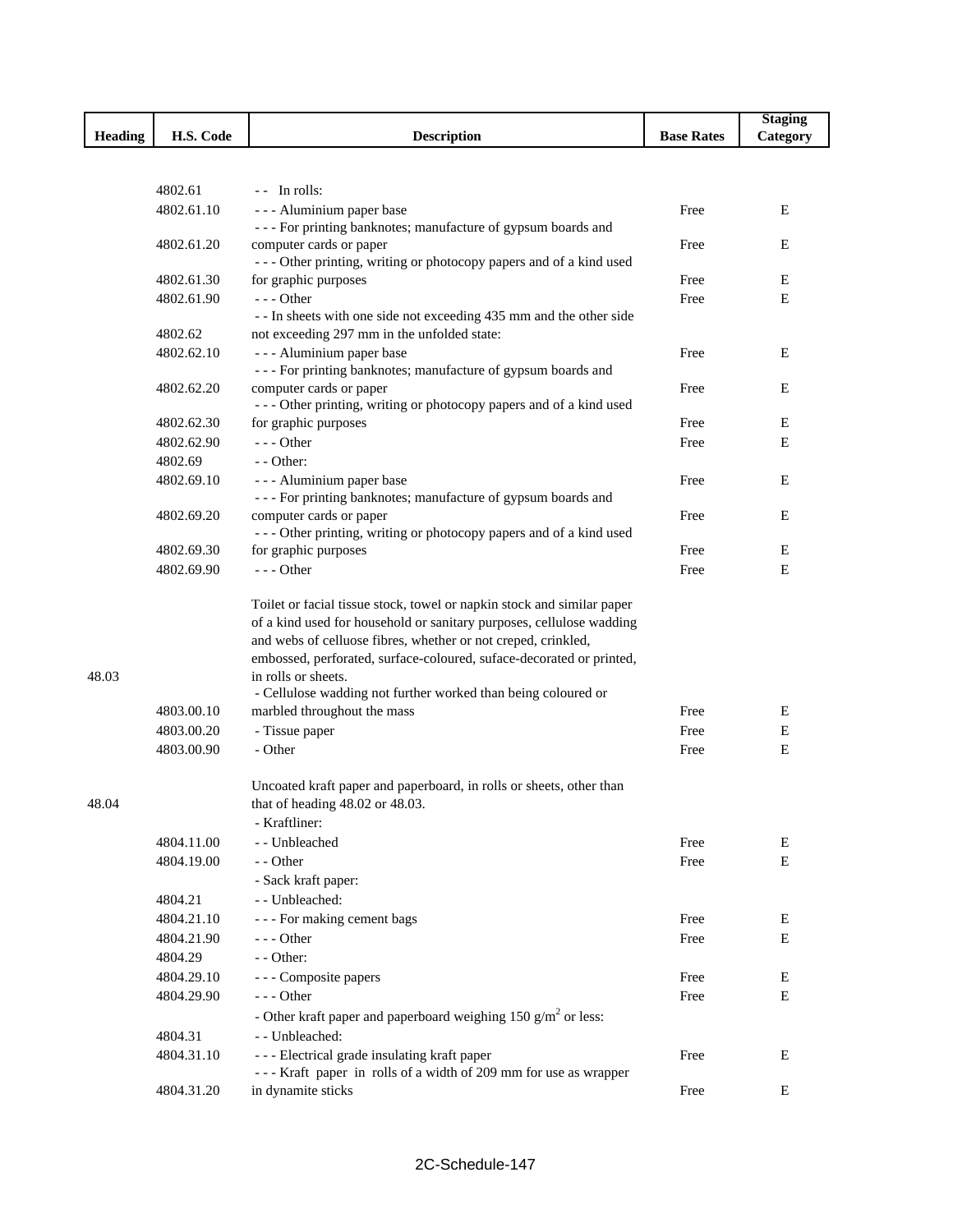| Heading | H.S. Code | Description | Base Rates | Staging Category |
|---|---|---|---|---|
| | 4802.61 | - - In rolls: | | |
| | 4802.61.10 | - - - Aluminium paper base | Free | E |
| | 4802.61.20 | - - - For printing banknotes; manufacture of gypsum boards and computer cards or paper | Free | E |
| | 4802.61.30 | - - - Other printing, writing or photocopy papers and of a kind used for graphic purposes | Free | E |
| | 4802.61.90 | - - - Other | Free | E |
| | 4802.62 | - - In sheets with one side not exceeding 435 mm and the other side not exceeding 297 mm in the unfolded state: | | |
| | 4802.62.10 | - - - Aluminium paper base | Free | E |
| | 4802.62.20 | - - - For printing banknotes; manufacture of gypsum boards and computer cards or paper | Free | E |
| | 4802.62.30 | - - - Other printing, writing or photocopy papers and of a kind used for graphic purposes | Free | E |
| | 4802.62.90 | - - - Other | Free | E |
| | 4802.69 | - - Other: | | |
| | 4802.69.10 | - - - Aluminium paper base | Free | E |
| | 4802.69.20 | - - - For printing banknotes; manufacture of gypsum boards and computer cards or paper | Free | E |
| | 4802.69.30 | - - - Other printing, writing or photocopy papers and of a kind used for graphic purposes | Free | E |
| | 4802.69.90 | - - - Other | Free | E |
| 48.03 | | Toilet or facial tissue stock, towel or napkin stock and similar paper of a kind used for household or sanitary purposes, cellulose wadding and webs of celluose fibres, whether or not creped, crinkled, embossed, perforated, surface-coloured, suface-decorated or printed, in rolls or sheets. | | |
| | 4803.00.10 | - Cellulose wadding not further worked than being coloured or marbled throughout the mass | Free | E |
| | 4803.00.20 | - Tissue paper | Free | E |
| | 4803.00.90 | - Other | Free | E |
| 48.04 | | Uncoated kraft paper and paperboard, in rolls or sheets, other than that of heading 48.02 or 48.03. | | |
| | | - Kraftliner: | | |
| | 4804.11.00 | - - Unbleached | Free | E |
| | 4804.19.00 | - - Other | Free | E |
| | | - Sack kraft paper: | | |
| | 4804.21 | - - Unbleached: | | |
| | 4804.21.10 | - - - For making cement bags | Free | E |
| | 4804.21.90 | - - - Other | Free | E |
| | 4804.29 | - - Other: | | |
| | 4804.29.10 | - - - Composite papers | Free | E |
| | 4804.29.90 | - - - Other | Free | E |
| | | - Other kraft paper and paperboard weighing 150 $g/m^2$ or less: | | |
| | 4804.31 | - - Unbleached: | | |
| | 4804.31.10 | - - - Electrical grade insulating kraft paper | Free | E |
| | 4804.31.20 | - - - Kraft paper in rolls of a width of 209 mm for use as wrapper in dynamite sticks | Free | E |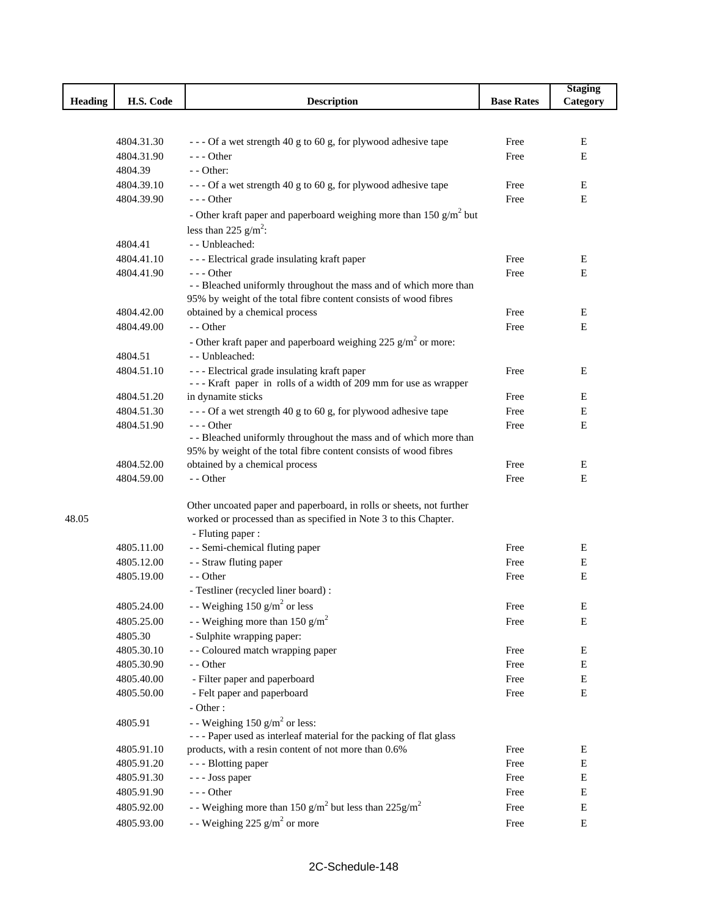| Heading | H.S. Code | Description | Base Rates | Staging Category |
|---|---|---|---|---|
| | 4804.31.30 | - - - Of a wet strength 40 g to 60 g, for plywood adhesive tape | Free | E |
| | 4804.31.90 | - - - Other | Free | E |
| | 4804.39 | - - Other: | | |
| | 4804.39.10 | - - - Of a wet strength 40 g to 60 g, for plywood adhesive tape | Free | E |
| | 4804.39.90 | - - - Other | Free | E |
| | | - Other kraft paper and paperboard weighing more than 150 g/m$^2$ but less than 225 g/m$^2$: | | |
| | 4804.41 | - - Unbleached: | | |
| | 4804.41.10 | - - - Electrical grade insulating kraft paper | Free | E |
| | 4804.41.90 | - - - Other | Free | E |
| | 4804.42.00 | - - Bleached uniformly throughout the mass and of which more than 95% by weight of the total fibre content consists of wood fibres obtained by a chemical process | Free | E |
| | 4804.49.00 | - - Other | Free | E |
| | | - Other kraft paper and paperboard weighing 225 g/m$^2$ or more: | | |
| | 4804.51 | - - Unbleached: | | |
| | 4804.51.10 | - - - Electrical grade insulating kraft paper | Free | E |
| | 4804.51.20 | - - - Kraft paper in rolls of a width of 209 mm for use as wrapper in dynamite sticks | Free | E |
| | 4804.51.30 | - - - Of a wet strength 40 g to 60 g, for plywood adhesive tape | Free | E |
| | 4804.51.90 | - - - Other | Free | E |
| | 4804.52.00 | - - Bleached uniformly throughout the mass and of which more than 95% by weight of the total fibre content consists of wood fibres obtained by a chemical process | Free | E |
| | 4804.59.00 | - - Other | Free | E |
| 48.05 | | Other uncoated paper and paperboard, in rolls or sheets, not further worked or processed than as specified in Note 3 to this Chapter. | | |
| | | - Fluting paper : | | |
| | 4805.11.00 | - - Semi-chemical fluting paper | Free | E |
| | 4805.12.00 | - - Straw fluting paper | Free | E |
| | 4805.19.00 | - - Other | Free | E |
| | | - Testliner (recycled liner board) : | | |
| | 4805.24.00 | - - Weighing 150 g/m$^2$ or less | Free | E |
| | 4805.25.00 | - - Weighing more than 150 g/m$^2$ | Free | E |
| | 4805.30 | - Sulphite wrapping paper: | | |
| | 4805.30.10 | - - Coloured match wrapping paper | Free | E |
| | 4805.30.90 | - - Other | Free | E |
| | 4805.40.00 | - Filter paper and paperboard | Free | E |
| | 4805.50.00 | - Felt paper and paperboard | Free | E |
| | | - Other : | | |
| | 4805.91 | - - Weighing 150 g/m$^2$ or less: | | |
| | 4805.91.10 | - - - Paper used as interleaf material for the packing of flat glass products, with a resin content of not more than 0.6% | Free | E |
| | 4805.91.20 | - - - Blotting paper | Free | E |
| | 4805.91.30 | - - - Joss paper | Free | E |
| | 4805.91.90 | - - - Other | Free | E |
| | 4805.92.00 | - - Weighing more than 150 g/m$^2$ but less than 225g/m$^2$ | Free | E |
| | 4805.93.00 | - - Weighing 225 g/m$^2$ or more | Free | E |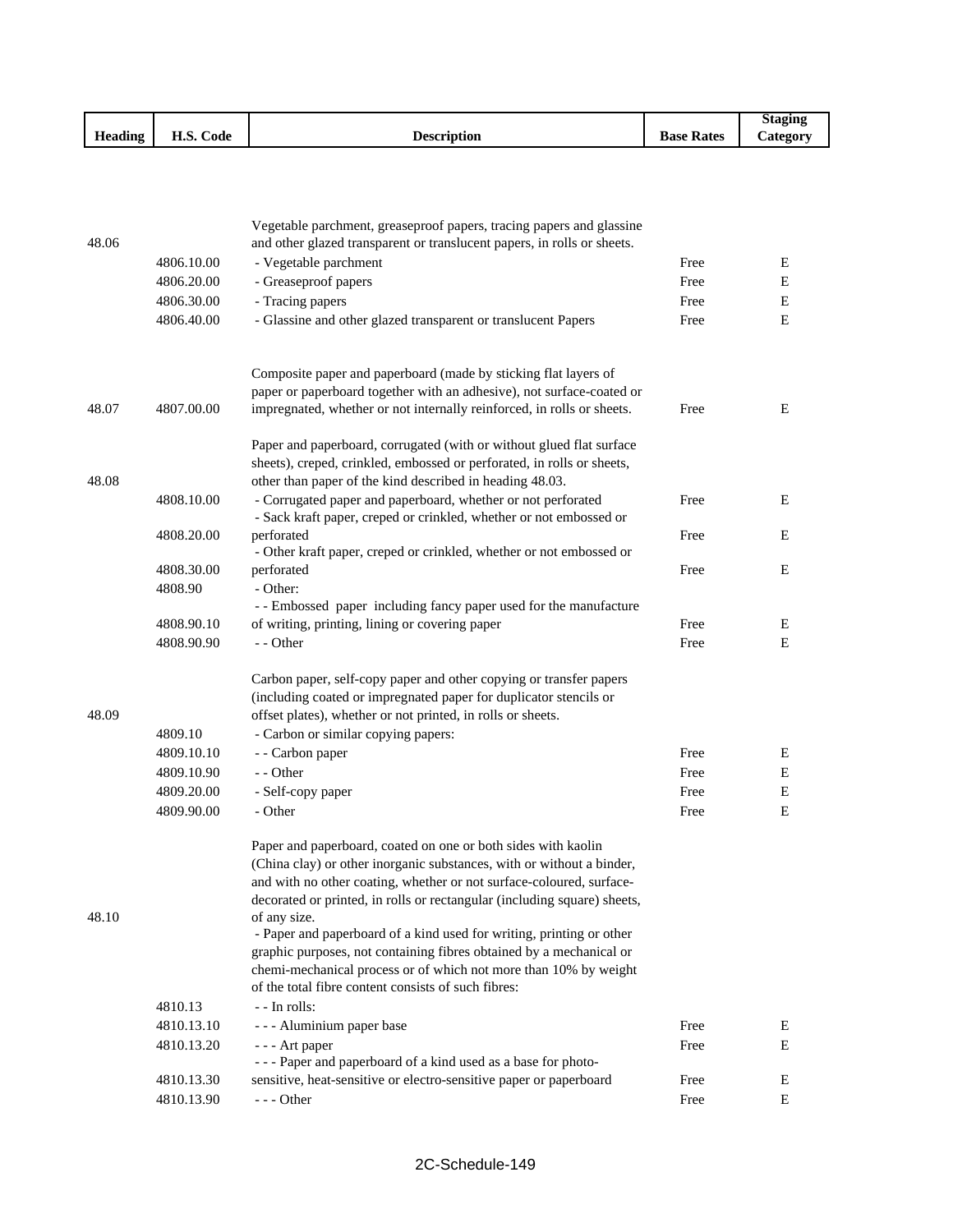| Heading | H.S. Code | Description | Base Rates | Staging Category |
|---|---|---|---|---|
| 48.06 | | Vegetable parchment, greaseproof papers, tracing papers and glassine and other glazed transparent or translucent papers, in rolls or sheets. | | |
| | 4806.10.00 | - Vegetable parchment | Free | E |
| | 4806.20.00 | - Greaseproof papers | Free | E |
| | 4806.30.00 | - Tracing papers | Free | E |
| | 4806.40.00 | - Glassine and other glazed transparent or translucent Papers | Free | E |
| 48.07 | 4807.00.00 | Composite paper and paperboard (made by sticking flat layers of paper or paperboard together with an adhesive), not surface-coated or impregnated, whether or not internally reinforced, in rolls or sheets. | Free | E |
| 48.08 | | Paper and paperboard, corrugated (with or without glued flat surface sheets), creped, crinkled, embossed or perforated, in rolls or sheets, other than paper of the kind described in heading 48.03. | | |
| | 4808.10.00 | - Corrugated paper and paperboard, whether or not perforated | Free | E |
| | 4808.20.00 | - Sack kraft paper, creped or crinkled, whether or not embossed or perforated | Free | E |
| | 4808.30.00 | - Other kraft paper, creped or crinkled, whether or not embossed or perforated | Free | E |
| | 4808.90 | - Other: | | |
| | 4808.90.10 | - - Embossed paper including fancy paper used for the manufacture of writing, printing, lining or covering paper | Free | E |
| | 4808.90.90 | - - Other | Free | E |
| 48.09 | | Carbon paper, self-copy paper and other copying or transfer papers (including coated or impregnated paper for duplicator stencils or offset plates), whether or not printed, in rolls or sheets. | | |
| | 4809.10 | - Carbon or similar copying papers: | | |
| | 4809.10.10 | - - Carbon paper | Free | E |
| | 4809.10.90 | - - Other | Free | E |
| | 4809.20.00 | - Self-copy paper | Free | E |
| | 4809.90.00 | - Other | Free | E |
| 48.10 | | Paper and paperboard, coated on one or both sides with kaolin (China clay) or other inorganic substances, with or without a binder, and with no other coating, whether or not surface-coloured, surface-decorated or printed, in rolls or rectangular (including square) sheets, of any size. | | |
| | | - Paper and paperboard of a kind used for writing, printing or other graphic purposes, not containing fibres obtained by a mechanical or chemi-mechanical process or of which not more than 10% by weight of the total fibre content consists of such fibres: | | |
| | 4810.13 | - - In rolls: | | |
| | 4810.13.10 | - - - Aluminium paper base | Free | E |
| | 4810.13.20 | - - - Art paper | Free | E |
| | 4810.13.30 | - - - Paper and paperboard of a kind used as a base for photo-sensitive, heat-sensitive or electro-sensitive paper or paperboard | Free | E |
| | 4810.13.90 | - - - Other | Free | E |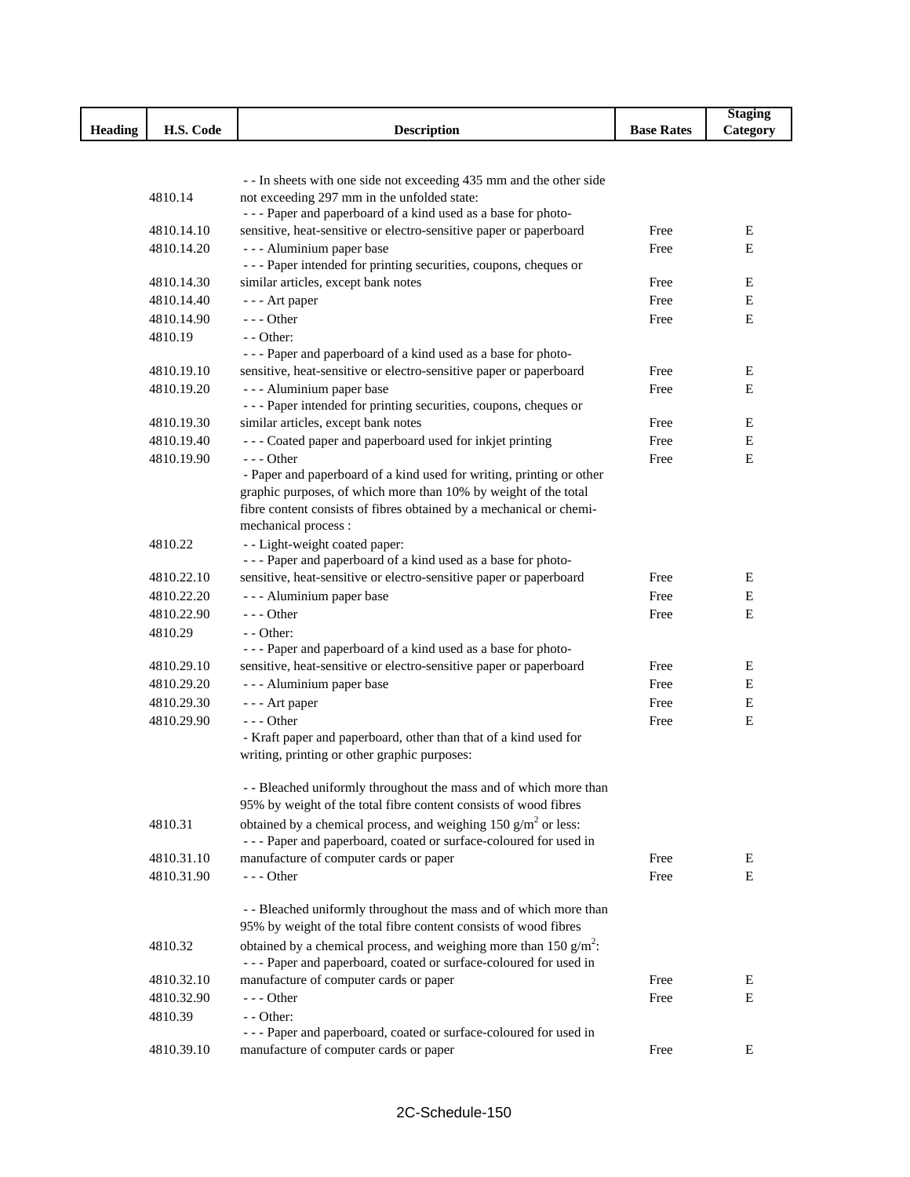| Heading | H.S. Code | Description | Base Rates | Staging Category |
|---|---|---|---|---|
| | 4810.14 | - - In sheets with one side not exceeding 435 mm and the other side not exceeding 297 mm in the unfolded state: | | |
| | 4810.14.10 | - - - Paper and paperboard of a kind used as a base for photo-sensitive, heat-sensitive or electro-sensitive paper or paperboard | Free | E |
| | 4810.14.20 | - - - Aluminium paper base | Free | E |
| | 4810.14.30 | - - - Paper intended for printing securities, coupons, cheques or similar articles, except bank notes | Free | E |
| | 4810.14.40 | - - - Art paper | Free | E |
| | 4810.14.90 | - - - Other | Free | E |
| | 4810.19 | - - Other: | | |
| | 4810.19.10 | - - - Paper and paperboard of a kind used as a base for photo-sensitive, heat-sensitive or electro-sensitive paper or paperboard | Free | E |
| | 4810.19.20 | - - - Aluminium paper base | Free | E |
| | 4810.19.30 | - - - Paper intended for printing securities, coupons, cheques or similar articles, except bank notes | Free | E |
| | 4810.19.40 | - - - Coated paper and paperboard used for inkjet printing | Free | E |
| | 4810.19.90 | - - - Other | Free | E |
| | | - Paper and paperboard of a kind used for writing, printing or other graphic purposes, of which more than 10% by weight of the total fibre content consists of fibres obtained by a mechanical or chemi-mechanical process : | | |
| | 4810.22 | - - Light-weight coated paper: | | |
| | 4810.22.10 | - - - Paper and paperboard of a kind used as a base for photo-sensitive, heat-sensitive or electro-sensitive paper or paperboard | Free | E |
| | 4810.22.20 | - - - Aluminium paper base | Free | E |
| | 4810.22.90 | - - - Other | Free | E |
| | 4810.29 | - - Other: | | |
| | 4810.29.10 | - - - Paper and paperboard of a kind used as a base for photo-sensitive, heat-sensitive or electro-sensitive paper or paperboard | Free | E |
| | 4810.29.20 | - - - Aluminium paper base | Free | E |
| | 4810.29.30 | - - - Art paper | Free | E |
| | 4810.29.90 | - - - Other | Free | E |
| | | - Kraft paper and paperboard, other than that of a kind used for writing, printing or other graphic purposes: | | |
| | 4810.31 | - - Bleached uniformly throughout the mass and of which more than 95% by weight of the total fibre content consists of wood fibres obtained by a chemical process, and weighing 150 g/m$^2$ or less: | | |
| | 4810.31.10 | - - - Paper and paperboard, coated or surface-coloured for used in manufacture of computer cards or paper | Free | E |
| | 4810.31.90 | - - - Other | Free | E |
| | 4810.32 | - - Bleached uniformly throughout the mass and of which more than 95% by weight of the total fibre content consists of wood fibres obtained by a chemical process, and weighing more than 150 g/m$^2$: | | |
| | 4810.32.10 | - - - Paper and paperboard, coated or surface-coloured for used in manufacture of computer cards or paper | Free | E |
| | 4810.32.90 | - - - Other | Free | E |
| | 4810.39 | - - Other: | | |
| | 4810.39.10 | - - - Paper and paperboard, coated or surface-coloured for used in manufacture of computer cards or paper | Free | E |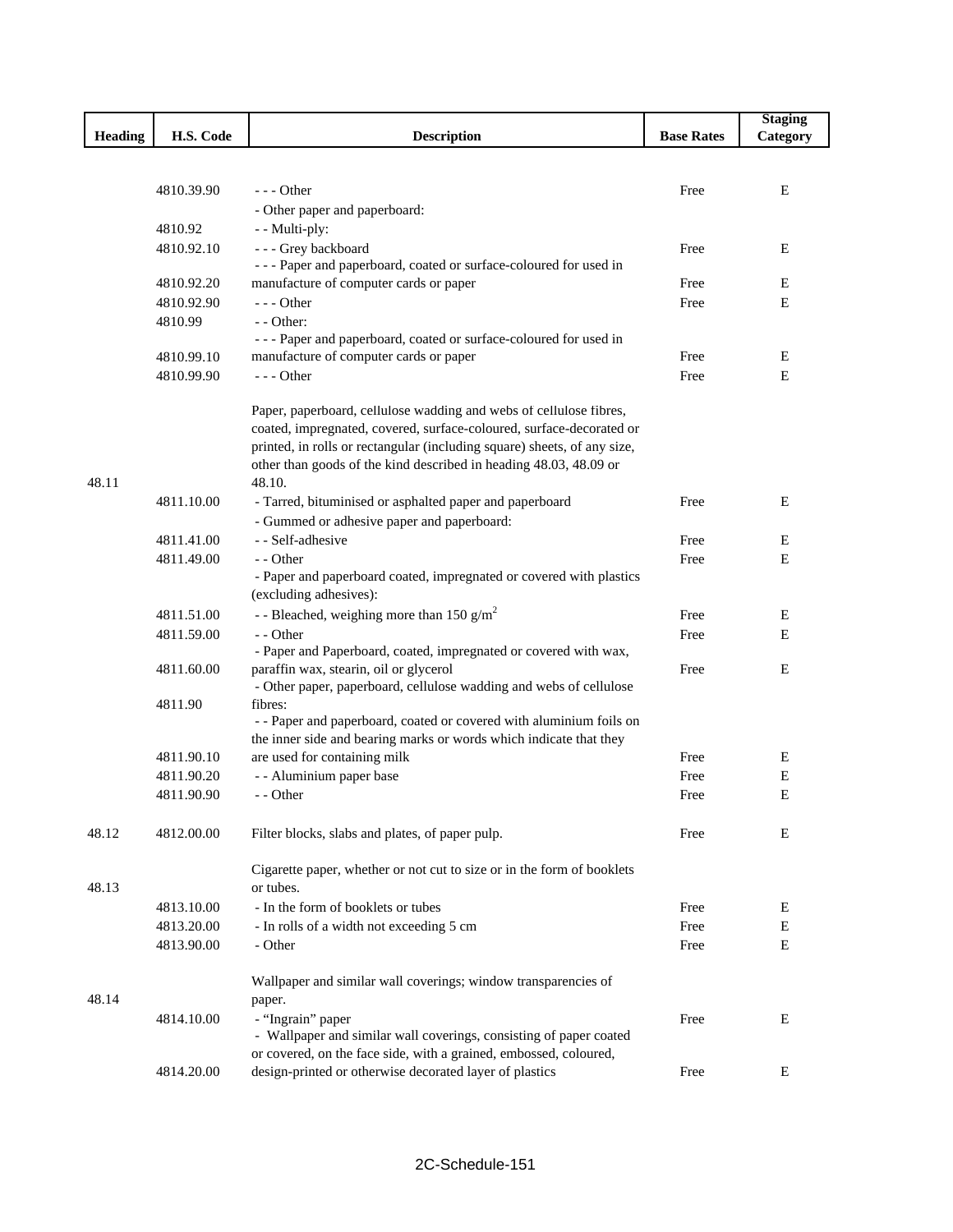| Heading | H.S. Code | Description | Base Rates | Staging Category |
|---|---|---|---|---|
| | 4810.39.90 | - - - Other | Free | E |
| | | - Other paper and paperboard: | | |
| | 4810.92 | - - Multi-ply: | | |
| | 4810.92.10 | - - - Grey backboard | Free | E |
| | 4810.92.20 | - - - Paper and paperboard, coated or surface-coloured for used in manufacture of computer cards or paper | Free | E |
| | 4810.92.90 | - - - Other | Free | E |
| | 4810.99 | - - Other: | | |
| | 4810.99.10 | - - - Paper and paperboard, coated or surface-coloured for used in manufacture of computer cards or paper | Free | E |
| | 4810.99.90 | - - - Other | Free | E |
| 48.11 | | Paper, paperboard, cellulose wadding and webs of cellulose fibres, coated, impregnated, covered, surface-coloured, surface-decorated or printed, in rolls or rectangular (including square) sheets, of any size, other than goods of the kind described in heading 48.03, 48.09 or 48.10. | | |
| | 4811.10.00 | - Tarred, bituminised or asphalted paper and paperboard | Free | E |
| | | - Gummed or adhesive paper and paperboard: | | |
| | 4811.41.00 | - - Self-adhesive | Free | E |
| | 4811.49.00 | - - Other | Free | E |
| | | - Paper and paperboard coated, impregnated or covered with plastics (excluding adhesives): | | |
| | 4811.51.00 | - - Bleached, weighing more than 150 g/m$^2$ | Free | E |
| | 4811.59.00 | - - Other | Free | E |
| | 4811.60.00 | - Paper and Paperboard, coated, impregnated or covered with wax, paraffin wax, stearin, oil or glycerol | Free | E |
| | 4811.90 | - Other paper, paperboard, cellulose wadding and webs of cellulose fibres: | | |
| | 4811.90.10 | - - Paper and paperboard, coated or covered with aluminium foils on the inner side and bearing marks or words which indicate that they are used for containing milk | Free | E |
| | 4811.90.20 | - - Aluminium paper base | Free | E |
| | 4811.90.90 | - - Other | Free | E |
| 48.12 | 4812.00.00 | Filter blocks, slabs and plates, of paper pulp. | Free | E |
| 48.13 | | Cigarette paper, whether or not cut to size or in the form of booklets or tubes. | | |
| | 4813.10.00 | - In the form of booklets or tubes | Free | E |
| | 4813.20.00 | - In rolls of a width not exceeding 5 cm | Free | E |
| | 4813.90.00 | - Other | Free | E |
| 48.14 | | Wallpaper and similar wall coverings; window transparencies of paper. | | |
| | 4814.10.00 | - "Ingrain" paper | Free | E |
| | 4814.20.00 | - Wallpaper and similar wall coverings, consisting of paper coated or covered, on the face side, with a grained, embossed, coloured, design-printed or otherwise decorated layer of plastics | Free | E |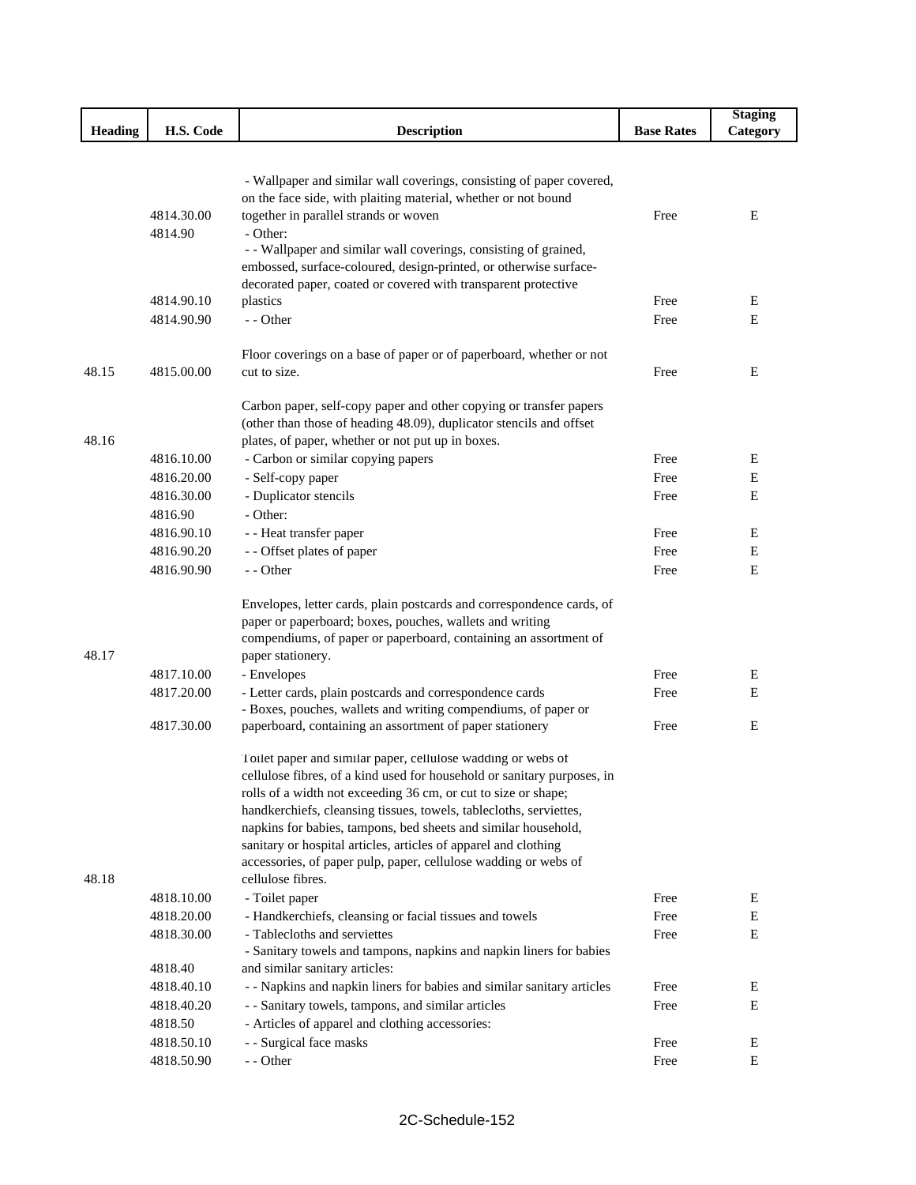| Heading | H.S. Code | Description | Base Rates | Staging Category |
|---|---|---|---|---|
| | 4814.30.00 | - Wallpaper and similar wall coverings, consisting of paper covered, on the face side, with plaiting material, whether or not bound together in parallel strands or woven | Free | E |
| | 4814.90 | - Other: | | |
| | 4814.90.10 | - - Wallpaper and similar wall coverings, consisting of grained, embossed, surface-coloured, design-printed, or otherwise surface-decorated paper, coated or covered with transparent protective plastics | Free | E |
| | 4814.90.90 | - - Other | Free | E |
| 48.15 | 4815.00.00 | Floor coverings on a base of paper or of paperboard, whether or not cut to size. | Free | E |
| 48.16 | | Carbon paper, self-copy paper and other copying or transfer papers (other than those of heading 48.09), duplicator stencils and offset plates, of paper, whether or not put up in boxes. | | |
| | 4816.10.00 | - Carbon or similar copying papers | Free | E |
| | 4816.20.00 | - Self-copy paper | Free | E |
| | 4816.30.00 | - Duplicator stencils | Free | E |
| | 4816.90 | - Other: | | |
| | 4816.90.10 | - - Heat transfer paper | Free | E |
| | 4816.90.20 | - - Offset plates of paper | Free | E |
| | 4816.90.90 | - - Other | Free | E |
| 48.17 | | Envelopes, letter cards, plain postcards and correspondence cards, of paper or paperboard; boxes, pouches, wallets and writing compendiums, of paper or paperboard, containing an assortment of paper stationery. | | |
| | 4817.10.00 | - Envelopes | Free | E |
| | 4817.20.00 | - Letter cards, plain postcards and correspondence cards | Free | E |
| | 4817.30.00 | - Boxes, pouches, wallets and writing compendiums, of paper or paperboard, containing an assortment of paper stationery | Free | E |
| 48.18 | | Toilet paper and similar paper, cellulose wadding or webs of cellulose fibres, of a kind used for household or sanitary purposes, in rolls of a width not exceeding 36 cm, or cut to size or shape; handkerchiefs, cleansing tissues, towels, tablecloths, serviettes, napkins for babies, tampons, bed sheets and similar household, sanitary or hospital articles, articles of apparel and clothing accessories, of paper pulp, paper, cellulose wadding or webs of cellulose fibres. | | |
| | 4818.10.00 | - Toilet paper | Free | E |
| | 4818.20.00 | - Handkerchiefs, cleansing or facial tissues and towels | Free | E |
| | 4818.30.00 | - Tablecloths and serviettes | Free | E |
| | 4818.40 | - Sanitary towels and tampons, napkins and napkin liners for babies and similar sanitary articles: | | |
| | 4818.40.10 | - - Napkins and napkin liners for babies and similar sanitary articles | Free | E |
| | 4818.40.20 | - - Sanitary towels, tampons, and similar articles | Free | E |
| | 4818.50 | - Articles of apparel and clothing accessories: | | |
| | 4818.50.10 | - - Surgical face masks | Free | E |
| | 4818.50.90 | - - Other | Free | E |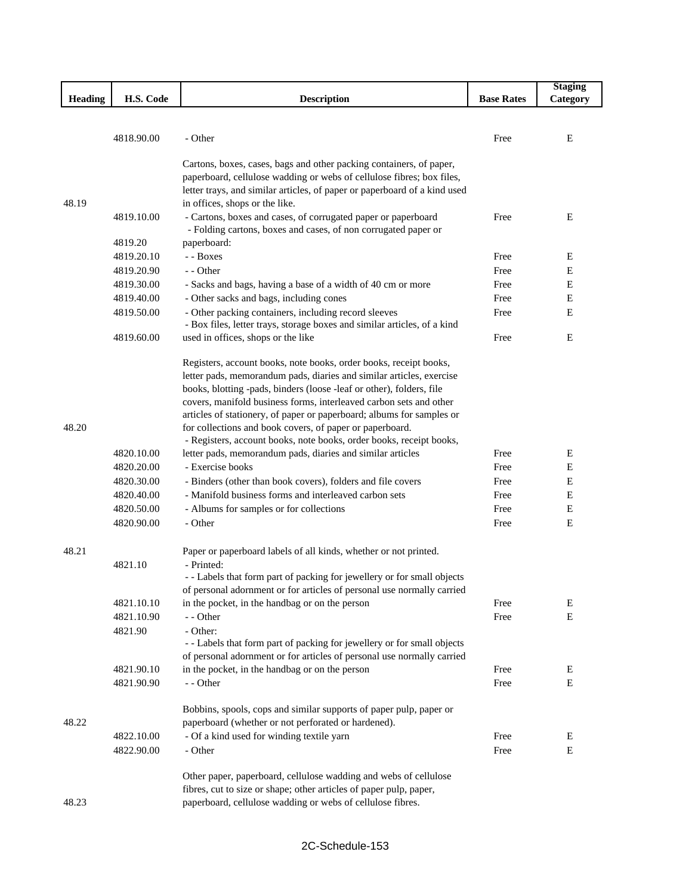| Heading | H.S. Code | Description | Base Rates | Staging Category |
|---|---|---|---|---|
| | 4818.90.00 | - Other | Free | E |
| 48.19 | | Cartons, boxes, cases, bags and other packing containers, of paper, paperboard, cellulose wadding or webs of cellulose fibres; box files, letter trays, and similar articles, of paper or paperboard of a kind used in offices, shops or the like. | | |
| | 4819.10.00 | - Cartons, boxes and cases, of corrugated paper or paperboard | Free | E |
| | 4819.20 | - Folding cartons, boxes and cases, of non corrugated paper or paperboard: | | |
| | 4819.20.10 | - - Boxes | Free | E |
| | 4819.20.90 | - - Other | Free | E |
| | 4819.30.00 | - Sacks and bags, having a base of a width of 40 cm or more | Free | E |
| | 4819.40.00 | - Other sacks and bags, including cones | Free | E |
| | 4819.50.00 | - Other packing containers, including record sleeves | Free | E |
| | 4819.60.00 | - Box files, letter trays, storage boxes and similar articles, of a kind used in offices, shops or the like | Free | E |
| 48.20 | | Registers, account books, note books, order books, receipt books, letter pads, memorandum pads, diaries and similar articles, exercise books, blotting -pads, binders (loose -leaf or other), folders, file covers, manifold business forms, interleaved carbon sets and other articles of stationery, of paper or paperboard; albums for samples or for collections and book covers, of paper or paperboard. | | |
| | 4820.10.00 | - Registers, account books, note books, order books, receipt books, letter pads, memorandum pads, diaries and similar articles | Free | E |
| | 4820.20.00 | - Exercise books | Free | E |
| | 4820.30.00 | - Binders (other than book covers), folders and file covers | Free | E |
| | 4820.40.00 | - Manifold business forms and interleaved carbon sets | Free | E |
| | 4820.50.00 | - Albums for samples or for collections | Free | E |
| | 4820.90.00 | - Other | Free | E |
| 48.21 | | Paper or paperboard labels of all kinds, whether or not printed. | | |
| | 4821.10 | - Printed: | | |
| | 4821.10.10 | - - Labels that form part of packing for jewellery or for small objects of personal adornment or for articles of personal use normally carried in the pocket, in the handbag or on the person | Free | E |
| | 4821.10.90 | - - Other | Free | E |
| | 4821.90 | - Other: | | |
| | 4821.90.10 | - - Labels that form part of packing for jewellery or for small objects of personal adornment or for articles of personal use normally carried in the pocket, in the handbag or on the person | Free | E |
| | 4821.90.90 | - - Other | Free | E |
| 48.22 | | Bobbins, spools, cops and similar supports of paper pulp, paper or paperboard (whether or not perforated or hardened). | | |
| | 4822.10.00 | - Of a kind used for winding textile yarn | Free | E |
| | 4822.90.00 | - Other | Free | E |
| 48.23 | | Other paper, paperboard, cellulose wadding and webs of cellulose fibres, cut to size or shape; other articles of paper pulp, paper, paperboard, cellulose wadding or webs of cellulose fibres. | | |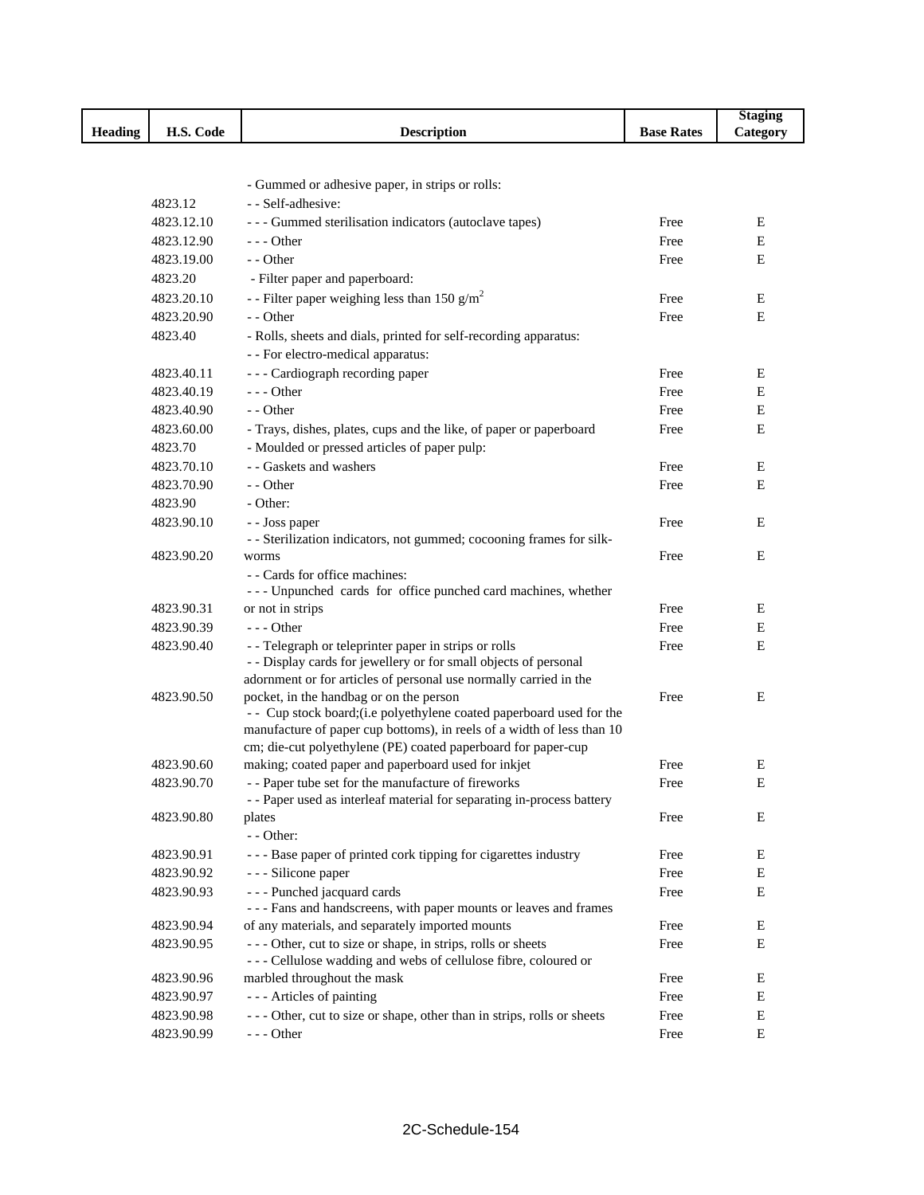| Heading | H.S. Code | Description | Base Rates | Staging Category |
|---|---|---|---|---|
| | | - Gummed or adhesive paper, in strips or rolls: | | |
| | 4823.12 | - - Self-adhesive: | | |
| | 4823.12.10 | - - - Gummed sterilisation indicators (autoclave tapes) | Free | E |
| | 4823.12.90 | - - - Other | Free | E |
| | 4823.19.00 | - - Other | Free | E |
| | 4823.20 | - Filter paper and paperboard: | | |
| | 4823.20.10 | - - Filter paper weighing less than 150 $g/m^2$ | Free | E |
| | 4823.20.90 | - - Other | Free | E |
| | 4823.40 | - Rolls, sheets and dials, printed for self-recording apparatus: | | |
| | | - - For electro-medical apparatus: | | |
| | 4823.40.11 | - - - Cardiograph recording paper | Free | E |
| | 4823.40.19 | - - - Other | Free | E |
| | 4823.40.90 | - - Other | Free | E |
| | 4823.60.00 | - Trays, dishes, plates, cups and the like, of paper or paperboard | Free | E |
| | 4823.70 | - Moulded or pressed articles of paper pulp: | | |
| | 4823.70.10 | - - Gaskets and washers | Free | E |
| | 4823.70.90 | - - Other | Free | E |
| | 4823.90 | - Other: | | |
| | 4823.90.10 | - - Joss paper | Free | E |
| | 4823.90.20 | - - Sterilization indicators, not gummed; cocooning frames for silk-worms | Free | E |
| | | - - Cards for office machines: | | |
| | 4823.90.31 | - - - Unpunched cards for office punched card machines, whether or not in strips | Free | E |
| | 4823.90.39 | - - - Other | Free | E |
| | 4823.90.40 | - - Telegraph or teleprinter paper in strips or rolls | Free | E |
| | 4823.90.50 | - - Display cards for jewellery or for small objects of personal adornment or for articles of personal use normally carried in the pocket, in the handbag or on the person | Free | E |
| | 4823.90.60 | - - Cup stock board;(i.e polyethylene coated paperboard used for the manufacture of paper cup bottoms), in reels of a width of less than 10 cm; die-cut polyethylene (PE) coated paperboard for paper-cup making; coated paper and paperboard used for inkjet | Free | E |
| | 4823.90.70 | - - Paper tube set for the manufacture of fireworks | Free | E |
| | 4823.90.80 | - - Paper used as interleaf material for separating in-process battery plates | Free | E |
| | | - - Other: | | |
| | 4823.90.91 | - - - Base paper of printed cork tipping for cigarettes industry | Free | E |
| | 4823.90.92 | - - - Silicone paper | Free | E |
| | 4823.90.93 | - - - Punched jacquard cards | Free | E |
| | 4823.90.94 | - - - Fans and handscreens, with paper mounts or leaves and frames of any materials, and separately imported mounts | Free | E |
| | 4823.90.95 | - - - Other, cut to size or shape, in strips, rolls or sheets | Free | E |
| | 4823.90.96 | - - - Cellulose wadding and webs of cellulose fibre, coloured or marbled throughout the mask | Free | E |
| | 4823.90.97 | - - - Articles of painting | Free | E |
| | 4823.90.98 | - - - Other, cut to size or shape, other than in strips, rolls or sheets | Free | E |
| | 4823.90.99 | - - - Other | Free | E |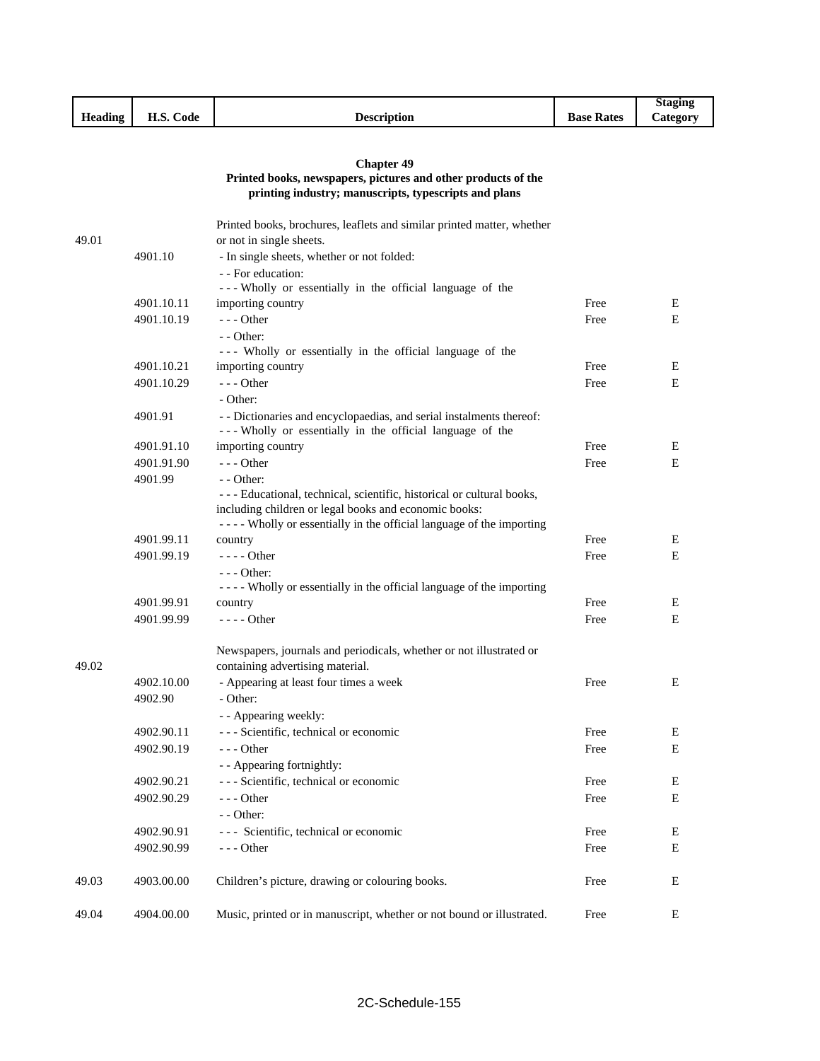| Heading | H.S. Code | Description | Base Rates | Staging Category |
|---|---|---|---|---|

## Chapter 49
### Printed books, newspapers, pictures and other products of the printing industry; manuscripts, typescripts and plans

| Heading | H.S. Code | Description | Base Rates | Staging Category |
|---|---|---|---|---|
| 49.01 | | Printed books, brochures, leaflets and similar printed matter, whether or not in single sheets. | | |
| | 4901.10 | - In single sheets, whether or not folded: | | |
| | | - - For education: | | |
| | 4901.10.11 | - - - Wholly or essentially in the official language of the importing country | Free | E |
| | 4901.10.19 | - - - Other | Free | E |
| | | - - Other: | | |
| | 4901.10.21 | - - - Wholly or essentially in the official language of the importing country | Free | E |
| | 4901.10.29 | - - - Other | Free | E |
| | | - Other: | | |
| | 4901.91 | - - Dictionaries and encyclopaedias, and serial instalments thereof: | | |
| | 4901.91.10 | - - - Wholly or essentially in the official language of the importing country | Free | E |
| | 4901.91.90 | - - - Other | Free | E |
| | 4901.99 | - - Other: | | |
| | | - - - Educational, technical, scientific, historical or cultural books, including children or legal books and economic books: | | |
| | 4901.99.11 | - - - - Wholly or essentially in the official language of the importing country | Free | E |
| | 4901.99.19 | - - - - Other | Free | E |
| | | - - - Other: | | |
| | 4901.99.91 | - - - - Wholly or essentially in the official language of the importing country | Free | E |
| | 4901.99.99 | - - - - Other | Free | E |
| 49.02 | | Newspapers, journals and periodicals, whether or not illustrated or containing advertising material. | | |
| | 4902.10.00 | - Appearing at least four times a week | Free | E |
| | 4902.90 | - Other: | | |
| | | - - Appearing weekly: | | |
| | 4902.90.11 | - - - Scientific, technical or economic | Free | E |
| | 4902.90.19 | - - - Other | Free | E |
| | | - - Appearing fortnightly: | | |
| | 4902.90.21 | - - - Scientific, technical or economic | Free | E |
| | 4902.90.29 | - - - Other | Free | E |
| | | - - Other: | | |
| | 4902.90.91 | - - - Scientific, technical or economic | Free | E |
| | 4902.90.99 | - - - Other | Free | E |
| 49.03 | 4903.00.00 | Children's picture, drawing or colouring books. | Free | E |
| 49.04 | 4904.00.00 | Music, printed or in manuscript, whether or not bound or illustrated. | Free | E |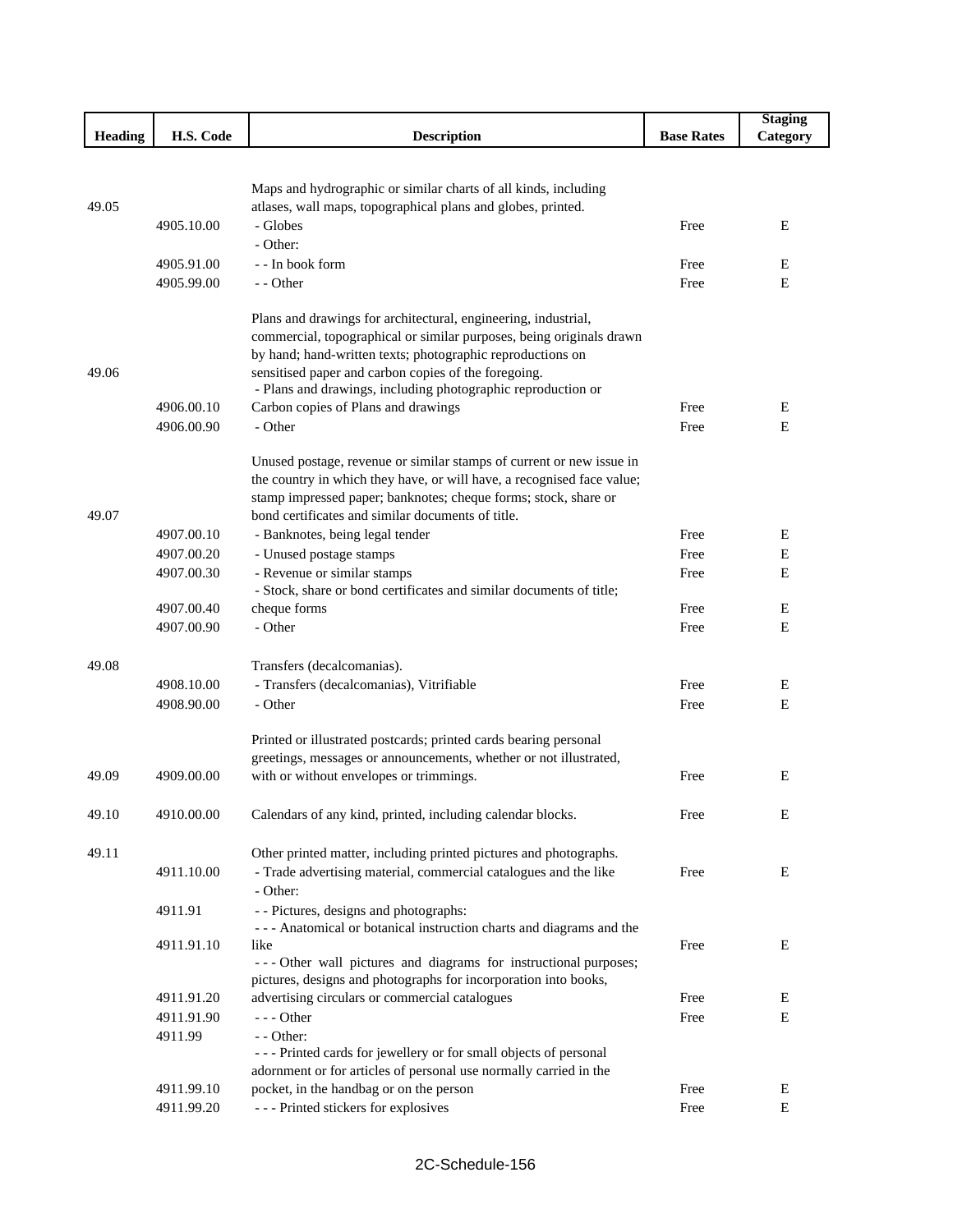| Heading | H.S. Code | Description | Base Rates | Staging Category |
|---|---|---|---|---|
| 49.05 | | Maps and hydrographic or similar charts of all kinds, including atlases, wall maps, topographical plans and globes, printed. | | |
| | 4905.10.00 | - Globes | Free | E |
| | | - Other: | | |
| | 4905.91.00 | - - In book form | Free | E |
| | 4905.99.00 | - - Other | Free | E |
| 49.06 | | Plans and drawings for architectural, engineering, industrial, commercial, topographical or similar purposes, being originals drawn by hand; hand-written texts; photographic reproductions on sensitised paper and carbon copies of the foregoing. | | |
| | 4906.00.10 | - Plans and drawings, including photographic reproduction or Carbon copies of Plans and drawings | Free | E |
| | 4906.00.90 | - Other | Free | E |
| 49.07 | | Unused postage, revenue or similar stamps of current or new issue in the country in which they have, or will have, a recognised face value; stamp impressed paper; banknotes; cheque forms; stock, share or bond certificates and similar documents of title. | | |
| | 4907.00.10 | - Banknotes, being legal tender | Free | E |
| | 4907.00.20 | - Unused postage stamps | Free | E |
| | 4907.00.30 | - Revenue or similar stamps | Free | E |
| | 4907.00.40 | - Stock, share or bond certificates and similar documents of title; cheque forms | Free | E |
| | 4907.00.90 | - Other | Free | E |
| 49.08 | | Transfers (decalcomanias). | | |
| | 4908.10.00 | - Transfers (decalcomanias), Vitrifiable | Free | E |
| | 4908.90.00 | - Other | Free | E |
| 49.09 | 4909.00.00 | Printed or illustrated postcards; printed cards bearing personal greetings, messages or announcements, whether or not illustrated, with or without envelopes or trimmings. | Free | E |
| 49.10 | 4910.00.00 | Calendars of any kind, printed, including calendar blocks. | Free | E |
| 49.11 | | Other printed matter, including printed pictures and photographs. | | |
| | 4911.10.00 | - Trade advertising material, commercial catalogues and the like | Free | E |
| | | - Other: | | |
| | 4911.91 | - - Pictures, designs and photographs: | | |
| | 4911.91.10 | - - - Anatomical or botanical instruction charts and diagrams and the like | Free | E |
| | 4911.91.20 | - - - Other wall pictures and diagrams for instructional purposes; pictures, designs and photographs for incorporation into books, advertising circulars or commercial catalogues | Free | E |
| | 4911.91.90 | - - - Other | Free | E |
| | 4911.99 | - - Other: | | |
| | 4911.99.10 | - - - Printed cards for jewellery or for small objects of personal adornment or for articles of personal use normally carried in the pocket, in the handbag or on the person | Free | E |
| | 4911.99.20 | - - - Printed stickers for explosives | Free | E |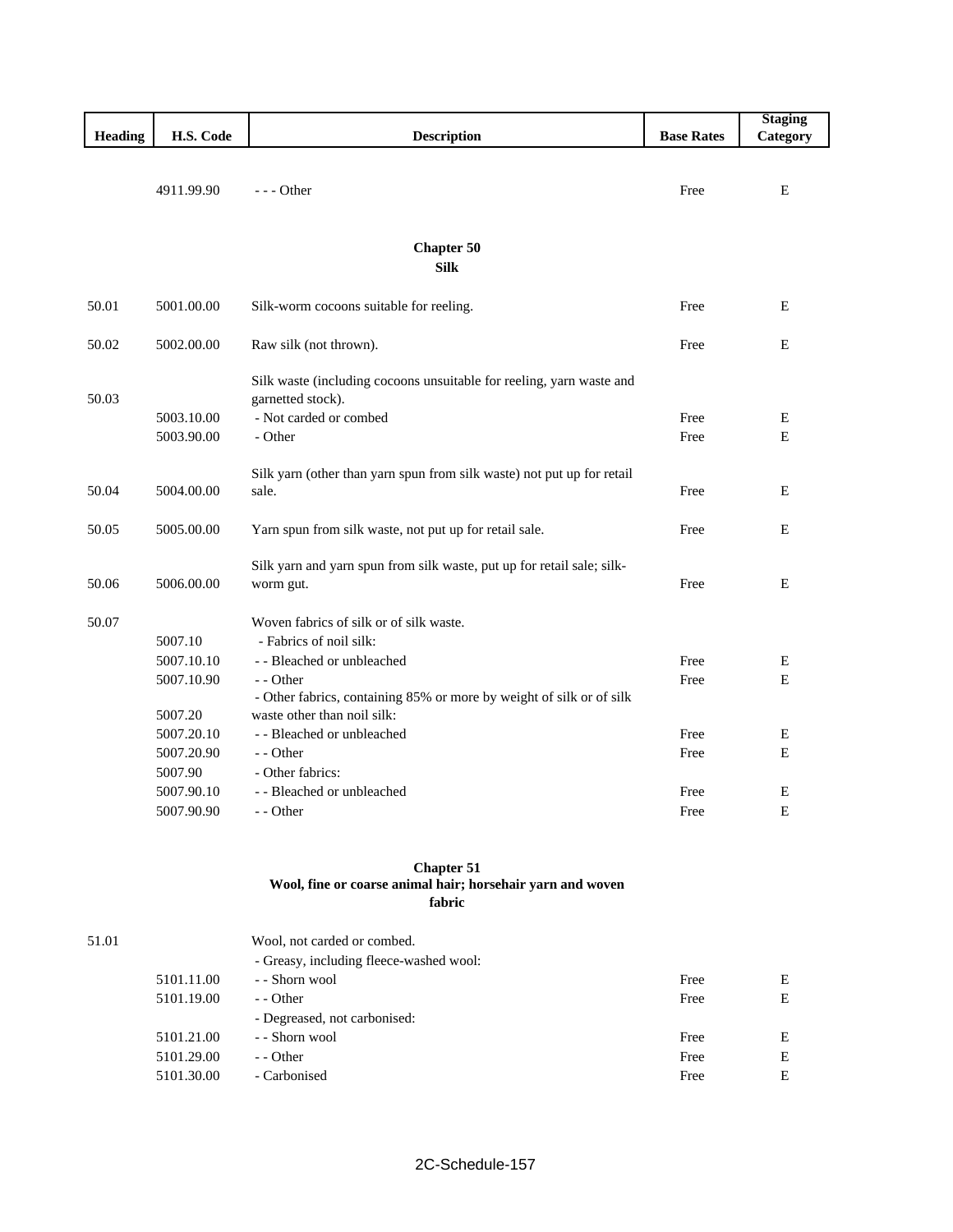| Heading | H.S. Code | Description | Base Rates | Staging Category |
|---|---|---|---|---|
| | 4911.99.90 | - - - Other | Free | E |

**Chapter 50**
**Silk**

| Heading | H.S. Code | Description | Base Rates | Staging Category |
|---|---|---|---|---|
| 50.01 | 5001.00.00 | Silk-worm cocoons suitable for reeling. | Free | E |
| 50.02 | 5002.00.00 | Raw silk (not thrown). | Free | E |
| 50.03 | | Silk waste (including cocoons unsuitable for reeling, yarn waste and garnetted stock). | | |
| | 5003.10.00 | - Not carded or combed | Free | E |
| | 5003.90.00 | - Other | Free | E |
| 50.04 | 5004.00.00 | Silk yarn (other than yarn spun from silk waste) not put up for retail sale. | Free | E |
| 50.05 | 5005.00.00 | Yarn spun from silk waste, not put up for retail sale. | Free | E |
| 50.06 | 5006.00.00 | Silk yarn and yarn spun from silk waste, put up for retail sale; silk-worm gut. | Free | E |
| 50.07 | | Woven fabrics of silk or of silk waste. | | |
| | 5007.10 | - Fabrics of noil silk: | | |
| | 5007.10.10 | - - Bleached or unbleached | Free | E |
| | 5007.10.90 | - - Other | Free | E |
| | 5007.20 | - Other fabrics, containing 85% or more by weight of silk or of silk waste other than noil silk: | | |
| | 5007.20.10 | - - Bleached or unbleached | Free | E |
| | 5007.20.90 | - - Other | Free | E |
| | 5007.90 | - Other fabrics: | | |
| | 5007.90.10 | - - Bleached or unbleached | Free | E |
| | 5007.90.90 | - - Other | Free | E |

**Chapter 51**
**Wool, fine or coarse animal hair; horsehair yarn and woven fabric**

| Heading | H.S. Code | Description | Base Rates | Staging Category |
|---|---|---|---|---|
| 51.01 | | Wool, not carded or combed. | | |
| | | - Greasy, including fleece-washed wool: | | |
| | 5101.11.00 | - - Shorn wool | Free | E |
| | 5101.19.00 | - - Other | Free | E |
| | | - Degreased, not carbonised: | | |
| | 5101.21.00 | - - Shorn wool | Free | E |
| | 5101.29.00 | - - Other | Free | E |
| | 5101.30.00 | - Carbonised | Free | E |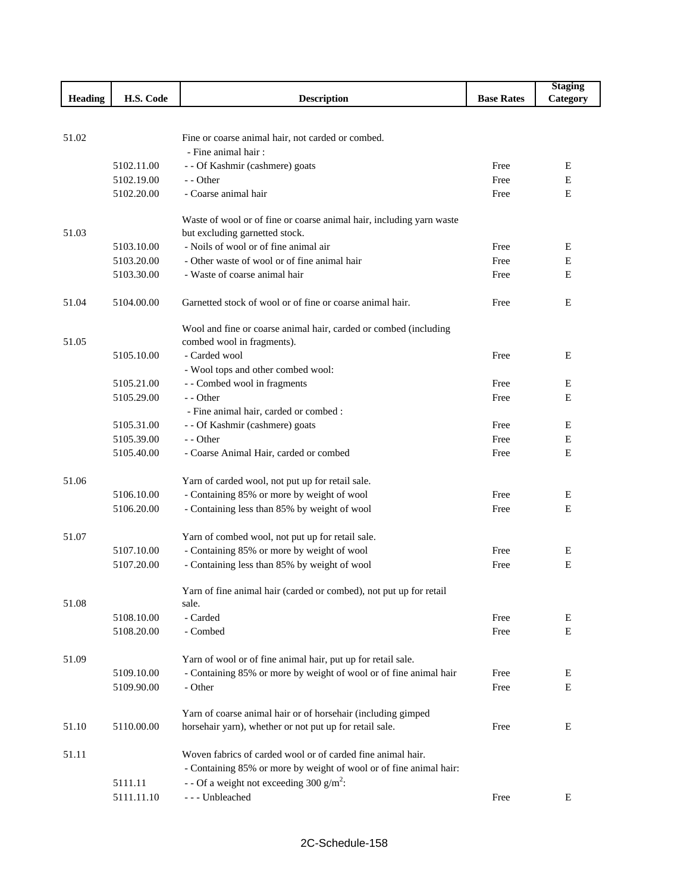| Heading | H.S. Code | Description | Base Rates | Staging Category |
|---|---|---|---|---|
| 51.02 | | Fine or coarse animal hair, not carded or combed. | | |
| | | - Fine animal hair : | | |
| | 5102.11.00 | - - Of Kashmir (cashmere) goats | Free | E |
| | 5102.19.00 | - - Other | Free | E |
| | 5102.20.00 | - Coarse animal hair | Free | E |
| 51.03 | | Waste of wool or of fine or coarse animal hair, including yarn waste but excluding garnetted stock. | | |
| | 5103.10.00 | - Noils of wool or of fine animal air | Free | E |
| | 5103.20.00 | - Other waste of wool or of fine animal hair | Free | E |
| | 5103.30.00 | - Waste of coarse animal hair | Free | E |
| 51.04 | 5104.00.00 | Garnetted stock of wool or of fine or coarse animal hair. | Free | E |
| 51.05 | | Wool and fine or coarse animal hair, carded or combed (including combed wool in fragments). | | |
| | 5105.10.00 | - Carded wool | Free | E |
| | | - Wool tops and other combed wool: | | |
| | 5105.21.00 | - - Combed wool in fragments | Free | E |
| | 5105.29.00 | - - Other | Free | E |
| | | - Fine animal hair, carded or combed : | | |
| | 5105.31.00 | - - Of Kashmir (cashmere) goats | Free | E |
| | 5105.39.00 | - - Other | Free | E |
| | 5105.40.00 | - Coarse Animal Hair, carded or combed | Free | E |
| 51.06 | | Yarn of carded wool, not put up for retail sale. | | |
| | 5106.10.00 | - Containing 85% or more by weight of wool | Free | E |
| | 5106.20.00 | - Containing less than 85% by weight of wool | Free | E |
| 51.07 | | Yarn of combed wool, not put up for retail sale. | | |
| | 5107.10.00 | - Containing 85% or more by weight of wool | Free | E |
| | 5107.20.00 | - Containing less than 85% by weight of wool | Free | E |
| 51.08 | | Yarn of fine animal hair (carded or combed), not put up for retail sale. | | |
| | 5108.10.00 | - Carded | Free | E |
| | 5108.20.00 | - Combed | Free | E |
| 51.09 | | Yarn of wool or of fine animal hair, put up for retail sale. | | |
| | 5109.10.00 | - Containing 85% or more by weight of wool or of fine animal hair | Free | E |
| | 5109.90.00 | - Other | Free | E |
| 51.10 | 5110.00.00 | Yarn of coarse animal hair or of horsehair (including gimped horsehair yarn), whether or not put up for retail sale. | Free | E |
| 51.11 | | Woven fabrics of carded wool or of carded fine animal hair. | | |
| | | - Containing 85% or more by weight of wool or of fine animal hair: | | |
| | 5111.11 | - - Of a weight not exceeding 300 $g/m^2$: | | |
| | 5111.11.10 | - - - Unbleached | Free | E |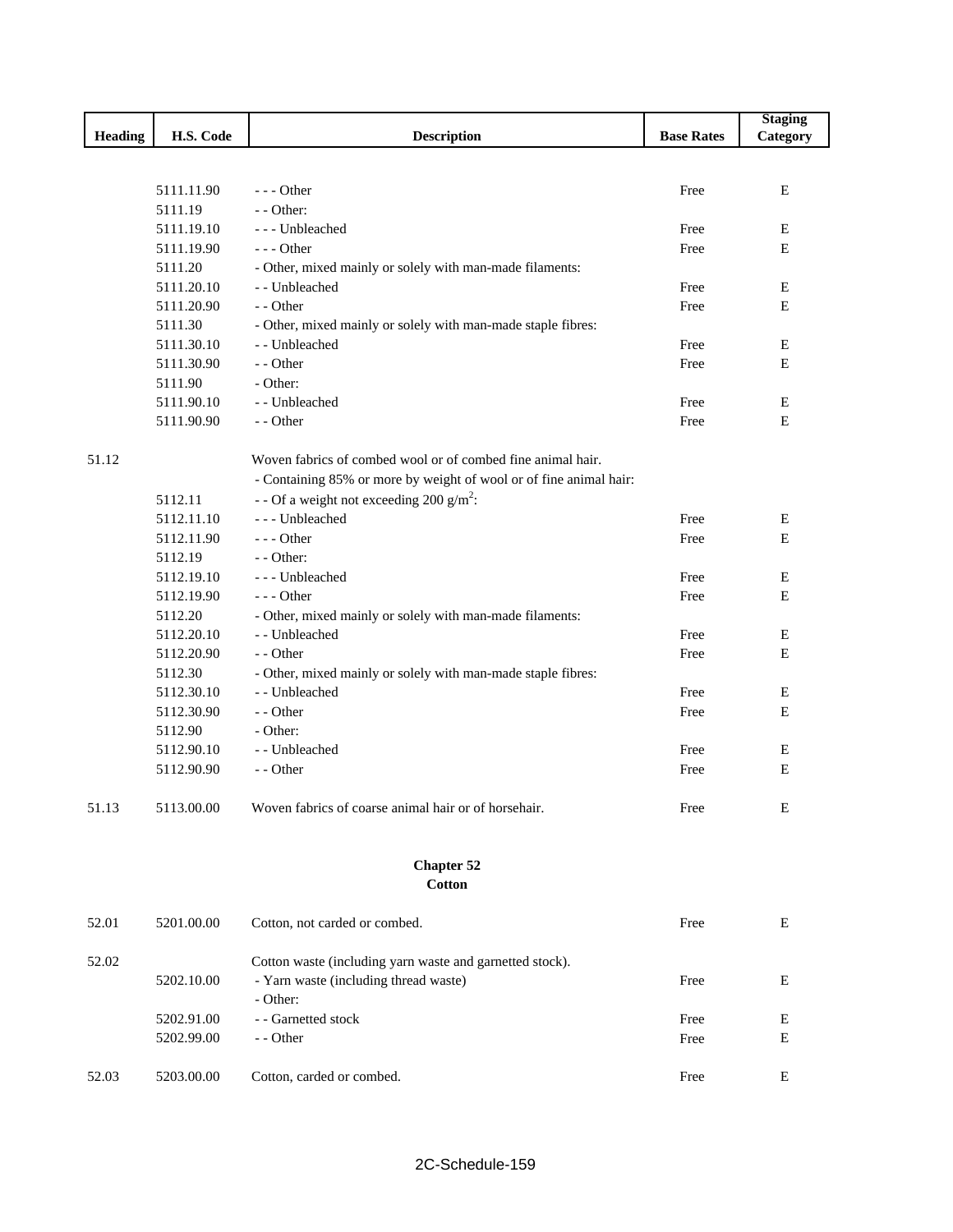| Heading | H.S. Code | Description | Base Rates | Staging Category |
|---|---|---|---|---|
| | 5111.11.90 | - - - Other | Free | E |
| | 5111.19 | - - Other: | | |
| | 5111.19.10 | - - - Unbleached | Free | E |
| | 5111.19.90 | - - - Other | Free | E |
| | 5111.20 | - Other, mixed mainly or solely with man-made filaments: | | |
| | 5111.20.10 | - - Unbleached | Free | E |
| | 5111.20.90 | - - Other | Free | E |
| | 5111.30 | - Other, mixed mainly or solely with man-made staple fibres: | | |
| | 5111.30.10 | - - Unbleached | Free | E |
| | 5111.30.90 | - - Other | Free | E |
| | 5111.90 | - Other: | | |
| | 5111.90.10 | - - Unbleached | Free | E |
| | 5111.90.90 | - - Other | Free | E |
| 51.12 | | Woven fabrics of combed wool or of combed fine animal hair. | | |
| | | - Containing 85% or more by weight of wool or of fine animal hair: | | |
| | 5112.11 | - - Of a weight not exceeding 200 $g/m^2$: | | |
| | 5112.11.10 | - - - Unbleached | Free | E |
| | 5112.11.90 | - - - Other | Free | E |
| | 5112.19 | - - Other: | | |
| | 5112.19.10 | - - - Unbleached | Free | E |
| | 5112.19.90 | - - - Other | Free | E |
| | 5112.20 | - Other, mixed mainly or solely with man-made filaments: | | |
| | 5112.20.10 | - - Unbleached | Free | E |
| | 5112.20.90 | - - Other | Free | E |
| | 5112.30 | - Other, mixed mainly or solely with man-made staple fibres: | | |
| | 5112.30.10 | - - Unbleached | Free | E |
| | 5112.30.90 | - - Other | Free | E |
| | 5112.90 | - Other: | | |
| | 5112.90.10 | - - Unbleached | Free | E |
| | 5112.90.90 | - - Other | Free | E |
| 51.13 | 5113.00.00 | Woven fabrics of coarse animal hair or of horsehair. | Free | E |

**Chapter 52**
**Cotton**

| Heading | H.S. Code | Description | Base Rates | Staging Category |
|---|---|---|---|---|
| 52.01 | 5201.00.00 | Cotton, not carded or combed. | Free | E |
| 52.02 | | Cotton waste (including yarn waste and garnetted stock). | | |
| | 5202.10.00 | - Yarn waste (including thread waste) | Free | E |
| | | - Other: | | |
| | 5202.91.00 | - - Garnetted stock | Free | E |
| | 5202.99.00 | - - Other | Free | E |
| 52.03 | 5203.00.00 | Cotton, carded or combed. | Free | E |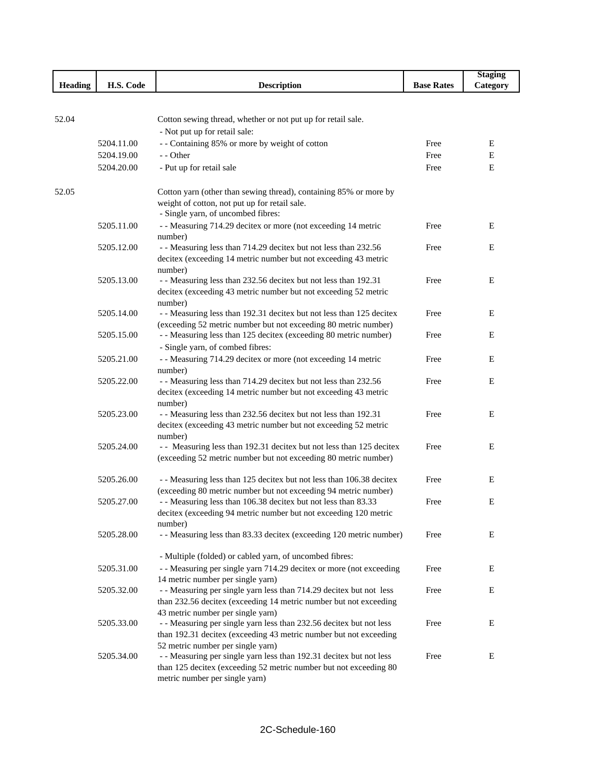| Heading | H.S. Code | Description | Base Rates | Staging Category |
|---|---|---|---|---|
| 52.04 | | Cotton sewing thread, whether or not put up for retail sale. | | |
| | | - Not put up for retail sale: | | |
| | 5204.11.00 | - - Containing 85% or more by weight of cotton | Free | E |
| | 5204.19.00 | - - Other | Free | E |
| | 5204.20.00 | - Put up for retail sale | Free | E |
| 52.05 | | Cotton yarn (other than sewing thread), containing 85% or more by weight of cotton, not put up for retail sale. | | |
| | | - Single yarn, of uncombed fibres: | | |
| | 5205.11.00 | - - Measuring 714.29 decitex or more (not exceeding 14 metric number) | Free | E |
| | 5205.12.00 | - - Measuring less than 714.29 decitex but not less than 232.56 decitex (exceeding 14 metric number but not exceeding 43 metric number) | Free | E |
| | 5205.13.00 | - - Measuring less than 232.56 decitex but not less than 192.31 decitex (exceeding 43 metric number but not exceeding 52 metric number) | Free | E |
| | 5205.14.00 | - - Measuring less than 192.31 decitex but not less than 125 decitex (exceeding 52 metric number but not exceeding 80 metric number) | Free | E |
| | 5205.15.00 | - - Measuring less than 125 decitex (exceeding 80 metric number) | Free | E |
| | | - Single yarn, of combed fibres: | | |
| | 5205.21.00 | - - Measuring 714.29 decitex or more (not exceeding 14 metric number) | Free | E |
| | 5205.22.00 | - - Measuring less than 714.29 decitex but not less than 232.56 decitex (exceeding 14 metric number but not exceeding 43 metric number) | Free | E |
| | 5205.23.00 | - - Measuring less than 232.56 decitex but not less than 192.31 decitex (exceeding 43 metric number but not exceeding 52 metric number) | Free | E |
| | 5205.24.00 | - - Measuring less than 192.31 decitex but not less than 125 decitex (exceeding 52 metric number but not exceeding 80 metric number) | Free | E |
| | 5205.26.00 | - - Measuring less than 125 decitex but not less than 106.38 decitex (exceeding 80 metric number but not exceeding 94 metric number) | Free | E |
| | 5205.27.00 | - - Measuring less than 106.38 decitex but not less than 83.33 decitex (exceeding 94 metric number but not exceeding 120 metric number) | Free | E |
| | 5205.28.00 | - - Measuring less than 83.33 decitex (exceeding 120 metric number) | Free | E |
| | | - Multiple (folded) or cabled yarn, of uncombed fibres: | | |
| | 5205.31.00 | - - Measuring per single yarn 714.29 decitex or more (not exceeding 14 metric number per single yarn) | Free | E |
| | 5205.32.00 | - - Measuring per single yarn less than 714.29 decitex but not less than 232.56 decitex (exceeding 14 metric number but not exceeding 43 metric number per single yarn) | Free | E |
| | 5205.33.00 | - - Measuring per single yarn less than 232.56 decitex but not less than 192.31 decitex (exceeding 43 metric number but not exceeding 52 metric number per single yarn) | Free | E |
| | 5205.34.00 | - - Measuring per single yarn less than 192.31 decitex but not less than 125 decitex (exceeding 52 metric number but not exceeding 80 metric number per single yarn) | Free | E |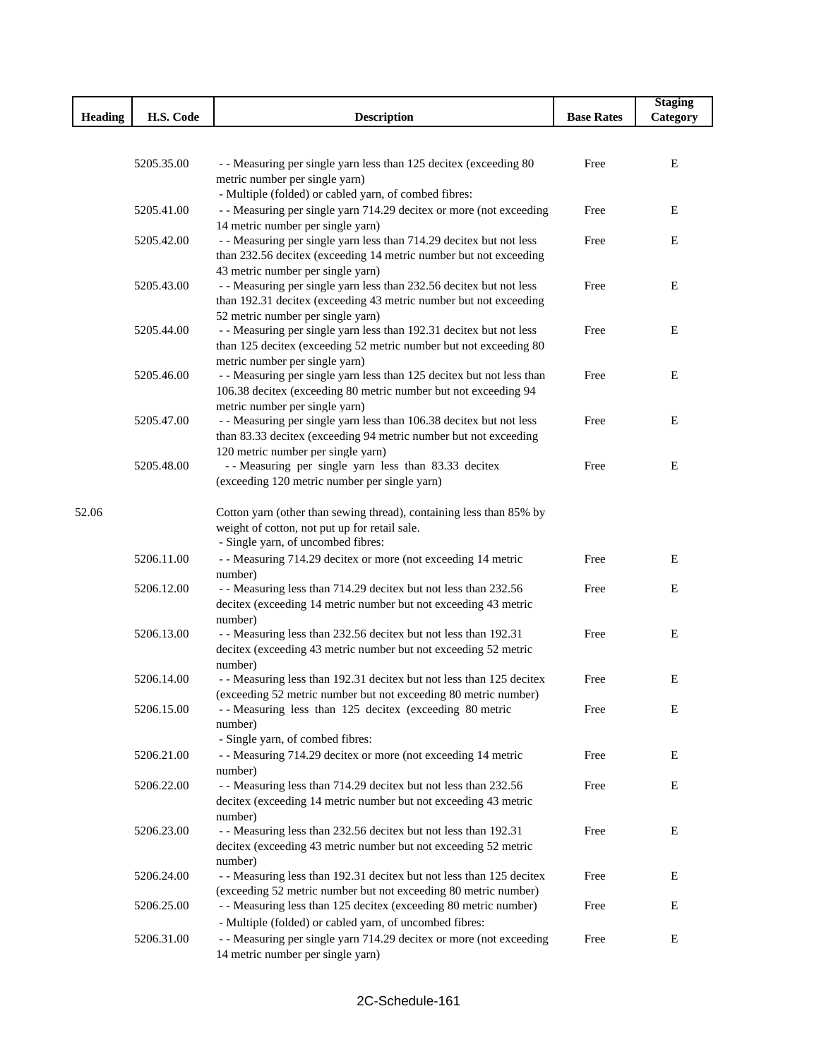| Heading | H.S. Code | Description | Base Rates | Staging Category |
|---|---|---|---|---|
| | 5205.35.00 | - - Measuring per single yarn less than 125 decitex (exceeding 80 metric number per single yarn) | Free | E |
| | | - Multiple (folded) or cabled yarn, of combed fibres: | | |
| | 5205.41.00 | - - Measuring per single yarn 714.29 decitex or more (not exceeding 14 metric number per single yarn) | Free | E |
| | 5205.42.00 | - - Measuring per single yarn less than 714.29 decitex but not less than 232.56 decitex (exceeding 14 metric number but not exceeding 43 metric number per single yarn) | Free | E |
| | 5205.43.00 | - - Measuring per single yarn less than 232.56 decitex but not less than 192.31 decitex (exceeding 43 metric number but not exceeding 52 metric number per single yarn) | Free | E |
| | 5205.44.00 | - - Measuring per single yarn less than 192.31 decitex but not less than 125 decitex (exceeding 52 metric number but not exceeding 80 metric number per single yarn) | Free | E |
| | 5205.46.00 | - - Measuring per single yarn less than 125 decitex but not less than 106.38 decitex (exceeding 80 metric number but not exceeding 94 metric number per single yarn) | Free | E |
| | 5205.47.00 | - - Measuring per single yarn less than 106.38 decitex but not less than 83.33 decitex (exceeding 94 metric number but not exceeding 120 metric number per single yarn) | Free | E |
| | 5205.48.00 | - - Measuring per single yarn less than 83.33 decitex (exceeding 120 metric number per single yarn) | Free | E |
| 52.06 | | Cotton yarn (other than sewing thread), containing less than 85% by weight of cotton, not put up for retail sale. | | |
| | | - Single yarn, of uncombed fibres: | | |
| | 5206.11.00 | - - Measuring 714.29 decitex or more (not exceeding 14 metric number) | Free | E |
| | 5206.12.00 | - - Measuring less than 714.29 decitex but not less than 232.56 decitex (exceeding 14 metric number but not exceeding 43 metric number) | Free | E |
| | 5206.13.00 | - - Measuring less than 232.56 decitex but not less than 192.31 decitex (exceeding 43 metric number but not exceeding 52 metric number) | Free | E |
| | 5206.14.00 | - - Measuring less than 192.31 decitex but not less than 125 decitex (exceeding 52 metric number but not exceeding 80 metric number) | Free | E |
| | 5206.15.00 | - - Measuring less than 125 decitex (exceeding 80 metric number) | Free | E |
| | | - Single yarn, of combed fibres: | | |
| | 5206.21.00 | - - Measuring 714.29 decitex or more (not exceeding 14 metric number) | Free | E |
| | 5206.22.00 | - - Measuring less than 714.29 decitex but not less than 232.56 decitex (exceeding 14 metric number but not exceeding 43 metric number) | Free | E |
| | 5206.23.00 | - - Measuring less than 232.56 decitex but not less than 192.31 decitex (exceeding 43 metric number but not exceeding 52 metric number) | Free | E |
| | 5206.24.00 | - - Measuring less than 192.31 decitex but not less than 125 decitex (exceeding 52 metric number but not exceeding 80 metric number) | Free | E |
| | 5206.25.00 | - - Measuring less than 125 decitex (exceeding 80 metric number) | Free | E |
| | | - Multiple (folded) or cabled yarn, of uncombed fibres: | | |
| | 5206.31.00 | - - Measuring per single yarn 714.29 decitex or more (not exceeding 14 metric number per single yarn) | Free | E |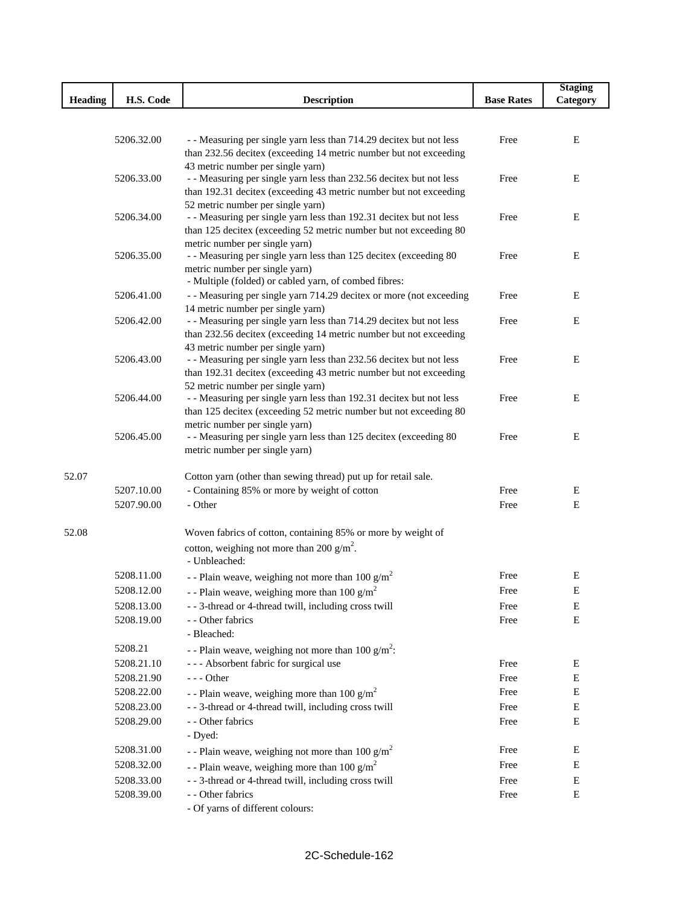| Heading | H.S. Code | Description | Base Rates | Staging Category |
|---|---|---|---|---|
| | 5206.32.00 | - - Measuring per single yarn less than 714.29 decitex but not less than 232.56 decitex (exceeding 14 metric number but not exceeding 43 metric number per single yarn) | Free | E |
| | 5206.33.00 | - - Measuring per single yarn less than 232.56 decitex but not less than 192.31 decitex (exceeding 43 metric number but not exceeding 52 metric number per single yarn) | Free | E |
| | 5206.34.00 | - - Measuring per single yarn less than 192.31 decitex but not less than 125 decitex (exceeding 52 metric number but not exceeding 80 metric number per single yarn) | Free | E |
| | 5206.35.00 | - - Measuring per single yarn less than 125 decitex (exceeding 80 metric number per single yarn) | Free | E |
| | | - Multiple (folded) or cabled yarn, of combed fibres: | | |
| | 5206.41.00 | - - Measuring per single yarn 714.29 decitex or more (not exceeding 14 metric number per single yarn) | Free | E |
| | 5206.42.00 | - - Measuring per single yarn less than 714.29 decitex but not less than 232.56 decitex (exceeding 14 metric number but not exceeding 43 metric number per single yarn) | Free | E |
| | 5206.43.00 | - - Measuring per single yarn less than 232.56 decitex but not less than 192.31 decitex (exceeding 43 metric number but not exceeding 52 metric number per single yarn) | Free | E |
| | 5206.44.00 | - - Measuring per single yarn less than 192.31 decitex but not less than 125 decitex (exceeding 52 metric number but not exceeding 80 metric number per single yarn) | Free | E |
| | 5206.45.00 | - - Measuring per single yarn less than 125 decitex (exceeding 80 metric number per single yarn) | Free | E |
| 52.07 | | Cotton yarn (other than sewing thread) put up for retail sale. | | |
| | 5207.10.00 | - Containing 85% or more by weight of cotton | Free | E |
| | 5207.90.00 | - Other | Free | E |
| 52.08 | | Woven fabrics of cotton, containing 85% or more by weight of cotton, weighing not more than 200 $g/m^2$. | | |
| | | - Unbleached: | | |
| | 5208.11.00 | - - Plain weave, weighing not more than 100 $g/m^2$ | Free | E |
| | 5208.12.00 | - - Plain weave, weighing more than 100 $g/m^2$ | Free | E |
| | 5208.13.00 | - - 3-thread or 4-thread twill, including cross twill | Free | E |
| | 5208.19.00 | - - Other fabrics | Free | E |
| | | - Bleached: | | |
| | 5208.21 | - - Plain weave, weighing not more than 100 $g/m^2$: | | |
| | 5208.21.10 | - - - Absorbent fabric for surgical use | Free | E |
| | 5208.21.90 | - - - Other | Free | E |
| | 5208.22.00 | - - Plain weave, weighing more than 100 $g/m^2$ | Free | E |
| | 5208.23.00 | - - 3-thread or 4-thread twill, including cross twill | Free | E |
| | 5208.29.00 | - - Other fabrics | Free | E |
| | | - Dyed: | | |
| | 5208.31.00 | - - Plain weave, weighing not more than 100 $g/m^2$ | Free | E |
| | 5208.32.00 | - - Plain weave, weighing more than 100 $g/m^2$ | Free | E |
| | 5208.33.00 | - - 3-thread or 4-thread twill, including cross twill | Free | E |
| | 5208.39.00 | - - Other fabrics | Free | E |
| | | - Of yarns of different colours: | | |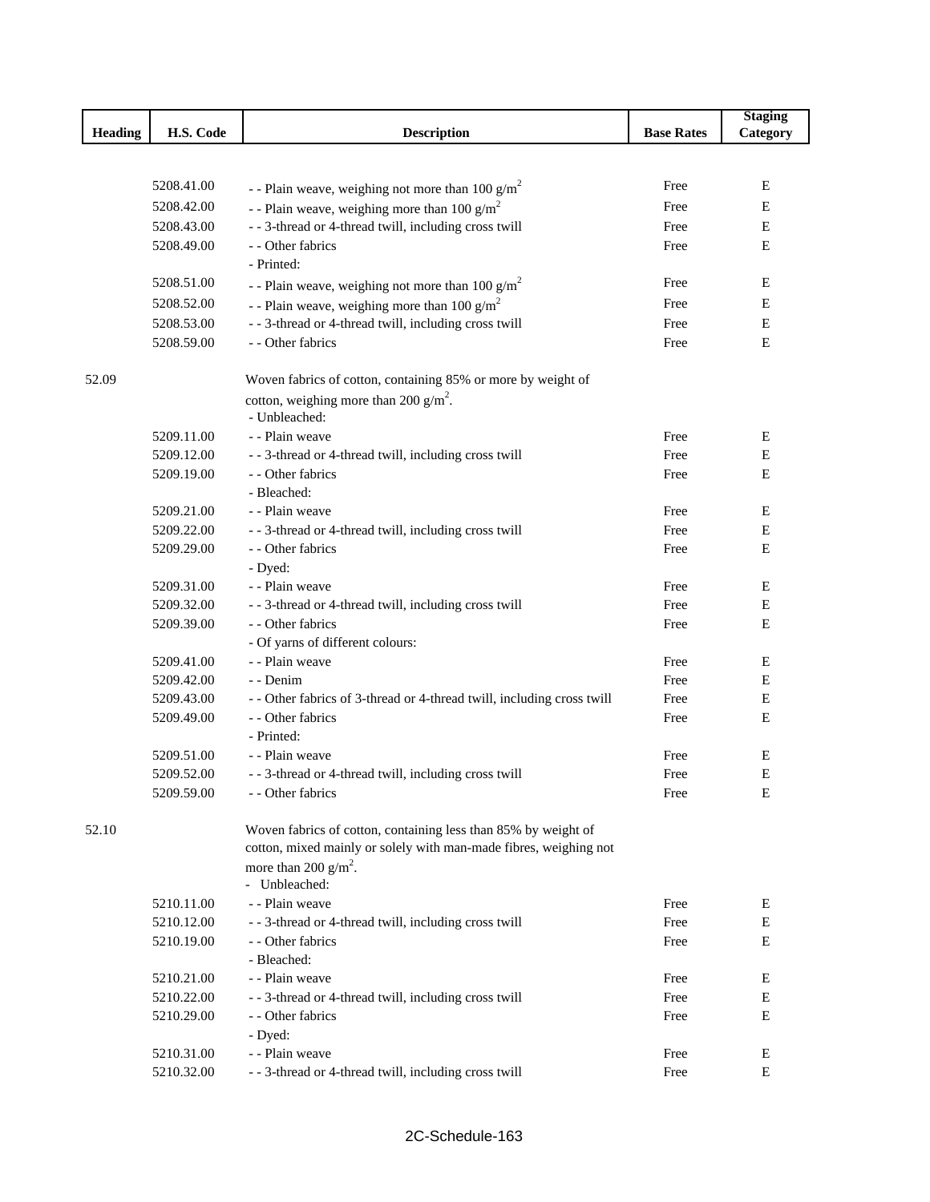| Heading | H.S. Code | Description | Base Rates | Staging Category |
|---|---|---|---|---|
| | 5208.41.00 | - - Plain weave, weighing not more than 100 g/m$^2$ | Free | E |
| | 5208.42.00 | - - Plain weave, weighing more than 100 g/m$^2$ | Free | E |
| | 5208.43.00 | - - 3-thread or 4-thread twill, including cross twill | Free | E |
| | 5208.49.00 | - - Other fabrics | Free | E |
| | | - Printed: | | |
| | 5208.51.00 | - - Plain weave, weighing not more than 100 g/m$^2$ | Free | E |
| | 5208.52.00 | - - Plain weave, weighing more than 100 g/m$^2$ | Free | E |
| | 5208.53.00 | - - 3-thread or 4-thread twill, including cross twill | Free | E |
| | 5208.59.00 | - - Other fabrics | Free | E |
| 52.09 | | Woven fabrics of cotton, containing 85% or more by weight of cotton, weighing more than 200 g/m$^2$. | | |
| | | - Unbleached: | | |
| | 5209.11.00 | - - Plain weave | Free | E |
| | 5209.12.00 | - - 3-thread or 4-thread twill, including cross twill | Free | E |
| | 5209.19.00 | - - Other fabrics | Free | E |
| | | - Bleached: | | |
| | 5209.21.00 | - - Plain weave | Free | E |
| | 5209.22.00 | - - 3-thread or 4-thread twill, including cross twill | Free | E |
| | 5209.29.00 | - - Other fabrics | Free | E |
| | | - Dyed: | | |
| | 5209.31.00 | - - Plain weave | Free | E |
| | 5209.32.00 | - - 3-thread or 4-thread twill, including cross twill | Free | E |
| | 5209.39.00 | - - Other fabrics | Free | E |
| | | - Of yarns of different colours: | | |
| | 5209.41.00 | - - Plain weave | Free | E |
| | 5209.42.00 | - - Denim | Free | E |
| | 5209.43.00 | - - Other fabrics of 3-thread or 4-thread twill, including cross twill | Free | E |
| | 5209.49.00 | - - Other fabrics | Free | E |
| | | - Printed: | | |
| | 5209.51.00 | - - Plain weave | Free | E |
| | 5209.52.00 | - - 3-thread or 4-thread twill, including cross twill | Free | E |
| | 5209.59.00 | - - Other fabrics | Free | E |
| 52.10 | | Woven fabrics of cotton, containing less than 85% by weight of cotton, mixed mainly or solely with man-made fibres, weighing not more than 200 g/m$^2$. | | |
| | | - Unbleached: | | |
| | 5210.11.00 | - - Plain weave | Free | E |
| | 5210.12.00 | - - 3-thread or 4-thread twill, including cross twill | Free | E |
| | 5210.19.00 | - - Other fabrics | Free | E |
| | | - Bleached: | | |
| | 5210.21.00 | - - Plain weave | Free | E |
| | 5210.22.00 | - - 3-thread or 4-thread twill, including cross twill | Free | E |
| | 5210.29.00 | - - Other fabrics | Free | E |
| | | - Dyed: | | |
| | 5210.31.00 | - - Plain weave | Free | E |
| | 5210.32.00 | - - 3-thread or 4-thread twill, including cross twill | Free | E |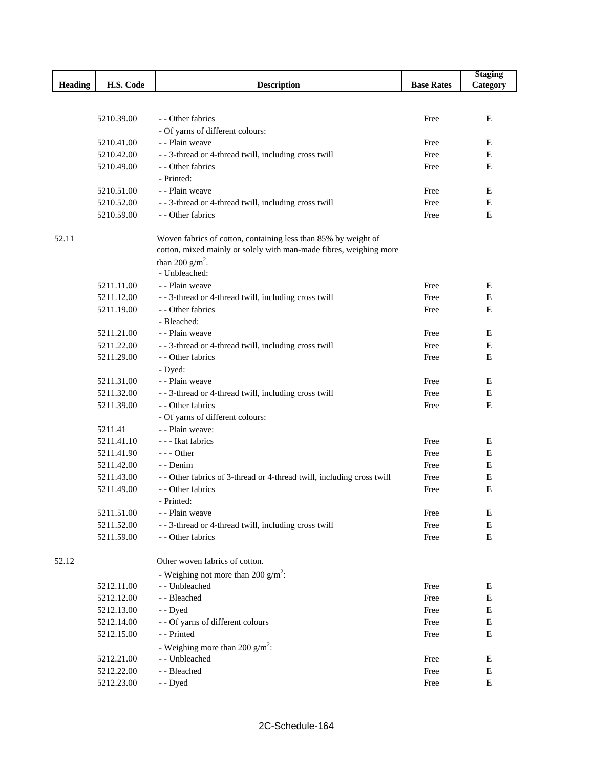| Heading | H.S. Code | Description | Base Rates | Staging Category |
|---|---|---|---|---|
| | 5210.39.00 | - - Other fabrics | Free | E |
| | | - Of yarns of different colours: | | |
| | 5210.41.00 | - - Plain weave | Free | E |
| | 5210.42.00 | - - 3-thread or 4-thread twill, including cross twill | Free | E |
| | 5210.49.00 | - - Other fabrics | Free | E |
| | | - Printed: | | |
| | 5210.51.00 | - - Plain weave | Free | E |
| | 5210.52.00 | - - 3-thread or 4-thread twill, including cross twill | Free | E |
| | 5210.59.00 | - - Other fabrics | Free | E |
| 52.11 | | Woven fabrics of cotton, containing less than 85% by weight of cotton, mixed mainly or solely with man-made fibres, weighing more than 200 g/m$^2$. | | |
| | | - Unbleached: | | |
| | 5211.11.00 | - - Plain weave | Free | E |
| | 5211.12.00 | - - 3-thread or 4-thread twill, including cross twill | Free | E |
| | 5211.19.00 | - - Other fabrics | Free | E |
| | | - Bleached: | | |
| | 5211.21.00 | - - Plain weave | Free | E |
| | 5211.22.00 | - - 3-thread or 4-thread twill, including cross twill | Free | E |
| | 5211.29.00 | - - Other fabrics | Free | E |
| | | - Dyed: | | |
| | 5211.31.00 | - - Plain weave | Free | E |
| | 5211.32.00 | - - 3-thread or 4-thread twill, including cross twill | Free | E |
| | 5211.39.00 | - - Other fabrics | Free | E |
| | | - Of yarns of different colours: | | |
| | 5211.41 | - - Plain weave: | | |
| | 5211.41.10 | - - - Ikat fabrics | Free | E |
| | 5211.41.90 | - - - Other | Free | E |
| | 5211.42.00 | - - Denim | Free | E |
| | 5211.43.00 | - - Other fabrics of 3-thread or 4-thread twill, including cross twill | Free | E |
| | 5211.49.00 | - - Other fabrics | Free | E |
| | | - Printed: | | |
| | 5211.51.00 | - - Plain weave | Free | E |
| | 5211.52.00 | - - 3-thread or 4-thread twill, including cross twill | Free | E |
| | 5211.59.00 | - - Other fabrics | Free | E |
| 52.12 | | Other woven fabrics of cotton. | | |
| | | - Weighing not more than 200 g/m$^2$: | | |
| | 5212.11.00 | - - Unbleached | Free | E |
| | 5212.12.00 | - - Bleached | Free | E |
| | 5212.13.00 | - - Dyed | Free | E |
| | 5212.14.00 | - - Of yarns of different colours | Free | E |
| | 5212.15.00 | - - Printed | Free | E |
| | | - Weighing more than 200 g/m$^2$: | | |
| | 5212.21.00 | - - Unbleached | Free | E |
| | 5212.22.00 | - - Bleached | Free | E |
| | 5212.23.00 | - - Dyed | Free | E |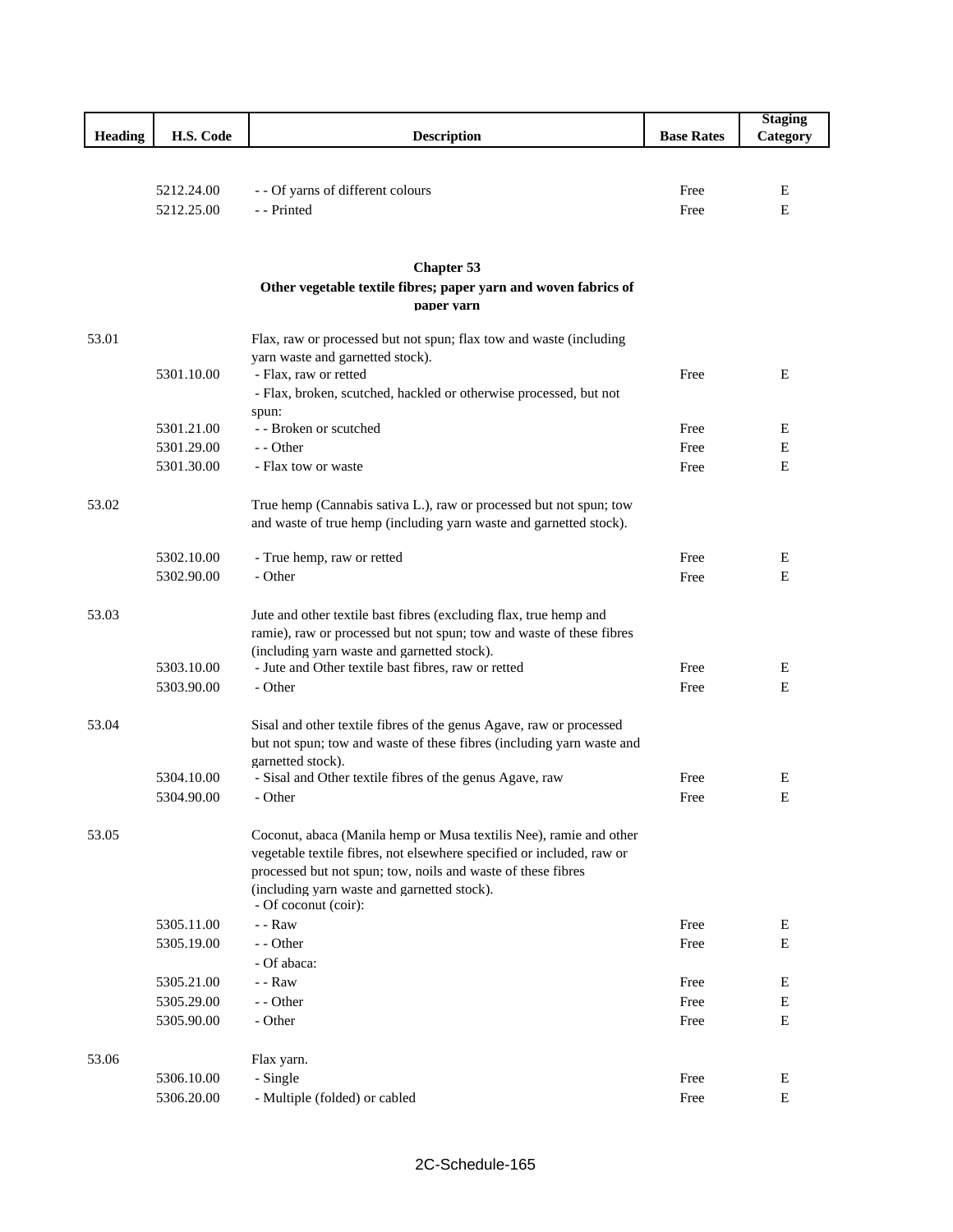| Heading | H.S. Code | Description | Base Rates | Staging Category |
|---|---|---|---|---|
| | 5212.24.00 | - - Of yarns of different colours | Free | E |
| | 5212.25.00 | - - Printed | Free | E |

## Chapter 53

### Other vegetable textile fibres; paper yarn and woven fabrics of paper yarn

| Heading | H.S. Code | Description | Base Rates | Staging Category |
|---|---|---|---|---|
| 53.01 | | Flax, raw or processed but not spun; flax tow and waste (including yarn waste and garnetted stock). | | |
| | 5301.10.00 | - Flax, raw or retted | Free | E |
| | | - Flax, broken, scutched, hackled or otherwise processed, but not spun: | | |
| | 5301.21.00 | - - Broken or scutched | Free | E |
| | 5301.29.00 | - - Other | Free | E |
| | 5301.30.00 | - Flax tow or waste | Free | E |
| 53.02 | | True hemp (Cannabis sativa L.), raw or processed but not spun; tow and waste of true hemp (including yarn waste and garnetted stock). | | |
| | 5302.10.00 | - True hemp, raw or retted | Free | E |
| | 5302.90.00 | - Other | Free | E |
| 53.03 | | Jute and other textile bast fibres (excluding flax, true hemp and ramie), raw or processed but not spun; tow and waste of these fibres (including yarn waste and garnetted stock). | | |
| | 5303.10.00 | - Jute and Other textile bast fibres, raw or retted | Free | E |
| | 5303.90.00 | - Other | Free | E |
| 53.04 | | Sisal and other textile fibres of the genus Agave, raw or processed but not spun; tow and waste of these fibres (including yarn waste and garnetted stock). | | |
| | 5304.10.00 | - Sisal and Other textile fibres of the genus Agave, raw | Free | E |
| | 5304.90.00 | - Other | Free | E |
| 53.05 | | Coconut, abaca (Manila hemp or Musa textilis Nee), ramie and other vegetable textile fibres, not elsewhere specified or included, raw or processed but not spun; tow, noils and waste of these fibres (including yarn waste and garnetted stock). | | |
| | | - Of coconut (coir): | | |
| | 5305.11.00 | - - Raw | Free | E |
| | 5305.19.00 | - - Other | Free | E |
| | | - Of abaca: | | |
| | 5305.21.00 | - - Raw | Free | E |
| | 5305.29.00 | - - Other | Free | E |
| | 5305.90.00 | - Other | Free | E |
| 53.06 | | Flax yarn. | | |
| | 5306.10.00 | - Single | Free | E |
| | 5306.20.00 | - Multiple (folded) or cabled | Free | E |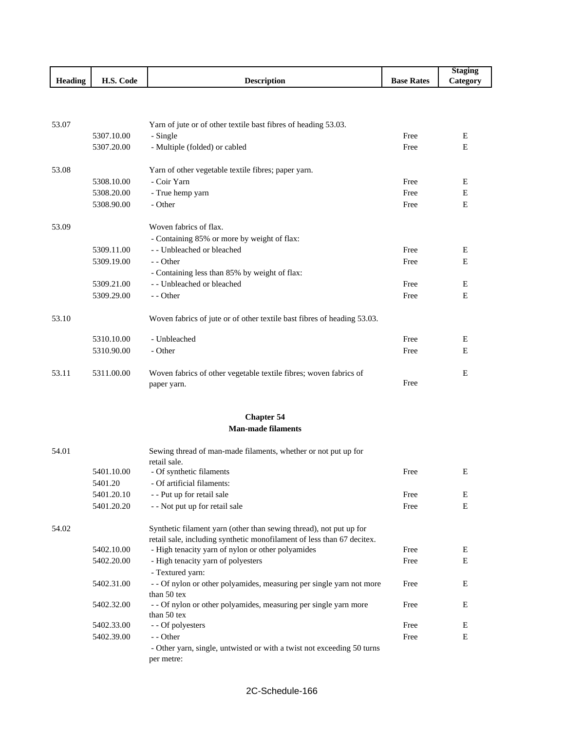| Heading | H.S. Code | Description | Base Rates | Staging Category |
|---|---|---|---|---|
| 53.07 | | Yarn of jute or of other textile bast fibres of heading 53.03. | | |
| | 5307.10.00 | - Single | Free | E |
| | 5307.20.00 | - Multiple (folded) or cabled | Free | E |
| 53.08 | | Yarn of other vegetable textile fibres; paper yarn. | | |
| | 5308.10.00 | - Coir Yarn | Free | E |
| | 5308.20.00 | - True hemp yarn | Free | E |
| | 5308.90.00 | - Other | Free | E |
| 53.09 | | Woven fabrics of flax. | | |
| | | - Containing 85% or more by weight of flax: | | |
| | 5309.11.00 | - - Unbleached or bleached | Free | E |
| | 5309.19.00 | - - Other | Free | E |
| | | - Containing less than 85% by weight of flax: | | |
| | 5309.21.00 | - - Unbleached or bleached | Free | E |
| | 5309.29.00 | - - Other | Free | E |
| 53.10 | | Woven fabrics of jute or of other textile bast fibres of heading 53.03. | | |
| | 5310.10.00 | - Unbleached | Free | E |
| | 5310.90.00 | - Other | Free | E |
| 53.11 | 5311.00.00 | Woven fabrics of other vegetable textile fibres; woven fabrics of paper yarn. | Free | E |

## Chapter 54
## Man-made filaments

| Heading | H.S. Code | Description | Base Rates | Staging Category |
|---|---|---|---|---|
| 54.01 | | Sewing thread of man-made filaments, whether or not put up for retail sale. | | |
| | 5401.10.00 | - Of synthetic filaments | Free | E |
| | 5401.20 | - Of artificial filaments: | | |
| | 5401.20.10 | - - Put up for retail sale | Free | E |
| | 5401.20.20 | - - Not put up for retail sale | Free | E |
| 54.02 | | Synthetic filament yarn (other than sewing thread), not put up for retail sale, including synthetic monofilament of less than 67 decitex. | | |
| | 5402.10.00 | - High tenacity yarn of nylon or other polyamides | Free | E |
| | 5402.20.00 | - High tenacity yarn of polyesters | Free | E |
| | | - Textured yarn: | | |
| | 5402.31.00 | - - Of nylon or other polyamides, measuring per single yarn not more than 50 tex | Free | E |
| | 5402.32.00 | - - Of nylon or other polyamides, measuring per single yarn more than 50 tex | Free | E |
| | 5402.33.00 | - - Of polyesters | Free | E |
| | 5402.39.00 | - - Other | Free | E |
| | | - Other yarn, single, untwisted or with a twist not exceeding 50 turns per metre: | | |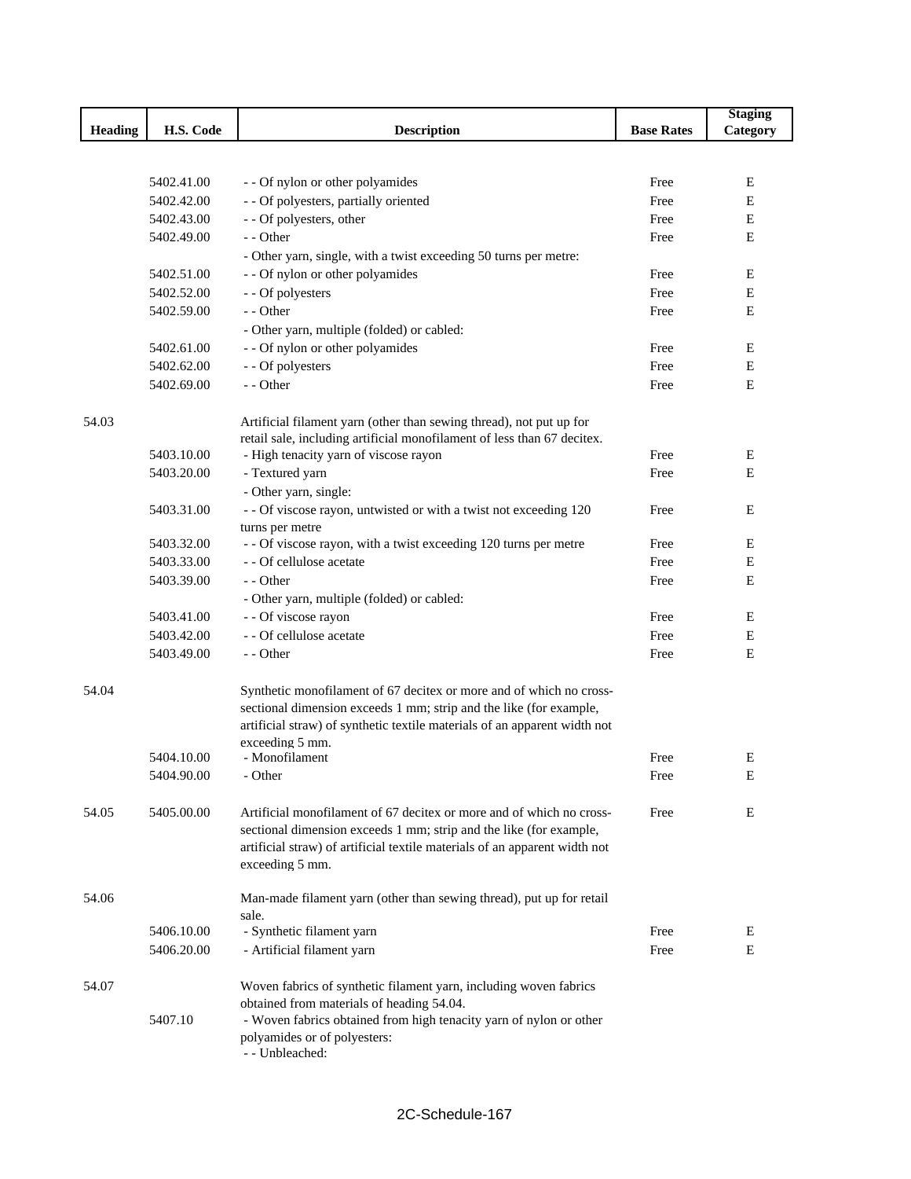| Heading | H.S. Code | Description | Base Rates | Staging Category |
|---|---|---|---|---|
| | 5402.41.00 | - - Of nylon or other polyamides | Free | E |
| | 5402.42.00 | - - Of polyesters, partially oriented | Free | E |
| | 5402.43.00 | - - Of polyesters, other | Free | E |
| | 5402.49.00 | - - Other | Free | E |
| | | - Other yarn, single, with a twist exceeding 50 turns per metre: | | |
| | 5402.51.00 | - - Of nylon or other polyamides | Free | E |
| | 5402.52.00 | - - Of polyesters | Free | E |
| | 5402.59.00 | - - Other | Free | E |
| | | - Other yarn, multiple (folded) or cabled: | | |
| | 5402.61.00 | - - Of nylon or other polyamides | Free | E |
| | 5402.62.00 | - - Of polyesters | Free | E |
| | 5402.69.00 | - - Other | Free | E |
| 54.03 | | Artificial filament yarn (other than sewing thread), not put up for retail sale, including artificial monofilament of less than 67 decitex. | | |
| | 5403.10.00 | - High tenacity yarn of viscose rayon | Free | E |
| | 5403.20.00 | - Textured yarn | Free | E |
| | | - Other yarn, single: | | |
| | 5403.31.00 | - - Of viscose rayon, untwisted or with a twist not exceeding 120 turns per metre | Free | E |
| | 5403.32.00 | - - Of viscose rayon, with a twist exceeding 120 turns per metre | Free | E |
| | 5403.33.00 | - - Of cellulose acetate | Free | E |
| | 5403.39.00 | - - Other | Free | E |
| | | - Other yarn, multiple (folded) or cabled: | | |
| | 5403.41.00 | - - Of viscose rayon | Free | E |
| | 5403.42.00 | - - Of cellulose acetate | Free | E |
| | 5403.49.00 | - - Other | Free | E |
| 54.04 | | Synthetic monofilament of 67 decitex or more and of which no cross-sectional dimension exceeds 1 mm; strip and the like (for example, artificial straw) of synthetic textile materials of an apparent width not exceeding 5 mm. | | |
| | 5404.10.00 | - Monofilament | Free | E |
| | 5404.90.00 | - Other | Free | E |
| 54.05 | 5405.00.00 | Artificial monofilament of 67 decitex or more and of which no cross-sectional dimension exceeds 1 mm; strip and the like (for example, artificial straw) of artificial textile materials of an apparent width not exceeding 5 mm. | Free | E |
| 54.06 | | Man-made filament yarn (other than sewing thread), put up for retail sale. | | |
| | 5406.10.00 | - Synthetic filament yarn | Free | E |
| | 5406.20.00 | - Artificial filament yarn | Free | E |
| 54.07 | | Woven fabrics of synthetic filament yarn, including woven fabrics obtained from materials of heading 54.04. | | |
| | 5407.10 | - Woven fabrics obtained from high tenacity yarn of nylon or other polyamides or of polyesters: | | |
| | | - - Unbleached: | | |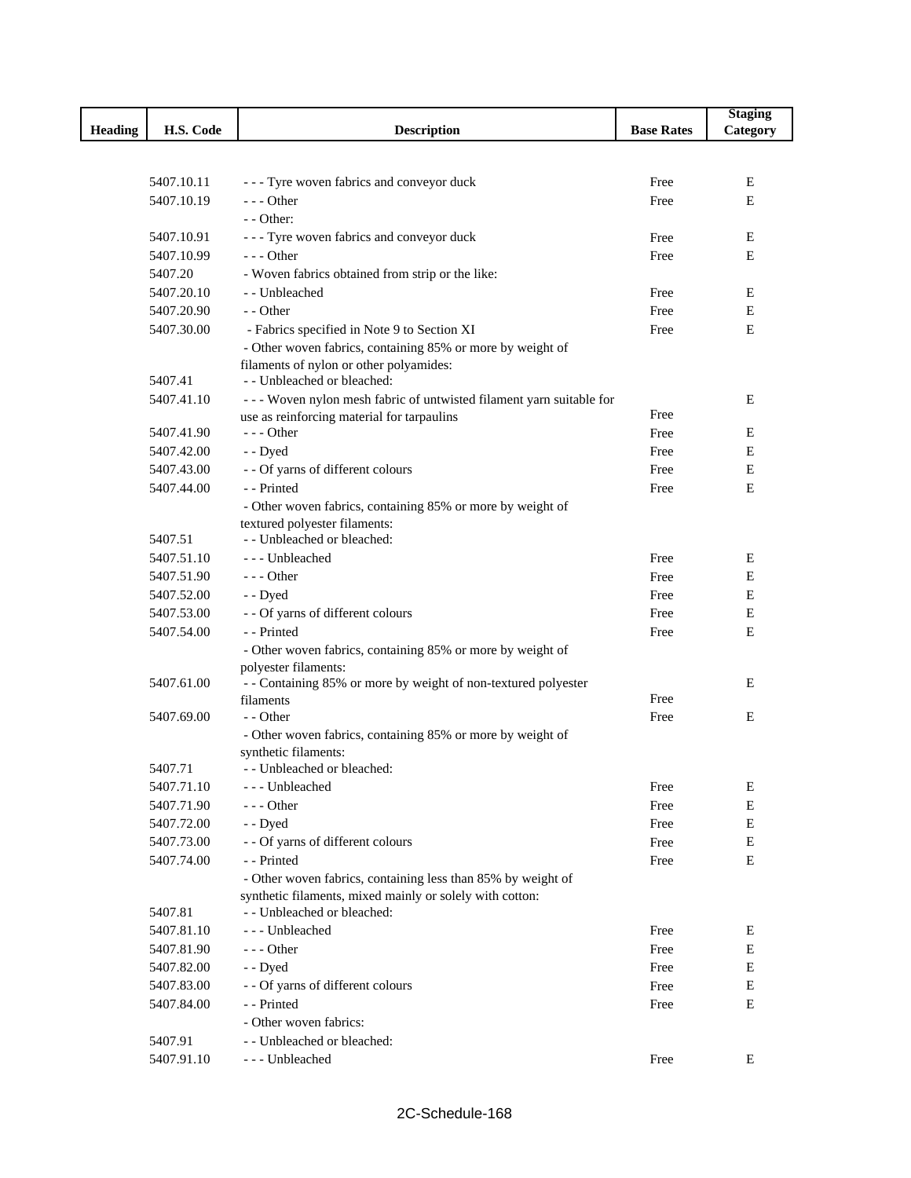| Heading | H.S. Code | Description | Base Rates | Staging Category |
|---|---|---|---|---|
| | 5407.10.11 | - - - Tyre woven fabrics and conveyor duck | Free | E |
| | 5407.10.19 | - - - Other | Free | E |
| | | - - Other: | | |
| | 5407.10.91 | - - - Tyre woven fabrics and conveyor duck | Free | E |
| | 5407.10.99 | - - - Other | Free | E |
| | 5407.20 | - Woven fabrics obtained from strip or the like: | | |
| | 5407.20.10 | - - Unbleached | Free | E |
| | 5407.20.90 | - - Other | Free | E |
| | 5407.30.00 | - Fabrics specified in Note 9 to Section XI | Free | E |
| | | - Other woven fabrics, containing 85% or more by weight of filaments of nylon or other polyamides: | | |
| | 5407.41 | - - Unbleached or bleached: | | |
| | 5407.41.10 | - - - Woven nylon mesh fabric of untwisted filament yarn suitable for use as reinforcing material for tarpaulins | Free | E |
| | 5407.41.90 | - - - Other | Free | E |
| | 5407.42.00 | - - Dyed | Free | E |
| | 5407.43.00 | - - Of yarns of different colours | Free | E |
| | 5407.44.00 | - - Printed | Free | E |
| | | - Other woven fabrics, containing 85% or more by weight of textured polyester filaments: | | |
| | 5407.51 | - - Unbleached or bleached: | | |
| | 5407.51.10 | - - - Unbleached | Free | E |
| | 5407.51.90 | - - - Other | Free | E |
| | 5407.52.00 | - - Dyed | Free | E |
| | 5407.53.00 | - - Of yarns of different colours | Free | E |
| | 5407.54.00 | - - Printed | Free | E |
| | | - Other woven fabrics, containing 85% or more by weight of polyester filaments: | | |
| | 5407.61.00 | - - Containing 85% or more by weight of non-textured polyester filaments | Free | E |
| | 5407.69.00 | - - Other | Free | E |
| | | - Other woven fabrics, containing 85% or more by weight of synthetic filaments: | | |
| | 5407.71 | - - Unbleached or bleached: | | |
| | 5407.71.10 | - - - Unbleached | Free | E |
| | 5407.71.90 | - - - Other | Free | E |
| | 5407.72.00 | - - Dyed | Free | E |
| | 5407.73.00 | - - Of yarns of different colours | Free | E |
| | 5407.74.00 | - - Printed | Free | E |
| | | - Other woven fabrics, containing less than 85% by weight of synthetic filaments, mixed mainly or solely with cotton: | | |
| | 5407.81 | - - Unbleached or bleached: | | |
| | 5407.81.10 | - - - Unbleached | Free | E |
| | 5407.81.90 | - - - Other | Free | E |
| | 5407.82.00 | - - Dyed | Free | E |
| | 5407.83.00 | - - Of yarns of different colours | Free | E |
| | 5407.84.00 | - - Printed | Free | E |
| | | - Other woven fabrics: | | |
| | 5407.91 | - - Unbleached or bleached: | | |
| | 5407.91.10 | - - - Unbleached | Free | E |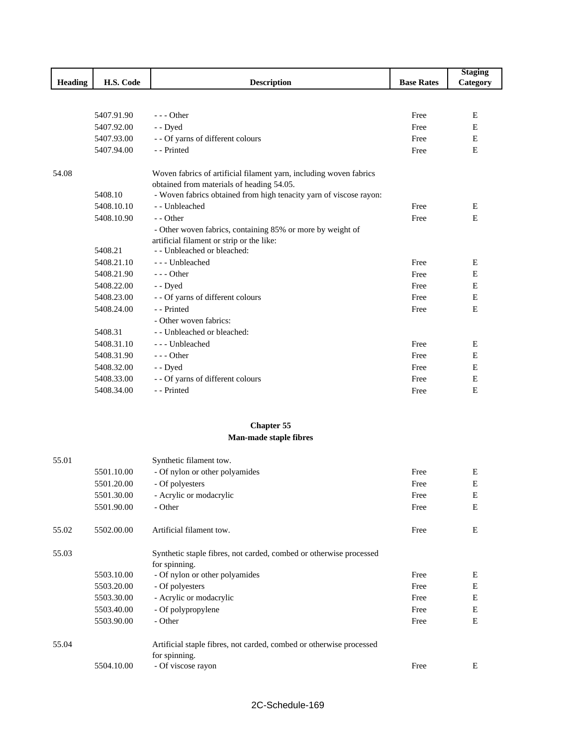| Heading | H.S. Code | Description | Base Rates | Staging Category |
|---|---|---|---|---|
| | 5407.91.90 | - - - Other | Free | E |
| | 5407.92.00 | - - Dyed | Free | E |
| | 5407.93.00 | - - Of yarns of different colours | Free | E |
| | 5407.94.00 | - - Printed | Free | E |
| 54.08 | | Woven fabrics of artificial filament yarn, including woven fabrics obtained from materials of heading 54.05. | | |
| | 5408.10 | - Woven fabrics obtained from high tenacity yarn of viscose rayon: | | |
| | 5408.10.10 | - - Unbleached | Free | E |
| | 5408.10.90 | - - Other | Free | E |
| | | - Other woven fabrics, containing 85% or more by weight of artificial filament or strip or the like: | | |
| | 5408.21 | - - Unbleached or bleached: | | |
| | 5408.21.10 | - - - Unbleached | Free | E |
| | 5408.21.90 | - - - Other | Free | E |
| | 5408.22.00 | - - Dyed | Free | E |
| | 5408.23.00 | - - Of yarns of different colours | Free | E |
| | 5408.24.00 | - - Printed | Free | E |
| | | - Other woven fabrics: | | |
| | 5408.31 | - - Unbleached or bleached: | | |
| | 5408.31.10 | - - - Unbleached | Free | E |
| | 5408.31.90 | - - - Other | Free | E |
| | 5408.32.00 | - - Dyed | Free | E |
| | 5408.33.00 | - - Of yarns of different colours | Free | E |
| | 5408.34.00 | - - Printed | Free | E |

## Chapter 55
## Man-made staple fibres

| Heading | H.S. Code | Description | Base Rates | Staging Category |
|---|---|---|---|---|
| 55.01 | | Synthetic filament tow. | | |
| | 5501.10.00 | - Of nylon or other polyamides | Free | E |
| | 5501.20.00 | - Of polyesters | Free | E |
| | 5501.30.00 | - Acrylic or modacrylic | Free | E |
| | 5501.90.00 | - Other | Free | E |
| 55.02 | 5502.00.00 | Artificial filament tow. | Free | E |
| 55.03 | | Synthetic staple fibres, not carded, combed or otherwise processed for spinning. | | |
| | 5503.10.00 | - Of nylon or other polyamides | Free | E |
| | 5503.20.00 | - Of polyesters | Free | E |
| | 5503.30.00 | - Acrylic or modacrylic | Free | E |
| | 5503.40.00 | - Of polypropylene | Free | E |
| | 5503.90.00 | - Other | Free | E |
| 55.04 | | Artificial staple fibres, not carded, combed or otherwise processed for spinning. | | |
| | 5504.10.00 | - Of viscose rayon | Free | E |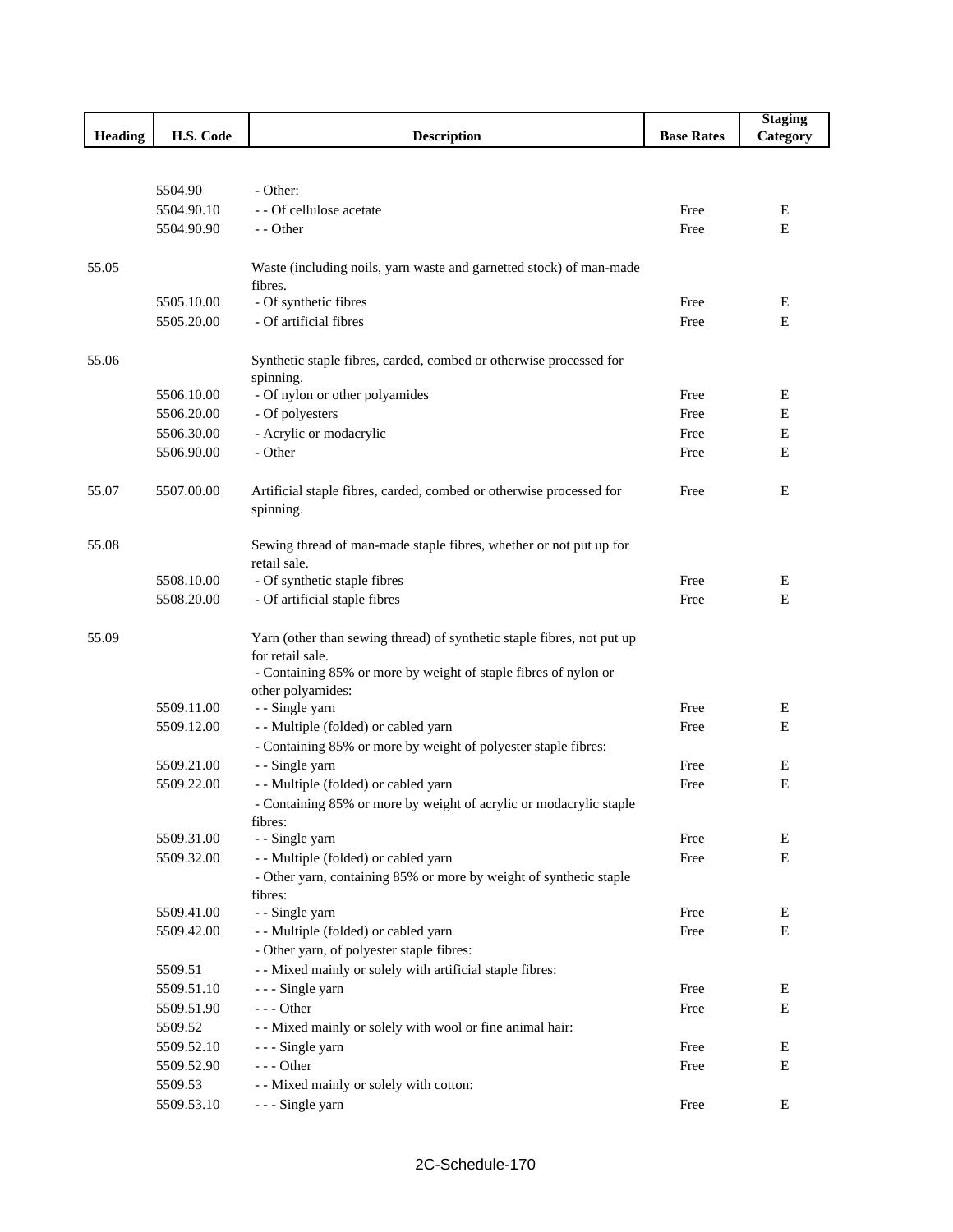| Heading | H.S. Code | Description | Base Rates | Staging Category |
|---|---|---|---|---|
| | 5504.90 | - Other: | | |
| | 5504.90.10 | - - Of cellulose acetate | Free | E |
| | 5504.90.90 | - - Other | Free | E |
| 55.05 | | Waste (including noils, yarn waste and garnetted stock) of man-made fibres. | | |
| | 5505.10.00 | - Of synthetic fibres | Free | E |
| | 5505.20.00 | - Of artificial fibres | Free | E |
| 55.06 | | Synthetic staple fibres, carded, combed or otherwise processed for spinning. | | |
| | 5506.10.00 | - Of nylon or other polyamides | Free | E |
| | 5506.20.00 | - Of polyesters | Free | E |
| | 5506.30.00 | - Acrylic or modacrylic | Free | E |
| | 5506.90.00 | - Other | Free | E |
| 55.07 | 5507.00.00 | Artificial staple fibres, carded, combed or otherwise processed for spinning. | Free | E |
| 55.08 | | Sewing thread of man-made staple fibres, whether or not put up for retail sale. | | |
| | 5508.10.00 | - Of synthetic staple fibres | Free | E |
| | 5508.20.00 | - Of artificial staple fibres | Free | E |
| 55.09 | | Yarn (other than sewing thread) of synthetic staple fibres, not put up for retail sale. | | |
| | | - Containing 85% or more by weight of staple fibres of nylon or other polyamides: | | |
| | 5509.11.00 | - - Single yarn | Free | E |
| | 5509.12.00 | - - Multiple (folded) or cabled yarn | Free | E |
| | | - Containing 85% or more by weight of polyester staple fibres: | | |
| | 5509.21.00 | - - Single yarn | Free | E |
| | 5509.22.00 | - - Multiple (folded) or cabled yarn | Free | E |
| | | - Containing 85% or more by weight of acrylic or modacrylic staple fibres: | | |
| | 5509.31.00 | - - Single yarn | Free | E |
| | 5509.32.00 | - - Multiple (folded) or cabled yarn | Free | E |
| | | - Other yarn, containing 85% or more by weight of synthetic staple fibres: | | |
| | 5509.41.00 | - - Single yarn | Free | E |
| | 5509.42.00 | - - Multiple (folded) or cabled yarn | Free | E |
| | | - Other yarn, of polyester staple fibres: | | |
| | 5509.51 | - - Mixed mainly or solely with artificial staple fibres: | | |
| | 5509.51.10 | - - - Single yarn | Free | E |
| | 5509.51.90 | - - - Other | Free | E |
| | 5509.52 | - - Mixed mainly or solely with wool or fine animal hair: | | |
| | 5509.52.10 | - - - Single yarn | Free | E |
| | 5509.52.90 | - - - Other | Free | E |
| | 5509.53 | - - Mixed mainly or solely with cotton: | | |
| | 5509.53.10 | - - - Single yarn | Free | E |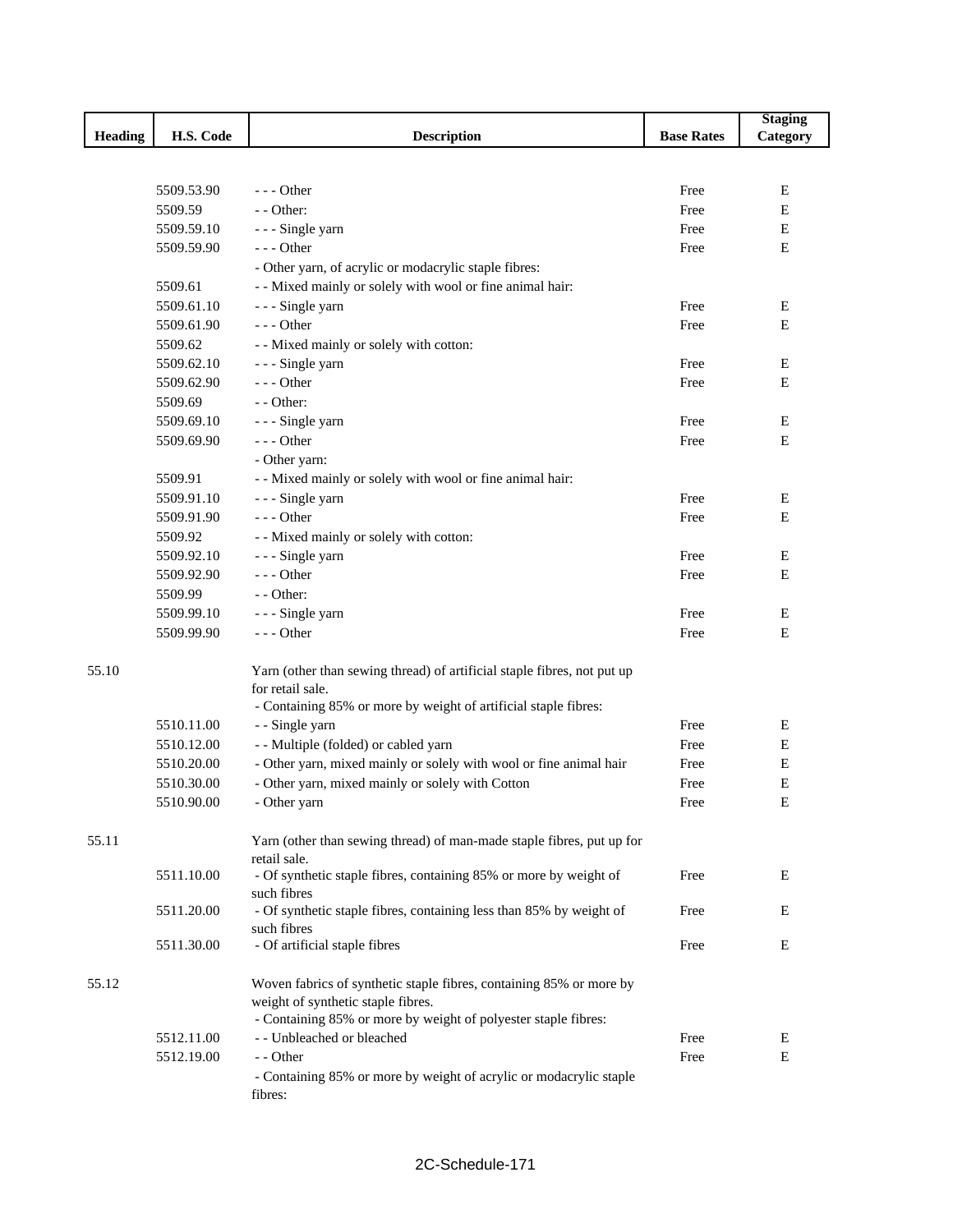| Heading | H.S. Code | Description | Base Rates | Staging Category |
|---|---|---|---|---|
| | 5509.53.90 | - - - Other | Free | E |
| | 5509.59 | - - Other: | Free | E |
| | 5509.59.10 | - - - Single yarn | Free | E |
| | 5509.59.90 | - - - Other | Free | E |
| | | - Other yarn, of acrylic or modacrylic staple fibres: | | |
| | 5509.61 | - - Mixed mainly or solely with wool or fine animal hair: | | |
| | 5509.61.10 | - - - Single yarn | Free | E |
| | 5509.61.90 | - - - Other | Free | E |
| | 5509.62 | - - Mixed mainly or solely with cotton: | | |
| | 5509.62.10 | - - - Single yarn | Free | E |
| | 5509.62.90 | - - - Other | Free | E |
| | 5509.69 | - - Other: | | |
| | 5509.69.10 | - - - Single yarn | Free | E |
| | 5509.69.90 | - - - Other | Free | E |
| | | - Other yarn: | | |
| | 5509.91 | - - Mixed mainly or solely with wool or fine animal hair: | | |
| | 5509.91.10 | - - - Single yarn | Free | E |
| | 5509.91.90 | - - - Other | Free | E |
| | 5509.92 | - - Mixed mainly or solely with cotton: | | |
| | 5509.92.10 | - - - Single yarn | Free | E |
| | 5509.92.90 | - - - Other | Free | E |
| | 5509.99 | - - Other: | | |
| | 5509.99.10 | - - - Single yarn | Free | E |
| | 5509.99.90 | - - - Other | Free | E |
| 55.10 | | Yarn (other than sewing thread) of artificial staple fibres, not put up for retail sale. | | |
| | | - Containing 85% or more by weight of artificial staple fibres: | | |
| | 5510.11.00 | - - Single yarn | Free | E |
| | 5510.12.00 | - - Multiple (folded) or cabled yarn | Free | E |
| | 5510.20.00 | - Other yarn, mixed mainly or solely with wool or fine animal hair | Free | E |
| | 5510.30.00 | - Other yarn, mixed mainly or solely with Cotton | Free | E |
| | 5510.90.00 | - Other yarn | Free | E |
| 55.11 | | Yarn (other than sewing thread) of man-made staple fibres, put up for retail sale. | | |
| | 5511.10.00 | - Of synthetic staple fibres, containing 85% or more by weight of such fibres | Free | E |
| | 5511.20.00 | - Of synthetic staple fibres, containing less than 85% by weight of such fibres | Free | E |
| | 5511.30.00 | - Of artificial staple fibres | Free | E |
| 55.12 | | Woven fabrics of synthetic staple fibres, containing 85% or more by weight of synthetic staple fibres. | | |
| | | - Containing 85% or more by weight of polyester staple fibres: | | |
| | 5512.11.00 | - - Unbleached or bleached | Free | E |
| | 5512.19.00 | - - Other | Free | E |
| | | - Containing 85% or more by weight of acrylic or modacrylic staple fibres: | | |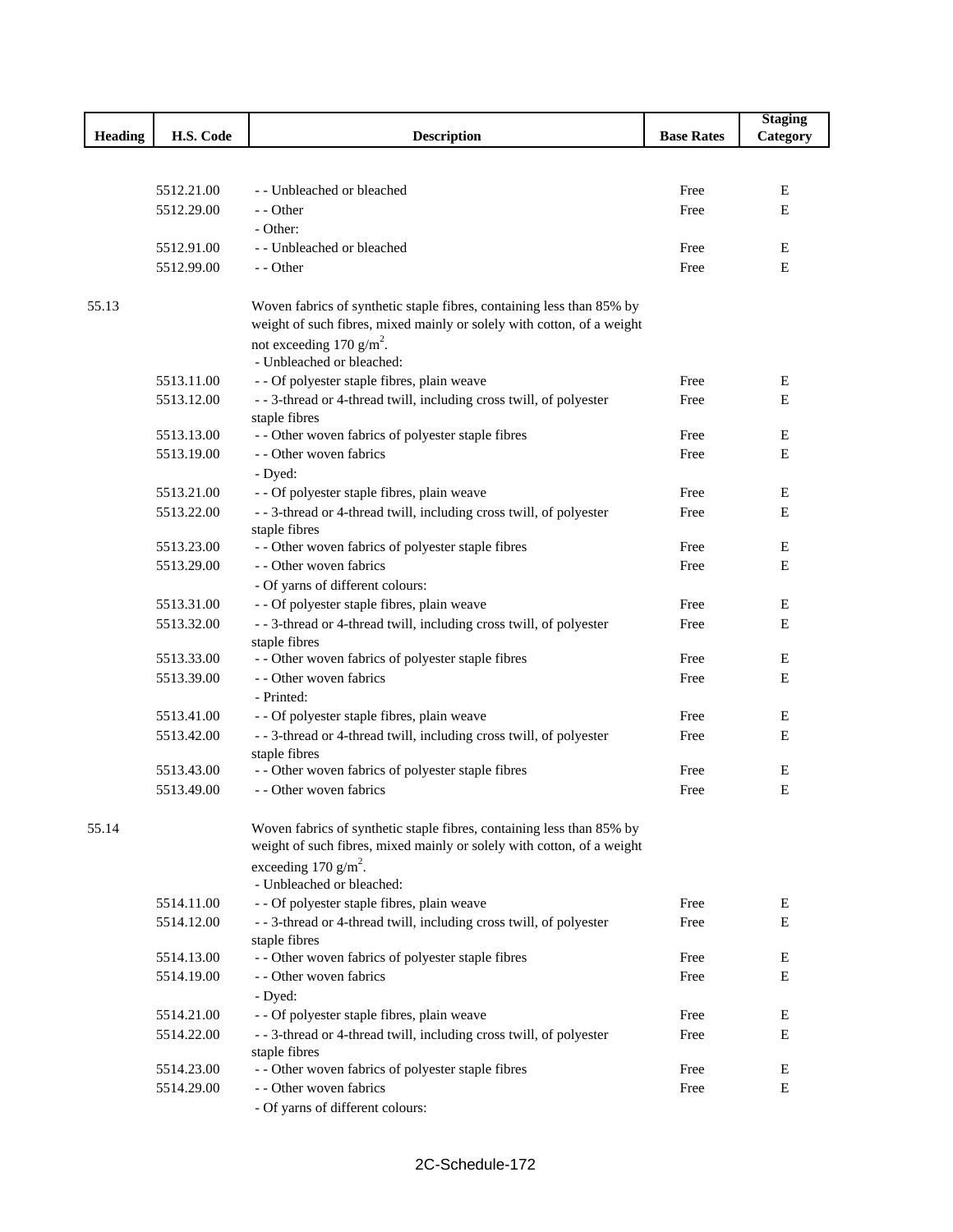| Heading | H.S. Code | Description | Base Rates | Staging Category |
|---|---|---|---|---|
| | 5512.21.00 | - - Unbleached or bleached | Free | E |
| | 5512.29.00 | - - Other | Free | E |
| | | - Other: | | |
| | 5512.91.00 | - - Unbleached or bleached | Free | E |
| | 5512.99.00 | - - Other | Free | E |
| 55.13 | | Woven fabrics of synthetic staple fibres, containing less than 85% by weight of such fibres, mixed mainly or solely with cotton, of a weight not exceeding 170 $g/m^2$. | | |
| | | - Unbleached or bleached: | | |
| | 5513.11.00 | - - Of polyester staple fibres, plain weave | Free | E |
| | 5513.12.00 | - - 3-thread or 4-thread twill, including cross twill, of polyester staple fibres | Free | E |
| | 5513.13.00 | - - Other woven fabrics of polyester staple fibres | Free | E |
| | 5513.19.00 | - - Other woven fabrics | Free | E |
| | | - Dyed: | | |
| | 5513.21.00 | - - Of polyester staple fibres, plain weave | Free | E |
| | 5513.22.00 | - - 3-thread or 4-thread twill, including cross twill, of polyester staple fibres | Free | E |
| | 5513.23.00 | - - Other woven fabrics of polyester staple fibres | Free | E |
| | 5513.29.00 | - - Other woven fabrics | Free | E |
| | | - Of yarns of different colours: | | |
| | 5513.31.00 | - - Of polyester staple fibres, plain weave | Free | E |
| | 5513.32.00 | - - 3-thread or 4-thread twill, including cross twill, of polyester staple fibres | Free | E |
| | 5513.33.00 | - - Other woven fabrics of polyester staple fibres | Free | E |
| | 5513.39.00 | - - Other woven fabrics | Free | E |
| | | - Printed: | | |
| | 5513.41.00 | - - Of polyester staple fibres, plain weave | Free | E |
| | 5513.42.00 | - - 3-thread or 4-thread twill, including cross twill, of polyester staple fibres | Free | E |
| | 5513.43.00 | - - Other woven fabrics of polyester staple fibres | Free | E |
| | 5513.49.00 | - - Other woven fabrics | Free | E |
| 55.14 | | Woven fabrics of synthetic staple fibres, containing less than 85% by weight of such fibres, mixed mainly or solely with cotton, of a weight exceeding 170 $g/m^2$. | | |
| | | - Unbleached or bleached: | | |
| | 5514.11.00 | - - Of polyester staple fibres, plain weave | Free | E |
| | 5514.12.00 | - - 3-thread or 4-thread twill, including cross twill, of polyester staple fibres | Free | E |
| | 5514.13.00 | - - Other woven fabrics of polyester staple fibres | Free | E |
| | 5514.19.00 | - - Other woven fabrics | Free | E |
| | | - Dyed: | | |
| | 5514.21.00 | - - Of polyester staple fibres, plain weave | Free | E |
| | 5514.22.00 | - - 3-thread or 4-thread twill, including cross twill, of polyester staple fibres | Free | E |
| | 5514.23.00 | - - Other woven fabrics of polyester staple fibres | Free | E |
| | 5514.29.00 | - - Other woven fabrics | Free | E |
| | | - Of yarns of different colours: | | |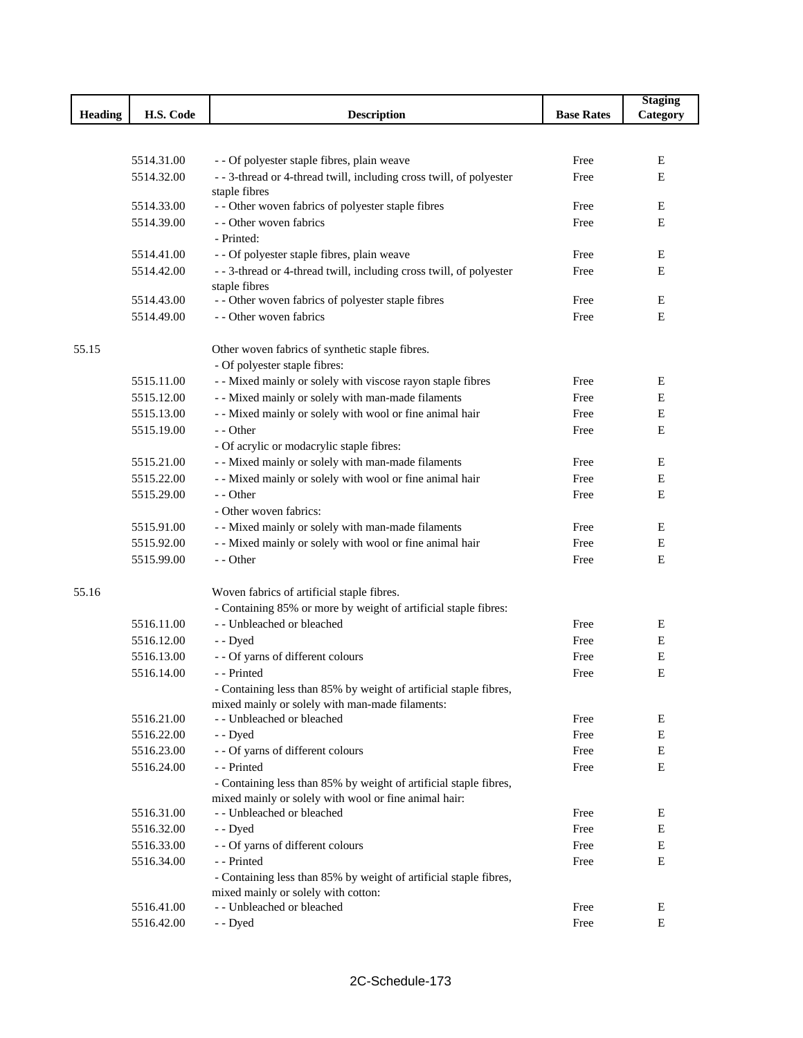| Heading | H.S. Code | Description | Base Rates | Staging Category |
|---|---|---|---|---|
| | 5514.31.00 | - - Of polyester staple fibres, plain weave | Free | E |
| | 5514.32.00 | - - 3-thread or 4-thread twill, including cross twill, of polyester staple fibres | Free | E |
| | 5514.33.00 | - - Other woven fabrics of polyester staple fibres | Free | E |
| | 5514.39.00 | - - Other woven fabrics | Free | E |
| | | - Printed: | | |
| | 5514.41.00 | - - Of polyester staple fibres, plain weave | Free | E |
| | 5514.42.00 | - - 3-thread or 4-thread twill, including cross twill, of polyester staple fibres | Free | E |
| | 5514.43.00 | - - Other woven fabrics of polyester staple fibres | Free | E |
| | 5514.49.00 | - - Other woven fabrics | Free | E |
| 55.15 | | Other woven fabrics of synthetic staple fibres. | | |
| | | - Of polyester staple fibres: | | |
| | 5515.11.00 | - - Mixed mainly or solely with viscose rayon staple fibres | Free | E |
| | 5515.12.00 | - - Mixed mainly or solely with man-made filaments | Free | E |
| | 5515.13.00 | - - Mixed mainly or solely with wool or fine animal hair | Free | E |
| | 5515.19.00 | - - Other | Free | E |
| | | - Of acrylic or modacrylic staple fibres: | | |
| | 5515.21.00 | - - Mixed mainly or solely with man-made filaments | Free | E |
| | 5515.22.00 | - - Mixed mainly or solely with wool or fine animal hair | Free | E |
| | 5515.29.00 | - - Other | Free | E |
| | | - Other woven fabrics: | | |
| | 5515.91.00 | - - Mixed mainly or solely with man-made filaments | Free | E |
| | 5515.92.00 | - - Mixed mainly or solely with wool or fine animal hair | Free | E |
| | 5515.99.00 | - - Other | Free | E |
| 55.16 | | Woven fabrics of artificial staple fibres. | | |
| | | - Containing 85% or more by weight of artificial staple fibres: | | |
| | 5516.11.00 | - - Unbleached or bleached | Free | E |
| | 5516.12.00 | - - Dyed | Free | E |
| | 5516.13.00 | - - Of yarns of different colours | Free | E |
| | 5516.14.00 | - - Printed | Free | E |
| | | - Containing less than 85% by weight of artificial staple fibres, mixed mainly or solely with man-made filaments: | | |
| | 5516.21.00 | - - Unbleached or bleached | Free | E |
| | 5516.22.00 | - - Dyed | Free | E |
| | 5516.23.00 | - - Of yarns of different colours | Free | E |
| | 5516.24.00 | - - Printed | Free | E |
| | | - Containing less than 85% by weight of artificial staple fibres, mixed mainly or solely with wool or fine animal hair: | | |
| | 5516.31.00 | - - Unbleached or bleached | Free | E |
| | 5516.32.00 | - - Dyed | Free | E |
| | 5516.33.00 | - - Of yarns of different colours | Free | E |
| | 5516.34.00 | - - Printed | Free | E |
| | | - Containing less than 85% by weight of artificial staple fibres, mixed mainly or solely with cotton: | | |
| | 5516.41.00 | - - Unbleached or bleached | Free | E |
| | 5516.42.00 | - - Dyed | Free | E |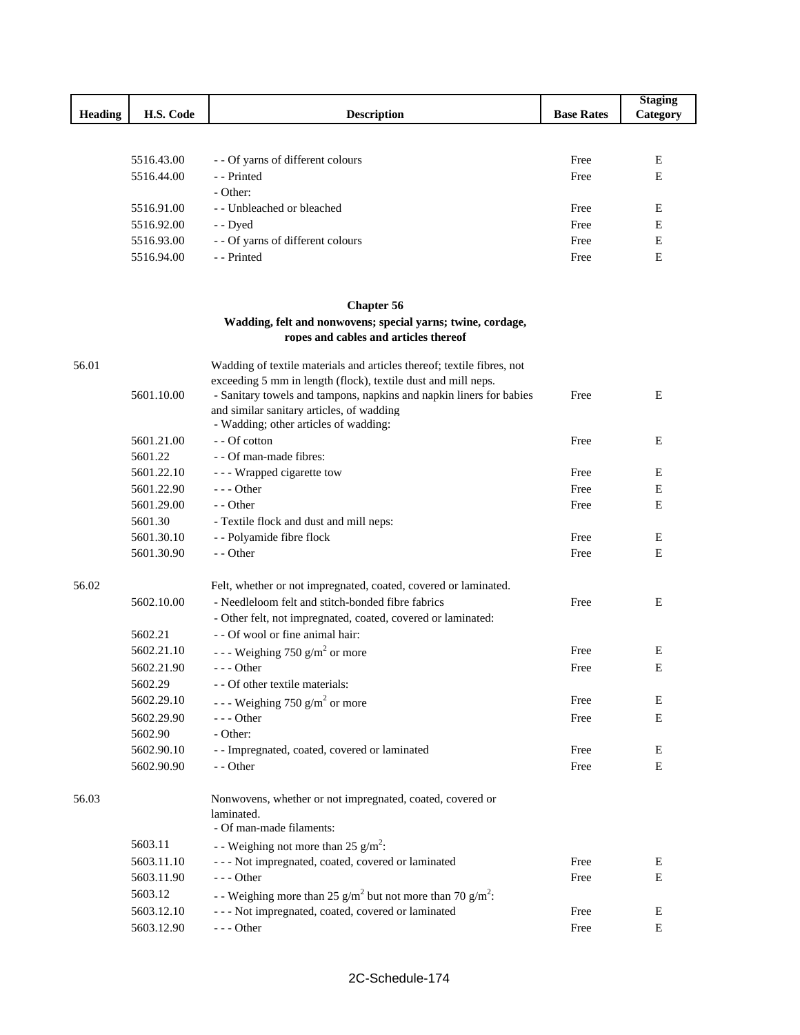| Heading | H.S. Code | Description | Base Rates | Staging Category |
|---|---|---|---|---|
| | 5516.43.00 | - - Of yarns of different colours | Free | E |
| | 5516.44.00 | - - Printed | Free | E |
| | | - Other: | | |
| | 5516.91.00 | - - Unbleached or bleached | Free | E |
| | 5516.92.00 | - - Dyed | Free | E |
| | 5516.93.00 | - - Of yarns of different colours | Free | E |
| | 5516.94.00 | - - Printed | Free | E |

## Chapter 56

### Wadding, felt and nonwovens; special yarns; twine, cordage, ropes and cables and articles thereof

| Heading | H.S. Code | Description | Base Rates | Staging Category |
|---|---|---|---|---|
| 56.01 | | Wadding of textile materials and articles thereof; textile fibres, not exceeding 5 mm in length (flock), textile dust and mill neps. | | |
| | 5601.10.00 | - Sanitary towels and tampons, napkins and napkin liners for babies and similar sanitary articles, of wadding | Free | E |
| | | - Wadding; other articles of wadding: | | |
| | 5601.21.00 | - - Of cotton | Free | E |
| | 5601.22 | - - Of man-made fibres: | | |
| | 5601.22.10 | - - - Wrapped cigarette tow | Free | E |
| | 5601.22.90 | - - - Other | Free | E |
| | 5601.29.00 | - - Other | Free | E |
| | 5601.30 | - Textile flock and dust and mill neps: | | |
| | 5601.30.10 | - - Polyamide fibre flock | Free | E |
| | 5601.30.90 | - - Other | Free | E |
| 56.02 | | Felt, whether or not impregnated, coated, covered or laminated. | | |
| | 5602.10.00 | - Needleloom felt and stitch-bonded fibre fabrics | Free | E |
| | | - Other felt, not impregnated, coated, covered or laminated: | | |
| | 5602.21 | - - Of wool or fine animal hair: | | |
| | 5602.21.10 | - - - Weighing 750 $g/m^2$ or more | Free | E |
| | 5602.21.90 | - - - Other | Free | E |
| | 5602.29 | - - Of other textile materials: | | |
| | 5602.29.10 | - - - Weighing 750 $g/m^2$ or more | Free | E |
| | 5602.29.90 | - - - Other | Free | E |
| | 5602.90 | - Other: | | |
| | 5602.90.10 | - - Impregnated, coated, covered or laminated | Free | E |
| | 5602.90.90 | - - Other | Free | E |
| 56.03 | | Nonwovens, whether or not impregnated, coated, covered or laminated. | | |
| | | - Of man-made filaments: | | |
| | 5603.11 | - - Weighing not more than 25 $g/m^2$: | | |
| | 5603.11.10 | - - - Not impregnated, coated, covered or laminated | Free | E |
| | 5603.11.90 | - - - Other | Free | E |
| | 5603.12 | - - Weighing more than 25 $g/m^2$ but not more than 70 $g/m^2$: | | |
| | 5603.12.10 | - - - Not impregnated, coated, covered or laminated | Free | E |
| | 5603.12.90 | - - - Other | Free | E |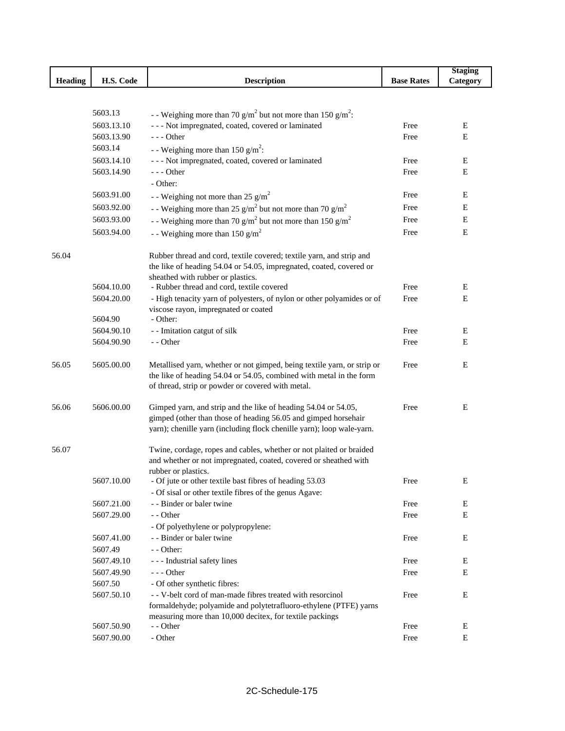| Heading | H.S. Code | Description | Base Rates | Staging Category |
|---|---|---|---|---|
| | 5603.13 | - - Weighing more than 70 g/m$^2$ but not more than 150 g/m$^2$: | | |
| | 5603.13.10 | - - - Not impregnated, coated, covered or laminated | Free | E |
| | 5603.13.90 | - - - Other | Free | E |
| | 5603.14 | - - Weighing more than 150 g/m$^2$: | | |
| | 5603.14.10 | - - - Not impregnated, coated, covered or laminated | Free | E |
| | 5603.14.90 | - - - Other | Free | E |
| | | - Other: | | |
| | 5603.91.00 | - - Weighing not more than 25 g/m$^2$ | Free | E |
| | 5603.92.00 | - - Weighing more than 25 g/m$^2$ but not more than 70 g/m$^2$ | Free | E |
| | 5603.93.00 | - - Weighing more than 70 g/m$^2$ but not more than 150 g/m$^2$ | Free | E |
| | 5603.94.00 | - - Weighing more than 150 g/m$^2$ | Free | E |
| 56.04 | | Rubber thread and cord, textile covered; textile yarn, and strip and the like of heading 54.04 or 54.05, impregnated, coated, covered or sheathed with rubber or plastics. | | |
| | 5604.10.00 | - Rubber thread and cord, textile covered | Free | E |
| | 5604.20.00 | - High tenacity yarn of polyesters, of nylon or other polyamides or of viscose rayon, impregnated or coated | Free | E |
| | 5604.90 | - Other: | | |
| | 5604.90.10 | - - Imitation catgut of silk | Free | E |
| | 5604.90.90 | - - Other | Free | E |
| 56.05 | 5605.00.00 | Metallised yarn, whether or not gimped, being textile yarn, or strip or the like of heading 54.04 or 54.05, combined with metal in the form of thread, strip or powder or covered with metal. | Free | E |
| 56.06 | 5606.00.00 | Gimped yarn, and strip and the like of heading 54.04 or 54.05, gimped (other than those of heading 56.05 and gimped horsehair yarn); chenille yarn (including flock chenille yarn); loop wale-yarn. | Free | E |
| 56.07 | | Twine, cordage, ropes and cables, whether or not plaited or braided and whether or not impregnated, coated, covered or sheathed with rubber or plastics. | | |
| | 5607.10.00 | - Of jute or other textile bast fibres of heading 53.03 | Free | E |
| | | - Of sisal or other textile fibres of the genus Agave: | | |
| | 5607.21.00 | - - Binder or baler twine | Free | E |
| | 5607.29.00 | - - Other | Free | E |
| | | - Of polyethylene or polypropylene: | | |
| | 5607.41.00 | - - Binder or baler twine | Free | E |
| | 5607.49 | - - Other: | | |
| | 5607.49.10 | - - - Industrial safety lines | Free | E |
| | 5607.49.90 | - - - Other | Free | E |
| | 5607.50 | - Of other synthetic fibres: | | |
| | 5607.50.10 | - - V-belt cord of man-made fibres treated with resorcinol formaldehyde; polyamide and polytetrafluoro-ethylene (PTFE) yarns measuring more than 10,000 decitex, for textile packings | Free | E |
| | 5607.50.90 | - - Other | Free | E |
| | 5607.90.00 | - Other | Free | E |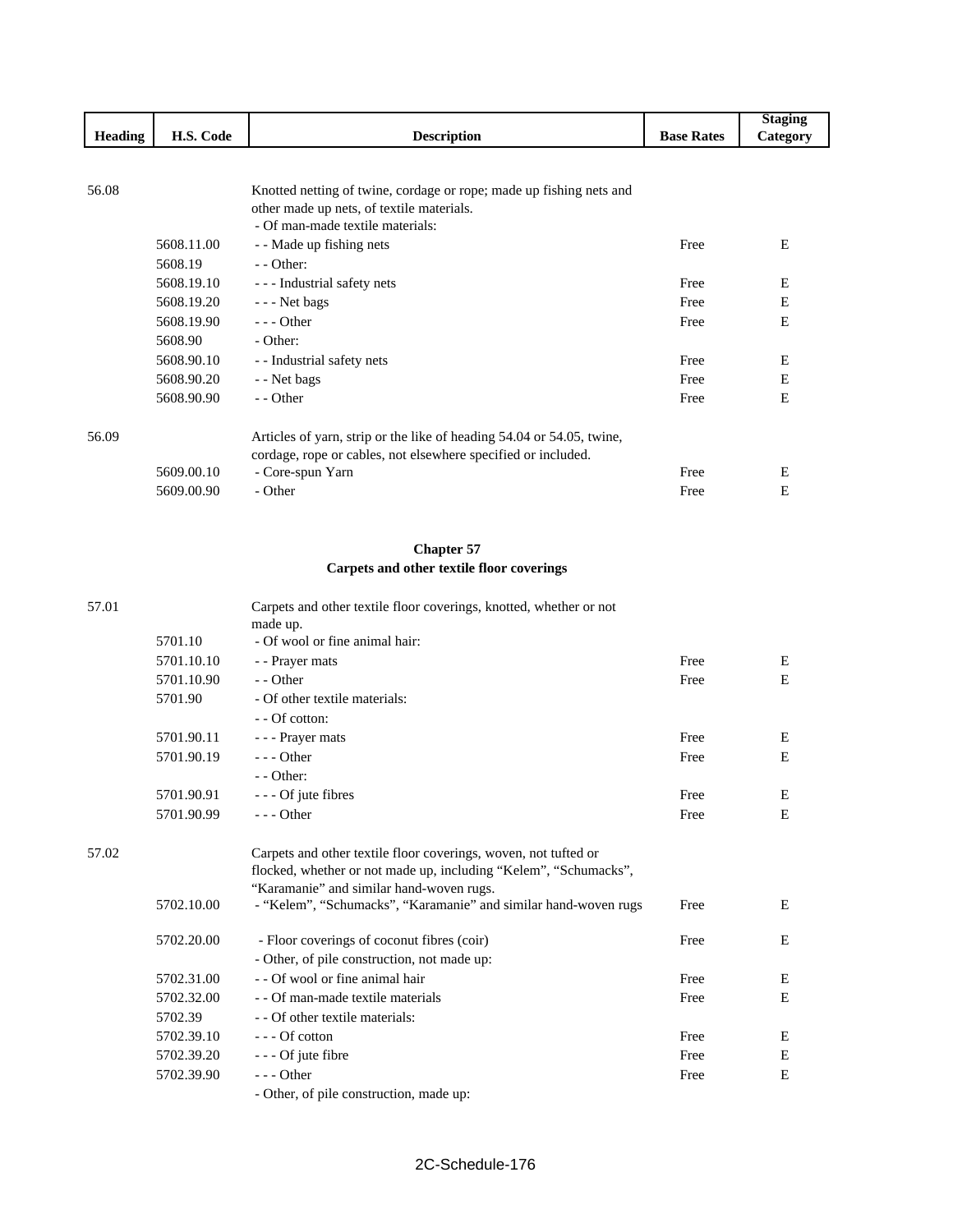| Heading | H.S. Code | Description | Base Rates | Staging Category |
|---|---|---|---|---|
| 56.08 | | Knotted netting of twine, cordage or rope; made up fishing nets and other made up nets, of textile materials. | | |
| | | - Of man-made textile materials: | | |
| | 5608.11.00 | - - Made up fishing nets | Free | E |
| | 5608.19 | - - Other: | | |
| | 5608.19.10 | - - - Industrial safety nets | Free | E |
| | 5608.19.20 | - - - Net bags | Free | E |
| | 5608.19.90 | - - - Other | Free | E |
| | 5608.90 | - Other: | | |
| | 5608.90.10 | - - Industrial safety nets | Free | E |
| | 5608.90.20 | - - Net bags | Free | E |
| | 5608.90.90 | - - Other | Free | E |
| 56.09 | | Articles of yarn, strip or the like of heading 54.04 or 54.05, twine, cordage, rope or cables, not elsewhere specified or included. | | |
| | 5609.00.10 | - Core-spun Yarn | Free | E |
| | 5609.00.90 | - Other | Free | E |

**Chapter 57**
**Carpets and other textile floor coverings**

| Heading | H.S. Code | Description | Base Rates | Staging Category |
|---|---|---|---|---|
| 57.01 | | Carpets and other textile floor coverings, knotted, whether or not made up. | | |
| | 5701.10 | - Of wool or fine animal hair: | | |
| | 5701.10.10 | - - Prayer mats | Free | E |
| | 5701.10.90 | - - Other | Free | E |
| | 5701.90 | - Of other textile materials: | | |
| | | - - Of cotton: | | |
| | 5701.90.11 | - - - Prayer mats | Free | E |
| | 5701.90.19 | - - - Other | Free | E |
| | | - - Other: | | |
| | 5701.90.91 | - - - Of jute fibres | Free | E |
| | 5701.90.99 | - - - Other | Free | E |
| 57.02 | | Carpets and other textile floor coverings, woven, not tufted or flocked, whether or not made up, including "Kelem", "Schumacks", "Karamanie" and similar hand-woven rugs. | | |
| | 5702.10.00 | - "Kelem", "Schumacks", "Karamanie" and similar hand-woven rugs | Free | E |
| | 5702.20.00 | - Floor coverings of coconut fibres (coir) | Free | E |
| | | - Other, of pile construction, not made up: | | |
| | 5702.31.00 | - - Of wool or fine animal hair | Free | E |
| | 5702.32.00 | - - Of man-made textile materials | Free | E |
| | 5702.39 | - - Of other textile materials: | | |
| | 5702.39.10 | - - - Of cotton | Free | E |
| | 5702.39.20 | - - - Of jute fibre | Free | E |
| | 5702.39.90 | - - - Other | Free | E |
| | | - Other, of pile construction, made up: | | |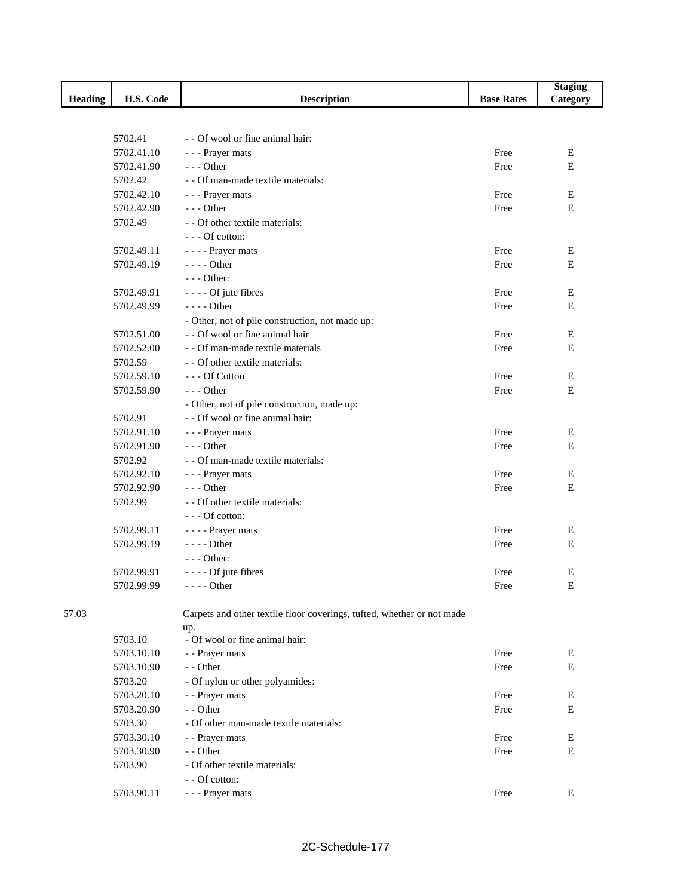| Heading | H.S. Code | Description | Base Rates | Staging Category |
|---|---|---|---|---|
| | 5702.41 | - - Of wool or fine animal hair: | | |
| | 5702.41.10 | - - - Prayer mats | Free | E |
| | 5702.41.90 | - - - Other | Free | E |
| | 5702.42 | - - Of man-made textile materials: | | |
| | 5702.42.10 | - - - Prayer mats | Free | E |
| | 5702.42.90 | - - - Other | Free | E |
| | 5702.49 | - - Of other textile materials: | | |
| | | - - - Of cotton: | | |
| | 5702.49.11 | - - - - Prayer mats | Free | E |
| | 5702.49.19 | - - - - Other | Free | E |
| | | - - - Other: | | |
| | 5702.49.91 | - - - - Of jute fibres | Free | E |
| | 5702.49.99 | - - - - Other | Free | E |
| | | - Other, not of pile construction, not made up: | | |
| | 5702.51.00 | - - Of wool or fine animal hair | Free | E |
| | 5702.52.00 | - - Of man-made textile materials | Free | E |
| | 5702.59 | - - Of other textile materials: | | |
| | 5702.59.10 | - - - Of Cotton | Free | E |
| | 5702.59.90 | - - - Other | Free | E |
| | | - Other, not of pile construction, made up: | | |
| | 5702.91 | - - Of wool or fine animal hair: | | |
| | 5702.91.10 | - - - Prayer mats | Free | E |
| | 5702.91.90 | - - - Other | Free | E |
| | 5702.92 | - - Of man-made textile materials: | | |
| | 5702.92.10 | - - - Prayer mats | Free | E |
| | 5702.92.90 | - - - Other | Free | E |
| | 5702.99 | - - Of other textile materials: | | |
| | | - - - Of cotton: | | |
| | 5702.99.11 | - - - - Prayer mats | Free | E |
| | 5702.99.19 | - - - - Other | Free | E |
| | | - - - Other: | | |
| | 5702.99.91 | - - - - Of jute fibres | Free | E |
| | 5702.99.99 | - - - - Other | Free | E |
| 57.03 | | Carpets and other textile floor coverings, tufted, whether or not made up. | | |
| | 5703.10 | - Of wool or fine animal hair: | | |
| | 5703.10.10 | - - Prayer mats | Free | E |
| | 5703.10.90 | - - Other | Free | E |
| | 5703.20 | - Of nylon or other polyamides: | | |
| | 5703.20.10 | - - Prayer mats | Free | E |
| | 5703.20.90 | - - Other | Free | E |
| | 5703.30 | - Of other man-made textile materials: | | |
| | 5703.30.10 | - - Prayer mats | Free | E |
| | 5703.30.90 | - - Other | Free | E |
| | 5703.90 | - Of other textile materials: | | |
| | | - - Of cotton: | | |
| | 5703.90.11 | - - - Prayer mats | Free | E |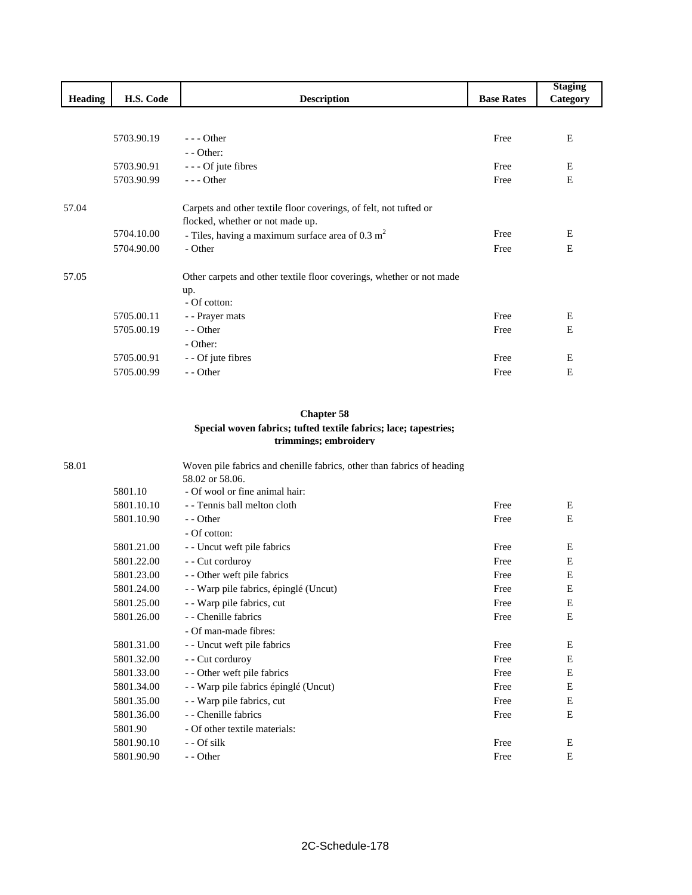| Heading | H.S. Code | Description | Base Rates | Staging Category |
|---|---|---|---|---|
| | 5703.90.19 | - - - Other | Free | E |
| | | - - Other: | | |
| | 5703.90.91 | - - - Of jute fibres | Free | E |
| | 5703.90.99 | - - - Other | Free | E |
| 57.04 | | Carpets and other textile floor coverings, of felt, not tufted or flocked, whether or not made up. | | |
| | 5704.10.00 | - Tiles, having a maximum surface area of 0.3 $m^2$ | Free | E |
| | 5704.90.00 | - Other | Free | E |
| 57.05 | | Other carpets and other textile floor coverings, whether or not made up. | | |
| | | - Of cotton: | | |
| | 5705.00.11 | - - Prayer mats | Free | E |
| | 5705.00.19 | - - Other | Free | E |
| | | - Other: | | |
| | 5705.00.91 | - - Of jute fibres | Free | E |
| | 5705.00.99 | - - Other | Free | E |

## Chapter 58

### Special woven fabrics; tufted textile fabrics; lace; tapestries; trimmings; embroidery

| Heading | H.S. Code | Description | Base Rates | Staging Category |
|---|---|---|---|---|
| 58.01 | | Woven pile fabrics and chenille fabrics, other than fabrics of heading 58.02 or 58.06. | | |
| | 5801.10 | - Of wool or fine animal hair: | | |
| | 5801.10.10 | - - Tennis ball melton cloth | Free | E |
| | 5801.10.90 | - - Other | Free | E |
| | | - Of cotton: | | |
| | 5801.21.00 | - - Uncut weft pile fabrics | Free | E |
| | 5801.22.00 | - - Cut corduroy | Free | E |
| | 5801.23.00 | - - Other weft pile fabrics | Free | E |
| | 5801.24.00 | - - Warp pile fabrics, épinglé (Uncut) | Free | E |
| | 5801.25.00 | - - Warp pile fabrics, cut | Free | E |
| | 5801.26.00 | - - Chenille fabrics | Free | E |
| | | - Of man-made fibres: | | |
| | 5801.31.00 | - - Uncut weft pile fabrics | Free | E |
| | 5801.32.00 | - - Cut corduroy | Free | E |
| | 5801.33.00 | - - Other weft pile fabrics | Free | E |
| | 5801.34.00 | - - Warp pile fabrics épinglé (Uncut) | Free | E |
| | 5801.35.00 | - - Warp pile fabrics, cut | Free | E |
| | 5801.36.00 | - - Chenille fabrics | Free | E |
| | 5801.90 | - Of other textile materials: | | |
| | 5801.90.10 | - - Of silk | Free | E |
| | 5801.90.90 | - - Other | Free | E |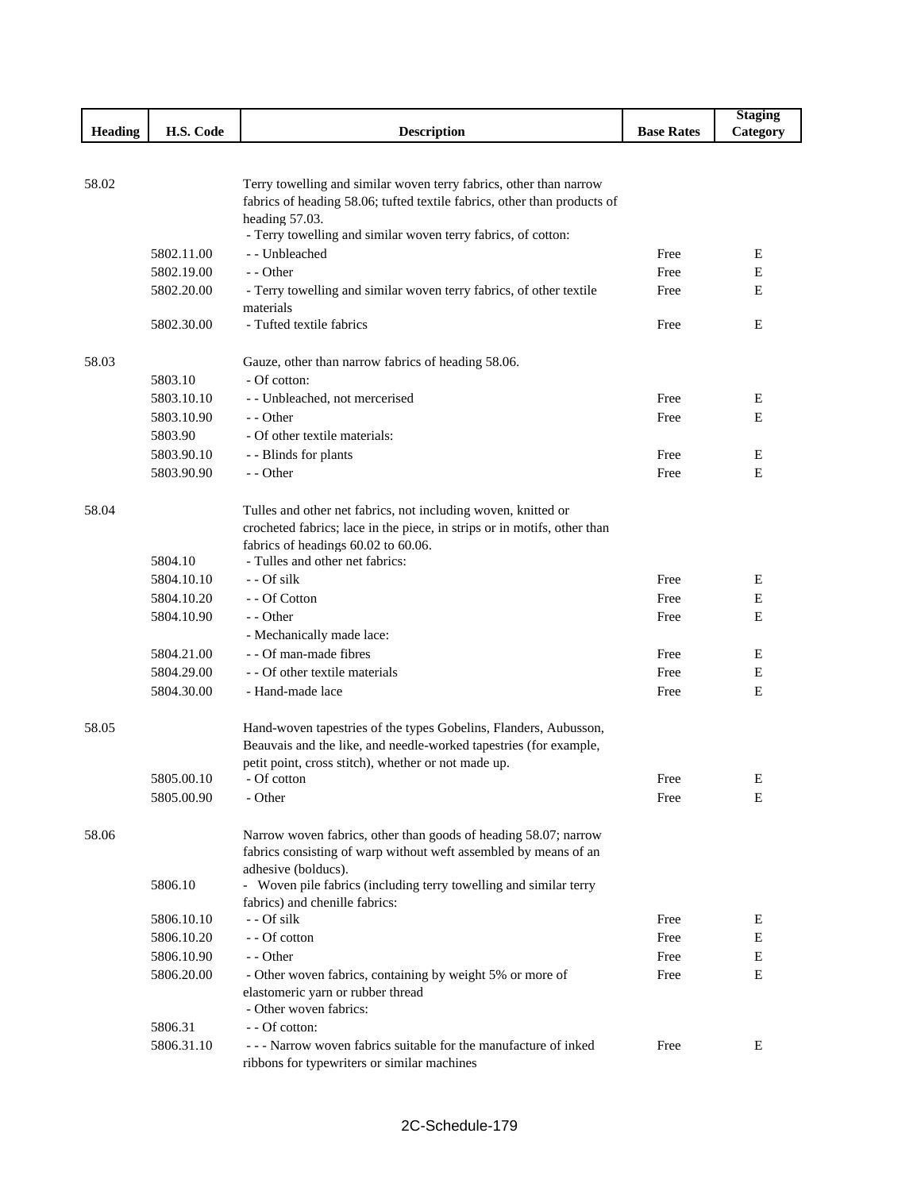| Heading | H.S. Code | Description | Base Rates | Staging Category |
|---|---|---|---|---|
| 58.02 | | Terry towelling and similar woven terry fabrics, other than narrow fabrics of heading 58.06; tufted textile fabrics, other than products of heading 57.03. | | |
| | | - Terry towelling and similar woven terry fabrics, of cotton: | | |
| | 5802.11.00 | - - Unbleached | Free | E |
| | 5802.19.00 | - - Other | Free | E |
| | 5802.20.00 | - Terry towelling and similar woven terry fabrics, of other textile materials | Free | E |
| | 5802.30.00 | - Tufted textile fabrics | Free | E |
| 58.03 | | Gauze, other than narrow fabrics of heading 58.06. | | |
| | 5803.10 | - Of cotton: | | |
| | 5803.10.10 | - - Unbleached, not mercerised | Free | E |
| | 5803.10.90 | - - Other | Free | E |
| | 5803.90 | - Of other textile materials: | | |
| | 5803.90.10 | - - Blinds for plants | Free | E |
| | 5803.90.90 | - - Other | Free | E |
| 58.04 | | Tulles and other net fabrics, not including woven, knitted or crocheted fabrics; lace in the piece, in strips or in motifs, other than fabrics of headings 60.02 to 60.06. | | |
| | 5804.10 | - Tulles and other net fabrics: | | |
| | 5804.10.10 | - - Of silk | Free | E |
| | 5804.10.20 | - - Of Cotton | Free | E |
| | 5804.10.90 | - - Other | Free | E |
| | | - Mechanically made lace: | | |
| | 5804.21.00 | - - Of man-made fibres | Free | E |
| | 5804.29.00 | - - Of other textile materials | Free | E |
| | 5804.30.00 | - Hand-made lace | Free | E |
| 58.05 | | Hand-woven tapestries of the types Gobelins, Flanders, Aubusson, Beauvais and the like, and needle-worked tapestries (for example, petit point, cross stitch), whether or not made up. | | |
| | 5805.00.10 | - Of cotton | Free | E |
| | 5805.00.90 | - Other | Free | E |
| 58.06 | | Narrow woven fabrics, other than goods of heading 58.07; narrow fabrics consisting of warp without weft assembled by means of an adhesive (bolducs). | | |
| | 5806.10 | - Woven pile fabrics (including terry towelling and similar terry fabrics) and chenille fabrics: | | |
| | 5806.10.10 | - - Of silk | Free | E |
| | 5806.10.20 | - - Of cotton | Free | E |
| | 5806.10.90 | - - Other | Free | E |
| | 5806.20.00 | - Other woven fabrics, containing by weight 5% or more of elastomeric yarn or rubber thread | Free | E |
| | | - Other woven fabrics: | | |
| | 5806.31 | - - Of cotton: | | |
| | 5806.31.10 | - - - Narrow woven fabrics suitable for the manufacture of inked ribbons for typewriters or similar machines | Free | E |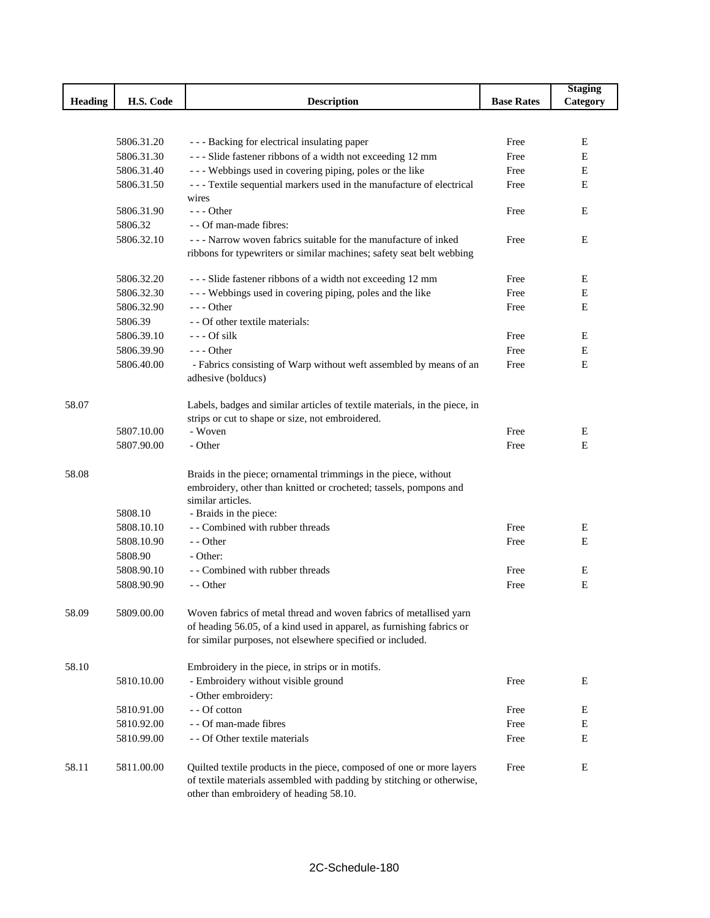| Heading | H.S. Code | Description | Base Rates | Staging Category |
|---|---|---|---|---|
| | 5806.31.20 | - - - Backing for electrical insulating paper | Free | E |
| | 5806.31.30 | - - - Slide fastener ribbons of a width not exceeding 12 mm | Free | E |
| | 5806.31.40 | - - - Webbings used in covering piping, poles or the like | Free | E |
| | 5806.31.50 | - - - Textile sequential markers used in the manufacture of electrical wires | Free | E |
| | 5806.31.90 | - - - Other | Free | E |
| | 5806.32 | - - Of man-made fibres: | | |
| | 5806.32.10 | - - - Narrow woven fabrics suitable for the manufacture of inked ribbons for typewriters or similar machines; safety seat belt webbing | Free | E |
| | 5806.32.20 | - - - Slide fastener ribbons of a width not exceeding 12 mm | Free | E |
| | 5806.32.30 | - - - Webbings used in covering piping, poles and the like | Free | E |
| | 5806.32.90 | - - - Other | Free | E |
| | 5806.39 | - - Of other textile materials: | | |
| | 5806.39.10 | - - - Of silk | Free | E |
| | 5806.39.90 | - - - Other | Free | E |
| | 5806.40.00 | - Fabrics consisting of Warp without weft assembled by means of an adhesive (bolducs) | Free | E |
| 58.07 | | Labels, badges and similar articles of textile materials, in the piece, in strips or cut to shape or size, not embroidered. | | |
| | 5807.10.00 | - Woven | Free | E |
| | 5807.90.00 | - Other | Free | E |
| 58.08 | | Braids in the piece; ornamental trimmings in the piece, without embroidery, other than knitted or crocheted; tassels, pompons and similar articles. | | |
| | 5808.10 | - Braids in the piece: | | |
| | 5808.10.10 | - - Combined with rubber threads | Free | E |
| | 5808.10.90 | - - Other | Free | E |
| | 5808.90 | - Other: | | |
| | 5808.90.10 | - - Combined with rubber threads | Free | E |
| | 5808.90.90 | - - Other | Free | E |
| 58.09 | 5809.00.00 | Woven fabrics of metal thread and woven fabrics of metallised yarn of heading 56.05, of a kind used in apparel, as furnishing fabrics or for similar purposes, not elsewhere specified or included. | | |
| 58.10 | | Embroidery in the piece, in strips or in motifs. | | |
| | 5810.10.00 | - Embroidery without visible ground | Free | E |
| | | - Other embroidery: | | |
| | 5810.91.00 | - - Of cotton | Free | E |
| | 5810.92.00 | - - Of man-made fibres | Free | E |
| | 5810.99.00 | - - Of Other textile materials | Free | E |
| 58.11 | 5811.00.00 | Quilted textile products in the piece, composed of one or more layers of textile materials assembled with padding by stitching or otherwise, other than embroidery of heading 58.10. | Free | E |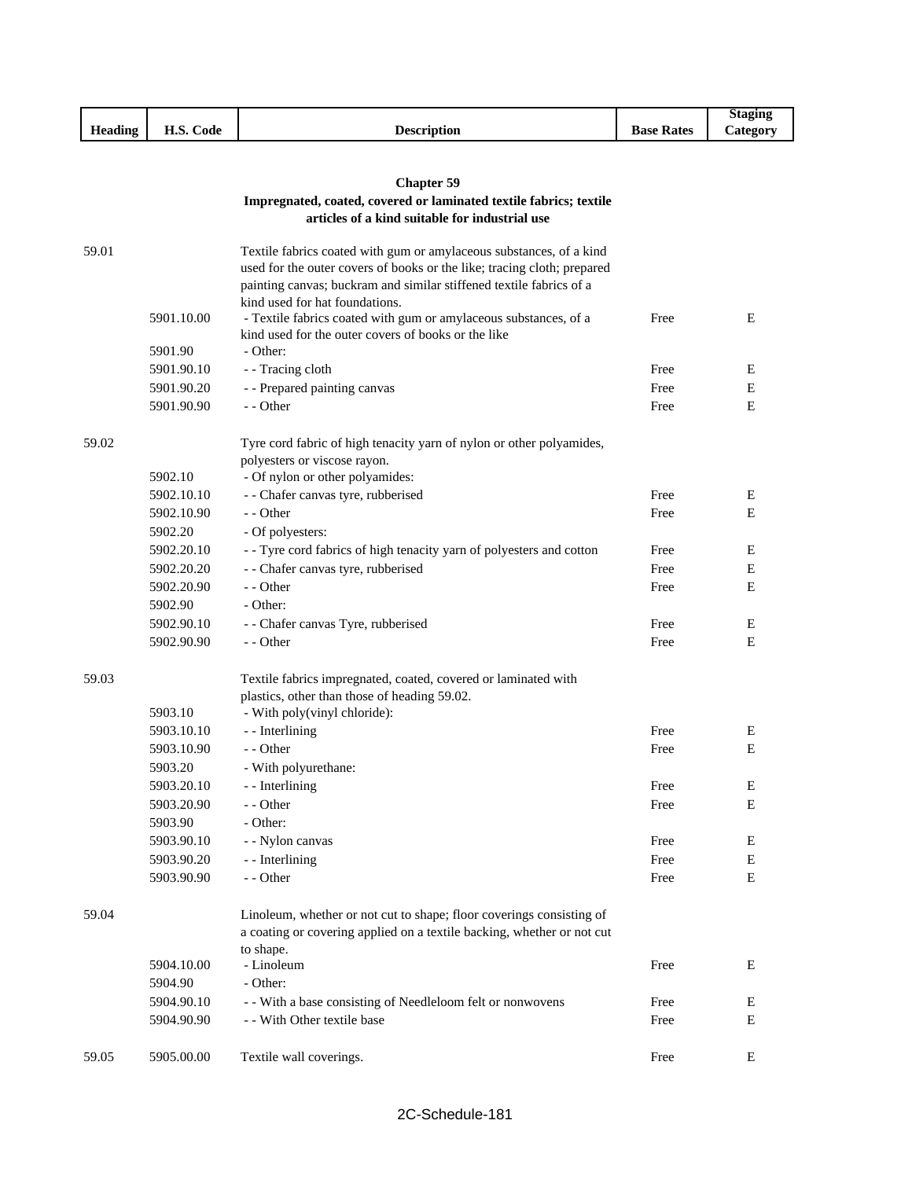| Heading | H.S. Code | Description | Base Rates | Staging Category |
|---|---|---|---|---|

## Chapter 59

### Impregnated, coated, covered or laminated textile fabrics; textile articles of a kind suitable for industrial use

| Heading | H.S. Code | Description | Base Rates | Staging Category |
|---|---|---|---|---|
| 59.01 | | Textile fabrics coated with gum or amylaceous substances, of a kind used for the outer covers of books or the like; tracing cloth; prepared painting canvas; buckram and similar stiffened textile fabrics of a kind used for hat foundations. | | |
| | 5901.10.00 | - Textile fabrics coated with gum or amylaceous substances, of a kind used for the outer covers of books or the like | Free | E |
| | 5901.90 | - Other: | | |
| | 5901.90.10 | - - Tracing cloth | Free | E |
| | 5901.90.20 | - - Prepared painting canvas | Free | E |
| | 5901.90.90 | - - Other | Free | E |
| 59.02 | | Tyre cord fabric of high tenacity yarn of nylon or other polyamides, polyesters or viscose rayon. | | |
| | 5902.10 | - Of nylon or other polyamides: | | |
| | 5902.10.10 | - - Chafer canvas tyre, rubberised | Free | E |
| | 5902.10.90 | - - Other | Free | E |
| | 5902.20 | - Of polyesters: | | |
| | 5902.20.10 | - - Tyre cord fabrics of high tenacity yarn of polyesters and cotton | Free | E |
| | 5902.20.20 | - - Chafer canvas tyre, rubberised | Free | E |
| | 5902.20.90 | - - Other | Free | E |
| | 5902.90 | - Other: | | |
| | 5902.90.10 | - - Chafer canvas Tyre, rubberised | Free | E |
| | 5902.90.90 | - - Other | Free | E |
| 59.03 | | Textile fabrics impregnated, coated, covered or laminated with plastics, other than those of heading 59.02. | | |
| | 5903.10 | - With poly(vinyl chloride): | | |
| | 5903.10.10 | - - Interlining | Free | E |
| | 5903.10.90 | - - Other | Free | E |
| | 5903.20 | - With polyurethane: | | |
| | 5903.20.10 | - - Interlining | Free | E |
| | 5903.20.90 | - - Other | Free | E |
| | 5903.90 | - Other: | | |
| | 5903.90.10 | - - Nylon canvas | Free | E |
| | 5903.90.20 | - - Interlining | Free | E |
| | 5903.90.90 | - - Other | Free | E |
| 59.04 | | Linoleum, whether or not cut to shape; floor coverings consisting of a coating or covering applied on a textile backing, whether or not cut to shape. | | |
| | 5904.10.00 | - Linoleum | Free | E |
| | 5904.90 | - Other: | | |
| | 5904.90.10 | - - With a base consisting of Needleloom felt or nonwovens | Free | E |
| | 5904.90.90 | - - With Other textile base | Free | E |
| 59.05 | 5905.00.00 | Textile wall coverings. | Free | E |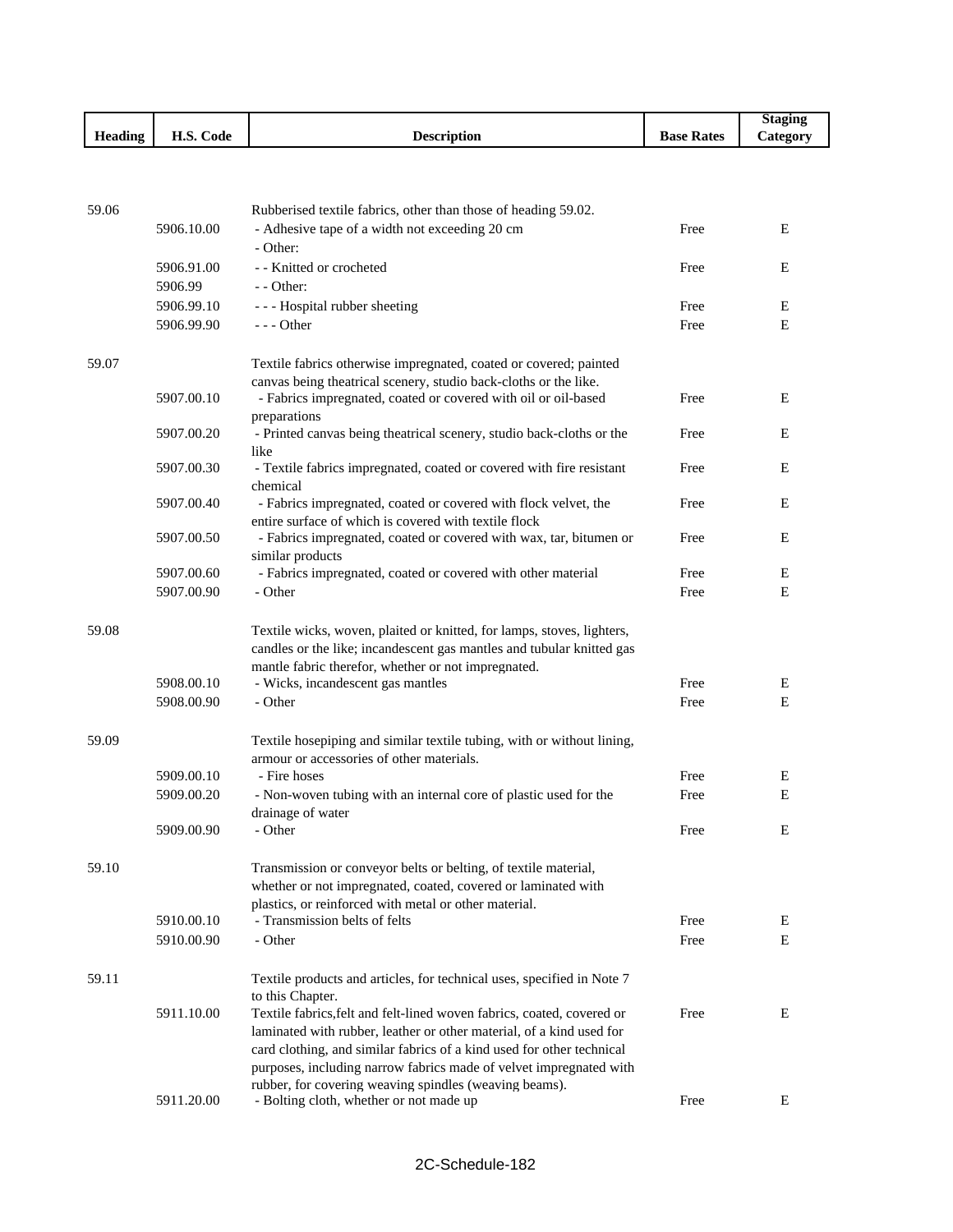| Heading | H.S. Code | Description | Base Rates | Staging Category |
|---|---|---|---|---|
| 59.06 | | Rubberised textile fabrics, other than those of heading 59.02. | | |
| | 5906.10.00 | - Adhesive tape of a width not exceeding 20 cm | Free | E |
| | | - Other: | | |
| | 5906.91.00 | - - Knitted or crocheted | Free | E |
| | 5906.99 | - - Other: | | |
| | 5906.99.10 | - - - Hospital rubber sheeting | Free | E |
| | 5906.99.90 | - - - Other | Free | E |
| 59.07 | | Textile fabrics otherwise impregnated, coated or covered; painted canvas being theatrical scenery, studio back-cloths or the like. | | |
| | 5907.00.10 | - Fabrics impregnated, coated or covered with oil or oil-based preparations | Free | E |
| | 5907.00.20 | - Printed canvas being theatrical scenery, studio back-cloths or the like | Free | E |
| | 5907.00.30 | - Textile fabrics impregnated, coated or covered with fire resistant chemical | Free | E |
| | 5907.00.40 | - Fabrics impregnated, coated or covered with flock velvet, the entire surface of which is covered with textile flock | Free | E |
| | 5907.00.50 | - Fabrics impregnated, coated or covered with wax, tar, bitumen or similar products | Free | E |
| | 5907.00.60 | - Fabrics impregnated, coated or covered with other material | Free | E |
| | 5907.00.90 | - Other | Free | E |
| 59.08 | | Textile wicks, woven, plaited or knitted, for lamps, stoves, lighters, candles or the like; incandescent gas mantles and tubular knitted gas mantle fabric therefor, whether or not impregnated. | | |
| | 5908.00.10 | - Wicks, incandescent gas mantles | Free | E |
| | 5908.00.90 | - Other | Free | E |
| 59.09 | | Textile hosepiping and similar textile tubing, with or without lining, armour or accessories of other materials. | | |
| | 5909.00.10 | - Fire hoses | Free | E |
| | 5909.00.20 | - Non-woven tubing with an internal core of plastic used for the drainage of water | Free | E |
| | 5909.00.90 | - Other | Free | E |
| 59.10 | | Transmission or conveyor belts or belting, of textile material, whether or not impregnated, coated, covered or laminated with plastics, or reinforced with metal or other material. | | |
| | 5910.00.10 | - Transmission belts of felts | Free | E |
| | 5910.00.90 | - Other | Free | E |
| 59.11 | | Textile products and articles, for technical uses, specified in Note 7 to this Chapter. | | |
| | 5911.10.00 | Textile fabrics,felt and felt-lined woven fabrics, coated, covered or laminated with rubber, leather or other material, of a kind used for card clothing, and similar fabrics of a kind used for other technical purposes, including narrow fabrics made of velvet impregnated with rubber, for covering weaving spindles (weaving beams). | Free | E |
| | 5911.20.00 | - Bolting cloth, whether or not made up | Free | E |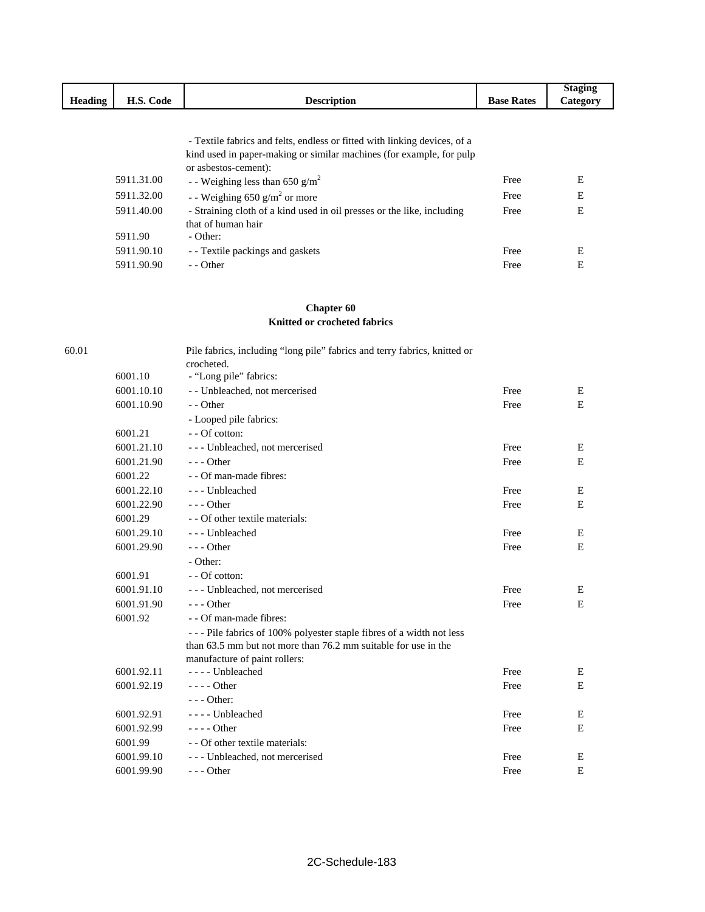| Heading | H.S. Code | Description | Base Rates | Staging Category |
|---|---|---|---|---|
| | | - Textile fabrics and felts, endless or fitted with linking devices, of a kind used in paper-making or similar machines (for example, for pulp or asbestos-cement): | | |
| | 5911.31.00 | - - Weighing less than 650 g/m$^2$ | Free | E |
| | 5911.32.00 | - - Weighing 650 g/m$^2$ or more | Free | E |
| | 5911.40.00 | - Straining cloth of a kind used in oil presses or the like, including that of human hair | Free | E |
| | 5911.90 | - Other: | | |
| | 5911.90.10 | - - Textile packings and gaskets | Free | E |
| | 5911.90.90 | - - Other | Free | E |

**Chapter 60**
**Knitted or crocheted fabrics**

| Heading | H.S. Code | Description | Base Rates | Staging Category |
|---|---|---|---|---|
| 60.01 | | Pile fabrics, including "long pile" fabrics and terry fabrics, knitted or crocheted. | | |
| | 6001.10 | - "Long pile" fabrics: | | |
| | 6001.10.10 | - - Unbleached, not mercerised | Free | E |
| | 6001.10.90 | - - Other | Free | E |
| | | - Looped pile fabrics: | | |
| | 6001.21 | - - Of cotton: | | |
| | 6001.21.10 | - - - Unbleached, not mercerised | Free | E |
| | 6001.21.90 | - - - Other | Free | E |
| | 6001.22 | - - Of man-made fibres: | | |
| | 6001.22.10 | - - - Unbleached | Free | E |
| | 6001.22.90 | - - - Other | Free | E |
| | 6001.29 | - - Of other textile materials: | | |
| | 6001.29.10 | - - - Unbleached | Free | E |
| | 6001.29.90 | - - - Other | Free | E |
| | | - Other: | | |
| | 6001.91 | - - Of cotton: | | |
| | 6001.91.10 | - - - Unbleached, not mercerised | Free | E |
| | 6001.91.90 | - - - Other | Free | E |
| | 6001.92 | - - Of man-made fibres: | | |
| | | - - - Pile fabrics of 100% polyester staple fibres of a width not less than 63.5 mm but not more than 76.2 mm suitable for use in the manufacture of paint rollers: | | |
| | 6001.92.11 | - - - - Unbleached | Free | E |
| | 6001.92.19 | - - - - Other | Free | E |
| | | - - - Other: | | |
| | 6001.92.91 | - - - - Unbleached | Free | E |
| | 6001.92.99 | - - - - Other | Free | E |
| | 6001.99 | - - Of other textile materials: | | |
| | 6001.99.10 | - - - Unbleached, not mercerised | Free | E |
| | 6001.99.90 | - - - Other | Free | E |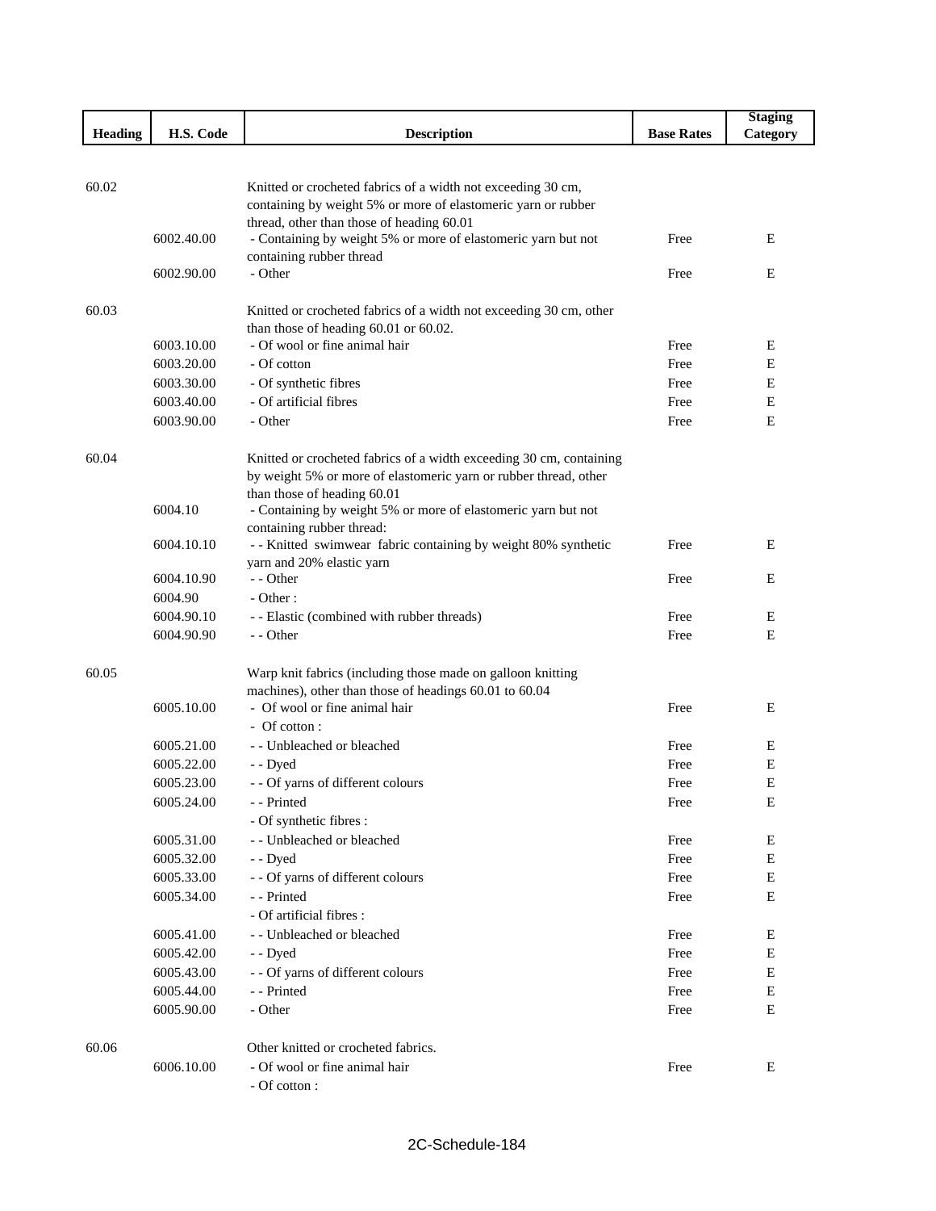| Heading | H.S. Code | Description | Base Rates | Staging Category |
|---|---|---|---|---|
| 60.02 | | Knitted or crocheted fabrics of a width not exceeding 30 cm, containing by weight 5% or more of elastomeric yarn or rubber thread, other than those of heading 60.01 | | |
| | 6002.40.00 | - Containing by weight 5% or more of elastomeric yarn but not containing rubber thread | Free | E |
| | 6002.90.00 | - Other | Free | E |
| 60.03 | | Knitted or crocheted fabrics of a width not exceeding 30 cm, other than those of heading 60.01 or 60.02. | | |
| | 6003.10.00 | - Of wool or fine animal hair | Free | E |
| | 6003.20.00 | - Of cotton | Free | E |
| | 6003.30.00 | - Of synthetic fibres | Free | E |
| | 6003.40.00 | - Of artificial fibres | Free | E |
| | 6003.90.00 | - Other | Free | E |
| 60.04 | | Knitted or crocheted fabrics of a width exceeding 30 cm, containing by weight 5% or more of elastomeric yarn or rubber thread, other than those of heading 60.01 | | |
| | 6004.10 | - Containing by weight 5% or more of elastomeric yarn but not containing rubber thread: | | |
| | 6004.10.10 | - - Knitted swimwear fabric containing by weight 80% synthetic yarn and 20% elastic yarn | Free | E |
| | 6004.10.90 | - - Other | Free | E |
| | 6004.90 | - Other : | | |
| | 6004.90.10 | - - Elastic (combined with rubber threads) | Free | E |
| | 6004.90.90 | - - Other | Free | E |
| 60.05 | | Warp knit fabrics (including those made on galloon knitting machines), other than those of headings 60.01 to 60.04 | | |
| | 6005.10.00 | - Of wool or fine animal hair | Free | E |
| | | - Of cotton : | | |
| | 6005.21.00 | - - Unbleached or bleached | Free | E |
| | 6005.22.00 | - - Dyed | Free | E |
| | 6005.23.00 | - - Of yarns of different colours | Free | E |
| | 6005.24.00 | - - Printed | Free | E |
| | | - Of synthetic fibres : | | |
| | 6005.31.00 | - - Unbleached or bleached | Free | E |
| | 6005.32.00 | - - Dyed | Free | E |
| | 6005.33.00 | - - Of yarns of different colours | Free | E |
| | 6005.34.00 | - - Printed | Free | E |
| | | - Of artificial fibres : | | |
| | 6005.41.00 | - - Unbleached or bleached | Free | E |
| | 6005.42.00 | - - Dyed | Free | E |
| | 6005.43.00 | - - Of yarns of different colours | Free | E |
| | 6005.44.00 | - - Printed | Free | E |
| | 6005.90.00 | - Other | Free | E |
| 60.06 | | Other knitted or crocheted fabrics. | | |
| | 6006.10.00 | - Of wool or fine animal hair | Free | E |
| | | - Of cotton : | | |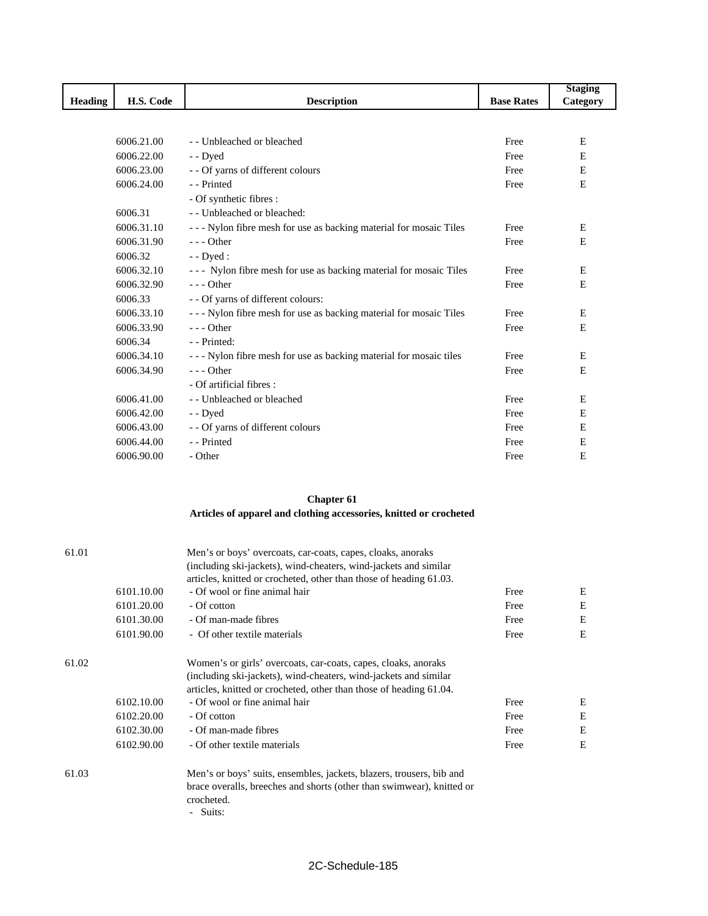| Heading | H.S. Code | Description | Base Rates | Staging Category |
|---|---|---|---|---|
| | 6006.21.00 | - - Unbleached or bleached | Free | E |
| | 6006.22.00 | - - Dyed | Free | E |
| | 6006.23.00 | - - Of yarns of different colours | Free | E |
| | 6006.24.00 | - - Printed | Free | E |
| | | - Of synthetic fibres : | | |
| | 6006.31 | - - Unbleached or bleached: | | |
| | 6006.31.10 | - - - Nylon fibre mesh for use as backing material for mosaic Tiles | Free | E |
| | 6006.31.90 | - - - Other | Free | E |
| | 6006.32 | - - Dyed : | | |
| | 6006.32.10 | - - - Nylon fibre mesh for use as backing material for mosaic Tiles | Free | E |
| | 6006.32.90 | - - - Other | Free | E |
| | 6006.33 | - - Of yarns of different colours: | | |
| | 6006.33.10 | - - - Nylon fibre mesh for use as backing material for mosaic Tiles | Free | E |
| | 6006.33.90 | - - - Other | Free | E |
| | 6006.34 | - - Printed: | | |
| | 6006.34.10 | - - - Nylon fibre mesh for use as backing material for mosaic tiles | Free | E |
| | 6006.34.90 | - - - Other | Free | E |
| | | - Of artificial fibres : | | |
| | 6006.41.00 | - - Unbleached or bleached | Free | E |
| | 6006.42.00 | - - Dyed | Free | E |
| | 6006.43.00 | - - Of yarns of different colours | Free | E |
| | 6006.44.00 | - - Printed | Free | E |
| | 6006.90.00 | - Other | Free | E |

## Chapter 61

### Articles of apparel and clothing accessories, knitted or crocheted

| Heading | H.S. Code | Description | Base Rates | Staging Category |
|---|---|---|---|---|
| 61.01 | | Men's or boys' overcoats, car-coats, capes, cloaks, anoraks (including ski-jackets), wind-cheaters, wind-jackets and similar articles, knitted or crocheted, other than those of heading 61.03. | | |
| | 6101.10.00 | - Of wool or fine animal hair | Free | E |
| | 6101.20.00 | - Of cotton | Free | E |
| | 6101.30.00 | - Of man-made fibres | Free | E |
| | 6101.90.00 | - Of other textile materials | Free | E |
| 61.02 | | Women's or girls' overcoats, car-coats, capes, cloaks, anoraks (including ski-jackets), wind-cheaters, wind-jackets and similar articles, knitted or crocheted, other than those of heading 61.04. | | |
| | 6102.10.00 | - Of wool or fine animal hair | Free | E |
| | 6102.20.00 | - Of cotton | Free | E |
| | 6102.30.00 | - Of man-made fibres | Free | E |
| | 6102.90.00 | - Of other textile materials | Free | E |
| 61.03 | | Men's or boys' suits, ensembles, jackets, blazers, trousers, bib and brace overalls, breeches and shorts (other than swimwear), knitted or crocheted. | | |
| | | - Suits: | | |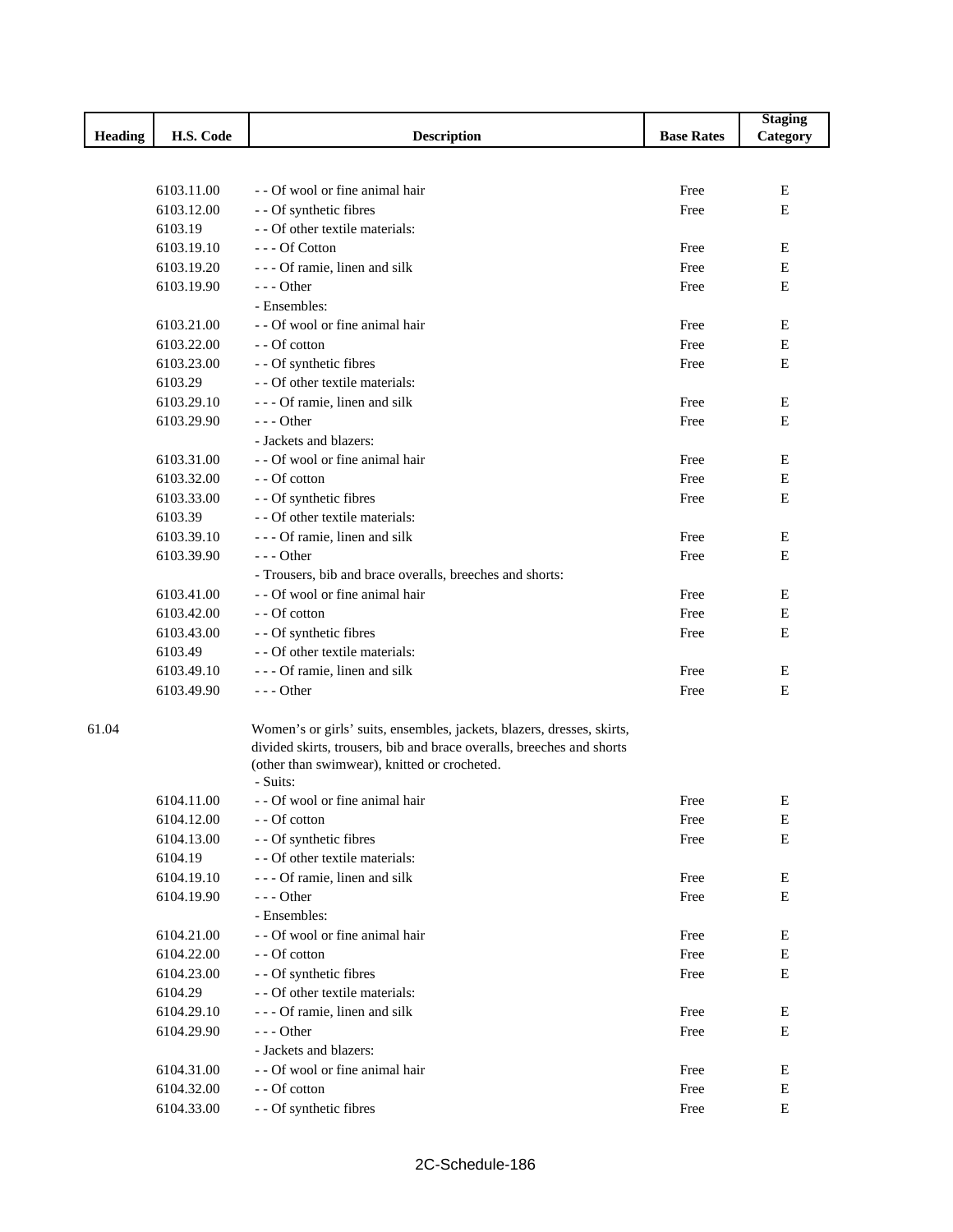| Heading | H.S. Code | Description | Base Rates | Staging Category |
|---|---|---|---|---|
| | 6103.11.00 | - - Of wool or fine animal hair | Free | E |
| | 6103.12.00 | - - Of synthetic fibres | Free | E |
| | 6103.19 | - - Of other textile materials: | | |
| | 6103.19.10 | - - - Of Cotton | Free | E |
| | 6103.19.20 | - - - Of ramie, linen and silk | Free | E |
| | 6103.19.90 | - - - Other | Free | E |
| | | - Ensembles: | | |
| | 6103.21.00 | - - Of wool or fine animal hair | Free | E |
| | 6103.22.00 | - - Of cotton | Free | E |
| | 6103.23.00 | - - Of synthetic fibres | Free | E |
| | 6103.29 | - - Of other textile materials: | | |
| | 6103.29.10 | - - - Of ramie, linen and silk | Free | E |
| | 6103.29.90 | - - - Other | Free | E |
| | | - Jackets and blazers: | | |
| | 6103.31.00 | - - Of wool or fine animal hair | Free | E |
| | 6103.32.00 | - - Of cotton | Free | E |
| | 6103.33.00 | - - Of synthetic fibres | Free | E |
| | 6103.39 | - - Of other textile materials: | | |
| | 6103.39.10 | - - - Of ramie, linen and silk | Free | E |
| | 6103.39.90 | - - - Other | Free | E |
| | | - Trousers, bib and brace overalls, breeches and shorts: | | |
| | 6103.41.00 | - - Of wool or fine animal hair | Free | E |
| | 6103.42.00 | - - Of cotton | Free | E |
| | 6103.43.00 | - - Of synthetic fibres | Free | E |
| | 6103.49 | - - Of other textile materials: | | |
| | 6103.49.10 | - - - Of ramie, linen and silk | Free | E |
| | 6103.49.90 | - - - Other | Free | E |
| 61.04 | | Women's or girls' suits, ensembles, jackets, blazers, dresses, skirts, divided skirts, trousers, bib and brace overalls, breeches and shorts (other than swimwear), knitted or crocheted. | | |
| | | - Suits: | | |
| | 6104.11.00 | - - Of wool or fine animal hair | Free | E |
| | 6104.12.00 | - - Of cotton | Free | E |
| | 6104.13.00 | - - Of synthetic fibres | Free | E |
| | 6104.19 | - - Of other textile materials: | | |
| | 6104.19.10 | - - - Of ramie, linen and silk | Free | E |
| | 6104.19.90 | - - - Other | Free | E |
| | | - Ensembles: | | |
| | 6104.21.00 | - - Of wool or fine animal hair | Free | E |
| | 6104.22.00 | - - Of cotton | Free | E |
| | 6104.23.00 | - - Of synthetic fibres | Free | E |
| | 6104.29 | - - Of other textile materials: | | |
| | 6104.29.10 | - - - Of ramie, linen and silk | Free | E |
| | 6104.29.90 | - - - Other | Free | E |
| | | - Jackets and blazers: | | |
| | 6104.31.00 | - - Of wool or fine animal hair | Free | E |
| | 6104.32.00 | - - Of cotton | Free | E |
| | 6104.33.00 | - - Of synthetic fibres | Free | E |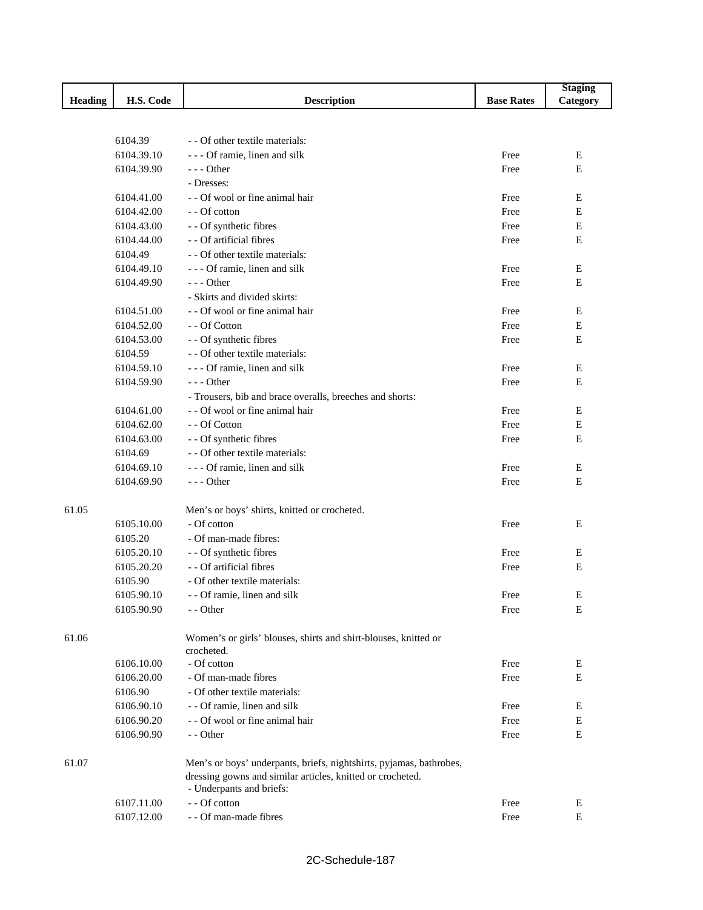| Heading | H.S. Code | Description | Base Rates | Staging Category |
|---|---|---|---|---|
| | 6104.39 | - - Of other textile materials: | | |
| | 6104.39.10 | - - - Of ramie, linen and silk | Free | E |
| | 6104.39.90 | - - - Other | Free | E |
| | | - Dresses: | | |
| | 6104.41.00 | - - Of wool or fine animal hair | Free | E |
| | 6104.42.00 | - - Of cotton | Free | E |
| | 6104.43.00 | - - Of synthetic fibres | Free | E |
| | 6104.44.00 | - - Of artificial fibres | Free | E |
| | 6104.49 | - - Of other textile materials: | | |
| | 6104.49.10 | - - - Of ramie, linen and silk | Free | E |
| | 6104.49.90 | - - - Other | Free | E |
| | | - Skirts and divided skirts: | | |
| | 6104.51.00 | - - Of wool or fine animal hair | Free | E |
| | 6104.52.00 | - - Of Cotton | Free | E |
| | 6104.53.00 | - - Of synthetic fibres | Free | E |
| | 6104.59 | - - Of other textile materials: | | |
| | 6104.59.10 | - - - Of ramie, linen and silk | Free | E |
| | 6104.59.90 | - - - Other | Free | E |
| | | - Trousers, bib and brace overalls, breeches and shorts: | | |
| | 6104.61.00 | - - Of wool or fine animal hair | Free | E |
| | 6104.62.00 | - - Of Cotton | Free | E |
| | 6104.63.00 | - - Of synthetic fibres | Free | E |
| | 6104.69 | - - Of other textile materials: | | |
| | 6104.69.10 | - - - Of ramie, linen and silk | Free | E |
| | 6104.69.90 | - - - Other | Free | E |
| 61.05 | | Men's or boys' shirts, knitted or crocheted. | | |
| | 6105.10.00 | - Of cotton | Free | E |
| | 6105.20 | - Of man-made fibres: | | |
| | 6105.20.10 | - - Of synthetic fibres | Free | E |
| | 6105.20.20 | - - Of artificial fibres | Free | E |
| | 6105.90 | - Of other textile materials: | | |
| | 6105.90.10 | - - Of ramie, linen and silk | Free | E |
| | 6105.90.90 | - - Other | Free | E |
| 61.06 | | Women's or girls' blouses, shirts and shirt-blouses, knitted or crocheted. | | |
| | 6106.10.00 | - Of cotton | Free | E |
| | 6106.20.00 | - Of man-made fibres | Free | E |
| | 6106.90 | - Of other textile materials: | | |
| | 6106.90.10 | - - Of ramie, linen and silk | Free | E |
| | 6106.90.20 | - - Of wool or fine animal hair | Free | E |
| | 6106.90.90 | - - Other | Free | E |
| 61.07 | | Men's or boys' underpants, briefs, nightshirts, pyjamas, bathrobes, dressing gowns and similar articles, knitted or crocheted. | | |
| | | - Underpants and briefs: | | |
| | 6107.11.00 | - - Of cotton | Free | E |
| | 6107.12.00 | - - Of man-made fibres | Free | E |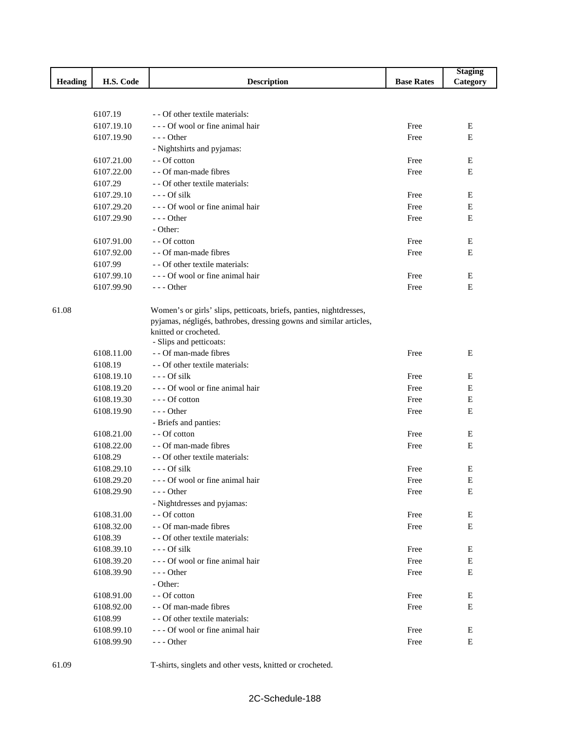| Heading | H.S. Code | Description | Base Rates | Staging Category |
|---|---|---|---|---|
| | 6107.19 | - - Of other textile materials: | | |
| | 6107.19.10 | - - - Of wool or fine animal hair | Free | E |
| | 6107.19.90 | - - - Other | Free | E |
| | | - Nightshirts and pyjamas: | | |
| | 6107.21.00 | - - Of cotton | Free | E |
| | 6107.22.00 | - - Of man-made fibres | Free | E |
| | 6107.29 | - - Of other textile materials: | | |
| | 6107.29.10 | - - - Of silk | Free | E |
| | 6107.29.20 | - - - Of wool or fine animal hair | Free | E |
| | 6107.29.90 | - - - Other | Free | E |
| | | - Other: | | |
| | 6107.91.00 | - - Of cotton | Free | E |
| | 6107.92.00 | - - Of man-made fibres | Free | E |
| | 6107.99 | - - Of other textile materials: | | |
| | 6107.99.10 | - - - Of wool or fine animal hair | Free | E |
| | 6107.99.90 | - - - Other | Free | E |
| 61.08 | | Women's or girls' slips, petticoats, briefs, panties, nightdresses, pyjamas, négligés, bathrobes, dressing gowns and similar articles, knitted or crocheted. | | |
| | | - Slips and petticoats: | | |
| | 6108.11.00 | - - Of man-made fibres | Free | E |
| | 6108.19 | - - Of other textile materials: | | |
| | 6108.19.10 | - - - Of silk | Free | E |
| | 6108.19.20 | - - - Of wool or fine animal hair | Free | E |
| | 6108.19.30 | - - - Of cotton | Free | E |
| | 6108.19.90 | - - - Other | Free | E |
| | | - Briefs and panties: | | |
| | 6108.21.00 | - - Of cotton | Free | E |
| | 6108.22.00 | - - Of man-made fibres | Free | E |
| | 6108.29 | - - Of other textile materials: | | |
| | 6108.29.10 | - - - Of silk | Free | E |
| | 6108.29.20 | - - - Of wool or fine animal hair | Free | E |
| | 6108.29.90 | - - - Other | Free | E |
| | | - Nightdresses and pyjamas: | | |
| | 6108.31.00 | - - Of cotton | Free | E |
| | 6108.32.00 | - - Of man-made fibres | Free | E |
| | 6108.39 | - - Of other textile materials: | | |
| | 6108.39.10 | - - - Of silk | Free | E |
| | 6108.39.20 | - - - Of wool or fine animal hair | Free | E |
| | 6108.39.90 | - - - Other | Free | E |
| | | - Other: | | |
| | 6108.91.00 | - - Of cotton | Free | E |
| | 6108.92.00 | - - Of man-made fibres | Free | E |
| | 6108.99 | - - Of other textile materials: | | |
| | 6108.99.10 | - - - Of wool or fine animal hair | Free | E |
| | 6108.99.90 | - - - Other | Free | E |
| 61.09 | | T-shirts, singlets and other vests, knitted or crocheted. | | |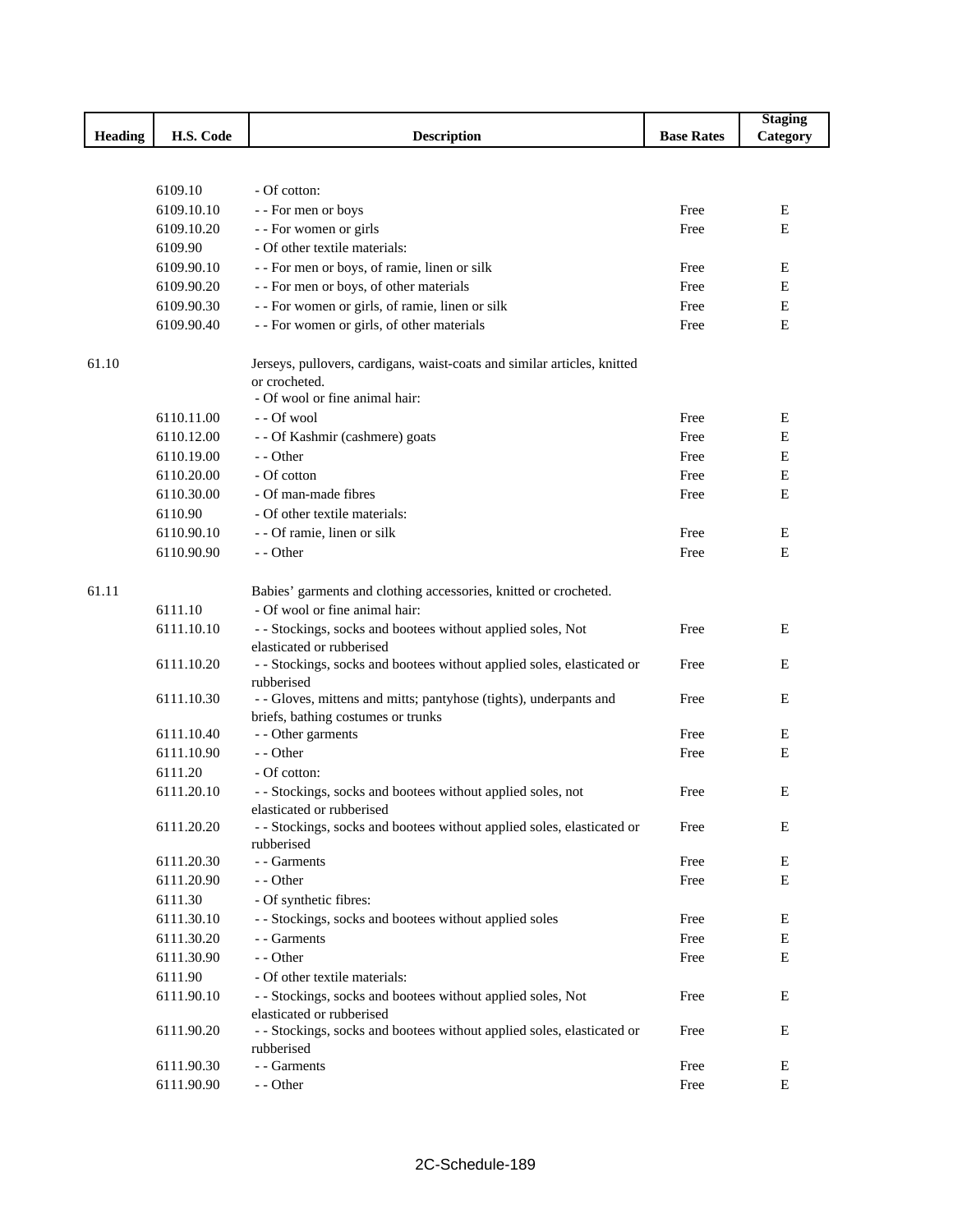| Heading | H.S. Code | Description | Base Rates | Staging Category |
|---|---|---|---|---|
| | 6109.10 | - Of cotton: | | |
| | 6109.10.10 | - - For men or boys | Free | E |
| | 6109.10.20 | - - For women or girls | Free | E |
| | 6109.90 | - Of other textile materials: | | |
| | 6109.90.10 | - - For men or boys, of ramie, linen or silk | Free | E |
| | 6109.90.20 | - - For men or boys, of other materials | Free | E |
| | 6109.90.30 | - - For women or girls, of ramie, linen or silk | Free | E |
| | 6109.90.40 | - - For women or girls, of other materials | Free | E |
| 61.10 | | Jerseys, pullovers, cardigans, waist-coats and similar articles, knitted or crocheted. | | |
| | | - Of wool or fine animal hair: | | |
| | 6110.11.00 | - - Of wool | Free | E |
| | 6110.12.00 | - - Of Kashmir (cashmere) goats | Free | E |
| | 6110.19.00 | - - Other | Free | E |
| | 6110.20.00 | - Of cotton | Free | E |
| | 6110.30.00 | - Of man-made fibres | Free | E |
| | 6110.90 | - Of other textile materials: | | |
| | 6110.90.10 | - - Of ramie, linen or silk | Free | E |
| | 6110.90.90 | - - Other | Free | E |
| 61.11 | | Babies' garments and clothing accessories, knitted or crocheted. | | |
| | 6111.10 | - Of wool or fine animal hair: | | |
| | 6111.10.10 | - - Stockings, socks and bootees without applied soles, Not elasticated or rubberised | Free | E |
| | 6111.10.20 | - - Stockings, socks and bootees without applied soles, elasticated or rubberised | Free | E |
| | 6111.10.30 | - - Gloves, mittens and mitts; pantyhose (tights), underpants and briefs, bathing costumes or trunks | Free | E |
| | 6111.10.40 | - - Other garments | Free | E |
| | 6111.10.90 | - - Other | Free | E |
| | 6111.20 | - Of cotton: | | |
| | 6111.20.10 | - - Stockings, socks and bootees without applied soles, not elasticated or rubberised | Free | E |
| | 6111.20.20 | - - Stockings, socks and bootees without applied soles, elasticated or rubberised | Free | E |
| | 6111.20.30 | - - Garments | Free | E |
| | 6111.20.90 | - - Other | Free | E |
| | 6111.30 | - Of synthetic fibres: | | |
| | 6111.30.10 | - - Stockings, socks and bootees without applied soles | Free | E |
| | 6111.30.20 | - - Garments | Free | E |
| | 6111.30.90 | - - Other | Free | E |
| | 6111.90 | - Of other textile materials: | | |
| | 6111.90.10 | - - Stockings, socks and bootees without applied soles, Not elasticated or rubberised | Free | E |
| | 6111.90.20 | - - Stockings, socks and bootees without applied soles, elasticated or rubberised | Free | E |
| | 6111.90.30 | - - Garments | Free | E |
| | 6111.90.90 | - - Other | Free | E |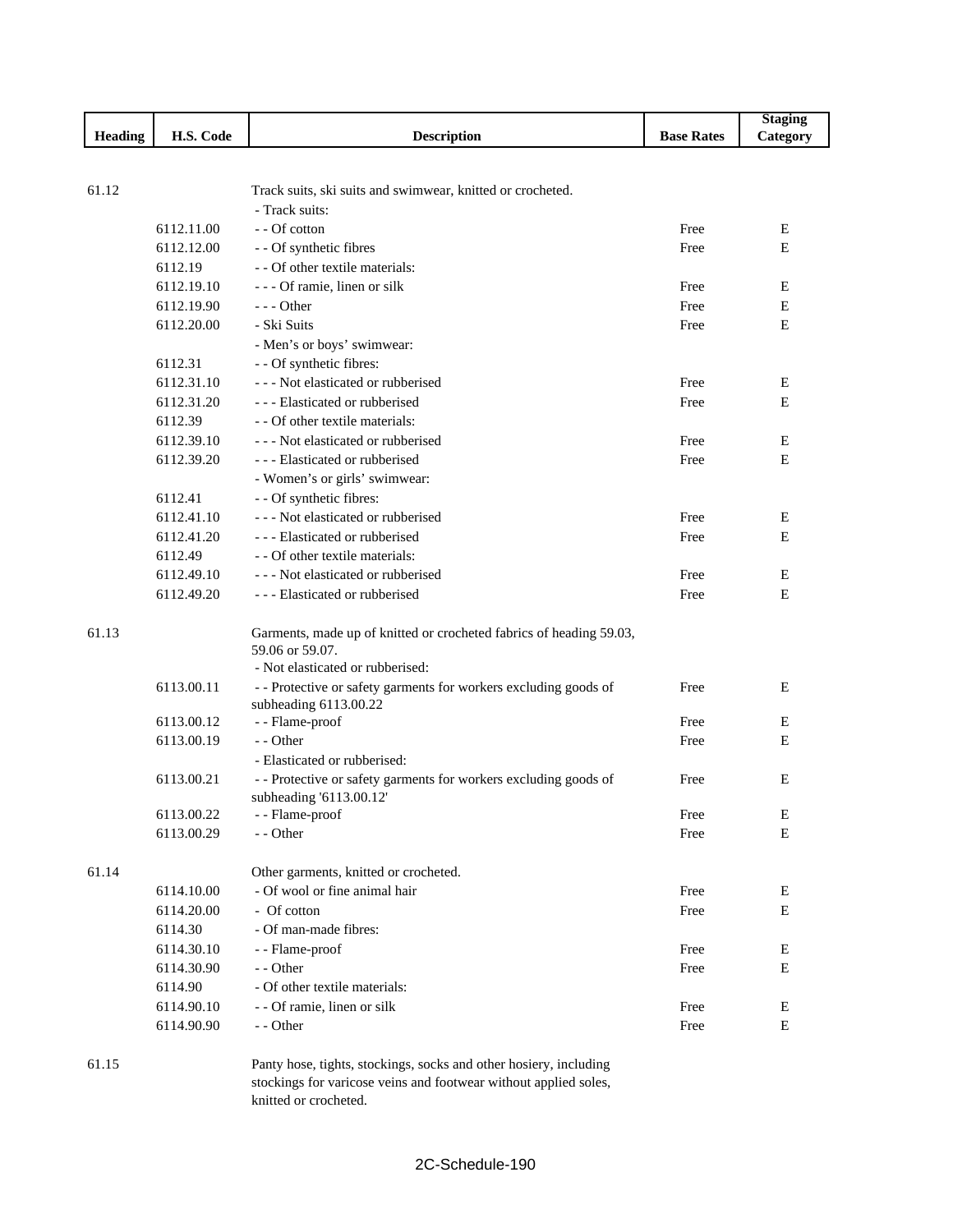| Heading | H.S. Code | Description | Base Rates | Staging Category |
|---|---|---|---|---|
| 61.12 | | Track suits, ski suits and swimwear, knitted or crocheted. | | |
| | | - Track suits: | | |
| | 6112.11.00 | - - Of cotton | Free | E |
| | 6112.12.00 | - - Of synthetic fibres | Free | E |
| | 6112.19 | - - Of other textile materials: | | |
| | 6112.19.10 | - - - Of ramie, linen or silk | Free | E |
| | 6112.19.90 | - - - Other | Free | E |
| | 6112.20.00 | - Ski Suits | Free | E |
| | | - Men's or boys' swimwear: | | |
| | 6112.31 | - - Of synthetic fibres: | | |
| | 6112.31.10 | - - - Not elasticated or rubberised | Free | E |
| | 6112.31.20 | - - - Elasticated or rubberised | Free | E |
| | 6112.39 | - - Of other textile materials: | | |
| | 6112.39.10 | - - - Not elasticated or rubberised | Free | E |
| | 6112.39.20 | - - - Elasticated or rubberised | Free | E |
| | | - Women's or girls' swimwear: | | |
| | 6112.41 | - - Of synthetic fibres: | | |
| | 6112.41.10 | - - - Not elasticated or rubberised | Free | E |
| | 6112.41.20 | - - - Elasticated or rubberised | Free | E |
| | 6112.49 | - - Of other textile materials: | | |
| | 6112.49.10 | - - - Not elasticated or rubberised | Free | E |
| | 6112.49.20 | - - - Elasticated or rubberised | Free | E |
| 61.13 | | Garments, made up of knitted or crocheted fabrics of heading 59.03, 59.06 or 59.07. | | |
| | | - Not elasticated or rubberised: | | |
| | 6113.00.11 | - - Protective or safety garments for workers excluding goods of subheading 6113.00.22 | Free | E |
| | 6113.00.12 | - - Flame-proof | Free | E |
| | 6113.00.19 | - - Other | Free | E |
| | | - Elasticated or rubberised: | | |
| | 6113.00.21 | - - Protective or safety garments for workers excluding goods of subheading '6113.00.12' | Free | E |
| | 6113.00.22 | - - Flame-proof | Free | E |
| | 6113.00.29 | - - Other | Free | E |
| 61.14 | | Other garments, knitted or crocheted. | | |
| | 6114.10.00 | - Of wool or fine animal hair | Free | E |
| | 6114.20.00 | - Of cotton | Free | E |
| | 6114.30 | - Of man-made fibres: | | |
| | 6114.30.10 | - - Flame-proof | Free | E |
| | 6114.30.90 | - - Other | Free | E |
| | 6114.90 | - Of other textile materials: | | |
| | 6114.90.10 | - - Of ramie, linen or silk | Free | E |
| | 6114.90.90 | - - Other | Free | E |
| 61.15 | | Panty hose, tights, stockings, socks and other hosiery, including stockings for varicose veins and footwear without applied soles, knitted or crocheted. | | |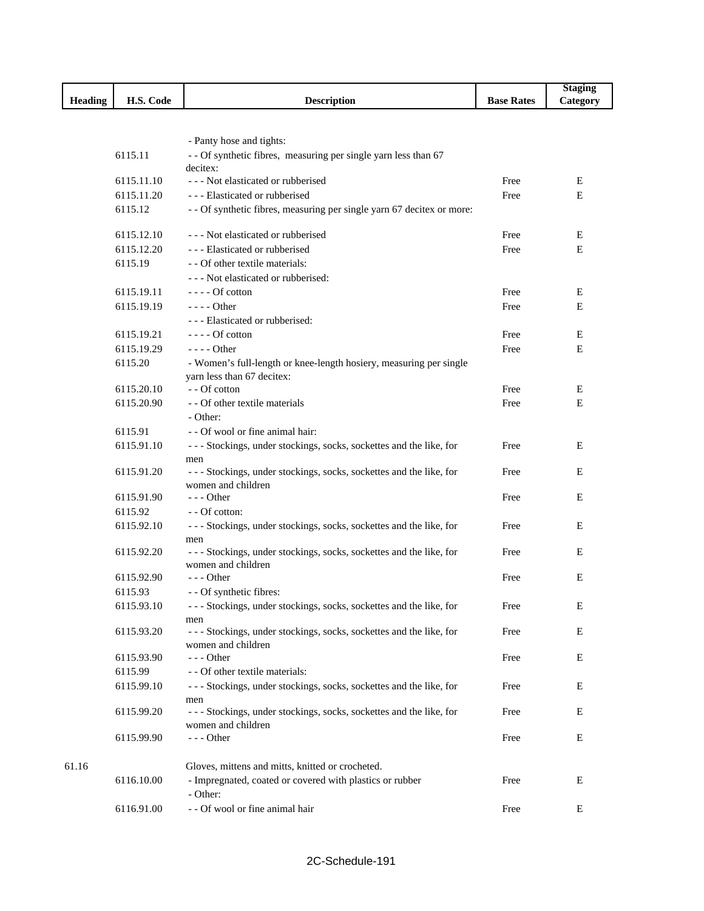| Heading | H.S. Code | Description | Base Rates | Staging Category |
|---|---|---|---|---|
| | | - Panty hose and tights: | | |
| | 6115.11 | - - Of synthetic fibres, measuring per single yarn less than 67 decitex: | | |
| | 6115.11.10 | - - - Not elasticated or rubberised | Free | E |
| | 6115.11.20 | - - - Elasticated or rubberised | Free | E |
| | 6115.12 | - - Of synthetic fibres, measuring per single yarn 67 decitex or more: | | |
| | 6115.12.10 | - - - Not elasticated or rubberised | Free | E |
| | 6115.12.20 | - - - Elasticated or rubberised | Free | E |
| | 6115.19 | - - Of other textile materials: | | |
| | | - - - Not elasticated or rubberised: | | |
| | 6115.19.11 | - - - - Of cotton | Free | E |
| | 6115.19.19 | - - - - Other | Free | E |
| | | - - - Elasticated or rubberised: | | |
| | 6115.19.21 | - - - - Of cotton | Free | E |
| | 6115.19.29 | - - - - Other | Free | E |
| | 6115.20 | - Women's full-length or knee-length hosiery, measuring per single yarn less than 67 decitex: | | |
| | 6115.20.10 | - - Of cotton | Free | E |
| | 6115.20.90 | - - Of other textile materials | Free | E |
| | | - Other: | | |
| | 6115.91 | - - Of wool or fine animal hair: | | |
| | 6115.91.10 | - - - Stockings, under stockings, socks, sockettes and the like, for men | Free | E |
| | 6115.91.20 | - - - Stockings, under stockings, socks, sockettes and the like, for women and children | Free | E |
| | 6115.91.90 | - - - Other | Free | E |
| | 6115.92 | - - Of cotton: | | |
| | 6115.92.10 | - - - Stockings, under stockings, socks, sockettes and the like, for men | Free | E |
| | 6115.92.20 | - - - Stockings, under stockings, socks, sockettes and the like, for women and children | Free | E |
| | 6115.92.90 | - - - Other | Free | E |
| | 6115.93 | - - Of synthetic fibres: | | |
| | 6115.93.10 | - - - Stockings, under stockings, socks, sockettes and the like, for men | Free | E |
| | 6115.93.20 | - - - Stockings, under stockings, socks, sockettes and the like, for women and children | Free | E |
| | 6115.93.90 | - - - Other | Free | E |
| | 6115.99 | - - Of other textile materials: | | |
| | 6115.99.10 | - - - Stockings, under stockings, socks, sockettes and the like, for men | Free | E |
| | 6115.99.20 | - - - Stockings, under stockings, socks, sockettes and the like, for women and children | Free | E |
| | 6115.99.90 | - - - Other | Free | E |
| 61.16 | | Gloves, mittens and mitts, knitted or crocheted. | | |
| | 6116.10.00 | - Impregnated, coated or covered with plastics or rubber | Free | E |
| | | - Other: | | |
| | 6116.91.00 | - - Of wool or fine animal hair | Free | E |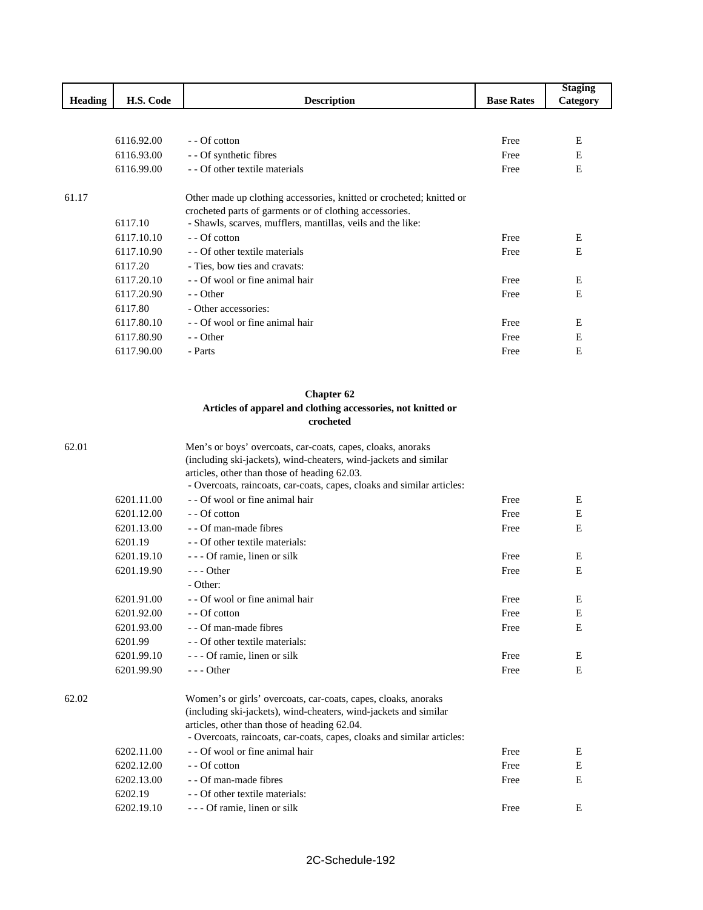| Heading | H.S. Code | Description | Base Rates | Staging Category |
|---|---|---|---|---|
| | 6116.92.00 | - - Of cotton | Free | E |
| | 6116.93.00 | - - Of synthetic fibres | Free | E |
| | 6116.99.00 | - - Of other textile materials | Free | E |
| 61.17 | | Other made up clothing accessories, knitted or crocheted; knitted or crocheted parts of garments or of clothing accessories. | | |
| | 6117.10 | - Shawls, scarves, mufflers, mantillas, veils and the like: | | |
| | 6117.10.10 | - - Of cotton | Free | E |
| | 6117.10.90 | - - Of other textile materials | Free | E |
| | 6117.20 | - Ties, bow ties and cravats: | | |
| | 6117.20.10 | - - Of wool or fine animal hair | Free | E |
| | 6117.20.90 | - - Other | Free | E |
| | 6117.80 | - Other accessories: | | |
| | 6117.80.10 | - - Of wool or fine animal hair | Free | E |
| | 6117.80.90 | - - Other | Free | E |
| | 6117.90.00 | - Parts | Free | E |

## Chapter 62

### Articles of apparel and clothing accessories, not knitted or crocheted

| Heading | H.S. Code | Description | Base Rates | Staging Category |
|---|---|---|---|---|
| 62.01 | | Men's or boys' overcoats, car-coats, capes, cloaks, anoraks (including ski-jackets), wind-cheaters, wind-jackets and similar articles, other than those of heading 62.03. | | |
| | | - Overcoats, raincoats, car-coats, capes, cloaks and similar articles: | | |
| | 6201.11.00 | - - Of wool or fine animal hair | Free | E |
| | 6201.12.00 | - - Of cotton | Free | E |
| | 6201.13.00 | - - Of man-made fibres | Free | E |
| | 6201.19 | - - Of other textile materials: | | |
| | 6201.19.10 | - - - Of ramie, linen or silk | Free | E |
| | 6201.19.90 | - - - Other | Free | E |
| | | - Other: | | |
| | 6201.91.00 | - - Of wool or fine animal hair | Free | E |
| | 6201.92.00 | - - Of cotton | Free | E |
| | 6201.93.00 | - - Of man-made fibres | Free | E |
| | 6201.99 | - - Of other textile materials: | | |
| | 6201.99.10 | - - - Of ramie, linen or silk | Free | E |
| | 6201.99.90 | - - - Other | Free | E |
| 62.02 | | Women's or girls' overcoats, car-coats, capes, cloaks, anoraks (including ski-jackets), wind-cheaters, wind-jackets and similar articles, other than those of heading 62.04. | | |
| | | - Overcoats, raincoats, car-coats, capes, cloaks and similar articles: | | |
| | 6202.11.00 | - - Of wool or fine animal hair | Free | E |
| | 6202.12.00 | - - Of cotton | Free | E |
| | 6202.13.00 | - - Of man-made fibres | Free | E |
| | 6202.19 | - - Of other textile materials: | | |
| | 6202.19.10 | - - - Of ramie, linen or silk | Free | E |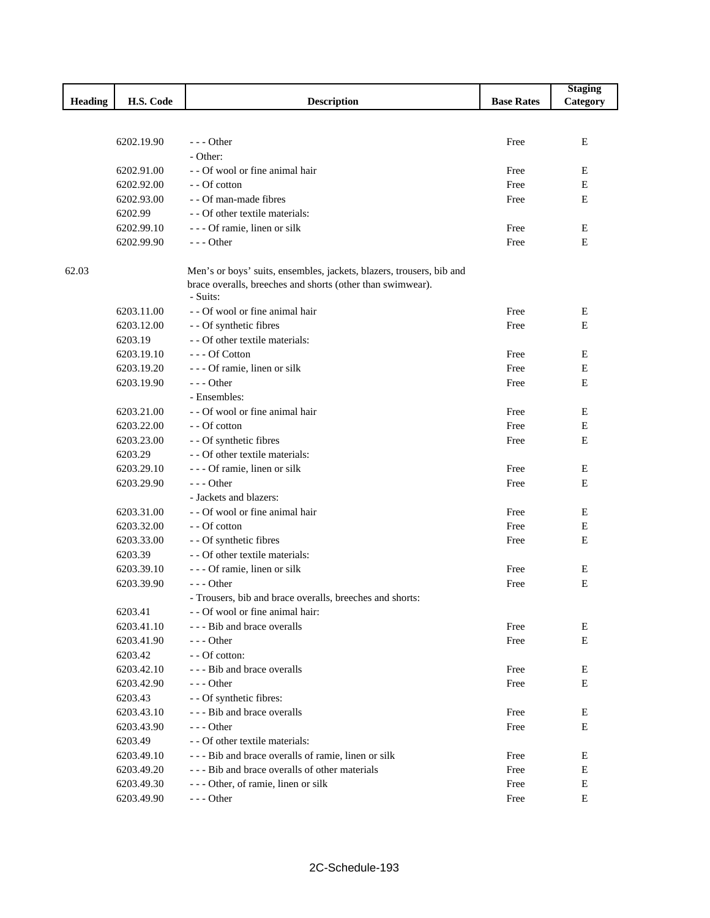| Heading | H.S. Code | Description | Base Rates | Staging Category |
|---|---|---|---|---|
| | 6202.19.90 | - - - Other | Free | E |
| | | - Other: | | |
| | 6202.91.00 | - - Of wool or fine animal hair | Free | E |
| | 6202.92.00 | - - Of cotton | Free | E |
| | 6202.93.00 | - - Of man-made fibres | Free | E |
| | 6202.99 | - - Of other textile materials: | | |
| | 6202.99.10 | - - - Of ramie, linen or silk | Free | E |
| | 6202.99.90 | - - - Other | Free | E |
| 62.03 | | Men's or boys' suits, ensembles, jackets, blazers, trousers, bib and brace overalls, breeches and shorts (other than swimwear). | | |
| | | - Suits: | | |
| | 6203.11.00 | - - Of wool or fine animal hair | Free | E |
| | 6203.12.00 | - - Of synthetic fibres | Free | E |
| | 6203.19 | - - Of other textile materials: | | |
| | 6203.19.10 | - - - Of Cotton | Free | E |
| | 6203.19.20 | - - - Of ramie, linen or silk | Free | E |
| | 6203.19.90 | - - - Other | Free | E |
| | | - Ensembles: | | |
| | 6203.21.00 | - - Of wool or fine animal hair | Free | E |
| | 6203.22.00 | - - Of cotton | Free | E |
| | 6203.23.00 | - - Of synthetic fibres | Free | E |
| | 6203.29 | - - Of other textile materials: | | |
| | 6203.29.10 | - - - Of ramie, linen or silk | Free | E |
| | 6203.29.90 | - - - Other | Free | E |
| | | - Jackets and blazers: | | |
| | 6203.31.00 | - - Of wool or fine animal hair | Free | E |
| | 6203.32.00 | - - Of cotton | Free | E |
| | 6203.33.00 | - - Of synthetic fibres | Free | E |
| | 6203.39 | - - Of other textile materials: | | |
| | 6203.39.10 | - - - Of ramie, linen or silk | Free | E |
| | 6203.39.90 | - - - Other | Free | E |
| | | - Trousers, bib and brace overalls, breeches and shorts: | | |
| | 6203.41 | - - Of wool or fine animal hair: | | |
| | 6203.41.10 | - - - Bib and brace overalls | Free | E |
| | 6203.41.90 | - - - Other | Free | E |
| | 6203.42 | - - Of cotton: | | |
| | 6203.42.10 | - - - Bib and brace overalls | Free | E |
| | 6203.42.90 | - - - Other | Free | E |
| | 6203.43 | - - Of synthetic fibres: | | |
| | 6203.43.10 | - - - Bib and brace overalls | Free | E |
| | 6203.43.90 | - - - Other | Free | E |
| | 6203.49 | - - Of other textile materials: | | |
| | 6203.49.10 | - - - Bib and brace overalls of ramie, linen or silk | Free | E |
| | 6203.49.20 | - - - Bib and brace overalls of other materials | Free | E |
| | 6203.49.30 | - - - Other, of ramie, linen or silk | Free | E |
| | 6203.49.90 | - - - Other | Free | E |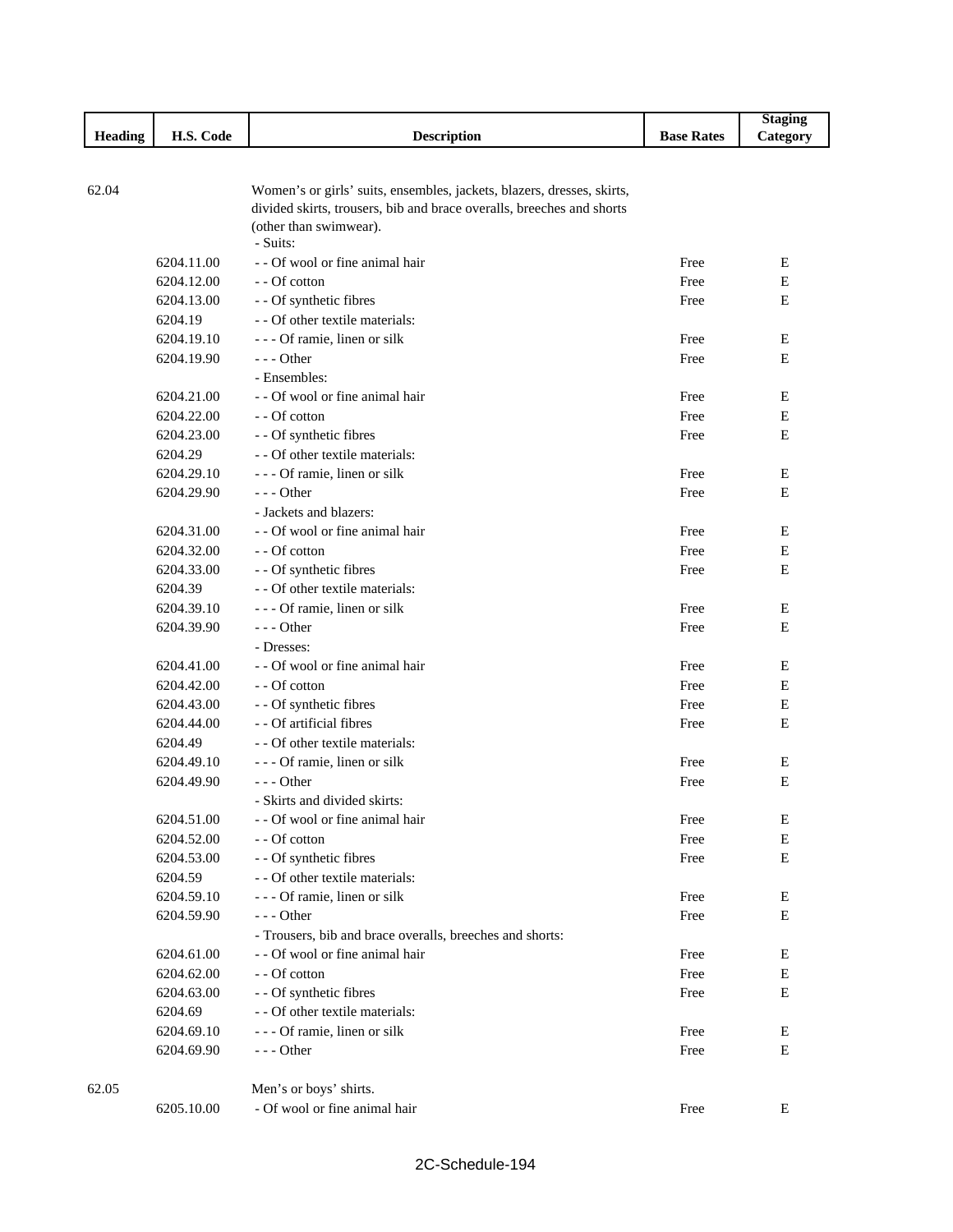| Heading | H.S. Code | Description | Base Rates | Staging Category |
|---|---|---|---|---|
| 62.04 | | Women's or girls' suits, ensembles, jackets, blazers, dresses, skirts, divided skirts, trousers, bib and brace overalls, breeches and shorts (other than swimwear). | | |
| | | - Suits: | | |
| | 6204.11.00 | - - Of wool or fine animal hair | Free | E |
| | 6204.12.00 | - - Of cotton | Free | E |
| | 6204.13.00 | - - Of synthetic fibres | Free | E |
| | 6204.19 | - - Of other textile materials: | | |
| | 6204.19.10 | - - - Of ramie, linen or silk | Free | E |
| | 6204.19.90 | - - - Other | Free | E |
| | | - Ensembles: | | |
| | 6204.21.00 | - - Of wool or fine animal hair | Free | E |
| | 6204.22.00 | - - Of cotton | Free | E |
| | 6204.23.00 | - - Of synthetic fibres | Free | E |
| | 6204.29 | - - Of other textile materials: | | |
| | 6204.29.10 | - - - Of ramie, linen or silk | Free | E |
| | 6204.29.90 | - - - Other | Free | E |
| | | - Jackets and blazers: | | |
| | 6204.31.00 | - - Of wool or fine animal hair | Free | E |
| | 6204.32.00 | - - Of cotton | Free | E |
| | 6204.33.00 | - - Of synthetic fibres | Free | E |
| | 6204.39 | - - Of other textile materials: | | |
| | 6204.39.10 | - - - Of ramie, linen or silk | Free | E |
| | 6204.39.90 | - - - Other | Free | E |
| | | - Dresses: | | |
| | 6204.41.00 | - - Of wool or fine animal hair | Free | E |
| | 6204.42.00 | - - Of cotton | Free | E |
| | 6204.43.00 | - - Of synthetic fibres | Free | E |
| | 6204.44.00 | - - Of artificial fibres | Free | E |
| | 6204.49 | - - Of other textile materials: | | |
| | 6204.49.10 | - - - Of ramie, linen or silk | Free | E |
| | 6204.49.90 | - - - Other | Free | E |
| | | - Skirts and divided skirts: | | |
| | 6204.51.00 | - - Of wool or fine animal hair | Free | E |
| | 6204.52.00 | - - Of cotton | Free | E |
| | 6204.53.00 | - - Of synthetic fibres | Free | E |
| | 6204.59 | - - Of other textile materials: | | |
| | 6204.59.10 | - - - Of ramie, linen or silk | Free | E |
| | 6204.59.90 | - - - Other | Free | E |
| | | - Trousers, bib and brace overalls, breeches and shorts: | | |
| | 6204.61.00 | - - Of wool or fine animal hair | Free | E |
| | 6204.62.00 | - - Of cotton | Free | E |
| | 6204.63.00 | - - Of synthetic fibres | Free | E |
| | 6204.69 | - - Of other textile materials: | | |
| | 6204.69.10 | - - - Of ramie, linen or silk | Free | E |
| | 6204.69.90 | - - - Other | Free | E |
| 62.05 | | Men's or boys' shirts. | | |
| | 6205.10.00 | - Of wool or fine animal hair | Free | E |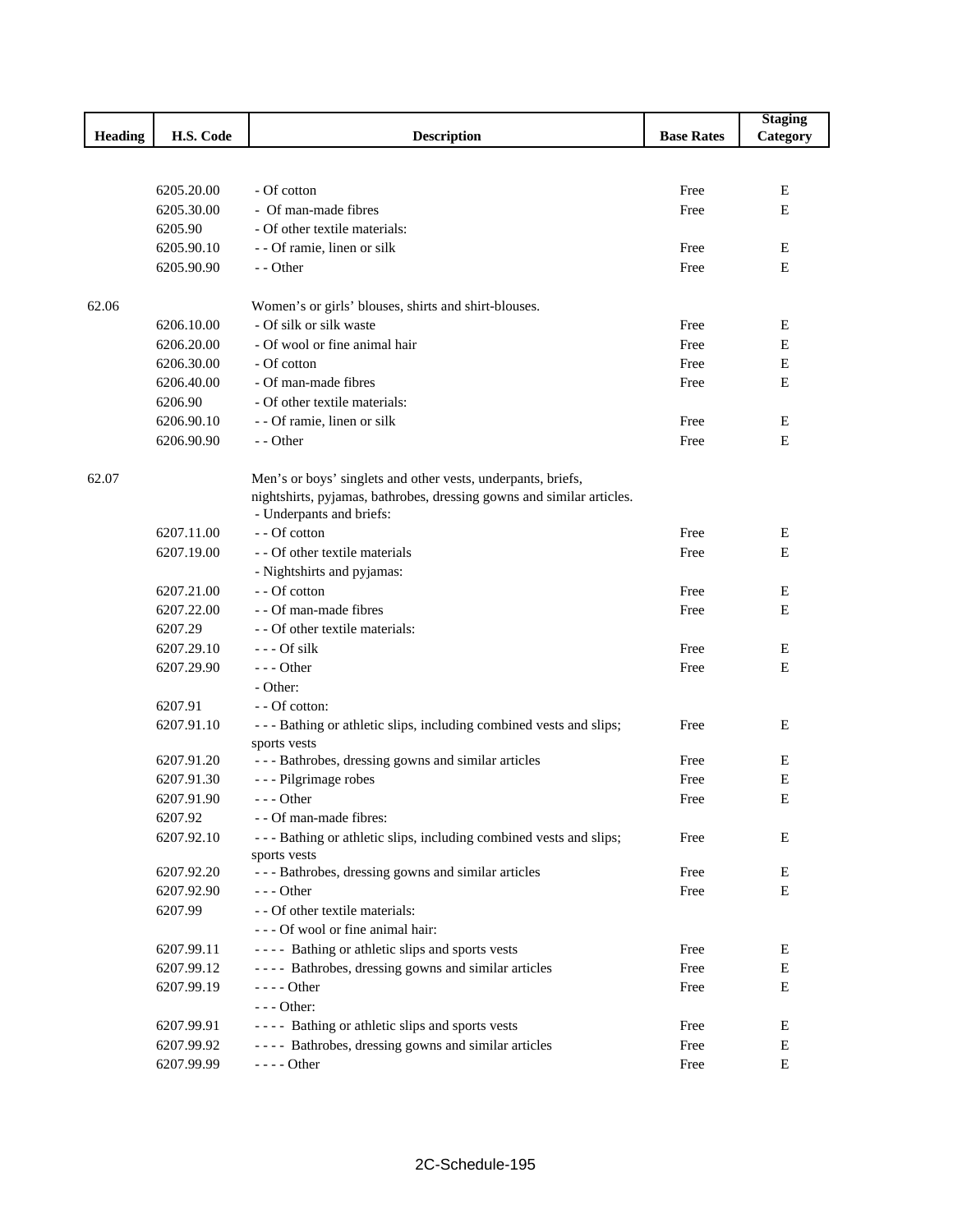| Heading | H.S. Code | Description | Base Rates | Staging Category |
|---|---|---|---|---|
| | 6205.20.00 | - Of cotton | Free | E |
| | 6205.30.00 | - Of man-made fibres | Free | E |
| | 6205.90 | - Of other textile materials: | | |
| | 6205.90.10 | - - Of ramie, linen or silk | Free | E |
| | 6205.90.90 | - - Other | Free | E |
| 62.06 | | Women's or girls' blouses, shirts and shirt-blouses. | | |
| | 6206.10.00 | - Of silk or silk waste | Free | E |
| | 6206.20.00 | - Of wool or fine animal hair | Free | E |
| | 6206.30.00 | - Of cotton | Free | E |
| | 6206.40.00 | - Of man-made fibres | Free | E |
| | 6206.90 | - Of other textile materials: | | |
| | 6206.90.10 | - - Of ramie, linen or silk | Free | E |
| | 6206.90.90 | - - Other | Free | E |
| 62.07 | | Men's or boys' singlets and other vests, underpants, briefs, nightshirts, pyjamas, bathrobes, dressing gowns and similar articles. | | |
| | | - Underpants and briefs: | | |
| | 6207.11.00 | - - Of cotton | Free | E |
| | 6207.19.00 | - - Of other textile materials | Free | E |
| | | - Nightshirts and pyjamas: | | |
| | 6207.21.00 | - - Of cotton | Free | E |
| | 6207.22.00 | - - Of man-made fibres | Free | E |
| | 6207.29 | - - Of other textile materials: | | |
| | 6207.29.10 | - - - Of silk | Free | E |
| | 6207.29.90 | - - - Other | Free | E |
| | | - Other: | | |
| | 6207.91 | - - Of cotton: | | |
| | 6207.91.10 | - - - Bathing or athletic slips, including combined vests and slips; sports vests | Free | E |
| | 6207.91.20 | - - - Bathrobes, dressing gowns and similar articles | Free | E |
| | 6207.91.30 | - - - Pilgrimage robes | Free | E |
| | 6207.91.90 | - - - Other | Free | E |
| | 6207.92 | - - Of man-made fibres: | | |
| | 6207.92.10 | - - - Bathing or athletic slips, including combined vests and slips; sports vests | Free | E |
| | 6207.92.20 | - - - Bathrobes, dressing gowns and similar articles | Free | E |
| | 6207.92.90 | - - - Other | Free | E |
| | 6207.99 | - - Of other textile materials: | | |
| | | - - - Of wool or fine animal hair: | | |
| | 6207.99.11 | - - - - Bathing or athletic slips and sports vests | Free | E |
| | 6207.99.12 | - - - - Bathrobes, dressing gowns and similar articles | Free | E |
| | 6207.99.19 | - - - - Other | Free | E |
| | | - - - Other: | | |
| | 6207.99.91 | - - - - Bathing or athletic slips and sports vests | Free | E |
| | 6207.99.92 | - - - - Bathrobes, dressing gowns and similar articles | Free | E |
| | 6207.99.99 | - - - - Other | Free | E |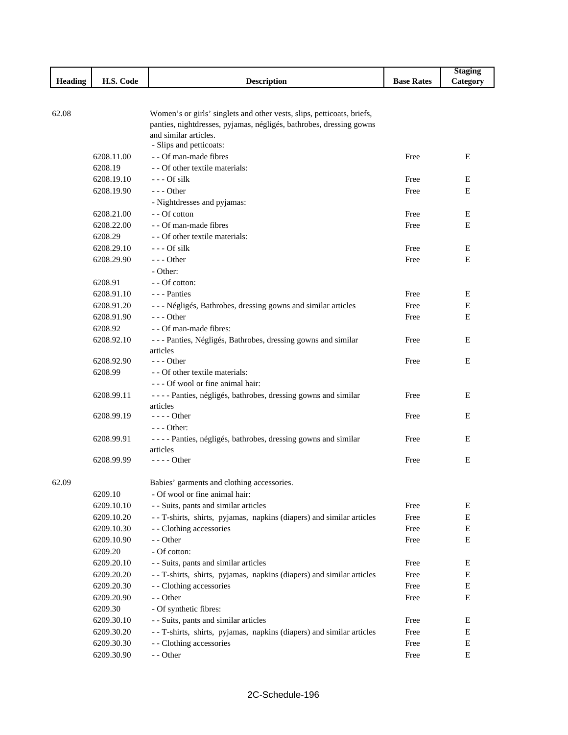| Heading | H.S. Code | Description | Base Rates | Staging Category |
|---|---|---|---|---|
| 62.08 | | Women's or girls' singlets and other vests, slips, petticoats, briefs, panties, nightdresses, pyjamas, négligés, bathrobes, dressing gowns and similar articles. | | |
| | | - Slips and petticoats: | | |
| | 6208.11.00 | - - Of man-made fibres | Free | E |
| | 6208.19 | - - Of other textile materials: | | |
| | 6208.19.10 | - - - Of silk | Free | E |
| | 6208.19.90 | - - - Other | Free | E |
| | | - Nightdresses and pyjamas: | | |
| | 6208.21.00 | - - Of cotton | Free | E |
| | 6208.22.00 | - - Of man-made fibres | Free | E |
| | 6208.29 | - - Of other textile materials: | | |
| | 6208.29.10 | - - - Of silk | Free | E |
| | 6208.29.90 | - - - Other | Free | E |
| | | - Other: | | |
| | 6208.91 | - - Of cotton: | | |
| | 6208.91.10 | - - - Panties | Free | E |
| | 6208.91.20 | - - - Négligés, Bathrobes, dressing gowns and similar articles | Free | E |
| | 6208.91.90 | - - - Other | Free | E |
| | 6208.92 | - - Of man-made fibres: | | |
| | 6208.92.10 | - - - Panties, Négligés, Bathrobes, dressing gowns and similar articles | Free | E |
| | 6208.92.90 | - - - Other | Free | E |
| | 6208.99 | - - Of other textile materials: | | |
| | | - - - Of wool or fine animal hair: | | |
| | 6208.99.11 | - - - - Panties, négligés, bathrobes, dressing gowns and similar articles | Free | E |
| | 6208.99.19 | - - - - Other | Free | E |
| | | - - - Other: | | |
| | 6208.99.91 | - - - - Panties, négligés, bathrobes, dressing gowns and similar articles | Free | E |
| | 6208.99.99 | - - - - Other | Free | E |
| 62.09 | | Babies' garments and clothing accessories. | | |
| | 6209.10 | - Of wool or fine animal hair: | | |
| | 6209.10.10 | - - Suits, pants and similar articles | Free | E |
| | 6209.10.20 | - - T-shirts, shirts, pyjamas, napkins (diapers) and similar articles | Free | E |
| | 6209.10.30 | - - Clothing accessories | Free | E |
| | 6209.10.90 | - - Other | Free | E |
| | 6209.20 | - Of cotton: | | |
| | 6209.20.10 | - - Suits, pants and similar articles | Free | E |
| | 6209.20.20 | - - T-shirts, shirts, pyjamas, napkins (diapers) and similar articles | Free | E |
| | 6209.20.30 | - - Clothing accessories | Free | E |
| | 6209.20.90 | - - Other | Free | E |
| | 6209.30 | - Of synthetic fibres: | | |
| | 6209.30.10 | - - Suits, pants and similar articles | Free | E |
| | 6209.30.20 | - - T-shirts, shirts, pyjamas, napkins (diapers) and similar articles | Free | E |
| | 6209.30.30 | - - Clothing accessories | Free | E |
| | 6209.30.90 | - - Other | Free | E |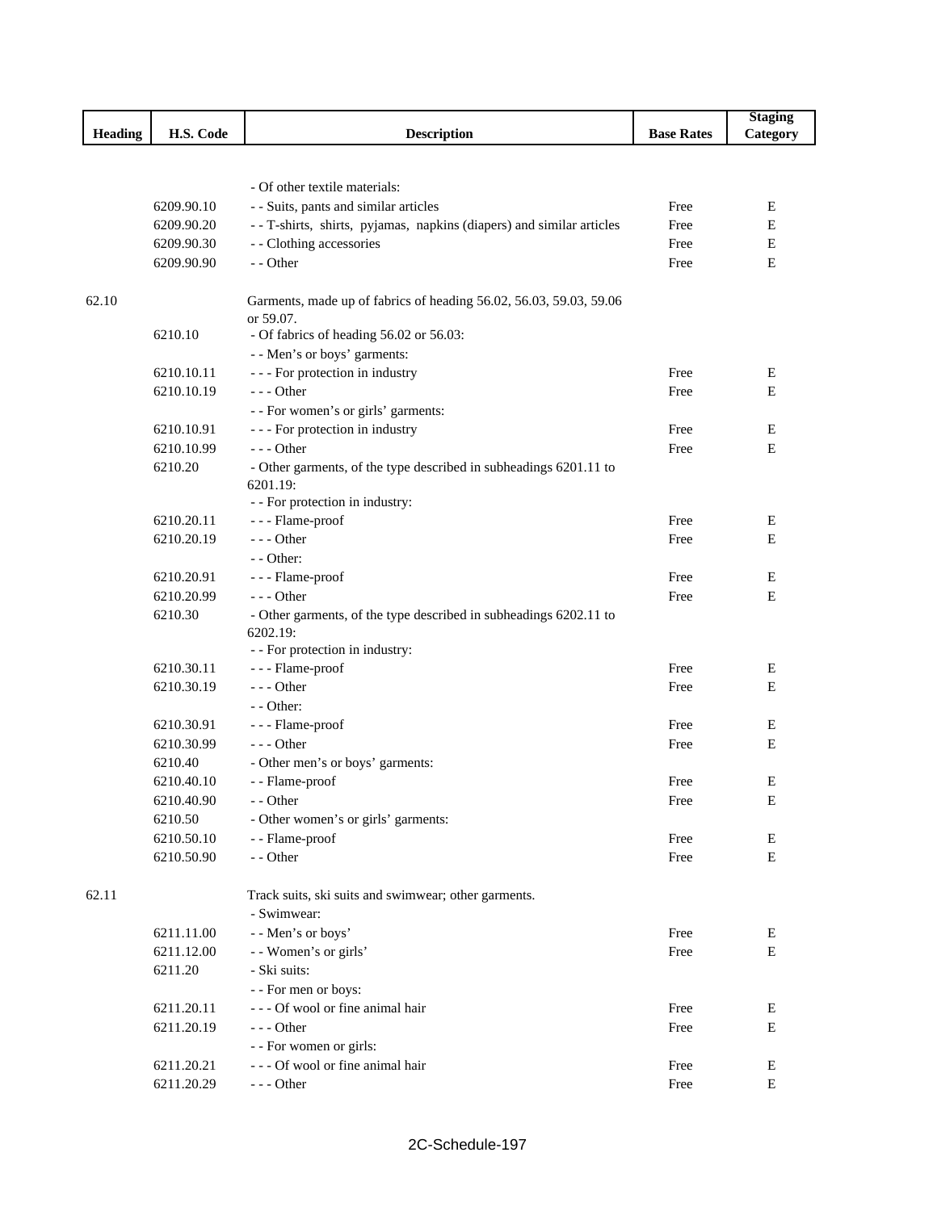| Heading | H.S. Code | Description | Base Rates | Staging Category |
|---|---|---|---|---|
| | | - Of other textile materials: | | |
| | 6209.90.10 | - - Suits, pants and similar articles | Free | E |
| | 6209.90.20 | - - T-shirts, shirts, pyjamas, napkins (diapers) and similar articles | Free | E |
| | 6209.90.30 | - - Clothing accessories | Free | E |
| | 6209.90.90 | - - Other | Free | E |
| 62.10 | | Garments, made up of fabrics of heading 56.02, 56.03, 59.03, 59.06 or 59.07. | | |
| | 6210.10 | - Of fabrics of heading 56.02 or 56.03: | | |
| | | - - Men's or boys' garments: | | |
| | 6210.10.11 | - - - For protection in industry | Free | E |
| | 6210.10.19 | - - - Other | Free | E |
| | | - - For women's or girls' garments: | | |
| | 6210.10.91 | - - - For protection in industry | Free | E |
| | 6210.10.99 | - - - Other | Free | E |
| | 6210.20 | - Other garments, of the type described in subheadings 6201.11 to 6201.19: | | |
| | | - - For protection in industry: | | |
| | 6210.20.11 | - - - Flame-proof | Free | E |
| | 6210.20.19 | - - - Other | Free | E |
| | | - - Other: | | |
| | 6210.20.91 | - - - Flame-proof | Free | E |
| | 6210.20.99 | - - - Other | Free | E |
| | 6210.30 | - Other garments, of the type described in subheadings 6202.11 to 6202.19: | | |
| | | - - For protection in industry: | | |
| | 6210.30.11 | - - - Flame-proof | Free | E |
| | 6210.30.19 | - - - Other | Free | E |
| | | - - Other: | | |
| | 6210.30.91 | - - - Flame-proof | Free | E |
| | 6210.30.99 | - - - Other | Free | E |
| | 6210.40 | - Other men's or boys' garments: | | |
| | 6210.40.10 | - - Flame-proof | Free | E |
| | 6210.40.90 | - - Other | Free | E |
| | 6210.50 | - Other women's or girls' garments: | | |
| | 6210.50.10 | - - Flame-proof | Free | E |
| | 6210.50.90 | - - Other | Free | E |
| 62.11 | | Track suits, ski suits and swimwear; other garments. | | |
| | | - Swimwear: | | |
| | 6211.11.00 | - - Men's or boys' | Free | E |
| | 6211.12.00 | - - Women's or girls' | Free | E |
| | 6211.20 | - Ski suits: | | |
| | | - - For men or boys: | | |
| | 6211.20.11 | - - - Of wool or fine animal hair | Free | E |
| | 6211.20.19 | - - - Other | Free | E |
| | | - - For women or girls: | | |
| | 6211.20.21 | - - - Of wool or fine animal hair | Free | E |
| | 6211.20.29 | - - - Other | Free | E |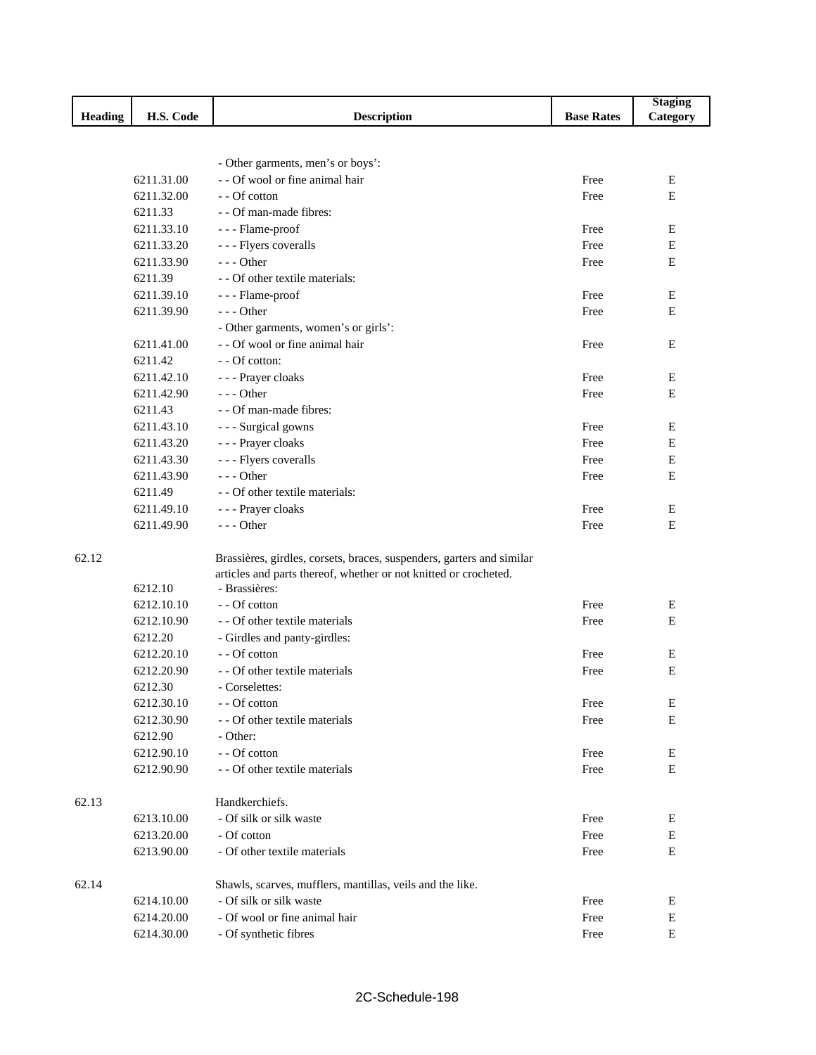| Heading | H.S. Code | Description | Base Rates | Staging Category |
|---|---|---|---|---|
| | | - Other garments, men's or boys': | | |
| | 6211.31.00 | - - Of wool or fine animal hair | Free | E |
| | 6211.32.00 | - - Of cotton | Free | E |
| | 6211.33 | - - Of man-made fibres: | | |
| | 6211.33.10 | - - - Flame-proof | Free | E |
| | 6211.33.20 | - - - Flyers coveralls | Free | E |
| | 6211.33.90 | - - - Other | Free | E |
| | 6211.39 | - - Of other textile materials: | | |
| | 6211.39.10 | - - - Flame-proof | Free | E |
| | 6211.39.90 | - - - Other | Free | E |
| | | - Other garments, women's or girls': | | |
| | 6211.41.00 | - - Of wool or fine animal hair | Free | E |
| | 6211.42 | - - Of cotton: | | |
| | 6211.42.10 | - - - Prayer cloaks | Free | E |
| | 6211.42.90 | - - - Other | Free | E |
| | 6211.43 | - - Of man-made fibres: | | |
| | 6211.43.10 | - - - Surgical gowns | Free | E |
| | 6211.43.20 | - - - Prayer cloaks | Free | E |
| | 6211.43.30 | - - - Flyers coveralls | Free | E |
| | 6211.43.90 | - - - Other | Free | E |
| | 6211.49 | - - Of other textile materials: | | |
| | 6211.49.10 | - - - Prayer cloaks | Free | E |
| | 6211.49.90 | - - - Other | Free | E |
| 62.12 | | Brassières, girdles, corsets, braces, suspenders, garters and similar articles and parts thereof, whether or not knitted or crocheted. | | |
| | 6212.10 | - Brassières: | | |
| | 6212.10.10 | - - Of cotton | Free | E |
| | 6212.10.90 | - - Of other textile materials | Free | E |
| | 6212.20 | - Girdles and panty-girdles: | | |
| | 6212.20.10 | - - Of cotton | Free | E |
| | 6212.20.90 | - - Of other textile materials | Free | E |
| | 6212.30 | - Corselettes: | | |
| | 6212.30.10 | - - Of cotton | Free | E |
| | 6212.30.90 | - - Of other textile materials | Free | E |
| | 6212.90 | - Other: | | |
| | 6212.90.10 | - - Of cotton | Free | E |
| | 6212.90.90 | - - Of other textile materials | Free | E |
| 62.13 | | Handkerchiefs. | | |
| | 6213.10.00 | - Of silk or silk waste | Free | E |
| | 6213.20.00 | - Of cotton | Free | E |
| | 6213.90.00 | - Of other textile materials | Free | E |
| 62.14 | | Shawls, scarves, mufflers, mantillas, veils and the like. | | |
| | 6214.10.00 | - Of silk or silk waste | Free | E |
| | 6214.20.00 | - Of wool or fine animal hair | Free | E |
| | 6214.30.00 | - Of synthetic fibres | Free | E |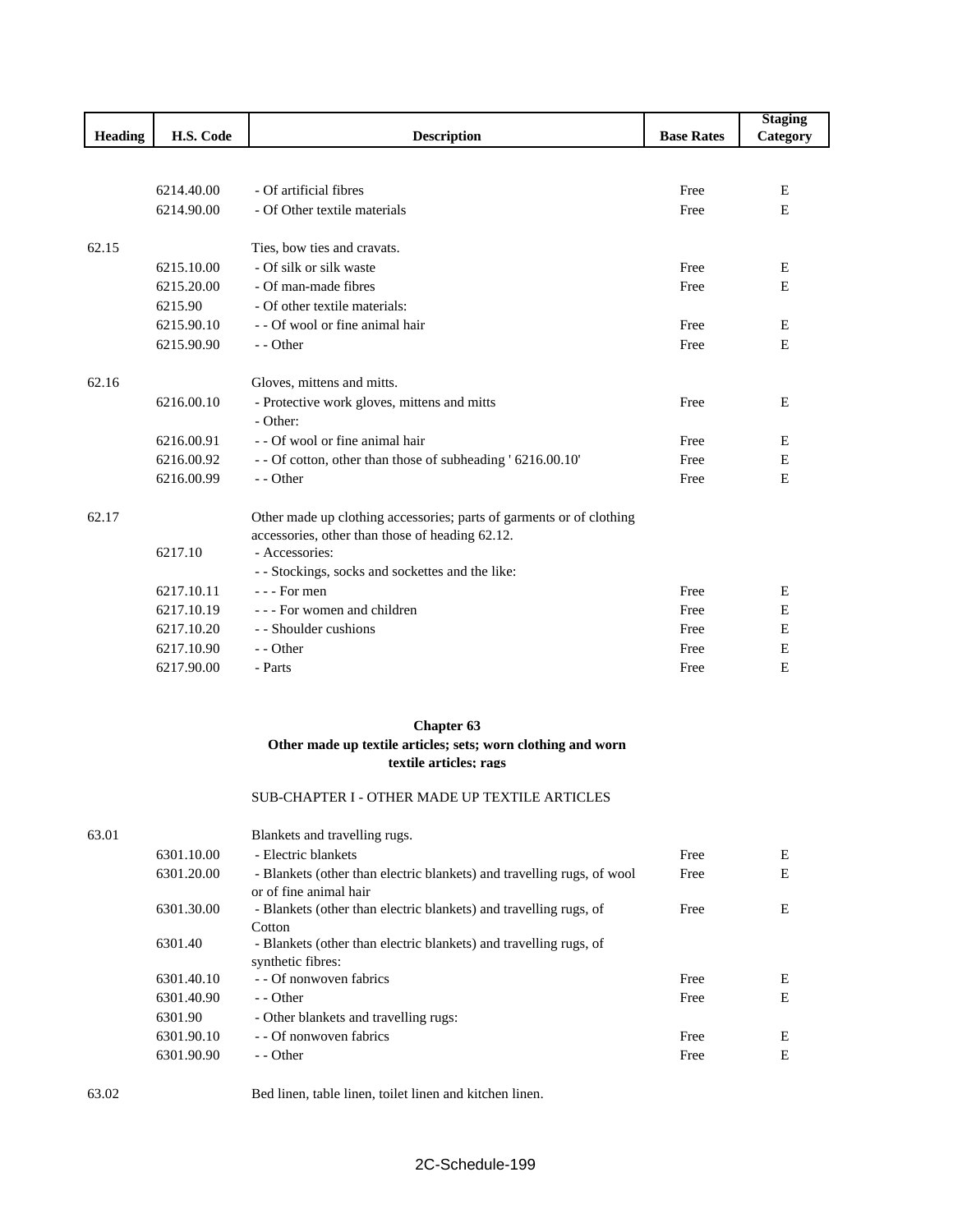| Heading | H.S. Code | Description | Base Rates | Staging Category |
|---|---|---|---|---|
| | 6214.40.00 | - Of artificial fibres | Free | E |
| | 6214.90.00 | - Of Other textile materials | Free | E |
| 62.15 | | Ties, bow ties and cravats. | | |
| | 6215.10.00 | - Of silk or silk waste | Free | E |
| | 6215.20.00 | - Of man-made fibres | Free | E |
| | 6215.90 | - Of other textile materials: | | |
| | 6215.90.10 | - - Of wool or fine animal hair | Free | E |
| | 6215.90.90 | - - Other | Free | E |
| 62.16 | | Gloves, mittens and mitts. | | |
| | 6216.00.10 | - Protective work gloves, mittens and mitts | Free | E |
| | | - Other: | | |
| | 6216.00.91 | - - Of wool or fine animal hair | Free | E |
| | 6216.00.92 | - - Of cotton, other than those of subheading ' 6216.00.10' | Free | E |
| | 6216.00.99 | - - Other | Free | E |
| 62.17 | | Other made up clothing accessories; parts of garments or of clothing accessories, other than those of heading 62.12. | | |
| | 6217.10 | - Accessories: | | |
| | | - - Stockings, socks and sockettes and the like: | | |
| | 6217.10.11 | - - - For men | Free | E |
| | 6217.10.19 | - - - For women and children | Free | E |
| | 6217.10.20 | - - Shoulder cushions | Free | E |
| | 6217.10.90 | - - Other | Free | E |
| | 6217.90.00 | - Parts | Free | E |

**Chapter 63**
**Other made up textile articles; sets; worn clothing and worn textile articles; rags**

SUB-CHAPTER I - OTHER MADE UP TEXTILE ARTICLES

| Heading | H.S. Code | Description | Base Rates | Staging Category |
|---|---|---|---|---|
| 63.01 | | Blankets and travelling rugs. | | |
| | 6301.10.00 | - Electric blankets | Free | E |
| | 6301.20.00 | - Blankets (other than electric blankets) and travelling rugs, of wool or of fine animal hair | Free | E |
| | 6301.30.00 | - Blankets (other than electric blankets) and travelling rugs, of Cotton | Free | E |
| | 6301.40 | - Blankets (other than electric blankets) and travelling rugs, of synthetic fibres: | | |
| | 6301.40.10 | - - Of nonwoven fabrics | Free | E |
| | 6301.40.90 | - - Other | Free | E |
| | 6301.90 | - Other blankets and travelling rugs: | | |
| | 6301.90.10 | - - Of nonwoven fabrics | Free | E |
| | 6301.90.90 | - - Other | Free | E |
| 63.02 | | Bed linen, table linen, toilet linen and kitchen linen. | | |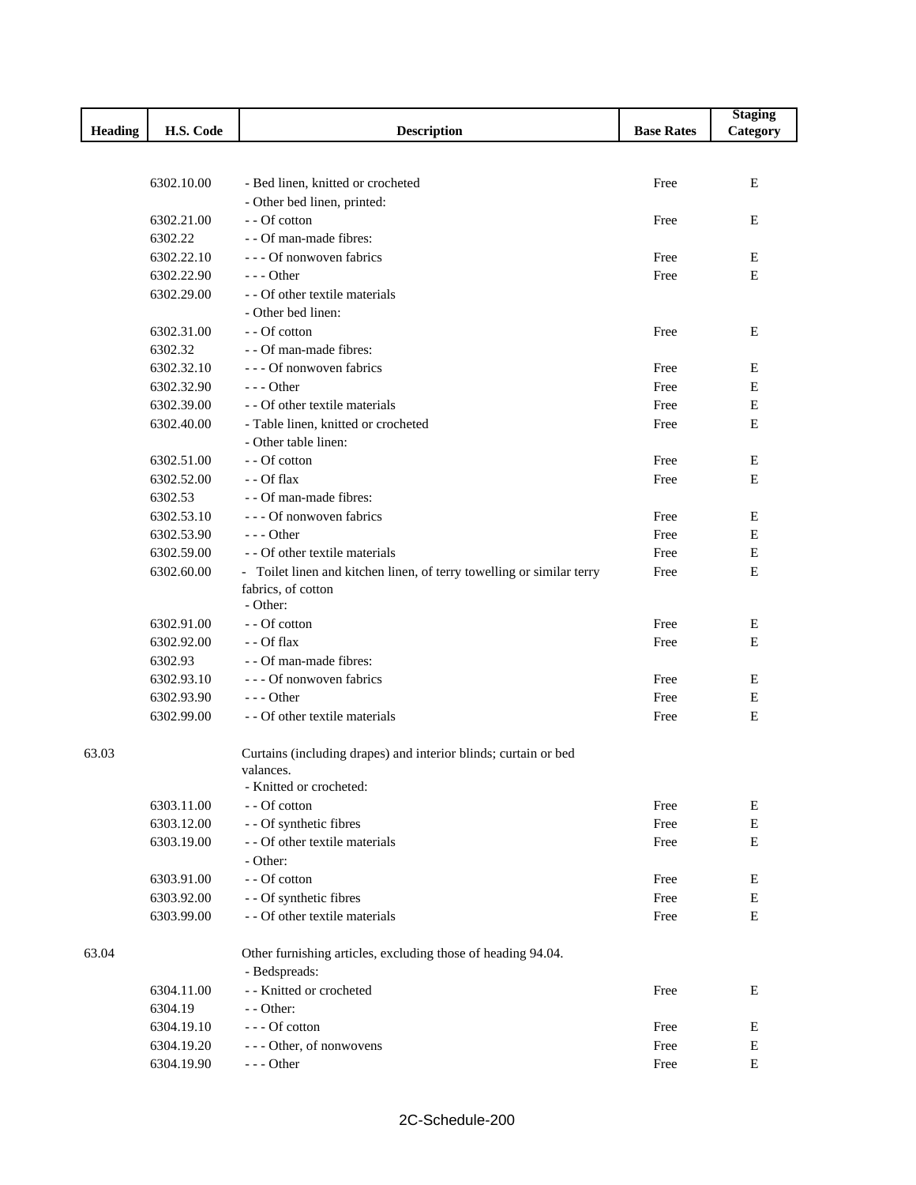| Heading | H.S. Code | Description | Base Rates | Staging Category |
|---|---|---|---|---|
| | 6302.10.00 | - Bed linen, knitted or crocheted | Free | E |
| | | - Other bed linen, printed: | | |
| | 6302.21.00 | - - Of cotton | Free | E |
| | 6302.22 | - - Of man-made fibres: | | |
| | 6302.22.10 | - - - Of nonwoven fabrics | Free | E |
| | 6302.22.90 | - - - Other | Free | E |
| | 6302.29.00 | - - Of other textile materials | | |
| | | - Other bed linen: | | |
| | 6302.31.00 | - - Of cotton | Free | E |
| | 6302.32 | - - Of man-made fibres: | | |
| | 6302.32.10 | - - - Of nonwoven fabrics | Free | E |
| | 6302.32.90 | - - - Other | Free | E |
| | 6302.39.00 | - - Of other textile materials | Free | E |
| | 6302.40.00 | - Table linen, knitted or crocheted | Free | E |
| | | - Other table linen: | | |
| | 6302.51.00 | - - Of cotton | Free | E |
| | 6302.52.00 | - - Of flax | Free | E |
| | 6302.53 | - - Of man-made fibres: | | |
| | 6302.53.10 | - - - Of nonwoven fabrics | Free | E |
| | 6302.53.90 | - - - Other | Free | E |
| | 6302.59.00 | - - Of other textile materials | Free | E |
| | 6302.60.00 | - Toilet linen and kitchen linen, of terry towelling or similar terry fabrics, of cotton | Free | E |
| | | - Other: | | |
| | 6302.91.00 | - - Of cotton | Free | E |
| | 6302.92.00 | - - Of flax | Free | E |
| | 6302.93 | - - Of man-made fibres: | | |
| | 6302.93.10 | - - - Of nonwoven fabrics | Free | E |
| | 6302.93.90 | - - - Other | Free | E |
| | 6302.99.00 | - - Of other textile materials | Free | E |
| 63.03 | | Curtains (including drapes) and interior blinds; curtain or bed valances. | | |
| | | - Knitted or crocheted: | | |
| | 6303.11.00 | - - Of cotton | Free | E |
| | 6303.12.00 | - - Of synthetic fibres | Free | E |
| | 6303.19.00 | - - Of other textile materials | Free | E |
| | | - Other: | | |
| | 6303.91.00 | - - Of cotton | Free | E |
| | 6303.92.00 | - - Of synthetic fibres | Free | E |
| | 6303.99.00 | - - Of other textile materials | Free | E |
| 63.04 | | Other furnishing articles, excluding those of heading 94.04. | | |
| | | - Bedspreads: | | |
| | 6304.11.00 | - - Knitted or crocheted | Free | E |
| | 6304.19 | - - Other: | | |
| | 6304.19.10 | - - - Of cotton | Free | E |
| | 6304.19.20 | - - - Other, of nonwovens | Free | E |
| | 6304.19.90 | - - - Other | Free | E |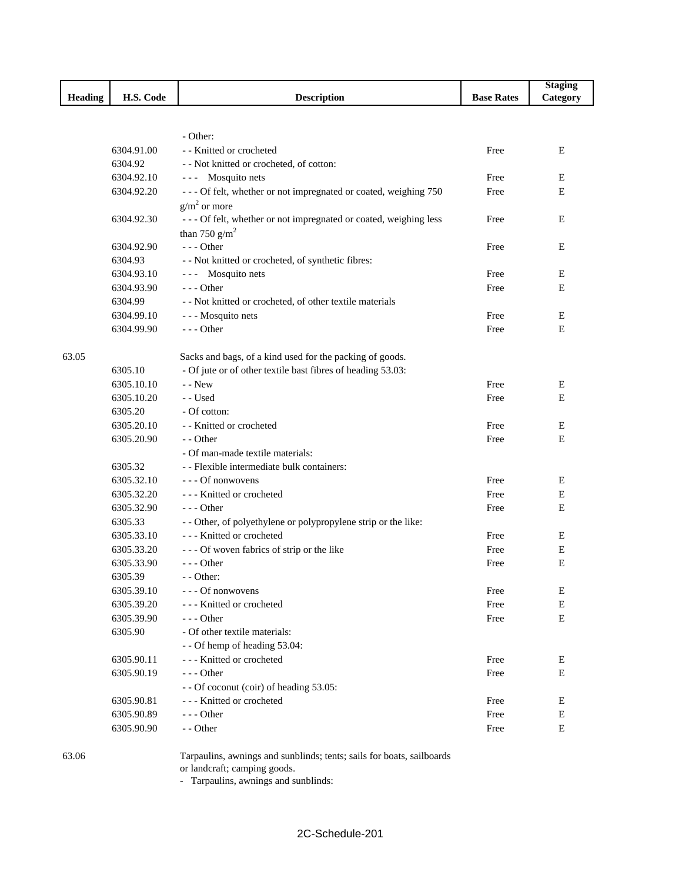| Heading | H.S. Code | Description | Base Rates | Staging Category |
|---|---|---|---|---|
| | | - Other: | | |
| | 6304.91.00 | - - Knitted or crocheted | Free | E |
| | 6304.92 | - - Not knitted or crocheted, of cotton: | | |
| | 6304.92.10 | - - - Mosquito nets | Free | E |
| | 6304.92.20 | - - - Of felt, whether or not impregnated or coated, weighing 750 $g/m^2$ or more | Free | E |
| | 6304.92.30 | - - - Of felt, whether or not impregnated or coated, weighing less than 750 $g/m^2$ | Free | E |
| | 6304.92.90 | - - - Other | Free | E |
| | 6304.93 | - - Not knitted or crocheted, of synthetic fibres: | | |
| | 6304.93.10 | - - - Mosquito nets | Free | E |
| | 6304.93.90 | - - - Other | Free | E |
| | 6304.99 | - - Not knitted or crocheted, of other textile materials | | |
| | 6304.99.10 | - - - Mosquito nets | Free | E |
| | 6304.99.90 | - - - Other | Free | E |
| 63.05 | | Sacks and bags, of a kind used for the packing of goods. | | |
| | 6305.10 | - Of jute or of other textile bast fibres of heading 53.03: | | |
| | 6305.10.10 | - - New | Free | E |
| | 6305.10.20 | - - Used | Free | E |
| | 6305.20 | - Of cotton: | | |
| | 6305.20.10 | - - Knitted or crocheted | Free | E |
| | 6305.20.90 | - - Other | Free | E |
| | | - Of man-made textile materials: | | |
| | 6305.32 | - - Flexible intermediate bulk containers: | | |
| | 6305.32.10 | - - - Of nonwovens | Free | E |
| | 6305.32.20 | - - - Knitted or crocheted | Free | E |
| | 6305.32.90 | - - - Other | Free | E |
| | 6305.33 | - - Other, of polyethylene or polypropylene strip or the like: | | |
| | 6305.33.10 | - - - Knitted or crocheted | Free | E |
| | 6305.33.20 | - - - Of woven fabrics of strip or the like | Free | E |
| | 6305.33.90 | - - - Other | Free | E |
| | 6305.39 | - - Other: | | |
| | 6305.39.10 | - - - Of nonwovens | Free | E |
| | 6305.39.20 | - - - Knitted or crocheted | Free | E |
| | 6305.39.90 | - - - Other | Free | E |
| | 6305.90 | - Of other textile materials: | | |
| | | - - Of hemp of heading 53.04: | | |
| | 6305.90.11 | - - - Knitted or crocheted | Free | E |
| | 6305.90.19 | - - - Other | Free | E |
| | | - - Of coconut (coir) of heading 53.05: | | |
| | 6305.90.81 | - - - Knitted or crocheted | Free | E |
| | 6305.90.89 | - - - Other | Free | E |
| | 6305.90.90 | - - Other | Free | E |
| 63.06 | | Tarpaulins, awnings and sunblinds; tents; sails for boats, sailboards or landcraft; camping goods. | | |
| | | - Tarpaulins, awnings and sunblinds: | | |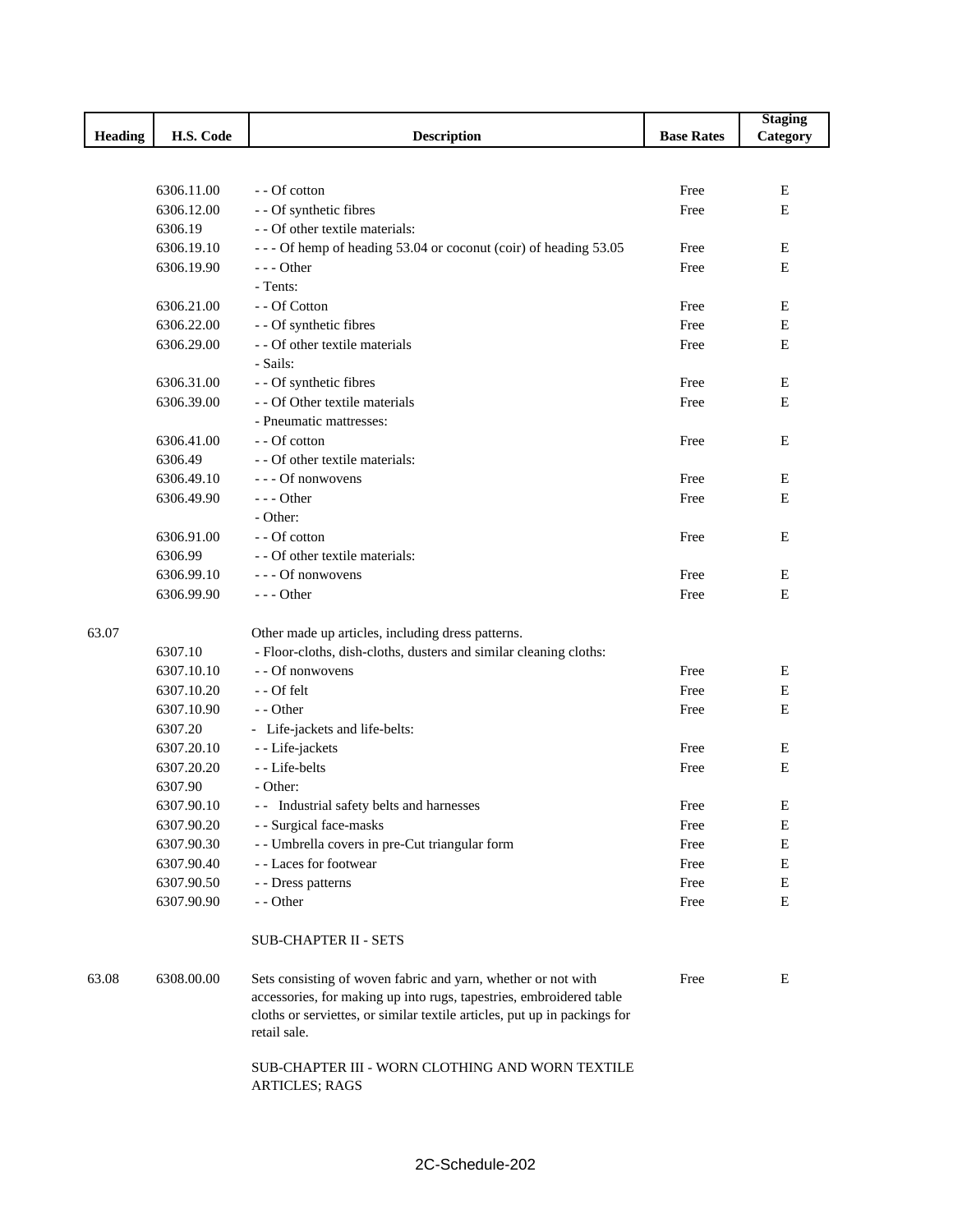| Heading | H.S. Code | Description | Base Rates | Staging Category |
|---|---|---|---|---|
| | 6306.11.00 | - - Of cotton | Free | E |
| | 6306.12.00 | - - Of synthetic fibres | Free | E |
| | 6306.19 | - - Of other textile materials: | | |
| | 6306.19.10 | - - - Of hemp of heading 53.04 or coconut (coir) of heading 53.05 | Free | E |
| | 6306.19.90 | - - - Other | Free | E |
| | | - Tents: | | |
| | 6306.21.00 | - - Of Cotton | Free | E |
| | 6306.22.00 | - - Of synthetic fibres | Free | E |
| | 6306.29.00 | - - Of other textile materials | Free | E |
| | | - Sails: | | |
| | 6306.31.00 | - - Of synthetic fibres | Free | E |
| | 6306.39.00 | - - Of Other textile materials | Free | E |
| | | - Pneumatic mattresses: | | |
| | 6306.41.00 | - - Of cotton | Free | E |
| | 6306.49 | - - Of other textile materials: | | |
| | 6306.49.10 | - - - Of nonwovens | Free | E |
| | 6306.49.90 | - - - Other | Free | E |
| | | - Other: | | |
| | 6306.91.00 | - - Of cotton | Free | E |
| | 6306.99 | - - Of other textile materials: | | |
| | 6306.99.10 | - - - Of nonwovens | Free | E |
| | 6306.99.90 | - - - Other | Free | E |
| 63.07 | | Other made up articles, including dress patterns. | | |
| | 6307.10 | - Floor-cloths, dish-cloths, dusters and similar cleaning cloths: | | |
| | 6307.10.10 | - - Of nonwovens | Free | E |
| | 6307.10.20 | - - Of felt | Free | E |
| | 6307.10.90 | - - Other | Free | E |
| | 6307.20 | - Life-jackets and life-belts: | | |
| | 6307.20.10 | - - Life-jackets | Free | E |
| | 6307.20.20 | - - Life-belts | Free | E |
| | 6307.90 | - Other: | | |
| | 6307.90.10 | - - Industrial safety belts and harnesses | Free | E |
| | 6307.90.20 | - - Surgical face-masks | Free | E |
| | 6307.90.30 | - - Umbrella covers in pre-Cut triangular form | Free | E |
| | 6307.90.40 | - - Laces for footwear | Free | E |
| | 6307.90.50 | - - Dress patterns | Free | E |
| | 6307.90.90 | - - Other | Free | E |
| | | SUB-CHAPTER II - SETS | | |
| 63.08 | 6308.00.00 | Sets consisting of woven fabric and yarn, whether or not with accessories, for making up into rugs, tapestries, embroidered table cloths or serviettes, or similar textile articles, put up in packings for retail sale. | Free | E |
| | | SUB-CHAPTER III - WORN CLOTHING AND WORN TEXTILE ARTICLES; RAGS | | |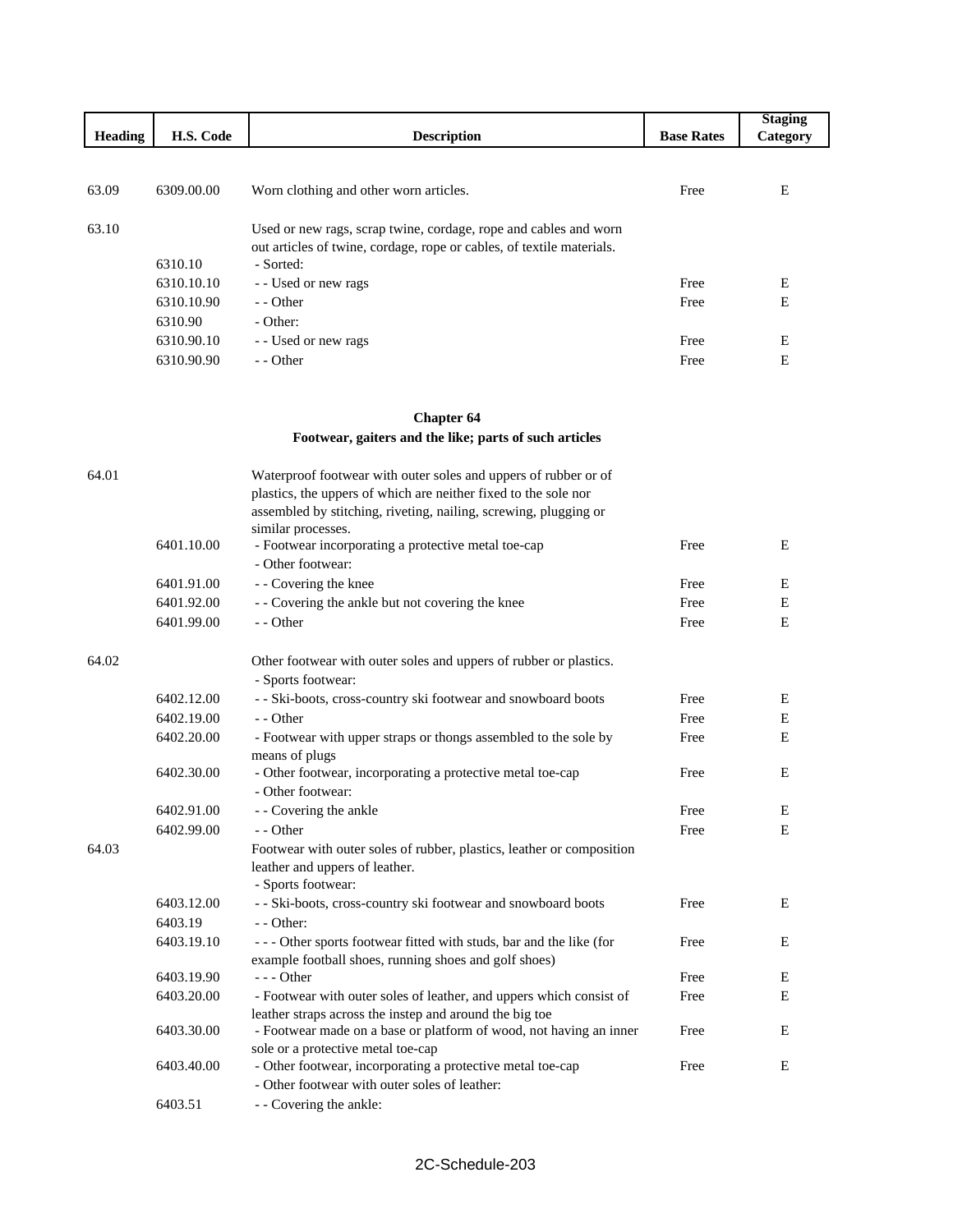| Heading | H.S. Code | Description | Base Rates | Staging Category |
|---|---|---|---|---|
| 63.09 | 6309.00.00 | Worn clothing and other worn articles. | Free | E |
| 63.10 | | Used or new rags, scrap twine, cordage, rope and cables and worn out articles of twine, cordage, rope or cables, of textile materials. | | |
| | 6310.10 | - Sorted: | | |
| | 6310.10.10 | - - Used or new rags | Free | E |
| | 6310.10.90 | - - Other | Free | E |
| | 6310.90 | - Other: | | |
| | 6310.90.10 | - - Used or new rags | Free | E |
| | 6310.90.90 | - - Other | Free | E |

## Chapter 64

### Footwear, gaiters and the like; parts of such articles

| Heading | H.S. Code | Description | Base Rates | Staging Category |
|---|---|---|---|---|
| 64.01 | | Waterproof footwear with outer soles and uppers of rubber or of plastics, the uppers of which are neither fixed to the sole nor assembled by stitching, riveting, nailing, screwing, plugging or similar processes. | | |
| | 6401.10.00 | - Footwear incorporating a protective metal toe-cap | Free | E |
| | | - Other footwear: | | |
| | 6401.91.00 | - - Covering the knee | Free | E |
| | 6401.92.00 | - - Covering the ankle but not covering the knee | Free | E |
| | 6401.99.00 | - - Other | Free | E |
| 64.02 | | Other footwear with outer soles and uppers of rubber or plastics. | | |
| | | - Sports footwear: | | |
| | 6402.12.00 | - - Ski-boots, cross-country ski footwear and snowboard boots | Free | E |
| | 6402.19.00 | - - Other | Free | E |
| | 6402.20.00 | - Footwear with upper straps or thongs assembled to the sole by means of plugs | Free | E |
| | 6402.30.00 | - Other footwear, incorporating a protective metal toe-cap | Free | E |
| | | - Other footwear: | | |
| | 6402.91.00 | - - Covering the ankle | Free | E |
| | 6402.99.00 | - - Other | Free | E |
| 64.03 | | Footwear with outer soles of rubber, plastics, leather or composition leather and uppers of leather. | | |
| | | - Sports footwear: | | |
| | 6403.12.00 | - - Ski-boots, cross-country ski footwear and snowboard boots | Free | E |
| | 6403.19 | - - Other: | | |
| | 6403.19.10 | - - - Other sports footwear fitted with studs, bar and the like (for example football shoes, running shoes and golf shoes) | Free | E |
| | 6403.19.90 | - - - Other | Free | E |
| | 6403.20.00 | - Footwear with outer soles of leather, and uppers which consist of leather straps across the instep and around the big toe | Free | E |
| | 6403.30.00 | - Footwear made on a base or platform of wood, not having an inner sole or a protective metal toe-cap | Free | E |
| | 6403.40.00 | - Other footwear, incorporating a protective metal toe-cap | Free | E |
| | | - Other footwear with outer soles of leather: | | |
| | 6403.51 | - - Covering the ankle: | | |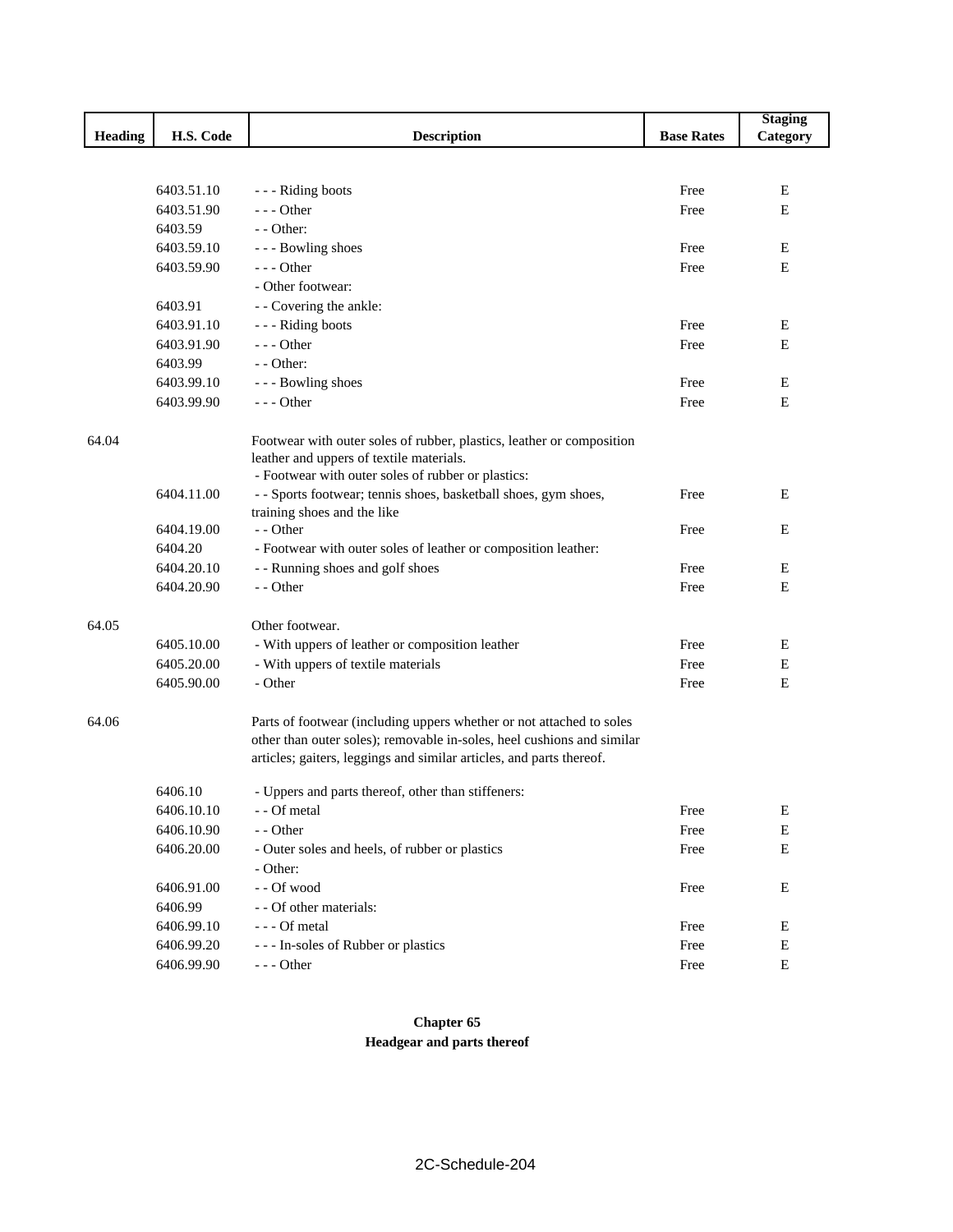| Heading | H.S. Code | Description | Base Rates | Staging Category |
|---|---|---|---|---|
| | 6403.51.10 | - - - Riding boots | Free | E |
| | 6403.51.90 | - - - Other | Free | E |
| | 6403.59 | - - Other: | | |
| | 6403.59.10 | - - - Bowling shoes | Free | E |
| | 6403.59.90 | - - - Other | Free | E |
| | | - Other footwear: | | |
| | 6403.91 | - - Covering the ankle: | | |
| | 6403.91.10 | - - - Riding boots | Free | E |
| | 6403.91.90 | - - - Other | Free | E |
| | 6403.99 | - - Other: | | |
| | 6403.99.10 | - - - Bowling shoes | Free | E |
| | 6403.99.90 | - - - Other | Free | E |
| 64.04 | | Footwear with outer soles of rubber, plastics, leather or composition leather and uppers of textile materials. | | |
| | | - Footwear with outer soles of rubber or plastics: | | |
| | 6404.11.00 | - - Sports footwear; tennis shoes, basketball shoes, gym shoes, training shoes and the like | Free | E |
| | 6404.19.00 | - - Other | Free | E |
| | 6404.20 | - Footwear with outer soles of leather or composition leather: | | |
| | 6404.20.10 | - - Running shoes and golf shoes | Free | E |
| | 6404.20.90 | - - Other | Free | E |
| 64.05 | | Other footwear. | | |
| | 6405.10.00 | - With uppers of leather or composition leather | Free | E |
| | 6405.20.00 | - With uppers of textile materials | Free | E |
| | 6405.90.00 | - Other | Free | E |
| 64.06 | | Parts of footwear (including uppers whether or not attached to soles other than outer soles); removable in-soles, heel cushions and similar articles; gaiters, leggings and similar articles, and parts thereof. | | |
| | 6406.10 | - Uppers and parts thereof, other than stiffeners: | | |
| | 6406.10.10 | - - Of metal | Free | E |
| | 6406.10.90 | - - Other | Free | E |
| | 6406.20.00 | - Outer soles and heels, of rubber or plastics | Free | E |
| | | - Other: | | |
| | 6406.91.00 | - - Of wood | Free | E |
| | 6406.99 | - - Of other materials: | | |
| | 6406.99.10 | - - - Of metal | Free | E |
| | 6406.99.20 | - - - In-soles of Rubber or plastics | Free | E |
| | 6406.99.90 | - - - Other | Free | E |

## Chapter 65
## Headgear and parts thereof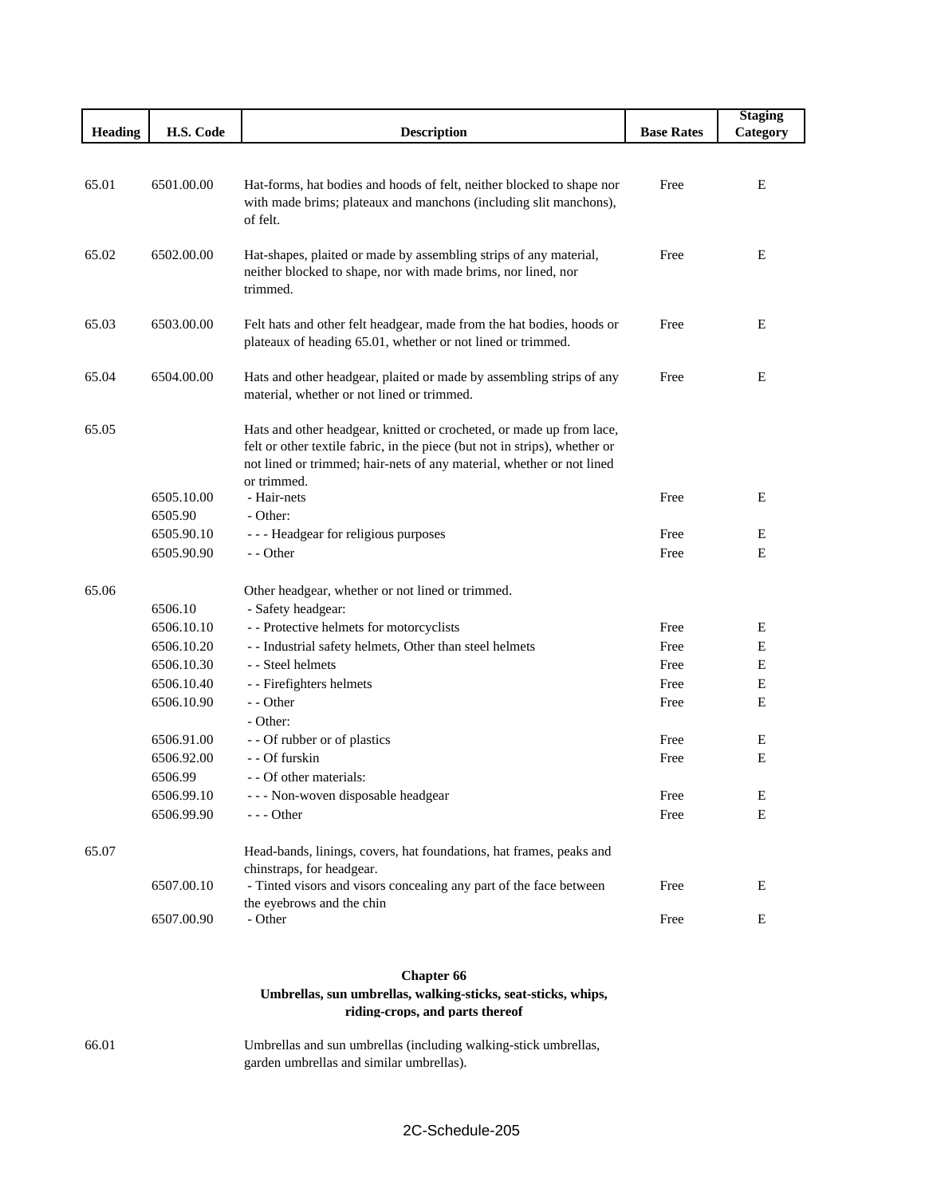| Heading | H.S. Code | Description | Base Rates | Staging Category |
|---|---|---|---|---|
| 65.01 | 6501.00.00 | Hat-forms, hat bodies and hoods of felt, neither blocked to shape nor with made brims; plateaux and manchons (including slit manchons), of felt. | Free | E |
| 65.02 | 6502.00.00 | Hat-shapes, plaited or made by assembling strips of any material, neither blocked to shape, nor with made brims, nor lined, nor trimmed. | Free | E |
| 65.03 | 6503.00.00 | Felt hats and other felt headgear, made from the hat bodies, hoods or plateaux of heading 65.01, whether or not lined or trimmed. | Free | E |
| 65.04 | 6504.00.00 | Hats and other headgear, plaited or made by assembling strips of any material, whether or not lined or trimmed. | Free | E |
| 65.05 | | Hats and other headgear, knitted or crocheted, or made up from lace, felt or other textile fabric, in the piece (but not in strips), whether or not lined or trimmed; hair-nets of any material, whether or not lined or trimmed. | | |
| | 6505.10.00 | - Hair-nets | Free | E |
| | 6505.90 | - Other: | | |
| | 6505.90.10 | - - - Headgear for religious purposes | Free | E |
| | 6505.90.90 | - - Other | Free | E |
| 65.06 | | Other headgear, whether or not lined or trimmed. | | |
| | 6506.10 | - Safety headgear: | | |
| | 6506.10.10 | - - Protective helmets for motorcyclists | Free | E |
| | 6506.10.20 | - - Industrial safety helmets, Other than steel helmets | Free | E |
| | 6506.10.30 | - - Steel helmets | Free | E |
| | 6506.10.40 | - - Firefighters helmets | Free | E |
| | 6506.10.90 | - - Other | Free | E |
| | | - Other: | | |
| | 6506.91.00 | - - Of rubber or of plastics | Free | E |
| | 6506.92.00 | - - Of furskin | Free | E |
| | 6506.99 | - - Of other materials: | | |
| | 6506.99.10 | - - - Non-woven disposable headgear | Free | E |
| | 6506.99.90 | - - - Other | Free | E |
| 65.07 | | Head-bands, linings, covers, hat foundations, hat frames, peaks and chinstraps, for headgear. | | |
| | 6507.00.10 | - Tinted visors and visors concealing any part of the face between the eyebrows and the chin | Free | E |
| | 6507.00.90 | - Other | Free | E |

**Chapter 66**
**Umbrellas, sun umbrellas, walking-sticks, seat-sticks, whips, riding-crops, and parts thereof**

| Heading | H.S. Code | Description | Base Rates | Staging Category |
|---|---|---|---|---|
| 66.01 | | Umbrellas and sun umbrellas (including walking-stick umbrellas, garden umbrellas and similar umbrellas). | | |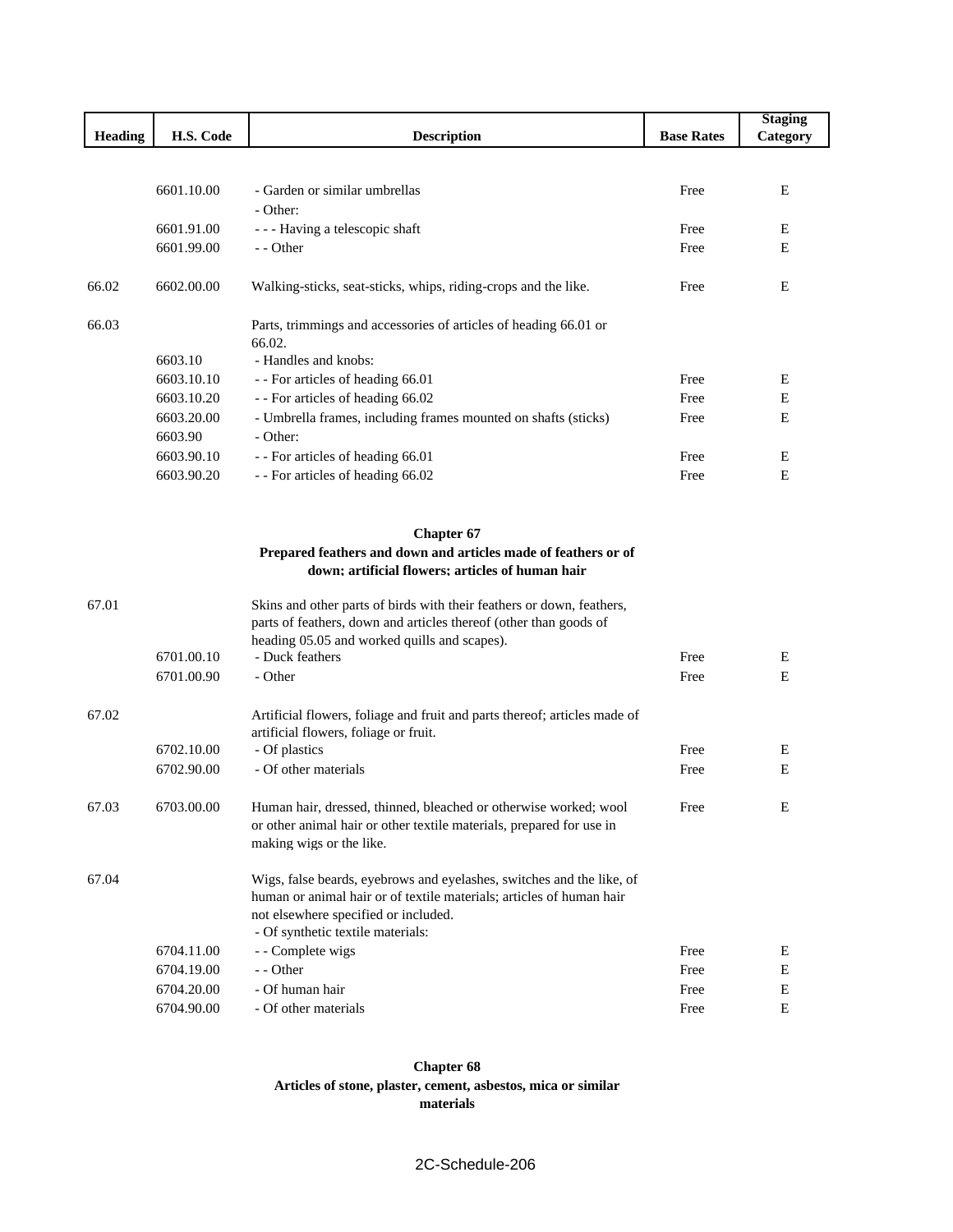| Heading | H.S. Code | Description | Base Rates | Staging Category |
|---|---|---|---|---|
| | 6601.10.00 | - Garden or similar umbrellas | Free | E |
| | | - Other: | | |
| | 6601.91.00 | - - - Having a telescopic shaft | Free | E |
| | 6601.99.00 | - - Other | Free | E |
| 66.02 | 6602.00.00 | Walking-sticks, seat-sticks, whips, riding-crops and the like. | Free | E |
| 66.03 | | Parts, trimmings and accessories of articles of heading 66.01 or 66.02. | | |
| | 6603.10 | - Handles and knobs: | | |
| | 6603.10.10 | - - For articles of heading 66.01 | Free | E |
| | 6603.10.20 | - - For articles of heading 66.02 | Free | E |
| | 6603.20.00 | - Umbrella frames, including frames mounted on shafts (sticks) | Free | E |
| | 6603.90 | - Other: | | |
| | 6603.90.10 | - - For articles of heading 66.01 | Free | E |
| | 6603.90.20 | - - For articles of heading 66.02 | Free | E |

## Chapter 67
### Prepared feathers and down and articles made of feathers or of down; artificial flowers; articles of human hair

| Heading | H.S. Code | Description | Base Rates | Staging Category |
|---|---|---|---|---|
| 67.01 | | Skins and other parts of birds with their feathers or down, feathers, parts of feathers, down and articles thereof (other than goods of heading 05.05 and worked quills and scapes). | | |
| | 6701.00.10 | - Duck feathers | Free | E |
| | 6701.00.90 | - Other | Free | E |
| 67.02 | | Artificial flowers, foliage and fruit and parts thereof; articles made of artificial flowers, foliage or fruit. | | |
| | 6702.10.00 | - Of plastics | Free | E |
| | 6702.90.00 | - Of other materials | Free | E |
| 67.03 | 6703.00.00 | Human hair, dressed, thinned, bleached or otherwise worked; wool or other animal hair or other textile materials, prepared for use in making wigs or the like. | Free | E |
| 67.04 | | Wigs, false beards, eyebrows and eyelashes, switches and the like, of human or animal hair or of textile materials; articles of human hair not elsewhere specified or included. | | |
| | | - Of synthetic textile materials: | | |
| | 6704.11.00 | - - Complete wigs | Free | E |
| | 6704.19.00 | - - Other | Free | E |
| | 6704.20.00 | - Of human hair | Free | E |
| | 6704.90.00 | - Of other materials | Free | E |

## Chapter 68
### Articles of stone, plaster, cement, asbestos, mica or similar materials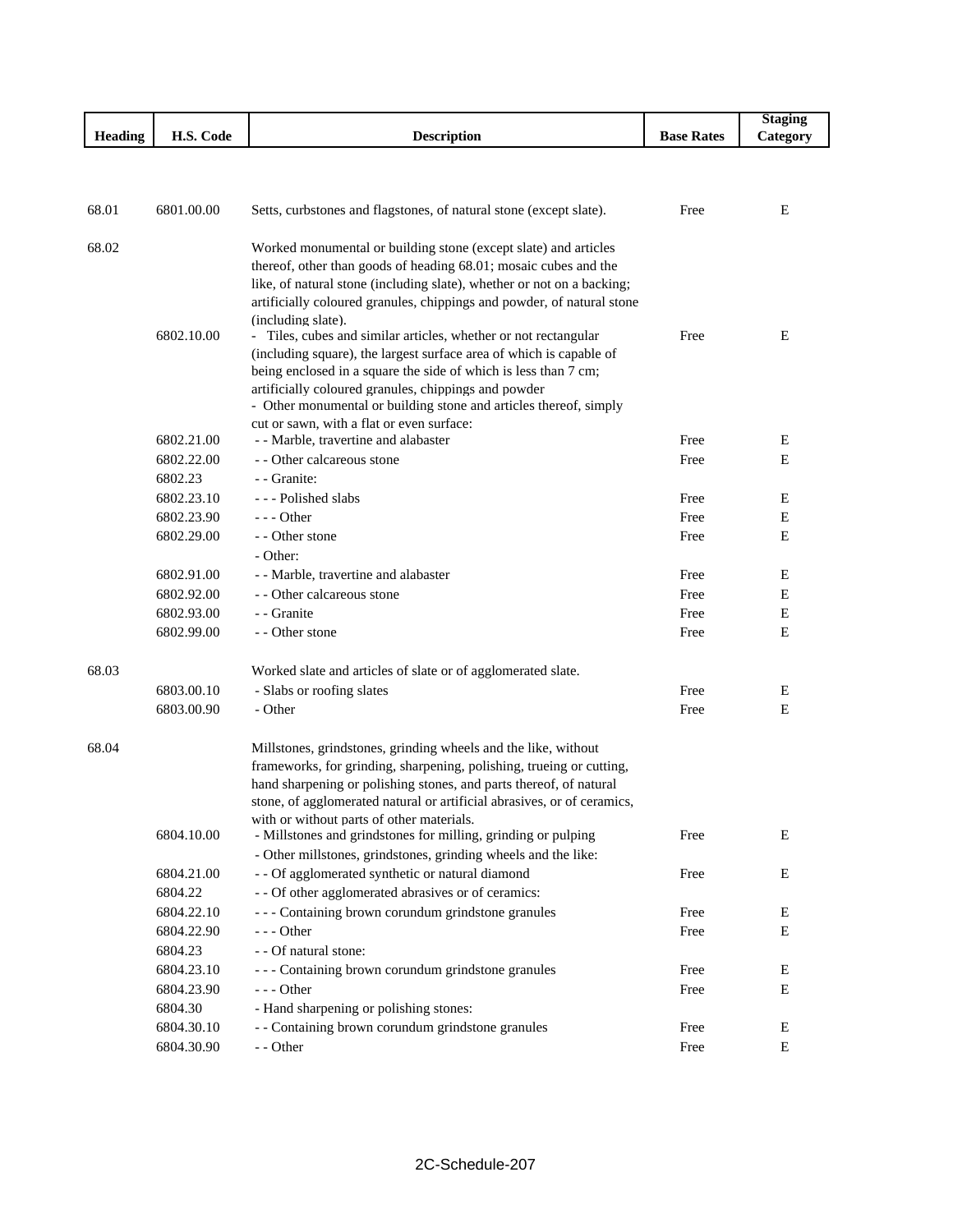| Heading | H.S. Code | Description | Base Rates | Staging Category |
|---|---|---|---|---|
| 68.01 | 6801.00.00 | Setts, curbstones and flagstones, of natural stone (except slate). | Free | E |
| 68.02 | | Worked monumental or building stone (except slate) and articles thereof, other than goods of heading 68.01; mosaic cubes and the like, of natural stone (including slate), whether or not on a backing; artificially coloured granules, chippings and powder, of natural stone (including slate). | | |
| | 6802.10.00 | - Tiles, cubes and similar articles, whether or not rectangular (including square), the largest surface area of which is capable of being enclosed in a square the side of which is less than 7 cm; artificially coloured granules, chippings and powder | Free | E |
| | | - Other monumental or building stone and articles thereof, simply cut or sawn, with a flat or even surface: | | |
| | 6802.21.00 | - - Marble, travertine and alabaster | Free | E |
| | 6802.22.00 | - - Other calcareous stone | Free | E |
| | 6802.23 | - - Granite: | | |
| | 6802.23.10 | - - - Polished slabs | Free | E |
| | 6802.23.90 | - - - Other | Free | E |
| | 6802.29.00 | - - Other stone | Free | E |
| | | - Other: | | |
| | 6802.91.00 | - - Marble, travertine and alabaster | Free | E |
| | 6802.92.00 | - - Other calcareous stone | Free | E |
| | 6802.93.00 | - - Granite | Free | E |
| | 6802.99.00 | - - Other stone | Free | E |
| 68.03 | | Worked slate and articles of slate or of agglomerated slate. | | |
| | 6803.00.10 | - Slabs or roofing slates | Free | E |
| | 6803.00.90 | - Other | Free | E |
| 68.04 | | Millstones, grindstones, grinding wheels and the like, without frameworks, for grinding, sharpening, polishing, trueing or cutting, hand sharpening or polishing stones, and parts thereof, of natural stone, of agglomerated natural or artificial abrasives, or of ceramics, with or without parts of other materials. | | |
| | 6804.10.00 | - Millstones and grindstones for milling, grinding or pulping | Free | E |
| | | - Other millstones, grindstones, grinding wheels and the like: | | |
| | 6804.21.00 | - - Of agglomerated synthetic or natural diamond | Free | E |
| | 6804.22 | - - Of other agglomerated abrasives or of ceramics: | | |
| | 6804.22.10 | - - - Containing brown corundum grindstone granules | Free | E |
| | 6804.22.90 | - - - Other | Free | E |
| | 6804.23 | - - Of natural stone: | | |
| | 6804.23.10 | - - - Containing brown corundum grindstone granules | Free | E |
| | 6804.23.90 | - - - Other | Free | E |
| | 6804.30 | - Hand sharpening or polishing stones: | | |
| | 6804.30.10 | - - Containing brown corundum grindstone granules | Free | E |
| | 6804.30.90 | - - Other | Free | E |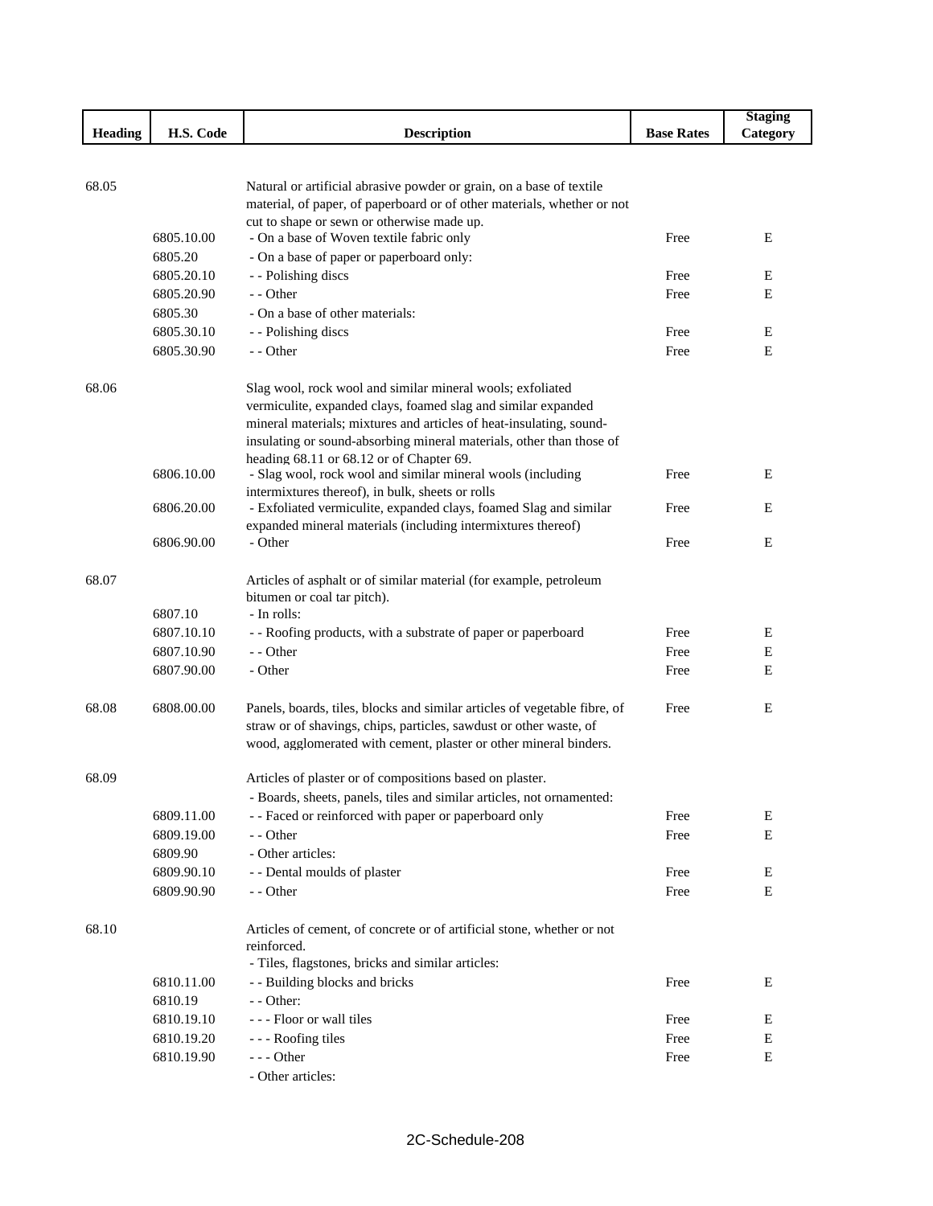| Heading | H.S. Code | Description | Base Rates | Staging Category |
|---|---|---|---|---|
| 68.05 | | Natural or artificial abrasive powder or grain, on a base of textile material, of paper, of paperboard or of other materials, whether or not cut to shape or sewn or otherwise made up. | | |
| | 6805.10.00 | - On a base of Woven textile fabric only | Free | E |
| | 6805.20 | - On a base of paper or paperboard only: | | |
| | 6805.20.10 | - - Polishing discs | Free | E |
| | 6805.20.90 | - - Other | Free | E |
| | 6805.30 | - On a base of other materials: | | |
| | 6805.30.10 | - - Polishing discs | Free | E |
| | 6805.30.90 | - - Other | Free | E |
| 68.06 | | Slag wool, rock wool and similar mineral wools; exfoliated vermiculite, expanded clays, foamed slag and similar expanded mineral materials; mixtures and articles of heat-insulating, sound-insulating or sound-absorbing mineral materials, other than those of heading 68.11 or 68.12 or of Chapter 69. | | |
| | 6806.10.00 | - Slag wool, rock wool and similar mineral wools (including intermixtures thereof), in bulk, sheets or rolls | Free | E |
| | 6806.20.00 | - Exfoliated vermiculite, expanded clays, foamed Slag and similar expanded mineral materials (including intermixtures thereof) | Free | E |
| | 6806.90.00 | - Other | Free | E |
| 68.07 | | Articles of asphalt or of similar material (for example, petroleum bitumen or coal tar pitch). | | |
| | 6807.10 | - In rolls: | | |
| | 6807.10.10 | - - Roofing products, with a substrate of paper or paperboard | Free | E |
| | 6807.10.90 | - - Other | Free | E |
| | 6807.90.00 | - Other | Free | E |
| 68.08 | 6808.00.00 | Panels, boards, tiles, blocks and similar articles of vegetable fibre, of straw or of shavings, chips, particles, sawdust or other waste, of wood, agglomerated with cement, plaster or other mineral binders. | Free | E |
| 68.09 | | Articles of plaster or of compositions based on plaster. | | |
| | | - Boards, sheets, panels, tiles and similar articles, not ornamented: | | |
| | 6809.11.00 | - - Faced or reinforced with paper or paperboard only | Free | E |
| | 6809.19.00 | - - Other | Free | E |
| | 6809.90 | - Other articles: | | |
| | 6809.90.10 | - - Dental moulds of plaster | Free | E |
| | 6809.90.90 | - - Other | Free | E |
| 68.10 | | Articles of cement, of concrete or of artificial stone, whether or not reinforced. | | |
| | | - Tiles, flagstones, bricks and similar articles: | | |
| | 6810.11.00 | - - Building blocks and bricks | Free | E |
| | 6810.19 | - - Other: | | |
| | 6810.19.10 | - - - Floor or wall tiles | Free | E |
| | 6810.19.20 | - - - Roofing tiles | Free | E |
| | 6810.19.90 | - - - Other | Free | E |
| | | - Other articles: | | |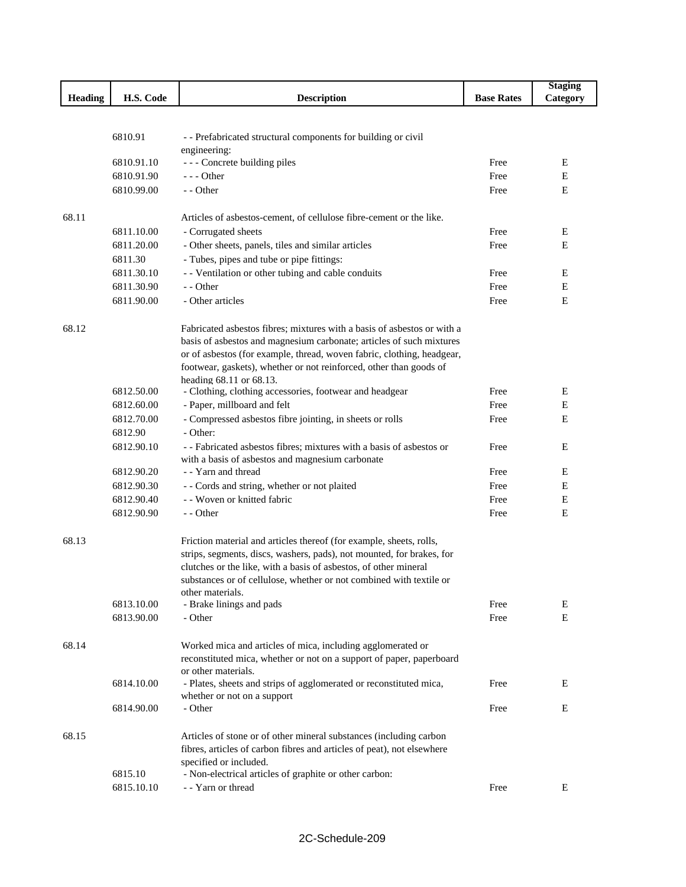| Heading | H.S. Code | Description | Base Rates | Staging Category |
|---|---|---|---|---|
| | 6810.91 | - - Prefabricated structural components for building or civil engineering: | | |
| | 6810.91.10 | - - - Concrete building piles | Free | E |
| | 6810.91.90 | - - - Other | Free | E |
| | 6810.99.00 | - - Other | Free | E |
| 68.11 | | Articles of asbestos-cement, of cellulose fibre-cement or the like. | | |
| | 6811.10.00 | - Corrugated sheets | Free | E |
| | 6811.20.00 | - Other sheets, panels, tiles and similar articles | Free | E |
| | 6811.30 | - Tubes, pipes and tube or pipe fittings: | | |
| | 6811.30.10 | - - Ventilation or other tubing and cable conduits | Free | E |
| | 6811.30.90 | - - Other | Free | E |
| | 6811.90.00 | - Other articles | Free | E |
| 68.12 | | Fabricated asbestos fibres; mixtures with a basis of asbestos or with a basis of asbestos and magnesium carbonate; articles of such mixtures or of asbestos (for example, thread, woven fabric, clothing, headgear, footwear, gaskets), whether or not reinforced, other than goods of heading 68.11 or 68.13. | | |
| | 6812.50.00 | - Clothing, clothing accessories, footwear and headgear | Free | E |
| | 6812.60.00 | - Paper, millboard and felt | Free | E |
| | 6812.70.00 | - Compressed asbestos fibre jointing, in sheets or rolls | Free | E |
| | 6812.90 | - Other: | | |
| | 6812.90.10 | - - Fabricated asbestos fibres; mixtures with a basis of asbestos or with a basis of asbestos and magnesium carbonate | Free | E |
| | 6812.90.20 | - - Yarn and thread | Free | E |
| | 6812.90.30 | - - Cords and string, whether or not plaited | Free | E |
| | 6812.90.40 | - - Woven or knitted fabric | Free | E |
| | 6812.90.90 | - - Other | Free | E |
| 68.13 | | Friction material and articles thereof (for example, sheets, rolls, strips, segments, discs, washers, pads), not mounted, for brakes, for clutches or the like, with a basis of asbestos, of other mineral substances or of cellulose, whether or not combined with textile or other materials. | | |
| | 6813.10.00 | - Brake linings and pads | Free | E |
| | 6813.90.00 | - Other | Free | E |
| 68.14 | | Worked mica and articles of mica, including agglomerated or reconstituted mica, whether or not on a support of paper, paperboard or other materials. | | |
| | 6814.10.00 | - Plates, sheets and strips of agglomerated or reconstituted mica, whether or not on a support | Free | E |
| | 6814.90.00 | - Other | Free | E |
| 68.15 | | Articles of stone or of other mineral substances (including carbon fibres, articles of carbon fibres and articles of peat), not elsewhere specified or included. | | |
| | 6815.10 | - Non-electrical articles of graphite or other carbon: | | |
| | 6815.10.10 | - - Yarn or thread | Free | E |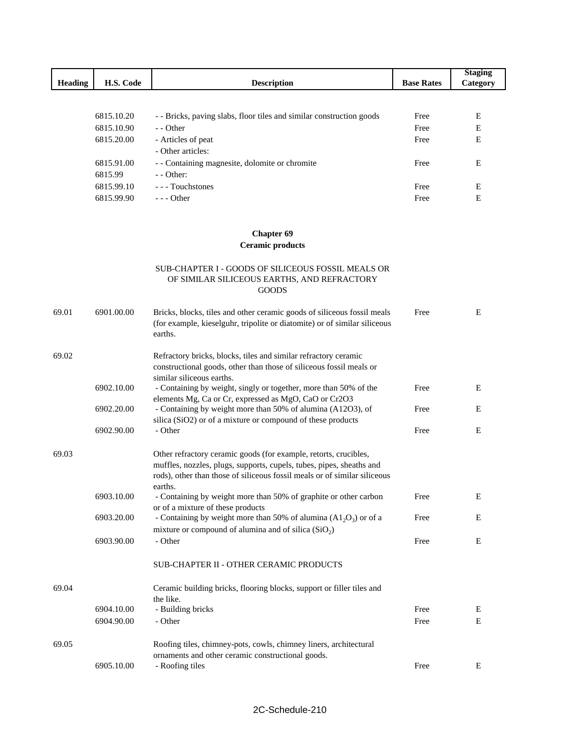| Heading | H.S. Code | Description | Base Rates | Staging Category |
|---|---|---|---|---|
| | 6815.10.20 | - - Bricks, paving slabs, floor tiles and similar construction goods | Free | E |
| | 6815.10.90 | - - Other | Free | E |
| | 6815.20.00 | - Articles of peat | Free | E |
| | | - Other articles: | | |
| | 6815.91.00 | - - Containing magnesite, dolomite or chromite | Free | E |
| | 6815.99 | - - Other: | | |
| | 6815.99.10 | - - - Touchstones | Free | E |
| | 6815.99.90 | - - - Other | Free | E |

## Chapter 69
## Ceramic products

SUB-CHAPTER I - GOODS OF SILICEOUS FOSSIL MEALS OR OF SIMILAR SILICEOUS EARTHS, AND REFRACTORY GOODS

| Heading | H.S. Code | Description | Base Rates | Staging Category |
|---|---|---|---|---|
| 69.01 | 6901.00.00 | Bricks, blocks, tiles and other ceramic goods of siliceous fossil meals (for example, kieselguhr, tripolite or diatomite) or of similar siliceous earths. | Free | E |
| 69.02 | | Refractory bricks, blocks, tiles and similar refractory ceramic constructional goods, other than those of siliceous fossil meals or similar siliceous earths. | | |
| | 6902.10.00 | - Containing by weight, singly or together, more than 50% of the elements Mg, Ca or Cr, expressed as MgO, CaO or Cr2O3 | Free | E |
| | 6902.20.00 | - Containing by weight more than 50% of alumina (A12O3), of silica (SiO2) or of a mixture or compound of these products | Free | E |
| | 6902.90.00 | - Other | Free | E |
| 69.03 | | Other refractory ceramic goods (for example, retorts, crucibles, muffles, nozzles, plugs, supports, cupels, tubes, pipes, sheaths and rods), other than those of siliceous fossil meals or of similar siliceous earths. | | |
| | 6903.10.00 | - Containing by weight more than 50% of graphite or other carbon or of a mixture of these products | Free | E |
| | 6903.20.00 | - Containing by weight more than 50% of alumina ($A1_2O_3$) or of a mixture or compound of alumina and of silica ($SiO_2$) | Free | E |
| | 6903.90.00 | - Other | Free | E |

SUB-CHAPTER II - OTHER CERAMIC PRODUCTS

| Heading | H.S. Code | Description | Base Rates | Staging Category |
|---|---|---|---|---|
| 69.04 | | Ceramic building bricks, flooring blocks, support or filler tiles and the like. | | |
| | 6904.10.00 | - Building bricks | Free | E |
| | 6904.90.00 | - Other | Free | E |
| 69.05 | | Roofing tiles, chimney-pots, cowls, chimney liners, architectural ornaments and other ceramic constructional goods. | | |
| | 6905.10.00 | - Roofing tiles | Free | E |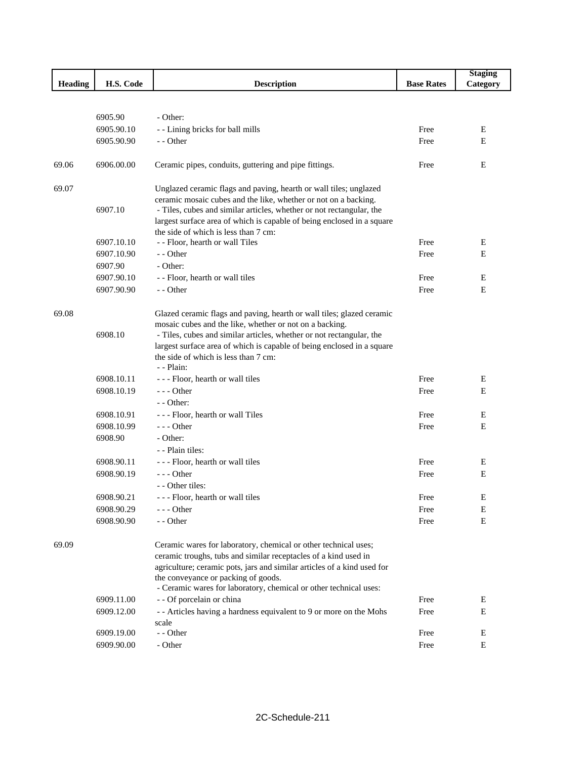| Heading | H.S. Code | Description | Base Rates | Staging Category |
|---|---|---|---|---|
| | 6905.90 | - Other: | | |
| | 6905.90.10 | - - Lining bricks for ball mills | Free | E |
| | 6905.90.90 | - - Other | Free | E |
| 69.06 | 6906.00.00 | Ceramic pipes, conduits, guttering and pipe fittings. | Free | E |
| 69.07 | | Unglazed ceramic flags and paving, hearth or wall tiles; unglazed ceramic mosaic cubes and the like, whether or not on a backing. | | |
| | 6907.10 | - Tiles, cubes and similar articles, whether or not rectangular, the largest surface area of which is capable of being enclosed in a square the side of which is less than 7 cm: | | |
| | 6907.10.10 | - - Floor, hearth or wall Tiles | Free | E |
| | 6907.10.90 | - - Other | Free | E |
| | 6907.90 | - Other: | | |
| | 6907.90.10 | - - Floor, hearth or wall tiles | Free | E |
| | 6907.90.90 | - - Other | Free | E |
| 69.08 | | Glazed ceramic flags and paving, hearth or wall tiles; glazed ceramic mosaic cubes and the like, whether or not on a backing. | | |
| | 6908.10 | - Tiles, cubes and similar articles, whether or not rectangular, the largest surface area of which is capable of being enclosed in a square the side of which is less than 7 cm: | | |
| | | - - Plain: | | |
| | 6908.10.11 | - - - Floor, hearth or wall tiles | Free | E |
| | 6908.10.19 | - - - Other | Free | E |
| | | - - Other: | | |
| | 6908.10.91 | - - - Floor, hearth or wall Tiles | Free | E |
| | 6908.10.99 | - - - Other | Free | E |
| | 6908.90 | - Other: | | |
| | | - - Plain tiles: | | |
| | 6908.90.11 | - - - Floor, hearth or wall tiles | Free | E |
| | 6908.90.19 | - - - Other | Free | E |
| | | - - Other tiles: | | |
| | 6908.90.21 | - - - Floor, hearth or wall tiles | Free | E |
| | 6908.90.29 | - - - Other | Free | E |
| | 6908.90.90 | - - Other | Free | E |
| 69.09 | | Ceramic wares for laboratory, chemical or other technical uses; ceramic troughs, tubs and similar receptacles of a kind used in agriculture; ceramic pots, jars and similar articles of a kind used for the conveyance or packing of goods. | | |
| | | - Ceramic wares for laboratory, chemical or other technical uses: | | |
| | 6909.11.00 | - - Of porcelain or china | Free | E |
| | 6909.12.00 | - - Articles having a hardness equivalent to 9 or more on the Mohs scale | Free | E |
| | 6909.19.00 | - - Other | Free | E |
| | 6909.90.00 | - Other | Free | E |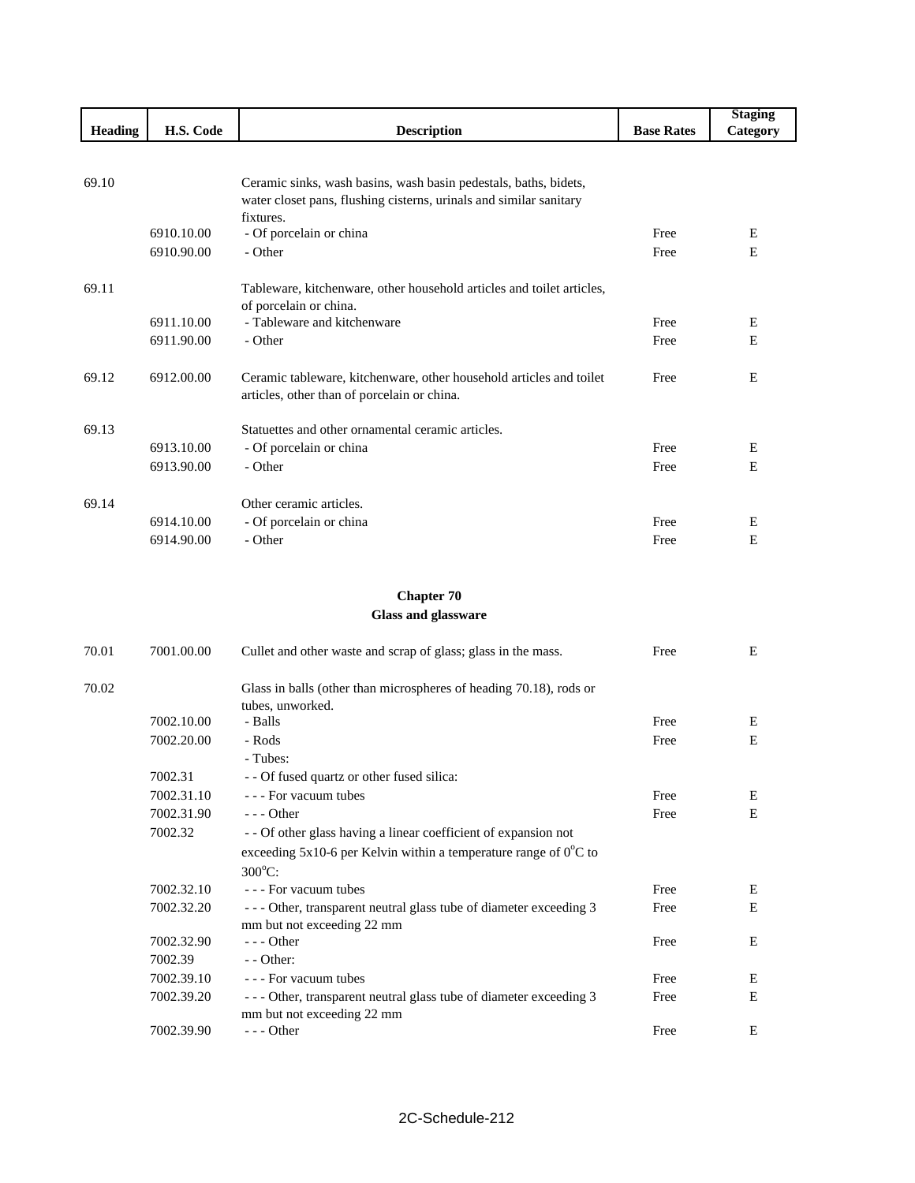| Heading | H.S. Code | Description | Base Rates | Staging Category |
|---|---|---|---|---|
| 69.10 | | Ceramic sinks, wash basins, wash basin pedestals, baths, bidets, water closet pans, flushing cisterns, urinals and similar sanitary fixtures. | | |
| | 6910.10.00 | - Of porcelain or china | Free | E |
| | 6910.90.00 | - Other | Free | E |
| 69.11 | | Tableware, kitchenware, other household articles and toilet articles, of porcelain or china. | | |
| | 6911.10.00 | - Tableware and kitchenware | Free | E |
| | 6911.90.00 | - Other | Free | E |
| 69.12 | 6912.00.00 | Ceramic tableware, kitchenware, other household articles and toilet articles, other than of porcelain or china. | Free | E |
| 69.13 | | Statuettes and other ornamental ceramic articles. | | |
| | 6913.10.00 | - Of porcelain or china | Free | E |
| | 6913.90.00 | - Other | Free | E |
| 69.14 | | Other ceramic articles. | | |
| | 6914.10.00 | - Of porcelain or china | Free | E |
| | 6914.90.00 | - Other | Free | E |

## Chapter 70
## Glass and glassware

| Heading | H.S. Code | Description | Base Rates | Staging Category |
|---|---|---|---|---|
| 70.01 | 7001.00.00 | Cullet and other waste and scrap of glass; glass in the mass. | Free | E |
| 70.02 | | Glass in balls (other than microspheres of heading 70.18), rods or tubes, unworked. | | |
| | 7002.10.00 | - Balls | Free | E |
| | 7002.20.00 | - Rods | Free | E |
| | | - Tubes: | | |
| | 7002.31 | - - Of fused quartz or other fused silica: | | |
| | 7002.31.10 | - - - For vacuum tubes | Free | E |
| | 7002.31.90 | - - - Other | Free | E |
| | 7002.32 | - - Of other glass having a linear coefficient of expansion not exceeding 5x10-6 per Kelvin within a temperature range of $0^{o}$C to $300^{o}$C: | | |
| | 7002.32.10 | - - - For vacuum tubes | Free | E |
| | 7002.32.20 | - - - Other, transparent neutral glass tube of diameter exceeding 3 mm but not exceeding 22 mm | Free | E |
| | 7002.32.90 | - - - Other | Free | E |
| | 7002.39 | - - Other: | | |
| | 7002.39.10 | - - - For vacuum tubes | Free | E |
| | 7002.39.20 | - - - Other, transparent neutral glass tube of diameter exceeding 3 mm but not exceeding 22 mm | Free | E |
| | 7002.39.90 | - - - Other | Free | E |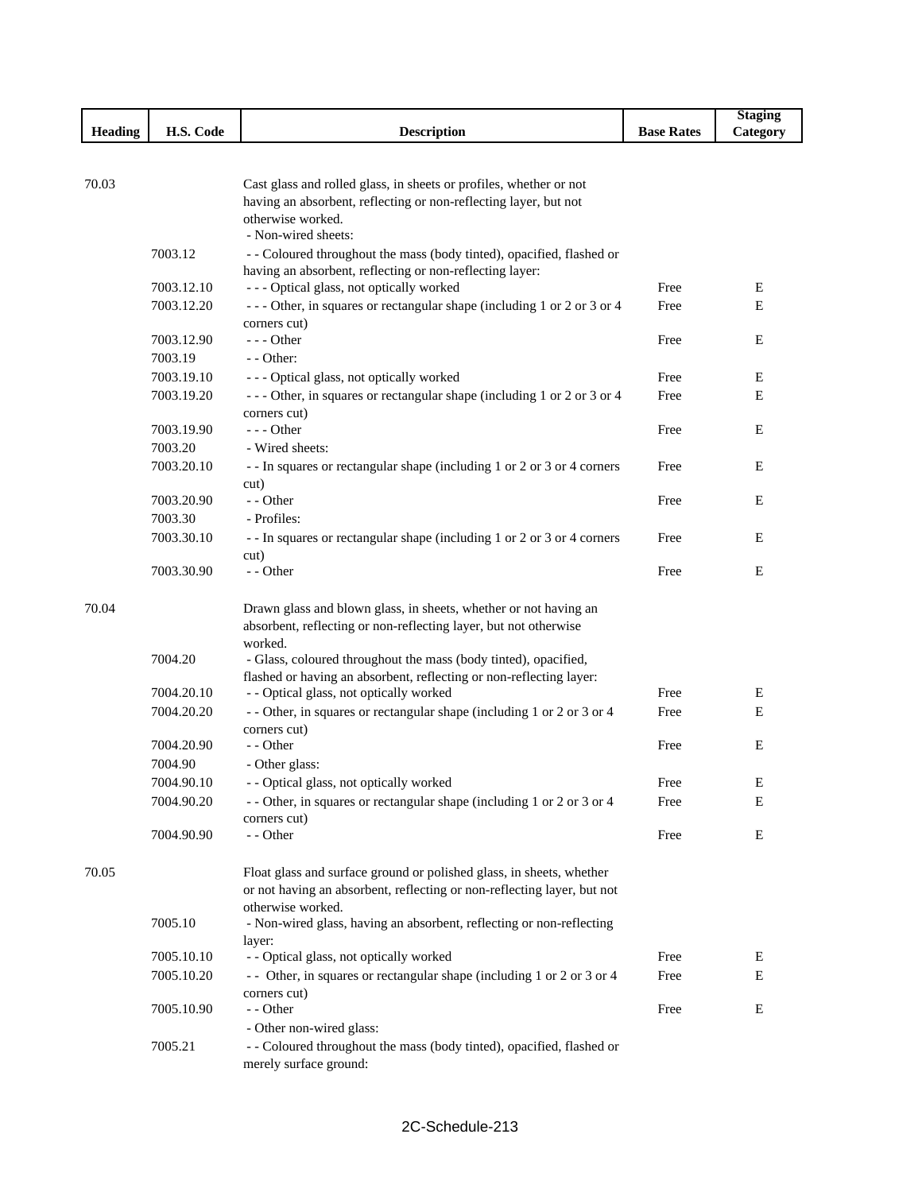| Heading | H.S. Code | Description | Base Rates | Staging Category |
|---|---|---|---|---|
| 70.03 | | Cast glass and rolled glass, in sheets or profiles, whether or not having an absorbent, reflecting or non-reflecting layer, but not otherwise worked. | | |
| | | - Non-wired sheets: | | |
| | 7003.12 | - - Coloured throughout the mass (body tinted), opacified, flashed or having an absorbent, reflecting or non-reflecting layer: | | |
| | 7003.12.10 | - - - Optical glass, not optically worked | Free | E |
| | 7003.12.20 | - - - Other, in squares or rectangular shape (including 1 or 2 or 3 or 4 corners cut) | Free | E |
| | 7003.12.90 | - - - Other | Free | E |
| | 7003.19 | - - Other: | | |
| | 7003.19.10 | - - - Optical glass, not optically worked | Free | E |
| | 7003.19.20 | - - - Other, in squares or rectangular shape (including 1 or 2 or 3 or 4 corners cut) | Free | E |
| | 7003.19.90 | - - - Other | Free | E |
| | 7003.20 | - Wired sheets: | | |
| | 7003.20.10 | - - In squares or rectangular shape (including 1 or 2 or 3 or 4 corners cut) | Free | E |
| | 7003.20.90 | - - Other | Free | E |
| | 7003.30 | - Profiles: | | |
| | 7003.30.10 | - - In squares or rectangular shape (including 1 or 2 or 3 or 4 corners cut) | Free | E |
| | 7003.30.90 | - - Other | Free | E |
| 70.04 | | Drawn glass and blown glass, in sheets, whether or not having an absorbent, reflecting or non-reflecting layer, but not otherwise worked. | | |
| | 7004.20 | - Glass, coloured throughout the mass (body tinted), opacified, flashed or having an absorbent, reflecting or non-reflecting layer: | | |
| | 7004.20.10 | - - Optical glass, not optically worked | Free | E |
| | 7004.20.20 | - - Other, in squares or rectangular shape (including 1 or 2 or 3 or 4 corners cut) | Free | E |
| | 7004.20.90 | - - Other | Free | E |
| | 7004.90 | - Other glass: | | |
| | 7004.90.10 | - - Optical glass, not optically worked | Free | E |
| | 7004.90.20 | - - Other, in squares or rectangular shape (including 1 or 2 or 3 or 4 corners cut) | Free | E |
| | 7004.90.90 | - - Other | Free | E |
| 70.05 | | Float glass and surface ground or polished glass, in sheets, whether or not having an absorbent, reflecting or non-reflecting layer, but not otherwise worked. | | |
| | 7005.10 | - Non-wired glass, having an absorbent, reflecting or non-reflecting layer: | | |
| | 7005.10.10 | - - Optical glass, not optically worked | Free | E |
| | 7005.10.20 | - - Other, in squares or rectangular shape (including 1 or 2 or 3 or 4 corners cut) | Free | E |
| | 7005.10.90 | - - Other | Free | E |
| | | - Other non-wired glass: | | |
| | 7005.21 | - - Coloured throughout the mass (body tinted), opacified, flashed or merely surface ground: | | |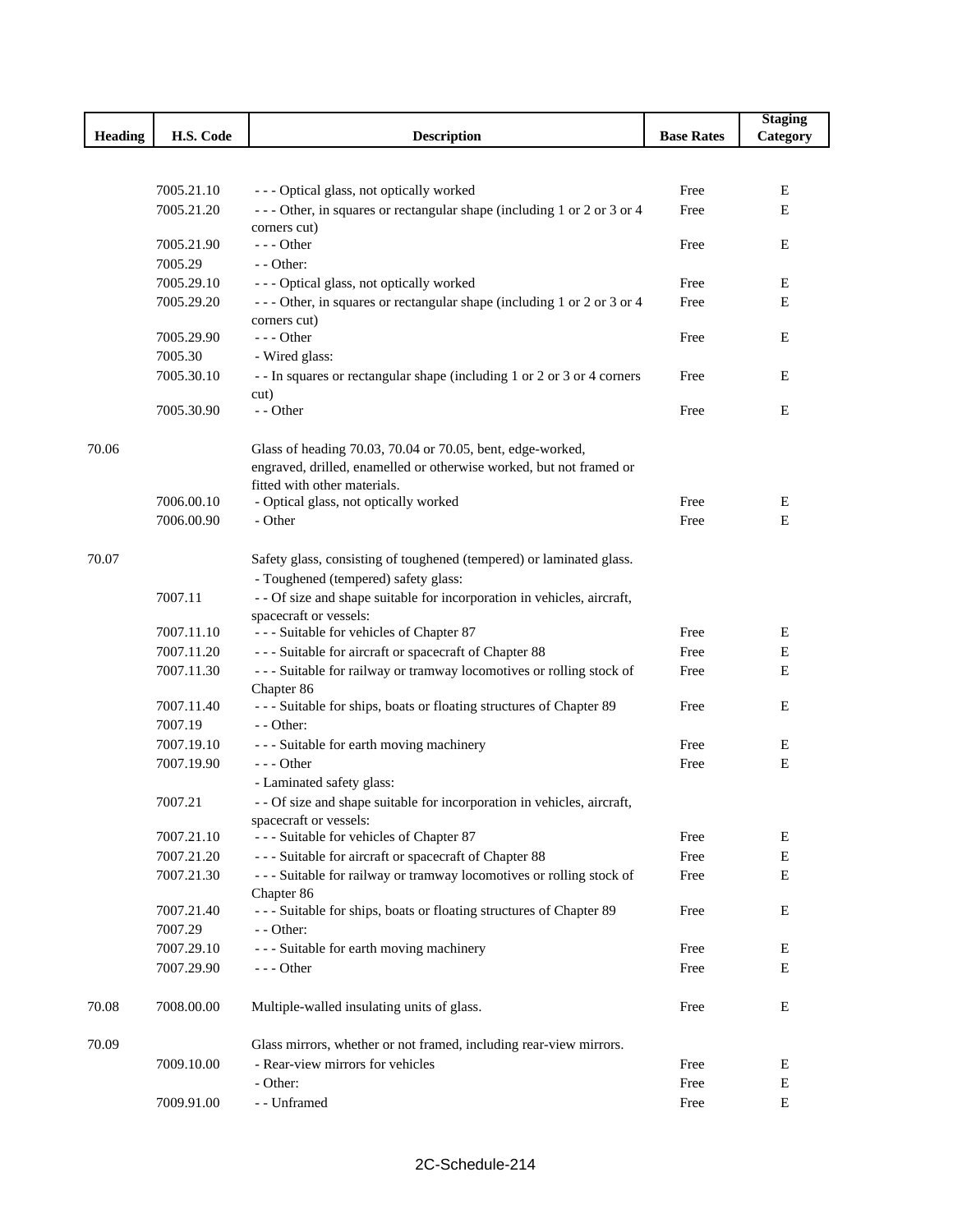| Heading | H.S. Code | Description | Base Rates | Staging Category |
|---|---|---|---|---|
| | 7005.21.10 | - - - Optical glass, not optically worked | Free | E |
| | 7005.21.20 | - - - Other, in squares or rectangular shape (including 1 or 2 or 3 or 4 corners cut) | Free | E |
| | 7005.21.90 | - - - Other | Free | E |
| | 7005.29 | - - Other: | | |
| | 7005.29.10 | - - - Optical glass, not optically worked | Free | E |
| | 7005.29.20 | - - - Other, in squares or rectangular shape (including 1 or 2 or 3 or 4 corners cut) | Free | E |
| | 7005.29.90 | - - - Other | Free | E |
| | 7005.30 | - Wired glass: | | |
| | 7005.30.10 | - - In squares or rectangular shape (including 1 or 2 or 3 or 4 corners cut) | Free | E |
| | 7005.30.90 | - - Other | Free | E |
| 70.06 | | Glass of heading 70.03, 70.04 or 70.05, bent, edge-worked, engraved, drilled, enamelled or otherwise worked, but not framed or fitted with other materials. | | |
| | 7006.00.10 | - Optical glass, not optically worked | Free | E |
| | 7006.00.90 | - Other | Free | E |
| 70.07 | | Safety glass, consisting of toughened (tempered) or laminated glass. | | |
| | | - Toughened (tempered) safety glass: | | |
| | 7007.11 | - - Of size and shape suitable for incorporation in vehicles, aircraft, spacecraft or vessels: | | |
| | 7007.11.10 | - - - Suitable for vehicles of Chapter 87 | Free | E |
| | 7007.11.20 | - - - Suitable for aircraft or spacecraft of Chapter 88 | Free | E |
| | 7007.11.30 | - - - Suitable for railway or tramway locomotives or rolling stock of Chapter 86 | Free | E |
| | 7007.11.40 | - - - Suitable for ships, boats or floating structures of Chapter 89 | Free | E |
| | 7007.19 | - - Other: | | |
| | 7007.19.10 | - - - Suitable for earth moving machinery | Free | E |
| | 7007.19.90 | - - - Other | Free | E |
| | | - Laminated safety glass: | | |
| | 7007.21 | - - Of size and shape suitable for incorporation in vehicles, aircraft, spacecraft or vessels: | | |
| | 7007.21.10 | - - - Suitable for vehicles of Chapter 87 | Free | E |
| | 7007.21.20 | - - - Suitable for aircraft or spacecraft of Chapter 88 | Free | E |
| | 7007.21.30 | - - - Suitable for railway or tramway locomotives or rolling stock of Chapter 86 | Free | E |
| | 7007.21.40 | - - - Suitable for ships, boats or floating structures of Chapter 89 | Free | E |
| | 7007.29 | - - Other: | | |
| | 7007.29.10 | - - - Suitable for earth moving machinery | Free | E |
| | 7007.29.90 | - - - Other | Free | E |
| 70.08 | 7008.00.00 | Multiple-walled insulating units of glass. | Free | E |
| 70.09 | | Glass mirrors, whether or not framed, including rear-view mirrors. | | |
| | 7009.10.00 | - Rear-view mirrors for vehicles | Free | E |
| | | - Other: | Free | E |
| | 7009.91.00 | - - Unframed | Free | E |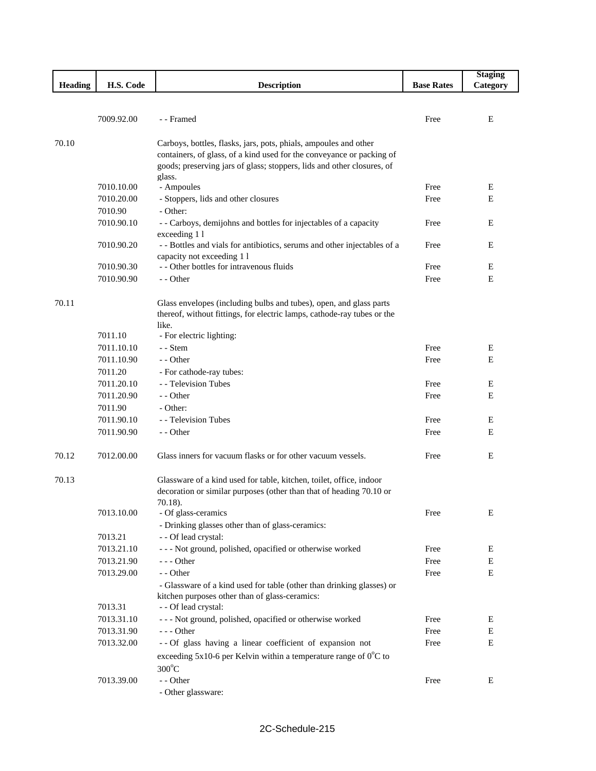| Heading | H.S. Code | Description | Base Rates | Staging Category |
|---|---|---|---|---|
| | 7009.92.00 | - - Framed | Free | E |
| 70.10 | | Carboys, bottles, flasks, jars, pots, phials, ampoules and other containers, of glass, of a kind used for the conveyance or packing of goods; preserving jars of glass; stoppers, lids and other closures, of glass. | | |
| | 7010.10.00 | - Ampoules | Free | E |
| | 7010.20.00 | - Stoppers, lids and other closures | Free | E |
| | 7010.90 | - Other: | | |
| | 7010.90.10 | - - Carboys, demijohns and bottles for injectables of a capacity exceeding 1 l | Free | E |
| | 7010.90.20 | - - Bottles and vials for antibiotics, serums and other injectables of a capacity not exceeding 1 l | Free | E |
| | 7010.90.30 | - - Other bottles for intravenous fluids | Free | E |
| | 7010.90.90 | - - Other | Free | E |
| 70.11 | | Glass envelopes (including bulbs and tubes), open, and glass parts thereof, without fittings, for electric lamps, cathode-ray tubes or the like. | | |
| | 7011.10 | - For electric lighting: | | |
| | 7011.10.10 | - - Stem | Free | E |
| | 7011.10.90 | - - Other | Free | E |
| | 7011.20 | - For cathode-ray tubes: | | |
| | 7011.20.10 | - - Television Tubes | Free | E |
| | 7011.20.90 | - - Other | Free | E |
| | 7011.90 | - Other: | | |
| | 7011.90.10 | - - Television Tubes | Free | E |
| | 7011.90.90 | - - Other | Free | E |
| 70.12 | 7012.00.00 | Glass inners for vacuum flasks or for other vacuum vessels. | Free | E |
| 70.13 | | Glassware of a kind used for table, kitchen, toilet, office, indoor decoration or similar purposes (other than that of heading 70.10 or 70.18). | | |
| | 7013.10.00 | - Of glass-ceramics | Free | E |
| | | - Drinking glasses other than of glass-ceramics: | | |
| | 7013.21 | - - Of lead crystal: | | |
| | 7013.21.10 | - - - Not ground, polished, opacified or otherwise worked | Free | E |
| | 7013.21.90 | - - - Other | Free | E |
| | 7013.29.00 | - - Other | Free | E |
| | | - Glassware of a kind used for table (other than drinking glasses) or kitchen purposes other than of glass-ceramics: | | |
| | 7013.31 | - - Of lead crystal: | | |
| | 7013.31.10 | - - - Not ground, polished, opacified or otherwise worked | Free | E |
| | 7013.31.90 | - - - Other | Free | E |
| | 7013.32.00 | - - Of glass having a linear coefficient of expansion not exceeding 5x10-6 per Kelvin within a temperature range of $0^{o}C$ to $300^{o}C$ | Free | E |
| | 7013.39.00 | - - Other | Free | E |
| | | - Other glassware: | | |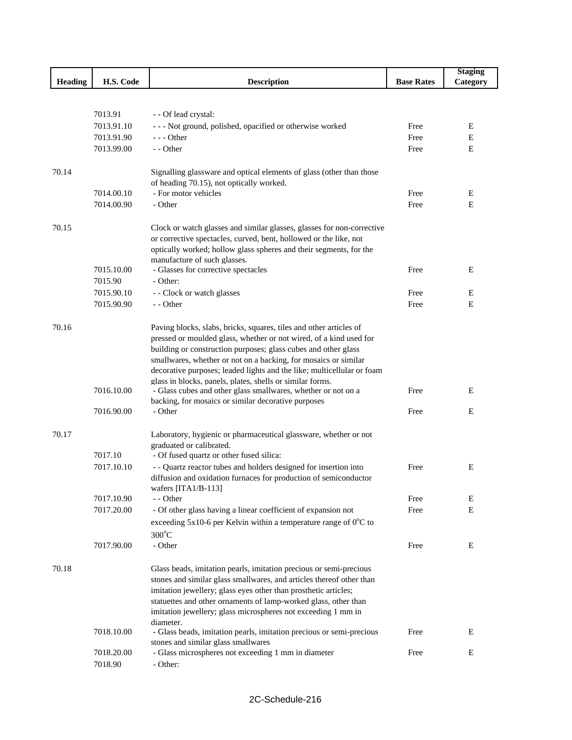| Heading | H.S. Code | Description | Base Rates | Staging Category |
|---|---|---|---|---|
| | 7013.91 | - - Of lead crystal: | | |
| | 7013.91.10 | - - - Not ground, polished, opacified or otherwise worked | Free | E |
| | 7013.91.90 | - - - Other | Free | E |
| | 7013.99.00 | - - Other | Free | E |
| 70.14 | | Signalling glassware and optical elements of glass (other than those of heading 70.15), not optically worked. | | |
| | 7014.00.10 | - For motor vehicles | Free | E |
| | 7014.00.90 | - Other | Free | E |
| 70.15 | | Clock or watch glasses and similar glasses, glasses for non-corrective or corrective spectacles, curved, bent, hollowed or the like, not optically worked; hollow glass spheres and their segments, for the manufacture of such glasses. | | |
| | 7015.10.00 | - Glasses for corrective spectacles | Free | E |
| | 7015.90 | - Other: | | |
| | 7015.90.10 | - - Clock or watch glasses | Free | E |
| | 7015.90.90 | - - Other | Free | E |
| 70.16 | | Paving blocks, slabs, bricks, squares, tiles and other articles of pressed or moulded glass, whether or not wired, of a kind used for building or construction purposes; glass cubes and other glass smallwares, whether or not on a backing, for mosaics or similar decorative purposes; leaded lights and the like; multicellular or foam glass in blocks, panels, plates, shells or similar forms. | | |
| | 7016.10.00 | - Glass cubes and other glass smallwares, whether or not on a backing, for mosaics or similar decorative purposes | Free | E |
| | 7016.90.00 | - Other | Free | E |
| 70.17 | | Laboratory, hygienic or pharmaceutical glassware, whether or not graduated or calibrated. | | |
| | 7017.10 | - Of fused quartz or other fused silica: | | |
| | 7017.10.10 | - - Quartz reactor tubes and holders designed for insertion into diffusion and oxidation furnaces for production of semiconductor wafers [ITA1/B-113] | Free | E |
| | 7017.10.90 | - - Other | Free | E |
| | 7017.20.00 | - Of other glass having a linear coefficient of expansion not exceeding 5x10-6 per Kelvin within a temperature range of $0^{o}C$ to $300^{o}C$ | Free | E |
| | 7017.90.00 | - Other | Free | E |
| 70.18 | | Glass beads, imitation pearls, imitation precious or semi-precious stones and similar glass smallwares, and articles thereof other than imitation jewellery; glass eyes other than prosthetic articles; statuettes and other ornaments of lamp-worked glass, other than imitation jewellery; glass microspheres not exceeding 1 mm in diameter. | | |
| | 7018.10.00 | - Glass beads, imitation pearls, imitation precious or semi-precious stones and similar glass smallwares | Free | E |
| | 7018.20.00 | - Glass microspheres not exceeding 1 mm in diameter | Free | E |
| | 7018.90 | - Other: | | |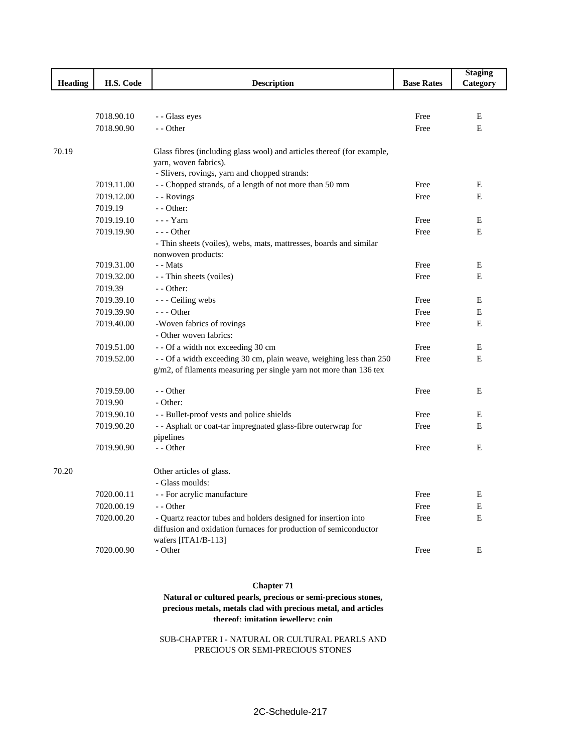| Heading | H.S. Code | Description | Base Rates | Staging Category |
|---|---|---|---|---|
| | 7018.90.10 | - - Glass eyes | Free | E |
| | 7018.90.90 | - - Other | Free | E |
| 70.19 | | Glass fibres (including glass wool) and articles thereof (for example, yarn, woven fabrics). | | |
| | | - Slivers, rovings, yarn and chopped strands: | | |
| | 7019.11.00 | - - Chopped strands, of a length of not more than 50 mm | Free | E |
| | 7019.12.00 | - - Rovings | Free | E |
| | 7019.19 | - - Other: | | |
| | 7019.19.10 | - - - Yarn | Free | E |
| | 7019.19.90 | - - - Other | Free | E |
| | | - Thin sheets (voiles), webs, mats, mattresses, boards and similar nonwoven products: | | |
| | 7019.31.00 | - - Mats | Free | E |
| | 7019.32.00 | - - Thin sheets (voiles) | Free | E |
| | 7019.39 | - - Other: | | |
| | 7019.39.10 | - - - Ceiling webs | Free | E |
| | 7019.39.90 | - - - Other | Free | E |
| | 7019.40.00 | -Woven fabrics of rovings | Free | E |
| | | - Other woven fabrics: | | |
| | 7019.51.00 | - - Of a width not exceeding 30 cm | Free | E |
| | 7019.52.00 | - - Of a width exceeding 30 cm, plain weave, weighing less than 250 g/m2, of filaments measuring per single yarn not more than 136 tex | Free | E |
| | 7019.59.00 | - - Other | Free | E |
| | 7019.90 | - Other: | | |
| | 7019.90.10 | - - Bullet-proof vests and police shields | Free | E |
| | 7019.90.20 | - - Asphalt or coat-tar impregnated glass-fibre outerwrap for pipelines | Free | E |
| | 7019.90.90 | - - Other | Free | E |
| 70.20 | | Other articles of glass. | | |
| | | - Glass moulds: | | |
| | 7020.00.11 | - - For acrylic manufacture | Free | E |
| | 7020.00.19 | - - Other | Free | E |
| | 7020.00.20 | - Quartz reactor tubes and holders designed for insertion into diffusion and oxidation furnaces for production of semiconductor wafers [ITA1/B-113] | Free | E |
| | 7020.00.90 | - Other | Free | E |

## Chapter 71

**Natural or cultured pearls, precious or semi-precious stones, precious metals, metals clad with precious metal, and articles thereof; imitation jewellery; coin**

SUB-CHAPTER I - NATURAL OR CULTURAL PEARLS AND PRECIOUS OR SEMI-PRECIOUS STONES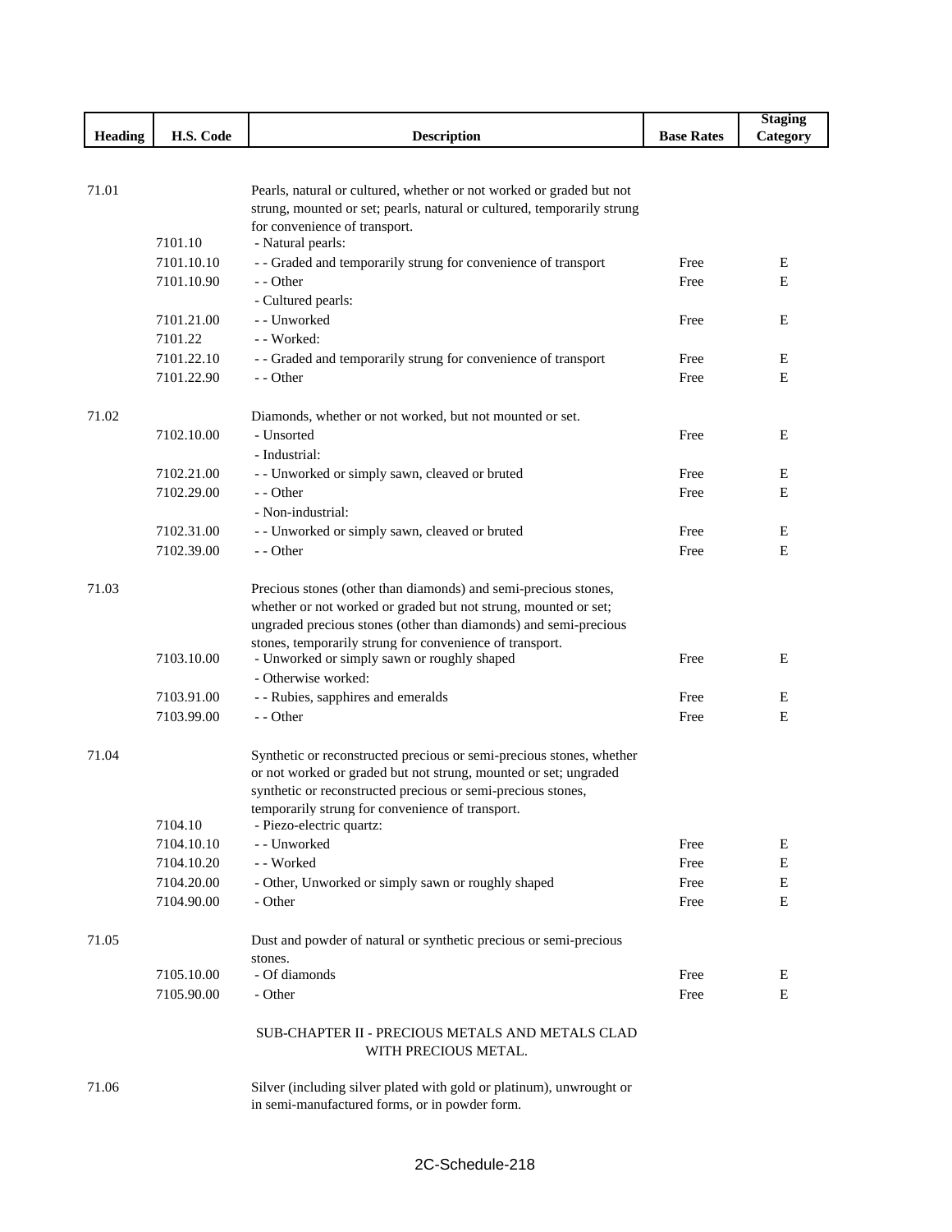| Heading | H.S. Code | Description | Base Rates | Staging Category |
|---|---|---|---|---|
| 71.01 | | Pearls, natural or cultured, whether or not worked or graded but not strung, mounted or set; pearls, natural or cultured, temporarily strung for convenience of transport. | | |
| | 7101.10 | - Natural pearls: | | |
| | 7101.10.10 | - - Graded and temporarily strung for convenience of transport | Free | E |
| | 7101.10.90 | - - Other | Free | E |
| | | - Cultured pearls: | | |
| | 7101.21.00 | - - Unworked | Free | E |
| | 7101.22 | - - Worked: | | |
| | 7101.22.10 | - - Graded and temporarily strung for convenience of transport | Free | E |
| | 7101.22.90 | - - Other | Free | E |
| 71.02 | | Diamonds, whether or not worked, but not mounted or set. | | |
| | 7102.10.00 | - Unsorted | Free | E |
| | | - Industrial: | | |
| | 7102.21.00 | - - Unworked or simply sawn, cleaved or bruted | Free | E |
| | 7102.29.00 | - - Other | Free | E |
| | | - Non-industrial: | | |
| | 7102.31.00 | - - Unworked or simply sawn, cleaved or bruted | Free | E |
| | 7102.39.00 | - - Other | Free | E |
| 71.03 | | Precious stones (other than diamonds) and semi-precious stones, whether or not worked or graded but not strung, mounted or set; ungraded precious stones (other than diamonds) and semi-precious stones, temporarily strung for convenience of transport. | | |
| | 7103.10.00 | - Unworked or simply sawn or roughly shaped | Free | E |
| | | - Otherwise worked: | | |
| | 7103.91.00 | - - Rubies, sapphires and emeralds | Free | E |
| | 7103.99.00 | - - Other | Free | E |
| 71.04 | | Synthetic or reconstructed precious or semi-precious stones, whether or not worked or graded but not strung, mounted or set; ungraded synthetic or reconstructed precious or semi-precious stones, temporarily strung for convenience of transport. | | |
| | 7104.10 | - Piezo-electric quartz: | | |
| | 7104.10.10 | - - Unworked | Free | E |
| | 7104.10.20 | - - Worked | Free | E |
| | 7104.20.00 | - Other, Unworked or simply sawn or roughly shaped | Free | E |
| | 7104.90.00 | - Other | Free | E |
| 71.05 | | Dust and powder of natural or synthetic precious or semi-precious stones. | | |
| | 7105.10.00 | - Of diamonds | Free | E |
| | 7105.90.00 | - Other | Free | E |
| | | SUB-CHAPTER II - PRECIOUS METALS AND METALS CLAD WITH PRECIOUS METAL. | | |
| 71.06 | | Silver (including silver plated with gold or platinum), unwrought or in semi-manufactured forms, or in powder form. | | |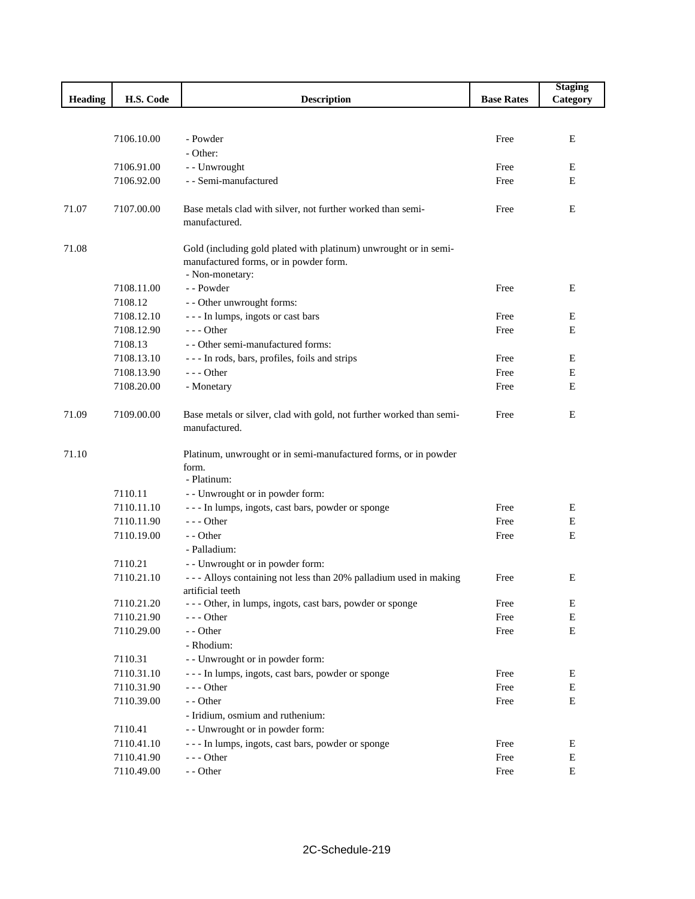| Heading | H.S. Code | Description | Base Rates | Staging Category |
|---|---|---|---|---|
| | 7106.10.00 | - Powder | Free | E |
| | | - Other: | | |
| | 7106.91.00 | - - Unwrought | Free | E |
| | 7106.92.00 | - - Semi-manufactured | Free | E |
| 71.07 | 7107.00.00 | Base metals clad with silver, not further worked than semi-manufactured. | Free | E |
| 71.08 | | Gold (including gold plated with platinum) unwrought or in semi-manufactured forms, or in powder form. | | |
| | | - Non-monetary: | | |
| | 7108.11.00 | - - Powder | Free | E |
| | 7108.12 | - - Other unwrought forms: | | |
| | 7108.12.10 | - - - In lumps, ingots or cast bars | Free | E |
| | 7108.12.90 | - - - Other | Free | E |
| | 7108.13 | - - Other semi-manufactured forms: | | |
| | 7108.13.10 | - - - In rods, bars, profiles, foils and strips | Free | E |
| | 7108.13.90 | - - - Other | Free | E |
| | 7108.20.00 | - Monetary | Free | E |
| 71.09 | 7109.00.00 | Base metals or silver, clad with gold, not further worked than semi-manufactured. | Free | E |
| 71.10 | | Platinum, unwrought or in semi-manufactured forms, or in powder form. | | |
| | | - Platinum: | | |
| | 7110.11 | - - Unwrought or in powder form: | | |
| | 7110.11.10 | - - - In lumps, ingots, cast bars, powder or sponge | Free | E |
| | 7110.11.90 | - - - Other | Free | E |
| | 7110.19.00 | - - Other | Free | E |
| | | - Palladium: | | |
| | 7110.21 | - - Unwrought or in powder form: | | |
| | 7110.21.10 | - - - Alloys containing not less than 20% palladium used in making artificial teeth | Free | E |
| | 7110.21.20 | - - - Other, in lumps, ingots, cast bars, powder or sponge | Free | E |
| | 7110.21.90 | - - - Other | Free | E |
| | 7110.29.00 | - - Other | Free | E |
| | | - Rhodium: | | |
| | 7110.31 | - - Unwrought or in powder form: | | |
| | 7110.31.10 | - - - In lumps, ingots, cast bars, powder or sponge | Free | E |
| | 7110.31.90 | - - - Other | Free | E |
| | 7110.39.00 | - - Other | Free | E |
| | | - Iridium, osmium and ruthenium: | | |
| | 7110.41 | - - Unwrought or in powder form: | | |
| | 7110.41.10 | - - - In lumps, ingots, cast bars, powder or sponge | Free | E |
| | 7110.41.90 | - - - Other | Free | E |
| | 7110.49.00 | - - Other | Free | E |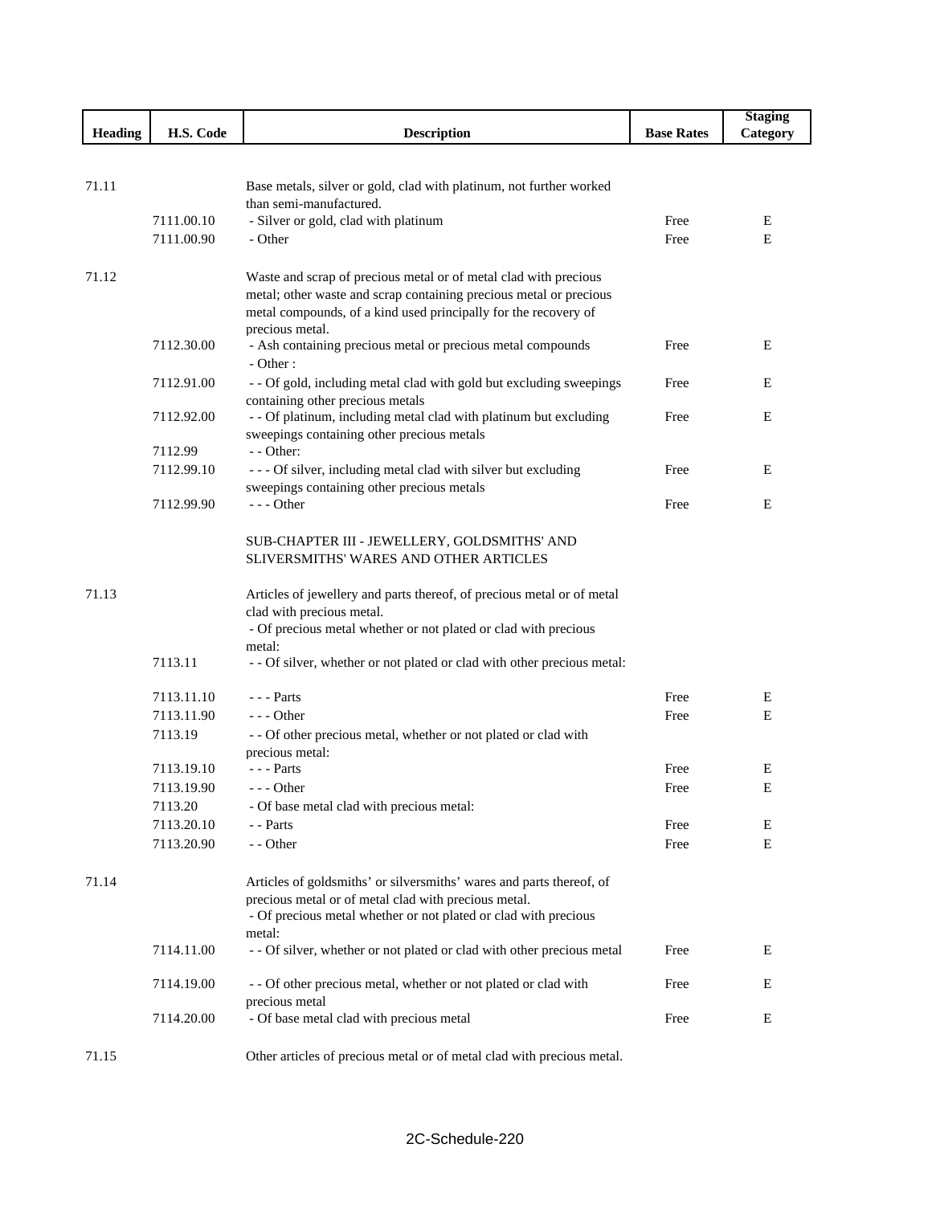| Heading | H.S. Code | Description | Base Rates | Staging Category |
|---|---|---|---|---|
| 71.11 | | Base metals, silver or gold, clad with platinum, not further worked than semi-manufactured. | | |
| | 7111.00.10 | - Silver or gold, clad with platinum | Free | E |
| | 7111.00.90 | - Other | Free | E |
| 71.12 | | Waste and scrap of precious metal or of metal clad with precious metal; other waste and scrap containing precious metal or precious metal compounds, of a kind used principally for the recovery of precious metal. | | |
| | 7112.30.00 | - Ash containing precious metal or precious metal compounds | Free | E |
| | | - Other : | | |
| | 7112.91.00 | - - Of gold, including metal clad with gold but excluding sweepings containing other precious metals | Free | E |
| | 7112.92.00 | - - Of platinum, including metal clad with platinum but excluding sweepings containing other precious metals | Free | E |
| | 7112.99 | - - Other: | | |
| | 7112.99.10 | - - - Of silver, including metal clad with silver but excluding sweepings containing other precious metals | Free | E |
| | 7112.99.90 | - - - Other | Free | E |
| | | SUB-CHAPTER III - JEWELLERY, GOLDSMITHS' AND SLIVERSMITHS' WARES AND OTHER ARTICLES | | |
| 71.13 | | Articles of jewellery and parts thereof, of precious metal or of metal clad with precious metal. | | |
| | | - Of precious metal whether or not plated or clad with precious metal: | | |
| | 7113.11 | - - Of silver, whether or not plated or clad with other precious metal: | | |
| | 7113.11.10 | - - - Parts | Free | E |
| | 7113.11.90 | - - - Other | Free | E |
| | 7113.19 | - - Of other precious metal, whether or not plated or clad with precious metal: | | |
| | 7113.19.10 | - - - Parts | Free | E |
| | 7113.19.90 | - - - Other | Free | E |
| | 7113.20 | - Of base metal clad with precious metal: | | |
| | 7113.20.10 | - - Parts | Free | E |
| | 7113.20.90 | - - Other | Free | E |
| 71.14 | | Articles of goldsmiths' or silversmiths' wares and parts thereof, of precious metal or of metal clad with precious metal. | | |
| | | - Of precious metal whether or not plated or clad with precious metal: | | |
| | 7114.11.00 | - - Of silver, whether or not plated or clad with other precious metal | Free | E |
| | 7114.19.00 | - - Of other precious metal, whether or not plated or clad with precious metal | Free | E |
| | 7114.20.00 | - Of base metal clad with precious metal | Free | E |
| 71.15 | | Other articles of precious metal or of metal clad with precious metal. | | |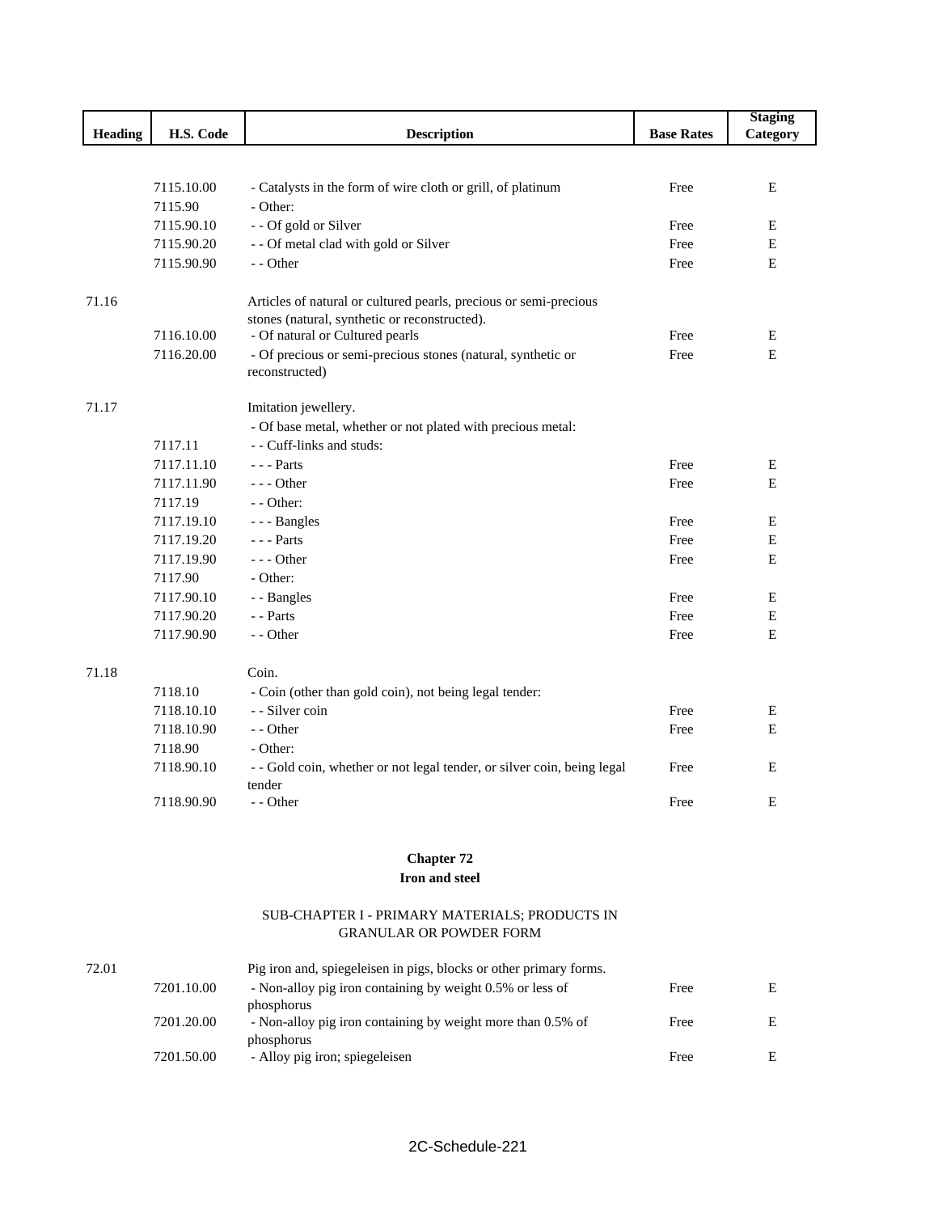| Heading | H.S. Code | Description | Base Rates | Staging Category |
|---|---|---|---|---|
| | 7115.10.00 | - Catalysts in the form of wire cloth or grill, of platinum | Free | E |
| | 7115.90 | - Other: | | |
| | 7115.90.10 | - - Of gold or Silver | Free | E |
| | 7115.90.20 | - - Of metal clad with gold or Silver | Free | E |
| | 7115.90.90 | - - Other | Free | E |
| 71.16 | | Articles of natural or cultured pearls, precious or semi-precious stones (natural, synthetic or reconstructed). | | |
| | 7116.10.00 | - Of natural or Cultured pearls | Free | E |
| | 7116.20.00 | - Of precious or semi-precious stones (natural, synthetic or reconstructed) | Free | E |
| 71.17 | | Imitation jewellery. | | |
| | | - Of base metal, whether or not plated with precious metal: | | |
| | 7117.11 | - - Cuff-links and studs: | | |
| | 7117.11.10 | - - - Parts | Free | E |
| | 7117.11.90 | - - - Other | Free | E |
| | 7117.19 | - - Other: | | |
| | 7117.19.10 | - - - Bangles | Free | E |
| | 7117.19.20 | - - - Parts | Free | E |
| | 7117.19.90 | - - - Other | Free | E |
| | 7117.90 | - Other: | | |
| | 7117.90.10 | - - Bangles | Free | E |
| | 7117.90.20 | - - Parts | Free | E |
| | 7117.90.90 | - - Other | Free | E |
| 71.18 | | Coin. | | |
| | 7118.10 | - Coin (other than gold coin), not being legal tender: | | |
| | 7118.10.10 | - - Silver coin | Free | E |
| | 7118.10.90 | - - Other | Free | E |
| | 7118.90 | - Other: | | |
| | 7118.90.10 | - - Gold coin, whether or not legal tender, or silver coin, being legal tender | Free | E |
| | 7118.90.90 | - - Other | Free | E |

## Chapter 72
## Iron and steel

### SUB-CHAPTER I - PRIMARY MATERIALS; PRODUCTS IN GRANULAR OR POWDER FORM

| Heading | H.S. Code | Description | Base Rates | Staging Category |
|---|---|---|---|---|
| 72.01 | | Pig iron and, spiegeleisen in pigs, blocks or other primary forms. | | |
| | 7201.10.00 | - Non-alloy pig iron containing by weight 0.5% or less of phosphorus | Free | E |
| | 7201.20.00 | - Non-alloy pig iron containing by weight more than 0.5% of phosphorus | Free | E |
| | 7201.50.00 | - Alloy pig iron; spiegeleisen | Free | E |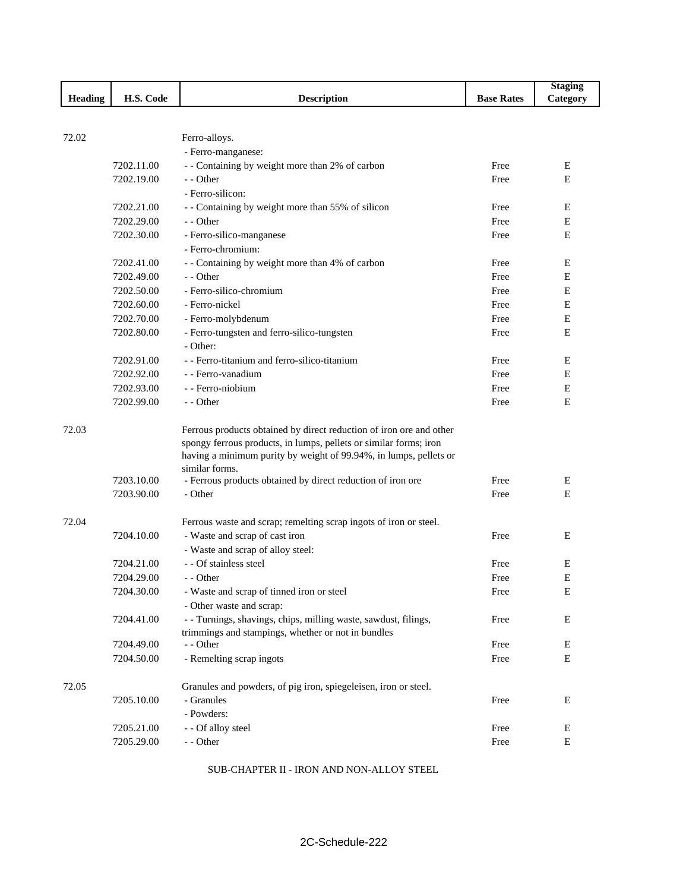| Heading | H.S. Code | Description | Base Rates | Staging Category |
|---|---|---|---|---|
| 72.02 | | Ferro-alloys. | | |
| | | - Ferro-manganese: | | |
| | 7202.11.00 | - - Containing by weight more than 2% of carbon | Free | E |
| | 7202.19.00 | - - Other | Free | E |
| | | - Ferro-silicon: | | |
| | 7202.21.00 | - - Containing by weight more than 55% of silicon | Free | E |
| | 7202.29.00 | - - Other | Free | E |
| | 7202.30.00 | - Ferro-silico-manganese | Free | E |
| | | - Ferro-chromium: | | |
| | 7202.41.00 | - - Containing by weight more than 4% of carbon | Free | E |
| | 7202.49.00 | - - Other | Free | E |
| | 7202.50.00 | - Ferro-silico-chromium | Free | E |
| | 7202.60.00 | - Ferro-nickel | Free | E |
| | 7202.70.00 | - Ferro-molybdenum | Free | E |
| | 7202.80.00 | - Ferro-tungsten and ferro-silico-tungsten | Free | E |
| | | - Other: | | |
| | 7202.91.00 | - - Ferro-titanium and ferro-silico-titanium | Free | E |
| | 7202.92.00 | - - Ferro-vanadium | Free | E |
| | 7202.93.00 | - - Ferro-niobium | Free | E |
| | 7202.99.00 | - - Other | Free | E |
| 72.03 | | Ferrous products obtained by direct reduction of iron ore and other spongy ferrous products, in lumps, pellets or similar forms; iron having a minimum purity by weight of 99.94%, in lumps, pellets or similar forms. | | |
| | 7203.10.00 | - Ferrous products obtained by direct reduction of iron ore | Free | E |
| | 7203.90.00 | - Other | Free | E |
| 72.04 | | Ferrous waste and scrap; remelting scrap ingots of iron or steel. | | |
| | 7204.10.00 | - Waste and scrap of cast iron | Free | E |
| | | - Waste and scrap of alloy steel: | | |
| | 7204.21.00 | - - Of stainless steel | Free | E |
| | 7204.29.00 | - - Other | Free | E |
| | 7204.30.00 | - Waste and scrap of tinned iron or steel | Free | E |
| | | - Other waste and scrap: | | |
| | 7204.41.00 | - - Turnings, shavings, chips, milling waste, sawdust, filings, trimmings and stampings, whether or not in bundles | Free | E |
| | 7204.49.00 | - - Other | Free | E |
| | 7204.50.00 | - Remelting scrap ingots | Free | E |
| 72.05 | | Granules and powders, of pig iron, spiegeleisen, iron or steel. | | |
| | 7205.10.00 | - Granules | Free | E |
| | | - Powders: | | |
| | 7205.21.00 | - - Of alloy steel | Free | E |
| | 7205.29.00 | - - Other | Free | E |

SUB-CHAPTER II - IRON AND NON-ALLOY STEEL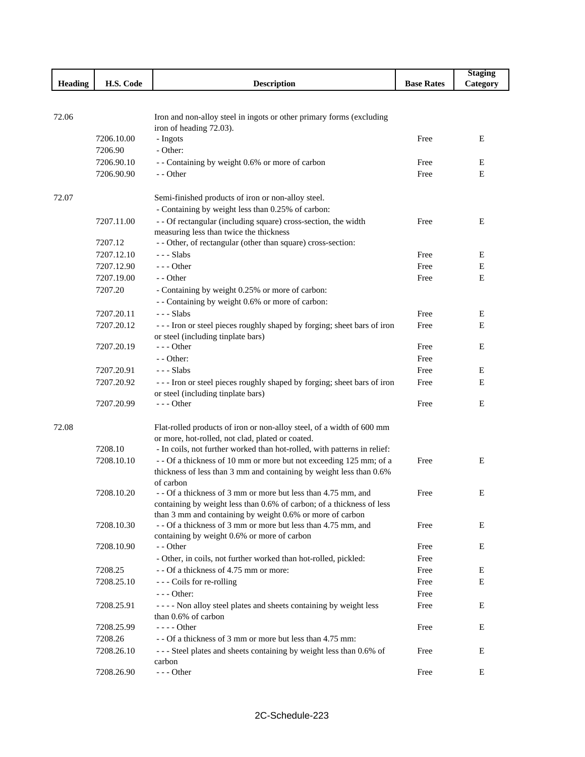| Heading | H.S. Code | Description | Base Rates | Staging Category |
|---|---|---|---|---|
| 72.06 | | Iron and non-alloy steel in ingots or other primary forms (excluding iron of heading 72.03). | | |
| | 7206.10.00 | - Ingots | Free | E |
| | 7206.90 | - Other: | | |
| | 7206.90.10 | - - Containing by weight 0.6% or more of carbon | Free | E |
| | 7206.90.90 | - - Other | Free | E |
| 72.07 | | Semi-finished products of iron or non-alloy steel. | | |
| | | - Containing by weight less than 0.25% of carbon: | | |
| | 7207.11.00 | - - Of rectangular (including square) cross-section, the width measuring less than twice the thickness | Free | E |
| | 7207.12 | - - Other, of rectangular (other than square) cross-section: | | |
| | 7207.12.10 | - - - Slabs | Free | E |
| | 7207.12.90 | - - - Other | Free | E |
| | 7207.19.00 | - - Other | Free | E |
| | 7207.20 | - Containing by weight 0.25% or more of carbon: | | |
| | | - - Containing by weight 0.6% or more of carbon: | | |
| | 7207.20.11 | - - - Slabs | Free | E |
| | 7207.20.12 | - - - Iron or steel pieces roughly shaped by forging; sheet bars of iron or steel (including tinplate bars) | Free | E |
| | 7207.20.19 | - - - Other | Free | E |
| | | - - Other: | Free | |
| | 7207.20.91 | - - - Slabs | Free | E |
| | 7207.20.92 | - - - Iron or steel pieces roughly shaped by forging; sheet bars of iron or steel (including tinplate bars) | Free | E |
| | 7207.20.99 | - - - Other | Free | E |
| 72.08 | | Flat-rolled products of iron or non-alloy steel, of a width of 600 mm or more, hot-rolled, not clad, plated or coated. | | |
| | 7208.10 | - In coils, not further worked than hot-rolled, with patterns in relief: | | |
| | 7208.10.10 | - - Of a thickness of 10 mm or more but not exceeding 125 mm; of a thickness of less than 3 mm and containing by weight less than 0.6% of carbon | Free | E |
| | 7208.10.20 | - - Of a thickness of 3 mm or more but less than 4.75 mm, and containing by weight less than 0.6% of carbon; of a thickness of less than 3 mm and containing by weight 0.6% or more of carbon | Free | E |
| | 7208.10.30 | - - Of a thickness of 3 mm or more but less than 4.75 mm, and containing by weight 0.6% or more of carbon | Free | E |
| | 7208.10.90 | - - Other | Free | E |
| | | - Other, in coils, not further worked than hot-rolled, pickled: | Free | |
| | 7208.25 | - - Of a thickness of 4.75 mm or more: | Free | E |
| | 7208.25.10 | - - - Coils for re-rolling | Free | E |
| | | - - - Other: | Free | |
| | 7208.25.91 | - - - - Non alloy steel plates and sheets containing by weight less than 0.6% of carbon | Free | E |
| | 7208.25.99 | - - - - Other | Free | E |
| | 7208.26 | - - Of a thickness of 3 mm or more but less than 4.75 mm: | | |
| | 7208.26.10 | - - - Steel plates and sheets containing by weight less than 0.6% of carbon | Free | E |
| | 7208.26.90 | - - - Other | Free | E |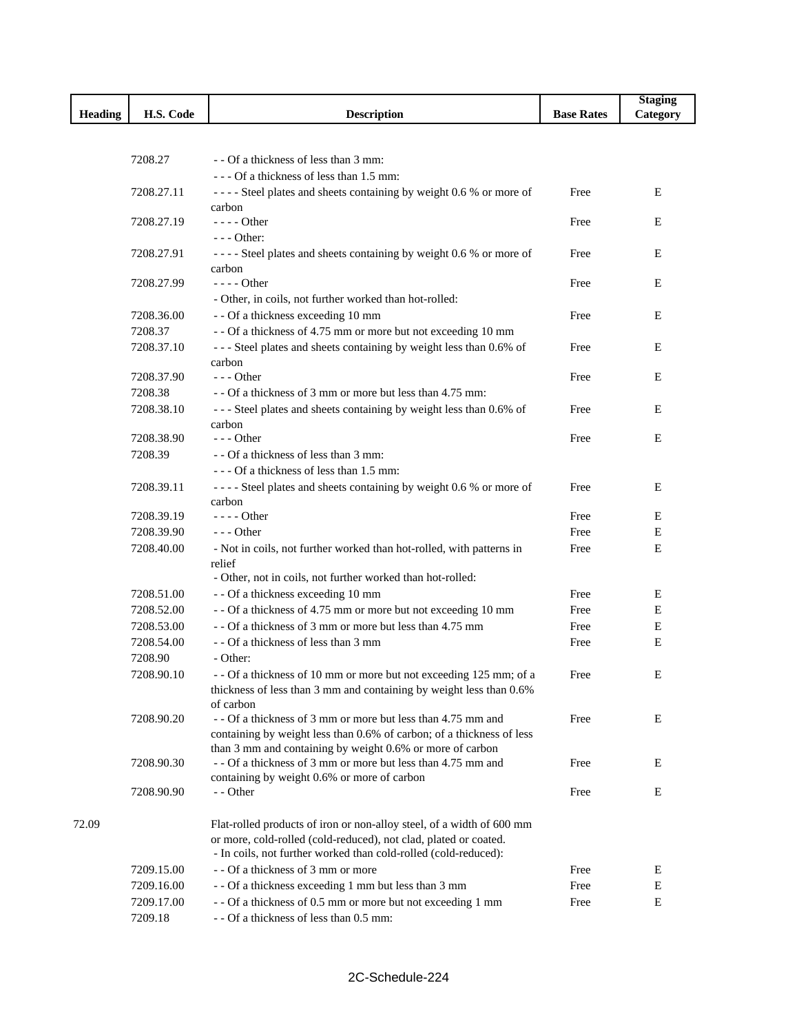| Heading | H.S. Code | Description | Base Rates | Staging Category |
|---|---|---|---|---|
| | 7208.27 | - - Of a thickness of less than 3 mm: | | |
| | | - - - Of a thickness of less than 1.5 mm: | | |
| | 7208.27.11 | - - - - Steel plates and sheets containing by weight 0.6 % or more of carbon | Free | E |
| | 7208.27.19 | - - - - Other | Free | E |
| | | - - - Other: | | |
| | 7208.27.91 | - - - - Steel plates and sheets containing by weight 0.6 % or more of carbon | Free | E |
| | 7208.27.99 | - - - - Other | Free | E |
| | | - Other, in coils, not further worked than hot-rolled: | | |
| | 7208.36.00 | - - Of a thickness exceeding 10 mm | Free | E |
| | 7208.37 | - - Of a thickness of 4.75 mm or more but not exceeding 10 mm | | |
| | 7208.37.10 | - - - Steel plates and sheets containing by weight less than 0.6% of carbon | Free | E |
| | 7208.37.90 | - - - Other | Free | E |
| | 7208.38 | - - Of a thickness of 3 mm or more but less than 4.75 mm: | | |
| | 7208.38.10 | - - - Steel plates and sheets containing by weight less than 0.6% of carbon | Free | E |
| | 7208.38.90 | - - - Other | Free | E |
| | 7208.39 | - - Of a thickness of less than 3 mm: | | |
| | | - - - Of a thickness of less than 1.5 mm: | | |
| | 7208.39.11 | - - - - Steel plates and sheets containing by weight 0.6 % or more of carbon | Free | E |
| | 7208.39.19 | - - - - Other | Free | E |
| | 7208.39.90 | - - - Other | Free | E |
| | 7208.40.00 | - Not in coils, not further worked than hot-rolled, with patterns in relief | Free | E |
| | | - Other, not in coils, not further worked than hot-rolled: | | |
| | 7208.51.00 | - - Of a thickness exceeding 10 mm | Free | E |
| | 7208.52.00 | - - Of a thickness of 4.75 mm or more but not exceeding 10 mm | Free | E |
| | 7208.53.00 | - - Of a thickness of 3 mm or more but less than 4.75 mm | Free | E |
| | 7208.54.00 | - - Of a thickness of less than 3 mm | Free | E |
| | 7208.90 | - Other: | | |
| | 7208.90.10 | - - Of a thickness of 10 mm or more but not exceeding 125 mm; of a thickness of less than 3 mm and containing by weight less than 0.6% of carbon | Free | E |
| | 7208.90.20 | - - Of a thickness of 3 mm or more but less than 4.75 mm and containing by weight less than 0.6% of carbon; of a thickness of less than 3 mm and containing by weight 0.6% or more of carbon | Free | E |
| | 7208.90.30 | - - Of a thickness of 3 mm or more but less than 4.75 mm and containing by weight 0.6% or more of carbon | Free | E |
| | 7208.90.90 | - - Other | Free | E |
| 72.09 | | Flat-rolled products of iron or non-alloy steel, of a width of 600 mm or more, cold-rolled (cold-reduced), not clad, plated or coated. | | |
| | | - In coils, not further worked than cold-rolled (cold-reduced): | | |
| | 7209.15.00 | - - Of a thickness of 3 mm or more | Free | E |
| | 7209.16.00 | - - Of a thickness exceeding 1 mm but less than 3 mm | Free | E |
| | 7209.17.00 | - - Of a thickness of 0.5 mm or more but not exceeding 1 mm | Free | E |
| | 7209.18 | - - Of a thickness of less than 0.5 mm: | | |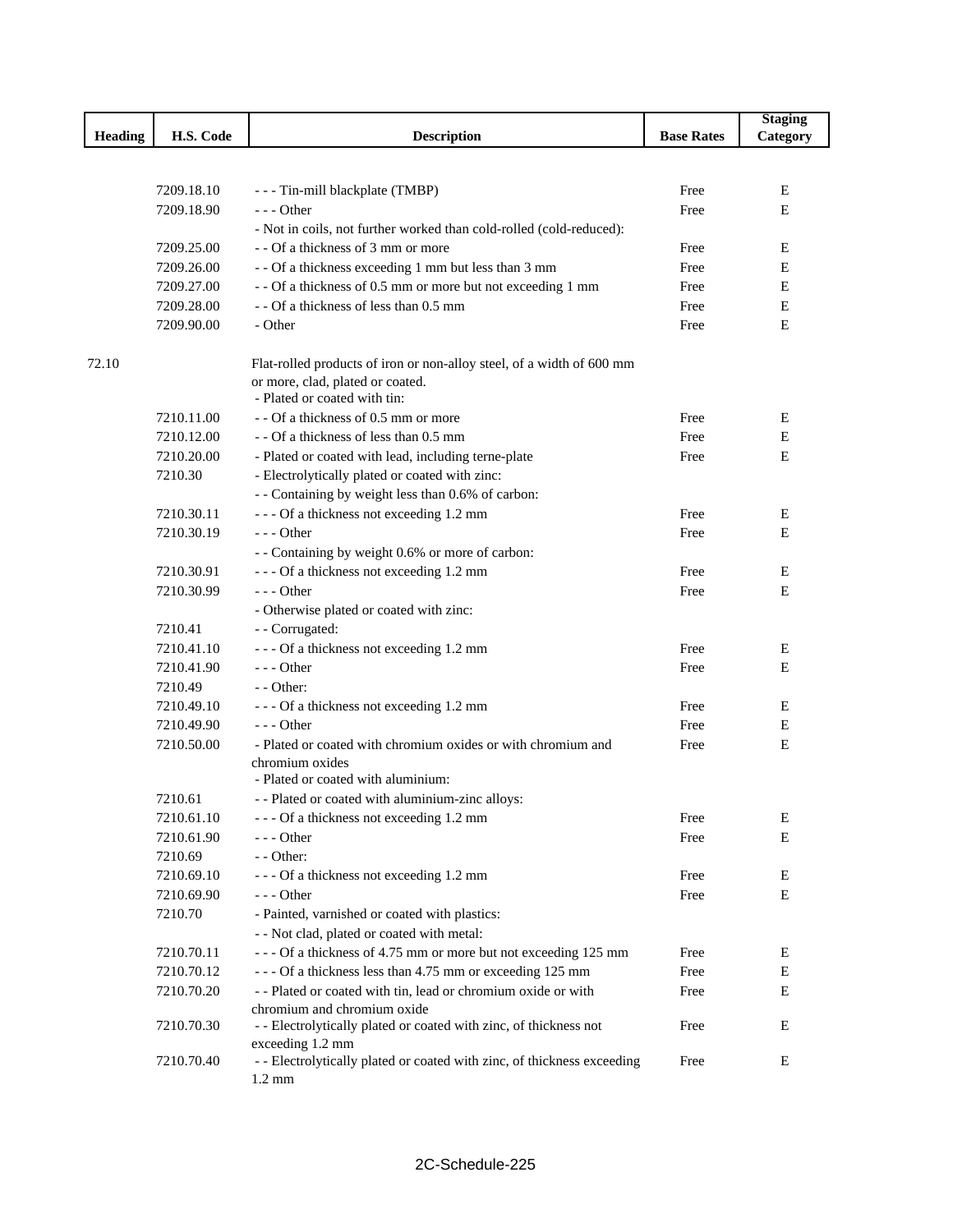| Heading | H.S. Code | Description | Base Rates | Staging Category |
|---|---|---|---|---|
| | 7209.18.10 | - - - Tin-mill blackplate (TMBP) | Free | E |
| | 7209.18.90 | - - - Other | Free | E |
| | | - Not in coils, not further worked than cold-rolled (cold-reduced): | | |
| | 7209.25.00 | - - Of a thickness of 3 mm or more | Free | E |
| | 7209.26.00 | - - Of a thickness exceeding 1 mm but less than 3 mm | Free | E |
| | 7209.27.00 | - - Of a thickness of 0.5 mm or more but not exceeding 1 mm | Free | E |
| | 7209.28.00 | - - Of a thickness of less than 0.5 mm | Free | E |
| | 7209.90.00 | - Other | Free | E |
| 72.10 | | Flat-rolled products of iron or non-alloy steel, of a width of 600 mm or more, clad, plated or coated. | | |
| | | - Plated or coated with tin: | | |
| | 7210.11.00 | - - Of a thickness of 0.5 mm or more | Free | E |
| | 7210.12.00 | - - Of a thickness of less than 0.5 mm | Free | E |
| | 7210.20.00 | - Plated or coated with lead, including terne-plate | Free | E |
| | 7210.30 | - Electrolytically plated or coated with zinc: | | |
| | | - - Containing by weight less than 0.6% of carbon: | | |
| | 7210.30.11 | - - - Of a thickness not exceeding 1.2 mm | Free | E |
| | 7210.30.19 | - - - Other | Free | E |
| | | - - Containing by weight 0.6% or more of carbon: | | |
| | 7210.30.91 | - - - Of a thickness not exceeding 1.2 mm | Free | E |
| | 7210.30.99 | - - - Other | Free | E |
| | | - Otherwise plated or coated with zinc: | | |
| | 7210.41 | - - Corrugated: | | |
| | 7210.41.10 | - - - Of a thickness not exceeding 1.2 mm | Free | E |
| | 7210.41.90 | - - - Other | Free | E |
| | 7210.49 | - - Other: | | |
| | 7210.49.10 | - - - Of a thickness not exceeding 1.2 mm | Free | E |
| | 7210.49.90 | - - - Other | Free | E |
| | 7210.50.00 | - Plated or coated with chromium oxides or with chromium and chromium oxides | Free | E |
| | | - Plated or coated with aluminium: | | |
| | 7210.61 | - - Plated or coated with aluminium-zinc alloys: | | |
| | 7210.61.10 | - - - Of a thickness not exceeding 1.2 mm | Free | E |
| | 7210.61.90 | - - - Other | Free | E |
| | 7210.69 | - - Other: | | |
| | 7210.69.10 | - - - Of a thickness not exceeding 1.2 mm | Free | E |
| | 7210.69.90 | - - - Other | Free | E |
| | 7210.70 | - Painted, varnished or coated with plastics: | | |
| | | - - Not clad, plated or coated with metal: | | |
| | 7210.70.11 | - - - Of a thickness of 4.75 mm or more but not exceeding 125 mm | Free | E |
| | 7210.70.12 | - - - Of a thickness less than 4.75 mm or exceeding 125 mm | Free | E |
| | 7210.70.20 | - - Plated or coated with tin, lead or chromium oxide or with chromium and chromium oxide | Free | E |
| | 7210.70.30 | - - Electrolytically plated or coated with zinc, of thickness not exceeding 1.2 mm | Free | E |
| | 7210.70.40 | - - Electrolytically plated or coated with zinc, of thickness exceeding 1.2 mm | Free | E |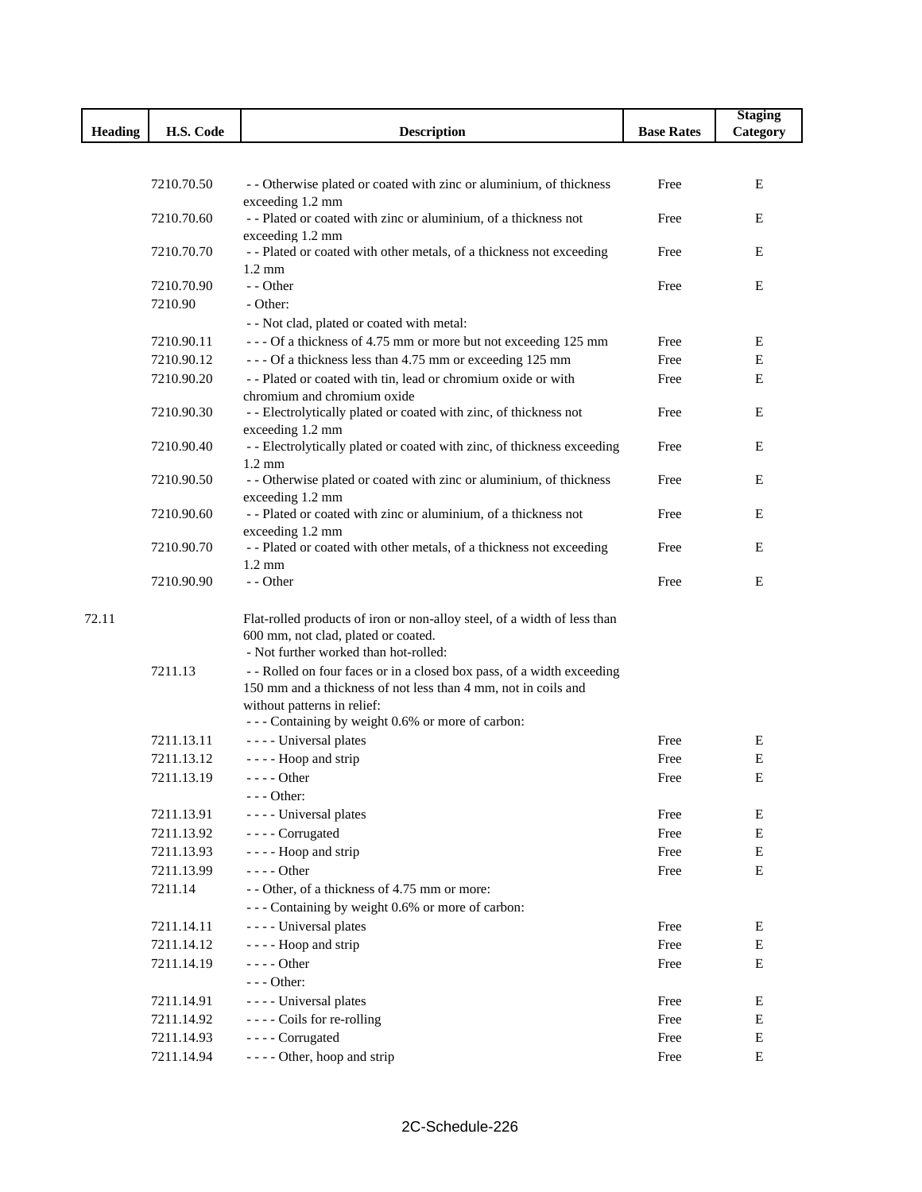| Heading | H.S. Code | Description | Base Rates | Staging Category |
|---|---|---|---|---|
| | 7210.70.50 | - - Otherwise plated or coated with zinc or aluminium, of thickness exceeding 1.2 mm | Free | E |
| | 7210.70.60 | - - Plated or coated with zinc or aluminium, of a thickness not exceeding 1.2 mm | Free | E |
| | 7210.70.70 | - - Plated or coated with other metals, of a thickness not exceeding 1.2 mm | Free | E |
| | 7210.70.90 | - - Other | Free | E |
| | 7210.90 | - Other: | | |
| | | - - Not clad, plated or coated with metal: | | |
| | 7210.90.11 | - - - Of a thickness of 4.75 mm or more but not exceeding 125 mm | Free | E |
| | 7210.90.12 | - - - Of a thickness less than 4.75 mm or exceeding 125 mm | Free | E |
| | 7210.90.20 | - - Plated or coated with tin, lead or chromium oxide or with chromium and chromium oxide | Free | E |
| | 7210.90.30 | - - Electrolytically plated or coated with zinc, of thickness not exceeding 1.2 mm | Free | E |
| | 7210.90.40 | - - Electrolytically plated or coated with zinc, of thickness exceeding 1.2 mm | Free | E |
| | 7210.90.50 | - - Otherwise plated or coated with zinc or aluminium, of thickness exceeding 1.2 mm | Free | E |
| | 7210.90.60 | - - Plated or coated with zinc or aluminium, of a thickness not exceeding 1.2 mm | Free | E |
| | 7210.90.70 | - - Plated or coated with other metals, of a thickness not exceeding 1.2 mm | Free | E |
| | 7210.90.90 | - - Other | Free | E |
| 72.11 | | Flat-rolled products of iron or non-alloy steel, of a width of less than 600 mm, not clad, plated or coated. | | |
| | | - Not further worked than hot-rolled: | | |
| | 7211.13 | - - Rolled on four faces or in a closed box pass, of a width exceeding 150 mm and a thickness of not less than 4 mm, not in coils and without patterns in relief: | | |
| | | - - - Containing by weight 0.6% or more of carbon: | | |
| | 7211.13.11 | - - - - Universal plates | Free | E |
| | 7211.13.12 | - - - - Hoop and strip | Free | E |
| | 7211.13.19 | - - - - Other | Free | E |
| | | - - - Other: | | |
| | 7211.13.91 | - - - - Universal plates | Free | E |
| | 7211.13.92 | - - - - Corrugated | Free | E |
| | 7211.13.93 | - - - - Hoop and strip | Free | E |
| | 7211.13.99 | - - - - Other | Free | E |
| | 7211.14 | - - Other, of a thickness of 4.75 mm or more: | | |
| | | - - - Containing by weight 0.6% or more of carbon: | | |
| | 7211.14.11 | - - - - Universal plates | Free | E |
| | 7211.14.12 | - - - - Hoop and strip | Free | E |
| | 7211.14.19 | - - - - Other | Free | E |
| | | - - - Other: | | |
| | 7211.14.91 | - - - - Universal plates | Free | E |
| | 7211.14.92 | - - - - Coils for re-rolling | Free | E |
| | 7211.14.93 | - - - - Corrugated | Free | E |
| | 7211.14.94 | - - - - Other, hoop and strip | Free | E |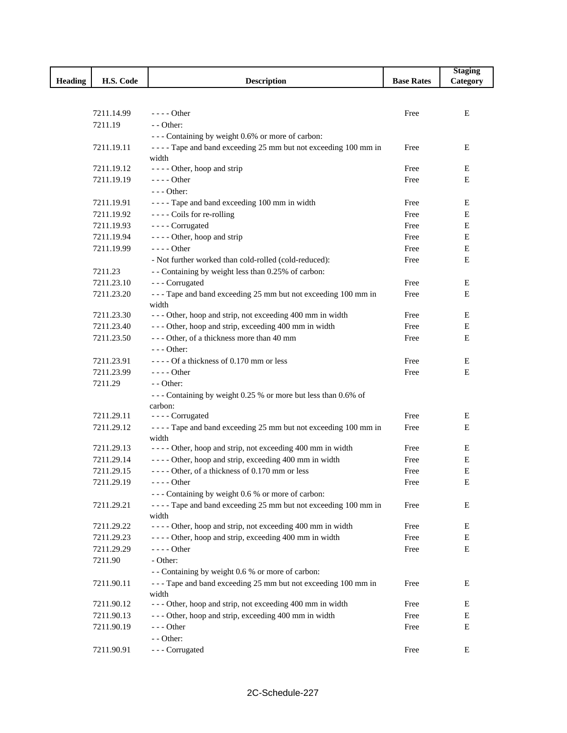| Heading | H.S. Code | Description | Base Rates | Staging Category |
|---|---|---|---|---|
| | 7211.14.99 | - - - - Other | Free | E |
| | 7211.19 | - - Other: | | |
| | | - - - Containing by weight 0.6% or more of carbon: | | |
| | 7211.19.11 | - - - - Tape and band exceeding 25 mm but not exceeding 100 mm in width | Free | E |
| | 7211.19.12 | - - - - Other, hoop and strip | Free | E |
| | 7211.19.19 | - - - - Other | Free | E |
| | | - - - Other: | | |
| | 7211.19.91 | - - - - Tape and band exceeding 100 mm in width | Free | E |
| | 7211.19.92 | - - - - Coils for re-rolling | Free | E |
| | 7211.19.93 | - - - - Corrugated | Free | E |
| | 7211.19.94 | - - - - Other, hoop and strip | Free | E |
| | 7211.19.99 | - - - - Other | Free | E |
| | | - Not further worked than cold-rolled (cold-reduced): | Free | E |
| | 7211.23 | - - Containing by weight less than 0.25% of carbon: | | |
| | 7211.23.10 | - - - Corrugated | Free | E |
| | 7211.23.20 | - - - Tape and band exceeding 25 mm but not exceeding 100 mm in width | Free | E |
| | 7211.23.30 | - - - Other, hoop and strip, not exceeding 400 mm in width | Free | E |
| | 7211.23.40 | - - - Other, hoop and strip, exceeding 400 mm in width | Free | E |
| | 7211.23.50 | - - - Other, of a thickness more than 40 mm | Free | E |
| | | - - - Other: | | |
| | 7211.23.91 | - - - - Of a thickness of 0.170 mm or less | Free | E |
| | 7211.23.99 | - - - - Other | Free | E |
| | 7211.29 | - - Other: | | |
| | | - - - Containing by weight 0.25 % or more but less than 0.6% of carbon: | | |
| | 7211.29.11 | - - - - Corrugated | Free | E |
| | 7211.29.12 | - - - - Tape and band exceeding 25 mm but not exceeding 100 mm in width | Free | E |
| | 7211.29.13 | - - - - Other, hoop and strip, not exceeding 400 mm in width | Free | E |
| | 7211.29.14 | - - - - Other, hoop and strip, exceeding 400 mm in width | Free | E |
| | 7211.29.15 | - - - - Other, of a thickness of 0.170 mm or less | Free | E |
| | 7211.29.19 | - - - - Other | Free | E |
| | | - - - Containing by weight 0.6 % or more of carbon: | | |
| | 7211.29.21 | - - - - Tape and band exceeding 25 mm but not exceeding 100 mm in width | Free | E |
| | 7211.29.22 | - - - - Other, hoop and strip, not exceeding 400 mm in width | Free | E |
| | 7211.29.23 | - - - - Other, hoop and strip, exceeding 400 mm in width | Free | E |
| | 7211.29.29 | - - - - Other | Free | E |
| | 7211.90 | - Other: | | |
| | | - - Containing by weight 0.6 % or more of carbon: | | |
| | 7211.90.11 | - - - Tape and band exceeding 25 mm but not exceeding 100 mm in width | Free | E |
| | 7211.90.12 | - - - Other, hoop and strip, not exceeding 400 mm in width | Free | E |
| | 7211.90.13 | - - - Other, hoop and strip, exceeding 400 mm in width | Free | E |
| | 7211.90.19 | - - - Other | Free | E |
| | | - - Other: | | |
| | 7211.90.91 | - - - Corrugated | Free | E |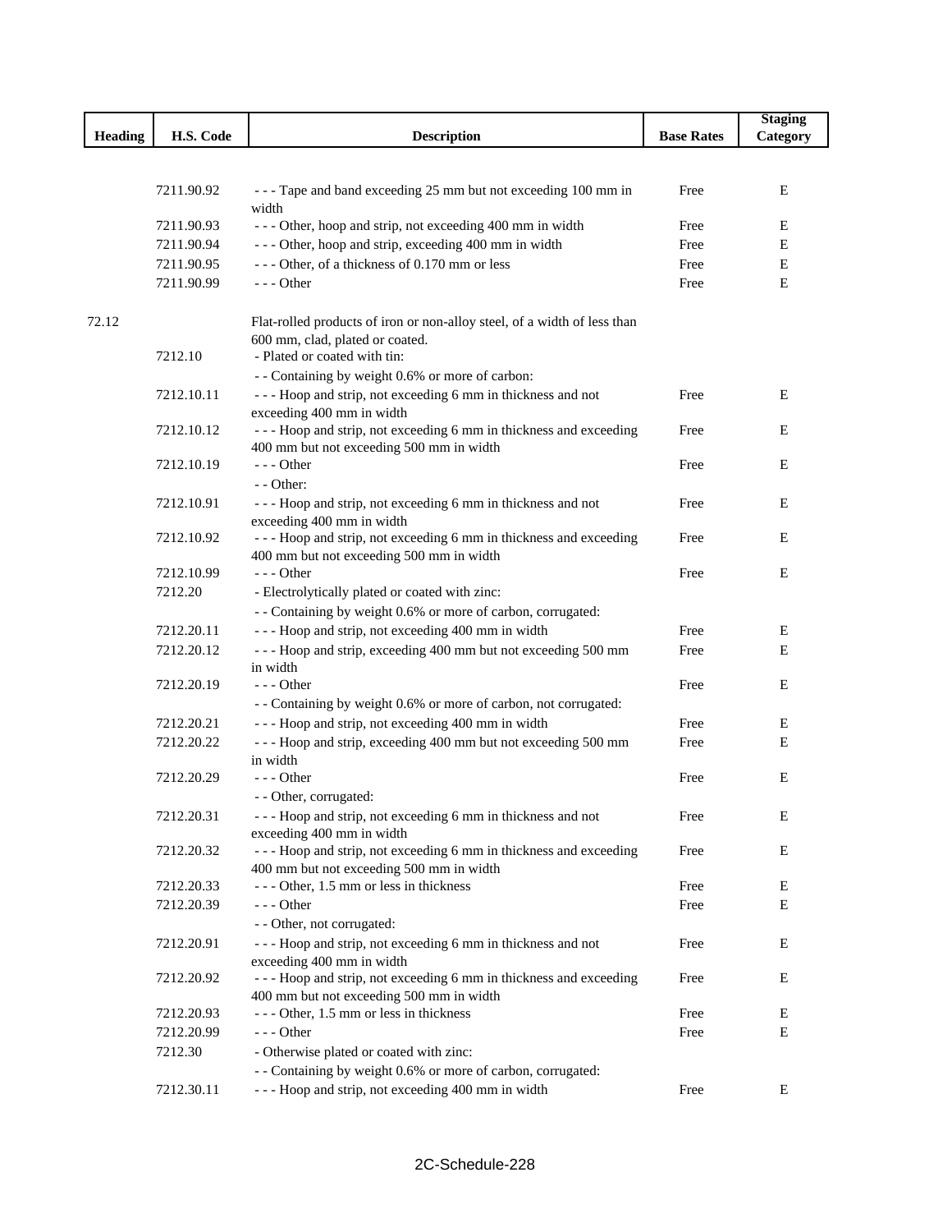| Heading | H.S. Code | Description | Base Rates | Staging Category |
|---|---|---|---|---|
| | 7211.90.92 | - - - Tape and band exceeding 25 mm but not exceeding 100 mm in width | Free | E |
| | 7211.90.93 | - - - Other, hoop and strip, not exceeding 400 mm in width | Free | E |
| | 7211.90.94 | - - - Other, hoop and strip, exceeding 400 mm in width | Free | E |
| | 7211.90.95 | - - - Other, of a thickness of 0.170 mm or less | Free | E |
| | 7211.90.99 | - - - Other | Free | E |
| 72.12 | | Flat-rolled products of iron or non-alloy steel, of a width of less than 600 mm, clad, plated or coated. | | |
| | 7212.10 | - Plated or coated with tin: | | |
| | | - - Containing by weight 0.6% or more of carbon: | | |
| | 7212.10.11 | - - - Hoop and strip, not exceeding 6 mm in thickness and not exceeding 400 mm in width | Free | E |
| | 7212.10.12 | - - - Hoop and strip, not exceeding 6 mm in thickness and exceeding 400 mm but not exceeding 500 mm in width | Free | E |
| | 7212.10.19 | - - - Other | Free | E |
| | | - - Other: | | |
| | 7212.10.91 | - - - Hoop and strip, not exceeding 6 mm in thickness and not exceeding 400 mm in width | Free | E |
| | 7212.10.92 | - - - Hoop and strip, not exceeding 6 mm in thickness and exceeding 400 mm but not exceeding 500 mm in width | Free | E |
| | 7212.10.99 | - - - Other | Free | E |
| | 7212.20 | - Electrolytically plated or coated with zinc: | | |
| | | - - Containing by weight 0.6% or more of carbon, corrugated: | | |
| | 7212.20.11 | - - - Hoop and strip, not exceeding 400 mm in width | Free | E |
| | 7212.20.12 | - - - Hoop and strip, exceeding 400 mm but not exceeding 500 mm in width | Free | E |
| | 7212.20.19 | - - - Other | Free | E |
| | | - - Containing by weight 0.6% or more of carbon, not corrugated: | | |
| | 7212.20.21 | - - - Hoop and strip, not exceeding 400 mm in width | Free | E |
| | 7212.20.22 | - - - Hoop and strip, exceeding 400 mm but not exceeding 500 mm in width | Free | E |
| | 7212.20.29 | - - - Other | Free | E |
| | | - - Other, corrugated: | | |
| | 7212.20.31 | - - - Hoop and strip, not exceeding 6 mm in thickness and not exceeding 400 mm in width | Free | E |
| | 7212.20.32 | - - - Hoop and strip, not exceeding 6 mm in thickness and exceeding 400 mm but not exceeding 500 mm in width | Free | E |
| | 7212.20.33 | - - - Other, 1.5 mm or less in thickness | Free | E |
| | 7212.20.39 | - - - Other | Free | E |
| | | - - Other, not corrugated: | | |
| | 7212.20.91 | - - - Hoop and strip, not exceeding 6 mm in thickness and not exceeding 400 mm in width | Free | E |
| | 7212.20.92 | - - - Hoop and strip, not exceeding 6 mm in thickness and exceeding 400 mm but not exceeding 500 mm in width | Free | E |
| | 7212.20.93 | - - - Other, 1.5 mm or less in thickness | Free | E |
| | 7212.20.99 | - - - Other | Free | E |
| | 7212.30 | - Otherwise plated or coated with zinc: | | |
| | | - - Containing by weight 0.6% or more of carbon, corrugated: | | |
| | 7212.30.11 | - - - Hoop and strip, not exceeding 400 mm in width | Free | E |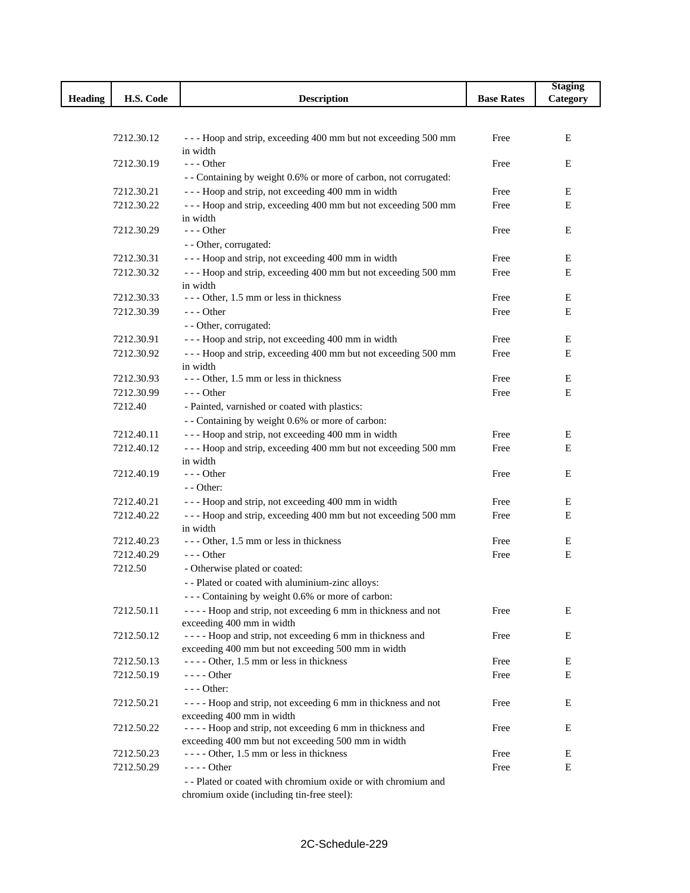| Heading | H.S. Code | Description | Base Rates | Staging Category |
|---|---|---|---|---|
| | 7212.30.12 | - - - Hoop and strip, exceeding 400 mm but not exceeding 500 mm in width | Free | E |
| | 7212.30.19 | - - - Other | Free | E |
| | | - - Containing by weight 0.6% or more of carbon, not corrugated: | | |
| | 7212.30.21 | - - - Hoop and strip, not exceeding 400 mm in width | Free | E |
| | 7212.30.22 | - - - Hoop and strip, exceeding 400 mm but not exceeding 500 mm in width | Free | E |
| | 7212.30.29 | - - - Other | Free | E |
| | | - - Other, corrugated: | | |
| | 7212.30.31 | - - - Hoop and strip, not exceeding 400 mm in width | Free | E |
| | 7212.30.32 | - - - Hoop and strip, exceeding 400 mm but not exceeding 500 mm in width | Free | E |
| | 7212.30.33 | - - - Other, 1.5 mm or less in thickness | Free | E |
| | 7212.30.39 | - - - Other | Free | E |
| | | - - Other, corrugated: | | |
| | 7212.30.91 | - - - Hoop and strip, not exceeding 400 mm in width | Free | E |
| | 7212.30.92 | - - - Hoop and strip, exceeding 400 mm but not exceeding 500 mm in width | Free | E |
| | 7212.30.93 | - - - Other, 1.5 mm or less in thickness | Free | E |
| | 7212.30.99 | - - - Other | Free | E |
| | 7212.40 | - Painted, varnished or coated with plastics: | | |
| | | - - Containing by weight 0.6% or more of carbon: | | |
| | 7212.40.11 | - - - Hoop and strip, not exceeding 400 mm in width | Free | E |
| | 7212.40.12 | - - - Hoop and strip, exceeding 400 mm but not exceeding 500 mm in width | Free | E |
| | 7212.40.19 | - - - Other | Free | E |
| | | - - Other: | | |
| | 7212.40.21 | - - - Hoop and strip, not exceeding 400 mm in width | Free | E |
| | 7212.40.22 | - - - Hoop and strip, exceeding 400 mm but not exceeding 500 mm in width | Free | E |
| | 7212.40.23 | - - - Other, 1.5 mm or less in thickness | Free | E |
| | 7212.40.29 | - - - Other | Free | E |
| | 7212.50 | - Otherwise plated or coated: | | |
| | | - - Plated or coated with aluminium-zinc alloys: | | |
| | | - - - Containing by weight 0.6% or more of carbon: | | |
| | 7212.50.11 | - - - - Hoop and strip, not exceeding 6 mm in thickness and not exceeding 400 mm in width | Free | E |
| | 7212.50.12 | - - - - Hoop and strip, not exceeding 6 mm in thickness and exceeding 400 mm but not exceeding 500 mm in width | Free | E |
| | 7212.50.13 | - - - - Other, 1.5 mm or less in thickness | Free | E |
| | 7212.50.19 | - - - - Other | Free | E |
| | | - - - Other: | | |
| | 7212.50.21 | - - - - Hoop and strip, not exceeding 6 mm in thickness and not exceeding 400 mm in width | Free | E |
| | 7212.50.22 | - - - - Hoop and strip, not exceeding 6 mm in thickness and exceeding 400 mm but not exceeding 500 mm in width | Free | E |
| | 7212.50.23 | - - - - Other, 1.5 mm or less in thickness | Free | E |
| | 7212.50.29 | - - - - Other | Free | E |
| | | - - Plated or coated with chromium oxide or with chromium and chromium oxide (including tin-free steel): | | |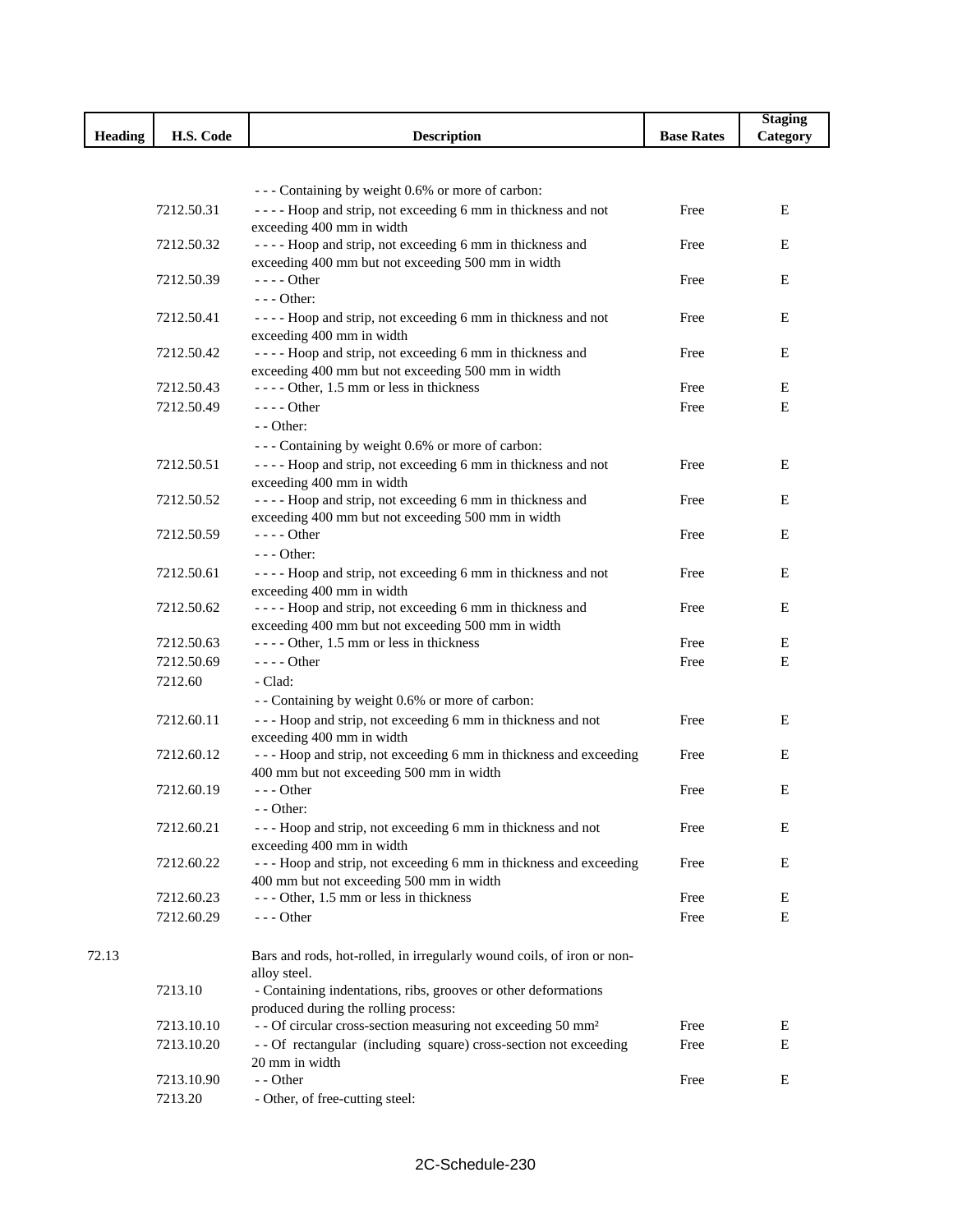| Heading | H.S. Code | Description | Base Rates | Staging Category |
|---|---|---|---|---|
| | | - - - Containing by weight 0.6% or more of carbon: | | |
| | 7212.50.31 | - - - - Hoop and strip, not exceeding 6 mm in thickness and not exceeding 400 mm in width | Free | E |
| | 7212.50.32 | - - - - Hoop and strip, not exceeding 6 mm in thickness and exceeding 400 mm but not exceeding 500 mm in width | Free | E |
| | 7212.50.39 | - - - - Other | Free | E |
| | | - - - Other: | | |
| | 7212.50.41 | - - - - Hoop and strip, not exceeding 6 mm in thickness and not exceeding 400 mm in width | Free | E |
| | 7212.50.42 | - - - - Hoop and strip, not exceeding 6 mm in thickness and exceeding 400 mm but not exceeding 500 mm in width | Free | E |
| | 7212.50.43 | - - - - Other, 1.5 mm or less in thickness | Free | E |
| | 7212.50.49 | - - - - Other | Free | E |
| | | - - Other: | | |
| | | - - - Containing by weight 0.6% or more of carbon: | | |
| | 7212.50.51 | - - - - Hoop and strip, not exceeding 6 mm in thickness and not exceeding 400 mm in width | Free | E |
| | 7212.50.52 | - - - - Hoop and strip, not exceeding 6 mm in thickness and exceeding 400 mm but not exceeding 500 mm in width | Free | E |
| | 7212.50.59 | - - - - Other | Free | E |
| | | - - - Other: | | |
| | 7212.50.61 | - - - - Hoop and strip, not exceeding 6 mm in thickness and not exceeding 400 mm in width | Free | E |
| | 7212.50.62 | - - - - Hoop and strip, not exceeding 6 mm in thickness and exceeding 400 mm but not exceeding 500 mm in width | Free | E |
| | 7212.50.63 | - - - - Other, 1.5 mm or less in thickness | Free | E |
| | 7212.50.69 | - - - - Other | Free | E |
| | 7212.60 | - Clad: | | |
| | | - - Containing by weight 0.6% or more of carbon: | | |
| | 7212.60.11 | - - - Hoop and strip, not exceeding 6 mm in thickness and not exceeding 400 mm in width | Free | E |
| | 7212.60.12 | - - - Hoop and strip, not exceeding 6 mm in thickness and exceeding 400 mm but not exceeding 500 mm in width | Free | E |
| | 7212.60.19 | - - - Other | Free | E |
| | | - - Other: | | |
| | 7212.60.21 | - - - Hoop and strip, not exceeding 6 mm in thickness and not exceeding 400 mm in width | Free | E |
| | 7212.60.22 | - - - Hoop and strip, not exceeding 6 mm in thickness and exceeding 400 mm but not exceeding 500 mm in width | Free | E |
| | 7212.60.23 | - - - Other, 1.5 mm or less in thickness | Free | E |
| | 7212.60.29 | - - - Other | Free | E |
| 72.13 | | Bars and rods, hot-rolled, in irregularly wound coils, of iron or non-alloy steel. | | |
| | 7213.10 | - Containing indentations, ribs, grooves or other deformations produced during the rolling process: | | |
| | 7213.10.10 | - - Of circular cross-section measuring not exceeding 50 mm² | Free | E |
| | 7213.10.20 | - - Of rectangular (including square) cross-section not exceeding 20 mm in width | Free | E |
| | 7213.10.90 | - - Other | Free | E |
| | 7213.20 | - Other, of free-cutting steel: | | |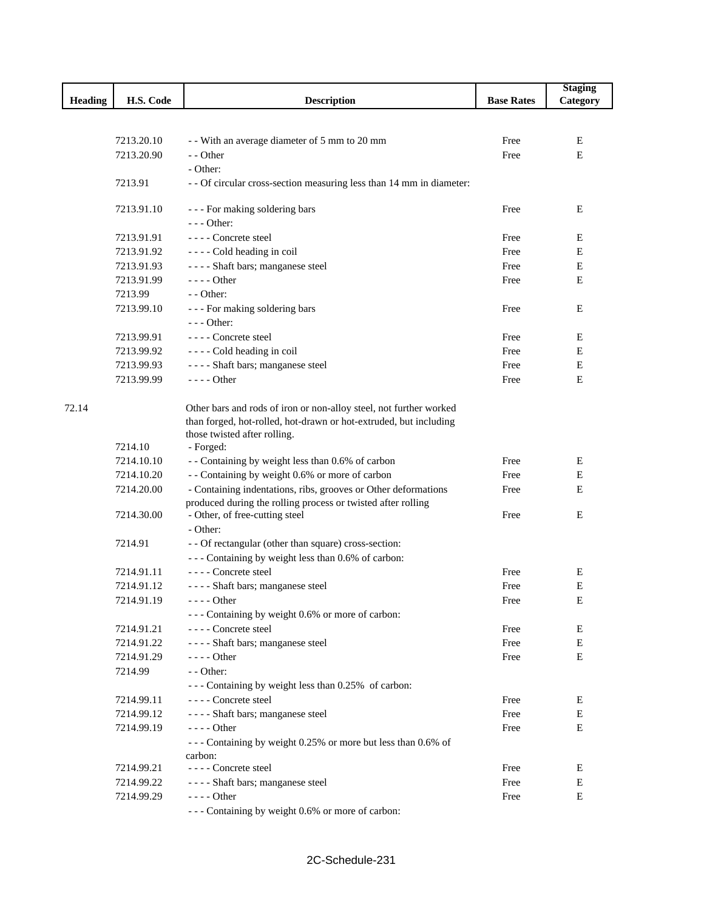| Heading | H.S. Code | Description | Base Rates | Staging Category |
|---|---|---|---|---|
| | 7213.20.10 | - - With an average diameter of 5 mm to 20 mm | Free | E |
| | 7213.20.90 | - - Other | Free | E |
| | | - Other: | | |
| | 7213.91 | - - Of circular cross-section measuring less than 14 mm in diameter: | | |
| | 7213.91.10 | - - - For making soldering bars | Free | E |
| | | - - - Other: | | |
| | 7213.91.91 | - - - - Concrete steel | Free | E |
| | 7213.91.92 | - - - - Cold heading in coil | Free | E |
| | 7213.91.93 | - - - - Shaft bars; manganese steel | Free | E |
| | 7213.91.99 | - - - - Other | Free | E |
| | 7213.99 | - - Other: | | |
| | 7213.99.10 | - - - For making soldering bars | Free | E |
| | | - - - Other: | | |
| | 7213.99.91 | - - - - Concrete steel | Free | E |
| | 7213.99.92 | - - - - Cold heading in coil | Free | E |
| | 7213.99.93 | - - - - Shaft bars; manganese steel | Free | E |
| | 7213.99.99 | - - - - Other | Free | E |
| 72.14 | | Other bars and rods of iron or non-alloy steel, not further worked than forged, hot-rolled, hot-drawn or hot-extruded, but including those twisted after rolling. | | |
| | 7214.10 | - Forged: | | |
| | 7214.10.10 | - - Containing by weight less than 0.6% of carbon | Free | E |
| | 7214.10.20 | - - Containing by weight 0.6% or more of carbon | Free | E |
| | 7214.20.00 | - Containing indentations, ribs, grooves or Other deformations produced during the rolling process or twisted after rolling | Free | E |
| | 7214.30.00 | - Other, of free-cutting steel | Free | E |
| | | - Other: | | |
| | 7214.91 | - - Of rectangular (other than square) cross-section: | | |
| | | - - - Containing by weight less than 0.6% of carbon: | | |
| | 7214.91.11 | - - - - Concrete steel | Free | E |
| | 7214.91.12 | - - - - Shaft bars; manganese steel | Free | E |
| | 7214.91.19 | - - - - Other | Free | E |
| | | - - - Containing by weight 0.6% or more of carbon: | | |
| | 7214.91.21 | - - - - Concrete steel | Free | E |
| | 7214.91.22 | - - - - Shaft bars; manganese steel | Free | E |
| | 7214.91.29 | - - - - Other | Free | E |
| | 7214.99 | - - Other: | | |
| | | - - - Containing by weight less than 0.25% of carbon: | | |
| | 7214.99.11 | - - - - Concrete steel | Free | E |
| | 7214.99.12 | - - - - Shaft bars; manganese steel | Free | E |
| | 7214.99.19 | - - - - Other | Free | E |
| | | - - - Containing by weight 0.25% or more but less than 0.6% of carbon: | | |
| | 7214.99.21 | - - - - Concrete steel | Free | E |
| | 7214.99.22 | - - - - Shaft bars; manganese steel | Free | E |
| | 7214.99.29 | - - - - Other | Free | E |
| | | - - - Containing by weight 0.6% or more of carbon: | | |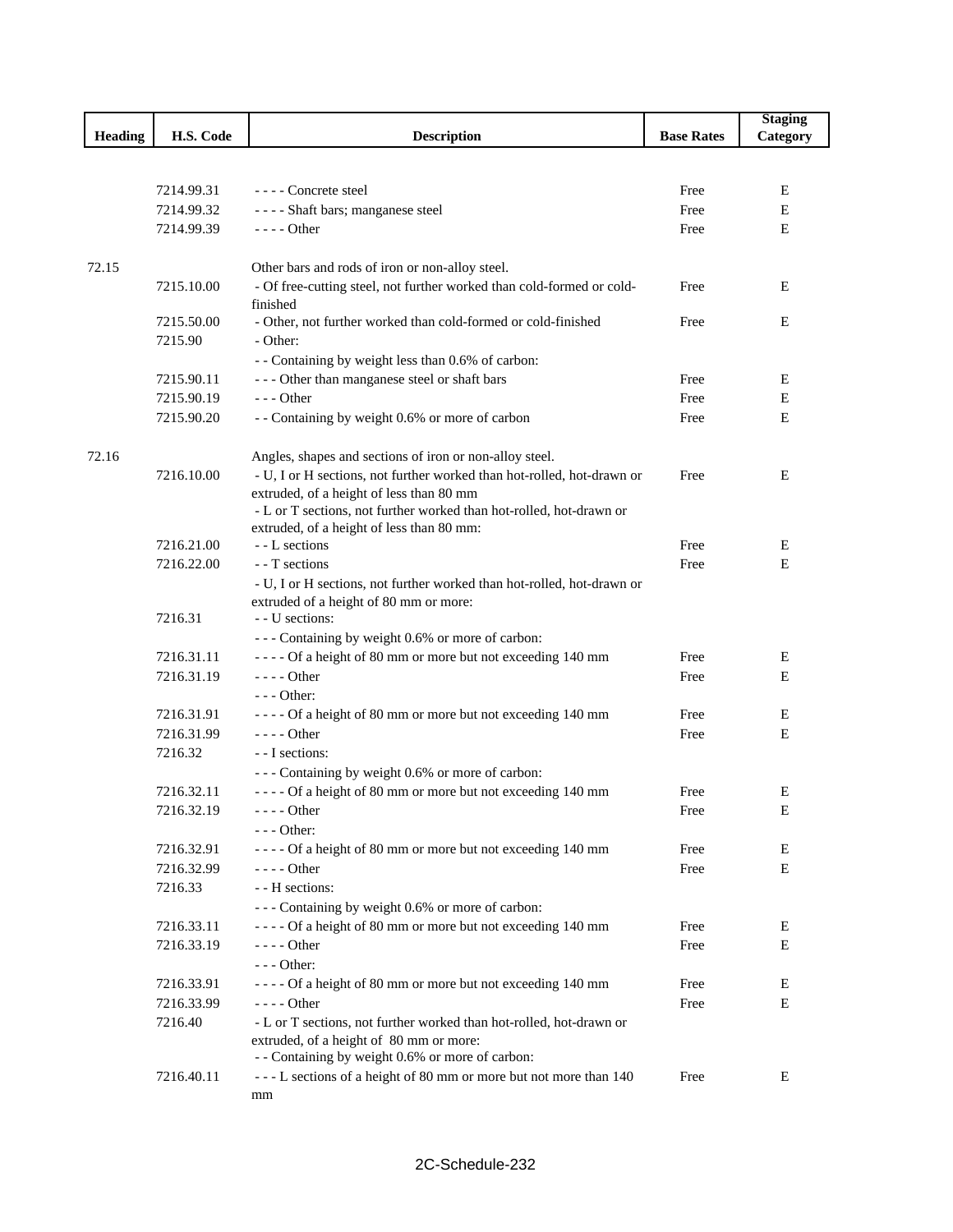| Heading | H.S. Code | Description | Base Rates | Staging Category |
|---|---|---|---|---|
| | 7214.99.31 | - - - - Concrete steel | Free | E |
| | 7214.99.32 | - - - - Shaft bars; manganese steel | Free | E |
| | 7214.99.39 | - - - - Other | Free | E |
| 72.15 | | Other bars and rods of iron or non-alloy steel. | | |
| | 7215.10.00 | - Of free-cutting steel, not further worked than cold-formed or cold-finished | Free | E |
| | 7215.50.00 | - Other, not further worked than cold-formed or cold-finished | Free | E |
| | 7215.90 | - Other: | | |
| | | - - Containing by weight less than 0.6% of carbon: | | |
| | 7215.90.11 | - - - Other than manganese steel or shaft bars | Free | E |
| | 7215.90.19 | - - - Other | Free | E |
| | 7215.90.20 | - - Containing by weight 0.6% or more of carbon | Free | E |
| 72.16 | | Angles, shapes and sections of iron or non-alloy steel. | | |
| | 7216.10.00 | - U, I or H sections, not further worked than hot-rolled, hot-drawn or extruded, of a height of less than 80 mm | Free | E |
| | | - L or T sections, not further worked than hot-rolled, hot-drawn or extruded, of a height of less than 80 mm: | | |
| | 7216.21.00 | - - L sections | Free | E |
| | 7216.22.00 | - - T sections | Free | E |
| | | - U, I or H sections, not further worked than hot-rolled, hot-drawn or extruded of a height of 80 mm or more: | | |
| | 7216.31 | - - U sections: | | |
| | | - - - Containing by weight 0.6% or more of carbon: | | |
| | 7216.31.11 | - - - - Of a height of 80 mm or more but not exceeding 140 mm | Free | E |
| | 7216.31.19 | - - - - Other | Free | E |
| | | - - - Other: | | |
| | 7216.31.91 | - - - - Of a height of 80 mm or more but not exceeding 140 mm | Free | E |
| | 7216.31.99 | - - - - Other | Free | E |
| | 7216.32 | - - I sections: | | |
| | | - - - Containing by weight 0.6% or more of carbon: | | |
| | 7216.32.11 | - - - - Of a height of 80 mm or more but not exceeding 140 mm | Free | E |
| | 7216.32.19 | - - - - Other | Free | E |
| | | - - - Other: | | |
| | 7216.32.91 | - - - - Of a height of 80 mm or more but not exceeding 140 mm | Free | E |
| | 7216.32.99 | - - - - Other | Free | E |
| | 7216.33 | - - H sections: | | |
| | | - - - Containing by weight 0.6% or more of carbon: | | |
| | 7216.33.11 | - - - - Of a height of 80 mm or more but not exceeding 140 mm | Free | E |
| | 7216.33.19 | - - - - Other | Free | E |
| | | - - - Other: | | |
| | 7216.33.91 | - - - - Of a height of 80 mm or more but not exceeding 140 mm | Free | E |
| | 7216.33.99 | - - - - Other | Free | E |
| | 7216.40 | - L or T sections, not further worked than hot-rolled, hot-drawn or extruded, of a height of 80 mm or more: | | |
| | | - - Containing by weight 0.6% or more of carbon: | | |
| | 7216.40.11 | - - - L sections of a height of 80 mm or more but not more than 140 mm | Free | E |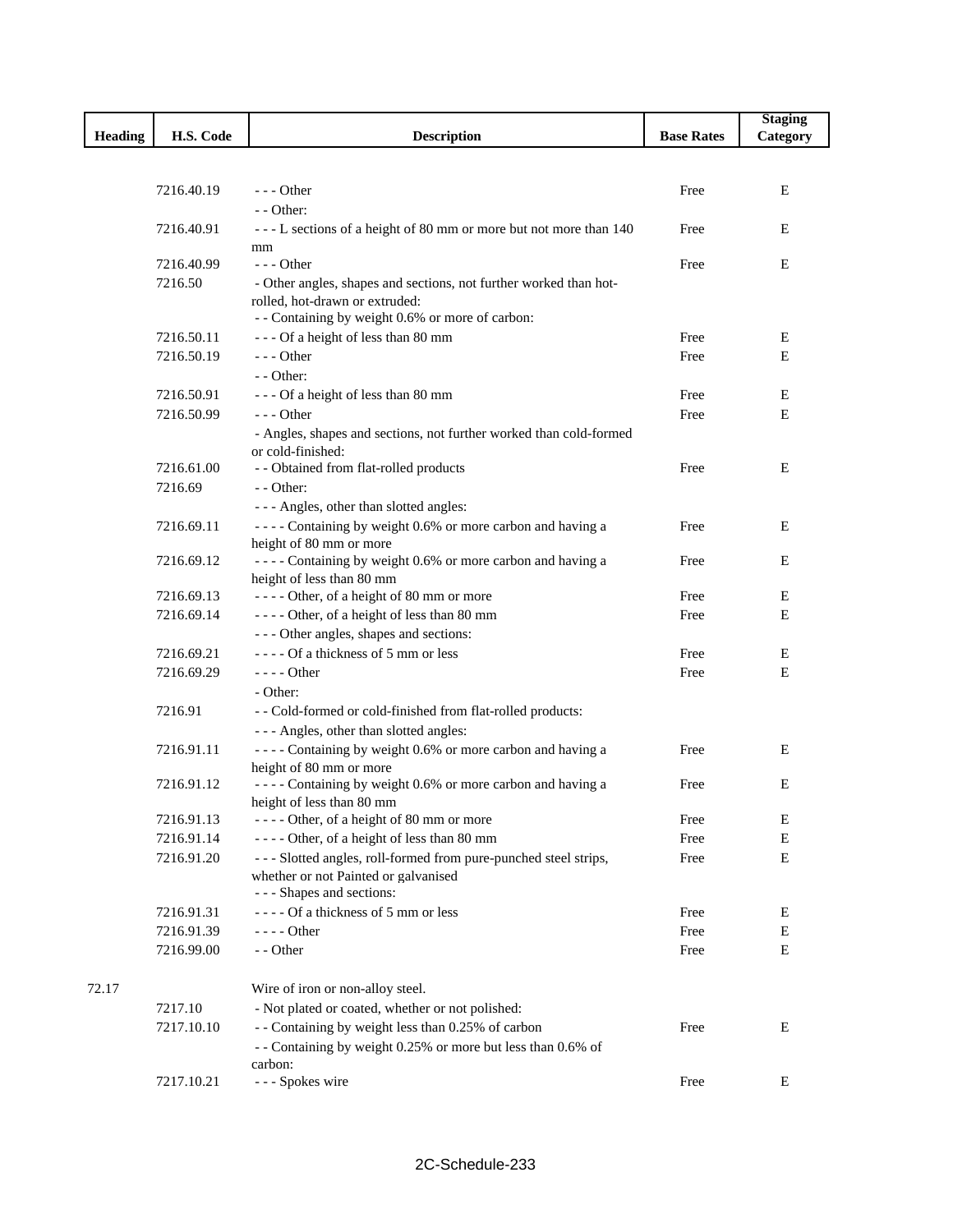| Heading | H.S. Code | Description | Base Rates | Staging Category |
|---|---|---|---|---|
| | 7216.40.19 | - - - Other | Free | E |
| | | - - Other: | | |
| | 7216.40.91 | - - - L sections of a height of 80 mm or more but not more than 140 mm | Free | E |
| | 7216.40.99 | - - - Other | Free | E |
| | 7216.50 | - Other angles, shapes and sections, not further worked than hot-rolled, hot-drawn or extruded: | | |
| | | - - Containing by weight 0.6% or more of carbon: | | |
| | 7216.50.11 | - - - Of a height of less than 80 mm | Free | E |
| | 7216.50.19 | - - - Other | Free | E |
| | | - - Other: | | |
| | 7216.50.91 | - - - Of a height of less than 80 mm | Free | E |
| | 7216.50.99 | - - - Other | Free | E |
| | | - Angles, shapes and sections, not further worked than cold-formed or cold-finished: | | |
| | 7216.61.00 | - - Obtained from flat-rolled products | Free | E |
| | 7216.69 | - - Other: | | |
| | | - - - Angles, other than slotted angles: | | |
| | 7216.69.11 | - - - - Containing by weight 0.6% or more carbon and having a height of 80 mm or more | Free | E |
| | 7216.69.12 | - - - - Containing by weight 0.6% or more carbon and having a height of less than 80 mm | Free | E |
| | 7216.69.13 | - - - - Other, of a height of 80 mm or more | Free | E |
| | 7216.69.14 | - - - - Other, of a height of less than 80 mm | Free | E |
| | | - - - Other angles, shapes and sections: | | |
| | 7216.69.21 | - - - - Of a thickness of 5 mm or less | Free | E |
| | 7216.69.29 | - - - - Other | Free | E |
| | | - Other: | | |
| | 7216.91 | - - Cold-formed or cold-finished from flat-rolled products: | | |
| | | - - - Angles, other than slotted angles: | | |
| | 7216.91.11 | - - - - Containing by weight 0.6% or more carbon and having a height of 80 mm or more | Free | E |
| | 7216.91.12 | - - - - Containing by weight 0.6% or more carbon and having a height of less than 80 mm | Free | E |
| | 7216.91.13 | - - - - Other, of a height of 80 mm or more | Free | E |
| | 7216.91.14 | - - - - Other, of a height of less than 80 mm | Free | E |
| | 7216.91.20 | - - - Slotted angles, roll-formed from pure-punched steel strips, whether or not Painted or galvanised | Free | E |
| | | - - - Shapes and sections: | | |
| | 7216.91.31 | - - - - Of a thickness of 5 mm or less | Free | E |
| | 7216.91.39 | - - - - Other | Free | E |
| | 7216.99.00 | - - Other | Free | E |
| 72.17 | | Wire of iron or non-alloy steel. | | |
| | 7217.10 | - Not plated or coated, whether or not polished: | | |
| | 7217.10.10 | - - Containing by weight less than 0.25% of carbon | Free | E |
| | | - - Containing by weight 0.25% or more but less than 0.6% of carbon: | | |
| | 7217.10.21 | - - - Spokes wire | Free | E |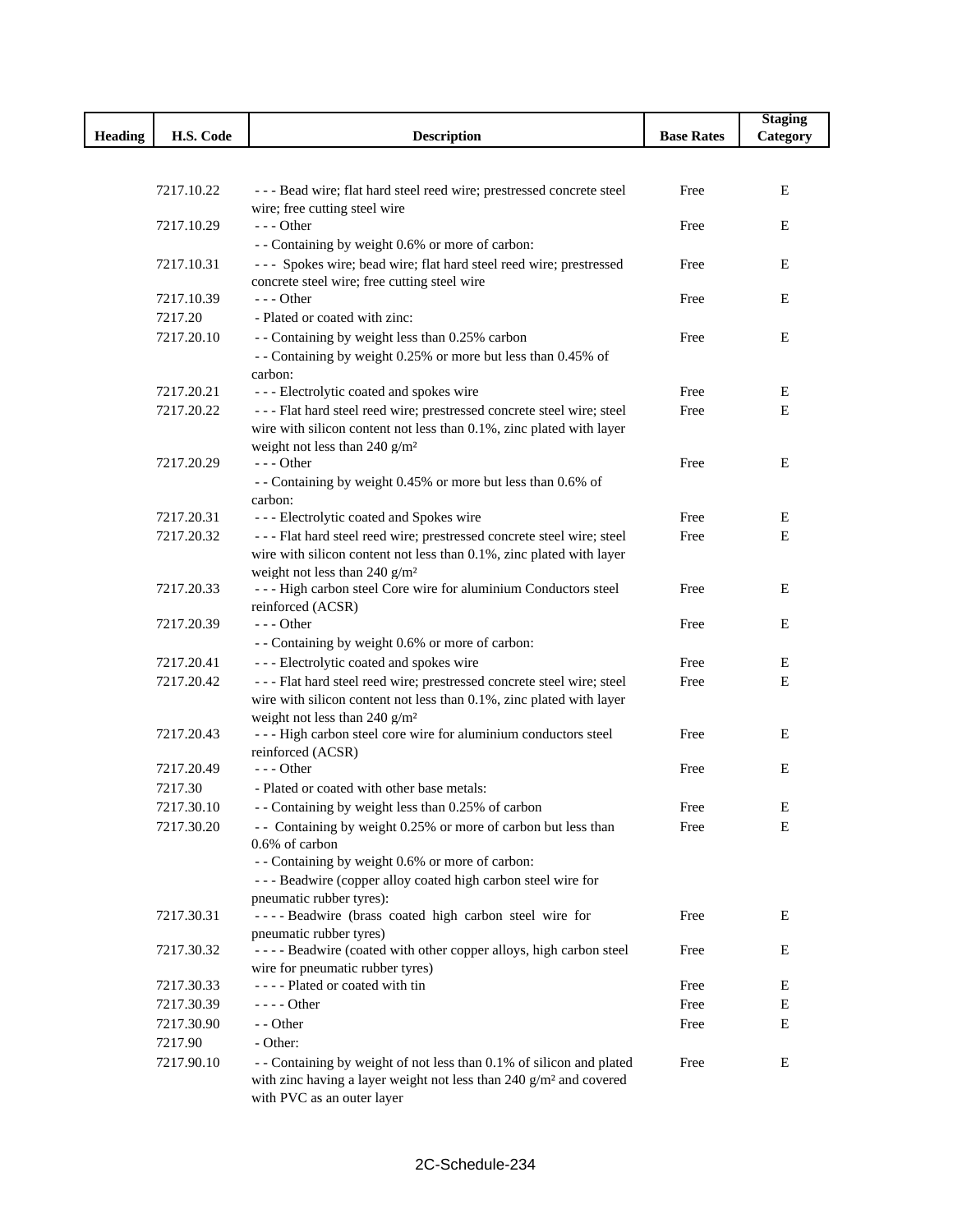| Heading | H.S. Code | Description | Base Rates | Staging Category |
|---|---|---|---|---|
| | 7217.10.22 | - - - Bead wire; flat hard steel reed wire; prestressed concrete steel wire; free cutting steel wire | Free | E |
| | 7217.10.29 | - - - Other | Free | E |
| | | - - Containing by weight 0.6% or more of carbon: | | |
| | 7217.10.31 | - - - Spokes wire; bead wire; flat hard steel reed wire; prestressed concrete steel wire; free cutting steel wire | Free | E |
| | 7217.10.39 | - - - Other | Free | E |
| | 7217.20 | - Plated or coated with zinc: | | |
| | 7217.20.10 | - - Containing by weight less than 0.25% carbon | Free | E |
| | | - - Containing by weight 0.25% or more but less than 0.45% of carbon: | | |
| | 7217.20.21 | - - - Electrolytic coated and spokes wire | Free | E |
| | 7217.20.22 | - - - Flat hard steel reed wire; prestressed concrete steel wire; steel wire with silicon content not less than 0.1%, zinc plated with layer weight not less than 240 g/m² | Free | E |
| | 7217.20.29 | - - - Other | Free | E |
| | | - - Containing by weight 0.45% or more but less than 0.6% of carbon: | | |
| | 7217.20.31 | - - - Electrolytic coated and Spokes wire | Free | E |
| | 7217.20.32 | - - - Flat hard steel reed wire; prestressed concrete steel wire; steel wire with silicon content not less than 0.1%, zinc plated with layer weight not less than 240 g/m² | Free | E |
| | 7217.20.33 | - - - High carbon steel Core wire for aluminium Conductors steel reinforced (ACSR) | Free | E |
| | 7217.20.39 | - - - Other | Free | E |
| | | - - Containing by weight 0.6% or more of carbon: | | |
| | 7217.20.41 | - - - Electrolytic coated and spokes wire | Free | E |
| | 7217.20.42 | - - - Flat hard steel reed wire; prestressed concrete steel wire; steel wire with silicon content not less than 0.1%, zinc plated with layer weight not less than 240 g/m² | Free | E |
| | 7217.20.43 | - - - High carbon steel core wire for aluminium conductors steel reinforced (ACSR) | Free | E |
| | 7217.20.49 | - - - Other | Free | E |
| | 7217.30 | - Plated or coated with other base metals: | | |
| | 7217.30.10 | - - Containing by weight less than 0.25% of carbon | Free | E |
| | 7217.30.20 | - - Containing by weight 0.25% or more of carbon but less than 0.6% of carbon | Free | E |
| | | - - Containing by weight 0.6% or more of carbon: | | |
| | | - - - Beadwire (copper alloy coated high carbon steel wire for pneumatic rubber tyres): | | |
| | 7217.30.31 | - - - - Beadwire (brass coated high carbon steel wire for pneumatic rubber tyres) | Free | E |
| | 7217.30.32 | - - - - Beadwire (coated with other copper alloys, high carbon steel wire for pneumatic rubber tyres) | Free | E |
| | 7217.30.33 | - - - - Plated or coated with tin | Free | E |
| | 7217.30.39 | - - - - Other | Free | E |
| | 7217.30.90 | - - Other | Free | E |
| | 7217.90 | - Other: | | |
| | 7217.90.10 | - - Containing by weight of not less than 0.1% of silicon and plated with zinc having a layer weight not less than 240 g/m² and covered with PVC as an outer layer | Free | E |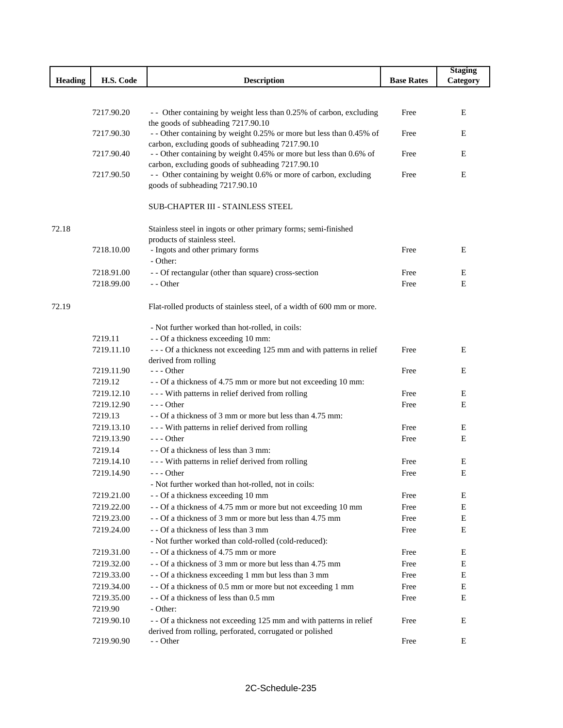| Heading | H.S. Code | Description | Base Rates | Staging Category |
|---|---|---|---|---|
| | 7217.90.20 | - - Other containing by weight less than 0.25% of carbon, excluding the goods of subheading 7217.90.10 | Free | E |
| | 7217.90.30 | - - Other containing by weight 0.25% or more but less than 0.45% of carbon, excluding goods of subheading 7217.90.10 | Free | E |
| | 7217.90.40 | - - Other containing by weight 0.45% or more but less than 0.6% of carbon, excluding goods of subheading 7217.90.10 | Free | E |
| | 7217.90.50 | - - Other containing by weight 0.6% or more of carbon, excluding goods of subheading 7217.90.10 | Free | E |
| | | SUB-CHAPTER III - STAINLESS STEEL | | |
| 72.18 | | Stainless steel in ingots or other primary forms; semi-finished products of stainless steel. | | |
| | 7218.10.00 | - Ingots and other primary forms | Free | E |
| | | - Other: | | |
| | 7218.91.00 | - - Of rectangular (other than square) cross-section | Free | E |
| | 7218.99.00 | - - Other | Free | E |
| 72.19 | | Flat-rolled products of stainless steel, of a width of 600 mm or more. | | |
| | | - Not further worked than hot-rolled, in coils: | | |
| | 7219.11 | - - Of a thickness exceeding 10 mm: | | |
| | 7219.11.10 | - - - Of a thickness not exceeding 125 mm and with patterns in relief derived from rolling | Free | E |
| | 7219.11.90 | - - - Other | Free | E |
| | 7219.12 | - - Of a thickness of 4.75 mm or more but not exceeding 10 mm: | | |
| | 7219.12.10 | - - - With patterns in relief derived from rolling | Free | E |
| | 7219.12.90 | - - - Other | Free | E |
| | 7219.13 | - - Of a thickness of 3 mm or more but less than 4.75 mm: | | |
| | 7219.13.10 | - - - With patterns in relief derived from rolling | Free | E |
| | 7219.13.90 | - - - Other | Free | E |
| | 7219.14 | - - Of a thickness of less than 3 mm: | | |
| | 7219.14.10 | - - - With patterns in relief derived from rolling | Free | E |
| | 7219.14.90 | - - - Other | Free | E |
| | | - Not further worked than hot-rolled, not in coils: | | |
| | 7219.21.00 | - - Of a thickness exceeding 10 mm | Free | E |
| | 7219.22.00 | - - Of a thickness of 4.75 mm or more but not exceeding 10 mm | Free | E |
| | 7219.23.00 | - - Of a thickness of 3 mm or more but less than 4.75 mm | Free | E |
| | 7219.24.00 | - - Of a thickness of less than 3 mm | Free | E |
| | | - Not further worked than cold-rolled (cold-reduced): | | |
| | 7219.31.00 | - - Of a thickness of 4.75 mm or more | Free | E |
| | 7219.32.00 | - - Of a thickness of 3 mm or more but less than 4.75 mm | Free | E |
| | 7219.33.00 | - - Of a thickness exceeding 1 mm but less than 3 mm | Free | E |
| | 7219.34.00 | - - Of a thickness of 0.5 mm or more but not exceeding 1 mm | Free | E |
| | 7219.35.00 | - - Of a thickness of less than 0.5 mm | Free | E |
| | 7219.90 | - Other: | | |
| | 7219.90.10 | - - Of a thickness not exceeding 125 mm and with patterns in relief derived from rolling, perforated, corrugated or polished | Free | E |
| | 7219.90.90 | - - Other | Free | E |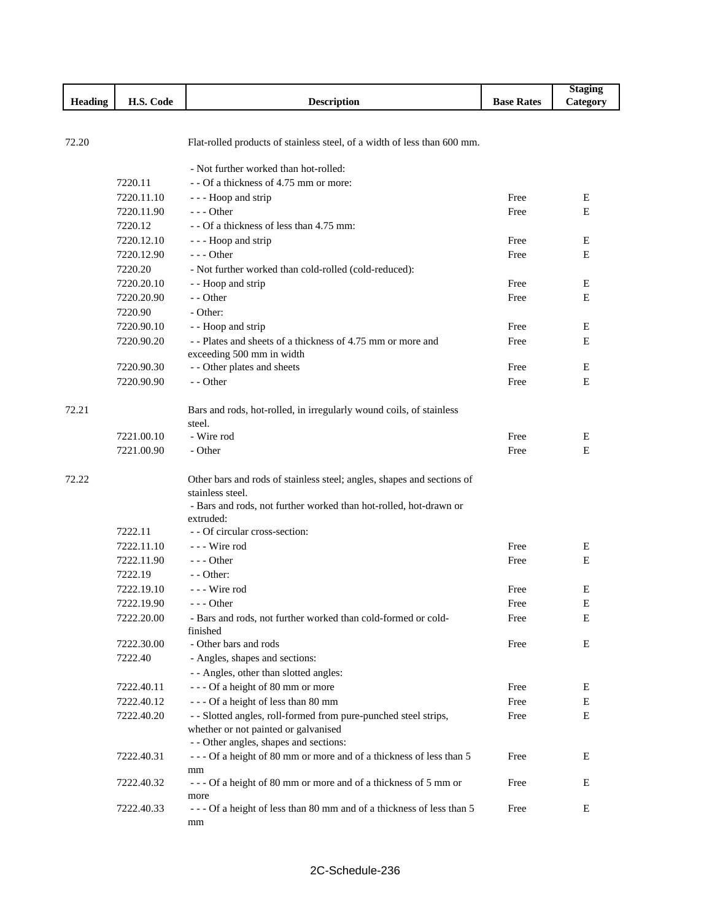| Heading | H.S. Code | Description | Base Rates | Staging Category |
|---|---|---|---|---|
| 72.20 | | Flat-rolled products of stainless steel, of a width of less than 600 mm. | | |
| | | - Not further worked than hot-rolled: | | |
| | 7220.11 | - - Of a thickness of 4.75 mm or more: | | |
| | 7220.11.10 | - - - Hoop and strip | Free | E |
| | 7220.11.90 | - - - Other | Free | E |
| | 7220.12 | - - Of a thickness of less than 4.75 mm: | | |
| | 7220.12.10 | - - - Hoop and strip | Free | E |
| | 7220.12.90 | - - - Other | Free | E |
| | 7220.20 | - Not further worked than cold-rolled (cold-reduced): | | |
| | 7220.20.10 | - - Hoop and strip | Free | E |
| | 7220.20.90 | - - Other | Free | E |
| | 7220.90 | - Other: | | |
| | 7220.90.10 | - - Hoop and strip | Free | E |
| | 7220.90.20 | - - Plates and sheets of a thickness of 4.75 mm or more and exceeding 500 mm in width | Free | E |
| | 7220.90.30 | - - Other plates and sheets | Free | E |
| | 7220.90.90 | - - Other | Free | E |
| 72.21 | | Bars and rods, hot-rolled, in irregularly wound coils, of stainless steel. | | |
| | 7221.00.10 | - Wire rod | Free | E |
| | 7221.00.90 | - Other | Free | E |
| 72.22 | | Other bars and rods of stainless steel; angles, shapes and sections of stainless steel. | | |
| | | - Bars and rods, not further worked than hot-rolled, hot-drawn or extruded: | | |
| | 7222.11 | - - Of circular cross-section: | | |
| | 7222.11.10 | - - - Wire rod | Free | E |
| | 7222.11.90 | - - - Other | Free | E |
| | 7222.19 | - - Other: | | |
| | 7222.19.10 | - - - Wire rod | Free | E |
| | 7222.19.90 | - - - Other | Free | E |
| | 7222.20.00 | - Bars and rods, not further worked than cold-formed or cold-finished | Free | E |
| | 7222.30.00 | - Other bars and rods | Free | E |
| | 7222.40 | - Angles, shapes and sections: | | |
| | | - - Angles, other than slotted angles: | | |
| | 7222.40.11 | - - - Of a height of 80 mm or more | Free | E |
| | 7222.40.12 | - - - Of a height of less than 80 mm | Free | E |
| | 7222.40.20 | - - Slotted angles, roll-formed from pure-punched steel strips, whether or not painted or galvanised | Free | E |
| | | - - Other angles, shapes and sections: | | |
| | 7222.40.31 | - - - Of a height of 80 mm or more and of a thickness of less than 5 mm | Free | E |
| | 7222.40.32 | - - - Of a height of 80 mm or more and of a thickness of 5 mm or more | Free | E |
| | 7222.40.33 | - - - Of a height of less than 80 mm and of a thickness of less than 5 mm | Free | E |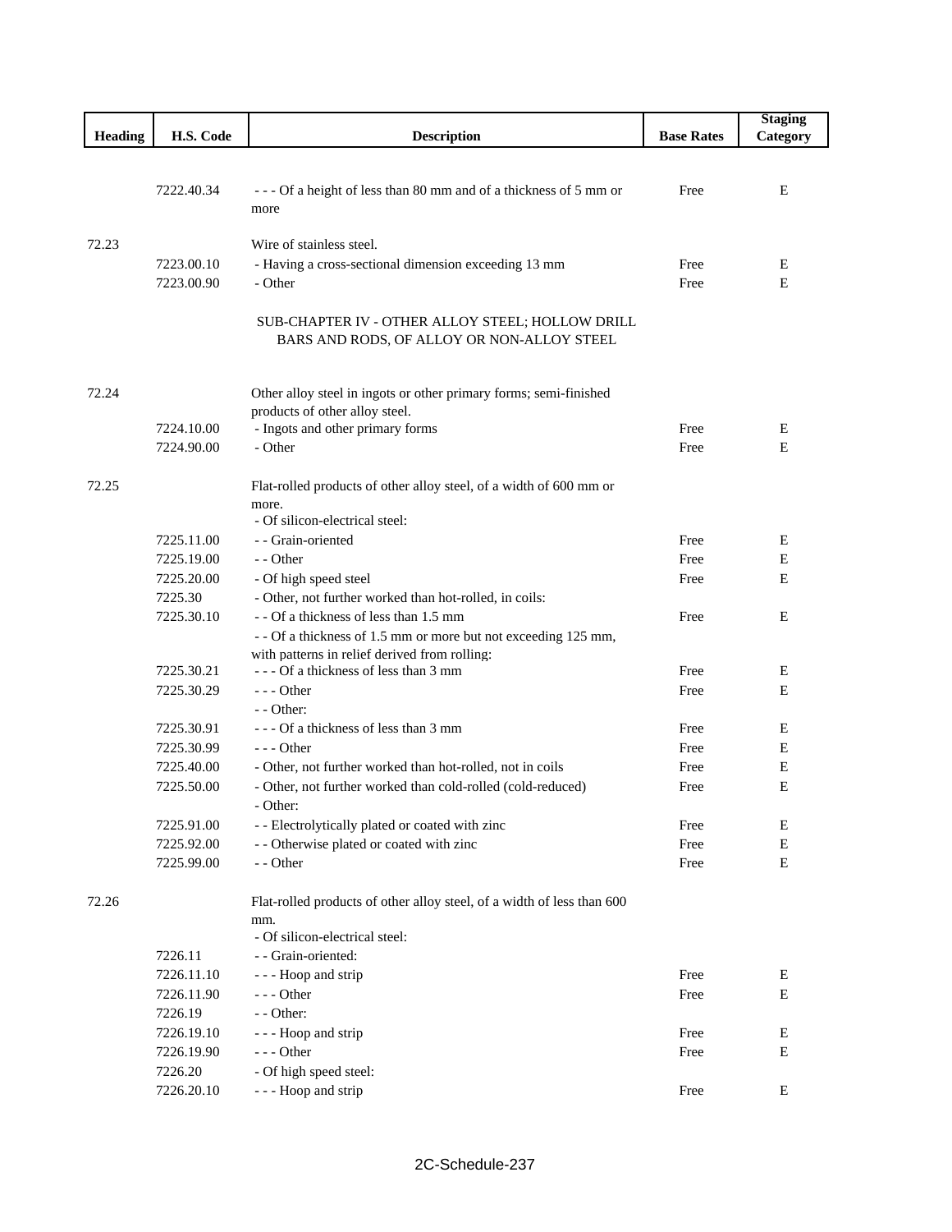| Heading | H.S. Code | Description | Base Rates | Staging Category |
|---|---|---|---|---|
| | 7222.40.34 | - - - Of a height of less than 80 mm and of a thickness of 5 mm or more | Free | E |
| 72.23 | | Wire of stainless steel. | | |
| | 7223.00.10 | - Having a cross-sectional dimension exceeding 13 mm | Free | E |
| | 7223.00.90 | - Other | Free | E |
| | | SUB-CHAPTER IV - OTHER ALLOY STEEL; HOLLOW DRILL BARS AND RODS, OF ALLOY OR NON-ALLOY STEEL | | |
| 72.24 | | Other alloy steel in ingots or other primary forms; semi-finished products of other alloy steel. | | |
| | 7224.10.00 | - Ingots and other primary forms | Free | E |
| | 7224.90.00 | - Other | Free | E |
| 72.25 | | Flat-rolled products of other alloy steel, of a width of 600 mm or more. | | |
| | | - Of silicon-electrical steel: | | |
| | 7225.11.00 | - - Grain-oriented | Free | E |
| | 7225.19.00 | - - Other | Free | E |
| | 7225.20.00 | - Of high speed steel | Free | E |
| | 7225.30 | - Other, not further worked than hot-rolled, in coils: | | |
| | 7225.30.10 | - - Of a thickness of less than 1.5 mm | Free | E |
| | | - - Of a thickness of 1.5 mm or more but not exceeding 125 mm, with patterns in relief derived from rolling: | | |
| | 7225.30.21 | - - - Of a thickness of less than 3 mm | Free | E |
| | 7225.30.29 | - - - Other | Free | E |
| | | - - Other: | | |
| | 7225.30.91 | - - - Of a thickness of less than 3 mm | Free | E |
| | 7225.30.99 | - - - Other | Free | E |
| | 7225.40.00 | - Other, not further worked than hot-rolled, not in coils | Free | E |
| | 7225.50.00 | - Other, not further worked than cold-rolled (cold-reduced) | Free | E |
| | | - Other: | | |
| | 7225.91.00 | - - Electrolytically plated or coated with zinc | Free | E |
| | 7225.92.00 | - - Otherwise plated or coated with zinc | Free | E |
| | 7225.99.00 | - - Other | Free | E |
| 72.26 | | Flat-rolled products of other alloy steel, of a width of less than 600 mm. | | |
| | | - Of silicon-electrical steel: | | |
| | 7226.11 | - - Grain-oriented: | | |
| | 7226.11.10 | - - - Hoop and strip | Free | E |
| | 7226.11.90 | - - - Other | Free | E |
| | 7226.19 | - - Other: | | |
| | 7226.19.10 | - - - Hoop and strip | Free | E |
| | 7226.19.90 | - - - Other | Free | E |
| | 7226.20 | - Of high speed steel: | | |
| | 7226.20.10 | - - - Hoop and strip | Free | E |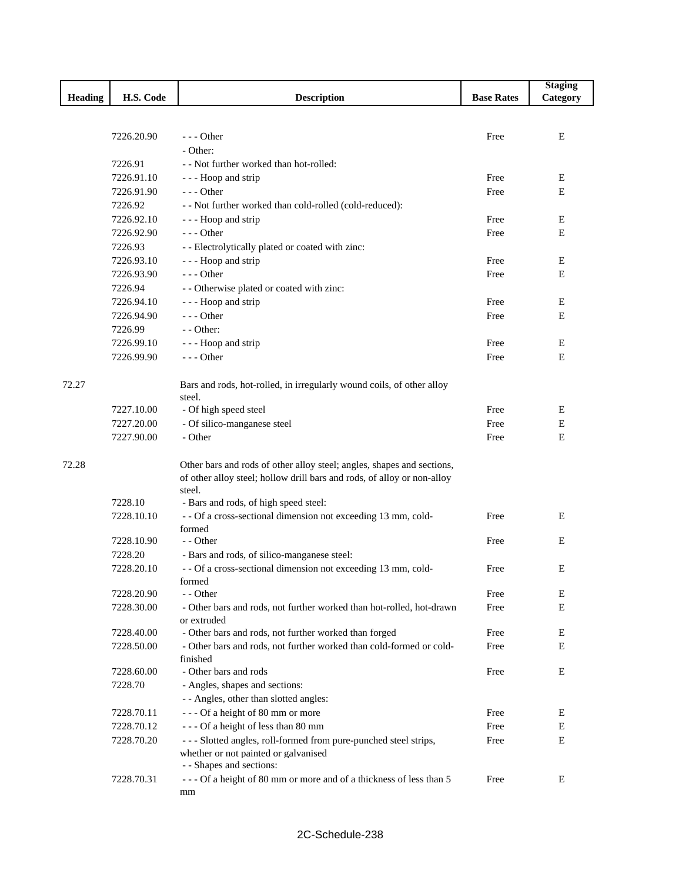| Heading | H.S. Code | Description | Base Rates | Staging Category |
|---|---|---|---|---|
| | 7226.20.90 | - - - Other | Free | E |
| | | - Other: | | |
| | 7226.91 | - - Not further worked than hot-rolled: | | |
| | 7226.91.10 | - - - Hoop and strip | Free | E |
| | 7226.91.90 | - - - Other | Free | E |
| | 7226.92 | - - Not further worked than cold-rolled (cold-reduced): | | |
| | 7226.92.10 | - - - Hoop and strip | Free | E |
| | 7226.92.90 | - - - Other | Free | E |
| | 7226.93 | - - Electrolytically plated or coated with zinc: | | |
| | 7226.93.10 | - - - Hoop and strip | Free | E |
| | 7226.93.90 | - - - Other | Free | E |
| | 7226.94 | - - Otherwise plated or coated with zinc: | | |
| | 7226.94.10 | - - - Hoop and strip | Free | E |
| | 7226.94.90 | - - - Other | Free | E |
| | 7226.99 | - - Other: | | |
| | 7226.99.10 | - - - Hoop and strip | Free | E |
| | 7226.99.90 | - - - Other | Free | E |
| 72.27 | | Bars and rods, hot-rolled, in irregularly wound coils, of other alloy steel. | | |
| | 7227.10.00 | - Of high speed steel | Free | E |
| | 7227.20.00 | - Of silico-manganese steel | Free | E |
| | 7227.90.00 | - Other | Free | E |
| 72.28 | | Other bars and rods of other alloy steel; angles, shapes and sections, of other alloy steel; hollow drill bars and rods, of alloy or non-alloy steel. | | |
| | 7228.10 | - Bars and rods, of high speed steel: | | |
| | 7228.10.10 | - - Of a cross-sectional dimension not exceeding 13 mm, cold-formed | Free | E |
| | 7228.10.90 | - - Other | Free | E |
| | 7228.20 | - Bars and rods, of silico-manganese steel: | | |
| | 7228.20.10 | - - Of a cross-sectional dimension not exceeding 13 mm, cold-formed | Free | E |
| | 7228.20.90 | - - Other | Free | E |
| | 7228.30.00 | - Other bars and rods, not further worked than hot-rolled, hot-drawn or extruded | Free | E |
| | 7228.40.00 | - Other bars and rods, not further worked than forged | Free | E |
| | 7228.50.00 | - Other bars and rods, not further worked than cold-formed or cold-finished | Free | E |
| | 7228.60.00 | - Other bars and rods | Free | E |
| | 7228.70 | - Angles, shapes and sections: | | |
| | | - - Angles, other than slotted angles: | | |
| | 7228.70.11 | - - - Of a height of 80 mm or more | Free | E |
| | 7228.70.12 | - - - Of a height of less than 80 mm | Free | E |
| | 7228.70.20 | - - - Slotted angles, roll-formed from pure-punched steel strips, whether or not painted or galvanised | Free | E |
| | | - - Shapes and sections: | | |
| | 7228.70.31 | - - - Of a height of 80 mm or more and of a thickness of less than 5 mm | Free | E |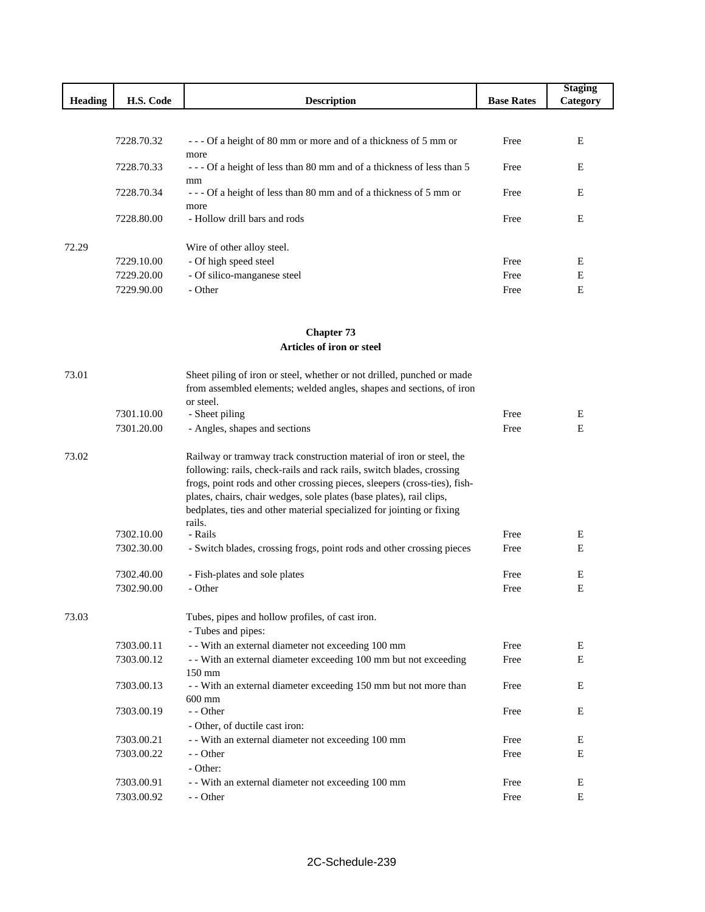| Heading | H.S. Code | Description | Base Rates | Staging Category |
|---|---|---|---|---|
| | 7228.70.32 | - - - Of a height of 80 mm or more and of a thickness of 5 mm or more | Free | E |
| | 7228.70.33 | - - - Of a height of less than 80 mm and of a thickness of less than 5 mm | Free | E |
| | 7228.70.34 | - - - Of a height of less than 80 mm and of a thickness of 5 mm or more | Free | E |
| | 7228.80.00 | - Hollow drill bars and rods | Free | E |
| 72.29 | | Wire of other alloy steel. | | |
| | 7229.10.00 | - Of high speed steel | Free | E |
| | 7229.20.00 | - Of silico-manganese steel | Free | E |
| | 7229.90.00 | - Other | Free | E |

**Chapter 73**

**Articles of iron or steel**

| Heading | H.S. Code | Description | Base Rates | Staging Category |
|---|---|---|---|---|
| 73.01 | | Sheet piling of iron or steel, whether or not drilled, punched or made from assembled elements; welded angles, shapes and sections, of iron or steel. | | |
| | 7301.10.00 | - Sheet piling | Free | E |
| | 7301.20.00 | - Angles, shapes and sections | Free | E |
| 73.02 | | Railway or tramway track construction material of iron or steel, the following: rails, check-rails and rack rails, switch blades, crossing frogs, point rods and other crossing pieces, sleepers (cross-ties), fish-plates, chairs, chair wedges, sole plates (base plates), rail clips, bedplates, ties and other material specialized for jointing or fixing rails. | | |
| | 7302.10.00 | - Rails | Free | E |
| | 7302.30.00 | - Switch blades, crossing frogs, point rods and other crossing pieces | Free | E |
| | 7302.40.00 | - Fish-plates and sole plates | Free | E |
| | 7302.90.00 | - Other | Free | E |
| 73.03 | | Tubes, pipes and hollow profiles, of cast iron. | | |
| | | - Tubes and pipes: | | |
| | 7303.00.11 | - - With an external diameter not exceeding 100 mm | Free | E |
| | 7303.00.12 | - - With an external diameter exceeding 100 mm but not exceeding 150 mm | Free | E |
| | 7303.00.13 | - - With an external diameter exceeding 150 mm but not more than 600 mm | Free | E |
| | 7303.00.19 | - - Other | Free | E |
| | | - Other, of ductile cast iron: | | |
| | 7303.00.21 | - - With an external diameter not exceeding 100 mm | Free | E |
| | 7303.00.22 | - - Other | Free | E |
| | | - Other: | | |
| | 7303.00.91 | - - With an external diameter not exceeding 100 mm | Free | E |
| | 7303.00.92 | - - Other | Free | E |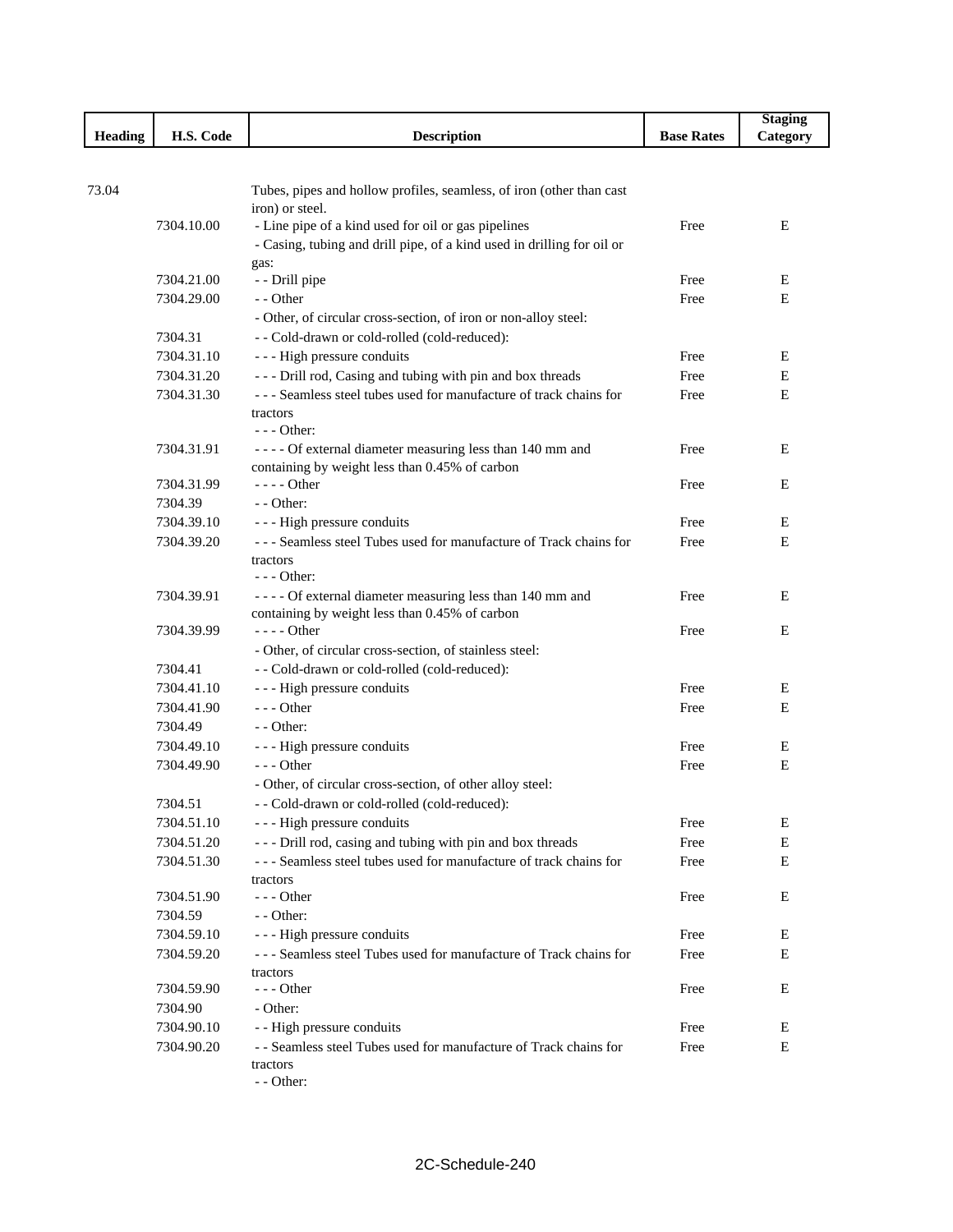| Heading | H.S. Code | Description | Base Rates | Staging Category |
|---|---|---|---|---|
| 73.04 | | Tubes, pipes and hollow profiles, seamless, of iron (other than cast iron) or steel. | | |
| | 7304.10.00 | - Line pipe of a kind used for oil or gas pipelines | Free | E |
| | | - Casing, tubing and drill pipe, of a kind used in drilling for oil or gas: | | |
| | 7304.21.00 | - - Drill pipe | Free | E |
| | 7304.29.00 | - - Other | Free | E |
| | | - Other, of circular cross-section, of iron or non-alloy steel: | | |
| | 7304.31 | - - Cold-drawn or cold-rolled (cold-reduced): | | |
| | 7304.31.10 | - - - High pressure conduits | Free | E |
| | 7304.31.20 | - - - Drill rod, Casing and tubing with pin and box threads | Free | E |
| | 7304.31.30 | - - - Seamless steel tubes used for manufacture of track chains for tractors | Free | E |
| | | - - - Other: | | |
| | 7304.31.91 | - - - - Of external diameter measuring less than 140 mm and containing by weight less than 0.45% of carbon | Free | E |
| | 7304.31.99 | - - - - Other | Free | E |
| | 7304.39 | - - Other: | | |
| | 7304.39.10 | - - - High pressure conduits | Free | E |
| | 7304.39.20 | - - - Seamless steel Tubes used for manufacture of Track chains for tractors | Free | E |
| | | - - - Other: | | |
| | 7304.39.91 | - - - - Of external diameter measuring less than 140 mm and containing by weight less than 0.45% of carbon | Free | E |
| | 7304.39.99 | - - - - Other | Free | E |
| | | - Other, of circular cross-section, of stainless steel: | | |
| | 7304.41 | - - Cold-drawn or cold-rolled (cold-reduced): | | |
| | 7304.41.10 | - - - High pressure conduits | Free | E |
| | 7304.41.90 | - - - Other | Free | E |
| | 7304.49 | - - Other: | | |
| | 7304.49.10 | - - - High pressure conduits | Free | E |
| | 7304.49.90 | - - - Other | Free | E |
| | | - Other, of circular cross-section, of other alloy steel: | | |
| | 7304.51 | - - Cold-drawn or cold-rolled (cold-reduced): | | |
| | 7304.51.10 | - - - High pressure conduits | Free | E |
| | 7304.51.20 | - - - Drill rod, casing and tubing with pin and box threads | Free | E |
| | 7304.51.30 | - - - Seamless steel tubes used for manufacture of track chains for tractors | Free | E |
| | 7304.51.90 | - - - Other | Free | E |
| | 7304.59 | - - Other: | | |
| | 7304.59.10 | - - - High pressure conduits | Free | E |
| | 7304.59.20 | - - - Seamless steel Tubes used for manufacture of Track chains for tractors | Free | E |
| | 7304.59.90 | - - - Other | Free | E |
| | 7304.90 | - Other: | | |
| | 7304.90.10 | - - High pressure conduits | Free | E |
| | 7304.90.20 | - - Seamless steel Tubes used for manufacture of Track chains for tractors | Free | E |
| | | - - Other: | | |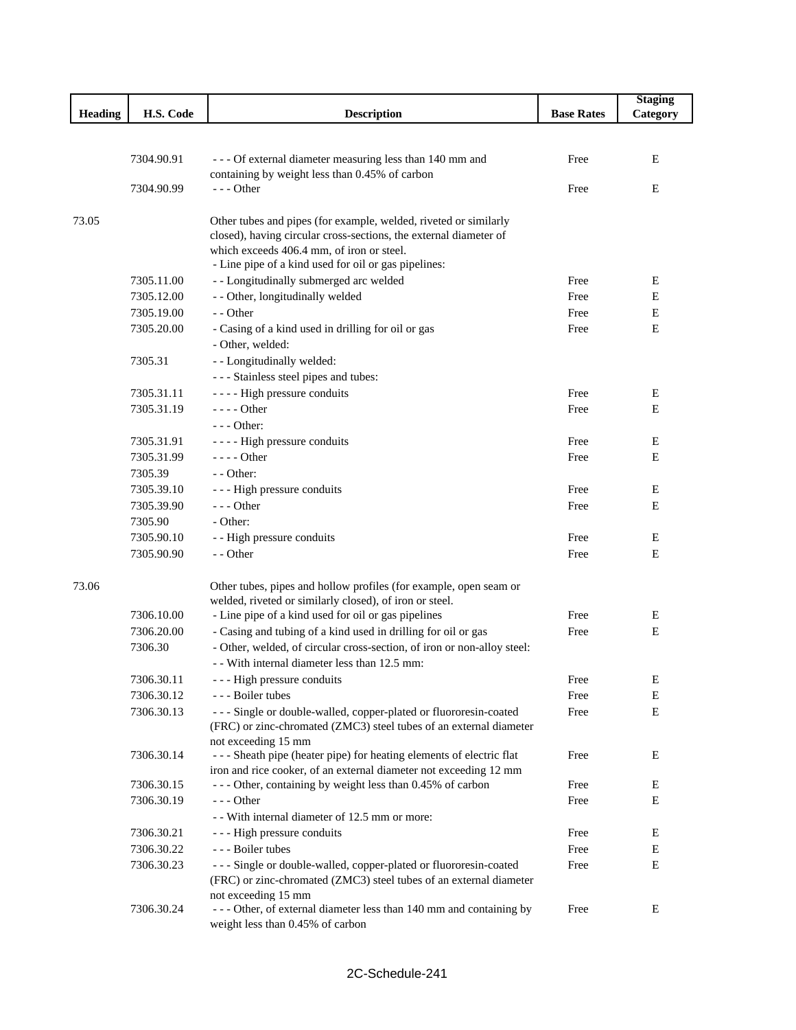| Heading | H.S. Code | Description | Base Rates | Staging Category |
|---|---|---|---|---|
| | 7304.90.91 | - - - Of external diameter measuring less than 140 mm and containing by weight less than 0.45% of carbon | Free | E |
| | 7304.90.99 | - - - Other | Free | E |
| 73.05 | | Other tubes and pipes (for example, welded, riveted or similarly closed), having circular cross-sections, the external diameter of which exceeds 406.4 mm, of iron or steel. | | |
| | | - Line pipe of a kind used for oil or gas pipelines: | | |
| | 7305.11.00 | - - Longitudinally submerged arc welded | Free | E |
| | 7305.12.00 | - - Other, longitudinally welded | Free | E |
| | 7305.19.00 | - - Other | Free | E |
| | 7305.20.00 | - Casing of a kind used in drilling for oil or gas | Free | E |
| | | - Other, welded: | | |
| | 7305.31 | - - Longitudinally welded: | | |
| | | - - - Stainless steel pipes and tubes: | | |
| | 7305.31.11 | - - - - High pressure conduits | Free | E |
| | 7305.31.19 | - - - - Other | Free | E |
| | | - - - Other: | | |
| | 7305.31.91 | - - - - High pressure conduits | Free | E |
| | 7305.31.99 | - - - - Other | Free | E |
| | 7305.39 | - - Other: | | |
| | 7305.39.10 | - - - High pressure conduits | Free | E |
| | 7305.39.90 | - - - Other | Free | E |
| | 7305.90 | - Other: | | |
| | 7305.90.10 | - - High pressure conduits | Free | E |
| | 7305.90.90 | - - Other | Free | E |
| 73.06 | | Other tubes, pipes and hollow profiles (for example, open seam or welded, riveted or similarly closed), of iron or steel. | | |
| | 7306.10.00 | - Line pipe of a kind used for oil or gas pipelines | Free | E |
| | 7306.20.00 | - Casing and tubing of a kind used in drilling for oil or gas | Free | E |
| | 7306.30 | - Other, welded, of circular cross-section, of iron or non-alloy steel: | | |
| | | - - With internal diameter less than 12.5 mm: | | |
| | 7306.30.11 | - - - High pressure conduits | Free | E |
| | 7306.30.12 | - - - Boiler tubes | Free | E |
| | 7306.30.13 | - - - Single or double-walled, copper-plated or fluororesin-coated (FRC) or zinc-chromated (ZMC3) steel tubes of an external diameter not exceeding 15 mm | Free | E |
| | 7306.30.14 | - - - Sheath pipe (heater pipe) for heating elements of electric flat iron and rice cooker, of an external diameter not exceeding 12 mm | Free | E |
| | 7306.30.15 | - - - Other, containing by weight less than 0.45% of carbon | Free | E |
| | 7306.30.19 | - - - Other | Free | E |
| | | - - With internal diameter of 12.5 mm or more: | | |
| | 7306.30.21 | - - - High pressure conduits | Free | E |
| | 7306.30.22 | - - - Boiler tubes | Free | E |
| | 7306.30.23 | - - - Single or double-walled, copper-plated or fluororesin-coated (FRC) or zinc-chromated (ZMC3) steel tubes of an external diameter not exceeding 15 mm | Free | E |
| | 7306.30.24 | - - - Other, of external diameter less than 140 mm and containing by weight less than 0.45% of carbon | Free | E |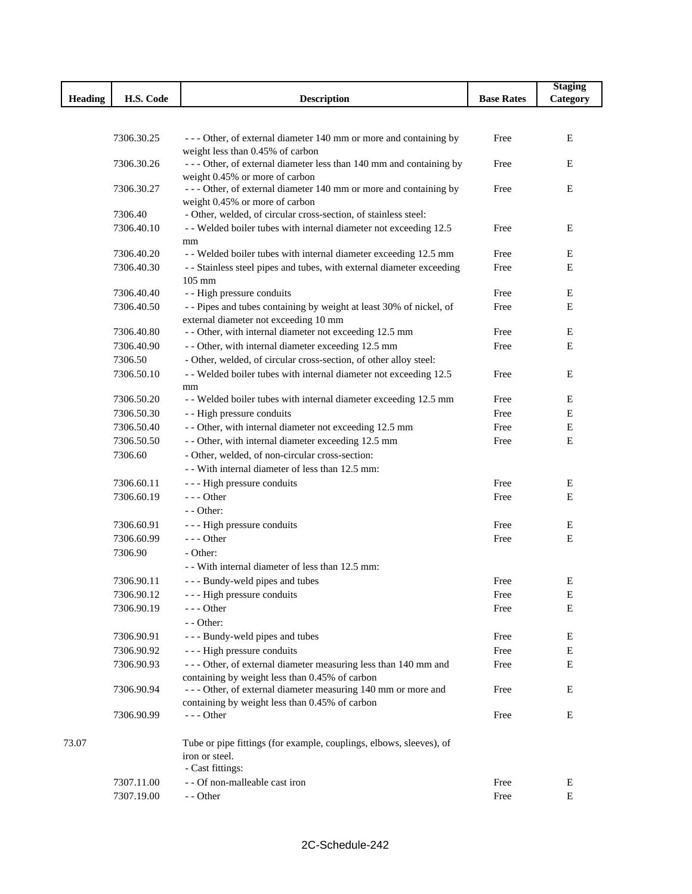| Heading | H.S. Code | Description | Base Rates | Staging Category |
|---|---|---|---|---|
| | 7306.30.25 | - - - Other, of external diameter 140 mm or more and containing by weight less than 0.45% of carbon | Free | E |
| | 7306.30.26 | - - - Other, of external diameter less than 140 mm and containing by weight 0.45% or more of carbon | Free | E |
| | 7306.30.27 | - - - Other, of external diameter 140 mm or more and containing by weight 0.45% or more of carbon | Free | E |
| | 7306.40 | - Other, welded, of circular cross-section, of stainless steel: | | |
| | 7306.40.10 | - - Welded boiler tubes with internal diameter not exceeding 12.5 mm | Free | E |
| | 7306.40.20 | - - Welded boiler tubes with internal diameter exceeding 12.5 mm | Free | E |
| | 7306.40.30 | - - Stainless steel pipes and tubes, with external diameter exceeding 105 mm | Free | E |
| | 7306.40.40 | - - High pressure conduits | Free | E |
| | 7306.40.50 | - - Pipes and tubes containing by weight at least 30% of nickel, of external diameter not exceeding 10 mm | Free | E |
| | 7306.40.80 | - - Other, with internal diameter not exceeding 12.5 mm | Free | E |
| | 7306.40.90 | - - Other, with internal diameter exceeding 12.5 mm | Free | E |
| | 7306.50 | - Other, welded, of circular cross-section, of other alloy steel: | | |
| | 7306.50.10 | - - Welded boiler tubes with internal diameter not exceeding 12.5 mm | Free | E |
| | 7306.50.20 | - - Welded boiler tubes with internal diameter exceeding 12.5 mm | Free | E |
| | 7306.50.30 | - - High pressure conduits | Free | E |
| | 7306.50.40 | - - Other, with internal diameter not exceeding 12.5 mm | Free | E |
| | 7306.50.50 | - - Other, with internal diameter exceeding 12.5 mm | Free | E |
| | 7306.60 | - Other, welded, of non-circular cross-section: | | |
| | | - - With internal diameter of less than 12.5 mm: | | |
| | 7306.60.11 | - - - High pressure conduits | Free | E |
| | 7306.60.19 | - - - Other | Free | E |
| | | - - Other: | | |
| | 7306.60.91 | - - - High pressure conduits | Free | E |
| | 7306.60.99 | - - - Other | Free | E |
| | 7306.90 | - Other: | | |
| | | - - With internal diameter of less than 12.5 mm: | | |
| | 7306.90.11 | - - - Bundy-weld pipes and tubes | Free | E |
| | 7306.90.12 | - - - High pressure conduits | Free | E |
| | 7306.90.19 | - - - Other | Free | E |
| | | - - Other: | | |
| | 7306.90.91 | - - - Bundy-weld pipes and tubes | Free | E |
| | 7306.90.92 | - - - High pressure conduits | Free | E |
| | 7306.90.93 | - - - Other, of external diameter measuring less than 140 mm and containing by weight less than 0.45% of carbon | Free | E |
| | 7306.90.94 | - - - Other, of external diameter measuring 140 mm or more and containing by weight less than 0.45% of carbon | Free | E |
| | 7306.90.99 | - - - Other | Free | E |
| 73.07 | | Tube or pipe fittings (for example, couplings, elbows, sleeves), of iron or steel. | | |
| | | - Cast fittings: | | |
| | 7307.11.00 | - - Of non-malleable cast iron | Free | E |
| | 7307.19.00 | - - Other | Free | E |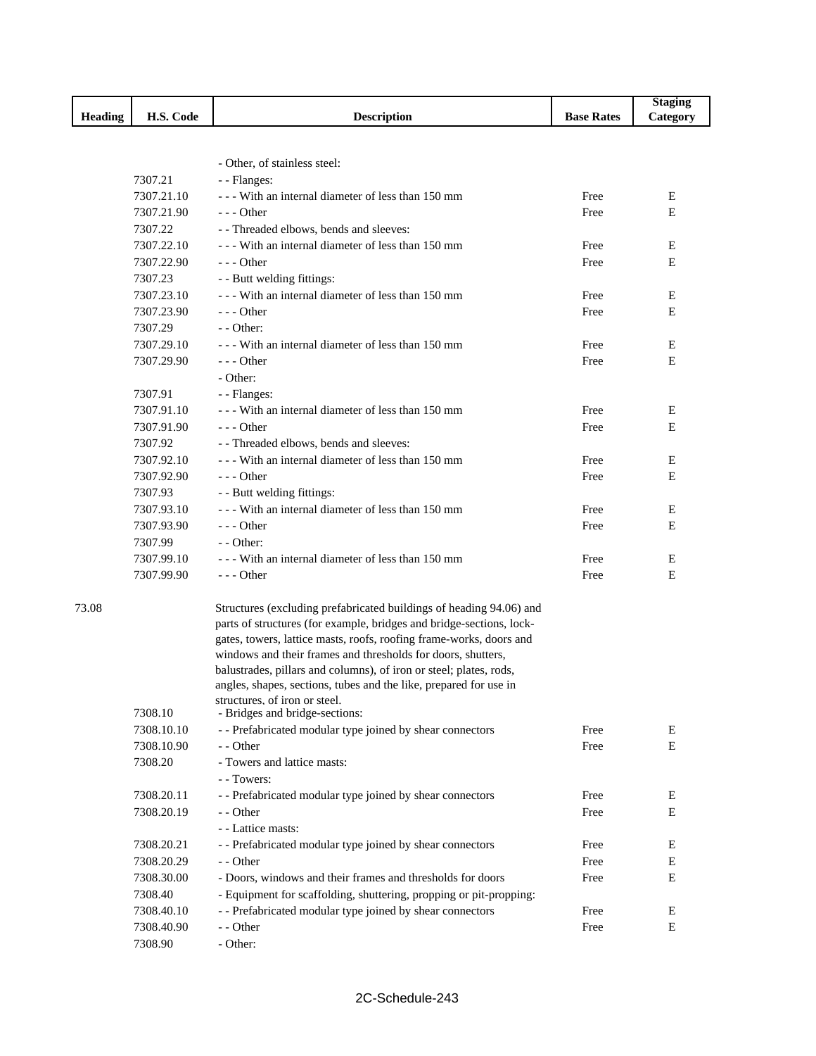| Heading | H.S. Code | Description | Base Rates | Staging Category |
|---|---|---|---|---|
| | | - Other, of stainless steel: | | |
| | 7307.21 | - - Flanges: | | |
| | 7307.21.10 | - - - With an internal diameter of less than 150 mm | Free | E |
| | 7307.21.90 | - - - Other | Free | E |
| | 7307.22 | - - Threaded elbows, bends and sleeves: | | |
| | 7307.22.10 | - - - With an internal diameter of less than 150 mm | Free | E |
| | 7307.22.90 | - - - Other | Free | E |
| | 7307.23 | - - Butt welding fittings: | | |
| | 7307.23.10 | - - - With an internal diameter of less than 150 mm | Free | E |
| | 7307.23.90 | - - - Other | Free | E |
| | 7307.29 | - - Other: | | |
| | 7307.29.10 | - - - With an internal diameter of less than 150 mm | Free | E |
| | 7307.29.90 | - - - Other | Free | E |
| | | - Other: | | |
| | 7307.91 | - - Flanges: | | |
| | 7307.91.10 | - - - With an internal diameter of less than 150 mm | Free | E |
| | 7307.91.90 | - - - Other | Free | E |
| | 7307.92 | - - Threaded elbows, bends and sleeves: | | |
| | 7307.92.10 | - - - With an internal diameter of less than 150 mm | Free | E |
| | 7307.92.90 | - - - Other | Free | E |
| | 7307.93 | - - Butt welding fittings: | | |
| | 7307.93.10 | - - - With an internal diameter of less than 150 mm | Free | E |
| | 7307.93.90 | - - - Other | Free | E |
| | 7307.99 | - - Other: | | |
| | 7307.99.10 | - - - With an internal diameter of less than 150 mm | Free | E |
| | 7307.99.90 | - - - Other | Free | E |
| 73.08 | | Structures (excluding prefabricated buildings of heading 94.06) and parts of structures (for example, bridges and bridge-sections, lock-gates, towers, lattice masts, roofs, roofing frame-works, doors and windows and their frames and thresholds for doors, shutters, balustrades, pillars and columns), of iron or steel; plates, rods, angles, shapes, sections, tubes and the like, prepared for use in structures, of iron or steel. | | |
| | 7308.10 | - Bridges and bridge-sections: | | |
| | 7308.10.10 | - - Prefabricated modular type joined by shear connectors | Free | E |
| | 7308.10.90 | - - Other | Free | E |
| | 7308.20 | - Towers and lattice masts: | | |
| | | - - Towers: | | |
| | 7308.20.11 | - - Prefabricated modular type joined by shear connectors | Free | E |
| | 7308.20.19 | - - Other | Free | E |
| | | - - Lattice masts: | | |
| | 7308.20.21 | - - Prefabricated modular type joined by shear connectors | Free | E |
| | 7308.20.29 | - - Other | Free | E |
| | 7308.30.00 | - Doors, windows and their frames and thresholds for doors | Free | E |
| | 7308.40 | - Equipment for scaffolding, shuttering, propping or pit-propping: | | |
| | 7308.40.10 | - - Prefabricated modular type joined by shear connectors | Free | E |
| | 7308.40.90 | - - Other | Free | E |
| | 7308.90 | - Other: | | |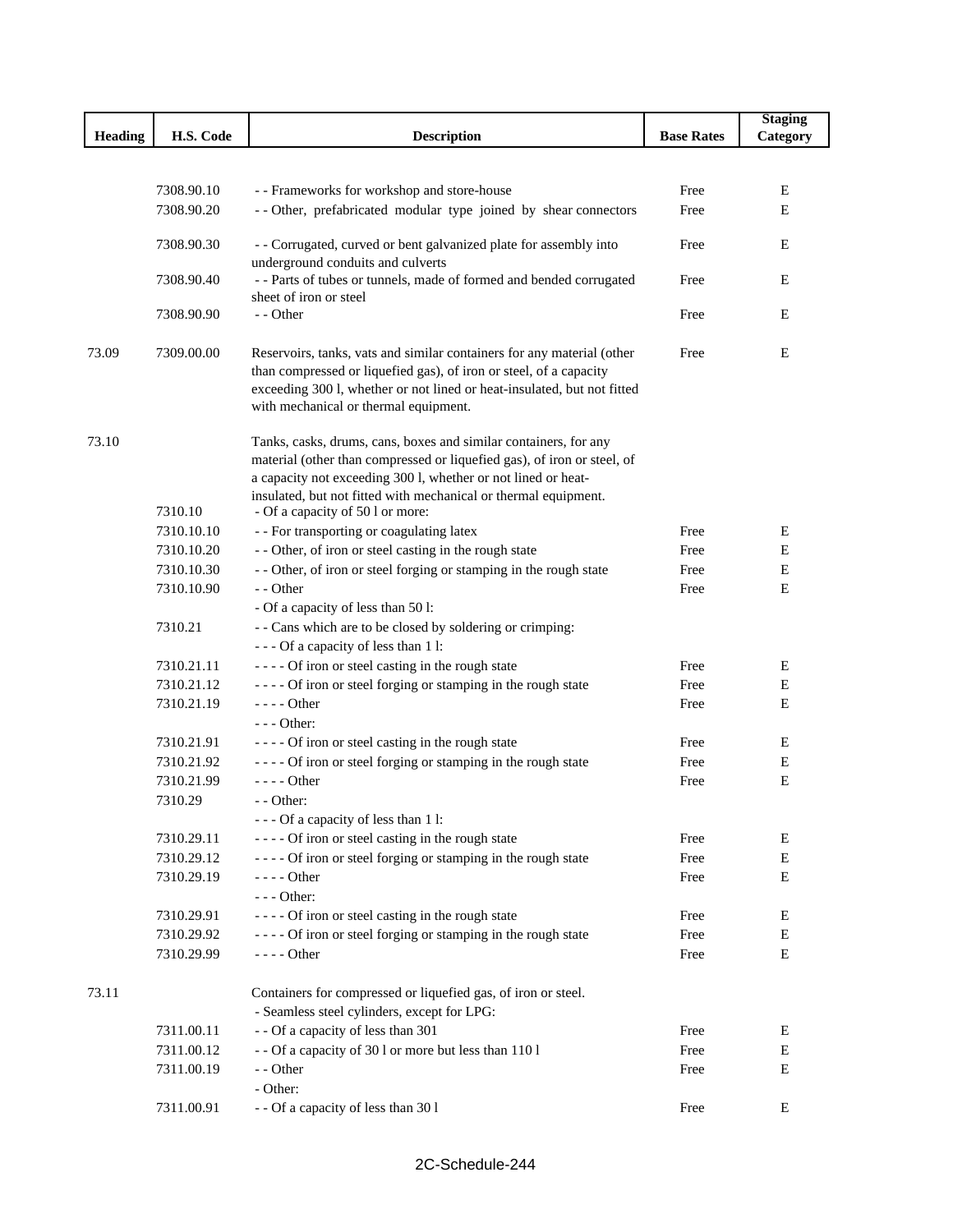| Heading | H.S. Code | Description | Base Rates | Staging Category |
|---|---|---|---|---|
| | 7308.90.10 | - - Frameworks for workshop and store-house | Free | E |
| | 7308.90.20 | - - Other, prefabricated modular type joined by shear connectors | Free | E |
| | 7308.90.30 | - - Corrugated, curved or bent galvanized plate for assembly into underground conduits and culverts | Free | E |
| | 7308.90.40 | - - Parts of tubes or tunnels, made of formed and bended corrugated sheet of iron or steel | Free | E |
| | 7308.90.90 | - - Other | Free | E |
| 73.09 | 7309.00.00 | Reservoirs, tanks, vats and similar containers for any material (other than compressed or liquefied gas), of iron or steel, of a capacity exceeding 300 l, whether or not lined or heat-insulated, but not fitted with mechanical or thermal equipment. | Free | E |
| 73.10 | | Tanks, casks, drums, cans, boxes and similar containers, for any material (other than compressed or liquefied gas), of iron or steel, of a capacity not exceeding 300 l, whether or not lined or heat-insulated, but not fitted with mechanical or thermal equipment. | | |
| | 7310.10 | - Of a capacity of 50 l or more: | | |
| | 7310.10.10 | - - For transporting or coagulating latex | Free | E |
| | 7310.10.20 | - - Other, of iron or steel casting in the rough state | Free | E |
| | 7310.10.30 | - - Other, of iron or steel forging or stamping in the rough state | Free | E |
| | 7310.10.90 | - - Other | Free | E |
| | | - Of a capacity of less than 50 l: | | |
| | 7310.21 | - - Cans which are to be closed by soldering or crimping: | | |
| | | - - - Of a capacity of less than 1 l: | | |
| | 7310.21.11 | - - - - Of iron or steel casting in the rough state | Free | E |
| | 7310.21.12 | - - - - Of iron or steel forging or stamping in the rough state | Free | E |
| | 7310.21.19 | - - - - Other | Free | E |
| | | - - - Other: | | |
| | 7310.21.91 | - - - - Of iron or steel casting in the rough state | Free | E |
| | 7310.21.92 | - - - - Of iron or steel forging or stamping in the rough state | Free | E |
| | 7310.21.99 | - - - - Other | Free | E |
| | 7310.29 | - - Other: | | |
| | | - - - Of a capacity of less than 1 l: | | |
| | 7310.29.11 | - - - - Of iron or steel casting in the rough state | Free | E |
| | 7310.29.12 | - - - - Of iron or steel forging or stamping in the rough state | Free | E |
| | 7310.29.19 | - - - - Other | Free | E |
| | | - - - Other: | | |
| | 7310.29.91 | - - - - Of iron or steel casting in the rough state | Free | E |
| | 7310.29.92 | - - - - Of iron or steel forging or stamping in the rough state | Free | E |
| | 7310.29.99 | - - - - Other | Free | E |
| 73.11 | | Containers for compressed or liquefied gas, of iron or steel. | | |
| | | - Seamless steel cylinders, except for LPG: | | |
| | 7311.00.11 | - - Of a capacity of less than 301 | Free | E |
| | 7311.00.12 | - - Of a capacity of 30 l or more but less than 110 l | Free | E |
| | 7311.00.19 | - - Other | Free | E |
| | | - Other: | | |
| | 7311.00.91 | - - Of a capacity of less than 30 l | Free | E |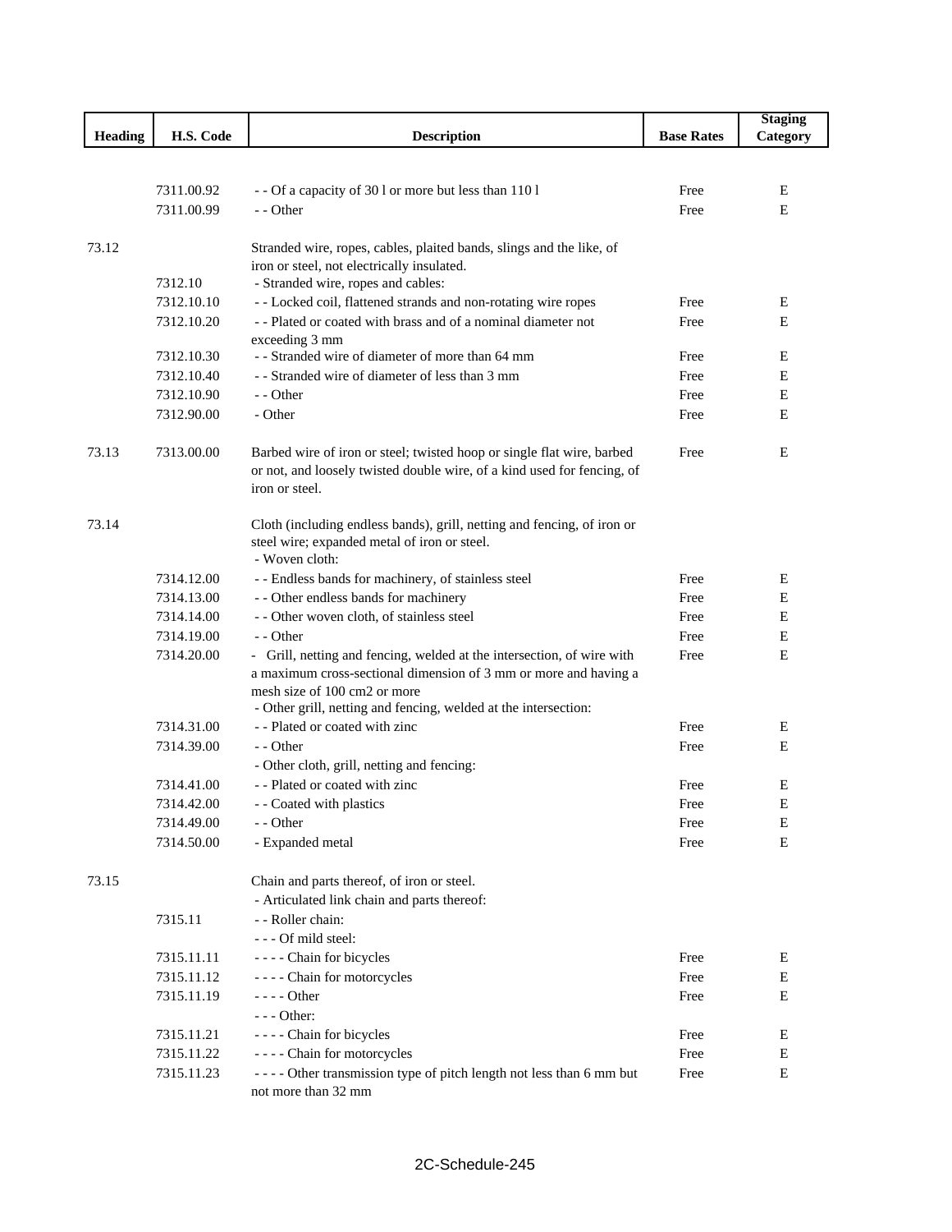| Heading | H.S. Code | Description | Base Rates | Staging Category |
|---|---|---|---|---|
| | 7311.00.92 | - - Of a capacity of 30 l or more but less than 110 l | Free | E |
| | 7311.00.99 | - - Other | Free | E |
| 73.12 | | Stranded wire, ropes, cables, plaited bands, slings and the like, of iron or steel, not electrically insulated. | | |
| | 7312.10 | - Stranded wire, ropes and cables: | | |
| | 7312.10.10 | - - Locked coil, flattened strands and non-rotating wire ropes | Free | E |
| | 7312.10.20 | - - Plated or coated with brass and of a nominal diameter not exceeding 3 mm | Free | E |
| | 7312.10.30 | - - Stranded wire of diameter of more than 64 mm | Free | E |
| | 7312.10.40 | - - Stranded wire of diameter of less than 3 mm | Free | E |
| | 7312.10.90 | - - Other | Free | E |
| | 7312.90.00 | - Other | Free | E |
| 73.13 | 7313.00.00 | Barbed wire of iron or steel; twisted hoop or single flat wire, barbed or not, and loosely twisted double wire, of a kind used for fencing, of iron or steel. | Free | E |
| 73.14 | | Cloth (including endless bands), grill, netting and fencing, of iron or steel wire; expanded metal of iron or steel. | | |
| | | - Woven cloth: | | |
| | 7314.12.00 | - - Endless bands for machinery, of stainless steel | Free | E |
| | 7314.13.00 | - - Other endless bands for machinery | Free | E |
| | 7314.14.00 | - - Other woven cloth, of stainless steel | Free | E |
| | 7314.19.00 | - - Other | Free | E |
| | 7314.20.00 | - Grill, netting and fencing, welded at the intersection, of wire with a maximum cross-sectional dimension of 3 mm or more and having a mesh size of 100 cm2 or more | Free | E |
| | | - Other grill, netting and fencing, welded at the intersection: | | |
| | 7314.31.00 | - - Plated or coated with zinc | Free | E |
| | 7314.39.00 | - - Other | Free | E |
| | | - Other cloth, grill, netting and fencing: | | |
| | 7314.41.00 | - - Plated or coated with zinc | Free | E |
| | 7314.42.00 | - - Coated with plastics | Free | E |
| | 7314.49.00 | - - Other | Free | E |
| | 7314.50.00 | - Expanded metal | Free | E |
| 73.15 | | Chain and parts thereof, of iron or steel. | | |
| | | - Articulated link chain and parts thereof: | | |
| | 7315.11 | - - Roller chain: | | |
| | | - - - Of mild steel: | | |
| | 7315.11.11 | - - - - Chain for bicycles | Free | E |
| | 7315.11.12 | - - - - Chain for motorcycles | Free | E |
| | 7315.11.19 | - - - - Other | Free | E |
| | | - - - Other: | | |
| | 7315.11.21 | - - - - Chain for bicycles | Free | E |
| | 7315.11.22 | - - - - Chain for motorcycles | Free | E |
| | 7315.11.23 | - - - - Other transmission type of pitch length not less than 6 mm but not more than 32 mm | Free | E |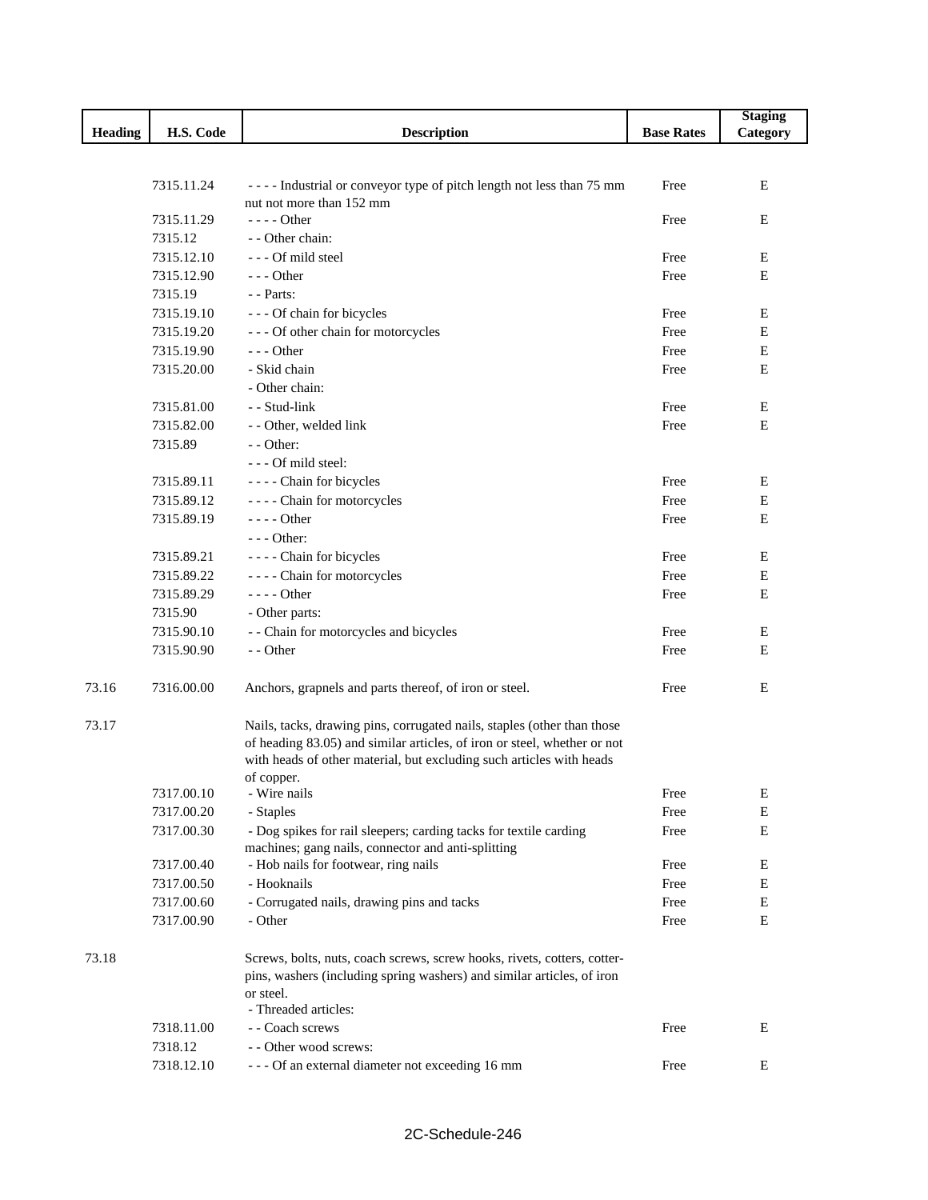| Heading | H.S. Code | Description | Base Rates | Staging Category |
|---|---|---|---|---|
| | 7315.11.24 | - - - - Industrial or conveyor type of pitch length not less than 75 mm nut not more than 152 mm | Free | E |
| | 7315.11.29 | - - - - Other | Free | E |
| | 7315.12 | - - Other chain: | | |
| | 7315.12.10 | - - - Of mild steel | Free | E |
| | 7315.12.90 | - - - Other | Free | E |
| | 7315.19 | - - Parts: | | |
| | 7315.19.10 | - - - Of chain for bicycles | Free | E |
| | 7315.19.20 | - - - Of other chain for motorcycles | Free | E |
| | 7315.19.90 | - - - Other | Free | E |
| | 7315.20.00 | - Skid chain | Free | E |
| | | - Other chain: | | |
| | 7315.81.00 | - - Stud-link | Free | E |
| | 7315.82.00 | - - Other, welded link | Free | E |
| | 7315.89 | - - Other: | | |
| | | - - - Of mild steel: | | |
| | 7315.89.11 | - - - - Chain for bicycles | Free | E |
| | 7315.89.12 | - - - - Chain for motorcycles | Free | E |
| | 7315.89.19 | - - - - Other | Free | E |
| | | - - - Other: | | |
| | 7315.89.21 | - - - - Chain for bicycles | Free | E |
| | 7315.89.22 | - - - - Chain for motorcycles | Free | E |
| | 7315.89.29 | - - - - Other | Free | E |
| | 7315.90 | - Other parts: | | |
| | 7315.90.10 | - - Chain for motorcycles and bicycles | Free | E |
| | 7315.90.90 | - - Other | Free | E |
| 73.16 | 7316.00.00 | Anchors, grapnels and parts thereof, of iron or steel. | Free | E |
| 73.17 | | Nails, tacks, drawing pins, corrugated nails, staples (other than those of heading 83.05) and similar articles, of iron or steel, whether or not with heads of other material, but excluding such articles with heads of copper. | | |
| | 7317.00.10 | - Wire nails | Free | E |
| | 7317.00.20 | - Staples | Free | E |
| | 7317.00.30 | - Dog spikes for rail sleepers; carding tacks for textile carding machines; gang nails, connector and anti-splitting | Free | E |
| | 7317.00.40 | - Hob nails for footwear, ring nails | Free | E |
| | 7317.00.50 | - Hooknails | Free | E |
| | 7317.00.60 | - Corrugated nails, drawing pins and tacks | Free | E |
| | 7317.00.90 | - Other | Free | E |
| 73.18 | | Screws, bolts, nuts, coach screws, screw hooks, rivets, cotters, cotter-pins, washers (including spring washers) and similar articles, of iron or steel. | | |
| | | - Threaded articles: | | |
| | 7318.11.00 | - - Coach screws | Free | E |
| | 7318.12 | - - Other wood screws: | | |
| | 7318.12.10 | - - - Of an external diameter not exceeding 16 mm | Free | E |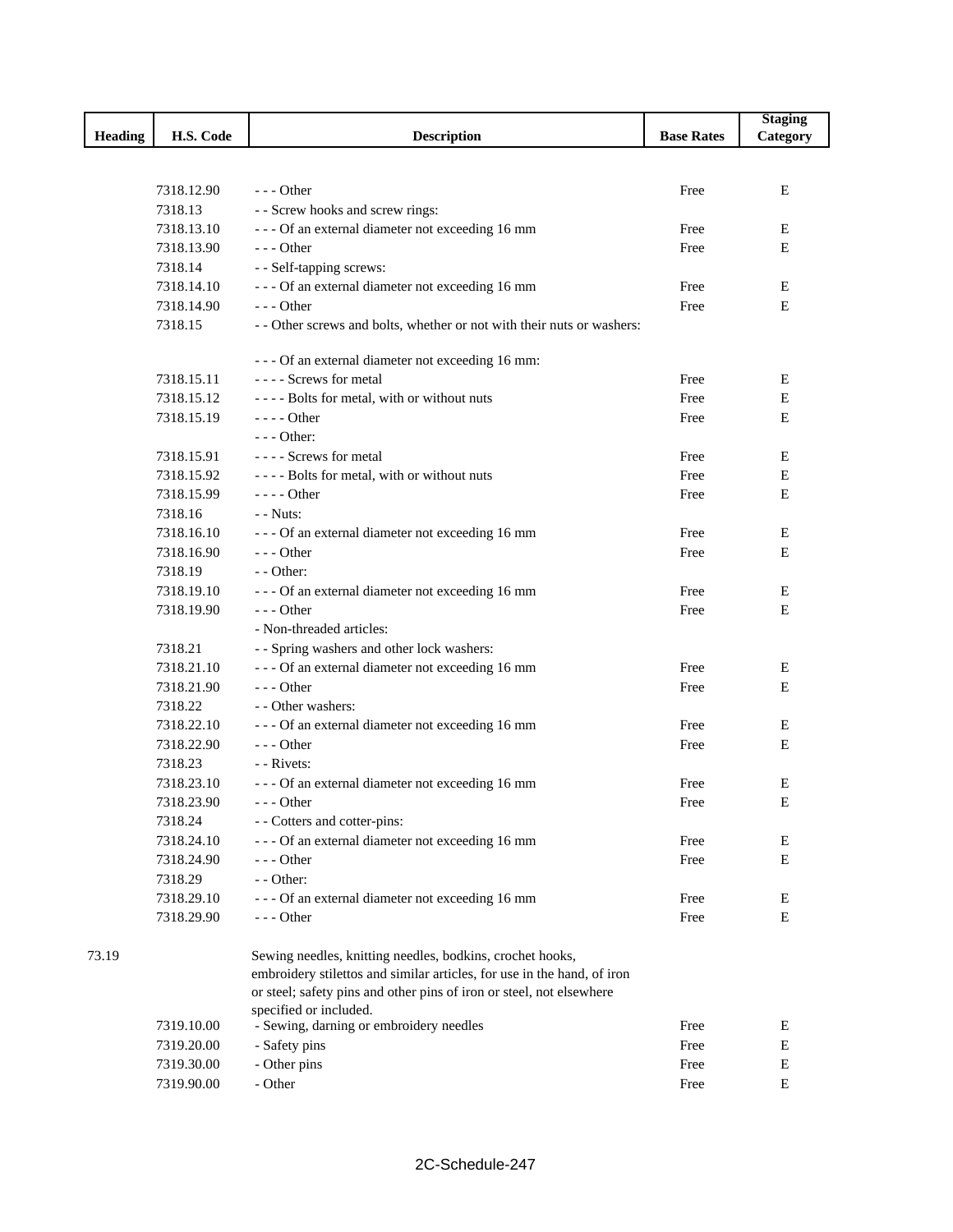| Heading | H.S. Code | Description | Base Rates | Staging Category |
|---|---|---|---|---|
| | 7318.12.90 | - - - Other | Free | E |
| | 7318.13 | - - Screw hooks and screw rings: | | |
| | 7318.13.10 | - - - Of an external diameter not exceeding 16 mm | Free | E |
| | 7318.13.90 | - - - Other | Free | E |
| | 7318.14 | - - Self-tapping screws: | | |
| | 7318.14.10 | - - - Of an external diameter not exceeding 16 mm | Free | E |
| | 7318.14.90 | - - - Other | Free | E |
| | 7318.15 | - - Other screws and bolts, whether or not with their nuts or washers: | | |
| | | - - - Of an external diameter not exceeding 16 mm: | | |
| | 7318.15.11 | - - - - Screws for metal | Free | E |
| | 7318.15.12 | - - - - Bolts for metal, with or without nuts | Free | E |
| | 7318.15.19 | - - - - Other | Free | E |
| | | - - - Other: | | |
| | 7318.15.91 | - - - - Screws for metal | Free | E |
| | 7318.15.92 | - - - - Bolts for metal, with or without nuts | Free | E |
| | 7318.15.99 | - - - - Other | Free | E |
| | 7318.16 | - - Nuts: | | |
| | 7318.16.10 | - - - Of an external diameter not exceeding 16 mm | Free | E |
| | 7318.16.90 | - - - Other | Free | E |
| | 7318.19 | - - Other: | | |
| | 7318.19.10 | - - - Of an external diameter not exceeding 16 mm | Free | E |
| | 7318.19.90 | - - - Other | Free | E |
| | | - Non-threaded articles: | | |
| | 7318.21 | - - Spring washers and other lock washers: | | |
| | 7318.21.10 | - - - Of an external diameter not exceeding 16 mm | Free | E |
| | 7318.21.90 | - - - Other | Free | E |
| | 7318.22 | - - Other washers: | | |
| | 7318.22.10 | - - - Of an external diameter not exceeding 16 mm | Free | E |
| | 7318.22.90 | - - - Other | Free | E |
| | 7318.23 | - - Rivets: | | |
| | 7318.23.10 | - - - Of an external diameter not exceeding 16 mm | Free | E |
| | 7318.23.90 | - - - Other | Free | E |
| | 7318.24 | - - Cotters and cotter-pins: | | |
| | 7318.24.10 | - - - Of an external diameter not exceeding 16 mm | Free | E |
| | 7318.24.90 | - - - Other | Free | E |
| | 7318.29 | - - Other: | | |
| | 7318.29.10 | - - - Of an external diameter not exceeding 16 mm | Free | E |
| | 7318.29.90 | - - - Other | Free | E |
| 73.19 | | Sewing needles, knitting needles, bodkins, crochet hooks, embroidery stilettos and similar articles, for use in the hand, of iron or steel; safety pins and other pins of iron or steel, not elsewhere specified or included. | | |
| | 7319.10.00 | - Sewing, darning or embroidery needles | Free | E |
| | 7319.20.00 | - Safety pins | Free | E |
| | 7319.30.00 | - Other pins | Free | E |
| | 7319.90.00 | - Other | Free | E |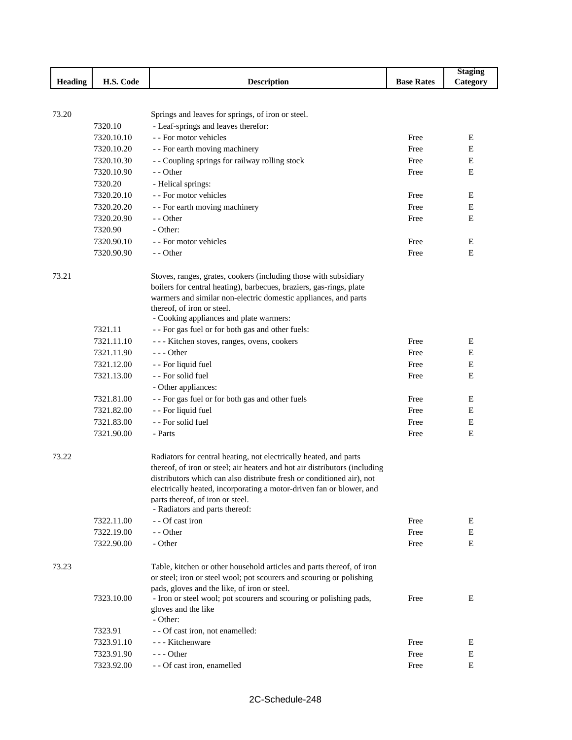| Heading | H.S. Code | Description | Base Rates | Staging Category |
|---|---|---|---|---|
| 73.20 | | Springs and leaves for springs, of iron or steel. | | |
| | 7320.10 | - Leaf-springs and leaves therefor: | | |
| | 7320.10.10 | - - For motor vehicles | Free | E |
| | 7320.10.20 | - - For earth moving machinery | Free | E |
| | 7320.10.30 | - - Coupling springs for railway rolling stock | Free | E |
| | 7320.10.90 | - - Other | Free | E |
| | 7320.20 | - Helical springs: | | |
| | 7320.20.10 | - - For motor vehicles | Free | E |
| | 7320.20.20 | - - For earth moving machinery | Free | E |
| | 7320.20.90 | - - Other | Free | E |
| | 7320.90 | - Other: | | |
| | 7320.90.10 | - - For motor vehicles | Free | E |
| | 7320.90.90 | - - Other | Free | E |
| 73.21 | | Stoves, ranges, grates, cookers (including those with subsidiary boilers for central heating), barbecues, braziers, gas-rings, plate warmers and similar non-electric domestic appliances, and parts thereof, of iron or steel. | | |
| | | - Cooking appliances and plate warmers: | | |
| | 7321.11 | - - For gas fuel or for both gas and other fuels: | | |
| | 7321.11.10 | - - - Kitchen stoves, ranges, ovens, cookers | Free | E |
| | 7321.11.90 | - - - Other | Free | E |
| | 7321.12.00 | - - For liquid fuel | Free | E |
| | 7321.13.00 | - - For solid fuel | Free | E |
| | | - Other appliances: | | |
| | 7321.81.00 | - - For gas fuel or for both gas and other fuels | Free | E |
| | 7321.82.00 | - - For liquid fuel | Free | E |
| | 7321.83.00 | - - For solid fuel | Free | E |
| | 7321.90.00 | - Parts | Free | E |
| 73.22 | | Radiators for central heating, not electrically heated, and parts thereof, of iron or steel; air heaters and hot air distributors (including distributors which can also distribute fresh or conditioned air), not electrically heated, incorporating a motor-driven fan or blower, and parts thereof, of iron or steel. | | |
| | | - Radiators and parts thereof: | | |
| | 7322.11.00 | - - Of cast iron | Free | E |
| | 7322.19.00 | - - Other | Free | E |
| | 7322.90.00 | - Other | Free | E |
| 73.23 | | Table, kitchen or other household articles and parts thereof, of iron or steel; iron or steel wool; pot scourers and scouring or polishing pads, gloves and the like, of iron or steel. | | |
| | 7323.10.00 | - Iron or steel wool; pot scourers and scouring or polishing pads, gloves and the like | Free | E |
| | | - Other: | | |
| | 7323.91 | - - Of cast iron, not enamelled: | | |
| | 7323.91.10 | - - - Kitchenware | Free | E |
| | 7323.91.90 | - - - Other | Free | E |
| | 7323.92.00 | - - Of cast iron, enamelled | Free | E |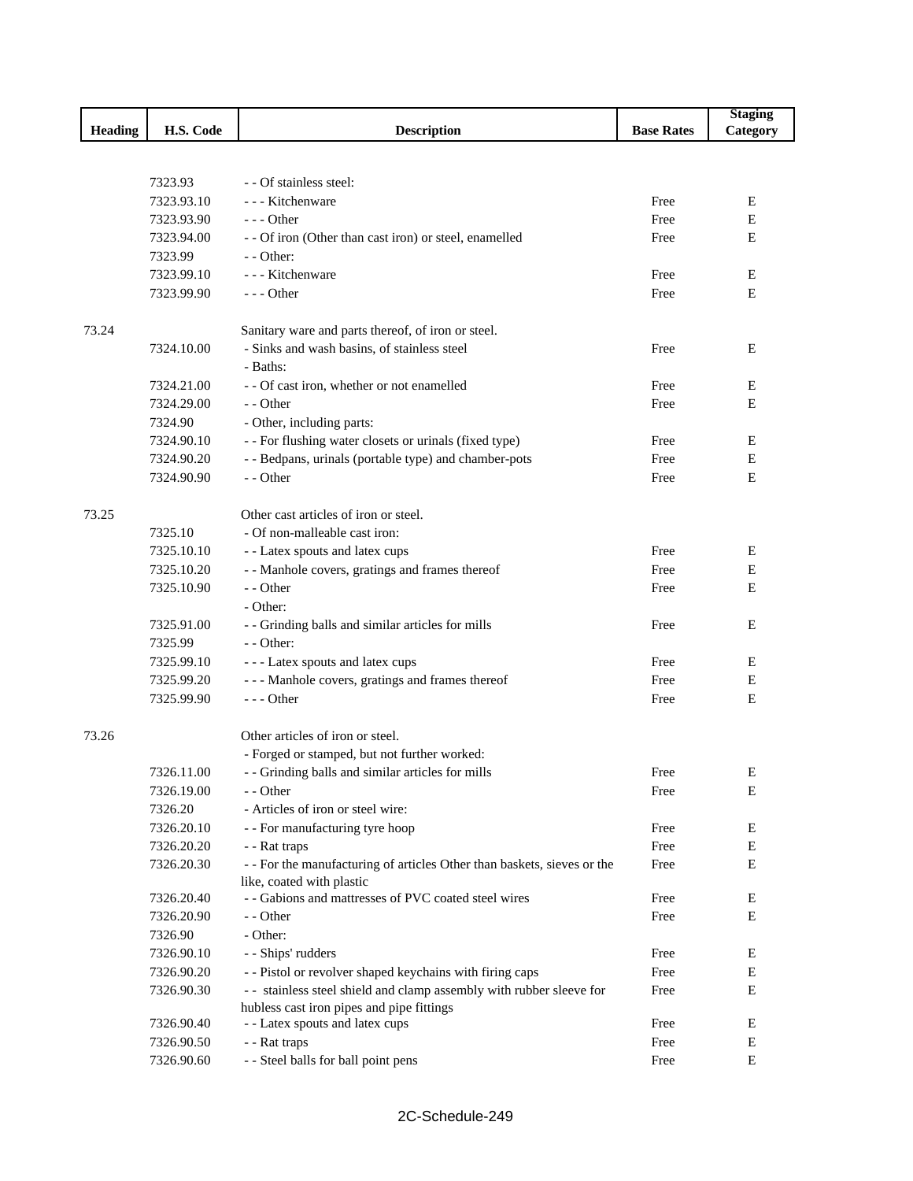| Heading | H.S. Code | Description | Base Rates | Staging Category |
|---|---|---|---|---|
| | 7323.93 | - - Of stainless steel: | | |
| | 7323.93.10 | - - - Kitchenware | Free | E |
| | 7323.93.90 | - - - Other | Free | E |
| | 7323.94.00 | - - Of iron (Other than cast iron) or steel, enamelled | Free | E |
| | 7323.99 | - - Other: | | |
| | 7323.99.10 | - - - Kitchenware | Free | E |
| | 7323.99.90 | - - - Other | Free | E |
| 73.24 | | Sanitary ware and parts thereof, of iron or steel. | | |
| | 7324.10.00 | - Sinks and wash basins, of stainless steel | Free | E |
| | | - Baths: | | |
| | 7324.21.00 | - - Of cast iron, whether or not enamelled | Free | E |
| | 7324.29.00 | - - Other | Free | E |
| | 7324.90 | - Other, including parts: | | |
| | 7324.90.10 | - - For flushing water closets or urinals (fixed type) | Free | E |
| | 7324.90.20 | - - Bedpans, urinals (portable type) and chamber-pots | Free | E |
| | 7324.90.90 | - - Other | Free | E |
| 73.25 | | Other cast articles of iron or steel. | | |
| | 7325.10 | - Of non-malleable cast iron: | | |
| | 7325.10.10 | - - Latex spouts and latex cups | Free | E |
| | 7325.10.20 | - - Manhole covers, gratings and frames thereof | Free | E |
| | 7325.10.90 | - - Other | Free | E |
| | | - Other: | | |
| | 7325.91.00 | - - Grinding balls and similar articles for mills | Free | E |
| | 7325.99 | - - Other: | | |
| | 7325.99.10 | - - - Latex spouts and latex cups | Free | E |
| | 7325.99.20 | - - - Manhole covers, gratings and frames thereof | Free | E |
| | 7325.99.90 | - - - Other | Free | E |
| 73.26 | | Other articles of iron or steel. | | |
| | | - Forged or stamped, but not further worked: | | |
| | 7326.11.00 | - - Grinding balls and similar articles for mills | Free | E |
| | 7326.19.00 | - - Other | Free | E |
| | 7326.20 | - Articles of iron or steel wire: | | |
| | 7326.20.10 | - - For manufacturing tyre hoop | Free | E |
| | 7326.20.20 | - - Rat traps | Free | E |
| | 7326.20.30 | - - For the manufacturing of articles Other than baskets, sieves or the like, coated with plastic | Free | E |
| | 7326.20.40 | - - Gabions and mattresses of PVC coated steel wires | Free | E |
| | 7326.20.90 | - - Other | Free | E |
| | 7326.90 | - Other: | | |
| | 7326.90.10 | - - Ships' rudders | Free | E |
| | 7326.90.20 | - - Pistol or revolver shaped keychains with firing caps | Free | E |
| | 7326.90.30 | - - stainless steel shield and clamp assembly with rubber sleeve for hubless cast iron pipes and pipe fittings | Free | E |
| | 7326.90.40 | - - Latex spouts and latex cups | Free | E |
| | 7326.90.50 | - - Rat traps | Free | E |
| | 7326.90.60 | - - Steel balls for ball point pens | Free | E |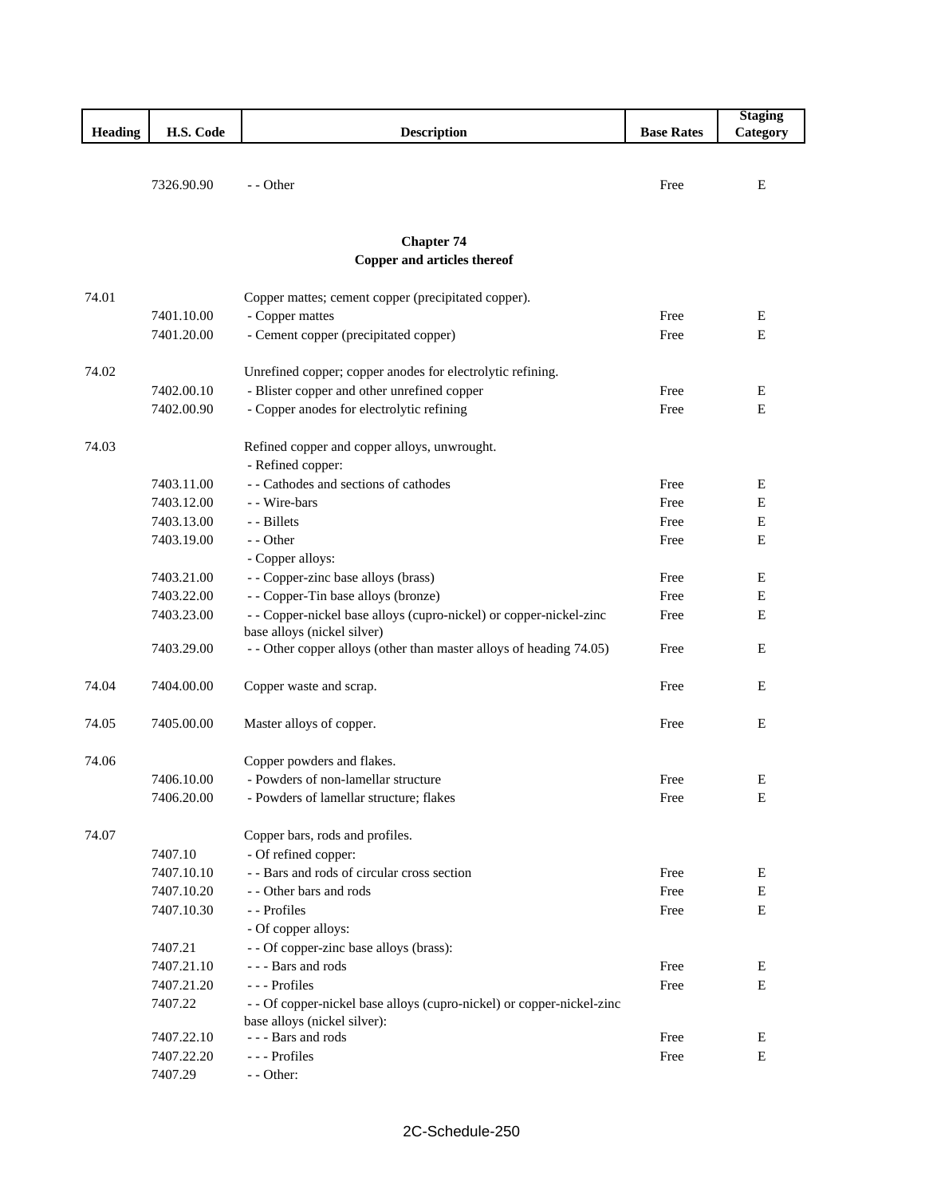| Heading | H.S. Code | Description | Base Rates | Staging Category |
|---|---|---|---|---|
| | 7326.90.90 | - - Other | Free | E |

## Chapter 74
## Copper and articles thereof

| Heading | H.S. Code | Description | Base Rates | Staging Category |
|---|---|---|---|---|
| 74.01 | | Copper mattes; cement copper (precipitated copper). | | |
| | 7401.10.00 | - Copper mattes | Free | E |
| | 7401.20.00 | - Cement copper (precipitated copper) | Free | E |
| 74.02 | | Unrefined copper; copper anodes for electrolytic refining. | | |
| | 7402.00.10 | - Blister copper and other unrefined copper | Free | E |
| | 7402.00.90 | - Copper anodes for electrolytic refining | Free | E |
| 74.03 | | Refined copper and copper alloys, unwrought. | | |
| | | - Refined copper: | | |
| | 7403.11.00 | - - Cathodes and sections of cathodes | Free | E |
| | 7403.12.00 | - - Wire-bars | Free | E |
| | 7403.13.00 | - - Billets | Free | E |
| | 7403.19.00 | - - Other | Free | E |
| | | - Copper alloys: | | |
| | 7403.21.00 | - - Copper-zinc base alloys (brass) | Free | E |
| | 7403.22.00 | - - Copper-Tin base alloys (bronze) | Free | E |
| | 7403.23.00 | - - Copper-nickel base alloys (cupro-nickel) or copper-nickel-zinc base alloys (nickel silver) | Free | E |
| | 7403.29.00 | - - Other copper alloys (other than master alloys of heading 74.05) | Free | E |
| 74.04 | 7404.00.00 | Copper waste and scrap. | Free | E |
| 74.05 | 7405.00.00 | Master alloys of copper. | Free | E |
| 74.06 | | Copper powders and flakes. | | |
| | 7406.10.00 | - Powders of non-lamellar structure | Free | E |
| | 7406.20.00 | - Powders of lamellar structure; flakes | Free | E |
| 74.07 | | Copper bars, rods and profiles. | | |
| | 7407.10 | - Of refined copper: | | |
| | 7407.10.10 | - - Bars and rods of circular cross section | Free | E |
| | 7407.10.20 | - - Other bars and rods | Free | E |
| | 7407.10.30 | - - Profiles | Free | E |
| | | - Of copper alloys: | | |
| | 7407.21 | - - Of copper-zinc base alloys (brass): | | |
| | 7407.21.10 | - - - Bars and rods | Free | E |
| | 7407.21.20 | - - - Profiles | Free | E |
| | 7407.22 | - - Of copper-nickel base alloys (cupro-nickel) or copper-nickel-zinc base alloys (nickel silver): | | |
| | 7407.22.10 | - - - Bars and rods | Free | E |
| | 7407.22.20 | - - - Profiles | Free | E |
| | 7407.29 | - - Other: | | |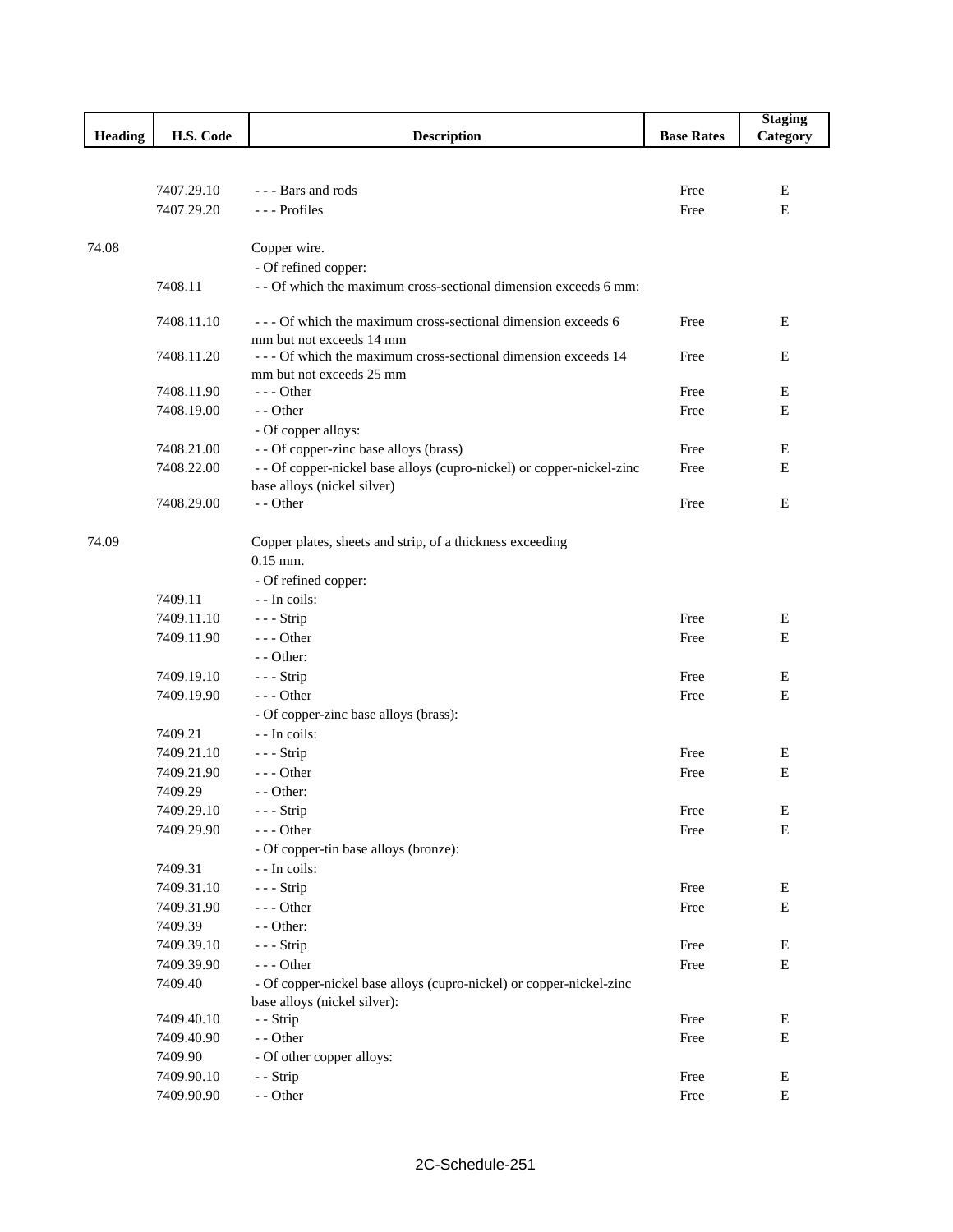| Heading | H.S. Code | Description | Base Rates | Staging Category |
|---|---|---|---|---|
| | 7407.29.10 | - - - Bars and rods | Free | E |
| | 7407.29.20 | - - - Profiles | Free | E |
| 74.08 | | Copper wire. | | |
| | | - Of refined copper: | | |
| | 7408.11 | - - Of which the maximum cross-sectional dimension exceeds 6 mm: | | |
| | 7408.11.10 | - - - Of which the maximum cross-sectional dimension exceeds 6 mm but not exceeds 14 mm | Free | E |
| | 7408.11.20 | - - - Of which the maximum cross-sectional dimension exceeds 14 mm but not exceeds 25 mm | Free | E |
| | 7408.11.90 | - - - Other | Free | E |
| | 7408.19.00 | - - Other | Free | E |
| | | - Of copper alloys: | | |
| | 7408.21.00 | - - Of copper-zinc base alloys (brass) | Free | E |
| | 7408.22.00 | - - Of copper-nickel base alloys (cupro-nickel) or copper-nickel-zinc base alloys (nickel silver) | Free | E |
| | 7408.29.00 | - - Other | Free | E |
| 74.09 | | Copper plates, sheets and strip, of a thickness exceeding 0.15 mm. | | |
| | | - Of refined copper: | | |
| | 7409.11 | - - In coils: | | |
| | 7409.11.10 | - - - Strip | Free | E |
| | 7409.11.90 | - - - Other | Free | E |
| | | - - Other: | | |
| | 7409.19.10 | - - - Strip | Free | E |
| | 7409.19.90 | - - - Other | Free | E |
| | | - Of copper-zinc base alloys (brass): | | |
| | 7409.21 | - - In coils: | | |
| | 7409.21.10 | - - - Strip | Free | E |
| | 7409.21.90 | - - - Other | Free | E |
| | 7409.29 | - - Other: | | |
| | 7409.29.10 | - - - Strip | Free | E |
| | 7409.29.90 | - - - Other | Free | E |
| | | - Of copper-tin base alloys (bronze): | | |
| | 7409.31 | - - In coils: | | |
| | 7409.31.10 | - - - Strip | Free | E |
| | 7409.31.90 | - - - Other | Free | E |
| | 7409.39 | - - Other: | | |
| | 7409.39.10 | - - - Strip | Free | E |
| | 7409.39.90 | - - - Other | Free | E |
| | 7409.40 | - Of copper-nickel base alloys (cupro-nickel) or copper-nickel-zinc base alloys (nickel silver): | | |
| | 7409.40.10 | - - Strip | Free | E |
| | 7409.40.90 | - - Other | Free | E |
| | 7409.90 | - Of other copper alloys: | | |
| | 7409.90.10 | - - Strip | Free | E |
| | 7409.90.90 | - - Other | Free | E |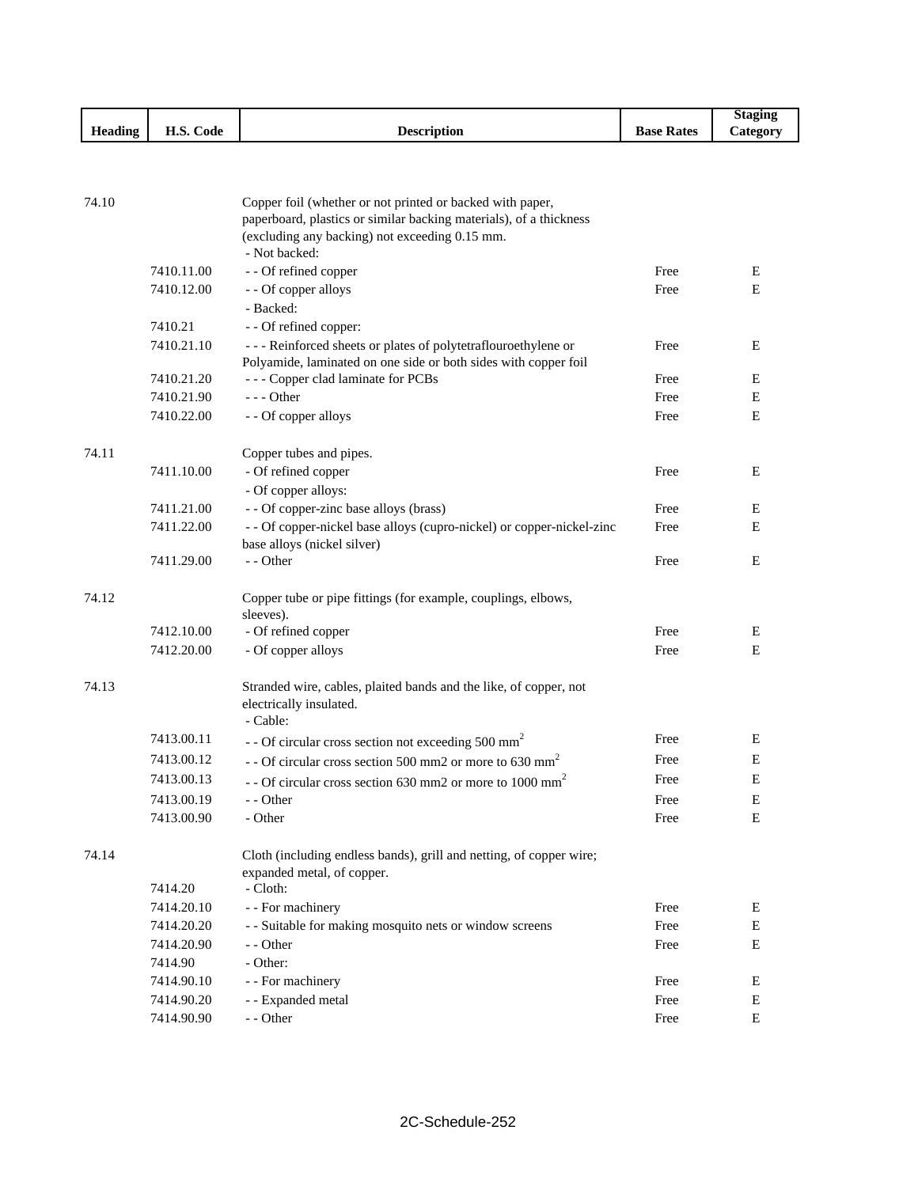| Heading | H.S. Code | Description | Base Rates | Staging Category |
|---|---|---|---|---|
| 74.10 | | Copper foil (whether or not printed or backed with paper, paperboard, plastics or similar backing materials), of a thickness (excluding any backing) not exceeding 0.15 mm. | | |
| | | - Not backed: | | |
| | 7410.11.00 | - - Of refined copper | Free | E |
| | 7410.12.00 | - - Of copper alloys | Free | E |
| | | - Backed: | | |
| | 7410.21 | - - Of refined copper: | | |
| | 7410.21.10 | - - - Reinforced sheets or plates of polytetraflouroethylene or Polyamide, laminated on one side or both sides with copper foil | Free | E |
| | 7410.21.20 | - - - Copper clad laminate for PCBs | Free | E |
| | 7410.21.90 | - - - Other | Free | E |
| | 7410.22.00 | - - Of copper alloys | Free | E |
| 74.11 | | Copper tubes and pipes. | | |
| | 7411.10.00 | - Of refined copper | Free | E |
| | | - Of copper alloys: | | |
| | 7411.21.00 | - - Of copper-zinc base alloys (brass) | Free | E |
| | 7411.22.00 | - - Of copper-nickel base alloys (cupro-nickel) or copper-nickel-zinc base alloys (nickel silver) | Free | E |
| | 7411.29.00 | - - Other | Free | E |
| 74.12 | | Copper tube or pipe fittings (for example, couplings, elbows, sleeves). | | |
| | 7412.10.00 | - Of refined copper | Free | E |
| | 7412.20.00 | - Of copper alloys | Free | E |
| 74.13 | | Stranded wire, cables, plaited bands and the like, of copper, not electrically insulated. | | |
| | | - Cable: | | |
| | 7413.00.11 | - - Of circular cross section not exceeding 500 $mm^2$ | Free | E |
| | 7413.00.12 | - - Of circular cross section 500 mm2 or more to 630 $mm^2$ | Free | E |
| | 7413.00.13 | - - Of circular cross section 630 mm2 or more to 1000 $mm^2$ | Free | E |
| | 7413.00.19 | - - Other | Free | E |
| | 7413.00.90 | - Other | Free | E |
| 74.14 | | Cloth (including endless bands), grill and netting, of copper wire; expanded metal, of copper. | | |
| | 7414.20 | - Cloth: | | |
| | 7414.20.10 | - - For machinery | Free | E |
| | 7414.20.20 | - - Suitable for making mosquito nets or window screens | Free | E |
| | 7414.20.90 | - - Other | Free | E |
| | 7414.90 | - Other: | | |
| | 7414.90.10 | - - For machinery | Free | E |
| | 7414.90.20 | - - Expanded metal | Free | E |
| | 7414.90.90 | - - Other | Free | E |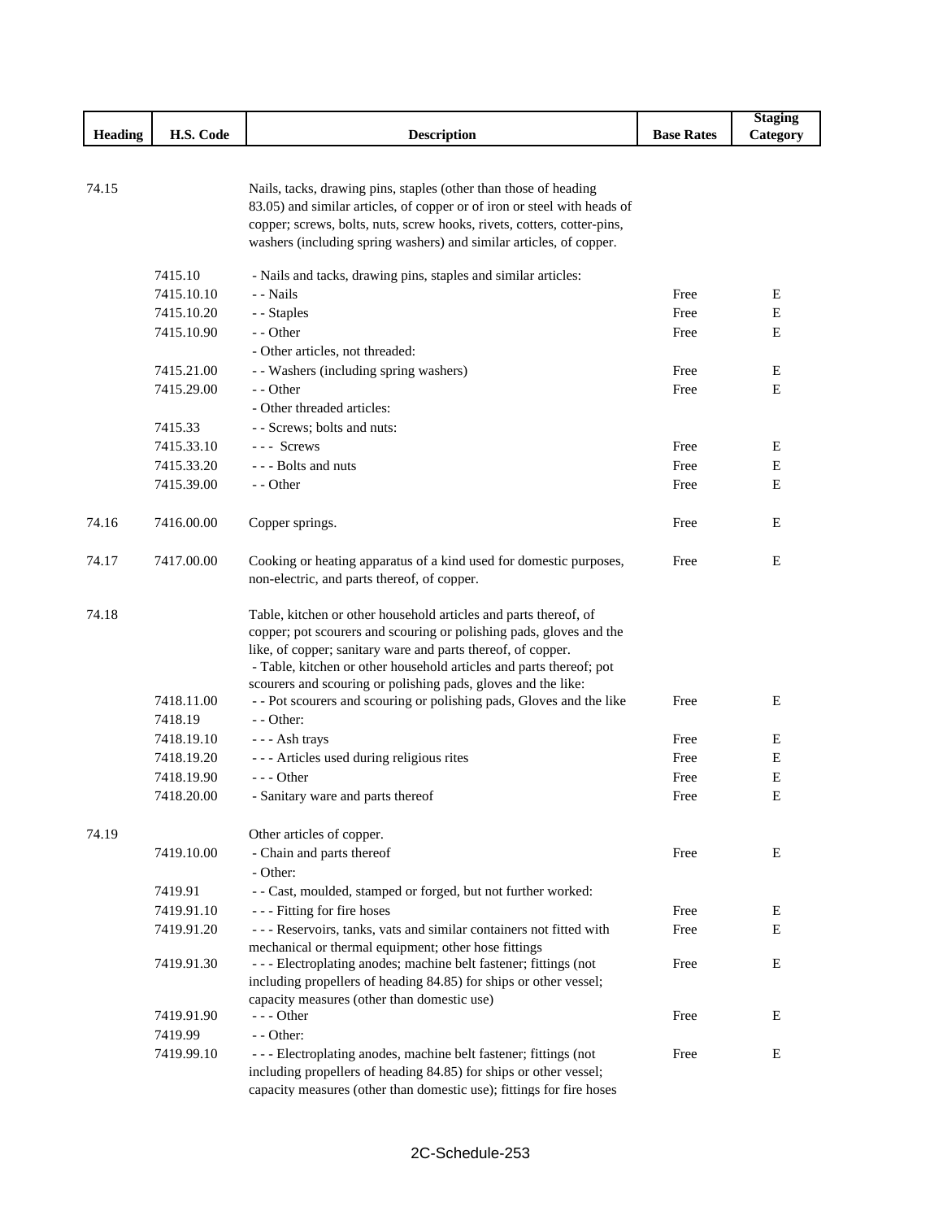| Heading | H.S. Code | Description | Base Rates | Staging Category |
|---|---|---|---|---|
| 74.15 | | Nails, tacks, drawing pins, staples (other than those of heading 83.05) and similar articles, of copper or of iron or steel with heads of copper; screws, bolts, nuts, screw hooks, rivets, cotters, cotter-pins, washers (including spring washers) and similar articles, of copper. | | |
| | 7415.10 | - Nails and tacks, drawing pins, staples and similar articles: | | |
| | 7415.10.10 | - - Nails | Free | E |
| | 7415.10.20 | - - Staples | Free | E |
| | 7415.10.90 | - - Other | Free | E |
| | | - Other articles, not threaded: | | |
| | 7415.21.00 | - - Washers (including spring washers) | Free | E |
| | 7415.29.00 | - - Other | Free | E |
| | | - Other threaded articles: | | |
| | 7415.33 | - - Screws; bolts and nuts: | | |
| | 7415.33.10 | - - - Screws | Free | E |
| | 7415.33.20 | - - - Bolts and nuts | Free | E |
| | 7415.39.00 | - - Other | Free | E |
| 74.16 | 7416.00.00 | Copper springs. | Free | E |
| 74.17 | 7417.00.00 | Cooking or heating apparatus of a kind used for domestic purposes, non-electric, and parts thereof, of copper. | Free | E |
| 74.18 | | Table, kitchen or other household articles and parts thereof, of copper; pot scourers and scouring or polishing pads, gloves and the like, of copper; sanitary ware and parts thereof, of copper. | | |
| | | - Table, kitchen or other household articles and parts thereof; pot scourers and scouring or polishing pads, gloves and the like: | | |
| | 7418.11.00 | - - Pot scourers and scouring or polishing pads, Gloves and the like | Free | E |
| | 7418.19 | - - Other: | | |
| | 7418.19.10 | - - - Ash trays | Free | E |
| | 7418.19.20 | - - - Articles used during religious rites | Free | E |
| | 7418.19.90 | - - - Other | Free | E |
| | 7418.20.00 | - Sanitary ware and parts thereof | Free | E |
| 74.19 | | Other articles of copper. | | |
| | 7419.10.00 | - Chain and parts thereof | Free | E |
| | | - Other: | | |
| | 7419.91 | - - Cast, moulded, stamped or forged, but not further worked: | | |
| | 7419.91.10 | - - - Fitting for fire hoses | Free | E |
| | 7419.91.20 | - - - Reservoirs, tanks, vats and similar containers not fitted with mechanical or thermal equipment; other hose fittings | Free | E |
| | 7419.91.30 | - - - Electroplating anodes; machine belt fastener; fittings (not including propellers of heading 84.85) for ships or other vessel; capacity measures (other than domestic use) | Free | E |
| | 7419.91.90 | - - - Other | Free | E |
| | 7419.99 | - - Other: | | |
| | 7419.99.10 | - - - Electroplating anodes, machine belt fastener; fittings (not including propellers of heading 84.85) for ships or other vessel; capacity measures (other than domestic use); fittings for fire hoses | Free | E |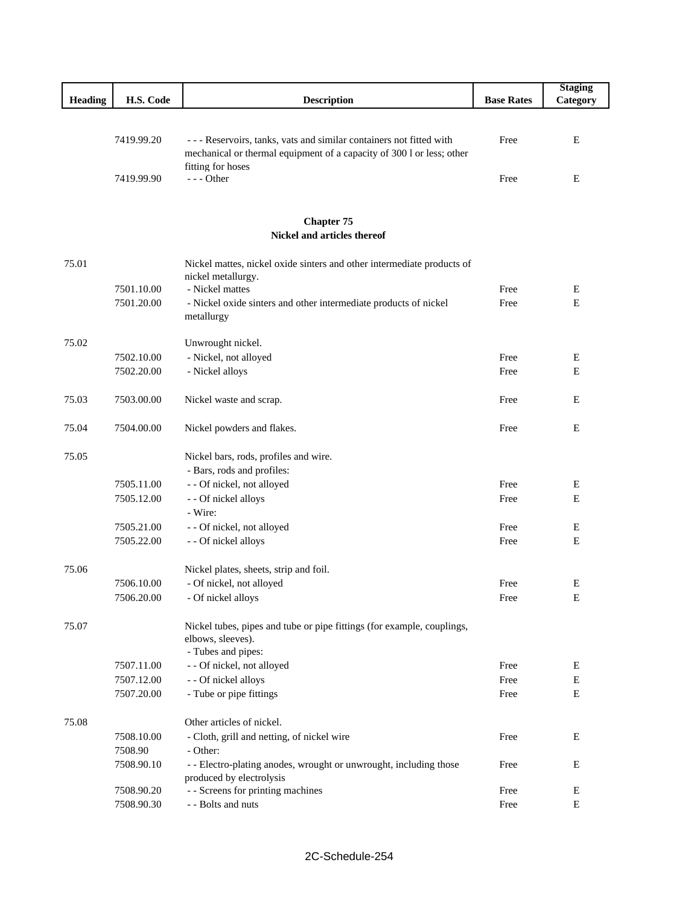| Heading | H.S. Code | Description | Base Rates | Staging Category |
|---|---|---|---|---|
| | 7419.99.20 | - - - Reservoirs, tanks, vats and similar containers not fitted with mechanical or thermal equipment of a capacity of 300 l or less; other fitting for hoses | Free | E |
| | 7419.99.90 | - - - Other | Free | E |

## Chapter 75
### Nickel and articles thereof

| Heading | H.S. Code | Description | Base Rates | Staging Category |
|---|---|---|---|---|
| 75.01 | | Nickel mattes, nickel oxide sinters and other intermediate products of nickel metallurgy. | | |
| | 7501.10.00 | - Nickel mattes | Free | E |
| | 7501.20.00 | - Nickel oxide sinters and other intermediate products of nickel metallurgy | Free | E |
| 75.02 | | Unwrought nickel. | | |
| | 7502.10.00 | - Nickel, not alloyed | Free | E |
| | 7502.20.00 | - Nickel alloys | Free | E |
| 75.03 | 7503.00.00 | Nickel waste and scrap. | Free | E |
| 75.04 | 7504.00.00 | Nickel powders and flakes. | Free | E |
| 75.05 | | Nickel bars, rods, profiles and wire. | | |
| | | - Bars, rods and profiles: | | |
| | 7505.11.00 | - - Of nickel, not alloyed | Free | E |
| | 7505.12.00 | - - Of nickel alloys | Free | E |
| | | - Wire: | | |
| | 7505.21.00 | - - Of nickel, not alloyed | Free | E |
| | 7505.22.00 | - - Of nickel alloys | Free | E |
| 75.06 | | Nickel plates, sheets, strip and foil. | | |
| | 7506.10.00 | - Of nickel, not alloyed | Free | E |
| | 7506.20.00 | - Of nickel alloys | Free | E |
| 75.07 | | Nickel tubes, pipes and tube or pipe fittings (for example, couplings, elbows, sleeves). | | |
| | | - Tubes and pipes: | | |
| | 7507.11.00 | - - Of nickel, not alloyed | Free | E |
| | 7507.12.00 | - - Of nickel alloys | Free | E |
| | 7507.20.00 | - Tube or pipe fittings | Free | E |
| 75.08 | | Other articles of nickel. | | |
| | 7508.10.00 | - Cloth, grill and netting, of nickel wire | Free | E |
| | 7508.90 | - Other: | | |
| | 7508.90.10 | - - Electro-plating anodes, wrought or unwrought, including those produced by electrolysis | Free | E |
| | 7508.90.20 | - - Screens for printing machines | Free | E |
| | 7508.90.30 | - - Bolts and nuts | Free | E |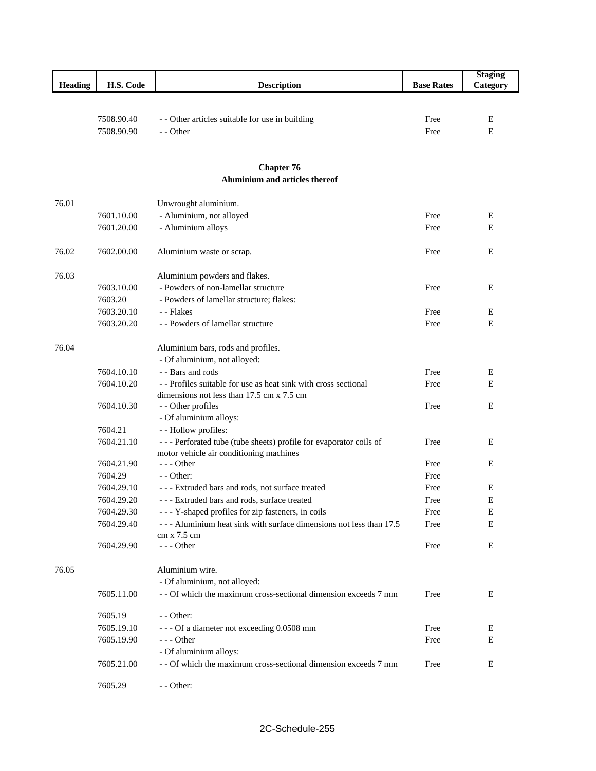| Heading | H.S. Code | Description | Base Rates | Staging Category |
|---|---|---|---|---|
| | 7508.90.40 | - - Other articles suitable for use in building | Free | E |
| | 7508.90.90 | - - Other | Free | E |

## Chapter 76
## Aluminium and articles thereof

| Heading | H.S. Code | Description | Base Rates | Staging Category |
|---|---|---|---|---|
| 76.01 | | Unwrought aluminium. | | |
| | 7601.10.00 | - Aluminium, not alloyed | Free | E |
| | 7601.20.00 | - Aluminium alloys | Free | E |
| 76.02 | 7602.00.00 | Aluminium waste or scrap. | Free | E |
| 76.03 | | Aluminium powders and flakes. | | |
| | 7603.10.00 | - Powders of non-lamellar structure | Free | E |
| | 7603.20 | - Powders of lamellar structure; flakes: | | |
| | 7603.20.10 | - - Flakes | Free | E |
| | 7603.20.20 | - - Powders of lamellar structure | Free | E |
| 76.04 | | Aluminium bars, rods and profiles. | | |
| | | - Of aluminium, not alloyed: | | |
| | 7604.10.10 | - - Bars and rods | Free | E |
| | 7604.10.20 | - - Profiles suitable for use as heat sink with cross sectional dimensions not less than 17.5 cm x 7.5 cm | Free | E |
| | 7604.10.30 | - - Other profiles | Free | E |
| | | - Of aluminium alloys: | | |
| | 7604.21 | - - Hollow profiles: | | |
| | 7604.21.10 | - - - Perforated tube (tube sheets) profile for evaporator coils of motor vehicle air conditioning machines | Free | E |
| | 7604.21.90 | - - - Other | Free | E |
| | 7604.29 | - - Other: | Free | |
| | 7604.29.10 | - - - Extruded bars and rods, not surface treated | Free | E |
| | 7604.29.20 | - - - Extruded bars and rods, surface treated | Free | E |
| | 7604.29.30 | - - - Y-shaped profiles for zip fasteners, in coils | Free | E |
| | 7604.29.40 | - - - Aluminium heat sink with surface dimensions not less than 17.5 cm x 7.5 cm | Free | E |
| | 7604.29.90 | - - - Other | Free | E |
| 76.05 | | Aluminium wire. | | |
| | | - Of aluminium, not alloyed: | | |
| | 7605.11.00 | - - Of which the maximum cross-sectional dimension exceeds 7 mm | Free | E |
| | 7605.19 | - - Other: | | |
| | 7605.19.10 | - - - Of a diameter not exceeding 0.0508 mm | Free | E |
| | 7605.19.90 | - - - Other | Free | E |
| | | - Of aluminium alloys: | | |
| | 7605.21.00 | - - Of which the maximum cross-sectional dimension exceeds 7 mm | Free | E |
| | 7605.29 | - - Other: | | |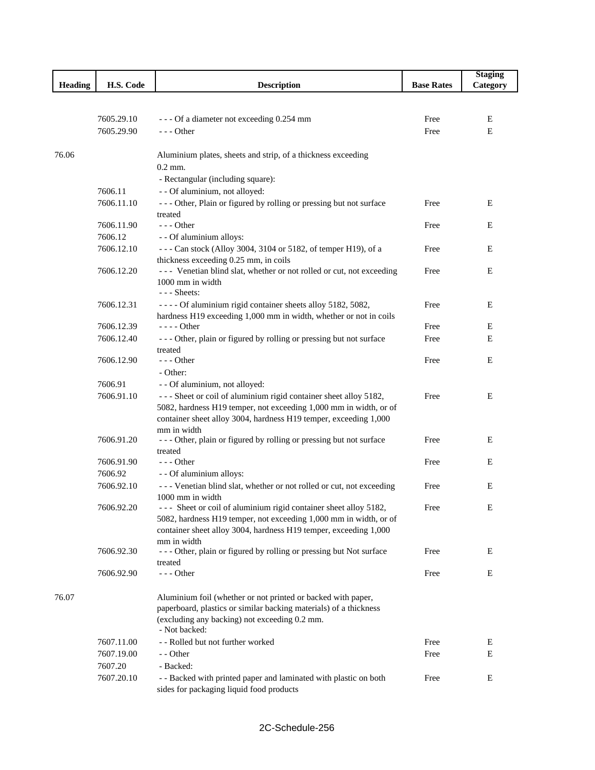| Heading | H.S. Code | Description | Base Rates | Staging Category |
|---|---|---|---|---|
| | 7605.29.10 | - - - Of a diameter not exceeding 0.254 mm | Free | E |
| | 7605.29.90 | - - - Other | Free | E |
| 76.06 | | Aluminium plates, sheets and strip, of a thickness exceeding 0.2 mm. | | |
| | | - Rectangular (including square): | | |
| | 7606.11 | - - Of aluminium, not alloyed: | | |
| | 7606.11.10 | - - - Other, Plain or figured by rolling or pressing but not surface treated | Free | E |
| | 7606.11.90 | - - - Other | Free | E |
| | 7606.12 | - - Of aluminium alloys: | | |
| | 7606.12.10 | - - - Can stock (Alloy 3004, 3104 or 5182, of temper H19), of a thickness exceeding 0.25 mm, in coils | Free | E |
| | 7606.12.20 | - - - Venetian blind slat, whether or not rolled or cut, not exceeding 1000 mm in width | Free | E |
| | | - - - Sheets: | | |
| | 7606.12.31 | - - - - Of aluminium rigid container sheets alloy 5182, 5082, hardness H19 exceeding 1,000 mm in width, whether or not in coils | Free | E |
| | 7606.12.39 | - - - - Other | Free | E |
| | 7606.12.40 | - - - Other, plain or figured by rolling or pressing but not surface treated | Free | E |
| | 7606.12.90 | - - - Other | Free | E |
| | | - Other: | | |
| | 7606.91 | - - Of aluminium, not alloyed: | | |
| | 7606.91.10 | - - - Sheet or coil of aluminium rigid container sheet alloy 5182, 5082, hardness H19 temper, not exceeding 1,000 mm in width, or of container sheet alloy 3004, hardness H19 temper, exceeding 1,000 mm in width | Free | E |
| | 7606.91.20 | - - - Other, plain or figured by rolling or pressing but not surface treated | Free | E |
| | 7606.91.90 | - - - Other | Free | E |
| | 7606.92 | - - Of aluminium alloys: | | |
| | 7606.92.10 | - - - Venetian blind slat, whether or not rolled or cut, not exceeding 1000 mm in width | Free | E |
| | 7606.92.20 | - - - Sheet or coil of aluminium rigid container sheet alloy 5182, 5082, hardness H19 temper, not exceeding 1,000 mm in width, or of container sheet alloy 3004, hardness H19 temper, exceeding 1,000 mm in width | Free | E |
| | 7606.92.30 | - - - Other, plain or figured by rolling or pressing but Not surface treated | Free | E |
| | 7606.92.90 | - - - Other | Free | E |
| 76.07 | | Aluminium foil (whether or not printed or backed with paper, paperboard, plastics or similar backing materials) of a thickness (excluding any backing) not exceeding 0.2 mm. | | |
| | | - Not backed: | | |
| | 7607.11.00 | - - Rolled but not further worked | Free | E |
| | 7607.19.00 | - - Other | Free | E |
| | 7607.20 | - Backed: | | |
| | 7607.20.10 | - - Backed with printed paper and laminated with plastic on both sides for packaging liquid food products | Free | E |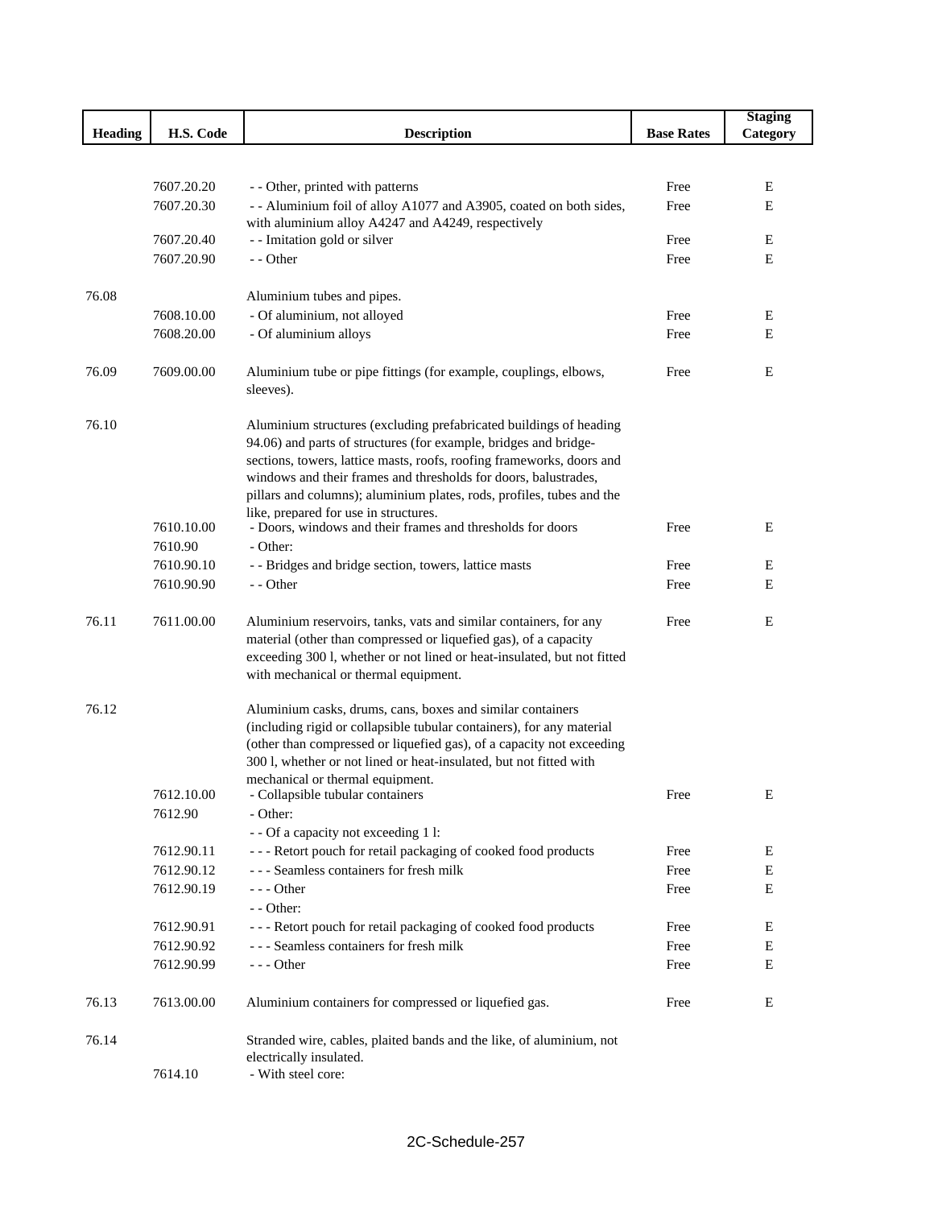| Heading | H.S. Code | Description | Base Rates | Staging Category |
|---|---|---|---|---|
| | 7607.20.20 | - - Other, printed with patterns | Free | E |
| | 7607.20.30 | - - Aluminium foil of alloy A1077 and A3905, coated on both sides, with aluminium alloy A4247 and A4249, respectively | Free | E |
| | 7607.20.40 | - - Imitation gold or silver | Free | E |
| | 7607.20.90 | - - Other | Free | E |
| 76.08 | | Aluminium tubes and pipes. | | |
| | 7608.10.00 | - Of aluminium, not alloyed | Free | E |
| | 7608.20.00 | - Of aluminium alloys | Free | E |
| 76.09 | 7609.00.00 | Aluminium tube or pipe fittings (for example, couplings, elbows, sleeves). | Free | E |
| 76.10 | | Aluminium structures (excluding prefabricated buildings of heading 94.06) and parts of structures (for example, bridges and bridge-sections, towers, lattice masts, roofs, roofing frameworks, doors and windows and their frames and thresholds for doors, balustrades, pillars and columns); aluminium plates, rods, profiles, tubes and the like, prepared for use in structures. | | |
| | 7610.10.00 | - Doors, windows and their frames and thresholds for doors | Free | E |
| | 7610.90 | - Other: | | |
| | 7610.90.10 | - - Bridges and bridge section, towers, lattice masts | Free | E |
| | 7610.90.90 | - - Other | Free | E |
| 76.11 | 7611.00.00 | Aluminium reservoirs, tanks, vats and similar containers, for any material (other than compressed or liquefied gas), of a capacity exceeding 300 l, whether or not lined or heat-insulated, but not fitted with mechanical or thermal equipment. | Free | E |
| 76.12 | | Aluminium casks, drums, cans, boxes and similar containers (including rigid or collapsible tubular containers), for any material (other than compressed or liquefied gas), of a capacity not exceeding 300 l, whether or not lined or heat-insulated, but not fitted with mechanical or thermal equipment. | | |
| | 7612.10.00 | - Collapsible tubular containers | Free | E |
| | 7612.90 | - Other: | | |
| | | - - Of a capacity not exceeding 1 l: | | |
| | 7612.90.11 | - - - Retort pouch for retail packaging of cooked food products | Free | E |
| | 7612.90.12 | - - - Seamless containers for fresh milk | Free | E |
| | 7612.90.19 | - - - Other | Free | E |
| | | - - Other: | | |
| | 7612.90.91 | - - - Retort pouch for retail packaging of cooked food products | Free | E |
| | 7612.90.92 | - - - Seamless containers for fresh milk | Free | E |
| | 7612.90.99 | - - - Other | Free | E |
| 76.13 | 7613.00.00 | Aluminium containers for compressed or liquefied gas. | Free | E |
| 76.14 | | Stranded wire, cables, plaited bands and the like, of aluminium, not electrically insulated. | | |
| | 7614.10 | - With steel core: | | |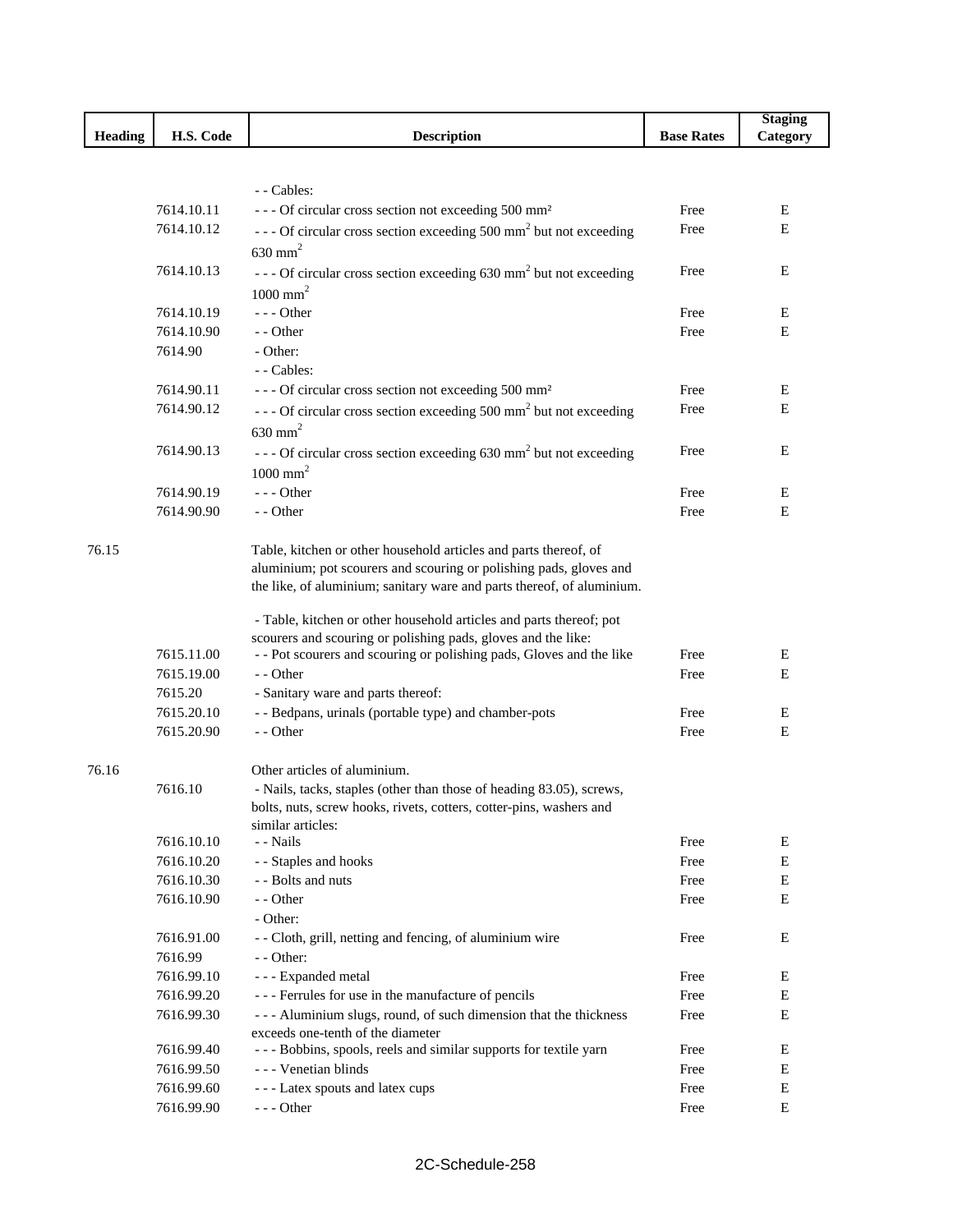| Heading | H.S. Code | Description | Base Rates | Staging Category |
|---|---|---|---|---|
| | | - - Cables: | | |
| | 7614.10.11 | - - - Of circular cross section not exceeding 500 mm² | Free | E |
| | 7614.10.12 | - - - Of circular cross section exceeding 500 mm² but not exceeding 630 mm² | Free | E |
| | 7614.10.13 | - - - Of circular cross section exceeding 630 mm² but not exceeding 1000 mm² | Free | E |
| | 7614.10.19 | - - - Other | Free | E |
| | 7614.10.90 | - - Other | Free | E |
| | 7614.90 | - Other: | | |
| | | - - Cables: | | |
| | 7614.90.11 | - - - Of circular cross section not exceeding 500 mm² | Free | E |
| | 7614.90.12 | - - - Of circular cross section exceeding 500 mm² but not exceeding 630 mm² | Free | E |
| | 7614.90.13 | - - - Of circular cross section exceeding 630 mm² but not exceeding 1000 mm² | Free | E |
| | 7614.90.19 | - - - Other | Free | E |
| | 7614.90.90 | - - Other | Free | E |
| 76.15 | | Table, kitchen or other household articles and parts thereof, of aluminium; pot scourers and scouring or polishing pads, gloves and the like, of aluminium; sanitary ware and parts thereof, of aluminium. | | |
| | | - Table, kitchen or other household articles and parts thereof; pot scourers and scouring or polishing pads, gloves and the like: | | |
| | 7615.11.00 | - - Pot scourers and scouring or polishing pads, Gloves and the like | Free | E |
| | 7615.19.00 | - - Other | Free | E |
| | 7615.20 | - Sanitary ware and parts thereof: | | |
| | 7615.20.10 | - - Bedpans, urinals (portable type) and chamber-pots | Free | E |
| | 7615.20.90 | - - Other | Free | E |
| 76.16 | | Other articles of aluminium. | | |
| | 7616.10 | - Nails, tacks, staples (other than those of heading 83.05), screws, bolts, nuts, screw hooks, rivets, cotters, cotter-pins, washers and similar articles: | | |
| | 7616.10.10 | - - Nails | Free | E |
| | 7616.10.20 | - - Staples and hooks | Free | E |
| | 7616.10.30 | - - Bolts and nuts | Free | E |
| | 7616.10.90 | - - Other | Free | E |
| | | - Other: | | |
| | 7616.91.00 | - - Cloth, grill, netting and fencing, of aluminium wire | Free | E |
| | 7616.99 | - - Other: | | |
| | 7616.99.10 | - - - Expanded metal | Free | E |
| | 7616.99.20 | - - - Ferrules for use in the manufacture of pencils | Free | E |
| | 7616.99.30 | - - - Aluminium slugs, round, of such dimension that the thickness exceeds one-tenth of the diameter | Free | E |
| | 7616.99.40 | - - - Bobbins, spools, reels and similar supports for textile yarn | Free | E |
| | 7616.99.50 | - - - Venetian blinds | Free | E |
| | 7616.99.60 | - - - Latex spouts and latex cups | Free | E |
| | 7616.99.90 | - - - Other | Free | E |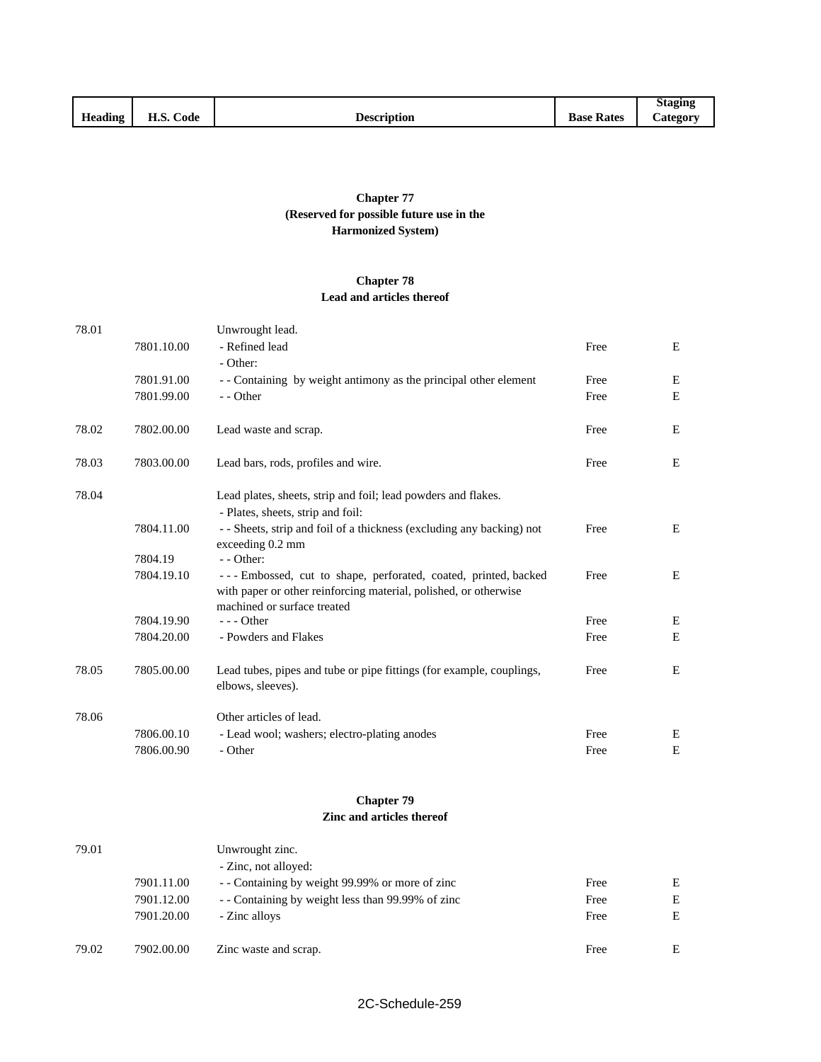| Heading | H.S. Code | Description | Base Rates | Staging Category |
|---|---|---|---|---|

## Chapter 77
## (Reserved for possible future use in the Harmonized System)

## Chapter 78
## Lead and articles thereof

| Heading | H.S. Code | Description | Base Rates | Staging Category |
|---|---|---|---|---|
| 78.01 | | Unwrought lead. | | |
| | 7801.10.00 | - Refined lead | Free | E |
| | | - Other: | | |
| | 7801.91.00 | - - Containing by weight antimony as the principal other element | Free | E |
| | 7801.99.00 | - - Other | Free | E |
| 78.02 | 7802.00.00 | Lead waste and scrap. | Free | E |
| 78.03 | 7803.00.00 | Lead bars, rods, profiles and wire. | Free | E |
| 78.04 | | Lead plates, sheets, strip and foil; lead powders and flakes. | | |
| | | - Plates, sheets, strip and foil: | | |
| | 7804.11.00 | - - Sheets, strip and foil of a thickness (excluding any backing) not exceeding 0.2 mm | Free | E |
| | 7804.19 | - - Other: | | |
| | 7804.19.10 | - - - Embossed, cut to shape, perforated, coated, printed, backed with paper or other reinforcing material, polished, or otherwise machined or surface treated | Free | E |
| | 7804.19.90 | - - - Other | Free | E |
| | 7804.20.00 | - Powders and Flakes | Free | E |
| 78.05 | 7805.00.00 | Lead tubes, pipes and tube or pipe fittings (for example, couplings, elbows, sleeves). | Free | E |
| 78.06 | | Other articles of lead. | | |
| | 7806.00.10 | - Lead wool; washers; electro-plating anodes | Free | E |
| | 7806.00.90 | - Other | Free | E |

## Chapter 79
## Zinc and articles thereof

| Heading | H.S. Code | Description | Base Rates | Staging Category |
|---|---|---|---|---|
| 79.01 | | Unwrought zinc. | | |
| | | - Zinc, not alloyed: | | |
| | 7901.11.00 | - - Containing by weight 99.99% or more of zinc | Free | E |
| | 7901.12.00 | - - Containing by weight less than 99.99% of zinc | Free | E |
| | 7901.20.00 | - Zinc alloys | Free | E |
| 79.02 | 7902.00.00 | Zinc waste and scrap. | Free | E |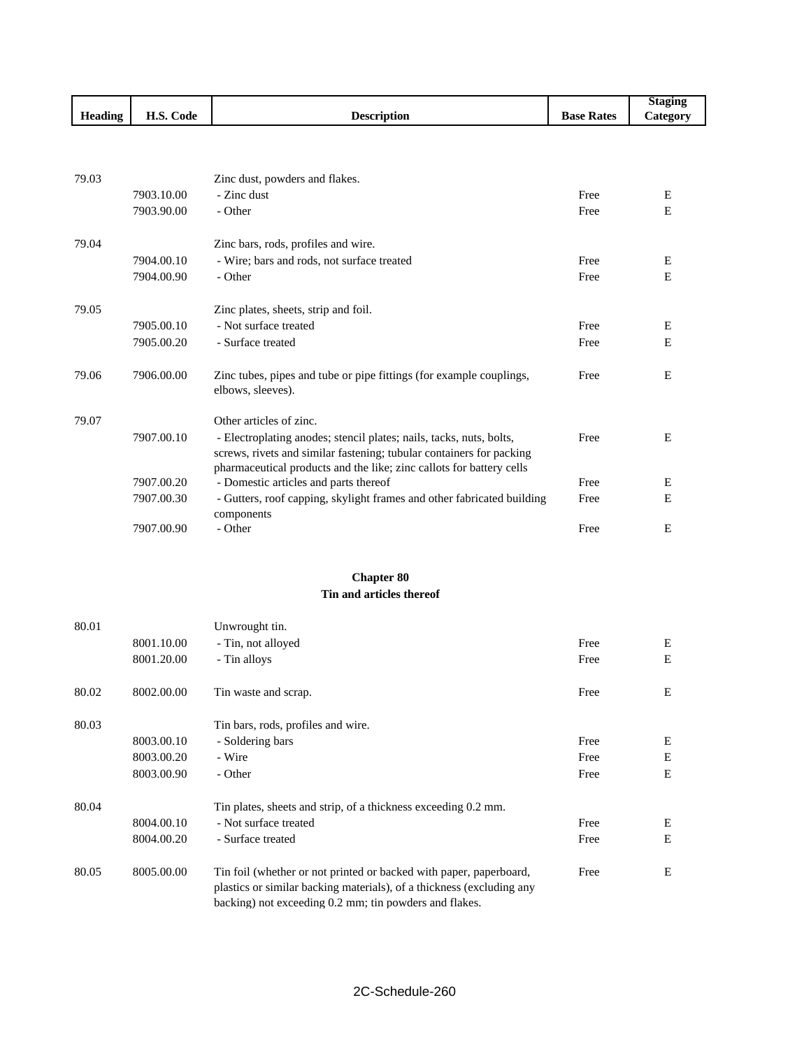| Heading | H.S. Code | Description | Base Rates | Staging Category |
|---|---|---|---|---|
| 79.03 | | Zinc dust, powders and flakes. | | |
| | 7903.10.00 | - Zinc dust | Free | E |
| | 7903.90.00 | - Other | Free | E |
| 79.04 | | Zinc bars, rods, profiles and wire. | | |
| | 7904.00.10 | - Wire; bars and rods, not surface treated | Free | E |
| | 7904.00.90 | - Other | Free | E |
| 79.05 | | Zinc plates, sheets, strip and foil. | | |
| | 7905.00.10 | - Not surface treated | Free | E |
| | 7905.00.20 | - Surface treated | Free | E |
| 79.06 | 7906.00.00 | Zinc tubes, pipes and tube or pipe fittings (for example couplings, elbows, sleeves). | Free | E |
| 79.07 | | Other articles of zinc. | | |
| | 7907.00.10 | - Electroplating anodes; stencil plates; nails, tacks, nuts, bolts, screws, rivets and similar fastening; tubular containers for packing pharmaceutical products and the like; zinc callots for battery cells | Free | E |
| | 7907.00.20 | - Domestic articles and parts thereof | Free | E |
| | 7907.00.30 | - Gutters, roof capping, skylight frames and other fabricated building components | Free | E |
| | 7907.00.90 | - Other | Free | E |

## Chapter 80
## Tin and articles thereof

| Heading | H.S. Code | Description | Base Rates | Staging Category |
|---|---|---|---|---|
| 80.01 | | Unwrought tin. | | |
| | 8001.10.00 | - Tin, not alloyed | Free | E |
| | 8001.20.00 | - Tin alloys | Free | E |
| 80.02 | 8002.00.00 | Tin waste and scrap. | Free | E |
| 80.03 | | Tin bars, rods, profiles and wire. | | |
| | 8003.00.10 | - Soldering bars | Free | E |
| | 8003.00.20 | - Wire | Free | E |
| | 8003.00.90 | - Other | Free | E |
| 80.04 | | Tin plates, sheets and strip, of a thickness exceeding 0.2 mm. | | |
| | 8004.00.10 | - Not surface treated | Free | E |
| | 8004.00.20 | - Surface treated | Free | E |
| 80.05 | 8005.00.00 | Tin foil (whether or not printed or backed with paper, paperboard, plastics or similar backing materials), of a thickness (excluding any backing) not exceeding 0.2 mm; tin powders and flakes. | Free | E |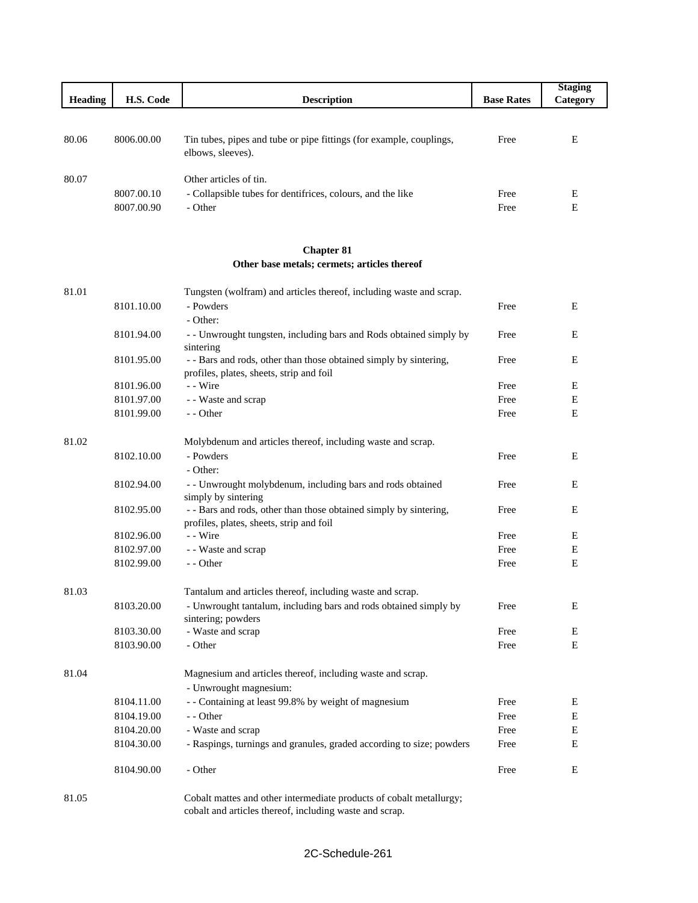| Heading | H.S. Code | Description | Base Rates | Staging Category |
|---|---|---|---|---|
| 80.06 | 8006.00.00 | Tin tubes, pipes and tube or pipe fittings (for example, couplings, elbows, sleeves). | Free | E |
| 80.07 | | Other articles of tin. | | |
| | 8007.00.10 | - Collapsible tubes for dentifrices, colours, and the like | Free | E |
| | 8007.00.90 | - Other | Free | E |

## Chapter 81
### Other base metals; cermets; articles thereof

| Heading | H.S. Code | Description | Base Rates | Staging Category |
|---|---|---|---|---|
| 81.01 | | Tungsten (wolfram) and articles thereof, including waste and scrap. | | |
| | 8101.10.00 | - Powders | Free | E |
| | | - Other: | | |
| | 8101.94.00 | - - Unwrought tungsten, including bars and Rods obtained simply by sintering | Free | E |
| | 8101.95.00 | - - Bars and rods, other than those obtained simply by sintering, profiles, plates, sheets, strip and foil | Free | E |
| | 8101.96.00 | - - Wire | Free | E |
| | 8101.97.00 | - - Waste and scrap | Free | E |
| | 8101.99.00 | - - Other | Free | E |
| 81.02 | | Molybdenum and articles thereof, including waste and scrap. | | |
| | 8102.10.00 | - Powders | Free | E |
| | | - Other: | | |
| | 8102.94.00 | - - Unwrought molybdenum, including bars and rods obtained simply by sintering | Free | E |
| | 8102.95.00 | - - Bars and rods, other than those obtained simply by sintering, profiles, plates, sheets, strip and foil | Free | E |
| | 8102.96.00 | - - Wire | Free | E |
| | 8102.97.00 | - - Waste and scrap | Free | E |
| | 8102.99.00 | - - Other | Free | E |
| 81.03 | | Tantalum and articles thereof, including waste and scrap. | | |
| | 8103.20.00 | - Unwrought tantalum, including bars and rods obtained simply by sintering; powders | Free | E |
| | 8103.30.00 | - Waste and scrap | Free | E |
| | 8103.90.00 | - Other | Free | E |
| 81.04 | | Magnesium and articles thereof, including waste and scrap. | | |
| | | - Unwrought magnesium: | | |
| | 8104.11.00 | - - Containing at least 99.8% by weight of magnesium | Free | E |
| | 8104.19.00 | - - Other | Free | E |
| | 8104.20.00 | - Waste and scrap | Free | E |
| | 8104.30.00 | - Raspings, turnings and granules, graded according to size; powders | Free | E |
| | 8104.90.00 | - Other | Free | E |
| 81.05 | | Cobalt mattes and other intermediate products of cobalt metallurgy; cobalt and articles thereof, including waste and scrap. | | |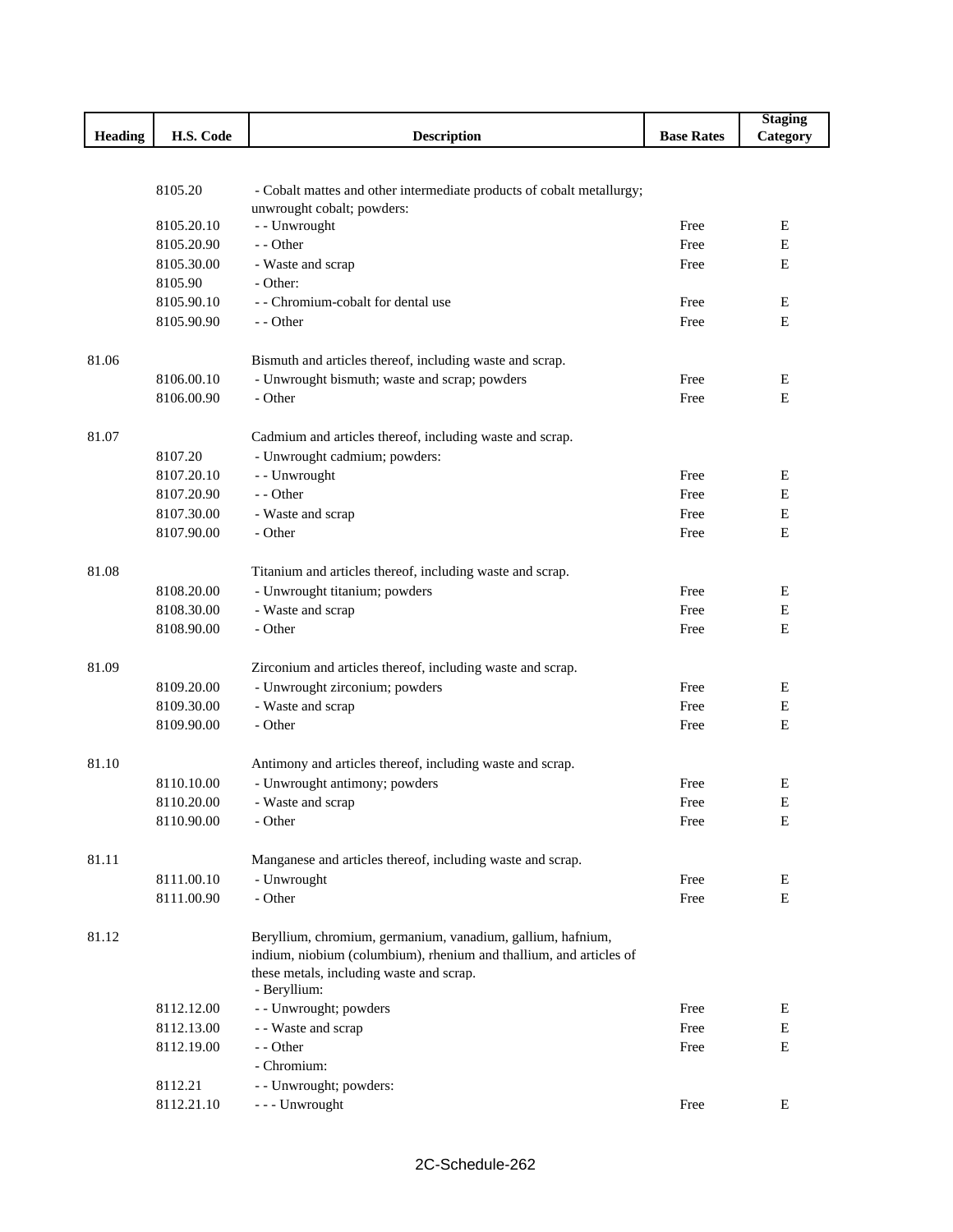| Heading | H.S. Code | Description | Base Rates | Staging Category |
|---|---|---|---|---|
| | 8105.20 | - Cobalt mattes and other intermediate products of cobalt metallurgy; unwrought cobalt; powders: | | |
| | 8105.20.10 | - - Unwrought | Free | E |
| | 8105.20.90 | - - Other | Free | E |
| | 8105.30.00 | - Waste and scrap | Free | E |
| | 8105.90 | - Other: | | |
| | 8105.90.10 | - - Chromium-cobalt for dental use | Free | E |
| | 8105.90.90 | - - Other | Free | E |
| 81.06 | | Bismuth and articles thereof, including waste and scrap. | | |
| | 8106.00.10 | - Unwrought bismuth; waste and scrap; powders | Free | E |
| | 8106.00.90 | - Other | Free | E |
| 81.07 | | Cadmium and articles thereof, including waste and scrap. | | |
| | 8107.20 | - Unwrought cadmium; powders: | | |
| | 8107.20.10 | - - Unwrought | Free | E |
| | 8107.20.90 | - - Other | Free | E |
| | 8107.30.00 | - Waste and scrap | Free | E |
| | 8107.90.00 | - Other | Free | E |
| 81.08 | | Titanium and articles thereof, including waste and scrap. | | |
| | 8108.20.00 | - Unwrought titanium; powders | Free | E |
| | 8108.30.00 | - Waste and scrap | Free | E |
| | 8108.90.00 | - Other | Free | E |
| 81.09 | | Zirconium and articles thereof, including waste and scrap. | | |
| | 8109.20.00 | - Unwrought zirconium; powders | Free | E |
| | 8109.30.00 | - Waste and scrap | Free | E |
| | 8109.90.00 | - Other | Free | E |
| 81.10 | | Antimony and articles thereof, including waste and scrap. | | |
| | 8110.10.00 | - Unwrought antimony; powders | Free | E |
| | 8110.20.00 | - Waste and scrap | Free | E |
| | 8110.90.00 | - Other | Free | E |
| 81.11 | | Manganese and articles thereof, including waste and scrap. | | |
| | 8111.00.10 | - Unwrought | Free | E |
| | 8111.00.90 | - Other | Free | E |
| 81.12 | | Beryllium, chromium, germanium, vanadium, gallium, hafnium, indium, niobium (columbium), rhenium and thallium, and articles of these metals, including waste and scrap. | | |
| | | - Beryllium: | | |
| | 8112.12.00 | - - Unwrought; powders | Free | E |
| | 8112.13.00 | - - Waste and scrap | Free | E |
| | 8112.19.00 | - - Other | Free | E |
| | | - Chromium: | | |
| | 8112.21 | - - Unwrought; powders: | | |
| | 8112.21.10 | - - - Unwrought | Free | E |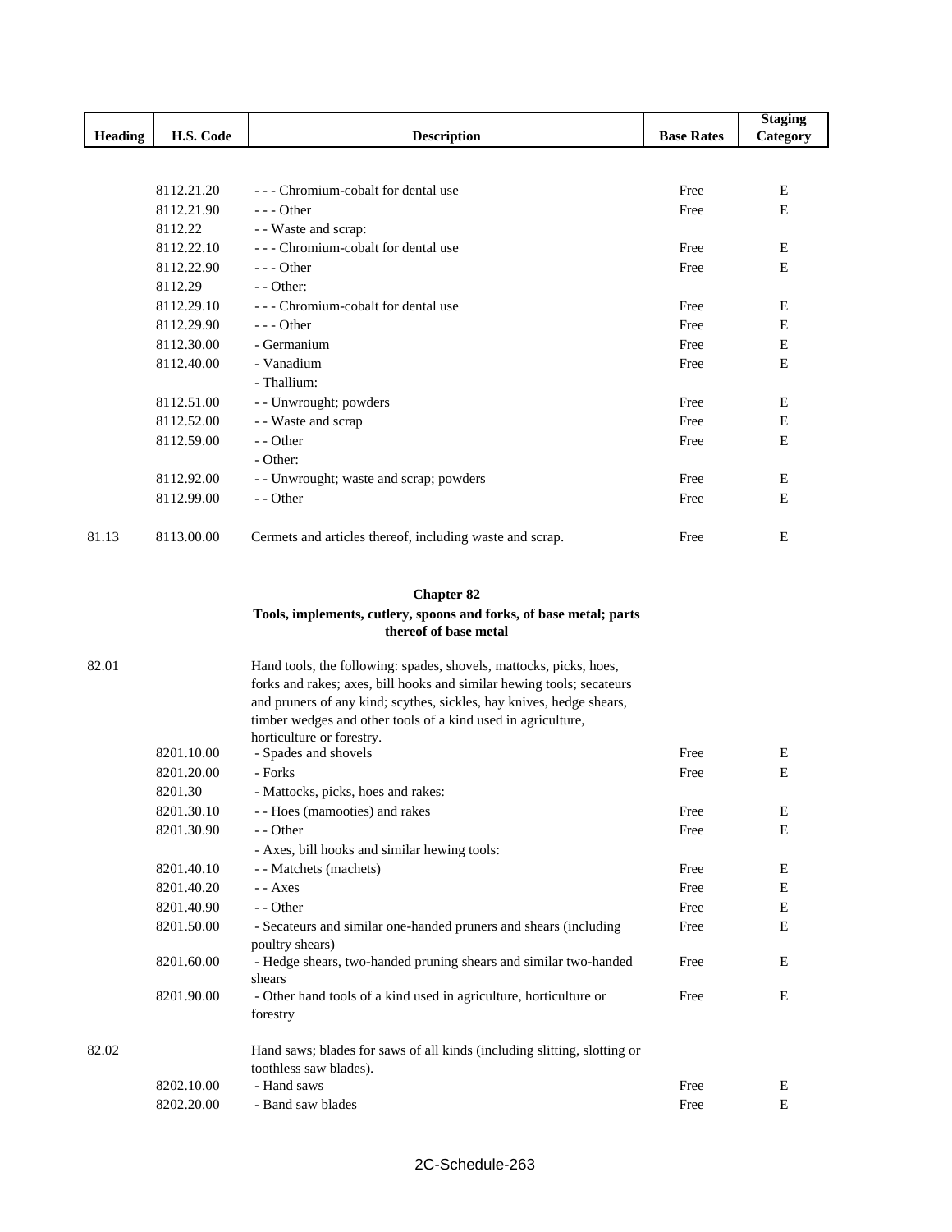| Heading | H.S. Code | Description | Base Rates | Staging Category |
|---|---|---|---|---|
| | 8112.21.20 | - - - Chromium-cobalt for dental use | Free | E |
| | 8112.21.90 | - - - Other | Free | E |
| | 8112.22 | - - Waste and scrap: | | |
| | 8112.22.10 | - - - Chromium-cobalt for dental use | Free | E |
| | 8112.22.90 | - - - Other | Free | E |
| | 8112.29 | - - Other: | | |
| | 8112.29.10 | - - - Chromium-cobalt for dental use | Free | E |
| | 8112.29.90 | - - - Other | Free | E |
| | 8112.30.00 | - Germanium | Free | E |
| | 8112.40.00 | - Vanadium | Free | E |
| | | - Thallium: | | |
| | 8112.51.00 | - - Unwrought; powders | Free | E |
| | 8112.52.00 | - - Waste and scrap | Free | E |
| | 8112.59.00 | - - Other | Free | E |
| | | - Other: | | |
| | 8112.92.00 | - - Unwrought; waste and scrap; powders | Free | E |
| | 8112.99.00 | - - Other | Free | E |
| 81.13 | 8113.00.00 | Cermets and articles thereof, including waste and scrap. | Free | E |

## Chapter 82

### Tools, implements, cutlery, spoons and forks, of base metal; parts thereof of base metal

| Heading | H.S. Code | Description | Base Rates | Staging Category |
|---|---|---|---|---|
| 82.01 | | Hand tools, the following: spades, shovels, mattocks, picks, hoes, forks and rakes; axes, bill hooks and similar hewing tools; secateurs and pruners of any kind; scythes, sickles, hay knives, hedge shears, timber wedges and other tools of a kind used in agriculture, horticulture or forestry. | | |
| | 8201.10.00 | - Spades and shovels | Free | E |
| | 8201.20.00 | - Forks | Free | E |
| | 8201.30 | - Mattocks, picks, hoes and rakes: | | |
| | 8201.30.10 | - - Hoes (mamooties) and rakes | Free | E |
| | 8201.30.90 | - - Other | Free | E |
| | | - Axes, bill hooks and similar hewing tools: | | |
| | 8201.40.10 | - - Matchets (machets) | Free | E |
| | 8201.40.20 | - - Axes | Free | E |
| | 8201.40.90 | - - Other | Free | E |
| | 8201.50.00 | - Secateurs and similar one-handed pruners and shears (including poultry shears) | Free | E |
| | 8201.60.00 | - Hedge shears, two-handed pruning shears and similar two-handed shears | Free | E |
| | 8201.90.00 | - Other hand tools of a kind used in agriculture, horticulture or forestry | Free | E |
| 82.02 | | Hand saws; blades for saws of all kinds (including slitting, slotting or toothless saw blades). | | |
| | 8202.10.00 | - Hand saws | Free | E |
| | 8202.20.00 | - Band saw blades | Free | E |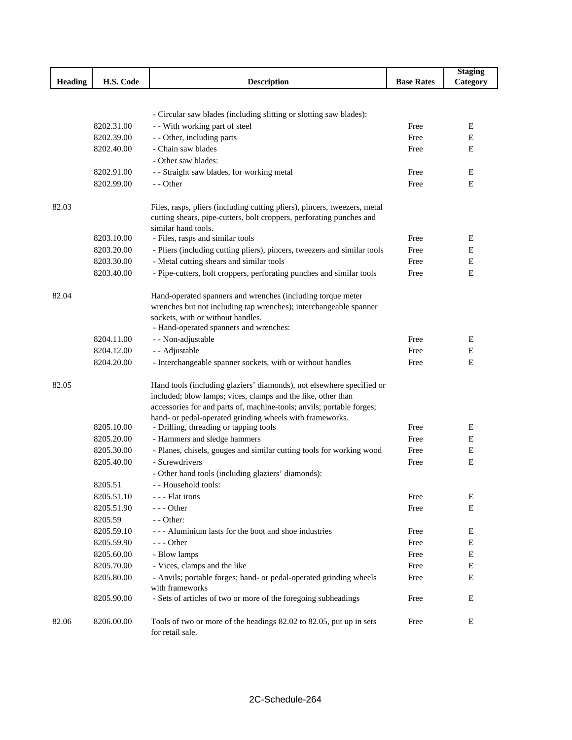| Heading | H.S. Code | Description | Base Rates | Staging Category |
|---|---|---|---|---|
| | | - Circular saw blades (including slitting or slotting saw blades): | | |
| | 8202.31.00 | - - With working part of steel | Free | E |
| | 8202.39.00 | - - Other, including parts | Free | E |
| | 8202.40.00 | - Chain saw blades | Free | E |
| | | - Other saw blades: | | |
| | 8202.91.00 | - - Straight saw blades, for working metal | Free | E |
| | 8202.99.00 | - - Other | Free | E |
| 82.03 | | Files, rasps, pliers (including cutting pliers), pincers, tweezers, metal cutting shears, pipe-cutters, bolt croppers, perforating punches and similar hand tools. | | |
| | 8203.10.00 | - Files, rasps and similar tools | Free | E |
| | 8203.20.00 | - Pliers (including cutting pliers), pincers, tweezers and similar tools | Free | E |
| | 8203.30.00 | - Metal cutting shears and similar tools | Free | E |
| | 8203.40.00 | - Pipe-cutters, bolt croppers, perforating punches and similar tools | Free | E |
| 82.04 | | Hand-operated spanners and wrenches (including torque meter wrenches but not including tap wrenches); interchangeable spanner sockets, with or without handles. | | |
| | | - Hand-operated spanners and wrenches: | | |
| | 8204.11.00 | - - Non-adjustable | Free | E |
| | 8204.12.00 | - - Adjustable | Free | E |
| | 8204.20.00 | - Interchangeable spanner sockets, with or without handles | Free | E |
| 82.05 | | Hand tools (including glaziers' diamonds), not elsewhere specified or included; blow lamps; vices, clamps and the like, other than accessories for and parts of, machine-tools; anvils; portable forges; hand- or pedal-operated grinding wheels with frameworks. | | |
| | 8205.10.00 | - Drilling, threading or tapping tools | Free | E |
| | 8205.20.00 | - Hammers and sledge hammers | Free | E |
| | 8205.30.00 | - Planes, chisels, gouges and similar cutting tools for working wood | Free | E |
| | 8205.40.00 | - Screwdrivers | Free | E |
| | | - Other hand tools (including glaziers' diamonds): | | |
| | 8205.51 | - - Household tools: | | |
| | 8205.51.10 | - - - Flat irons | Free | E |
| | 8205.51.90 | - - - Other | Free | E |
| | 8205.59 | - - Other: | | |
| | 8205.59.10 | - - - Aluminium lasts for the boot and shoe industries | Free | E |
| | 8205.59.90 | - - - Other | Free | E |
| | 8205.60.00 | - Blow lamps | Free | E |
| | 8205.70.00 | - Vices, clamps and the like | Free | E |
| | 8205.80.00 | - Anvils; portable forges; hand- or pedal-operated grinding wheels with frameworks | Free | E |
| | 8205.90.00 | - Sets of articles of two or more of the foregoing subheadings | Free | E |
| 82.06 | 8206.00.00 | Tools of two or more of the headings 82.02 to 82.05, put up in sets for retail sale. | Free | E |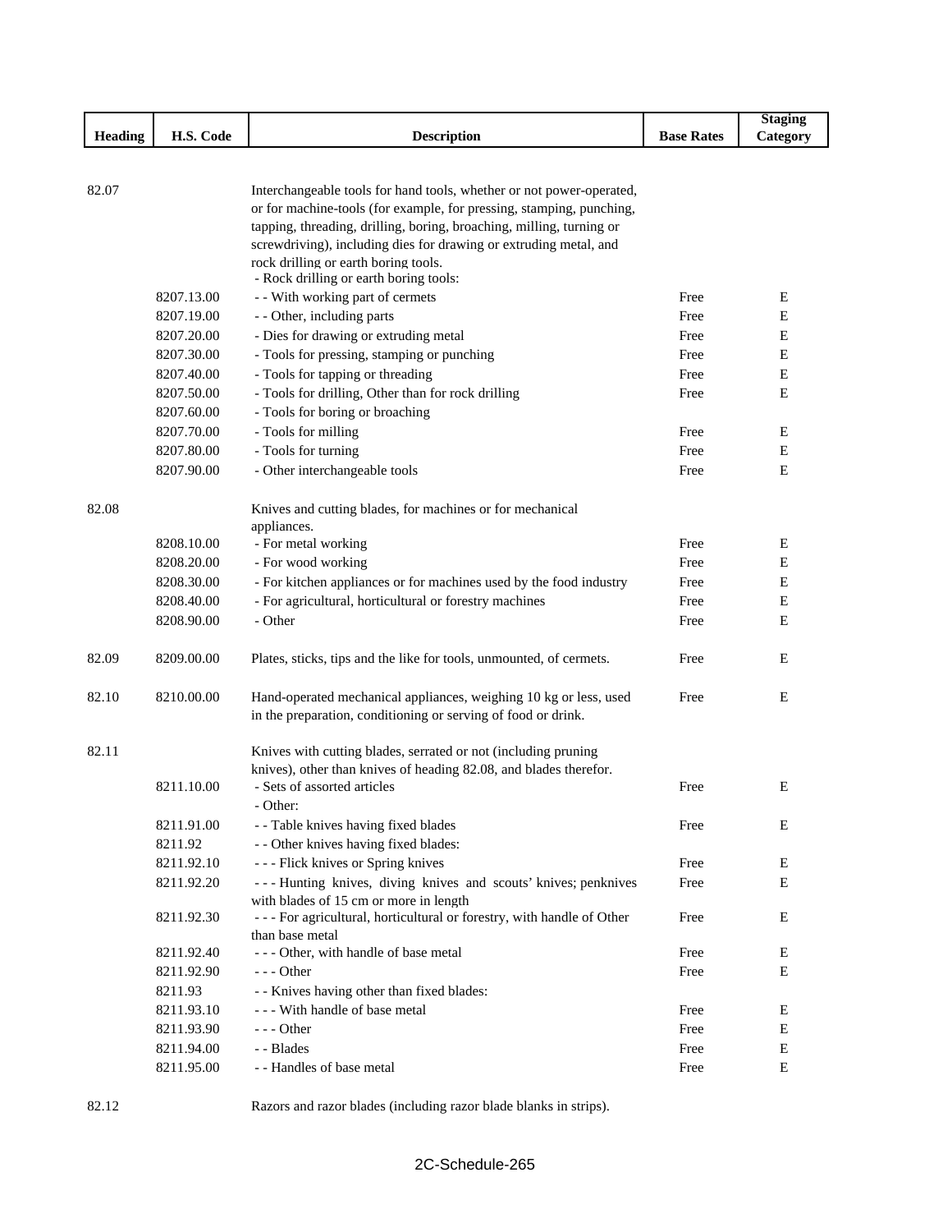| Heading | H.S. Code | Description | Base Rates | Staging Category |
|---|---|---|---|---|
| 82.07 | | Interchangeable tools for hand tools, whether or not power-operated, or for machine-tools (for example, for pressing, stamping, punching, tapping, threading, drilling, boring, broaching, milling, turning or screwdriving), including dies for drawing or extruding metal, and rock drilling or earth boring tools. | | |
| | | - Rock drilling or earth boring tools: | | |
| | 8207.13.00 | - - With working part of cermets | Free | E |
| | 8207.19.00 | - - Other, including parts | Free | E |
| | 8207.20.00 | - Dies for drawing or extruding metal | Free | E |
| | 8207.30.00 | - Tools for pressing, stamping or punching | Free | E |
| | 8207.40.00 | - Tools for tapping or threading | Free | E |
| | 8207.50.00 | - Tools for drilling, Other than for rock drilling | Free | E |
| | 8207.60.00 | - Tools for boring or broaching | | |
| | 8207.70.00 | - Tools for milling | Free | E |
| | 8207.80.00 | - Tools for turning | Free | E |
| | 8207.90.00 | - Other interchangeable tools | Free | E |
| 82.08 | | Knives and cutting blades, for machines or for mechanical appliances. | | |
| | 8208.10.00 | - For metal working | Free | E |
| | 8208.20.00 | - For wood working | Free | E |
| | 8208.30.00 | - For kitchen appliances or for machines used by the food industry | Free | E |
| | 8208.40.00 | - For agricultural, horticultural or forestry machines | Free | E |
| | 8208.90.00 | - Other | Free | E |
| 82.09 | 8209.00.00 | Plates, sticks, tips and the like for tools, unmounted, of cermets. | Free | E |
| 82.10 | 8210.00.00 | Hand-operated mechanical appliances, weighing 10 kg or less, used in the preparation, conditioning or serving of food or drink. | Free | E |
| 82.11 | | Knives with cutting blades, serrated or not (including pruning knives), other than knives of heading 82.08, and blades therefor. | | |
| | 8211.10.00 | - Sets of assorted articles | Free | E |
| | | - Other: | | |
| | 8211.91.00 | - - Table knives having fixed blades | Free | E |
| | 8211.92 | - - Other knives having fixed blades: | | |
| | 8211.92.10 | - - - Flick knives or Spring knives | Free | E |
| | 8211.92.20 | - - - Hunting knives, diving knives and scouts' knives; penknives with blades of 15 cm or more in length | Free | E |
| | 8211.92.30 | - - - For agricultural, horticultural or forestry, with handle of Other than base metal | Free | E |
| | 8211.92.40 | - - - Other, with handle of base metal | Free | E |
| | 8211.92.90 | - - - Other | Free | E |
| | 8211.93 | - - Knives having other than fixed blades: | | |
| | 8211.93.10 | - - - With handle of base metal | Free | E |
| | 8211.93.90 | - - - Other | Free | E |
| | 8211.94.00 | - - Blades | Free | E |
| | 8211.95.00 | - - Handles of base metal | Free | E |
| 82.12 | | Razors and razor blades (including razor blade blanks in strips). | | |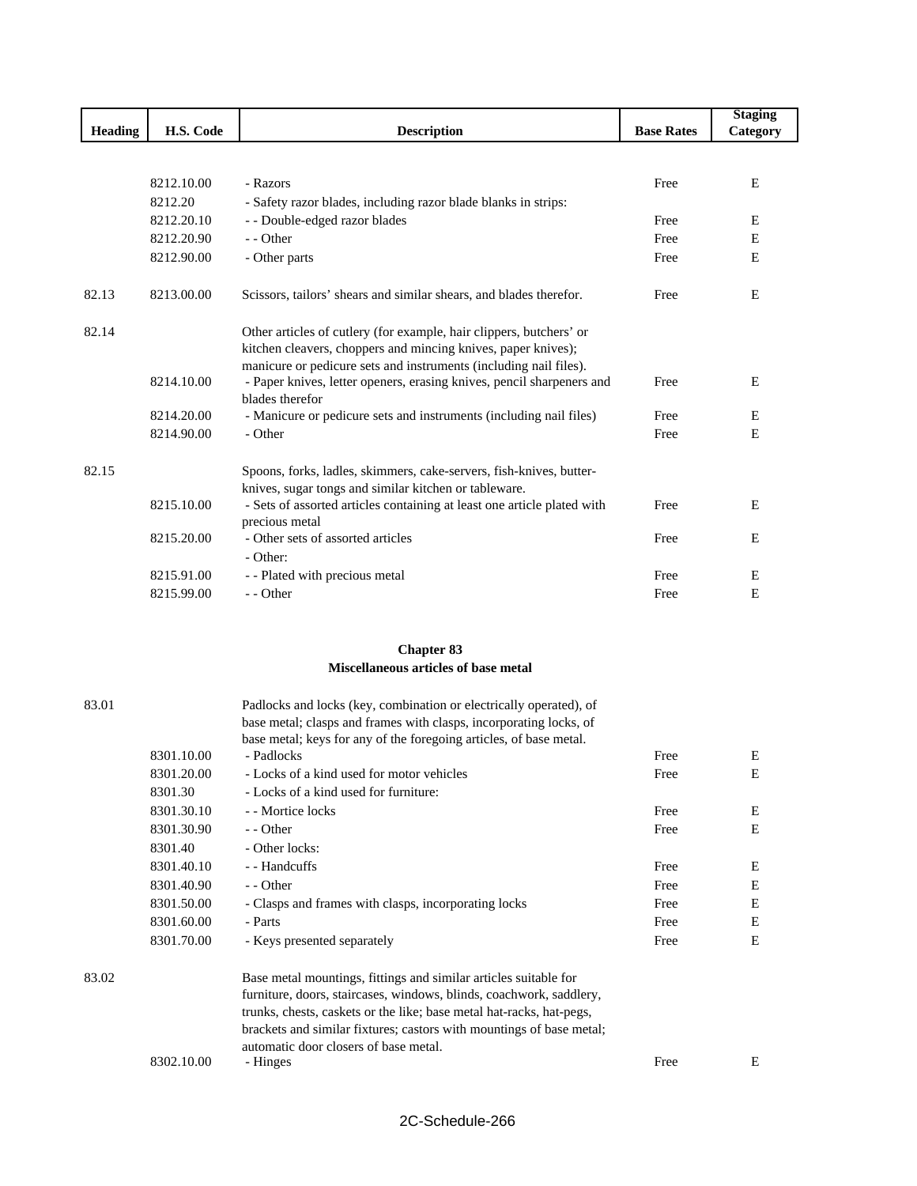| Heading | H.S. Code | Description | Base Rates | Staging Category |
|---|---|---|---|---|
| | 8212.10.00 | - Razors | Free | E |
| | 8212.20 | - Safety razor blades, including razor blade blanks in strips: | | |
| | 8212.20.10 | - - Double-edged razor blades | Free | E |
| | 8212.20.90 | - - Other | Free | E |
| | 8212.90.00 | - Other parts | Free | E |
| 82.13 | 8213.00.00 | Scissors, tailors' shears and similar shears, and blades therefor. | Free | E |
| 82.14 | | Other articles of cutlery (for example, hair clippers, butchers' or kitchen cleavers, choppers and mincing knives, paper knives); manicure or pedicure sets and instruments (including nail files). | | |
| | 8214.10.00 | - Paper knives, letter openers, erasing knives, pencil sharpeners and blades therefor | Free | E |
| | 8214.20.00 | - Manicure or pedicure sets and instruments (including nail files) | Free | E |
| | 8214.90.00 | - Other | Free | E |
| 82.15 | | Spoons, forks, ladles, skimmers, cake-servers, fish-knives, butter-knives, sugar tongs and similar kitchen or tableware. | | |
| | 8215.10.00 | - Sets of assorted articles containing at least one article plated with precious metal | Free | E |
| | 8215.20.00 | - Other sets of assorted articles | Free | E |
| | | - Other: | | |
| | 8215.91.00 | - - Plated with precious metal | Free | E |
| | 8215.99.00 | - - Other | Free | E |

## Chapter 83
## Miscellaneous articles of base metal

| Heading | H.S. Code | Description | Base Rates | Staging Category |
|---|---|---|---|---|
| 83.01 | | Padlocks and locks (key, combination or electrically operated), of base metal; clasps and frames with clasps, incorporating locks, of base metal; keys for any of the foregoing articles, of base metal. | | |
| | 8301.10.00 | - Padlocks | Free | E |
| | 8301.20.00 | - Locks of a kind used for motor vehicles | Free | E |
| | 8301.30 | - Locks of a kind used for furniture: | | |
| | 8301.30.10 | - - Mortice locks | Free | E |
| | 8301.30.90 | - - Other | Free | E |
| | 8301.40 | - Other locks: | | |
| | 8301.40.10 | - - Handcuffs | Free | E |
| | 8301.40.90 | - - Other | Free | E |
| | 8301.50.00 | - Clasps and frames with clasps, incorporating locks | Free | E |
| | 8301.60.00 | - Parts | Free | E |
| | 8301.70.00 | - Keys presented separately | Free | E |
| 83.02 | | Base metal mountings, fittings and similar articles suitable for furniture, doors, staircases, windows, blinds, coachwork, saddlery, trunks, chests, caskets or the like; base metal hat-racks, hat-pegs, brackets and similar fixtures; castors with mountings of base metal; automatic door closers of base metal. | | |
| | 8302.10.00 | - Hinges | Free | E |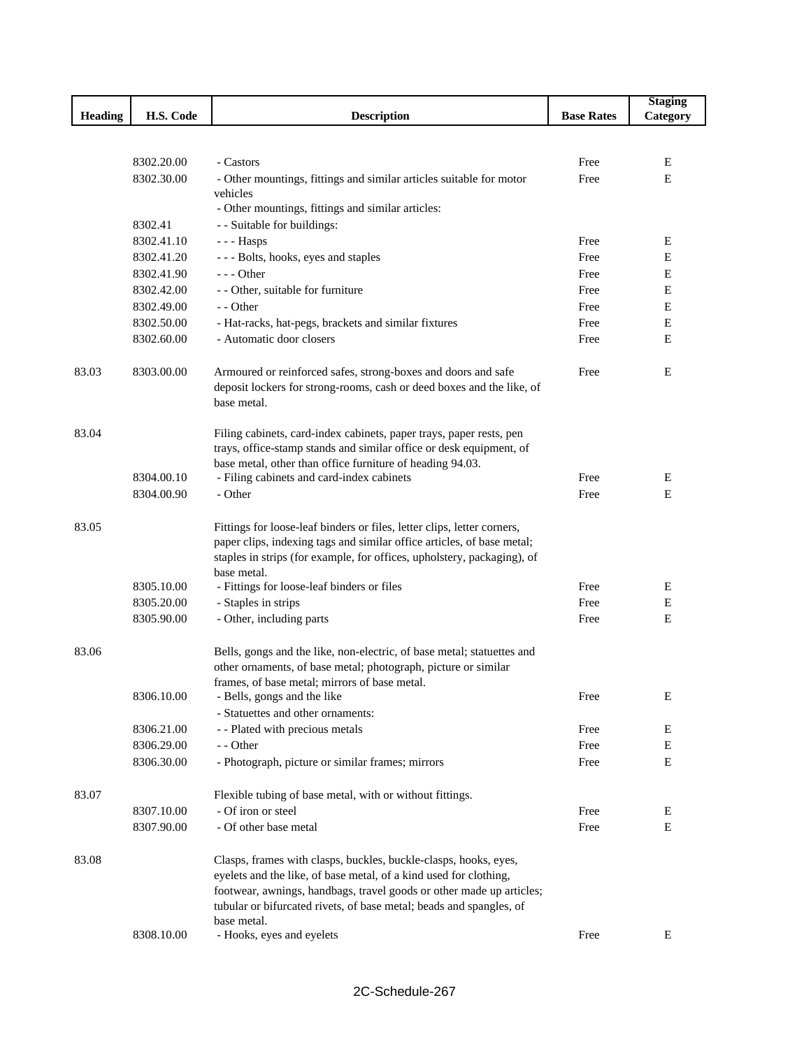| Heading | H.S. Code | Description | Base Rates | Staging Category |
|---|---|---|---|---|
| | 8302.20.00 | - Castors | Free | E |
| | 8302.30.00 | - Other mountings, fittings and similar articles suitable for motor vehicles | Free | E |
| | | - Other mountings, fittings and similar articles: | | |
| | 8302.41 | - - Suitable for buildings: | | |
| | 8302.41.10 | - - - Hasps | Free | E |
| | 8302.41.20 | - - - Bolts, hooks, eyes and staples | Free | E |
| | 8302.41.90 | - - - Other | Free | E |
| | 8302.42.00 | - - Other, suitable for furniture | Free | E |
| | 8302.49.00 | - - Other | Free | E |
| | 8302.50.00 | - Hat-racks, hat-pegs, brackets and similar fixtures | Free | E |
| | 8302.60.00 | - Automatic door closers | Free | E |
| 83.03 | 8303.00.00 | Armoured or reinforced safes, strong-boxes and doors and safe deposit lockers for strong-rooms, cash or deed boxes and the like, of base metal. | Free | E |
| 83.04 | | Filing cabinets, card-index cabinets, paper trays, paper rests, pen trays, office-stamp stands and similar office or desk equipment, of base metal, other than office furniture of heading 94.03. | | |
| | 8304.00.10 | - Filing cabinets and card-index cabinets | Free | E |
| | 8304.00.90 | - Other | Free | E |
| 83.05 | | Fittings for loose-leaf binders or files, letter clips, letter corners, paper clips, indexing tags and similar office articles, of base metal; staples in strips (for example, for offices, upholstery, packaging), of base metal. | | |
| | 8305.10.00 | - Fittings for loose-leaf binders or files | Free | E |
| | 8305.20.00 | - Staples in strips | Free | E |
| | 8305.90.00 | - Other, including parts | Free | E |
| 83.06 | | Bells, gongs and the like, non-electric, of base metal; statuettes and other ornaments, of base metal; photograph, picture or similar frames, of base metal; mirrors of base metal. | | |
| | 8306.10.00 | - Bells, gongs and the like | Free | E |
| | | - Statuettes and other ornaments: | | |
| | 8306.21.00 | - - Plated with precious metals | Free | E |
| | 8306.29.00 | - - Other | Free | E |
| | 8306.30.00 | - Photograph, picture or similar frames; mirrors | Free | E |
| 83.07 | | Flexible tubing of base metal, with or without fittings. | | |
| | 8307.10.00 | - Of iron or steel | Free | E |
| | 8307.90.00 | - Of other base metal | Free | E |
| 83.08 | | Clasps, frames with clasps, buckles, buckle-clasps, hooks, eyes, eyelets and the like, of base metal, of a kind used for clothing, footwear, awnings, handbags, travel goods or other made up articles; tubular or bifurcated rivets, of base metal; beads and spangles, of base metal. | | |
| | 8308.10.00 | - Hooks, eyes and eyelets | Free | E |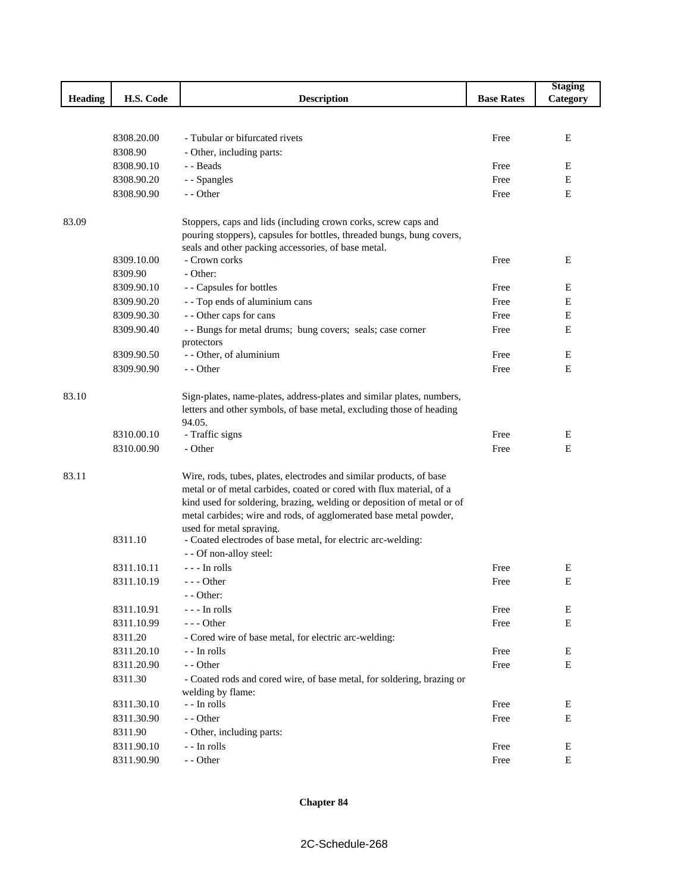| Heading | H.S. Code | Description | Base Rates | Staging Category |
|---|---|---|---|---|
| | 8308.20.00 | - Tubular or bifurcated rivets | Free | E |
| | 8308.90 | - Other, including parts: | | |
| | 8308.90.10 | - - Beads | Free | E |
| | 8308.90.20 | - - Spangles | Free | E |
| | 8308.90.90 | - - Other | Free | E |
| 83.09 | | Stoppers, caps and lids (including crown corks, screw caps and pouring stoppers), capsules for bottles, threaded bungs, bung covers, seals and other packing accessories, of base metal. | | |
| | 8309.10.00 | - Crown corks | Free | E |
| | 8309.90 | - Other: | | |
| | 8309.90.10 | - - Capsules for bottles | Free | E |
| | 8309.90.20 | - - Top ends of aluminium cans | Free | E |
| | 8309.90.30 | - - Other caps for cans | Free | E |
| | 8309.90.40 | - - Bungs for metal drums; bung covers; seals; case corner protectors | Free | E |
| | 8309.90.50 | - - Other, of aluminium | Free | E |
| | 8309.90.90 | - - Other | Free | E |
| 83.10 | | Sign-plates, name-plates, address-plates and similar plates, numbers, letters and other symbols, of base metal, excluding those of heading 94.05. | | |
| | 8310.00.10 | - Traffic signs | Free | E |
| | 8310.00.90 | - Other | Free | E |
| 83.11 | | Wire, rods, tubes, plates, electrodes and similar products, of base metal or of metal carbides, coated or cored with flux material, of a kind used for soldering, brazing, welding or deposition of metal or of metal carbides; wire and rods, of agglomerated base metal powder, used for metal spraying. | | |
| | 8311.10 | - Coated electrodes of base metal, for electric arc-welding: | | |
| | | - - Of non-alloy steel: | | |
| | 8311.10.11 | - - - In rolls | Free | E |
| | 8311.10.19 | - - - Other | Free | E |
| | | - - Other: | | |
| | 8311.10.91 | - - - In rolls | Free | E |
| | 8311.10.99 | - - - Other | Free | E |
| | 8311.20 | - Cored wire of base metal, for electric arc-welding: | | |
| | 8311.20.10 | - - In rolls | Free | E |
| | 8311.20.90 | - - Other | Free | E |
| | 8311.30 | - Coated rods and cored wire, of base metal, for soldering, brazing or welding by flame: | | |
| | 8311.30.10 | - - In rolls | Free | E |
| | 8311.30.90 | - - Other | Free | E |
| | 8311.90 | - Other, including parts: | | |
| | 8311.90.10 | - - In rolls | Free | E |
| | 8311.90.90 | - - Other | Free | E |

**Chapter 84**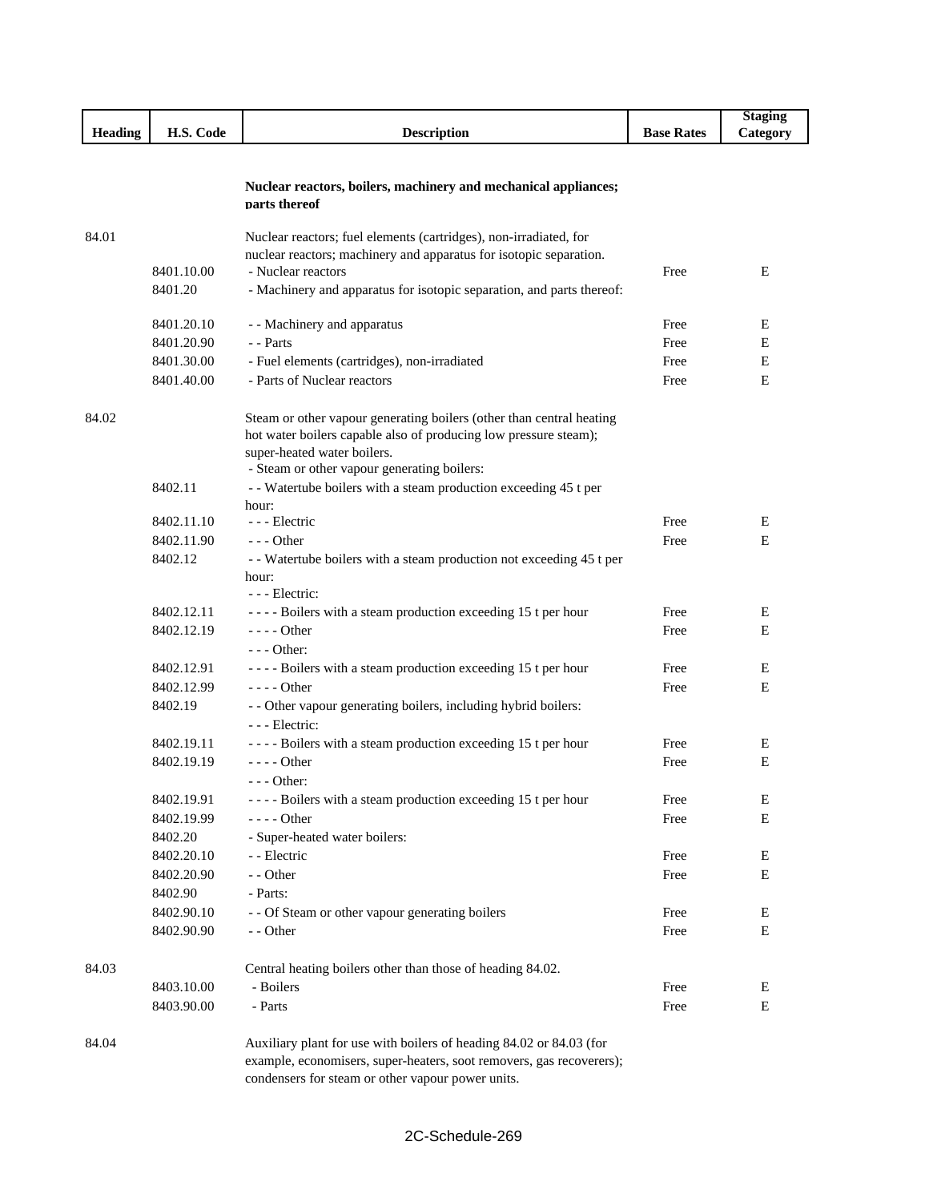| Heading | H.S. Code | Description | Base Rates | Staging Category |
|---|---|---|---|---|
| | | **Nuclear reactors, boilers, machinery and mechanical appliances; parts thereof** | | |
| 84.01 | | Nuclear reactors; fuel elements (cartridges), non-irradiated, for nuclear reactors; machinery and apparatus for isotopic separation. | | |
| | 8401.10.00 | - Nuclear reactors | Free | E |
| | 8401.20 | - Machinery and apparatus for isotopic separation, and parts thereof: | | |
| | 8401.20.10 | - - Machinery and apparatus | Free | E |
| | 8401.20.90 | - - Parts | Free | E |
| | 8401.30.00 | - Fuel elements (cartridges), non-irradiated | Free | E |
| | 8401.40.00 | - Parts of Nuclear reactors | Free | E |
| 84.02 | | Steam or other vapour generating boilers (other than central heating hot water boilers capable also of producing low pressure steam); super-heated water boilers. | | |
| | | - Steam or other vapour generating boilers: | | |
| | 8402.11 | - - Watertube boilers with a steam production exceeding 45 t per hour: | | |
| | 8402.11.10 | - - - Electric | Free | E |
| | 8402.11.90 | - - - Other | Free | E |
| | 8402.12 | - - Watertube boilers with a steam production not exceeding 45 t per hour: | | |
| | | - - - Electric: | | |
| | 8402.12.11 | - - - - Boilers with a steam production exceeding 15 t per hour | Free | E |
| | 8402.12.19 | - - - - Other | Free | E |
| | | - - - Other: | | |
| | 8402.12.91 | - - - - Boilers with a steam production exceeding 15 t per hour | Free | E |
| | 8402.12.99 | - - - - Other | Free | E |
| | 8402.19 | - - Other vapour generating boilers, including hybrid boilers: | | |
| | | - - - Electric: | | |
| | 8402.19.11 | - - - - Boilers with a steam production exceeding 15 t per hour | Free | E |
| | 8402.19.19 | - - - - Other | Free | E |
| | | - - - Other: | | |
| | 8402.19.91 | - - - - Boilers with a steam production exceeding 15 t per hour | Free | E |
| | 8402.19.99 | - - - - Other | Free | E |
| | 8402.20 | - Super-heated water boilers: | | |
| | 8402.20.10 | - - Electric | Free | E |
| | 8402.20.90 | - - Other | Free | E |
| | 8402.90 | - Parts: | | |
| | 8402.90.10 | - - Of Steam or other vapour generating boilers | Free | E |
| | 8402.90.90 | - - Other | Free | E |
| 84.03 | | Central heating boilers other than those of heading 84.02. | | |
| | 8403.10.00 | - Boilers | Free | E |
| | 8403.90.00 | - Parts | Free | E |
| 84.04 | | Auxiliary plant for use with boilers of heading 84.02 or 84.03 (for example, economisers, super-heaters, soot removers, gas recoverers); condensers for steam or other vapour power units. | | |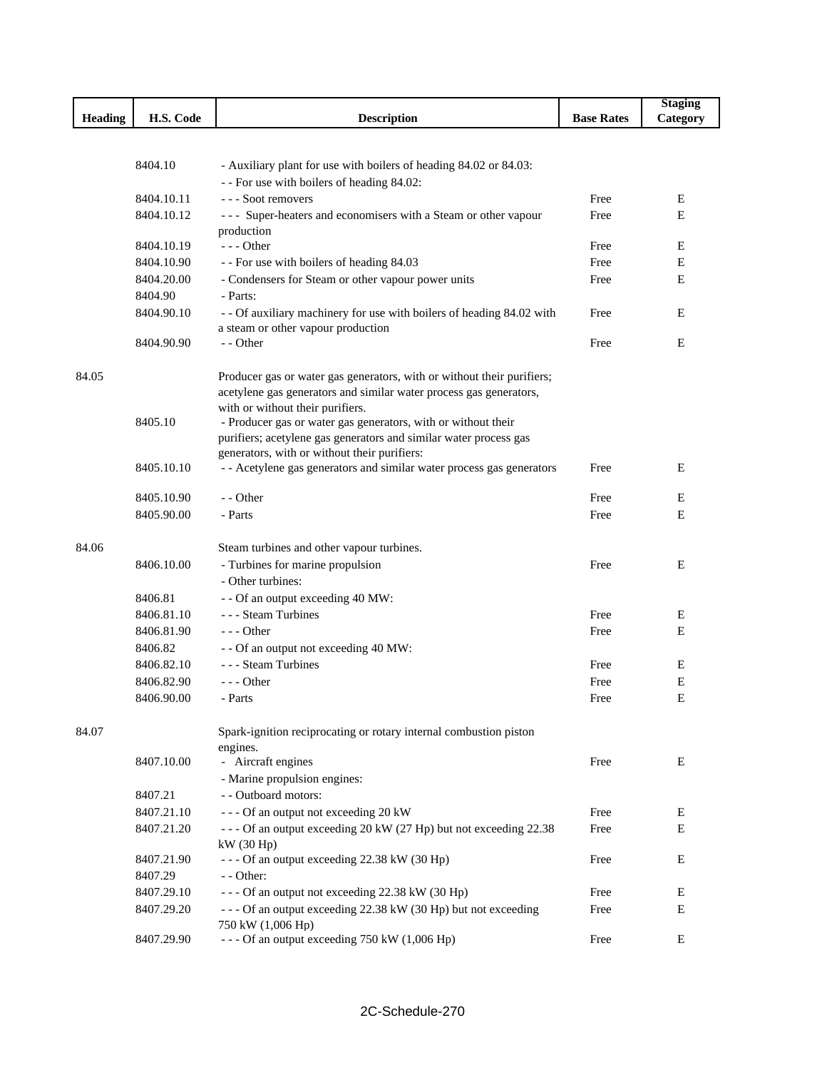| Heading | H.S. Code | Description | Base Rates | Staging Category |
|---|---|---|---|---|
| | 8404.10 | - Auxiliary plant for use with boilers of heading 84.02 or 84.03: | | |
| | | - - For use with boilers of heading 84.02: | | |
| | 8404.10.11 | - - - Soot removers | Free | E |
| | 8404.10.12 | - - - Super-heaters and economisers with a Steam or other vapour production | Free | E |
| | 8404.10.19 | - - - Other | Free | E |
| | 8404.10.90 | - - For use with boilers of heading 84.03 | Free | E |
| | 8404.20.00 | - Condensers for Steam or other vapour power units | Free | E |
| | 8404.90 | - Parts: | | |
| | 8404.90.10 | - - Of auxiliary machinery for use with boilers of heading 84.02 with a steam or other vapour production | Free | E |
| | 8404.90.90 | - - Other | Free | E |
| 84.05 | | Producer gas or water gas generators, with or without their purifiers; acetylene gas generators and similar water process gas generators, with or without their purifiers. | | |
| | 8405.10 | - Producer gas or water gas generators, with or without their purifiers; acetylene gas generators and similar water process gas generators, with or without their purifiers: | | |
| | 8405.10.10 | - - Acetylene gas generators and similar water process gas generators | Free | E |
| | 8405.10.90 | - - Other | Free | E |
| | 8405.90.00 | - Parts | Free | E |
| 84.06 | | Steam turbines and other vapour turbines. | | |
| | 8406.10.00 | - Turbines for marine propulsion | Free | E |
| | | - Other turbines: | | |
| | 8406.81 | - - Of an output exceeding 40 MW: | | |
| | 8406.81.10 | - - - Steam Turbines | Free | E |
| | 8406.81.90 | - - - Other | Free | E |
| | 8406.82 | - - Of an output not exceeding 40 MW: | | |
| | 8406.82.10 | - - - Steam Turbines | Free | E |
| | 8406.82.90 | - - - Other | Free | E |
| | 8406.90.00 | - Parts | Free | E |
| 84.07 | | Spark-ignition reciprocating or rotary internal combustion piston engines. | | |
| | 8407.10.00 | - Aircraft engines | Free | E |
| | | - Marine propulsion engines: | | |
| | 8407.21 | - - Outboard motors: | | |
| | 8407.21.10 | - - - Of an output not exceeding 20 kW | Free | E |
| | 8407.21.20 | - - - Of an output exceeding 20 kW (27 Hp) but not exceeding 22.38 kW (30 Hp) | Free | E |
| | 8407.21.90 | - - - Of an output exceeding 22.38 kW (30 Hp) | Free | E |
| | 8407.29 | - - Other: | | |
| | 8407.29.10 | - - - Of an output not exceeding 22.38 kW (30 Hp) | Free | E |
| | 8407.29.20 | - - - Of an output exceeding 22.38 kW (30 Hp) but not exceeding 750 kW (1,006 Hp) | Free | E |
| | 8407.29.90 | - - - Of an output exceeding 750 kW (1,006 Hp) | Free | E |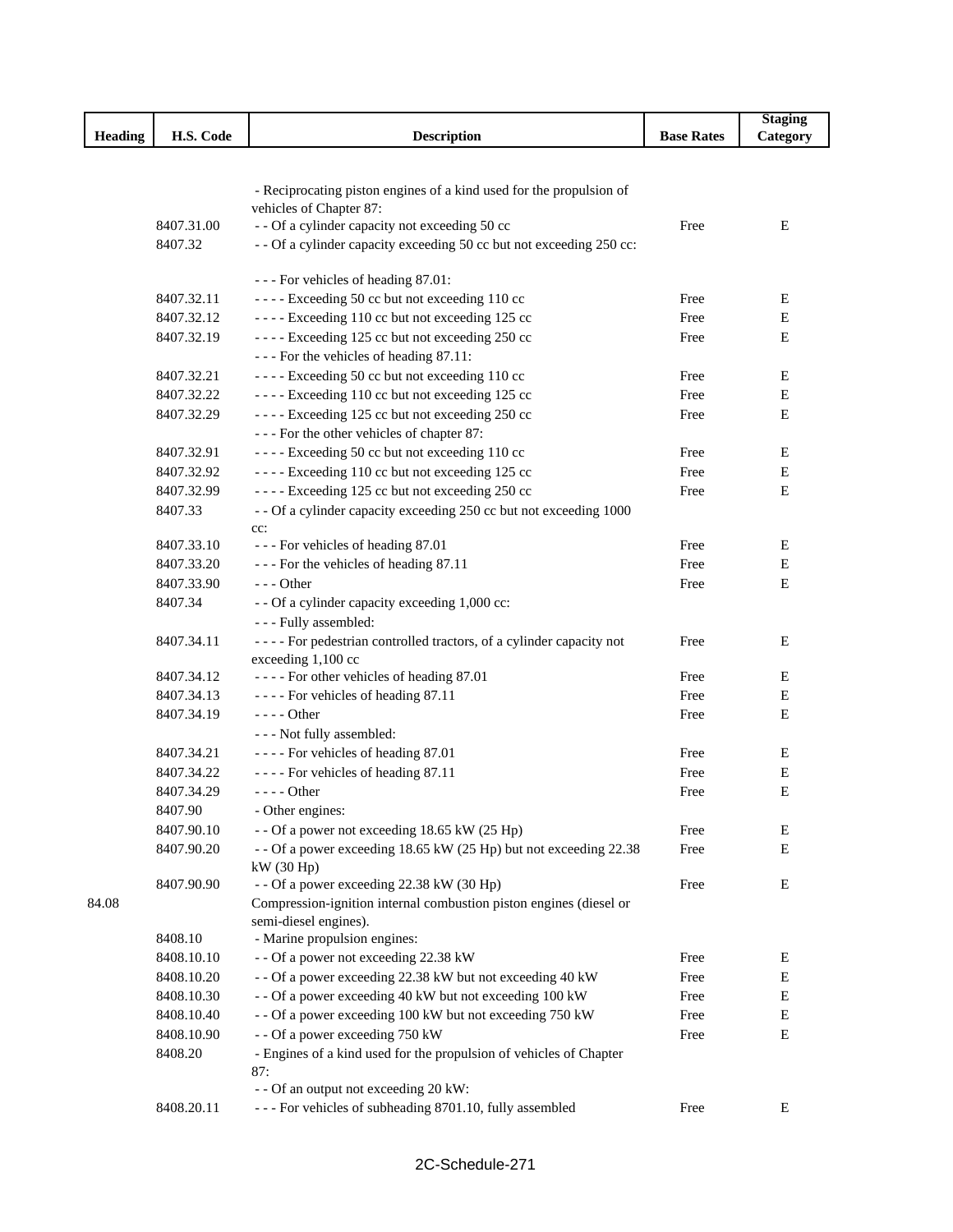| Heading | H.S. Code | Description | Base Rates | Staging Category |
|---|---|---|---|---|
| | | - Reciprocating piston engines of a kind used for the propulsion of vehicles of Chapter 87: | | |
| | 8407.31.00 | - - Of a cylinder capacity not exceeding 50 cc | Free | E |
| | 8407.32 | - - Of a cylinder capacity exceeding 50 cc but not exceeding 250 cc: | | |
| | | - - - For vehicles of heading 87.01: | | |
| | 8407.32.11 | - - - - Exceeding 50 cc but not exceeding 110 cc | Free | E |
| | 8407.32.12 | - - - - Exceeding 110 cc but not exceeding 125 cc | Free | E |
| | 8407.32.19 | - - - - Exceeding 125 cc but not exceeding 250 cc | Free | E |
| | | - - - For the vehicles of heading 87.11: | | |
| | 8407.32.21 | - - - - Exceeding 50 cc but not exceeding 110 cc | Free | E |
| | 8407.32.22 | - - - - Exceeding 110 cc but not exceeding 125 cc | Free | E |
| | 8407.32.29 | - - - - Exceeding 125 cc but not exceeding 250 cc | Free | E |
| | | - - - For the other vehicles of chapter 87: | | |
| | 8407.32.91 | - - - - Exceeding 50 cc but not exceeding 110 cc | Free | E |
| | 8407.32.92 | - - - - Exceeding 110 cc but not exceeding 125 cc | Free | E |
| | 8407.32.99 | - - - - Exceeding 125 cc but not exceeding 250 cc | Free | E |
| | 8407.33 | - - Of a cylinder capacity exceeding 250 cc but not exceeding 1000 cc: | | |
| | 8407.33.10 | - - - For vehicles of heading 87.01 | Free | E |
| | 8407.33.20 | - - - For the vehicles of heading 87.11 | Free | E |
| | 8407.33.90 | - - - Other | Free | E |
| | 8407.34 | - - Of a cylinder capacity exceeding 1,000 cc: | | |
| | | - - - Fully assembled: | | |
| | 8407.34.11 | - - - - For pedestrian controlled tractors, of a cylinder capacity not exceeding 1,100 cc | Free | E |
| | 8407.34.12 | - - - - For other vehicles of heading 87.01 | Free | E |
| | 8407.34.13 | - - - - For vehicles of heading 87.11 | Free | E |
| | 8407.34.19 | - - - - Other | Free | E |
| | | - - - Not fully assembled: | | |
| | 8407.34.21 | - - - - For vehicles of heading 87.01 | Free | E |
| | 8407.34.22 | - - - - For vehicles of heading 87.11 | Free | E |
| | 8407.34.29 | - - - - Other | Free | E |
| | 8407.90 | - Other engines: | | |
| | 8407.90.10 | - - Of a power not exceeding 18.65 kW (25 Hp) | Free | E |
| | 8407.90.20 | - - Of a power exceeding 18.65 kW (25 Hp) but not exceeding 22.38 kW (30 Hp) | Free | E |
| | 8407.90.90 | - - Of a power exceeding 22.38 kW (30 Hp) | Free | E |
| 84.08 | | Compression-ignition internal combustion piston engines (diesel or semi-diesel engines). | | |
| | 8408.10 | - Marine propulsion engines: | | |
| | 8408.10.10 | - - Of a power not exceeding 22.38 kW | Free | E |
| | 8408.10.20 | - - Of a power exceeding 22.38 kW but not exceeding 40 kW | Free | E |
| | 8408.10.30 | - - Of a power exceeding 40 kW but not exceeding 100 kW | Free | E |
| | 8408.10.40 | - - Of a power exceeding 100 kW but not exceeding 750 kW | Free | E |
| | 8408.10.90 | - - Of a power exceeding 750 kW | Free | E |
| | 8408.20 | - Engines of a kind used for the propulsion of vehicles of Chapter 87: | | |
| | | - - Of an output not exceeding 20 kW: | | |
| | 8408.20.11 | - - - For vehicles of subheading 8701.10, fully assembled | Free | E |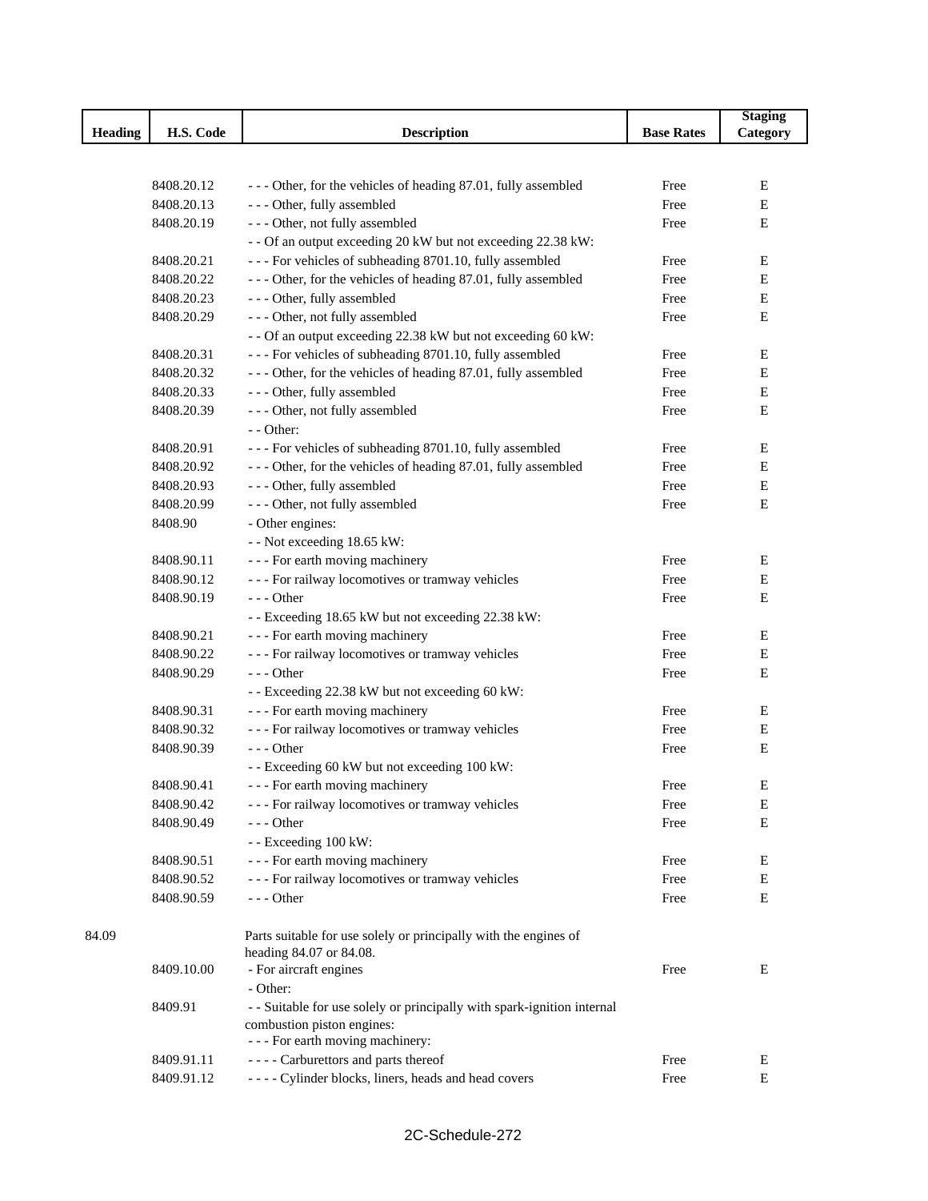| Heading | H.S. Code | Description | Base Rates | Staging Category |
|---|---|---|---|---|
| | 8408.20.12 | - - - Other, for the vehicles of heading 87.01, fully assembled | Free | E |
| | 8408.20.13 | - - - Other, fully assembled | Free | E |
| | 8408.20.19 | - - - Other, not fully assembled | Free | E |
| | | - - Of an output exceeding 20 kW but not exceeding 22.38 kW: | | |
| | 8408.20.21 | - - - For vehicles of subheading 8701.10, fully assembled | Free | E |
| | 8408.20.22 | - - - Other, for the vehicles of heading 87.01, fully assembled | Free | E |
| | 8408.20.23 | - - - Other, fully assembled | Free | E |
| | 8408.20.29 | - - - Other, not fully assembled | Free | E |
| | | - - Of an output exceeding 22.38 kW but not exceeding 60 kW: | | |
| | 8408.20.31 | - - - For vehicles of subheading 8701.10, fully assembled | Free | E |
| | 8408.20.32 | - - - Other, for the vehicles of heading 87.01, fully assembled | Free | E |
| | 8408.20.33 | - - - Other, fully assembled | Free | E |
| | 8408.20.39 | - - - Other, not fully assembled | Free | E |
| | | - - Other: | | |
| | 8408.20.91 | - - - For vehicles of subheading 8701.10, fully assembled | Free | E |
| | 8408.20.92 | - - - Other, for the vehicles of heading 87.01, fully assembled | Free | E |
| | 8408.20.93 | - - - Other, fully assembled | Free | E |
| | 8408.20.99 | - - - Other, not fully assembled | Free | E |
| | 8408.90 | - Other engines: | | |
| | | - - Not exceeding 18.65 kW: | | |
| | 8408.90.11 | - - - For earth moving machinery | Free | E |
| | 8408.90.12 | - - - For railway locomotives or tramway vehicles | Free | E |
| | 8408.90.19 | - - - Other | Free | E |
| | | - - Exceeding 18.65 kW but not exceeding 22.38 kW: | | |
| | 8408.90.21 | - - - For earth moving machinery | Free | E |
| | 8408.90.22 | - - - For railway locomotives or tramway vehicles | Free | E |
| | 8408.90.29 | - - - Other | Free | E |
| | | - - Exceeding 22.38 kW but not exceeding 60 kW: | | |
| | 8408.90.31 | - - - For earth moving machinery | Free | E |
| | 8408.90.32 | - - - For railway locomotives or tramway vehicles | Free | E |
| | 8408.90.39 | - - - Other | Free | E |
| | | - - Exceeding 60 kW but not exceeding 100 kW: | | |
| | 8408.90.41 | - - - For earth moving machinery | Free | E |
| | 8408.90.42 | - - - For railway locomotives or tramway vehicles | Free | E |
| | 8408.90.49 | - - - Other | Free | E |
| | | - - Exceeding 100 kW: | | |
| | 8408.90.51 | - - - For earth moving machinery | Free | E |
| | 8408.90.52 | - - - For railway locomotives or tramway vehicles | Free | E |
| | 8408.90.59 | - - - Other | Free | E |
| 84.09 | | Parts suitable for use solely or principally with the engines of heading 84.07 or 84.08. | | |
| | 8409.10.00 | - For aircraft engines | Free | E |
| | | - Other: | | |
| | 8409.91 | - - Suitable for use solely or principally with spark-ignition internal combustion piston engines: | | |
| | | - - - For earth moving machinery: | | |
| | 8409.91.11 | - - - - Carburettors and parts thereof | Free | E |
| | 8409.91.12 | - - - - Cylinder blocks, liners, heads and head covers | Free | E |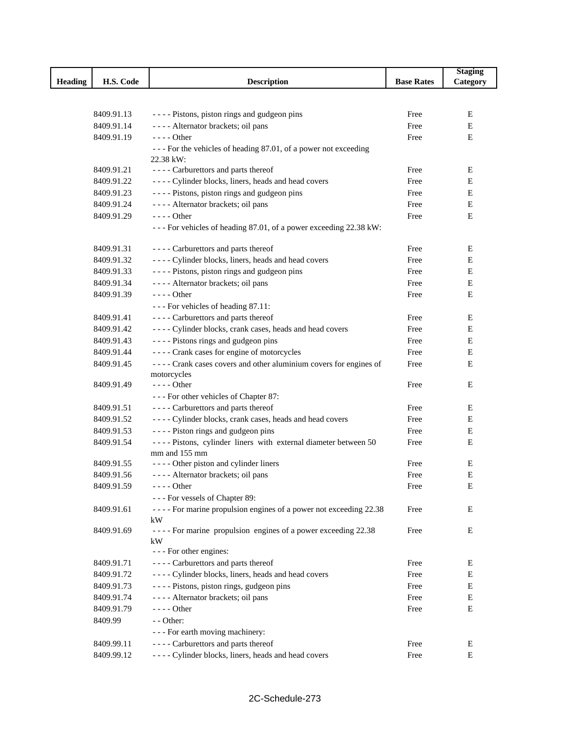| Heading | H.S. Code | Description | Base Rates | Staging Category |
|---|---|---|---|---|
| | 8409.91.13 | - - - - Pistons, piston rings and gudgeon pins | Free | E |
| | 8409.91.14 | - - - - Alternator brackets; oil pans | Free | E |
| | 8409.91.19 | - - - - Other | Free | E |
| | | - - - For the vehicles of heading 87.01, of a power not exceeding 22.38 kW: | | |
| | 8409.91.21 | - - - - Carburettors and parts thereof | Free | E |
| | 8409.91.22 | - - - - Cylinder blocks, liners, heads and head covers | Free | E |
| | 8409.91.23 | - - - - Pistons, piston rings and gudgeon pins | Free | E |
| | 8409.91.24 | - - - - Alternator brackets; oil pans | Free | E |
| | 8409.91.29 | - - - - Other | Free | E |
| | | - - - For vehicles of heading 87.01, of a power exceeding 22.38 kW: | | |
| | 8409.91.31 | - - - - Carburettors and parts thereof | Free | E |
| | 8409.91.32 | - - - - Cylinder blocks, liners, heads and head covers | Free | E |
| | 8409.91.33 | - - - - Pistons, piston rings and gudgeon pins | Free | E |
| | 8409.91.34 | - - - - Alternator brackets; oil pans | Free | E |
| | 8409.91.39 | - - - - Other | Free | E |
| | | - - - For vehicles of heading 87.11: | | |
| | 8409.91.41 | - - - - Carburettors and parts thereof | Free | E |
| | 8409.91.42 | - - - - Cylinder blocks, crank cases, heads and head covers | Free | E |
| | 8409.91.43 | - - - - Pistons rings and gudgeon pins | Free | E |
| | 8409.91.44 | - - - - Crank cases for engine of motorcycles | Free | E |
| | 8409.91.45 | - - - - Crank cases covers and other aluminium covers for engines of motorcycles | Free | E |
| | 8409.91.49 | - - - - Other | Free | E |
| | | - - - For other vehicles of Chapter 87: | | |
| | 8409.91.51 | - - - - Carburettors and parts thereof | Free | E |
| | 8409.91.52 | - - - - Cylinder blocks, crank cases, heads and head covers | Free | E |
| | 8409.91.53 | - - - - Piston rings and gudgeon pins | Free | E |
| | 8409.91.54 | - - - - Pistons, cylinder liners with external diameter between 50 mm and 155 mm | Free | E |
| | 8409.91.55 | - - - - Other piston and cylinder liners | Free | E |
| | 8409.91.56 | - - - - Alternator brackets; oil pans | Free | E |
| | 8409.91.59 | - - - - Other | Free | E |
| | | - - - For vessels of Chapter 89: | | |
| | 8409.91.61 | - - - - For marine propulsion engines of a power not exceeding 22.38 kW | Free | E |
| | 8409.91.69 | - - - - For marine propulsion engines of a power exceeding 22.38 kW | Free | E |
| | | - - - For other engines: | | |
| | 8409.91.71 | - - - - Carburettors and parts thereof | Free | E |
| | 8409.91.72 | - - - - Cylinder blocks, liners, heads and head covers | Free | E |
| | 8409.91.73 | - - - - Pistons, piston rings, gudgeon pins | Free | E |
| | 8409.91.74 | - - - - Alternator brackets; oil pans | Free | E |
| | 8409.91.79 | - - - - Other | Free | E |
| | 8409.99 | - - Other: | | |
| | | - - - For earth moving machinery: | | |
| | 8409.99.11 | - - - - Carburettors and parts thereof | Free | E |
| | 8409.99.12 | - - - - Cylinder blocks, liners, heads and head covers | Free | E |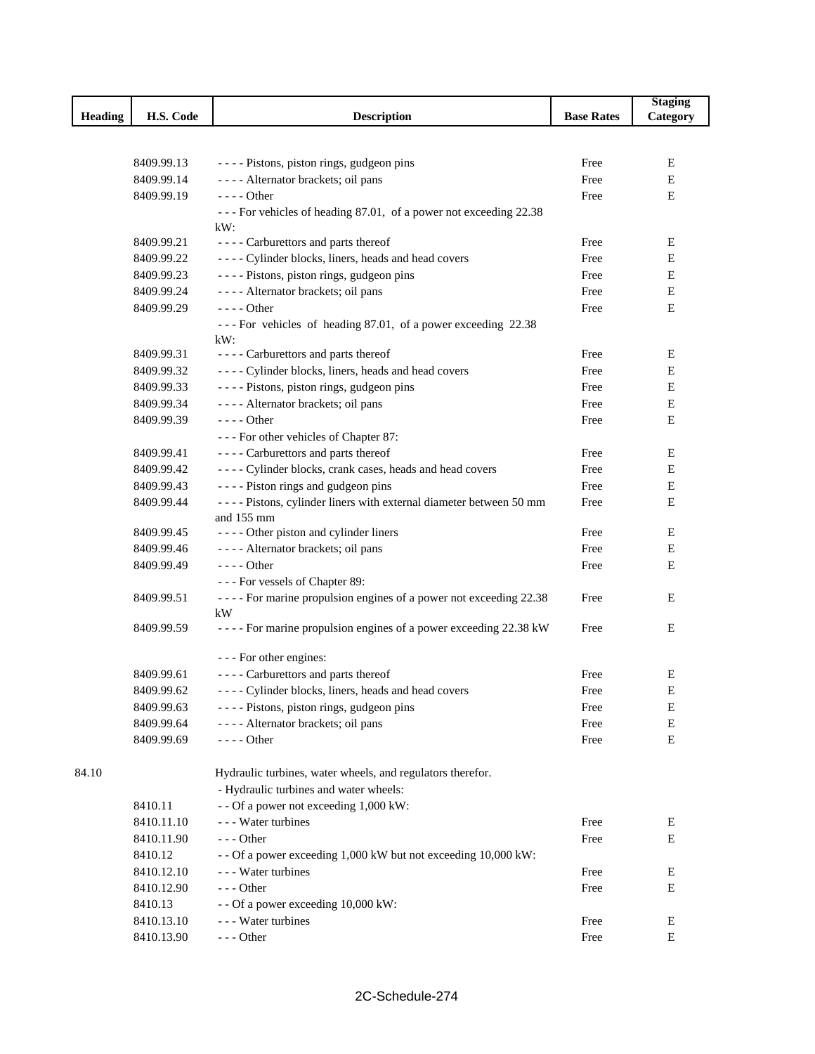| Heading | H.S. Code | Description | Base Rates | Staging Category |
|---|---|---|---|---|
| | 8409.99.13 | - - - - Pistons, piston rings, gudgeon pins | Free | E |
| | 8409.99.14 | - - - - Alternator brackets; oil pans | Free | E |
| | 8409.99.19 | - - - - Other | Free | E |
| | | - - - For vehicles of heading 87.01, of a power not exceeding 22.38 kW: | | |
| | 8409.99.21 | - - - - Carburettors and parts thereof | Free | E |
| | 8409.99.22 | - - - - Cylinder blocks, liners, heads and head covers | Free | E |
| | 8409.99.23 | - - - - Pistons, piston rings, gudgeon pins | Free | E |
| | 8409.99.24 | - - - - Alternator brackets; oil pans | Free | E |
| | 8409.99.29 | - - - - Other | Free | E |
| | | - - - For vehicles of heading 87.01, of a power exceeding 22.38 kW: | | |
| | 8409.99.31 | - - - - Carburettors and parts thereof | Free | E |
| | 8409.99.32 | - - - - Cylinder blocks, liners, heads and head covers | Free | E |
| | 8409.99.33 | - - - - Pistons, piston rings, gudgeon pins | Free | E |
| | 8409.99.34 | - - - - Alternator brackets; oil pans | Free | E |
| | 8409.99.39 | - - - - Other | Free | E |
| | | - - - For other vehicles of Chapter 87: | | |
| | 8409.99.41 | - - - - Carburettors and parts thereof | Free | E |
| | 8409.99.42 | - - - - Cylinder blocks, crank cases, heads and head covers | Free | E |
| | 8409.99.43 | - - - - Piston rings and gudgeon pins | Free | E |
| | 8409.99.44 | - - - - Pistons, cylinder liners with external diameter between 50 mm and 155 mm | Free | E |
| | 8409.99.45 | - - - - Other piston and cylinder liners | Free | E |
| | 8409.99.46 | - - - - Alternator brackets; oil pans | Free | E |
| | 8409.99.49 | - - - - Other | Free | E |
| | | - - - For vessels of Chapter 89: | | |
| | 8409.99.51 | - - - - For marine propulsion engines of a power not exceeding 22.38 kW | Free | E |
| | 8409.99.59 | - - - - For marine propulsion engines of a power exceeding 22.38 kW | Free | E |
| | | - - - For other engines: | | |
| | 8409.99.61 | - - - - Carburettors and parts thereof | Free | E |
| | 8409.99.62 | - - - - Cylinder blocks, liners, heads and head covers | Free | E |
| | 8409.99.63 | - - - - Pistons, piston rings, gudgeon pins | Free | E |
| | 8409.99.64 | - - - - Alternator brackets; oil pans | Free | E |
| | 8409.99.69 | - - - - Other | Free | E |
| 84.10 | | Hydraulic turbines, water wheels, and regulators therefor. | | |
| | | - Hydraulic turbines and water wheels: | | |
| | 8410.11 | - - Of a power not exceeding 1,000 kW: | | |
| | 8410.11.10 | - - - Water turbines | Free | E |
| | 8410.11.90 | - - - Other | Free | E |
| | 8410.12 | - - Of a power exceeding 1,000 kW but not exceeding 10,000 kW: | | |
| | 8410.12.10 | - - - Water turbines | Free | E |
| | 8410.12.90 | - - - Other | Free | E |
| | 8410.13 | - - Of a power exceeding 10,000 kW: | | |
| | 8410.13.10 | - - - Water turbines | Free | E |
| | 8410.13.90 | - - - Other | Free | E |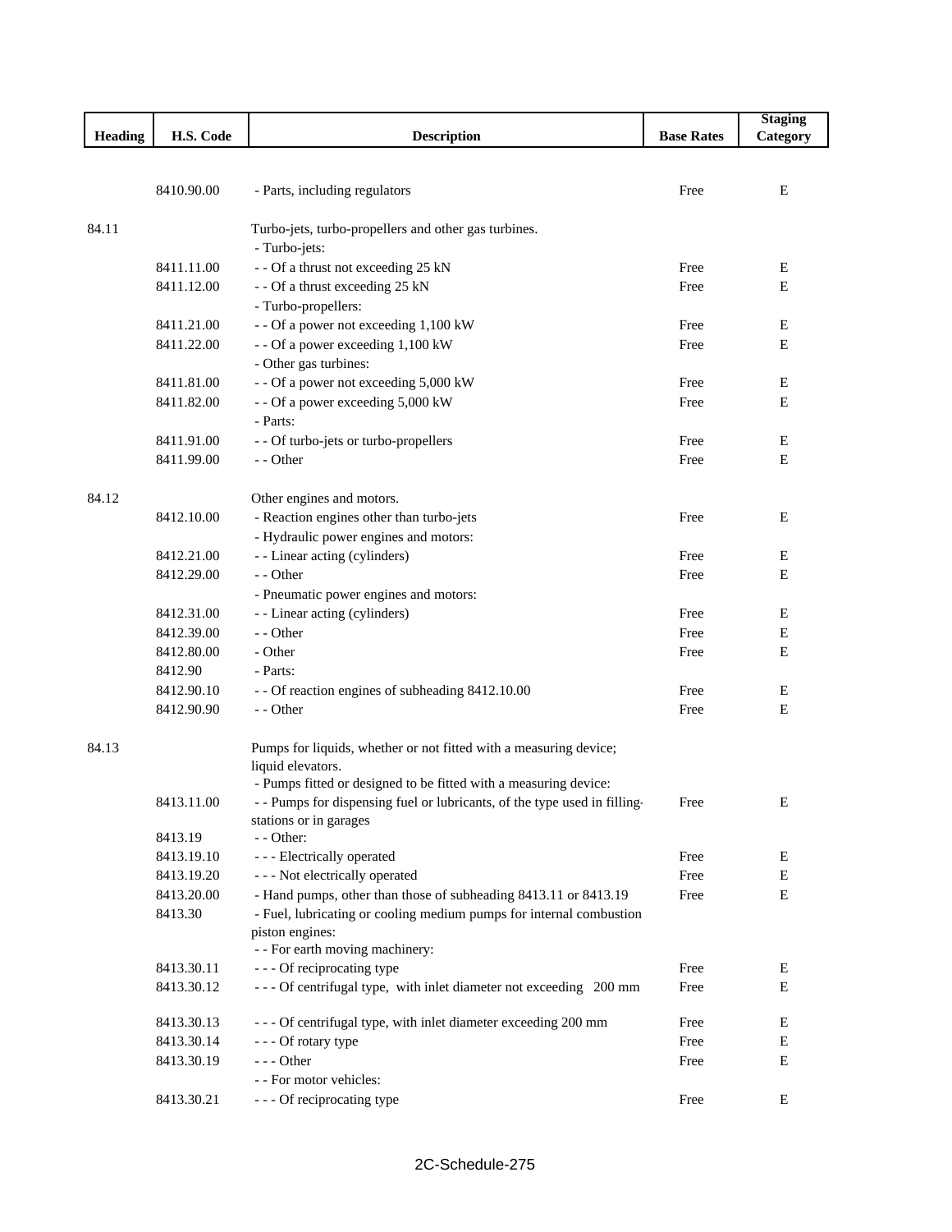| Heading | H.S. Code | Description | Base Rates | Staging Category |
|---|---|---|---|---|
| | 8410.90.00 | - Parts, including regulators | Free | E |
| 84.11 | | Turbo-jets, turbo-propellers and other gas turbines. | | |
| | | - Turbo-jets: | | |
| | 8411.11.00 | - - Of a thrust not exceeding 25 kN | Free | E |
| | 8411.12.00 | - - Of a thrust exceeding 25 kN | Free | E |
| | | - Turbo-propellers: | | |
| | 8411.21.00 | - - Of a power not exceeding 1,100 kW | Free | E |
| | 8411.22.00 | - - Of a power exceeding 1,100 kW | Free | E |
| | | - Other gas turbines: | | |
| | 8411.81.00 | - - Of a power not exceeding 5,000 kW | Free | E |
| | 8411.82.00 | - - Of a power exceeding 5,000 kW | Free | E |
| | | - Parts: | | |
| | 8411.91.00 | - - Of turbo-jets or turbo-propellers | Free | E |
| | 8411.99.00 | - - Other | Free | E |
| 84.12 | | Other engines and motors. | | |
| | 8412.10.00 | - Reaction engines other than turbo-jets | Free | E |
| | | - Hydraulic power engines and motors: | | |
| | 8412.21.00 | - - Linear acting (cylinders) | Free | E |
| | 8412.29.00 | - - Other | Free | E |
| | | - Pneumatic power engines and motors: | | |
| | 8412.31.00 | - - Linear acting (cylinders) | Free | E |
| | 8412.39.00 | - - Other | Free | E |
| | 8412.80.00 | - Other | Free | E |
| | 8412.90 | - Parts: | | |
| | 8412.90.10 | - - Of reaction engines of subheading 8412.10.00 | Free | E |
| | 8412.90.90 | - - Other | Free | E |
| 84.13 | | Pumps for liquids, whether or not fitted with a measuring device; liquid elevators. | | |
| | | - Pumps fitted or designed to be fitted with a measuring device: | | |
| | 8413.11.00 | - - Pumps for dispensing fuel or lubricants, of the type used in filling-stations or in garages | Free | E |
| | 8413.19 | - - Other: | | |
| | 8413.19.10 | - - - Electrically operated | Free | E |
| | 8413.19.20 | - - - Not electrically operated | Free | E |
| | 8413.20.00 | - Hand pumps, other than those of subheading 8413.11 or 8413.19 | Free | E |
| | 8413.30 | - Fuel, lubricating or cooling medium pumps for internal combustion piston engines: | | |
| | | - - For earth moving machinery: | | |
| | 8413.30.11 | - - - Of reciprocating type | Free | E |
| | 8413.30.12 | - - - Of centrifugal type, with inlet diameter not exceeding 200 mm | Free | E |
| | 8413.30.13 | - - - Of centrifugal type, with inlet diameter exceeding 200 mm | Free | E |
| | 8413.30.14 | - - - Of rotary type | Free | E |
| | 8413.30.19 | - - - Other | Free | E |
| | | - - For motor vehicles: | | |
| | 8413.30.21 | - - - Of reciprocating type | Free | E |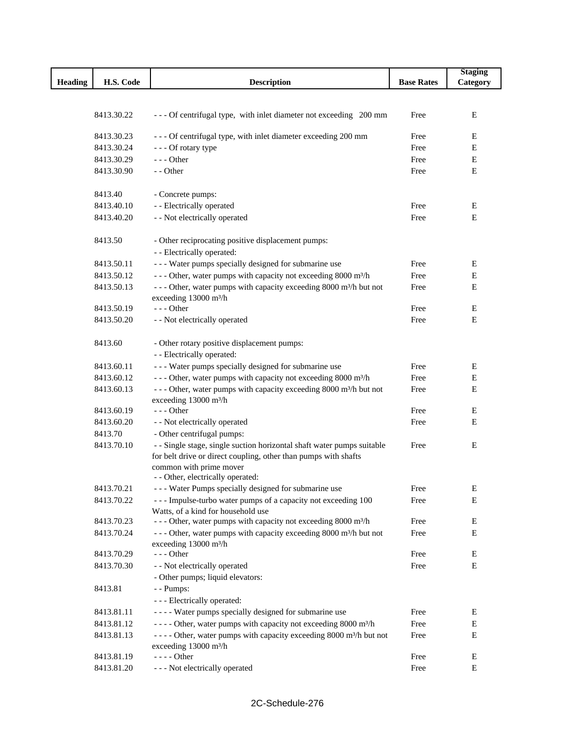| Heading | H.S. Code | Description | Base Rates | Staging Category |
|---|---|---|---|---|
| | 8413.30.22 | - - - Of centrifugal type, with inlet diameter not exceeding 200 mm | Free | E |
| | 8413.30.23 | - - - Of centrifugal type, with inlet diameter exceeding 200 mm | Free | E |
| | 8413.30.24 | - - - Of rotary type | Free | E |
| | 8413.30.29 | - - - Other | Free | E |
| | 8413.30.90 | - - Other | Free | E |
| | 8413.40 | - Concrete pumps: | | |
| | 8413.40.10 | - - Electrically operated | Free | E |
| | 8413.40.20 | - - Not electrically operated | Free | E |
| | 8413.50 | - Other reciprocating positive displacement pumps: | | |
| | | - - Electrically operated: | | |
| | 8413.50.11 | - - - Water pumps specially designed for submarine use | Free | E |
| | 8413.50.12 | - - - Other, water pumps with capacity not exceeding 8000 m³/h | Free | E |
| | 8413.50.13 | - - - Other, water pumps with capacity exceeding 8000 m³/h but not exceeding 13000 m³/h | Free | E |
| | 8413.50.19 | - - - Other | Free | E |
| | 8413.50.20 | - - Not electrically operated | Free | E |
| | 8413.60 | - Other rotary positive displacement pumps: | | |
| | | - - Electrically operated: | | |
| | 8413.60.11 | - - - Water pumps specially designed for submarine use | Free | E |
| | 8413.60.12 | - - - Other, water pumps with capacity not exceeding 8000 m³/h | Free | E |
| | 8413.60.13 | - - - Other, water pumps with capacity exceeding 8000 m³/h but not exceeding 13000 m³/h | Free | E |
| | 8413.60.19 | - - - Other | Free | E |
| | 8413.60.20 | - - Not electrically operated | Free | E |
| | 8413.70 | - Other centrifugal pumps: | | |
| | 8413.70.10 | - - Single stage, single suction horizontal shaft water pumps suitable for belt drive or direct coupling, other than pumps with shafts common with prime mover | Free | E |
| | | - - Other, electrically operated: | | |
| | 8413.70.21 | - - - Water Pumps specially designed for submarine use | Free | E |
| | 8413.70.22 | - - - Impulse-turbo water pumps of a capacity not exceeding 100 Watts, of a kind for household use | Free | E |
| | 8413.70.23 | - - - Other, water pumps with capacity not exceeding 8000 m³/h | Free | E |
| | 8413.70.24 | - - - Other, water pumps with capacity exceeding 8000 m³/h but not exceeding 13000 m³/h | Free | E |
| | 8413.70.29 | - - - Other | Free | E |
| | 8413.70.30 | - - Not electrically operated | Free | E |
| | | - Other pumps; liquid elevators: | | |
| | 8413.81 | - - Pumps: | | |
| | | - - - Electrically operated: | | |
| | 8413.81.11 | - - - - Water pumps specially designed for submarine use | Free | E |
| | 8413.81.12 | - - - - Other, water pumps with capacity not exceeding 8000 m³/h | Free | E |
| | 8413.81.13 | - - - - Other, water pumps with capacity exceeding 8000 m³/h but not exceeding 13000 m³/h | Free | E |
| | 8413.81.19 | - - - - Other | Free | E |
| | 8413.81.20 | - - - Not electrically operated | Free | E |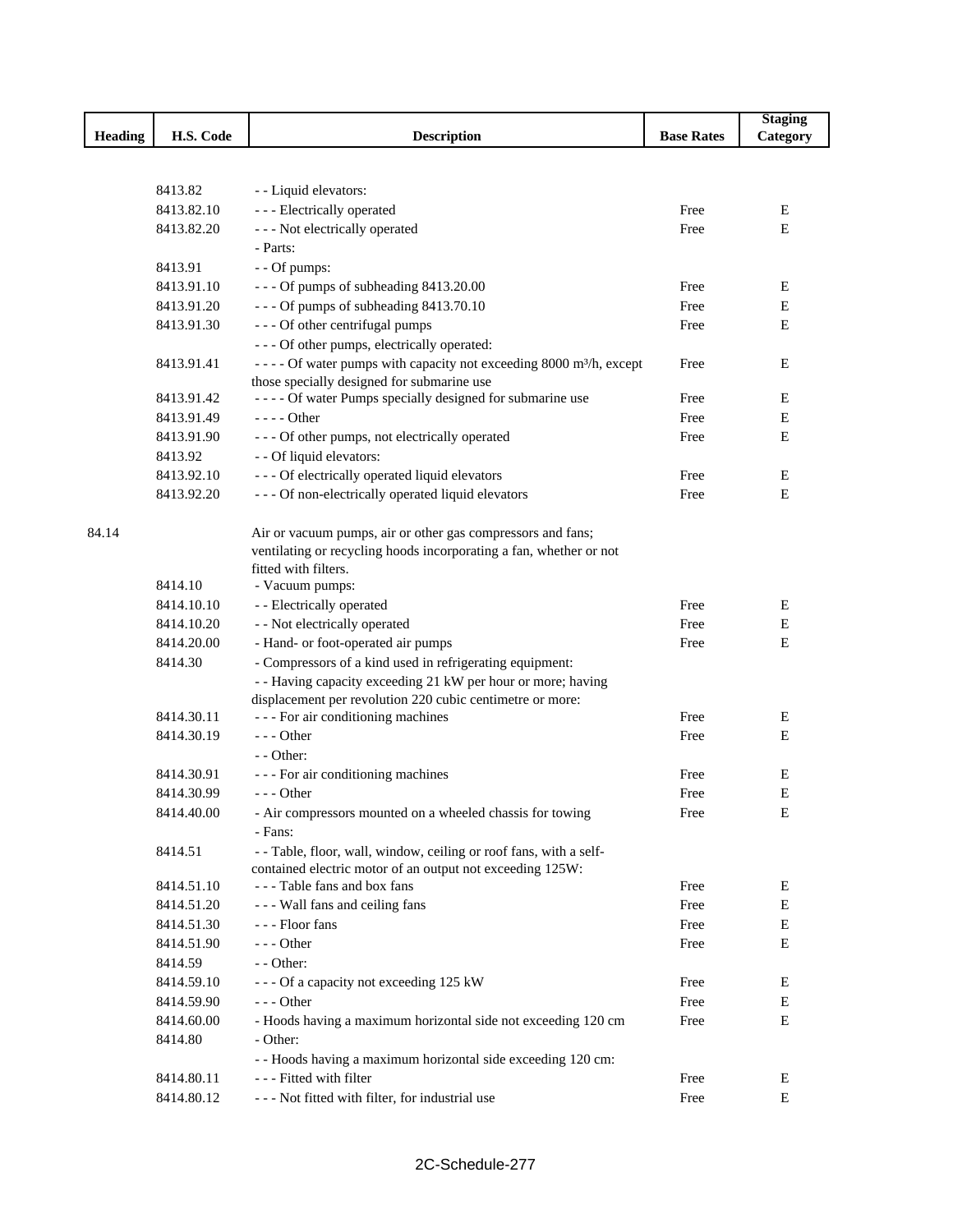| Heading | H.S. Code | Description | Base Rates | Staging Category |
|---|---|---|---|---|
| | 8413.82 | - - Liquid elevators: | | |
| | 8413.82.10 | - - - Electrically operated | Free | E |
| | 8413.82.20 | - - - Not electrically operated | Free | E |
| | | - Parts: | | |
| | 8413.91 | - - Of pumps: | | |
| | 8413.91.10 | - - - Of pumps of subheading 8413.20.00 | Free | E |
| | 8413.91.20 | - - - Of pumps of subheading 8413.70.10 | Free | E |
| | 8413.91.30 | - - - Of other centrifugal pumps | Free | E |
| | | - - - Of other pumps, electrically operated: | | |
| | 8413.91.41 | - - - - Of water pumps with capacity not exceeding 8000 m³/h, except those specially designed for submarine use | Free | E |
| | 8413.91.42 | - - - - Of water Pumps specially designed for submarine use | Free | E |
| | 8413.91.49 | - - - - Other | Free | E |
| | 8413.91.90 | - - - Of other pumps, not electrically operated | Free | E |
| | 8413.92 | - - Of liquid elevators: | | |
| | 8413.92.10 | - - - Of electrically operated liquid elevators | Free | E |
| | 8413.92.20 | - - - Of non-electrically operated liquid elevators | Free | E |
| 84.14 | | Air or vacuum pumps, air or other gas compressors and fans; ventilating or recycling hoods incorporating a fan, whether or not fitted with filters. | | |
| | 8414.10 | - Vacuum pumps: | | |
| | 8414.10.10 | - - Electrically operated | Free | E |
| | 8414.10.20 | - - Not electrically operated | Free | E |
| | 8414.20.00 | - Hand- or foot-operated air pumps | Free | E |
| | 8414.30 | - Compressors of a kind used in refrigerating equipment: | | |
| | | - - Having capacity exceeding 21 kW per hour or more; having displacement per revolution 220 cubic centimetre or more: | | |
| | 8414.30.11 | - - - For air conditioning machines | Free | E |
| | 8414.30.19 | - - - Other | Free | E |
| | | - - Other: | | |
| | 8414.30.91 | - - - For air conditioning machines | Free | E |
| | 8414.30.99 | - - - Other | Free | E |
| | 8414.40.00 | - Air compressors mounted on a wheeled chassis for towing | Free | E |
| | | - Fans: | | |
| | 8414.51 | - - Table, floor, wall, window, ceiling or roof fans, with a self-contained electric motor of an output not exceeding 125W: | | |
| | 8414.51.10 | - - - Table fans and box fans | Free | E |
| | 8414.51.20 | - - - Wall fans and ceiling fans | Free | E |
| | 8414.51.30 | - - - Floor fans | Free | E |
| | 8414.51.90 | - - - Other | Free | E |
| | 8414.59 | - - Other: | | |
| | 8414.59.10 | - - - Of a capacity not exceeding 125 kW | Free | E |
| | 8414.59.90 | - - - Other | Free | E |
| | 8414.60.00 | - Hoods having a maximum horizontal side not exceeding 120 cm | Free | E |
| | 8414.80 | - Other: | | |
| | | - - Hoods having a maximum horizontal side exceeding 120 cm: | | |
| | 8414.80.11 | - - - Fitted with filter | Free | E |
| | 8414.80.12 | - - - Not fitted with filter, for industrial use | Free | E |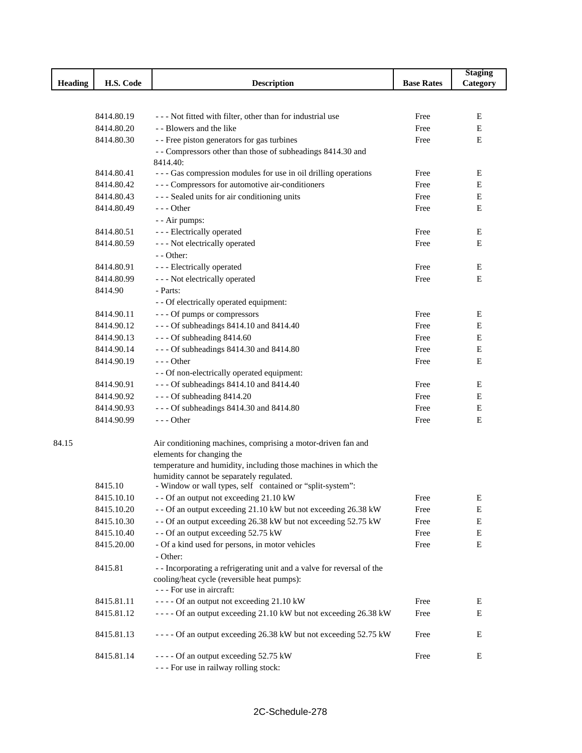| Heading | H.S. Code | Description | Base Rates | Staging Category |
|---|---|---|---|---|
| | 8414.80.19 | - - - Not fitted with filter, other than for industrial use | Free | E |
| | 8414.80.20 | - - Blowers and the like | Free | E |
| | 8414.80.30 | - - Free piston generators for gas turbines | Free | E |
| | | - - Compressors other than those of subheadings 8414.30 and 8414.40: | | |
| | 8414.80.41 | - - - Gas compression modules for use in oil drilling operations | Free | E |
| | 8414.80.42 | - - - Compressors for automotive air-conditioners | Free | E |
| | 8414.80.43 | - - - Sealed units for air conditioning units | Free | E |
| | 8414.80.49 | - - - Other | Free | E |
| | | - - Air pumps: | | |
| | 8414.80.51 | - - - Electrically operated | Free | E |
| | 8414.80.59 | - - - Not electrically operated | Free | E |
| | | - - Other: | | |
| | 8414.80.91 | - - - Electrically operated | Free | E |
| | 8414.80.99 | - - - Not electrically operated | Free | E |
| | 8414.90 | - Parts: | | |
| | | - - Of electrically operated equipment: | | |
| | 8414.90.11 | - - - Of pumps or compressors | Free | E |
| | 8414.90.12 | - - - Of subheadings 8414.10 and 8414.40 | Free | E |
| | 8414.90.13 | - - - Of subheading 8414.60 | Free | E |
| | 8414.90.14 | - - - Of subheadings 8414.30 and 8414.80 | Free | E |
| | 8414.90.19 | - - - Other | Free | E |
| | | - - Of non-electrically operated equipment: | | |
| | 8414.90.91 | - - - Of subheadings 8414.10 and 8414.40 | Free | E |
| | 8414.90.92 | - - - Of subheading 8414.20 | Free | E |
| | 8414.90.93 | - - - Of subheadings 8414.30 and 8414.80 | Free | E |
| | 8414.90.99 | - - - Other | Free | E |
| 84.15 | | Air conditioning machines, comprising a motor-driven fan and elements for changing the temperature and humidity, including those machines in which the humidity cannot be separately regulated. | | |
| | 8415.10 | - Window or wall types, self contained or "split-system": | | |
| | 8415.10.10 | - - Of an output not exceeding 21.10 kW | Free | E |
| | 8415.10.20 | - - Of an output exceeding 21.10 kW but not exceeding 26.38 kW | Free | E |
| | 8415.10.30 | - - Of an output exceeding 26.38 kW but not exceeding 52.75 kW | Free | E |
| | 8415.10.40 | - - Of an output exceeding 52.75 kW | Free | E |
| | 8415.20.00 | - Of a kind used for persons, in motor vehicles | Free | E |
| | | - Other: | | |
| | 8415.81 | - - Incorporating a refrigerating unit and a valve for reversal of the cooling/heat cycle (reversible heat pumps): | | |
| | | - - - For use in aircraft: | | |
| | 8415.81.11 | - - - - Of an output not exceeding 21.10 kW | Free | E |
| | 8415.81.12 | - - - - Of an output exceeding 21.10 kW but not exceeding 26.38 kW | Free | E |
| | 8415.81.13 | - - - - Of an output exceeding 26.38 kW but not exceeding 52.75 kW | Free | E |
| | 8415.81.14 | - - - - Of an output exceeding 52.75 kW | Free | E |
| | | - - - For use in railway rolling stock: | | |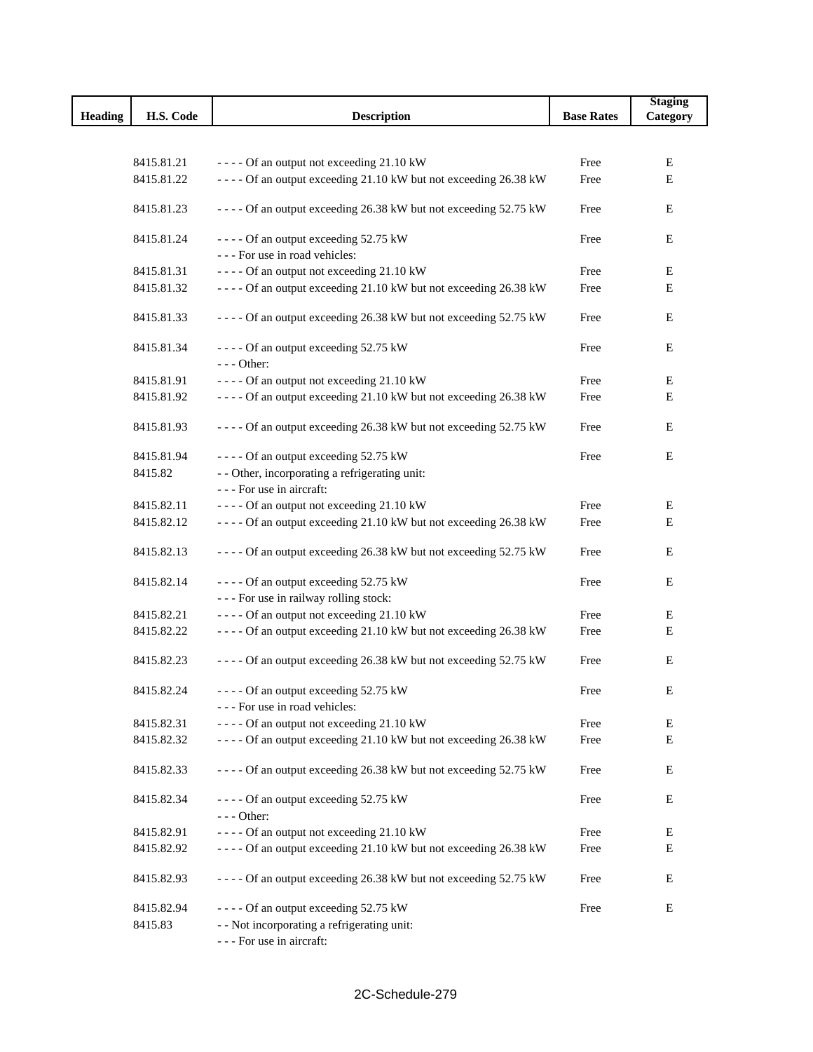| Heading | H.S. Code | Description | Base Rates | Staging Category |
|---|---|---|---|---|
| | 8415.81.21 | - - - - Of an output not exceeding 21.10 kW | Free | E |
| | 8415.81.22 | - - - - Of an output exceeding 21.10 kW but not exceeding 26.38 kW | Free | E |
| | 8415.81.23 | - - - - Of an output exceeding 26.38 kW but not exceeding 52.75 kW | Free | E |
| | 8415.81.24 | - - - - Of an output exceeding 52.75 kW | Free | E |
| | | - - - For use in road vehicles: | | |
| | 8415.81.31 | - - - - Of an output not exceeding 21.10 kW | Free | E |
| | 8415.81.32 | - - - - Of an output exceeding 21.10 kW but not exceeding 26.38 kW | Free | E |
| | 8415.81.33 | - - - - Of an output exceeding 26.38 kW but not exceeding 52.75 kW | Free | E |
| | 8415.81.34 | - - - - Of an output exceeding 52.75 kW | Free | E |
| | | - - - Other: | | |
| | 8415.81.91 | - - - - Of an output not exceeding 21.10 kW | Free | E |
| | 8415.81.92 | - - - - Of an output exceeding 21.10 kW but not exceeding 26.38 kW | Free | E |
| | 8415.81.93 | - - - - Of an output exceeding 26.38 kW but not exceeding 52.75 kW | Free | E |
| | 8415.81.94 | - - - - Of an output exceeding 52.75 kW | Free | E |
| | 8415.82 | - - Other, incorporating a refrigerating unit: | | |
| | | - - - For use in aircraft: | | |
| | 8415.82.11 | - - - - Of an output not exceeding 21.10 kW | Free | E |
| | 8415.82.12 | - - - - Of an output exceeding 21.10 kW but not exceeding 26.38 kW | Free | E |
| | 8415.82.13 | - - - - Of an output exceeding 26.38 kW but not exceeding 52.75 kW | Free | E |
| | 8415.82.14 | - - - - Of an output exceeding 52.75 kW | Free | E |
| | | - - - For use in railway rolling stock: | | |
| | 8415.82.21 | - - - - Of an output not exceeding 21.10 kW | Free | E |
| | 8415.82.22 | - - - - Of an output exceeding 21.10 kW but not exceeding 26.38 kW | Free | E |
| | 8415.82.23 | - - - - Of an output exceeding 26.38 kW but not exceeding 52.75 kW | Free | E |
| | 8415.82.24 | - - - - Of an output exceeding 52.75 kW | Free | E |
| | | - - - For use in road vehicles: | | |
| | 8415.82.31 | - - - - Of an output not exceeding 21.10 kW | Free | E |
| | 8415.82.32 | - - - - Of an output exceeding 21.10 kW but not exceeding 26.38 kW | Free | E |
| | 8415.82.33 | - - - - Of an output exceeding 26.38 kW but not exceeding 52.75 kW | Free | E |
| | 8415.82.34 | - - - - Of an output exceeding 52.75 kW | Free | E |
| | | - - - Other: | | |
| | 8415.82.91 | - - - - Of an output not exceeding 21.10 kW | Free | E |
| | 8415.82.92 | - - - - Of an output exceeding 21.10 kW but not exceeding 26.38 kW | Free | E |
| | 8415.82.93 | - - - - Of an output exceeding 26.38 kW but not exceeding 52.75 kW | Free | E |
| | 8415.82.94 | - - - - Of an output exceeding 52.75 kW | Free | E |
| | 8415.83 | - - Not incorporating a refrigerating unit: | | |
| | | - - - For use in aircraft: | | |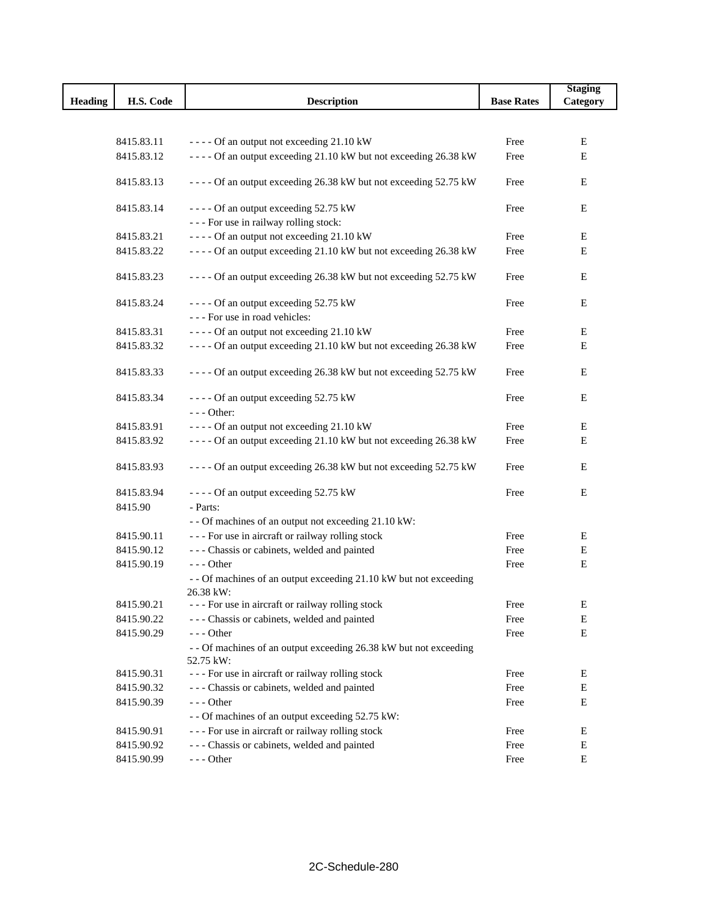| Heading | H.S. Code | Description | Base Rates | Staging Category |
|---|---|---|---|---|
| | 8415.83.11 | - - - - Of an output not exceeding 21.10 kW | Free | E |
| | 8415.83.12 | - - - - Of an output exceeding 21.10 kW but not exceeding 26.38 kW | Free | E |
| | 8415.83.13 | - - - - Of an output exceeding 26.38 kW but not exceeding 52.75 kW | Free | E |
| | 8415.83.14 | - - - - Of an output exceeding 52.75 kW | Free | E |
| | | - - - For use in railway rolling stock: | | |
| | 8415.83.21 | - - - - Of an output not exceeding 21.10 kW | Free | E |
| | 8415.83.22 | - - - - Of an output exceeding 21.10 kW but not exceeding 26.38 kW | Free | E |
| | 8415.83.23 | - - - - Of an output exceeding 26.38 kW but not exceeding 52.75 kW | Free | E |
| | 8415.83.24 | - - - - Of an output exceeding 52.75 kW | Free | E |
| | | - - - For use in road vehicles: | | |
| | 8415.83.31 | - - - - Of an output not exceeding 21.10 kW | Free | E |
| | 8415.83.32 | - - - - Of an output exceeding 21.10 kW but not exceeding 26.38 kW | Free | E |
| | 8415.83.33 | - - - - Of an output exceeding 26.38 kW but not exceeding 52.75 kW | Free | E |
| | 8415.83.34 | - - - - Of an output exceeding 52.75 kW | Free | E |
| | | - - - Other: | | |
| | 8415.83.91 | - - - - Of an output not exceeding 21.10 kW | Free | E |
| | 8415.83.92 | - - - - Of an output exceeding 21.10 kW but not exceeding 26.38 kW | Free | E |
| | 8415.83.93 | - - - - Of an output exceeding 26.38 kW but not exceeding 52.75 kW | Free | E |
| | 8415.83.94 | - - - - Of an output exceeding 52.75 kW | Free | E |
| | 8415.90 | - Parts: | | |
| | | - - Of machines of an output not exceeding 21.10 kW: | | |
| | 8415.90.11 | - - - For use in aircraft or railway rolling stock | Free | E |
| | 8415.90.12 | - - - Chassis or cabinets, welded and painted | Free | E |
| | 8415.90.19 | - - - Other | Free | E |
| | | - - Of machines of an output exceeding 21.10 kW but not exceeding 26.38 kW: | | |
| | 8415.90.21 | - - - For use in aircraft or railway rolling stock | Free | E |
| | 8415.90.22 | - - - Chassis or cabinets, welded and painted | Free | E |
| | 8415.90.29 | - - - Other | Free | E |
| | | - - Of machines of an output exceeding 26.38 kW but not exceeding 52.75 kW: | | |
| | 8415.90.31 | - - - For use in aircraft or railway rolling stock | Free | E |
| | 8415.90.32 | - - - Chassis or cabinets, welded and painted | Free | E |
| | 8415.90.39 | - - - Other | Free | E |
| | | - - Of machines of an output exceeding 52.75 kW: | | |
| | 8415.90.91 | - - - For use in aircraft or railway rolling stock | Free | E |
| | 8415.90.92 | - - - Chassis or cabinets, welded and painted | Free | E |
| | 8415.90.99 | - - - Other | Free | E |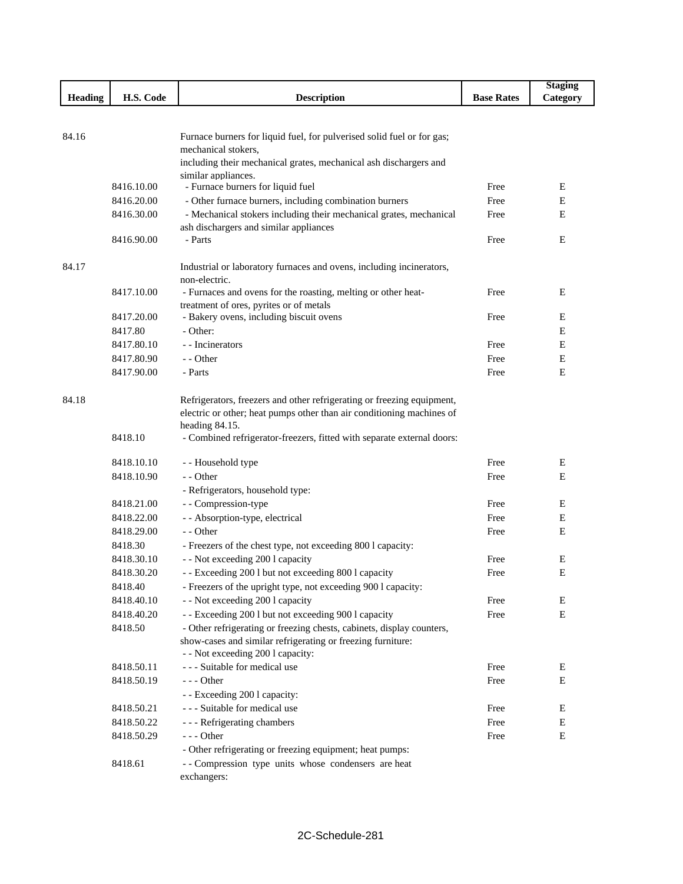| Heading | H.S. Code | Description | Base Rates | Staging Category |
|---|---|---|---|---|
| 84.16 | | Furnace burners for liquid fuel, for pulverised solid fuel or for gas; mechanical stokers, including their mechanical grates, mechanical ash dischargers and similar appliances. | | |
| | 8416.10.00 | - Furnace burners for liquid fuel | Free | E |
| | 8416.20.00 | - Other furnace burners, including combination burners | Free | E |
| | 8416.30.00 | - Mechanical stokers including their mechanical grates, mechanical ash dischargers and similar appliances | Free | E |
| | 8416.90.00 | - Parts | Free | E |
| 84.17 | | Industrial or laboratory furnaces and ovens, including incinerators, non-electric. | | |
| | 8417.10.00 | - Furnaces and ovens for the roasting, melting or other heat-treatment of ores, pyrites or of metals | Free | E |
| | 8417.20.00 | - Bakery ovens, including biscuit ovens | Free | E |
| | 8417.80 | - Other: | | E |
| | 8417.80.10 | - - Incinerators | Free | E |
| | 8417.80.90 | - - Other | Free | E |
| | 8417.90.00 | - Parts | Free | E |
| 84.18 | | Refrigerators, freezers and other refrigerating or freezing equipment, electric or other; heat pumps other than air conditioning machines of heading 84.15. | | |
| | 8418.10 | - Combined refrigerator-freezers, fitted with separate external doors: | | |
| | 8418.10.10 | - - Household type | Free | E |
| | 8418.10.90 | - - Other | Free | E |
| | | - Refrigerators, household type: | | |
| | 8418.21.00 | - - Compression-type | Free | E |
| | 8418.22.00 | - - Absorption-type, electrical | Free | E |
| | 8418.29.00 | - - Other | Free | E |
| | 8418.30 | - Freezers of the chest type, not exceeding 800 l capacity: | | |
| | 8418.30.10 | - - Not exceeding 200 l capacity | Free | E |
| | 8418.30.20 | - - Exceeding 200 l but not exceeding 800 l capacity | Free | E |
| | 8418.40 | - Freezers of the upright type, not exceeding 900 l capacity: | | |
| | 8418.40.10 | - - Not exceeding 200 l capacity | Free | E |
| | 8418.40.20 | - - Exceeding 200 l but not exceeding 900 l capacity | Free | E |
| | 8418.50 | - Other refrigerating or freezing chests, cabinets, display counters, show-cases and similar refrigerating or freezing furniture: | | |
| | | - - Not exceeding 200 l capacity: | | |
| | 8418.50.11 | - - - Suitable for medical use | Free | E |
| | 8418.50.19 | - - - Other | Free | E |
| | | - - Exceeding 200 l capacity: | | |
| | 8418.50.21 | - - - Suitable for medical use | Free | E |
| | 8418.50.22 | - - - Refrigerating chambers | Free | E |
| | 8418.50.29 | - - - Other | Free | E |
| | | - Other refrigerating or freezing equipment; heat pumps: | | |
| | 8418.61 | - - Compression type units whose condensers are heat exchangers: | | |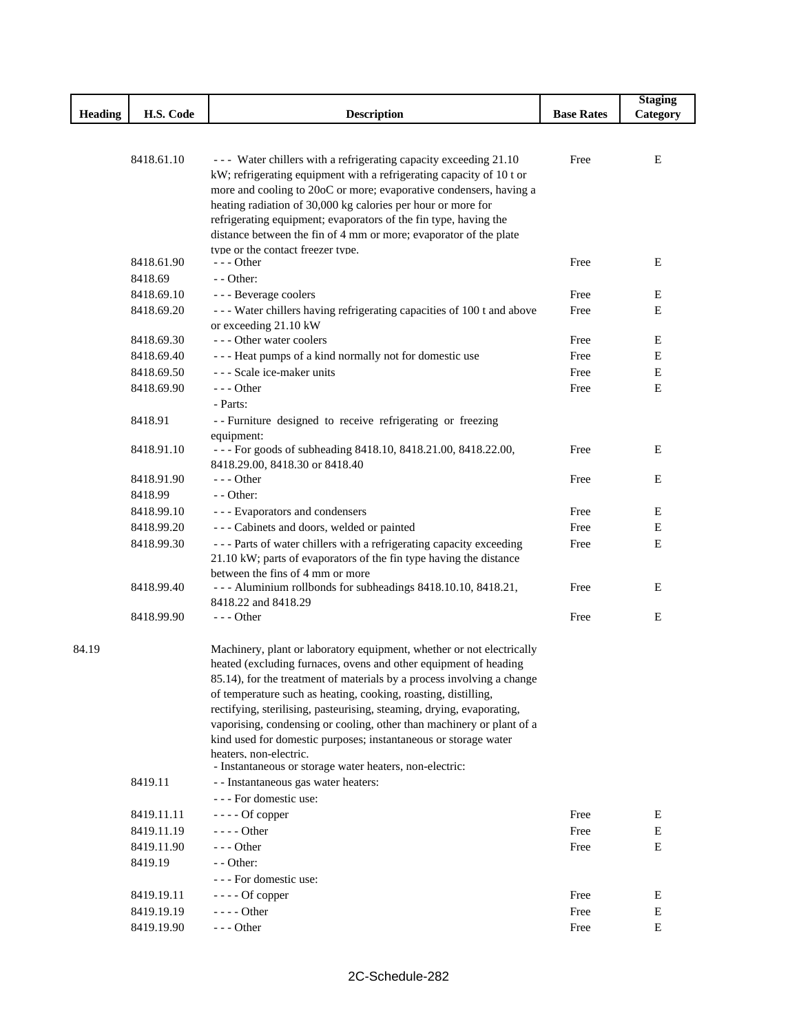| Heading | H.S. Code | Description | Base Rates | Staging Category |
|---|---|---|---|---|
| | 8418.61.10 | - - - Water chillers with a refrigerating capacity exceeding 21.10 kW; refrigerating equipment with a refrigerating capacity of 10 t or more and cooling to 20oC or more; evaporative condensers, having a heating radiation of 30,000 kg calories per hour or more for refrigerating equipment; evaporators of the fin type, having the distance between the fin of 4 mm or more; evaporator of the plate type or the contact freezer type. | Free | E |
| | 8418.61.90 | - - - Other | Free | E |
| | 8418.69 | - - Other: | | |
| | 8418.69.10 | - - - Beverage coolers | Free | E |
| | 8418.69.20 | - - - Water chillers having refrigerating capacities of 100 t and above or exceeding 21.10 kW | Free | E |
| | 8418.69.30 | - - - Other water coolers | Free | E |
| | 8418.69.40 | - - - Heat pumps of a kind normally not for domestic use | Free | E |
| | 8418.69.50 | - - - Scale ice-maker units | Free | E |
| | 8418.69.90 | - - - Other | Free | E |
| | | - Parts: | | |
| | 8418.91 | - - Furniture designed to receive refrigerating or freezing equipment: | | |
| | 8418.91.10 | - - - For goods of subheading 8418.10, 8418.21.00, 8418.22.00, 8418.29.00, 8418.30 or 8418.40 | Free | E |
| | 8418.91.90 | - - - Other | Free | E |
| | 8418.99 | - - Other: | | |
| | 8418.99.10 | - - - Evaporators and condensers | Free | E |
| | 8418.99.20 | - - - Cabinets and doors, welded or painted | Free | E |
| | 8418.99.30 | - - - Parts of water chillers with a refrigerating capacity exceeding 21.10 kW; parts of evaporators of the fin type having the distance between the fins of 4 mm or more | Free | E |
| | 8418.99.40 | - - - Aluminium rollbonds for subheadings 8418.10.10, 8418.21, 8418.22 and 8418.29 | Free | E |
| | 8418.99.90 | - - - Other | Free | E |
| 84.19 | | Machinery, plant or laboratory equipment, whether or not electrically heated (excluding furnaces, ovens and other equipment of heading 85.14), for the treatment of materials by a process involving a change of temperature such as heating, cooking, roasting, distilling, rectifying, sterilising, pasteurising, steaming, drying, evaporating, vaporising, condensing or cooling, other than machinery or plant of a kind used for domestic purposes; instantaneous or storage water heaters, non-electric. | | |
| | | - Instantaneous or storage water heaters, non-electric: | | |
| | 8419.11 | - - Instantaneous gas water heaters: | | |
| | | - - - For domestic use: | | |
| | 8419.11.11 | - - - - Of copper | Free | E |
| | 8419.11.19 | - - - - Other | Free | E |
| | 8419.11.90 | - - - Other | Free | E |
| | 8419.19 | - - Other: | | |
| | | - - - For domestic use: | | |
| | 8419.19.11 | - - - - Of copper | Free | E |
| | 8419.19.19 | - - - - Other | Free | E |
| | 8419.19.90 | - - - Other | Free | E |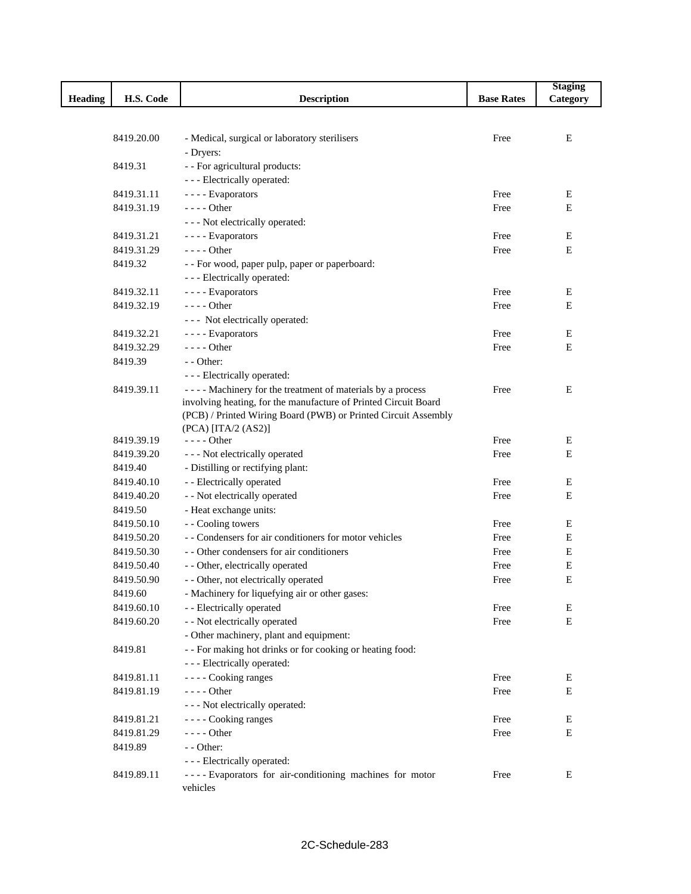| Heading | H.S. Code | Description | Base Rates | Staging Category |
|---|---|---|---|---|
| | 8419.20.00 | - Medical, surgical or laboratory sterilisers | Free | E |
| | | - Dryers: | | |
| | 8419.31 | - - For agricultural products: | | |
| | | - - - Electrically operated: | | |
| | 8419.31.11 | - - - - Evaporators | Free | E |
| | 8419.31.19 | - - - - Other | Free | E |
| | | - - - Not electrically operated: | | |
| | 8419.31.21 | - - - - Evaporators | Free | E |
| | 8419.31.29 | - - - - Other | Free | E |
| | 8419.32 | - - For wood, paper pulp, paper or paperboard: | | |
| | | - - - Electrically operated: | | |
| | 8419.32.11 | - - - - Evaporators | Free | E |
| | 8419.32.19 | - - - - Other | Free | E |
| | | - - - Not electrically operated: | | |
| | 8419.32.21 | - - - - Evaporators | Free | E |
| | 8419.32.29 | - - - - Other | Free | E |
| | 8419.39 | - - Other: | | |
| | | - - - Electrically operated: | | |
| | 8419.39.11 | - - - - Machinery for the treatment of materials by a process involving heating, for the manufacture of Printed Circuit Board (PCB) / Printed Wiring Board (PWB) or Printed Circuit Assembly (PCA) [ITA/2 (AS2)] | Free | E |
| | 8419.39.19 | - - - - Other | Free | E |
| | 8419.39.20 | - - - Not electrically operated | Free | E |
| | 8419.40 | - Distilling or rectifying plant: | | |
| | 8419.40.10 | - - Electrically operated | Free | E |
| | 8419.40.20 | - - Not electrically operated | Free | E |
| | 8419.50 | - Heat exchange units: | | |
| | 8419.50.10 | - - Cooling towers | Free | E |
| | 8419.50.20 | - - Condensers for air conditioners for motor vehicles | Free | E |
| | 8419.50.30 | - - Other condensers for air conditioners | Free | E |
| | 8419.50.40 | - - Other, electrically operated | Free | E |
| | 8419.50.90 | - - Other, not electrically operated | Free | E |
| | 8419.60 | - Machinery for liquefying air or other gases: | | |
| | 8419.60.10 | - - Electrically operated | Free | E |
| | 8419.60.20 | - - Not electrically operated | Free | E |
| | | - Other machinery, plant and equipment: | | |
| | 8419.81 | - - For making hot drinks or for cooking or heating food: | | |
| | | - - - Electrically operated: | | |
| | 8419.81.11 | - - - - Cooking ranges | Free | E |
| | 8419.81.19 | - - - - Other | Free | E |
| | | - - - Not electrically operated: | | |
| | 8419.81.21 | - - - - Cooking ranges | Free | E |
| | 8419.81.29 | - - - - Other | Free | E |
| | 8419.89 | - - Other: | | |
| | | - - - Electrically operated: | | |
| | 8419.89.11 | - - - - Evaporators for air-conditioning machines for motor vehicles | Free | E |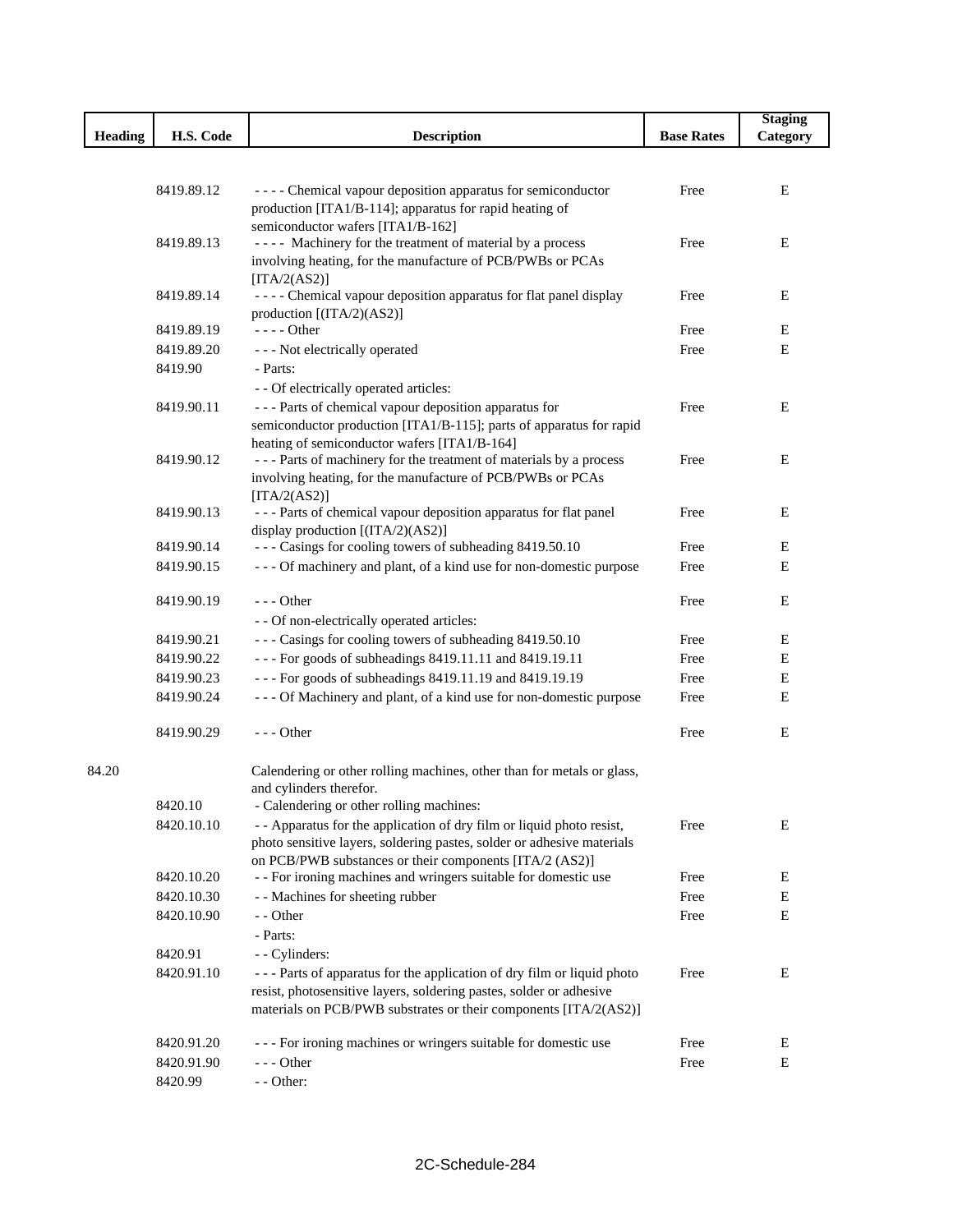| Heading | H.S. Code | Description | Base Rates | Staging Category |
|---|---|---|---|---|
| | 8419.89.12 | - - - - Chemical vapour deposition apparatus for semiconductor production [ITA1/B-114]; apparatus for rapid heating of semiconductor wafers [ITA1/B-162] | Free | E |
| | 8419.89.13 | - - - - Machinery for the treatment of material by a process involving heating, for the manufacture of PCB/PWBs or PCAs [ITA/2(AS2)] | Free | E |
| | 8419.89.14 | - - - - Chemical vapour deposition apparatus for flat panel display production [(ITA/2)(AS2)] | Free | E |
| | 8419.89.19 | - - - - Other | Free | E |
| | 8419.89.20 | - - - Not electrically operated | Free | E |
| | 8419.90 | - Parts: | | |
| | | - - Of electrically operated articles: | | |
| | 8419.90.11 | - - - Parts of chemical vapour deposition apparatus for semiconductor production [ITA1/B-115]; parts of apparatus for rapid heating of semiconductor wafers [ITA1/B-164] | Free | E |
| | 8419.90.12 | - - - Parts of machinery for the treatment of materials by a process involving heating, for the manufacture of PCB/PWBs or PCAs [ITA/2(AS2)] | Free | E |
| | 8419.90.13 | - - - Parts of chemical vapour deposition apparatus for flat panel display production [(ITA/2)(AS2)] | Free | E |
| | 8419.90.14 | - - - Casings for cooling towers of subheading 8419.50.10 | Free | E |
| | 8419.90.15 | - - - Of machinery and plant, of a kind use for non-domestic purpose | Free | E |
| | 8419.90.19 | - - - Other | Free | E |
| | | - - Of non-electrically operated articles: | | |
| | 8419.90.21 | - - - Casings for cooling towers of subheading 8419.50.10 | Free | E |
| | 8419.90.22 | - - - For goods of subheadings 8419.11.11 and 8419.19.11 | Free | E |
| | 8419.90.23 | - - - For goods of subheadings 8419.11.19 and 8419.19.19 | Free | E |
| | 8419.90.24 | - - - Of Machinery and plant, of a kind use for non-domestic purpose | Free | E |
| | 8419.90.29 | - - - Other | Free | E |
| 84.20 | | Calendering or other rolling machines, other than for metals or glass, and cylinders therefor. | | |
| | 8420.10 | - Calendering or other rolling machines: | | |
| | 8420.10.10 | - - Apparatus for the application of dry film or liquid photo resist, photo sensitive layers, soldering pastes, solder or adhesive materials on PCB/PWB substances or their components [ITA/2 (AS2)] | Free | E |
| | 8420.10.20 | - - For ironing machines and wringers suitable for domestic use | Free | E |
| | 8420.10.30 | - - Machines for sheeting rubber | Free | E |
| | 8420.10.90 | - - Other | Free | E |
| | | - Parts: | | |
| | 8420.91 | - - Cylinders: | | |
| | 8420.91.10 | - - - Parts of apparatus for the application of dry film or liquid photo resist, photosensitive layers, soldering pastes, solder or adhesive materials on PCB/PWB substrates or their components [ITA/2(AS2)] | Free | E |
| | 8420.91.20 | - - - For ironing machines or wringers suitable for domestic use | Free | E |
| | 8420.91.90 | - - - Other | Free | E |
| | 8420.99 | - - Other: | | |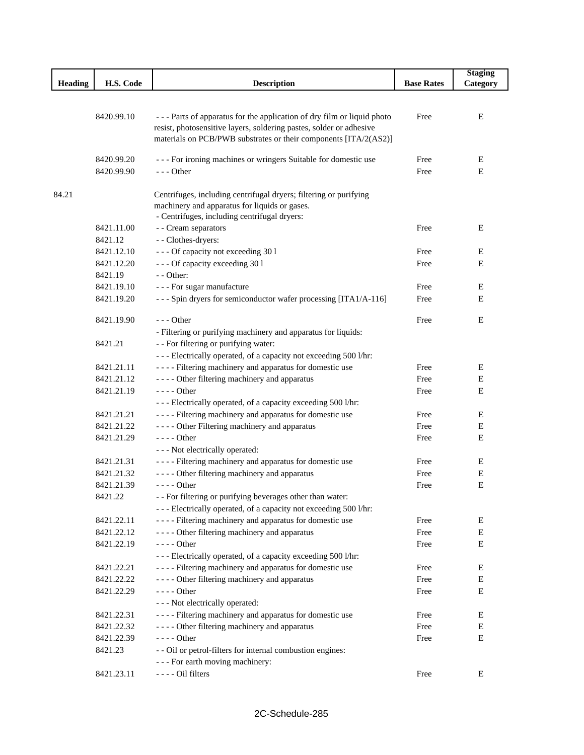| Heading | H.S. Code | Description | Base Rates | Staging Category |
|---|---|---|---|---|
| | 8420.99.10 | - - - Parts of apparatus for the application of dry film or liquid photo resist, photosensitive layers, soldering pastes, solder or adhesive materials on PCB/PWB substrates or their components [ITA/2(AS2)] | Free | E |
| | 8420.99.20 | - - - For ironing machines or wringers Suitable for domestic use | Free | E |
| | 8420.99.90 | - - - Other | Free | E |
| 84.21 | | Centrifuges, including centrifugal dryers; filtering or purifying machinery and apparatus for liquids or gases. | | |
| | | - Centrifuges, including centrifugal dryers: | | |
| | 8421.11.00 | - - Cream separators | Free | E |
| | 8421.12 | - - Clothes-dryers: | | |
| | 8421.12.10 | - - - Of capacity not exceeding 30 l | Free | E |
| | 8421.12.20 | - - - Of capacity exceeding 30 l | Free | E |
| | 8421.19 | - - Other: | | |
| | 8421.19.10 | - - - For sugar manufacture | Free | E |
| | 8421.19.20 | - - - Spin dryers for semiconductor wafer processing [ITA1/A-116] | Free | E |
| | 8421.19.90 | - - - Other | Free | E |
| | | - Filtering or purifying machinery and apparatus for liquids: | | |
| | 8421.21 | - - For filtering or purifying water: | | |
| | | - - - Electrically operated, of a capacity not exceeding 500 l/hr: | | |
| | 8421.21.11 | - - - - Filtering machinery and apparatus for domestic use | Free | E |
| | 8421.21.12 | - - - - Other filtering machinery and apparatus | Free | E |
| | 8421.21.19 | - - - - Other | Free | E |
| | | - - - Electrically operated, of a capacity exceeding 500 l/hr: | | |
| | 8421.21.21 | - - - - Filtering machinery and apparatus for domestic use | Free | E |
| | 8421.21.22 | - - - - Other Filtering machinery and apparatus | Free | E |
| | 8421.21.29 | - - - - Other | Free | E |
| | | - - - Not electrically operated: | | |
| | 8421.21.31 | - - - - Filtering machinery and apparatus for domestic use | Free | E |
| | 8421.21.32 | - - - - Other filtering machinery and apparatus | Free | E |
| | 8421.21.39 | - - - - Other | Free | E |
| | 8421.22 | - - For filtering or purifying beverages other than water: | | |
| | | - - - Electrically operated, of a capacity not exceeding 500 l/hr: | | |
| | 8421.22.11 | - - - - Filtering machinery and apparatus for domestic use | Free | E |
| | 8421.22.12 | - - - - Other filtering machinery and apparatus | Free | E |
| | 8421.22.19 | - - - - Other | Free | E |
| | | - - - Electrically operated, of a capacity exceeding 500 l/hr: | | |
| | 8421.22.21 | - - - - Filtering machinery and apparatus for domestic use | Free | E |
| | 8421.22.22 | - - - - Other filtering machinery and apparatus | Free | E |
| | 8421.22.29 | - - - - Other | Free | E |
| | | - - - Not electrically operated: | | |
| | 8421.22.31 | - - - - Filtering machinery and apparatus for domestic use | Free | E |
| | 8421.22.32 | - - - - Other filtering machinery and apparatus | Free | E |
| | 8421.22.39 | - - - - Other | Free | E |
| | 8421.23 | - - Oil or petrol-filters for internal combustion engines: | | |
| | | - - - For earth moving machinery: | | |
| | 8421.23.11 | - - - - Oil filters | Free | E |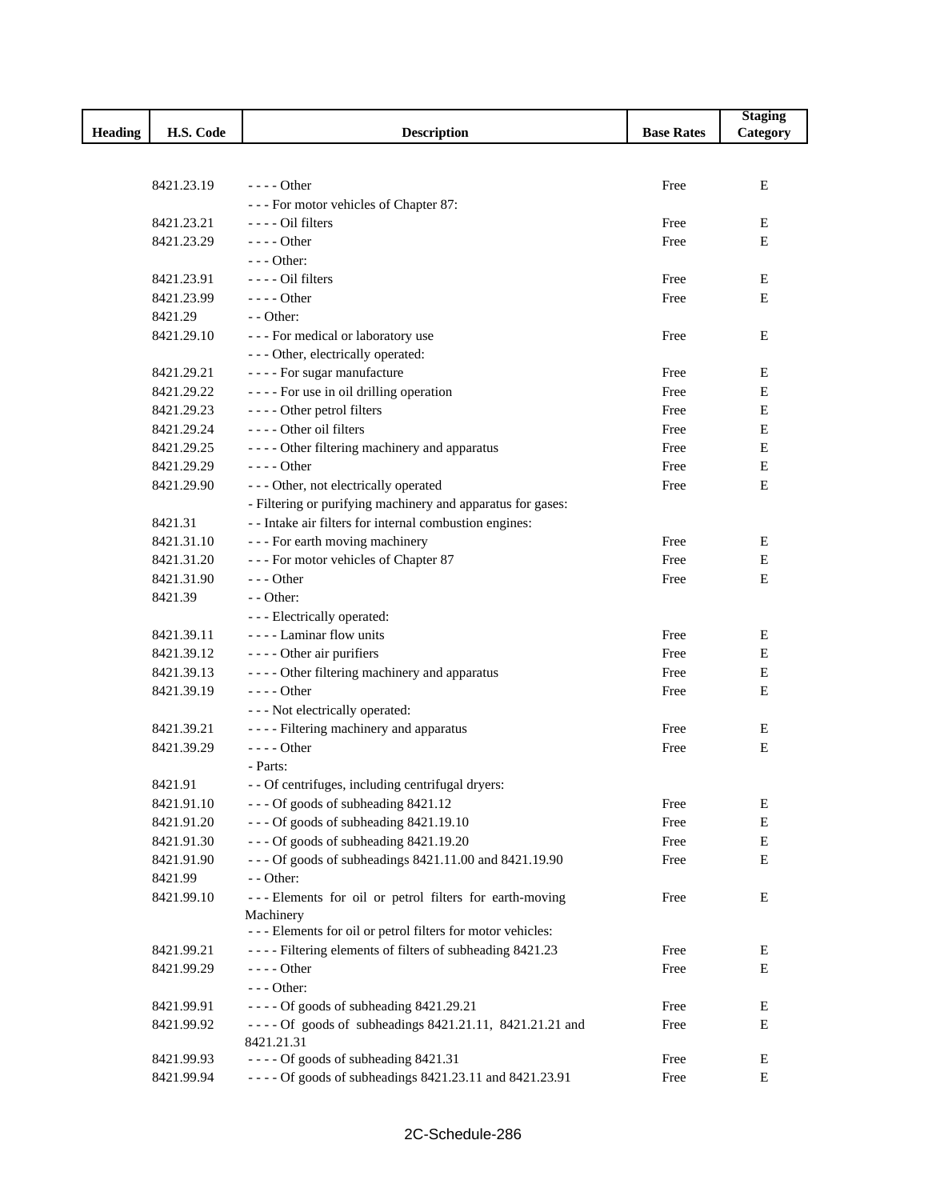| Heading | H.S. Code | Description | Base Rates | Staging Category |
|---|---|---|---|---|
| | 8421.23.19 | - - - - Other | Free | E |
| | | - - - For motor vehicles of Chapter 87: | | |
| | 8421.23.21 | - - - - Oil filters | Free | E |
| | 8421.23.29 | - - - - Other | Free | E |
| | | - - - Other: | | |
| | 8421.23.91 | - - - - Oil filters | Free | E |
| | 8421.23.99 | - - - - Other | Free | E |
| | 8421.29 | - - Other: | | |
| | 8421.29.10 | - - - For medical or laboratory use | Free | E |
| | | - - - Other, electrically operated: | | |
| | 8421.29.21 | - - - - For sugar manufacture | Free | E |
| | 8421.29.22 | - - - - For use in oil drilling operation | Free | E |
| | 8421.29.23 | - - - - Other petrol filters | Free | E |
| | 8421.29.24 | - - - - Other oil filters | Free | E |
| | 8421.29.25 | - - - - Other filtering machinery and apparatus | Free | E |
| | 8421.29.29 | - - - - Other | Free | E |
| | 8421.29.90 | - - - Other, not electrically operated | Free | E |
| | | - Filtering or purifying machinery and apparatus for gases: | | |
| | 8421.31 | - - Intake air filters for internal combustion engines: | | |
| | 8421.31.10 | - - - For earth moving machinery | Free | E |
| | 8421.31.20 | - - - For motor vehicles of Chapter 87 | Free | E |
| | 8421.31.90 | - - - Other | Free | E |
| | 8421.39 | - - Other: | | |
| | | - - - Electrically operated: | | |
| | 8421.39.11 | - - - - Laminar flow units | Free | E |
| | 8421.39.12 | - - - - Other air purifiers | Free | E |
| | 8421.39.13 | - - - - Other filtering machinery and apparatus | Free | E |
| | 8421.39.19 | - - - - Other | Free | E |
| | | - - - Not electrically operated: | | |
| | 8421.39.21 | - - - - Filtering machinery and apparatus | Free | E |
| | 8421.39.29 | - - - - Other | Free | E |
| | | - Parts: | | |
| | 8421.91 | - - Of centrifuges, including centrifugal dryers: | | |
| | 8421.91.10 | - - - Of goods of subheading 8421.12 | Free | E |
| | 8421.91.20 | - - - Of goods of subheading 8421.19.10 | Free | E |
| | 8421.91.30 | - - - Of goods of subheading 8421.19.20 | Free | E |
| | 8421.91.90 | - - - Of goods of subheadings 8421.11.00 and 8421.19.90 | Free | E |
| | 8421.99 | - - Other: | | |
| | 8421.99.10 | - - - Elements for oil or petrol filters for earth-moving Machinery | Free | E |
| | | - - - Elements for oil or petrol filters for motor vehicles: | | |
| | 8421.99.21 | - - - - Filtering elements of filters of subheading 8421.23 | Free | E |
| | 8421.99.29 | - - - - Other | Free | E |
| | | - - - Other: | | |
| | 8421.99.91 | - - - - Of goods of subheading 8421.29.21 | Free | E |
| | 8421.99.92 | - - - - Of goods of subheadings 8421.21.11, 8421.21.21 and 8421.21.31 | Free | E |
| | 8421.99.93 | - - - - Of goods of subheading 8421.31 | Free | E |
| | 8421.99.94 | - - - - Of goods of subheadings 8421.23.11 and 8421.23.91 | Free | E |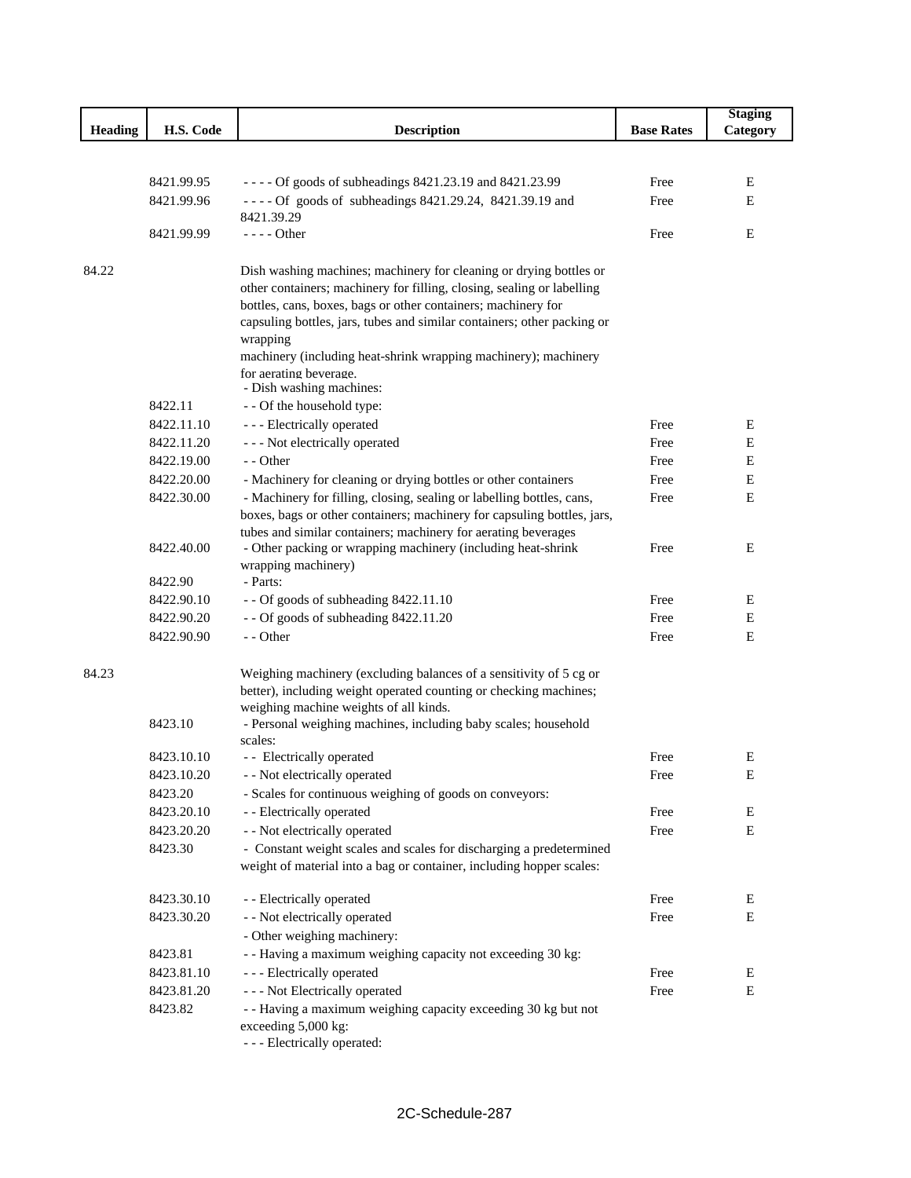| Heading | H.S. Code | Description | Base Rates | Staging Category |
|---|---|---|---|---|
| | 8421.99.95 | - - - - Of goods of subheadings 8421.23.19 and 8421.23.99 | Free | E |
| | 8421.99.96 | - - - - Of goods of subheadings 8421.29.24, 8421.39.19 and 8421.39.29 | Free | E |
| | 8421.99.99 | - - - - Other | Free | E |
| 84.22 | | Dish washing machines; machinery for cleaning or drying bottles or other containers; machinery for filling, closing, sealing or labelling bottles, cans, boxes, bags or other containers; machinery for capsuling bottles, jars, tubes and similar containers; other packing or wrapping machinery (including heat-shrink wrapping machinery); machinery for aerating beverage. | | |
| | | - Dish washing machines: | | |
| | 8422.11 | - - Of the household type: | | |
| | 8422.11.10 | - - - Electrically operated | Free | E |
| | 8422.11.20 | - - - Not electrically operated | Free | E |
| | 8422.19.00 | - - Other | Free | E |
| | 8422.20.00 | - Machinery for cleaning or drying bottles or other containers | Free | E |
| | 8422.30.00 | - Machinery for filling, closing, sealing or labelling bottles, cans, boxes, bags or other containers; machinery for capsuling bottles, jars, tubes and similar containers; machinery for aerating beverages | Free | E |
| | 8422.40.00 | - Other packing or wrapping machinery (including heat-shrink wrapping machinery) | Free | E |
| | 8422.90 | - Parts: | | |
| | 8422.90.10 | - - Of goods of subheading 8422.11.10 | Free | E |
| | 8422.90.20 | - - Of goods of subheading 8422.11.20 | Free | E |
| | 8422.90.90 | - - Other | Free | E |
| 84.23 | | Weighing machinery (excluding balances of a sensitivity of 5 cg or better), including weight operated counting or checking machines; weighing machine weights of all kinds. | | |
| | 8423.10 | - Personal weighing machines, including baby scales; household scales: | | |
| | 8423.10.10 | - - Electrically operated | Free | E |
| | 8423.10.20 | - - Not electrically operated | Free | E |
| | 8423.20 | - Scales for continuous weighing of goods on conveyors: | | |
| | 8423.20.10 | - - Electrically operated | Free | E |
| | 8423.20.20 | - - Not electrically operated | Free | E |
| | 8423.30 | - Constant weight scales and scales for discharging a predetermined weight of material into a bag or container, including hopper scales: | | |
| | 8423.30.10 | - - Electrically operated | Free | E |
| | 8423.30.20 | - - Not electrically operated | Free | E |
| | | - Other weighing machinery: | | |
| | 8423.81 | - - Having a maximum weighing capacity not exceeding 30 kg: | | |
| | 8423.81.10 | - - - Electrically operated | Free | E |
| | 8423.81.20 | - - - Not Electrically operated | Free | E |
| | 8423.82 | - - Having a maximum weighing capacity exceeding 30 kg but not exceeding 5,000 kg: | | |
| | | - - - Electrically operated: | | |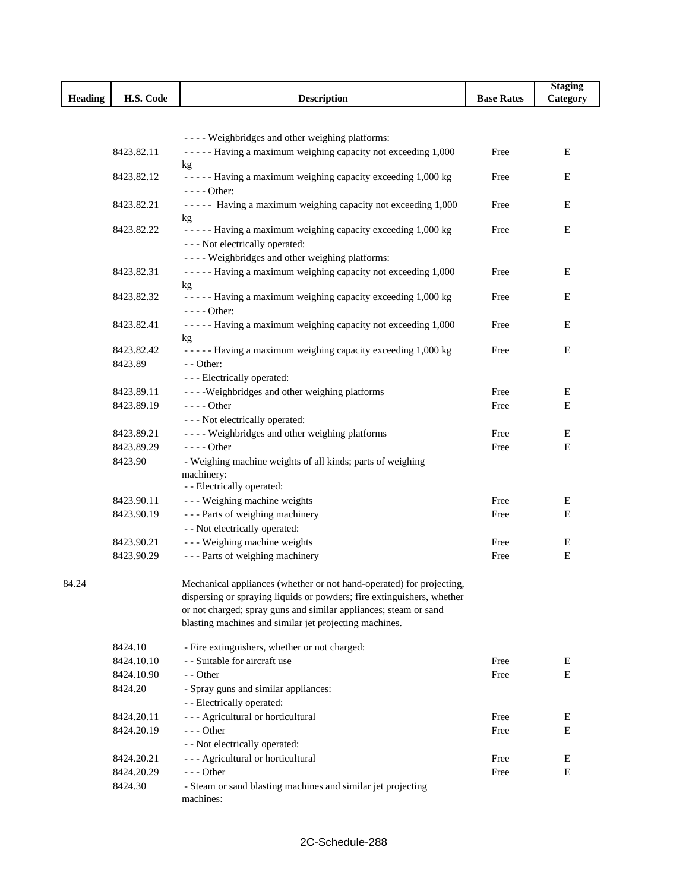| Heading | H.S. Code | Description | Base Rates | Staging Category |
|---|---|---|---|---|
| | | - - - - Weighbridges and other weighing platforms: | | |
| | 8423.82.11 | - - - - - Having a maximum weighing capacity not exceeding 1,000 kg | Free | E |
| | 8423.82.12 | - - - - - Having a maximum weighing capacity exceeding 1,000 kg | Free | E |
| | | - - - - Other: | | |
| | 8423.82.21 | - - - - - Having a maximum weighing capacity not exceeding 1,000 kg | Free | E |
| | 8423.82.22 | - - - - - Having a maximum weighing capacity exceeding 1,000 kg | Free | E |
| | | - - - Not electrically operated: | | |
| | | - - - - Weighbridges and other weighing platforms: | | |
| | 8423.82.31 | - - - - - Having a maximum weighing capacity not exceeding 1,000 kg | Free | E |
| | 8423.82.32 | - - - - - Having a maximum weighing capacity exceeding 1,000 kg | Free | E |
| | | - - - - Other: | | |
| | 8423.82.41 | - - - - - Having a maximum weighing capacity not exceeding 1,000 kg | Free | E |
| | 8423.82.42 | - - - - - Having a maximum weighing capacity exceeding 1,000 kg | Free | E |
| | 8423.89 | - - Other: | | |
| | | - - - Electrically operated: | | |
| | 8423.89.11 | - - - -Weighbridges and other weighing platforms | Free | E |
| | 8423.89.19 | - - - - Other | Free | E |
| | | - - - Not electrically operated: | | |
| | 8423.89.21 | - - - - Weighbridges and other weighing platforms | Free | E |
| | 8423.89.29 | - - - - Other | Free | E |
| | 8423.90 | - Weighing machine weights of all kinds; parts of weighing machinery: | | |
| | | - - Electrically operated: | | |
| | 8423.90.11 | - - - Weighing machine weights | Free | E |
| | 8423.90.19 | - - - Parts of weighing machinery | Free | E |
| | | - - Not electrically operated: | | |
| | 8423.90.21 | - - - Weighing machine weights | Free | E |
| | 8423.90.29 | - - - Parts of weighing machinery | Free | E |
| 84.24 | | Mechanical appliances (whether or not hand-operated) for projecting, dispersing or spraying liquids or powders; fire extinguishers, whether or not charged; spray guns and similar appliances; steam or sand blasting machines and similar jet projecting machines. | | |
| | 8424.10 | - Fire extinguishers, whether or not charged: | | |
| | 8424.10.10 | - - Suitable for aircraft use | Free | E |
| | 8424.10.90 | - - Other | Free | E |
| | 8424.20 | - Spray guns and similar appliances: | | |
| | | - - Electrically operated: | | |
| | 8424.20.11 | - - - Agricultural or horticultural | Free | E |
| | 8424.20.19 | - - - Other | Free | E |
| | | - - Not electrically operated: | | |
| | 8424.20.21 | - - - Agricultural or horticultural | Free | E |
| | 8424.20.29 | - - - Other | Free | E |
| | 8424.30 | - Steam or sand blasting machines and similar jet projecting machines: | | |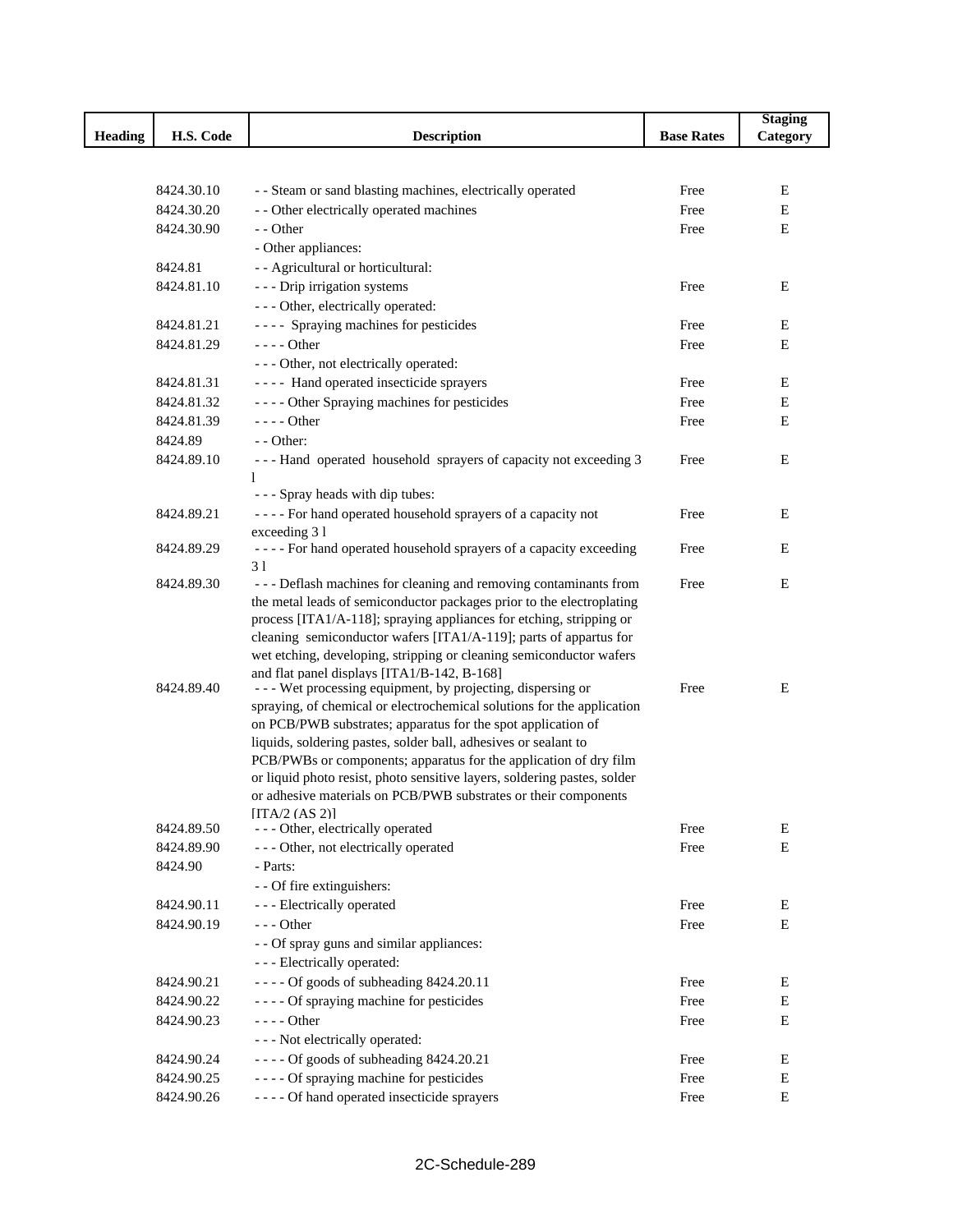| Heading | H.S. Code | Description | Base Rates | Staging Category |
|---|---|---|---|---|
| | 8424.30.10 | - - Steam or sand blasting machines, electrically operated | Free | E |
| | 8424.30.20 | - - Other electrically operated machines | Free | E |
| | 8424.30.90 | - - Other | Free | E |
| | | - Other appliances: | | |
| | 8424.81 | - - Agricultural or horticultural: | | |
| | 8424.81.10 | - - - Drip irrigation systems | Free | E |
| | | - - - Other, electrically operated: | | |
| | 8424.81.21 | - - - - Spraying machines for pesticides | Free | E |
| | 8424.81.29 | - - - - Other | Free | E |
| | | - - - Other, not electrically operated: | | |
| | 8424.81.31 | - - - - Hand operated insecticide sprayers | Free | E |
| | 8424.81.32 | - - - - Other Spraying machines for pesticides | Free | E |
| | 8424.81.39 | - - - - Other | Free | E |
| | 8424.89 | - - Other: | | |
| | 8424.89.10 | - - - Hand operated household sprayers of capacity not exceeding 3 l | Free | E |
| | | - - - Spray heads with dip tubes: | | |
| | 8424.89.21 | - - - - For hand operated household sprayers of a capacity not exceeding 3 l | Free | E |
| | 8424.89.29 | - - - - For hand operated household sprayers of a capacity exceeding 3 l | Free | E |
| | 8424.89.30 | - - - Deflash machines for cleaning and removing contaminants from the metal leads of semiconductor packages prior to the electroplating process [ITA1/A-118]; spraying appliances for etching, stripping or cleaning semiconductor wafers [ITA1/A-119]; parts of appartus for wet etching, developing, stripping or cleaning semiconductor wafers and flat panel displays [ITA1/B-142, B-168] | Free | E |
| | 8424.89.40 | - - - Wet processing equipment, by projecting, dispersing or spraying, of chemical or electrochemical solutions for the application on PCB/PWB substrates; apparatus for the spot application of liquids, soldering pastes, solder ball, adhesives or sealant to PCB/PWBs or components; apparatus for the application of dry film or liquid photo resist, photo sensitive layers, soldering pastes, solder or adhesive materials on PCB/PWB substrates or their components [ITA/2 (AS 2)] | Free | E |
| | 8424.89.50 | - - - Other, electrically operated | Free | E |
| | 8424.89.90 | - - - Other, not electrically operated | Free | E |
| | 8424.90 | - Parts: | | |
| | | - - Of fire extinguishers: | | |
| | 8424.90.11 | - - - Electrically operated | Free | E |
| | 8424.90.19 | - - - Other | Free | E |
| | | - - Of spray guns and similar appliances: | | |
| | | - - - Electrically operated: | | |
| | 8424.90.21 | - - - - Of goods of subheading 8424.20.11 | Free | E |
| | 8424.90.22 | - - - - Of spraying machine for pesticides | Free | E |
| | 8424.90.23 | - - - - Other | Free | E |
| | | - - - Not electrically operated: | | |
| | 8424.90.24 | - - - - Of goods of subheading 8424.20.21 | Free | E |
| | 8424.90.25 | - - - - Of spraying machine for pesticides | Free | E |
| | 8424.90.26 | - - - - Of hand operated insecticide sprayers | Free | E |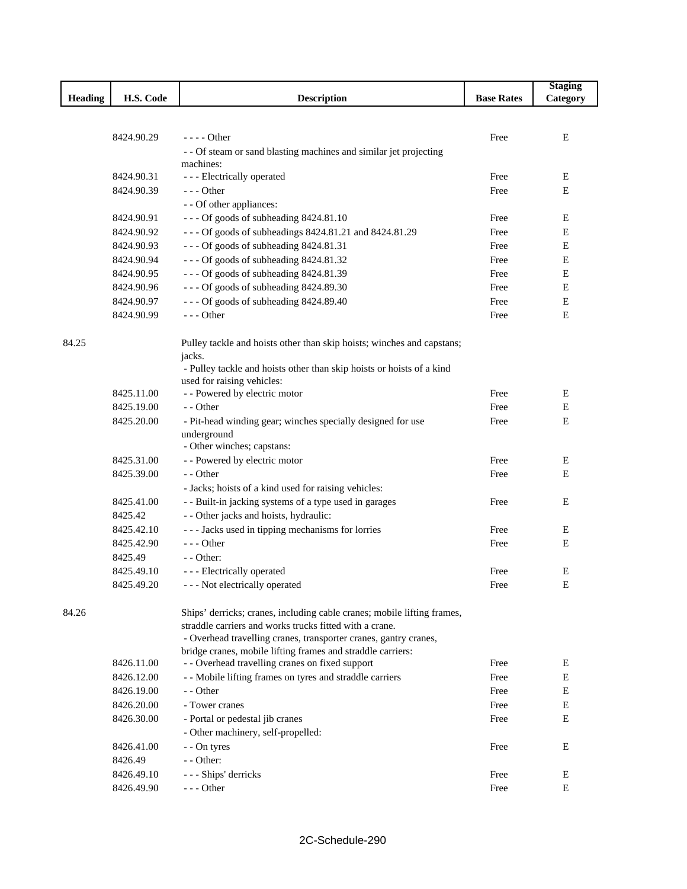| Heading | H.S. Code | Description | Base Rates | Staging Category |
|---|---|---|---|---|
| | 8424.90.29 | - - - - Other | Free | E |
| | | - - Of steam or sand blasting machines and similar jet projecting machines: | | |
| | 8424.90.31 | - - - Electrically operated | Free | E |
| | 8424.90.39 | - - - Other | Free | E |
| | | - - Of other appliances: | | |
| | 8424.90.91 | - - - Of goods of subheading 8424.81.10 | Free | E |
| | 8424.90.92 | - - - Of goods of subheadings 8424.81.21 and 8424.81.29 | Free | E |
| | 8424.90.93 | - - - Of goods of subheading 8424.81.31 | Free | E |
| | 8424.90.94 | - - - Of goods of subheading 8424.81.32 | Free | E |
| | 8424.90.95 | - - - Of goods of subheading 8424.81.39 | Free | E |
| | 8424.90.96 | - - - Of goods of subheading 8424.89.30 | Free | E |
| | 8424.90.97 | - - - Of goods of subheading 8424.89.40 | Free | E |
| | 8424.90.99 | - - - Other | Free | E |
| 84.25 | | Pulley tackle and hoists other than skip hoists; winches and capstans; jacks. | | |
| | | - Pulley tackle and hoists other than skip hoists or hoists of a kind used for raising vehicles: | | |
| | 8425.11.00 | - - Powered by electric motor | Free | E |
| | 8425.19.00 | - - Other | Free | E |
| | 8425.20.00 | - Pit-head winding gear; winches specially designed for use underground | Free | E |
| | | - Other winches; capstans: | | |
| | 8425.31.00 | - - Powered by electric motor | Free | E |
| | 8425.39.00 | - - Other | Free | E |
| | | - Jacks; hoists of a kind used for raising vehicles: | | |
| | 8425.41.00 | - - Built-in jacking systems of a type used in garages | Free | E |
| | 8425.42 | - - Other jacks and hoists, hydraulic: | | |
| | 8425.42.10 | - - - Jacks used in tipping mechanisms for lorries | Free | E |
| | 8425.42.90 | - - - Other | Free | E |
| | 8425.49 | - - Other: | | |
| | 8425.49.10 | - - - Electrically operated | Free | E |
| | 8425.49.20 | - - - Not electrically operated | Free | E |
| 84.26 | | Ships' derricks; cranes, including cable cranes; mobile lifting frames, straddle carriers and works trucks fitted with a crane. | | |
| | | - Overhead travelling cranes, transporter cranes, gantry cranes, bridge cranes, mobile lifting frames and straddle carriers: | | |
| | 8426.11.00 | - - Overhead travelling cranes on fixed support | Free | E |
| | 8426.12.00 | - - Mobile lifting frames on tyres and straddle carriers | Free | E |
| | 8426.19.00 | - - Other | Free | E |
| | 8426.20.00 | - Tower cranes | Free | E |
| | 8426.30.00 | - Portal or pedestal jib cranes | Free | E |
| | | - Other machinery, self-propelled: | | |
| | 8426.41.00 | - - On tyres | Free | E |
| | 8426.49 | - - Other: | | |
| | 8426.49.10 | - - - Ships' derricks | Free | E |
| | 8426.49.90 | - - - Other | Free | E |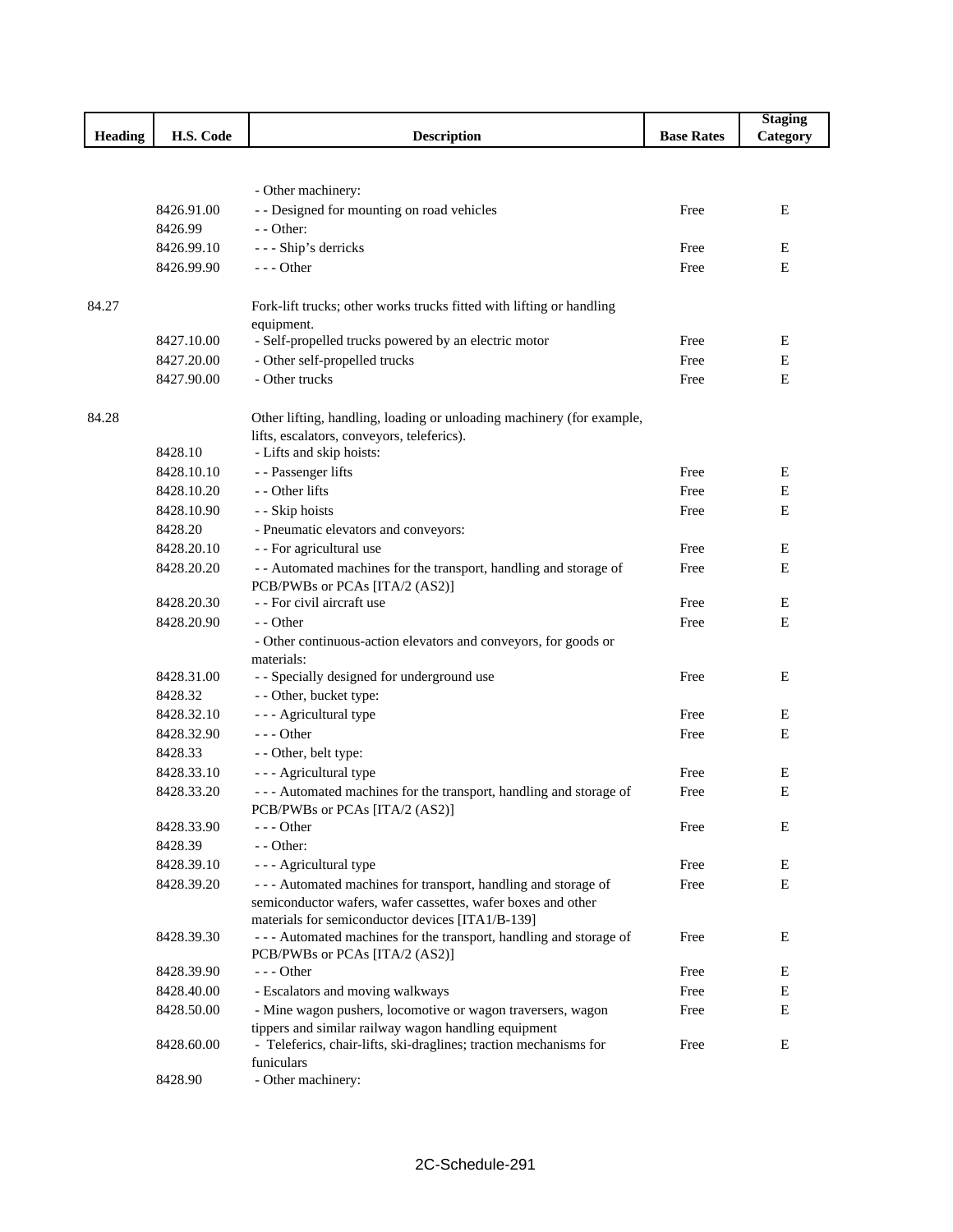| Heading | H.S. Code | Description | Base Rates | Staging Category |
|---|---|---|---|---|
| | | - Other machinery: | | |
| | 8426.91.00 | - - Designed for mounting on road vehicles | Free | E |
| | 8426.99 | - - Other: | | |
| | 8426.99.10 | - - - Ship's derricks | Free | E |
| | 8426.99.90 | - - - Other | Free | E |
| 84.27 | | Fork-lift trucks; other works trucks fitted with lifting or handling equipment. | | |
| | 8427.10.00 | - Self-propelled trucks powered by an electric motor | Free | E |
| | 8427.20.00 | - Other self-propelled trucks | Free | E |
| | 8427.90.00 | - Other trucks | Free | E |
| 84.28 | | Other lifting, handling, loading or unloading machinery (for example, lifts, escalators, conveyors, teleferics). | | |
| | 8428.10 | - Lifts and skip hoists: | | |
| | 8428.10.10 | - - Passenger lifts | Free | E |
| | 8428.10.20 | - - Other lifts | Free | E |
| | 8428.10.90 | - - Skip hoists | Free | E |
| | 8428.20 | - Pneumatic elevators and conveyors: | | |
| | 8428.20.10 | - - For agricultural use | Free | E |
| | 8428.20.20 | - - Automated machines for the transport, handling and storage of PCB/PWBs or PCAs [ITA/2 (AS2)] | Free | E |
| | 8428.20.30 | - - For civil aircraft use | Free | E |
| | 8428.20.90 | - - Other | Free | E |
| | | - Other continuous-action elevators and conveyors, for goods or materials: | | |
| | 8428.31.00 | - - Specially designed for underground use | Free | E |
| | 8428.32 | - - Other, bucket type: | | |
| | 8428.32.10 | - - - Agricultural type | Free | E |
| | 8428.32.90 | - - - Other | Free | E |
| | 8428.33 | - - Other, belt type: | | |
| | 8428.33.10 | - - - Agricultural type | Free | E |
| | 8428.33.20 | - - - Automated machines for the transport, handling and storage of PCB/PWBs or PCAs [ITA/2 (AS2)] | Free | E |
| | 8428.33.90 | - - - Other | Free | E |
| | 8428.39 | - - Other: | | |
| | 8428.39.10 | - - - Agricultural type | Free | E |
| | 8428.39.20 | - - - Automated machines for transport, handling and storage of semiconductor wafers, wafer cassettes, wafer boxes and other materials for semiconductor devices [ITA1/B-139] | Free | E |
| | 8428.39.30 | - - - Automated machines for the transport, handling and storage of PCB/PWBs or PCAs [ITA/2 (AS2)] | Free | E |
| | 8428.39.90 | - - - Other | Free | E |
| | 8428.40.00 | - Escalators and moving walkways | Free | E |
| | 8428.50.00 | - Mine wagon pushers, locomotive or wagon traversers, wagon tippers and similar railway wagon handling equipment | Free | E |
| | 8428.60.00 | - Teleferics, chair-lifts, ski-draglines; traction mechanisms for funiculars | Free | E |
| | 8428.90 | - Other machinery: | | |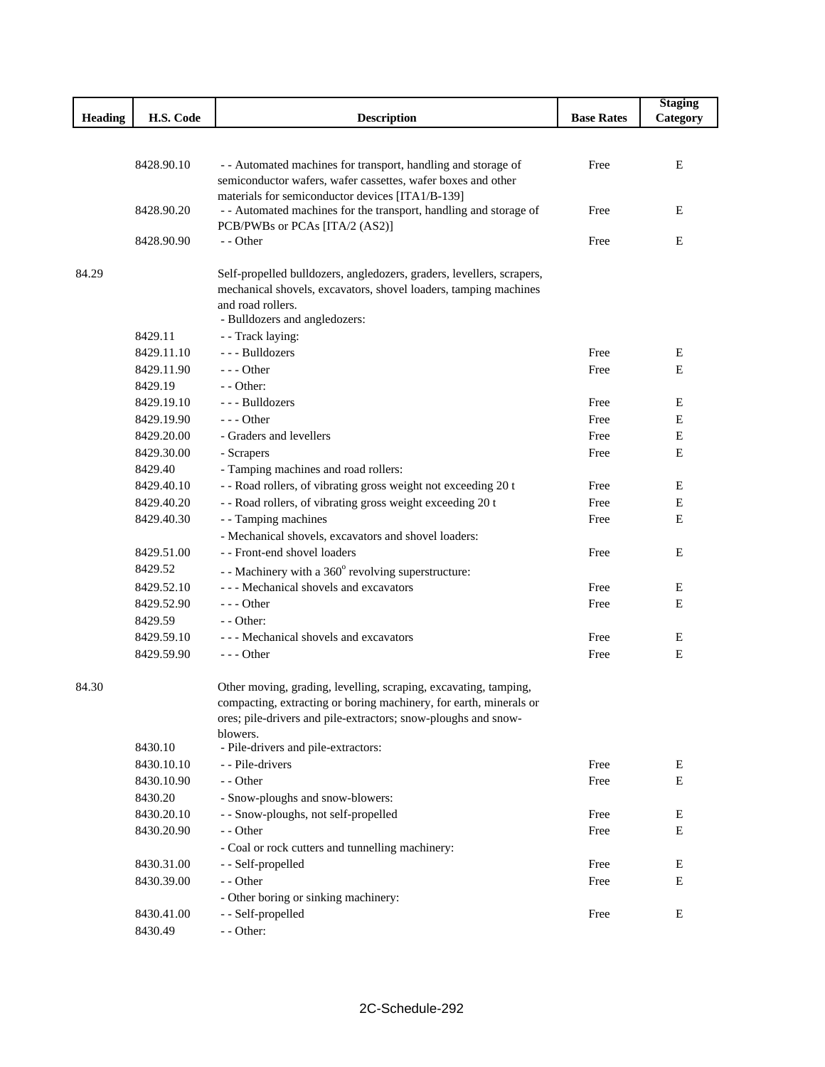| Heading | H.S. Code | Description | Base Rates | Staging Category |
|---|---|---|---|---|
| | 8428.90.10 | - - Automated machines for transport, handling and storage of semiconductor wafers, wafer cassettes, wafer boxes and other materials for semiconductor devices [ITA1/B-139] | Free | E |
| | 8428.90.20 | - - Automated machines for the transport, handling and storage of PCB/PWBs or PCAs [ITA/2 (AS2)] | Free | E |
| | 8428.90.90 | - - Other | Free | E |
| 84.29 | | Self-propelled bulldozers, angledozers, graders, levellers, scrapers, mechanical shovels, excavators, shovel loaders, tamping machines and road rollers. | | |
| | | - Bulldozers and angledozers: | | |
| | 8429.11 | - - Track laying: | | |
| | 8429.11.10 | - - - Bulldozers | Free | E |
| | 8429.11.90 | - - - Other | Free | E |
| | 8429.19 | - - Other: | | |
| | 8429.19.10 | - - - Bulldozers | Free | E |
| | 8429.19.90 | - - - Other | Free | E |
| | 8429.20.00 | - Graders and levellers | Free | E |
| | 8429.30.00 | - Scrapers | Free | E |
| | 8429.40 | - Tamping machines and road rollers: | | |
| | 8429.40.10 | - - Road rollers, of vibrating gross weight not exceeding 20 t | Free | E |
| | 8429.40.20 | - - Road rollers, of vibrating gross weight exceeding 20 t | Free | E |
| | 8429.40.30 | - - Tamping machines | Free | E |
| | | - Mechanical shovels, excavators and shovel loaders: | | |
| | 8429.51.00 | - - Front-end shovel loaders | Free | E |
| | 8429.52 | - - Machinery with a 360° revolving superstructure: | | |
| | 8429.52.10 | - - - Mechanical shovels and excavators | Free | E |
| | 8429.52.90 | - - - Other | Free | E |
| | 8429.59 | - - Other: | | |
| | 8429.59.10 | - - - Mechanical shovels and excavators | Free | E |
| | 8429.59.90 | - - - Other | Free | E |
| 84.30 | | Other moving, grading, levelling, scraping, excavating, tamping, compacting, extracting or boring machinery, for earth, minerals or ores; pile-drivers and pile-extractors; snow-ploughs and snow-blowers. | | |
| | 8430.10 | - Pile-drivers and pile-extractors: | | |
| | 8430.10.10 | - - Pile-drivers | Free | E |
| | 8430.10.90 | - - Other | Free | E |
| | 8430.20 | - Snow-ploughs and snow-blowers: | | |
| | 8430.20.10 | - - Snow-ploughs, not self-propelled | Free | E |
| | 8430.20.90 | - - Other | Free | E |
| | | - Coal or rock cutters and tunnelling machinery: | | |
| | 8430.31.00 | - - Self-propelled | Free | E |
| | 8430.39.00 | - - Other | Free | E |
| | | - Other boring or sinking machinery: | | |
| | 8430.41.00 | - - Self-propelled | Free | E |
| | 8430.49 | - - Other: | | |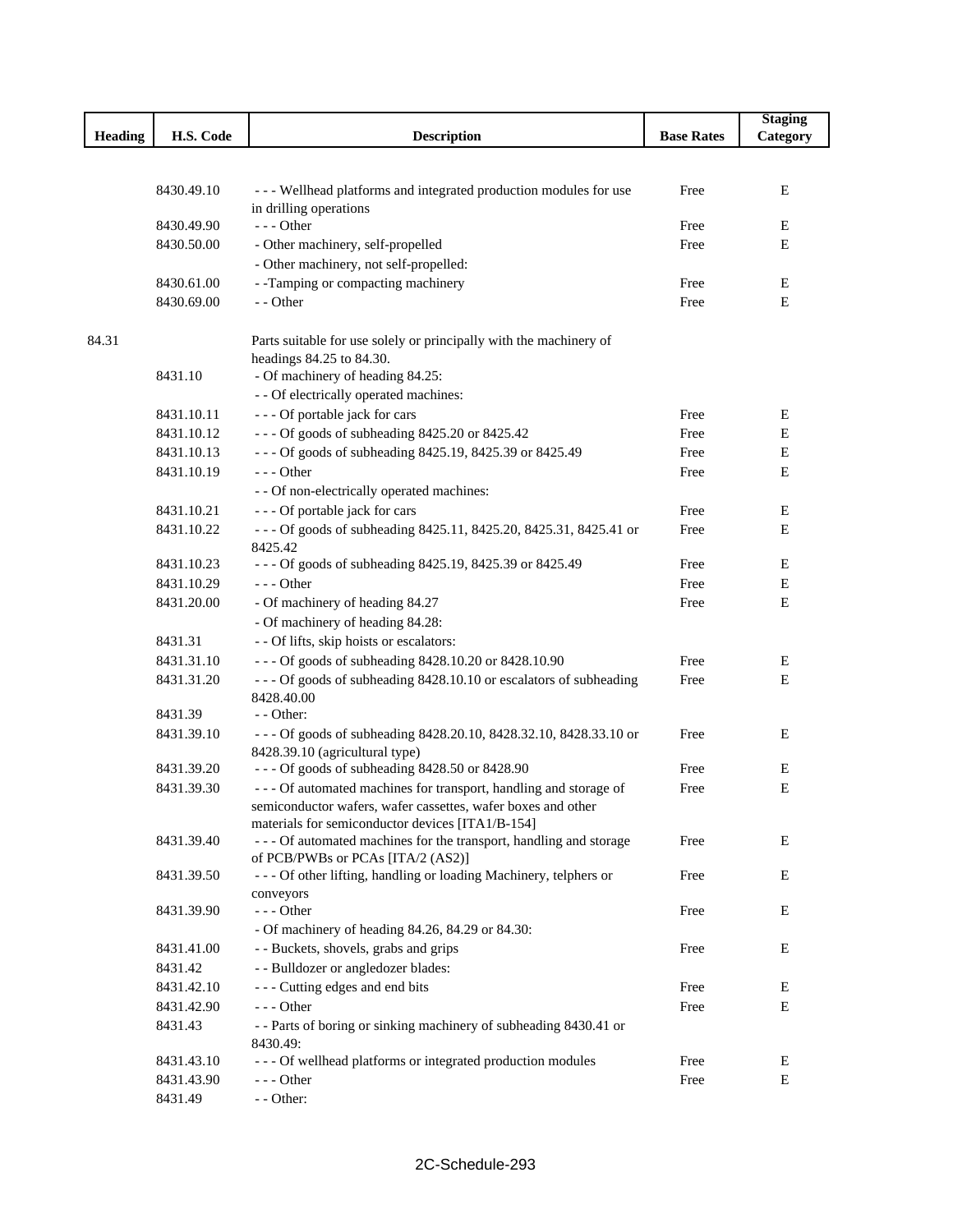| Heading | H.S. Code | Description | Base Rates | Staging Category |
|---|---|---|---|---|
| | 8430.49.10 | - - - Wellhead platforms and integrated production modules for use in drilling operations | Free | E |
| | 8430.49.90 | - - - Other | Free | E |
| | 8430.50.00 | - Other machinery, self-propelled | Free | E |
| | | - Other machinery, not self-propelled: | | |
| | 8430.61.00 | - -Tamping or compacting machinery | Free | E |
| | 8430.69.00 | - - Other | Free | E |
| 84.31 | | Parts suitable for use solely or principally with the machinery of headings 84.25 to 84.30. | | |
| | 8431.10 | - Of machinery of heading 84.25: | | |
| | | - - Of electrically operated machines: | | |
| | 8431.10.11 | - - - Of portable jack for cars | Free | E |
| | 8431.10.12 | - - - Of goods of subheading 8425.20 or 8425.42 | Free | E |
| | 8431.10.13 | - - - Of goods of subheading 8425.19, 8425.39 or 8425.49 | Free | E |
| | 8431.10.19 | - - - Other | Free | E |
| | | - - Of non-electrically operated machines: | | |
| | 8431.10.21 | - - - Of portable jack for cars | Free | E |
| | 8431.10.22 | - - - Of goods of subheading 8425.11, 8425.20, 8425.31, 8425.41 or 8425.42 | Free | E |
| | 8431.10.23 | - - - Of goods of subheading 8425.19, 8425.39 or 8425.49 | Free | E |
| | 8431.10.29 | - - - Other | Free | E |
| | 8431.20.00 | - Of machinery of heading 84.27 | Free | E |
| | | - Of machinery of heading 84.28: | | |
| | 8431.31 | - - Of lifts, skip hoists or escalators: | | |
| | 8431.31.10 | - - - Of goods of subheading 8428.10.20 or 8428.10.90 | Free | E |
| | 8431.31.20 | - - - Of goods of subheading 8428.10.10 or escalators of subheading 8428.40.00 | Free | E |
| | 8431.39 | - - Other: | | |
| | 8431.39.10 | - - - Of goods of subheading 8428.20.10, 8428.32.10, 8428.33.10 or 8428.39.10 (agricultural type) | Free | E |
| | 8431.39.20 | - - - Of goods of subheading 8428.50 or 8428.90 | Free | E |
| | 8431.39.30 | - - - Of automated machines for transport, handling and storage of semiconductor wafers, wafer cassettes, wafer boxes and other materials for semiconductor devices [ITA1/B-154] | Free | E |
| | 8431.39.40 | - - - Of automated machines for the transport, handling and storage of PCB/PWBs or PCAs [ITA/2 (AS2)] | Free | E |
| | 8431.39.50 | - - - Of other lifting, handling or loading Machinery, telphers or conveyors | Free | E |
| | 8431.39.90 | - - - Other | Free | E |
| | | - Of machinery of heading 84.26, 84.29 or 84.30: | | |
| | 8431.41.00 | - - Buckets, shovels, grabs and grips | Free | E |
| | 8431.42 | - - Bulldozer or angledozer blades: | | |
| | 8431.42.10 | - - - Cutting edges and end bits | Free | E |
| | 8431.42.90 | - - - Other | Free | E |
| | 8431.43 | - - Parts of boring or sinking machinery of subheading 8430.41 or 8430.49: | | |
| | 8431.43.10 | - - - Of wellhead platforms or integrated production modules | Free | E |
| | 8431.43.90 | - - - Other | Free | E |
| | 8431.49 | - - Other: | | |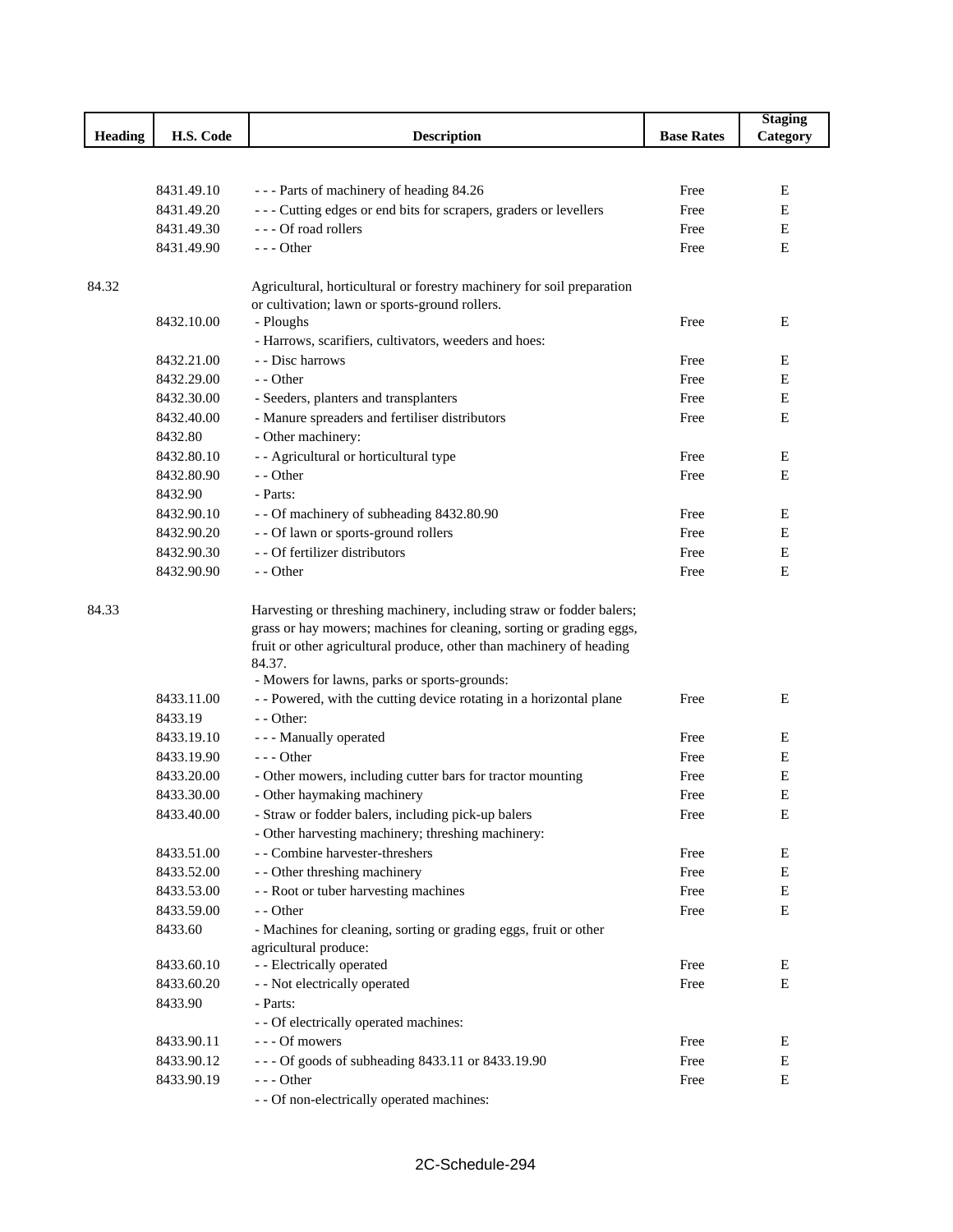| Heading | H.S. Code | Description | Base Rates | Staging Category |
|---|---|---|---|---|
| | 8431.49.10 | - - - Parts of machinery of heading 84.26 | Free | E |
| | 8431.49.20 | - - - Cutting edges or end bits for scrapers, graders or levellers | Free | E |
| | 8431.49.30 | - - - Of road rollers | Free | E |
| | 8431.49.90 | - - - Other | Free | E |
| 84.32 | | Agricultural, horticultural or forestry machinery for soil preparation or cultivation; lawn or sports-ground rollers. | | |
| | 8432.10.00 | - Ploughs | Free | E |
| | | - Harrows, scarifiers, cultivators, weeders and hoes: | | |
| | 8432.21.00 | - - Disc harrows | Free | E |
| | 8432.29.00 | - - Other | Free | E |
| | 8432.30.00 | - Seeders, planters and transplanters | Free | E |
| | 8432.40.00 | - Manure spreaders and fertiliser distributors | Free | E |
| | 8432.80 | - Other machinery: | | |
| | 8432.80.10 | - - Agricultural or horticultural type | Free | E |
| | 8432.80.90 | - - Other | Free | E |
| | 8432.90 | - Parts: | | |
| | 8432.90.10 | - - Of machinery of subheading 8432.80.90 | Free | E |
| | 8432.90.20 | - - Of lawn or sports-ground rollers | Free | E |
| | 8432.90.30 | - - Of fertilizer distributors | Free | E |
| | 8432.90.90 | - - Other | Free | E |
| 84.33 | | Harvesting or threshing machinery, including straw or fodder balers; grass or hay mowers; machines for cleaning, sorting or grading eggs, fruit or other agricultural produce, other than machinery of heading 84.37. | | |
| | | - Mowers for lawns, parks or sports-grounds: | | |
| | 8433.11.00 | - - Powered, with the cutting device rotating in a horizontal plane | Free | E |
| | 8433.19 | - - Other: | | |
| | 8433.19.10 | - - - Manually operated | Free | E |
| | 8433.19.90 | - - - Other | Free | E |
| | 8433.20.00 | - Other mowers, including cutter bars for tractor mounting | Free | E |
| | 8433.30.00 | - Other haymaking machinery | Free | E |
| | 8433.40.00 | - Straw or fodder balers, including pick-up balers | Free | E |
| | | - Other harvesting machinery; threshing machinery: | | |
| | 8433.51.00 | - - Combine harvester-threshers | Free | E |
| | 8433.52.00 | - - Other threshing machinery | Free | E |
| | 8433.53.00 | - - Root or tuber harvesting machines | Free | E |
| | 8433.59.00 | - - Other | Free | E |
| | 8433.60 | - Machines for cleaning, sorting or grading eggs, fruit or other agricultural produce: | | |
| | 8433.60.10 | - - Electrically operated | Free | E |
| | 8433.60.20 | - - Not electrically operated | Free | E |
| | 8433.90 | - Parts: | | |
| | | - - Of electrically operated machines: | | |
| | 8433.90.11 | - - - Of mowers | Free | E |
| | 8433.90.12 | - - - Of goods of subheading 8433.11 or 8433.19.90 | Free | E |
| | 8433.90.19 | - - - Other | Free | E |
| | | - - Of non-electrically operated machines: | | |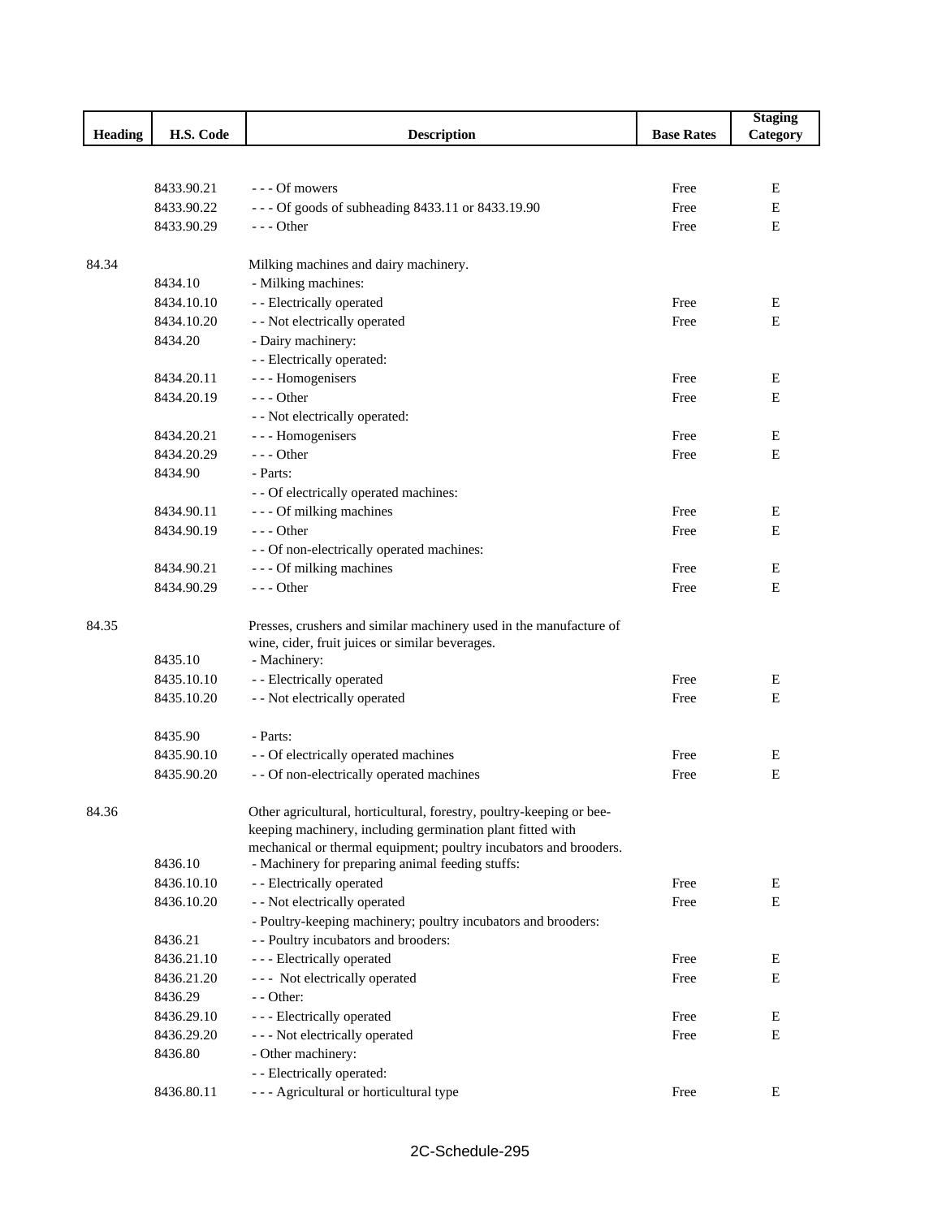| Heading | H.S. Code | Description | Base Rates | Staging Category |
|---|---|---|---|---|
| | 8433.90.21 | - - - Of mowers | Free | E |
| | 8433.90.22 | - - - Of goods of subheading 8433.11 or 8433.19.90 | Free | E |
| | 8433.90.29 | - - - Other | Free | E |
| 84.34 | | Milking machines and dairy machinery. | | |
| | 8434.10 | - Milking machines: | | |
| | 8434.10.10 | - - Electrically operated | Free | E |
| | 8434.10.20 | - - Not electrically operated | Free | E |
| | 8434.20 | - Dairy machinery: | | |
| | | - - Electrically operated: | | |
| | 8434.20.11 | - - - Homogenisers | Free | E |
| | 8434.20.19 | - - - Other | Free | E |
| | | - - Not electrically operated: | | |
| | 8434.20.21 | - - - Homogenisers | Free | E |
| | 8434.20.29 | - - - Other | Free | E |
| | 8434.90 | - Parts: | | |
| | | - - Of electrically operated machines: | | |
| | 8434.90.11 | - - - Of milking machines | Free | E |
| | 8434.90.19 | - - - Other | Free | E |
| | | - - Of non-electrically operated machines: | | |
| | 8434.90.21 | - - - Of milking machines | Free | E |
| | 8434.90.29 | - - - Other | Free | E |
| 84.35 | | Presses, crushers and similar machinery used in the manufacture of wine, cider, fruit juices or similar beverages. | | |
| | 8435.10 | - Machinery: | | |
| | 8435.10.10 | - - Electrically operated | Free | E |
| | 8435.10.20 | - - Not electrically operated | Free | E |
| | 8435.90 | - Parts: | | |
| | 8435.90.10 | - - Of electrically operated machines | Free | E |
| | 8435.90.20 | - - Of non-electrically operated machines | Free | E |
| 84.36 | | Other agricultural, horticultural, forestry, poultry-keeping or bee-keeping machinery, including germination plant fitted with mechanical or thermal equipment; poultry incubators and brooders. | | |
| | 8436.10 | - Machinery for preparing animal feeding stuffs: | | |
| | 8436.10.10 | - - Electrically operated | Free | E |
| | 8436.10.20 | - - Not electrically operated | Free | E |
| | | - Poultry-keeping machinery; poultry incubators and brooders: | | |
| | 8436.21 | - - Poultry incubators and brooders: | | |
| | 8436.21.10 | - - - Electrically operated | Free | E |
| | 8436.21.20 | - - - Not electrically operated | Free | E |
| | 8436.29 | - - Other: | | |
| | 8436.29.10 | - - - Electrically operated | Free | E |
| | 8436.29.20 | - - - Not electrically operated | Free | E |
| | 8436.80 | - Other machinery: | | |
| | | - - Electrically operated: | | |
| | 8436.80.11 | - - - Agricultural or horticultural type | Free | E |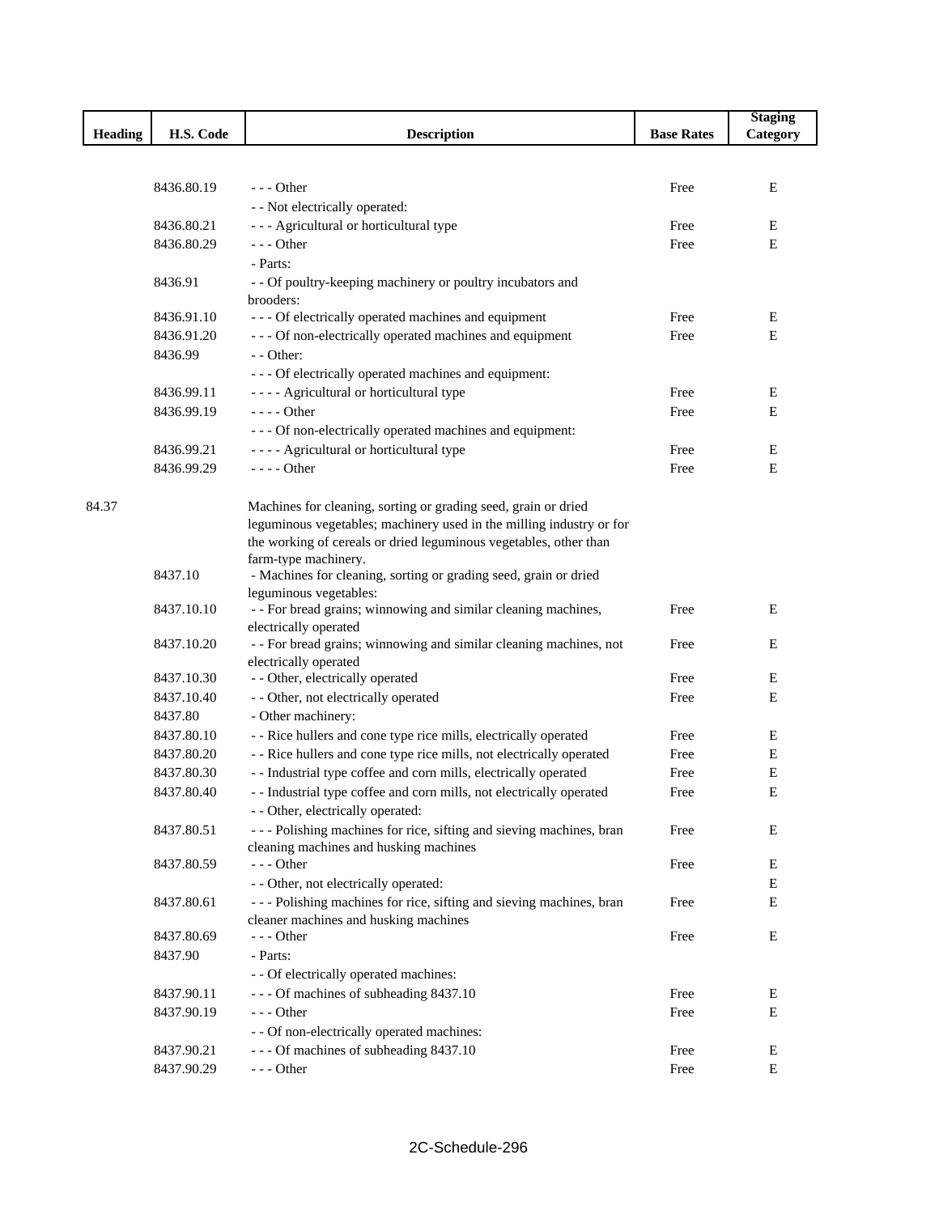| Heading | H.S. Code | Description | Base Rates | Staging Category |
|---|---|---|---|---|
| | 8436.80.19 | - - - Other | Free | E |
| | | - - Not electrically operated: | | |
| | 8436.80.21 | - - - Agricultural or horticultural type | Free | E |
| | 8436.80.29 | - - - Other | Free | E |
| | | - Parts: | | |
| | 8436.91 | - - Of poultry-keeping machinery or poultry incubators and brooders: | | |
| | 8436.91.10 | - - - Of electrically operated machines and equipment | Free | E |
| | 8436.91.20 | - - - Of non-electrically operated machines and equipment | Free | E |
| | 8436.99 | - - Other: | | |
| | | - - - Of electrically operated machines and equipment: | | |
| | 8436.99.11 | - - - - Agricultural or horticultural type | Free | E |
| | 8436.99.19 | - - - - Other | Free | E |
| | | - - - Of non-electrically operated machines and equipment: | | |
| | 8436.99.21 | - - - - Agricultural or horticultural type | Free | E |
| | 8436.99.29 | - - - - Other | Free | E |
| 84.37 | | Machines for cleaning, sorting or grading seed, grain or dried leguminous vegetables; machinery used in the milling industry or for the working of cereals or dried leguminous vegetables, other than farm-type machinery. | | |
| | 8437.10 | - Machines for cleaning, sorting or grading seed, grain or dried leguminous vegetables: | | |
| | 8437.10.10 | - - For bread grains; winnowing and similar cleaning machines, electrically operated | Free | E |
| | 8437.10.20 | - - For bread grains; winnowing and similar cleaning machines, not electrically operated | Free | E |
| | 8437.10.30 | - - Other, electrically operated | Free | E |
| | 8437.10.40 | - - Other, not electrically operated | Free | E |
| | 8437.80 | - Other machinery: | | |
| | 8437.80.10 | - - Rice hullers and cone type rice mills, electrically operated | Free | E |
| | 8437.80.20 | - - Rice hullers and cone type rice mills, not electrically operated | Free | E |
| | 8437.80.30 | - - Industrial type coffee and corn mills, electrically operated | Free | E |
| | 8437.80.40 | - - Industrial type coffee and corn mills, not electrically operated | Free | E |
| | | - - Other, electrically operated: | | |
| | 8437.80.51 | - - - Polishing machines for rice, sifting and sieving machines, bran cleaning machines and husking machines | Free | E |
| | 8437.80.59 | - - - Other | Free | E |
| | | - - Other, not electrically operated: | | E |
| | 8437.80.61 | - - - Polishing machines for rice, sifting and sieving machines, bran cleaner machines and husking machines | Free | E |
| | 8437.80.69 | - - - Other | Free | E |
| | 8437.90 | - Parts: | | |
| | | - - Of electrically operated machines: | | |
| | 8437.90.11 | - - - Of machines of subheading 8437.10 | Free | E |
| | 8437.90.19 | - - - Other | Free | E |
| | | - - Of non-electrically operated machines: | | |
| | 8437.90.21 | - - - Of machines of subheading 8437.10 | Free | E |
| | 8437.90.29 | - - - Other | Free | E |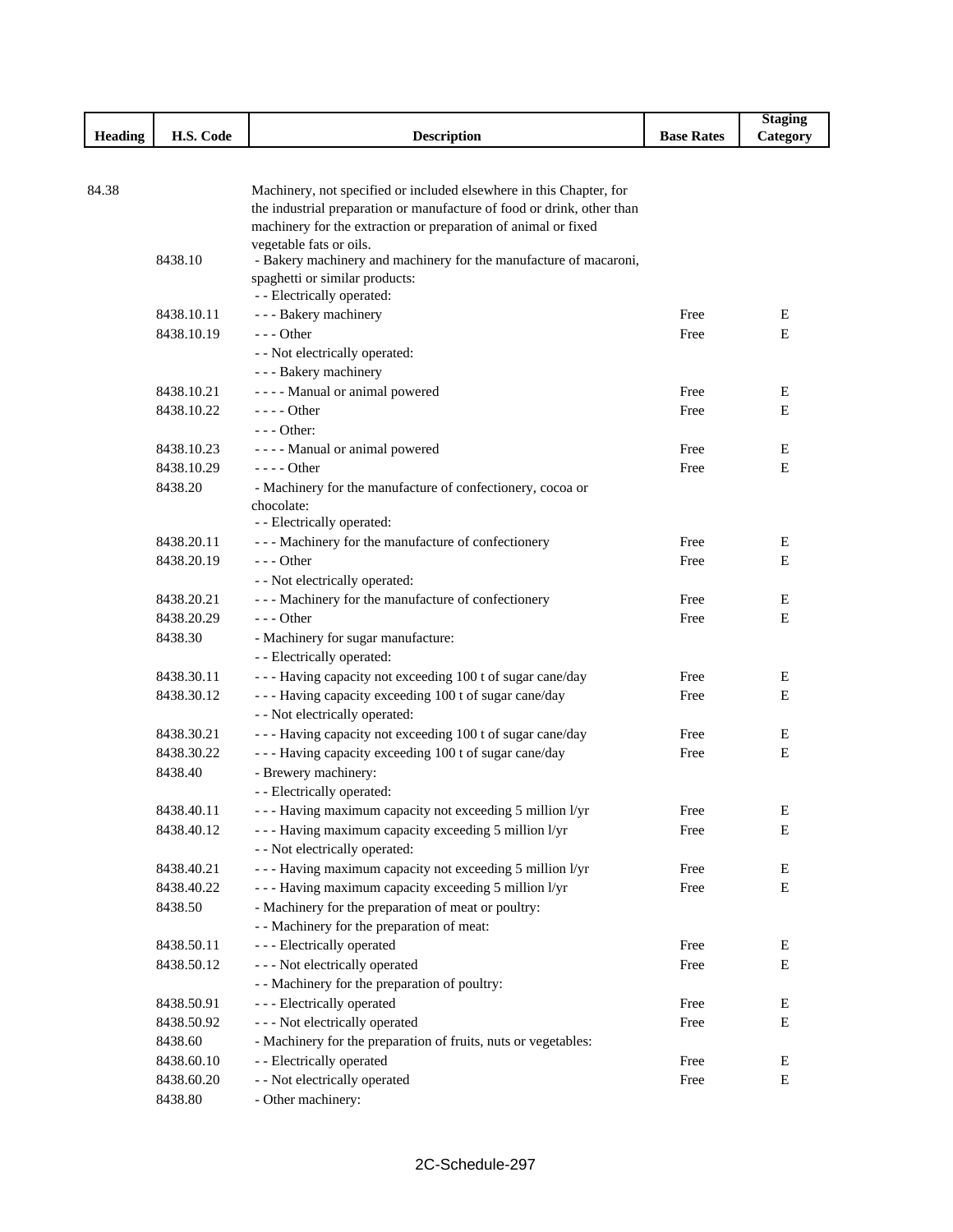| Heading | H.S. Code | Description | Base Rates | Staging Category |
|---|---|---|---|---|
| 84.38 | | Machinery, not specified or included elsewhere in this Chapter, for the industrial preparation or manufacture of food or drink, other than machinery for the extraction or preparation of animal or fixed vegetable fats or oils. | | |
| | 8438.10 | - Bakery machinery and machinery for the manufacture of macaroni, spaghetti or similar products: | | |
| | | - - Electrically operated: | | |
| | 8438.10.11 | - - - Bakery machinery | Free | E |
| | 8438.10.19 | - - - Other | Free | E |
| | | - - Not electrically operated: | | |
| | | - - - Bakery machinery | | |
| | 8438.10.21 | - - - - Manual or animal powered | Free | E |
| | 8438.10.22 | - - - - Other | Free | E |
| | | - - - Other: | | |
| | 8438.10.23 | - - - - Manual or animal powered | Free | E |
| | 8438.10.29 | - - - - Other | Free | E |
| | 8438.20 | - Machinery for the manufacture of confectionery, cocoa or chocolate: | | |
| | | - - Electrically operated: | | |
| | 8438.20.11 | - - - Machinery for the manufacture of confectionery | Free | E |
| | 8438.20.19 | - - - Other | Free | E |
| | | - - Not electrically operated: | | |
| | 8438.20.21 | - - - Machinery for the manufacture of confectionery | Free | E |
| | 8438.20.29 | - - - Other | Free | E |
| | 8438.30 | - Machinery for sugar manufacture: | | |
| | | - - Electrically operated: | | |
| | 8438.30.11 | - - - Having capacity not exceeding 100 t of sugar cane/day | Free | E |
| | 8438.30.12 | - - - Having capacity exceeding 100 t of sugar cane/day | Free | E |
| | | - - Not electrically operated: | | |
| | 8438.30.21 | - - - Having capacity not exceeding 100 t of sugar cane/day | Free | E |
| | 8438.30.22 | - - - Having capacity exceeding 100 t of sugar cane/day | Free | E |
| | 8438.40 | - Brewery machinery: | | |
| | | - - Electrically operated: | | |
| | 8438.40.11 | - - - Having maximum capacity not exceeding 5 million l/yr | Free | E |
| | 8438.40.12 | - - - Having maximum capacity exceeding 5 million l/yr | Free | E |
| | | - - Not electrically operated: | | |
| | 8438.40.21 | - - - Having maximum capacity not exceeding 5 million l/yr | Free | E |
| | 8438.40.22 | - - - Having maximum capacity exceeding 5 million l/yr | Free | E |
| | 8438.50 | - Machinery for the preparation of meat or poultry: | | |
| | | - - Machinery for the preparation of meat: | | |
| | 8438.50.11 | - - - Electrically operated | Free | E |
| | 8438.50.12 | - - - Not electrically operated | Free | E |
| | | - - Machinery for the preparation of poultry: | | |
| | 8438.50.91 | - - - Electrically operated | Free | E |
| | 8438.50.92 | - - - Not electrically operated | Free | E |
| | 8438.60 | - Machinery for the preparation of fruits, nuts or vegetables: | | |
| | 8438.60.10 | - - Electrically operated | Free | E |
| | 8438.60.20 | - - Not electrically operated | Free | E |
| | 8438.80 | - Other machinery: | | |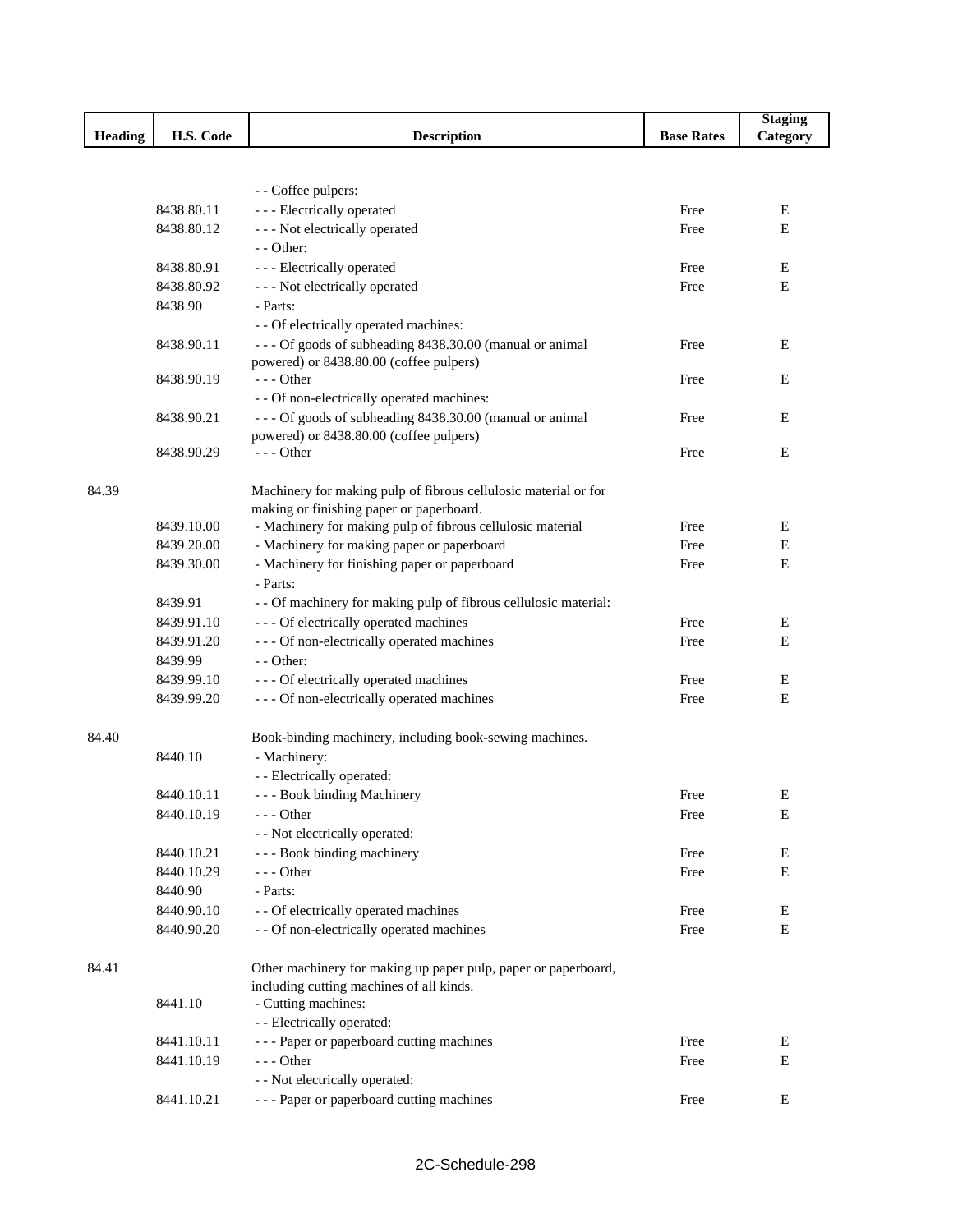| Heading | H.S. Code | Description | Base Rates | Staging Category |
|---|---|---|---|---|
| | | - - Coffee pulpers: | | |
| | 8438.80.11 | - - - Electrically operated | Free | E |
| | 8438.80.12 | - - - Not electrically operated | Free | E |
| | | - - Other: | | |
| | 8438.80.91 | - - - Electrically operated | Free | E |
| | 8438.80.92 | - - - Not electrically operated | Free | E |
| | 8438.90 | - Parts: | | |
| | | - - Of electrically operated machines: | | |
| | 8438.90.11 | - - - Of goods of subheading 8438.30.00 (manual or animal powered) or 8438.80.00 (coffee pulpers) | Free | E |
| | 8438.90.19 | - - - Other | Free | E |
| | | - - Of non-electrically operated machines: | | |
| | 8438.90.21 | - - - Of goods of subheading 8438.30.00 (manual or animal powered) or 8438.80.00 (coffee pulpers) | Free | E |
| | 8438.90.29 | - - - Other | Free | E |
| 84.39 | | Machinery for making pulp of fibrous cellulosic material or for making or finishing paper or paperboard. | | |
| | 8439.10.00 | - Machinery for making pulp of fibrous cellulosic material | Free | E |
| | 8439.20.00 | - Machinery for making paper or paperboard | Free | E |
| | 8439.30.00 | - Machinery for finishing paper or paperboard | Free | E |
| | | - Parts: | | |
| | 8439.91 | - - Of machinery for making pulp of fibrous cellulosic material: | | |
| | 8439.91.10 | - - - Of electrically operated machines | Free | E |
| | 8439.91.20 | - - - Of non-electrically operated machines | Free | E |
| | 8439.99 | - - Other: | | |
| | 8439.99.10 | - - - Of electrically operated machines | Free | E |
| | 8439.99.20 | - - - Of non-electrically operated machines | Free | E |
| 84.40 | | Book-binding machinery, including book-sewing machines. | | |
| | 8440.10 | - Machinery: | | |
| | | - - Electrically operated: | | |
| | 8440.10.11 | - - - Book binding Machinery | Free | E |
| | 8440.10.19 | - - - Other | Free | E |
| | | - - Not electrically operated: | | |
| | 8440.10.21 | - - - Book binding machinery | Free | E |
| | 8440.10.29 | - - - Other | Free | E |
| | 8440.90 | - Parts: | | |
| | 8440.90.10 | - - Of electrically operated machines | Free | E |
| | 8440.90.20 | - - Of non-electrically operated machines | Free | E |
| 84.41 | | Other machinery for making up paper pulp, paper or paperboard, including cutting machines of all kinds. | | |
| | 8441.10 | - Cutting machines: | | |
| | | - - Electrically operated: | | |
| | 8441.10.11 | - - - Paper or paperboard cutting machines | Free | E |
| | 8441.10.19 | - - - Other | Free | E |
| | | - - Not electrically operated: | | |
| | 8441.10.21 | - - - Paper or paperboard cutting machines | Free | E |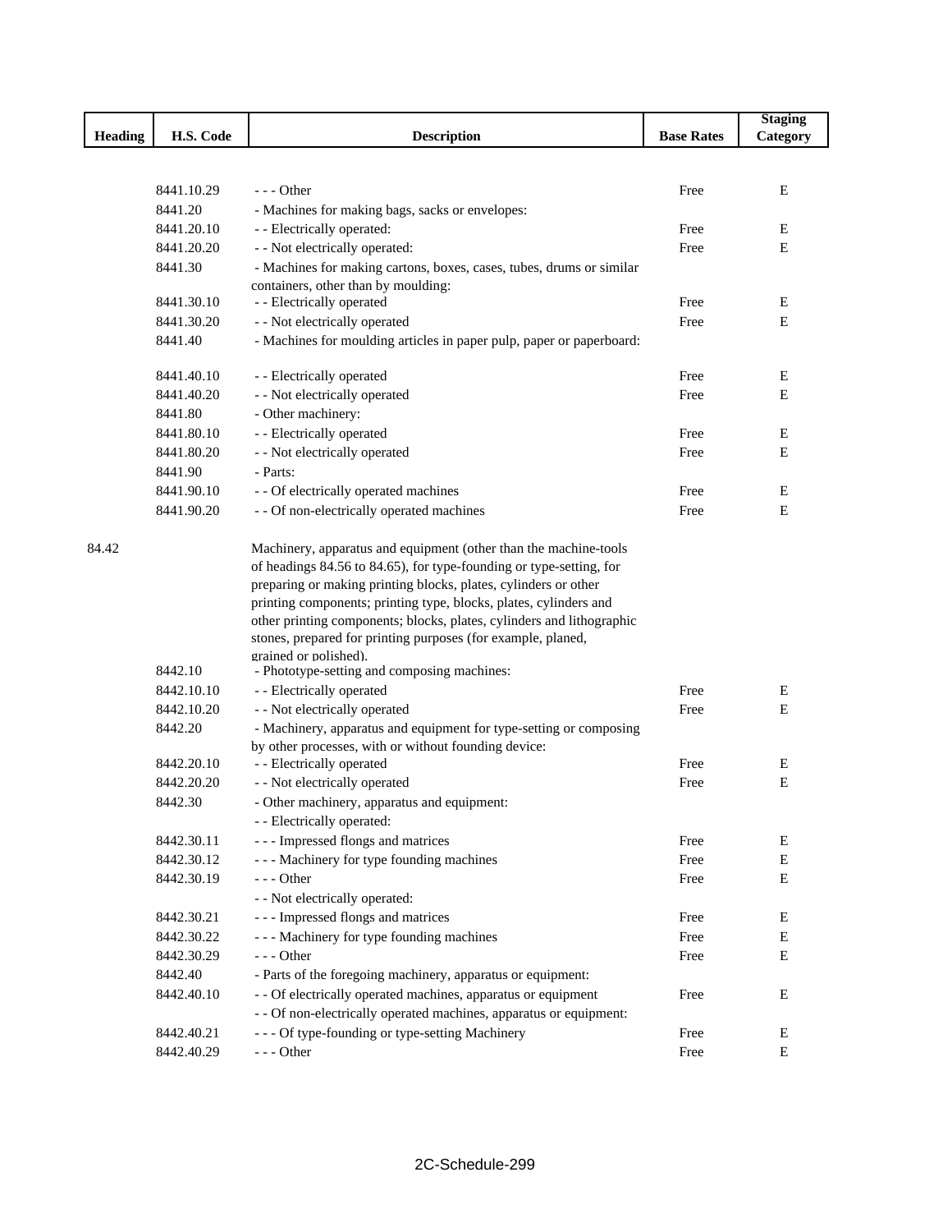| Heading | H.S. Code | Description | Base Rates | Staging Category |
|---|---|---|---|---|
| | 8441.10.29 | - - - Other | Free | E |
| | 8441.20 | - Machines for making bags, sacks or envelopes: | | |
| | 8441.20.10 | - - Electrically operated: | Free | E |
| | 8441.20.20 | - - Not electrically operated: | Free | E |
| | 8441.30 | - Machines for making cartons, boxes, cases, tubes, drums or similar containers, other than by moulding: | | |
| | 8441.30.10 | - - Electrically operated | Free | E |
| | 8441.30.20 | - - Not electrically operated | Free | E |
| | 8441.40 | - Machines for moulding articles in paper pulp, paper or paperboard: | | |
| | 8441.40.10 | - - Electrically operated | Free | E |
| | 8441.40.20 | - - Not electrically operated | Free | E |
| | 8441.80 | - Other machinery: | | |
| | 8441.80.10 | - - Electrically operated | Free | E |
| | 8441.80.20 | - - Not electrically operated | Free | E |
| | 8441.90 | - Parts: | | |
| | 8441.90.10 | - - Of electrically operated machines | Free | E |
| | 8441.90.20 | - - Of non-electrically operated machines | Free | E |
| 84.42 | | Machinery, apparatus and equipment (other than the machine-tools of headings 84.56 to 84.65), for type-founding or type-setting, for preparing or making printing blocks, plates, cylinders or other printing components; printing type, blocks, plates, cylinders and other printing components; blocks, plates, cylinders and lithographic stones, prepared for printing purposes (for example, planed, grained or polished). | | |
| | 8442.10 | - Phototype-setting and composing machines: | | |
| | 8442.10.10 | - - Electrically operated | Free | E |
| | 8442.10.20 | - - Not electrically operated | Free | E |
| | 8442.20 | - Machinery, apparatus and equipment for type-setting or composing by other processes, with or without founding device: | | |
| | 8442.20.10 | - - Electrically operated | Free | E |
| | 8442.20.20 | - - Not electrically operated | Free | E |
| | 8442.30 | - Other machinery, apparatus and equipment: | | |
| | | - - Electrically operated: | | |
| | 8442.30.11 | - - - Impressed flongs and matrices | Free | E |
| | 8442.30.12 | - - - Machinery for type founding machines | Free | E |
| | 8442.30.19 | - - - Other | Free | E |
| | | - - Not electrically operated: | | |
| | 8442.30.21 | - - - Impressed flongs and matrices | Free | E |
| | 8442.30.22 | - - - Machinery for type founding machines | Free | E |
| | 8442.30.29 | - - - Other | Free | E |
| | 8442.40 | - Parts of the foregoing machinery, apparatus or equipment: | | |
| | 8442.40.10 | - - Of electrically operated machines, apparatus or equipment | Free | E |
| | | - - Of non-electrically operated machines, apparatus or equipment: | | |
| | 8442.40.21 | - - - Of type-founding or type-setting Machinery | Free | E |
| | 8442.40.29 | - - - Other | Free | E |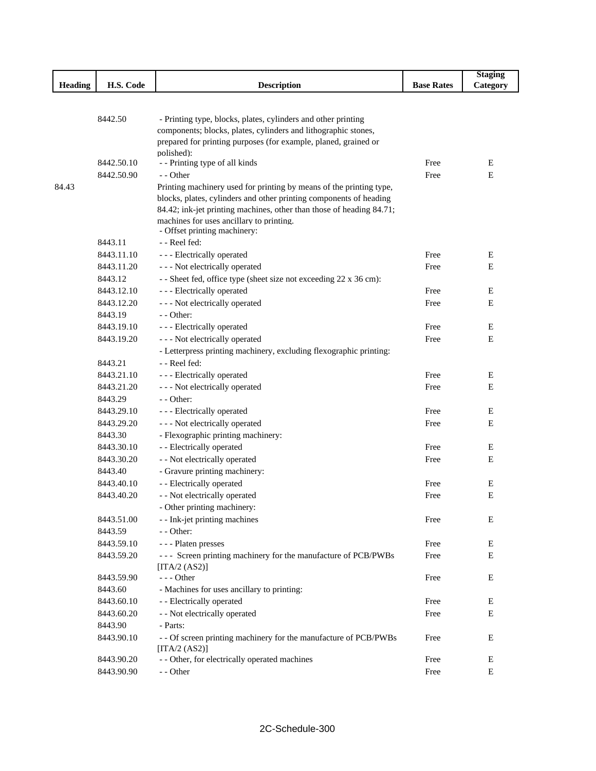| Heading | H.S. Code | Description | Base Rates | Staging Category |
|---|---|---|---|---|
| | 8442.50 | - Printing type, blocks, plates, cylinders and other printing components; blocks, plates, cylinders and lithographic stones, prepared for printing purposes (for example, planed, grained or polished): | | |
| | 8442.50.10 | - - Printing type of all kinds | Free | E |
| | 8442.50.90 | - - Other | Free | E |
| 84.43 | | Printing machinery used for printing by means of the printing type, blocks, plates, cylinders and other printing components of heading 84.42; ink-jet printing machines, other than those of heading 84.71; machines for uses ancillary to printing. | | |
| | | - Offset printing machinery: | | |
| | 8443.11 | - - Reel fed: | | |
| | 8443.11.10 | - - - Electrically operated | Free | E |
| | 8443.11.20 | - - - Not electrically operated | Free | E |
| | 8443.12 | - - Sheet fed, office type (sheet size not exceeding 22 x 36 cm): | | |
| | 8443.12.10 | - - - Electrically operated | Free | E |
| | 8443.12.20 | - - - Not electrically operated | Free | E |
| | 8443.19 | - - Other: | | |
| | 8443.19.10 | - - - Electrically operated | Free | E |
| | 8443.19.20 | - - - Not electrically operated | Free | E |
| | | - Letterpress printing machinery, excluding flexographic printing: | | |
| | 8443.21 | - - Reel fed: | | |
| | 8443.21.10 | - - - Electrically operated | Free | E |
| | 8443.21.20 | - - - Not electrically operated | Free | E |
| | 8443.29 | - - Other: | | |
| | 8443.29.10 | - - - Electrically operated | Free | E |
| | 8443.29.20 | - - - Not electrically operated | Free | E |
| | 8443.30 | - Flexographic printing machinery: | | |
| | 8443.30.10 | - - Electrically operated | Free | E |
| | 8443.30.20 | - - Not electrically operated | Free | E |
| | 8443.40 | - Gravure printing machinery: | | |
| | 8443.40.10 | - - Electrically operated | Free | E |
| | 8443.40.20 | - - Not electrically operated | Free | E |
| | | - Other printing machinery: | | |
| | 8443.51.00 | - - Ink-jet printing machines | Free | E |
| | 8443.59 | - - Other: | | |
| | 8443.59.10 | - - - Platen presses | Free | E |
| | 8443.59.20 | - - - Screen printing machinery for the manufacture of PCB/PWBs [ITA/2 (AS2)] | Free | E |
| | 8443.59.90 | - - - Other | Free | E |
| | 8443.60 | - Machines for uses ancillary to printing: | | |
| | 8443.60.10 | - - Electrically operated | Free | E |
| | 8443.60.20 | - - Not electrically operated | Free | E |
| | 8443.90 | - Parts: | | |
| | 8443.90.10 | - - Of screen printing machinery for the manufacture of PCB/PWBs [ITA/2 (AS2)] | Free | E |
| | 8443.90.20 | - - Other, for electrically operated machines | Free | E |
| | 8443.90.90 | - - Other | Free | E |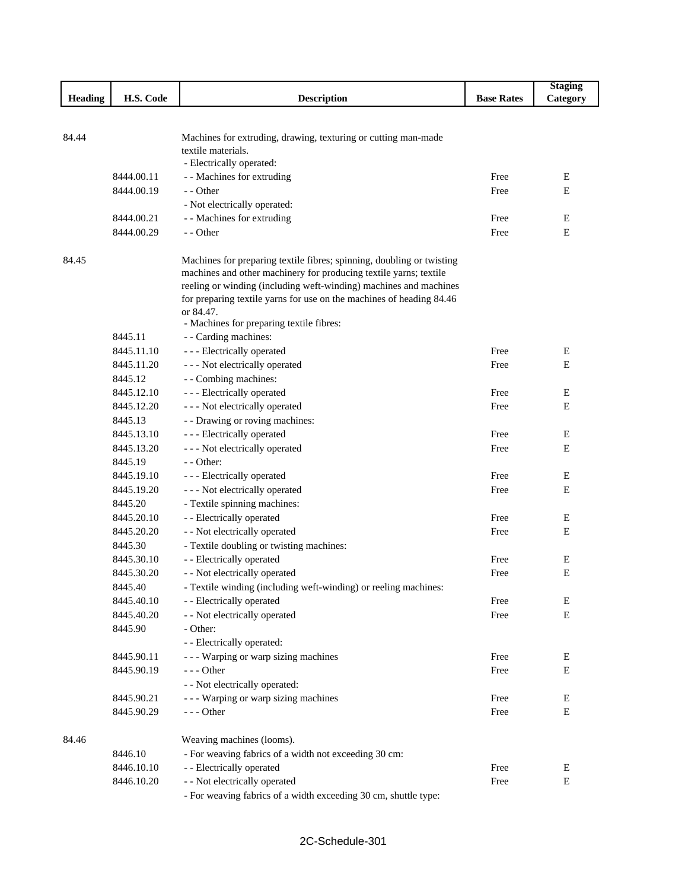| Heading | H.S. Code | Description | Base Rates | Staging Category |
|---|---|---|---|---|
| 84.44 | | Machines for extruding, drawing, texturing or cutting man-made textile materials. | | |
| | | - Electrically operated: | | |
| | 8444.00.11 | - - Machines for extruding | Free | E |
| | 8444.00.19 | - - Other | Free | E |
| | | - Not electrically operated: | | |
| | 8444.00.21 | - - Machines for extruding | Free | E |
| | 8444.00.29 | - - Other | Free | E |
| 84.45 | | Machines for preparing textile fibres; spinning, doubling or twisting machines and other machinery for producing textile yarns; textile reeling or winding (including weft-winding) machines and machines for preparing textile yarns for use on the machines of heading 84.46 or 84.47. | | |
| | | - Machines for preparing textile fibres: | | |
| | 8445.11 | - - Carding machines: | | |
| | 8445.11.10 | - - - Electrically operated | Free | E |
| | 8445.11.20 | - - - Not electrically operated | Free | E |
| | 8445.12 | - - Combing machines: | | |
| | 8445.12.10 | - - - Electrically operated | Free | E |
| | 8445.12.20 | - - - Not electrically operated | Free | E |
| | 8445.13 | - - Drawing or roving machines: | | |
| | 8445.13.10 | - - - Electrically operated | Free | E |
| | 8445.13.20 | - - - Not electrically operated | Free | E |
| | 8445.19 | - - Other: | | |
| | 8445.19.10 | - - - Electrically operated | Free | E |
| | 8445.19.20 | - - - Not electrically operated | Free | E |
| | 8445.20 | - Textile spinning machines: | | |
| | 8445.20.10 | - - Electrically operated | Free | E |
| | 8445.20.20 | - - Not electrically operated | Free | E |
| | 8445.30 | - Textile doubling or twisting machines: | | |
| | 8445.30.10 | - - Electrically operated | Free | E |
| | 8445.30.20 | - - Not electrically operated | Free | E |
| | 8445.40 | - Textile winding (including weft-winding) or reeling machines: | | |
| | 8445.40.10 | - - Electrically operated | Free | E |
| | 8445.40.20 | - - Not electrically operated | Free | E |
| | 8445.90 | - Other: | | |
| | | - - Electrically operated: | | |
| | 8445.90.11 | - - - Warping or warp sizing machines | Free | E |
| | 8445.90.19 | - - - Other | Free | E |
| | | - - Not electrically operated: | | |
| | 8445.90.21 | - - - Warping or warp sizing machines | Free | E |
| | 8445.90.29 | - - - Other | Free | E |
| 84.46 | | Weaving machines (looms). | | |
| | 8446.10 | - For weaving fabrics of a width not exceeding 30 cm: | | |
| | 8446.10.10 | - - Electrically operated | Free | E |
| | 8446.10.20 | - - Not electrically operated | Free | E |
| | | - For weaving fabrics of a width exceeding 30 cm, shuttle type: | | |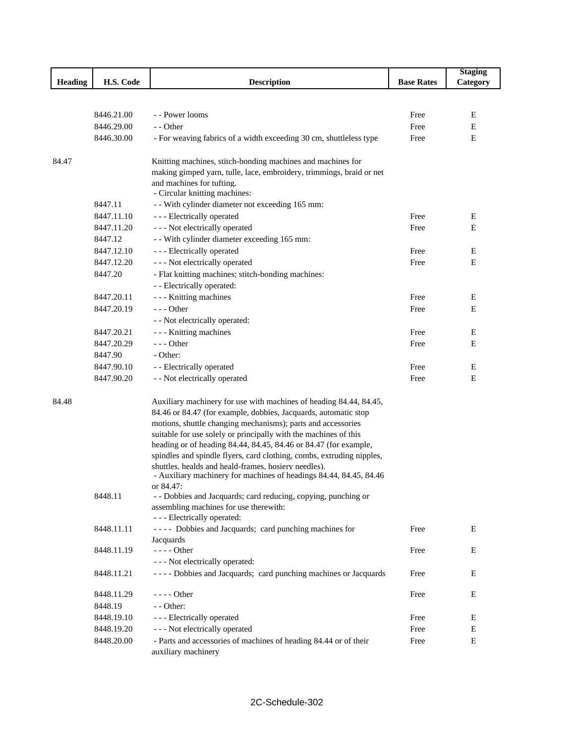| Heading | H.S. Code | Description | Base Rates | Staging Category |
|---|---|---|---|---|
| | 8446.21.00 | - - Power looms | Free | E |
| | 8446.29.00 | - - Other | Free | E |
| | 8446.30.00 | - For weaving fabrics of a width exceeding 30 cm, shuttleless type | Free | E |
| 84.47 | | Knitting machines, stitch-bonding machines and machines for making gimped yarn, tulle, lace, embroidery, trimmings, braid or net and machines for tufting. | | |
| | | - Circular knitting machines: | | |
| | 8447.11 | - - With cylinder diameter not exceeding 165 mm: | | |
| | 8447.11.10 | - - - Electrically operated | Free | E |
| | 8447.11.20 | - - - Not electrically operated | Free | E |
| | 8447.12 | - - With cylinder diameter exceeding 165 mm: | | |
| | 8447.12.10 | - - - Electrically operated | Free | E |
| | 8447.12.20 | - - - Not electrically operated | Free | E |
| | 8447.20 | - Flat knitting machines; stitch-bonding machines: | | |
| | | - - Electrically operated: | | |
| | 8447.20.11 | - - - Knitting machines | Free | E |
| | 8447.20.19 | - - - Other | Free | E |
| | | - - Not electrically operated: | | |
| | 8447.20.21 | - - - Knitting machines | Free | E |
| | 8447.20.29 | - - - Other | Free | E |
| | 8447.90 | - Other: | | |
| | 8447.90.10 | - - Electrically operated | Free | E |
| | 8447.90.20 | - - Not electrically operated | Free | E |
| 84.48 | | Auxiliary machinery for use with machines of heading 84.44, 84.45, 84.46 or 84.47 (for example, dobbies, Jacquards, automatic stop motions, shuttle changing mechanisms); parts and accessories suitable for use solely or principally with the machines of this heading or of heading 84.44, 84.45, 84.46 or 84.47 (for example, spindles and spindle flyers, card clothing, combs, extruding nipples, shuttles, healds and heald-frames, hosiery needles). | | |
| | | - Auxiliary machinery for machines of headings 84.44, 84.45, 84.46 or 84.47: | | |
| | 8448.11 | - - Dobbies and Jacquards; card reducing, copying, punching or assembling machines for use therewith: | | |
| | | - - - Electrically operated: | | |
| | 8448.11.11 | - - - - Dobbies and Jacquards; card punching machines for Jacquards | Free | E |
| | 8448.11.19 | - - - - Other | Free | E |
| | | - - - Not electrically operated: | | |
| | 8448.11.21 | - - - - Dobbies and Jacquards; card punching machines or Jacquards | Free | E |
| | 8448.11.29 | - - - - Other | Free | E |
| | 8448.19 | - - Other: | | |
| | 8448.19.10 | - - - Electrically operated | Free | E |
| | 8448.19.20 | - - - Not electrically operated | Free | E |
| | 8448.20.00 | - Parts and accessories of machines of heading 84.44 or of their auxiliary machinery | Free | E |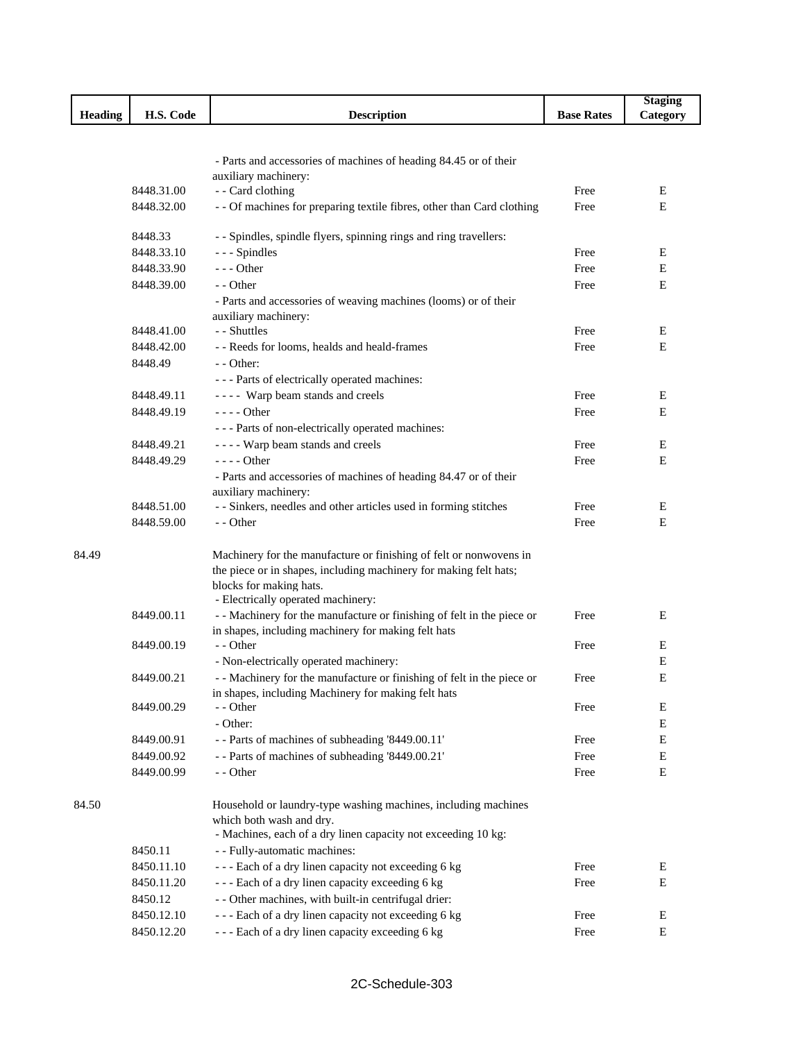| Heading | H.S. Code | Description | Base Rates | Staging Category |
|---|---|---|---|---|
| | | - Parts and accessories of machines of heading 84.45 or of their auxiliary machinery: | | |
| | 8448.31.00 | - - Card clothing | Free | E |
| | 8448.32.00 | - - Of machines for preparing textile fibres, other than Card clothing | Free | E |
| | 8448.33 | - - Spindles, spindle flyers, spinning rings and ring travellers: | | |
| | 8448.33.10 | - - - Spindles | Free | E |
| | 8448.33.90 | - - - Other | Free | E |
| | 8448.39.00 | - - Other | Free | E |
| | | - Parts and accessories of weaving machines (looms) or of their auxiliary machinery: | | |
| | 8448.41.00 | - - Shuttles | Free | E |
| | 8448.42.00 | - - Reeds for looms, healds and heald-frames | Free | E |
| | 8448.49 | - - Other: | | |
| | | - - - Parts of electrically operated machines: | | |
| | 8448.49.11 | - - - - Warp beam stands and creels | Free | E |
| | 8448.49.19 | - - - - Other | Free | E |
| | | - - - Parts of non-electrically operated machines: | | |
| | 8448.49.21 | - - - - Warp beam stands and creels | Free | E |
| | 8448.49.29 | - - - - Other | Free | E |
| | | - Parts and accessories of machines of heading 84.47 or of their auxiliary machinery: | | |
| | 8448.51.00 | - - Sinkers, needles and other articles used in forming stitches | Free | E |
| | 8448.59.00 | - - Other | Free | E |
| 84.49 | | Machinery for the manufacture or finishing of felt or nonwovens in the piece or in shapes, including machinery for making felt hats; blocks for making hats. | | |
| | | - Electrically operated machinery: | | |
| | 8449.00.11 | - - Machinery for the manufacture or finishing of felt in the piece or in shapes, including machinery for making felt hats | Free | E |
| | 8449.00.19 | - - Other | Free | E |
| | | - Non-electrically operated machinery: | | E |
| | 8449.00.21 | - - Machinery for the manufacture or finishing of felt in the piece or in shapes, including Machinery for making felt hats | Free | E |
| | 8449.00.29 | - - Other | Free | E |
| | | - Other: | | E |
| | 8449.00.91 | - - Parts of machines of subheading '8449.00.11' | Free | E |
| | 8449.00.92 | - - Parts of machines of subheading '8449.00.21' | Free | E |
| | 8449.00.99 | - - Other | Free | E |
| 84.50 | | Household or laundry-type washing machines, including machines which both wash and dry. | | |
| | | - Machines, each of a dry linen capacity not exceeding 10 kg: | | |
| | 8450.11 | - - Fully-automatic machines: | | |
| | 8450.11.10 | - - - Each of a dry linen capacity not exceeding 6 kg | Free | E |
| | 8450.11.20 | - - - Each of a dry linen capacity exceeding 6 kg | Free | E |
| | 8450.12 | - - Other machines, with built-in centrifugal drier: | | |
| | 8450.12.10 | - - - Each of a dry linen capacity not exceeding 6 kg | Free | E |
| | 8450.12.20 | - - - Each of a dry linen capacity exceeding 6 kg | Free | E |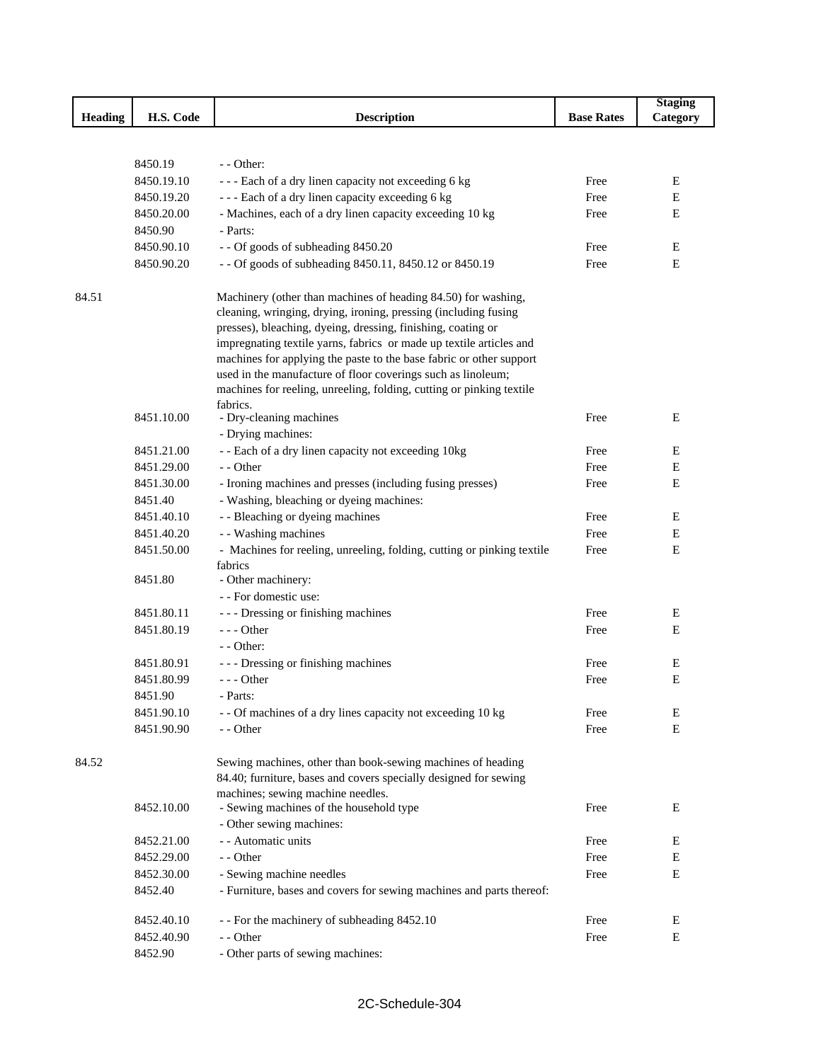| Heading | H.S. Code | Description | Base Rates | Staging Category |
|---|---|---|---|---|
| | 8450.19 | - - Other: | | |
| | 8450.19.10 | - - - Each of a dry linen capacity not exceeding 6 kg | Free | E |
| | 8450.19.20 | - - - Each of a dry linen capacity exceeding 6 kg | Free | E |
| | 8450.20.00 | - Machines, each of a dry linen capacity exceeding 10 kg | Free | E |
| | 8450.90 | - Parts: | | |
| | 8450.90.10 | - - Of goods of subheading 8450.20 | Free | E |
| | 8450.90.20 | - - Of goods of subheading 8450.11, 8450.12 or 8450.19 | Free | E |
| 84.51 | | Machinery (other than machines of heading 84.50) for washing, cleaning, wringing, drying, ironing, pressing (including fusing presses), bleaching, dyeing, dressing, finishing, coating or impregnating textile yarns, fabrics or made up textile articles and machines for applying the paste to the base fabric or other support used in the manufacture of floor coverings such as linoleum; machines for reeling, unreeling, folding, cutting or pinking textile fabrics. | | |
| | 8451.10.00 | - Dry-cleaning machines | Free | E |
| | | - Drying machines: | | |
| | 8451.21.00 | - - Each of a dry linen capacity not exceeding 10kg | Free | E |
| | 8451.29.00 | - - Other | Free | E |
| | 8451.30.00 | - Ironing machines and presses (including fusing presses) | Free | E |
| | 8451.40 | - Washing, bleaching or dyeing machines: | | |
| | 8451.40.10 | - - Bleaching or dyeing machines | Free | E |
| | 8451.40.20 | - - Washing machines | Free | E |
| | 8451.50.00 | - Machines for reeling, unreeling, folding, cutting or pinking textile fabrics | Free | E |
| | 8451.80 | - Other machinery: | | |
| | | - - For domestic use: | | |
| | 8451.80.11 | - - - Dressing or finishing machines | Free | E |
| | 8451.80.19 | - - - Other | Free | E |
| | | - - Other: | | |
| | 8451.80.91 | - - - Dressing or finishing machines | Free | E |
| | 8451.80.99 | - - - Other | Free | E |
| | 8451.90 | - Parts: | | |
| | 8451.90.10 | - - Of machines of a dry lines capacity not exceeding 10 kg | Free | E |
| | 8451.90.90 | - - Other | Free | E |
| 84.52 | | Sewing machines, other than book-sewing machines of heading 84.40; furniture, bases and covers specially designed for sewing machines; sewing machine needles. | | |
| | 8452.10.00 | - Sewing machines of the household type | Free | E |
| | | - Other sewing machines: | | |
| | 8452.21.00 | - - Automatic units | Free | E |
| | 8452.29.00 | - - Other | Free | E |
| | 8452.30.00 | - Sewing machine needles | Free | E |
| | 8452.40 | - Furniture, bases and covers for sewing machines and parts thereof: | | |
| | 8452.40.10 | - - For the machinery of subheading 8452.10 | Free | E |
| | 8452.40.90 | - - Other | Free | E |
| | 8452.90 | - Other parts of sewing machines: | | |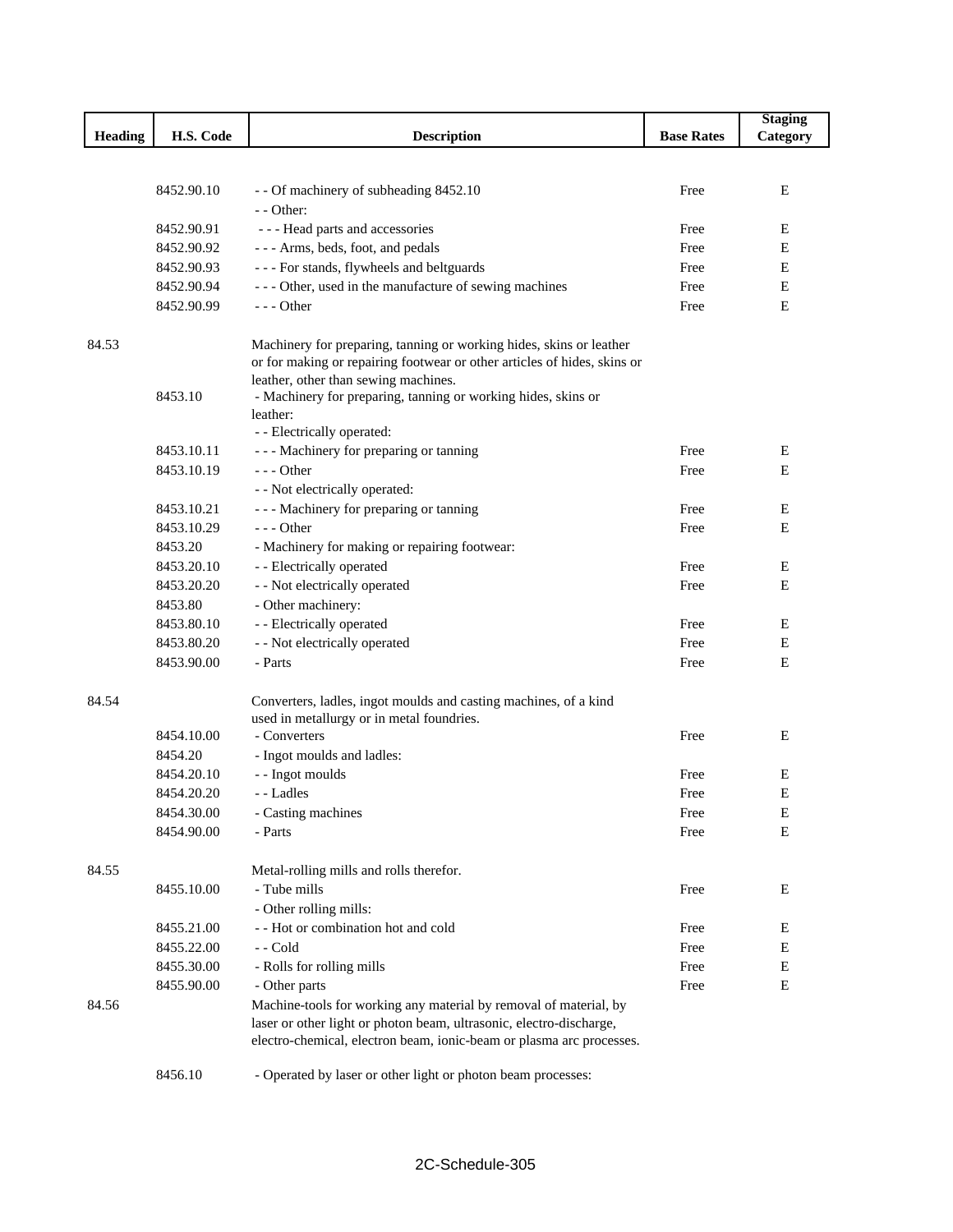| Heading | H.S. Code | Description | Base Rates | Staging Category |
|---|---|---|---|---|
| | 8452.90.10 | - - Of machinery of subheading 8452.10 | Free | E |
| | | - - Other: | | |
| | 8452.90.91 | - - - Head parts and accessories | Free | E |
| | 8452.90.92 | - - - Arms, beds, foot, and pedals | Free | E |
| | 8452.90.93 | - - - For stands, flywheels and beltguards | Free | E |
| | 8452.90.94 | - - - Other, used in the manufacture of sewing machines | Free | E |
| | 8452.90.99 | - - - Other | Free | E |
| 84.53 | | Machinery for preparing, tanning or working hides, skins or leather or for making or repairing footwear or other articles of hides, skins or leather, other than sewing machines. | | |
| | 8453.10 | - Machinery for preparing, tanning or working hides, skins or leather: | | |
| | | - - Electrically operated: | | |
| | 8453.10.11 | - - - Machinery for preparing or tanning | Free | E |
| | 8453.10.19 | - - - Other | Free | E |
| | | - - Not electrically operated: | | |
| | 8453.10.21 | - - - Machinery for preparing or tanning | Free | E |
| | 8453.10.29 | - - - Other | Free | E |
| | 8453.20 | - Machinery for making or repairing footwear: | | |
| | 8453.20.10 | - - Electrically operated | Free | E |
| | 8453.20.20 | - - Not electrically operated | Free | E |
| | 8453.80 | - Other machinery: | | |
| | 8453.80.10 | - - Electrically operated | Free | E |
| | 8453.80.20 | - - Not electrically operated | Free | E |
| | 8453.90.00 | - Parts | Free | E |
| 84.54 | | Converters, ladles, ingot moulds and casting machines, of a kind used in metallurgy or in metal foundries. | | |
| | 8454.10.00 | - Converters | Free | E |
| | 8454.20 | - Ingot moulds and ladles: | | |
| | 8454.20.10 | - - Ingot moulds | Free | E |
| | 8454.20.20 | - - Ladles | Free | E |
| | 8454.30.00 | - Casting machines | Free | E |
| | 8454.90.00 | - Parts | Free | E |
| 84.55 | | Metal-rolling mills and rolls therefor. | | |
| | 8455.10.00 | - Tube mills | Free | E |
| | | - Other rolling mills: | | |
| | 8455.21.00 | - - Hot or combination hot and cold | Free | E |
| | 8455.22.00 | - - Cold | Free | E |
| | 8455.30.00 | - Rolls for rolling mills | Free | E |
| | 8455.90.00 | - Other parts | Free | E |
| 84.56 | | Machine-tools for working any material by removal of material, by laser or other light or photon beam, ultrasonic, electro-discharge, electro-chemical, electron beam, ionic-beam or plasma arc processes. | | |
| | 8456.10 | - Operated by laser or other light or photon beam processes: | | |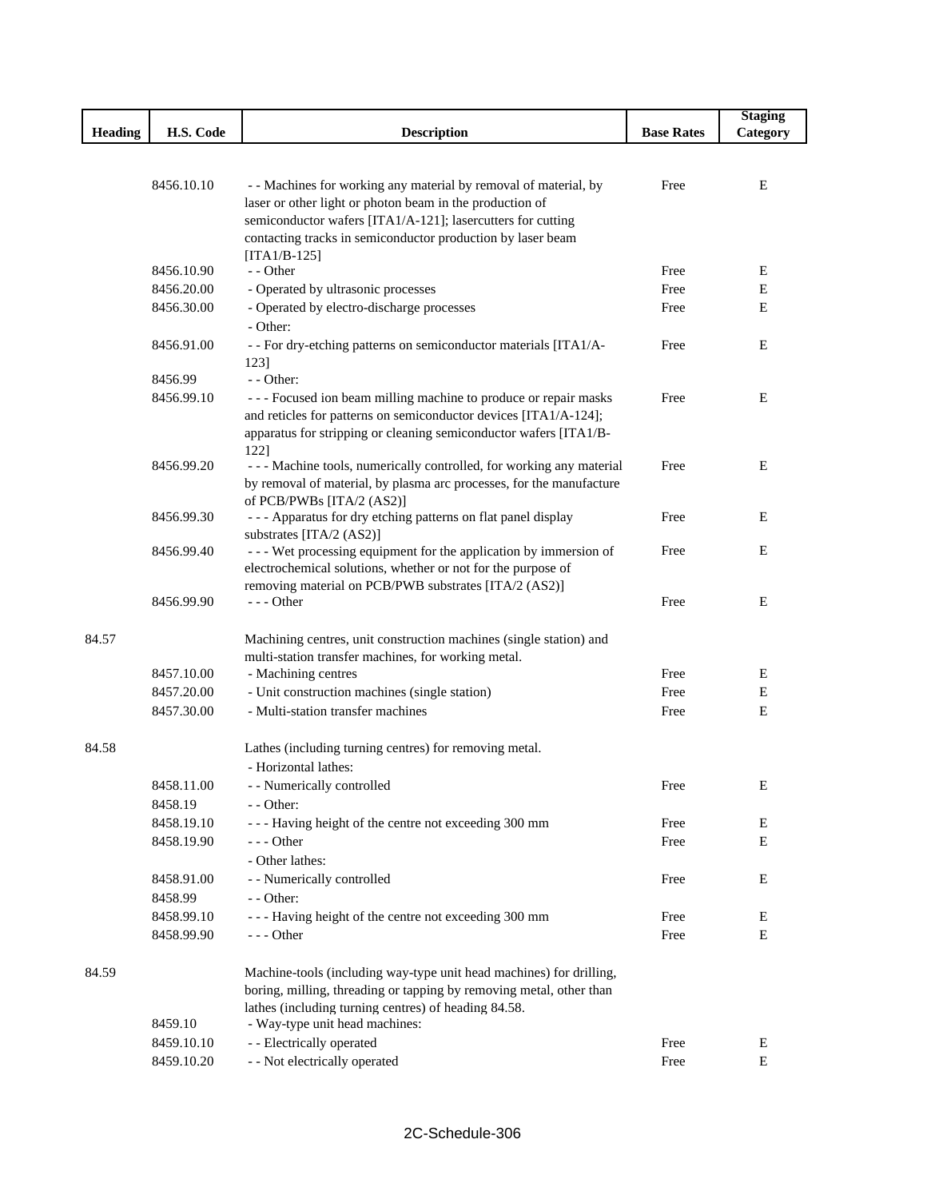| Heading | H.S. Code | Description | Base Rates | Staging Category |
|---|---|---|---|---|
| | 8456.10.10 | - - Machines for working any material by removal of material, by laser or other light or photon beam in the production of semiconductor wafers [ITA1/A-121]; lasercutters for cutting contacting tracks in semiconductor production by laser beam [ITA1/B-125] | Free | E |
| | 8456.10.90 | - - Other | Free | E |
| | 8456.20.00 | - Operated by ultrasonic processes | Free | E |
| | 8456.30.00 | - Operated by electro-discharge processes | Free | E |
| | | - Other: | | |
| | 8456.91.00 | - - For dry-etching patterns on semiconductor materials [ITA1/A-123] | Free | E |
| | 8456.99 | - - Other: | | |
| | 8456.99.10 | - - - Focused ion beam milling machine to produce or repair masks and reticles for patterns on semiconductor devices [ITA1/A-124]; apparatus for stripping or cleaning semiconductor wafers [ITA1/B-122] | Free | E |
| | 8456.99.20 | - - - Machine tools, numerically controlled, for working any material by removal of material, by plasma arc processes, for the manufacture of PCB/PWBs [ITA/2 (AS2)] | Free | E |
| | 8456.99.30 | - - - Apparatus for dry etching patterns on flat panel display substrates [ITA/2 (AS2)] | Free | E |
| | 8456.99.40 | - - - Wet processing equipment for the application by immersion of electrochemical solutions, whether or not for the purpose of removing material on PCB/PWB substrates [ITA/2 (AS2)] | Free | E |
| | 8456.99.90 | - - - Other | Free | E |
| 84.57 | | Machining centres, unit construction machines (single station) and multi-station transfer machines, for working metal. | | |
| | 8457.10.00 | - Machining centres | Free | E |
| | 8457.20.00 | - Unit construction machines (single station) | Free | E |
| | 8457.30.00 | - Multi-station transfer machines | Free | E |
| 84.58 | | Lathes (including turning centres) for removing metal. | | |
| | | - Horizontal lathes: | | |
| | 8458.11.00 | - - Numerically controlled | Free | E |
| | 8458.19 | - - Other: | | |
| | 8458.19.10 | - - - Having height of the centre not exceeding 300 mm | Free | E |
| | 8458.19.90 | - - - Other | Free | E |
| | | - Other lathes: | | |
| | 8458.91.00 | - - Numerically controlled | Free | E |
| | 8458.99 | - - Other: | | |
| | 8458.99.10 | - - - Having height of the centre not exceeding 300 mm | Free | E |
| | 8458.99.90 | - - - Other | Free | E |
| 84.59 | | Machine-tools (including way-type unit head machines) for drilling, boring, milling, threading or tapping by removing metal, other than lathes (including turning centres) of heading 84.58. | | |
| | 8459.10 | - Way-type unit head machines: | | |
| | 8459.10.10 | - - Electrically operated | Free | E |
| | 8459.10.20 | - - Not electrically operated | Free | E |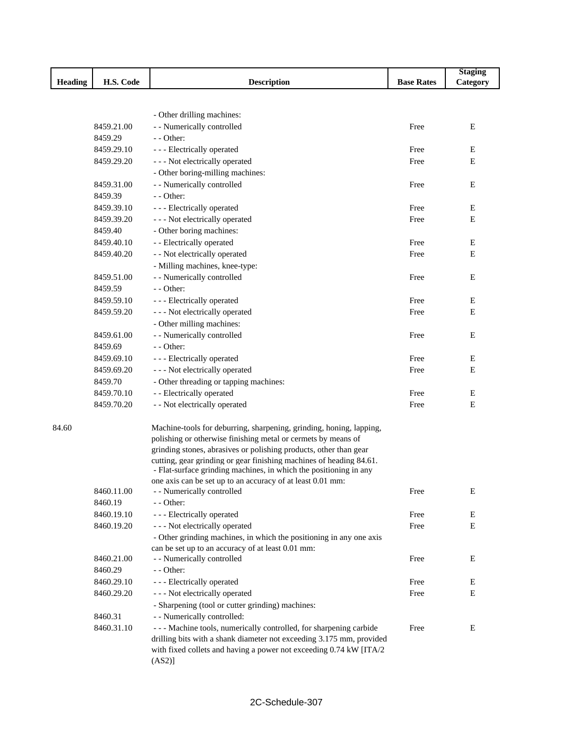| Heading | H.S. Code | Description | Base Rates | Staging Category |
|---|---|---|---|---|
| | | - Other drilling machines: | | |
| | 8459.21.00 | - - Numerically controlled | Free | E |
| | 8459.29 | - - Other: | | |
| | 8459.29.10 | - - - Electrically operated | Free | E |
| | 8459.29.20 | - - - Not electrically operated | Free | E |
| | | - Other boring-milling machines: | | |
| | 8459.31.00 | - - Numerically controlled | Free | E |
| | 8459.39 | - - Other: | | |
| | 8459.39.10 | - - - Electrically operated | Free | E |
| | 8459.39.20 | - - - Not electrically operated | Free | E |
| | 8459.40 | - Other boring machines: | | |
| | 8459.40.10 | - - Electrically operated | Free | E |
| | 8459.40.20 | - - Not electrically operated | Free | E |
| | | - Milling machines, knee-type: | | |
| | 8459.51.00 | - - Numerically controlled | Free | E |
| | 8459.59 | - - Other: | | |
| | 8459.59.10 | - - - Electrically operated | Free | E |
| | 8459.59.20 | - - - Not electrically operated | Free | E |
| | | - Other milling machines: | | |
| | 8459.61.00 | - - Numerically controlled | Free | E |
| | 8459.69 | - - Other: | | |
| | 8459.69.10 | - - - Electrically operated | Free | E |
| | 8459.69.20 | - - - Not electrically operated | Free | E |
| | 8459.70 | - Other threading or tapping machines: | | |
| | 8459.70.10 | - - Electrically operated | Free | E |
| | 8459.70.20 | - - Not electrically operated | Free | E |
| 84.60 | | Machine-tools for deburring, sharpening, grinding, honing, lapping, polishing or otherwise finishing metal or cermets by means of grinding stones, abrasives or polishing products, other than gear cutting, gear grinding or gear finishing machines of heading 84.61. | | |
| | | - Flat-surface grinding machines, in which the positioning in any one axis can be set up to an accuracy of at least 0.01 mm: | | |
| | 8460.11.00 | - - Numerically controlled | Free | E |
| | 8460.19 | - - Other: | | |
| | 8460.19.10 | - - - Electrically operated | Free | E |
| | 8460.19.20 | - - - Not electrically operated | Free | E |
| | | - Other grinding machines, in which the positioning in any one axis can be set up to an accuracy of at least 0.01 mm: | | |
| | 8460.21.00 | - - Numerically controlled | Free | E |
| | 8460.29 | - - Other: | | |
| | 8460.29.10 | - - - Electrically operated | Free | E |
| | 8460.29.20 | - - - Not electrically operated | Free | E |
| | | - Sharpening (tool or cutter grinding) machines: | | |
| | 8460.31 | - - Numerically controlled: | | |
| | 8460.31.10 | - - - Machine tools, numerically controlled, for sharpening carbide drilling bits with a shank diameter not exceeding 3.175 mm, provided with fixed collets and having a power not exceeding 0.74 kW [ITA/2 (AS2)] | Free | E |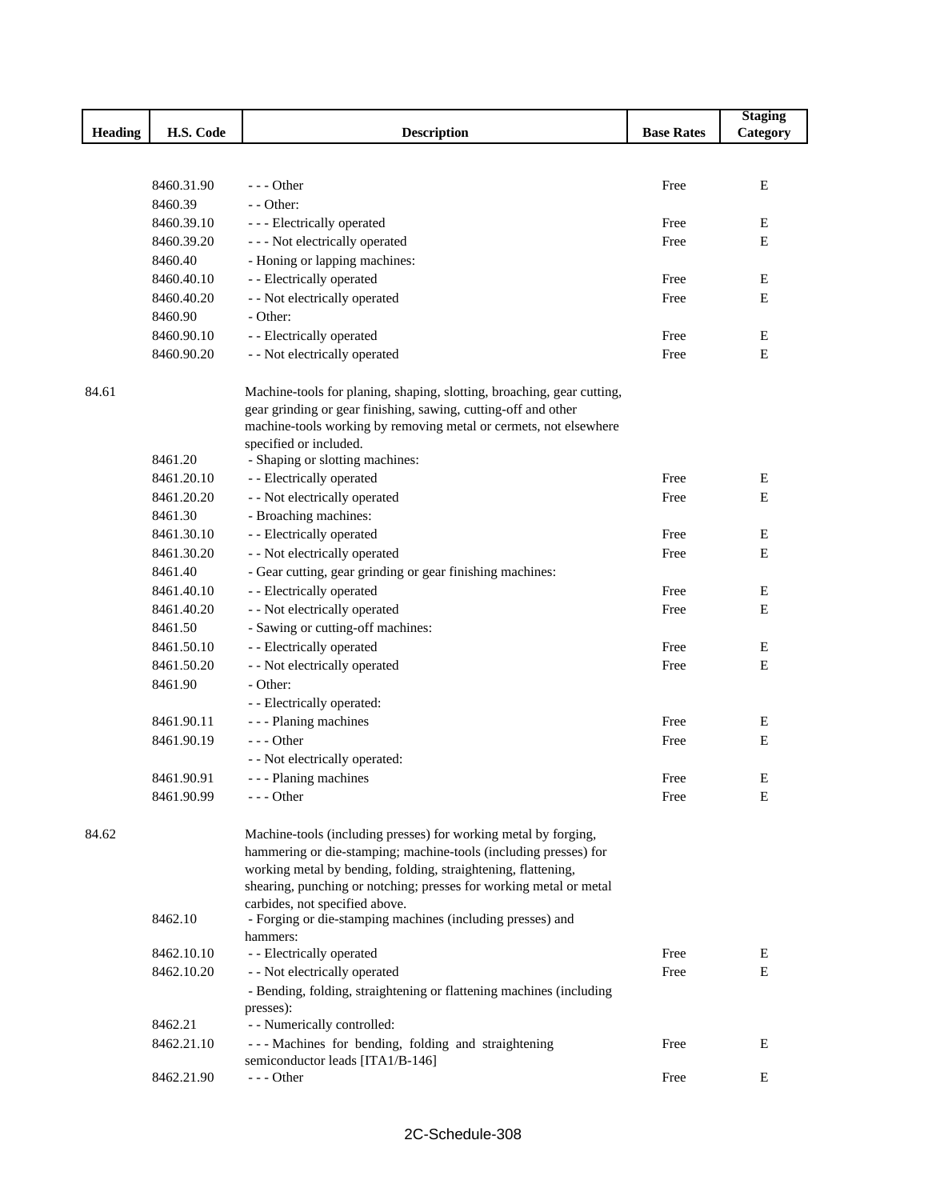| Heading | H.S. Code | Description | Base Rates | Staging Category |
|---|---|---|---|---|
| | 8460.31.90 | - - - Other | Free | E |
| | 8460.39 | - - Other: | | |
| | 8460.39.10 | - - - Electrically operated | Free | E |
| | 8460.39.20 | - - - Not electrically operated | Free | E |
| | 8460.40 | - Honing or lapping machines: | | |
| | 8460.40.10 | - - Electrically operated | Free | E |
| | 8460.40.20 | - - Not electrically operated | Free | E |
| | 8460.90 | - Other: | | |
| | 8460.90.10 | - - Electrically operated | Free | E |
| | 8460.90.20 | - - Not electrically operated | Free | E |
| 84.61 | | Machine-tools for planing, shaping, slotting, broaching, gear cutting, gear grinding or gear finishing, sawing, cutting-off and other machine-tools working by removing metal or cermets, not elsewhere specified or included. | | |
| | 8461.20 | - Shaping or slotting machines: | | |
| | 8461.20.10 | - - Electrically operated | Free | E |
| | 8461.20.20 | - - Not electrically operated | Free | E |
| | 8461.30 | - Broaching machines: | | |
| | 8461.30.10 | - - Electrically operated | Free | E |
| | 8461.30.20 | - - Not electrically operated | Free | E |
| | 8461.40 | - Gear cutting, gear grinding or gear finishing machines: | | |
| | 8461.40.10 | - - Electrically operated | Free | E |
| | 8461.40.20 | - - Not electrically operated | Free | E |
| | 8461.50 | - Sawing or cutting-off machines: | | |
| | 8461.50.10 | - - Electrically operated | Free | E |
| | 8461.50.20 | - - Not electrically operated | Free | E |
| | 8461.90 | - Other: | | |
| | | - - Electrically operated: | | |
| | 8461.90.11 | - - - Planing machines | Free | E |
| | 8461.90.19 | - - - Other | Free | E |
| | | - - Not electrically operated: | | |
| | 8461.90.91 | - - - Planing machines | Free | E |
| | 8461.90.99 | - - - Other | Free | E |
| 84.62 | | Machine-tools (including presses) for working metal by forging, hammering or die-stamping; machine-tools (including presses) for working metal by bending, folding, straightening, flattening, shearing, punching or notching; presses for working metal or metal carbides, not specified above. | | |
| | 8462.10 | - Forging or die-stamping machines (including presses) and hammers: | | |
| | 8462.10.10 | - - Electrically operated | Free | E |
| | 8462.10.20 | - - Not electrically operated | Free | E |
| | | - Bending, folding, straightening or flattening machines (including presses): | | |
| | 8462.21 | - - Numerically controlled: | | |
| | 8462.21.10 | - - - Machines for bending, folding and straightening semiconductor leads [ITA1/B-146] | Free | E |
| | 8462.21.90 | - - - Other | Free | E |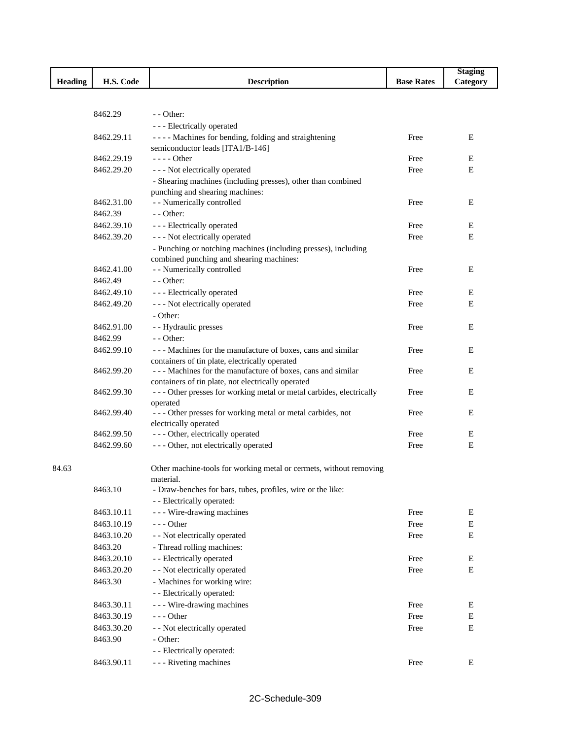| Heading | H.S. Code | Description | Base Rates | Staging Category |
|---|---|---|---|---|
| | 8462.29 | - - Other: | | |
| | | - - - Electrically operated | | |
| | 8462.29.11 | - - - - Machines for bending, folding and straightening semiconductor leads [ITA1/B-146] | Free | E |
| | 8462.29.19 | - - - - Other | Free | E |
| | 8462.29.20 | - - - Not electrically operated | Free | E |
| | | - Shearing machines (including presses), other than combined punching and shearing machines: | | |
| | 8462.31.00 | - - Numerically controlled | Free | E |
| | 8462.39 | - - Other: | | |
| | 8462.39.10 | - - - Electrically operated | Free | E |
| | 8462.39.20 | - - - Not electrically operated | Free | E |
| | | - Punching or notching machines (including presses), including combined punching and shearing machines: | | |
| | 8462.41.00 | - - Numerically controlled | Free | E |
| | 8462.49 | - - Other: | | |
| | 8462.49.10 | - - - Electrically operated | Free | E |
| | 8462.49.20 | - - - Not electrically operated | Free | E |
| | | - Other: | | |
| | 8462.91.00 | - - Hydraulic presses | Free | E |
| | 8462.99 | - - Other: | | |
| | 8462.99.10 | - - - Machines for the manufacture of boxes, cans and similar containers of tin plate, electrically operated | Free | E |
| | 8462.99.20 | - - - Machines for the manufacture of boxes, cans and similar containers of tin plate, not electrically operated | Free | E |
| | 8462.99.30 | - - - Other presses for working metal or metal carbides, electrically operated | Free | E |
| | 8462.99.40 | - - - Other presses for working metal or metal carbides, not electrically operated | Free | E |
| | 8462.99.50 | - - - Other, electrically operated | Free | E |
| | 8462.99.60 | - - - Other, not electrically operated | Free | E |
| 84.63 | | Other machine-tools for working metal or cermets, without removing material. | | |
| | 8463.10 | - Draw-benches for bars, tubes, profiles, wire or the like: | | |
| | | - - Electrically operated: | | |
| | 8463.10.11 | - - - Wire-drawing machines | Free | E |
| | 8463.10.19 | - - - Other | Free | E |
| | 8463.10.20 | - - Not electrically operated | Free | E |
| | 8463.20 | - Thread rolling machines: | | |
| | 8463.20.10 | - - Electrically operated | Free | E |
| | 8463.20.20 | - - Not electrically operated | Free | E |
| | 8463.30 | - Machines for working wire: | | |
| | | - - Electrically operated: | | |
| | 8463.30.11 | - - - Wire-drawing machines | Free | E |
| | 8463.30.19 | - - - Other | Free | E |
| | 8463.30.20 | - - Not electrically operated | Free | E |
| | 8463.90 | - Other: | | |
| | | - - Electrically operated: | | |
| | 8463.90.11 | - - - Riveting machines | Free | E |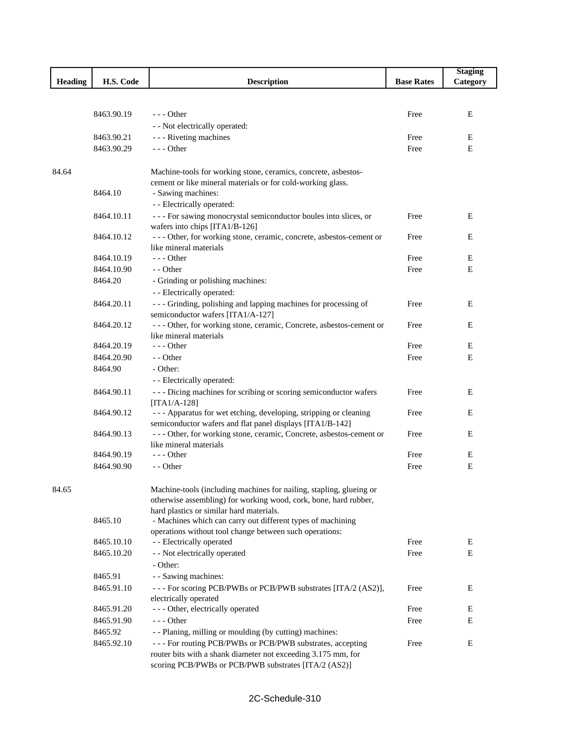| Heading | H.S. Code | Description | Base Rates | Staging Category |
|---|---|---|---|---|
| | 8463.90.19 | - - - Other | Free | E |
| | | - - Not electrically operated: | | |
| | 8463.90.21 | - - - Riveting machines | Free | E |
| | 8463.90.29 | - - - Other | Free | E |
| 84.64 | | Machine-tools for working stone, ceramics, concrete, asbestos-cement or like mineral materials or for cold-working glass. | | |
| | 8464.10 | - Sawing machines: | | |
| | | - - Electrically operated: | | |
| | 8464.10.11 | - - - For sawing monocrystal semiconductor boules into slices, or wafers into chips [ITA1/B-126] | Free | E |
| | 8464.10.12 | - - - Other, for working stone, ceramic, concrete, asbestos-cement or like mineral materials | Free | E |
| | 8464.10.19 | - - - Other | Free | E |
| | 8464.10.90 | - - Other | Free | E |
| | 8464.20 | - Grinding or polishing machines: | | |
| | | - - Electrically operated: | | |
| | 8464.20.11 | - - - Grinding, polishing and lapping machines for processing of semiconductor wafers [ITA1/A-127] | Free | E |
| | 8464.20.12 | - - - Other, for working stone, ceramic, Concrete, asbestos-cement or like mineral materials | Free | E |
| | 8464.20.19 | - - - Other | Free | E |
| | 8464.20.90 | - - Other | Free | E |
| | 8464.90 | - Other: | | |
| | | - - Electrically operated: | | |
| | 8464.90.11 | - - - Dicing machines for scribing or scoring semiconductor wafers [ITA1/A-128] | Free | E |
| | 8464.90.12 | - - - Apparatus for wet etching, developing, stripping or cleaning semiconductor wafers and flat panel displays [ITA1/B-142] | Free | E |
| | 8464.90.13 | - - - Other, for working stone, ceramic, Concrete, asbestos-cement or like mineral materials | Free | E |
| | 8464.90.19 | - - - Other | Free | E |
| | 8464.90.90 | - - Other | Free | E |
| 84.65 | | Machine-tools (including machines for nailing, stapling, glueing or otherwise assembling) for working wood, cork, bone, hard rubber, hard plastics or similar hard materials. | | |
| | 8465.10 | - Machines which can carry out different types of machining operations without tool change between such operations: | | |
| | 8465.10.10 | - - Electrically operated | Free | E |
| | 8465.10.20 | - - Not electrically operated | Free | E |
| | | - Other: | | |
| | 8465.91 | - - Sawing machines: | | |
| | 8465.91.10 | - - - For scoring PCB/PWBs or PCB/PWB substrates [ITA/2 (AS2)], electrically operated | Free | E |
| | 8465.91.20 | - - - Other, electrically operated | Free | E |
| | 8465.91.90 | - - - Other | Free | E |
| | 8465.92 | - - Planing, milling or moulding (by cutting) machines: | | |
| | 8465.92.10 | - - - For routing PCB/PWBs or PCB/PWB substrates, accepting router bits with a shank diameter not exceeding 3.175 mm, for scoring PCB/PWBs or PCB/PWB substrates [ITA/2 (AS2)] | Free | E |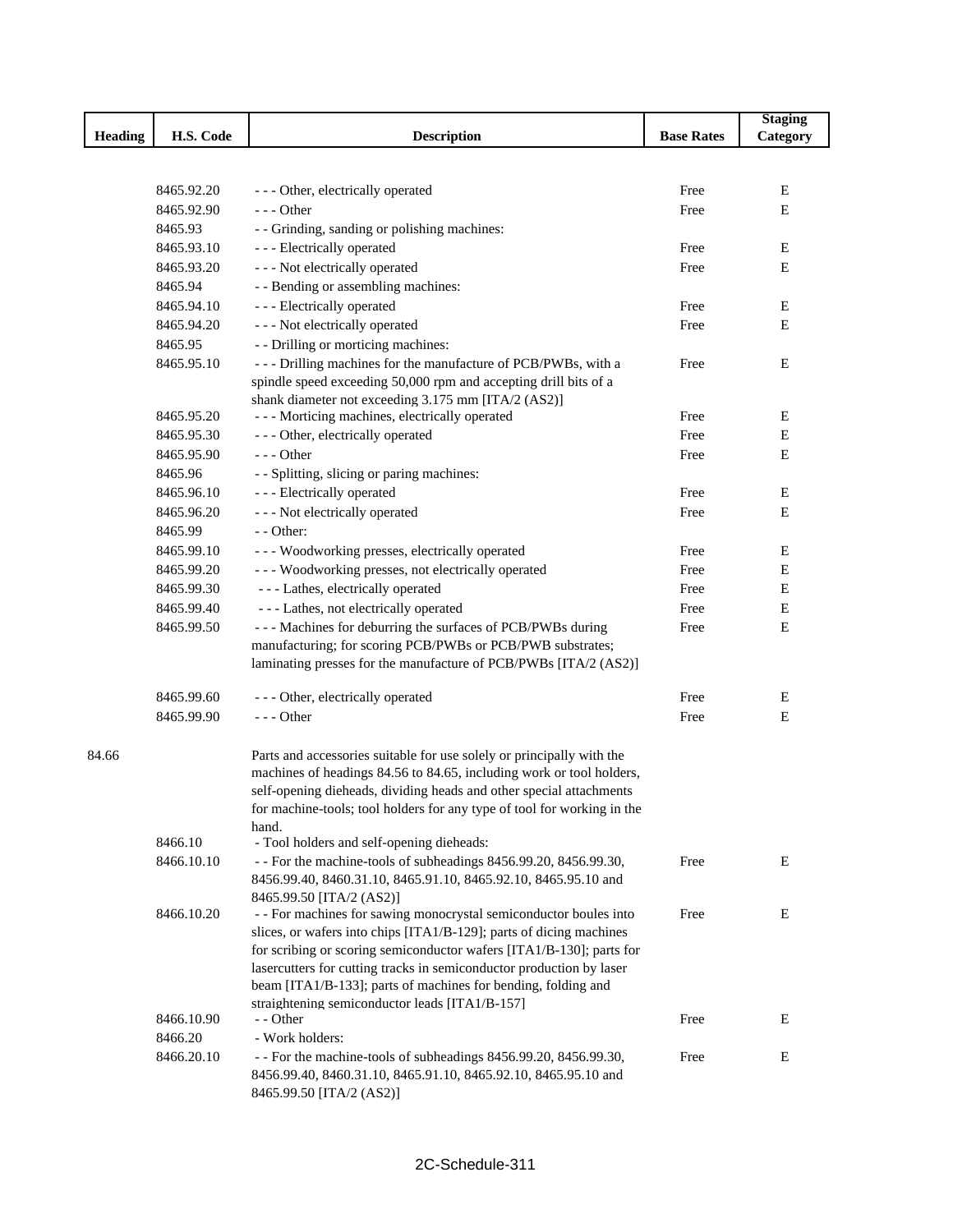| Heading | H.S. Code | Description | Base Rates | Staging Category |
|---|---|---|---|---|
| | 8465.92.20 | - - - Other, electrically operated | Free | E |
| | 8465.92.90 | - - - Other | Free | E |
| | 8465.93 | - - Grinding, sanding or polishing machines: | | |
| | 8465.93.10 | - - - Electrically operated | Free | E |
| | 8465.93.20 | - - - Not electrically operated | Free | E |
| | 8465.94 | - - Bending or assembling machines: | | |
| | 8465.94.10 | - - - Electrically operated | Free | E |
| | 8465.94.20 | - - - Not electrically operated | Free | E |
| | 8465.95 | - - Drilling or morticing machines: | | |
| | 8465.95.10 | - - - Drilling machines for the manufacture of PCB/PWBs, with a spindle speed exceeding 50,000 rpm and accepting drill bits of a shank diameter not exceeding 3.175 mm [ITA/2 (AS2)] | Free | E |
| | 8465.95.20 | - - - Morticing machines, electrically operated | Free | E |
| | 8465.95.30 | - - - Other, electrically operated | Free | E |
| | 8465.95.90 | - - - Other | Free | E |
| | 8465.96 | - - Splitting, slicing or paring machines: | | |
| | 8465.96.10 | - - - Electrically operated | Free | E |
| | 8465.96.20 | - - - Not electrically operated | Free | E |
| | 8465.99 | - - Other: | | |
| | 8465.99.10 | - - - Woodworking presses, electrically operated | Free | E |
| | 8465.99.20 | - - - Woodworking presses, not electrically operated | Free | E |
| | 8465.99.30 | - - - Lathes, electrically operated | Free | E |
| | 8465.99.40 | - - - Lathes, not electrically operated | Free | E |
| | 8465.99.50 | - - - Machines for deburring the surfaces of PCB/PWBs during manufacturing; for scoring PCB/PWBs or PCB/PWB substrates; laminating presses for the manufacture of PCB/PWBs [ITA/2 (AS2)] | Free | E |
| | 8465.99.60 | - - - Other, electrically operated | Free | E |
| | 8465.99.90 | - - - Other | Free | E |
| 84.66 | | Parts and accessories suitable for use solely or principally with the machines of headings 84.56 to 84.65, including work or tool holders, self-opening dieheads, dividing heads and other special attachments for machine-tools; tool holders for any type of tool for working in the hand. | | |
| | 8466.10 | - Tool holders and self-opening dieheads: | | |
| | 8466.10.10 | - - For the machine-tools of subheadings 8456.99.20, 8456.99.30, 8456.99.40, 8460.31.10, 8465.91.10, 8465.92.10, 8465.95.10 and 8465.99.50 [ITA/2 (AS2)] | Free | E |
| | 8466.10.20 | - - For machines for sawing monocrystal semiconductor boules into slices, or wafers into chips [ITA1/B-129]; parts of dicing machines for scribing or scoring semiconductor wafers [ITA1/B-130]; parts for lasercutters for cutting tracks in semiconductor production by laser beam [ITA1/B-133]; parts of machines for bending, folding and straightening semiconductor leads [ITA1/B-157] | Free | E |
| | 8466.10.90 | - - Other | Free | E |
| | 8466.20 | - Work holders: | | |
| | 8466.20.10 | - - For the machine-tools of subheadings 8456.99.20, 8456.99.30, 8456.99.40, 8460.31.10, 8465.91.10, 8465.92.10, 8465.95.10 and 8465.99.50 [ITA/2 (AS2)] | Free | E |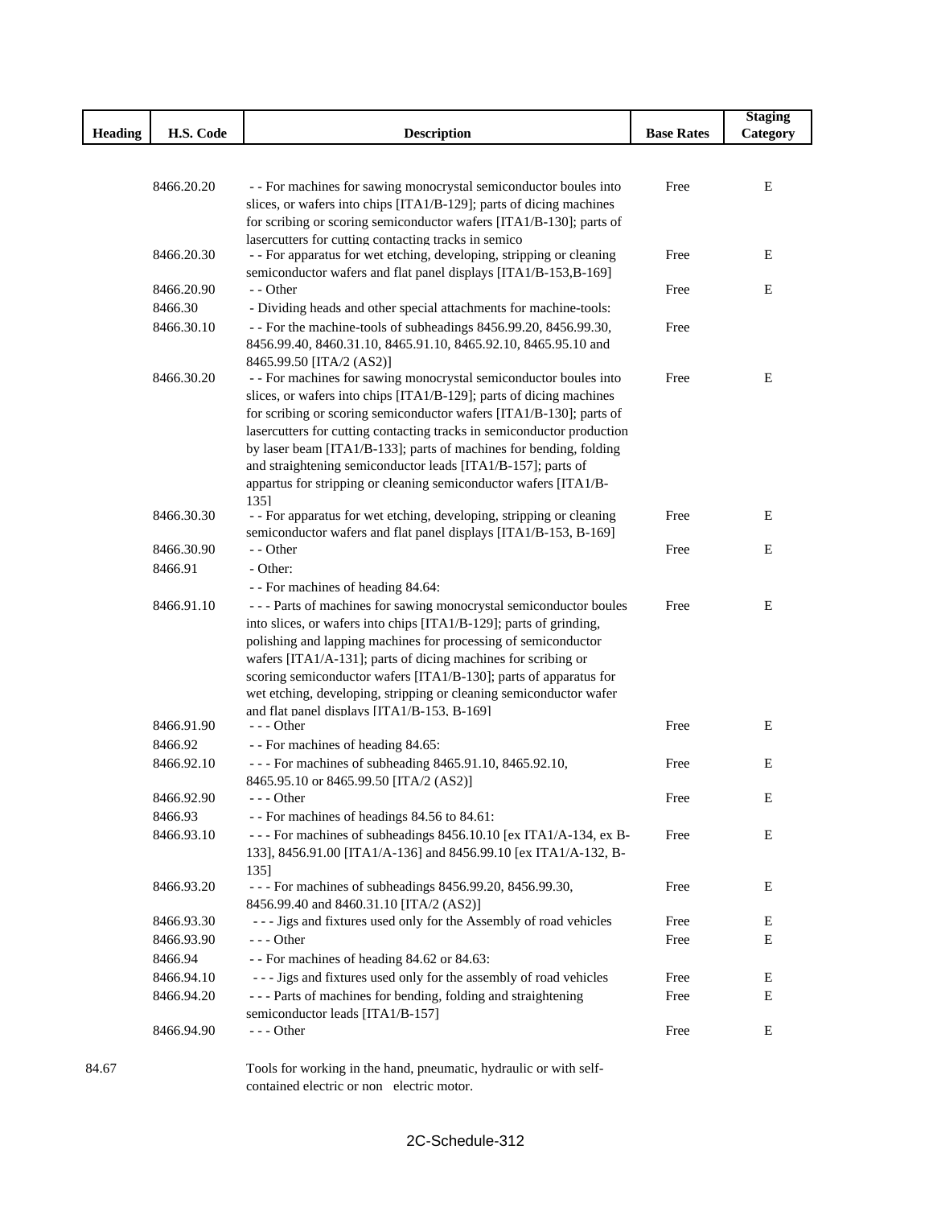| Heading | H.S. Code | Description | Base Rates | Staging Category |
|---|---|---|---|---|
| | 8466.20.20 | - - For machines for sawing monocrystal semiconductor boules into slices, or wafers into chips [ITA1/B-129]; parts of dicing machines for scribing or scoring semiconductor wafers [ITA1/B-130]; parts of lasercutters for cutting contacting tracks in semico | Free | E |
| | 8466.20.30 | - - For apparatus for wet etching, developing, stripping or cleaning semiconductor wafers and flat panel displays [ITA1/B-153,B-169] | Free | E |
| | 8466.20.90 | - - Other | Free | E |
| | 8466.30 | - Dividing heads and other special attachments for machine-tools: | | |
| | 8466.30.10 | - - For the machine-tools of subheadings 8456.99.20, 8456.99.30, 8456.99.40, 8460.31.10, 8465.91.10, 8465.92.10, 8465.95.10 and 8465.99.50 [ITA/2 (AS2)] | Free | |
| | 8466.30.20 | - - For machines for sawing monocrystal semiconductor boules into slices, or wafers into chips [ITA1/B-129]; parts of dicing machines for scribing or scoring semiconductor wafers [ITA1/B-130]; parts of lasercutters for cutting contacting tracks in semiconductor production by laser beam [ITA1/B-133]; parts of machines for bending, folding and straightening semiconductor leads [ITA1/B-157]; parts of appartus for stripping or cleaning semiconductor wafers [ITA1/B-135] | Free | E |
| | 8466.30.30 | - - For apparatus for wet etching, developing, stripping or cleaning semiconductor wafers and flat panel displays [ITA1/B-153, B-169] | Free | E |
| | 8466.30.90 | - - Other | Free | E |
| | 8466.91 | - Other: | | |
| | | - - For machines of heading 84.64: | | |
| | 8466.91.10 | - - - Parts of machines for sawing monocrystal semiconductor boules into slices, or wafers into chips [ITA1/B-129]; parts of grinding, polishing and lapping machines for processing of semiconductor wafers [ITA1/A-131]; parts of dicing machines for scribing or scoring semiconductor wafers [ITA1/B-130]; parts of apparatus for wet etching, developing, stripping or cleaning semiconductor wafer and flat panel displays [ITA1/B-153, B-169] | Free | E |
| | 8466.91.90 | - - - Other | Free | E |
| | 8466.92 | - - For machines of heading 84.65: | | |
| | 8466.92.10 | - - - For machines of subheading 8465.91.10, 8465.92.10, 8465.95.10 or 8465.99.50 [ITA/2 (AS2)] | Free | E |
| | 8466.92.90 | - - - Other | Free | E |
| | 8466.93 | - - For machines of headings 84.56 to 84.61: | | |
| | 8466.93.10 | - - - For machines of subheadings 8456.10.10 [ex ITA1/A-134, ex B-133], 8456.91.00 [ITA1/A-136] and 8456.99.10 [ex ITA1/A-132, B-135] | Free | E |
| | 8466.93.20 | - - - For machines of subheadings 8456.99.20, 8456.99.30, 8456.99.40 and 8460.31.10 [ITA/2 (AS2)] | Free | E |
| | 8466.93.30 | - - - Jigs and fixtures used only for the Assembly of road vehicles | Free | E |
| | 8466.93.90 | - - - Other | Free | E |
| | 8466.94 | - - For machines of heading 84.62 or 84.63: | | |
| | 8466.94.10 | - - - Jigs and fixtures used only for the assembly of road vehicles | Free | E |
| | 8466.94.20 | - - - Parts of machines for bending, folding and straightening semiconductor leads [ITA1/B-157] | Free | E |
| | 8466.94.90 | - - - Other | Free | E |
| 84.67 | | Tools for working in the hand, pneumatic, hydraulic or with self-contained electric or non electric motor. | | |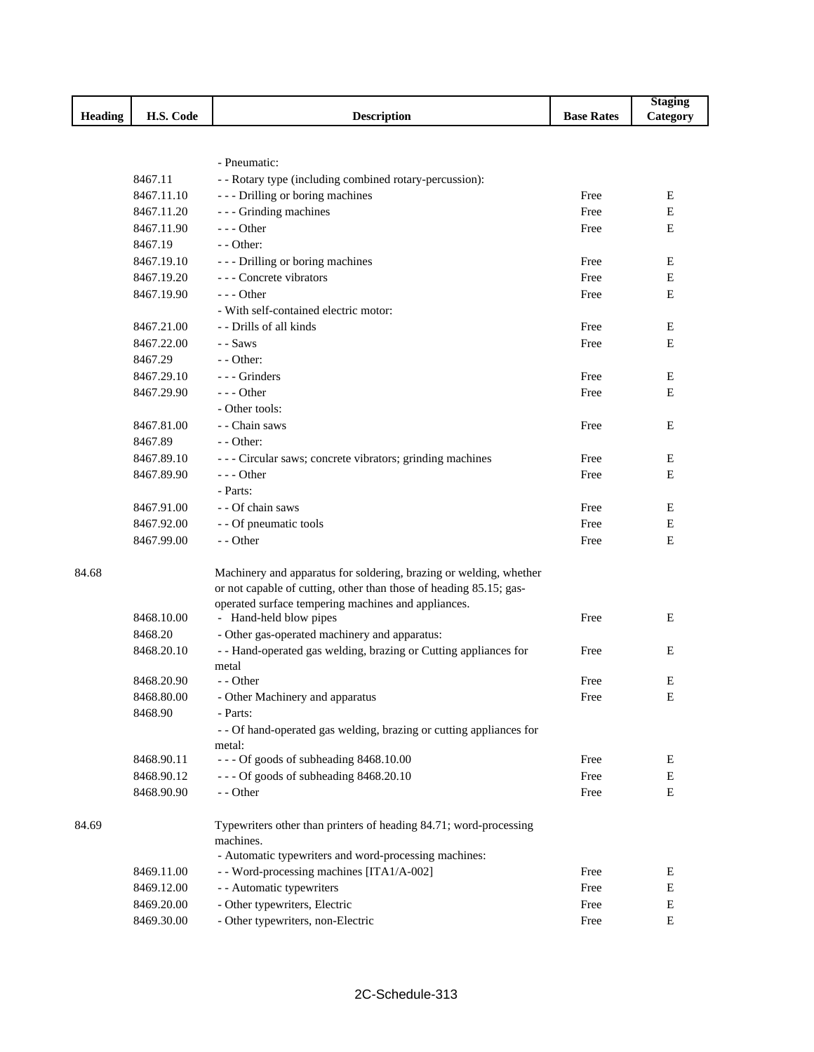| Heading | H.S. Code | Description | Base Rates | Staging Category |
|---|---|---|---|---|
| | | - Pneumatic: | | |
| | 8467.11 | - - Rotary type (including combined rotary-percussion): | | |
| | 8467.11.10 | - - - Drilling or boring machines | Free | E |
| | 8467.11.20 | - - - Grinding machines | Free | E |
| | 8467.11.90 | - - - Other | Free | E |
| | 8467.19 | - - Other: | | |
| | 8467.19.10 | - - - Drilling or boring machines | Free | E |
| | 8467.19.20 | - - - Concrete vibrators | Free | E |
| | 8467.19.90 | - - - Other | Free | E |
| | | - With self-contained electric motor: | | |
| | 8467.21.00 | - - Drills of all kinds | Free | E |
| | 8467.22.00 | - - Saws | Free | E |
| | 8467.29 | - - Other: | | |
| | 8467.29.10 | - - - Grinders | Free | E |
| | 8467.29.90 | - - - Other | Free | E |
| | | - Other tools: | | |
| | 8467.81.00 | - - Chain saws | Free | E |
| | 8467.89 | - - Other: | | |
| | 8467.89.10 | - - - Circular saws; concrete vibrators; grinding machines | Free | E |
| | 8467.89.90 | - - - Other | Free | E |
| | | - Parts: | | |
| | 8467.91.00 | - - Of chain saws | Free | E |
| | 8467.92.00 | - - Of pneumatic tools | Free | E |
| | 8467.99.00 | - - Other | Free | E |
| 84.68 | | Machinery and apparatus for soldering, brazing or welding, whether or not capable of cutting, other than those of heading 85.15; gas-operated surface tempering machines and appliances. | | |
| | 8468.10.00 | - Hand-held blow pipes | Free | E |
| | 8468.20 | - Other gas-operated machinery and apparatus: | | |
| | 8468.20.10 | - - Hand-operated gas welding, brazing or Cutting appliances for metal | Free | E |
| | 8468.20.90 | - - Other | Free | E |
| | 8468.80.00 | - Other Machinery and apparatus | Free | E |
| | 8468.90 | - Parts: | | |
| | | - - Of hand-operated gas welding, brazing or cutting appliances for metal: | | |
| | 8468.90.11 | - - - Of goods of subheading 8468.10.00 | Free | E |
| | 8468.90.12 | - - - Of goods of subheading 8468.20.10 | Free | E |
| | 8468.90.90 | - - Other | Free | E |
| 84.69 | | Typewriters other than printers of heading 84.71; word-processing machines. | | |
| | | - Automatic typewriters and word-processing machines: | | |
| | 8469.11.00 | - - Word-processing machines [ITA1/A-002] | Free | E |
| | 8469.12.00 | - - Automatic typewriters | Free | E |
| | 8469.20.00 | - Other typewriters, Electric | Free | E |
| | 8469.30.00 | - Other typewriters, non-Electric | Free | E |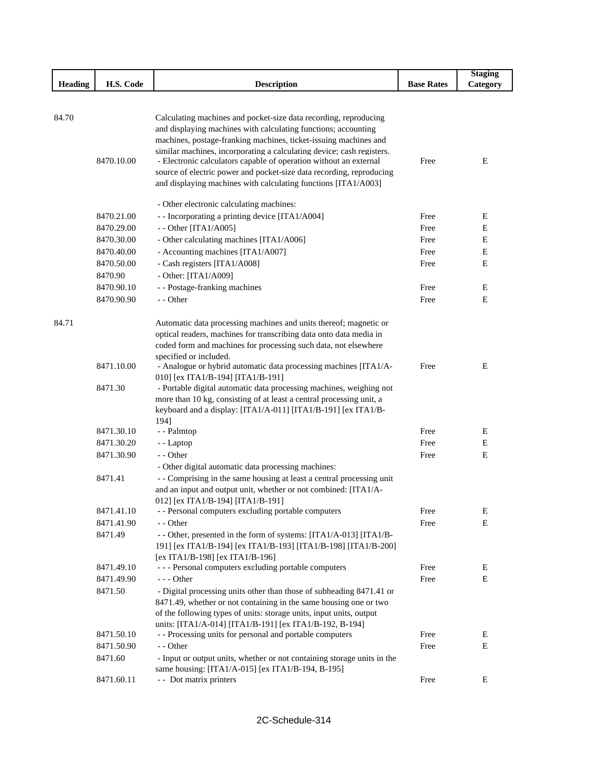| Heading | H.S. Code | Description | Base Rates | Staging Category |
|---|---|---|---|---|
| 84.70 | | Calculating machines and pocket-size data recording, reproducing and displaying machines with calculating functions; accounting machines, postage-franking machines, ticket-issuing machines and similar machines, incorporating a calculating device; cash registers. | | |
| | 8470.10.00 | - Electronic calculators capable of operation without an external source of electric power and pocket-size data recording, reproducing and displaying machines with calculating functions [ITA1/A003] | Free | E |
| | | - Other electronic calculating machines: | | |
| | 8470.21.00 | - - Incorporating a printing device [ITA1/A004] | Free | E |
| | 8470.29.00 | - - Other [ITA1/A005] | Free | E |
| | 8470.30.00 | - Other calculating machines [ITA1/A006] | Free | E |
| | 8470.40.00 | - Accounting machines [ITA1/A007] | Free | E |
| | 8470.50.00 | - Cash registers [ITA1/A008] | Free | E |
| | 8470.90 | - Other: [ITA1/A009] | | |
| | 8470.90.10 | - - Postage-franking machines | Free | E |
| | 8470.90.90 | - - Other | Free | E |
| 84.71 | | Automatic data processing machines and units thereof; magnetic or optical readers, machines for transcribing data onto data media in coded form and machines for processing such data, not elsewhere specified or included. | | |
| | 8471.10.00 | - Analogue or hybrid automatic data processing machines [ITA1/A-010] [ex ITA1/B-194] [ITA1/B-191] | Free | E |
| | 8471.30 | - Portable digital automatic data processing machines, weighing not more than 10 kg, consisting of at least a central processing unit, a keyboard and a display: [ITA1/A-011] [ITA1/B-191] [ex ITA1/B-194] | | |
| | 8471.30.10 | - - Palmtop | Free | E |
| | 8471.30.20 | - - Laptop | Free | E |
| | 8471.30.90 | - - Other | Free | E |
| | | - Other digital automatic data processing machines: | | |
| | 8471.41 | - - Comprising in the same housing at least a central processing unit and an input and output unit, whether or not combined: [ITA1/A-012] [ex ITA1/B-194] [ITA1/B-191] | | |
| | 8471.41.10 | - - Personal computers excluding portable computers | Free | E |
| | 8471.41.90 | - - Other | Free | E |
| | 8471.49 | - - Other, presented in the form of systems: [ITA1/A-013] [ITA1/B-191] [ex ITA1/B-194] [ex ITA1/B-193] [ITA1/B-198] [ITA1/B-200] [ex ITA1/B-198] [ex ITA1/B-196] | | |
| | 8471.49.10 | - - - Personal computers excluding portable computers | Free | E |
| | 8471.49.90 | - - - Other | Free | E |
| | 8471.50 | - Digital processing units other than those of subheading 8471.41 or 8471.49, whether or not containing in the same housing one or two of the following types of units: storage units, input units, output units: [ITA1/A-014] [ITA1/B-191] [ex ITA1/B-192, B-194] | | |
| | 8471.50.10 | - - Processing units for personal and portable computers | Free | E |
| | 8471.50.90 | - - Other | Free | E |
| | 8471.60 | - Input or output units, whether or not containing storage units in the same housing: [ITA1/A-015] [ex ITA1/B-194, B-195] | | |
| | 8471.60.11 | - - Dot matrix printers | Free | E |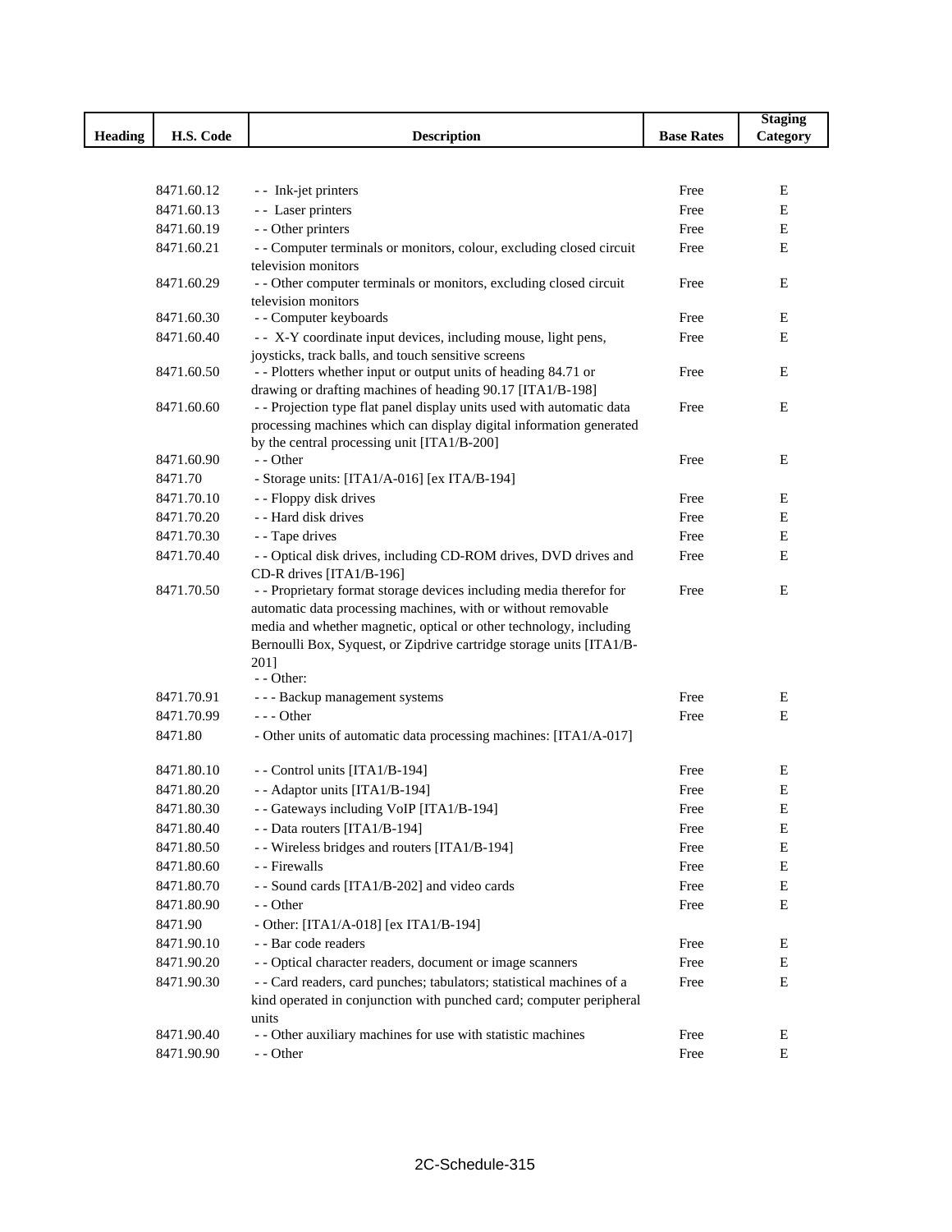| Heading | H.S. Code | Description | Base Rates | Staging Category |
|---|---|---|---|---|
| | 8471.60.12 | - - Ink-jet printers | Free | E |
| | 8471.60.13 | - - Laser printers | Free | E |
| | 8471.60.19 | - - Other printers | Free | E |
| | 8471.60.21 | - - Computer terminals or monitors, colour, excluding closed circuit television monitors | Free | E |
| | 8471.60.29 | - - Other computer terminals or monitors, excluding closed circuit television monitors | Free | E |
| | 8471.60.30 | - - Computer keyboards | Free | E |
| | 8471.60.40 | - - X-Y coordinate input devices, including mouse, light pens, joysticks, track balls, and touch sensitive screens | Free | E |
| | 8471.60.50 | - - Plotters whether input or output units of heading 84.71 or drawing or drafting machines of heading 90.17 [ITA1/B-198] | Free | E |
| | 8471.60.60 | - - Projection type flat panel display units used with automatic data processing machines which can display digital information generated by the central processing unit [ITA1/B-200] | Free | E |
| | 8471.60.90 | - - Other | Free | E |
| | 8471.70 | - Storage units: [ITA1/A-016] [ex ITA/B-194] | | |
| | 8471.70.10 | - - Floppy disk drives | Free | E |
| | 8471.70.20 | - - Hard disk drives | Free | E |
| | 8471.70.30 | - - Tape drives | Free | E |
| | 8471.70.40 | - - Optical disk drives, including CD-ROM drives, DVD drives and CD-R drives [ITA1/B-196] | Free | E |
| | 8471.70.50 | - - Proprietary format storage devices including media therefor for automatic data processing machines, with or without removable media and whether magnetic, optical or other technology, including Bernoulli Box, Syquest, or Zipdrive cartridge storage units [ITA1/B-201] | Free | E |
| | | - - Other: | | |
| | 8471.70.91 | - - - Backup management systems | Free | E |
| | 8471.70.99 | - - - Other | Free | E |
| | 8471.80 | - Other units of automatic data processing machines: [ITA1/A-017] | | |
| | 8471.80.10 | - - Control units [ITA1/B-194] | Free | E |
| | 8471.80.20 | - - Adaptor units [ITA1/B-194] | Free | E |
| | 8471.80.30 | - - Gateways including VoIP [ITA1/B-194] | Free | E |
| | 8471.80.40 | - - Data routers [ITA1/B-194] | Free | E |
| | 8471.80.50 | - - Wireless bridges and routers [ITA1/B-194] | Free | E |
| | 8471.80.60 | - - Firewalls | Free | E |
| | 8471.80.70 | - - Sound cards [ITA1/B-202] and video cards | Free | E |
| | 8471.80.90 | - - Other | Free | E |
| | 8471.90 | - Other: [ITA1/A-018] [ex ITA1/B-194] | | |
| | 8471.90.10 | - - Bar code readers | Free | E |
| | 8471.90.20 | - - Optical character readers, document or image scanners | Free | E |
| | 8471.90.30 | - - Card readers, card punches; tabulators; statistical machines of a kind operated in conjunction with punched card; computer peripheral units | Free | E |
| | 8471.90.40 | - - Other auxiliary machines for use with statistic machines | Free | E |
| | 8471.90.90 | - - Other | Free | E |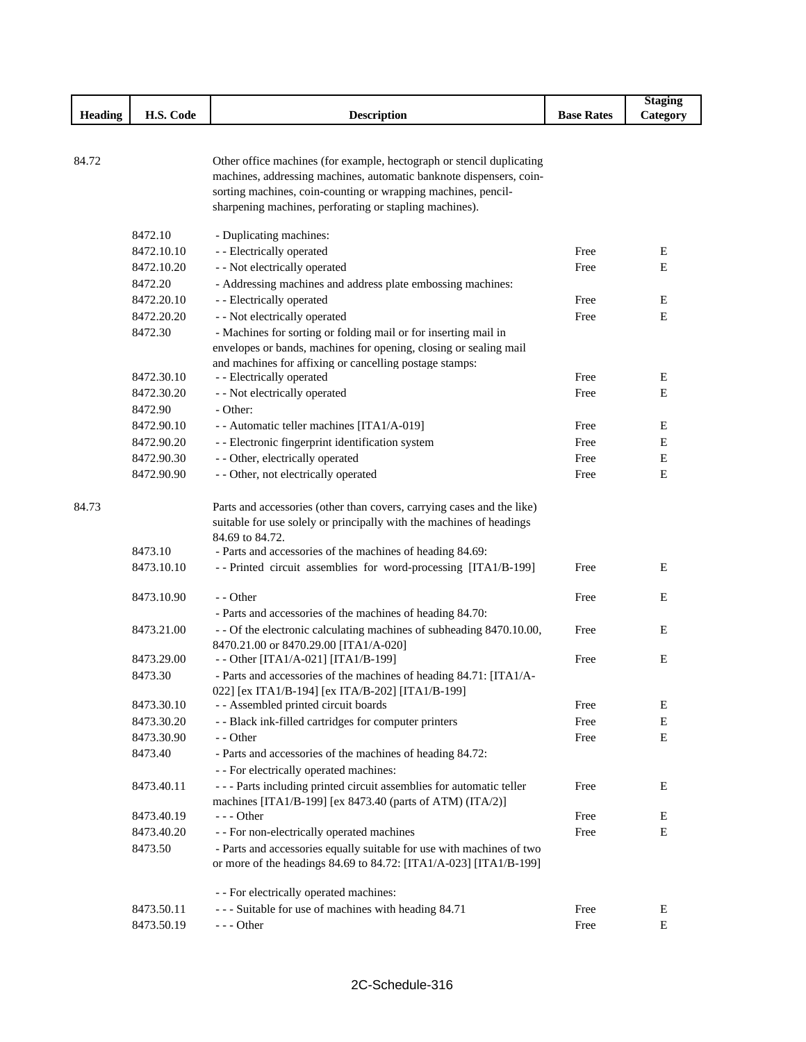| Heading | H.S. Code | Description | Base Rates | Staging Category |
|---|---|---|---|---|
| 84.72 | | Other office machines (for example, hectograph or stencil duplicating machines, addressing machines, automatic banknote dispensers, coin-sorting machines, coin-counting or wrapping machines, pencil-sharpening machines, perforating or stapling machines). | | |
| | 8472.10 | - Duplicating machines: | | |
| | 8472.10.10 | - - Electrically operated | Free | E |
| | 8472.10.20 | - - Not electrically operated | Free | E |
| | 8472.20 | - Addressing machines and address plate embossing machines: | | |
| | 8472.20.10 | - - Electrically operated | Free | E |
| | 8472.20.20 | - - Not electrically operated | Free | E |
| | 8472.30 | - Machines for sorting or folding mail or for inserting mail in envelopes or bands, machines for opening, closing or sealing mail and machines for affixing or cancelling postage stamps: | | |
| | 8472.30.10 | - - Electrically operated | Free | E |
| | 8472.30.20 | - - Not electrically operated | Free | E |
| | 8472.90 | - Other: | | |
| | 8472.90.10 | - - Automatic teller machines [ITA1/A-019] | Free | E |
| | 8472.90.20 | - - Electronic fingerprint identification system | Free | E |
| | 8472.90.30 | - - Other, electrically operated | Free | E |
| | 8472.90.90 | - - Other, not electrically operated | Free | E |
| 84.73 | | Parts and accessories (other than covers, carrying cases and the like) suitable for use solely or principally with the machines of headings 84.69 to 84.72. | | |
| | 8473.10 | - Parts and accessories of the machines of heading 84.69: | | |
| | 8473.10.10 | - - Printed circuit assemblies for word-processing [ITA1/B-199] | Free | E |
| | 8473.10.90 | - - Other | Free | E |
| | | - Parts and accessories of the machines of heading 84.70: | | |
| | 8473.21.00 | - - Of the electronic calculating machines of subheading 8470.10.00, 8470.21.00 or 8470.29.00 [ITA1/A-020] | Free | E |
| | 8473.29.00 | - - Other [ITA1/A-021] [ITA1/B-199] | Free | E |
| | 8473.30 | - Parts and accessories of the machines of heading 84.71: [ITA1/A-022] [ex ITA1/B-194] [ex ITA/B-202] [ITA1/B-199] | | |
| | 8473.30.10 | - - Assembled printed circuit boards | Free | E |
| | 8473.30.20 | - - Black ink-filled cartridges for computer printers | Free | E |
| | 8473.30.90 | - - Other | Free | E |
| | 8473.40 | - Parts and accessories of the machines of heading 84.72: | | |
| | | - - For electrically operated machines: | | |
| | 8473.40.11 | - - - Parts including printed circuit assemblies for automatic teller machines [ITA1/B-199] [ex 8473.40 (parts of ATM) (ITA/2)] | Free | E |
| | 8473.40.19 | - - - Other | Free | E |
| | 8473.40.20 | - - For non-electrically operated machines | Free | E |
| | 8473.50 | - Parts and accessories equally suitable for use with machines of two or more of the headings 84.69 to 84.72: [ITA1/A-023] [ITA1/B-199] | | |
| | | - - For electrically operated machines: | | |
| | 8473.50.11 | - - - Suitable for use of machines with heading 84.71 | Free | E |
| | 8473.50.19 | - - - Other | Free | E |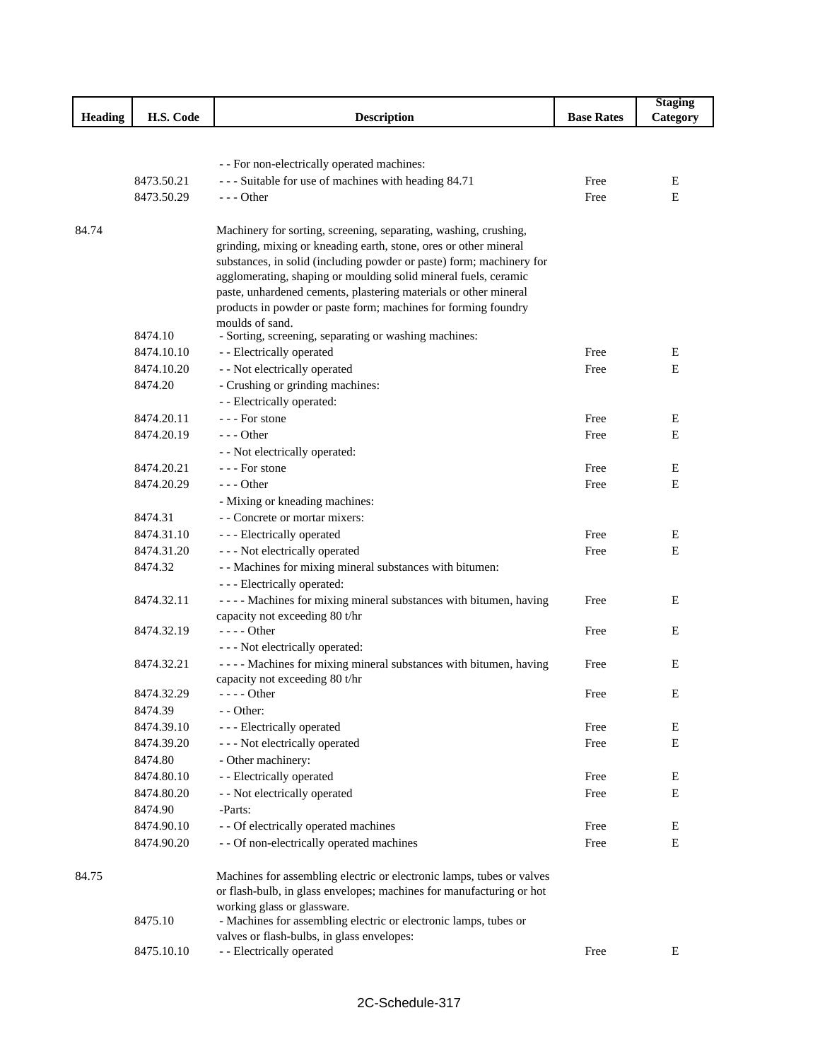| Heading | H.S. Code | Description | Base Rates | Staging Category |
|---|---|---|---|---|
| | | - - For non-electrically operated machines: | | |
| | 8473.50.21 | - - - Suitable for use of machines with heading 84.71 | Free | E |
| | 8473.50.29 | - - - Other | Free | E |
| 84.74 | | Machinery for sorting, screening, separating, washing, crushing, grinding, mixing or kneading earth, stone, ores or other mineral substances, in solid (including powder or paste) form; machinery for agglomerating, shaping or moulding solid mineral fuels, ceramic paste, unhardened cements, plastering materials or other mineral products in powder or paste form; machines for forming foundry moulds of sand. | | |
| | 8474.10 | - Sorting, screening, separating or washing machines: | | |
| | 8474.10.10 | - - Electrically operated | Free | E |
| | 8474.10.20 | - - Not electrically operated | Free | E |
| | 8474.20 | - Crushing or grinding machines: | | |
| | | - - Electrically operated: | | |
| | 8474.20.11 | - - - For stone | Free | E |
| | 8474.20.19 | - - - Other | Free | E |
| | | - - Not electrically operated: | | |
| | 8474.20.21 | - - - For stone | Free | E |
| | 8474.20.29 | - - - Other | Free | E |
| | | - Mixing or kneading machines: | | |
| | 8474.31 | - - Concrete or mortar mixers: | | |
| | 8474.31.10 | - - - Electrically operated | Free | E |
| | 8474.31.20 | - - - Not electrically operated | Free | E |
| | 8474.32 | - - Machines for mixing mineral substances with bitumen: | | |
| | | - - - Electrically operated: | | |
| | 8474.32.11 | - - - - Machines for mixing mineral substances with bitumen, having capacity not exceeding 80 t/hr | Free | E |
| | 8474.32.19 | - - - - Other | Free | E |
| | | - - - Not electrically operated: | | |
| | 8474.32.21 | - - - - Machines for mixing mineral substances with bitumen, having capacity not exceeding 80 t/hr | Free | E |
| | 8474.32.29 | - - - - Other | Free | E |
| | 8474.39 | - - Other: | | |
| | 8474.39.10 | - - - Electrically operated | Free | E |
| | 8474.39.20 | - - - Not electrically operated | Free | E |
| | 8474.80 | - Other machinery: | | |
| | 8474.80.10 | - - Electrically operated | Free | E |
| | 8474.80.20 | - - Not electrically operated | Free | E |
| | 8474.90 | -Parts: | | |
| | 8474.90.10 | - - Of electrically operated machines | Free | E |
| | 8474.90.20 | - - Of non-electrically operated machines | Free | E |
| 84.75 | | Machines for assembling electric or electronic lamps, tubes or valves or flash-bulb, in glass envelopes; machines for manufacturing or hot working glass or glassware. | | |
| | 8475.10 | - Machines for assembling electric or electronic lamps, tubes or valves or flash-bulbs, in glass envelopes: | | |
| | 8475.10.10 | - - Electrically operated | Free | E |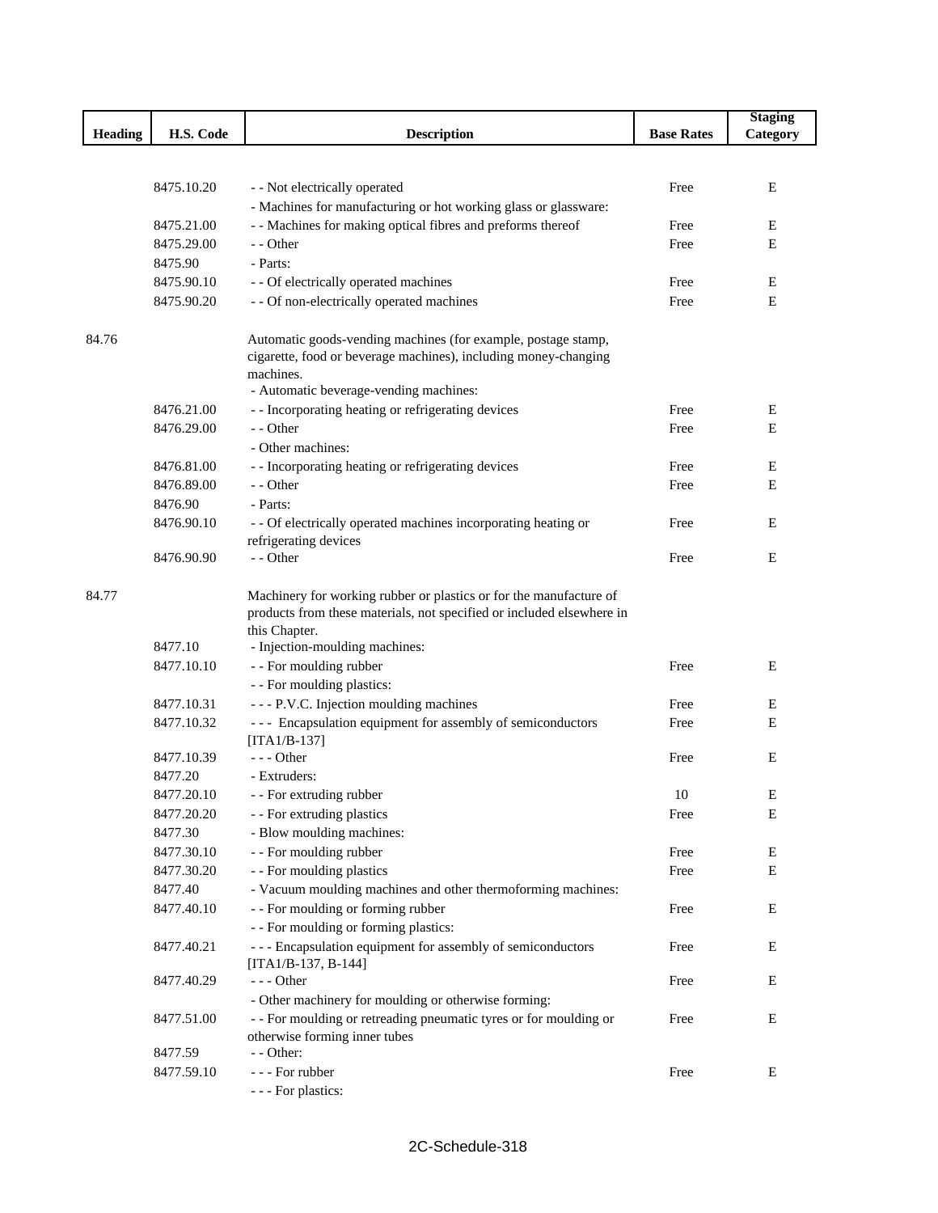| Heading | H.S. Code | Description | Base Rates | Staging Category |
|---|---|---|---|---|
| | 8475.10.20 | - - Not electrically operated | Free | E |
| | | - Machines for manufacturing or hot working glass or glassware: | | |
| | 8475.21.00 | - - Machines for making optical fibres and preforms thereof | Free | E |
| | 8475.29.00 | - - Other | Free | E |
| | 8475.90 | - Parts: | | |
| | 8475.90.10 | - - Of electrically operated machines | Free | E |
| | 8475.90.20 | - - Of non-electrically operated machines | Free | E |
| 84.76 | | Automatic goods-vending machines (for example, postage stamp, cigarette, food or beverage machines), including money-changing machines. | | |
| | | - Automatic beverage-vending machines: | | |
| | 8476.21.00 | - - Incorporating heating or refrigerating devices | Free | E |
| | 8476.29.00 | - - Other | Free | E |
| | | - Other machines: | | |
| | 8476.81.00 | - - Incorporating heating or refrigerating devices | Free | E |
| | 8476.89.00 | - - Other | Free | E |
| | 8476.90 | - Parts: | | |
| | 8476.90.10 | - - Of electrically operated machines incorporating heating or refrigerating devices | Free | E |
| | 8476.90.90 | - - Other | Free | E |
| 84.77 | | Machinery for working rubber or plastics or for the manufacture of products from these materials, not specified or included elsewhere in this Chapter. | | |
| | 8477.10 | - Injection-moulding machines: | | |
| | 8477.10.10 | - - For moulding rubber | Free | E |
| | | - - For moulding plastics: | | |
| | 8477.10.31 | - - - P.V.C. Injection moulding machines | Free | E |
| | 8477.10.32 | - - - Encapsulation equipment for assembly of semiconductors [ITA1/B-137] | Free | E |
| | 8477.10.39 | - - - Other | Free | E |
| | 8477.20 | - Extruders: | | |
| | 8477.20.10 | - - For extruding rubber | 10 | E |
| | 8477.20.20 | - - For extruding plastics | Free | E |
| | 8477.30 | - Blow moulding machines: | | |
| | 8477.30.10 | - - For moulding rubber | Free | E |
| | 8477.30.20 | - - For moulding plastics | Free | E |
| | 8477.40 | - Vacuum moulding machines and other thermoforming machines: | | |
| | 8477.40.10 | - - For moulding or forming rubber | Free | E |
| | | - - For moulding or forming plastics: | | |
| | 8477.40.21 | - - - Encapsulation equipment for assembly of semiconductors [ITA1/B-137, B-144] | Free | E |
| | 8477.40.29 | - - - Other | Free | E |
| | | - Other machinery for moulding or otherwise forming: | | |
| | 8477.51.00 | - - For moulding or retreading pneumatic tyres or for moulding or otherwise forming inner tubes | Free | E |
| | 8477.59 | - - Other: | | |
| | 8477.59.10 | - - - For rubber | Free | E |
| | | - - - For plastics: | | |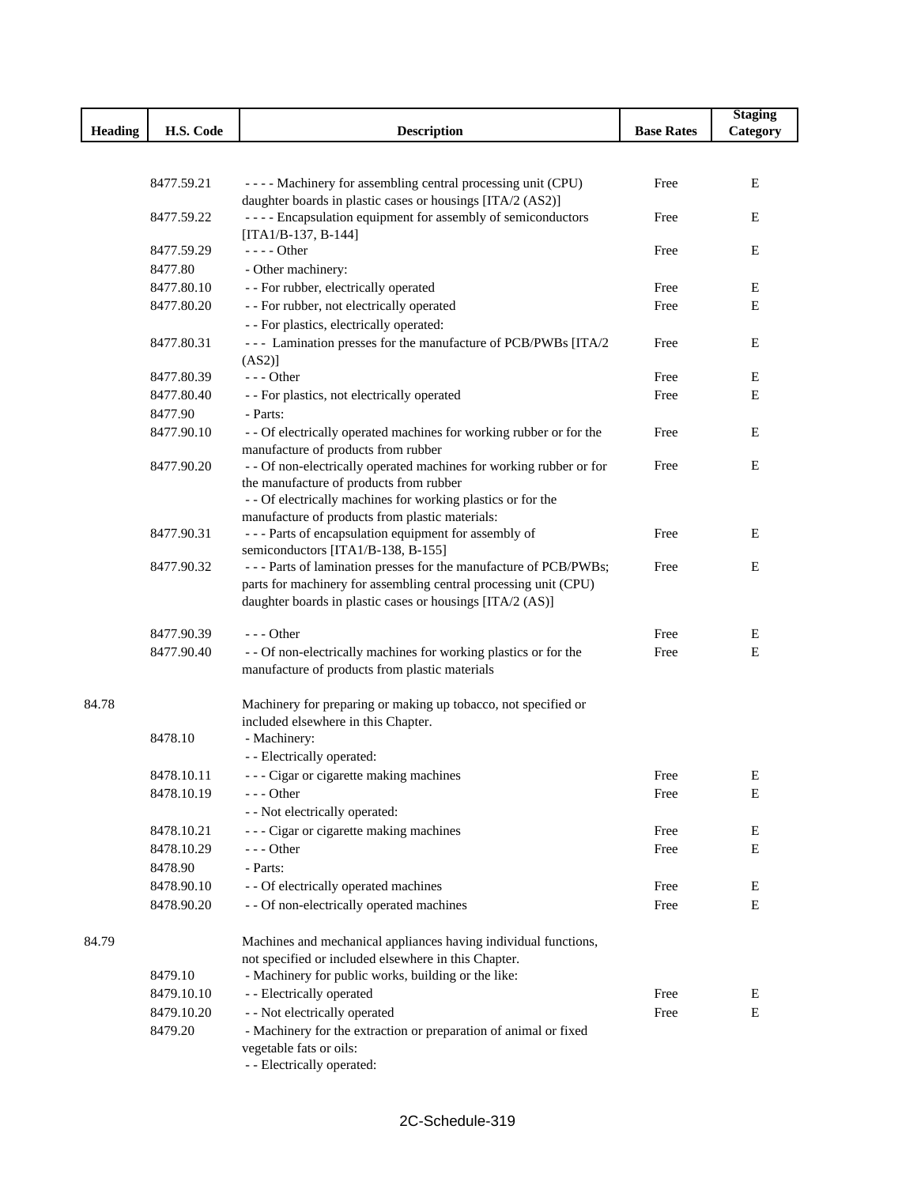| Heading | H.S. Code | Description | Base Rates | Staging Category |
|---|---|---|---|---|
| | 8477.59.21 | - - - - Machinery for assembling central processing unit (CPU) daughter boards in plastic cases or housings [ITA/2 (AS2)] | Free | E |
| | 8477.59.22 | - - - - Encapsulation equipment for assembly of semiconductors [ITA1/B-137, B-144] | Free | E |
| | 8477.59.29 | - - - - Other | Free | E |
| | 8477.80 | - Other machinery: | | |
| | 8477.80.10 | - - For rubber, electrically operated | Free | E |
| | 8477.80.20 | - - For rubber, not electrically operated | Free | E |
| | | - - For plastics, electrically operated: | | |
| | 8477.80.31 | - - - Lamination presses for the manufacture of PCB/PWBs [ITA/2 (AS2)] | Free | E |
| | 8477.80.39 | - - - Other | Free | E |
| | 8477.80.40 | - - For plastics, not electrically operated | Free | E |
| | 8477.90 | - Parts: | | |
| | 8477.90.10 | - - Of electrically operated machines for working rubber or for the manufacture of products from rubber | Free | E |
| | 8477.90.20 | - - Of non-electrically operated machines for working rubber or for the manufacture of products from rubber | Free | E |
| | | - - Of electrically machines for working plastics or for the manufacture of products from plastic materials: | | |
| | 8477.90.31 | - - - Parts of encapsulation equipment for assembly of semiconductors [ITA1/B-138, B-155] | Free | E |
| | 8477.90.32 | - - - Parts of lamination presses for the manufacture of PCB/PWBs; parts for machinery for assembling central processing unit (CPU) daughter boards in plastic cases or housings [ITA/2 (AS)] | Free | E |
| | 8477.90.39 | - - - Other | Free | E |
| | 8477.90.40 | - - Of non-electrically machines for working plastics or for the manufacture of products from plastic materials | Free | E |
| 84.78 | | Machinery for preparing or making up tobacco, not specified or included elsewhere in this Chapter. | | |
| | 8478.10 | - Machinery: | | |
| | | - - Electrically operated: | | |
| | 8478.10.11 | - - - Cigar or cigarette making machines | Free | E |
| | 8478.10.19 | - - - Other | Free | E |
| | | - - Not electrically operated: | | |
| | 8478.10.21 | - - - Cigar or cigarette making machines | Free | E |
| | 8478.10.29 | - - - Other | Free | E |
| | 8478.90 | - Parts: | | |
| | 8478.90.10 | - - Of electrically operated machines | Free | E |
| | 8478.90.20 | - - Of non-electrically operated machines | Free | E |
| 84.79 | | Machines and mechanical appliances having individual functions, not specified or included elsewhere in this Chapter. | | |
| | 8479.10 | - Machinery for public works, building or the like: | | |
| | 8479.10.10 | - - Electrically operated | Free | E |
| | 8479.10.20 | - - Not electrically operated | Free | E |
| | 8479.20 | - Machinery for the extraction or preparation of animal or fixed vegetable fats or oils: | | |
| | | - - Electrically operated: | | |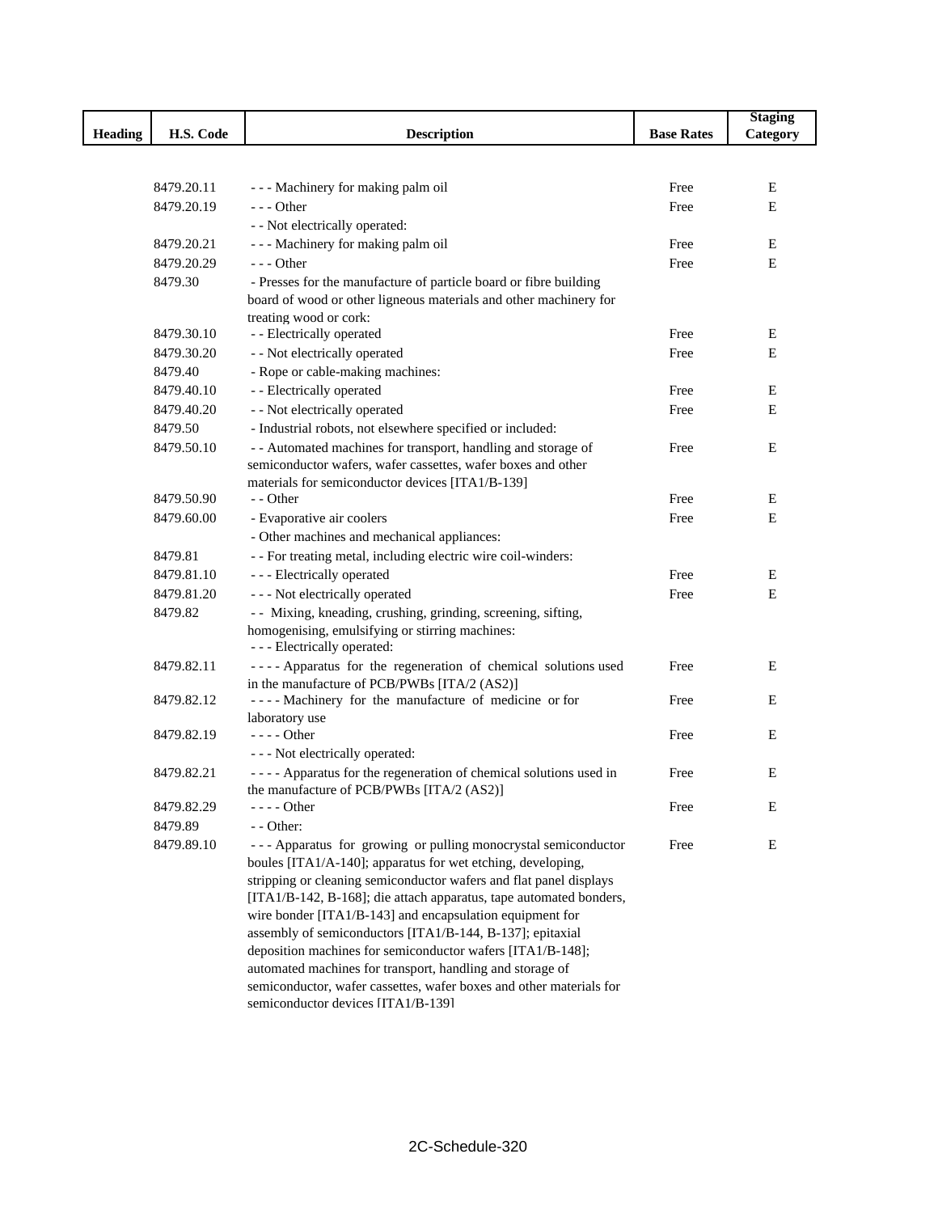| Heading | H.S. Code | Description | Base Rates | Staging Category |
|---|---|---|---|---|
| | 8479.20.11 | - - - Machinery for making palm oil | Free | E |
| | 8479.20.19 | - - - Other | Free | E |
| | | - - Not electrically operated: | | |
| | 8479.20.21 | - - - Machinery for making palm oil | Free | E |
| | 8479.20.29 | - - - Other | Free | E |
| | 8479.30 | - Presses for the manufacture of particle board or fibre building board of wood or other ligneous materials and other machinery for treating wood or cork: | | |
| | 8479.30.10 | - - Electrically operated | Free | E |
| | 8479.30.20 | - - Not electrically operated | Free | E |
| | 8479.40 | - Rope or cable-making machines: | | |
| | 8479.40.10 | - - Electrically operated | Free | E |
| | 8479.40.20 | - - Not electrically operated | Free | E |
| | 8479.50 | - Industrial robots, not elsewhere specified or included: | | |
| | 8479.50.10 | - - Automated machines for transport, handling and storage of semiconductor wafers, wafer cassettes, wafer boxes and other materials for semiconductor devices [ITA1/B-139] | Free | E |
| | 8479.50.90 | - - Other | Free | E |
| | 8479.60.00 | - Evaporative air coolers | Free | E |
| | | - Other machines and mechanical appliances: | | |
| | 8479.81 | - - For treating metal, including electric wire coil-winders: | | |
| | 8479.81.10 | - - - Electrically operated | Free | E |
| | 8479.81.20 | - - - Not electrically operated | Free | E |
| | 8479.82 | - - Mixing, kneading, crushing, grinding, screening, sifting, homogenising, emulsifying or stirring machines: | | |
| | | - - - Electrically operated: | | |
| | 8479.82.11 | - - - - Apparatus for the regeneration of chemical solutions used in the manufacture of PCB/PWBs [ITA/2 (AS2)] | Free | E |
| | 8479.82.12 | - - - - Machinery for the manufacture of medicine or for laboratory use | Free | E |
| | 8479.82.19 | - - - - Other | Free | E |
| | | - - - Not electrically operated: | | |
| | 8479.82.21 | - - - - Apparatus for the regeneration of chemical solutions used in the manufacture of PCB/PWBs [ITA/2 (AS2)] | Free | E |
| | 8479.82.29 | - - - - Other | Free | E |
| | 8479.89 | - - Other: | | |
| | 8479.89.10 | - - - Apparatus for growing or pulling monocrystal semiconductor boules [ITA1/A-140]; apparatus for wet etching, developing, stripping or cleaning semiconductor wafers and flat panel displays [ITA1/B-142, B-168]; die attach apparatus, tape automated bonders, wire bonder [ITA1/B-143] and encapsulation equipment for assembly of semiconductors [ITA1/B-144, B-137]; epitaxial deposition machines for semiconductor wafers [ITA1/B-148]; automated machines for transport, handling and storage of semiconductor, wafer cassettes, wafer boxes and other materials for semiconductor devices [ITA1/B-139] | Free | E |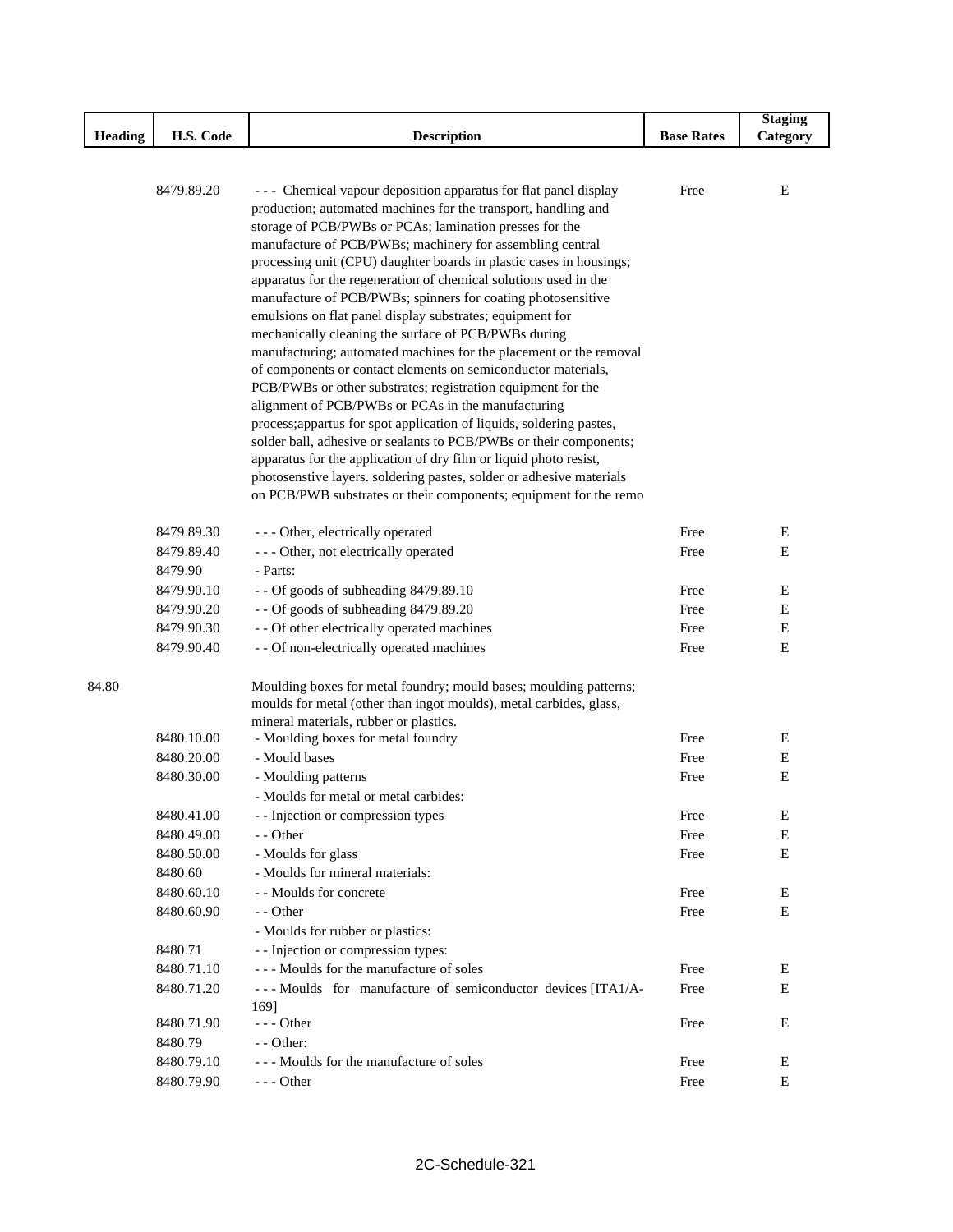| Heading | H.S. Code | Description | Base Rates | Staging Category |
|---|---|---|---|---|
| | 8479.89.20 | - - - Chemical vapour deposition apparatus for flat panel display production; automated machines for the transport, handling and storage of PCB/PWBs or PCAs; lamination presses for the manufacture of PCB/PWBs; machinery for assembling central processing unit (CPU) daughter boards in plastic cases in housings; apparatus for the regeneration of chemical solutions used in the manufacture of PCB/PWBs; spinners for coating photosensitive emulsions on flat panel display substrates; equipment for mechanically cleaning the surface of PCB/PWBs during manufacturing; automated machines for the placement or the removal of components or contact elements on semiconductor materials, PCB/PWBs or other substrates; registration equipment for the alignment of PCB/PWBs or PCAs in the manufacturing process;appartus for spot application of liquids, soldering pastes, solder ball, adhesive or sealants to PCB/PWBs or their components; apparatus for the application of dry film or liquid photo resist, photosenstive layers. soldering pastes, solder or adhesive materials on PCB/PWB substrates or their components; equipment for the remo | Free | E |
| | 8479.89.30 | - - - Other, electrically operated | Free | E |
| | 8479.89.40 | - - - Other, not electrically operated | Free | E |
| | 8479.90 | - Parts: | | |
| | 8479.90.10 | - - Of goods of subheading 8479.89.10 | Free | E |
| | 8479.90.20 | - - Of goods of subheading 8479.89.20 | Free | E |
| | 8479.90.30 | - - Of other electrically operated machines | Free | E |
| | 8479.90.40 | - - Of non-electrically operated machines | Free | E |
| 84.80 | | Moulding boxes for metal foundry; mould bases; moulding patterns; moulds for metal (other than ingot moulds), metal carbides, glass, mineral materials, rubber or plastics. | | |
| | 8480.10.00 | - Moulding boxes for metal foundry | Free | E |
| | 8480.20.00 | - Mould bases | Free | E |
| | 8480.30.00 | - Moulding patterns | Free | E |
| | | - Moulds for metal or metal carbides: | | |
| | 8480.41.00 | - - Injection or compression types | Free | E |
| | 8480.49.00 | - - Other | Free | E |
| | 8480.50.00 | - Moulds for glass | Free | E |
| | 8480.60 | - Moulds for mineral materials: | | |
| | 8480.60.10 | - - Moulds for concrete | Free | E |
| | 8480.60.90 | - - Other | Free | E |
| | | - Moulds for rubber or plastics: | | |
| | 8480.71 | - - Injection or compression types: | | |
| | 8480.71.10 | - - - Moulds for the manufacture of soles | Free | E |
| | 8480.71.20 | - - - Moulds for manufacture of semiconductor devices [ITA1/A-169] | Free | E |
| | 8480.71.90 | - - - Other | Free | E |
| | 8480.79 | - - Other: | | |
| | 8480.79.10 | - - - Moulds for the manufacture of soles | Free | E |
| | 8480.79.90 | - - - Other | Free | E |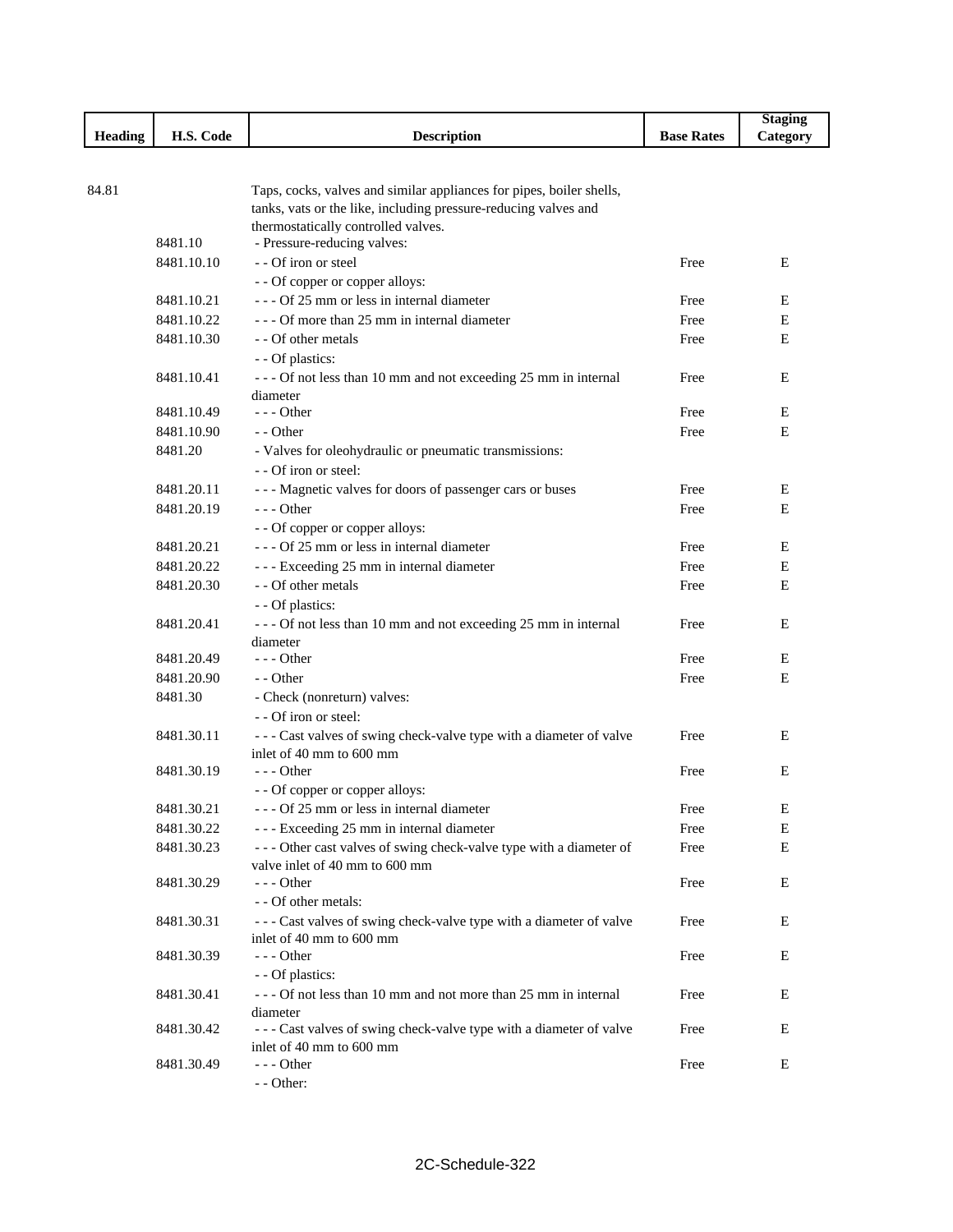| Heading | H.S. Code | Description | Base Rates | Staging Category |
|---|---|---|---|---|
| 84.81 | | Taps, cocks, valves and similar appliances for pipes, boiler shells, tanks, vats or the like, including pressure-reducing valves and thermostatically controlled valves. | | |
| | 8481.10 | - Pressure-reducing valves: | | |
| | 8481.10.10 | - - Of iron or steel | Free | E |
| | | - - Of copper or copper alloys: | | |
| | 8481.10.21 | - - - Of 25 mm or less in internal diameter | Free | E |
| | 8481.10.22 | - - - Of more than 25 mm in internal diameter | Free | E |
| | 8481.10.30 | - - Of other metals | Free | E |
| | | - - Of plastics: | | |
| | 8481.10.41 | - - - Of not less than 10 mm and not exceeding 25 mm in internal diameter | Free | E |
| | 8481.10.49 | - - - Other | Free | E |
| | 8481.10.90 | - - Other | Free | E |
| | 8481.20 | - Valves for oleohydraulic or pneumatic transmissions: | | |
| | | - - Of iron or steel: | | |
| | 8481.20.11 | - - - Magnetic valves for doors of passenger cars or buses | Free | E |
| | 8481.20.19 | - - - Other | Free | E |
| | | - - Of copper or copper alloys: | | |
| | 8481.20.21 | - - - Of 25 mm or less in internal diameter | Free | E |
| | 8481.20.22 | - - - Exceeding 25 mm in internal diameter | Free | E |
| | 8481.20.30 | - - Of other metals | Free | E |
| | | - - Of plastics: | | |
| | 8481.20.41 | - - - Of not less than 10 mm and not exceeding 25 mm in internal diameter | Free | E |
| | 8481.20.49 | - - - Other | Free | E |
| | 8481.20.90 | - - Other | Free | E |
| | 8481.30 | - Check (nonreturn) valves: | | |
| | | - - Of iron or steel: | | |
| | 8481.30.11 | - - - Cast valves of swing check-valve type with a diameter of valve inlet of 40 mm to 600 mm | Free | E |
| | 8481.30.19 | - - - Other | Free | E |
| | | - - Of copper or copper alloys: | | |
| | 8481.30.21 | - - - Of 25 mm or less in internal diameter | Free | E |
| | 8481.30.22 | - - - Exceeding 25 mm in internal diameter | Free | E |
| | 8481.30.23 | - - - Other cast valves of swing check-valve type with a diameter of valve inlet of 40 mm to 600 mm | Free | E |
| | 8481.30.29 | - - - Other | Free | E |
| | | - - Of other metals: | | |
| | 8481.30.31 | - - - Cast valves of swing check-valve type with a diameter of valve inlet of 40 mm to 600 mm | Free | E |
| | 8481.30.39 | - - - Other | Free | E |
| | | - - Of plastics: | | |
| | 8481.30.41 | - - - Of not less than 10 mm and not more than 25 mm in internal diameter | Free | E |
| | 8481.30.42 | - - - Cast valves of swing check-valve type with a diameter of valve inlet of 40 mm to 600 mm | Free | E |
| | 8481.30.49 | - - - Other | Free | E |
| | | - - Other: | | |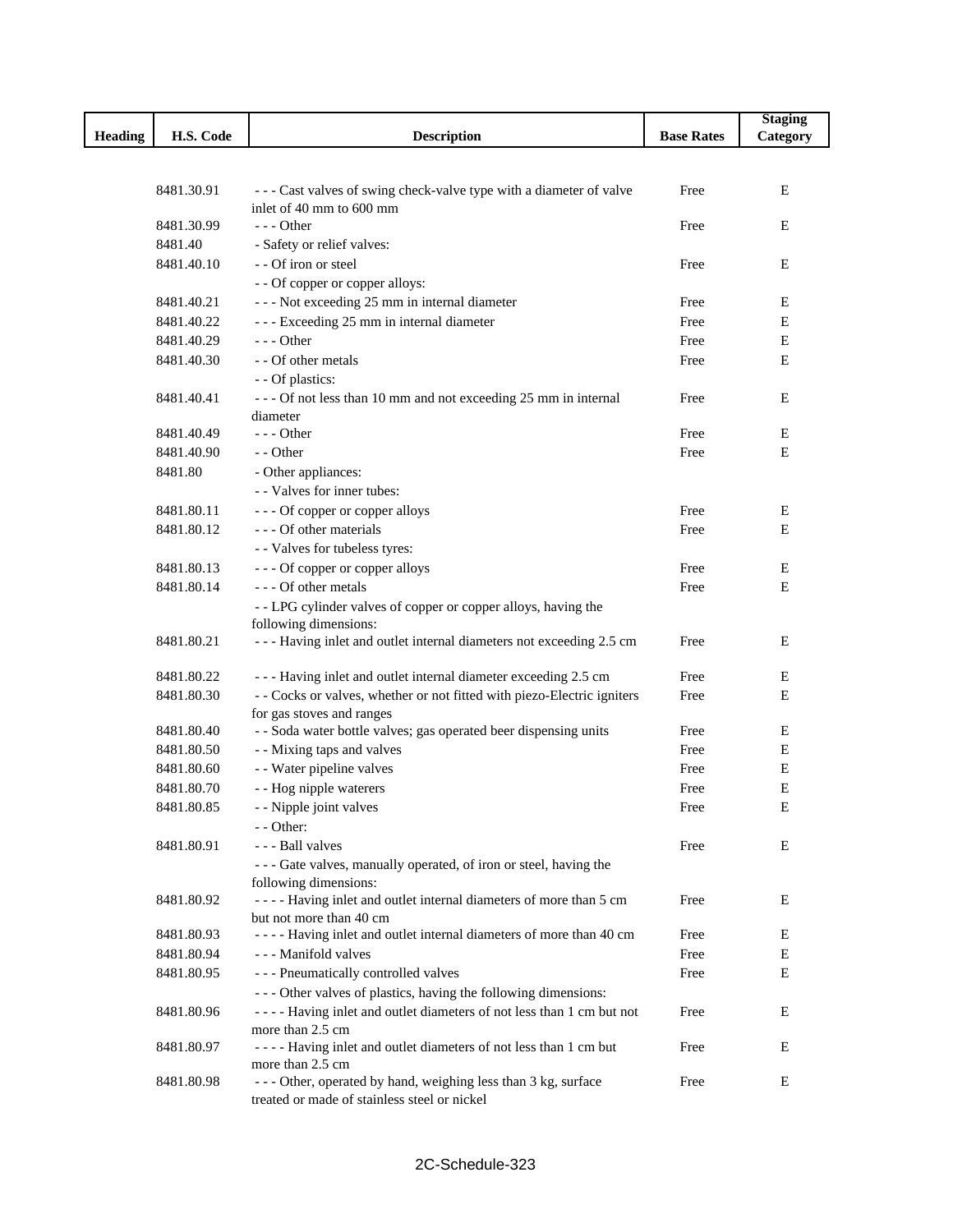| Heading | H.S. Code | Description | Base Rates | Staging Category |
|---|---|---|---|---|
| | 8481.30.91 | - - - Cast valves of swing check-valve type with a diameter of valve inlet of 40 mm to 600 mm | Free | E |
| | 8481.30.99 | - - - Other | Free | E |
| | 8481.40 | - Safety or relief valves: | | |
| | 8481.40.10 | - - Of iron or steel | Free | E |
| | | - - Of copper or copper alloys: | | |
| | 8481.40.21 | - - - Not exceeding 25 mm in internal diameter | Free | E |
| | 8481.40.22 | - - - Exceeding 25 mm in internal diameter | Free | E |
| | 8481.40.29 | - - - Other | Free | E |
| | 8481.40.30 | - - Of other metals | Free | E |
| | | - - Of plastics: | | |
| | 8481.40.41 | - - - Of not less than 10 mm and not exceeding 25 mm in internal diameter | Free | E |
| | 8481.40.49 | - - - Other | Free | E |
| | 8481.40.90 | - - Other | Free | E |
| | 8481.80 | - Other appliances: | | |
| | | - - Valves for inner tubes: | | |
| | 8481.80.11 | - - - Of copper or copper alloys | Free | E |
| | 8481.80.12 | - - - Of other materials | Free | E |
| | | - - Valves for tubeless tyres: | | |
| | 8481.80.13 | - - - Of copper or copper alloys | Free | E |
| | 8481.80.14 | - - - Of other metals | Free | E |
| | | - - LPG cylinder valves of copper or copper alloys, having the following dimensions: | | |
| | 8481.80.21 | - - - Having inlet and outlet internal diameters not exceeding 2.5 cm | Free | E |
| | 8481.80.22 | - - - Having inlet and outlet internal diameter exceeding 2.5 cm | Free | E |
| | 8481.80.30 | - - Cocks or valves, whether or not fitted with piezo-Electric igniters for gas stoves and ranges | Free | E |
| | 8481.80.40 | - - Soda water bottle valves; gas operated beer dispensing units | Free | E |
| | 8481.80.50 | - - Mixing taps and valves | Free | E |
| | 8481.80.60 | - - Water pipeline valves | Free | E |
| | 8481.80.70 | - - Hog nipple waterers | Free | E |
| | 8481.80.85 | - - Nipple joint valves | Free | E |
| | | - - Other: | | |
| | 8481.80.91 | - - - Ball valves | Free | E |
| | | - - - Gate valves, manually operated, of iron or steel, having the following dimensions: | | |
| | 8481.80.92 | - - - - Having inlet and outlet internal diameters of more than 5 cm but not more than 40 cm | Free | E |
| | 8481.80.93 | - - - - Having inlet and outlet internal diameters of more than 40 cm | Free | E |
| | 8481.80.94 | - - - Manifold valves | Free | E |
| | 8481.80.95 | - - - Pneumatically controlled valves | Free | E |
| | | - - - Other valves of plastics, having the following dimensions: | | |
| | 8481.80.96 | - - - - Having inlet and outlet diameters of not less than 1 cm but not more than 2.5 cm | Free | E |
| | 8481.80.97 | - - - - Having inlet and outlet diameters of not less than 1 cm but more than 2.5 cm | Free | E |
| | 8481.80.98 | - - - Other, operated by hand, weighing less than 3 kg, surface treated or made of stainless steel or nickel | Free | E |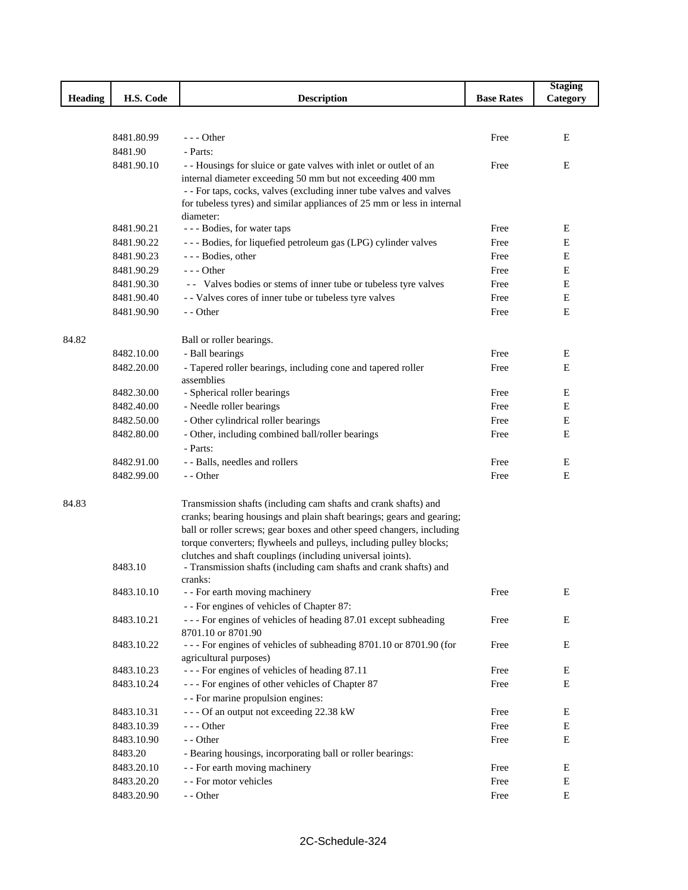| Heading | H.S. Code | Description | Base Rates | Staging Category |
|---|---|---|---|---|
| | 8481.80.99 | - - - Other | Free | E |
| | 8481.90 | - Parts: | | |
| | 8481.90.10 | - - Housings for sluice or gate valves with inlet or outlet of an internal diameter exceeding 50 mm but not exceeding 400 mm | Free | E |
| | | - - For taps, cocks, valves (excluding inner tube valves and valves for tubeless tyres) and similar appliances of 25 mm or less in internal diameter: | | |
| | 8481.90.21 | - - - Bodies, for water taps | Free | E |
| | 8481.90.22 | - - - Bodies, for liquefied petroleum gas (LPG) cylinder valves | Free | E |
| | 8481.90.23 | - - - Bodies, other | Free | E |
| | 8481.90.29 | - - - Other | Free | E |
| | 8481.90.30 | - - Valves bodies or stems of inner tube or tubeless tyre valves | Free | E |
| | 8481.90.40 | - - Valves cores of inner tube or tubeless tyre valves | Free | E |
| | 8481.90.90 | - - Other | Free | E |
| 84.82 | | Ball or roller bearings. | | |
| | 8482.10.00 | - Ball bearings | Free | E |
| | 8482.20.00 | - Tapered roller bearings, including cone and tapered roller assemblies | Free | E |
| | 8482.30.00 | - Spherical roller bearings | Free | E |
| | 8482.40.00 | - Needle roller bearings | Free | E |
| | 8482.50.00 | - Other cylindrical roller bearings | Free | E |
| | 8482.80.00 | - Other, including combined ball/roller bearings | Free | E |
| | | - Parts: | | |
| | 8482.91.00 | - - Balls, needles and rollers | Free | E |
| | 8482.99.00 | - - Other | Free | E |
| 84.83 | | Transmission shafts (including cam shafts and crank shafts) and cranks; bearing housings and plain shaft bearings; gears and gearing; ball or roller screws; gear boxes and other speed changers, including torque converters; flywheels and pulleys, including pulley blocks; clutches and shaft couplings (including universal joints). | | |
| | 8483.10 | - Transmission shafts (including cam shafts and crank shafts) and cranks: | | |
| | 8483.10.10 | - - For earth moving machinery | Free | E |
| | | - - For engines of vehicles of Chapter 87: | | |
| | 8483.10.21 | - - - For engines of vehicles of heading 87.01 except subheading 8701.10 or 8701.90 | Free | E |
| | 8483.10.22 | - - - For engines of vehicles of subheading 8701.10 or 8701.90 (for agricultural purposes) | Free | E |
| | 8483.10.23 | - - - For engines of vehicles of heading 87.11 | Free | E |
| | 8483.10.24 | - - - For engines of other vehicles of Chapter 87 | Free | E |
| | | - - For marine propulsion engines: | | |
| | 8483.10.31 | - - - Of an output not exceeding 22.38 kW | Free | E |
| | 8483.10.39 | - - - Other | Free | E |
| | 8483.10.90 | - - Other | Free | E |
| | 8483.20 | - Bearing housings, incorporating ball or roller bearings: | | |
| | 8483.20.10 | - - For earth moving machinery | Free | E |
| | 8483.20.20 | - - For motor vehicles | Free | E |
| | 8483.20.90 | - - Other | Free | E |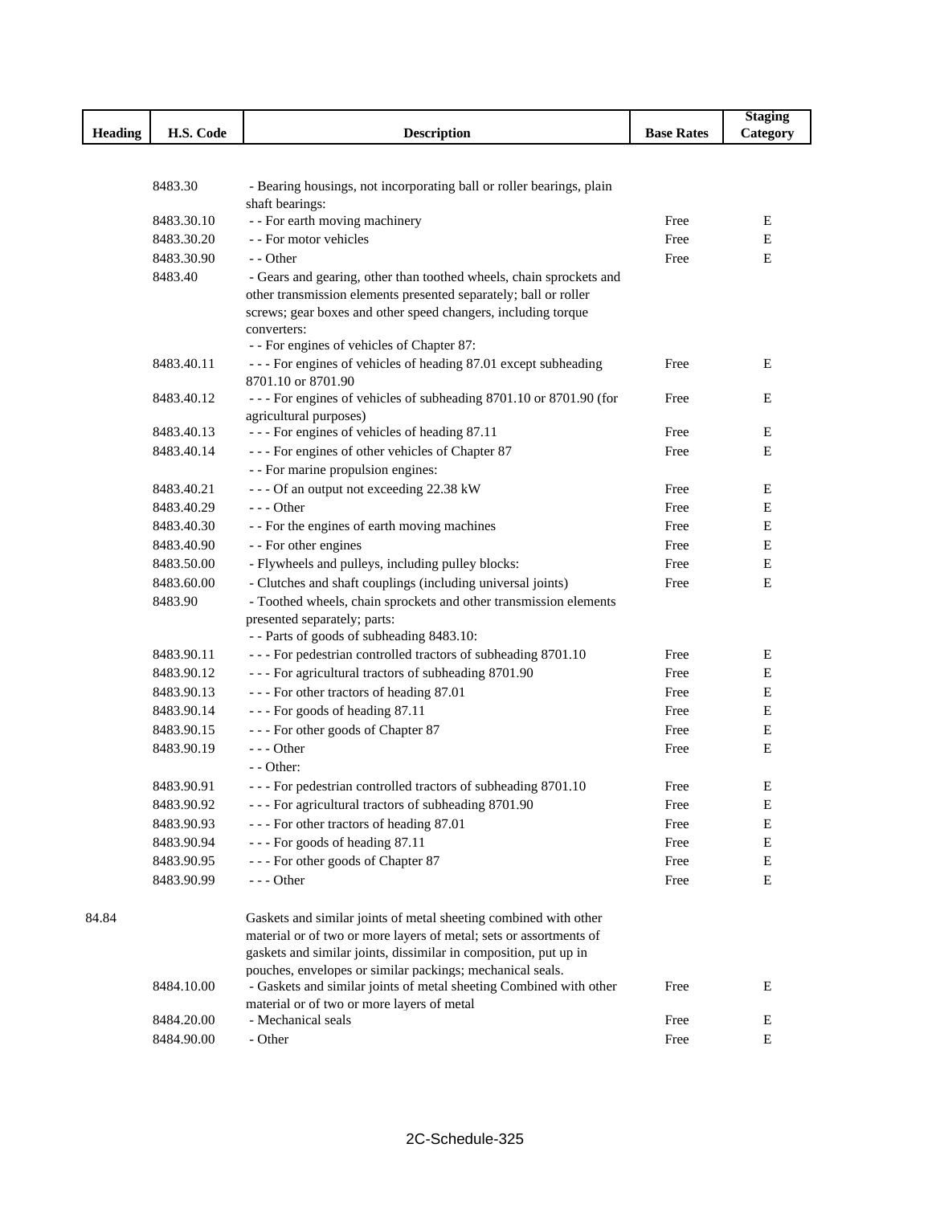| Heading | H.S. Code | Description | Base Rates | Staging Category |
|---|---|---|---|---|
| | 8483.30 | - Bearing housings, not incorporating ball or roller bearings, plain shaft bearings: | | |
| | 8483.30.10 | - - For earth moving machinery | Free | E |
| | 8483.30.20 | - - For motor vehicles | Free | E |
| | 8483.30.90 | - - Other | Free | E |
| | 8483.40 | - Gears and gearing, other than toothed wheels, chain sprockets and other transmission elements presented separately; ball or roller screws; gear boxes and other speed changers, including torque converters: | | |
| | | - - For engines of vehicles of Chapter 87: | | |
| | 8483.40.11 | - - - For engines of vehicles of heading 87.01 except subheading 8701.10 or 8701.90 | Free | E |
| | 8483.40.12 | - - - For engines of vehicles of subheading 8701.10 or 8701.90 (for agricultural purposes) | Free | E |
| | 8483.40.13 | - - - For engines of vehicles of heading 87.11 | Free | E |
| | 8483.40.14 | - - - For engines of other vehicles of Chapter 87 | Free | E |
| | | - - For marine propulsion engines: | | |
| | 8483.40.21 | - - - Of an output not exceeding 22.38 kW | Free | E |
| | 8483.40.29 | - - - Other | Free | E |
| | 8483.40.30 | - - For the engines of earth moving machines | Free | E |
| | 8483.40.90 | - - For other engines | Free | E |
| | 8483.50.00 | - Flywheels and pulleys, including pulley blocks: | Free | E |
| | 8483.60.00 | - Clutches and shaft couplings (including universal joints) | Free | E |
| | 8483.90 | - Toothed wheels, chain sprockets and other transmission elements presented separately; parts: | | |
| | | - - Parts of goods of subheading 8483.10: | | |
| | 8483.90.11 | - - - For pedestrian controlled tractors of subheading 8701.10 | Free | E |
| | 8483.90.12 | - - - For agricultural tractors of subheading 8701.90 | Free | E |
| | 8483.90.13 | - - - For other tractors of heading 87.01 | Free | E |
| | 8483.90.14 | - - - For goods of heading 87.11 | Free | E |
| | 8483.90.15 | - - - For other goods of Chapter 87 | Free | E |
| | 8483.90.19 | - - - Other | Free | E |
| | | - - Other: | | |
| | 8483.90.91 | - - - For pedestrian controlled tractors of subheading 8701.10 | Free | E |
| | 8483.90.92 | - - - For agricultural tractors of subheading 8701.90 | Free | E |
| | 8483.90.93 | - - - For other tractors of heading 87.01 | Free | E |
| | 8483.90.94 | - - - For goods of heading 87.11 | Free | E |
| | 8483.90.95 | - - - For other goods of Chapter 87 | Free | E |
| | 8483.90.99 | - - - Other | Free | E |
| 84.84 | | Gaskets and similar joints of metal sheeting combined with other material or of two or more layers of metal; sets or assortments of gaskets and similar joints, dissimilar in composition, put up in pouches, envelopes or similar packings; mechanical seals. | | |
| | 8484.10.00 | - Gaskets and similar joints of metal sheeting Combined with other material or of two or more layers of metal | Free | E |
| | 8484.20.00 | - Mechanical seals | Free | E |
| | 8484.90.00 | - Other | Free | E |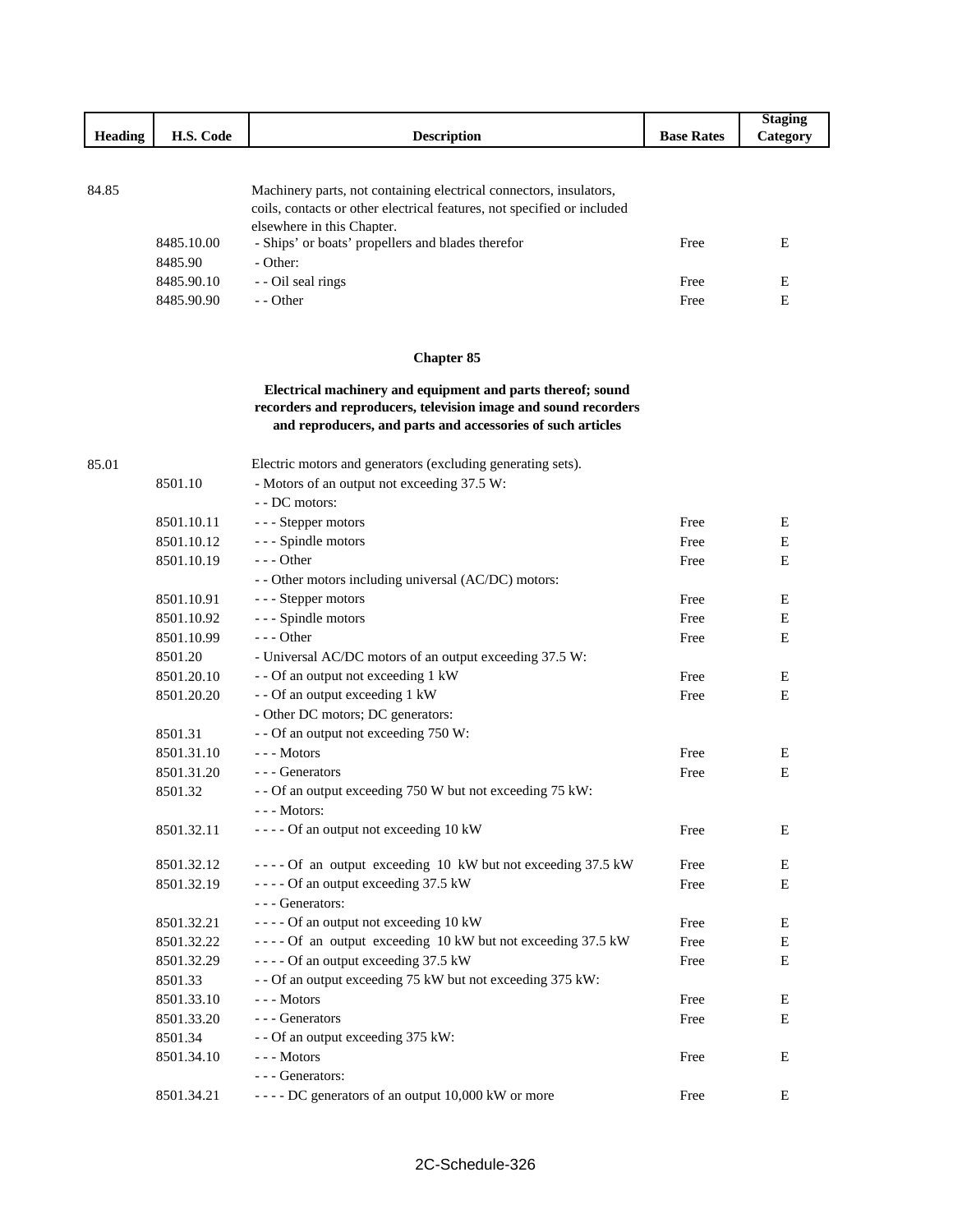| Heading | H.S. Code | Description | Base Rates | Staging Category |
|---|---|---|---|---|
| 84.85 | | Machinery parts, not containing electrical connectors, insulators, coils, contacts or other electrical features, not specified or included elsewhere in this Chapter. | | |
| | 8485.10.00 | - Ships' or boats' propellers and blades therefor | Free | E |
| | 8485.90 | - Other: | | |
| | 8485.90.10 | - - Oil seal rings | Free | E |
| | 8485.90.90 | - - Other | Free | E |

## Chapter 85

**Electrical machinery and equipment and parts thereof; sound recorders and reproducers, television image and sound recorders and reproducers, and parts and accessories of such articles**

| Heading | H.S. Code | Description | Base Rates | Staging Category |
|---|---|---|---|---|
| 85.01 | | Electric motors and generators (excluding generating sets). | | |
| | 8501.10 | - Motors of an output not exceeding 37.5 W: | | |
| | | - - DC motors: | | |
| | 8501.10.11 | - - - Stepper motors | Free | E |
| | 8501.10.12 | - - - Spindle motors | Free | E |
| | 8501.10.19 | - - - Other | Free | E |
| | | - - Other motors including universal (AC/DC) motors: | | |
| | 8501.10.91 | - - - Stepper motors | Free | E |
| | 8501.10.92 | - - - Spindle motors | Free | E |
| | 8501.10.99 | - - - Other | Free | E |
| | 8501.20 | - Universal AC/DC motors of an output exceeding 37.5 W: | | |
| | 8501.20.10 | - - Of an output not exceeding 1 kW | Free | E |
| | 8501.20.20 | - - Of an output exceeding 1 kW | Free | E |
| | | - Other DC motors; DC generators: | | |
| | 8501.31 | - - Of an output not exceeding 750 W: | | |
| | 8501.31.10 | - - - Motors | Free | E |
| | 8501.31.20 | - - - Generators | Free | E |
| | 8501.32 | - - Of an output exceeding 750 W but not exceeding 75 kW: | | |
| | | - - - Motors: | | |
| | 8501.32.11 | - - - - Of an output not exceeding 10 kW | Free | E |
| | 8501.32.12 | - - - - Of an output exceeding 10 kW but not exceeding 37.5 kW | Free | E |
| | 8501.32.19 | - - - - Of an output exceeding 37.5 kW | Free | E |
| | | - - - Generators: | | |
| | 8501.32.21 | - - - - Of an output not exceeding 10 kW | Free | E |
| | 8501.32.22 | - - - - Of an output exceeding 10 kW but not exceeding 37.5 kW | Free | E |
| | 8501.32.29 | - - - - Of an output exceeding 37.5 kW | Free | E |
| | 8501.33 | - - Of an output exceeding 75 kW but not exceeding 375 kW: | | |
| | 8501.33.10 | - - - Motors | Free | E |
| | 8501.33.20 | - - - Generators | Free | E |
| | 8501.34 | - - Of an output exceeding 375 kW: | | |
| | 8501.34.10 | - - - Motors | Free | E |
| | | - - - Generators: | | |
| | 8501.34.21 | - - - - DC generators of an output 10,000 kW or more | Free | E |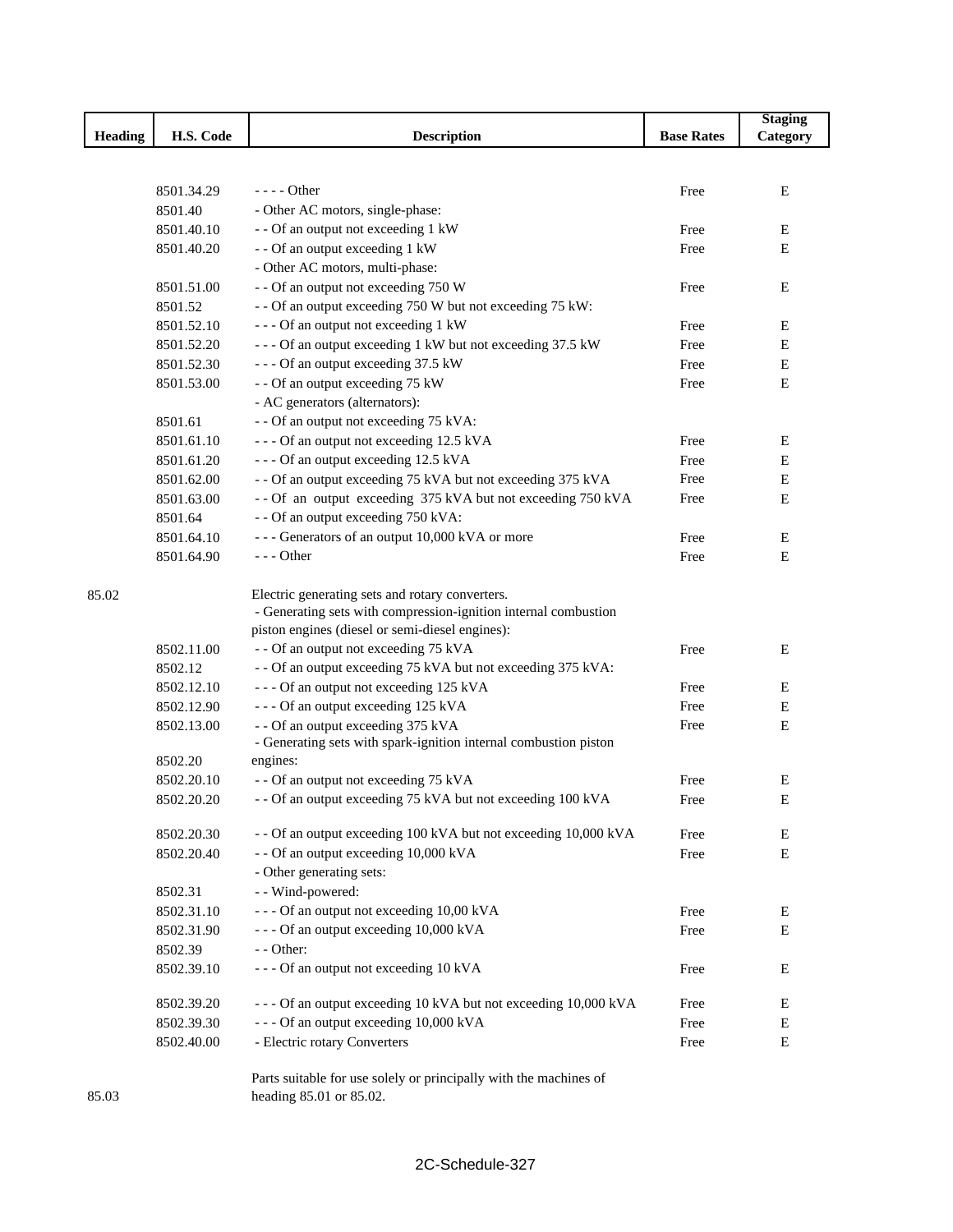| Heading | H.S. Code | Description | Base Rates | Staging Category |
|---|---|---|---|---|
| | 8501.34.29 | - - - - Other | Free | E |
| | 8501.40 | - Other AC motors, single-phase: | | |
| | 8501.40.10 | - - Of an output not exceeding 1 kW | Free | E |
| | 8501.40.20 | - - Of an output exceeding 1 kW | Free | E |
| | | - Other AC motors, multi-phase: | | |
| | 8501.51.00 | - - Of an output not exceeding 750 W | Free | E |
| | 8501.52 | - - Of an output exceeding 750 W but not exceeding 75 kW: | | |
| | 8501.52.10 | - - - Of an output not exceeding 1 kW | Free | E |
| | 8501.52.20 | - - - Of an output exceeding 1 kW but not exceeding 37.5 kW | Free | E |
| | 8501.52.30 | - - - Of an output exceeding 37.5 kW | Free | E |
| | 8501.53.00 | - - Of an output exceeding 75 kW | Free | E |
| | | - AC generators (alternators): | | |
| | 8501.61 | - - Of an output not exceeding 75 kVA: | | |
| | 8501.61.10 | - - - Of an output not exceeding 12.5 kVA | Free | E |
| | 8501.61.20 | - - - Of an output exceeding 12.5 kVA | Free | E |
| | 8501.62.00 | - - Of an output exceeding 75 kVA but not exceeding 375 kVA | Free | E |
| | 8501.63.00 | - - Of an output exceeding 375 kVA but not exceeding 750 kVA | Free | E |
| | 8501.64 | - - Of an output exceeding 750 kVA: | | |
| | 8501.64.10 | - - - Generators of an output 10,000 kVA or more | Free | E |
| | 8501.64.90 | - - - Other | Free | E |
| 85.02 | | Electric generating sets and rotary converters. | | |
| | | - Generating sets with compression-ignition internal combustion piston engines (diesel or semi-diesel engines): | | |
| | 8502.11.00 | - - Of an output not exceeding 75 kVA | Free | E |
| | 8502.12 | - - Of an output exceeding 75 kVA but not exceeding 375 kVA: | | |
| | 8502.12.10 | - - - Of an output not exceeding 125 kVA | Free | E |
| | 8502.12.90 | - - - Of an output exceeding 125 kVA | Free | E |
| | 8502.13.00 | - - Of an output exceeding 375 kVA | Free | E |
| | 8502.20 | - Generating sets with spark-ignition internal combustion piston engines: | | |
| | 8502.20.10 | - - Of an output not exceeding 75 kVA | Free | E |
| | 8502.20.20 | - - Of an output exceeding 75 kVA but not exceeding 100 kVA | Free | E |
| | 8502.20.30 | - - Of an output exceeding 100 kVA but not exceeding 10,000 kVA | Free | E |
| | 8502.20.40 | - - Of an output exceeding 10,000 kVA | Free | E |
| | | - Other generating sets: | | |
| | 8502.31 | - - Wind-powered: | | |
| | 8502.31.10 | - - - Of an output not exceeding 10,00 kVA | Free | E |
| | 8502.31.90 | - - - Of an output exceeding 10,000 kVA | Free | E |
| | 8502.39 | - - Other: | | |
| | 8502.39.10 | - - - Of an output not exceeding 10 kVA | Free | E |
| | 8502.39.20 | - - - Of an output exceeding 10 kVA but not exceeding 10,000 kVA | Free | E |
| | 8502.39.30 | - - - Of an output exceeding 10,000 kVA | Free | E |
| | 8502.40.00 | - Electric rotary Converters | Free | E |
| 85.03 | | Parts suitable for use solely or principally with the machines of heading 85.01 or 85.02. | | |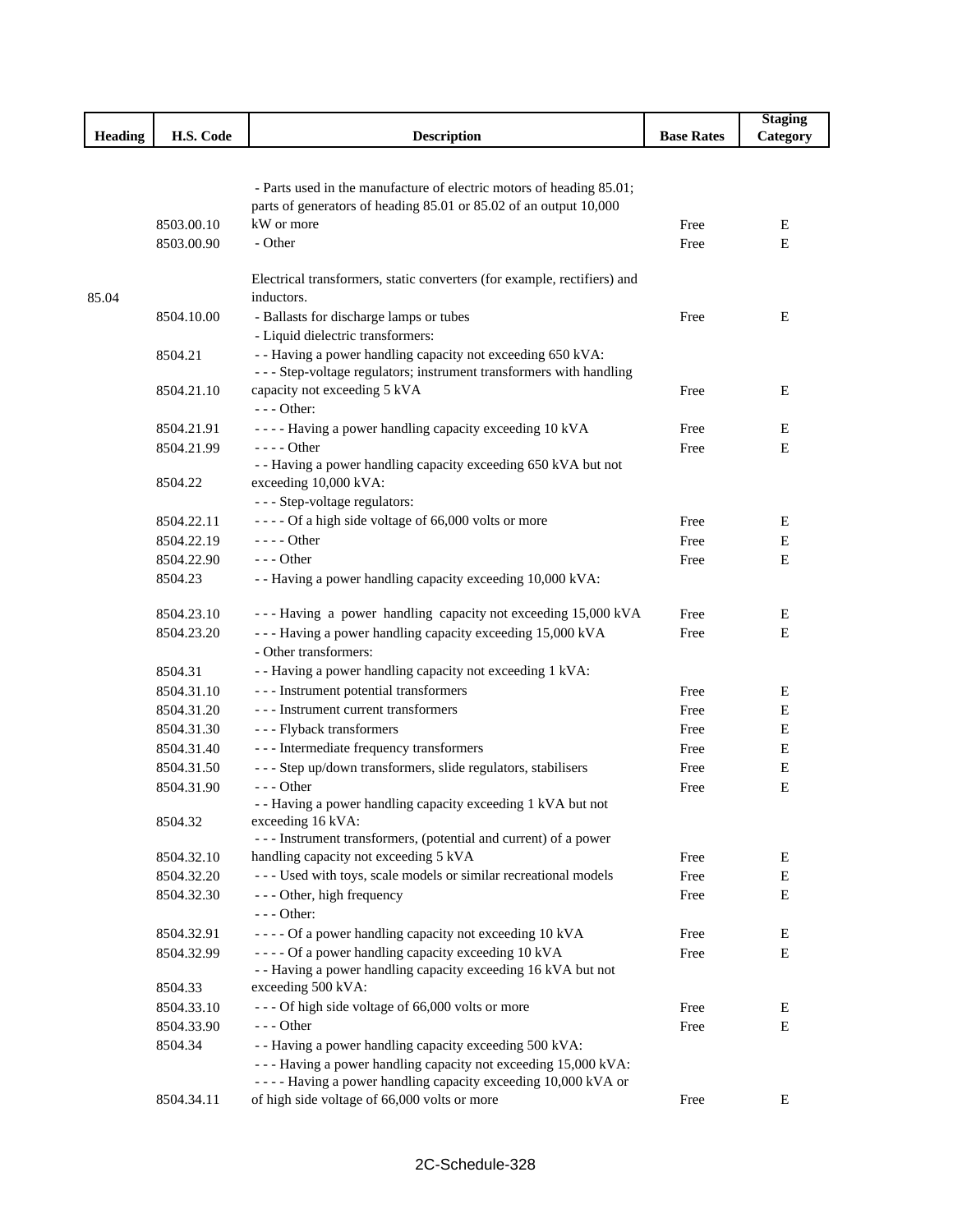| Heading | H.S. Code | Description | Base Rates | Staging Category |
|---|---|---|---|---|
| | 8503.00.10 | - Parts used in the manufacture of electric motors of heading 85.01; parts of generators of heading 85.01 or 85.02 of an output 10,000 kW or more | Free | E |
| | 8503.00.90 | - Other | Free | E |
| 85.04 | | Electrical transformers, static converters (for example, rectifiers) and inductors. | | |
| | 8504.10.00 | - Ballasts for discharge lamps or tubes | Free | E |
| | | - Liquid dielectric transformers: | | |
| | 8504.21 | - - Having a power handling capacity not exceeding 650 kVA: | | |
| | 8504.21.10 | - - - Step-voltage regulators; instrument transformers with handling capacity not exceeding 5 kVA | Free | E |
| | | - - - Other: | | |
| | 8504.21.91 | - - - - Having a power handling capacity exceeding 10 kVA | Free | E |
| | 8504.21.99 | - - - - Other | Free | E |
| | 8504.22 | - - Having a power handling capacity exceeding 650 kVA but not exceeding 10,000 kVA: | | |
| | | - - - Step-voltage regulators: | | |
| | 8504.22.11 | - - - - Of a high side voltage of 66,000 volts or more | Free | E |
| | 8504.22.19 | - - - - Other | Free | E |
| | 8504.22.90 | - - - Other | Free | E |
| | 8504.23 | - - Having a power handling capacity exceeding 10,000 kVA: | | |
| | 8504.23.10 | - - - Having a power handling capacity not exceeding 15,000 kVA | Free | E |
| | 8504.23.20 | - - - Having a power handling capacity exceeding 15,000 kVA | Free | E |
| | | - Other transformers: | | |
| | 8504.31 | - - Having a power handling capacity not exceeding 1 kVA: | | |
| | 8504.31.10 | - - - Instrument potential transformers | Free | E |
| | 8504.31.20 | - - - Instrument current transformers | Free | E |
| | 8504.31.30 | - - - Flyback transformers | Free | E |
| | 8504.31.40 | - - - Intermediate frequency transformers | Free | E |
| | 8504.31.50 | - - - Step up/down transformers, slide regulators, stabilisers | Free | E |
| | 8504.31.90 | - - - Other | Free | E |
| | 8504.32 | - - Having a power handling capacity exceeding 1 kVA but not exceeding 16 kVA: | | |
| | 8504.32.10 | - - - Instrument transformers, (potential and current) of a power handling capacity not exceeding 5 kVA | Free | E |
| | 8504.32.20 | - - - Used with toys, scale models or similar recreational models | Free | E |
| | 8504.32.30 | - - - Other, high frequency | Free | E |
| | | - - - Other: | | |
| | 8504.32.91 | - - - - Of a power handling capacity not exceeding 10 kVA | Free | E |
| | 8504.32.99 | - - - - Of a power handling capacity exceeding 10 kVA | Free | E |
| | 8504.33 | - - Having a power handling capacity exceeding 16 kVA but not exceeding 500 kVA: | | |
| | 8504.33.10 | - - - Of high side voltage of 66,000 volts or more | Free | E |
| | 8504.33.90 | - - - Other | Free | E |
| | 8504.34 | - - Having a power handling capacity exceeding 500 kVA: | | |
| | | - - - Having a power handling capacity not exceeding 15,000 kVA: | | |
| | 8504.34.11 | - - - - Having a power handling capacity exceeding 10,000 kVA or of high side voltage of 66,000 volts or more | Free | E |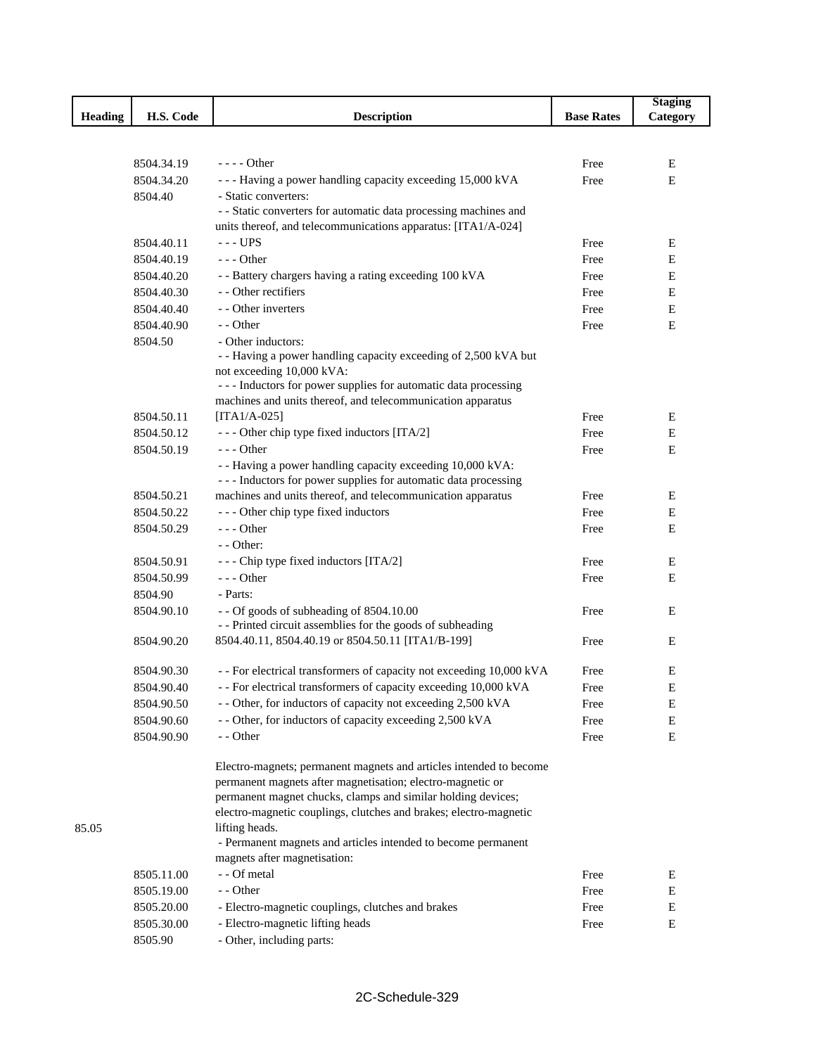| Heading | H.S. Code | Description | Base Rates | Staging Category |
|---|---|---|---|---|
| | 8504.34.19 | - - - - Other | Free | E |
| | 8504.34.20 | - - - Having a power handling capacity exceeding 15,000 kVA | Free | E |
| | 8504.40 | - Static converters: | | |
| | | - - Static converters for automatic data processing machines and units thereof, and telecommunications apparatus: [ITA1/A-024] | | |
| | 8504.40.11 | - - - UPS | Free | E |
| | 8504.40.19 | - - - Other | Free | E |
| | 8504.40.20 | - - Battery chargers having a rating exceeding 100 kVA | Free | E |
| | 8504.40.30 | - - Other rectifiers | Free | E |
| | 8504.40.40 | - - Other inverters | Free | E |
| | 8504.40.90 | - - Other | Free | E |
| | 8504.50 | - Other inductors: | | |
| | | - - Having a power handling capacity exceeding of 2,500 kVA but not exceeding 10,000 kVA: | | |
| | 8504.50.11 | - - - Inductors for power supplies for automatic data processing machines and units thereof, and telecommunication apparatus [ITA1/A-025] | Free | E |
| | 8504.50.12 | - - - Other chip type fixed inductors [ITA/2] | Free | E |
| | 8504.50.19 | - - - Other | Free | E |
| | | - - Having a power handling capacity exceeding 10,000 kVA: | | |
| | 8504.50.21 | - - - Inductors for power supplies for automatic data processing machines and units thereof, and telecommunication apparatus | Free | E |
| | 8504.50.22 | - - - Other chip type fixed inductors | Free | E |
| | 8504.50.29 | - - - Other | Free | E |
| | | - - Other: | | |
| | 8504.50.91 | - - - Chip type fixed inductors [ITA/2] | Free | E |
| | 8504.50.99 | - - - Other | Free | E |
| | 8504.90 | - Parts: | | |
| | 8504.90.10 | - - Of goods of subheading of 8504.10.00 | Free | E |
| | 8504.90.20 | - - Printed circuit assemblies for the goods of subheading 8504.40.11, 8504.40.19 or 8504.50.11 [ITA1/B-199] | Free | E |
| | 8504.90.30 | - - For electrical transformers of capacity not exceeding 10,000 kVA | Free | E |
| | 8504.90.40 | - - For electrical transformers of capacity exceeding 10,000 kVA | Free | E |
| | 8504.90.50 | - - Other, for inductors of capacity not exceeding 2,500 kVA | Free | E |
| | 8504.90.60 | - - Other, for inductors of capacity exceeding 2,500 kVA | Free | E |
| | 8504.90.90 | - - Other | Free | E |
| 85.05 | | Electro-magnets; permanent magnets and articles intended to become permanent magnets after magnetisation; electro-magnetic or permanent magnet chucks, clamps and similar holding devices; electro-magnetic couplings, clutches and brakes; electro-magnetic lifting heads. | | |
| | | - Permanent magnets and articles intended to become permanent magnets after magnetisation: | | |
| | 8505.11.00 | - - Of metal | Free | E |
| | 8505.19.00 | - - Other | Free | E |
| | 8505.20.00 | - Electro-magnetic couplings, clutches and brakes | Free | E |
| | 8505.30.00 | - Electro-magnetic lifting heads | Free | E |
| | 8505.90 | - Other, including parts: | | |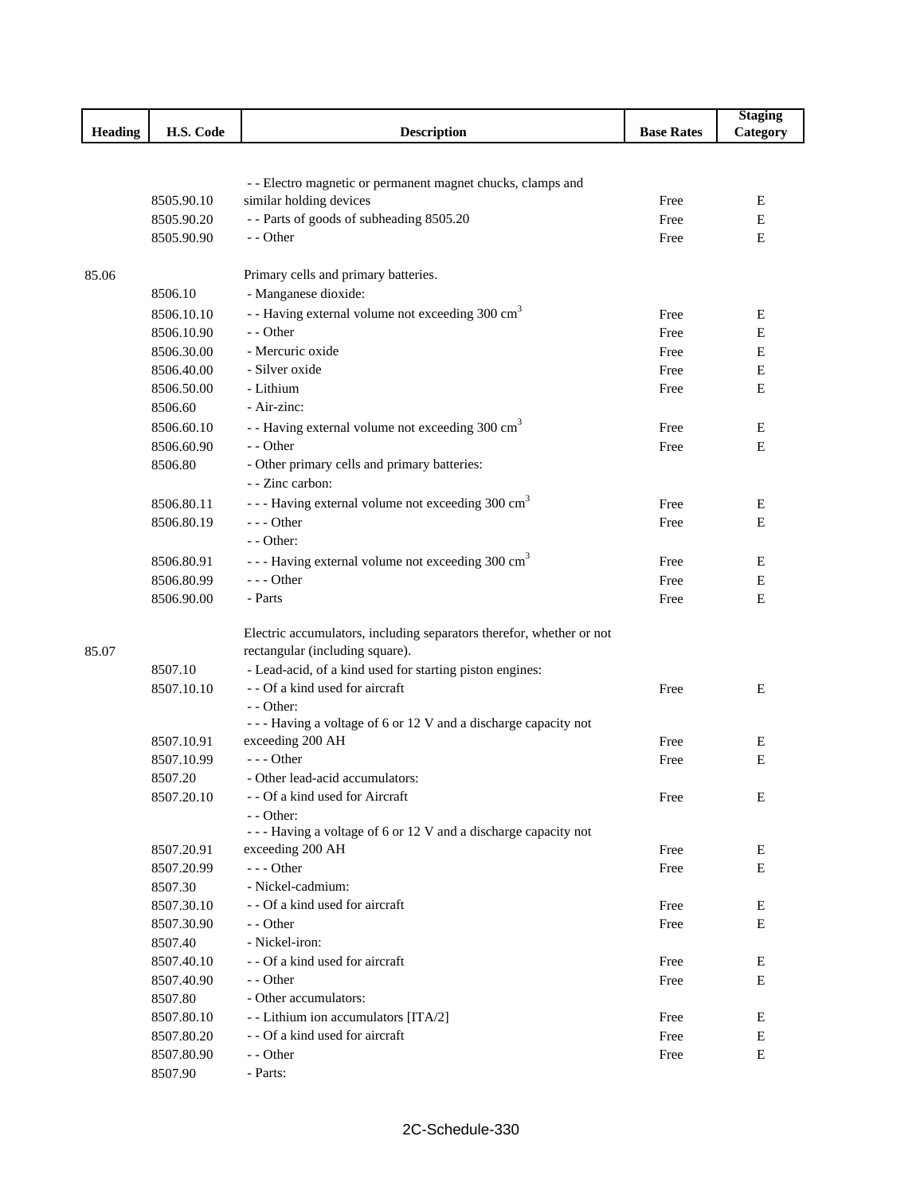| Heading | H.S. Code | Description | Base Rates | Staging Category |
|---|---|---|---|---|
| | 8505.90.10 | - - Electro magnetic or permanent magnet chucks, clamps and similar holding devices | Free | E |
| | 8505.90.20 | - - Parts of goods of subheading 8505.20 | Free | E |
| | 8505.90.90 | - - Other | Free | E |
| 85.06 | | Primary cells and primary batteries. | | |
| | 8506.10 | - Manganese dioxide: | | |
| | 8506.10.10 | - - Having external volume not exceeding 300 $cm^3$ | Free | E |
| | 8506.10.90 | - - Other | Free | E |
| | 8506.30.00 | - Mercuric oxide | Free | E |
| | 8506.40.00 | - Silver oxide | Free | E |
| | 8506.50.00 | - Lithium | Free | E |
| | 8506.60 | - Air-zinc: | | |
| | 8506.60.10 | - - Having external volume not exceeding 300 $cm^3$ | Free | E |
| | 8506.60.90 | - - Other | Free | E |
| | 8506.80 | - Other primary cells and primary batteries: | | |
| | | - - Zinc carbon: | | |
| | 8506.80.11 | - - - Having external volume not exceeding 300 $cm^3$ | Free | E |
| | 8506.80.19 | - - - Other | Free | E |
| | | - - Other: | | |
| | 8506.80.91 | - - - Having external volume not exceeding 300 $cm^3$ | Free | E |
| | 8506.80.99 | - - - Other | Free | E |
| | 8506.90.00 | - Parts | Free | E |
| 85.07 | | Electric accumulators, including separators therefor, whether or not rectangular (including square). | | |
| | 8507.10 | - Lead-acid, of a kind used for starting piston engines: | | |
| | 8507.10.10 | - - Of a kind used for aircraft | Free | E |
| | | - - Other: | | |
| | 8507.10.91 | - - - Having a voltage of 6 or 12 V and a discharge capacity not exceeding 200 AH | Free | E |
| | 8507.10.99 | - - - Other | Free | E |
| | 8507.20 | - Other lead-acid accumulators: | | |
| | 8507.20.10 | - - Of a kind used for Aircraft | Free | E |
| | | - - Other: | | |
| | 8507.20.91 | - - - Having a voltage of 6 or 12 V and a discharge capacity not exceeding 200 AH | Free | E |
| | 8507.20.99 | - - - Other | Free | E |
| | 8507.30 | - Nickel-cadmium: | | |
| | 8507.30.10 | - - Of a kind used for aircraft | Free | E |
| | 8507.30.90 | - - Other | Free | E |
| | 8507.40 | - Nickel-iron: | | |
| | 8507.40.10 | - - Of a kind used for aircraft | Free | E |
| | 8507.40.90 | - - Other | Free | E |
| | 8507.80 | - Other accumulators: | | |
| | 8507.80.10 | - - Lithium ion accumulators [ITA/2] | Free | E |
| | 8507.80.20 | - - Of a kind used for aircraft | Free | E |
| | 8507.80.90 | - - Other | Free | E |
| | 8507.90 | - Parts: | | |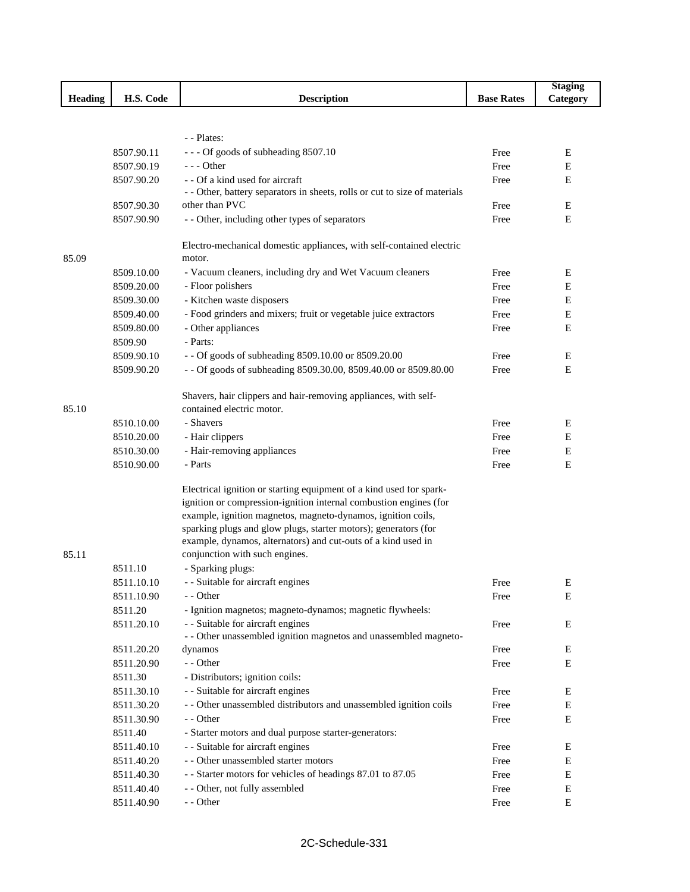| Heading | H.S. Code | Description | Base Rates | Staging Category |
|---|---|---|---|---|
| | | - - Plates: | | |
| | 8507.90.11 | - - - Of goods of subheading 8507.10 | Free | E |
| | 8507.90.19 | - - - Other | Free | E |
| | 8507.90.20 | - - Of a kind used for aircraft | Free | E |
| | 8507.90.30 | - - Other, battery separators in sheets, rolls or cut to size of materials other than PVC | Free | E |
| | 8507.90.90 | - - Other, including other types of separators | Free | E |
| 85.09 | | Electro-mechanical domestic appliances, with self-contained electric motor. | | |
| | 8509.10.00 | - Vacuum cleaners, including dry and Wet Vacuum cleaners | Free | E |
| | 8509.20.00 | - Floor polishers | Free | E |
| | 8509.30.00 | - Kitchen waste disposers | Free | E |
| | 8509.40.00 | - Food grinders and mixers; fruit or vegetable juice extractors | Free | E |
| | 8509.80.00 | - Other appliances | Free | E |
| | 8509.90 | - Parts: | | |
| | 8509.90.10 | - - Of goods of subheading 8509.10.00 or 8509.20.00 | Free | E |
| | 8509.90.20 | - - Of goods of subheading 8509.30.00, 8509.40.00 or 8509.80.00 | Free | E |
| 85.10 | | Shavers, hair clippers and hair-removing appliances, with self-contained electric motor. | | |
| | 8510.10.00 | - Shavers | Free | E |
| | 8510.20.00 | - Hair clippers | Free | E |
| | 8510.30.00 | - Hair-removing appliances | Free | E |
| | 8510.90.00 | - Parts | Free | E |
| 85.11 | | Electrical ignition or starting equipment of a kind used for spark-ignition or compression-ignition internal combustion engines (for example, ignition magnetos, magneto-dynamos, ignition coils, sparking plugs and glow plugs, starter motors); generators (for example, dynamos, alternators) and cut-outs of a kind used in conjunction with such engines. | | |
| | 8511.10 | - Sparking plugs: | | |
| | 8511.10.10 | - - Suitable for aircraft engines | Free | E |
| | 8511.10.90 | - - Other | Free | E |
| | 8511.20 | - Ignition magnetos; magneto-dynamos; magnetic flywheels: | | |
| | 8511.20.10 | - - Suitable for aircraft engines | Free | E |
| | 8511.20.20 | - - Other unassembled ignition magnetos and unassembled magneto-dynamos | Free | E |
| | 8511.20.90 | - - Other | Free | E |
| | 8511.30 | - Distributors; ignition coils: | | |
| | 8511.30.10 | - - Suitable for aircraft engines | Free | E |
| | 8511.30.20 | - - Other unassembled distributors and unassembled ignition coils | Free | E |
| | 8511.30.90 | - - Other | Free | E |
| | 8511.40 | - Starter motors and dual purpose starter-generators: | | |
| | 8511.40.10 | - - Suitable for aircraft engines | Free | E |
| | 8511.40.20 | - - Other unassembled starter motors | Free | E |
| | 8511.40.30 | - - Starter motors for vehicles of headings 87.01 to 87.05 | Free | E |
| | 8511.40.40 | - - Other, not fully assembled | Free | E |
| | 8511.40.90 | - - Other | Free | E |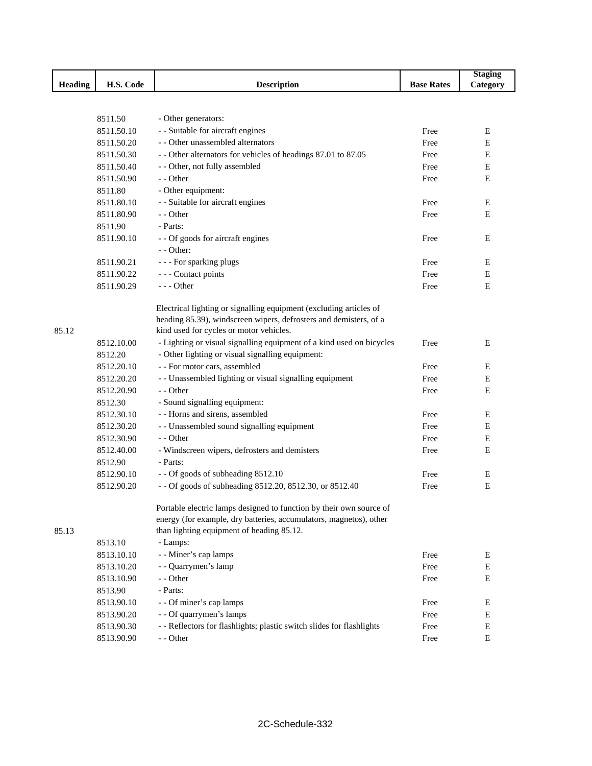| Heading | H.S. Code | Description | Base Rates | Staging Category |
|---|---|---|---|---|
| | 8511.50 | - Other generators: | | |
| | 8511.50.10 | - - Suitable for aircraft engines | Free | E |
| | 8511.50.20 | - - Other unassembled alternators | Free | E |
| | 8511.50.30 | - - Other alternators for vehicles of headings 87.01 to 87.05 | Free | E |
| | 8511.50.40 | - - Other, not fully assembled | Free | E |
| | 8511.50.90 | - - Other | Free | E |
| | 8511.80 | - Other equipment: | | |
| | 8511.80.10 | - - Suitable for aircraft engines | Free | E |
| | 8511.80.90 | - - Other | Free | E |
| | 8511.90 | - Parts: | | |
| | 8511.90.10 | - - Of goods for aircraft engines | Free | E |
| | | - - Other: | | |
| | 8511.90.21 | - - - For sparking plugs | Free | E |
| | 8511.90.22 | - - - Contact points | Free | E |
| | 8511.90.29 | - - - Other | Free | E |
| 85.12 | | Electrical lighting or signalling equipment (excluding articles of heading 85.39), windscreen wipers, defrosters and demisters, of a kind used for cycles or motor vehicles. | | |
| | 8512.10.00 | - Lighting or visual signalling equipment of a kind used on bicycles | Free | E |
| | 8512.20 | - Other lighting or visual signalling equipment: | | |
| | 8512.20.10 | - - For motor cars, assembled | Free | E |
| | 8512.20.20 | - - Unassembled lighting or visual signalling equipment | Free | E |
| | 8512.20.90 | - - Other | Free | E |
| | 8512.30 | - Sound signalling equipment: | | |
| | 8512.30.10 | - - Horns and sirens, assembled | Free | E |
| | 8512.30.20 | - - Unassembled sound signalling equipment | Free | E |
| | 8512.30.90 | - - Other | Free | E |
| | 8512.40.00 | - Windscreen wipers, defrosters and demisters | Free | E |
| | 8512.90 | - Parts: | | |
| | 8512.90.10 | - - Of goods of subheading 8512.10 | Free | E |
| | 8512.90.20 | - - Of goods of subheading 8512.20, 8512.30, or 8512.40 | Free | E |
| 85.13 | | Portable electric lamps designed to function by their own source of energy (for example, dry batteries, accumulators, magnetos), other than lighting equipment of heading 85.12. | | |
| | 8513.10 | - Lamps: | | |
| | 8513.10.10 | - - Miner's cap lamps | Free | E |
| | 8513.10.20 | - - Quarrymen's lamp | Free | E |
| | 8513.10.90 | - - Other | Free | E |
| | 8513.90 | - Parts: | | |
| | 8513.90.10 | - - Of miner's cap lamps | Free | E |
| | 8513.90.20 | - - Of quarrymen's lamps | Free | E |
| | 8513.90.30 | - - Reflectors for flashlights; plastic switch slides for flashlights | Free | E |
| | 8513.90.90 | - - Other | Free | E |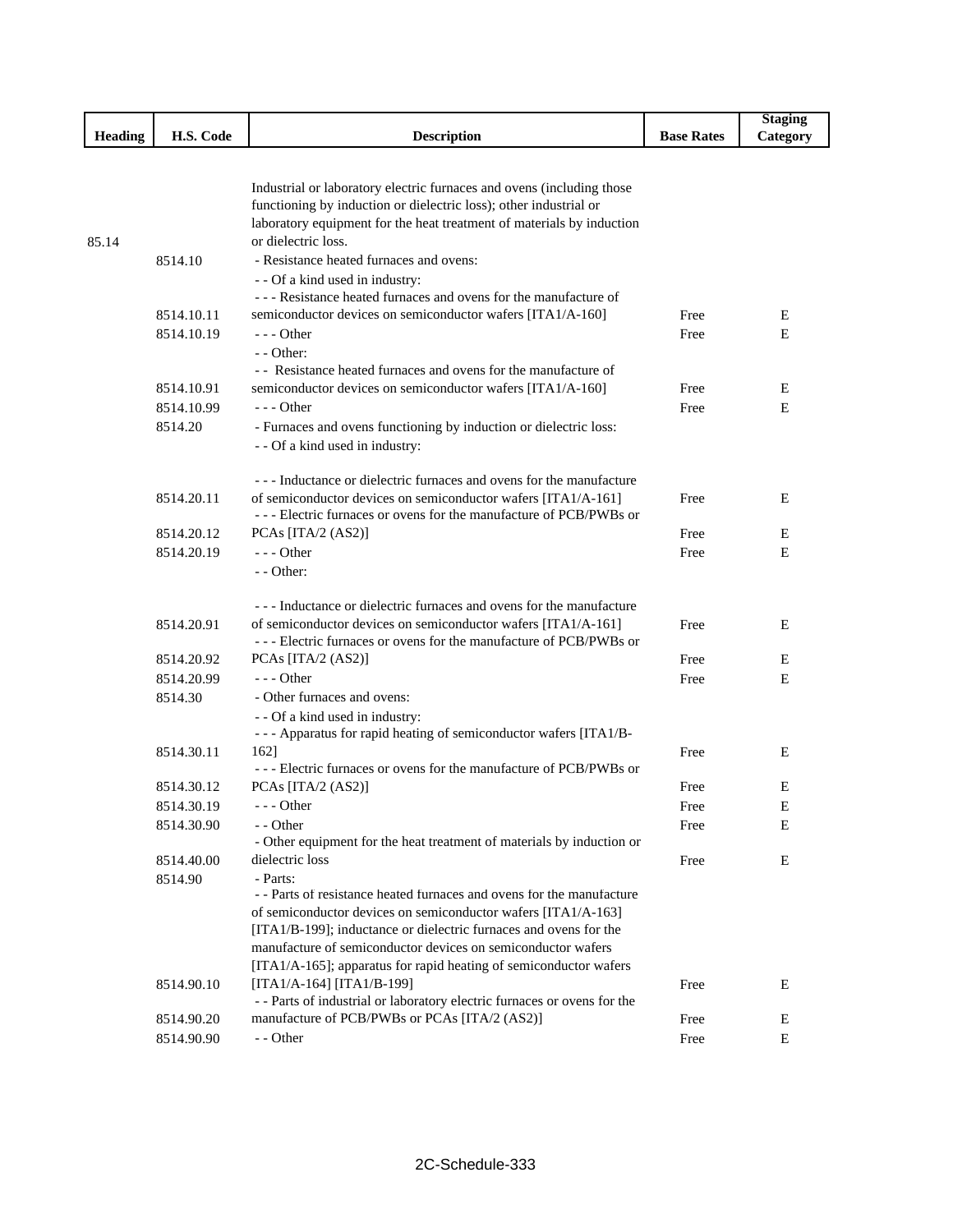| Heading | H.S. Code | Description | Base Rates | Staging Category |
|---|---|---|---|---|
| 85.14 | | Industrial or laboratory electric furnaces and ovens (including those functioning by induction or dielectric loss); other industrial or laboratory equipment for the heat treatment of materials by induction or dielectric loss. | | |
| | 8514.10 | - Resistance heated furnaces and ovens: | | |
| | | - - Of a kind used in industry: | | |
| | 8514.10.11 | - - - Resistance heated furnaces and ovens for the manufacture of semiconductor devices on semiconductor wafers [ITA1/A-160] | Free | E |
| | 8514.10.19 | - - - Other | Free | E |
| | | - - Other: | | |
| | 8514.10.91 | - - Resistance heated furnaces and ovens for the manufacture of semiconductor devices on semiconductor wafers [ITA1/A-160] | Free | E |
| | 8514.10.99 | - - - Other | Free | E |
| | 8514.20 | - Furnaces and ovens functioning by induction or dielectric loss: | | |
| | | - - Of a kind used in industry: | | |
| | 8514.20.11 | - - - Inductance or dielectric furnaces and ovens for the manufacture of semiconductor devices on semiconductor wafers [ITA1/A-161] | Free | E |
| | 8514.20.12 | - - - Electric furnaces or ovens for the manufacture of PCB/PWBs or PCAs [ITA/2 (AS2)] | Free | E |
| | 8514.20.19 | - - - Other | Free | E |
| | | - - Other: | | |
| | 8514.20.91 | - - - Inductance or dielectric furnaces and ovens for the manufacture of semiconductor devices on semiconductor wafers [ITA1/A-161] | Free | E |
| | 8514.20.92 | - - - Electric furnaces or ovens for the manufacture of PCB/PWBs or PCAs [ITA/2 (AS2)] | Free | E |
| | 8514.20.99 | - - - Other | Free | E |
| | 8514.30 | - Other furnaces and ovens: | | |
| | | - - Of a kind used in industry: | | |
| | 8514.30.11 | - - - Apparatus for rapid heating of semiconductor wafers [ITA1/B-162] | Free | E |
| | 8514.30.12 | - - - Electric furnaces or ovens for the manufacture of PCB/PWBs or PCAs [ITA/2 (AS2)] | Free | E |
| | 8514.30.19 | - - - Other | Free | E |
| | 8514.30.90 | - - Other | Free | E |
| | 8514.40.00 | - Other equipment for the heat treatment of materials by induction or dielectric loss | Free | E |
| | 8514.90 | - Parts: | | |
| | 8514.90.10 | - - Parts of resistance heated furnaces and ovens for the manufacture of semiconductor devices on semiconductor wafers [ITA1/A-163] [ITA1/B-199]; inductance or dielectric furnaces and ovens for the manufacture of semiconductor devices on semiconductor wafers [ITA1/A-165]; apparatus for rapid heating of semiconductor wafers [ITA1/A-164] [ITA1/B-199] | Free | E |
| | 8514.90.20 | - - Parts of industrial or laboratory electric furnaces or ovens for the manufacture of PCB/PWBs or PCAs [ITA/2 (AS2)] | Free | E |
| | 8514.90.90 | - - Other | Free | E |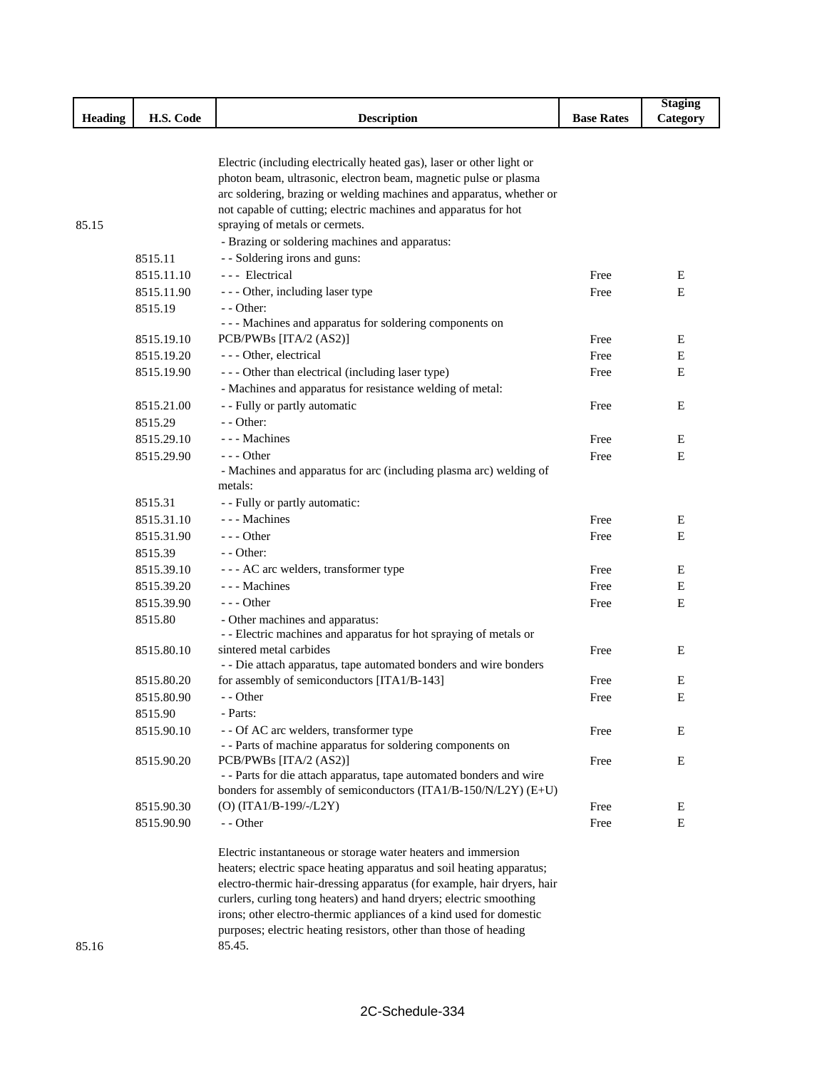| Heading | H.S. Code | Description | Base Rates | Staging Category |
|---|---|---|---|---|
| 85.15 | | Electric (including electrically heated gas), laser or other light or photon beam, ultrasonic, electron beam, magnetic pulse or plasma arc soldering, brazing or welding machines and apparatus, whether or not capable of cutting; electric machines and apparatus for hot spraying of metals or cermets. | | |
| | | - Brazing or soldering machines and apparatus: | | |
| | 8515.11 | - - Soldering irons and guns: | | |
| | 8515.11.10 | - - - Electrical | Free | E |
| | 8515.11.90 | - - - Other, including laser type | Free | E |
| | 8515.19 | - - Other: | | |
| | 8515.19.10 | - - - Machines and apparatus for soldering components on PCB/PWBs [ITA/2 (AS2)] | Free | E |
| | 8515.19.20 | - - - Other, electrical | Free | E |
| | 8515.19.90 | - - - Other than electrical (including laser type) | Free | E |
| | | - Machines and apparatus for resistance welding of metal: | | |
| | 8515.21.00 | - - Fully or partly automatic | Free | E |
| | 8515.29 | - - Other: | | |
| | 8515.29.10 | - - - Machines | Free | E |
| | 8515.29.90 | - - - Other | Free | E |
| | | - Machines and apparatus for arc (including plasma arc) welding of metals: | | |
| | 8515.31 | - - Fully or partly automatic: | | |
| | 8515.31.10 | - - - Machines | Free | E |
| | 8515.31.90 | - - - Other | Free | E |
| | 8515.39 | - - Other: | | |
| | 8515.39.10 | - - - AC arc welders, transformer type | Free | E |
| | 8515.39.20 | - - - Machines | Free | E |
| | 8515.39.90 | - - - Other | Free | E |
| | 8515.80 | - Other machines and apparatus: | | |
| | 8515.80.10 | - - Electric machines and apparatus for hot spraying of metals or sintered metal carbides | Free | E |
| | 8515.80.20 | - - Die attach apparatus, tape automated bonders and wire bonders for assembly of semiconductors [ITA1/B-143] | Free | E |
| | 8515.80.90 | - - Other | Free | E |
| | 8515.90 | - Parts: | | |
| | 8515.90.10 | - - Of AC arc welders, transformer type | Free | E |
| | 8515.90.20 | - - Parts of machine apparatus for soldering components on PCB/PWBs [ITA/2 (AS2)] | Free | E |
| | 8515.90.30 | - - Parts for die attach apparatus, tape automated bonders and wire bonders for assembly of semiconductors (ITA1/B-150/N/L2Y) (E+U) (O) (ITA1/B-199/-/L2Y) | Free | E |
| | 8515.90.90 | - - Other | Free | E |
| 85.16 | | Electric instantaneous or storage water heaters and immersion heaters; electric space heating apparatus and soil heating apparatus; electro-thermic hair-dressing apparatus (for example, hair dryers, hair curlers, curling tong heaters) and hand dryers; electric smoothing irons; other electro-thermic appliances of a kind used for domestic purposes; electric heating resistors, other than those of heading 85.45. | | |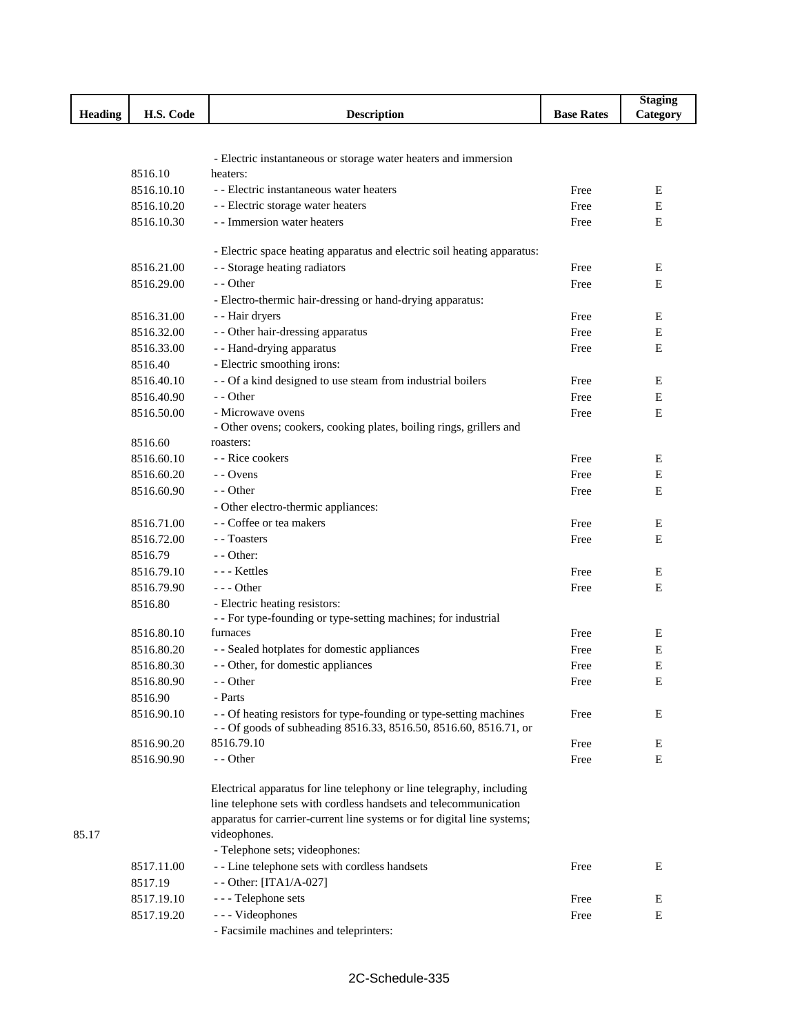| Heading | H.S. Code | Description | Base Rates | Staging Category |
|---|---|---|---|---|
| | 8516.10 | - Electric instantaneous or storage water heaters and immersion heaters: | | |
| | 8516.10.10 | - - Electric instantaneous water heaters | Free | E |
| | 8516.10.20 | - - Electric storage water heaters | Free | E |
| | 8516.10.30 | - - Immersion water heaters | Free | E |
| | | - Electric space heating apparatus and electric soil heating apparatus: | | |
| | 8516.21.00 | - - Storage heating radiators | Free | E |
| | 8516.29.00 | - - Other | Free | E |
| | | - Electro-thermic hair-dressing or hand-drying apparatus: | | |
| | 8516.31.00 | - - Hair dryers | Free | E |
| | 8516.32.00 | - - Other hair-dressing apparatus | Free | E |
| | 8516.33.00 | - - Hand-drying apparatus | Free | E |
| | 8516.40 | - Electric smoothing irons: | | |
| | 8516.40.10 | - - Of a kind designed to use steam from industrial boilers | Free | E |
| | 8516.40.90 | - - Other | Free | E |
| | 8516.50.00 | - Microwave ovens | Free | E |
| | 8516.60 | - Other ovens; cookers, cooking plates, boiling rings, grillers and roasters: | | |
| | 8516.60.10 | - - Rice cookers | Free | E |
| | 8516.60.20 | - - Ovens | Free | E |
| | 8516.60.90 | - - Other | Free | E |
| | | - Other electro-thermic appliances: | | |
| | 8516.71.00 | - - Coffee or tea makers | Free | E |
| | 8516.72.00 | - - Toasters | Free | E |
| | 8516.79 | - - Other: | | |
| | 8516.79.10 | - - - Kettles | Free | E |
| | 8516.79.90 | - - - Other | Free | E |
| | 8516.80 | - Electric heating resistors: | | |
| | 8516.80.10 | - - For type-founding or type-setting machines; for industrial furnaces | Free | E |
| | 8516.80.20 | - - Sealed hotplates for domestic appliances | Free | E |
| | 8516.80.30 | - - Other, for domestic appliances | Free | E |
| | 8516.80.90 | - - Other | Free | E |
| | 8516.90 | - Parts | | |
| | 8516.90.10 | - - Of heating resistors for type-founding or type-setting machines | Free | E |
| | 8516.90.20 | - - Of goods of subheading 8516.33, 8516.50, 8516.60, 8516.71, or 8516.79.10 | Free | E |
| | 8516.90.90 | - - Other | Free | E |
| 85.17 | | Electrical apparatus for line telephony or line telegraphy, including line telephone sets with cordless handsets and telecommunication apparatus for carrier-current line systems or for digital line systems; videophones. | | |
| | | - Telephone sets; videophones: | | |
| | 8517.11.00 | - - Line telephone sets with cordless handsets | Free | E |
| | 8517.19 | - - Other: [ITA1/A-027] | | |
| | 8517.19.10 | - - - Telephone sets | Free | E |
| | 8517.19.20 | - - - Videophones | Free | E |
| | | - Facsimile machines and teleprinters: | | |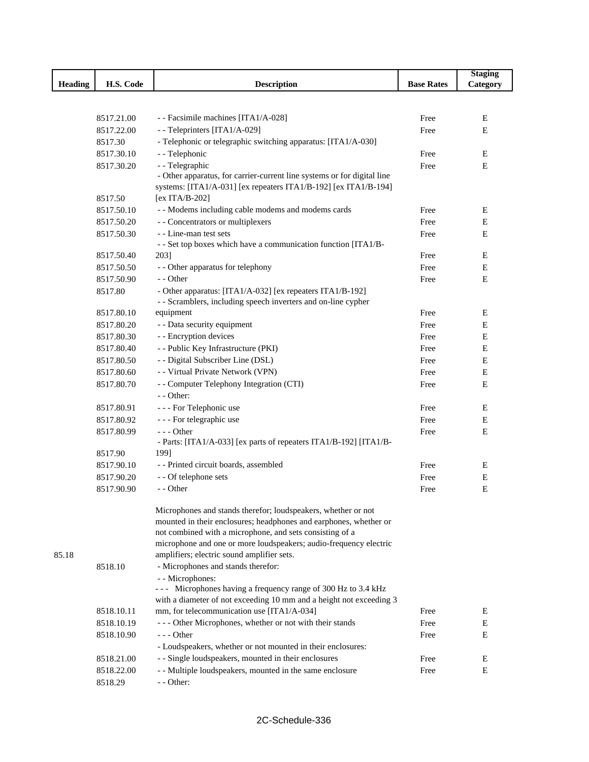| Heading | H.S. Code | Description | Base Rates | Staging Category |
|---|---|---|---|---|
| | 8517.21.00 | - - Facsimile machines [ITA1/A-028] | Free | E |
| | 8517.22.00 | - - Teleprinters [ITA1/A-029] | Free | E |
| | 8517.30 | - Telephonic or telegraphic switching apparatus: [ITA1/A-030] | | |
| | 8517.30.10 | - - Telephonic | Free | E |
| | 8517.30.20 | - - Telegraphic | Free | E |
| | 8517.50 | - Other apparatus, for carrier-current line systems or for digital line systems: [ITA1/A-031] [ex repeaters ITA1/B-192] [ex ITA1/B-194] [ex ITA/B-202] | | |
| | 8517.50.10 | - - Modems including cable modems and modems cards | Free | E |
| | 8517.50.20 | - - Concentrators or multiplexers | Free | E |
| | 8517.50.30 | - - Line-man test sets | Free | E |
| | 8517.50.40 | - - Set top boxes which have a communication function [ITA1/B-203] | Free | E |
| | 8517.50.50 | - - Other apparatus for telephony | Free | E |
| | 8517.50.90 | - - Other | Free | E |
| | 8517.80 | - Other apparatus: [ITA1/A-032] [ex repeaters ITA1/B-192] | | |
| | 8517.80.10 | - - Scramblers, including speech inverters and on-line cypher equipment | Free | E |
| | 8517.80.20 | - - Data security equipment | Free | E |
| | 8517.80.30 | - - Encryption devices | Free | E |
| | 8517.80.40 | - - Public Key Infrastructure (PKI) | Free | E |
| | 8517.80.50 | - - Digital Subscriber Line (DSL) | Free | E |
| | 8517.80.60 | - - Virtual Private Network (VPN) | Free | E |
| | 8517.80.70 | - - Computer Telephony Integration (CTI) | Free | E |
| | | - - Other: | | |
| | 8517.80.91 | - - - For Telephonic use | Free | E |
| | 8517.80.92 | - - - For telegraphic use | Free | E |
| | 8517.80.99 | - - - Other | Free | E |
| | 8517.90 | - Parts: [ITA1/A-033] [ex parts of repeaters ITA1/B-192] [ITA1/B-199] | | |
| | 8517.90.10 | - - Printed circuit boards, assembled | Free | E |
| | 8517.90.20 | - - Of telephone sets | Free | E |
| | 8517.90.90 | - - Other | Free | E |
| 85.18 | | Microphones and stands therefor; loudspeakers, whether or not mounted in their enclosures; headphones and earphones, whether or not combined with a microphone, and sets consisting of a microphone and one or more loudspeakers; audio-frequency electric amplifiers; electric sound amplifier sets. | | |
| | 8518.10 | - Microphones and stands therefor: | | |
| | | - - Microphones: | | |
| | 8518.10.11 | - - - Microphones having a frequency range of 300 Hz to 3.4 kHz with a diameter of not exceeding 10 mm and a height not exceeding 3 mm, for telecommunication use [ITA1/A-034] | Free | E |
| | 8518.10.19 | - - - Other Microphones, whether or not with their stands | Free | E |
| | 8518.10.90 | - - - Other | Free | E |
| | | - Loudspeakers, whether or not mounted in their enclosures: | | |
| | 8518.21.00 | - - Single loudspeakers, mounted in their enclosures | Free | E |
| | 8518.22.00 | - - Multiple loudspeakers, mounted in the same enclosure | Free | E |
| | 8518.29 | - - Other: | | |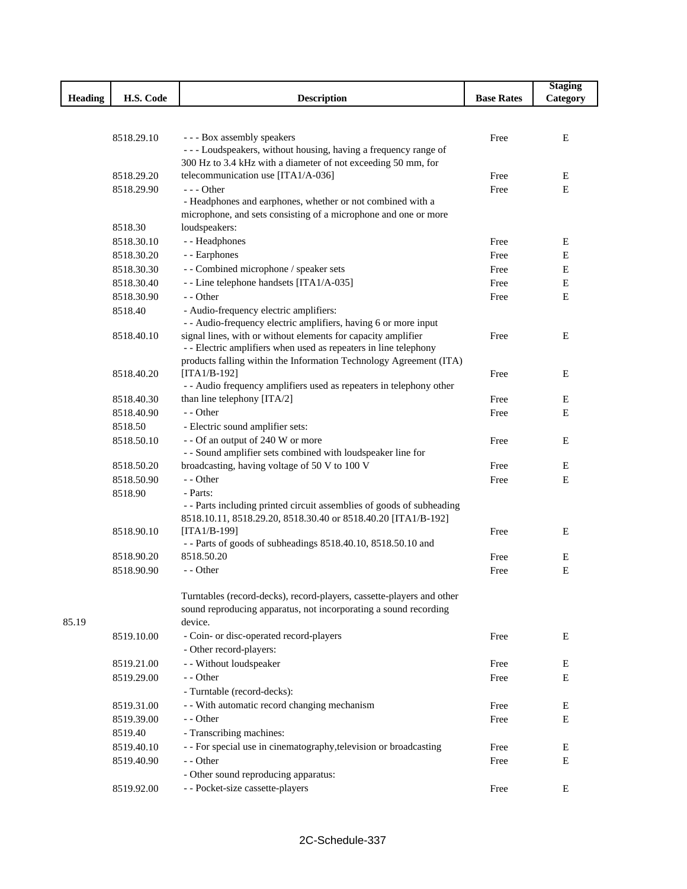| Heading | H.S. Code | Description | Base Rates | Staging Category |
|---|---|---|---|---|
| | 8518.29.10 | - - - Box assembly speakers | Free | E |
| | 8518.29.20 | - - - Loudspeakers, without housing, having a frequency range of 300 Hz to 3.4 kHz with a diameter of not exceeding 50 mm, for telecommunication use [ITA1/A-036] | Free | E |
| | 8518.29.90 | - - - Other | Free | E |
| | 8518.30 | - Headphones and earphones, whether or not combined with a microphone, and sets consisting of a microphone and one or more loudspeakers: | | |
| | 8518.30.10 | - - Headphones | Free | E |
| | 8518.30.20 | - - Earphones | Free | E |
| | 8518.30.30 | - - Combined microphone / speaker sets | Free | E |
| | 8518.30.40 | - - Line telephone handsets [ITA1/A-035] | Free | E |
| | 8518.30.90 | - - Other | Free | E |
| | 8518.40 | - Audio-frequency electric amplifiers: | | |
| | 8518.40.10 | - - Audio-frequency electric amplifiers, having 6 or more input signal lines, with or without elements for capacity amplifier | Free | E |
| | 8518.40.20 | - - Electric amplifiers when used as repeaters in line telephony products falling within the Information Technology Agreement (ITA) [ITA1/B-192] | Free | E |
| | 8518.40.30 | - - Audio frequency amplifiers used as repeaters in telephony other than line telephony [ITA/2] | Free | E |
| | 8518.40.90 | - - Other | Free | E |
| | 8518.50 | - Electric sound amplifier sets: | | |
| | 8518.50.10 | - - Of an output of 240 W or more | Free | E |
| | 8518.50.20 | - - Sound amplifier sets combined with loudspeaker line for broadcasting, having voltage of 50 V to 100 V | Free | E |
| | 8518.50.90 | - - Other | Free | E |
| | 8518.90 | - Parts: | | |
| | 8518.90.10 | - - Parts including printed circuit assemblies of goods of subheading 8518.10.11, 8518.29.20, 8518.30.40 or 8518.40.20 [ITA1/B-192] [ITA1/B-199] | Free | E |
| | 8518.90.20 | - - Parts of goods of subheadings 8518.40.10, 8518.50.10 and 8518.50.20 | Free | E |
| | 8518.90.90 | - - Other | Free | E |
| 85.19 | | Turntables (record-decks), record-players, cassette-players and other sound reproducing apparatus, not incorporating a sound recording device. | | |
| | 8519.10.00 | - Coin- or disc-operated record-players | Free | E |
| | | - Other record-players: | | |
| | 8519.21.00 | - - Without loudspeaker | Free | E |
| | 8519.29.00 | - - Other | Free | E |
| | | - Turntable (record-decks): | | |
| | 8519.31.00 | - - With automatic record changing mechanism | Free | E |
| | 8519.39.00 | - - Other | Free | E |
| | 8519.40 | - Transcribing machines: | | |
| | 8519.40.10 | - - For special use in cinematography,television or broadcasting | Free | E |
| | 8519.40.90 | - - Other | Free | E |
| | | - Other sound reproducing apparatus: | | |
| | 8519.92.00 | - - Pocket-size cassette-players | Free | E |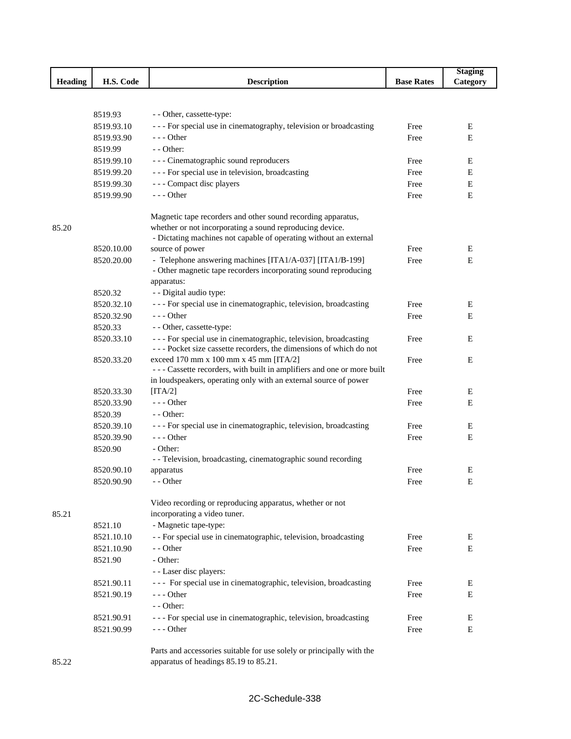| Heading | H.S. Code | Description | Base Rates | Staging Category |
|---|---|---|---|---|
| | 8519.93 | - - Other, cassette-type: | | |
| | 8519.93.10 | - - - For special use in cinematography, television or broadcasting | Free | E |
| | 8519.93.90 | - - - Other | Free | E |
| | 8519.99 | - - Other: | | |
| | 8519.99.10 | - - - Cinematographic sound reproducers | Free | E |
| | 8519.99.20 | - - - For special use in television, broadcasting | Free | E |
| | 8519.99.30 | - - - Compact disc players | Free | E |
| | 8519.99.90 | - - - Other | Free | E |
| 85.20 | | Magnetic tape recorders and other sound recording apparatus, whether or not incorporating a sound reproducing device. | | |
| | 8520.10.00 | - Dictating machines not capable of operating without an external source of power | Free | E |
| | 8520.20.00 | - Telephone answering machines [ITA1/A-037] [ITA1/B-199] | Free | E |
| | | - Other magnetic tape recorders incorporating sound reproducing apparatus: | | |
| | 8520.32 | - - Digital audio type: | | |
| | 8520.32.10 | - - - For special use in cinematographic, television, broadcasting | Free | E |
| | 8520.32.90 | - - - Other | Free | E |
| | 8520.33 | - - Other, cassette-type: | | |
| | 8520.33.10 | - - - For special use in cinematographic, television, broadcasting | Free | E |
| | 8520.33.20 | - - - Pocket size cassette recorders, the dimensions of which do not exceed 170 mm x 100 mm x 45 mm [ITA/2] | Free | E |
| | 8520.33.30 | - - - Cassette recorders, with built in amplifiers and one or more built in loudspeakers, operating only with an external source of power [ITA/2] | Free | E |
| | 8520.33.90 | - - - Other | Free | E |
| | 8520.39 | - - Other: | | |
| | 8520.39.10 | - - - For special use in cinematographic, television, broadcasting | Free | E |
| | 8520.39.90 | - - - Other | Free | E |
| | 8520.90 | - Other: | | |
| | 8520.90.10 | - - Television, broadcasting, cinematographic sound recording apparatus | Free | E |
| | 8520.90.90 | - - Other | Free | E |
| 85.21 | | Video recording or reproducing apparatus, whether or not incorporating a video tuner. | | |
| | 8521.10 | - Magnetic tape-type: | | |
| | 8521.10.10 | - - For special use in cinematographic, television, broadcasting | Free | E |
| | 8521.10.90 | - - Other | Free | E |
| | 8521.90 | - Other: | | |
| | | - - Laser disc players: | | |
| | 8521.90.11 | - - - For special use in cinematographic, television, broadcasting | Free | E |
| | 8521.90.19 | - - - Other | Free | E |
| | | - - Other: | | |
| | 8521.90.91 | - - - For special use in cinematographic, television, broadcasting | Free | E |
| | 8521.90.99 | - - - Other | Free | E |
| 85.22 | | Parts and accessories suitable for use solely or principally with the apparatus of headings 85.19 to 85.21. | | |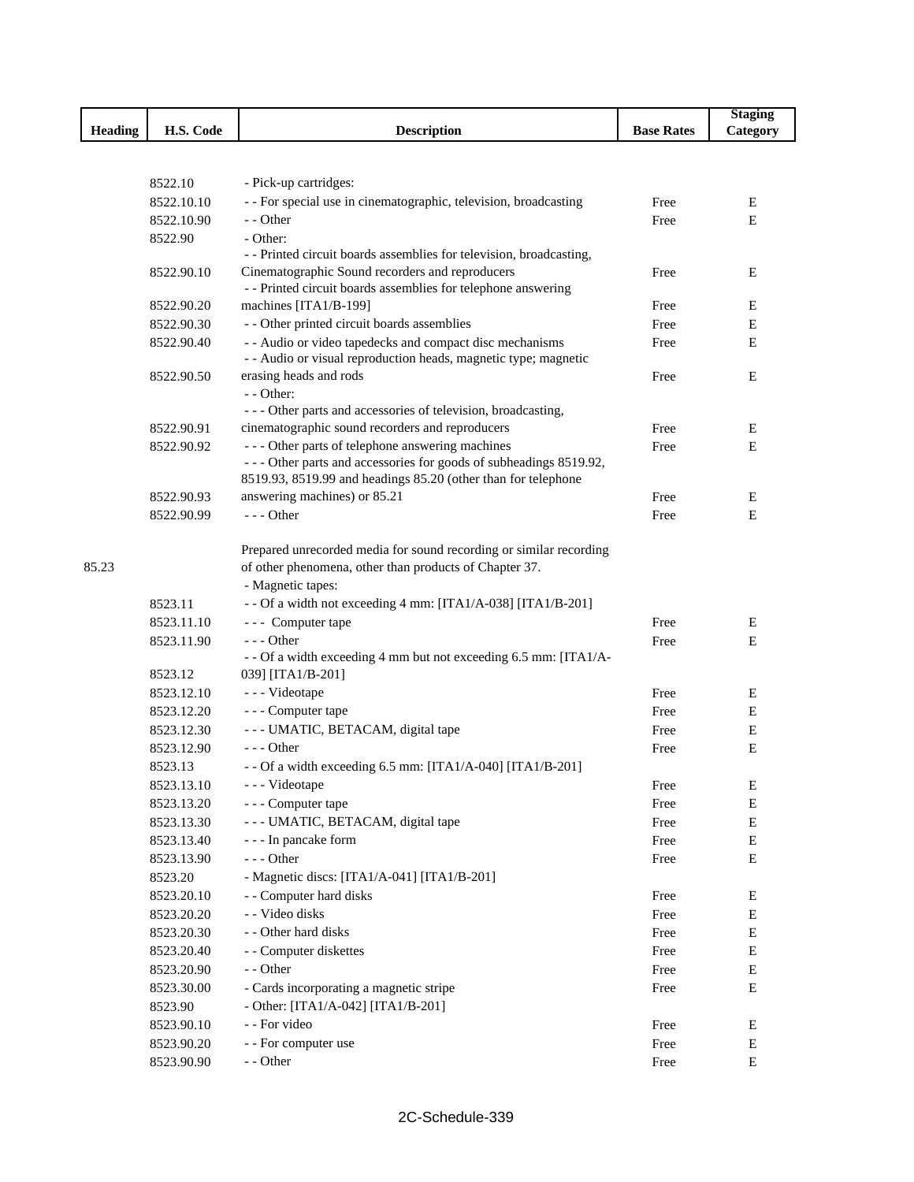| Heading | H.S. Code | Description | Base Rates | Staging Category |
|---|---|---|---|---|
| | 8522.10 | - Pick-up cartridges: | | |
| | 8522.10.10 | - - For special use in cinematographic, television, broadcasting | Free | E |
| | 8522.10.90 | - - Other | Free | E |
| | 8522.90 | - Other: | | |
| | 8522.90.10 | - - Printed circuit boards assemblies for television, broadcasting, Cinematographic Sound recorders and reproducers | Free | E |
| | 8522.90.20 | - - Printed circuit boards assemblies for telephone answering machines [ITA1/B-199] | Free | E |
| | 8522.90.30 | - - Other printed circuit boards assemblies | Free | E |
| | 8522.90.40 | - - Audio or video tapedecks and compact disc mechanisms | Free | E |
| | 8522.90.50 | - - Audio or visual reproduction heads, magnetic type; magnetic erasing heads and rods | Free | E |
| | | - - Other: | | |
| | 8522.90.91 | - - - Other parts and accessories of television, broadcasting, cinematographic sound recorders and reproducers | Free | E |
| | 8522.90.92 | - - - Other parts of telephone answering machines | Free | E |
| | 8522.90.93 | - - - Other parts and accessories for goods of subheadings 8519.92, 8519.93, 8519.99 and headings 85.20 (other than for telephone answering machines) or 85.21 | Free | E |
| | 8522.90.99 | - - - Other | Free | E |
| 85.23 | | Prepared unrecorded media for sound recording or similar recording of other phenomena, other than products of Chapter 37. | | |
| | | - Magnetic tapes: | | |
| | 8523.11 | - - Of a width not exceeding 4 mm: [ITA1/A-038] [ITA1/B-201] | | |
| | 8523.11.10 | - - - Computer tape | Free | E |
| | 8523.11.90 | - - - Other | Free | E |
| | 8523.12 | - - Of a width exceeding 4 mm but not exceeding 6.5 mm: [ITA1/A-039] [ITA1/B-201] | | |
| | 8523.12.10 | - - - Videotape | Free | E |
| | 8523.12.20 | - - - Computer tape | Free | E |
| | 8523.12.30 | - - - UMATIC, BETACAM, digital tape | Free | E |
| | 8523.12.90 | - - - Other | Free | E |
| | 8523.13 | - - Of a width exceeding 6.5 mm: [ITA1/A-040] [ITA1/B-201] | | |
| | 8523.13.10 | - - - Videotape | Free | E |
| | 8523.13.20 | - - - Computer tape | Free | E |
| | 8523.13.30 | - - - UMATIC, BETACAM, digital tape | Free | E |
| | 8523.13.40 | - - - In pancake form | Free | E |
| | 8523.13.90 | - - - Other | Free | E |
| | 8523.20 | - Magnetic discs: [ITA1/A-041] [ITA1/B-201] | | |
| | 8523.20.10 | - - Computer hard disks | Free | E |
| | 8523.20.20 | - - Video disks | Free | E |
| | 8523.20.30 | - - Other hard disks | Free | E |
| | 8523.20.40 | - - Computer diskettes | Free | E |
| | 8523.20.90 | - - Other | Free | E |
| | 8523.30.00 | - Cards incorporating a magnetic stripe | Free | E |
| | 8523.90 | - Other: [ITA1/A-042] [ITA1/B-201] | | |
| | 8523.90.10 | - - For video | Free | E |
| | 8523.90.20 | - - For computer use | Free | E |
| | 8523.90.90 | - - Other | Free | E |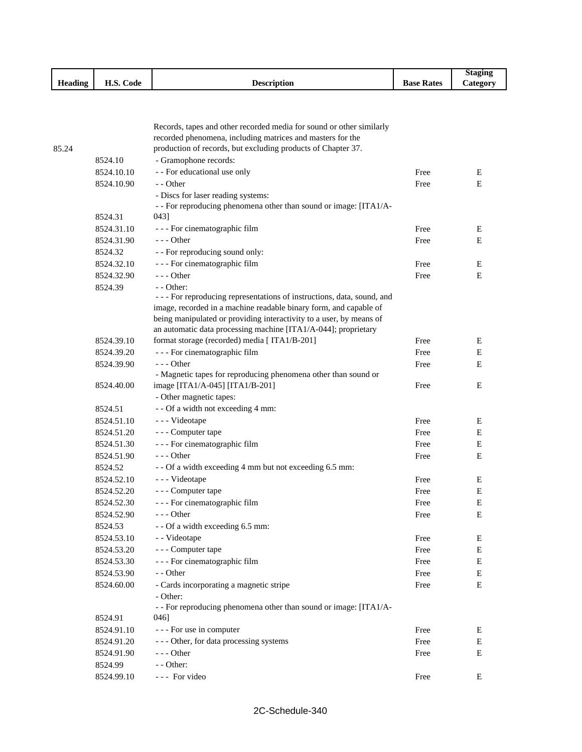| Heading | H.S. Code | Description | Base Rates | Staging Category |
|---|---|---|---|---|
| 85.24 | | Records, tapes and other recorded media for sound or other similarly recorded phenomena, including matrices and masters for the production of records, but excluding products of Chapter 37. | | |
| | 8524.10 | - Gramophone records: | | |
| | 8524.10.10 | - - For educational use only | Free | E |
| | 8524.10.90 | - - Other | Free | E |
| | | - Discs for laser reading systems: | | |
| | 8524.31 | - - For reproducing phenomena other than sound or image: [ITA1/A-043] | | |
| | 8524.31.10 | - - - For cinematographic film | Free | E |
| | 8524.31.90 | - - - Other | Free | E |
| | 8524.32 | - - For reproducing sound only: | | |
| | 8524.32.10 | - - - For cinematographic film | Free | E |
| | 8524.32.90 | - - - Other | Free | E |
| | 8524.39 | - - Other: | | |
| | 8524.39.10 | - - - For reproducing representations of instructions, data, sound, and image, recorded in a machine readable binary form, and capable of being manipulated or providing interactivity to a user, by means of an automatic data processing machine [ITA1/A-044]; proprietary format storage (recorded) media [ ITA1/B-201] | Free | E |
| | 8524.39.20 | - - - For cinematographic film | Free | E |
| | 8524.39.90 | - - - Other | Free | E |
| | 8524.40.00 | - Magnetic tapes for reproducing phenomena other than sound or image [ITA1/A-045] [ITA1/B-201] | Free | E |
| | | - Other magnetic tapes: | | |
| | 8524.51 | - - Of a width not exceeding 4 mm: | | |
| | 8524.51.10 | - - - Videotape | Free | E |
| | 8524.51.20 | - - - Computer tape | Free | E |
| | 8524.51.30 | - - - For cinematographic film | Free | E |
| | 8524.51.90 | - - - Other | Free | E |
| | 8524.52 | - - Of a width exceeding 4 mm but not exceeding 6.5 mm: | | |
| | 8524.52.10 | - - - Videotape | Free | E |
| | 8524.52.20 | - - - Computer tape | Free | E |
| | 8524.52.30 | - - - For cinematographic film | Free | E |
| | 8524.52.90 | - - - Other | Free | E |
| | 8524.53 | - - Of a width exceeding 6.5 mm: | | |
| | 8524.53.10 | - - Videotape | Free | E |
| | 8524.53.20 | - - - Computer tape | Free | E |
| | 8524.53.30 | - - - For cinematographic film | Free | E |
| | 8524.53.90 | - - Other | Free | E |
| | 8524.60.00 | - Cards incorporating a magnetic stripe | Free | E |
| | | - Other: | | |
| | 8524.91 | - - For reproducing phenomena other than sound or image: [ITA1/A-046] | | |
| | 8524.91.10 | - - - For use in computer | Free | E |
| | 8524.91.20 | - - - Other, for data processing systems | Free | E |
| | 8524.91.90 | - - - Other | Free | E |
| | 8524.99 | - - Other: | | |
| | 8524.99.10 | - - - For video | Free | E |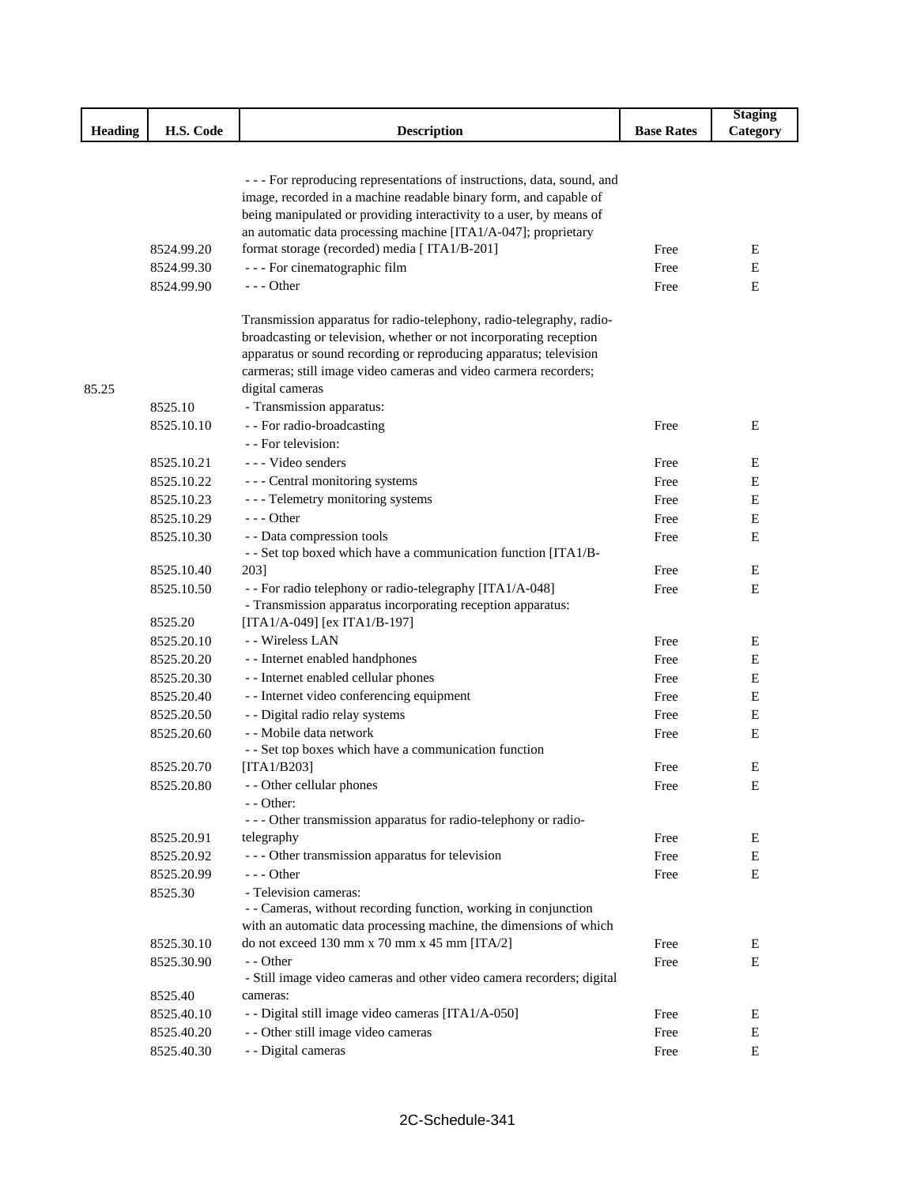| Heading | H.S. Code | Description | Base Rates | Staging Category |
|---|---|---|---|---|
| | 8524.99.20 | - - - For reproducing representations of instructions, data, sound, and image, recorded in a machine readable binary form, and capable of being manipulated or providing interactivity to a user, by means of an automatic data processing machine [ITA1/A-047]; proprietary format storage (recorded) media [ ITA1/B-201] | Free | E |
| | 8524.99.30 | - - - For cinematographic film | Free | E |
| | 8524.99.90 | - - - Other | Free | E |
| 85.25 | | Transmission apparatus for radio-telephony, radio-telegraphy, radio-broadcasting or television, whether or not incorporating reception apparatus or sound recording or reproducing apparatus; television cameras; still image video cameras and video carmera recorders; digital cameras | | |
| | 8525.10 | - Transmission apparatus: | | |
| | 8525.10.10 | - - For radio-broadcasting | Free | E |
| | | - - For television: | | |
| | 8525.10.21 | - - - Video senders | Free | E |
| | 8525.10.22 | - - - Central monitoring systems | Free | E |
| | 8525.10.23 | - - - Telemetry monitoring systems | Free | E |
| | 8525.10.29 | - - - Other | Free | E |
| | 8525.10.30 | - - Data compression tools | Free | E |
| | 8525.10.40 | - - Set top boxed which have a communication function [ITA1/B-203] | Free | E |
| | 8525.10.50 | - - For radio telephony or radio-telegraphy [ITA1/A-048] | Free | E |
| | 8525.20 | - Transmission apparatus incorporating reception apparatus: [ITA1/A-049] [ex ITA1/B-197] | | |
| | 8525.20.10 | - - Wireless LAN | Free | E |
| | 8525.20.20 | - - Internet enabled handphones | Free | E |
| | 8525.20.30 | - - Internet enabled cellular phones | Free | E |
| | 8525.20.40 | - - Internet video conferencing equipment | Free | E |
| | 8525.20.50 | - - Digital radio relay systems | Free | E |
| | 8525.20.60 | - - Mobile data network | Free | E |
| | 8525.20.70 | - - Set top boxes which have a communication function [ITA1/B203] | Free | E |
| | 8525.20.80 | - - Other cellular phones | Free | E |
| | | - - Other: | | |
| | 8525.20.91 | - - - Other transmission apparatus for radio-telephony or radio-telegraphy | Free | E |
| | 8525.20.92 | - - - Other transmission apparatus for television | Free | E |
| | 8525.20.99 | - - - Other | Free | E |
| | 8525.30 | - Television cameras: | | |
| | 8525.30.10 | - - Cameras, without recording function, working in conjunction with an automatic data processing machine, the dimensions of which do not exceed 130 mm x 70 mm x 45 mm [ITA/2] | Free | E |
| | 8525.30.90 | - - Other | Free | E |
| | 8525.40 | - Still image video cameras and other video camera recorders; digital cameras: | | |
| | 8525.40.10 | - - Digital still image video cameras [ITA1/A-050] | Free | E |
| | 8525.40.20 | - - Other still image video cameras | Free | E |
| | 8525.40.30 | - - Digital cameras | Free | E |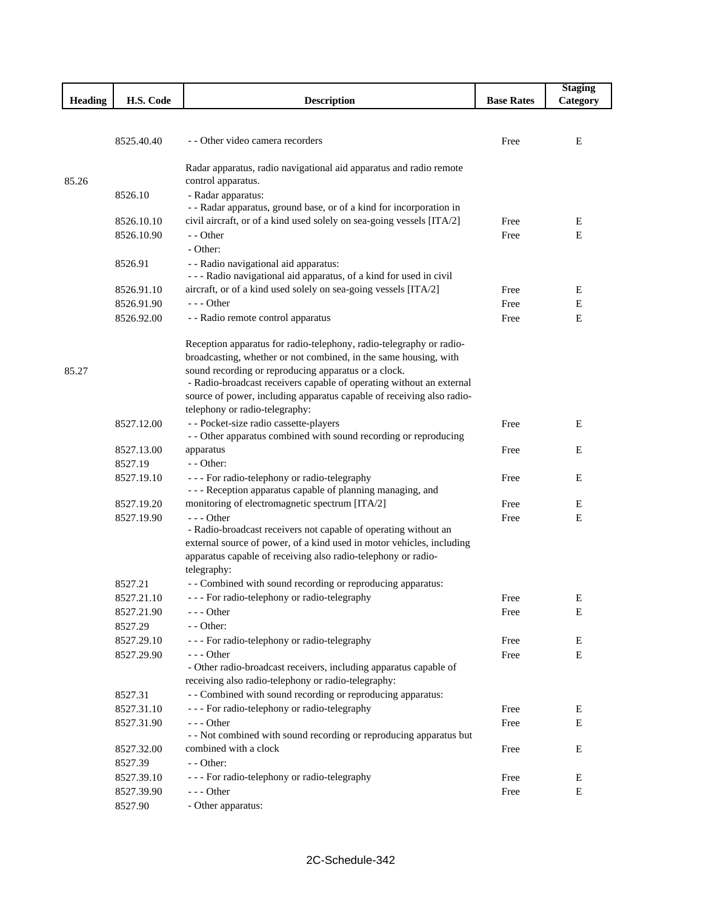| Heading | H.S. Code | Description | Base Rates | Staging Category |
|---|---|---|---|---|
| | 8525.40.40 | - - Other video camera recorders | Free | E |
| 85.26 | | Radar apparatus, radio navigational aid apparatus and radio remote control apparatus. | | |
| | 8526.10 | - Radar apparatus: | | |
| | 8526.10.10 | - - Radar apparatus, ground base, or of a kind for incorporation in civil aircraft, or of a kind used solely on sea-going vessels [ITA/2] | Free | E |
| | 8526.10.90 | - - Other | Free | E |
| | | - Other: | | |
| | 8526.91 | - - Radio navigational aid apparatus: | | |
| | 8526.91.10 | - - - Radio navigational aid apparatus, of a kind for used in civil aircraft, or of a kind used solely on sea-going vessels [ITA/2] | Free | E |
| | 8526.91.90 | - - - Other | Free | E |
| | 8526.92.00 | - - Radio remote control apparatus | Free | E |
| 85.27 | | Reception apparatus for radio-telephony, radio-telegraphy or radio-broadcasting, whether or not combined, in the same housing, with sound recording or reproducing apparatus or a clock. | | |
| | | - Radio-broadcast receivers capable of operating without an external source of power, including apparatus capable of receiving also radio-telephony or radio-telegraphy: | | |
| | 8527.12.00 | - - Pocket-size radio cassette-players | Free | E |
| | 8527.13.00 | - - Other apparatus combined with sound recording or reproducing apparatus | Free | E |
| | 8527.19 | - - Other: | | |
| | 8527.19.10 | - - - For radio-telephony or radio-telegraphy | Free | E |
| | 8527.19.20 | - - - Reception apparatus capable of planning managing, and monitoring of electromagnetic spectrum [ITA/2] | Free | E |
| | 8527.19.90 | - - - Other | Free | E |
| | | - Radio-broadcast receivers not capable of operating without an external source of power, of a kind used in motor vehicles, including apparatus capable of receiving also radio-telephony or radio-telegraphy: | | |
| | 8527.21 | - - Combined with sound recording or reproducing apparatus: | | |
| | 8527.21.10 | - - - For radio-telephony or radio-telegraphy | Free | E |
| | 8527.21.90 | - - - Other | Free | E |
| | 8527.29 | - - Other: | | |
| | 8527.29.10 | - - - For radio-telephony or radio-telegraphy | Free | E |
| | 8527.29.90 | - - - Other | Free | E |
| | | - Other radio-broadcast receivers, including apparatus capable of receiving also radio-telephony or radio-telegraphy: | | |
| | 8527.31 | - - Combined with sound recording or reproducing apparatus: | | |
| | 8527.31.10 | - - - For radio-telephony or radio-telegraphy | Free | E |
| | 8527.31.90 | - - - Other | Free | E |
| | 8527.32.00 | - - Not combined with sound recording or reproducing apparatus but combined with a clock | Free | E |
| | 8527.39 | - - Other: | | |
| | 8527.39.10 | - - - For radio-telephony or radio-telegraphy | Free | E |
| | 8527.39.90 | - - - Other | Free | E |
| | 8527.90 | - Other apparatus: | | |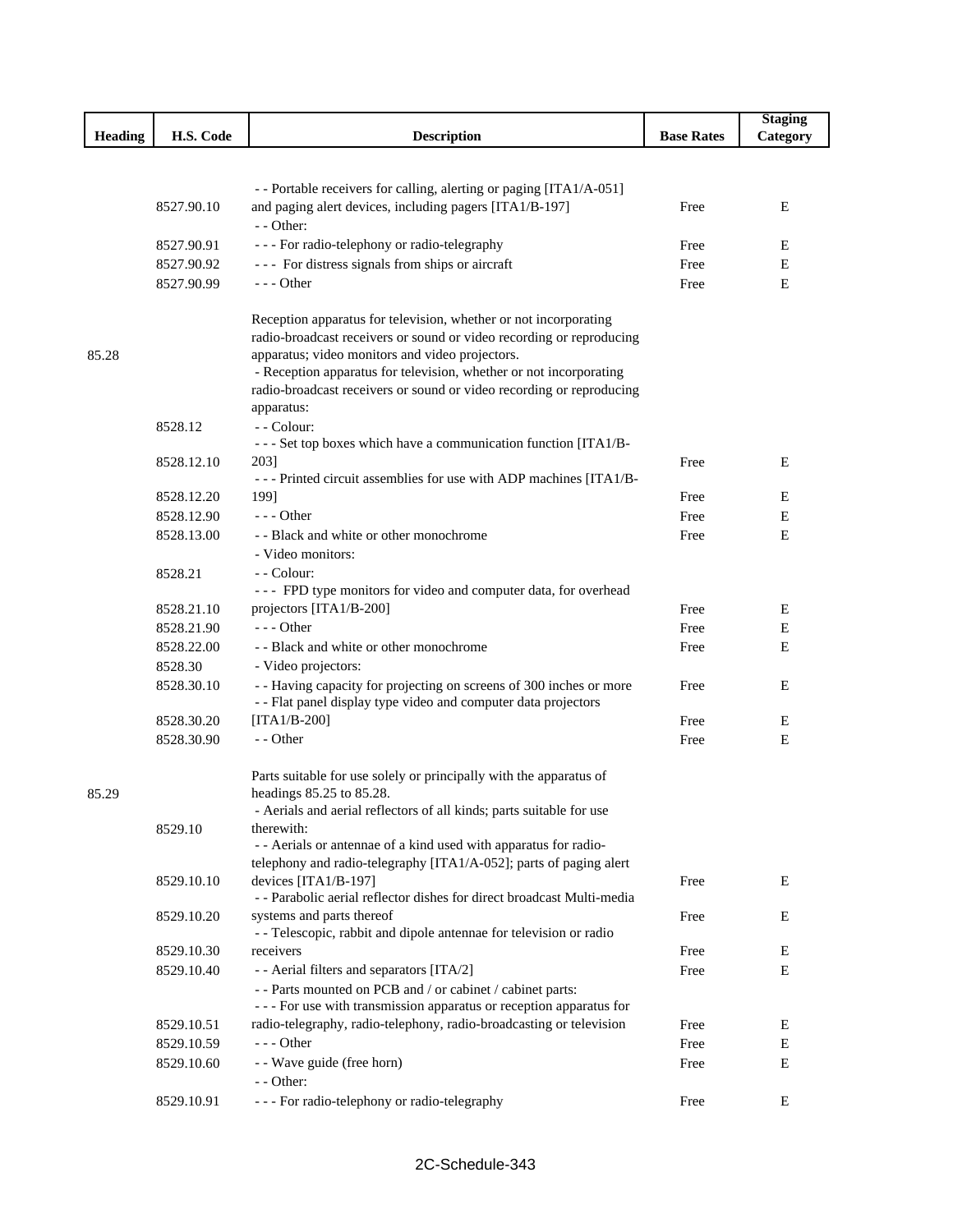| Heading | H.S. Code | Description | Base Rates | Staging Category |
|---|---|---|---|---|
| | 8527.90.10 | - - Portable receivers for calling, alerting or paging [ITA1/A-051] and paging alert devices, including pagers [ITA1/B-197] | Free | E |
| | | - - Other: | | |
| | 8527.90.91 | - - - For radio-telephony or radio-telegraphy | Free | E |
| | 8527.90.92 | - - - For distress signals from ships or aircraft | Free | E |
| | 8527.90.99 | - - - Other | Free | E |
| 85.28 | | Reception apparatus for television, whether or not incorporating radio-broadcast receivers or sound or video recording or reproducing apparatus; video monitors and video projectors. | | |
| | | - Reception apparatus for television, whether or not incorporating radio-broadcast receivers or sound or video recording or reproducing apparatus: | | |
| | 8528.12 | - - Colour: | | |
| | 8528.12.10 | - - - Set top boxes which have a communication function [ITA1/B-203] | Free | E |
| | 8528.12.20 | - - - Printed circuit assemblies for use with ADP machines [ITA1/B-199] | Free | E |
| | 8528.12.90 | - - - Other | Free | E |
| | 8528.13.00 | - - Black and white or other monochrome | Free | E |
| | | - Video monitors: | | |
| | 8528.21 | - - Colour: | | |
| | 8528.21.10 | - - - FPD type monitors for video and computer data, for overhead projectors [ITA1/B-200] | Free | E |
| | 8528.21.90 | - - - Other | Free | E |
| | 8528.22.00 | - - Black and white or other monochrome | Free | E |
| | 8528.30 | - Video projectors: | | |
| | 8528.30.10 | - - Having capacity for projecting on screens of 300 inches or more | Free | E |
| | 8528.30.20 | - - Flat panel display type video and computer data projectors [ITA1/B-200] | Free | E |
| | 8528.30.90 | - - Other | Free | E |
| 85.29 | | Parts suitable for use solely or principally with the apparatus of headings 85.25 to 85.28. | | |
| | 8529.10 | - Aerials and aerial reflectors of all kinds; parts suitable for use therewith: | | |
| | 8529.10.10 | - - Aerials or antennae of a kind used with apparatus for radio-telephony and radio-telegraphy [ITA1/A-052]; parts of paging alert devices [ITA1/B-197] | Free | E |
| | 8529.10.20 | - - Parabolic aerial reflector dishes for direct broadcast Multi-media systems and parts thereof | Free | E |
| | 8529.10.30 | - - Telescopic, rabbit and dipole antennae for television or radio receivers | Free | E |
| | 8529.10.40 | - - Aerial filters and separators [ITA/2] | Free | E |
| | | - - Parts mounted on PCB and / or cabinet / cabinet parts: | | |
| | 8529.10.51 | - - - For use with transmission apparatus or reception apparatus for radio-telegraphy, radio-telephony, radio-broadcasting or television | Free | E |
| | 8529.10.59 | - - - Other | Free | E |
| | 8529.10.60 | - - Wave guide (free horn) | Free | E |
| | | - - Other: | | |
| | 8529.10.91 | - - - For radio-telephony or radio-telegraphy | Free | E |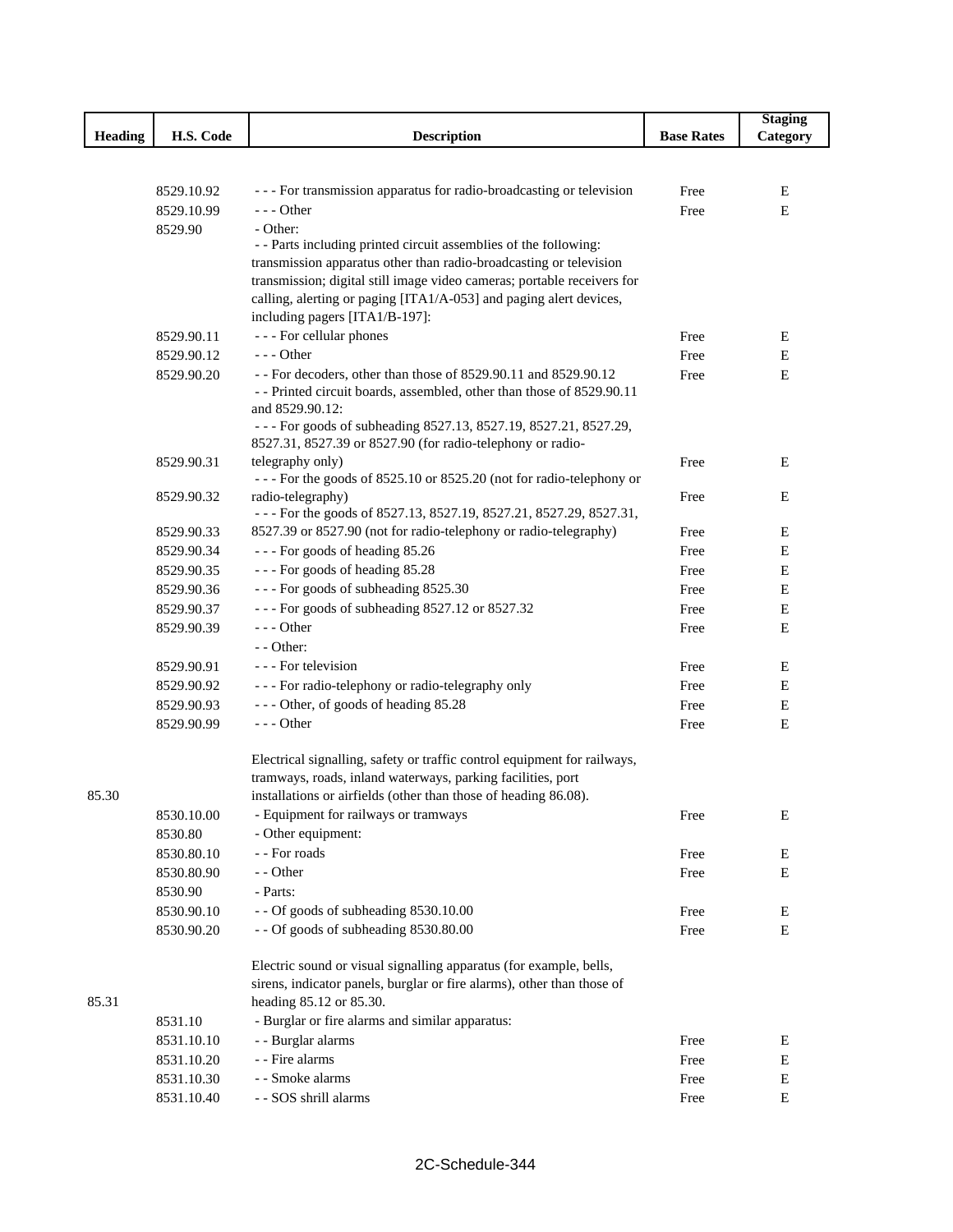| Heading | H.S. Code | Description | Base Rates | Staging Category |
|---|---|---|---|---|
| | 8529.10.92 | - - - For transmission apparatus for radio-broadcasting or television | Free | E |
| | 8529.10.99 | - - - Other | Free | E |
| | 8529.90 | - Other: | | |
| | | - - Parts including printed circuit assemblies of the following: transmission apparatus other than radio-broadcasting or television transmission; digital still image video cameras; portable receivers for calling, alerting or paging [ITA1/A-053] and paging alert devices, including pagers [ITA1/B-197]: | | |
| | 8529.90.11 | - - - For cellular phones | Free | E |
| | 8529.90.12 | - - - Other | Free | E |
| | 8529.90.20 | - - For decoders, other than those of 8529.90.11 and 8529.90.12 | Free | E |
| | | - - Printed circuit boards, assembled, other than those of 8529.90.11 and 8529.90.12: | | |
| | 8529.90.31 | - - - For goods of subheading 8527.13, 8527.19, 8527.21, 8527.29, 8527.31, 8527.39 or 8527.90 (for radio-telephony or radio-telegraphy only) | Free | E |
| | 8529.90.32 | - - - For the goods of 8525.10 or 8525.20 (not for radio-telephony or radio-telegraphy) | Free | E |
| | 8529.90.33 | - - - For the goods of 8527.13, 8527.19, 8527.21, 8527.29, 8527.31, 8527.39 or 8527.90 (not for radio-telephony or radio-telegraphy) | Free | E |
| | 8529.90.34 | - - - For goods of heading 85.26 | Free | E |
| | 8529.90.35 | - - - For goods of heading 85.28 | Free | E |
| | 8529.90.36 | - - - For goods of subheading 8525.30 | Free | E |
| | 8529.90.37 | - - - For goods of subheading 8527.12 or 8527.32 | Free | E |
| | 8529.90.39 | - - - Other | Free | E |
| | | - - Other: | | |
| | 8529.90.91 | - - - For television | Free | E |
| | 8529.90.92 | - - - For radio-telephony or radio-telegraphy only | Free | E |
| | 8529.90.93 | - - - Other, of goods of heading 85.28 | Free | E |
| | 8529.90.99 | - - - Other | Free | E |
| 85.30 | | Electrical signalling, safety or traffic control equipment for railways, tramways, roads, inland waterways, parking facilities, port installations or airfields (other than those of heading 86.08). | | |
| | 8530.10.00 | - Equipment for railways or tramways | Free | E |
| | 8530.80 | - Other equipment: | | |
| | 8530.80.10 | - - For roads | Free | E |
| | 8530.80.90 | - - Other | Free | E |
| | 8530.90 | - Parts: | | |
| | 8530.90.10 | - - Of goods of subheading 8530.10.00 | Free | E |
| | 8530.90.20 | - - Of goods of subheading 8530.80.00 | Free | E |
| 85.31 | | Electric sound or visual signalling apparatus (for example, bells, sirens, indicator panels, burglar or fire alarms), other than those of heading 85.12 or 85.30. | | |
| | 8531.10 | - Burglar or fire alarms and similar apparatus: | | |
| | 8531.10.10 | - - Burglar alarms | Free | E |
| | 8531.10.20 | - - Fire alarms | Free | E |
| | 8531.10.30 | - - Smoke alarms | Free | E |
| | 8531.10.40 | - - SOS shrill alarms | Free | E |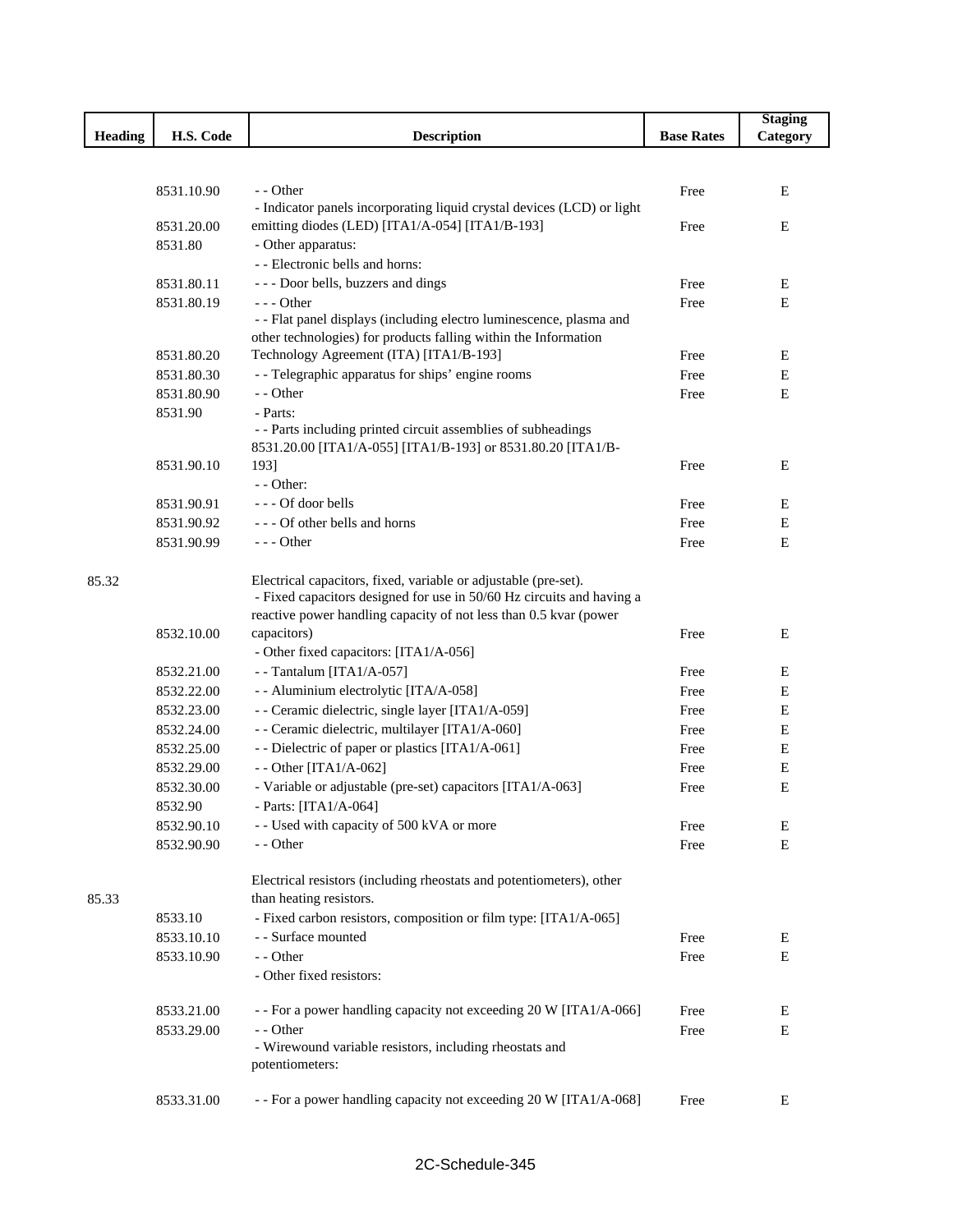| Heading | H.S. Code | Description | Base Rates | Staging Category |
|---|---|---|---|---|
| | 8531.10.90 | - - Other | Free | E |
| | 8531.20.00 | - Indicator panels incorporating liquid crystal devices (LCD) or light emitting diodes (LED) [ITA1/A-054] [ITA1/B-193] | Free | E |
| | 8531.80 | - Other apparatus: | | |
| | | - - Electronic bells and horns: | | |
| | 8531.80.11 | - - - Door bells, buzzers and dings | Free | E |
| | 8531.80.19 | - - - Other | Free | E |
| | 8531.80.20 | - - Flat panel displays (including electro luminescence, plasma and other technologies) for products falling within the Information Technology Agreement (ITA) [ITA1/B-193] | Free | E |
| | 8531.80.30 | - - Telegraphic apparatus for ships' engine rooms | Free | E |
| | 8531.80.90 | - - Other | Free | E |
| | 8531.90 | - Parts: | | |
| | 8531.90.10 | - - Parts including printed circuit assemblies of subheadings 8531.20.00 [ITA1/A-055] [ITA1/B-193] or 8531.80.20 [ITA1/B-193] | Free | E |
| | | - - Other: | | |
| | 8531.90.91 | - - - Of door bells | Free | E |
| | 8531.90.92 | - - - Of other bells and horns | Free | E |
| | 8531.90.99 | - - - Other | Free | E |
| 85.32 | | Electrical capacitors, fixed, variable or adjustable (pre-set). | | |
| | 8532.10.00 | - Fixed capacitors designed for use in 50/60 Hz circuits and having a reactive power handling capacity of not less than 0.5 kvar (power capacitors) | Free | E |
| | | - Other fixed capacitors: [ITA1/A-056] | | |
| | 8532.21.00 | - - Tantalum [ITA1/A-057] | Free | E |
| | 8532.22.00 | - - Aluminium electrolytic [ITA/A-058] | Free | E |
| | 8532.23.00 | - - Ceramic dielectric, single layer [ITA1/A-059] | Free | E |
| | 8532.24.00 | - - Ceramic dielectric, multilayer [ITA1/A-060] | Free | E |
| | 8532.25.00 | - - Dielectric of paper or plastics [ITA1/A-061] | Free | E |
| | 8532.29.00 | - - Other [ITA1/A-062] | Free | E |
| | 8532.30.00 | - Variable or adjustable (pre-set) capacitors [ITA1/A-063] | Free | E |
| | 8532.90 | - Parts: [ITA1/A-064] | | |
| | 8532.90.10 | - - Used with capacity of 500 kVA or more | Free | E |
| | 8532.90.90 | - - Other | Free | E |
| 85.33 | | Electrical resistors (including rheostats and potentiometers), other than heating resistors. | | |
| | 8533.10 | - Fixed carbon resistors, composition or film type: [ITA1/A-065] | | |
| | 8533.10.10 | - - Surface mounted | Free | E |
| | 8533.10.90 | - - Other | Free | E |
| | | - Other fixed resistors: | | |
| | 8533.21.00 | - - For a power handling capacity not exceeding 20 W [ITA1/A-066] | Free | E |
| | 8533.29.00 | - - Other | Free | E |
| | | - Wirewound variable resistors, including rheostats and potentiometers: | | |
| | 8533.31.00 | - - For a power handling capacity not exceeding 20 W [ITA1/A-068] | Free | E |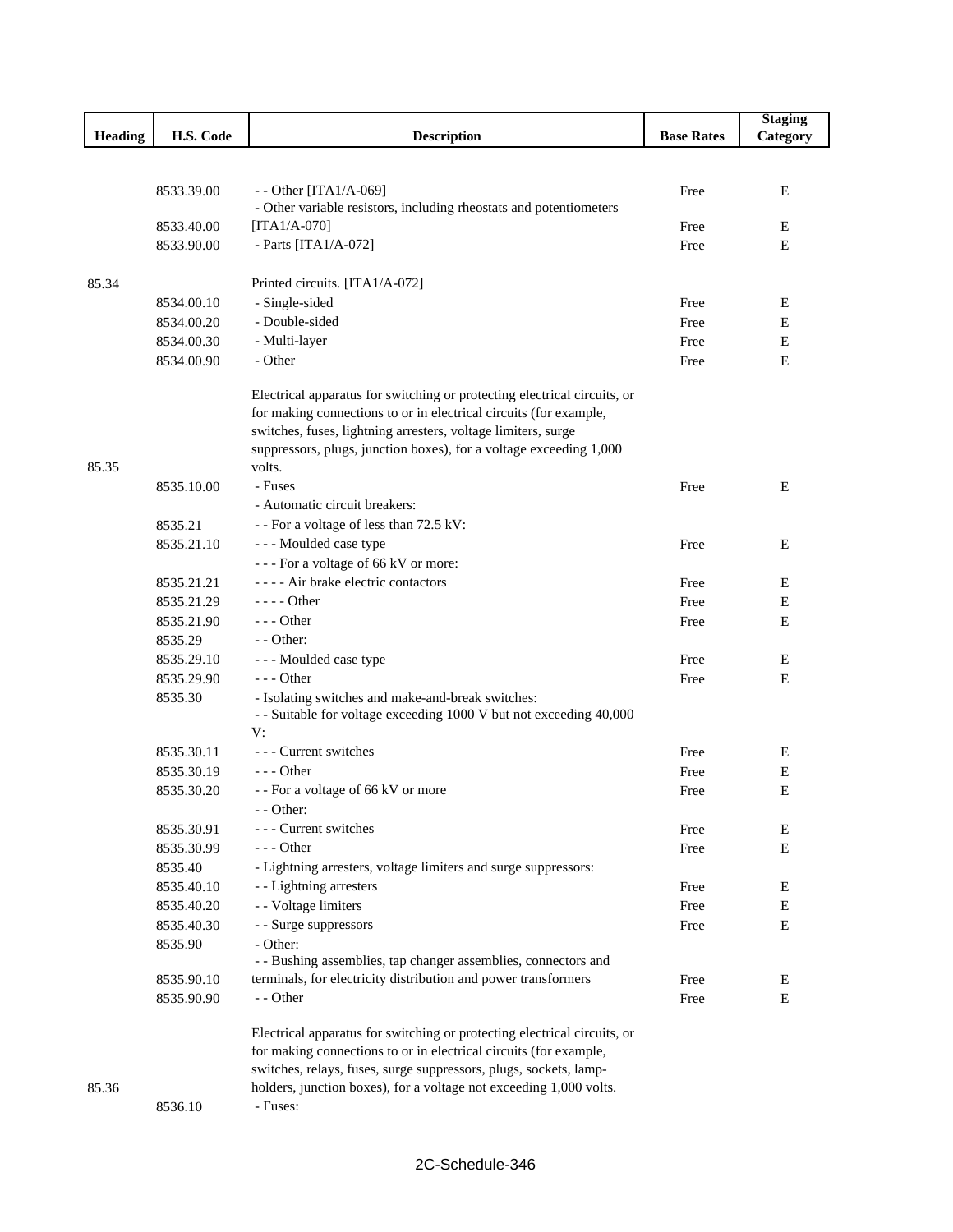| Heading | H.S. Code | Description | Base Rates | Staging Category |
|---|---|---|---|---|
| | 8533.39.00 | - - Other [ITA1/A-069] | Free | E |
| | 8533.40.00 | - Other variable resistors, including rheostats and potentiometers [ITA1/A-070] | Free | E |
| | 8533.90.00 | - Parts [ITA1/A-072] | Free | E |
| 85.34 | | Printed circuits. [ITA1/A-072] | | |
| | 8534.00.10 | - Single-sided | Free | E |
| | 8534.00.20 | - Double-sided | Free | E |
| | 8534.00.30 | - Multi-layer | Free | E |
| | 8534.00.90 | - Other | Free | E |
| 85.35 | | Electrical apparatus for switching or protecting electrical circuits, or for making connections to or in electrical circuits (for example, switches, fuses, lightning arresters, voltage limiters, surge suppressors, plugs, junction boxes), for a voltage exceeding 1,000 volts. | | |
| | 8535.10.00 | - Fuses | Free | E |
| | | - Automatic circuit breakers: | | |
| | 8535.21 | - - For a voltage of less than 72.5 kV: | | |
| | 8535.21.10 | - - - Moulded case type | Free | E |
| | | - - - For a voltage of 66 kV or more: | | |
| | 8535.21.21 | - - - - Air brake electric contactors | Free | E |
| | 8535.21.29 | - - - - Other | Free | E |
| | 8535.21.90 | - - - Other | Free | E |
| | 8535.29 | - - Other: | | |
| | 8535.29.10 | - - - Moulded case type | Free | E |
| | 8535.29.90 | - - - Other | Free | E |
| | 8535.30 | - Isolating switches and make-and-break switches: | | |
| | | - - Suitable for voltage exceeding 1000 V but not exceeding 40,000 V: | | |
| | 8535.30.11 | - - - Current switches | Free | E |
| | 8535.30.19 | - - - Other | Free | E |
| | 8535.30.20 | - - For a voltage of 66 kV or more | Free | E |
| | | - - Other: | | |
| | 8535.30.91 | - - - Current switches | Free | E |
| | 8535.30.99 | - - - Other | Free | E |
| | 8535.40 | - Lightning arresters, voltage limiters and surge suppressors: | | |
| | 8535.40.10 | - - Lightning arresters | Free | E |
| | 8535.40.20 | - - Voltage limiters | Free | E |
| | 8535.40.30 | - - Surge suppressors | Free | E |
| | 8535.90 | - Other: | | |
| | 8535.90.10 | - - Bushing assemblies, tap changer assemblies, connectors and terminals, for electricity distribution and power transformers | Free | E |
| | 8535.90.90 | - - Other | Free | E |
| 85.36 | | Electrical apparatus for switching or protecting electrical circuits, or for making connections to or in electrical circuits (for example, switches, relays, fuses, surge suppressors, plugs, sockets, lamp-holders, junction boxes), for a voltage not exceeding 1,000 volts. | | |
| | 8536.10 | - Fuses: | | |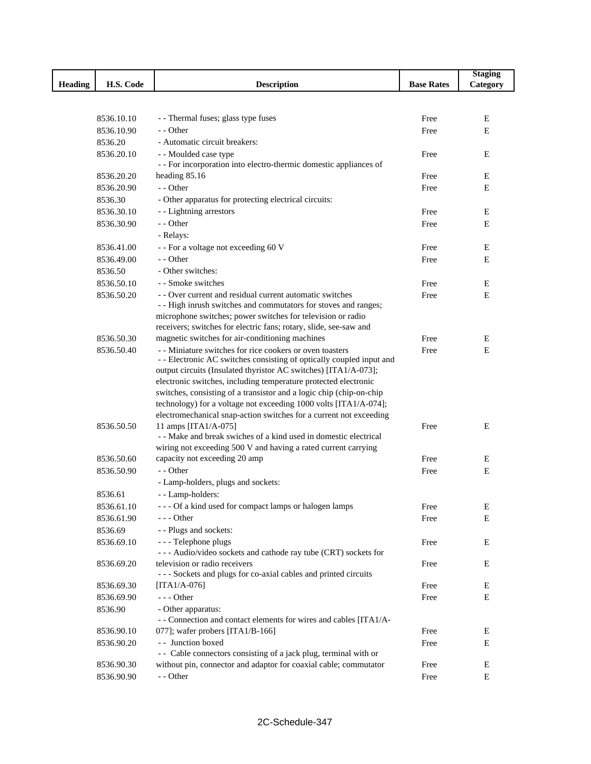| Heading | H.S. Code | Description | Base Rates | Staging Category |
|---|---|---|---|---|
| | 8536.10.10 | - - Thermal fuses; glass type fuses | Free | E |
| | 8536.10.90 | - - Other | Free | E |
| | 8536.20 | - Automatic circuit breakers: | | |
| | 8536.20.10 | - - Moulded case type | Free | E |
| | 8536.20.20 | - - For incorporation into electro-thermic domestic appliances of heading 85.16 | Free | E |
| | 8536.20.90 | - - Other | Free | E |
| | 8536.30 | - Other apparatus for protecting electrical circuits: | | |
| | 8536.30.10 | - - Lightning arrestors | Free | E |
| | 8536.30.90 | - - Other | Free | E |
| | | - Relays: | | |
| | 8536.41.00 | - - For a voltage not exceeding 60 V | Free | E |
| | 8536.49.00 | - - Other | Free | E |
| | 8536.50 | - Other switches: | | |
| | 8536.50.10 | - - Smoke switches | Free | E |
| | 8536.50.20 | - - Over current and residual current automatic switches | Free | E |
| | 8536.50.30 | - - High inrush switches and commutators for stoves and ranges; microphone switches; power switches for television or radio receivers; switches for electric fans; rotary, slide, see-saw and magnetic switches for air-conditioning machines | Free | E |
| | 8536.50.40 | - - Miniature switches for rice cookers or oven toasters | Free | E |
| | 8536.50.50 | - - Electronic AC switches consisting of optically coupled input and output circuits (Insulated thyristor AC switches) [ITA1/A-073]; electronic switches, including temperature protected electronic switches, consisting of a transistor and a logic chip (chip-on-chip technology) for a voltage not exceeding 1000 volts [ITA1/A-074]; electromechanical snap-action switches for a current not exceeding 11 amps [ITA1/A-075] | Free | E |
| | 8536.50.60 | - - Make and break swiches of a kind used in domestic electrical wiring not exceeding 500 V and having a rated current carrying capacity not exceeding 20 amp | Free | E |
| | 8536.50.90 | - - Other | Free | E |
| | | - Lamp-holders, plugs and sockets: | | |
| | 8536.61 | - - Lamp-holders: | | |
| | 8536.61.10 | - - - Of a kind used for compact lamps or halogen lamps | Free | E |
| | 8536.61.90 | - - - Other | Free | E |
| | 8536.69 | - - Plugs and sockets: | | |
| | 8536.69.10 | - - - Telephone plugs | Free | E |
| | 8536.69.20 | - - - Audio/video sockets and cathode ray tube (CRT) sockets for television or radio receivers | Free | E |
| | 8536.69.30 | - - - Sockets and plugs for co-axial cables and printed circuits [ITA1/A-076] | Free | E |
| | 8536.69.90 | - - - Other | Free | E |
| | 8536.90 | - Other apparatus: | | |
| | 8536.90.10 | - - Connection and contact elements for wires and cables [ITA1/A-077]; wafer probers [ITA1/B-166] | Free | E |
| | 8536.90.20 | - - Junction boxed | Free | E |
| | 8536.90.30 | - - Cable connectors consisting of a jack plug, terminal with or without pin, connector and adaptor for coaxial cable; commutator | Free | E |
| | 8536.90.90 | - - Other | Free | E |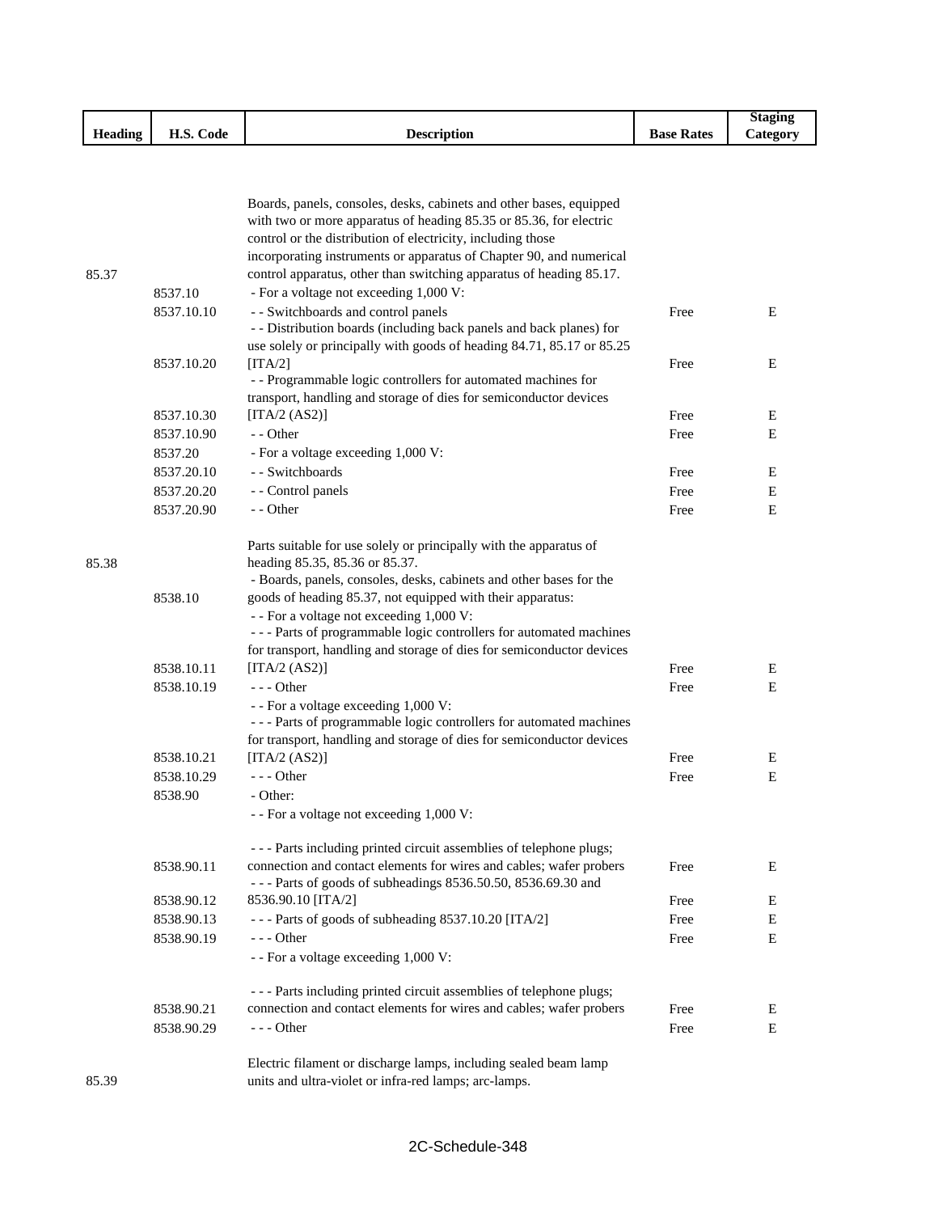| Heading | H.S. Code | Description | Base Rates | Staging Category |
|---|---|---|---|---|
| 85.37 | | Boards, panels, consoles, desks, cabinets and other bases, equipped with two or more apparatus of heading 85.35 or 85.36, for electric control or the distribution of electricity, including those incorporating instruments or apparatus of Chapter 90, and numerical control apparatus, other than switching apparatus of heading 85.17. | | |
| | 8537.10 | - For a voltage not exceeding 1,000 V: | | |
| | 8537.10.10 | - - Switchboards and control panels | Free | E |
| | 8537.10.20 | - - Distribution boards (including back panels and back planes) for use solely or principally with goods of heading 84.71, 85.17 or 85.25 [ITA/2] | Free | E |
| | 8537.10.30 | - - Programmable logic controllers for automated machines for transport, handling and storage of dies for semiconductor devices [ITA/2 (AS2)] | Free | E |
| | 8537.10.90 | - - Other | Free | E |
| | 8537.20 | - For a voltage exceeding 1,000 V: | | |
| | 8537.20.10 | - - Switchboards | Free | E |
| | 8537.20.20 | - - Control panels | Free | E |
| | 8537.20.90 | - - Other | Free | E |
| 85.38 | | Parts suitable for use solely or principally with the apparatus of heading 85.35, 85.36 or 85.37. | | |
| | 8538.10 | - Boards, panels, consoles, desks, cabinets and other bases for the goods of heading 85.37, not equipped with their apparatus: | | |
| | | - - For a voltage not exceeding 1,000 V: | | |
| | 8538.10.11 | - - - Parts of programmable logic controllers for automated machines for transport, handling and storage of dies for semiconductor devices [ITA/2 (AS2)] | Free | E |
| | 8538.10.19 | - - - Other | Free | E |
| | | - - For a voltage exceeding 1,000 V: | | |
| | 8538.10.21 | - - - Parts of programmable logic controllers for automated machines for transport, handling and storage of dies for semiconductor devices [ITA/2 (AS2)] | Free | E |
| | 8538.10.29 | - - - Other | Free | E |
| | 8538.90 | - Other: | | |
| | | - - For a voltage not exceeding 1,000 V: | | |
| | 8538.90.11 | - - - Parts including printed circuit assemblies of telephone plugs; connection and contact elements for wires and cables; wafer probers | Free | E |
| | 8538.90.12 | - - - Parts of goods of subheadings 8536.50.50, 8536.69.30 and 8536.90.10 [ITA/2] | Free | E |
| | 8538.90.13 | - - - Parts of goods of subheading 8537.10.20 [ITA/2] | Free | E |
| | 8538.90.19 | - - - Other | Free | E |
| | | - - For a voltage exceeding 1,000 V: | | |
| | 8538.90.21 | - - - Parts including printed circuit assemblies of telephone plugs; connection and contact elements for wires and cables; wafer probers | Free | E |
| | 8538.90.29 | - - - Other | Free | E |
| 85.39 | | Electric filament or discharge lamps, including sealed beam lamp units and ultra-violet or infra-red lamps; arc-lamps. | | |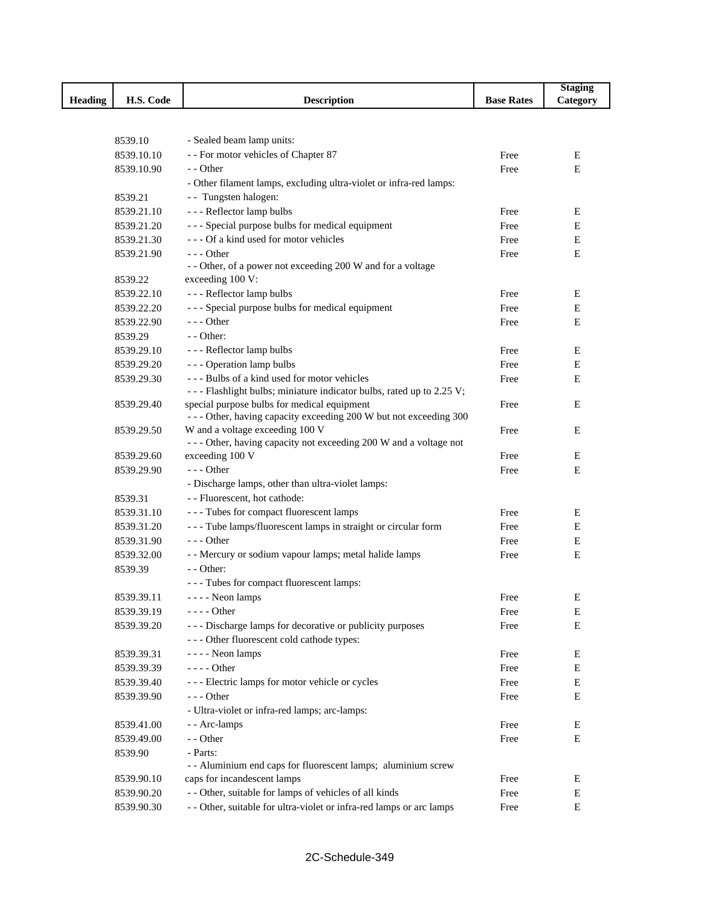| Heading | H.S. Code | Description | Base Rates | Staging Category |
|---|---|---|---|---|
| | 8539.10 | - Sealed beam lamp units: | | |
| | 8539.10.10 | - - For motor vehicles of Chapter 87 | Free | E |
| | 8539.10.90 | - - Other | Free | E |
| | | - Other filament lamps, excluding ultra-violet or infra-red lamps: | | |
| | 8539.21 | - - Tungsten halogen: | | |
| | 8539.21.10 | - - - Reflector lamp bulbs | Free | E |
| | 8539.21.20 | - - - Special purpose bulbs for medical equipment | Free | E |
| | 8539.21.30 | - - - Of a kind used for motor vehicles | Free | E |
| | 8539.21.90 | - - - Other | Free | E |
| | 8539.22 | - - Other, of a power not exceeding 200 W and for a voltage exceeding 100 V: | | |
| | 8539.22.10 | - - - Reflector lamp bulbs | Free | E |
| | 8539.22.20 | - - - Special purpose bulbs for medical equipment | Free | E |
| | 8539.22.90 | - - - Other | Free | E |
| | 8539.29 | - - Other: | | |
| | 8539.29.10 | - - - Reflector lamp bulbs | Free | E |
| | 8539.29.20 | - - - Operation lamp bulbs | Free | E |
| | 8539.29.30 | - - - Bulbs of a kind used for motor vehicles | Free | E |
| | 8539.29.40 | - - - Flashlight bulbs; miniature indicator bulbs, rated up to 2.25 V; special purpose bulbs for medical equipment | Free | E |
| | 8539.29.50 | - - - Other, having capacity exceeding 200 W but not exceeding 300 W and a voltage exceeding 100 V | Free | E |
| | 8539.29.60 | - - - Other, having capacity not exceeding 200 W and a voltage not exceeding 100 V | Free | E |
| | 8539.29.90 | - - - Other | Free | E |
| | | - Discharge lamps, other than ultra-violet lamps: | | |
| | 8539.31 | - - Fluorescent, hot cathode: | | |
| | 8539.31.10 | - - - Tubes for compact fluorescent lamps | Free | E |
| | 8539.31.20 | - - - Tube lamps/fluorescent lamps in straight or circular form | Free | E |
| | 8539.31.90 | - - - Other | Free | E |
| | 8539.32.00 | - - Mercury or sodium vapour lamps; metal halide lamps | Free | E |
| | 8539.39 | - - Other: | | |
| | | - - - Tubes for compact fluorescent lamps: | | |
| | 8539.39.11 | - - - - Neon lamps | Free | E |
| | 8539.39.19 | - - - - Other | Free | E |
| | 8539.39.20 | - - - Discharge lamps for decorative or publicity purposes | Free | E |
| | | - - - Other fluorescent cold cathode types: | | |
| | 8539.39.31 | - - - - Neon lamps | Free | E |
| | 8539.39.39 | - - - - Other | Free | E |
| | 8539.39.40 | - - - Electric lamps for motor vehicle or cycles | Free | E |
| | 8539.39.90 | - - - Other | Free | E |
| | | - Ultra-violet or infra-red lamps; arc-lamps: | | |
| | 8539.41.00 | - - Arc-lamps | Free | E |
| | 8539.49.00 | - - Other | Free | E |
| | 8539.90 | - Parts: | | |
| | 8539.90.10 | - - Aluminium end caps for fluorescent lamps; aluminium screw caps for incandescent lamps | Free | E |
| | 8539.90.20 | - - Other, suitable for lamps of vehicles of all kinds | Free | E |
| | 8539.90.30 | - - Other, suitable for ultra-violet or infra-red lamps or arc lamps | Free | E |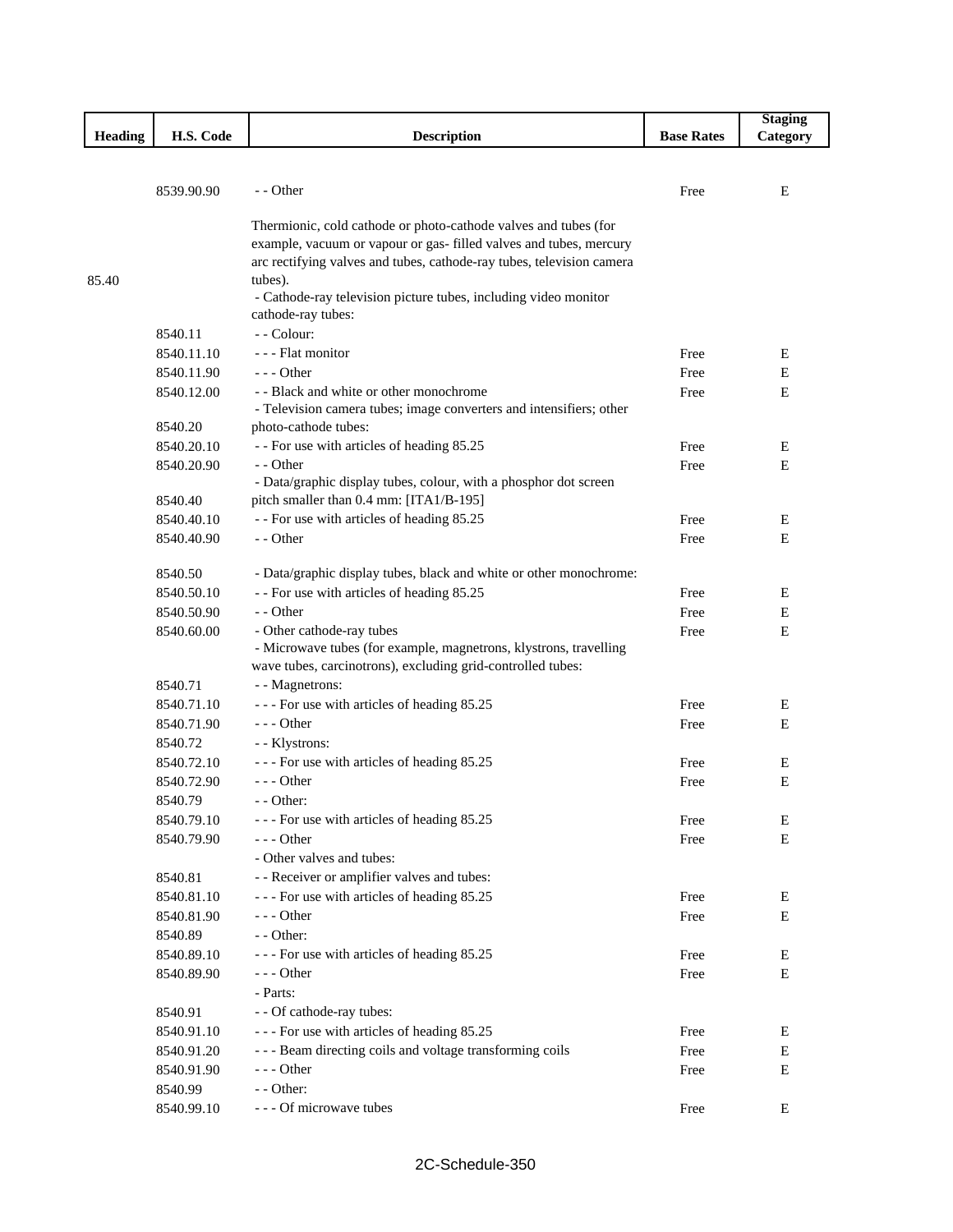| Heading | H.S. Code | Description | Base Rates | Staging Category |
|---|---|---|---|---|
| | 8539.90.90 | - - Other | Free | E |
| 85.40 | | Thermionic, cold cathode or photo-cathode valves and tubes (for example, vacuum or vapour or gas- filled valves and tubes, mercury arc rectifying valves and tubes, cathode-ray tubes, television camera tubes). - Cathode-ray television picture tubes, including video monitor cathode-ray tubes: | | |
| | 8540.11 | - - Colour: | | |
| | 8540.11.10 | - - - Flat monitor | Free | E |
| | 8540.11.90 | - - - Other | Free | E |
| | 8540.12.00 | - - Black and white or other monochrome | Free | E |
| | 8540.20 | - Television camera tubes; image converters and intensifiers; other photo-cathode tubes: | | |
| | 8540.20.10 | - - For use with articles of heading 85.25 | Free | E |
| | 8540.20.90 | - - Other | Free | E |
| | 8540.40 | - Data/graphic display tubes, colour, with a phosphor dot screen pitch smaller than 0.4 mm: [ITA1/B-195] | | |
| | 8540.40.10 | - - For use with articles of heading 85.25 | Free | E |
| | 8540.40.90 | - - Other | Free | E |
| | 8540.50 | - Data/graphic display tubes, black and white or other monochrome: | | |
| | 8540.50.10 | - - For use with articles of heading 85.25 | Free | E |
| | 8540.50.90 | - - Other | Free | E |
| | 8540.60.00 | - Other cathode-ray tubes | Free | E |
| | | - Microwave tubes (for example, magnetrons, klystrons, travelling wave tubes, carcinotrons), excluding grid-controlled tubes: | | |
| | 8540.71 | - - Magnetrons: | | |
| | 8540.71.10 | - - - For use with articles of heading 85.25 | Free | E |
| | 8540.71.90 | - - - Other | Free | E |
| | 8540.72 | - - Klystrons: | | |
| | 8540.72.10 | - - - For use with articles of heading 85.25 | Free | E |
| | 8540.72.90 | - - - Other | Free | E |
| | 8540.79 | - - Other: | | |
| | 8540.79.10 | - - - For use with articles of heading 85.25 | Free | E |
| | 8540.79.90 | - - - Other | Free | E |
| | | - Other valves and tubes: | | |
| | 8540.81 | - - Receiver or amplifier valves and tubes: | | |
| | 8540.81.10 | - - - For use with articles of heading 85.25 | Free | E |
| | 8540.81.90 | - - - Other | Free | E |
| | 8540.89 | - - Other: | | |
| | 8540.89.10 | - - - For use with articles of heading 85.25 | Free | E |
| | 8540.89.90 | - - - Other | Free | E |
| | | - Parts: | | |
| | 8540.91 | - - Of cathode-ray tubes: | | |
| | 8540.91.10 | - - - For use with articles of heading 85.25 | Free | E |
| | 8540.91.20 | - - - Beam directing coils and voltage transforming coils | Free | E |
| | 8540.91.90 | - - - Other | Free | E |
| | 8540.99 | - - Other: | | |
| | 8540.99.10 | - - - Of microwave tubes | Free | E |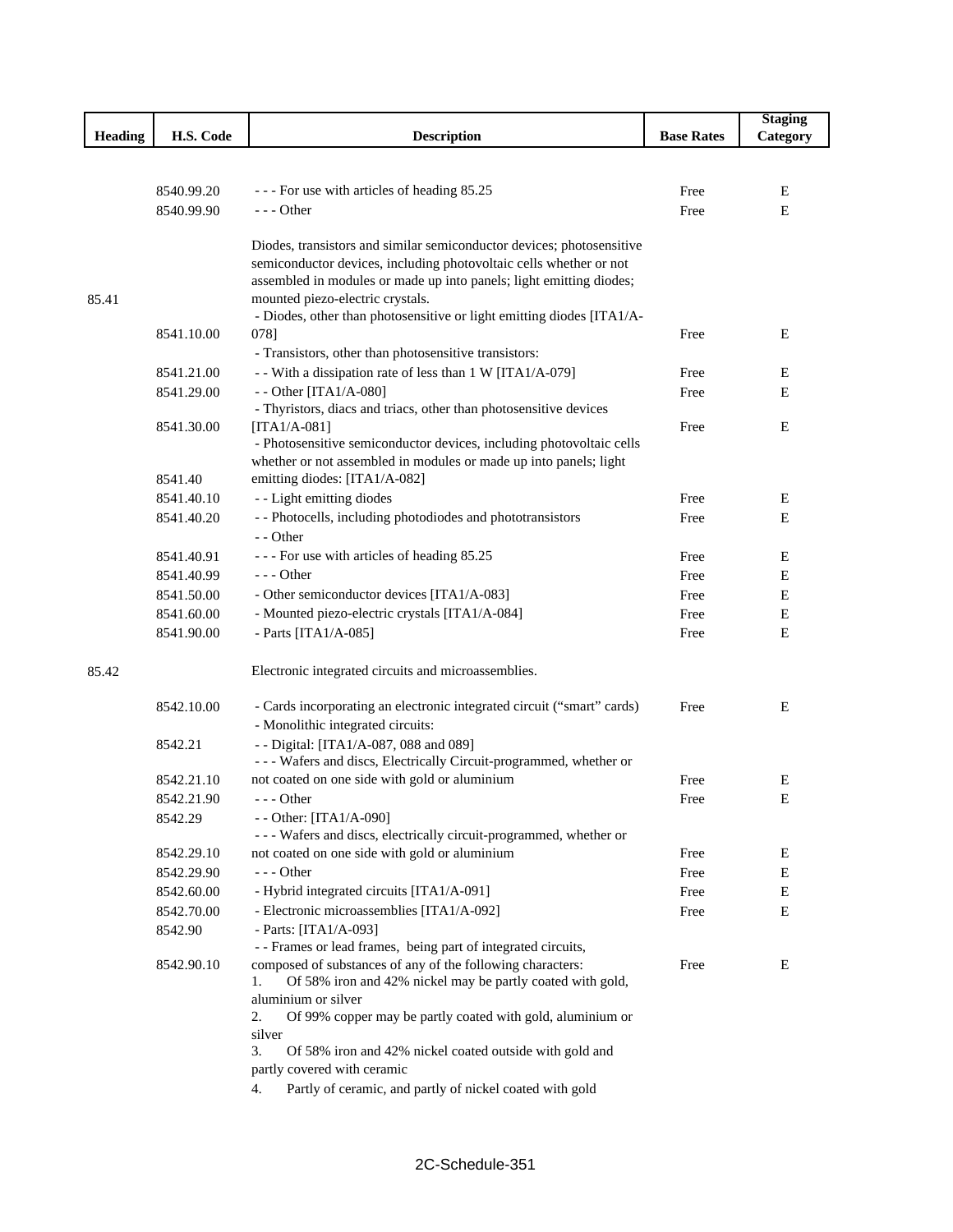| Heading | H.S. Code | Description | Base Rates | Staging Category |
|---|---|---|---|---|
| | 8540.99.20 | - - - For use with articles of heading 85.25 | Free | E |
| | 8540.99.90 | - - - Other | Free | E |
| 85.41 | | Diodes, transistors and similar semiconductor devices; photosensitive semiconductor devices, including photovoltaic cells whether or not assembled in modules or made up into panels; light emitting diodes; mounted piezo-electric crystals. | | |
| | 8541.10.00 | - Diodes, other than photosensitive or light emitting diodes [ITA1/A-078] | Free | E |
| | | - Transistors, other than photosensitive transistors: | | |
| | 8541.21.00 | - - With a dissipation rate of less than 1 W [ITA1/A-079] | Free | E |
| | 8541.29.00 | - - Other [ITA1/A-080] | Free | E |
| | 8541.30.00 | - Thyristors, diacs and triacs, other than photosensitive devices [ITA1/A-081] | Free | E |
| | 8541.40 | - Photosensitive semiconductor devices, including photovoltaic cells whether or not assembled in modules or made up into panels; light emitting diodes: [ITA1/A-082] | | |
| | 8541.40.10 | - - Light emitting diodes | Free | E |
| | 8541.40.20 | - - Photocells, including photodiodes and phototransistors | Free | E |
| | | - - Other | | |
| | 8541.40.91 | - - - For use with articles of heading 85.25 | Free | E |
| | 8541.40.99 | - - - Other | Free | E |
| | 8541.50.00 | - Other semiconductor devices [ITA1/A-083] | Free | E |
| | 8541.60.00 | - Mounted piezo-electric crystals [ITA1/A-084] | Free | E |
| | 8541.90.00 | - Parts [ITA1/A-085] | Free | E |
| 85.42 | | Electronic integrated circuits and microassemblies. | | |
| | 8542.10.00 | - Cards incorporating an electronic integrated circuit ("smart" cards) | Free | E |
| | | - Monolithic integrated circuits: | | |
| | 8542.21 | - - Digital: [ITA1/A-087, 088 and 089] | | |
| | 8542.21.10 | - - - Wafers and discs, Electrically Circuit-programmed, whether or not coated on one side with gold or aluminium | Free | E |
| | 8542.21.90 | - - - Other | Free | E |
| | 8542.29 | - - Other: [ITA1/A-090] | | |
| | 8542.29.10 | - - - Wafers and discs, electrically circuit-programmed, whether or not coated on one side with gold or aluminium | Free | E |
| | 8542.29.90 | - - - Other | Free | E |
| | 8542.60.00 | - Hybrid integrated circuits [ITA1/A-091] | Free | E |
| | 8542.70.00 | - Electronic microassemblies [ITA1/A-092] | Free | E |
| | 8542.90 | - Parts: [ITA1/A-093] | | |
| | 8542.90.10 | - - Frames or lead frames, being part of integrated circuits, composed of substances of any of the following characters:<br>1. Of 58% iron and 42% nickel may be partly coated with gold, aluminium or silver<br>2. Of 99% copper may be partly coated with gold, aluminium or silver<br>3. Of 58% iron and 42% nickel coated outside with gold and partly covered with ceramic<br>4. Partly of ceramic, and partly of nickel coated with gold | Free | E |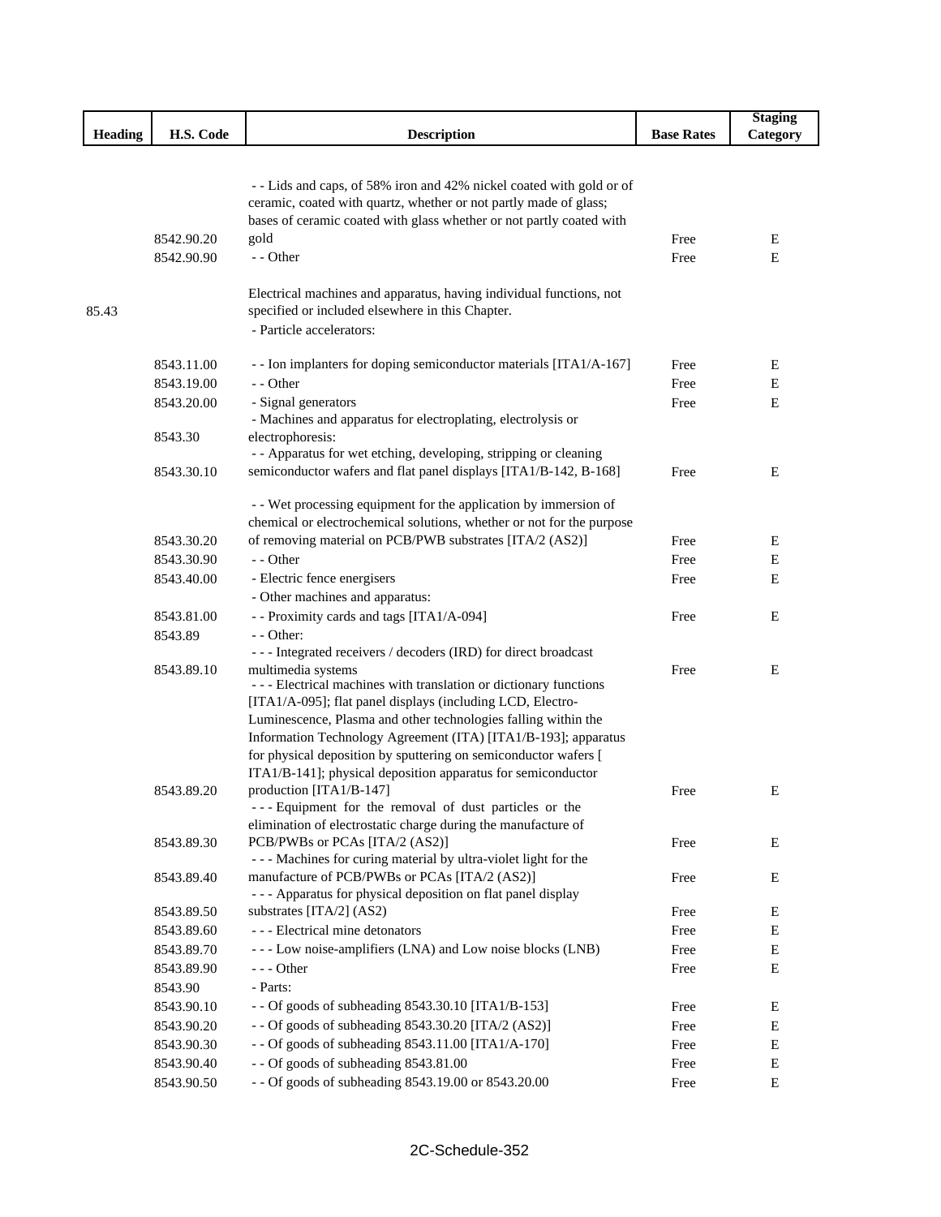| Heading | H.S. Code | Description | Base Rates | Staging Category |
|---|---|---|---|---|
| | 8542.90.20 | - - Lids and caps, of 58% iron and 42% nickel coated with gold or of ceramic, coated with quartz, whether or not partly made of glass; bases of ceramic coated with glass whether or not partly coated with gold | Free | E |
| | 8542.90.90 | - - Other | Free | E |
| 85.43 | | Electrical machines and apparatus, having individual functions, not specified or included elsewhere in this Chapter. | | |
| | | - Particle accelerators: | | |
| | 8543.11.00 | - - Ion implanters for doping semiconductor materials [ITA1/A-167] | Free | E |
| | 8543.19.00 | - - Other | Free | E |
| | 8543.20.00 | - Signal generators | Free | E |
| | 8543.30 | - Machines and apparatus for electroplating, electrolysis or electrophoresis: | | |
| | 8543.30.10 | - - Apparatus for wet etching, developing, stripping or cleaning semiconductor wafers and flat panel displays [ITA1/B-142, B-168] | Free | E |
| | 8543.30.20 | - - Wet processing equipment for the application by immersion of chemical or electrochemical solutions, whether or not for the purpose of removing material on PCB/PWB substrates [ITA/2 (AS2)] | Free | E |
| | 8543.30.90 | - - Other | Free | E |
| | 8543.40.00 | - Electric fence energisers | Free | E |
| | | - Other machines and apparatus: | | |
| | 8543.81.00 | - - Proximity cards and tags [ITA1/A-094] | Free | E |
| | 8543.89 | - - Other: | | |
| | 8543.89.10 | - - - Integrated receivers / decoders (IRD) for direct broadcast multimedia systems | Free | E |
| | 8543.89.20 | - - - Electrical machines with translation or dictionary functions [ITA1/A-095]; flat panel displays (including LCD, Electro-Luminescence, Plasma and other technologies falling within the Information Technology Agreement (ITA) [ITA1/B-193]; apparatus for physical deposition by sputtering on semiconductor wafers [ ITA1/B-141]; physical deposition apparatus for semiconductor production [ITA1/B-147] | Free | E |
| | 8543.89.30 | - - - Equipment for the removal of dust particles or the elimination of electrostatic charge during the manufacture of PCB/PWBs or PCAs [ITA/2 (AS2)] | Free | E |
| | 8543.89.40 | - - - Machines for curing material by ultra-violet light for the manufacture of PCB/PWBs or PCAs [ITA/2 (AS2)] | Free | E |
| | 8543.89.50 | - - - Apparatus for physical deposition on flat panel display substrates [ITA/2] (AS2) | Free | E |
| | 8543.89.60 | - - - Electrical mine detonators | Free | E |
| | 8543.89.70 | - - - Low noise-amplifiers (LNA) and Low noise blocks (LNB) | Free | E |
| | 8543.89.90 | - - - Other | Free | E |
| | 8543.90 | - Parts: | | |
| | 8543.90.10 | - - Of goods of subheading 8543.30.10 [ITA1/B-153] | Free | E |
| | 8543.90.20 | - - Of goods of subheading 8543.30.20 [ITA/2 (AS2)] | Free | E |
| | 8543.90.30 | - - Of goods of subheading 8543.11.00 [ITA1/A-170] | Free | E |
| | 8543.90.40 | - - Of goods of subheading 8543.81.00 | Free | E |
| | 8543.90.50 | - - Of goods of subheading 8543.19.00 or 8543.20.00 | Free | E |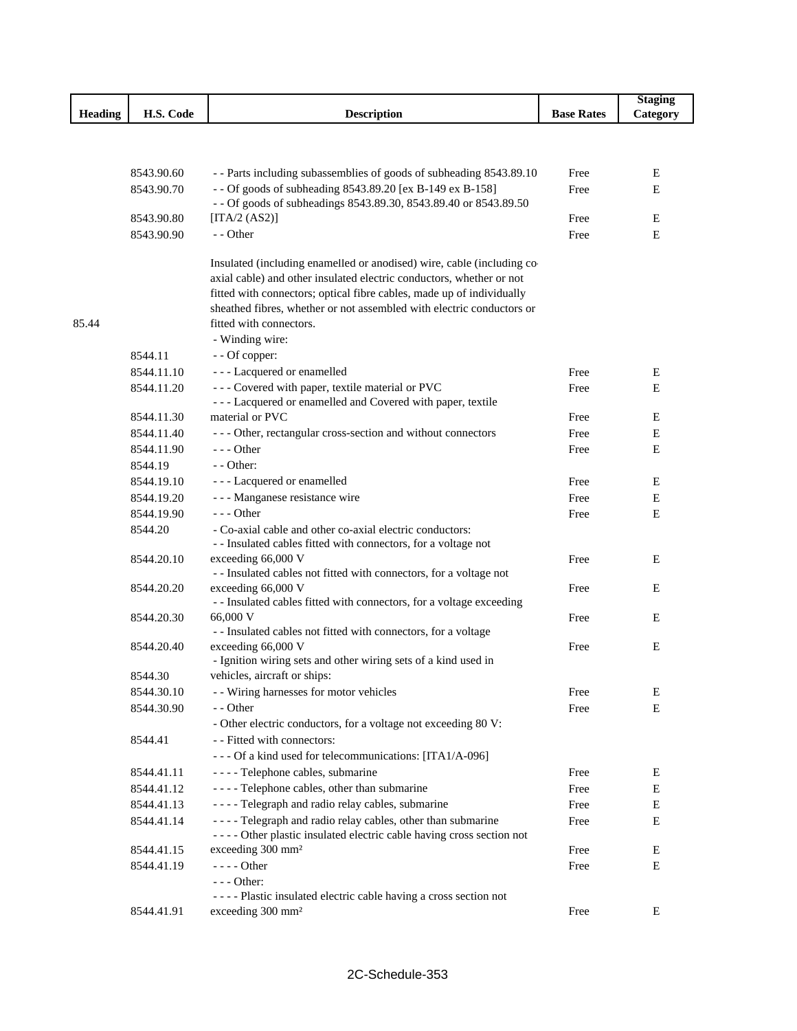| Heading | H.S. Code | Description | Base Rates | Staging Category |
|---|---|---|---|---|
| | 8543.90.60 | - - Parts including subassemblies of goods of subheading 8543.89.10 | Free | E |
| | 8543.90.70 | - - Of goods of subheading 8543.89.20 [ex B-149 ex B-158] | Free | E |
| | 8543.90.80 | - - Of goods of subheadings 8543.89.30, 8543.89.40 or 8543.89.50 [ITA/2 (AS2)] | Free | E |
| | 8543.90.90 | - - Other | Free | E |
| 85.44 | | Insulated (including enamelled or anodised) wire, cable (including co-axial cable) and other insulated electric conductors, whether or not fitted with connectors; optical fibre cables, made up of individually sheathed fibres, whether or not assembled with electric conductors or fitted with connectors. | | |
| | | - Winding wire: | | |
| | 8544.11 | - - Of copper: | | |
| | 8544.11.10 | - - - Lacquered or enamelled | Free | E |
| | 8544.11.20 | - - - Covered with paper, textile material or PVC | Free | E |
| | 8544.11.30 | - - - Lacquered or enamelled and Covered with paper, textile material or PVC | Free | E |
| | 8544.11.40 | - - - Other, rectangular cross-section and without connectors | Free | E |
| | 8544.11.90 | - - - Other | Free | E |
| | 8544.19 | - - Other: | | |
| | 8544.19.10 | - - - Lacquered or enamelled | Free | E |
| | 8544.19.20 | - - - Manganese resistance wire | Free | E |
| | 8544.19.90 | - - - Other | Free | E |
| | 8544.20 | - Co-axial cable and other co-axial electric conductors: | | |
| | 8544.20.10 | - - Insulated cables fitted with connectors, for a voltage not exceeding 66,000 V | Free | E |
| | 8544.20.20 | - - Insulated cables not fitted with connectors, for a voltage not exceeding 66,000 V | Free | E |
| | 8544.20.30 | - - Insulated cables fitted with connectors, for a voltage exceeding 66,000 V | Free | E |
| | 8544.20.40 | - - Insulated cables not fitted with connectors, for a voltage exceeding 66,000 V | Free | E |
| | 8544.30 | - Ignition wiring sets and other wiring sets of a kind used in vehicles, aircraft or ships: | | |
| | 8544.30.10 | - - Wiring harnesses for motor vehicles | Free | E |
| | 8544.30.90 | - - Other | Free | E |
| | | - Other electric conductors, for a voltage not exceeding 80 V: | | |
| | 8544.41 | - - Fitted with connectors: | | |
| | | - - - Of a kind used for telecommunications: [ITA1/A-096] | | |
| | 8544.41.11 | - - - - Telephone cables, submarine | Free | E |
| | 8544.41.12 | - - - - Telephone cables, other than submarine | Free | E |
| | 8544.41.13 | - - - - Telegraph and radio relay cables, submarine | Free | E |
| | 8544.41.14 | - - - - Telegraph and radio relay cables, other than submarine | Free | E |
| | 8544.41.15 | - - - - Other plastic insulated electric cable having cross section not exceeding 300 mm² | Free | E |
| | 8544.41.19 | - - - - Other | Free | E |
| | | - - - Other: | | |
| | 8544.41.91 | - - - - Plastic insulated electric cable having a cross section not exceeding 300 mm² | Free | E |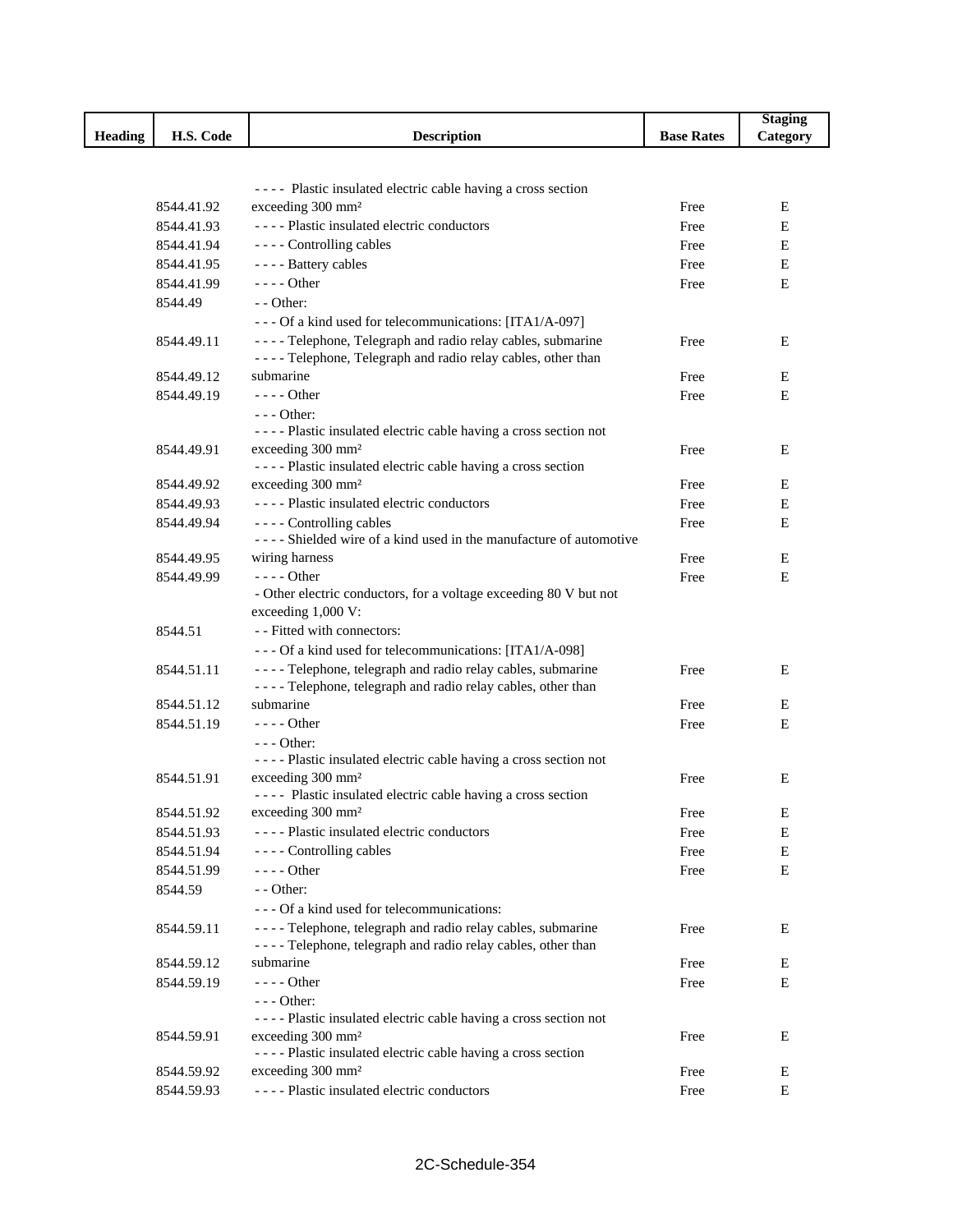| Heading | H.S. Code | Description | Base Rates | Staging Category |
|---|---|---|---|---|
| | 8544.41.92 | - - - - Plastic insulated electric cable having a cross section exceeding 300 mm² | Free | E |
| | 8544.41.93 | - - - - Plastic insulated electric conductors | Free | E |
| | 8544.41.94 | - - - - Controlling cables | Free | E |
| | 8544.41.95 | - - - - Battery cables | Free | E |
| | 8544.41.99 | - - - - Other | Free | E |
| | 8544.49 | - - Other: | | |
| | | - - - Of a kind used for telecommunications: [ITA1/A-097] | | |
| | 8544.49.11 | - - - - Telephone, Telegraph and radio relay cables, submarine | Free | E |
| | 8544.49.12 | - - - - Telephone, Telegraph and radio relay cables, other than submarine | Free | E |
| | 8544.49.19 | - - - - Other | Free | E |
| | | - - - Other: | | |
| | 8544.49.91 | - - - - Plastic insulated electric cable having a cross section not exceeding 300 mm² | Free | E |
| | 8544.49.92 | - - - - Plastic insulated electric cable having a cross section exceeding 300 mm² | Free | E |
| | 8544.49.93 | - - - - Plastic insulated electric conductors | Free | E |
| | 8544.49.94 | - - - - Controlling cables | Free | E |
| | 8544.49.95 | - - - - Shielded wire of a kind used in the manufacture of automotive wiring harness | Free | E |
| | 8544.49.99 | - - - - Other | Free | E |
| | | - Other electric conductors, for a voltage exceeding 80 V but not exceeding 1,000 V: | | |
| | 8544.51 | - - Fitted with connectors: | | |
| | | - - - Of a kind used for telecommunications: [ITA1/A-098] | | |
| | 8544.51.11 | - - - - Telephone, telegraph and radio relay cables, submarine | Free | E |
| | 8544.51.12 | - - - - Telephone, telegraph and radio relay cables, other than submarine | Free | E |
| | 8544.51.19 | - - - - Other | Free | E |
| | | - - - Other: | | |
| | 8544.51.91 | - - - - Plastic insulated electric cable having a cross section not exceeding 300 mm² | Free | E |
| | 8544.51.92 | - - - - Plastic insulated electric cable having a cross section exceeding 300 mm² | Free | E |
| | 8544.51.93 | - - - - Plastic insulated electric conductors | Free | E |
| | 8544.51.94 | - - - - Controlling cables | Free | E |
| | 8544.51.99 | - - - - Other | Free | E |
| | 8544.59 | - - Other: | | |
| | | - - - Of a kind used for telecommunications: | | |
| | 8544.59.11 | - - - - Telephone, telegraph and radio relay cables, submarine | Free | E |
| | 8544.59.12 | - - - - Telephone, telegraph and radio relay cables, other than submarine | Free | E |
| | 8544.59.19 | - - - - Other | Free | E |
| | | - - - Other: | | |
| | 8544.59.91 | - - - - Plastic insulated electric cable having a cross section not exceeding 300 mm² | Free | E |
| | 8544.59.92 | - - - - Plastic insulated electric cable having a cross section exceeding 300 mm² | Free | E |
| | 8544.59.93 | - - - - Plastic insulated electric conductors | Free | E |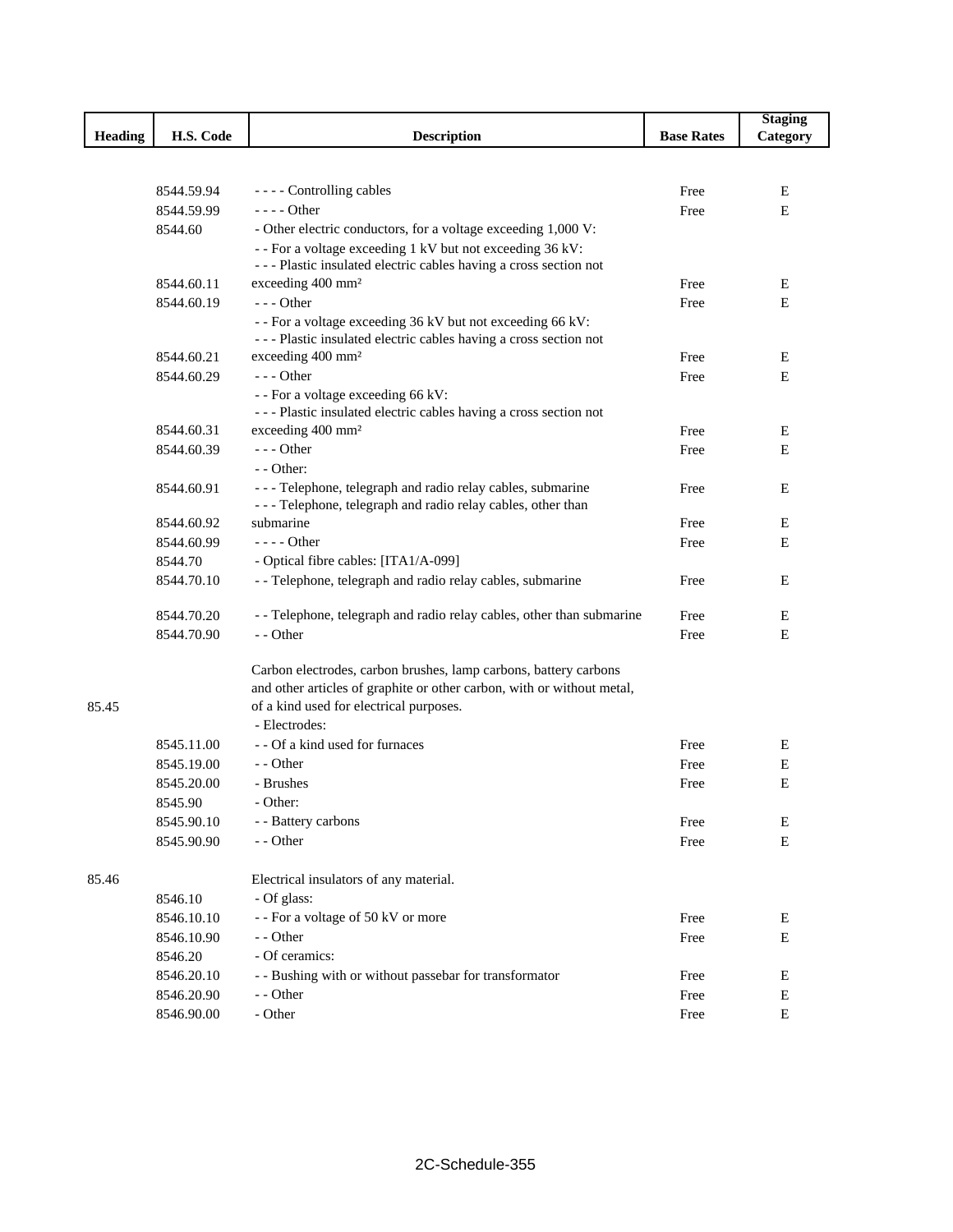| Heading | H.S. Code | Description | Base Rates | Staging Category |
|---|---|---|---|---|
| | 8544.59.94 | - - - - Controlling cables | Free | E |
| | 8544.59.99 | - - - - Other | Free | E |
| | 8544.60 | - Other electric conductors, for a voltage exceeding 1,000 V: | | |
| | | - - For a voltage exceeding 1 kV but not exceeding 36 kV: | | |
| | 8544.60.11 | - - - Plastic insulated electric cables having a cross section not exceeding 400 mm² | Free | E |
| | 8544.60.19 | - - - Other | Free | E |
| | | - - For a voltage exceeding 36 kV but not exceeding 66 kV: | | |
| | 8544.60.21 | - - - Plastic insulated electric cables having a cross section not exceeding 400 mm² | Free | E |
| | 8544.60.29 | - - - Other | Free | E |
| | | - - For a voltage exceeding 66 kV: | | |
| | 8544.60.31 | - - - Plastic insulated electric cables having a cross section not exceeding 400 mm² | Free | E |
| | 8544.60.39 | - - - Other | Free | E |
| | | - - Other: | | |
| | 8544.60.91 | - - - Telephone, telegraph and radio relay cables, submarine | Free | E |
| | 8544.60.92 | - - - Telephone, telegraph and radio relay cables, other than submarine | Free | E |
| | 8544.60.99 | - - - - Other | Free | E |
| | 8544.70 | - Optical fibre cables: [ITA1/A-099] | | |
| | 8544.70.10 | - - Telephone, telegraph and radio relay cables, submarine | Free | E |
| | 8544.70.20 | - - Telephone, telegraph and radio relay cables, other than submarine | Free | E |
| | 8544.70.90 | - - Other | Free | E |
| 85.45 | | Carbon electrodes, carbon brushes, lamp carbons, battery carbons and other articles of graphite or other carbon, with or without metal, of a kind used for electrical purposes. | | |
| | | - Electrodes: | | |
| | 8545.11.00 | - - Of a kind used for furnaces | Free | E |
| | 8545.19.00 | - - Other | Free | E |
| | 8545.20.00 | - Brushes | Free | E |
| | 8545.90 | - Other: | | |
| | 8545.90.10 | - - Battery carbons | Free | E |
| | 8545.90.90 | - - Other | Free | E |
| 85.46 | | Electrical insulators of any material. | | |
| | 8546.10 | - Of glass: | | |
| | 8546.10.10 | - - For a voltage of 50 kV or more | Free | E |
| | 8546.10.90 | - - Other | Free | E |
| | 8546.20 | - Of ceramics: | | |
| | 8546.20.10 | - - Bushing with or without passebar for transformator | Free | E |
| | 8546.20.90 | - - Other | Free | E |
| | 8546.90.00 | - Other | Free | E |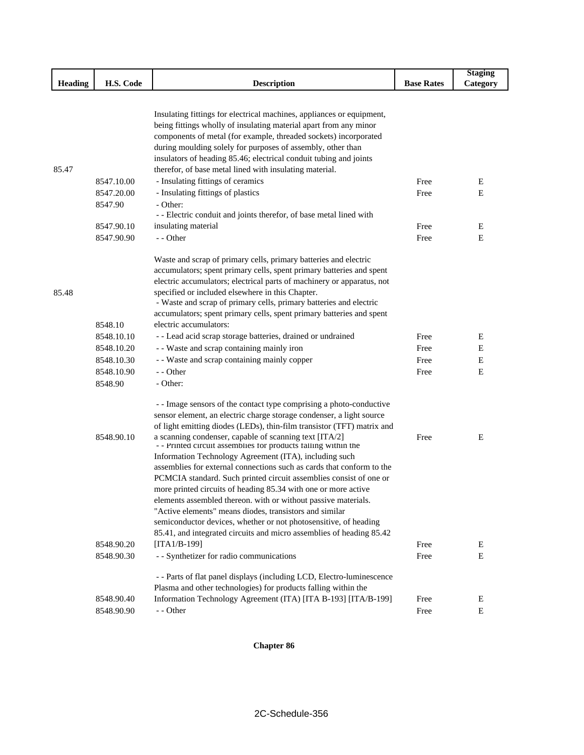| Heading | H.S. Code | Description | Base Rates | Staging Category |
|---|---|---|---|---|
| 85.47 | | Insulating fittings for electrical machines, appliances or equipment, being fittings wholly of insulating material apart from any minor components of metal (for example, threaded sockets) incorporated during moulding solely for purposes of assembly, other than insulators of heading 85.46; electrical conduit tubing and joints therefor, of base metal lined with insulating material. | | |
| | 8547.10.00 | - Insulating fittings of ceramics | Free | E |
| | 8547.20.00 | - Insulating fittings of plastics | Free | E |
| | 8547.90 | - Other: | | |
| | 8547.90.10 | - - Electric conduit and joints therefor, of base metal lined with insulating material | Free | E |
| | 8547.90.90 | - - Other | Free | E |
| 85.48 | | Waste and scrap of primary cells, primary batteries and electric accumulators; spent primary cells, spent primary batteries and spent electric accumulators; electrical parts of machinery or apparatus, not specified or included elsewhere in this Chapter. | | |
| | 8548.10 | - Waste and scrap of primary cells, primary batteries and electric accumulators; spent primary cells, spent primary batteries and spent electric accumulators: | | |
| | 8548.10.10 | - - Lead acid scrap storage batteries, drained or undrained | Free | E |
| | 8548.10.20 | - - Waste and scrap containing mainly iron | Free | E |
| | 8548.10.30 | - - Waste and scrap containing mainly copper | Free | E |
| | 8548.10.90 | - - Other | Free | E |
| | 8548.90 | - Other: | | |
| | 8548.90.10 | - - Image sensors of the contact type comprising a photo-conductive sensor element, an electric charge storage condenser, a light source of light emitting diodes (LEDs), thin-film transistor (TFT) matrix and a scanning condenser, capable of scanning text [ITA/2] | Free | E |
| | 8548.90.20 | - - Printed circuit assemblies for products falling within the Information Technology Agreement (ITA), including such assemblies for external connections such as cards that conform to the PCMCIA standard. Such printed circuit assemblies consist of one or more printed circuits of heading 85.34 with one or more active elements assembled thereon. with or without passive materials. "Active elements" means diodes, transistors and similar semiconductor devices, whether or not photosensitive, of heading 85.41, and integrated circuits and micro assemblies of heading 85.42 [ITA1/B-199] | Free | E |
| | 8548.90.30 | - - Synthetizer for radio communications | Free | E |
| | 8548.90.40 | - - Parts of flat panel displays (including LCD, Electro-luminescence Plasma and other technologies) for products falling within the Information Technology Agreement (ITA) [ITA B-193] [ITA/B-199] | Free | E |
| | 8548.90.90 | - - Other | Free | E |

**Chapter 86**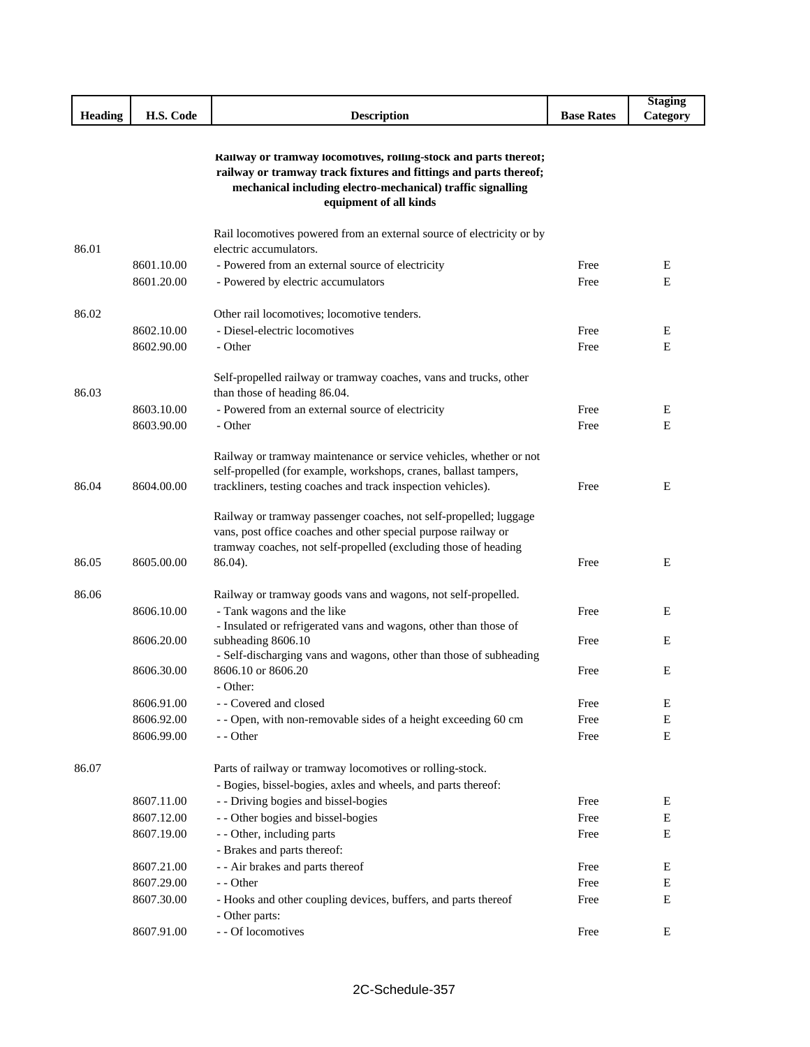| Heading | H.S. Code | Description | Base Rates | Staging Category |
|---|---|---|---|---|
| | | **Railway or tramway locomotives, rolling-stock and parts thereof; railway or tramway track fixtures and fittings and parts thereof; mechanical including electro-mechanical) traffic signalling equipment of all kinds** | | |
| 86.01 | | Rail locomotives powered from an external source of electricity or by electric accumulators. | | |
| | 8601.10.00 | - Powered from an external source of electricity | Free | E |
| | 8601.20.00 | - Powered by electric accumulators | Free | E |
| 86.02 | | Other rail locomotives; locomotive tenders. | | |
| | 8602.10.00 | - Diesel-electric locomotives | Free | E |
| | 8602.90.00 | - Other | Free | E |
| 86.03 | | Self-propelled railway or tramway coaches, vans and trucks, other than those of heading 86.04. | | |
| | 8603.10.00 | - Powered from an external source of electricity | Free | E |
| | 8603.90.00 | - Other | Free | E |
| 86.04 | 8604.00.00 | Railway or tramway maintenance or service vehicles, whether or not self-propelled (for example, workshops, cranes, ballast tampers, trackliners, testing coaches and track inspection vehicles). | Free | E |
| 86.05 | 8605.00.00 | Railway or tramway passenger coaches, not self-propelled; luggage vans, post office coaches and other special purpose railway or tramway coaches, not self-propelled (excluding those of heading 86.04). | Free | E |
| 86.06 | | Railway or tramway goods vans and wagons, not self-propelled. | | |
| | 8606.10.00 | - Tank wagons and the like | Free | E |
| | 8606.20.00 | - Insulated or refrigerated vans and wagons, other than those of subheading 8606.10 | Free | E |
| | 8606.30.00 | - Self-discharging vans and wagons, other than those of subheading 8606.10 or 8606.20 | Free | E |
| | | - Other: | | |
| | 8606.91.00 | - - Covered and closed | Free | E |
| | 8606.92.00 | - - Open, with non-removable sides of a height exceeding 60 cm | Free | E |
| | 8606.99.00 | - - Other | Free | E |
| 86.07 | | Parts of railway or tramway locomotives or rolling-stock. | | |
| | | - Bogies, bissel-bogies, axles and wheels, and parts thereof: | | |
| | 8607.11.00 | - - Driving bogies and bissel-bogies | Free | E |
| | 8607.12.00 | - - Other bogies and bissel-bogies | Free | E |
| | 8607.19.00 | - - Other, including parts | Free | E |
| | | - Brakes and parts thereof: | | |
| | 8607.21.00 | - - Air brakes and parts thereof | Free | E |
| | 8607.29.00 | - - Other | Free | E |
| | 8607.30.00 | - Hooks and other coupling devices, buffers, and parts thereof | Free | E |
| | | - Other parts: | | |
| | 8607.91.00 | - - Of locomotives | Free | E |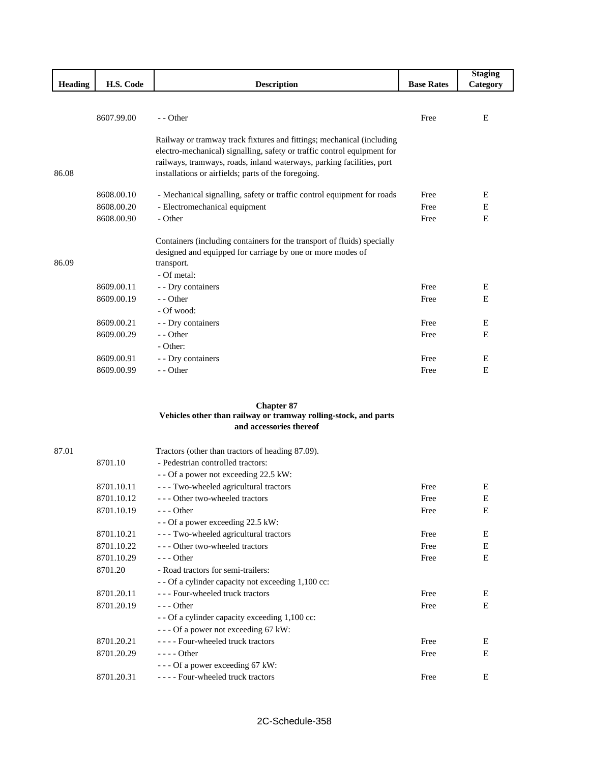| Heading | H.S. Code | Description | Base Rates | Staging Category |
|---|---|---|---|---|
| | 8607.99.00 | - - Other | Free | E |
| 86.08 | | Railway or tramway track fixtures and fittings; mechanical (including electro-mechanical) signalling, safety or traffic control equipment for railways, tramways, roads, inland waterways, parking facilities, port installations or airfields; parts of the foregoing. | | |
| | 8608.00.10 | - Mechanical signalling, safety or traffic control equipment for roads | Free | E |
| | 8608.00.20 | - Electromechanical equipment | Free | E |
| | 8608.00.90 | - Other | Free | E |
| 86.09 | | Containers (including containers for the transport of fluids) specially designed and equipped for carriage by one or more modes of transport. | | |
| | | - Of metal: | | |
| | 8609.00.11 | - - Dry containers | Free | E |
| | 8609.00.19 | - - Other | Free | E |
| | | - Of wood: | | |
| | 8609.00.21 | - - Dry containers | Free | E |
| | 8609.00.29 | - - Other | Free | E |
| | | - Other: | | |
| | 8609.00.91 | - - Dry containers | Free | E |
| | 8609.00.99 | - - Other | Free | E |

## Chapter 87
### Vehicles other than railway or tramway rolling-stock, and parts and accessories thereof

| Heading | H.S. Code | Description | Base Rates | Staging Category |
|---|---|---|---|---|
| 87.01 | | Tractors (other than tractors of heading 87.09). | | |
| | 8701.10 | - Pedestrian controlled tractors: | | |
| | | - - Of a power not exceeding 22.5 kW: | | |
| | 8701.10.11 | - - - Two-wheeled agricultural tractors | Free | E |
| | 8701.10.12 | - - - Other two-wheeled tractors | Free | E |
| | 8701.10.19 | - - - Other | Free | E |
| | | - - Of a power exceeding 22.5 kW: | | |
| | 8701.10.21 | - - - Two-wheeled agricultural tractors | Free | E |
| | 8701.10.22 | - - - Other two-wheeled tractors | Free | E |
| | 8701.10.29 | - - - Other | Free | E |
| | 8701.20 | - Road tractors for semi-trailers: | | |
| | | - - Of a cylinder capacity not exceeding 1,100 cc: | | |
| | 8701.20.11 | - - - Four-wheeled truck tractors | Free | E |
| | 8701.20.19 | - - - Other | Free | E |
| | | - - Of a cylinder capacity exceeding 1,100 cc: | | |
| | | - - - Of a power not exceeding 67 kW: | | |
| | 8701.20.21 | - - - - Four-wheeled truck tractors | Free | E |
| | 8701.20.29 | - - - - Other | Free | E |
| | | - - - Of a power exceeding 67 kW: | | |
| | 8701.20.31 | - - - - Four-wheeled truck tractors | Free | E |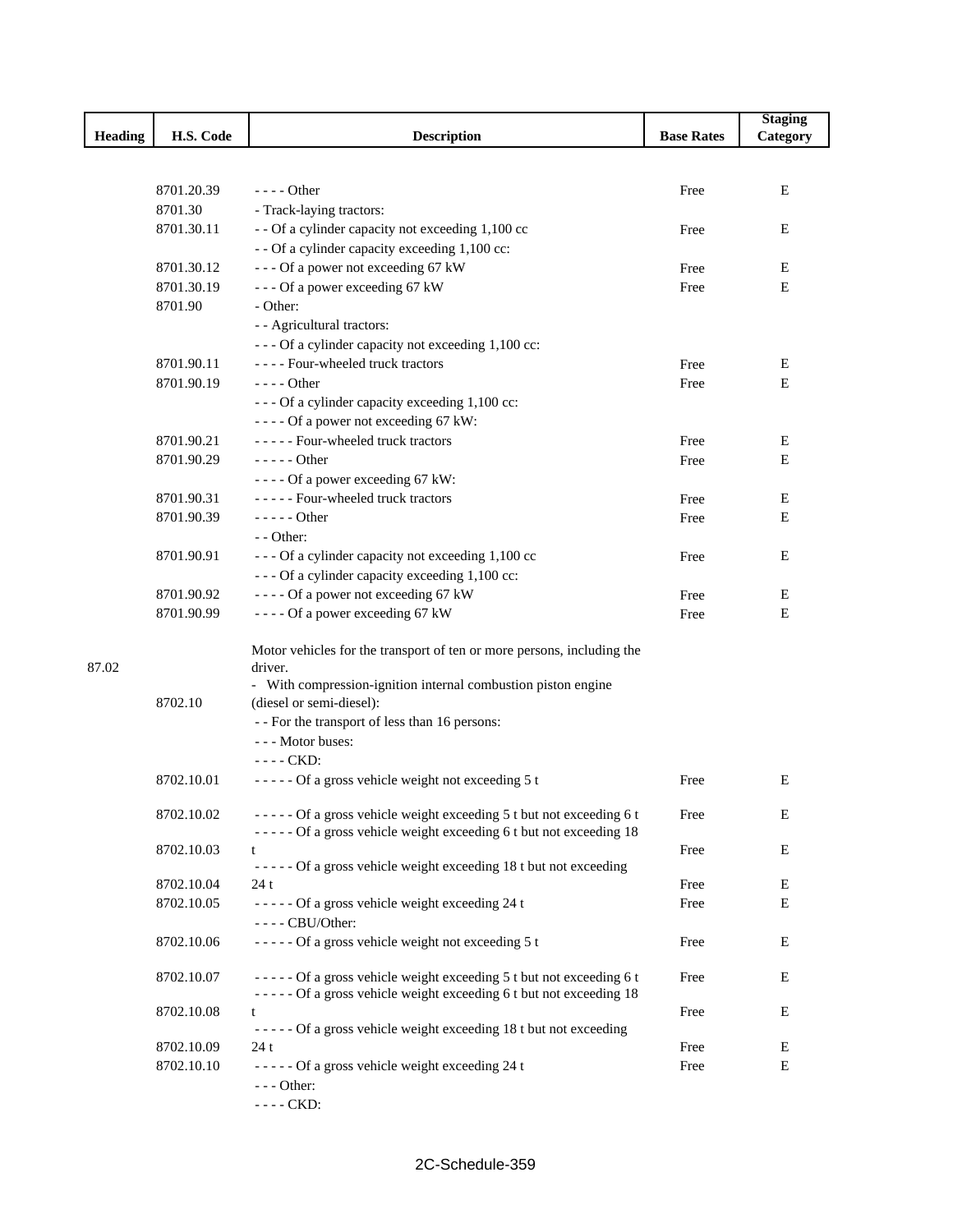| Heading | H.S. Code | Description | Base Rates | Staging Category |
|---|---|---|---|---|
| | 8701.20.39 | - - - - Other | Free | E |
| | 8701.30 | - Track-laying tractors: | | |
| | 8701.30.11 | - - Of a cylinder capacity not exceeding 1,100 cc | Free | E |
| | | - - Of a cylinder capacity exceeding 1,100 cc: | | |
| | 8701.30.12 | - - - Of a power not exceeding 67 kW | Free | E |
| | 8701.30.19 | - - - Of a power exceeding 67 kW | Free | E |
| | 8701.90 | - Other: | | |
| | | - - Agricultural tractors: | | |
| | | - - - Of a cylinder capacity not exceeding 1,100 cc: | | |
| | 8701.90.11 | - - - - Four-wheeled truck tractors | Free | E |
| | 8701.90.19 | - - - - Other | Free | E |
| | | - - - Of a cylinder capacity exceeding 1,100 cc: | | |
| | | - - - - Of a power not exceeding 67 kW: | | |
| | 8701.90.21 | - - - - - Four-wheeled truck tractors | Free | E |
| | 8701.90.29 | - - - - - Other | Free | E |
| | | - - - - Of a power exceeding 67 kW: | | |
| | 8701.90.31 | - - - - - Four-wheeled truck tractors | Free | E |
| | 8701.90.39 | - - - - - Other | Free | E |
| | | - - Other: | | |
| | 8701.90.91 | - - - Of a cylinder capacity not exceeding 1,100 cc | Free | E |
| | | - - - Of a cylinder capacity exceeding 1,100 cc: | | |
| | 8701.90.92 | - - - - Of a power not exceeding 67 kW | Free | E |
| | 8701.90.99 | - - - - Of a power exceeding 67 kW | Free | E |
| 87.02 | | Motor vehicles for the transport of ten or more persons, including the driver. | | |
| | 8702.10 | - With compression-ignition internal combustion piston engine (diesel or semi-diesel): | | |
| | | - - For the transport of less than 16 persons: | | |
| | | - - - Motor buses: | | |
| | | - - - - CKD: | | |
| | 8702.10.01 | - - - - - Of a gross vehicle weight not exceeding 5 t | Free | E |
| | 8702.10.02 | - - - - - Of a gross vehicle weight exceeding 5 t but not exceeding 6 t | Free | E |
| | 8702.10.03 | - - - - - Of a gross vehicle weight exceeding 6 t but not exceeding 18 t | Free | E |
| | 8702.10.04 | - - - - - Of a gross vehicle weight exceeding 18 t but not exceeding 24 t | Free | E |
| | 8702.10.05 | - - - - - Of a gross vehicle weight exceeding 24 t | Free | E |
| | | - - - - CBU/Other: | | |
| | 8702.10.06 | - - - - - Of a gross vehicle weight not exceeding 5 t | Free | E |
| | 8702.10.07 | - - - - - Of a gross vehicle weight exceeding 5 t but not exceeding 6 t | Free | E |
| | 8702.10.08 | - - - - - Of a gross vehicle weight exceeding 6 t but not exceeding 18 t | Free | E |
| | 8702.10.09 | - - - - - Of a gross vehicle weight exceeding 18 t but not exceeding 24 t | Free | E |
| | 8702.10.10 | - - - - - Of a gross vehicle weight exceeding 24 t | Free | E |
| | | - - - Other: | | |
| | | - - - - CKD: | | |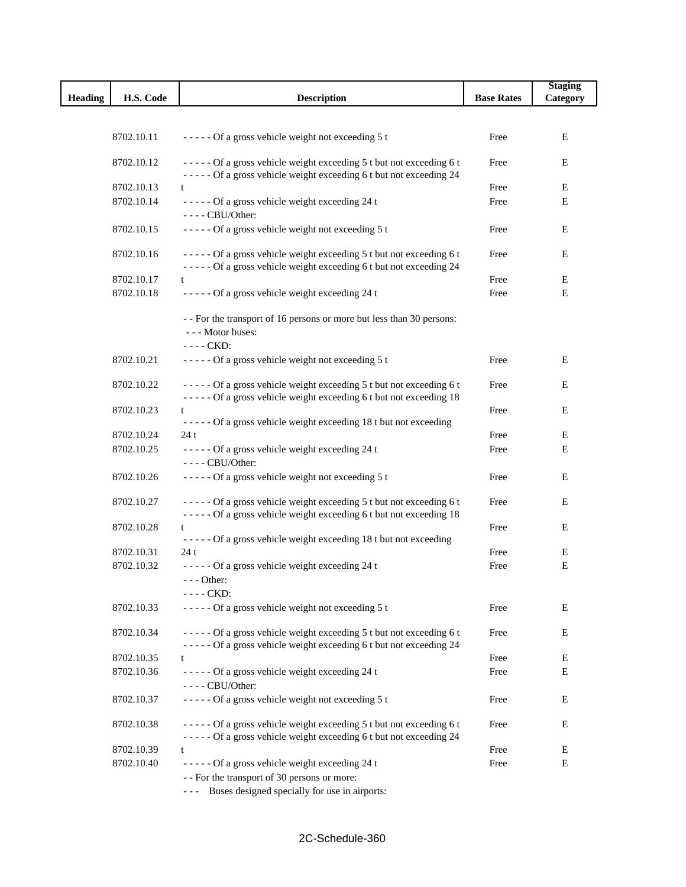| Heading | H.S. Code | Description | Base Rates | Staging Category |
|---|---|---|---|---|
| | 8702.10.11 | - - - - - Of a gross vehicle weight not exceeding 5 t | Free | E |
| | 8702.10.12 | - - - - - Of a gross vehicle weight exceeding 5 t but not exceeding 6 t | Free | E |
| | 8702.10.13 | - - - - - Of a gross vehicle weight exceeding 6 t but not exceeding 24 t | Free | E |
| | 8702.10.14 | - - - - - Of a gross vehicle weight exceeding 24 t | Free | E |
| | | - - - - CBU/Other: | | |
| | 8702.10.15 | - - - - - Of a gross vehicle weight not exceeding 5 t | Free | E |
| | 8702.10.16 | - - - - - Of a gross vehicle weight exceeding 5 t but not exceeding 6 t | Free | E |
| | 8702.10.17 | - - - - - Of a gross vehicle weight exceeding 6 t but not exceeding 24 t | Free | E |
| | 8702.10.18 | - - - - - Of a gross vehicle weight exceeding 24 t | Free | E |
| | | - - For the transport of 16 persons or more but less than 30 persons: | | |
| | | - - - Motor buses: | | |
| | | - - - - CKD: | | |
| | 8702.10.21 | - - - - - Of a gross vehicle weight not exceeding 5 t | Free | E |
| | 8702.10.22 | - - - - - Of a gross vehicle weight exceeding 5 t but not exceeding 6 t | Free | E |
| | 8702.10.23 | - - - - - Of a gross vehicle weight exceeding 6 t but not exceeding 18 t | Free | E |
| | 8702.10.24 | - - - - - Of a gross vehicle weight exceeding 18 t but not exceeding 24 t | Free | E |
| | 8702.10.25 | - - - - - Of a gross vehicle weight exceeding 24 t | Free | E |
| | | - - - - CBU/Other: | | |
| | 8702.10.26 | - - - - - Of a gross vehicle weight not exceeding 5 t | Free | E |
| | 8702.10.27 | - - - - - Of a gross vehicle weight exceeding 5 t but not exceeding 6 t | Free | E |
| | 8702.10.28 | - - - - - Of a gross vehicle weight exceeding 6 t but not exceeding 18 t | Free | E |
| | 8702.10.31 | - - - - - Of a gross vehicle weight exceeding 18 t but not exceeding 24 t | Free | E |
| | 8702.10.32 | - - - - - Of a gross vehicle weight exceeding 24 t | Free | E |
| | | - - - Other: | | |
| | | - - - - CKD: | | |
| | 8702.10.33 | - - - - - Of a gross vehicle weight not exceeding 5 t | Free | E |
| | 8702.10.34 | - - - - - Of a gross vehicle weight exceeding 5 t but not exceeding 6 t | Free | E |
| | 8702.10.35 | - - - - - Of a gross vehicle weight exceeding 6 t but not exceeding 24 t | Free | E |
| | 8702.10.36 | - - - - - Of a gross vehicle weight exceeding 24 t | Free | E |
| | | - - - - CBU/Other: | | |
| | 8702.10.37 | - - - - - Of a gross vehicle weight not exceeding 5 t | Free | E |
| | 8702.10.38 | - - - - - Of a gross vehicle weight exceeding 5 t but not exceeding 6 t | Free | E |
| | 8702.10.39 | - - - - - Of a gross vehicle weight exceeding 6 t but not exceeding 24 t | Free | E |
| | 8702.10.40 | - - - - - Of a gross vehicle weight exceeding 24 t | Free | E |
| | | - - For the transport of 30 persons or more: | | |
| | | - - - Buses designed specially for use in airports: | | |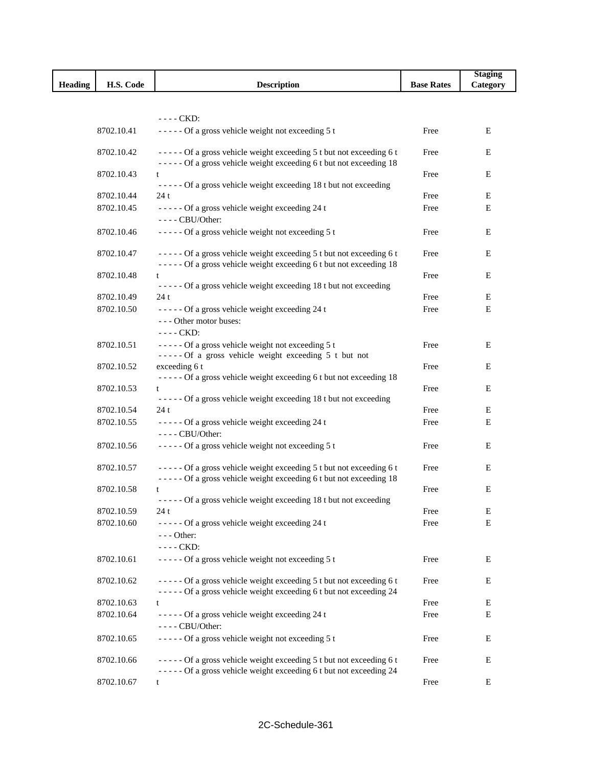| Heading | H.S. Code | Description | Base Rates | Staging Category |
|---|---|---|---|---|
| | | - - - - CKD: | | |
| | 8702.10.41 | - - - - - Of a gross vehicle weight not exceeding 5 t | Free | E |
| | 8702.10.42 | - - - - - Of a gross vehicle weight exceeding 5 t but not exceeding 6 t | Free | E |
| | 8702.10.43 | - - - - - Of a gross vehicle weight exceeding 6 t but not exceeding 18 t | Free | E |
| | 8702.10.44 | - - - - - Of a gross vehicle weight exceeding 18 t but not exceeding 24 t | Free | E |
| | 8702.10.45 | - - - - - Of a gross vehicle weight exceeding 24 t | Free | E |
| | | - - - - CBU/Other: | | |
| | 8702.10.46 | - - - - - Of a gross vehicle weight not exceeding 5 t | Free | E |
| | 8702.10.47 | - - - - - Of a gross vehicle weight exceeding 5 t but not exceeding 6 t | Free | E |
| | 8702.10.48 | - - - - - Of a gross vehicle weight exceeding 6 t but not exceeding 18 t | Free | E |
| | 8702.10.49 | - - - - - Of a gross vehicle weight exceeding 18 t but not exceeding 24 t | Free | E |
| | 8702.10.50 | - - - - - Of a gross vehicle weight exceeding 24 t | Free | E |
| | | - - - Other motor buses: | | |
| | | - - - - CKD: | | |
| | 8702.10.51 | - - - - - Of a gross vehicle weight not exceeding 5 t | Free | E |
| | 8702.10.52 | - - - - - Of a gross vehicle weight exceeding 5 t but not exceeding 6 t | Free | E |
| | 8702.10.53 | - - - - - Of a gross vehicle weight exceeding 6 t but not exceeding 18 t | Free | E |
| | 8702.10.54 | - - - - - Of a gross vehicle weight exceeding 18 t but not exceeding 24 t | Free | E |
| | 8702.10.55 | - - - - - Of a gross vehicle weight exceeding 24 t | Free | E |
| | | - - - - CBU/Other: | | |
| | 8702.10.56 | - - - - - Of a gross vehicle weight not exceeding 5 t | Free | E |
| | 8702.10.57 | - - - - - Of a gross vehicle weight exceeding 5 t but not exceeding 6 t | Free | E |
| | 8702.10.58 | - - - - - Of a gross vehicle weight exceeding 6 t but not exceeding 18 t | Free | E |
| | 8702.10.59 | - - - - - Of a gross vehicle weight exceeding 18 t but not exceeding 24 t | Free | E |
| | 8702.10.60 | - - - - - Of a gross vehicle weight exceeding 24 t | Free | E |
| | | - - - Other: | | |
| | | - - - - CKD: | | |
| | 8702.10.61 | - - - - - Of a gross vehicle weight not exceeding 5 t | Free | E |
| | 8702.10.62 | - - - - - Of a gross vehicle weight exceeding 5 t but not exceeding 6 t | Free | E |
| | 8702.10.63 | - - - - - Of a gross vehicle weight exceeding 6 t but not exceeding 24 t | Free | E |
| | 8702.10.64 | - - - - - Of a gross vehicle weight exceeding 24 t | Free | E |
| | | - - - - CBU/Other: | | |
| | 8702.10.65 | - - - - - Of a gross vehicle weight not exceeding 5 t | Free | E |
| | 8702.10.66 | - - - - - Of a gross vehicle weight exceeding 5 t but not exceeding 6 t | Free | E |
| | 8702.10.67 | - - - - - Of a gross vehicle weight exceeding 6 t but not exceeding 24 t | Free | E |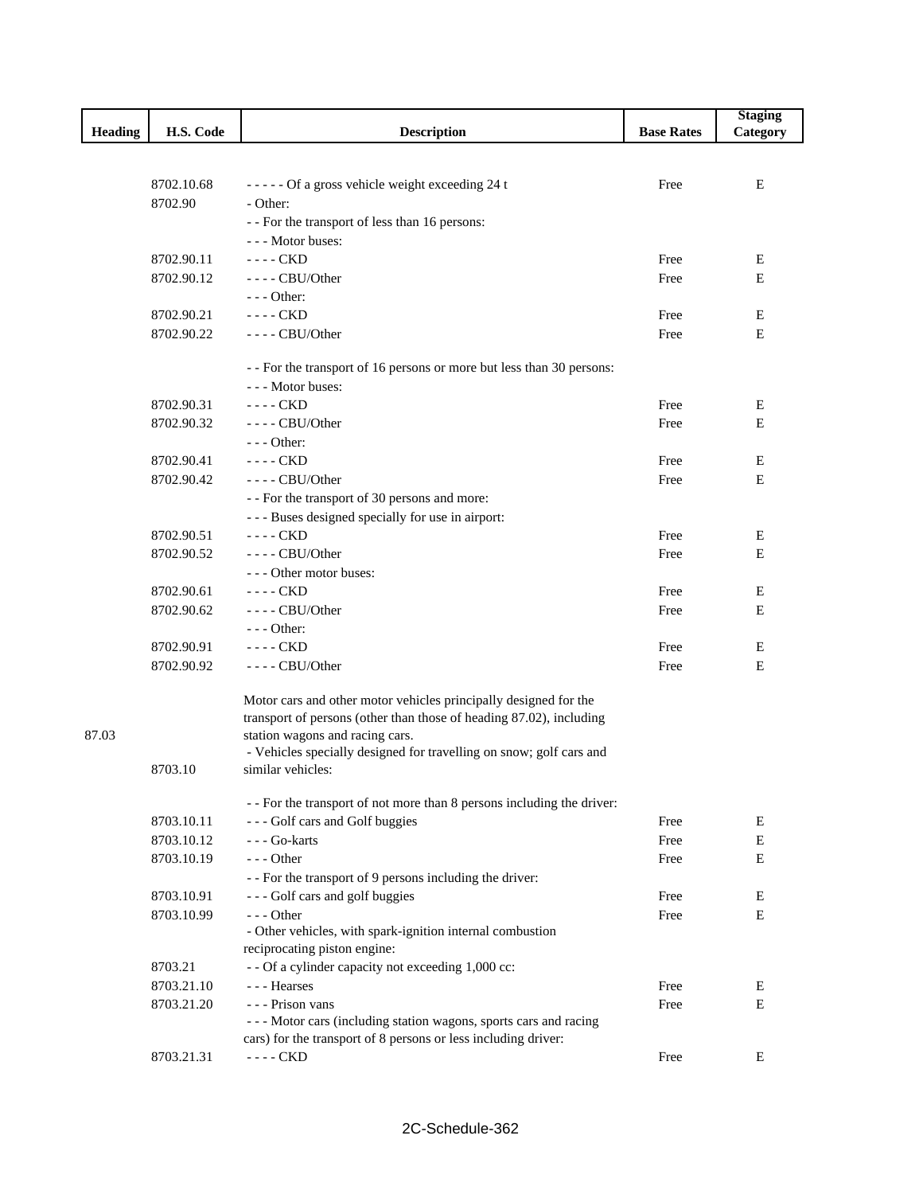| Heading | H.S. Code | Description | Base Rates | Staging Category |
|---|---|---|---|---|
| | 8702.10.68 | - - - - - Of a gross vehicle weight exceeding 24 t | Free | E |
| | 8702.90 | - Other: | | |
| | | - - For the transport of less than 16 persons: | | |
| | | - - - Motor buses: | | |
| | 8702.90.11 | - - - - CKD | Free | E |
| | 8702.90.12 | - - - - CBU/Other | Free | E |
| | | - - - Other: | | |
| | 8702.90.21 | - - - - CKD | Free | E |
| | 8702.90.22 | - - - - CBU/Other | Free | E |
| | | - - For the transport of 16 persons or more but less than 30 persons: | | |
| | | - - - Motor buses: | | |
| | 8702.90.31 | - - - - CKD | Free | E |
| | 8702.90.32 | - - - - CBU/Other | Free | E |
| | | - - - Other: | | |
| | 8702.90.41 | - - - - CKD | Free | E |
| | 8702.90.42 | - - - - CBU/Other | Free | E |
| | | - - For the transport of 30 persons and more: | | |
| | | - - - Buses designed specially for use in airport: | | |
| | 8702.90.51 | - - - - CKD | Free | E |
| | 8702.90.52 | - - - - CBU/Other | Free | E |
| | | - - - Other motor buses: | | |
| | 8702.90.61 | - - - - CKD | Free | E |
| | 8702.90.62 | - - - - CBU/Other | Free | E |
| | | - - - Other: | | |
| | 8702.90.91 | - - - - CKD | Free | E |
| | 8702.90.92 | - - - - CBU/Other | Free | E |
| 87.03 | | Motor cars and other motor vehicles principally designed for the transport of persons (other than those of heading 87.02), including station wagons and racing cars. | | |
| | 8703.10 | - Vehicles specially designed for travelling on snow; golf cars and similar vehicles: | | |
| | | - - For the transport of not more than 8 persons including the driver: | | |
| | 8703.10.11 | - - - Golf cars and Golf buggies | Free | E |
| | 8703.10.12 | - - - Go-karts | Free | E |
| | 8703.10.19 | - - - Other | Free | E |
| | | - - For the transport of 9 persons including the driver: | | |
| | 8703.10.91 | - - - Golf cars and golf buggies | Free | E |
| | 8703.10.99 | - - - Other | Free | E |
| | | - Other vehicles, with spark-ignition internal combustion reciprocating piston engine: | | |
| | 8703.21 | - - Of a cylinder capacity not exceeding 1,000 cc: | | |
| | 8703.21.10 | - - - Hearses | Free | E |
| | 8703.21.20 | - - - Prison vans | Free | E |
| | | - - - Motor cars (including station wagons, sports cars and racing cars) for the transport of 8 persons or less including driver: | | |
| | 8703.21.31 | - - - - CKD | Free | E |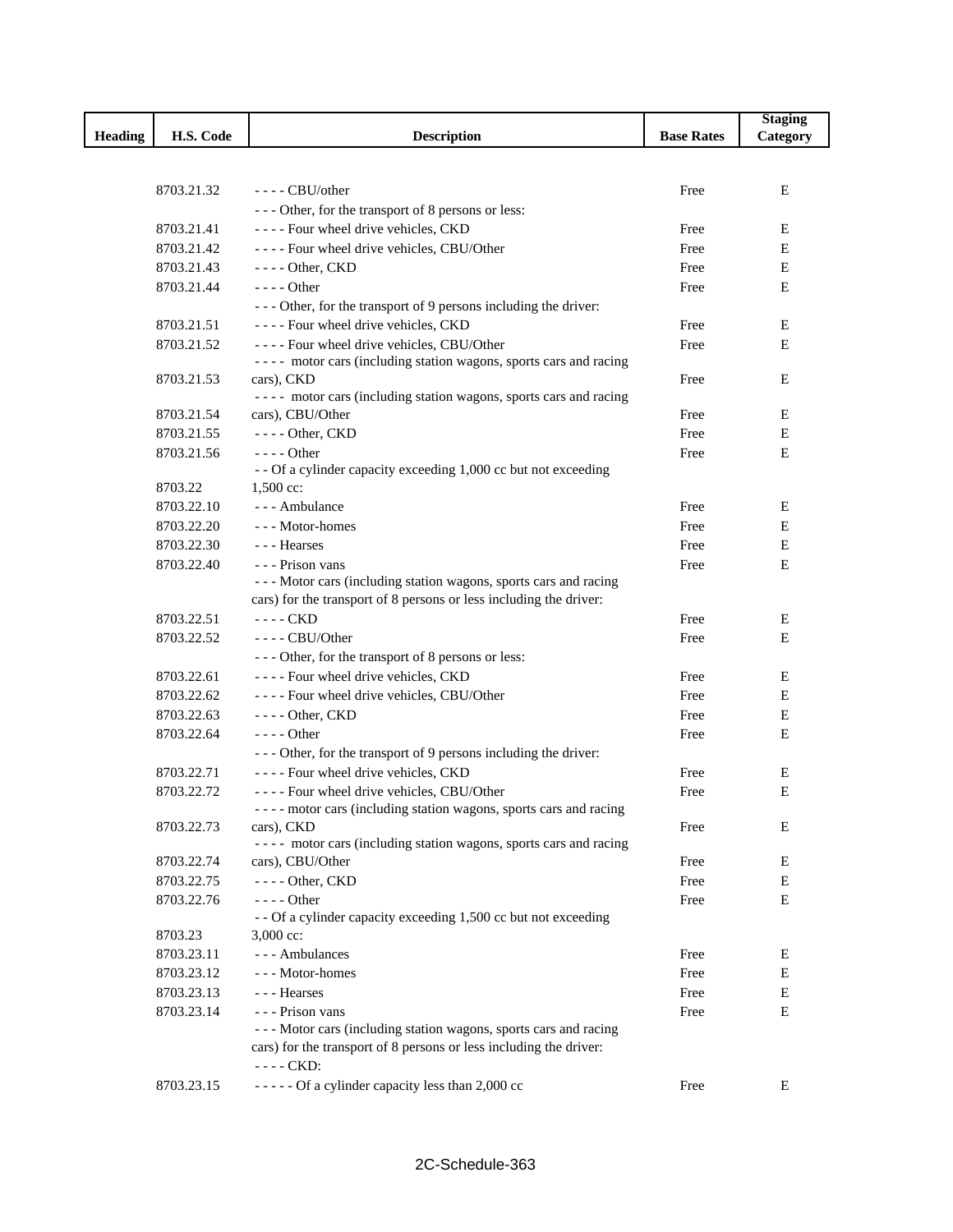| Heading | H.S. Code | Description | Base Rates | Staging Category |
|---|---|---|---|---|
| | 8703.21.32 | - - - - CBU/other | Free | E |
| | | - - - Other, for the transport of 8 persons or less: | | |
| | 8703.21.41 | - - - - Four wheel drive vehicles, CKD | Free | E |
| | 8703.21.42 | - - - - Four wheel drive vehicles, CBU/Other | Free | E |
| | 8703.21.43 | - - - - Other, CKD | Free | E |
| | 8703.21.44 | - - - - Other | Free | E |
| | | - - - Other, for the transport of 9 persons including the driver: | | |
| | 8703.21.51 | - - - - Four wheel drive vehicles, CKD | Free | E |
| | 8703.21.52 | - - - - Four wheel drive vehicles, CBU/Other | Free | E |
| | 8703.21.53 | - - - - motor cars (including station wagons, sports cars and racing cars), CKD | Free | E |
| | 8703.21.54 | - - - - motor cars (including station wagons, sports cars and racing cars), CBU/Other | Free | E |
| | 8703.21.55 | - - - - Other, CKD | Free | E |
| | 8703.21.56 | - - - - Other | Free | E |
| | 8703.22 | - - Of a cylinder capacity exceeding 1,000 cc but not exceeding 1,500 cc: | | |
| | 8703.22.10 | - - - Ambulance | Free | E |
| | 8703.22.20 | - - - Motor-homes | Free | E |
| | 8703.22.30 | - - - Hearses | Free | E |
| | 8703.22.40 | - - - Prison vans | Free | E |
| | | - - - Motor cars (including station wagons, sports cars and racing cars) for the transport of 8 persons or less including the driver: | | |
| | 8703.22.51 | - - - - CKD | Free | E |
| | 8703.22.52 | - - - - CBU/Other | Free | E |
| | | - - - Other, for the transport of 8 persons or less: | | |
| | 8703.22.61 | - - - - Four wheel drive vehicles, CKD | Free | E |
| | 8703.22.62 | - - - - Four wheel drive vehicles, CBU/Other | Free | E |
| | 8703.22.63 | - - - - Other, CKD | Free | E |
| | 8703.22.64 | - - - - Other | Free | E |
| | | - - - Other, for the transport of 9 persons including the driver: | | |
| | 8703.22.71 | - - - - Four wheel drive vehicles, CKD | Free | E |
| | 8703.22.72 | - - - - Four wheel drive vehicles, CBU/Other | Free | E |
| | 8703.22.73 | - - - - motor cars (including station wagons, sports cars and racing cars), CKD | Free | E |
| | 8703.22.74 | - - - - motor cars (including station wagons, sports cars and racing cars), CBU/Other | Free | E |
| | 8703.22.75 | - - - - Other, CKD | Free | E |
| | 8703.22.76 | - - - - Other | Free | E |
| | 8703.23 | - - Of a cylinder capacity exceeding 1,500 cc but not exceeding 3,000 cc: | | |
| | 8703.23.11 | - - - Ambulances | Free | E |
| | 8703.23.12 | - - - Motor-homes | Free | E |
| | 8703.23.13 | - - - Hearses | Free | E |
| | 8703.23.14 | - - - Prison vans | Free | E |
| | | - - - Motor cars (including station wagons, sports cars and racing cars) for the transport of 8 persons or less including the driver: | | |
| | | - - - - CKD: | | |
| | 8703.23.15 | - - - - - Of a cylinder capacity less than 2,000 cc | Free | E |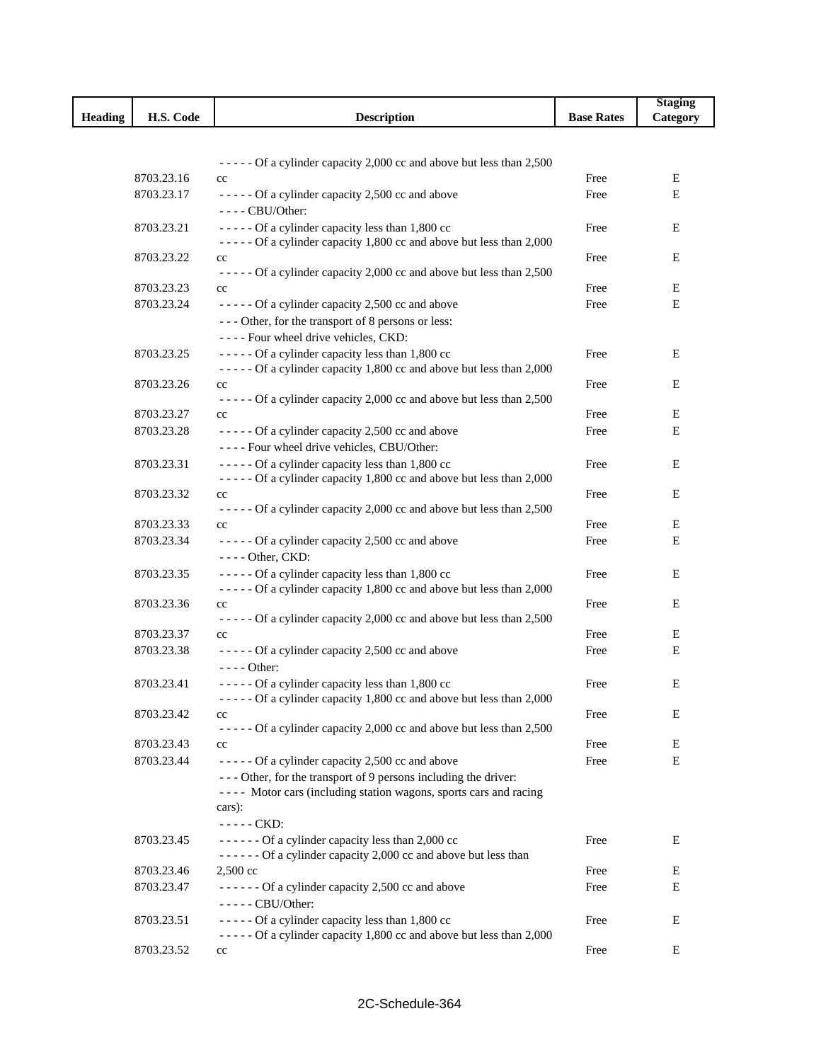| Heading | H.S. Code | Description | Base Rates | Staging Category |
|---|---|---|---|---|
| | 8703.23.16 | - - - - - Of a cylinder capacity 2,000 cc and above but less than 2,500 cc | Free | E |
| | 8703.23.17 | - - - - - Of a cylinder capacity 2,500 cc and above | Free | E |
| | | - - - - CBU/Other: | | |
| | 8703.23.21 | - - - - - Of a cylinder capacity less than 1,800 cc | Free | E |
| | 8703.23.22 | - - - - - Of a cylinder capacity 1,800 cc and above but less than 2,000 cc | Free | E |
| | 8703.23.23 | - - - - - Of a cylinder capacity 2,000 cc and above but less than 2,500 cc | Free | E |
| | 8703.23.24 | - - - - - Of a cylinder capacity 2,500 cc and above | Free | E |
| | | - - - Other, for the transport of 8 persons or less: | | |
| | | - - - - Four wheel drive vehicles, CKD: | | |
| | 8703.23.25 | - - - - - Of a cylinder capacity less than 1,800 cc | Free | E |
| | 8703.23.26 | - - - - - Of a cylinder capacity 1,800 cc and above but less than 2,000 cc | Free | E |
| | 8703.23.27 | - - - - - Of a cylinder capacity 2,000 cc and above but less than 2,500 cc | Free | E |
| | 8703.23.28 | - - - - - Of a cylinder capacity 2,500 cc and above | Free | E |
| | | - - - - Four wheel drive vehicles, CBU/Other: | | |
| | 8703.23.31 | - - - - - Of a cylinder capacity less than 1,800 cc | Free | E |
| | 8703.23.32 | - - - - - Of a cylinder capacity 1,800 cc and above but less than 2,000 cc | Free | E |
| | 8703.23.33 | - - - - - Of a cylinder capacity 2,000 cc and above but less than 2,500 cc | Free | E |
| | 8703.23.34 | - - - - - Of a cylinder capacity 2,500 cc and above | Free | E |
| | | - - - - Other, CKD: | | |
| | 8703.23.35 | - - - - - Of a cylinder capacity less than 1,800 cc | Free | E |
| | 8703.23.36 | - - - - - Of a cylinder capacity 1,800 cc and above but less than 2,000 cc | Free | E |
| | 8703.23.37 | - - - - - Of a cylinder capacity 2,000 cc and above but less than 2,500 cc | Free | E |
| | 8703.23.38 | - - - - - Of a cylinder capacity 2,500 cc and above | Free | E |
| | | - - - - Other: | | |
| | 8703.23.41 | - - - - - Of a cylinder capacity less than 1,800 cc | Free | E |
| | 8703.23.42 | - - - - - Of a cylinder capacity 1,800 cc and above but less than 2,000 cc | Free | E |
| | 8703.23.43 | - - - - - Of a cylinder capacity 2,000 cc and above but less than 2,500 cc | Free | E |
| | 8703.23.44 | - - - - - Of a cylinder capacity 2,500 cc and above | Free | E |
| | | - - - Other, for the transport of 9 persons including the driver: | | |
| | | - - - - Motor cars (including station wagons, sports cars and racing cars): | | |
| | | - - - - - CKD: | | |
| | 8703.23.45 | - - - - - - Of a cylinder capacity less than 2,000 cc | Free | E |
| | 8703.23.46 | - - - - - - Of a cylinder capacity 2,000 cc and above but less than 2,500 cc | Free | E |
| | 8703.23.47 | - - - - - - Of a cylinder capacity 2,500 cc and above | Free | E |
| | | - - - - - CBU/Other: | | |
| | 8703.23.51 | - - - - - Of a cylinder capacity less than 1,800 cc | Free | E |
| | 8703.23.52 | - - - - - Of a cylinder capacity 1,800 cc and above but less than 2,000 cc | Free | E |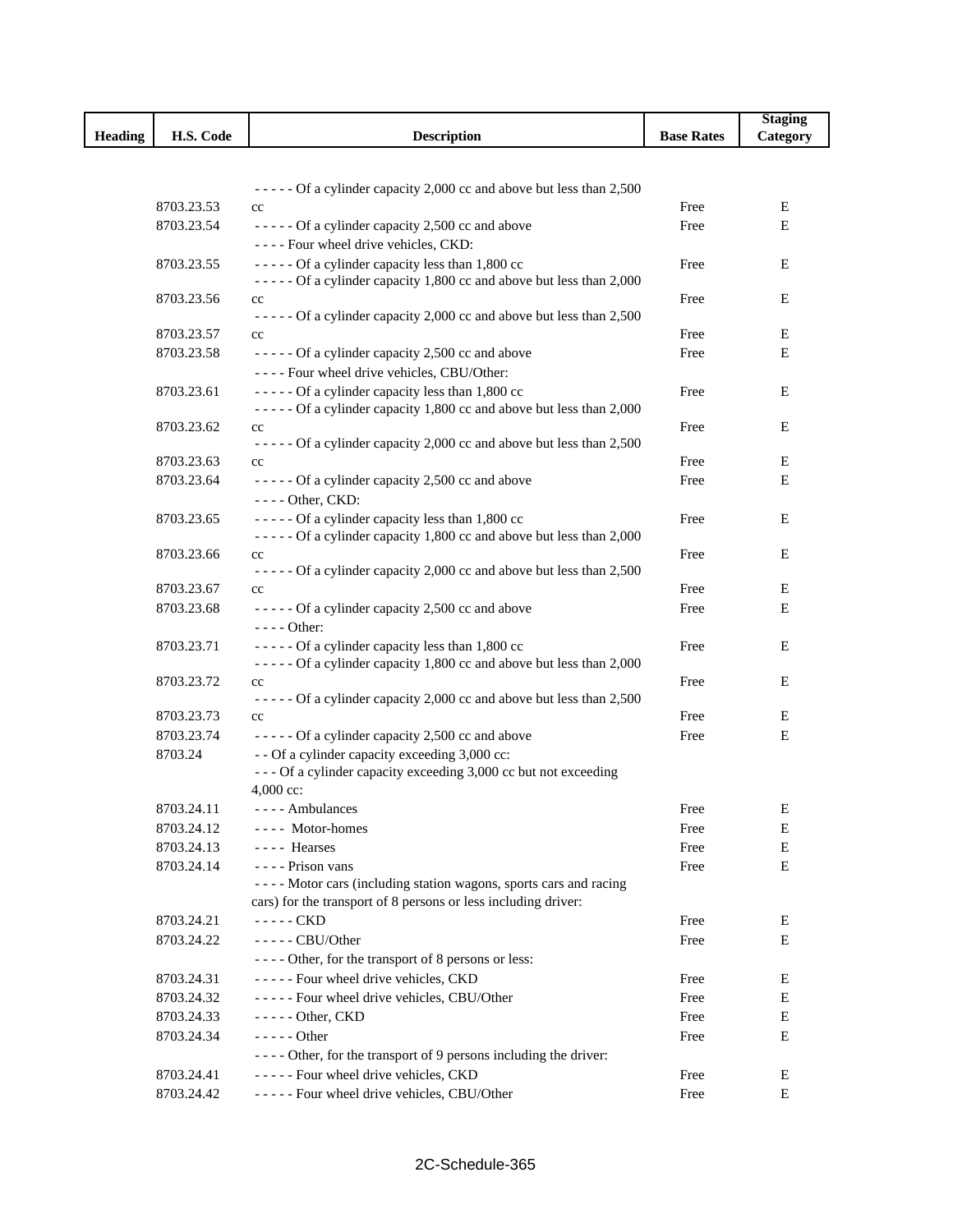| Heading | H.S. Code | Description | Base Rates | Staging Category |
|---|---|---|---|---|
| | 8703.23.53 | - - - - - Of a cylinder capacity 2,000 cc and above but less than 2,500 cc | Free | E |
| | 8703.23.54 | - - - - - Of a cylinder capacity 2,500 cc and above | Free | E |
| | | - - - - Four wheel drive vehicles, CKD: | | |
| | 8703.23.55 | - - - - - Of a cylinder capacity less than 1,800 cc | Free | E |
| | 8703.23.56 | - - - - - Of a cylinder capacity 1,800 cc and above but less than 2,000 cc | Free | E |
| | 8703.23.57 | - - - - - Of a cylinder capacity 2,000 cc and above but less than 2,500 cc | Free | E |
| | 8703.23.58 | - - - - - Of a cylinder capacity 2,500 cc and above | Free | E |
| | | - - - - Four wheel drive vehicles, CBU/Other: | | |
| | 8703.23.61 | - - - - - Of a cylinder capacity less than 1,800 cc | Free | E |
| | 8703.23.62 | - - - - - Of a cylinder capacity 1,800 cc and above but less than 2,000 cc | Free | E |
| | 8703.23.63 | - - - - - Of a cylinder capacity 2,000 cc and above but less than 2,500 cc | Free | E |
| | 8703.23.64 | - - - - - Of a cylinder capacity 2,500 cc and above | Free | E |
| | | - - - - Other, CKD: | | |
| | 8703.23.65 | - - - - - Of a cylinder capacity less than 1,800 cc | Free | E |
| | 8703.23.66 | - - - - - Of a cylinder capacity 1,800 cc and above but less than 2,000 cc | Free | E |
| | 8703.23.67 | - - - - - Of a cylinder capacity 2,000 cc and above but less than 2,500 cc | Free | E |
| | 8703.23.68 | - - - - - Of a cylinder capacity 2,500 cc and above | Free | E |
| | | - - - - Other: | | |
| | 8703.23.71 | - - - - - Of a cylinder capacity less than 1,800 cc | Free | E |
| | 8703.23.72 | - - - - - Of a cylinder capacity 1,800 cc and above but less than 2,000 cc | Free | E |
| | 8703.23.73 | - - - - - Of a cylinder capacity 2,000 cc and above but less than 2,500 cc | Free | E |
| | 8703.23.74 | - - - - - Of a cylinder capacity 2,500 cc and above | Free | E |
| | 8703.24 | - - Of a cylinder capacity exceeding 3,000 cc: | | |
| | | - - - Of a cylinder capacity exceeding 3,000 cc but not exceeding 4,000 cc: | | |
| | 8703.24.11 | - - - - Ambulances | Free | E |
| | 8703.24.12 | - - - - Motor-homes | Free | E |
| | 8703.24.13 | - - - - Hearses | Free | E |
| | 8703.24.14 | - - - - Prison vans | Free | E |
| | | - - - - Motor cars (including station wagons, sports cars and racing cars) for the transport of 8 persons or less including driver: | | |
| | 8703.24.21 | - - - - - CKD | Free | E |
| | 8703.24.22 | - - - - - CBU/Other | Free | E |
| | | - - - - Other, for the transport of 8 persons or less: | | |
| | 8703.24.31 | - - - - - Four wheel drive vehicles, CKD | Free | E |
| | 8703.24.32 | - - - - - Four wheel drive vehicles, CBU/Other | Free | E |
| | 8703.24.33 | - - - - - Other, CKD | Free | E |
| | 8703.24.34 | - - - - - Other | Free | E |
| | | - - - - Other, for the transport of 9 persons including the driver: | | |
| | 8703.24.41 | - - - - - Four wheel drive vehicles, CKD | Free | E |
| | 8703.24.42 | - - - - - Four wheel drive vehicles, CBU/Other | Free | E |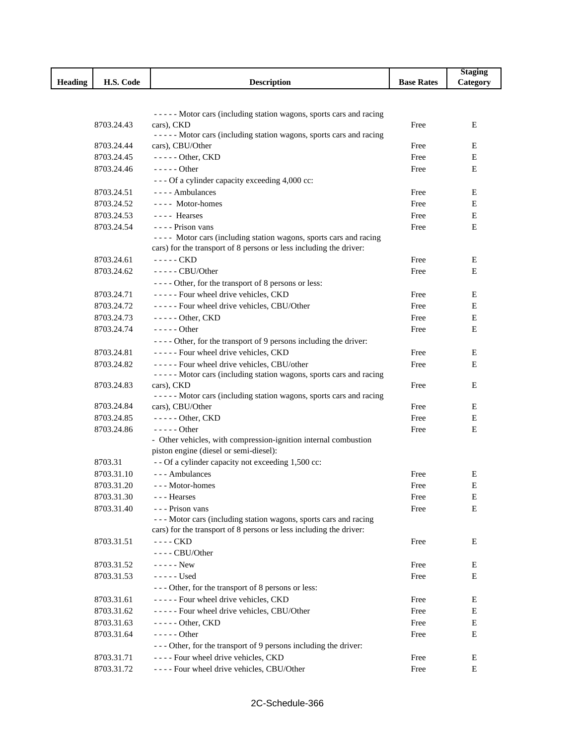| Heading | H.S. Code | Description | Base Rates | Staging Category |
|---|---|---|---|---|
| | 8703.24.43 | - - - - - Motor cars (including station wagons, sports cars and racing cars), CKD | Free | E |
| | 8703.24.44 | - - - - - Motor cars (including station wagons, sports cars and racing cars), CBU/Other | Free | E |
| | 8703.24.45 | - - - - - Other, CKD | Free | E |
| | 8703.24.46 | - - - - - Other | Free | E |
| | | - - - Of a cylinder capacity exceeding 4,000 cc: | | |
| | 8703.24.51 | - - - - Ambulances | Free | E |
| | 8703.24.52 | - - - - Motor-homes | Free | E |
| | 8703.24.53 | - - - - Hearses | Free | E |
| | 8703.24.54 | - - - - Prison vans | Free | E |
| | | - - - - Motor cars (including station wagons, sports cars and racing cars) for the transport of 8 persons or less including the driver: | | |
| | 8703.24.61 | - - - - - CKD | Free | E |
| | 8703.24.62 | - - - - - CBU/Other | Free | E |
| | | - - - - Other, for the transport of 8 persons or less: | | |
| | 8703.24.71 | - - - - - Four wheel drive vehicles, CKD | Free | E |
| | 8703.24.72 | - - - - - Four wheel drive vehicles, CBU/Other | Free | E |
| | 8703.24.73 | - - - - - Other, CKD | Free | E |
| | 8703.24.74 | - - - - - Other | Free | E |
| | | - - - - Other, for the transport of 9 persons including the driver: | | |
| | 8703.24.81 | - - - - - Four wheel drive vehicles, CKD | Free | E |
| | 8703.24.82 | - - - - - Four wheel drive vehicles, CBU/other | Free | E |
| | 8703.24.83 | - - - - - Motor cars (including station wagons, sports cars and racing cars), CKD | Free | E |
| | 8703.24.84 | - - - - - Motor cars (including station wagons, sports cars and racing cars), CBU/Other | Free | E |
| | 8703.24.85 | - - - - - Other, CKD | Free | E |
| | 8703.24.86 | - - - - - Other | Free | E |
| | | - Other vehicles, with compression-ignition internal combustion piston engine (diesel or semi-diesel): | | |
| | 8703.31 | - - Of a cylinder capacity not exceeding 1,500 cc: | | |
| | 8703.31.10 | - - - Ambulances | Free | E |
| | 8703.31.20 | - - - Motor-homes | Free | E |
| | 8703.31.30 | - - - Hearses | Free | E |
| | 8703.31.40 | - - - Prison vans | Free | E |
| | | - - - Motor cars (including station wagons, sports cars and racing cars) for the transport of 8 persons or less including the driver: | | |
| | 8703.31.51 | - - - - CKD | Free | E |
| | | - - - - CBU/Other | | |
| | 8703.31.52 | - - - - - New | Free | E |
| | 8703.31.53 | - - - - - Used | Free | E |
| | | - - - Other, for the transport of 8 persons or less: | | |
| | 8703.31.61 | - - - - - Four wheel drive vehicles, CKD | Free | E |
| | 8703.31.62 | - - - - - Four wheel drive vehicles, CBU/Other | Free | E |
| | 8703.31.63 | - - - - - Other, CKD | Free | E |
| | 8703.31.64 | - - - - - Other | Free | E |
| | | - - - Other, for the transport of 9 persons including the driver: | | |
| | 8703.31.71 | - - - - Four wheel drive vehicles, CKD | Free | E |
| | 8703.31.72 | - - - - Four wheel drive vehicles, CBU/Other | Free | E |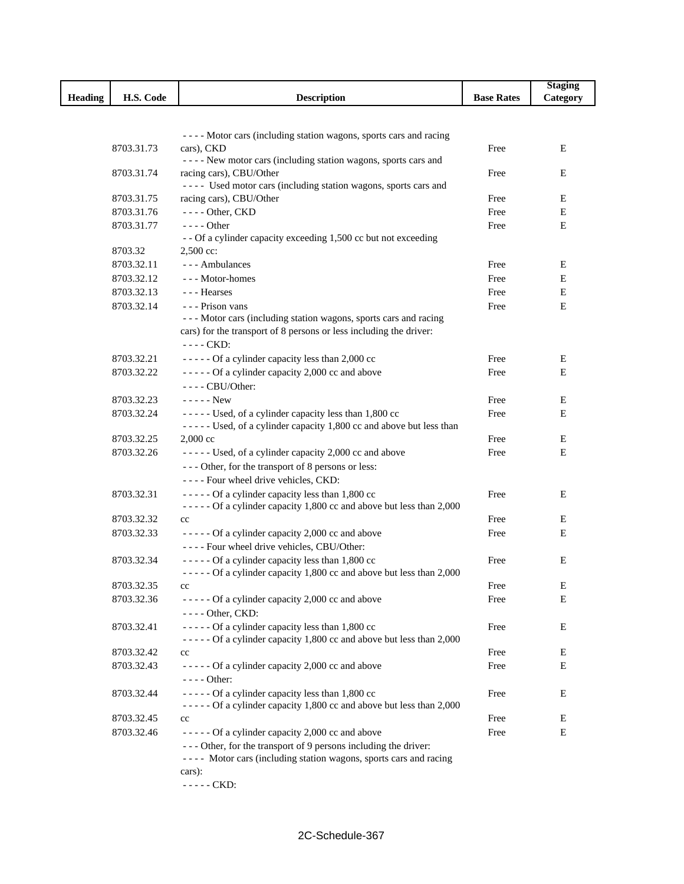| Heading | H.S. Code | Description | Base Rates | Staging Category |
|---|---|---|---|---|
| | 8703.31.73 | - - - - Motor cars (including station wagons, sports cars and racing cars), CKD | Free | E |
| | 8703.31.74 | - - - - New motor cars (including station wagons, sports cars and racing cars), CBU/Other | Free | E |
| | 8703.31.75 | - - - - Used motor cars (including station wagons, sports cars and racing cars), CBU/Other | Free | E |
| | 8703.31.76 | - - - - Other, CKD | Free | E |
| | 8703.31.77 | - - - - Other | Free | E |
| | 8703.32 | - - Of a cylinder capacity exceeding 1,500 cc but not exceeding 2,500 cc: | | |
| | 8703.32.11 | - - - Ambulances | Free | E |
| | 8703.32.12 | - - - Motor-homes | Free | E |
| | 8703.32.13 | - - - Hearses | Free | E |
| | 8703.32.14 | - - - Prison vans | Free | E |
| | | - - - Motor cars (including station wagons, sports cars and racing cars) for the transport of 8 persons or less including the driver: | | |
| | | - - - - CKD: | | |
| | 8703.32.21 | - - - - - Of a cylinder capacity less than 2,000 cc | Free | E |
| | 8703.32.22 | - - - - - Of a cylinder capacity 2,000 cc and above | Free | E |
| | | - - - - CBU/Other: | | |
| | 8703.32.23 | - - - - - New | Free | E |
| | 8703.32.24 | - - - - - Used, of a cylinder capacity less than 1,800 cc | Free | E |
| | 8703.32.25 | - - - - - Used, of a cylinder capacity 1,800 cc and above but less than 2,000 cc | Free | E |
| | 8703.32.26 | - - - - - Used, of a cylinder capacity 2,000 cc and above | Free | E |
| | | - - - Other, for the transport of 8 persons or less: | | |
| | | - - - - Four wheel drive vehicles, CKD: | | |
| | 8703.32.31 | - - - - - Of a cylinder capacity less than 1,800 cc | Free | E |
| | 8703.32.32 | - - - - - Of a cylinder capacity 1,800 cc and above but less than 2,000 cc | Free | E |
| | 8703.32.33 | - - - - - Of a cylinder capacity 2,000 cc and above | Free | E |
| | | - - - - Four wheel drive vehicles, CBU/Other: | | |
| | 8703.32.34 | - - - - - Of a cylinder capacity less than 1,800 cc | Free | E |
| | 8703.32.35 | - - - - - Of a cylinder capacity 1,800 cc and above but less than 2,000 cc | Free | E |
| | 8703.32.36 | - - - - - Of a cylinder capacity 2,000 cc and above | Free | E |
| | | - - - - Other, CKD: | | |
| | 8703.32.41 | - - - - - Of a cylinder capacity less than 1,800 cc | Free | E |
| | 8703.32.42 | - - - - - Of a cylinder capacity 1,800 cc and above but less than 2,000 cc | Free | E |
| | 8703.32.43 | - - - - - Of a cylinder capacity 2,000 cc and above | Free | E |
| | | - - - - Other: | | |
| | 8703.32.44 | - - - - - Of a cylinder capacity less than 1,800 cc | Free | E |
| | 8703.32.45 | - - - - - Of a cylinder capacity 1,800 cc and above but less than 2,000 cc | Free | E |
| | 8703.32.46 | - - - - - Of a cylinder capacity 2,000 cc and above | Free | E |
| | | - - - Other, for the transport of 9 persons including the driver: | | |
| | | - - - - Motor cars (including station wagons, sports cars and racing cars): | | |
| | | - - - - - CKD: | | |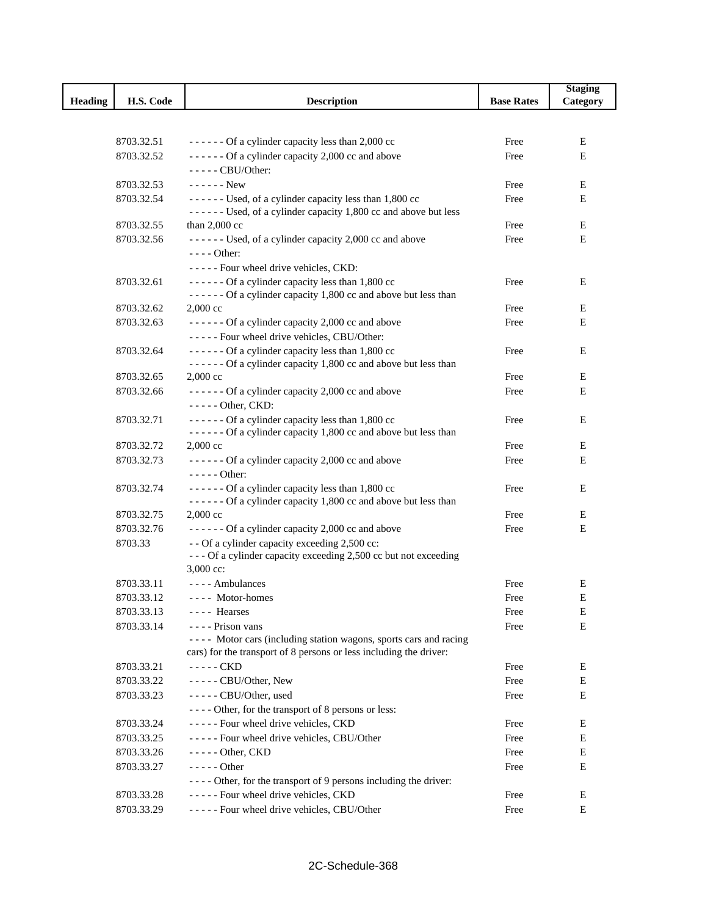| Heading | H.S. Code | Description | Base Rates | Staging Category |
|---|---|---|---|---|
| | 8703.32.51 | - - - - - - Of a cylinder capacity less than 2,000 cc | Free | E |
| | 8703.32.52 | - - - - - - Of a cylinder capacity 2,000 cc and above | Free | E |
| | | - - - - - CBU/Other: | | |
| | 8703.32.53 | - - - - - - New | Free | E |
| | 8703.32.54 | - - - - - - Used, of a cylinder capacity less than 1,800 cc | Free | E |
| | 8703.32.55 | - - - - - - Used, of a cylinder capacity 1,800 cc and above but less than 2,000 cc | Free | E |
| | 8703.32.56 | - - - - - - Used, of a cylinder capacity 2,000 cc and above | Free | E |
| | | - - - - Other: | | |
| | | - - - - - Four wheel drive vehicles, CKD: | | |
| | 8703.32.61 | - - - - - - Of a cylinder capacity less than 1,800 cc | Free | E |
| | 8703.32.62 | - - - - - - Of a cylinder capacity 1,800 cc and above but less than 2,000 cc | Free | E |
| | 8703.32.63 | - - - - - - Of a cylinder capacity 2,000 cc and above | Free | E |
| | | - - - - - Four wheel drive vehicles, CBU/Other: | | |
| | 8703.32.64 | - - - - - - Of a cylinder capacity less than 1,800 cc | Free | E |
| | 8703.32.65 | - - - - - - Of a cylinder capacity 1,800 cc and above but less than 2,000 cc | Free | E |
| | 8703.32.66 | - - - - - - Of a cylinder capacity 2,000 cc and above | Free | E |
| | | - - - - - Other, CKD: | | |
| | 8703.32.71 | - - - - - - Of a cylinder capacity less than 1,800 cc | Free | E |
| | 8703.32.72 | - - - - - - Of a cylinder capacity 1,800 cc and above but less than 2,000 cc | Free | E |
| | 8703.32.73 | - - - - - - Of a cylinder capacity 2,000 cc and above | Free | E |
| | | - - - - - Other: | | |
| | 8703.32.74 | - - - - - - Of a cylinder capacity less than 1,800 cc | Free | E |
| | 8703.32.75 | - - - - - - Of a cylinder capacity 1,800 cc and above but less than 2,000 cc | Free | E |
| | 8703.32.76 | - - - - - - Of a cylinder capacity 2,000 cc and above | Free | E |
| | 8703.33 | - - Of a cylinder capacity exceeding 2,500 cc: | | |
| | | - - - Of a cylinder capacity exceeding 2,500 cc but not exceeding 3,000 cc: | | |
| | 8703.33.11 | - - - - Ambulances | Free | E |
| | 8703.33.12 | - - - - Motor-homes | Free | E |
| | 8703.33.13 | - - - - Hearses | Free | E |
| | 8703.33.14 | - - - - Prison vans | Free | E |
| | | - - - - Motor cars (including station wagons, sports cars and racing cars) for the transport of 8 persons or less including the driver: | | |
| | 8703.33.21 | - - - - - CKD | Free | E |
| | 8703.33.22 | - - - - - CBU/Other, New | Free | E |
| | 8703.33.23 | - - - - - CBU/Other, used | Free | E |
| | | - - - - Other, for the transport of 8 persons or less: | | |
| | 8703.33.24 | - - - - - Four wheel drive vehicles, CKD | Free | E |
| | 8703.33.25 | - - - - - Four wheel drive vehicles, CBU/Other | Free | E |
| | 8703.33.26 | - - - - - Other, CKD | Free | E |
| | 8703.33.27 | - - - - - Other | Free | E |
| | | - - - - Other, for the transport of 9 persons including the driver: | | |
| | 8703.33.28 | - - - - - Four wheel drive vehicles, CKD | Free | E |
| | 8703.33.29 | - - - - - Four wheel drive vehicles, CBU/Other | Free | E |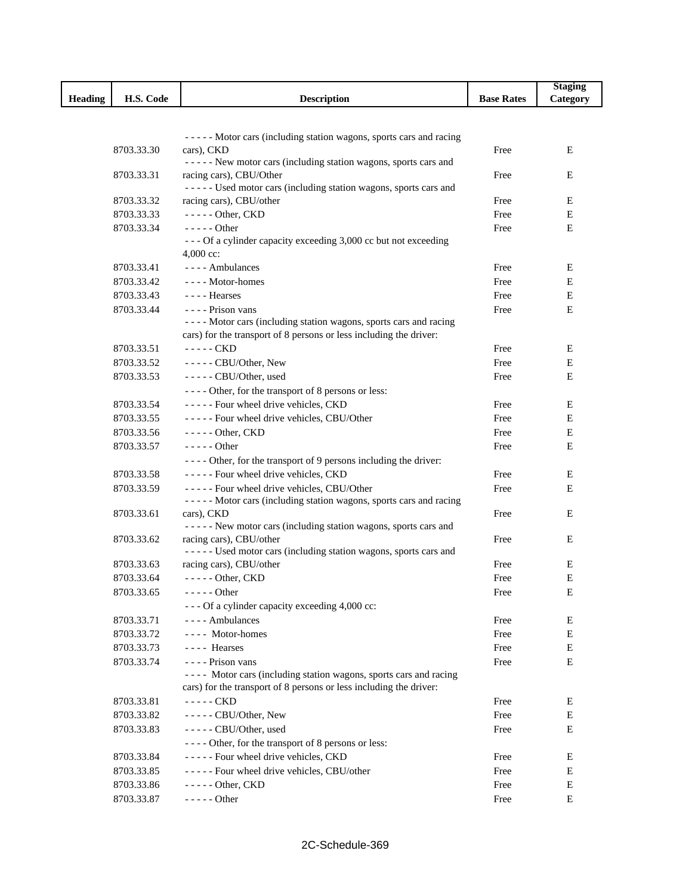| Heading | H.S. Code | Description | Base Rates | Staging Category |
|---|---|---|---|---|
| | 8703.33.30 | - - - - - Motor cars (including station wagons, sports cars and racing cars), CKD | Free | E |
| | 8703.33.31 | - - - - - New motor cars (including station wagons, sports cars and racing cars), CBU/Other | Free | E |
| | 8703.33.32 | - - - - - Used motor cars (including station wagons, sports cars and racing cars), CBU/other | Free | E |
| | 8703.33.33 | - - - - - Other, CKD | Free | E |
| | 8703.33.34 | - - - - - Other | Free | E |
| | | - - - Of a cylinder capacity exceeding 3,000 cc but not exceeding 4,000 cc: | | |
| | 8703.33.41 | - - - - Ambulances | Free | E |
| | 8703.33.42 | - - - - Motor-homes | Free | E |
| | 8703.33.43 | - - - - Hearses | Free | E |
| | 8703.33.44 | - - - - Prison vans | Free | E |
| | | - - - - Motor cars (including station wagons, sports cars and racing cars) for the transport of 8 persons or less including the driver: | | |
| | 8703.33.51 | - - - - - CKD | Free | E |
| | 8703.33.52 | - - - - - CBU/Other, New | Free | E |
| | 8703.33.53 | - - - - - CBU/Other, used | Free | E |
| | | - - - - Other, for the transport of 8 persons or less: | | |
| | 8703.33.54 | - - - - - Four wheel drive vehicles, CKD | Free | E |
| | 8703.33.55 | - - - - - Four wheel drive vehicles, CBU/Other | Free | E |
| | 8703.33.56 | - - - - - Other, CKD | Free | E |
| | 8703.33.57 | - - - - - Other | Free | E |
| | | - - - - Other, for the transport of 9 persons including the driver: | | |
| | 8703.33.58 | - - - - - Four wheel drive vehicles, CKD | Free | E |
| | 8703.33.59 | - - - - - Four wheel drive vehicles, CBU/Other | Free | E |
| | 8703.33.61 | - - - - - Motor cars (including station wagons, sports cars and racing cars), CKD | Free | E |
| | 8703.33.62 | - - - - - New motor cars (including station wagons, sports cars and racing cars), CBU/other | Free | E |
| | 8703.33.63 | - - - - - Used motor cars (including station wagons, sports cars and racing cars), CBU/other | Free | E |
| | 8703.33.64 | - - - - - Other, CKD | Free | E |
| | 8703.33.65 | - - - - - Other | Free | E |
| | | - - - Of a cylinder capacity exceeding 4,000 cc: | | |
| | 8703.33.71 | - - - - Ambulances | Free | E |
| | 8703.33.72 | - - - - Motor-homes | Free | E |
| | 8703.33.73 | - - - - Hearses | Free | E |
| | 8703.33.74 | - - - - Prison vans | Free | E |
| | | - - - - Motor cars (including station wagons, sports cars and racing cars) for the transport of 8 persons or less including the driver: | | |
| | 8703.33.81 | - - - - - CKD | Free | E |
| | 8703.33.82 | - - - - - CBU/Other, New | Free | E |
| | 8703.33.83 | - - - - - CBU/Other, used | Free | E |
| | | - - - - Other, for the transport of 8 persons or less: | | |
| | 8703.33.84 | - - - - - Four wheel drive vehicles, CKD | Free | E |
| | 8703.33.85 | - - - - - Four wheel drive vehicles, CBU/other | Free | E |
| | 8703.33.86 | - - - - - Other, CKD | Free | E |
| | 8703.33.87 | - - - - - Other | Free | E |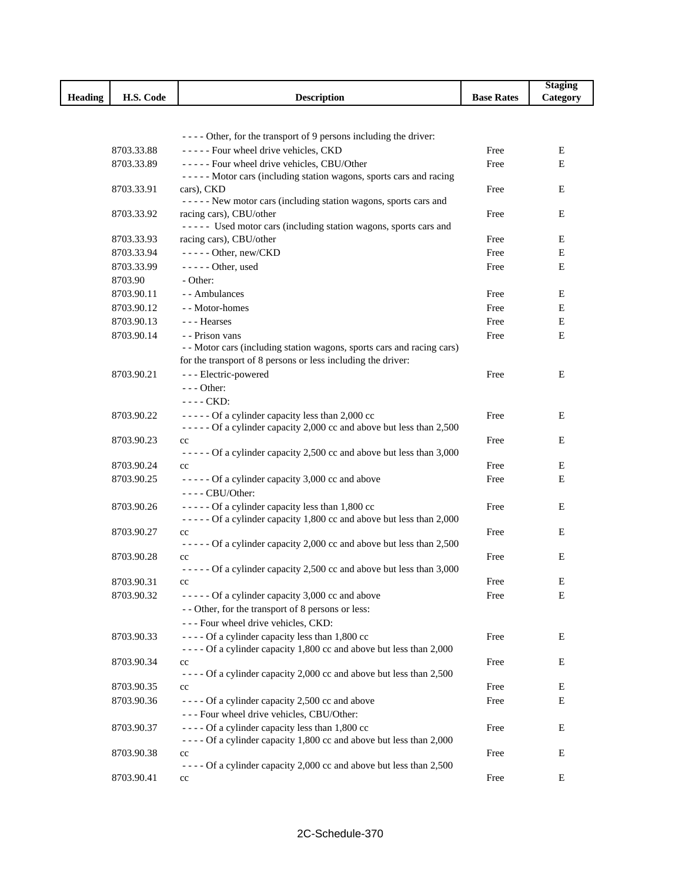| Heading | H.S. Code | Description | Base Rates | Staging Category |
|---|---|---|---|---|
| | | - - - - Other, for the transport of 9 persons including the driver: | | |
| | 8703.33.88 | - - - - - Four wheel drive vehicles, CKD | Free | E |
| | 8703.33.89 | - - - - - Four wheel drive vehicles, CBU/Other | Free | E |
| | 8703.33.91 | - - - - - Motor cars (including station wagons, sports cars and racing cars), CKD | Free | E |
| | 8703.33.92 | - - - - - New motor cars (including station wagons, sports cars and racing cars), CBU/other | Free | E |
| | 8703.33.93 | - - - - - Used motor cars (including station wagons, sports cars and racing cars), CBU/other | Free | E |
| | 8703.33.94 | - - - - - Other, new/CKD | Free | E |
| | 8703.33.99 | - - - - - Other, used | Free | E |
| | 8703.90 | - Other: | | |
| | 8703.90.11 | - - Ambulances | Free | E |
| | 8703.90.12 | - - Motor-homes | Free | E |
| | 8703.90.13 | - - - Hearses | Free | E |
| | 8703.90.14 | - - Prison vans | Free | E |
| | | - - Motor cars (including station wagons, sports cars and racing cars) for the transport of 8 persons or less including the driver: | | |
| | 8703.90.21 | - - - Electric-powered | Free | E |
| | | - - - Other: | | |
| | | - - - - CKD: | | |
| | 8703.90.22 | - - - - - Of a cylinder capacity less than 2,000 cc | Free | E |
| | 8703.90.23 | - - - - - Of a cylinder capacity 2,000 cc and above but less than 2,500 cc | Free | E |
| | 8703.90.24 | - - - - - Of a cylinder capacity 2,500 cc and above but less than 3,000 cc | Free | E |
| | 8703.90.25 | - - - - - Of a cylinder capacity 3,000 cc and above | Free | E |
| | | - - - - CBU/Other: | | |
| | 8703.90.26 | - - - - - Of a cylinder capacity less than 1,800 cc | Free | E |
| | 8703.90.27 | - - - - - Of a cylinder capacity 1,800 cc and above but less than 2,000 cc | Free | E |
| | 8703.90.28 | - - - - - Of a cylinder capacity 2,000 cc and above but less than 2,500 cc | Free | E |
| | 8703.90.31 | - - - - - Of a cylinder capacity 2,500 cc and above but less than 3,000 cc | Free | E |
| | 8703.90.32 | - - - - - Of a cylinder capacity 3,000 cc and above | Free | E |
| | | - - Other, for the transport of 8 persons or less: | | |
| | | - - - Four wheel drive vehicles, CKD: | | |
| | 8703.90.33 | - - - - Of a cylinder capacity less than 1,800 cc | Free | E |
| | 8703.90.34 | - - - - Of a cylinder capacity 1,800 cc and above but less than 2,000 cc | Free | E |
| | 8703.90.35 | - - - - Of a cylinder capacity 2,000 cc and above but less than 2,500 cc | Free | E |
| | 8703.90.36 | - - - - Of a cylinder capacity 2,500 cc and above | Free | E |
| | | - - - Four wheel drive vehicles, CBU/Other: | | |
| | 8703.90.37 | - - - - Of a cylinder capacity less than 1,800 cc | Free | E |
| | 8703.90.38 | - - - - Of a cylinder capacity 1,800 cc and above but less than 2,000 cc | Free | E |
| | 8703.90.41 | - - - - Of a cylinder capacity 2,000 cc and above but less than 2,500 cc | Free | E |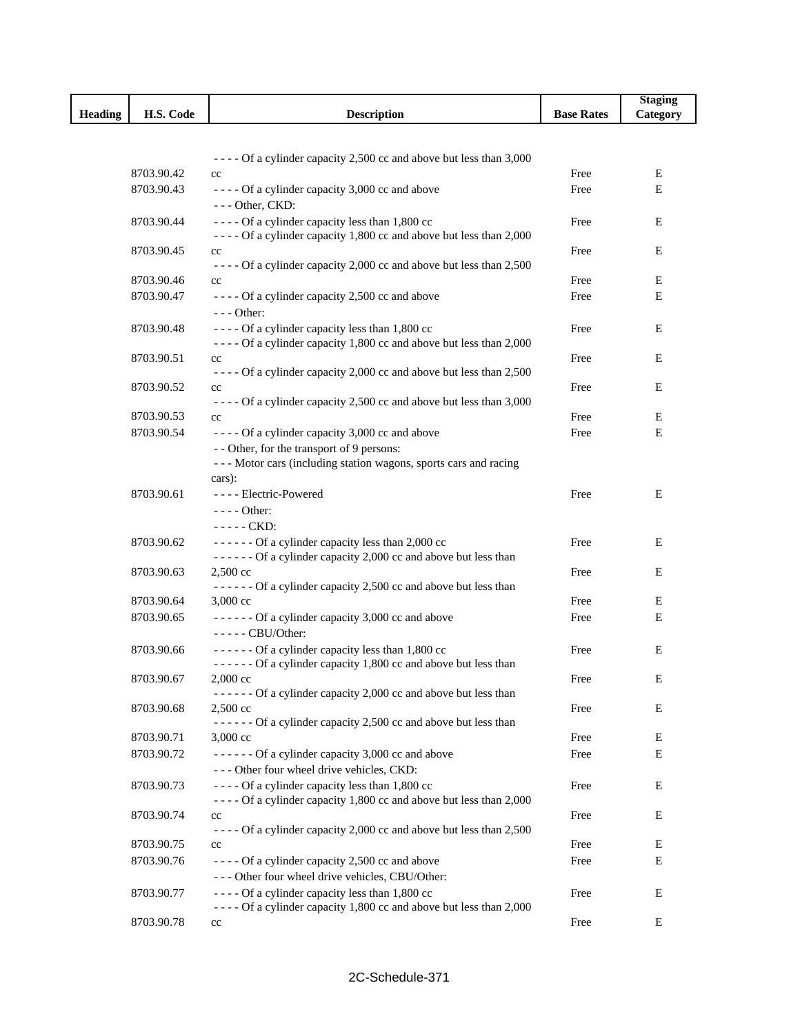| Heading | H.S. Code | Description | Base Rates | Staging Category |
|---|---|---|---|---|
| | 8703.90.42 | - - - - Of a cylinder capacity 2,500 cc and above but less than 3,000 cc | Free | E |
| | 8703.90.43 | - - - - Of a cylinder capacity 3,000 cc and above | Free | E |
| | | - - - Other, CKD: | | |
| | 8703.90.44 | - - - - Of a cylinder capacity less than 1,800 cc | Free | E |
| | 8703.90.45 | - - - - Of a cylinder capacity 1,800 cc and above but less than 2,000 cc | Free | E |
| | 8703.90.46 | - - - - Of a cylinder capacity 2,000 cc and above but less than 2,500 cc | Free | E |
| | 8703.90.47 | - - - - Of a cylinder capacity 2,500 cc and above | Free | E |
| | | - - - Other: | | |
| | 8703.90.48 | - - - - Of a cylinder capacity less than 1,800 cc | Free | E |
| | 8703.90.51 | - - - - Of a cylinder capacity 1,800 cc and above but less than 2,000 cc | Free | E |
| | 8703.90.52 | - - - - Of a cylinder capacity 2,000 cc and above but less than 2,500 cc | Free | E |
| | 8703.90.53 | - - - - Of a cylinder capacity 2,500 cc and above but less than 3,000 cc | Free | E |
| | 8703.90.54 | - - - - Of a cylinder capacity 3,000 cc and above | Free | E |
| | | - - Other, for the transport of 9 persons: | | |
| | | - - - Motor cars (including station wagons, sports cars and racing cars): | | |
| | 8703.90.61 | - - - - Electric-Powered | Free | E |
| | | - - - - Other: | | |
| | | - - - - - CKD: | | |
| | 8703.90.62 | - - - - - - Of a cylinder capacity less than 2,000 cc | Free | E |
| | 8703.90.63 | - - - - - - Of a cylinder capacity 2,000 cc and above but less than 2,500 cc | Free | E |
| | 8703.90.64 | - - - - - - Of a cylinder capacity 2,500 cc and above but less than 3,000 cc | Free | E |
| | 8703.90.65 | - - - - - - Of a cylinder capacity 3,000 cc and above | Free | E |
| | | - - - - - CBU/Other: | | |
| | 8703.90.66 | - - - - - - Of a cylinder capacity less than 1,800 cc | Free | E |
| | 8703.90.67 | - - - - - - Of a cylinder capacity 1,800 cc and above but less than 2,000 cc | Free | E |
| | 8703.90.68 | - - - - - - Of a cylinder capacity 2,000 cc and above but less than 2,500 cc | Free | E |
| | 8703.90.71 | - - - - - - Of a cylinder capacity 2,500 cc and above but less than 3,000 cc | Free | E |
| | 8703.90.72 | - - - - - - Of a cylinder capacity 3,000 cc and above | Free | E |
| | | - - - Other four wheel drive vehicles, CKD: | | |
| | 8703.90.73 | - - - - Of a cylinder capacity less than 1,800 cc | Free | E |
| | 8703.90.74 | - - - - Of a cylinder capacity 1,800 cc and above but less than 2,000 cc | Free | E |
| | 8703.90.75 | - - - - Of a cylinder capacity 2,000 cc and above but less than 2,500 cc | Free | E |
| | 8703.90.76 | - - - - Of a cylinder capacity 2,500 cc and above | Free | E |
| | | - - - Other four wheel drive vehicles, CBU/Other: | | |
| | 8703.90.77 | - - - - Of a cylinder capacity less than 1,800 cc | Free | E |
| | 8703.90.78 | - - - - Of a cylinder capacity 1,800 cc and above but less than 2,000 cc | Free | E |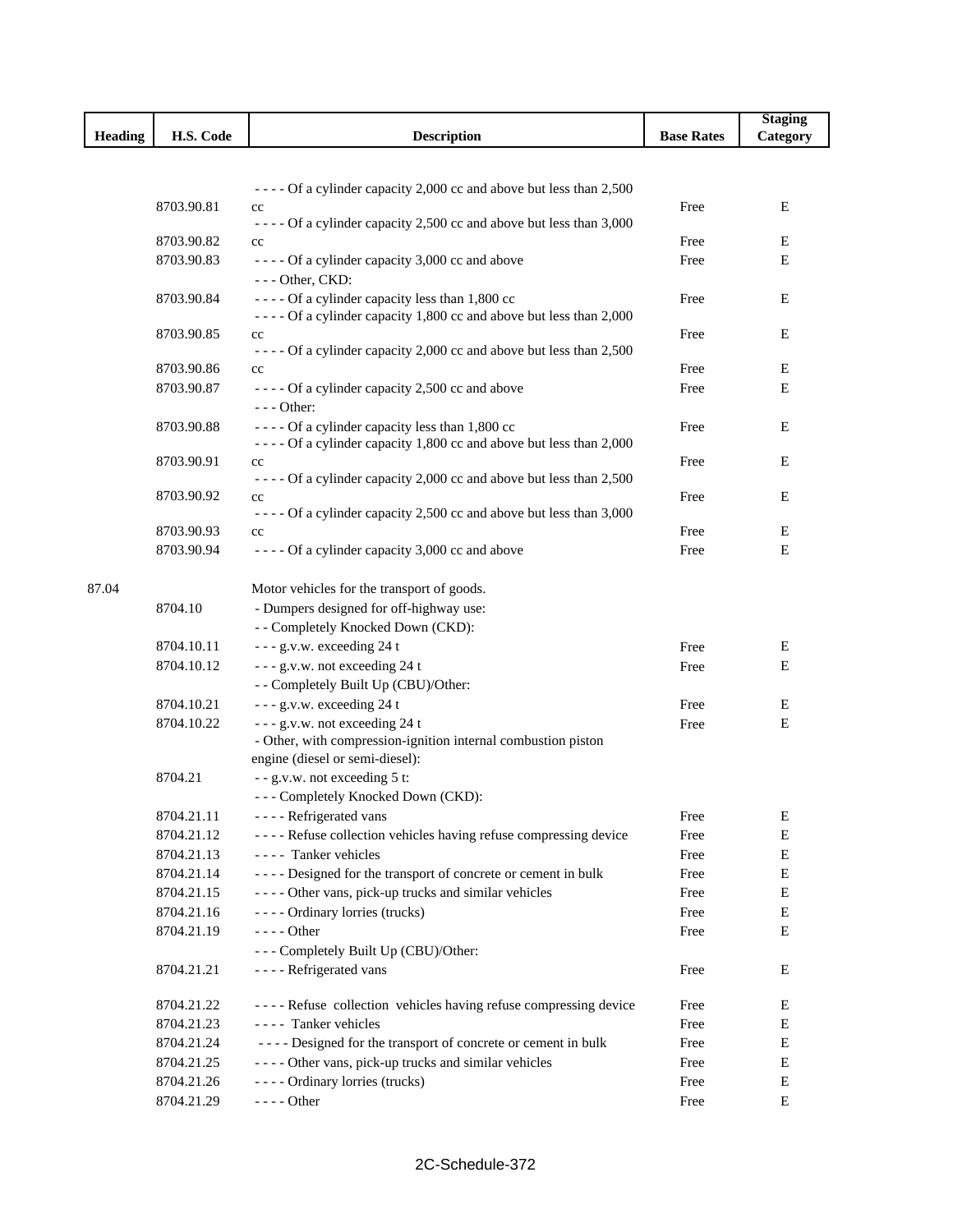| Heading | H.S. Code | Description | Base Rates | Staging Category |
|---|---|---|---|---|
| | 8703.90.81 | - - - - Of a cylinder capacity 2,000 cc and above but less than 2,500 cc | Free | E |
| | 8703.90.82 | - - - - Of a cylinder capacity 2,500 cc and above but less than 3,000 cc | Free | E |
| | 8703.90.83 | - - - - Of a cylinder capacity 3,000 cc and above | Free | E |
| | | - - - Other, CKD: | | |
| | 8703.90.84 | - - - - Of a cylinder capacity less than 1,800 cc | Free | E |
| | 8703.90.85 | - - - - Of a cylinder capacity 1,800 cc and above but less than 2,000 cc | Free | E |
| | 8703.90.86 | - - - - Of a cylinder capacity 2,000 cc and above but less than 2,500 cc | Free | E |
| | 8703.90.87 | - - - - Of a cylinder capacity 2,500 cc and above | Free | E |
| | | - - - Other: | | |
| | 8703.90.88 | - - - - Of a cylinder capacity less than 1,800 cc | Free | E |
| | 8703.90.91 | - - - - Of a cylinder capacity 1,800 cc and above but less than 2,000 cc | Free | E |
| | 8703.90.92 | - - - - Of a cylinder capacity 2,000 cc and above but less than 2,500 cc | Free | E |
| | 8703.90.93 | - - - - Of a cylinder capacity 2,500 cc and above but less than 3,000 cc | Free | E |
| | 8703.90.94 | - - - - Of a cylinder capacity 3,000 cc and above | Free | E |
| 87.04 | | Motor vehicles for the transport of goods. | | |
| | 8704.10 | - Dumpers designed for off-highway use: | | |
| | | - - Completely Knocked Down (CKD): | | |
| | 8704.10.11 | - - - g.v.w. exceeding 24 t | Free | E |
| | 8704.10.12 | - - - g.v.w. not exceeding 24 t | Free | E |
| | | - - Completely Built Up (CBU)/Other: | | |
| | 8704.10.21 | - - - g.v.w. exceeding 24 t | Free | E |
| | 8704.10.22 | - - - g.v.w. not exceeding 24 t | Free | E |
| | | - Other, with compression-ignition internal combustion piston engine (diesel or semi-diesel): | | |
| | 8704.21 | - - g.v.w. not exceeding 5 t: | | |
| | | - - - Completely Knocked Down (CKD): | | |
| | 8704.21.11 | - - - - Refrigerated vans | Free | E |
| | 8704.21.12 | - - - - Refuse collection vehicles having refuse compressing device | Free | E |
| | 8704.21.13 | - - - - Tanker vehicles | Free | E |
| | 8704.21.14 | - - - - Designed for the transport of concrete or cement in bulk | Free | E |
| | 8704.21.15 | - - - - Other vans, pick-up trucks and similar vehicles | Free | E |
| | 8704.21.16 | - - - - Ordinary lorries (trucks) | Free | E |
| | 8704.21.19 | - - - - Other | Free | E |
| | | - - - Completely Built Up (CBU)/Other: | | |
| | 8704.21.21 | - - - - Refrigerated vans | Free | E |
| | 8704.21.22 | - - - - Refuse collection vehicles having refuse compressing device | Free | E |
| | 8704.21.23 | - - - - Tanker vehicles | Free | E |
| | 8704.21.24 | - - - - Designed for the transport of concrete or cement in bulk | Free | E |
| | 8704.21.25 | - - - - Other vans, pick-up trucks and similar vehicles | Free | E |
| | 8704.21.26 | - - - - Ordinary lorries (trucks) | Free | E |
| | 8704.21.29 | - - - - Other | Free | E |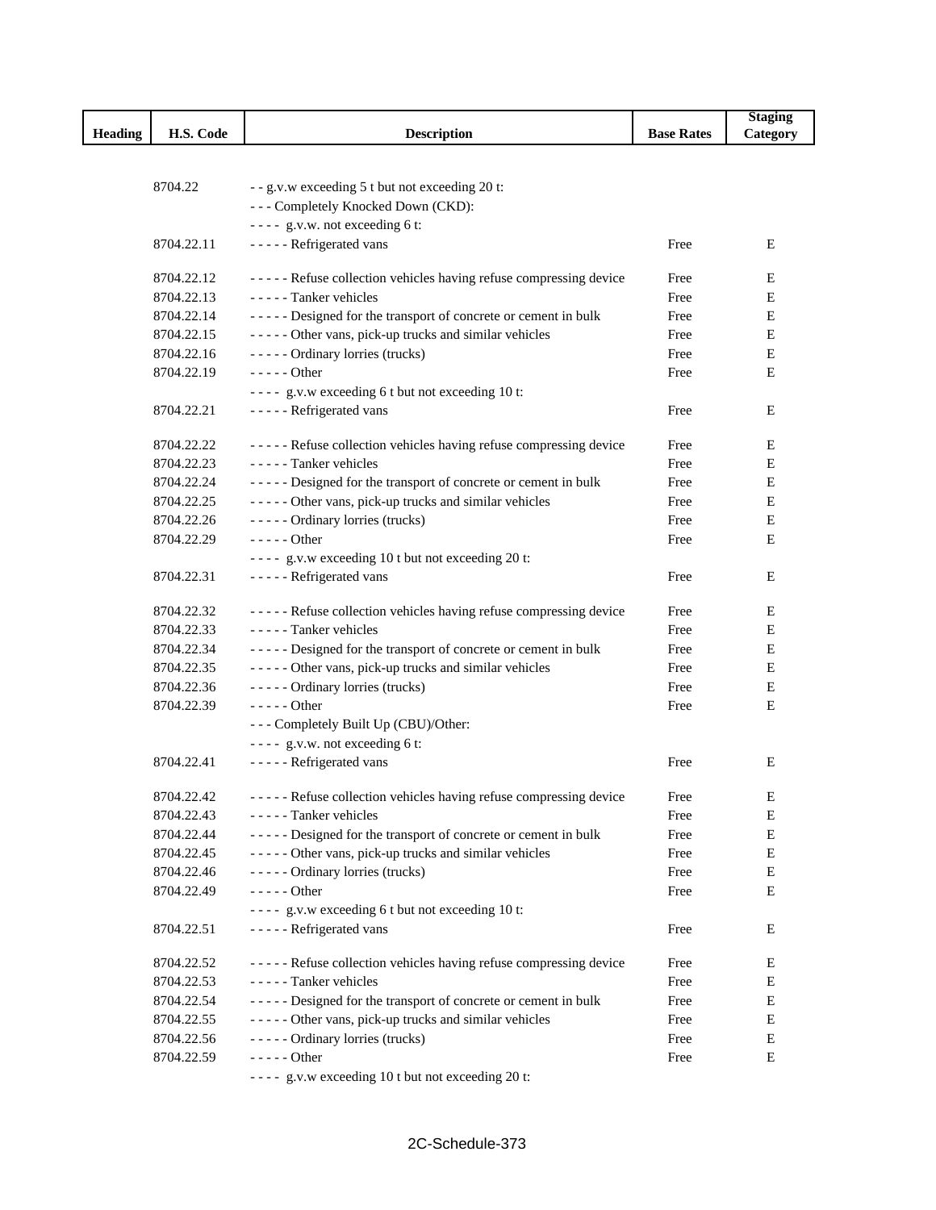| Heading | H.S. Code | Description | Base Rates | Staging Category |
|---|---|---|---|---|
| | 8704.22 | - - g.v.w exceeding 5 t but not exceeding 20 t: | | |
| | | - - - Completely Knocked Down (CKD): | | |
| | | - - - - g.v.w. not exceeding 6 t: | | |
| | 8704.22.11 | - - - - - Refrigerated vans | Free | E |
| | 8704.22.12 | - - - - - Refuse collection vehicles having refuse compressing device | Free | E |
| | 8704.22.13 | - - - - - Tanker vehicles | Free | E |
| | 8704.22.14 | - - - - - Designed for the transport of concrete or cement in bulk | Free | E |
| | 8704.22.15 | - - - - - Other vans, pick-up trucks and similar vehicles | Free | E |
| | 8704.22.16 | - - - - - Ordinary lorries (trucks) | Free | E |
| | 8704.22.19 | - - - - - Other | Free | E |
| | | - - - - g.v.w exceeding 6 t but not exceeding 10 t: | | |
| | 8704.22.21 | - - - - - Refrigerated vans | Free | E |
| | 8704.22.22 | - - - - - Refuse collection vehicles having refuse compressing device | Free | E |
| | 8704.22.23 | - - - - - Tanker vehicles | Free | E |
| | 8704.22.24 | - - - - - Designed for the transport of concrete or cement in bulk | Free | E |
| | 8704.22.25 | - - - - - Other vans, pick-up trucks and similar vehicles | Free | E |
| | 8704.22.26 | - - - - - Ordinary lorries (trucks) | Free | E |
| | 8704.22.29 | - - - - - Other | Free | E |
| | | - - - - g.v.w exceeding 10 t but not exceeding 20 t: | | |
| | 8704.22.31 | - - - - - Refrigerated vans | Free | E |
| | 8704.22.32 | - - - - - Refuse collection vehicles having refuse compressing device | Free | E |
| | 8704.22.33 | - - - - - Tanker vehicles | Free | E |
| | 8704.22.34 | - - - - - Designed for the transport of concrete or cement in bulk | Free | E |
| | 8704.22.35 | - - - - - Other vans, pick-up trucks and similar vehicles | Free | E |
| | 8704.22.36 | - - - - - Ordinary lorries (trucks) | Free | E |
| | 8704.22.39 | - - - - - Other | Free | E |
| | | - - - Completely Built Up (CBU)/Other: | | |
| | | - - - - g.v.w. not exceeding 6 t: | | |
| | 8704.22.41 | - - - - - Refrigerated vans | Free | E |
| | 8704.22.42 | - - - - - Refuse collection vehicles having refuse compressing device | Free | E |
| | 8704.22.43 | - - - - - Tanker vehicles | Free | E |
| | 8704.22.44 | - - - - - Designed for the transport of concrete or cement in bulk | Free | E |
| | 8704.22.45 | - - - - - Other vans, pick-up trucks and similar vehicles | Free | E |
| | 8704.22.46 | - - - - - Ordinary lorries (trucks) | Free | E |
| | 8704.22.49 | - - - - - Other | Free | E |
| | | - - - - g.v.w exceeding 6 t but not exceeding 10 t: | | |
| | 8704.22.51 | - - - - - Refrigerated vans | Free | E |
| | 8704.22.52 | - - - - - Refuse collection vehicles having refuse compressing device | Free | E |
| | 8704.22.53 | - - - - - Tanker vehicles | Free | E |
| | 8704.22.54 | - - - - - Designed for the transport of concrete or cement in bulk | Free | E |
| | 8704.22.55 | - - - - - Other vans, pick-up trucks and similar vehicles | Free | E |
| | 8704.22.56 | - - - - - Ordinary lorries (trucks) | Free | E |
| | 8704.22.59 | - - - - - Other | Free | E |
| | | - - - - g.v.w exceeding 10 t but not exceeding 20 t: | | |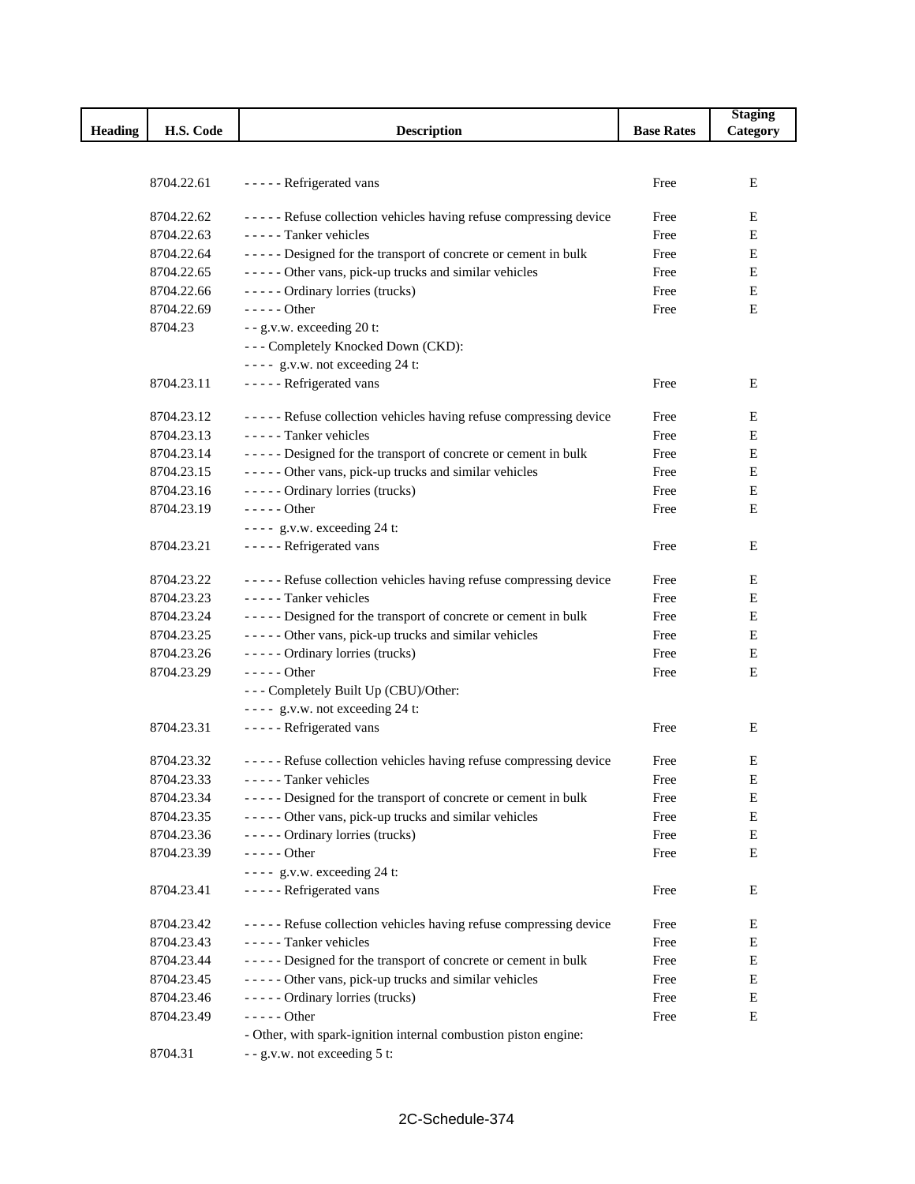| Heading | H.S. Code | Description | Base Rates | Staging Category |
|---|---|---|---|---|
| | 8704.22.61 | - - - - - Refrigerated vans | Free | E |
| | 8704.22.62 | - - - - - Refuse collection vehicles having refuse compressing device | Free | E |
| | 8704.22.63 | - - - - - Tanker vehicles | Free | E |
| | 8704.22.64 | - - - - - Designed for the transport of concrete or cement in bulk | Free | E |
| | 8704.22.65 | - - - - - Other vans, pick-up trucks and similar vehicles | Free | E |
| | 8704.22.66 | - - - - - Ordinary lorries (trucks) | Free | E |
| | 8704.22.69 | - - - - - Other | Free | E |
| | 8704.23 | - - g.v.w. exceeding 20 t: | | |
| | | - - - Completely Knocked Down (CKD): | | |
| | | - - - - g.v.w. not exceeding 24 t: | | |
| | 8704.23.11 | - - - - - Refrigerated vans | Free | E |
| | 8704.23.12 | - - - - - Refuse collection vehicles having refuse compressing device | Free | E |
| | 8704.23.13 | - - - - - Tanker vehicles | Free | E |
| | 8704.23.14 | - - - - - Designed for the transport of concrete or cement in bulk | Free | E |
| | 8704.23.15 | - - - - - Other vans, pick-up trucks and similar vehicles | Free | E |
| | 8704.23.16 | - - - - - Ordinary lorries (trucks) | Free | E |
| | 8704.23.19 | - - - - - Other | Free | E |
| | | - - - - g.v.w. exceeding 24 t: | | |
| | 8704.23.21 | - - - - - Refrigerated vans | Free | E |
| | 8704.23.22 | - - - - - Refuse collection vehicles having refuse compressing device | Free | E |
| | 8704.23.23 | - - - - - Tanker vehicles | Free | E |
| | 8704.23.24 | - - - - - Designed for the transport of concrete or cement in bulk | Free | E |
| | 8704.23.25 | - - - - - Other vans, pick-up trucks and similar vehicles | Free | E |
| | 8704.23.26 | - - - - - Ordinary lorries (trucks) | Free | E |
| | 8704.23.29 | - - - - - Other | Free | E |
| | | - - - Completely Built Up (CBU)/Other: | | |
| | | - - - - g.v.w. not exceeding 24 t: | | |
| | 8704.23.31 | - - - - - Refrigerated vans | Free | E |
| | 8704.23.32 | - - - - - Refuse collection vehicles having refuse compressing device | Free | E |
| | 8704.23.33 | - - - - - Tanker vehicles | Free | E |
| | 8704.23.34 | - - - - - Designed for the transport of concrete or cement in bulk | Free | E |
| | 8704.23.35 | - - - - - Other vans, pick-up trucks and similar vehicles | Free | E |
| | 8704.23.36 | - - - - - Ordinary lorries (trucks) | Free | E |
| | 8704.23.39 | - - - - - Other | Free | E |
| | | - - - - g.v.w. exceeding 24 t: | | |
| | 8704.23.41 | - - - - - Refrigerated vans | Free | E |
| | 8704.23.42 | - - - - - Refuse collection vehicles having refuse compressing device | Free | E |
| | 8704.23.43 | - - - - - Tanker vehicles | Free | E |
| | 8704.23.44 | - - - - - Designed for the transport of concrete or cement in bulk | Free | E |
| | 8704.23.45 | - - - - - Other vans, pick-up trucks and similar vehicles | Free | E |
| | 8704.23.46 | - - - - - Ordinary lorries (trucks) | Free | E |
| | 8704.23.49 | - - - - - Other | Free | E |
| | | - Other, with spark-ignition internal combustion piston engine: | | |
| | 8704.31 | - - g.v.w. not exceeding 5 t: | | |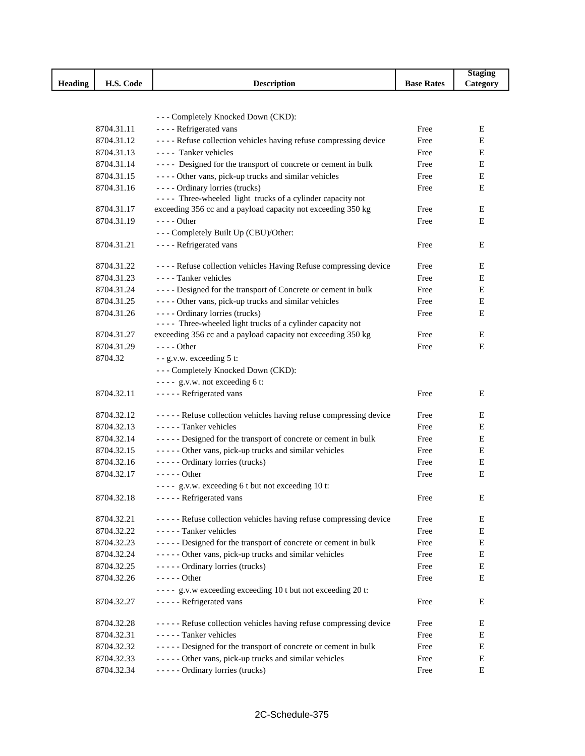| Heading | H.S. Code | Description | Base Rates | Staging Category |
|---|---|---|---|---|
| | | - - - Completely Knocked Down (CKD): | | |
| | 8704.31.11 | - - - - Refrigerated vans | Free | E |
| | 8704.31.12 | - - - - Refuse collection vehicles having refuse compressing device | Free | E |
| | 8704.31.13 | - - - - Tanker vehicles | Free | E |
| | 8704.31.14 | - - - - Designed for the transport of concrete or cement in bulk | Free | E |
| | 8704.31.15 | - - - - Other vans, pick-up trucks and similar vehicles | Free | E |
| | 8704.31.16 | - - - - Ordinary lorries (trucks) | Free | E |
| | 8704.31.17 | - - - - Three-wheeled light trucks of a cylinder capacity not exceeding 356 cc and a payload capacity not exceeding 350 kg | Free | E |
| | 8704.31.19 | - - - - Other | Free | E |
| | | - - - Completely Built Up (CBU)/Other: | | |
| | 8704.31.21 | - - - - Refrigerated vans | Free | E |
| | 8704.31.22 | - - - - Refuse collection vehicles Having Refuse compressing device | Free | E |
| | 8704.31.23 | - - - - Tanker vehicles | Free | E |
| | 8704.31.24 | - - - - Designed for the transport of Concrete or cement in bulk | Free | E |
| | 8704.31.25 | - - - - Other vans, pick-up trucks and similar vehicles | Free | E |
| | 8704.31.26 | - - - - Ordinary lorries (trucks) | Free | E |
| | 8704.31.27 | - - - - Three-wheeled light trucks of a cylinder capacity not exceeding 356 cc and a payload capacity not exceeding 350 kg | Free | E |
| | 8704.31.29 | - - - - Other | Free | E |
| | 8704.32 | - - g.v.w. exceeding 5 t: | | |
| | | - - - Completely Knocked Down (CKD): | | |
| | | - - - - g.v.w. not exceeding 6 t: | | |
| | 8704.32.11 | - - - - - Refrigerated vans | Free | E |
| | 8704.32.12 | - - - - - Refuse collection vehicles having refuse compressing device | Free | E |
| | 8704.32.13 | - - - - - Tanker vehicles | Free | E |
| | 8704.32.14 | - - - - - Designed for the transport of concrete or cement in bulk | Free | E |
| | 8704.32.15 | - - - - - Other vans, pick-up trucks and similar vehicles | Free | E |
| | 8704.32.16 | - - - - - Ordinary lorries (trucks) | Free | E |
| | 8704.32.17 | - - - - - Other | Free | E |
| | | - - - - g.v.w. exceeding 6 t but not exceeding 10 t: | | |
| | 8704.32.18 | - - - - - Refrigerated vans | Free | E |
| | 8704.32.21 | - - - - - Refuse collection vehicles having refuse compressing device | Free | E |
| | 8704.32.22 | - - - - - Tanker vehicles | Free | E |
| | 8704.32.23 | - - - - - Designed for the transport of concrete or cement in bulk | Free | E |
| | 8704.32.24 | - - - - - Other vans, pick-up trucks and similar vehicles | Free | E |
| | 8704.32.25 | - - - - - Ordinary lorries (trucks) | Free | E |
| | 8704.32.26 | - - - - - Other | Free | E |
| | | - - - - g.v.w exceeding exceeding 10 t but not exceeding 20 t: | | |
| | 8704.32.27 | - - - - - Refrigerated vans | Free | E |
| | 8704.32.28 | - - - - - Refuse collection vehicles having refuse compressing device | Free | E |
| | 8704.32.31 | - - - - - Tanker vehicles | Free | E |
| | 8704.32.32 | - - - - - Designed for the transport of concrete or cement in bulk | Free | E |
| | 8704.32.33 | - - - - - Other vans, pick-up trucks and similar vehicles | Free | E |
| | 8704.32.34 | - - - - - Ordinary lorries (trucks) | Free | E |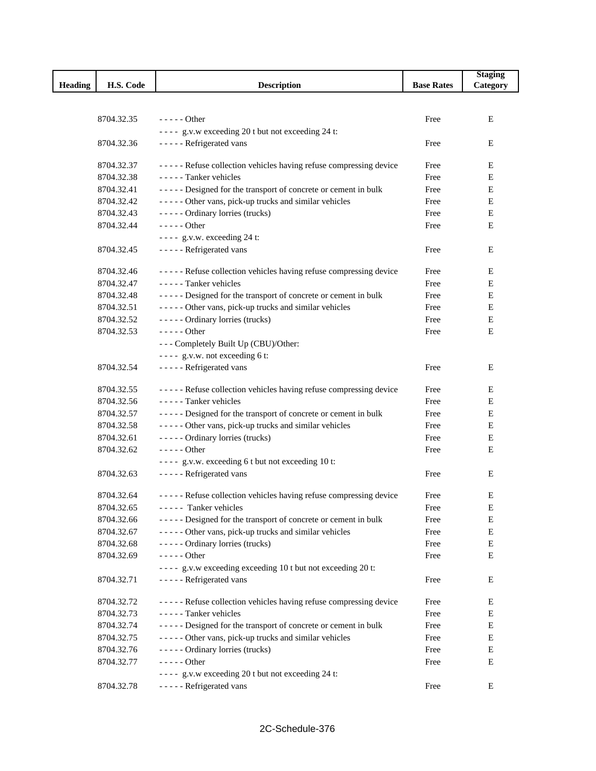| Heading | H.S. Code | Description | Base Rates | Staging Category |
|---|---|---|---|---|
| | 8704.32.35 | - - - - - Other | Free | E |
| | | - - - - g.v.w exceeding 20 t but not exceeding 24 t: | | |
| | 8704.32.36 | - - - - - Refrigerated vans | Free | E |
| | 8704.32.37 | - - - - - Refuse collection vehicles having refuse compressing device | Free | E |
| | 8704.32.38 | - - - - - Tanker vehicles | Free | E |
| | 8704.32.41 | - - - - - Designed for the transport of concrete or cement in bulk | Free | E |
| | 8704.32.42 | - - - - - Other vans, pick-up trucks and similar vehicles | Free | E |
| | 8704.32.43 | - - - - - Ordinary lorries (trucks) | Free | E |
| | 8704.32.44 | - - - - - Other | Free | E |
| | | - - - - g.v.w. exceeding 24 t: | | |
| | 8704.32.45 | - - - - - Refrigerated vans | Free | E |
| | 8704.32.46 | - - - - - Refuse collection vehicles having refuse compressing device | Free | E |
| | 8704.32.47 | - - - - - Tanker vehicles | Free | E |
| | 8704.32.48 | - - - - - Designed for the transport of concrete or cement in bulk | Free | E |
| | 8704.32.51 | - - - - - Other vans, pick-up trucks and similar vehicles | Free | E |
| | 8704.32.52 | - - - - - Ordinary lorries (trucks) | Free | E |
| | 8704.32.53 | - - - - - Other | Free | E |
| | | - - - Completely Built Up (CBU)/Other: | | |
| | | - - - - g.v.w. not exceeding 6 t: | | |
| | 8704.32.54 | - - - - - Refrigerated vans | Free | E |
| | 8704.32.55 | - - - - - Refuse collection vehicles having refuse compressing device | Free | E |
| | 8704.32.56 | - - - - - Tanker vehicles | Free | E |
| | 8704.32.57 | - - - - - Designed for the transport of concrete or cement in bulk | Free | E |
| | 8704.32.58 | - - - - - Other vans, pick-up trucks and similar vehicles | Free | E |
| | 8704.32.61 | - - - - - Ordinary lorries (trucks) | Free | E |
| | 8704.32.62 | - - - - - Other | Free | E |
| | | - - - - g.v.w. exceeding 6 t but not exceeding 10 t: | | |
| | 8704.32.63 | - - - - - Refrigerated vans | Free | E |
| | 8704.32.64 | - - - - - Refuse collection vehicles having refuse compressing device | Free | E |
| | 8704.32.65 | - - - - - Tanker vehicles | Free | E |
| | 8704.32.66 | - - - - - Designed for the transport of concrete or cement in bulk | Free | E |
| | 8704.32.67 | - - - - - Other vans, pick-up trucks and similar vehicles | Free | E |
| | 8704.32.68 | - - - - - Ordinary lorries (trucks) | Free | E |
| | 8704.32.69 | - - - - - Other | Free | E |
| | | - - - - g.v.w exceeding exceeding 10 t but not exceeding 20 t: | | |
| | 8704.32.71 | - - - - - Refrigerated vans | Free | E |
| | 8704.32.72 | - - - - - Refuse collection vehicles having refuse compressing device | Free | E |
| | 8704.32.73 | - - - - - Tanker vehicles | Free | E |
| | 8704.32.74 | - - - - - Designed for the transport of concrete or cement in bulk | Free | E |
| | 8704.32.75 | - - - - - Other vans, pick-up trucks and similar vehicles | Free | E |
| | 8704.32.76 | - - - - - Ordinary lorries (trucks) | Free | E |
| | 8704.32.77 | - - - - - Other | Free | E |
| | | - - - - g.v.w exceeding 20 t but not exceeding 24 t: | | |
| | 8704.32.78 | - - - - - Refrigerated vans | Free | E |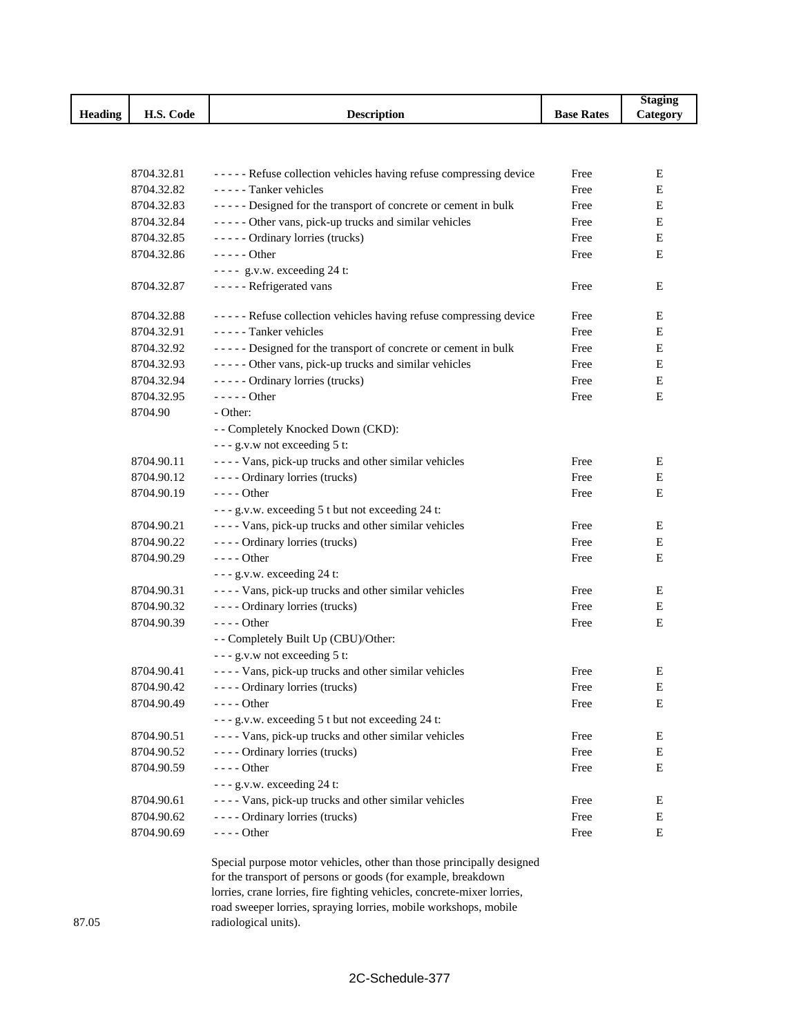| Heading | H.S. Code | Description | Base Rates | Staging Category |
|---|---|---|---|---|
| | 8704.32.81 | - - - - - Refuse collection vehicles having refuse compressing device | Free | E |
| | 8704.32.82 | - - - - - Tanker vehicles | Free | E |
| | 8704.32.83 | - - - - - Designed for the transport of concrete or cement in bulk | Free | E |
| | 8704.32.84 | - - - - - Other vans, pick-up trucks and similar vehicles | Free | E |
| | 8704.32.85 | - - - - - Ordinary lorries (trucks) | Free | E |
| | 8704.32.86 | - - - - - Other | Free | E |
| | | - - - - g.v.w. exceeding 24 t: | | |
| | 8704.32.87 | - - - - - Refrigerated vans | Free | E |
| | 8704.32.88 | - - - - - Refuse collection vehicles having refuse compressing device | Free | E |
| | 8704.32.91 | - - - - - Tanker vehicles | Free | E |
| | 8704.32.92 | - - - - - Designed for the transport of concrete or cement in bulk | Free | E |
| | 8704.32.93 | - - - - - Other vans, pick-up trucks and similar vehicles | Free | E |
| | 8704.32.94 | - - - - - Ordinary lorries (trucks) | Free | E |
| | 8704.32.95 | - - - - - Other | Free | E |
| | 8704.90 | - Other: | | |
| | | - - Completely Knocked Down (CKD): | | |
| | | - - - g.v.w not exceeding 5 t: | | |
| | 8704.90.11 | - - - - Vans, pick-up trucks and other similar vehicles | Free | E |
| | 8704.90.12 | - - - - Ordinary lorries (trucks) | Free | E |
| | 8704.90.19 | - - - - Other | Free | E |
| | | - - - g.v.w. exceeding 5 t but not exceeding 24 t: | | |
| | 8704.90.21 | - - - - Vans, pick-up trucks and other similar vehicles | Free | E |
| | 8704.90.22 | - - - - Ordinary lorries (trucks) | Free | E |
| | 8704.90.29 | - - - - Other | Free | E |
| | | - - - g.v.w. exceeding 24 t: | | |
| | 8704.90.31 | - - - - Vans, pick-up trucks and other similar vehicles | Free | E |
| | 8704.90.32 | - - - - Ordinary lorries (trucks) | Free | E |
| | 8704.90.39 | - - - - Other | Free | E |
| | | - - Completely Built Up (CBU)/Other: | | |
| | | - - - g.v.w not exceeding 5 t: | | |
| | 8704.90.41 | - - - - Vans, pick-up trucks and other similar vehicles | Free | E |
| | 8704.90.42 | - - - - Ordinary lorries (trucks) | Free | E |
| | 8704.90.49 | - - - - Other | Free | E |
| | | - - - g.v.w. exceeding 5 t but not exceeding 24 t: | | |
| | 8704.90.51 | - - - - Vans, pick-up trucks and other similar vehicles | Free | E |
| | 8704.90.52 | - - - - Ordinary lorries (trucks) | Free | E |
| | 8704.90.59 | - - - - Other | Free | E |
| | | - - - g.v.w. exceeding 24 t: | | |
| | 8704.90.61 | - - - - Vans, pick-up trucks and other similar vehicles | Free | E |
| | 8704.90.62 | - - - - Ordinary lorries (trucks) | Free | E |
| | 8704.90.69 | - - - - Other | Free | E |
| 87.05 | | Special purpose motor vehicles, other than those principally designed for the transport of persons or goods (for example, breakdown lorries, crane lorries, fire fighting vehicles, concrete-mixer lorries, road sweeper lorries, spraying lorries, mobile workshops, mobile radiological units). | | |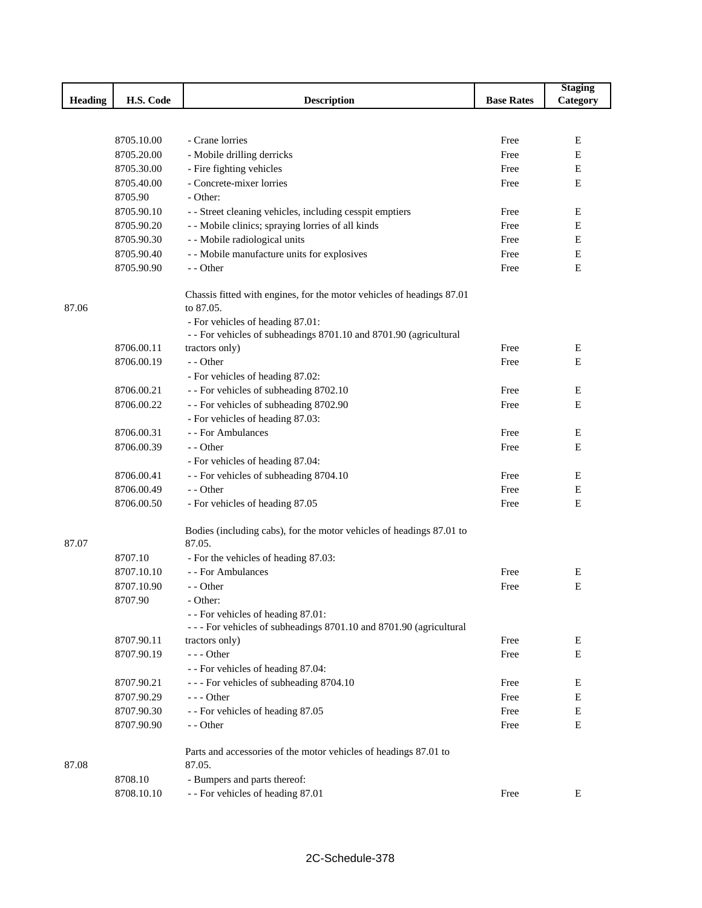| Heading | H.S. Code | Description | Base Rates | Staging Category |
|---|---|---|---|---|
| | 8705.10.00 | - Crane lorries | Free | E |
| | 8705.20.00 | - Mobile drilling derricks | Free | E |
| | 8705.30.00 | - Fire fighting vehicles | Free | E |
| | 8705.40.00 | - Concrete-mixer lorries | Free | E |
| | 8705.90 | - Other: | | |
| | 8705.90.10 | - - Street cleaning vehicles, including cesspit emptiers | Free | E |
| | 8705.90.20 | - - Mobile clinics; spraying lorries of all kinds | Free | E |
| | 8705.90.30 | - - Mobile radiological units | Free | E |
| | 8705.90.40 | - - Mobile manufacture units for explosives | Free | E |
| | 8705.90.90 | - - Other | Free | E |
| 87.06 | | Chassis fitted with engines, for the motor vehicles of headings 87.01 to 87.05. | | |
| | | - For vehicles of heading 87.01: | | |
| | 8706.00.11 | - - For vehicles of subheadings 8701.10 and 8701.90 (agricultural tractors only) | Free | E |
| | 8706.00.19 | - - Other | Free | E |
| | | - For vehicles of heading 87.02: | | |
| | 8706.00.21 | - - For vehicles of subheading 8702.10 | Free | E |
| | 8706.00.22 | - - For vehicles of subheading 8702.90 | Free | E |
| | | - For vehicles of heading 87.03: | | |
| | 8706.00.31 | - - For Ambulances | Free | E |
| | 8706.00.39 | - - Other | Free | E |
| | | - For vehicles of heading 87.04: | | |
| | 8706.00.41 | - - For vehicles of subheading 8704.10 | Free | E |
| | 8706.00.49 | - - Other | Free | E |
| | 8706.00.50 | - For vehicles of heading 87.05 | Free | E |
| 87.07 | | Bodies (including cabs), for the motor vehicles of headings 87.01 to 87.05. | | |
| | 8707.10 | - For the vehicles of heading 87.03: | | |
| | 8707.10.10 | - - For Ambulances | Free | E |
| | 8707.10.90 | - - Other | Free | E |
| | 8707.90 | - Other: | | |
| | | - - For vehicles of heading 87.01: | | |
| | 8707.90.11 | - - - For vehicles of subheadings 8701.10 and 8701.90 (agricultural tractors only) | Free | E |
| | 8707.90.19 | - - - Other | Free | E |
| | | - - For vehicles of heading 87.04: | | |
| | 8707.90.21 | - - - For vehicles of subheading 8704.10 | Free | E |
| | 8707.90.29 | - - - Other | Free | E |
| | 8707.90.30 | - - For vehicles of heading 87.05 | Free | E |
| | 8707.90.90 | - - Other | Free | E |
| 87.08 | | Parts and accessories of the motor vehicles of headings 87.01 to 87.05. | | |
| | 8708.10 | - Bumpers and parts thereof: | | |
| | 8708.10.10 | - - For vehicles of heading 87.01 | Free | E |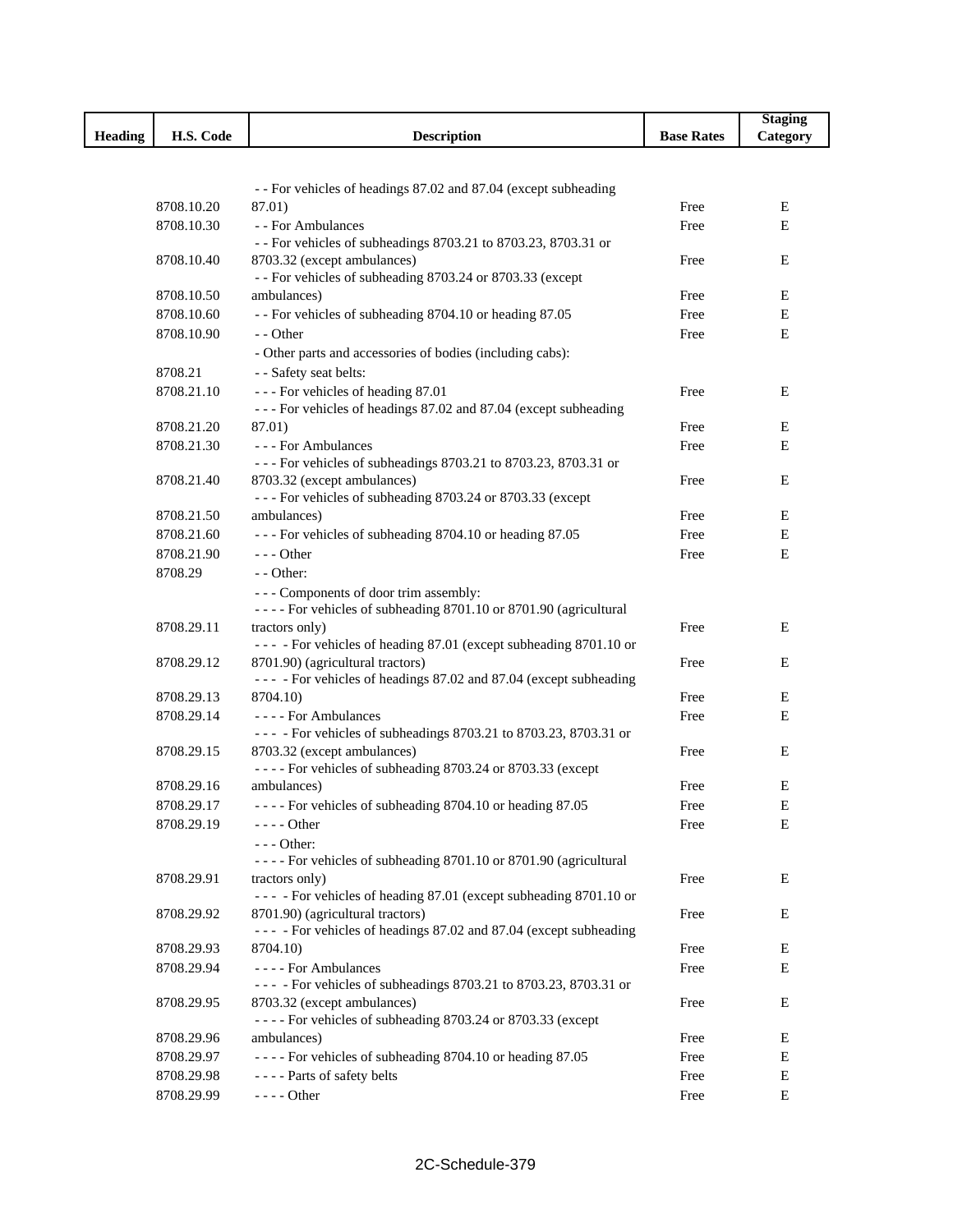| Heading | H.S. Code | Description | Base Rates | Staging Category |
|---|---|---|---|---|
| | 8708.10.20 | - - For vehicles of headings 87.02 and 87.04 (except subheading 87.01) | Free | E |
| | 8708.10.30 | - - For Ambulances | Free | E |
| | 8708.10.40 | - - For vehicles of subheadings 8703.21 to 8703.23, 8703.31 or 8703.32 (except ambulances) | Free | E |
| | 8708.10.50 | - - For vehicles of subheading 8703.24 or 8703.33 (except ambulances) | Free | E |
| | 8708.10.60 | - - For vehicles of subheading 8704.10 or heading 87.05 | Free | E |
| | 8708.10.90 | - - Other | Free | E |
| | | - Other parts and accessories of bodies (including cabs): | | |
| | 8708.21 | - - Safety seat belts: | | |
| | 8708.21.10 | - - - For vehicles of heading 87.01 | Free | E |
| | 8708.21.20 | - - - For vehicles of headings 87.02 and 87.04 (except subheading 87.01) | Free | E |
| | 8708.21.30 | - - - For Ambulances | Free | E |
| | 8708.21.40 | - - - For vehicles of subheadings 8703.21 to 8703.23, 8703.31 or 8703.32 (except ambulances) | Free | E |
| | 8708.21.50 | - - - For vehicles of subheading 8703.24 or 8703.33 (except ambulances) | Free | E |
| | 8708.21.60 | - - - For vehicles of subheading 8704.10 or heading 87.05 | Free | E |
| | 8708.21.90 | - - - Other | Free | E |
| | 8708.29 | - - Other: | | |
| | | - - - Components of door trim assembly: | | |
| | 8708.29.11 | - - - - For vehicles of subheading 8701.10 or 8701.90 (agricultural tractors only) | Free | E |
| | 8708.29.12 | - - - - For vehicles of heading 87.01 (except subheading 8701.10 or 8701.90) (agricultural tractors) | Free | E |
| | 8708.29.13 | - - - - For vehicles of headings 87.02 and 87.04 (except subheading 8704.10) | Free | E |
| | 8708.29.14 | - - - - For Ambulances | Free | E |
| | 8708.29.15 | - - - - For vehicles of subheadings 8703.21 to 8703.23, 8703.31 or 8703.32 (except ambulances) | Free | E |
| | 8708.29.16 | - - - - For vehicles of subheading 8703.24 or 8703.33 (except ambulances) | Free | E |
| | 8708.29.17 | - - - - For vehicles of subheading 8704.10 or heading 87.05 | Free | E |
| | 8708.29.19 | - - - - Other | Free | E |
| | | - - - Other: | | |
| | 8708.29.91 | - - - - For vehicles of subheading 8701.10 or 8701.90 (agricultural tractors only) | Free | E |
| | 8708.29.92 | - - - - For vehicles of heading 87.01 (except subheading 8701.10 or 8701.90) (agricultural tractors) | Free | E |
| | 8708.29.93 | - - - - For vehicles of headings 87.02 and 87.04 (except subheading 8704.10) | Free | E |
| | 8708.29.94 | - - - - For Ambulances | Free | E |
| | 8708.29.95 | - - - - For vehicles of subheadings 8703.21 to 8703.23, 8703.31 or 8703.32 (except ambulances) | Free | E |
| | 8708.29.96 | - - - - For vehicles of subheading 8703.24 or 8703.33 (except ambulances) | Free | E |
| | 8708.29.97 | - - - - For vehicles of subheading 8704.10 or heading 87.05 | Free | E |
| | 8708.29.98 | - - - - Parts of safety belts | Free | E |
| | 8708.29.99 | - - - - Other | Free | E |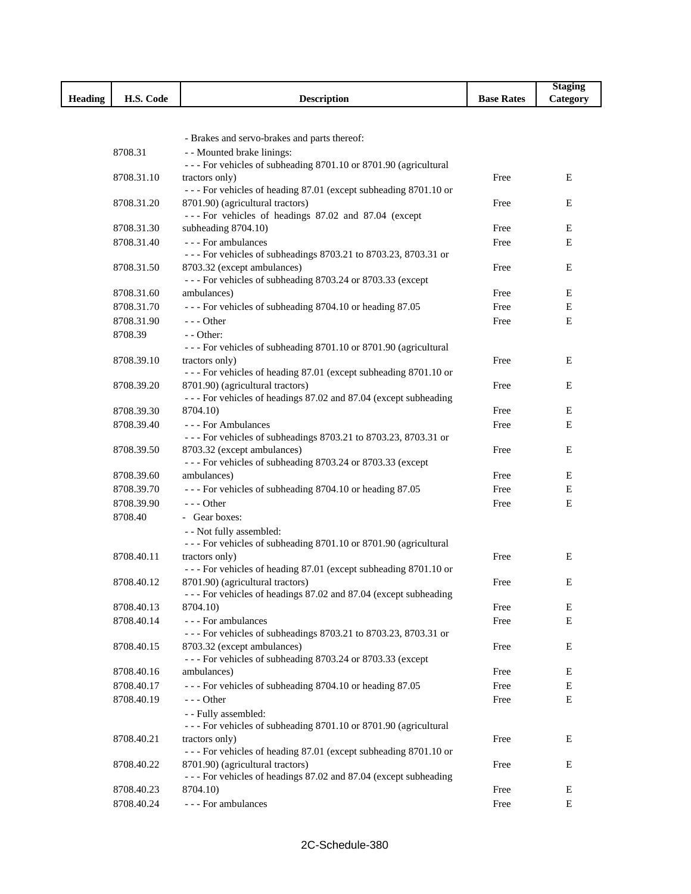| Heading | H.S. Code | Description | Base Rates | Staging Category |
|---|---|---|---|---|
| | | - Brakes and servo-brakes and parts thereof: | | |
| | 8708.31 | - - Mounted brake linings: | | |
| | 8708.31.10 | - - - For vehicles of subheading 8701.10 or 8701.90 (agricultural tractors only) | Free | E |
| | 8708.31.20 | - - - For vehicles of heading 87.01 (except subheading 8701.10 or 8701.90) (agricultural tractors) | Free | E |
| | 8708.31.30 | - - - For vehicles of headings 87.02 and 87.04 (except subheading 8704.10) | Free | E |
| | 8708.31.40 | - - - For ambulances | Free | E |
| | 8708.31.50 | - - - For vehicles of subheadings 8703.21 to 8703.23, 8703.31 or 8703.32 (except ambulances) | Free | E |
| | 8708.31.60 | - - - For vehicles of subheading 8703.24 or 8703.33 (except ambulances) | Free | E |
| | 8708.31.70 | - - - For vehicles of subheading 8704.10 or heading 87.05 | Free | E |
| | 8708.31.90 | - - - Other | Free | E |
| | 8708.39 | - - Other: | | |
| | 8708.39.10 | - - - For vehicles of subheading 8701.10 or 8701.90 (agricultural tractors only) | Free | E |
| | 8708.39.20 | - - - For vehicles of heading 87.01 (except subheading 8701.10 or 8701.90) (agricultural tractors) | Free | E |
| | 8708.39.30 | - - - For vehicles of headings 87.02 and 87.04 (except subheading 8704.10) | Free | E |
| | 8708.39.40 | - - - For Ambulances | Free | E |
| | 8708.39.50 | - - - For vehicles of subheadings 8703.21 to 8703.23, 8703.31 or 8703.32 (except ambulances) | Free | E |
| | 8708.39.60 | - - - For vehicles of subheading 8703.24 or 8703.33 (except ambulances) | Free | E |
| | 8708.39.70 | - - - For vehicles of subheading 8704.10 or heading 87.05 | Free | E |
| | 8708.39.90 | - - - Other | Free | E |
| | 8708.40 | - Gear boxes: | | |
| | | - - Not fully assembled: | | |
| | 8708.40.11 | - - - For vehicles of subheading 8701.10 or 8701.90 (agricultural tractors only) | Free | E |
| | 8708.40.12 | - - - For vehicles of heading 87.01 (except subheading 8701.10 or 8701.90) (agricultural tractors) | Free | E |
| | 8708.40.13 | - - - For vehicles of headings 87.02 and 87.04 (except subheading 8704.10) | Free | E |
| | 8708.40.14 | - - - For ambulances | Free | E |
| | 8708.40.15 | - - - For vehicles of subheadings 8703.21 to 8703.23, 8703.31 or 8703.32 (except ambulances) | Free | E |
| | 8708.40.16 | - - - For vehicles of subheading 8703.24 or 8703.33 (except ambulances) | Free | E |
| | 8708.40.17 | - - - For vehicles of subheading 8704.10 or heading 87.05 | Free | E |
| | 8708.40.19 | - - - Other | Free | E |
| | | - - Fully assembled: | | |
| | 8708.40.21 | - - - For vehicles of subheading 8701.10 or 8701.90 (agricultural tractors only) | Free | E |
| | 8708.40.22 | - - - For vehicles of heading 87.01 (except subheading 8701.10 or 8701.90) (agricultural tractors) | Free | E |
| | 8708.40.23 | - - - For vehicles of headings 87.02 and 87.04 (except subheading 8704.10) | Free | E |
| | 8708.40.24 | - - - For ambulances | Free | E |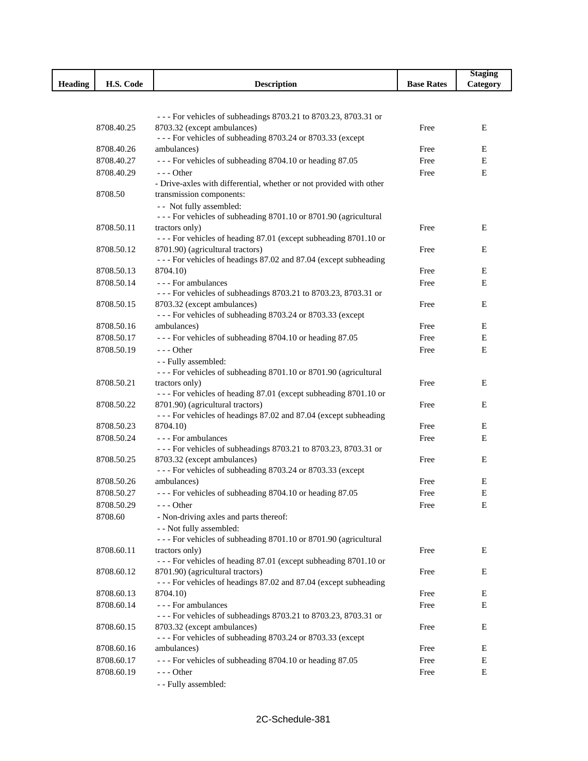| Heading | H.S. Code | Description | Base Rates | Staging Category |
|---|---|---|---|---|
| | 8708.40.25 | - - - For vehicles of subheadings 8703.21 to 8703.23, 8703.31 or 8703.32 (except ambulances) | Free | E |
| | 8708.40.26 | - - - For vehicles of subheading 8703.24 or 8703.33 (except ambulances) | Free | E |
| | 8708.40.27 | - - - For vehicles of subheading 8704.10 or heading 87.05 | Free | E |
| | 8708.40.29 | - - - Other | Free | E |
| | 8708.50 | - Drive-axles with differential, whether or not provided with other transmission components: | | |
| | | - - Not fully assembled: | | |
| | 8708.50.11 | - - - For vehicles of subheading 8701.10 or 8701.90 (agricultural tractors only) | Free | E |
| | 8708.50.12 | - - - For vehicles of heading 87.01 (except subheading 8701.10 or 8701.90) (agricultural tractors) | Free | E |
| | 8708.50.13 | - - - For vehicles of headings 87.02 and 87.04 (except subheading 8704.10) | Free | E |
| | 8708.50.14 | - - - For ambulances | Free | E |
| | 8708.50.15 | - - - For vehicles of subheadings 8703.21 to 8703.23, 8703.31 or 8703.32 (except ambulances) | Free | E |
| | 8708.50.16 | - - - For vehicles of subheading 8703.24 or 8703.33 (except ambulances) | Free | E |
| | 8708.50.17 | - - - For vehicles of subheading 8704.10 or heading 87.05 | Free | E |
| | 8708.50.19 | - - - Other | Free | E |
| | | - - Fully assembled: | | |
| | 8708.50.21 | - - - For vehicles of subheading 8701.10 or 8701.90 (agricultural tractors only) | Free | E |
| | 8708.50.22 | - - - For vehicles of heading 87.01 (except subheading 8701.10 or 8701.90) (agricultural tractors) | Free | E |
| | 8708.50.23 | - - - For vehicles of headings 87.02 and 87.04 (except subheading 8704.10) | Free | E |
| | 8708.50.24 | - - - For ambulances | Free | E |
| | 8708.50.25 | - - - For vehicles of subheadings 8703.21 to 8703.23, 8703.31 or 8703.32 (except ambulances) | Free | E |
| | 8708.50.26 | - - - For vehicles of subheading 8703.24 or 8703.33 (except ambulances) | Free | E |
| | 8708.50.27 | - - - For vehicles of subheading 8704.10 or heading 87.05 | Free | E |
| | 8708.50.29 | - - - Other | Free | E |
| | 8708.60 | - Non-driving axles and parts thereof: | | |
| | | - - Not fully assembled: | | |
| | 8708.60.11 | - - - For vehicles of subheading 8701.10 or 8701.90 (agricultural tractors only) | Free | E |
| | 8708.60.12 | - - - For vehicles of heading 87.01 (except subheading 8701.10 or 8701.90) (agricultural tractors) | Free | E |
| | 8708.60.13 | - - - For vehicles of headings 87.02 and 87.04 (except subheading 8704.10) | Free | E |
| | 8708.60.14 | - - - For ambulances | Free | E |
| | 8708.60.15 | - - - For vehicles of subheadings 8703.21 to 8703.23, 8703.31 or 8703.32 (except ambulances) | Free | E |
| | 8708.60.16 | - - - For vehicles of subheading 8703.24 or 8703.33 (except ambulances) | Free | E |
| | 8708.60.17 | - - - For vehicles of subheading 8704.10 or heading 87.05 | Free | E |
| | 8708.60.19 | - - - Other | Free | E |
| | | - - Fully assembled: | | |

2C-Schedule-381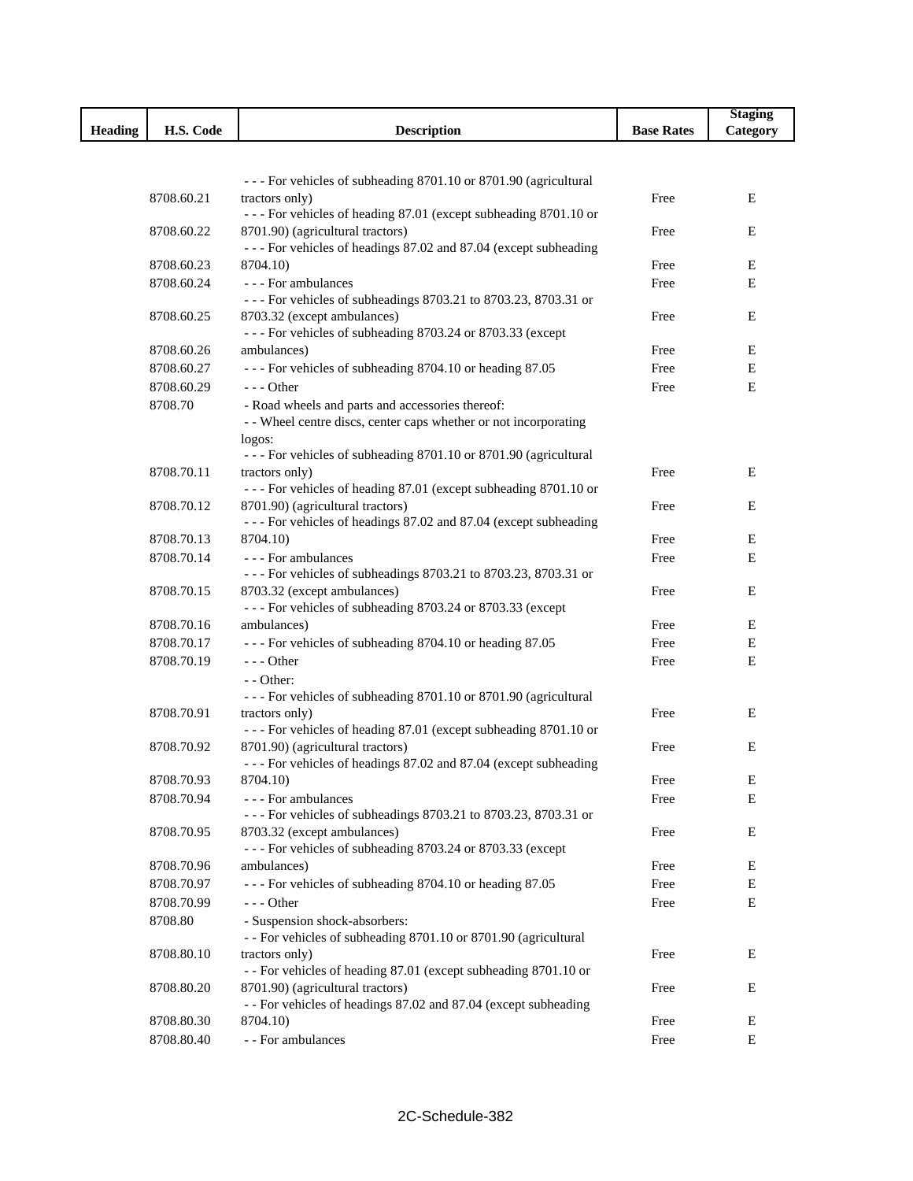| Heading | H.S. Code | Description | Base Rates | Staging Category |
|---|---|---|---|---|
| | 8708.60.21 | - - - For vehicles of subheading 8701.10 or 8701.90 (agricultural tractors only) | Free | E |
| | 8708.60.22 | - - - For vehicles of heading 87.01 (except subheading 8701.10 or 8701.90) (agricultural tractors) | Free | E |
| | 8708.60.23 | - - - For vehicles of headings 87.02 and 87.04 (except subheading 8704.10) | Free | E |
| | 8708.60.24 | - - - For ambulances | Free | E |
| | 8708.60.25 | - - - For vehicles of subheadings 8703.21 to 8703.23, 8703.31 or 8703.32 (except ambulances) | Free | E |
| | 8708.60.26 | - - - For vehicles of subheading 8703.24 or 8703.33 (except ambulances) | Free | E |
| | 8708.60.27 | - - - For vehicles of subheading 8704.10 or heading 87.05 | Free | E |
| | 8708.60.29 | - - - Other | Free | E |
| | 8708.70 | - Road wheels and parts and accessories thereof: | | |
| | | - - Wheel centre discs, center caps whether or not incorporating logos: | | |
| | 8708.70.11 | - - - For vehicles of subheading 8701.10 or 8701.90 (agricultural tractors only) | Free | E |
| | 8708.70.12 | - - - For vehicles of heading 87.01 (except subheading 8701.10 or 8701.90) (agricultural tractors) | Free | E |
| | 8708.70.13 | - - - For vehicles of headings 87.02 and 87.04 (except subheading 8704.10) | Free | E |
| | 8708.70.14 | - - - For ambulances | Free | E |
| | 8708.70.15 | - - - For vehicles of subheadings 8703.21 to 8703.23, 8703.31 or 8703.32 (except ambulances) | Free | E |
| | 8708.70.16 | - - - For vehicles of subheading 8703.24 or 8703.33 (except ambulances) | Free | E |
| | 8708.70.17 | - - - For vehicles of subheading 8704.10 or heading 87.05 | Free | E |
| | 8708.70.19 | - - - Other | Free | E |
| | | - - Other: | | |
| | 8708.70.91 | - - - For vehicles of subheading 8701.10 or 8701.90 (agricultural tractors only) | Free | E |
| | 8708.70.92 | - - - For vehicles of heading 87.01 (except subheading 8701.10 or 8701.90) (agricultural tractors) | Free | E |
| | 8708.70.93 | - - - For vehicles of headings 87.02 and 87.04 (except subheading 8704.10) | Free | E |
| | 8708.70.94 | - - - For ambulances | Free | E |
| | 8708.70.95 | - - - For vehicles of subheadings 8703.21 to 8703.23, 8703.31 or 8703.32 (except ambulances) | Free | E |
| | 8708.70.96 | - - - For vehicles of subheading 8703.24 or 8703.33 (except ambulances) | Free | E |
| | 8708.70.97 | - - - For vehicles of subheading 8704.10 or heading 87.05 | Free | E |
| | 8708.70.99 | - - - Other | Free | E |
| | 8708.80 | - Suspension shock-absorbers: | | |
| | 8708.80.10 | - - For vehicles of subheading 8701.10 or 8701.90 (agricultural tractors only) | Free | E |
| | 8708.80.20 | - - For vehicles of heading 87.01 (except subheading 8701.10 or 8701.90) (agricultural tractors) | Free | E |
| | 8708.80.30 | - - For vehicles of headings 87.02 and 87.04 (except subheading 8704.10) | Free | E |
| | 8708.80.40 | - - For ambulances | Free | E |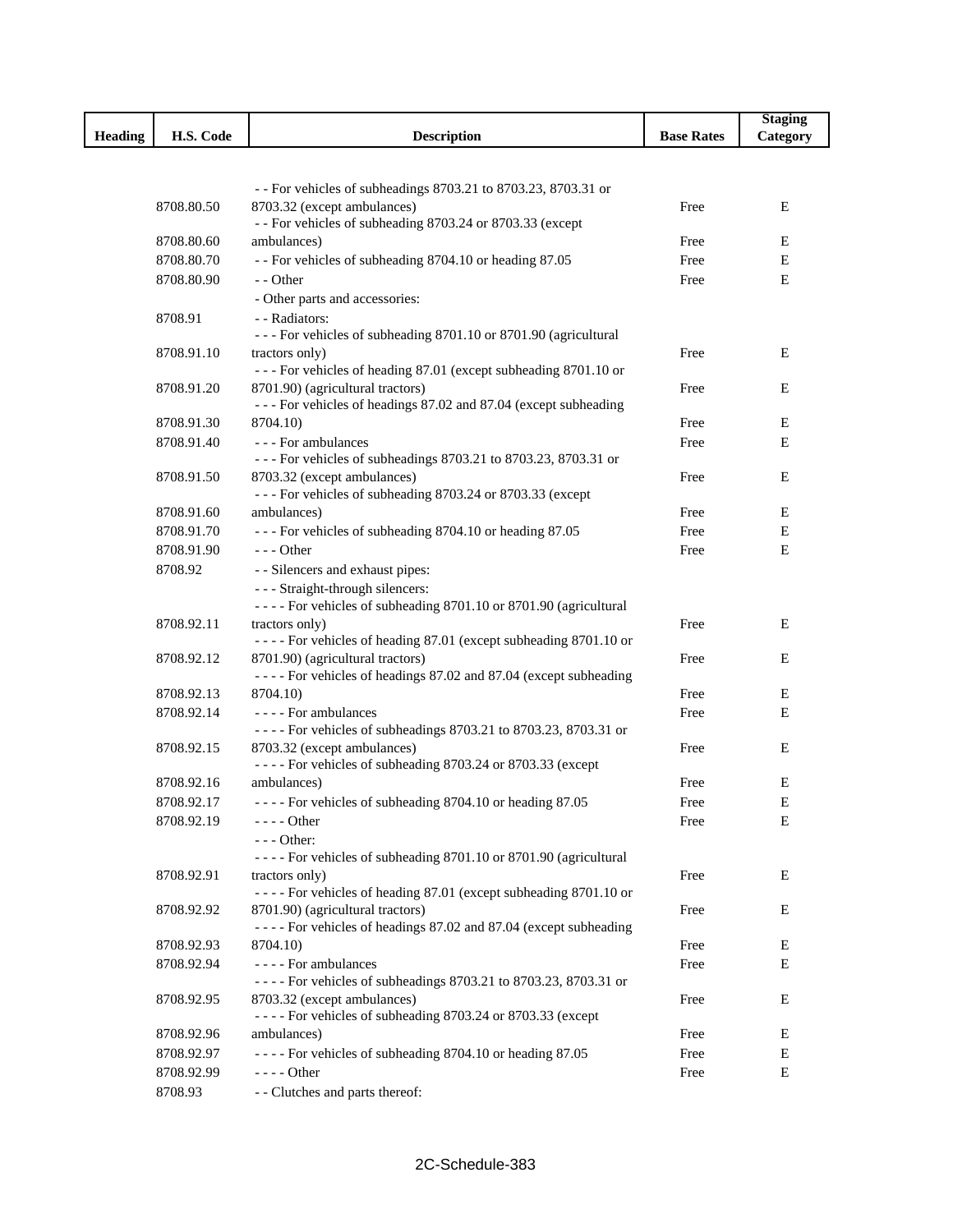| Heading | H.S. Code | Description | Base Rates | Staging Category |
|---|---|---|---|---|
| | 8708.80.50 | - - For vehicles of subheadings 8703.21 to 8703.23, 8703.31 or 8703.32 (except ambulances) | Free | E |
| | 8708.80.60 | - - For vehicles of subheading 8703.24 or 8703.33 (except ambulances) | Free | E |
| | 8708.80.70 | - - For vehicles of subheading 8704.10 or heading 87.05 | Free | E |
| | 8708.80.90 | - - Other | Free | E |
| | | - Other parts and accessories: | | |
| | 8708.91 | - - Radiators: | | |
| | 8708.91.10 | - - - For vehicles of subheading 8701.10 or 8701.90 (agricultural tractors only) | Free | E |
| | 8708.91.20 | - - - For vehicles of heading 87.01 (except subheading 8701.10 or 8701.90) (agricultural tractors) | Free | E |
| | 8708.91.30 | - - - For vehicles of headings 87.02 and 87.04 (except subheading 8704.10) | Free | E |
| | 8708.91.40 | - - - For ambulances | Free | E |
| | 8708.91.50 | - - - For vehicles of subheadings 8703.21 to 8703.23, 8703.31 or 8703.32 (except ambulances) | Free | E |
| | 8708.91.60 | - - - For vehicles of subheading 8703.24 or 8703.33 (except ambulances) | Free | E |
| | 8708.91.70 | - - - For vehicles of subheading 8704.10 or heading 87.05 | Free | E |
| | 8708.91.90 | - - - Other | Free | E |
| | 8708.92 | - - Silencers and exhaust pipes: | | |
| | | - - - Straight-through silencers: | | |
| | 8708.92.11 | - - - - For vehicles of subheading 8701.10 or 8701.90 (agricultural tractors only) | Free | E |
| | 8708.92.12 | - - - - For vehicles of heading 87.01 (except subheading 8701.10 or 8701.90) (agricultural tractors) | Free | E |
| | 8708.92.13 | - - - - For vehicles of headings 87.02 and 87.04 (except subheading 8704.10) | Free | E |
| | 8708.92.14 | - - - - For ambulances | Free | E |
| | 8708.92.15 | - - - - For vehicles of subheadings 8703.21 to 8703.23, 8703.31 or 8703.32 (except ambulances) | Free | E |
| | 8708.92.16 | - - - - For vehicles of subheading 8703.24 or 8703.33 (except ambulances) | Free | E |
| | 8708.92.17 | - - - - For vehicles of subheading 8704.10 or heading 87.05 | Free | E |
| | 8708.92.19 | - - - - Other | Free | E |
| | | - - - Other: | | |
| | 8708.92.91 | - - - - For vehicles of subheading 8701.10 or 8701.90 (agricultural tractors only) | Free | E |
| | 8708.92.92 | - - - - For vehicles of heading 87.01 (except subheading 8701.10 or 8701.90) (agricultural tractors) | Free | E |
| | 8708.92.93 | - - - - For vehicles of headings 87.02 and 87.04 (except subheading 8704.10) | Free | E |
| | 8708.92.94 | - - - - For ambulances | Free | E |
| | 8708.92.95 | - - - - For vehicles of subheadings 8703.21 to 8703.23, 8703.31 or 8703.32 (except ambulances) | Free | E |
| | 8708.92.96 | - - - - For vehicles of subheading 8703.24 or 8703.33 (except ambulances) | Free | E |
| | 8708.92.97 | - - - - For vehicles of subheading 8704.10 or heading 87.05 | Free | E |
| | 8708.92.99 | - - - - Other | Free | E |
| | 8708.93 | - - Clutches and parts thereof: | | |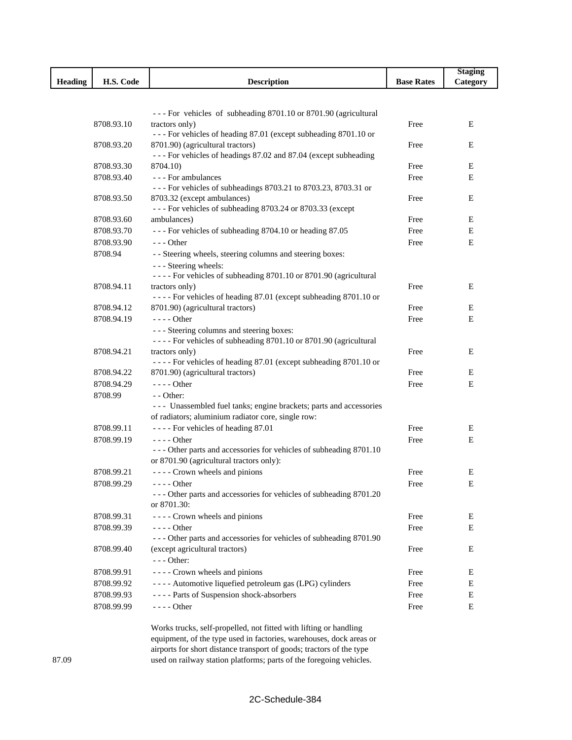| Heading | H.S. Code | Description | Base Rates | Staging Category |
|---|---|---|---|---|
| | 8708.93.10 | - - - For vehicles of subheading 8701.10 or 8701.90 (agricultural tractors only) | Free | E |
| | 8708.93.20 | - - - For vehicles of heading 87.01 (except subheading 8701.10 or 8701.90) (agricultural tractors) | Free | E |
| | 8708.93.30 | - - - For vehicles of headings 87.02 and 87.04 (except subheading 8704.10) | Free | E |
| | 8708.93.40 | - - - For ambulances | Free | E |
| | 8708.93.50 | - - - For vehicles of subheadings 8703.21 to 8703.23, 8703.31 or 8703.32 (except ambulances) | Free | E |
| | 8708.93.60 | - - - For vehicles of subheading 8703.24 or 8703.33 (except ambulances) | Free | E |
| | 8708.93.70 | - - - For vehicles of subheading 8704.10 or heading 87.05 | Free | E |
| | 8708.93.90 | - - - Other | Free | E |
| | 8708.94 | - - Steering wheels, steering columns and steering boxes: | | |
| | | - - - Steering wheels: | | |
| | 8708.94.11 | - - - - For vehicles of subheading 8701.10 or 8701.90 (agricultural tractors only) | Free | E |
| | 8708.94.12 | - - - - For vehicles of heading 87.01 (except subheading 8701.10 or 8701.90) (agricultural tractors) | Free | E |
| | 8708.94.19 | - - - - Other | Free | E |
| | | - - - Steering columns and steering boxes: | | |
| | 8708.94.21 | - - - - For vehicles of subheading 8701.10 or 8701.90 (agricultural tractors only) | Free | E |
| | 8708.94.22 | - - - - For vehicles of heading 87.01 (except subheading 8701.10 or 8701.90) (agricultural tractors) | Free | E |
| | 8708.94.29 | - - - - Other | Free | E |
| | 8708.99 | - - Other: | | |
| | | - - - Unassembled fuel tanks; engine brackets; parts and accessories of radiators; aluminium radiator core, single row: | | |
| | 8708.99.11 | - - - - For vehicles of heading 87.01 | Free | E |
| | 8708.99.19 | - - - - Other | Free | E |
| | | - - - Other parts and accessories for vehicles of subheading 8701.10 or 8701.90 (agricultural tractors only): | | |
| | 8708.99.21 | - - - - Crown wheels and pinions | Free | E |
| | 8708.99.29 | - - - - Other | Free | E |
| | | - - - Other parts and accessories for vehicles of subheading 8701.20 or 8701.30: | | |
| | 8708.99.31 | - - - - Crown wheels and pinions | Free | E |
| | 8708.99.39 | - - - - Other | Free | E |
| | 8708.99.40 | - - - Other parts and accessories for vehicles of subheading 8701.90 (except agricultural tractors) | Free | E |
| | | - - - Other: | | |
| | 8708.99.91 | - - - - Crown wheels and pinions | Free | E |
| | 8708.99.92 | - - - - Automotive liquefied petroleum gas (LPG) cylinders | Free | E |
| | 8708.99.93 | - - - - Parts of Suspension shock-absorbers | Free | E |
| | 8708.99.99 | - - - - Other | Free | E |
| 87.09 | | Works trucks, self-propelled, not fitted with lifting or handling equipment, of the type used in factories, warehouses, dock areas or airports for short distance transport of goods; tractors of the type used on railway station platforms; parts of the foregoing vehicles. | | |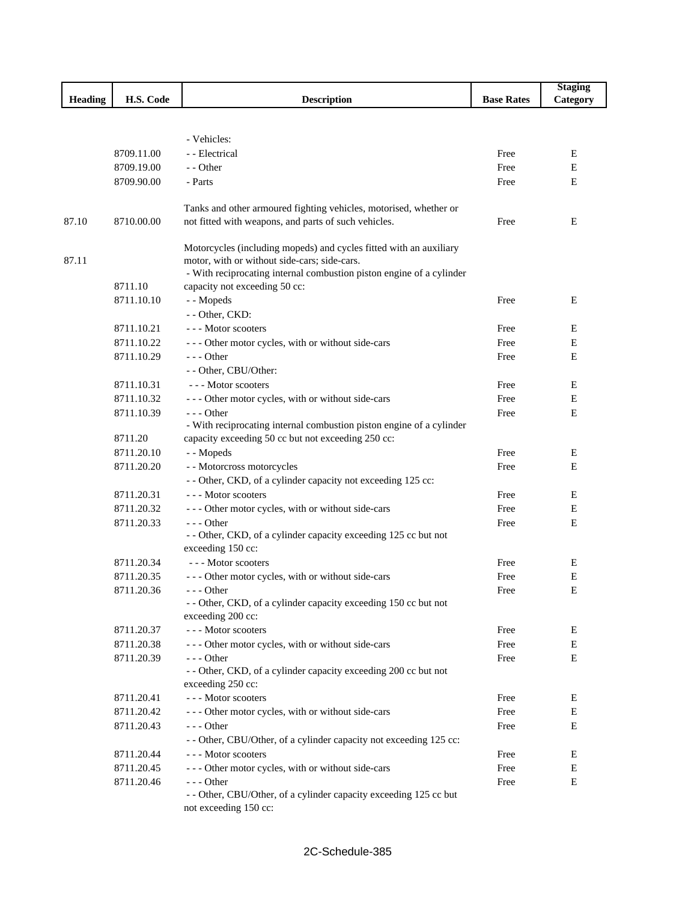| Heading | H.S. Code | Description | Base Rates | Staging Category |
|---|---|---|---|---|
| | | - Vehicles: | | |
| | 8709.11.00 | - - Electrical | Free | E |
| | 8709.19.00 | - - Other | Free | E |
| | 8709.90.00 | - Parts | Free | E |
| 87.10 | 8710.00.00 | Tanks and other armoured fighting vehicles, motorised, whether or not fitted with weapons, and parts of such vehicles. | Free | E |
| 87.11 | | Motorcycles (including mopeds) and cycles fitted with an auxiliary motor, with or without side-cars; side-cars. | | |
| | 8711.10 | - With reciprocating internal combustion piston engine of a cylinder capacity not exceeding 50 cc: | | |
| | 8711.10.10 | - - Mopeds | Free | E |
| | | - - Other, CKD: | | |
| | 8711.10.21 | - - - Motor scooters | Free | E |
| | 8711.10.22 | - - - Other motor cycles, with or without side-cars | Free | E |
| | 8711.10.29 | - - - Other | Free | E |
| | | - - Other, CBU/Other: | | |
| | 8711.10.31 | - - - Motor scooters | Free | E |
| | 8711.10.32 | - - - Other motor cycles, with or without side-cars | Free | E |
| | 8711.10.39 | - - - Other | Free | E |
| | 8711.20 | - With reciprocating internal combustion piston engine of a cylinder capacity exceeding 50 cc but not exceeding 250 cc: | | |
| | 8711.20.10 | - - Mopeds | Free | E |
| | 8711.20.20 | - - Motorcross motorcycles | Free | E |
| | | - - Other, CKD, of a cylinder capacity not exceeding 125 cc: | | |
| | 8711.20.31 | - - - Motor scooters | Free | E |
| | 8711.20.32 | - - - Other motor cycles, with or without side-cars | Free | E |
| | 8711.20.33 | - - - Other | Free | E |
| | | - - Other, CKD, of a cylinder capacity exceeding 125 cc but not exceeding 150 cc: | | |
| | 8711.20.34 | - - - Motor scooters | Free | E |
| | 8711.20.35 | - - - Other motor cycles, with or without side-cars | Free | E |
| | 8711.20.36 | - - - Other | Free | E |
| | | - - Other, CKD, of a cylinder capacity exceeding 150 cc but not exceeding 200 cc: | | |
| | 8711.20.37 | - - - Motor scooters | Free | E |
| | 8711.20.38 | - - - Other motor cycles, with or without side-cars | Free | E |
| | 8711.20.39 | - - - Other | Free | E |
| | | - - Other, CKD, of a cylinder capacity exceeding 200 cc but not exceeding 250 cc: | | |
| | 8711.20.41 | - - - Motor scooters | Free | E |
| | 8711.20.42 | - - - Other motor cycles, with or without side-cars | Free | E |
| | 8711.20.43 | - - - Other | Free | E |
| | | - - Other, CBU/Other, of a cylinder capacity not exceeding 125 cc: | | |
| | 8711.20.44 | - - - Motor scooters | Free | E |
| | 8711.20.45 | - - - Other motor cycles, with or without side-cars | Free | E |
| | 8711.20.46 | - - - Other | Free | E |
| | | - - Other, CBU/Other, of a cylinder capacity exceeding 125 cc but not exceeding 150 cc: | | |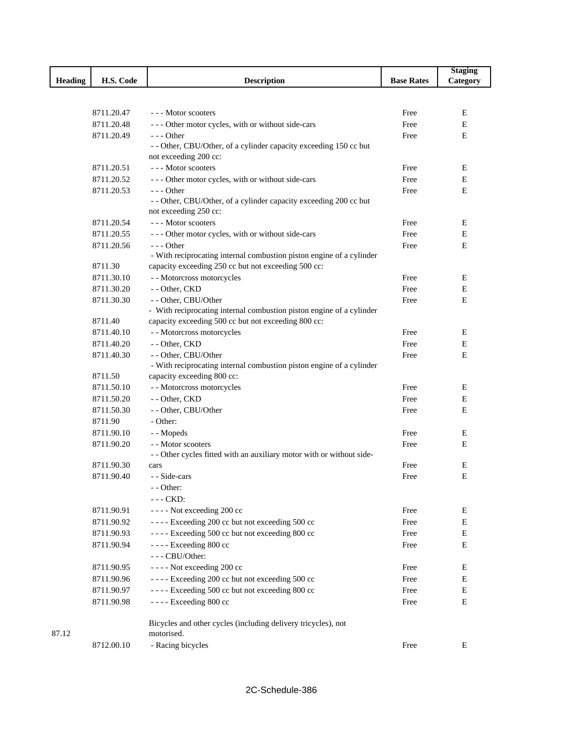| Heading | H.S. Code | Description | Base Rates | Staging Category |
|---|---|---|---|---|
| | 8711.20.47 | - - - Motor scooters | Free | E |
| | 8711.20.48 | - - - Other motor cycles, with or without side-cars | Free | E |
| | 8711.20.49 | - - - Other | Free | E |
| | | - - Other, CBU/Other, of a cylinder capacity exceeding 150 cc but not exceeding 200 cc: | | |
| | 8711.20.51 | - - - Motor scooters | Free | E |
| | 8711.20.52 | - - - Other motor cycles, with or without side-cars | Free | E |
| | 8711.20.53 | - - - Other | Free | E |
| | | - - Other, CBU/Other, of a cylinder capacity exceeding 200 cc but not exceeding 250 cc: | | |
| | 8711.20.54 | - - - Motor scooters | Free | E |
| | 8711.20.55 | - - - Other motor cycles, with or without side-cars | Free | E |
| | 8711.20.56 | - - - Other | Free | E |
| | 8711.30 | - With reciprocating internal combustion piston engine of a cylinder capacity exceeding 250 cc but not exceeding 500 cc: | | |
| | 8711.30.10 | - - Motorcross motorcycles | Free | E |
| | 8711.30.20 | - - Other, CKD | Free | E |
| | 8711.30.30 | - - Other, CBU/Other | Free | E |
| | 8711.40 | - With reciprocating internal combustion piston engine of a cylinder capacity exceeding 500 cc but not exceeding 800 cc: | | |
| | 8711.40.10 | - - Motorcross motorcycles | Free | E |
| | 8711.40.20 | - - Other, CKD | Free | E |
| | 8711.40.30 | - - Other, CBU/Other | Free | E |
| | 8711.50 | - With reciprocating internal combustion piston engine of a cylinder capacity exceeding 800 cc: | | |
| | 8711.50.10 | - - Motorcross motorcycles | Free | E |
| | 8711.50.20 | - - Other, CKD | Free | E |
| | 8711.50.30 | - - Other, CBU/Other | Free | E |
| | 8711.90 | - Other: | | |
| | 8711.90.10 | - - Mopeds | Free | E |
| | 8711.90.20 | - - Motor scooters | Free | E |
| | 8711.90.30 | - - Other cycles fitted with an auxiliary motor with or without side-cars | Free | E |
| | 8711.90.40 | - - Side-cars | Free | E |
| | | - - Other: | | |
| | | - - - CKD: | | |
| | 8711.90.91 | - - - - Not exceeding 200 cc | Free | E |
| | 8711.90.92 | - - - - Exceeding 200 cc but not exceeding 500 cc | Free | E |
| | 8711.90.93 | - - - - Exceeding 500 cc but not exceeding 800 cc | Free | E |
| | 8711.90.94 | - - - - Exceeding 800 cc | Free | E |
| | | - - - CBU/Other: | | |
| | 8711.90.95 | - - - - Not exceeding 200 cc | Free | E |
| | 8711.90.96 | - - - - Exceeding 200 cc but not exceeding 500 cc | Free | E |
| | 8711.90.97 | - - - - Exceeding 500 cc but not exceeding 800 cc | Free | E |
| | 8711.90.98 | - - - - Exceeding 800 cc | Free | E |
| 87.12 | | Bicycles and other cycles (including delivery tricycles), not motorised. | | |
| | 8712.00.10 | - Racing bicycles | Free | E |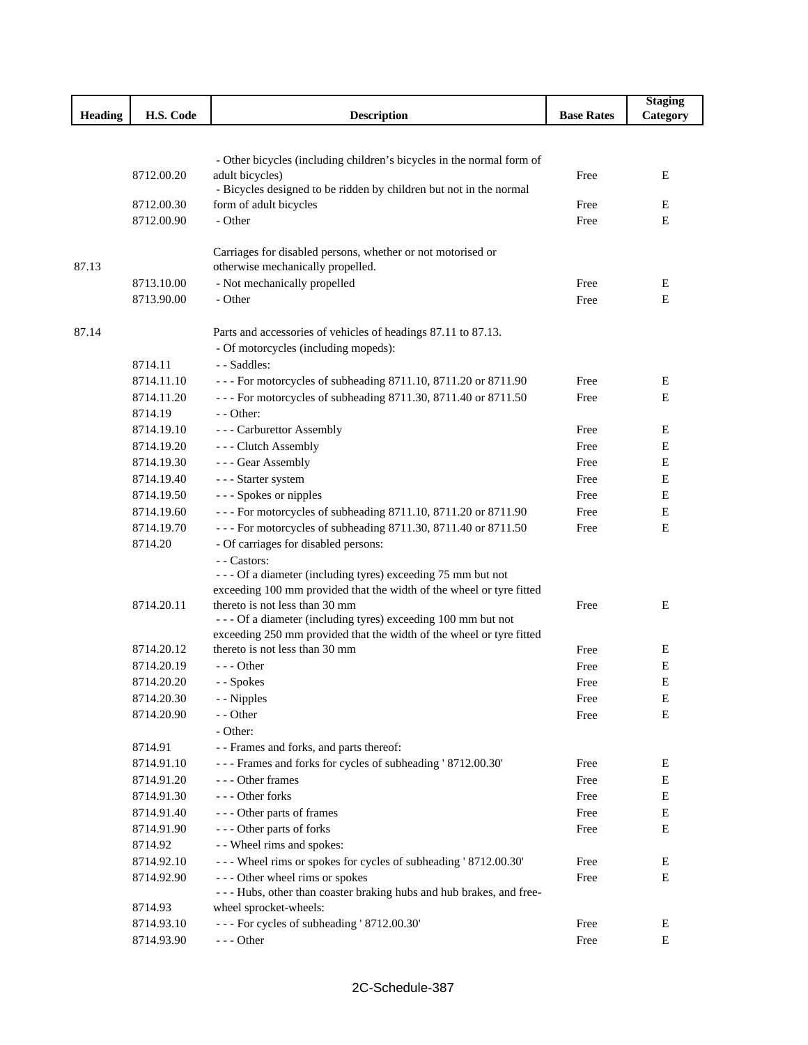| Heading | H.S. Code | Description | Base Rates | Staging Category |
|---|---|---|---|---|
| | 8712.00.20 | - Other bicycles (including children's bicycles in the normal form of adult bicycles) | Free | E |
| | 8712.00.30 | - Bicycles designed to be ridden by children but not in the normal form of adult bicycles | Free | E |
| | 8712.00.90 | - Other | Free | E |
| 87.13 | | Carriages for disabled persons, whether or not motorised or otherwise mechanically propelled. | | |
| | 8713.10.00 | - Not mechanically propelled | Free | E |
| | 8713.90.00 | - Other | Free | E |
| 87.14 | | Parts and accessories of vehicles of headings 87.11 to 87.13. | | |
| | | - Of motorcycles (including mopeds): | | |
| | 8714.11 | - - Saddles: | | |
| | 8714.11.10 | - - - For motorcycles of subheading 8711.10, 8711.20 or 8711.90 | Free | E |
| | 8714.11.20 | - - - For motorcycles of subheading 8711.30, 8711.40 or 8711.50 | Free | E |
| | 8714.19 | - - Other: | | |
| | 8714.19.10 | - - - Carburettor Assembly | Free | E |
| | 8714.19.20 | - - - Clutch Assembly | Free | E |
| | 8714.19.30 | - - - Gear Assembly | Free | E |
| | 8714.19.40 | - - - Starter system | Free | E |
| | 8714.19.50 | - - - Spokes or nipples | Free | E |
| | 8714.19.60 | - - - For motorcycles of subheading 8711.10, 8711.20 or 8711.90 | Free | E |
| | 8714.19.70 | - - - For motorcycles of subheading 8711.30, 8711.40 or 8711.50 | Free | E |
| | 8714.20 | - Of carriages for disabled persons: | | |
| | | - - Castors: | | |
| | 8714.20.11 | - - - Of a diameter (including tyres) exceeding 75 mm but not exceeding 100 mm provided that the width of the wheel or tyre fitted thereto is not less than 30 mm | Free | E |
| | 8714.20.12 | - - - Of a diameter (including tyres) exceeding 100 mm but not exceeding 250 mm provided that the width of the wheel or tyre fitted thereto is not less than 30 mm | Free | E |
| | 8714.20.19 | - - - Other | Free | E |
| | 8714.20.20 | - - Spokes | Free | E |
| | 8714.20.30 | - - Nipples | Free | E |
| | 8714.20.90 | - - Other | Free | E |
| | | - Other: | | |
| | 8714.91 | - - Frames and forks, and parts thereof: | | |
| | 8714.91.10 | - - - Frames and forks for cycles of subheading ' 8712.00.30' | Free | E |
| | 8714.91.20 | - - - Other frames | Free | E |
| | 8714.91.30 | - - - Other forks | Free | E |
| | 8714.91.40 | - - - Other parts of frames | Free | E |
| | 8714.91.90 | - - - Other parts of forks | Free | E |
| | 8714.92 | - - Wheel rims and spokes: | | |
| | 8714.92.10 | - - - Wheel rims or spokes for cycles of subheading ' 8712.00.30' | Free | E |
| | 8714.92.90 | - - - Other wheel rims or spokes | Free | E |
| | 8714.93 | - - - Hubs, other than coaster braking hubs and hub brakes, and free-wheel sprocket-wheels: | | |
| | 8714.93.10 | - - - For cycles of subheading ' 8712.00.30' | Free | E |
| | 8714.93.90 | - - - Other | Free | E |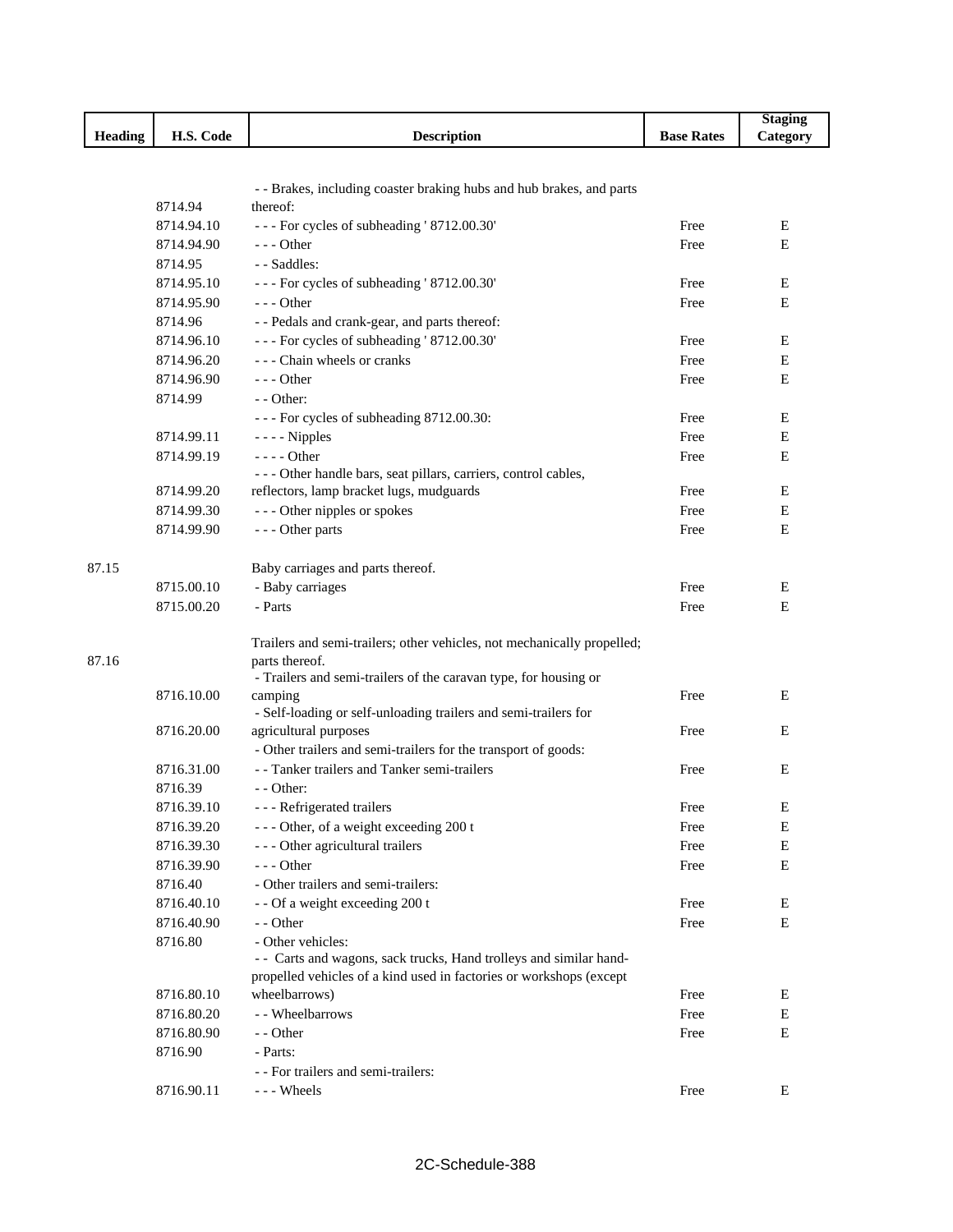| Heading | H.S. Code | Description | Base Rates | Staging Category |
|---|---|---|---|---|
| | 8714.94 | - - Brakes, including coaster braking hubs and hub brakes, and parts thereof: | | |
| | 8714.94.10 | - - - For cycles of subheading ' 8712.00.30' | Free | E |
| | 8714.94.90 | - - - Other | Free | E |
| | 8714.95 | - - Saddles: | | |
| | 8714.95.10 | - - - For cycles of subheading ' 8712.00.30' | Free | E |
| | 8714.95.90 | - - - Other | Free | E |
| | 8714.96 | - - Pedals and crank-gear, and parts thereof: | | |
| | 8714.96.10 | - - - For cycles of subheading ' 8712.00.30' | Free | E |
| | 8714.96.20 | - - - Chain wheels or cranks | Free | E |
| | 8714.96.90 | - - - Other | Free | E |
| | 8714.99 | - - Other: | | |
| | | - - - For cycles of subheading 8712.00.30: | Free | E |
| | 8714.99.11 | - - - - Nipples | Free | E |
| | 8714.99.19 | - - - - Other | Free | E |
| | 8714.99.20 | - - - Other handle bars, seat pillars, carriers, control cables, reflectors, lamp bracket lugs, mudguards | Free | E |
| | 8714.99.30 | - - - Other nipples or spokes | Free | E |
| | 8714.99.90 | - - - Other parts | Free | E |
| 87.15 | | Baby carriages and parts thereof. | | |
| | 8715.00.10 | - Baby carriages | Free | E |
| | 8715.00.20 | - Parts | Free | E |
| 87.16 | | Trailers and semi-trailers; other vehicles, not mechanically propelled; parts thereof. | | |
| | 8716.10.00 | - Trailers and semi-trailers of the caravan type, for housing or camping | Free | E |
| | 8716.20.00 | - Self-loading or self-unloading trailers and semi-trailers for agricultural purposes | Free | E |
| | | - Other trailers and semi-trailers for the transport of goods: | | |
| | 8716.31.00 | - - Tanker trailers and Tanker semi-trailers | Free | E |
| | 8716.39 | - - Other: | | |
| | 8716.39.10 | - - - Refrigerated trailers | Free | E |
| | 8716.39.20 | - - - Other, of a weight exceeding 200 t | Free | E |
| | 8716.39.30 | - - - Other agricultural trailers | Free | E |
| | 8716.39.90 | - - - Other | Free | E |
| | 8716.40 | - Other trailers and semi-trailers: | | |
| | 8716.40.10 | - - Of a weight exceeding 200 t | Free | E |
| | 8716.40.90 | - - Other | Free | E |
| | 8716.80 | - Other vehicles: | | |
| | 8716.80.10 | - - Carts and wagons, sack trucks, Hand trolleys and similar hand-propelled vehicles of a kind used in factories or workshops (except wheelbarrows) | Free | E |
| | 8716.80.20 | - - Wheelbarrows | Free | E |
| | 8716.80.90 | - - Other | Free | E |
| | 8716.90 | - Parts: | | |
| | | - - For trailers and semi-trailers: | | |
| | 8716.90.11 | - - - Wheels | Free | E |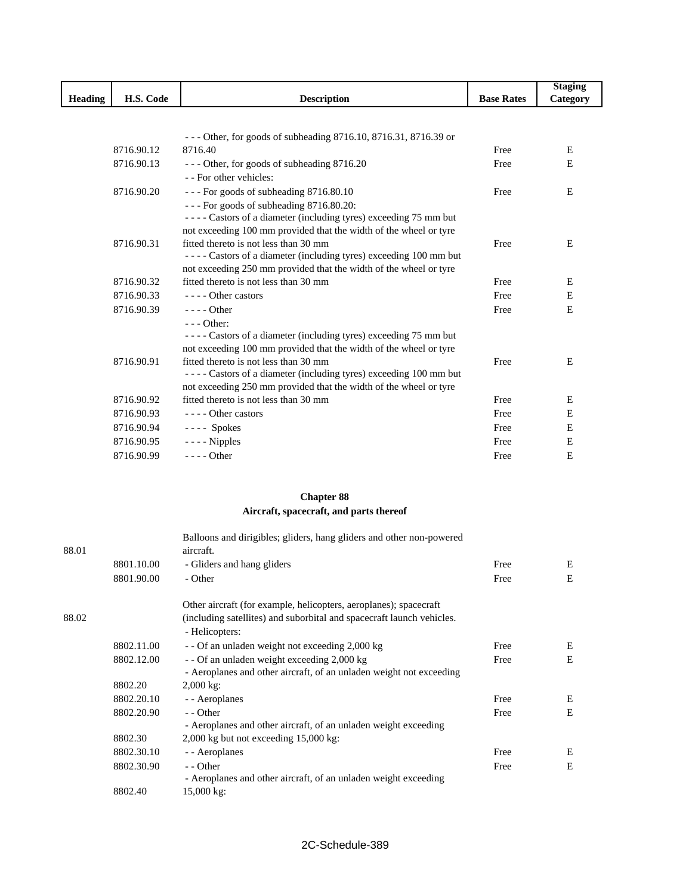| Heading | H.S. Code | Description | Base Rates | Staging Category |
|---|---|---|---|---|
| | 8716.90.12 | - - - Other, for goods of subheading 8716.10, 8716.31, 8716.39 or 8716.40 | Free | E |
| | 8716.90.13 | - - - Other, for goods of subheading 8716.20 | Free | E |
| | | - - For other vehicles: | | |
| | 8716.90.20 | - - - For goods of subheading 8716.80.10 | Free | E |
| | | - - - For goods of subheading 8716.80.20: | | |
| | 8716.90.31 | - - - - Castors of a diameter (including tyres) exceeding 75 mm but not exceeding 100 mm provided that the width of the wheel or tyre fitted thereto is not less than 30 mm | Free | E |
| | 8716.90.32 | - - - - Castors of a diameter (including tyres) exceeding 100 mm but not exceeding 250 mm provided that the width of the wheel or tyre fitted thereto is not less than 30 mm | Free | E |
| | 8716.90.33 | - - - - Other castors | Free | E |
| | 8716.90.39 | - - - - Other | Free | E |
| | | - - - Other: | | |
| | 8716.90.91 | - - - - Castors of a diameter (including tyres) exceeding 75 mm but not exceeding 100 mm provided that the width of the wheel or tyre fitted thereto is not less than 30 mm | Free | E |
| | 8716.90.92 | - - - - Castors of a diameter (including tyres) exceeding 100 mm but not exceeding 250 mm provided that the width of the wheel or tyre fitted thereto is not less than 30 mm | Free | E |
| | 8716.90.93 | - - - - Other castors | Free | E |
| | 8716.90.94 | - - - - Spokes | Free | E |
| | 8716.90.95 | - - - - Nipples | Free | E |
| | 8716.90.99 | - - - - Other | Free | E |

## Chapter 88

### Aircraft, spacecraft, and parts thereof

| Heading | H.S. Code | Description | Base Rates | Staging Category |
|---|---|---|---|---|
| 88.01 | | Balloons and dirigibles; gliders, hang gliders and other non-powered aircraft. | | |
| | 8801.10.00 | - Gliders and hang gliders | Free | E |
| | 8801.90.00 | - Other | Free | E |
| 88.02 | | Other aircraft (for example, helicopters, aeroplanes); spacecraft (including satellites) and suborbital and spacecraft launch vehicles. | | |
| | | - Helicopters: | | |
| | 8802.11.00 | - - Of an unladen weight not exceeding 2,000 kg | Free | E |
| | 8802.12.00 | - - Of an unladen weight exceeding 2,000 kg | Free | E |
| | 8802.20 | - Aeroplanes and other aircraft, of an unladen weight not exceeding 2,000 kg: | | |
| | 8802.20.10 | - - Aeroplanes | Free | E |
| | 8802.20.90 | - - Other | Free | E |
| | 8802.30 | - Aeroplanes and other aircraft, of an unladen weight exceeding 2,000 kg but not exceeding 15,000 kg: | | |
| | 8802.30.10 | - - Aeroplanes | Free | E |
| | 8802.30.90 | - - Other | Free | E |
| | 8802.40 | - Aeroplanes and other aircraft, of an unladen weight exceeding 15,000 kg: | | |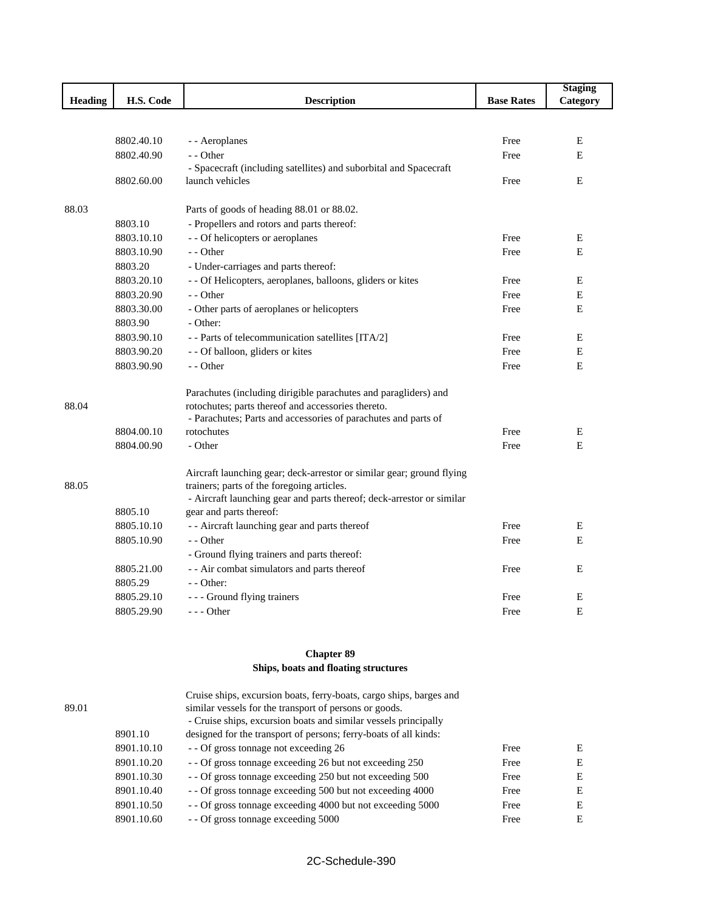| Heading | H.S. Code | Description | Base Rates | Staging Category |
|---|---|---|---|---|
| | 8802.40.10 | - - Aeroplanes | Free | E |
| | 8802.40.90 | - - Other | Free | E |
| | 8802.60.00 | - Spacecraft (including satellites) and suborbital and Spacecraft launch vehicles | Free | E |
| 88.03 | | Parts of goods of heading 88.01 or 88.02. | | |
| | 8803.10 | - Propellers and rotors and parts thereof: | | |
| | 8803.10.10 | - - Of helicopters or aeroplanes | Free | E |
| | 8803.10.90 | - - Other | Free | E |
| | 8803.20 | - Under-carriages and parts thereof: | | |
| | 8803.20.10 | - - Of Helicopters, aeroplanes, balloons, gliders or kites | Free | E |
| | 8803.20.90 | - - Other | Free | E |
| | 8803.30.00 | - Other parts of aeroplanes or helicopters | Free | E |
| | 8803.90 | - Other: | | |
| | 8803.90.10 | - - Parts of telecommunication satellites [ITA/2] | Free | E |
| | 8803.90.20 | - - Of balloon, gliders or kites | Free | E |
| | 8803.90.90 | - - Other | Free | E |
| 88.04 | | Parachutes (including dirigible parachutes and paragliders) and rotochutes; parts thereof and accessories thereto. | | |
| | 8804.00.10 | - Parachutes; Parts and accessories of parachutes and parts of rotochutes | Free | E |
| | 8804.00.90 | - Other | Free | E |
| 88.05 | | Aircraft launching gear; deck-arrestor or similar gear; ground flying trainers; parts of the foregoing articles. | | |
| | 8805.10 | - Aircraft launching gear and parts thereof; deck-arrestor or similar gear and parts thereof: | | |
| | 8805.10.10 | - - Aircraft launching gear and parts thereof | Free | E |
| | 8805.10.90 | - - Other | Free | E |
| | | - Ground flying trainers and parts thereof: | | |
| | 8805.21.00 | - - Air combat simulators and parts thereof | Free | E |
| | 8805.29 | - - Other: | | |
| | 8805.29.10 | - - - Ground flying trainers | Free | E |
| | 8805.29.90 | - - - Other | Free | E |

## Chapter 89
## Ships, boats and floating structures

| Heading | H.S. Code | Description | Base Rates | Staging Category |
|---|---|---|---|---|
| 89.01 | | Cruise ships, excursion boats, ferry-boats, cargo ships, barges and similar vessels for the transport of persons or goods. | | |
| | 8901.10 | - Cruise ships, excursion boats and similar vessels principally designed for the transport of persons; ferry-boats of all kinds: | | |
| | 8901.10.10 | - - Of gross tonnage not exceeding 26 | Free | E |
| | 8901.10.20 | - - Of gross tonnage exceeding 26 but not exceeding 250 | Free | E |
| | 8901.10.30 | - - Of gross tonnage exceeding 250 but not exceeding 500 | Free | E |
| | 8901.10.40 | - - Of gross tonnage exceeding 500 but not exceeding 4000 | Free | E |
| | 8901.10.50 | - - Of gross tonnage exceeding 4000 but not exceeding 5000 | Free | E |
| | 8901.10.60 | - - Of gross tonnage exceeding 5000 | Free | E |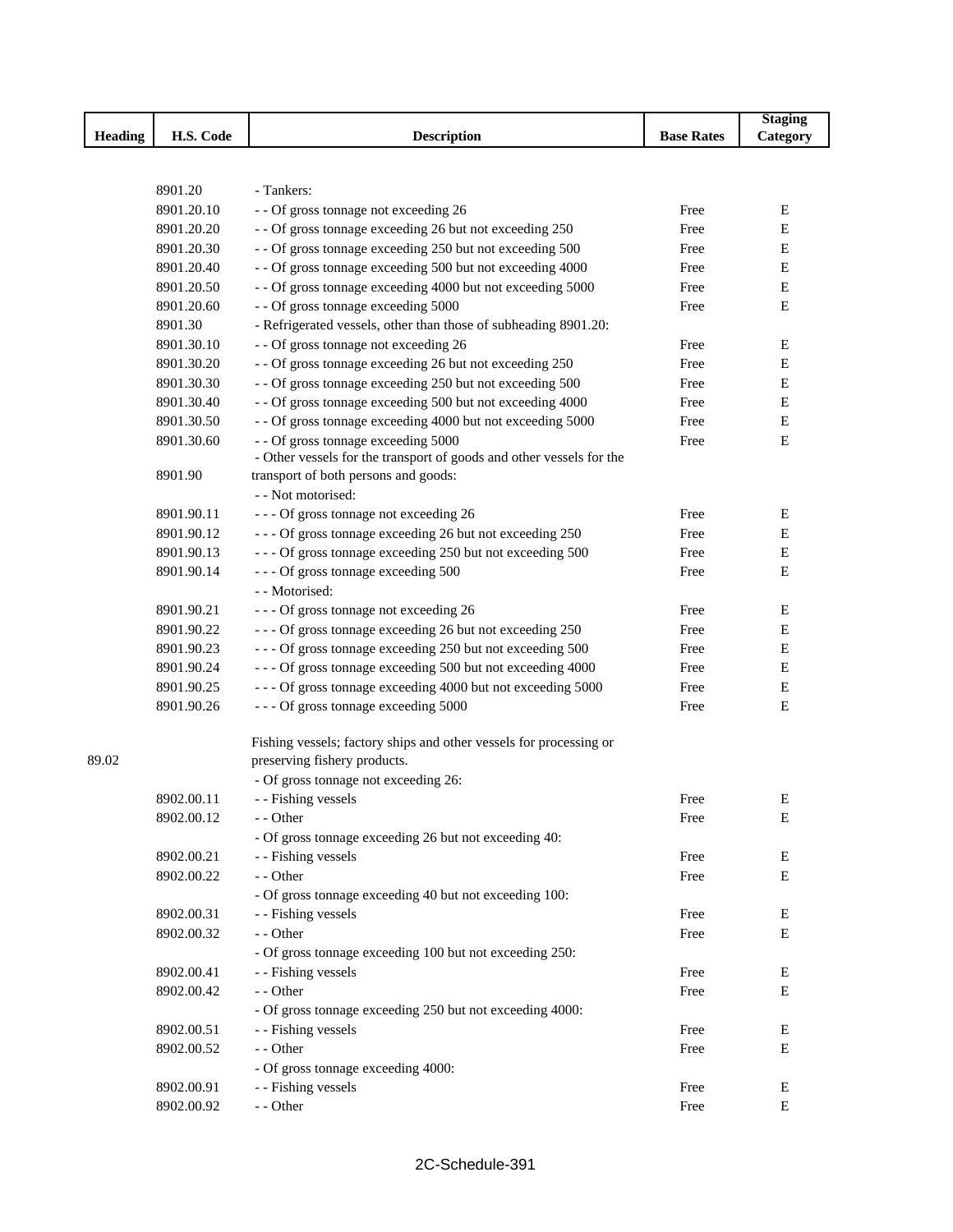| Heading | H.S. Code | Description | Base Rates | Staging Category |
|---|---|---|---|---|
| | 8901.20 | - Tankers: | | |
| | 8901.20.10 | - - Of gross tonnage not exceeding 26 | Free | E |
| | 8901.20.20 | - - Of gross tonnage exceeding 26 but not exceeding 250 | Free | E |
| | 8901.20.30 | - - Of gross tonnage exceeding 250 but not exceeding 500 | Free | E |
| | 8901.20.40 | - - Of gross tonnage exceeding 500 but not exceeding 4000 | Free | E |
| | 8901.20.50 | - - Of gross tonnage exceeding 4000 but not exceeding 5000 | Free | E |
| | 8901.20.60 | - - Of gross tonnage exceeding 5000 | Free | E |
| | 8901.30 | - Refrigerated vessels, other than those of subheading 8901.20: | | |
| | 8901.30.10 | - - Of gross tonnage not exceeding 26 | Free | E |
| | 8901.30.20 | - - Of gross tonnage exceeding 26 but not exceeding 250 | Free | E |
| | 8901.30.30 | - - Of gross tonnage exceeding 250 but not exceeding 500 | Free | E |
| | 8901.30.40 | - - Of gross tonnage exceeding 500 but not exceeding 4000 | Free | E |
| | 8901.30.50 | - - Of gross tonnage exceeding 4000 but not exceeding 5000 | Free | E |
| | 8901.30.60 | - - Of gross tonnage exceeding 5000 | Free | E |
| | 8901.90 | - Other vessels for the transport of goods and other vessels for the transport of both persons and goods: | | |
| | | - - Not motorised: | | |
| | 8901.90.11 | - - - Of gross tonnage not exceeding 26 | Free | E |
| | 8901.90.12 | - - - Of gross tonnage exceeding 26 but not exceeding 250 | Free | E |
| | 8901.90.13 | - - - Of gross tonnage exceeding 250 but not exceeding 500 | Free | E |
| | 8901.90.14 | - - - Of gross tonnage exceeding 500 | Free | E |
| | | - - Motorised: | | |
| | 8901.90.21 | - - - Of gross tonnage not exceeding 26 | Free | E |
| | 8901.90.22 | - - - Of gross tonnage exceeding 26 but not exceeding 250 | Free | E |
| | 8901.90.23 | - - - Of gross tonnage exceeding 250 but not exceeding 500 | Free | E |
| | 8901.90.24 | - - - Of gross tonnage exceeding 500 but not exceeding 4000 | Free | E |
| | 8901.90.25 | - - - Of gross tonnage exceeding 4000 but not exceeding 5000 | Free | E |
| | 8901.90.26 | - - - Of gross tonnage exceeding 5000 | Free | E |
| 89.02 | | Fishing vessels; factory ships and other vessels for processing or preserving fishery products. | | |
| | | - Of gross tonnage not exceeding 26: | | |
| | 8902.00.11 | - - Fishing vessels | Free | E |
| | 8902.00.12 | - - Other | Free | E |
| | | - Of gross tonnage exceeding 26 but not exceeding 40: | | |
| | 8902.00.21 | - - Fishing vessels | Free | E |
| | 8902.00.22 | - - Other | Free | E |
| | | - Of gross tonnage exceeding 40 but not exceeding 100: | | |
| | 8902.00.31 | - - Fishing vessels | Free | E |
| | 8902.00.32 | - - Other | Free | E |
| | | - Of gross tonnage exceeding 100 but not exceeding 250: | | |
| | 8902.00.41 | - - Fishing vessels | Free | E |
| | 8902.00.42 | - - Other | Free | E |
| | | - Of gross tonnage exceeding 250 but not exceeding 4000: | | |
| | 8902.00.51 | - - Fishing vessels | Free | E |
| | 8902.00.52 | - - Other | Free | E |
| | | - Of gross tonnage exceeding 4000: | | |
| | 8902.00.91 | - - Fishing vessels | Free | E |
| | 8902.00.92 | - - Other | Free | E |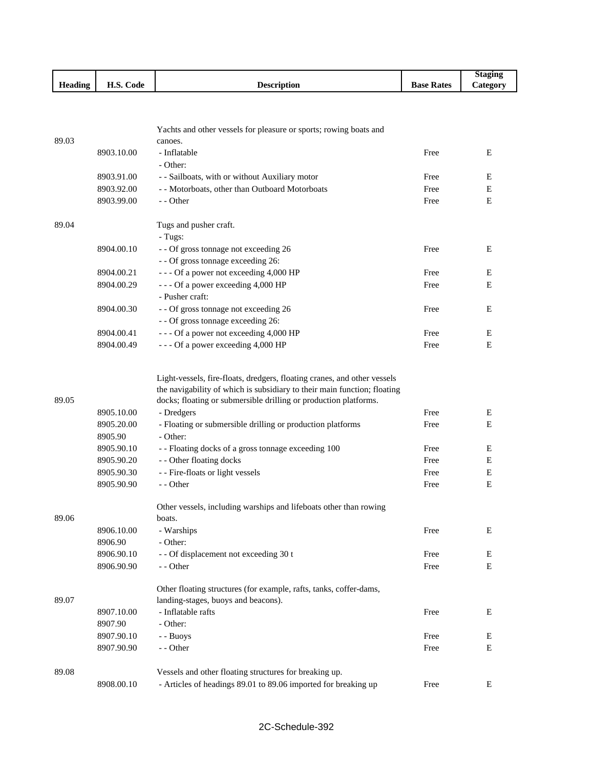| Heading | H.S. Code | Description | Base Rates | Staging Category |
|---|---|---|---|---|
| 89.03 | | Yachts and other vessels for pleasure or sports; rowing boats and canoes. | | |
| | 8903.10.00 | - Inflatable | Free | E |
| | | - Other: | | |
| | 8903.91.00 | - - Sailboats, with or without Auxiliary motor | Free | E |
| | 8903.92.00 | - - Motorboats, other than Outboard Motorboats | Free | E |
| | 8903.99.00 | - - Other | Free | E |
| 89.04 | | Tugs and pusher craft. | | |
| | | - Tugs: | | |
| | 8904.00.10 | - - Of gross tonnage not exceeding 26 | Free | E |
| | | - - Of gross tonnage exceeding 26: | | |
| | 8904.00.21 | - - - Of a power not exceeding 4,000 HP | Free | E |
| | 8904.00.29 | - - - Of a power exceeding 4,000 HP | Free | E |
| | | - Pusher craft: | | |
| | 8904.00.30 | - - Of gross tonnage not exceeding 26 | Free | E |
| | | - - Of gross tonnage exceeding 26: | | |
| | 8904.00.41 | - - - Of a power not exceeding 4,000 HP | Free | E |
| | 8904.00.49 | - - - Of a power exceeding 4,000 HP | Free | E |
| 89.05 | | Light-vessels, fire-floats, dredgers, floating cranes, and other vessels the navigability of which is subsidiary to their main function; floating docks; floating or submersible drilling or production platforms. | | |
| | 8905.10.00 | - Dredgers | Free | E |
| | 8905.20.00 | - Floating or submersible drilling or production platforms | Free | E |
| | 8905.90 | - Other: | | |
| | 8905.90.10 | - - Floating docks of a gross tonnage exceeding 100 | Free | E |
| | 8905.90.20 | - - Other floating docks | Free | E |
| | 8905.90.30 | - - Fire-floats or light vessels | Free | E |
| | 8905.90.90 | - - Other | Free | E |
| 89.06 | | Other vessels, including warships and lifeboats other than rowing boats. | | |
| | 8906.10.00 | - Warships | Free | E |
| | 8906.90 | - Other: | | |
| | 8906.90.10 | - - Of displacement not exceeding 30 t | Free | E |
| | 8906.90.90 | - - Other | Free | E |
| 89.07 | | Other floating structures (for example, rafts, tanks, coffer-dams, landing-stages, buoys and beacons). | | |
| | 8907.10.00 | - Inflatable rafts | Free | E |
| | 8907.90 | - Other: | | |
| | 8907.90.10 | - - Buoys | Free | E |
| | 8907.90.90 | - - Other | Free | E |
| 89.08 | | Vessels and other floating structures for breaking up. | | |
| | 8908.00.10 | - Articles of headings 89.01 to 89.06 imported for breaking up | Free | E |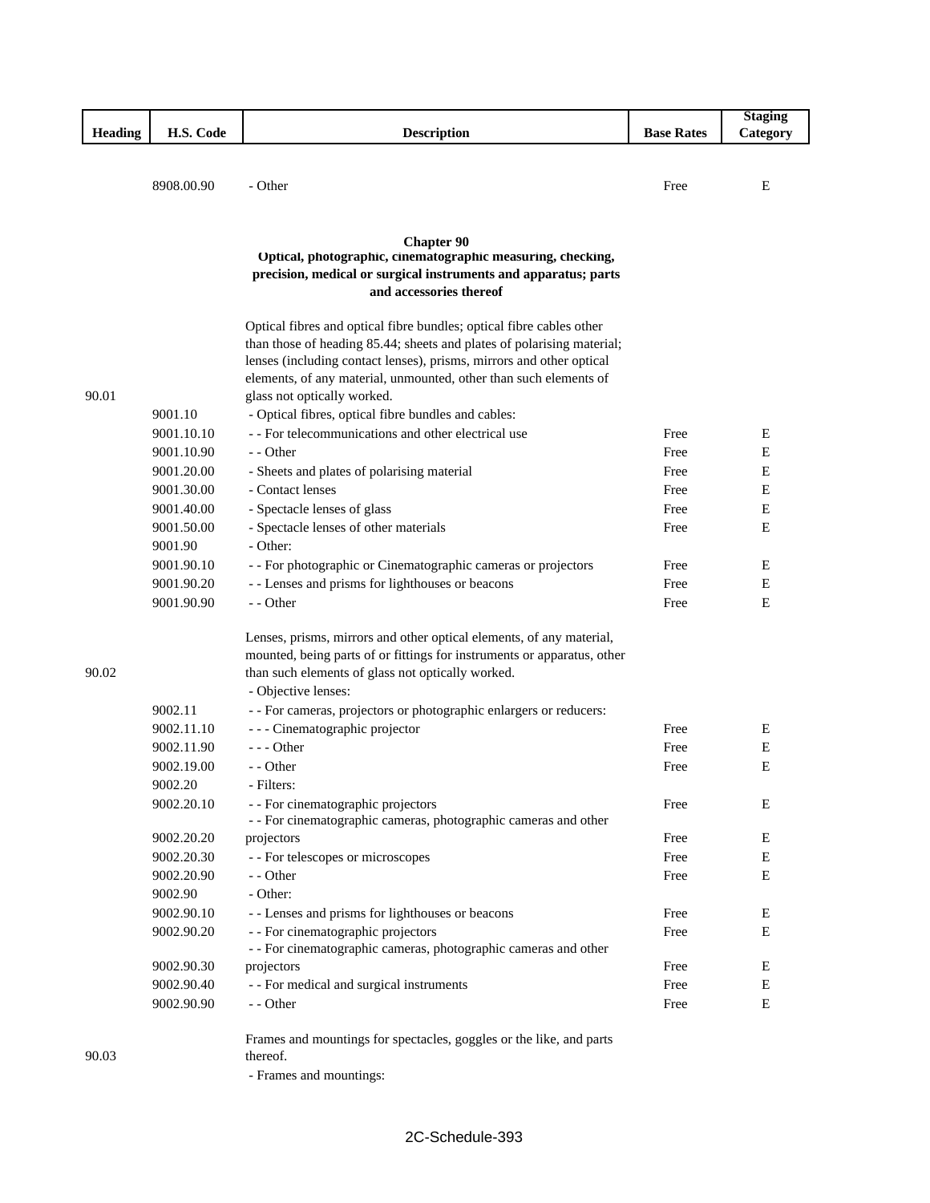| Heading | H.S. Code | Description | Base Rates | Staging Category |
|---|---|---|---|---|
| | 8908.00.90 | - Other | Free | E |
| | | **Chapter 90** **Optical, photographic, cinematographic measuring, checking, precision, medical or surgical instruments and apparatus; parts and accessories thereof** | | |
| 90.01 | | Optical fibres and optical fibre bundles; optical fibre cables other than those of heading 85.44; sheets and plates of polarising material; lenses (including contact lenses), prisms, mirrors and other optical elements, of any material, unmounted, other than such elements of glass not optically worked. | | |
| | 9001.10 | - Optical fibres, optical fibre bundles and cables: | | |
| | 9001.10.10 | - - For telecommunications and other electrical use | Free | E |
| | 9001.10.90 | - - Other | Free | E |
| | 9001.20.00 | - Sheets and plates of polarising material | Free | E |
| | 9001.30.00 | - Contact lenses | Free | E |
| | 9001.40.00 | - Spectacle lenses of glass | Free | E |
| | 9001.50.00 | - Spectacle lenses of other materials | Free | E |
| | 9001.90 | - Other: | | |
| | 9001.90.10 | - - For photographic or Cinematographic cameras or projectors | Free | E |
| | 9001.90.20 | - - Lenses and prisms for lighthouses or beacons | Free | E |
| | 9001.90.90 | - - Other | Free | E |
| 90.02 | | Lenses, prisms, mirrors and other optical elements, of any material, mounted, being parts of or fittings for instruments or apparatus, other than such elements of glass not optically worked. | | |
| | | - Objective lenses: | | |
| | 9002.11 | - - For cameras, projectors or photographic enlargers or reducers: | | |
| | 9002.11.10 | - - - Cinematographic projector | Free | E |
| | 9002.11.90 | - - - Other | Free | E |
| | 9002.19.00 | - - Other | Free | E |
| | 9002.20 | - Filters: | | |
| | 9002.20.10 | - - For cinematographic projectors | Free | E |
| | 9002.20.20 | - - For cinematographic cameras, photographic cameras and other projectors | Free | E |
| | 9002.20.30 | - - For telescopes or microscopes | Free | E |
| | 9002.20.90 | - - Other | Free | E |
| | 9002.90 | - Other: | | |
| | 9002.90.10 | - - Lenses and prisms for lighthouses or beacons | Free | E |
| | 9002.90.20 | - - For cinematographic projectors | Free | E |
| | 9002.90.30 | - - For cinematographic cameras, photographic cameras and other projectors | Free | E |
| | 9002.90.40 | - - For medical and surgical instruments | Free | E |
| | 9002.90.90 | - - Other | Free | E |
| 90.03 | | Frames and mountings for spectacles, goggles or the like, and parts thereof. | | |
| | | - Frames and mountings: | | |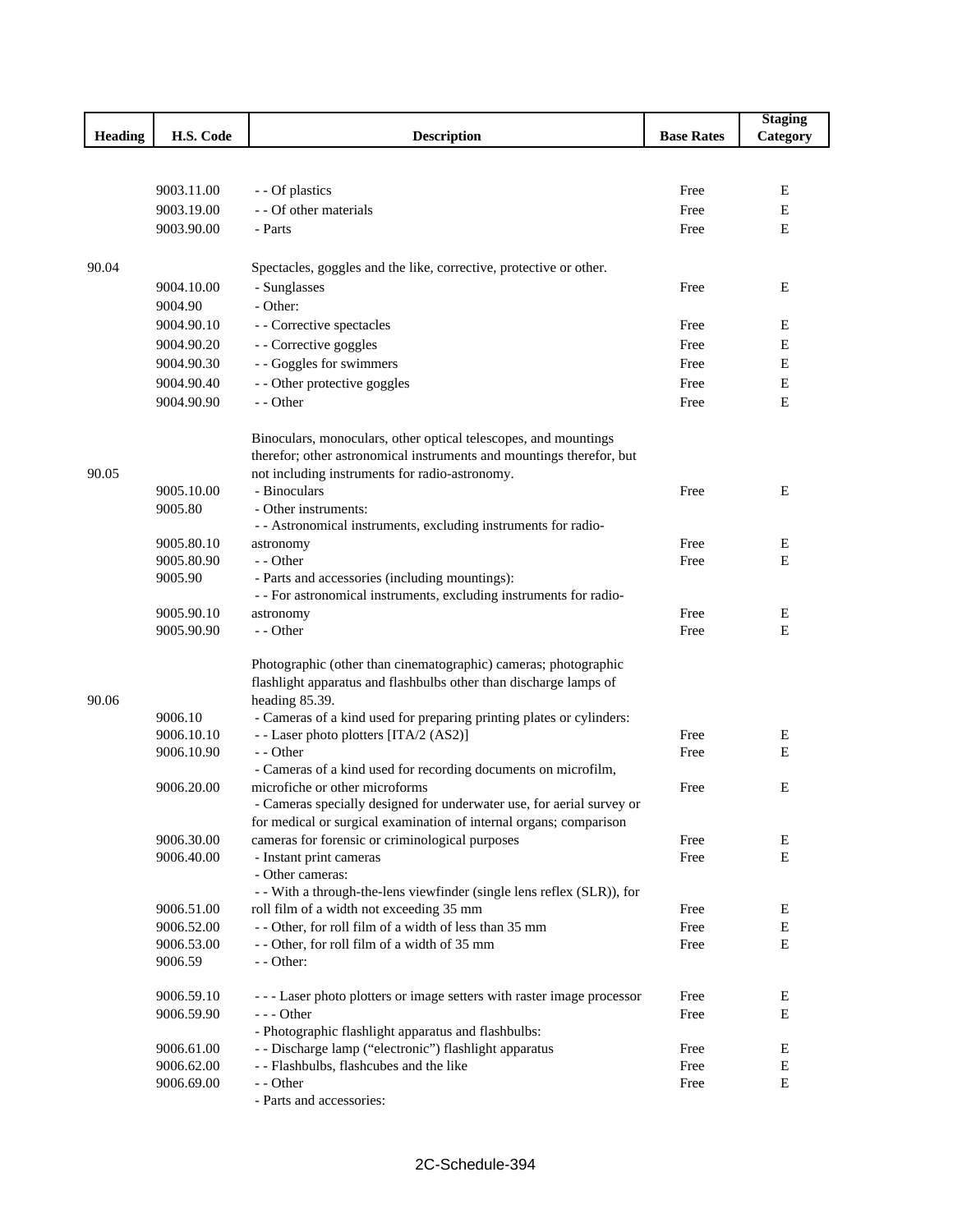| Heading | H.S. Code | Description | Base Rates | Staging Category |
|---|---|---|---|---|
| | 9003.11.00 | - - Of plastics | Free | E |
| | 9003.19.00 | - - Of other materials | Free | E |
| | 9003.90.00 | - Parts | Free | E |
| 90.04 | | Spectacles, goggles and the like, corrective, protective or other. | | |
| | 9004.10.00 | - Sunglasses | Free | E |
| | 9004.90 | - Other: | | |
| | 9004.90.10 | - - Corrective spectacles | Free | E |
| | 9004.90.20 | - - Corrective goggles | Free | E |
| | 9004.90.30 | - - Goggles for swimmers | Free | E |
| | 9004.90.40 | - - Other protective goggles | Free | E |
| | 9004.90.90 | - - Other | Free | E |
| 90.05 | | Binoculars, monoculars, other optical telescopes, and mountings therefor; other astronomical instruments and mountings therefor, but not including instruments for radio-astronomy. | | |
| | 9005.10.00 | - Binoculars | Free | E |
| | 9005.80 | - Other instruments: | | |
| | 9005.80.10 | - - Astronomical instruments, excluding instruments for radio-astronomy | Free | E |
| | 9005.80.90 | - - Other | Free | E |
| | 9005.90 | - Parts and accessories (including mountings): | | |
| | 9005.90.10 | - - For astronomical instruments, excluding instruments for radio-astronomy | Free | E |
| | 9005.90.90 | - - Other | Free | E |
| 90.06 | | Photographic (other than cinematographic) cameras; photographic flashlight apparatus and flashbulbs other than discharge lamps of heading 85.39. | | |
| | 9006.10 | - Cameras of a kind used for preparing printing plates or cylinders: | | |
| | 9006.10.10 | - - Laser photo plotters [ITA/2 (AS2)] | Free | E |
| | 9006.10.90 | - - Other | Free | E |
| | 9006.20.00 | - Cameras of a kind used for recording documents on microfilm, microfiche or other microforms | Free | E |
| | 9006.30.00 | - Cameras specially designed for underwater use, for aerial survey or for medical or surgical examination of internal organs; comparison cameras for forensic or criminological purposes | Free | E |
| | 9006.40.00 | - Instant print cameras | Free | E |
| | | - Other cameras: | | |
| | 9006.51.00 | - - With a through-the-lens viewfinder (single lens reflex (SLR)), for roll film of a width not exceeding 35 mm | Free | E |
| | 9006.52.00 | - - Other, for roll film of a width of less than 35 mm | Free | E |
| | 9006.53.00 | - - Other, for roll film of a width of 35 mm | Free | E |
| | 9006.59 | - - Other: | | |
| | 9006.59.10 | - - - Laser photo plotters or image setters with raster image processor | Free | E |
| | 9006.59.90 | - - - Other | Free | E |
| | | - Photographic flashlight apparatus and flashbulbs: | | |
| | 9006.61.00 | - - Discharge lamp ("electronic") flashlight apparatus | Free | E |
| | 9006.62.00 | - - Flashbulbs, flashcubes and the like | Free | E |
| | 9006.69.00 | - - Other | Free | E |
| | | - Parts and accessories: | | |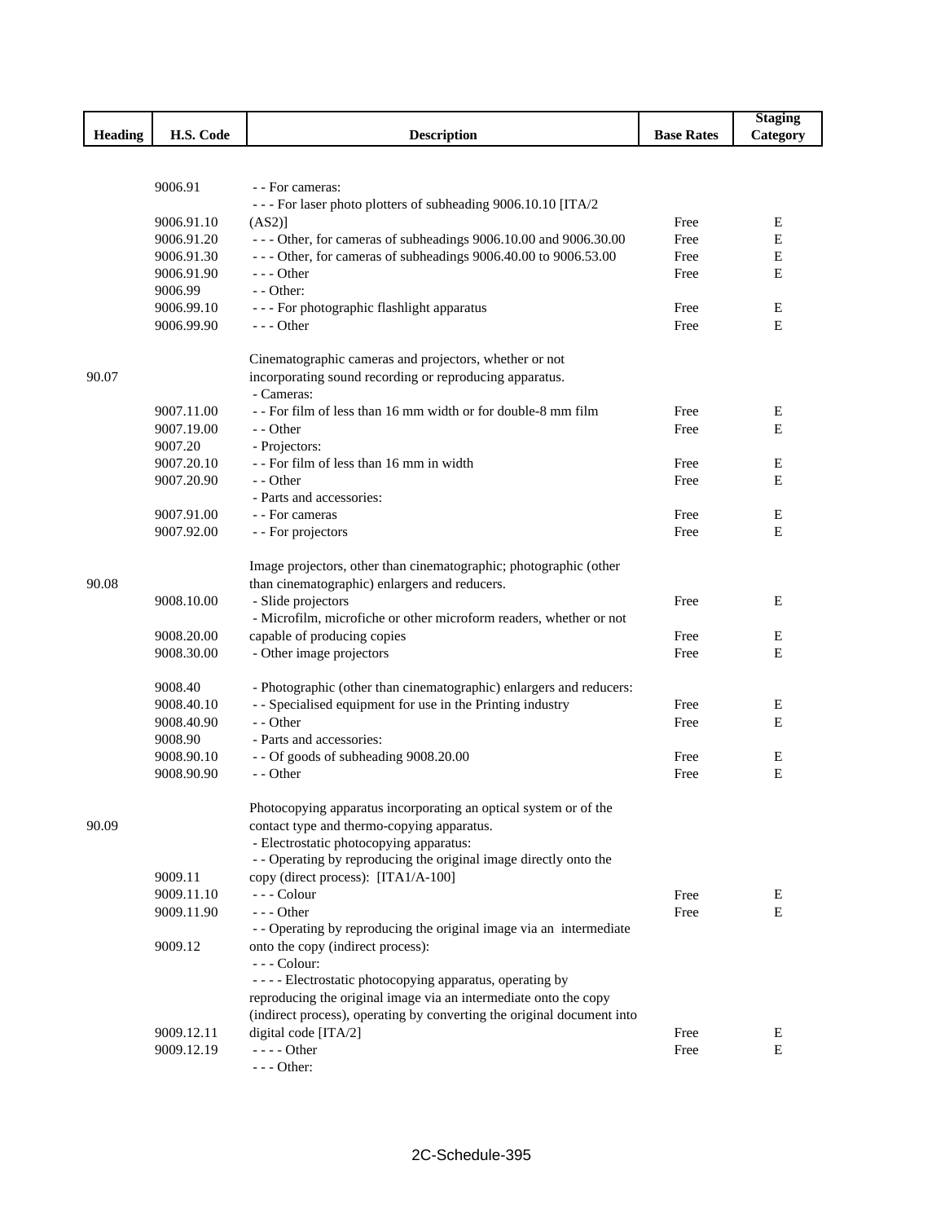| Heading | H.S. Code | Description | Base Rates | Staging Category |
|---|---|---|---|---|
| | 9006.91 | - - For cameras: | | |
| | 9006.91.10 | - - - For laser photo plotters of subheading 9006.10.10 [ITA/2 (AS2)] | Free | E |
| | 9006.91.20 | - - - Other, for cameras of subheadings 9006.10.00 and 9006.30.00 | Free | E |
| | 9006.91.30 | - - - Other, for cameras of subheadings 9006.40.00 to 9006.53.00 | Free | E |
| | 9006.91.90 | - - - Other | Free | E |
| | 9006.99 | - - Other: | | |
| | 9006.99.10 | - - - For photographic flashlight apparatus | Free | E |
| | 9006.99.90 | - - - Other | Free | E |
| 90.07 | | Cinematographic cameras and projectors, whether or not incorporating sound recording or reproducing apparatus. | | |
| | | - Cameras: | | |
| | 9007.11.00 | - - For film of less than 16 mm width or for double-8 mm film | Free | E |
| | 9007.19.00 | - - Other | Free | E |
| | 9007.20 | - Projectors: | | |
| | 9007.20.10 | - - For film of less than 16 mm in width | Free | E |
| | 9007.20.90 | - - Other | Free | E |
| | | - Parts and accessories: | | |
| | 9007.91.00 | - - For cameras | Free | E |
| | 9007.92.00 | - - For projectors | Free | E |
| 90.08 | | Image projectors, other than cinematographic; photographic (other than cinematographic) enlargers and reducers. | | |
| | 9008.10.00 | - Slide projectors | Free | E |
| | 9008.20.00 | - Microfilm, microfiche or other microform readers, whether or not capable of producing copies | Free | E |
| | 9008.30.00 | - Other image projectors | Free | E |
| | 9008.40 | - Photographic (other than cinematographic) enlargers and reducers: | | |
| | 9008.40.10 | - - Specialised equipment for use in the Printing industry | Free | E |
| | 9008.40.90 | - - Other | Free | E |
| | 9008.90 | - Parts and accessories: | | |
| | 9008.90.10 | - - Of goods of subheading 9008.20.00 | Free | E |
| | 9008.90.90 | - - Other | Free | E |
| 90.09 | | Photocopying apparatus incorporating an optical system or of the contact type and thermo-copying apparatus. | | |
| | | - Electrostatic photocopying apparatus: | | |
| | 9009.11 | - - Operating by reproducing the original image directly onto the copy (direct process): [ITA1/A-100] | | |
| | 9009.11.10 | - - - Colour | Free | E |
| | 9009.11.90 | - - - Other | Free | E |
| | 9009.12 | - - Operating by reproducing the original image via an intermediate onto the copy (indirect process): | | |
| | | - - - Colour: | | |
| | 9009.12.11 | - - - - Electrostatic photocopying apparatus, operating by reproducing the original image via an intermediate onto the copy (indirect process), operating by converting the original document into digital code [ITA/2] | Free | E |
| | 9009.12.19 | - - - - Other | Free | E |
| | | - - - Other: | | |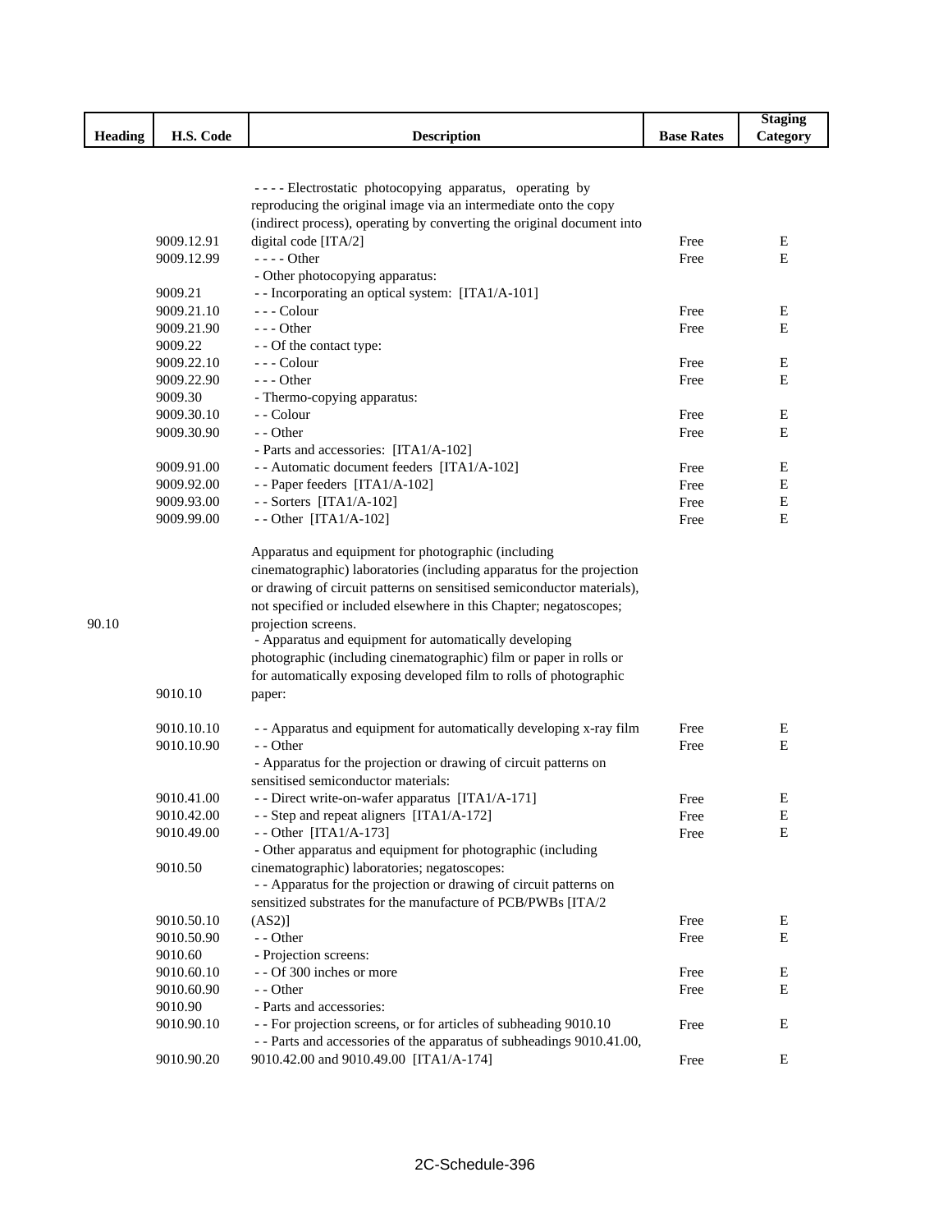| Heading | H.S. Code | Description | Base Rates | Staging Category |
|---|---|---|---|---|
| | 9009.12.91 | - - - - Electrostatic photocopying apparatus, operating by reproducing the original image via an intermediate onto the copy (indirect process), operating by converting the original document into digital code [ITA/2] | Free | E |
| | 9009.12.99 | - - - - Other | Free | E |
| | | - Other photocopying apparatus: | | |
| | 9009.21 | - - Incorporating an optical system: [ITA1/A-101] | | |
| | 9009.21.10 | - - - Colour | Free | E |
| | 9009.21.90 | - - - Other | Free | E |
| | 9009.22 | - - Of the contact type: | | |
| | 9009.22.10 | - - - Colour | Free | E |
| | 9009.22.90 | - - - Other | Free | E |
| | 9009.30 | - Thermo-copying apparatus: | | |
| | 9009.30.10 | - - Colour | Free | E |
| | 9009.30.90 | - - Other | Free | E |
| | | - Parts and accessories: [ITA1/A-102] | | |
| | 9009.91.00 | - - Automatic document feeders [ITA1/A-102] | Free | E |
| | 9009.92.00 | - - Paper feeders [ITA1/A-102] | Free | E |
| | 9009.93.00 | - - Sorters [ITA1/A-102] | Free | E |
| | 9009.99.00 | - - Other [ITA1/A-102] | Free | E |
| 90.10 | | Apparatus and equipment for photographic (including cinematographic) laboratories (including apparatus for the projection or drawing of circuit patterns on sensitised semiconductor materials), not specified or included elsewhere in this Chapter; negatoscopes; projection screens. | | |
| | 9010.10 | - Apparatus and equipment for automatically developing photographic (including cinematographic) film or paper in rolls or for automatically exposing developed film to rolls of photographic paper: | | |
| | 9010.10.10 | - - Apparatus and equipment for automatically developing x-ray film | Free | E |
| | 9010.10.90 | - - Other | Free | E |
| | | - Apparatus for the projection or drawing of circuit patterns on sensitised semiconductor materials: | | |
| | 9010.41.00 | - - Direct write-on-wafer apparatus [ITA1/A-171] | Free | E |
| | 9010.42.00 | - - Step and repeat aligners [ITA1/A-172] | Free | E |
| | 9010.49.00 | - - Other [ITA1/A-173] | Free | E |
| | 9010.50 | - Other apparatus and equipment for photographic (including cinematographic) laboratories; negatoscopes: | | |
| | 9010.50.10 | - - Apparatus for the projection or drawing of circuit patterns on sensitized substrates for the manufacture of PCB/PWBs [ITA/2 (AS2)] | Free | E |
| | 9010.50.90 | - - Other | Free | E |
| | 9010.60 | - Projection screens: | | |
| | 9010.60.10 | - - Of 300 inches or more | Free | E |
| | 9010.60.90 | - - Other | Free | E |
| | 9010.90 | - Parts and accessories: | | |
| | 9010.90.10 | - - For projection screens, or for articles of subheading 9010.10 | Free | E |
| | 9010.90.20 | - - Parts and accessories of the apparatus of subheadings 9010.41.00, 9010.42.00 and 9010.49.00 [ITA1/A-174] | Free | E |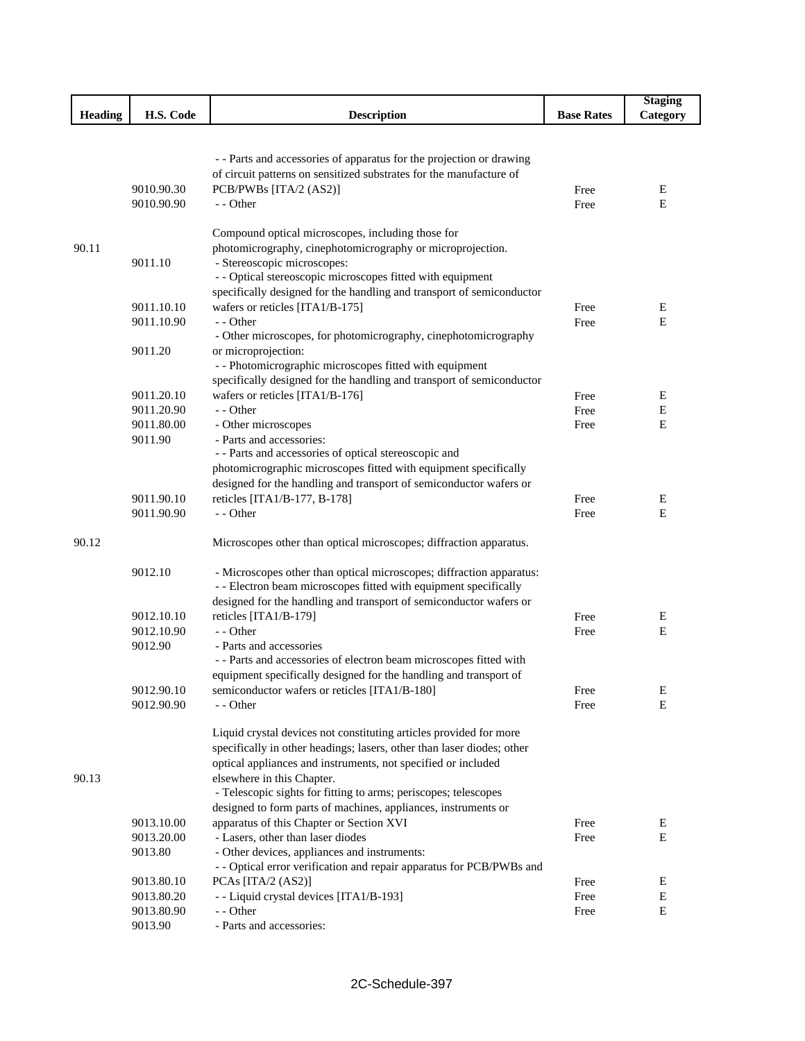| Heading | H.S. Code | Description | Base Rates | Staging Category |
|---|---|---|---|---|
| | 9010.90.30 | - - Parts and accessories of apparatus for the projection or drawing of circuit patterns on sensitized substrates for the manufacture of PCB/PWBs [ITA/2 (AS2)] | Free | E |
| | 9010.90.90 | - - Other | Free | E |
| 90.11 | | Compound optical microscopes, including those for photomicrography, cinephotomicrography or microprojection. | | |
| | 9011.10 | - Stereoscopic microscopes: | | |
| | 9011.10.10 | - - Optical stereoscopic microscopes fitted with equipment specifically designed for the handling and transport of semiconductor wafers or reticles [ITA1/B-175] | Free | E |
| | 9011.10.90 | - - Other | Free | E |
| | 9011.20 | - Other microscopes, for photomicrography, cinephotomicrography or microprojection: | | |
| | 9011.20.10 | - - Photomicrographic microscopes fitted with equipment specifically designed for the handling and transport of semiconductor wafers or reticles [ITA1/B-176] | Free | E |
| | 9011.20.90 | - - Other | Free | E |
| | 9011.80.00 | - Other microscopes | Free | E |
| | 9011.90 | - Parts and accessories: | | |
| | 9011.90.10 | - - Parts and accessories of optical stereoscopic and photomicrographic microscopes fitted with equipment specifically designed for the handling and transport of semiconductor wafers or reticles [ITA1/B-177, B-178] | Free | E |
| | 9011.90.90 | - - Other | Free | E |
| 90.12 | | Microscopes other than optical microscopes; diffraction apparatus. | | |
| | 9012.10 | - Microscopes other than optical microscopes; diffraction apparatus: | | |
| | 9012.10.10 | - - Electron beam microscopes fitted with equipment specifically designed for the handling and transport of semiconductor wafers or reticles [ITA1/B-179] | Free | E |
| | 9012.10.90 | - - Other | Free | E |
| | 9012.90 | - Parts and accessories | | |
| | 9012.90.10 | - - Parts and accessories of electron beam microscopes fitted with equipment specifically designed for the handling and transport of semiconductor wafers or reticles [ITA1/B-180] | Free | E |
| | 9012.90.90 | - - Other | Free | E |
| 90.13 | | Liquid crystal devices not constituting articles provided for more specifically in other headings; lasers, other than laser diodes; other optical appliances and instruments, not specified or included elsewhere in this Chapter. | | |
| | 9013.10.00 | - Telescopic sights for fitting to arms; periscopes; telescopes designed to form parts of machines, appliances, instruments or apparatus of this Chapter or Section XVI | Free | E |
| | 9013.20.00 | - Lasers, other than laser diodes | Free | E |
| | 9013.80 | - Other devices, appliances and instruments: | | |
| | 9013.80.10 | - - Optical error verification and repair apparatus for PCB/PWBs and PCAs [ITA/2 (AS2)] | Free | E |
| | 9013.80.20 | - - Liquid crystal devices [ITA1/B-193] | Free | E |
| | 9013.80.90 | - - Other | Free | E |
| | 9013.90 | - Parts and accessories: | | |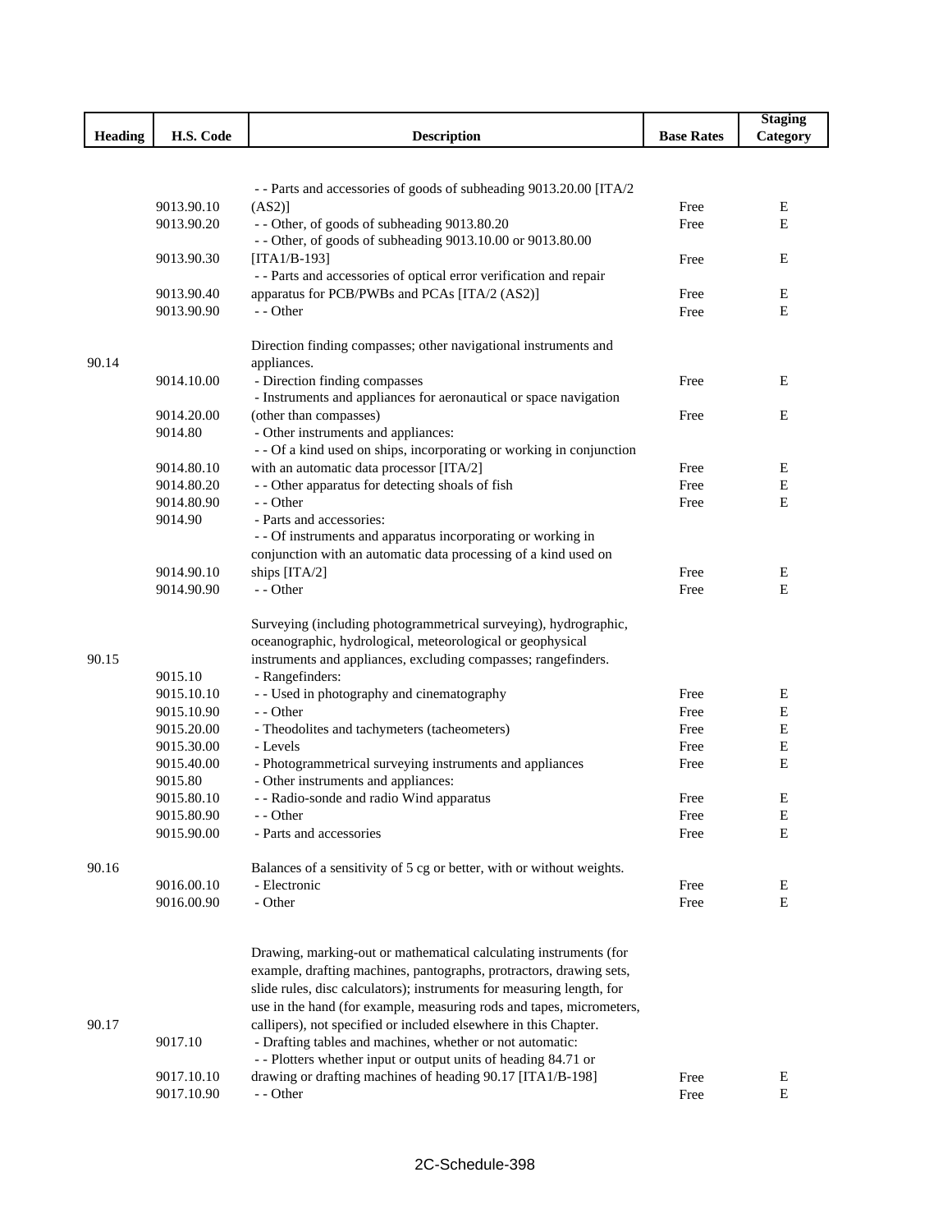| Heading | H.S. Code | Description | Base Rates | Staging Category |
|---|---|---|---|---|
| | 9013.90.10 | - - Parts and accessories of goods of subheading 9013.20.00 [ITA/2 (AS2)] | Free | E |
| | 9013.90.20 | - - Other, of goods of subheading 9013.80.20 | Free | E |
| | 9013.90.30 | - - Other, of goods of subheading 9013.10.00 or 9013.80.00 [ITA1/B-193] | Free | E |
| | 9013.90.40 | - - Parts and accessories of optical error verification and repair apparatus for PCB/PWBs and PCAs [ITA/2 (AS2)] | Free | E |
| | 9013.90.90 | - - Other | Free | E |
| 90.14 | | Direction finding compasses; other navigational instruments and appliances. | | |
| | 9014.10.00 | - Direction finding compasses | Free | E |
| | 9014.20.00 | - Instruments and appliances for aeronautical or space navigation (other than compasses) | Free | E |
| | 9014.80 | - Other instruments and appliances: | | |
| | 9014.80.10 | - - Of a kind used on ships, incorporating or working in conjunction with an automatic data processor [ITA/2] | Free | E |
| | 9014.80.20 | - - Other apparatus for detecting shoals of fish | Free | E |
| | 9014.80.90 | - - Other | Free | E |
| | 9014.90 | - Parts and accessories: | | |
| | 9014.90.10 | - - Of instruments and apparatus incorporating or working in conjunction with an automatic data processing of a kind used on ships [ITA/2] | Free | E |
| | 9014.90.90 | - - Other | Free | E |
| 90.15 | | Surveying (including photogrammetrical surveying), hydrographic, oceanographic, hydrological, meteorological or geophysical instruments and appliances, excluding compasses; rangefinders. | | |
| | 9015.10 | - Rangefinders: | | |
| | 9015.10.10 | - - Used in photography and cinematography | Free | E |
| | 9015.10.90 | - - Other | Free | E |
| | 9015.20.00 | - Theodolites and tachymeters (tacheometers) | Free | E |
| | 9015.30.00 | - Levels | Free | E |
| | 9015.40.00 | - Photogrammetrical surveying instruments and appliances | Free | E |
| | 9015.80 | - Other instruments and appliances: | | |
| | 9015.80.10 | - - Radio-sonde and radio Wind apparatus | Free | E |
| | 9015.80.90 | - - Other | Free | E |
| | 9015.90.00 | - Parts and accessories | Free | E |
| 90.16 | | Balances of a sensitivity of 5 cg or better, with or without weights. | | |
| | 9016.00.10 | - Electronic | Free | E |
| | 9016.00.90 | - Other | Free | E |
| 90.17 | | Drawing, marking-out or mathematical calculating instruments (for example, drafting machines, pantographs, protractors, drawing sets, slide rules, disc calculators); instruments for measuring length, for use in the hand (for example, measuring rods and tapes, micrometers, callipers), not specified or included elsewhere in this Chapter. | | |
| | 9017.10 | - Drafting tables and machines, whether or not automatic: | | |
| | 9017.10.10 | - - Plotters whether input or output units of heading 84.71 or drawing or drafting machines of heading 90.17 [ITA1/B-198] | Free | E |
| | 9017.10.90 | - - Other | Free | E |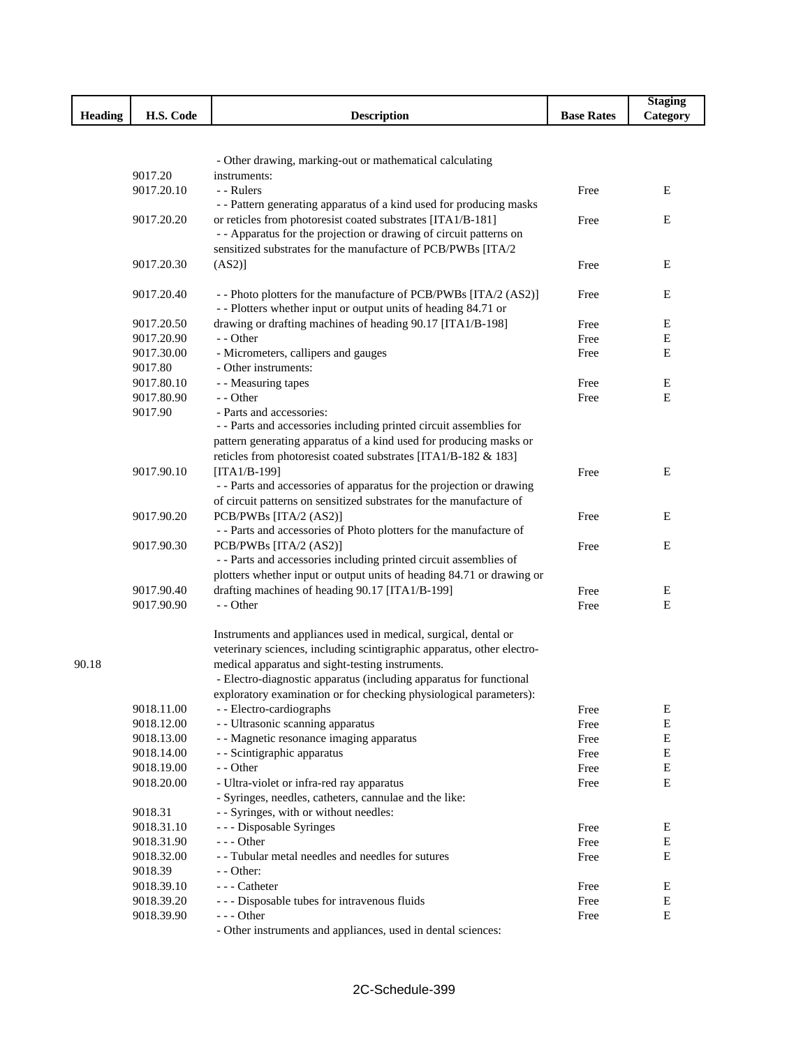| Heading | H.S. Code | Description | Base Rates | Staging Category |
|---|---|---|---|---|
| | 9017.20 | - Other drawing, marking-out or mathematical calculating instruments: | | |
| | 9017.20.10 | - - Rulers | Free | E |
| | 9017.20.20 | - - Pattern generating apparatus of a kind used for producing masks or reticles from photoresist coated substrates [ITA1/B-181] | Free | E |
| | 9017.20.30 | - - Apparatus for the projection or drawing of circuit patterns on sensitized substrates for the manufacture of PCB/PWBs [ITA/2 (AS2)] | Free | E |
| | 9017.20.40 | - - Photo plotters for the manufacture of PCB/PWBs [ITA/2 (AS2)] | Free | E |
| | 9017.20.50 | - - Plotters whether input or output units of heading 84.71 or drawing or drafting machines of heading 90.17 [ITA1/B-198] | Free | E |
| | 9017.20.90 | - - Other | Free | E |
| | 9017.30.00 | - Micrometers, callipers and gauges | Free | E |
| | 9017.80 | - Other instruments: | | |
| | 9017.80.10 | - - Measuring tapes | Free | E |
| | 9017.80.90 | - - Other | Free | E |
| | 9017.90 | - Parts and accessories: | | |
| | 9017.90.10 | - - Parts and accessories including printed circuit assemblies for pattern generating apparatus of a kind used for producing masks or reticles from photoresist coated substrates [ITA1/B-182 & 183] [ITA1/B-199] | Free | E |
| | 9017.90.20 | - - Parts and accessories of apparatus for the projection or drawing of circuit patterns on sensitized substrates for the manufacture of PCB/PWBs [ITA/2 (AS2)] | Free | E |
| | 9017.90.30 | - - Parts and accessories of Photo plotters for the manufacture of PCB/PWBs [ITA/2 (AS2)] | Free | E |
| | 9017.90.40 | - - Parts and accessories including printed circuit assemblies of plotters whether input or output units of heading 84.71 or drawing or drafting machines of heading 90.17 [ITA1/B-199] | Free | E |
| | 9017.90.90 | - - Other | Free | E |
| 90.18 | | Instruments and appliances used in medical, surgical, dental or veterinary sciences, including scintigraphic apparatus, other electro-medical apparatus and sight-testing instruments. | | |
| | | - Electro-diagnostic apparatus (including apparatus for functional exploratory examination or for checking physiological parameters): | | |
| | 9018.11.00 | - - Electro-cardiographs | Free | E |
| | 9018.12.00 | - - Ultrasonic scanning apparatus | Free | E |
| | 9018.13.00 | - - Magnetic resonance imaging apparatus | Free | E |
| | 9018.14.00 | - - Scintigraphic apparatus | Free | E |
| | 9018.19.00 | - - Other | Free | E |
| | 9018.20.00 | - Ultra-violet or infra-red ray apparatus | Free | E |
| | | - Syringes, needles, catheters, cannulae and the like: | | |
| | 9018.31 | - - Syringes, with or without needles: | | |
| | 9018.31.10 | - - - Disposable Syringes | Free | E |
| | 9018.31.90 | - - - Other | Free | E |
| | 9018.32.00 | - - Tubular metal needles and needles for sutures | Free | E |
| | 9018.39 | - - Other: | | |
| | 9018.39.10 | - - - Catheter | Free | E |
| | 9018.39.20 | - - - Disposable tubes for intravenous fluids | Free | E |
| | 9018.39.90 | - - - Other | Free | E |
| | | - Other instruments and appliances, used in dental sciences: | | |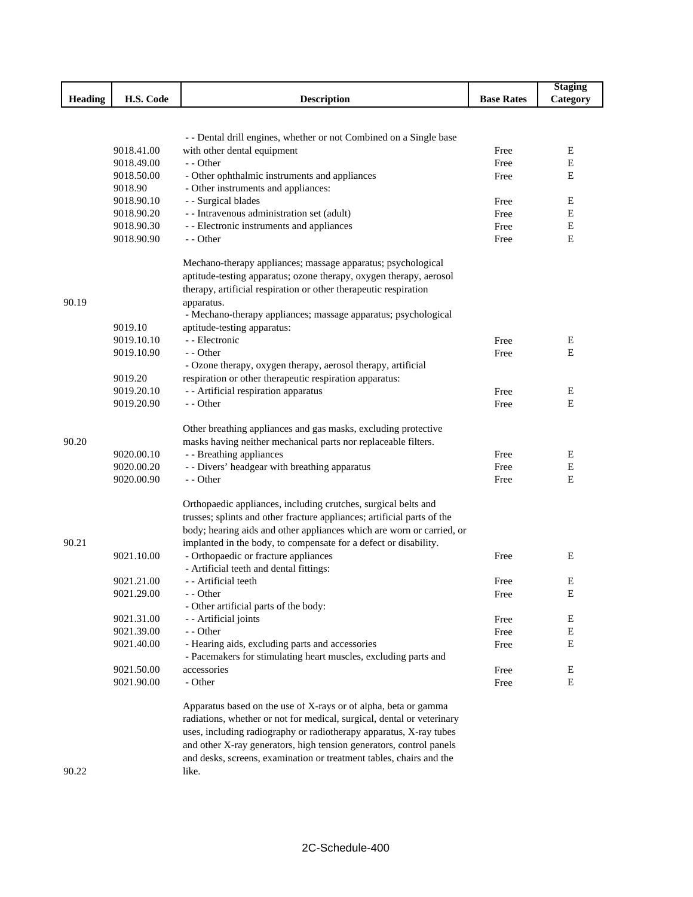| Heading | H.S. Code | Description | Base Rates | Staging Category |
|---|---|---|---|---|
| | 9018.41.00 | - - Dental drill engines, whether or not Combined on a Single base with other dental equipment | Free | E |
| | 9018.49.00 | - - Other | Free | E |
| | 9018.50.00 | - Other ophthalmic instruments and appliances | Free | E |
| | 9018.90 | - Other instruments and appliances: | | |
| | 9018.90.10 | - - Surgical blades | Free | E |
| | 9018.90.20 | - - Intravenous administration set (adult) | Free | E |
| | 9018.90.30 | - - Electronic instruments and appliances | Free | E |
| | 9018.90.90 | - - Other | Free | E |
| 90.19 | | Mechano-therapy appliances; massage apparatus; psychological aptitude-testing apparatus; ozone therapy, oxygen therapy, aerosol therapy, artificial respiration or other therapeutic respiration apparatus. | | |
| | 9019.10 | - Mechano-therapy appliances; massage apparatus; psychological aptitude-testing apparatus: | | |
| | 9019.10.10 | - - Electronic | Free | E |
| | 9019.10.90 | - - Other | Free | E |
| | 9019.20 | - Ozone therapy, oxygen therapy, aerosol therapy, artificial respiration or other therapeutic respiration apparatus: | | |
| | 9019.20.10 | - - Artificial respiration apparatus | Free | E |
| | 9019.20.90 | - - Other | Free | E |
| 90.20 | | Other breathing appliances and gas masks, excluding protective masks having neither mechanical parts nor replaceable filters. | | |
| | 9020.00.10 | - - Breathing appliances | Free | E |
| | 9020.00.20 | - - Divers' headgear with breathing apparatus | Free | E |
| | 9020.00.90 | - - Other | Free | E |
| 90.21 | | Orthopaedic appliances, including crutches, surgical belts and trusses; splints and other fracture appliances; artificial parts of the body; hearing aids and other appliances which are worn or carried, or implanted in the body, to compensate for a defect or disability. | | |
| | 9021.10.00 | - Orthopaedic or fracture appliances | Free | E |
| | | - Artificial teeth and dental fittings: | | |
| | 9021.21.00 | - - Artificial teeth | Free | E |
| | 9021.29.00 | - - Other | Free | E |
| | | - Other artificial parts of the body: | | |
| | 9021.31.00 | - - Artificial joints | Free | E |
| | 9021.39.00 | - - Other | Free | E |
| | 9021.40.00 | - Hearing aids, excluding parts and accessories | Free | E |
| | 9021.50.00 | - Pacemakers for stimulating heart muscles, excluding parts and accessories | Free | E |
| | 9021.90.00 | - Other | Free | E |
| 90.22 | | Apparatus based on the use of X-rays or of alpha, beta or gamma radiations, whether or not for medical, surgical, dental or veterinary uses, including radiography or radiotherapy apparatus, X-ray tubes and other X-ray generators, high tension generators, control panels and desks, screens, examination or treatment tables, chairs and the like. | | |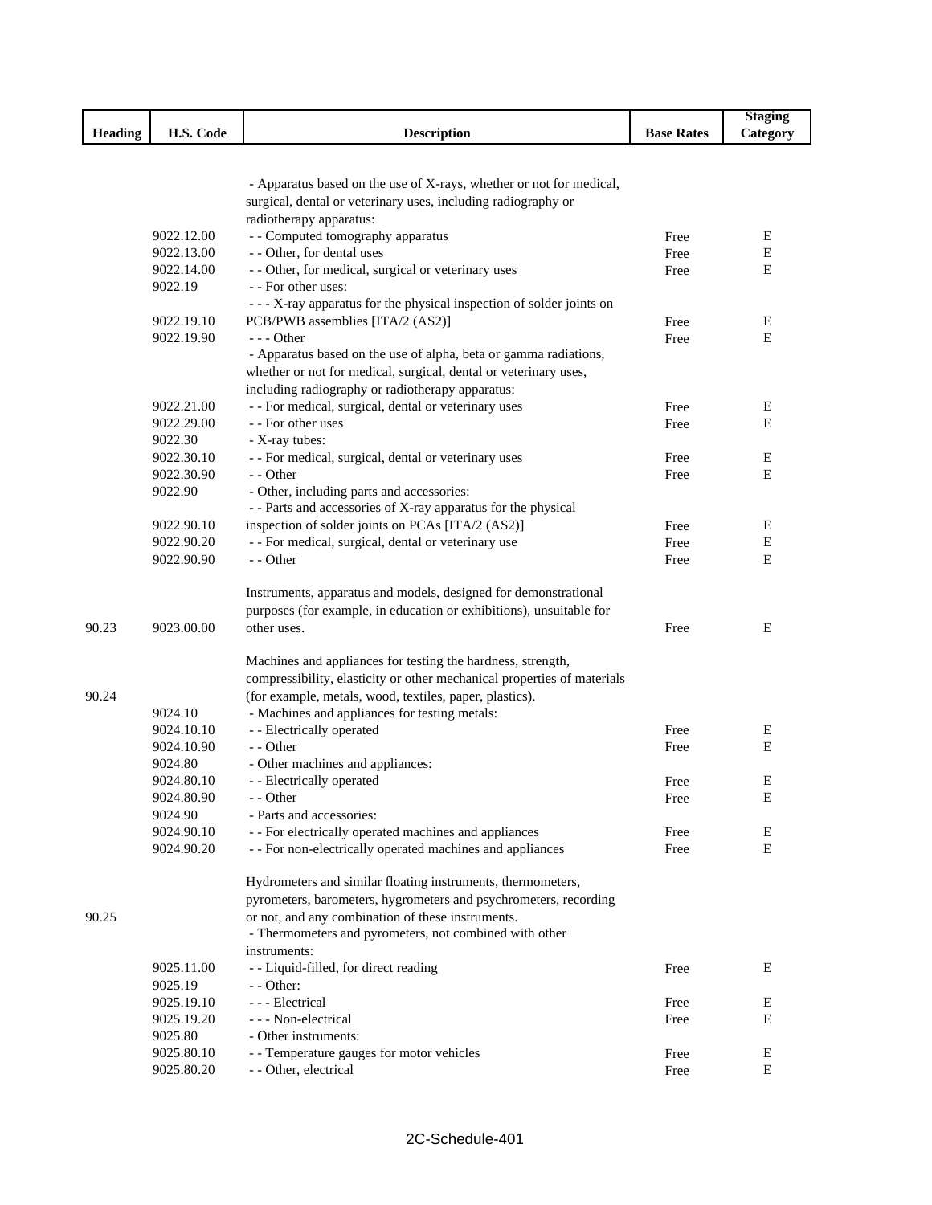| Heading | H.S. Code | Description | Base Rates | Staging Category |
|---|---|---|---|---|
| | | - Apparatus based on the use of X-rays, whether or not for medical, surgical, dental or veterinary uses, including radiography or radiotherapy apparatus: | | |
| | 9022.12.00 | - - Computed tomography apparatus | Free | E |
| | 9022.13.00 | - - Other, for dental uses | Free | E |
| | 9022.14.00 | - - Other, for medical, surgical or veterinary uses | Free | E |
| | 9022.19 | - - For other uses: | | |
| | 9022.19.10 | - - - X-ray apparatus for the physical inspection of solder joints on PCB/PWB assemblies [ITA/2 (AS2)] | Free | E |
| | 9022.19.90 | - - - Other | Free | E |
| | | - Apparatus based on the use of alpha, beta or gamma radiations, whether or not for medical, surgical, dental or veterinary uses, including radiography or radiotherapy apparatus: | | |
| | 9022.21.00 | - - For medical, surgical, dental or veterinary uses | Free | E |
| | 9022.29.00 | - - For other uses | Free | E |
| | 9022.30 | - X-ray tubes: | | |
| | 9022.30.10 | - - For medical, surgical, dental or veterinary uses | Free | E |
| | 9022.30.90 | - - Other | Free | E |
| | 9022.90 | - Other, including parts and accessories: | | |
| | 9022.90.10 | - - Parts and accessories of X-ray apparatus for the physical inspection of solder joints on PCAs [ITA/2 (AS2)] | Free | E |
| | 9022.90.20 | - - For medical, surgical, dental or veterinary use | Free | E |
| | 9022.90.90 | - - Other | Free | E |
| 90.23 | 9023.00.00 | Instruments, apparatus and models, designed for demonstrational purposes (for example, in education or exhibitions), unsuitable for other uses. | Free | E |
| 90.24 | | Machines and appliances for testing the hardness, strength, compressibility, elasticity or other mechanical properties of materials (for example, metals, wood, textiles, paper, plastics). | | |
| | 9024.10 | - Machines and appliances for testing metals: | | |
| | 9024.10.10 | - - Electrically operated | Free | E |
| | 9024.10.90 | - - Other | Free | E |
| | 9024.80 | - Other machines and appliances: | | |
| | 9024.80.10 | - - Electrically operated | Free | E |
| | 9024.80.90 | - - Other | Free | E |
| | 9024.90 | - Parts and accessories: | | |
| | 9024.90.10 | - - For electrically operated machines and appliances | Free | E |
| | 9024.90.20 | - - For non-electrically operated machines and appliances | Free | E |
| 90.25 | | Hydrometers and similar floating instruments, thermometers, pyrometers, barometers, hygrometers and psychrometers, recording or not, and any combination of these instruments. | | |
| | | - Thermometers and pyrometers, not combined with other instruments: | | |
| | 9025.11.00 | - - Liquid-filled, for direct reading | Free | E |
| | 9025.19 | - - Other: | | |
| | 9025.19.10 | - - - Electrical | Free | E |
| | 9025.19.20 | - - - Non-electrical | Free | E |
| | 9025.80 | - Other instruments: | | |
| | 9025.80.10 | - - Temperature gauges for motor vehicles | Free | E |
| | 9025.80.20 | - - Other, electrical | Free | E |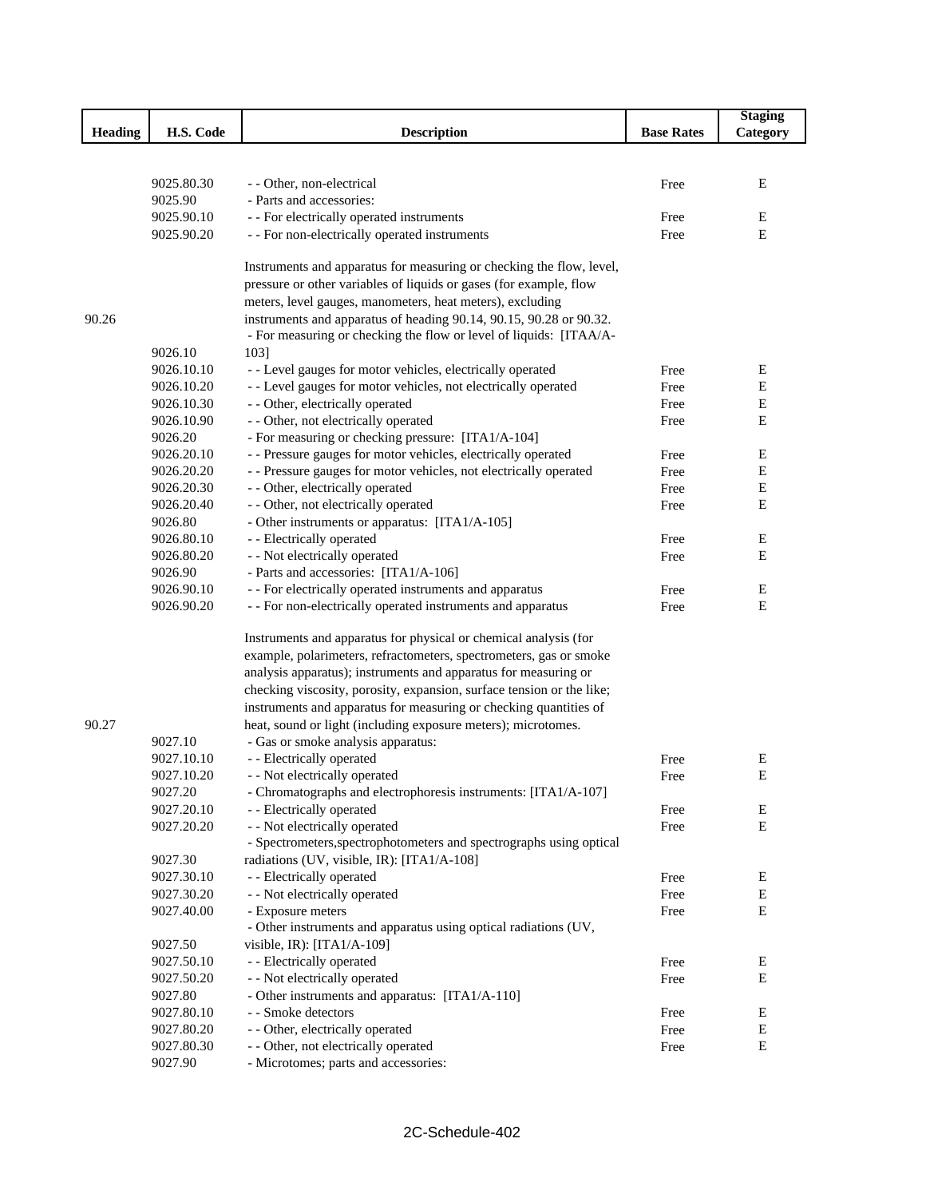| Heading | H.S. Code | Description | Base Rates | Staging Category |
|---|---|---|---|---|
| | 9025.80.30 | - - Other, non-electrical | Free | E |
| | 9025.90 | - Parts and accessories: | | |
| | 9025.90.10 | - - For electrically operated instruments | Free | E |
| | 9025.90.20 | - - For non-electrically operated instruments | Free | E |
| 90.26 | | Instruments and apparatus for measuring or checking the flow, level, pressure or other variables of liquids or gases (for example, flow meters, level gauges, manometers, heat meters), excluding instruments and apparatus of heading 90.14, 90.15, 90.28 or 90.32. | | |
| | 9026.10 | - For measuring or checking the flow or level of liquids: [ITAA/A-103] | | |
| | 9026.10.10 | - - Level gauges for motor vehicles, electrically operated | Free | E |
| | 9026.10.20 | - - Level gauges for motor vehicles, not electrically operated | Free | E |
| | 9026.10.30 | - - Other, electrically operated | Free | E |
| | 9026.10.90 | - - Other, not electrically operated | Free | E |
| | 9026.20 | - For measuring or checking pressure: [ITA1/A-104] | | |
| | 9026.20.10 | - - Pressure gauges for motor vehicles, electrically operated | Free | E |
| | 9026.20.20 | - - Pressure gauges for motor vehicles, not electrically operated | Free | E |
| | 9026.20.30 | - - Other, electrically operated | Free | E |
| | 9026.20.40 | - - Other, not electrically operated | Free | E |
| | 9026.80 | - Other instruments or apparatus: [ITA1/A-105] | | |
| | 9026.80.10 | - - Electrically operated | Free | E |
| | 9026.80.20 | - - Not electrically operated | Free | E |
| | 9026.90 | - Parts and accessories: [ITA1/A-106] | | |
| | 9026.90.10 | - - For electrically operated instruments and apparatus | Free | E |
| | 9026.90.20 | - - For non-electrically operated instruments and apparatus | Free | E |
| 90.27 | | Instruments and apparatus for physical or chemical analysis (for example, polarimeters, refractometers, spectrometers, gas or smoke analysis apparatus); instruments and apparatus for measuring or checking viscosity, porosity, expansion, surface tension or the like; instruments and apparatus for measuring or checking quantities of heat, sound or light (including exposure meters); microtomes. | | |
| | 9027.10 | - Gas or smoke analysis apparatus: | | |
| | 9027.10.10 | - - Electrically operated | Free | E |
| | 9027.10.20 | - - Not electrically operated | Free | E |
| | 9027.20 | - Chromatographs and electrophoresis instruments: [ITA1/A-107] | | |
| | 9027.20.10 | - - Electrically operated | Free | E |
| | 9027.20.20 | - - Not electrically operated | Free | E |
| | 9027.30 | - Spectrometers,spectrophotometers and spectrographs using optical radiations (UV, visible, IR): [ITA1/A-108] | | |
| | 9027.30.10 | - - Electrically operated | Free | E |
| | 9027.30.20 | - - Not electrically operated | Free | E |
| | 9027.40.00 | - Exposure meters | Free | E |
| | 9027.50 | - Other instruments and apparatus using optical radiations (UV, visible, IR): [ITA1/A-109] | | |
| | 9027.50.10 | - - Electrically operated | Free | E |
| | 9027.50.20 | - - Not electrically operated | Free | E |
| | 9027.80 | - Other instruments and apparatus: [ITA1/A-110] | | |
| | 9027.80.10 | - - Smoke detectors | Free | E |
| | 9027.80.20 | - - Other, electrically operated | Free | E |
| | 9027.80.30 | - - Other, not electrically operated | Free | E |
| | 9027.90 | - Microtomes; parts and accessories: | | |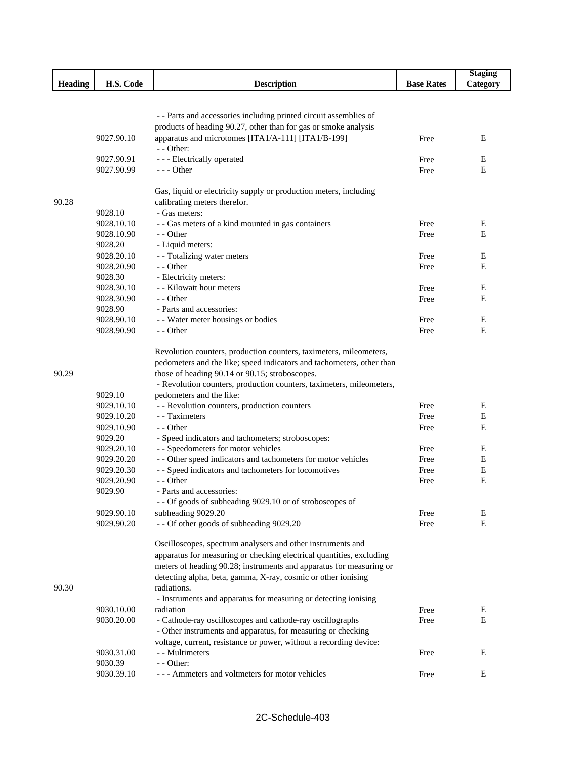| Heading | H.S. Code | Description | Base Rates | Staging Category |
|---|---|---|---|---|
| | 9027.90.10 | - - Parts and accessories including printed circuit assemblies of products of heading 90.27, other than for gas or smoke analysis apparatus and microtomes [ITA1/A-111] [ITA1/B-199] | Free | E |
| | | - - Other: | | |
| | 9027.90.91 | - - - Electrically operated | Free | E |
| | 9027.90.99 | - - - Other | Free | E |
| 90.28 | | Gas, liquid or electricity supply or production meters, including calibrating meters therefor. | | |
| | 9028.10 | - Gas meters: | | |
| | 9028.10.10 | - - Gas meters of a kind mounted in gas containers | Free | E |
| | 9028.10.90 | - - Other | Free | E |
| | 9028.20 | - Liquid meters: | | |
| | 9028.20.10 | - - Totalizing water meters | Free | E |
| | 9028.20.90 | - - Other | Free | E |
| | 9028.30 | - Electricity meters: | | |
| | 9028.30.10 | - - Kilowatt hour meters | Free | E |
| | 9028.30.90 | - - Other | Free | E |
| | 9028.90 | - Parts and accessories: | | |
| | 9028.90.10 | - - Water meter housings or bodies | Free | E |
| | 9028.90.90 | - - Other | Free | E |
| 90.29 | | Revolution counters, production counters, taximeters, mileometers, pedometers and the like; speed indicators and tachometers, other than those of heading 90.14 or 90.15; stroboscopes. | | |
| | 9029.10 | - Revolution counters, production counters, taximeters, mileometers, pedometers and the like: | | |
| | 9029.10.10 | - - Revolution counters, production counters | Free | E |
| | 9029.10.20 | - - Taximeters | Free | E |
| | 9029.10.90 | - - Other | Free | E |
| | 9029.20 | - Speed indicators and tachometers; stroboscopes: | | |
| | 9029.20.10 | - - Speedometers for motor vehicles | Free | E |
| | 9029.20.20 | - - Other speed indicators and tachometers for motor vehicles | Free | E |
| | 9029.20.30 | - - Speed indicators and tachometers for locomotives | Free | E |
| | 9029.20.90 | - - Other | Free | E |
| | 9029.90 | - Parts and accessories: | | |
| | 9029.90.10 | - - Of goods of subheading 9029.10 or of stroboscopes of subheading 9029.20 | Free | E |
| | 9029.90.20 | - - Of other goods of subheading 9029.20 | Free | E |
| 90.30 | | Oscilloscopes, spectrum analysers and other instruments and apparatus for measuring or checking electrical quantities, excluding meters of heading 90.28; instruments and apparatus for measuring or detecting alpha, beta, gamma, X-ray, cosmic or other ionising radiations. | | |
| | 9030.10.00 | - Instruments and apparatus for measuring or detecting ionising radiation | Free | E |
| | 9030.20.00 | - Cathode-ray oscilloscopes and cathode-ray oscillographs | Free | E |
| | | - Other instruments and apparatus, for measuring or checking voltage, current, resistance or power, without a recording device: | | |
| | 9030.31.00 | - - Multimeters | Free | E |
| | 9030.39 | - - Other: | | |
| | 9030.39.10 | - - - Ammeters and voltmeters for motor vehicles | Free | E |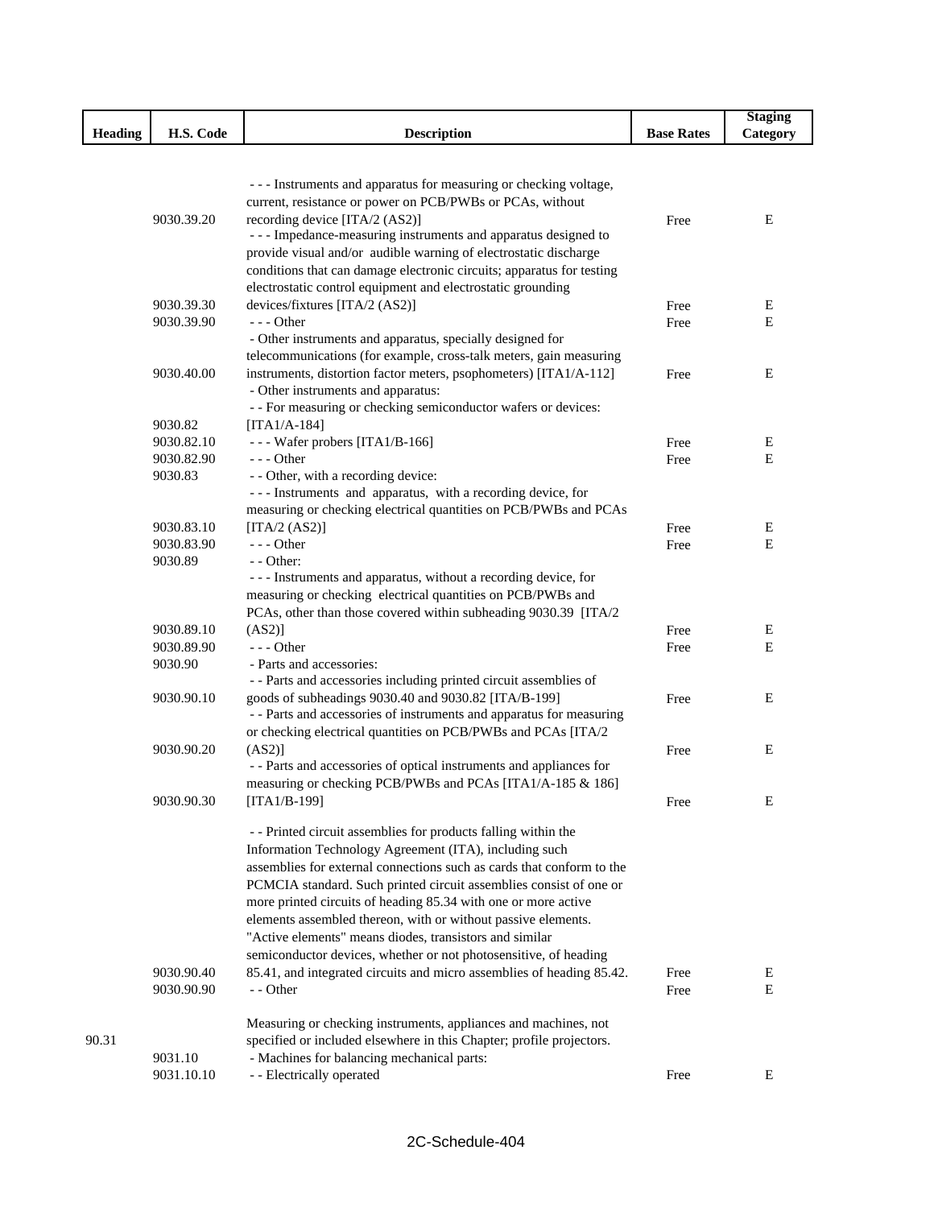| Heading | H.S. Code | Description | Base Rates | Staging Category |
|---|---|---|---|---|
| | 9030.39.20 | - - - Instruments and apparatus for measuring or checking voltage, current, resistance or power on PCB/PWBs or PCAs, without recording device [ITA/2 (AS2)] | Free | E |
| | 9030.39.30 | - - - Impedance-measuring instruments and apparatus designed to provide visual and/or audible warning of electrostatic discharge conditions that can damage electronic circuits; apparatus for testing electrostatic control equipment and electrostatic grounding devices/fixtures [ITA/2 (AS2)] | Free | E |
| | 9030.39.90 | - - - Other | Free | E |
| | 9030.40.00 | - Other instruments and apparatus, specially designed for telecommunications (for example, cross-talk meters, gain measuring instruments, distortion factor meters, psophometers) [ITA1/A-112] | Free | E |
| | | - Other instruments and apparatus: | | |
| | 9030.82 | - - For measuring or checking semiconductor wafers or devices: [ITA1/A-184] | | |
| | 9030.82.10 | - - - Wafer probers [ITA1/B-166] | Free | E |
| | 9030.82.90 | - - - Other | Free | E |
| | 9030.83 | - - Other, with a recording device: | | |
| | 9030.83.10 | - - - Instruments and apparatus, with a recording device, for measuring or checking electrical quantities on PCB/PWBs and PCAs [ITA/2 (AS2)] | Free | E |
| | 9030.83.90 | - - - Other | Free | E |
| | 9030.89 | - - Other: | | |
| | 9030.89.10 | - - - Instruments and apparatus, without a recording device, for measuring or checking electrical quantities on PCB/PWBs and PCAs, other than those covered within subheading 9030.39 [ITA/2 (AS2)] | Free | E |
| | 9030.89.90 | - - - Other | Free | E |
| | 9030.90 | - Parts and accessories: | | |
| | 9030.90.10 | - - Parts and accessories including printed circuit assemblies of goods of subheadings 9030.40 and 9030.82 [ITA/B-199] | Free | E |
| | 9030.90.20 | - - Parts and accessories of instruments and apparatus for measuring or checking electrical quantities on PCB/PWBs and PCAs [ITA/2 (AS2)] | Free | E |
| | 9030.90.30 | - - Parts and accessories of optical instruments and appliances for measuring or checking PCB/PWBs and PCAs [ITA1/A-185 & 186] [ITA1/B-199] | Free | E |
| | 9030.90.40 | - - Printed circuit assemblies for products falling within the Information Technology Agreement (ITA), including such assemblies for external connections such as cards that conform to the PCMCIA standard. Such printed circuit assemblies consist of one or more printed circuits of heading 85.34 with one or more active elements assembled thereon, with or without passive elements. "Active elements" means diodes, transistors and similar semiconductor devices, whether or not photosensitive, of heading 85.41, and integrated circuits and micro assemblies of heading 85.42. | Free | E |
| | 9030.90.90 | - - Other | Free | E |
| 90.31 | | Measuring or checking instruments, appliances and machines, not specified or included elsewhere in this Chapter; profile projectors. | | |
| | 9031.10 | - Machines for balancing mechanical parts: | | |
| | 9031.10.10 | - - Electrically operated | Free | E |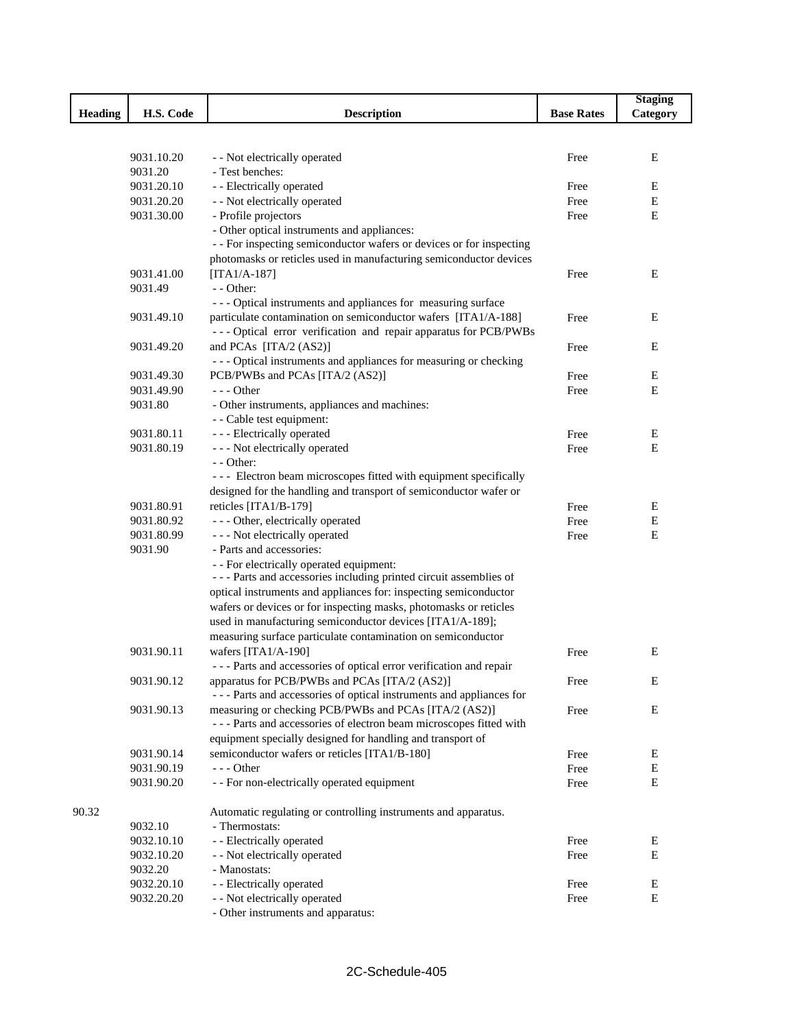| Heading | H.S. Code | Description | Base Rates | Staging Category |
|---|---|---|---|---|
| | 9031.10.20 | - - Not electrically operated | Free | E |
| | 9031.20 | - Test benches: | | |
| | 9031.20.10 | - - Electrically operated | Free | E |
| | 9031.20.20 | - - Not electrically operated | Free | E |
| | 9031.30.00 | - Profile projectors | Free | E |
| | | - Other optical instruments and appliances: | | |
| | 9031.41.00 | - - For inspecting semiconductor wafers or devices or for inspecting photomasks or reticles used in manufacturing semiconductor devices [ITA1/A-187] | Free | E |
| | 9031.49 | - - Other: | | |
| | 9031.49.10 | - - - Optical instruments and appliances for measuring surface particulate contamination on semiconductor wafers [ITA1/A-188] | Free | E |
| | 9031.49.20 | - - - Optical error verification and repair apparatus for PCB/PWBs and PCAs [ITA/2 (AS2)] | Free | E |
| | 9031.49.30 | - - - Optical instruments and appliances for measuring or checking PCB/PWBs and PCAs [ITA/2 (AS2)] | Free | E |
| | 9031.49.90 | - - - Other | Free | E |
| | 9031.80 | - Other instruments, appliances and machines: | | |
| | | - - Cable test equipment: | | |
| | 9031.80.11 | - - - Electrically operated | Free | E |
| | 9031.80.19 | - - - Not electrically operated | Free | E |
| | | - - Other: | | |
| | 9031.80.91 | - - - Electron beam microscopes fitted with equipment specifically designed for the handling and transport of semiconductor wafer or reticles [ITA1/B-179] | Free | E |
| | 9031.80.92 | - - - Other, electrically operated | Free | E |
| | 9031.80.99 | - - - Not electrically operated | Free | E |
| | 9031.90 | - Parts and accessories: | | |
| | | - - For electrically operated equipment: | | |
| | 9031.90.11 | - - - Parts and accessories including printed circuit assemblies of optical instruments and appliances for: inspecting semiconductor wafers or devices or for inspecting masks, photomasks or reticles used in manufacturing semiconductor devices [ITA1/A-189]; measuring surface particulate contamination on semiconductor wafers [ITA1/A-190] | Free | E |
| | 9031.90.12 | - - - Parts and accessories of optical error verification and repair apparatus for PCB/PWBs and PCAs [ITA/2 (AS2)] | Free | E |
| | 9031.90.13 | - - - Parts and accessories of optical instruments and appliances for measuring or checking PCB/PWBs and PCAs [ITA/2 (AS2)] | Free | E |
| | 9031.90.14 | - - - Parts and accessories of electron beam microscopes fitted with equipment specially designed for handling and transport of semiconductor wafers or reticles [ITA1/B-180] | Free | E |
| | 9031.90.19 | - - - Other | Free | E |
| | 9031.90.20 | - - For non-electrically operated equipment | Free | E |
| 90.32 | | Automatic regulating or controlling instruments and apparatus. | | |
| | 9032.10 | - Thermostats: | | |
| | 9032.10.10 | - - Electrically operated | Free | E |
| | 9032.10.20 | - - Not electrically operated | Free | E |
| | 9032.20 | - Manostats: | | |
| | 9032.20.10 | - - Electrically operated | Free | E |
| | 9032.20.20 | - - Not electrically operated | Free | E |
| | | - Other instruments and apparatus: | | |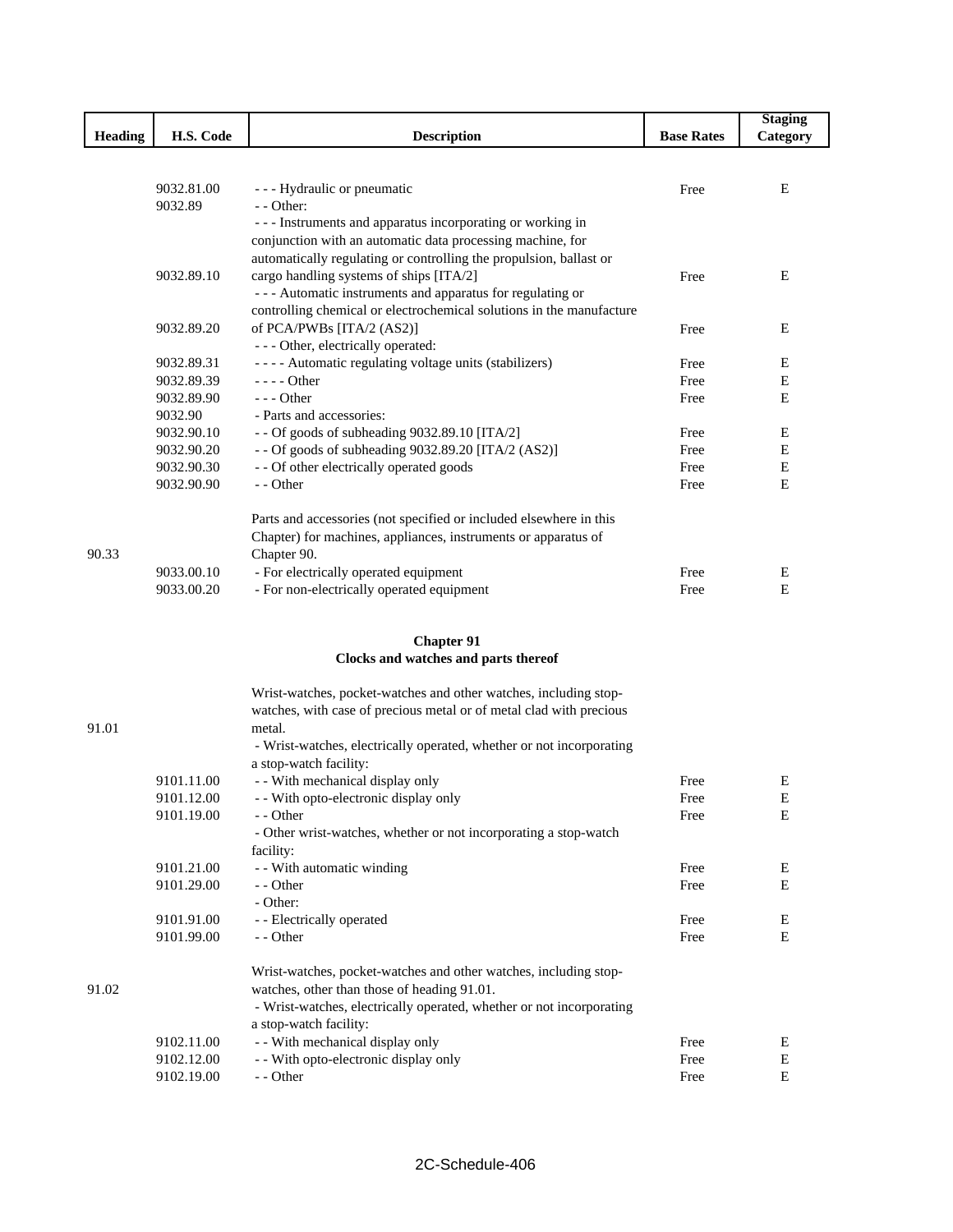| Heading | H.S. Code | Description | Base Rates | Staging Category |
|---|---|---|---|---|
| | 9032.81.00 | - - - Hydraulic or pneumatic | Free | E |
| | 9032.89 | - - Other: | | |
| | 9032.89.10 | - - - Instruments and apparatus incorporating or working in conjunction with an automatic data processing machine, for automatically regulating or controlling the propulsion, ballast or cargo handling systems of ships [ITA/2] | Free | E |
| | 9032.89.20 | - - - Automatic instruments and apparatus for regulating or controlling chemical or electrochemical solutions in the manufacture of PCA/PWBs [ITA/2 (AS2)] | Free | E |
| | | - - - Other, electrically operated: | | |
| | 9032.89.31 | - - - - Automatic regulating voltage units (stabilizers) | Free | E |
| | 9032.89.39 | - - - - Other | Free | E |
| | 9032.89.90 | - - - Other | Free | E |
| | 9032.90 | - Parts and accessories: | | |
| | 9032.90.10 | - - Of goods of subheading 9032.89.10 [ITA/2] | Free | E |
| | 9032.90.20 | - - Of goods of subheading 9032.89.20 [ITA/2 (AS2)] | Free | E |
| | 9032.90.30 | - - Of other electrically operated goods | Free | E |
| | 9032.90.90 | - - Other | Free | E |
| 90.33 | | Parts and accessories (not specified or included elsewhere in this Chapter) for machines, appliances, instruments or apparatus of Chapter 90. | | |
| | 9033.00.10 | - For electrically operated equipment | Free | E |
| | 9033.00.20 | - For non-electrically operated equipment | Free | E |

## Chapter 91
## Clocks and watches and parts thereof

| Heading | H.S. Code | Description | Base Rates | Staging Category |
|---|---|---|---|---|
| 91.01 | | Wrist-watches, pocket-watches and other watches, including stop-watches, with case of precious metal or of metal clad with precious metal. | | |
| | | - Wrist-watches, electrically operated, whether or not incorporating a stop-watch facility: | | |
| | 9101.11.00 | - - With mechanical display only | Free | E |
| | 9101.12.00 | - - With opto-electronic display only | Free | E |
| | 9101.19.00 | - - Other | Free | E |
| | | - Other wrist-watches, whether or not incorporating a stop-watch facility: | | |
| | 9101.21.00 | - - With automatic winding | Free | E |
| | 9101.29.00 | - - Other | Free | E |
| | | - Other: | | |
| | 9101.91.00 | - - Electrically operated | Free | E |
| | 9101.99.00 | - - Other | Free | E |
| 91.02 | | Wrist-watches, pocket-watches and other watches, including stop-watches, other than those of heading 91.01. | | |
| | | - Wrist-watches, electrically operated, whether or not incorporating a stop-watch facility: | | |
| | 9102.11.00 | - - With mechanical display only | Free | E |
| | 9102.12.00 | - - With opto-electronic display only | Free | E |
| | 9102.19.00 | - - Other | Free | E |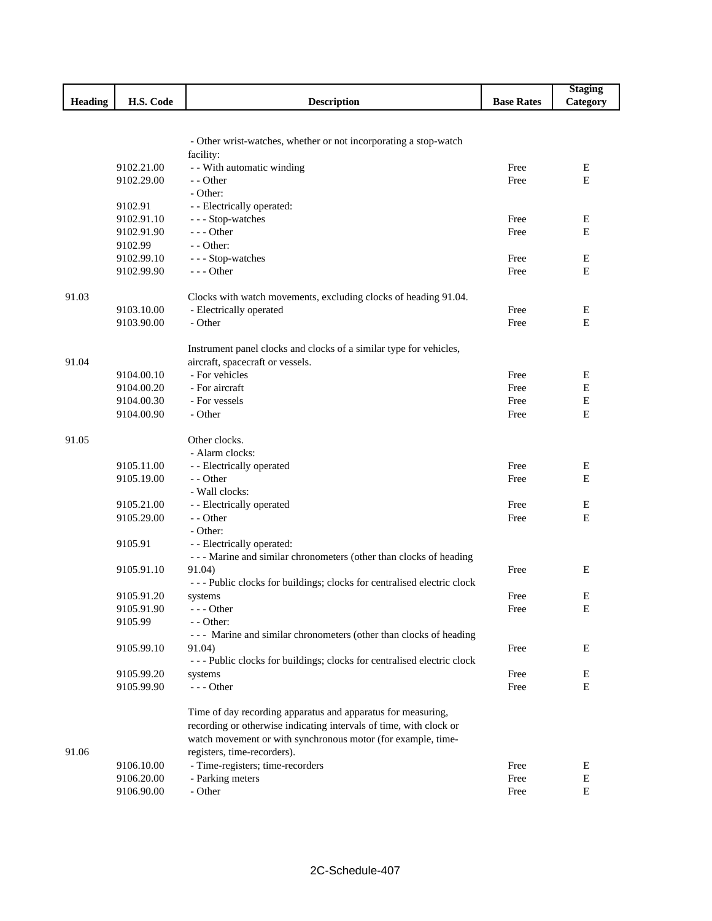| Heading | H.S. Code | Description | Base Rates | Staging Category |
|---|---|---|---|---|
| | | - Other wrist-watches, whether or not incorporating a stop-watch facility: | | |
| | 9102.21.00 | - - With automatic winding | Free | E |
| | 9102.29.00 | - - Other | Free | E |
| | | - Other: | | |
| | 9102.91 | - - Electrically operated: | | |
| | 9102.91.10 | - - - Stop-watches | Free | E |
| | 9102.91.90 | - - - Other | Free | E |
| | 9102.99 | - - Other: | | |
| | 9102.99.10 | - - - Stop-watches | Free | E |
| | 9102.99.90 | - - - Other | Free | E |
| 91.03 | | Clocks with watch movements, excluding clocks of heading 91.04. | | |
| | 9103.10.00 | - Electrically operated | Free | E |
| | 9103.90.00 | - Other | Free | E |
| 91.04 | | Instrument panel clocks and clocks of a similar type for vehicles, aircraft, spacecraft or vessels. | | |
| | 9104.00.10 | - For vehicles | Free | E |
| | 9104.00.20 | - For aircraft | Free | E |
| | 9104.00.30 | - For vessels | Free | E |
| | 9104.00.90 | - Other | Free | E |
| 91.05 | | Other clocks. | | |
| | | - Alarm clocks: | | |
| | 9105.11.00 | - - Electrically operated | Free | E |
| | 9105.19.00 | - - Other | Free | E |
| | | - Wall clocks: | | |
| | 9105.21.00 | - - Electrically operated | Free | E |
| | 9105.29.00 | - - Other | Free | E |
| | | - Other: | | |
| | 9105.91 | - - Electrically operated: | | |
| | 9105.91.10 | - - - Marine and similar chronometers (other than clocks of heading 91.04) | Free | E |
| | 9105.91.20 | - - - Public clocks for buildings; clocks for centralised electric clock systems | Free | E |
| | 9105.91.90 | - - - Other | Free | E |
| | 9105.99 | - - Other: | | |
| | 9105.99.10 | - - - Marine and similar chronometers (other than clocks of heading 91.04) | Free | E |
| | 9105.99.20 | - - - Public clocks for buildings; clocks for centralised electric clock systems | Free | E |
| | 9105.99.90 | - - - Other | Free | E |
| 91.06 | | Time of day recording apparatus and apparatus for measuring, recording or otherwise indicating intervals of time, with clock or watch movement or with synchronous motor (for example, time-registers, time-recorders). | | |
| | 9106.10.00 | - Time-registers; time-recorders | Free | E |
| | 9106.20.00 | - Parking meters | Free | E |
| | 9106.90.00 | - Other | Free | E |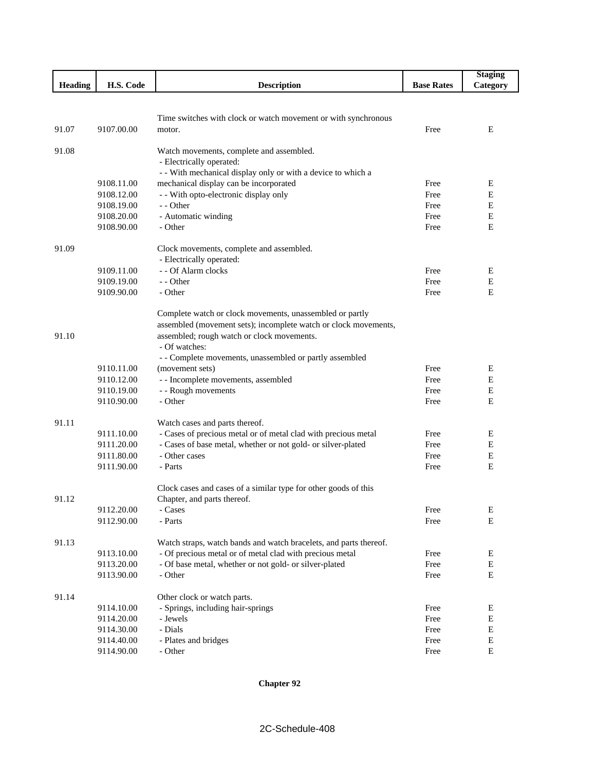| Heading | H.S. Code | Description | Base Rates | Staging Category |
|---|---|---|---|---|
| 91.07 | 9107.00.00 | Time switches with clock or watch movement or with synchronous motor. | Free | E |
| 91.08 | | Watch movements, complete and assembled. | | |
| | | - Electrically operated: | | |
| | 9108.11.00 | - - With mechanical display only or with a device to which a mechanical display can be incorporated | Free | E |
| | 9108.12.00 | - - With opto-electronic display only | Free | E |
| | 9108.19.00 | - - Other | Free | E |
| | 9108.20.00 | - Automatic winding | Free | E |
| | 9108.90.00 | - Other | Free | E |
| 91.09 | | Clock movements, complete and assembled. | | |
| | | - Electrically operated: | | |
| | 9109.11.00 | - - Of Alarm clocks | Free | E |
| | 9109.19.00 | - - Other | Free | E |
| | 9109.90.00 | - Other | Free | E |
| 91.10 | | Complete watch or clock movements, unassembled or partly assembled (movement sets); incomplete watch or clock movements, assembled; rough watch or clock movements. | | |
| | | - Of watches: | | |
| | 9110.11.00 | - - Complete movements, unassembled or partly assembled (movement sets) | Free | E |
| | 9110.12.00 | - - Incomplete movements, assembled | Free | E |
| | 9110.19.00 | - - Rough movements | Free | E |
| | 9110.90.00 | - Other | Free | E |
| 91.11 | | Watch cases and parts thereof. | | |
| | 9111.10.00 | - Cases of precious metal or of metal clad with precious metal | Free | E |
| | 9111.20.00 | - Cases of base metal, whether or not gold- or silver-plated | Free | E |
| | 9111.80.00 | - Other cases | Free | E |
| | 9111.90.00 | - Parts | Free | E |
| 91.12 | | Clock cases and cases of a similar type for other goods of this Chapter, and parts thereof. | | |
| | 9112.20.00 | - Cases | Free | E |
| | 9112.90.00 | - Parts | Free | E |
| 91.13 | | Watch straps, watch bands and watch bracelets, and parts thereof. | | |
| | 9113.10.00 | - Of precious metal or of metal clad with precious metal | Free | E |
| | 9113.20.00 | - Of base metal, whether or not gold- or silver-plated | Free | E |
| | 9113.90.00 | - Other | Free | E |
| 91.14 | | Other clock or watch parts. | | |
| | 9114.10.00 | - Springs, including hair-springs | Free | E |
| | 9114.20.00 | - Jewels | Free | E |
| | 9114.30.00 | - Dials | Free | E |
| | 9114.40.00 | - Plates and bridges | Free | E |
| | 9114.90.00 | - Other | Free | E |

**Chapter 92**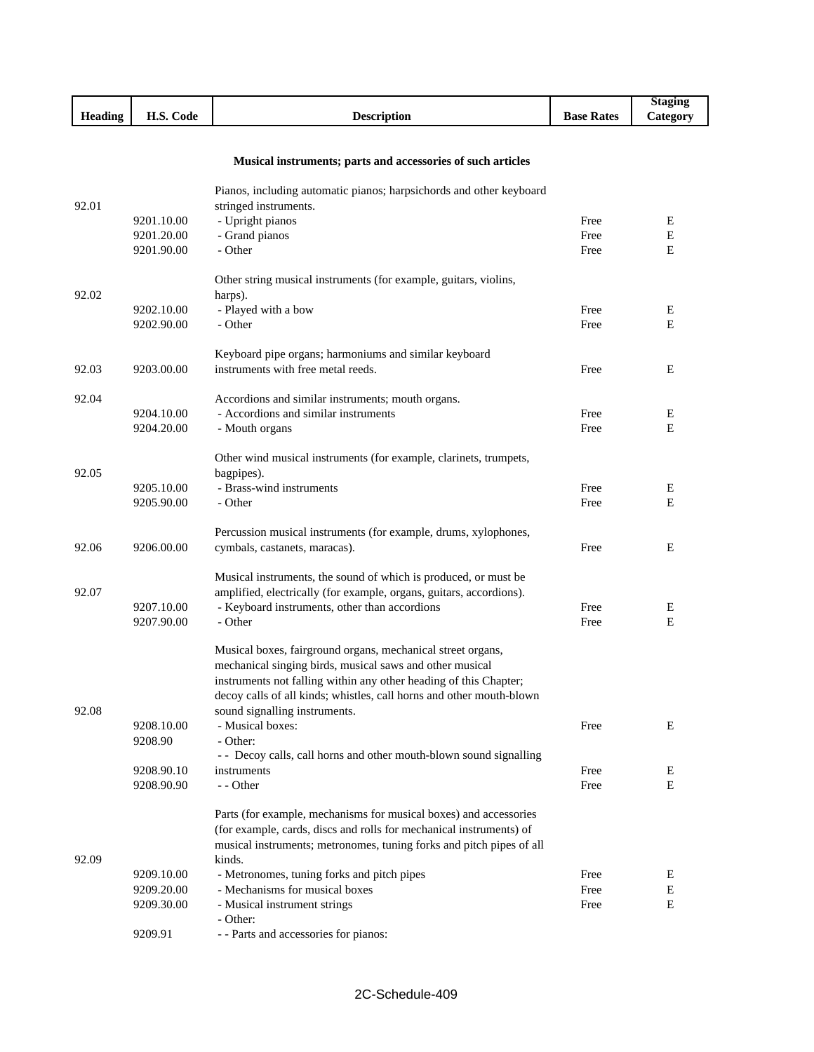| Heading | H.S. Code | Description | Base Rates | Staging Category |
|---|---|---|---|---|
| | | **Musical instruments; parts and accessories of such articles** | | |
| 92.01 | | Pianos, including automatic pianos; harpsichords and other keyboard stringed instruments. | | |
| | 9201.10.00 | - Upright pianos | Free | E |
| | 9201.20.00 | - Grand pianos | Free | E |
| | 9201.90.00 | - Other | Free | E |
| 92.02 | | Other string musical instruments (for example, guitars, violins, harps). | | |
| | 9202.10.00 | - Played with a bow | Free | E |
| | 9202.90.00 | - Other | Free | E |
| 92.03 | 9203.00.00 | Keyboard pipe organs; harmoniums and similar keyboard instruments with free metal reeds. | Free | E |
| 92.04 | | Accordions and similar instruments; mouth organs. | | |
| | 9204.10.00 | - Accordions and similar instruments | Free | E |
| | 9204.20.00 | - Mouth organs | Free | E |
| 92.05 | | Other wind musical instruments (for example, clarinets, trumpets, bagpipes). | | |
| | 9205.10.00 | - Brass-wind instruments | Free | E |
| | 9205.90.00 | - Other | Free | E |
| 92.06 | 9206.00.00 | Percussion musical instruments (for example, drums, xylophones, cymbals, castanets, maracas). | Free | E |
| 92.07 | | Musical instruments, the sound of which is produced, or must be amplified, electrically (for example, organs, guitars, accordions). | | |
| | 9207.10.00 | - Keyboard instruments, other than accordions | Free | E |
| | 9207.90.00 | - Other | Free | E |
| 92.08 | | Musical boxes, fairground organs, mechanical street organs, mechanical singing birds, musical saws and other musical instruments not falling within any other heading of this Chapter; decoy calls of all kinds; whistles, call horns and other mouth-blown sound signalling instruments. | | |
| | 9208.10.00 | - Musical boxes: | Free | E |
| | 9208.90 | - Other: | | |
| | 9208.90.10 | - - Decoy calls, call horns and other mouth-blown sound signalling instruments | Free | E |
| | 9208.90.90 | - - Other | Free | E |
| 92.09 | | Parts (for example, mechanisms for musical boxes) and accessories (for example, cards, discs and rolls for mechanical instruments) of musical instruments; metronomes, tuning forks and pitch pipes of all kinds. | | |
| | 9209.10.00 | - Metronomes, tuning forks and pitch pipes | Free | E |
| | 9209.20.00 | - Mechanisms for musical boxes | Free | E |
| | 9209.30.00 | - Musical instrument strings | Free | E |
| | | - Other: | | |
| | 9209.91 | - - Parts and accessories for pianos: | | |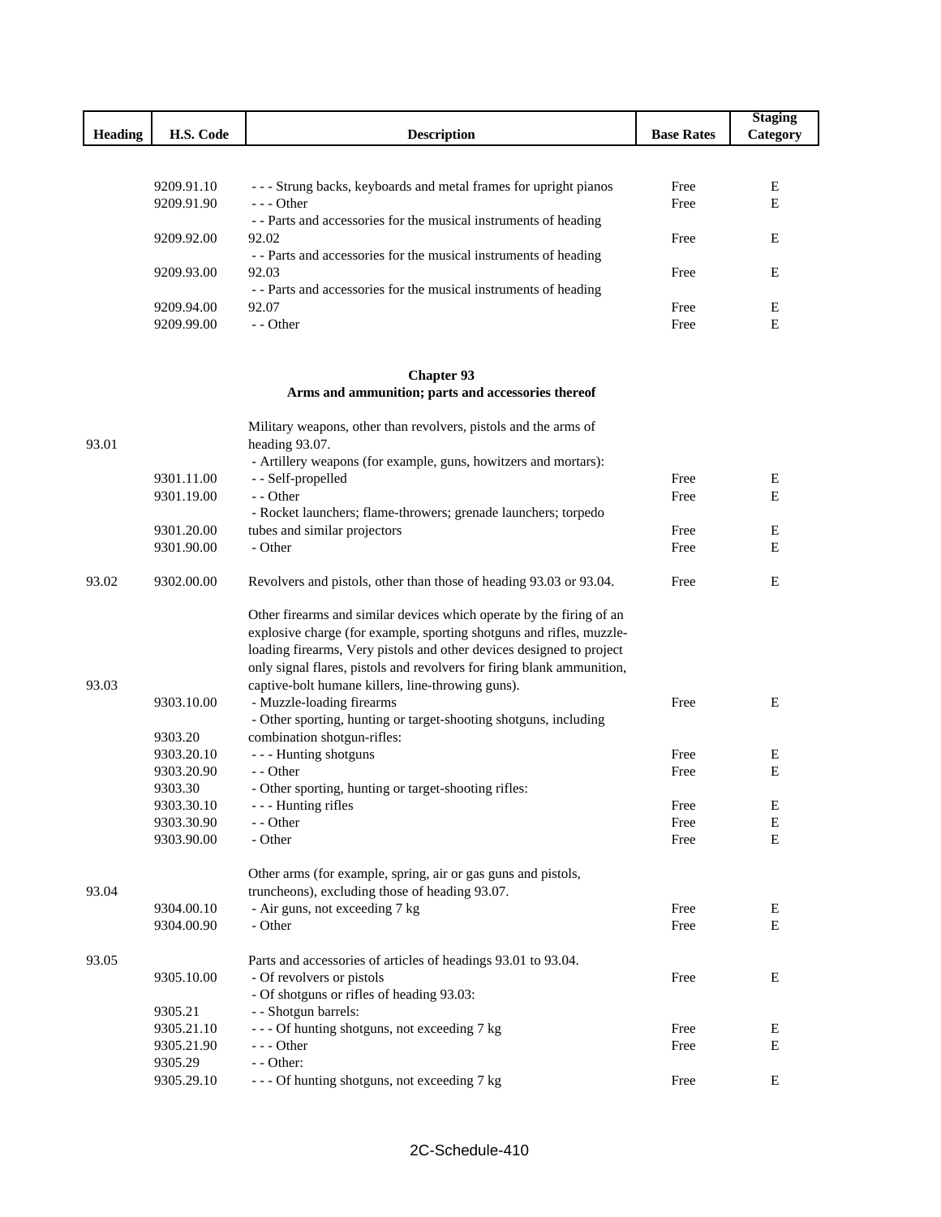| Heading | H.S. Code | Description | Base Rates | Staging Category |
|---|---|---|---|---|
| | 9209.91.10 | - - - Strung backs, keyboards and metal frames for upright pianos | Free | E |
| | 9209.91.90 | - - - Other | Free | E |
| | 9209.92.00 | - - Parts and accessories for the musical instruments of heading 92.02 | Free | E |
| | 9209.93.00 | - - Parts and accessories for the musical instruments of heading 92.03 | Free | E |
| | 9209.94.00 | - - Parts and accessories for the musical instruments of heading 92.07 | Free | E |
| | 9209.99.00 | - - Other | Free | E |

## Chapter 93
### Arms and ammunition; parts and accessories thereof

| Heading | H.S. Code | Description | Base Rates | Staging Category |
|---|---|---|---|---|
| 93.01 | | Military weapons, other than revolvers, pistols and the arms of heading 93.07. | | |
| | | - Artillery weapons (for example, guns, howitzers and mortars): | | |
| | 9301.11.00 | - - Self-propelled | Free | E |
| | 9301.19.00 | - - Other | Free | E |
| | 9301.20.00 | - Rocket launchers; flame-throwers; grenade launchers; torpedo tubes and similar projectors | Free | E |
| | 9301.90.00 | - Other | Free | E |
| 93.02 | 9302.00.00 | Revolvers and pistols, other than those of heading 93.03 or 93.04. | Free | E |
| 93.03 | | Other firearms and similar devices which operate by the firing of an explosive charge (for example, sporting shotguns and rifles, muzzle-loading firearms, Very pistols and other devices designed to project only signal flares, pistols and revolvers for firing blank ammunition, captive-bolt humane killers, line-throwing guns). | | |
| | 9303.10.00 | - Muzzle-loading firearms | Free | E |
| | 9303.20 | - Other sporting, hunting or target-shooting shotguns, including combination shotgun-rifles: | | |
| | 9303.20.10 | - - - Hunting shotguns | Free | E |
| | 9303.20.90 | - - Other | Free | E |
| | 9303.30 | - Other sporting, hunting or target-shooting rifles: | | |
| | 9303.30.10 | - - - Hunting rifles | Free | E |
| | 9303.30.90 | - - Other | Free | E |
| | 9303.90.00 | - Other | Free | E |
| 93.04 | | Other arms (for example, spring, air or gas guns and pistols, truncheons), excluding those of heading 93.07. | | |
| | 9304.00.10 | - Air guns, not exceeding 7 kg | Free | E |
| | 9304.00.90 | - Other | Free | E |
| 93.05 | | Parts and accessories of articles of headings 93.01 to 93.04. | | |
| | 9305.10.00 | - Of revolvers or pistols | Free | E |
| | | - Of shotguns or rifles of heading 93.03: | | |
| | 9305.21 | - - Shotgun barrels: | | |
| | 9305.21.10 | - - - Of hunting shotguns, not exceeding 7 kg | Free | E |
| | 9305.21.90 | - - - Other | Free | E |
| | 9305.29 | - - Other: | | |
| | 9305.29.10 | - - - Of hunting shotguns, not exceeding 7 kg | Free | E |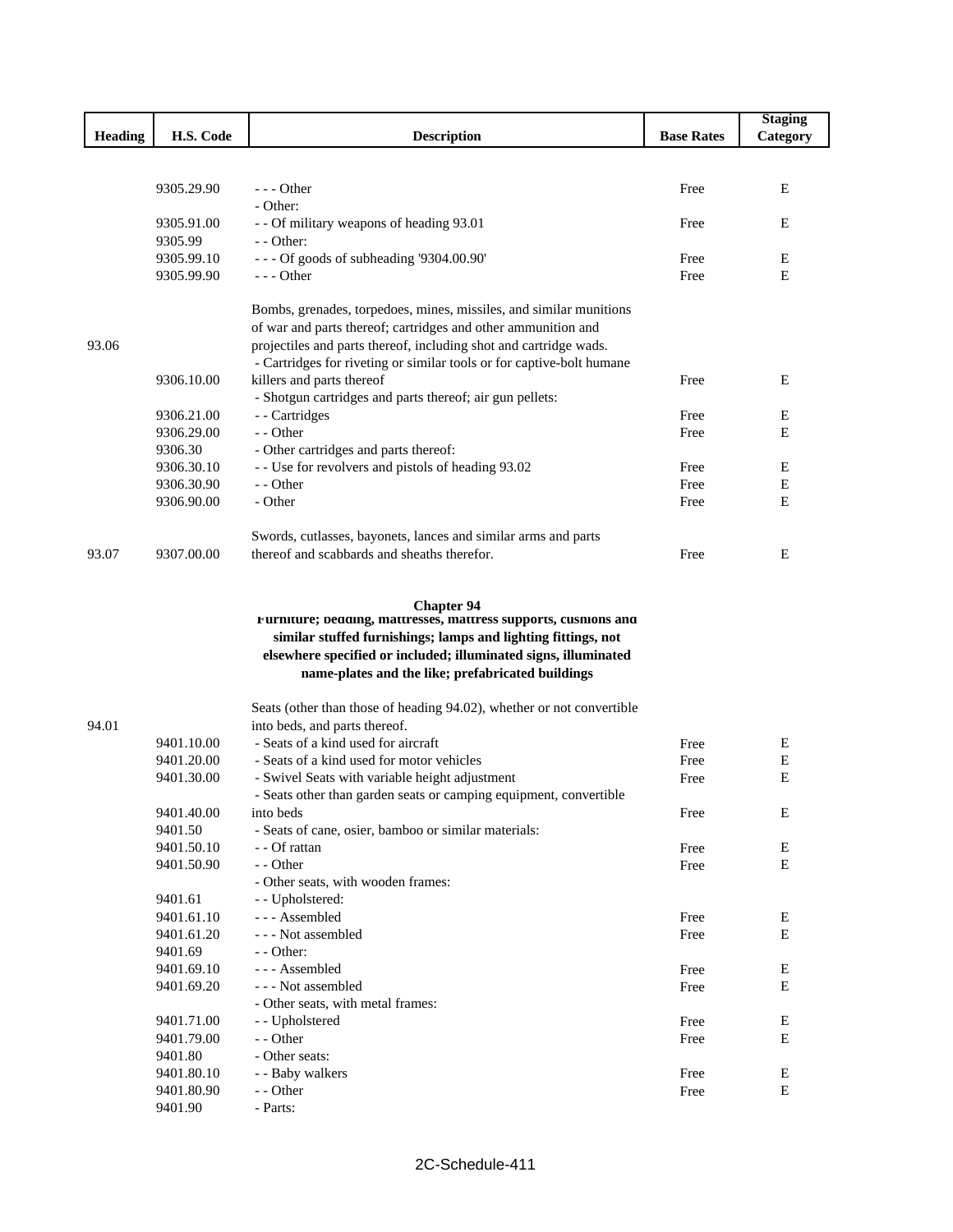| Heading | H.S. Code | Description | Base Rates | Staging Category |
|---|---|---|---|---|
| | 9305.29.90 | - - - Other | Free | E |
| | | - Other: | | |
| | 9305.91.00 | - - Of military weapons of heading 93.01 | Free | E |
| | 9305.99 | - - Other: | | |
| | 9305.99.10 | - - - Of goods of subheading '9304.00.90' | Free | E |
| | 9305.99.90 | - - - Other | Free | E |
| 93.06 | | Bombs, grenades, torpedoes, mines, missiles, and similar munitions of war and parts thereof; cartridges and other ammunition and projectiles and parts thereof, including shot and cartridge wads. | | |
| | 9306.10.00 | - Cartridges for riveting or similar tools or for captive-bolt humane killers and parts thereof | Free | E |
| | | - Shotgun cartridges and parts thereof; air gun pellets: | | |
| | 9306.21.00 | - - Cartridges | Free | E |
| | 9306.29.00 | - - Other | Free | E |
| | 9306.30 | - Other cartridges and parts thereof: | | |
| | 9306.30.10 | - - Use for revolvers and pistols of heading 93.02 | Free | E |
| | 9306.30.90 | - - Other | Free | E |
| | 9306.90.00 | - Other | Free | E |
| 93.07 | 9307.00.00 | Swords, cutlasses, bayonets, lances and similar arms and parts thereof and scabbards and sheaths therefor. | Free | E |

## Chapter 94

**Furniture; bedding, mattresses, mattress supports, cushions and similar stuffed furnishings; lamps and lighting fittings, not elsewhere specified or included; illuminated signs, illuminated name-plates and the like; prefabricated buildings**

| Heading | H.S. Code | Description | Base Rates | Staging Category |
|---|---|---|---|---|
| 94.01 | | Seats (other than those of heading 94.02), whether or not convertible into beds, and parts thereof. | | |
| | 9401.10.00 | - Seats of a kind used for aircraft | Free | E |
| | 9401.20.00 | - Seats of a kind used for motor vehicles | Free | E |
| | 9401.30.00 | - Swivel Seats with variable height adjustment | Free | E |
| | 9401.40.00 | - Seats other than garden seats or camping equipment, convertible into beds | Free | E |
| | 9401.50 | - Seats of cane, osier, bamboo or similar materials: | | |
| | 9401.50.10 | - - Of rattan | Free | E |
| | 9401.50.90 | - - Other | Free | E |
| | | - Other seats, with wooden frames: | | |
| | 9401.61 | - - Upholstered: | | |
| | 9401.61.10 | - - - Assembled | Free | E |
| | 9401.61.20 | - - - Not assembled | Free | E |
| | 9401.69 | - - Other: | | |
| | 9401.69.10 | - - - Assembled | Free | E |
| | 9401.69.20 | - - - Not assembled | Free | E |
| | | - Other seats, with metal frames: | | |
| | 9401.71.00 | - - Upholstered | Free | E |
| | 9401.79.00 | - - Other | Free | E |
| | 9401.80 | - Other seats: | | |
| | 9401.80.10 | - - Baby walkers | Free | E |
| | 9401.80.90 | - - Other | Free | E |
| | 9401.90 | - Parts: | | |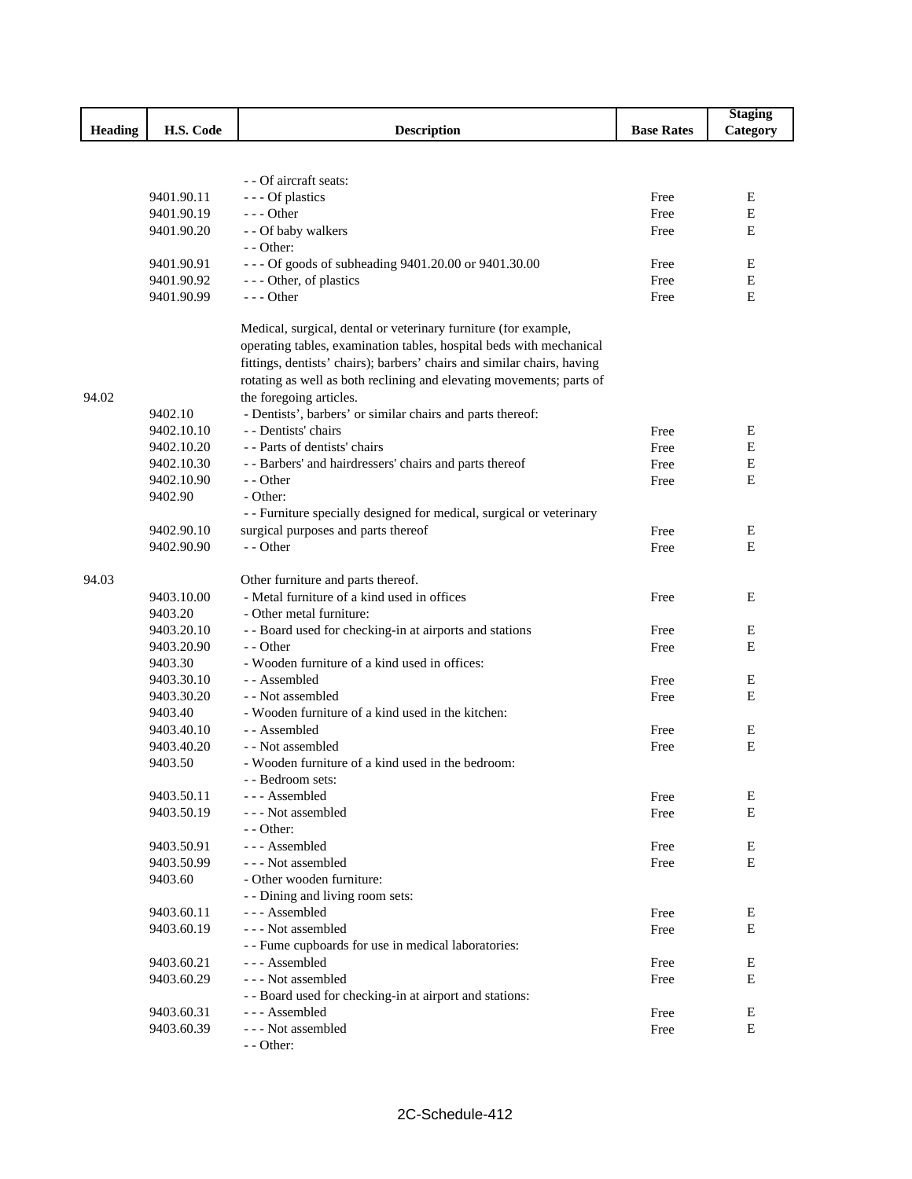| Heading | H.S. Code | Description | Base Rates | Staging Category |
|---|---|---|---|---|
| | | - - Of aircraft seats: | | |
| | 9401.90.11 | - - - Of plastics | Free | E |
| | 9401.90.19 | - - - Other | Free | E |
| | 9401.90.20 | - - Of baby walkers | Free | E |
| | | - - Other: | | |
| | 9401.90.91 | - - - Of goods of subheading 9401.20.00 or 9401.30.00 | Free | E |
| | 9401.90.92 | - - - Other, of plastics | Free | E |
| | 9401.90.99 | - - - Other | Free | E |
| 94.02 | | Medical, surgical, dental or veterinary furniture (for example, operating tables, examination tables, hospital beds with mechanical fittings, dentists' chairs); barbers' chairs and similar chairs, having rotating as well as both reclining and elevating movements; parts of the foregoing articles. | | |
| | 9402.10 | - Dentists', barbers' or similar chairs and parts thereof: | | |
| | 9402.10.10 | - - Dentists' chairs | Free | E |
| | 9402.10.20 | - - Parts of dentists' chairs | Free | E |
| | 9402.10.30 | - - Barbers' and hairdressers' chairs and parts thereof | Free | E |
| | 9402.10.90 | - - Other | Free | E |
| | 9402.90 | - Other: | | |
| | 9402.90.10 | - - Furniture specially designed for medical, surgical or veterinary surgical purposes and parts thereof | Free | E |
| | 9402.90.90 | - - Other | Free | E |
| 94.03 | | Other furniture and parts thereof. | | |
| | 9403.10.00 | - Metal furniture of a kind used in offices | Free | E |
| | 9403.20 | - Other metal furniture: | | |
| | 9403.20.10 | - - Board used for checking-in at airports and stations | Free | E |
| | 9403.20.90 | - - Other | Free | E |
| | 9403.30 | - Wooden furniture of a kind used in offices: | | |
| | 9403.30.10 | - - Assembled | Free | E |
| | 9403.30.20 | - - Not assembled | Free | E |
| | 9403.40 | - Wooden furniture of a kind used in the kitchen: | | |
| | 9403.40.10 | - - Assembled | Free | E |
| | 9403.40.20 | - - Not assembled | Free | E |
| | 9403.50 | - Wooden furniture of a kind used in the bedroom: | | |
| | | - - Bedroom sets: | | |
| | 9403.50.11 | - - - Assembled | Free | E |
| | 9403.50.19 | - - - Not assembled | Free | E |
| | | - - Other: | | |
| | 9403.50.91 | - - - Assembled | Free | E |
| | 9403.50.99 | - - - Not assembled | Free | E |
| | 9403.60 | - Other wooden furniture: | | |
| | | - - Dining and living room sets: | | |
| | 9403.60.11 | - - - Assembled | Free | E |
| | 9403.60.19 | - - - Not assembled | Free | E |
| | | - - Fume cupboards for use in medical laboratories: | | |
| | 9403.60.21 | - - - Assembled | Free | E |
| | 9403.60.29 | - - - Not assembled | Free | E |
| | | - - Board used for checking-in at airport and stations: | | |
| | 9403.60.31 | - - - Assembled | Free | E |
| | 9403.60.39 | - - - Not assembled | Free | E |
| | | - - Other: | | |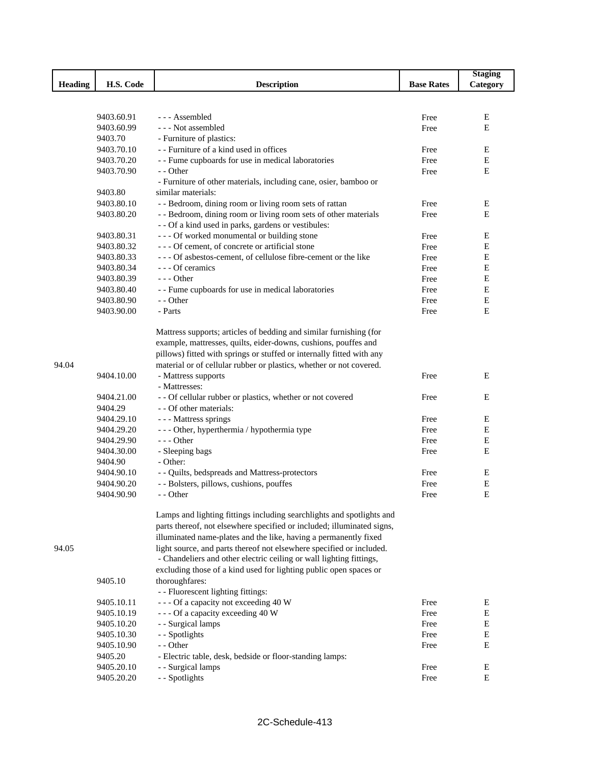| Heading | H.S. Code | Description | Base Rates | Staging Category |
|---|---|---|---|---|
| | 9403.60.91 | - - - Assembled | Free | E |
| | 9403.60.99 | - - - Not assembled | Free | E |
| | 9403.70 | - Furniture of plastics: | | |
| | 9403.70.10 | - - Furniture of a kind used in offices | Free | E |
| | 9403.70.20 | - - Fume cupboards for use in medical laboratories | Free | E |
| | 9403.70.90 | - - Other | Free | E |
| | 9403.80 | - Furniture of other materials, including cane, osier, bamboo or similar materials: | | |
| | 9403.80.10 | - - Bedroom, dining room or living room sets of rattan | Free | E |
| | 9403.80.20 | - - Bedroom, dining room or living room sets of other materials | Free | E |
| | | - - Of a kind used in parks, gardens or vestibules: | | |
| | 9403.80.31 | - - - Of worked monumental or building stone | Free | E |
| | 9403.80.32 | - - - Of cement, of concrete or artificial stone | Free | E |
| | 9403.80.33 | - - - Of asbestos-cement, of cellulose fibre-cement or the like | Free | E |
| | 9403.80.34 | - - - Of ceramics | Free | E |
| | 9403.80.39 | - - - Other | Free | E |
| | 9403.80.40 | - - Fume cupboards for use in medical laboratories | Free | E |
| | 9403.80.90 | - - Other | Free | E |
| | 9403.90.00 | - Parts | Free | E |
| 94.04 | | Mattress supports; articles of bedding and similar furnishing (for example, mattresses, quilts, eider-downs, cushions, pouffes and pillows) fitted with springs or stuffed or internally fitted with any material or of cellular rubber or plastics, whether or not covered. | | |
| | 9404.10.00 | - Mattress supports | Free | E |
| | | - Mattresses: | | |
| | 9404.21.00 | - - Of cellular rubber or plastics, whether or not covered | Free | E |
| | 9404.29 | - - Of other materials: | | |
| | 9404.29.10 | - - - Mattress springs | Free | E |
| | 9404.29.20 | - - - Other, hyperthermia / hypothermia type | Free | E |
| | 9404.29.90 | - - - Other | Free | E |
| | 9404.30.00 | - Sleeping bags | Free | E |
| | 9404.90 | - Other: | | |
| | 9404.90.10 | - - Quilts, bedspreads and Mattress-protectors | Free | E |
| | 9404.90.20 | - - Bolsters, pillows, cushions, pouffes | Free | E |
| | 9404.90.90 | - - Other | Free | E |
| 94.05 | | Lamps and lighting fittings including searchlights and spotlights and parts thereof, not elsewhere specified or included; illuminated signs, illuminated name-plates and the like, having a permanently fixed light source, and parts thereof not elsewhere specified or included. | | |
| | 9405.10 | - Chandeliers and other electric ceiling or wall lighting fittings, excluding those of a kind used for lighting public open spaces or thoroughfares: | | |
| | | - - Fluorescent lighting fittings: | | |
| | 9405.10.11 | - - - Of a capacity not exceeding 40 W | Free | E |
| | 9405.10.19 | - - - Of a capacity exceeding 40 W | Free | E |
| | 9405.10.20 | - - Surgical lamps | Free | E |
| | 9405.10.30 | - - Spotlights | Free | E |
| | 9405.10.90 | - - Other | Free | E |
| | 9405.20 | - Electric table, desk, bedside or floor-standing lamps: | | |
| | 9405.20.10 | - - Surgical lamps | Free | E |
| | 9405.20.20 | - - Spotlights | Free | E |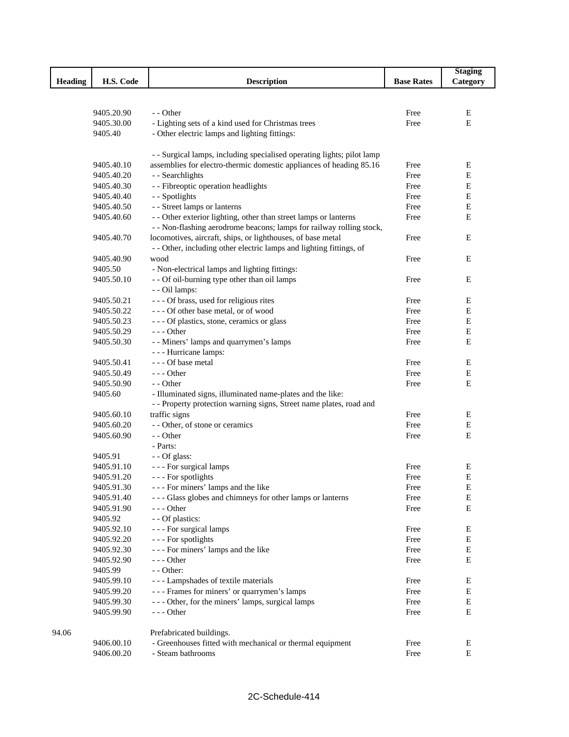| Heading | H.S. Code | Description | Base Rates | Staging Category |
|---|---|---|---|---|
| | 9405.20.90 | - - Other | Free | E |
| | 9405.30.00 | - Lighting sets of a kind used for Christmas trees | Free | E |
| | 9405.40 | - Other electric lamps and lighting fittings: | | |
| | 9405.40.10 | - - Surgical lamps, including specialised operating lights; pilot lamp assemblies for electro-thermic domestic appliances of heading 85.16 | Free | E |
| | 9405.40.20 | - - Searchlights | Free | E |
| | 9405.40.30 | - - Fibreoptic operation headlights | Free | E |
| | 9405.40.40 | - - Spotlights | Free | E |
| | 9405.40.50 | - - Street lamps or lanterns | Free | E |
| | 9405.40.60 | - - Other exterior lighting, other than street lamps or lanterns | Free | E |
| | 9405.40.70 | - - Non-flashing aerodrome beacons; lamps for railway rolling stock, locomotives, aircraft, ships, or lighthouses, of base metal | Free | E |
| | 9405.40.90 | - - Other, including other electric lamps and lighting fittings, of wood | Free | E |
| | 9405.50 | - Non-electrical lamps and lighting fittings: | | |
| | 9405.50.10 | - - Of oil-burning type other than oil lamps | Free | E |
| | | - - Oil lamps: | | |
| | 9405.50.21 | - - - Of brass, used for religious rites | Free | E |
| | 9405.50.22 | - - - Of other base metal, or of wood | Free | E |
| | 9405.50.23 | - - - Of plastics, stone, ceramics or glass | Free | E |
| | 9405.50.29 | - - - Other | Free | E |
| | 9405.50.30 | - - Miners' lamps and quarrymen's lamps | Free | E |
| | | - - - Hurricane lamps: | | |
| | 9405.50.41 | - - - Of base metal | Free | E |
| | 9405.50.49 | - - - Other | Free | E |
| | 9405.50.90 | - - Other | Free | E |
| | 9405.60 | - Illuminated signs, illuminated name-plates and the like: | | |
| | 9405.60.10 | - - Property protection warning signs, Street name plates, road and traffic signs | Free | E |
| | 9405.60.20 | - - Other, of stone or ceramics | Free | E |
| | 9405.60.90 | - - Other | Free | E |
| | | - Parts: | | |
| | 9405.91 | - - Of glass: | | |
| | 9405.91.10 | - - - For surgical lamps | Free | E |
| | 9405.91.20 | - - - For spotlights | Free | E |
| | 9405.91.30 | - - - For miners' lamps and the like | Free | E |
| | 9405.91.40 | - - - Glass globes and chimneys for other lamps or lanterns | Free | E |
| | 9405.91.90 | - - - Other | Free | E |
| | 9405.92 | - - Of plastics: | | |
| | 9405.92.10 | - - - For surgical lamps | Free | E |
| | 9405.92.20 | - - - For spotlights | Free | E |
| | 9405.92.30 | - - - For miners' lamps and the like | Free | E |
| | 9405.92.90 | - - - Other | Free | E |
| | 9405.99 | - - Other: | | |
| | 9405.99.10 | - - - Lampshades of textile materials | Free | E |
| | 9405.99.20 | - - - Frames for miners' or quarrymen's lamps | Free | E |
| | 9405.99.30 | - - - Other, for the miners' lamps, surgical lamps | Free | E |
| | 9405.99.90 | - - - Other | Free | E |
| 94.06 | | Prefabricated buildings. | | |
| | 9406.00.10 | - Greenhouses fitted with mechanical or thermal equipment | Free | E |
| | 9406.00.20 | - Steam bathrooms | Free | E |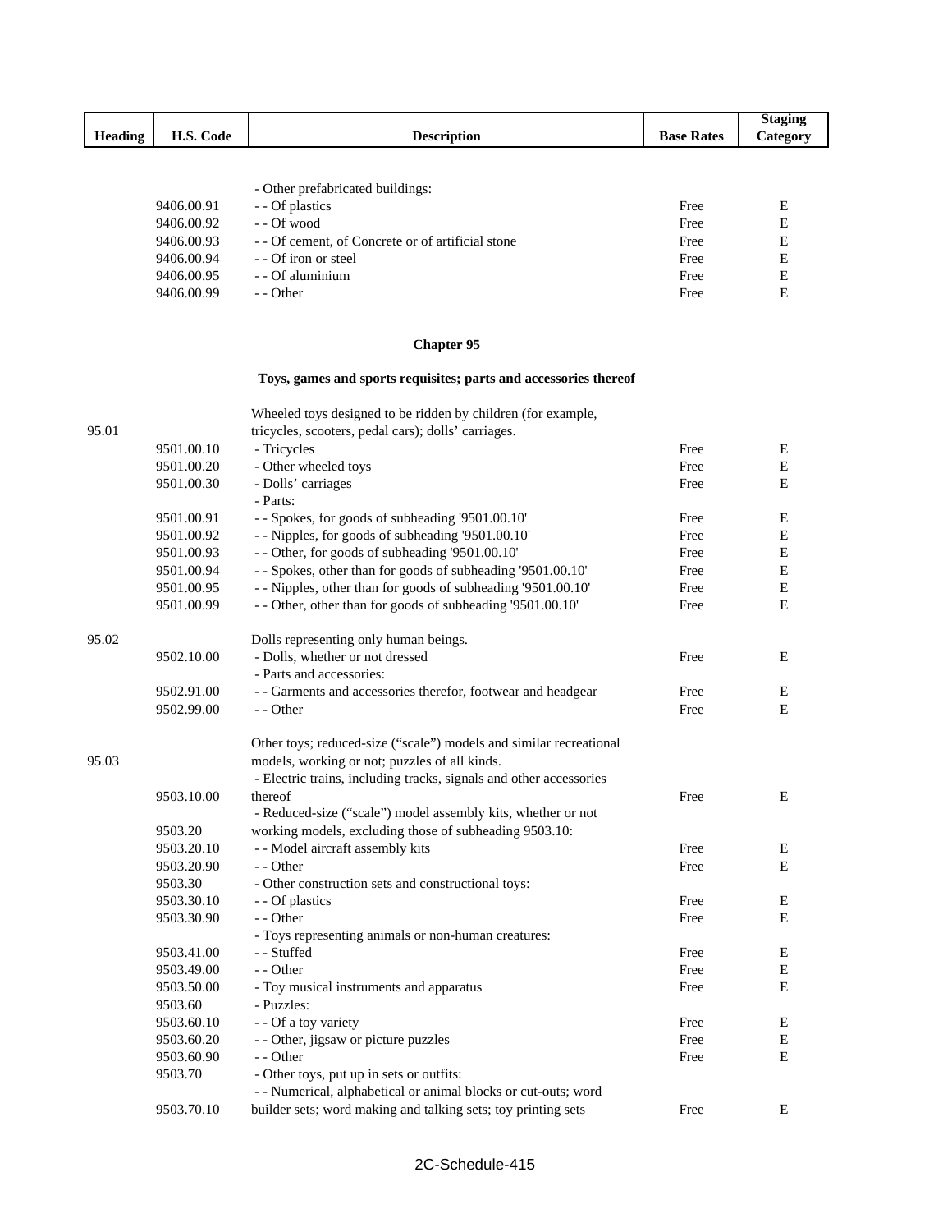| Heading | H.S. Code | Description | Base Rates | Staging Category |
|---|---|---|---|---|
| | | - Other prefabricated buildings: | | |
| | 9406.00.91 | - - Of plastics | Free | E |
| | 9406.00.92 | - - Of wood | Free | E |
| | 9406.00.93 | - - Of cement, of Concrete or of artificial stone | Free | E |
| | 9406.00.94 | - - Of iron or steel | Free | E |
| | 9406.00.95 | - - Of aluminium | Free | E |
| | 9406.00.99 | - - Other | Free | E |

## Chapter 95

### Toys, games and sports requisites; parts and accessories thereof

| Heading | H.S. Code | Description | Base Rates | Staging Category |
|---|---|---|---|---|
| 95.01 | | Wheeled toys designed to be ridden by children (for example, tricycles, scooters, pedal cars); dolls' carriages. | | |
| | 9501.00.10 | - Tricycles | Free | E |
| | 9501.00.20 | - Other wheeled toys | Free | E |
| | 9501.00.30 | - Dolls' carriages | Free | E |
| | | - Parts: | | |
| | 9501.00.91 | - - Spokes, for goods of subheading '9501.00.10' | Free | E |
| | 9501.00.92 | - - Nipples, for goods of subheading '9501.00.10' | Free | E |
| | 9501.00.93 | - - Other, for goods of subheading '9501.00.10' | Free | E |
| | 9501.00.94 | - - Spokes, other than for goods of subheading '9501.00.10' | Free | E |
| | 9501.00.95 | - - Nipples, other than for goods of subheading '9501.00.10' | Free | E |
| | 9501.00.99 | - - Other, other than for goods of subheading '9501.00.10' | Free | E |
| 95.02 | | Dolls representing only human beings. | | |
| | 9502.10.00 | - Dolls, whether or not dressed | Free | E |
| | | - Parts and accessories: | | |
| | 9502.91.00 | - - Garments and accessories therefor, footwear and headgear | Free | E |
| | 9502.99.00 | - - Other | Free | E |
| 95.03 | | Other toys; reduced-size ("scale") models and similar recreational models, working or not; puzzles of all kinds. | | |
| | 9503.10.00 | - Electric trains, including tracks, signals and other accessories thereof | Free | E |
| | 9503.20 | - Reduced-size ("scale") model assembly kits, whether or not working models, excluding those of subheading 9503.10: | | |
| | 9503.20.10 | - - Model aircraft assembly kits | Free | E |
| | 9503.20.90 | - - Other | Free | E |
| | 9503.30 | - Other construction sets and constructional toys: | | |
| | 9503.30.10 | - - Of plastics | Free | E |
| | 9503.30.90 | - - Other | Free | E |
| | | - Toys representing animals or non-human creatures: | | |
| | 9503.41.00 | - - Stuffed | Free | E |
| | 9503.49.00 | - - Other | Free | E |
| | 9503.50.00 | - Toy musical instruments and apparatus | Free | E |
| | 9503.60 | - Puzzles: | | |
| | 9503.60.10 | - - Of a toy variety | Free | E |
| | 9503.60.20 | - - Other, jigsaw or picture puzzles | Free | E |
| | 9503.60.90 | - - Other | Free | E |
| | 9503.70 | - Other toys, put up in sets or outfits: | | |
| | 9503.70.10 | - - Numerical, alphabetical or animal blocks or cut-outs; word builder sets; word making and talking sets; toy printing sets | Free | E |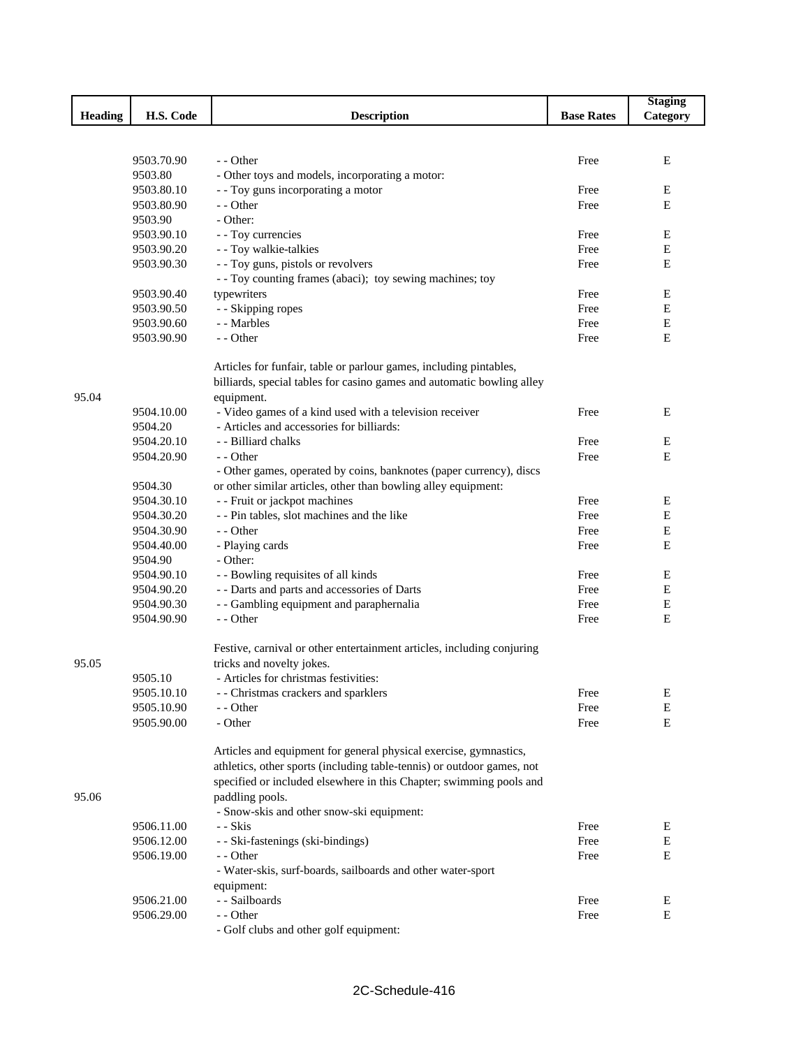| Heading | H.S. Code | Description | Base Rates | Staging Category |
|---|---|---|---|---|
| | 9503.70.90 | - - Other | Free | E |
| | 9503.80 | - Other toys and models, incorporating a motor: | | |
| | 9503.80.10 | - - Toy guns incorporating a motor | Free | E |
| | 9503.80.90 | - - Other | Free | E |
| | 9503.90 | - Other: | | |
| | 9503.90.10 | - - Toy currencies | Free | E |
| | 9503.90.20 | - - Toy walkie-talkies | Free | E |
| | 9503.90.30 | - - Toy guns, pistols or revolvers | Free | E |
| | 9503.90.40 | - - Toy counting frames (abaci); toy sewing machines; toy typewriters | Free | E |
| | 9503.90.50 | - - Skipping ropes | Free | E |
| | 9503.90.60 | - - Marbles | Free | E |
| | 9503.90.90 | - - Other | Free | E |
| 95.04 | | Articles for funfair, table or parlour games, including pintables, billiards, special tables for casino games and automatic bowling alley equipment. | | |
| | 9504.10.00 | - Video games of a kind used with a television receiver | Free | E |
| | 9504.20 | - Articles and accessories for billiards: | | |
| | 9504.20.10 | - - Billiard chalks | Free | E |
| | 9504.20.90 | - - Other | Free | E |
| | 9504.30 | - Other games, operated by coins, banknotes (paper currency), discs or other similar articles, other than bowling alley equipment: | | |
| | 9504.30.10 | - - Fruit or jackpot machines | Free | E |
| | 9504.30.20 | - - Pin tables, slot machines and the like | Free | E |
| | 9504.30.90 | - - Other | Free | E |
| | 9504.40.00 | - Playing cards | Free | E |
| | 9504.90 | - Other: | | |
| | 9504.90.10 | - - Bowling requisites of all kinds | Free | E |
| | 9504.90.20 | - - Darts and parts and accessories of Darts | Free | E |
| | 9504.90.30 | - - Gambling equipment and paraphernalia | Free | E |
| | 9504.90.90 | - - Other | Free | E |
| 95.05 | | Festive, carnival or other entertainment articles, including conjuring tricks and novelty jokes. | | |
| | 9505.10 | - Articles for christmas festivities: | | |
| | 9505.10.10 | - - Christmas crackers and sparklers | Free | E |
| | 9505.10.90 | - - Other | Free | E |
| | 9505.90.00 | - Other | Free | E |
| 95.06 | | Articles and equipment for general physical exercise, gymnastics, athletics, other sports (including table-tennis) or outdoor games, not specified or included elsewhere in this Chapter; swimming pools and paddling pools. | | |
| | | - Snow-skis and other snow-ski equipment: | | |
| | 9506.11.00 | - - Skis | Free | E |
| | 9506.12.00 | - - Ski-fastenings (ski-bindings) | Free | E |
| | 9506.19.00 | - - Other | Free | E |
| | | - Water-skis, surf-boards, sailboards and other water-sport equipment: | | |
| | 9506.21.00 | - - Sailboards | Free | E |
| | 9506.29.00 | - - Other | Free | E |
| | | - Golf clubs and other golf equipment: | | |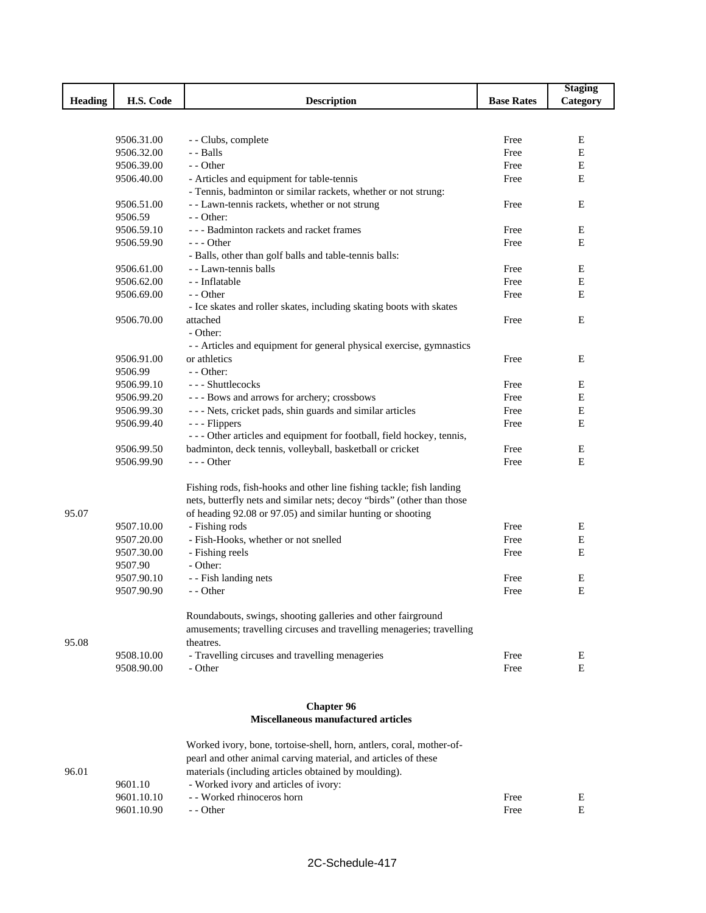| Heading | H.S. Code | Description | Base Rates | Staging Category |
|---|---|---|---|---|
| | 9506.31.00 | - - Clubs, complete | Free | E |
| | 9506.32.00 | - - Balls | Free | E |
| | 9506.39.00 | - - Other | Free | E |
| | 9506.40.00 | - Articles and equipment for table-tennis | Free | E |
| | | - Tennis, badminton or similar rackets, whether or not strung: | | |
| | 9506.51.00 | - - Lawn-tennis rackets, whether or not strung | Free | E |
| | 9506.59 | - - Other: | | |
| | 9506.59.10 | - - - Badminton rackets and racket frames | Free | E |
| | 9506.59.90 | - - - Other | Free | E |
| | | - Balls, other than golf balls and table-tennis balls: | | |
| | 9506.61.00 | - - Lawn-tennis balls | Free | E |
| | 9506.62.00 | - - Inflatable | Free | E |
| | 9506.69.00 | - - Other | Free | E |
| | 9506.70.00 | - Ice skates and roller skates, including skating boots with skates attached | Free | E |
| | | - Other: | | |
| | 9506.91.00 | - - Articles and equipment for general physical exercise, gymnastics or athletics | Free | E |
| | 9506.99 | - - Other: | | |
| | 9506.99.10 | - - - Shuttlecocks | Free | E |
| | 9506.99.20 | - - - Bows and arrows for archery; crossbows | Free | E |
| | 9506.99.30 | - - - Nets, cricket pads, shin guards and similar articles | Free | E |
| | 9506.99.40 | - - - Flippers | Free | E |
| | 9506.99.50 | - - - Other articles and equipment for football, field hockey, tennis, badminton, deck tennis, volleyball, basketball or cricket | Free | E |
| | 9506.99.90 | - - - Other | Free | E |
| 95.07 | | Fishing rods, fish-hooks and other line fishing tackle; fish landing nets, butterfly nets and similar nets; decoy "birds" (other than those of heading 92.08 or 97.05) and similar hunting or shooting | | |
| | 9507.10.00 | - Fishing rods | Free | E |
| | 9507.20.00 | - Fish-Hooks, whether or not snelled | Free | E |
| | 9507.30.00 | - Fishing reels | Free | E |
| | 9507.90 | - Other: | | |
| | 9507.90.10 | - - Fish landing nets | Free | E |
| | 9507.90.90 | - - Other | Free | E |
| 95.08 | | Roundabouts, swings, shooting galleries and other fairground amusements; travelling circuses and travelling menageries; travelling theatres. | | |
| | 9508.10.00 | - Travelling circuses and travelling menageries | Free | E |
| | 9508.90.00 | - Other | Free | E |

## Chapter 96
## Miscellaneous manufactured articles

| Heading | H.S. Code | Description | Base Rates | Staging Category |
|---|---|---|---|---|
| 96.01 | | Worked ivory, bone, tortoise-shell, horn, antlers, coral, mother-of-pearl and other animal carving material, and articles of these materials (including articles obtained by moulding). | | |
| | 9601.10 | - Worked ivory and articles of ivory: | | |
| | 9601.10.10 | - - Worked rhinoceros horn | Free | E |
| | 9601.10.90 | - - Other | Free | E |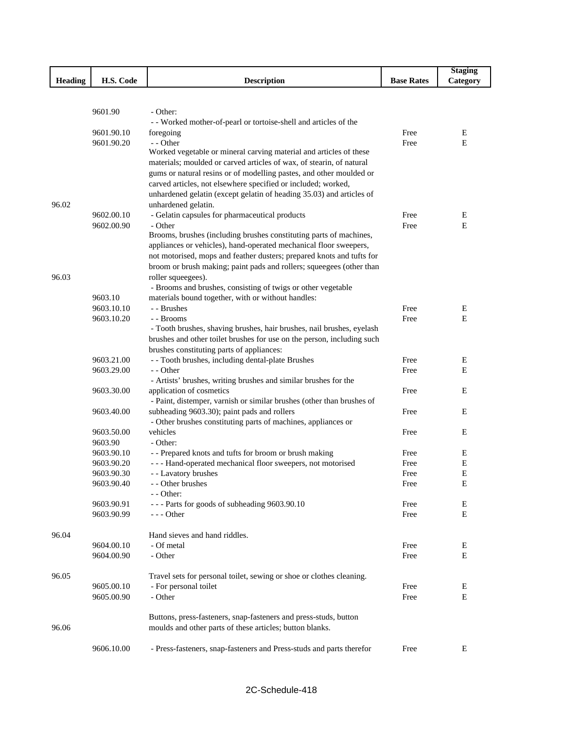| Heading | H.S. Code | Description | Base Rates | Staging Category |
|---|---|---|---|---|
| | 9601.90 | - Other: | | |
| | 9601.90.10 | - - Worked mother-of-pearl or tortoise-shell and articles of the foregoing | Free | E |
| | 9601.90.20 | - - Other | Free | E |
| 96.02 | | Worked vegetable or mineral carving material and articles of these materials; moulded or carved articles of wax, of stearin, of natural gums or natural resins or of modelling pastes, and other moulded or carved articles, not elsewhere specified or included; worked, unhardened gelatin (except gelatin of heading 35.03) and articles of unhardened gelatin. | | |
| | 9602.00.10 | - Gelatin capsules for pharmaceutical products | Free | E |
| | 9602.00.90 | - Other | Free | E |
| 96.03 | | Brooms, brushes (including brushes constituting parts of machines, appliances or vehicles), hand-operated mechanical floor sweepers, not motorised, mops and feather dusters; prepared knots and tufts for broom or brush making; paint pads and rollers; squeegees (other than roller squeegees). | | |
| | 9603.10 | - Brooms and brushes, consisting of twigs or other vegetable materials bound together, with or without handles: | | |
| | 9603.10.10 | - - Brushes | Free | E |
| | 9603.10.20 | - - Brooms | Free | E |
| | | - Tooth brushes, shaving brushes, hair brushes, nail brushes, eyelash brushes and other toilet brushes for use on the person, including such brushes constituting parts of appliances: | | |
| | 9603.21.00 | - - Tooth brushes, including dental-plate Brushes | Free | E |
| | 9603.29.00 | - - Other | Free | E |
| | 9603.30.00 | - Artists' brushes, writing brushes and similar brushes for the application of cosmetics | Free | E |
| | 9603.40.00 | - Paint, distemper, varnish or similar brushes (other than brushes of subheading 9603.30); paint pads and rollers | Free | E |
| | 9603.50.00 | - Other brushes constituting parts of machines, appliances or vehicles | Free | E |
| | 9603.90 | - Other: | | |
| | 9603.90.10 | - - Prepared knots and tufts for broom or brush making | Free | E |
| | 9603.90.20 | - - - Hand-operated mechanical floor sweepers, not motorised | Free | E |
| | 9603.90.30 | - - Lavatory brushes | Free | E |
| | 9603.90.40 | - - Other brushes | Free | E |
| | | - - Other: | | |
| | 9603.90.91 | - - - Parts for goods of subheading 9603.90.10 | Free | E |
| | 9603.90.99 | - - - Other | Free | E |
| 96.04 | | Hand sieves and hand riddles. | | |
| | 9604.00.10 | - Of metal | Free | E |
| | 9604.00.90 | - Other | Free | E |
| 96.05 | | Travel sets for personal toilet, sewing or shoe or clothes cleaning. | | |
| | 9605.00.10 | - For personal toilet | Free | E |
| | 9605.00.90 | - Other | Free | E |
| 96.06 | | Buttons, press-fasteners, snap-fasteners and press-studs, button moulds and other parts of these articles; button blanks. | | |
| | 9606.10.00 | - Press-fasteners, snap-fasteners and Press-studs and parts therefor | Free | E |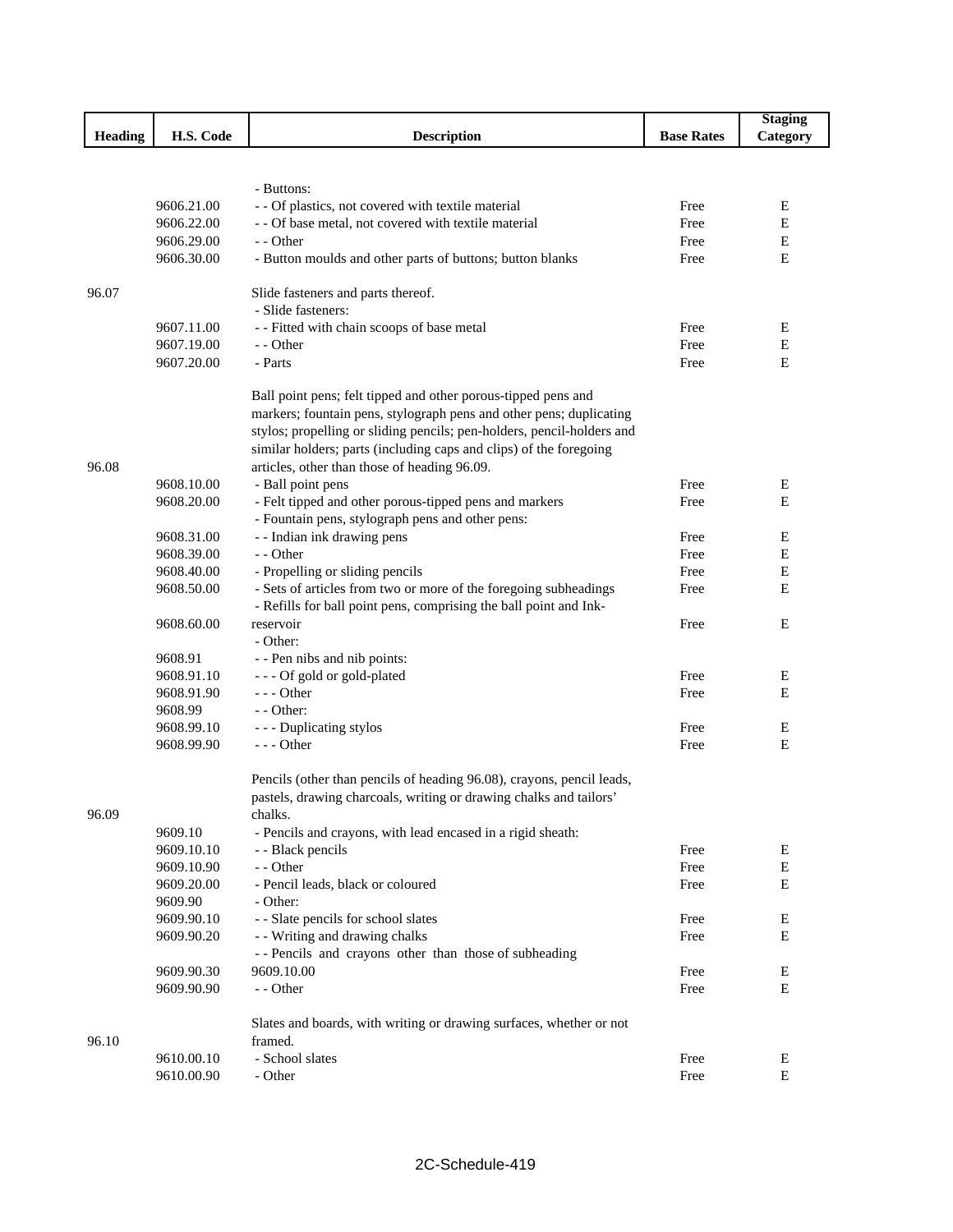| Heading | H.S. Code | Description | Base Rates | Staging Category |
|---|---|---|---|---|
| | | - Buttons: | | |
| | 9606.21.00 | - - Of plastics, not covered with textile material | Free | E |
| | 9606.22.00 | - - Of base metal, not covered with textile material | Free | E |
| | 9606.29.00 | - - Other | Free | E |
| | 9606.30.00 | - Button moulds and other parts of buttons; button blanks | Free | E |
| 96.07 | | Slide fasteners and parts thereof. | | |
| | | - Slide fasteners: | | |
| | 9607.11.00 | - - Fitted with chain scoops of base metal | Free | E |
| | 9607.19.00 | - - Other | Free | E |
| | 9607.20.00 | - Parts | Free | E |
| 96.08 | | Ball point pens; felt tipped and other porous-tipped pens and markers; fountain pens, stylograph pens and other pens; duplicating stylos; propelling or sliding pencils; pen-holders, pencil-holders and similar holders; parts (including caps and clips) of the foregoing articles, other than those of heading 96.09. | | |
| | 9608.10.00 | - Ball point pens | Free | E |
| | 9608.20.00 | - Felt tipped and other porous-tipped pens and markers | Free | E |
| | | - Fountain pens, stylograph pens and other pens: | | |
| | 9608.31.00 | - - Indian ink drawing pens | Free | E |
| | 9608.39.00 | - - Other | Free | E |
| | 9608.40.00 | - Propelling or sliding pencils | Free | E |
| | 9608.50.00 | - Sets of articles from two or more of the foregoing subheadings | Free | E |
| | 9608.60.00 | - Refills for ball point pens, comprising the ball point and Ink-reservoir | Free | E |
| | | - Other: | | |
| | 9608.91 | - - Pen nibs and nib points: | | |
| | 9608.91.10 | - - - Of gold or gold-plated | Free | E |
| | 9608.91.90 | - - - Other | Free | E |
| | 9608.99 | - - Other: | | |
| | 9608.99.10 | - - - Duplicating stylos | Free | E |
| | 9608.99.90 | - - - Other | Free | E |
| 96.09 | | Pencils (other than pencils of heading 96.08), crayons, pencil leads, pastels, drawing charcoals, writing or drawing chalks and tailors' chalks. | | |
| | 9609.10 | - Pencils and crayons, with lead encased in a rigid sheath: | | |
| | 9609.10.10 | - - Black pencils | Free | E |
| | 9609.10.90 | - - Other | Free | E |
| | 9609.20.00 | - Pencil leads, black or coloured | Free | E |
| | 9609.90 | - Other: | | |
| | 9609.90.10 | - - Slate pencils for school slates | Free | E |
| | 9609.90.20 | - - Writing and drawing chalks | Free | E |
| | 9609.90.30 | - - Pencils and crayons other than those of subheading 9609.10.00 | Free | E |
| | 9609.90.90 | - - Other | Free | E |
| 96.10 | | Slates and boards, with writing or drawing surfaces, whether or not framed. | | |
| | 9610.00.10 | - School slates | Free | E |
| | 9610.00.90 | - Other | Free | E |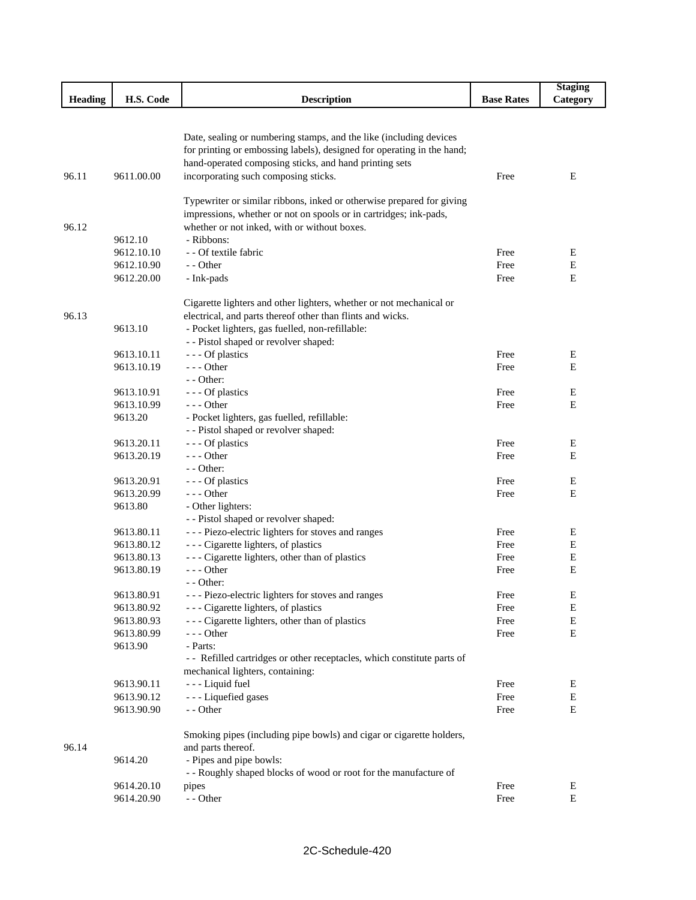| Heading | H.S. Code | Description | Base Rates | Staging Category |
|---|---|---|---|---|
| 96.11 | 9611.00.00 | Date, sealing or numbering stamps, and the like (including devices for printing or embossing labels), designed for operating in the hand; hand-operated composing sticks, and hand printing sets incorporating such composing sticks. | Free | E |
| 96.12 | | Typewriter or similar ribbons, inked or otherwise prepared for giving impressions, whether or not on spools or in cartridges; ink-pads, whether or not inked, with or without boxes. | | |
| | 9612.10 | - Ribbons: | | |
| | 9612.10.10 | - - Of textile fabric | Free | E |
| | 9612.10.90 | - - Other | Free | E |
| | 9612.20.00 | - Ink-pads | Free | E |
| 96.13 | | Cigarette lighters and other lighters, whether or not mechanical or electrical, and parts thereof other than flints and wicks. | | |
| | 9613.10 | - Pocket lighters, gas fuelled, non-refillable: | | |
| | | - - Pistol shaped or revolver shaped: | | |
| | 9613.10.11 | - - - Of plastics | Free | E |
| | 9613.10.19 | - - - Other | Free | E |
| | | - - Other: | | |
| | 9613.10.91 | - - - Of plastics | Free | E |
| | 9613.10.99 | - - - Other | Free | E |
| | 9613.20 | - Pocket lighters, gas fuelled, refillable: | | |
| | | - - Pistol shaped or revolver shaped: | | |
| | 9613.20.11 | - - - Of plastics | Free | E |
| | 9613.20.19 | - - - Other | Free | E |
| | | - - Other: | | |
| | 9613.20.91 | - - - Of plastics | Free | E |
| | 9613.20.99 | - - - Other | Free | E |
| | 9613.80 | - Other lighters: | | |
| | | - - Pistol shaped or revolver shaped: | | |
| | 9613.80.11 | - - - Piezo-electric lighters for stoves and ranges | Free | E |
| | 9613.80.12 | - - - Cigarette lighters, of plastics | Free | E |
| | 9613.80.13 | - - - Cigarette lighters, other than of plastics | Free | E |
| | 9613.80.19 | - - - Other | Free | E |
| | | - - Other: | | |
| | 9613.80.91 | - - - Piezo-electric lighters for stoves and ranges | Free | E |
| | 9613.80.92 | - - - Cigarette lighters, of plastics | Free | E |
| | 9613.80.93 | - - - Cigarette lighters, other than of plastics | Free | E |
| | 9613.80.99 | - - - Other | Free | E |
| | 9613.90 | - Parts: | | |
| | | - - Refilled cartridges or other receptacles, which constitute parts of mechanical lighters, containing: | | |
| | 9613.90.11 | - - - Liquid fuel | Free | E |
| | 9613.90.12 | - - - Liquefied gases | Free | E |
| | 9613.90.90 | - - Other | Free | E |
| 96.14 | | Smoking pipes (including pipe bowls) and cigar or cigarette holders, and parts thereof. | | |
| | 9614.20 | - Pipes and pipe bowls: | | |
| | 9614.20.10 | - - Roughly shaped blocks of wood or root for the manufacture of pipes | Free | E |
| | 9614.20.90 | - - Other | Free | E |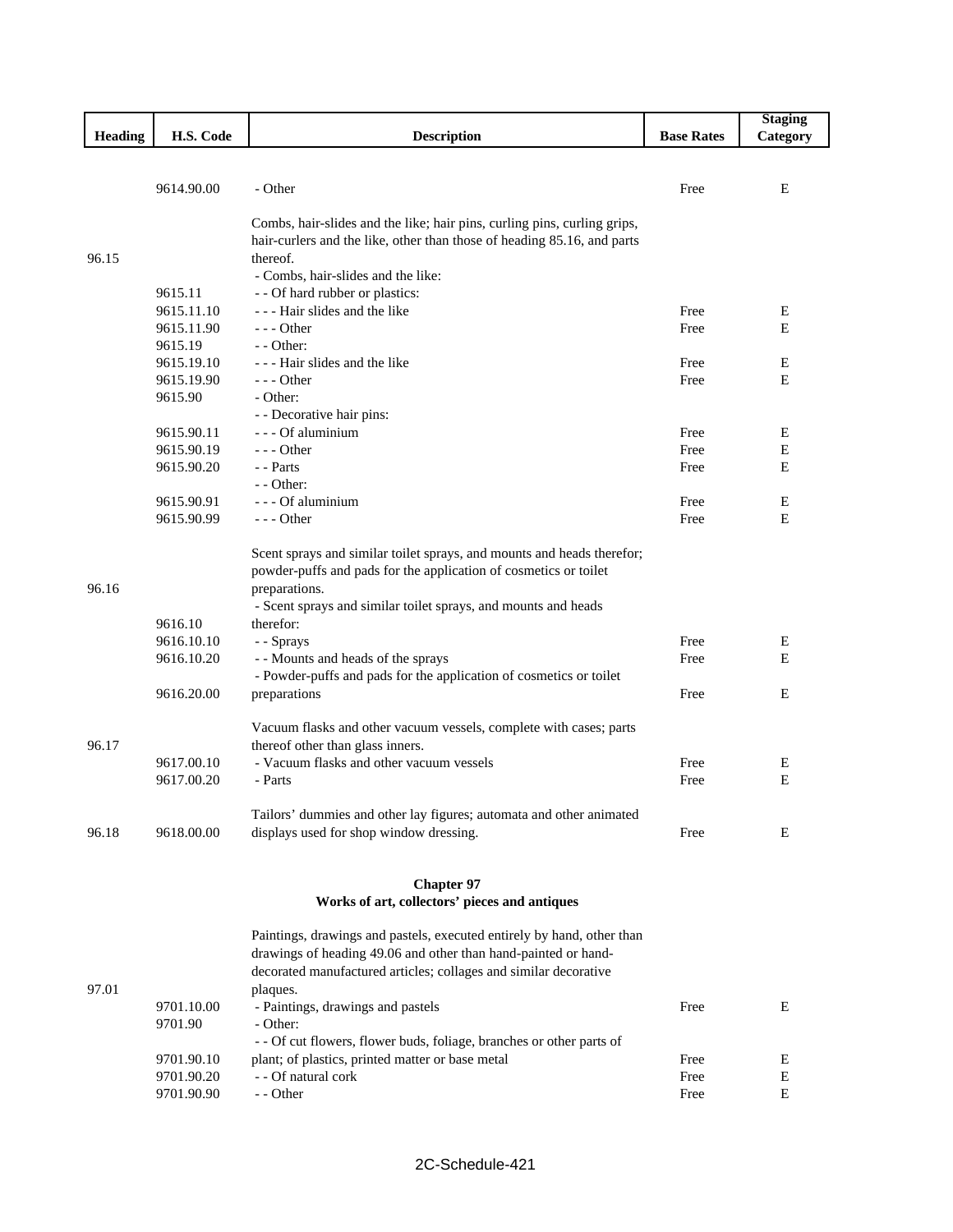| Heading | H.S. Code | Description | Base Rates | Staging Category |
|---|---|---|---|---|
| | 9614.90.00 | - Other | Free | E |
| 96.15 | | Combs, hair-slides and the like; hair pins, curling pins, curling grips, hair-curlers and the like, other than those of heading 85.16, and parts thereof. | | |
| | | - Combs, hair-slides and the like: | | |
| | 9615.11 | - - Of hard rubber or plastics: | | |
| | 9615.11.10 | - - - Hair slides and the like | Free | E |
| | 9615.11.90 | - - - Other | Free | E |
| | 9615.19 | - - Other: | | |
| | 9615.19.10 | - - - Hair slides and the like | Free | E |
| | 9615.19.90 | - - - Other | Free | E |
| | 9615.90 | - Other: | | |
| | | - - Decorative hair pins: | | |
| | 9615.90.11 | - - - Of aluminium | Free | E |
| | 9615.90.19 | - - - Other | Free | E |
| | 9615.90.20 | - - Parts | Free | E |
| | | - - Other: | | |
| | 9615.90.91 | - - - Of aluminium | Free | E |
| | 9615.90.99 | - - - Other | Free | E |
| 96.16 | | Scent sprays and similar toilet sprays, and mounts and heads therefor; powder-puffs and pads for the application of cosmetics or toilet preparations. | | |
| | 9616.10 | - Scent sprays and similar toilet sprays, and mounts and heads therefor: | | |
| | 9616.10.10 | - - Sprays | Free | E |
| | 9616.10.20 | - - Mounts and heads of the sprays | Free | E |
| | 9616.20.00 | - Powder-puffs and pads for the application of cosmetics or toilet preparations | Free | E |
| 96.17 | | Vacuum flasks and other vacuum vessels, complete with cases; parts thereof other than glass inners. | | |
| | 9617.00.10 | - Vacuum flasks and other vacuum vessels | Free | E |
| | 9617.00.20 | - Parts | Free | E |
| 96.18 | 9618.00.00 | Tailors' dummies and other lay figures; automata and other animated displays used for shop window dressing. | Free | E |

**Chapter 97**
**Works of art, collectors' pieces and antiques**

| Heading | H.S. Code | Description | Base Rates | Staging Category |
|---|---|---|---|---|
| 97.01 | | Paintings, drawings and pastels, executed entirely by hand, other than drawings of heading 49.06 and other than hand-painted or hand-decorated manufactured articles; collages and similar decorative plaques. | | |
| | 9701.10.00 | - Paintings, drawings and pastels | Free | E |
| | 9701.90 | - Other: | | |
| | 9701.90.10 | - - Of cut flowers, flower buds, foliage, branches or other parts of plant; of plastics, printed matter or base metal | Free | E |
| | 9701.90.20 | - - Of natural cork | Free | E |
| | 9701.90.90 | - - Other | Free | E |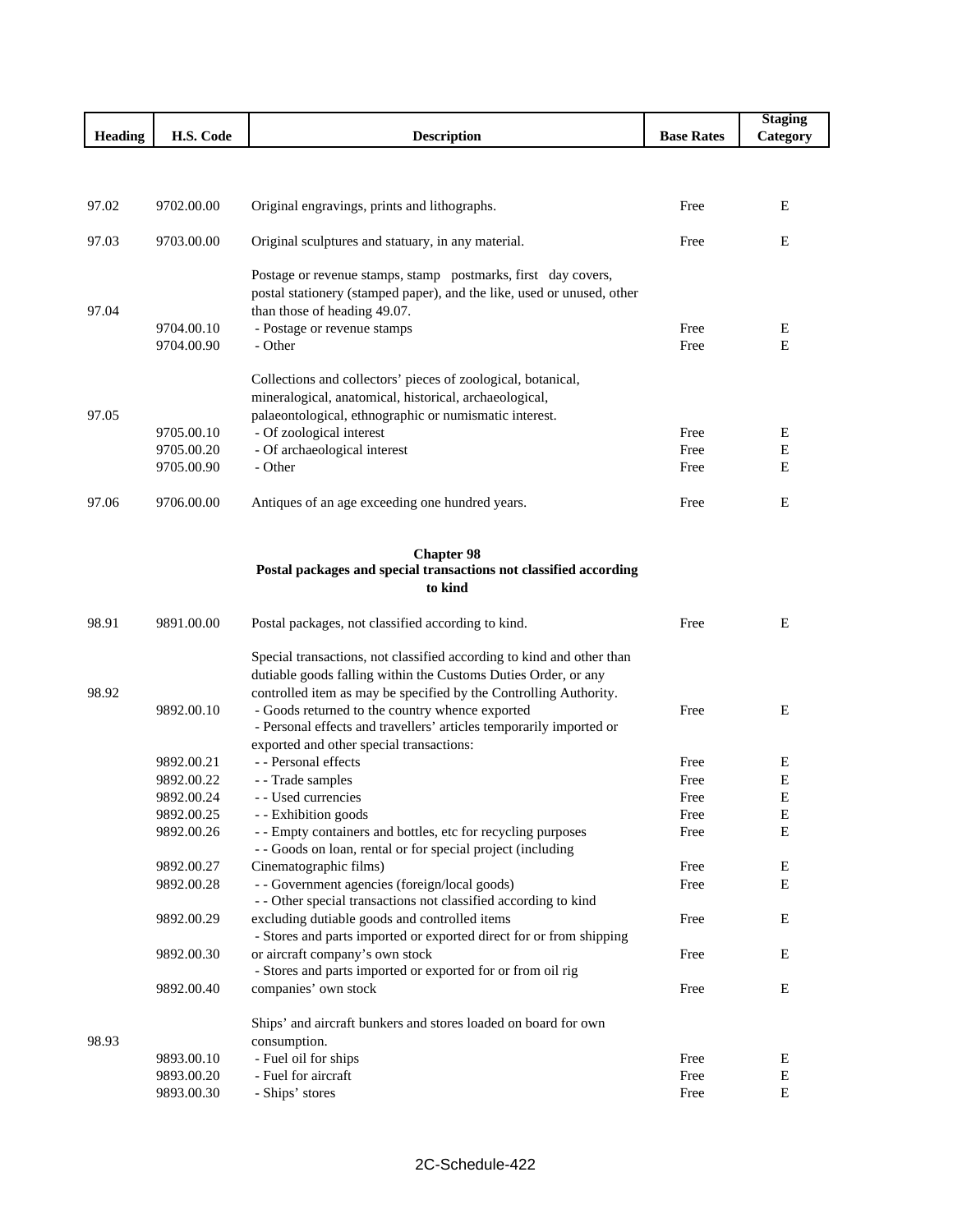| Heading | H.S. Code | Description | Base Rates | Staging Category |
|---|---|---|---|---|
| 97.02 | 9702.00.00 | Original engravings, prints and lithographs. | Free | E |
| 97.03 | 9703.00.00 | Original sculptures and statuary, in any material. | Free | E |
| 97.04 | | Postage or revenue stamps, stamp postmarks, first day covers, postal stationery (stamped paper), and the like, used or unused, other than those of heading 49.07. | | |
| | 9704.00.10 | - Postage or revenue stamps | Free | E |
| | 9704.00.90 | - Other | Free | E |
| 97.05 | | Collections and collectors' pieces of zoological, botanical, mineralogical, anatomical, historical, archaeological, palaeontological, ethnographic or numismatic interest. | | |
| | 9705.00.10 | - Of zoological interest | Free | E |
| | 9705.00.20 | - Of archaeological interest | Free | E |
| | 9705.00.90 | - Other | Free | E |
| 97.06 | 9706.00.00 | Antiques of an age exceeding one hundred years. | Free | E |
| | | **Chapter 98** **Postal packages and special transactions not classified according to kind** | | |
| 98.91 | 9891.00.00 | Postal packages, not classified according to kind. | Free | E |
| 98.92 | | Special transactions, not classified according to kind and other than dutiable goods falling within the Customs Duties Order, or any controlled item as may be specified by the Controlling Authority. | | |
| | 9892.00.10 | - Goods returned to the country whence exported | Free | E |
| | | - Personal effects and travellers' articles temporarily imported or exported and other special transactions: | | |
| | 9892.00.21 | - - Personal effects | Free | E |
| | 9892.00.22 | - - Trade samples | Free | E |
| | 9892.00.24 | - - Used currencies | Free | E |
| | 9892.00.25 | - - Exhibition goods | Free | E |
| | 9892.00.26 | - - Empty containers and bottles, etc for recycling purposes | Free | E |
| | 9892.00.27 | - - Goods on loan, rental or for special project (including Cinematographic films) | Free | E |
| | 9892.00.28 | - - Government agencies (foreign/local goods) | Free | E |
| | 9892.00.29 | - - Other special transactions not classified according to kind excluding dutiable goods and controlled items | Free | E |
| | 9892.00.30 | - Stores and parts imported or exported direct for or from shipping or aircraft company's own stock | Free | E |
| | 9892.00.40 | - Stores and parts imported or exported for or from oil rig companies' own stock | Free | E |
| 98.93 | | Ships' and aircraft bunkers and stores loaded on board for own consumption. | | |
| | 9893.00.10 | - Fuel oil for ships | Free | E |
| | 9893.00.20 | - Fuel for aircraft | Free | E |
| | 9893.00.30 | - Ships' stores | Free | E |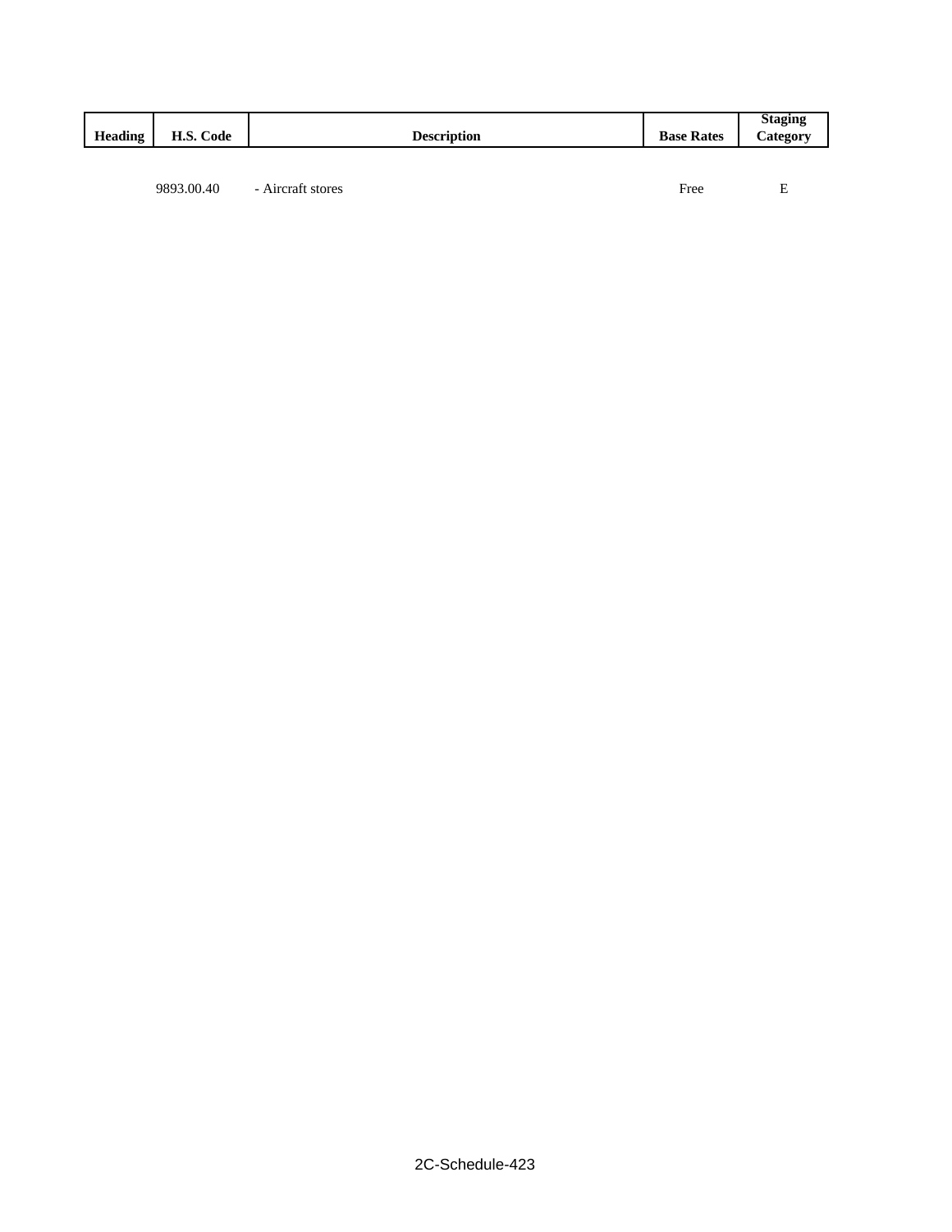| Heading | H.S. Code | Description | Base Rates | Staging Category |
| --- | --- | --- | --- | --- |
| | 9893.00.40 | - Aircraft stores | Free | E |